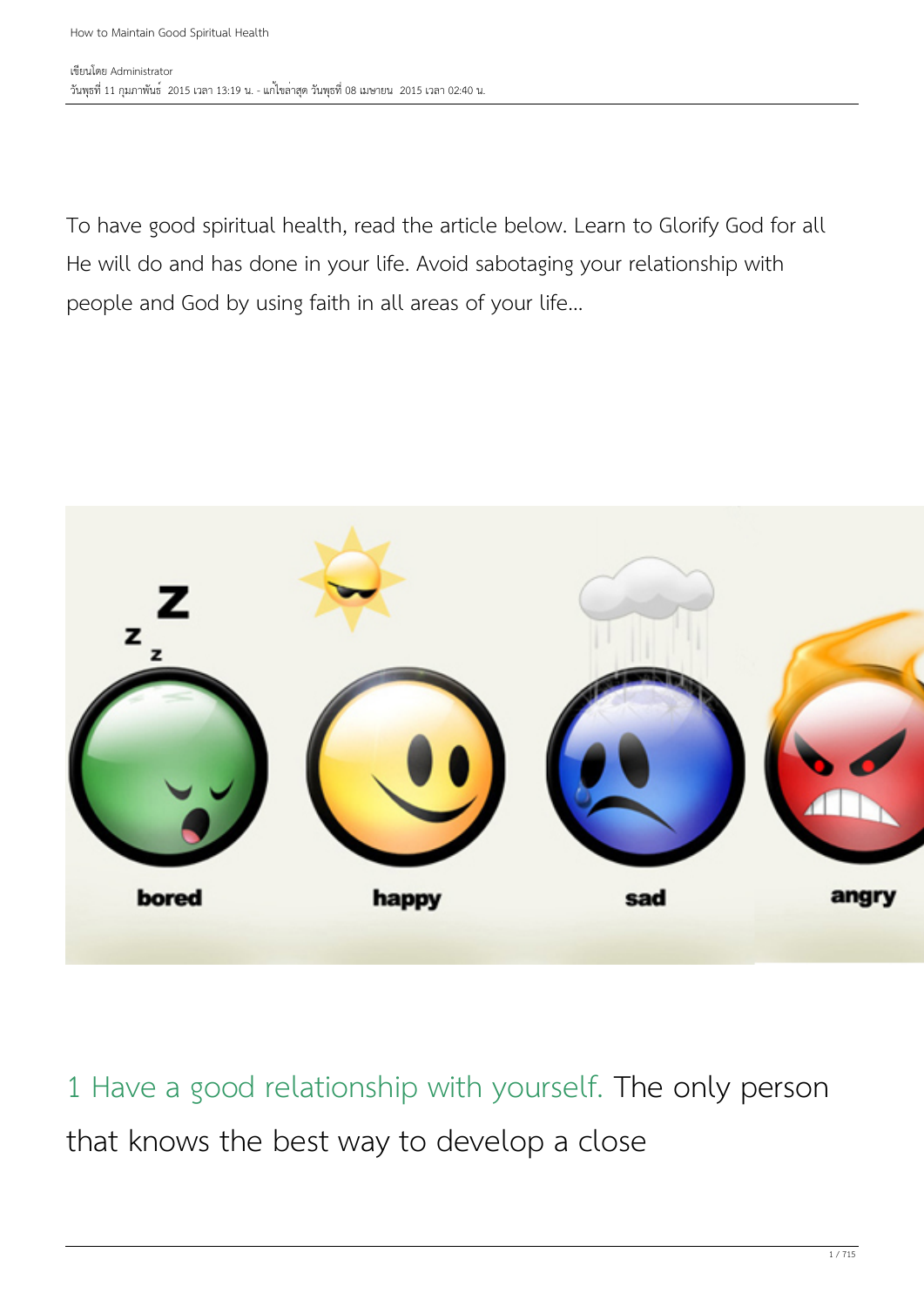How to Maintain Good Spiritual Health

เขียนโดย Administrator
วันพุธที่ 11 กุมภาพันธ์ 2015 เวลา 13:19 น. - แก้ไขล่าสุด วันพุธที่ 08 เมษายน 2015 เวลา 02:40 น.

To have good spiritual health, read the article below. Learn to Glorify God for all He will do and has done in your life. Avoid sabotaging your relationship with people and God by using faith in all areas of your life...

1 Have a good relationship with yourself. The only person that knows the best way to develop a close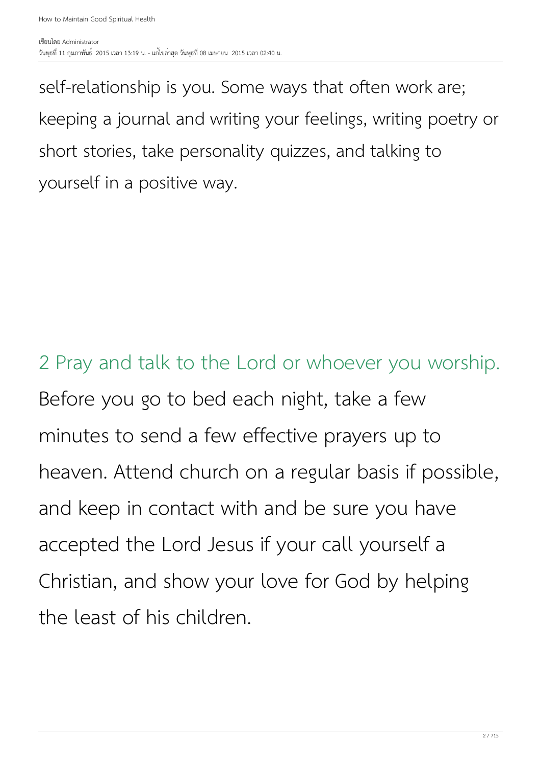self-relationship is you. Some ways that often work are; keeping a journal and writing your feelings, writing poetry or short stories, take personality quizzes, and talking to yourself in a positive way.

## 2 Pray and talk to the Lord or whoever you worship.

Before you go to bed each night, take a few minutes to send a few effective prayers up to heaven. Attend church on a regular basis if possible, and keep in contact with and be sure you have accepted the Lord Jesus if your call yourself a Christian, and show your love for God by helping the least of his children.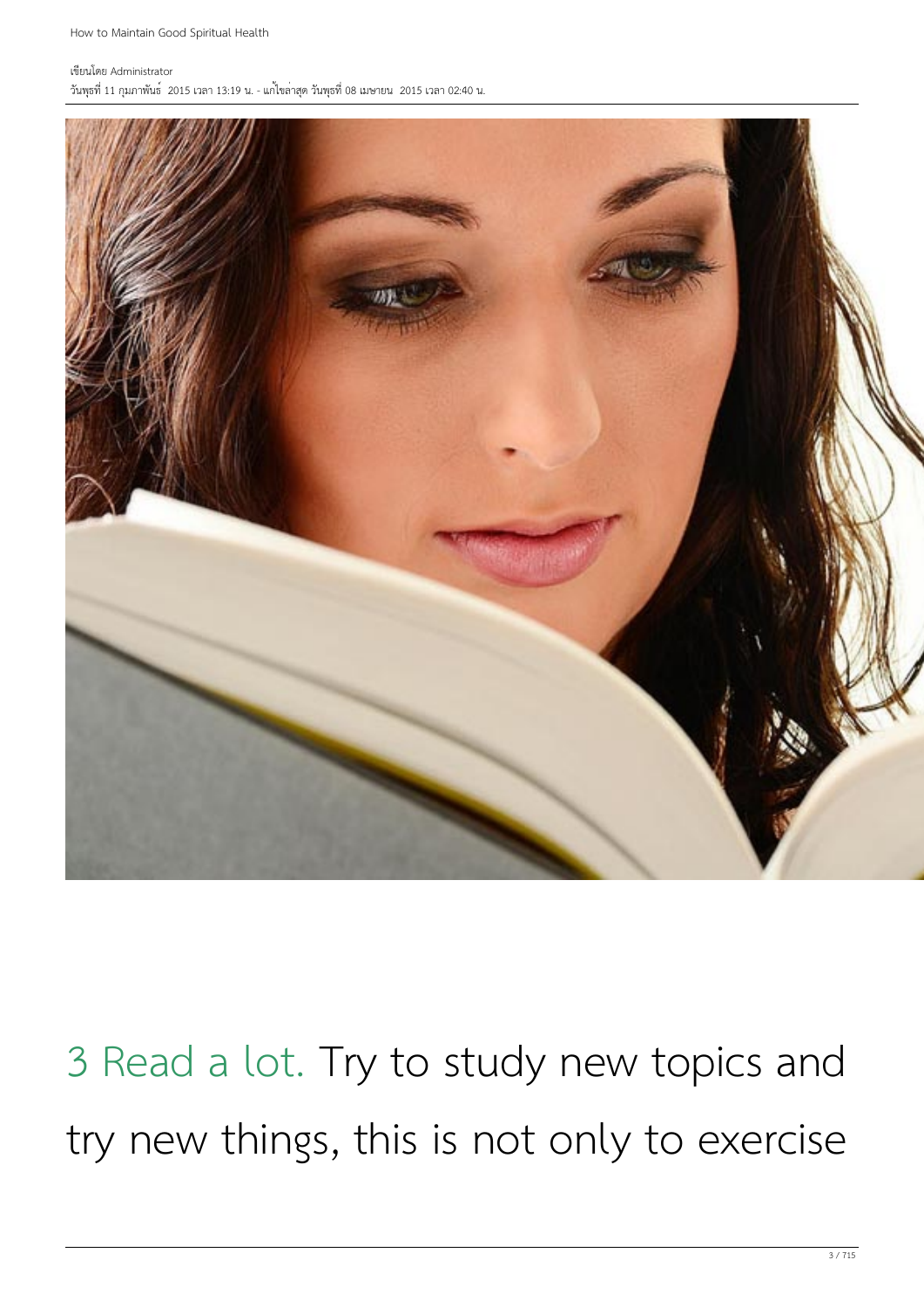3 Read a lot. Try to study new topics and try new things, this is not only to exercise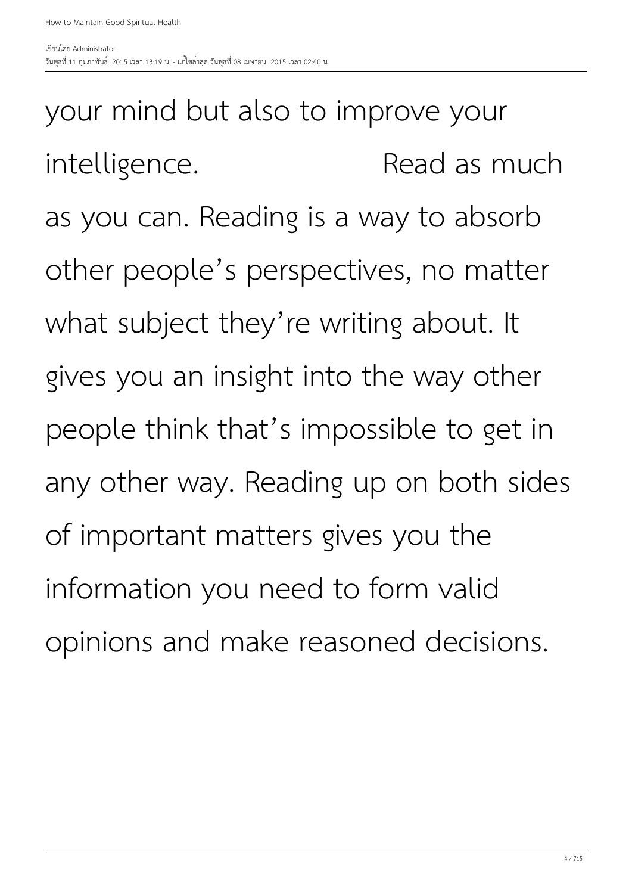your mind but also to improve your intelligence. Read as much as you can. Reading is a way to absorb other people's perspectives, no matter what subject they're writing about. It gives you an insight into the way other people think that's impossible to get in any other way. Reading up on both sides of important matters gives you the information you need to form valid opinions and make reasoned decisions.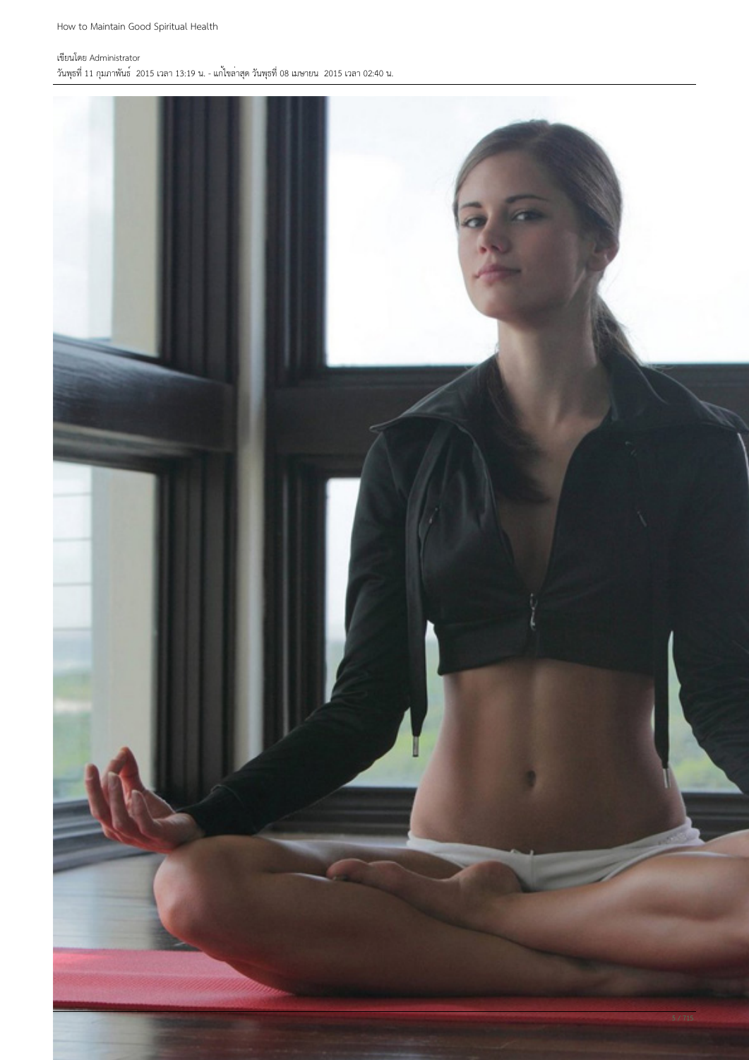How to Maintain Good Spiritual Health

เขียนโดย Administrator
วันพุธที่ 11 กุมภาพันธ์ 2015 เวลา 13:19 น. - แก้ไขล่าสุด วันพุธที่ 08 เมษายน 2015 เวลา 02:40 น.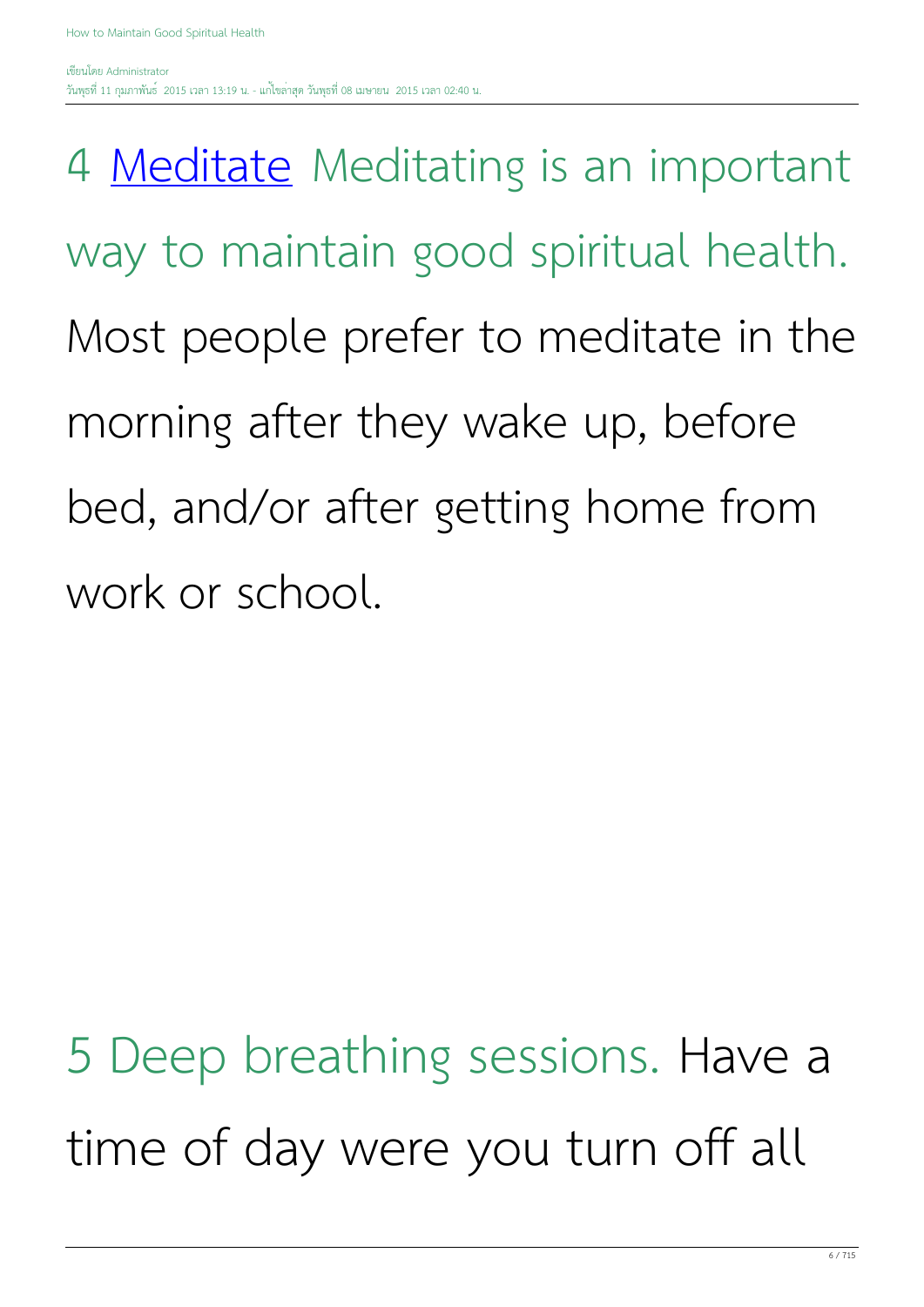4 Meditate Meditating is an important way to maintain good spiritual health. Most people prefer to meditate in the morning after they wake up, before bed, and/or after getting home from work or school.

5 Deep breathing sessions. Have a time of day were you turn off all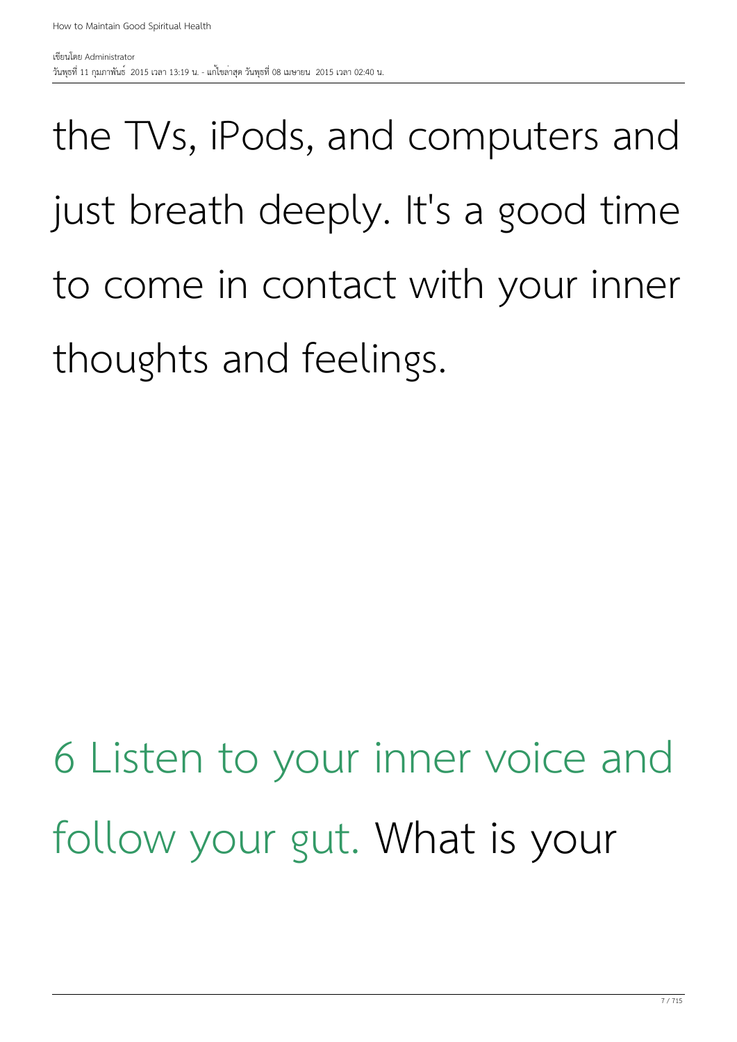the TVs, iPods, and computers and just breath deeply. It's a good time to come in contact with your inner thoughts and feelings.

6 Listen to your inner voice and follow your gut. What is your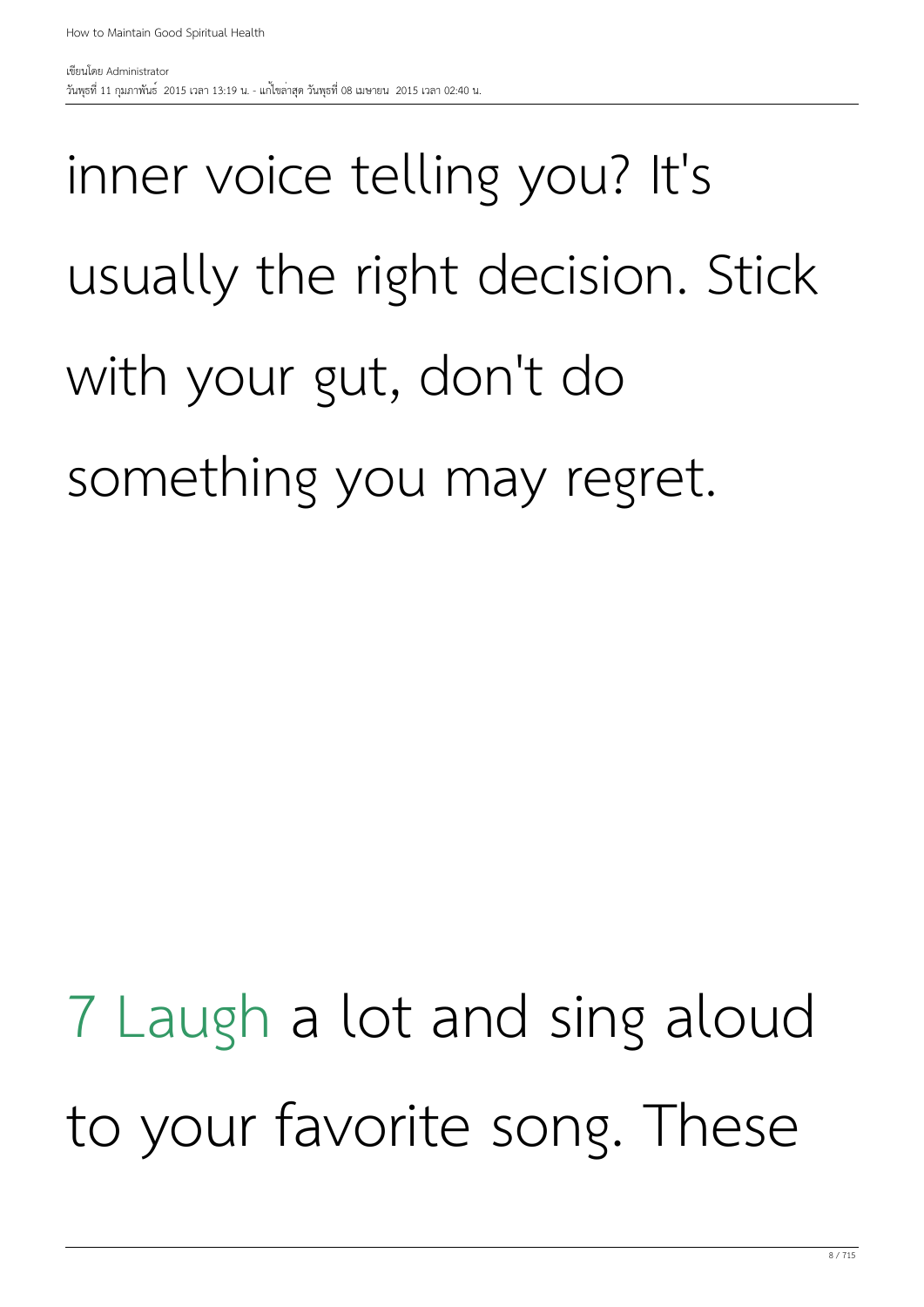inner voice telling you? It's usually the right decision. Stick with your gut, don't do something you may regret.

7 Laugh a lot and sing aloud to your favorite song. These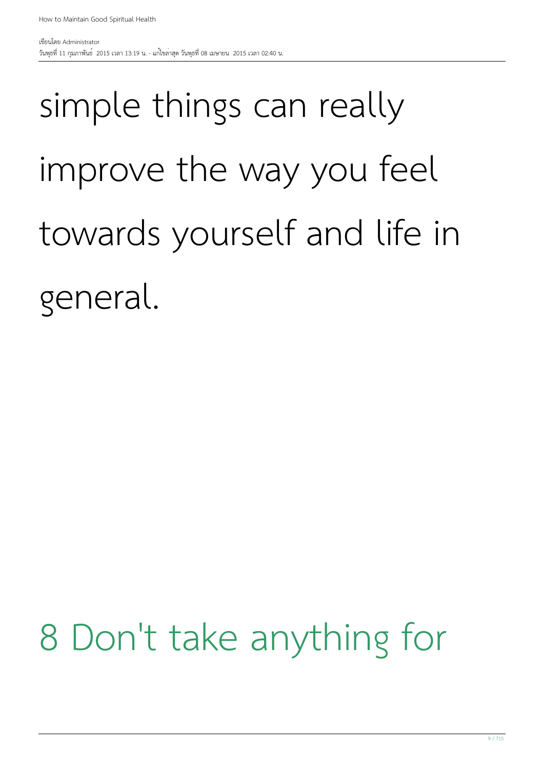simple things can really improve the way you feel towards yourself and life in general.

## 8 Don't take anything for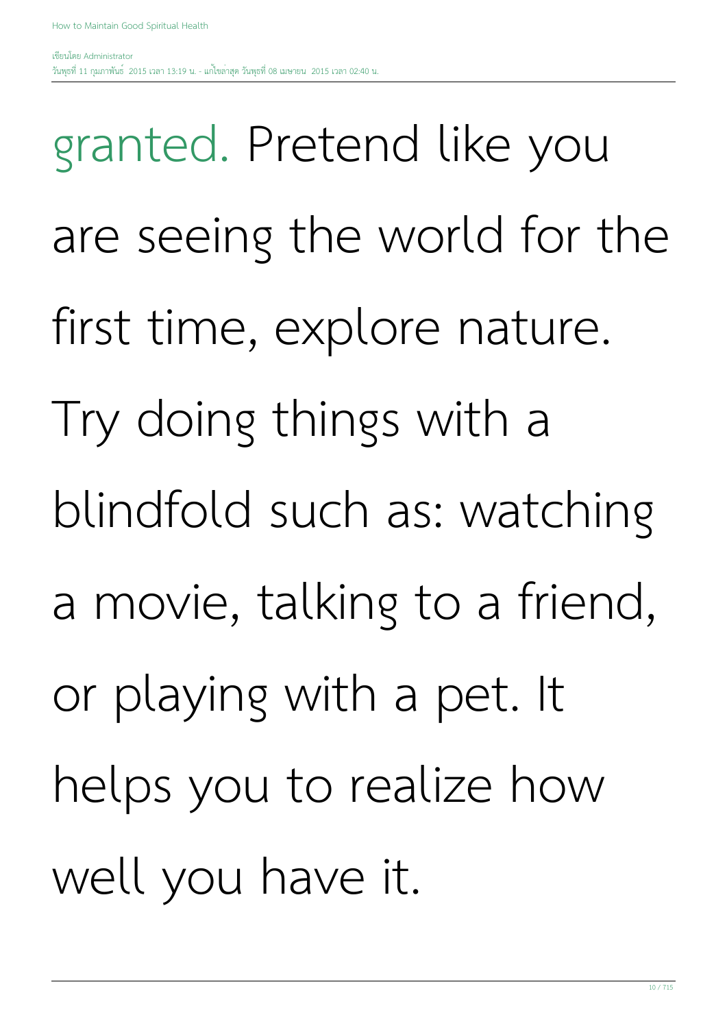granted. Pretend like you are seeing the world for the first time, explore nature. Try doing things with a blindfold such as: watching a movie, talking to a friend, or playing with a pet. It helps you to realize how well you have it.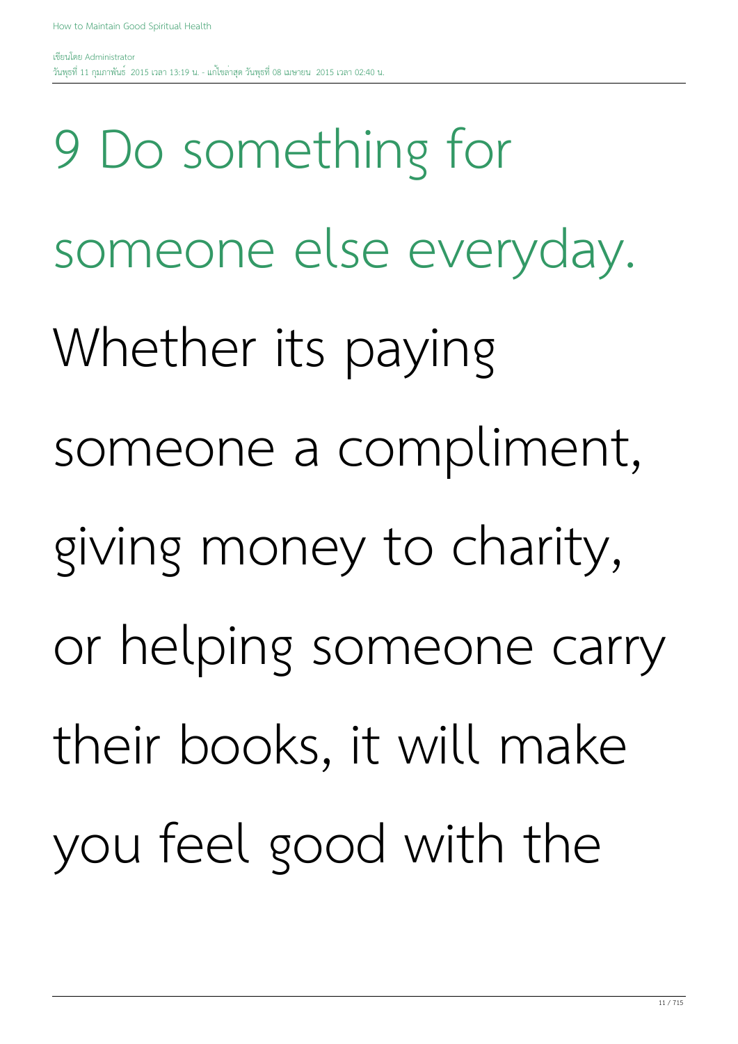9 Do something for someone else everyday.

Whether its paying someone a compliment, giving money to charity, or helping someone carry their books, it will make you feel good with the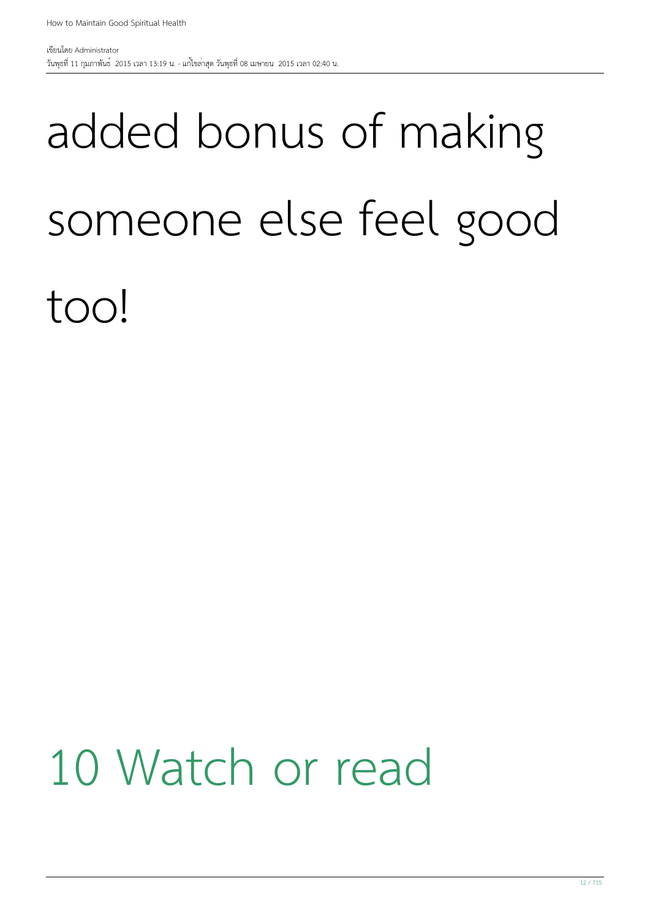added bonus of making someone else feel good too!

## 10 Watch or read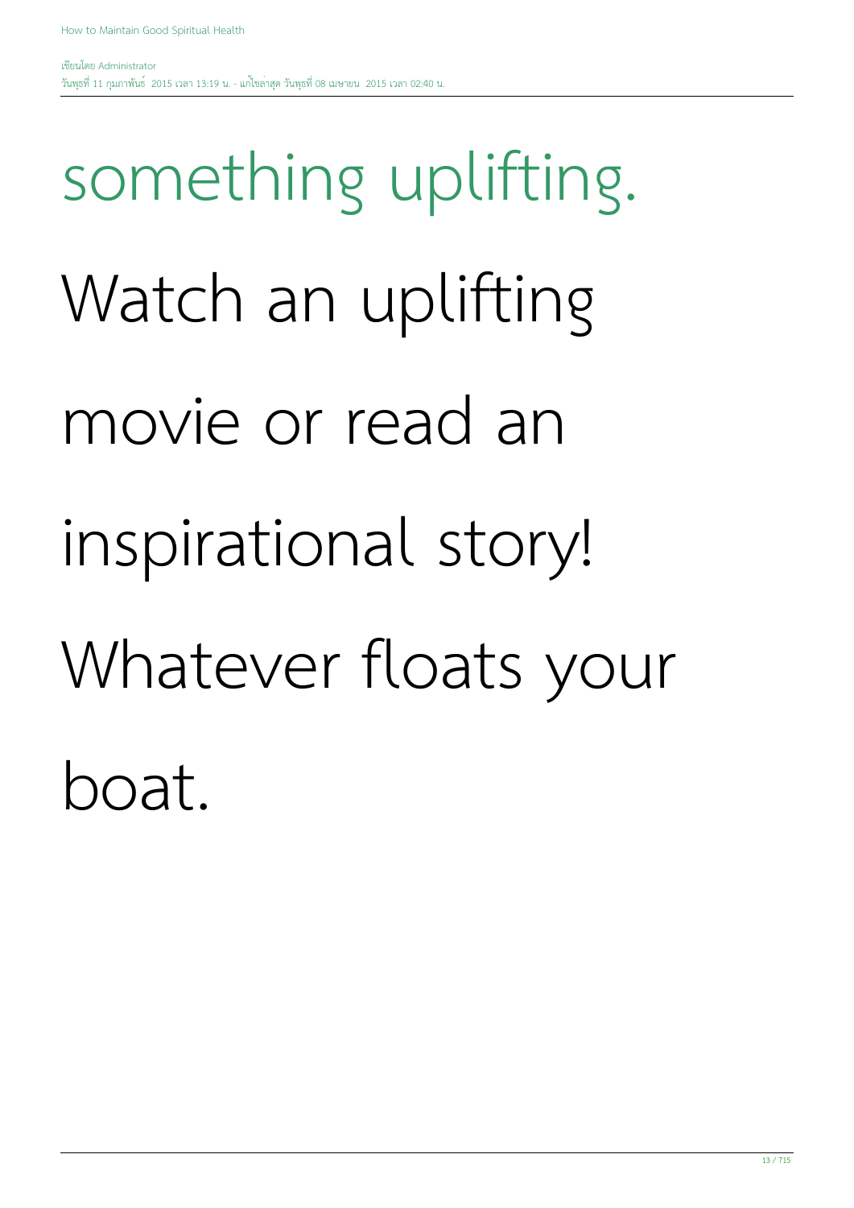something uplifting.

Watch an uplifting movie or read an inspirational story! Whatever floats your boat.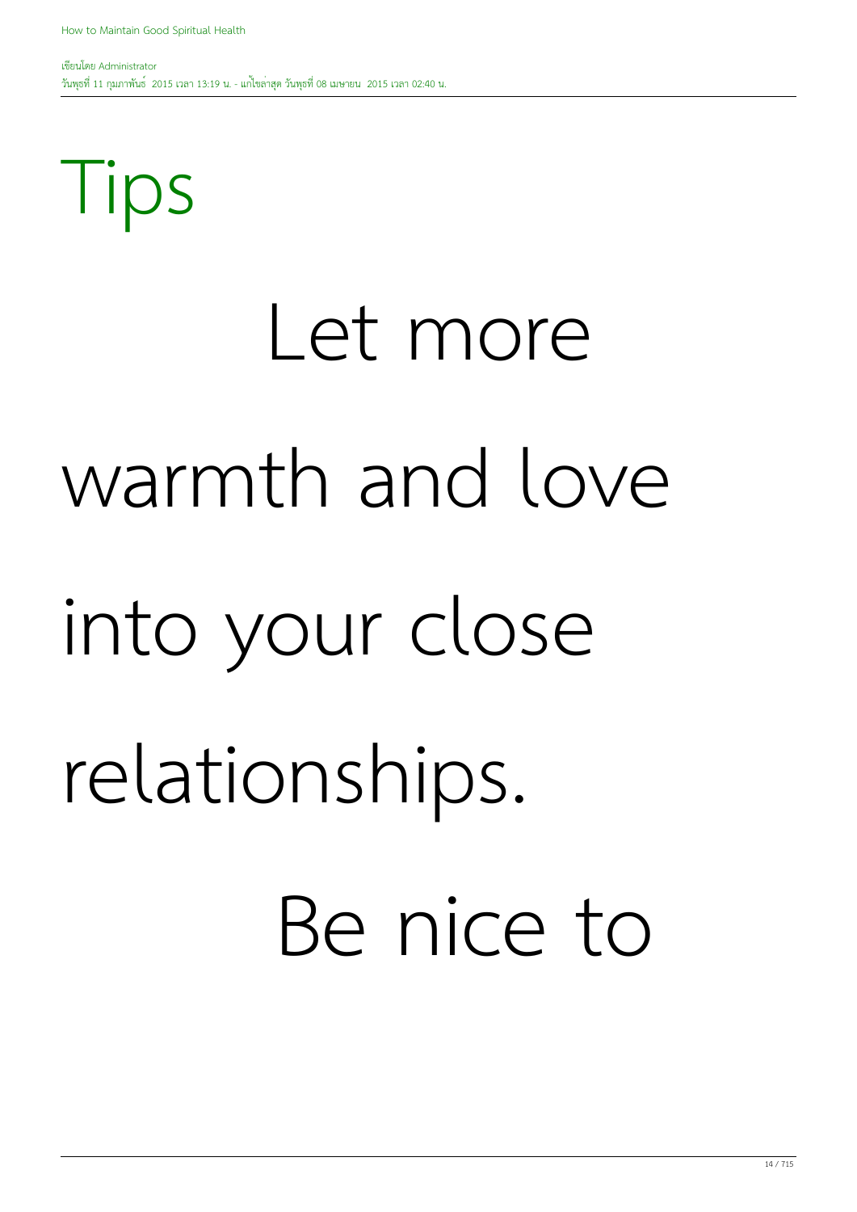## Tips

Let more warmth and love into your close relationships.

Be nice to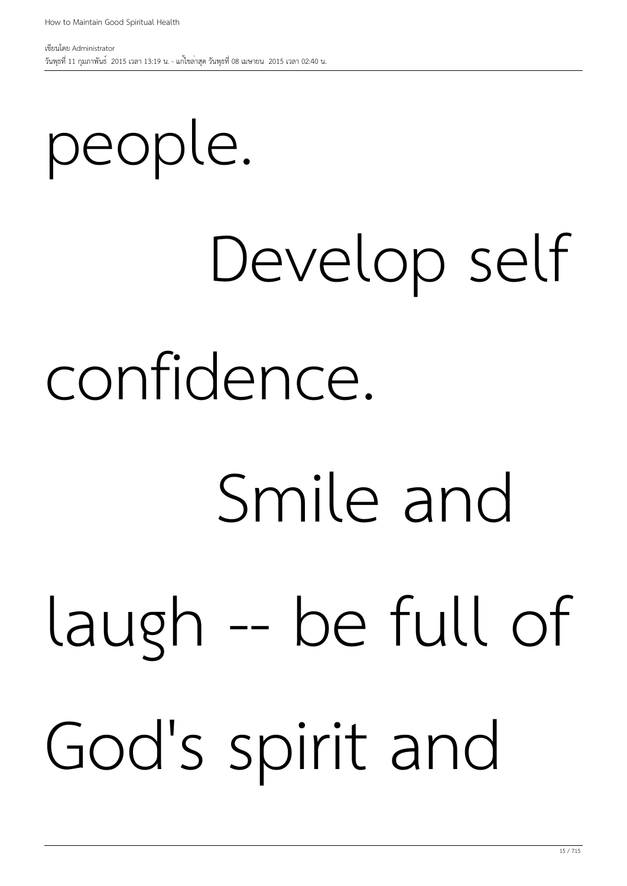people.

Develop self confidence.

Smile and laugh -- be full of God's spirit and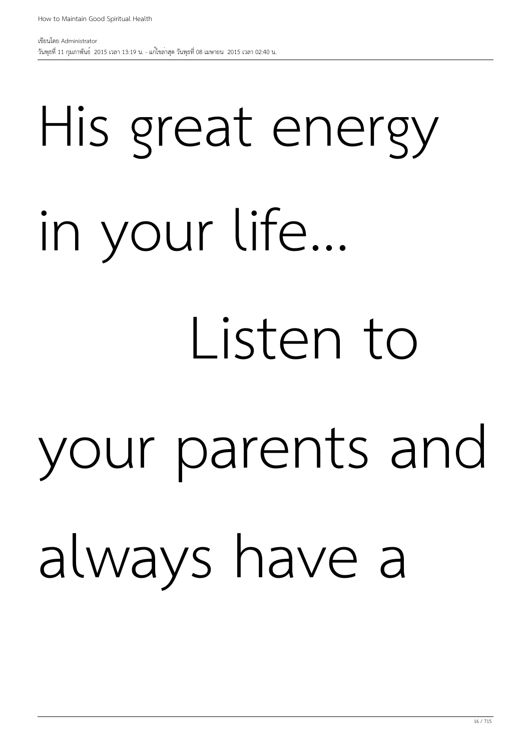His great energy in your life...

Listen to your parents and always have a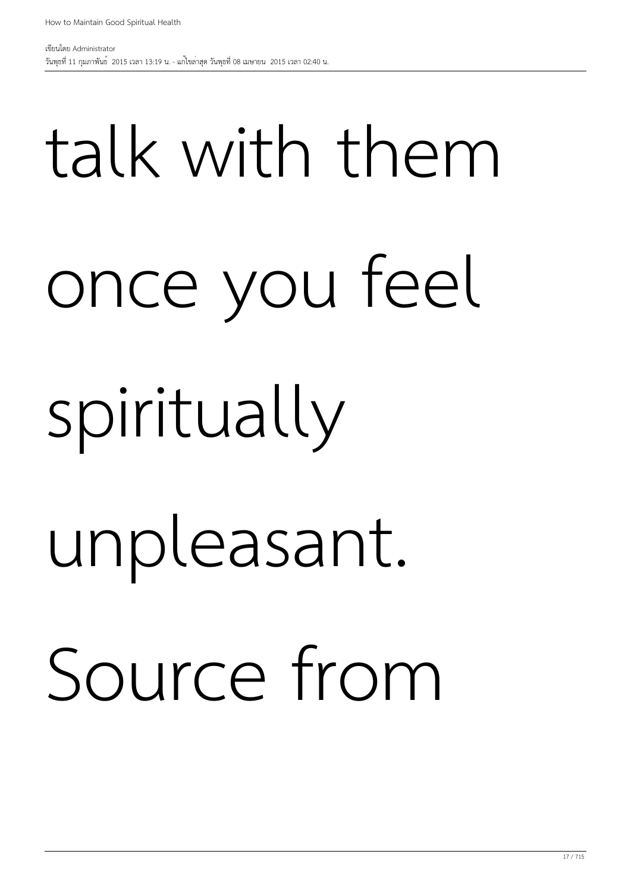talk with them once you feel spiritually unpleasant. Source from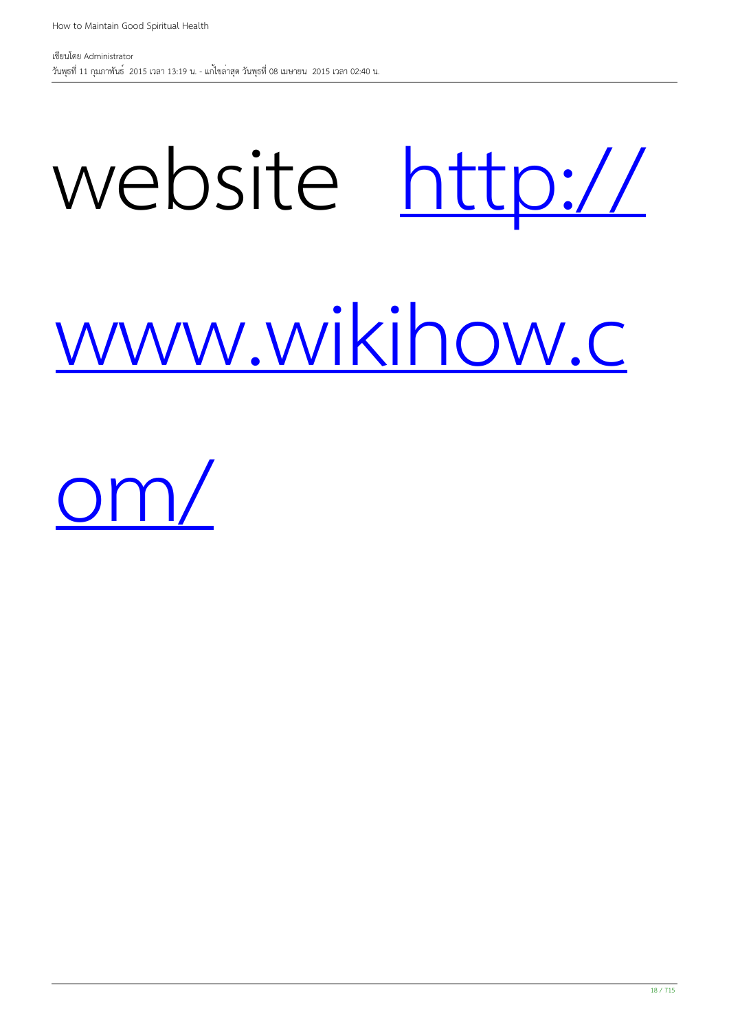website [http://www.wikihow.com/](http://www.wikihow.com/)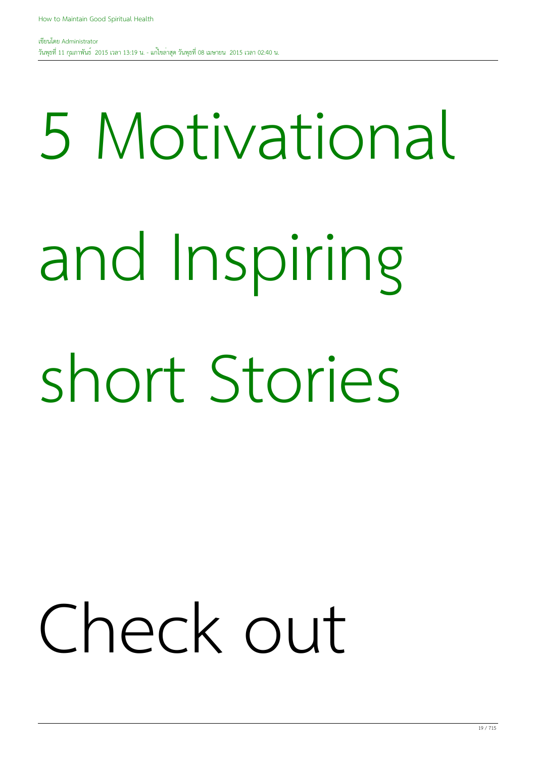# 5 Motivational and Inspiring short Stories

Check out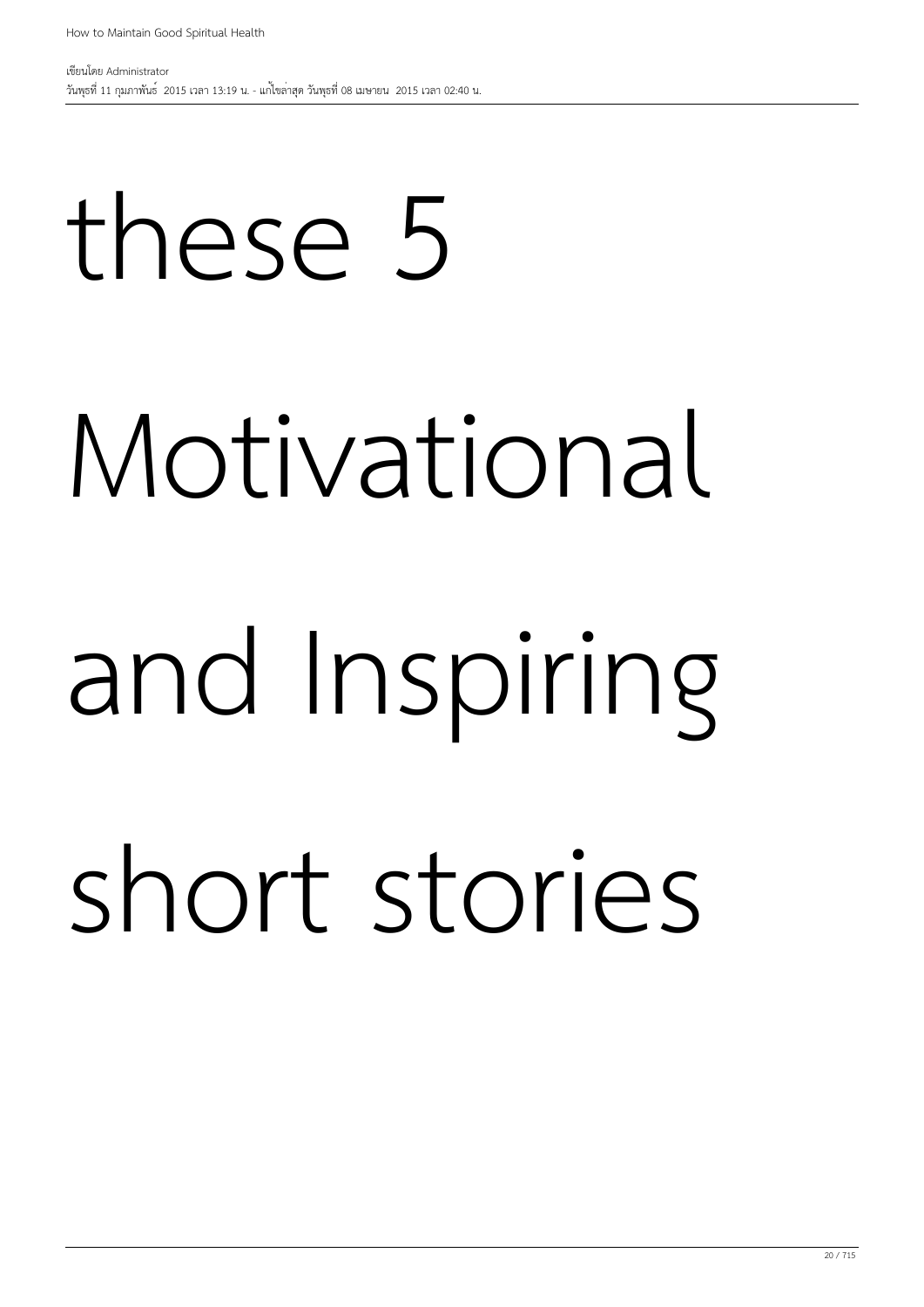these 5 Motivational and Inspiring short stories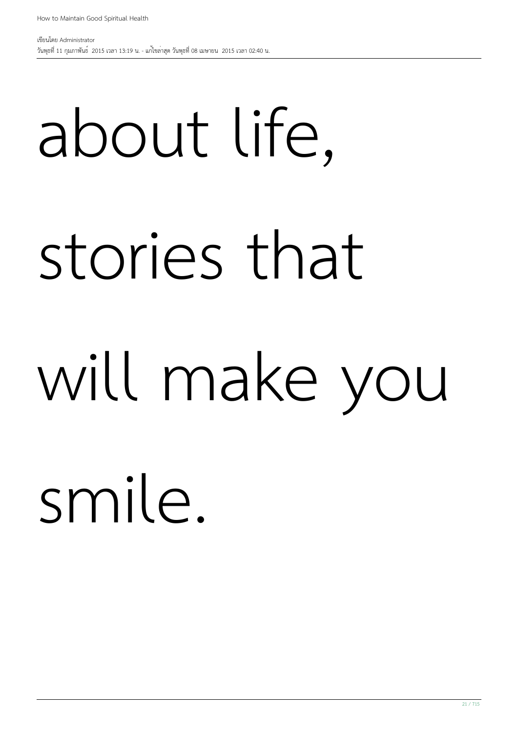about life, stories that will make you smile.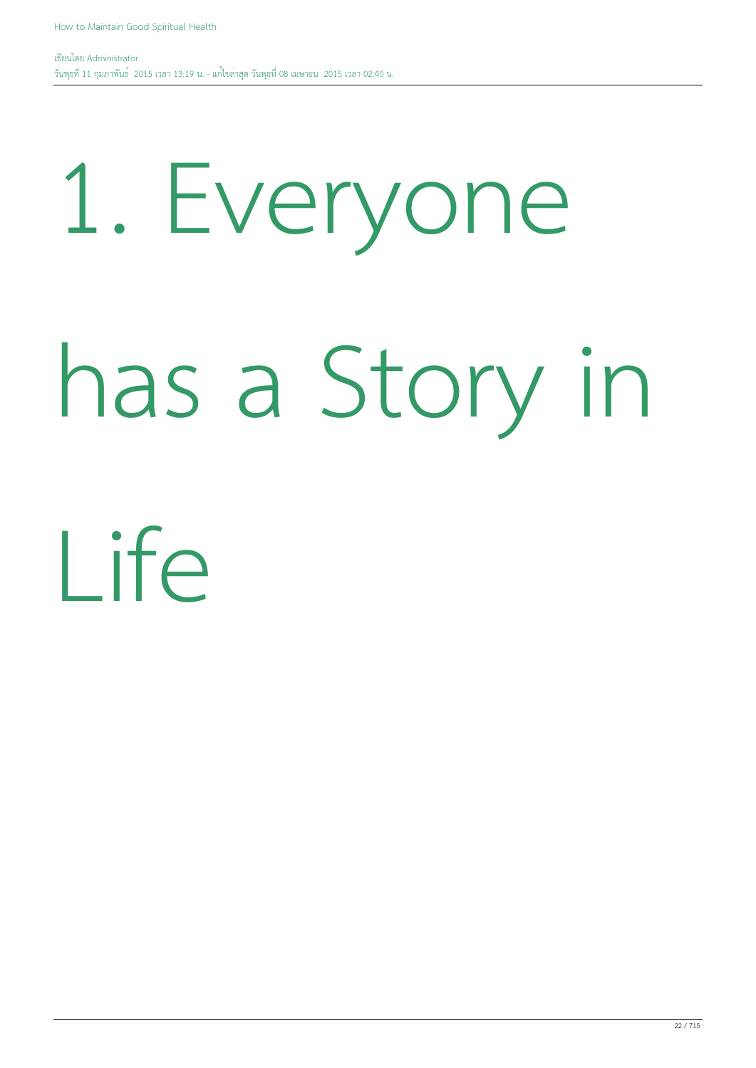# 1. Everyone has a Story in Life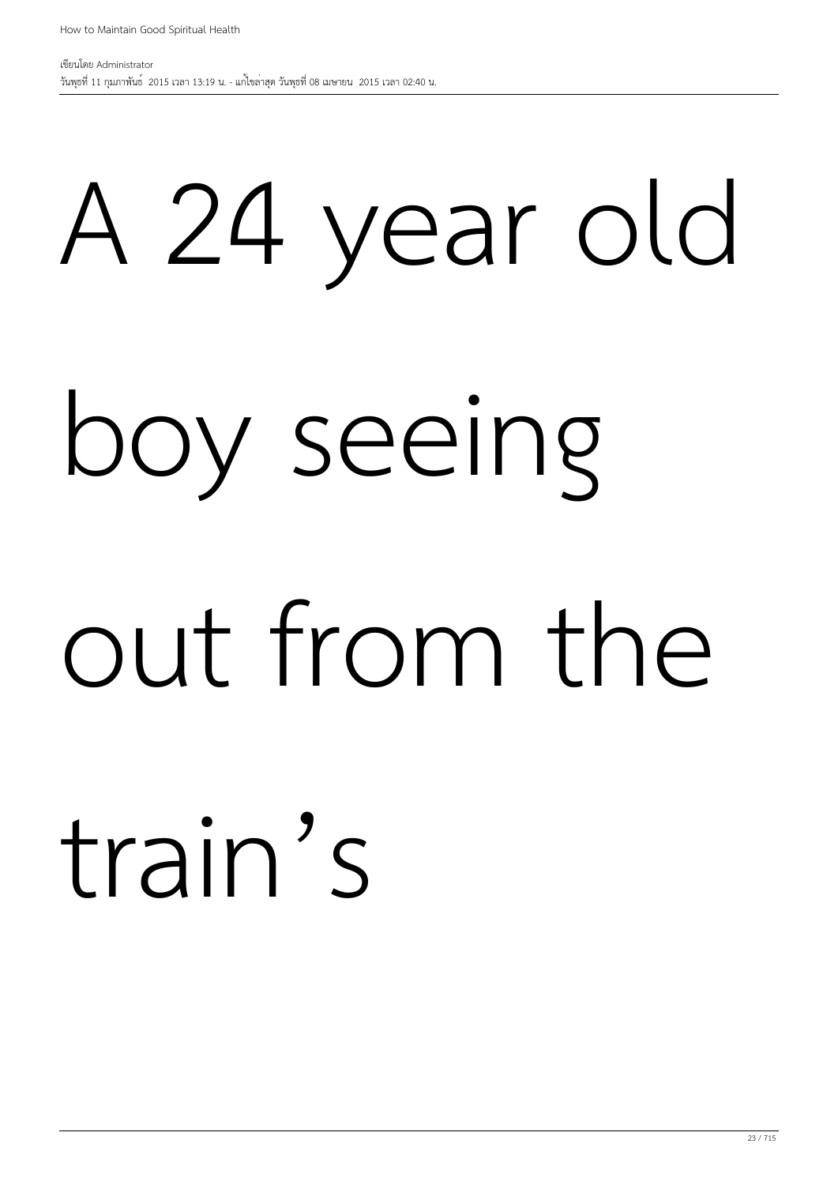A 24 year old boy seeing out from the train's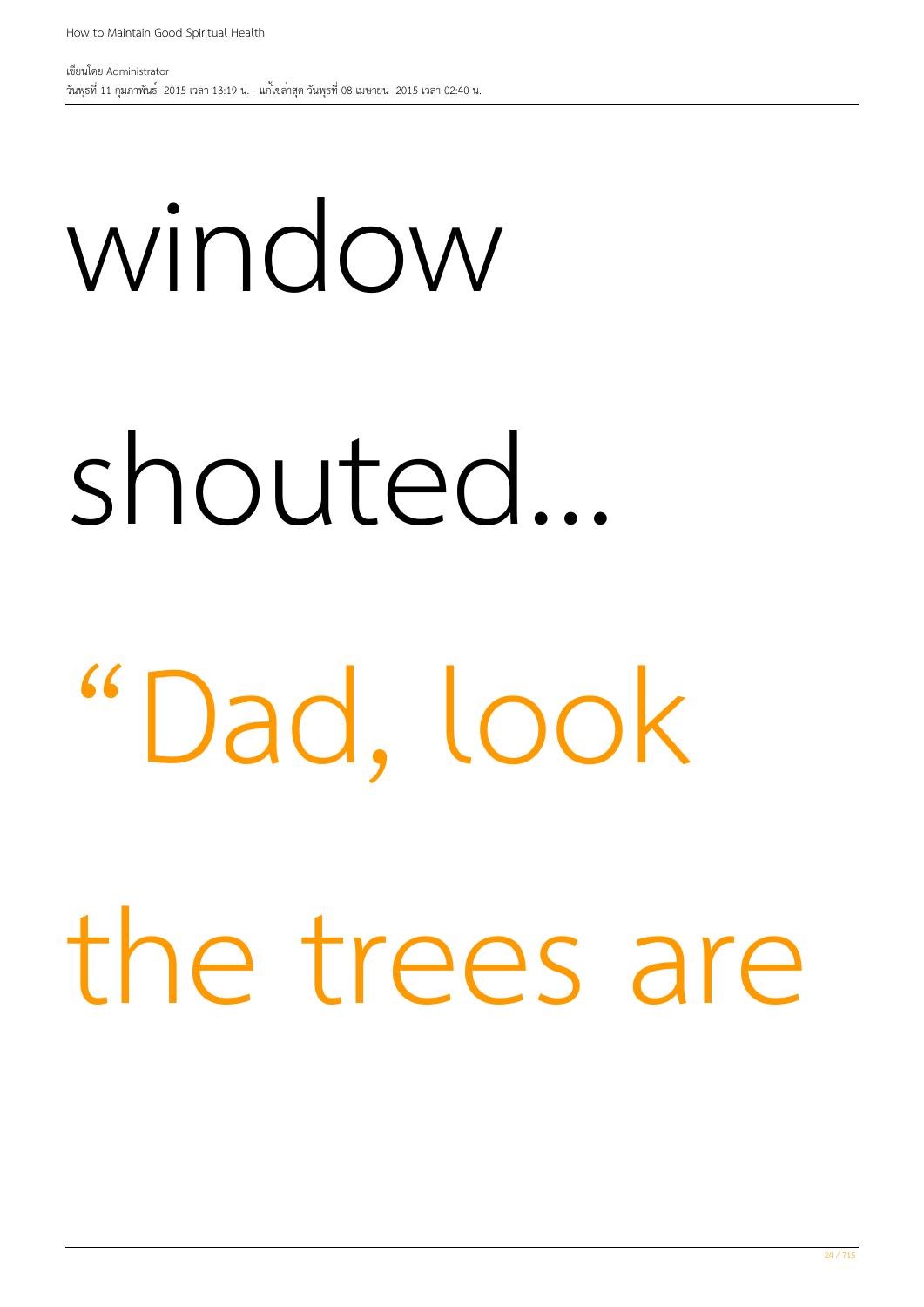window

shouted...

“Dad, look

the trees are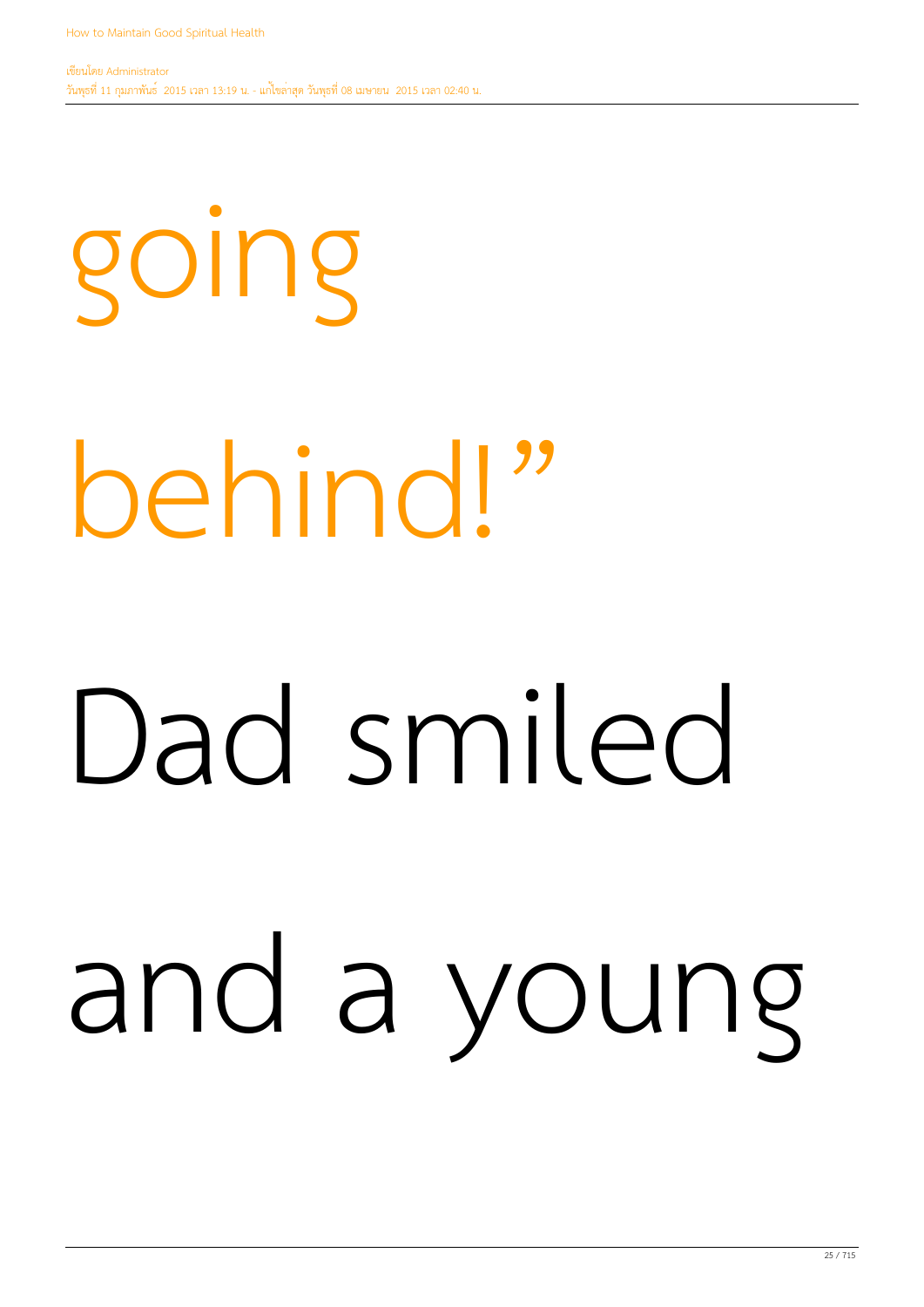going behind!”

Dad smiled and a young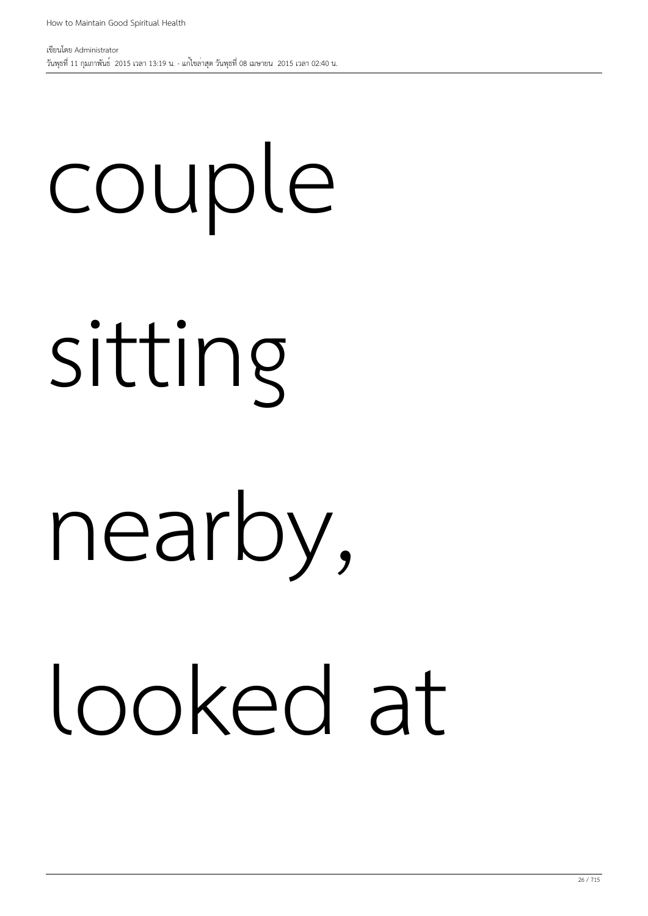couple

sitting

nearby,

looked at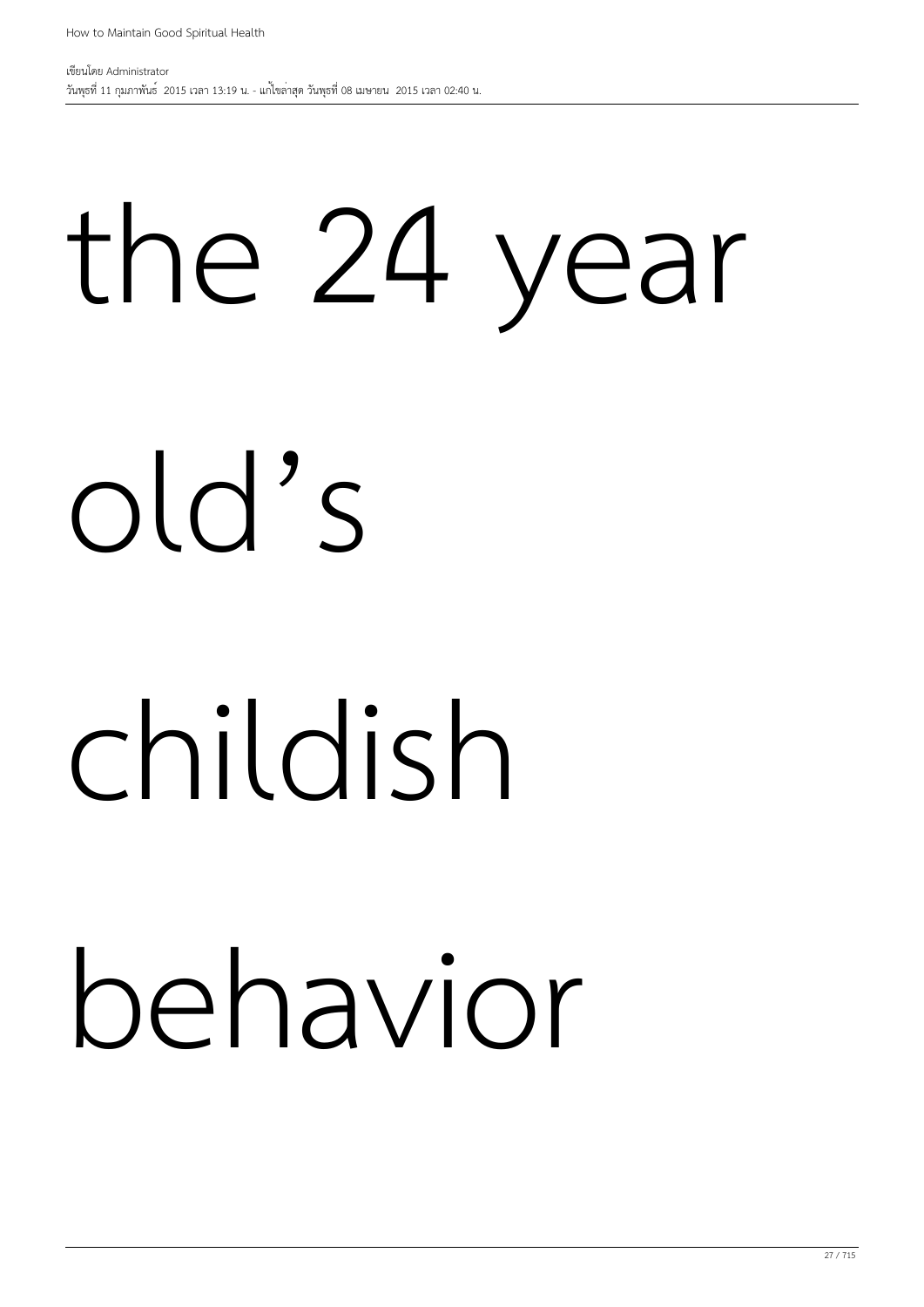the 24 year old's childish behavior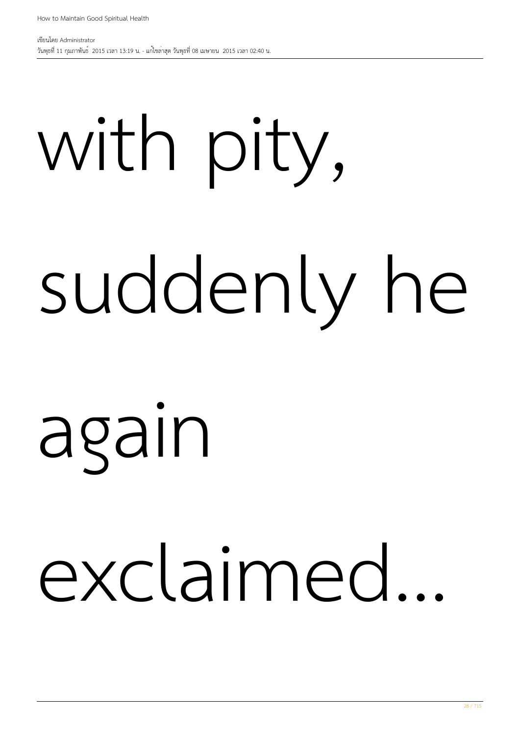with pity, suddenly he again exclaimed...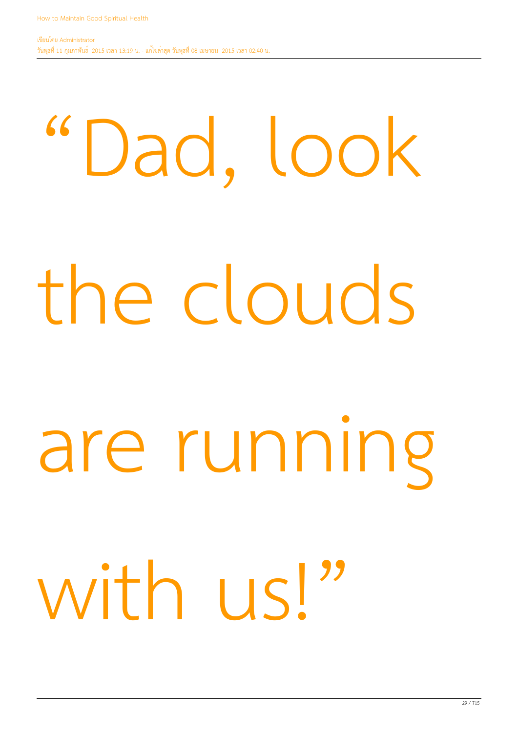“Dad, look the clouds are running with us!”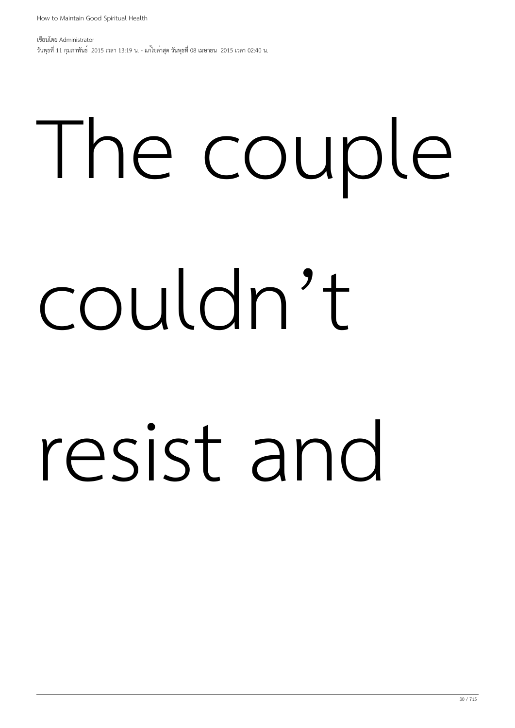The couple couldn’t resist and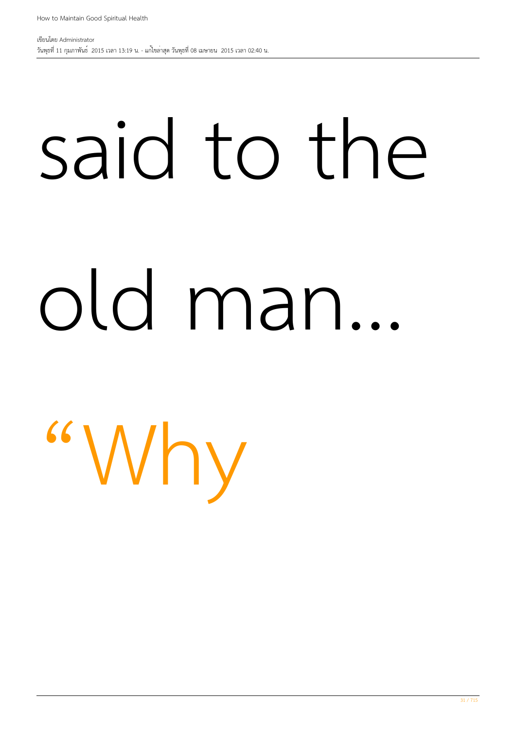said to the

old man...

“Why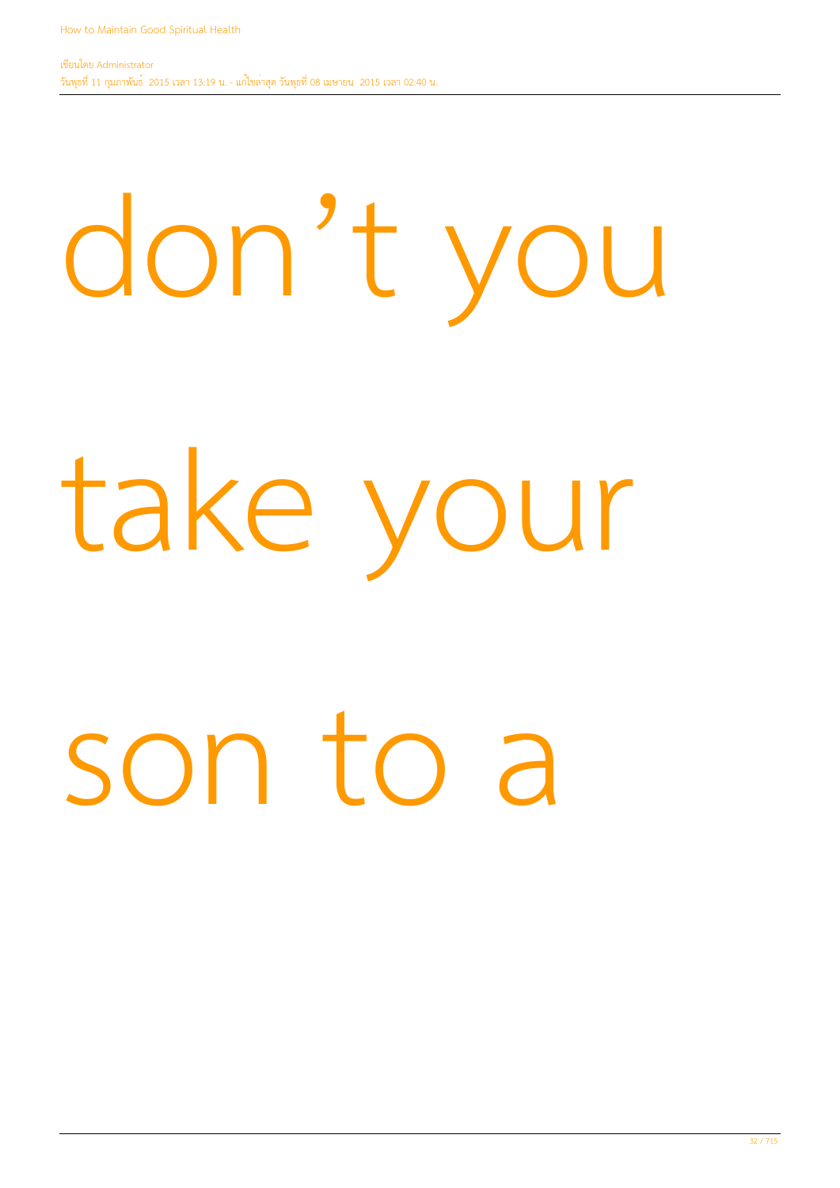don't you

take your

son to a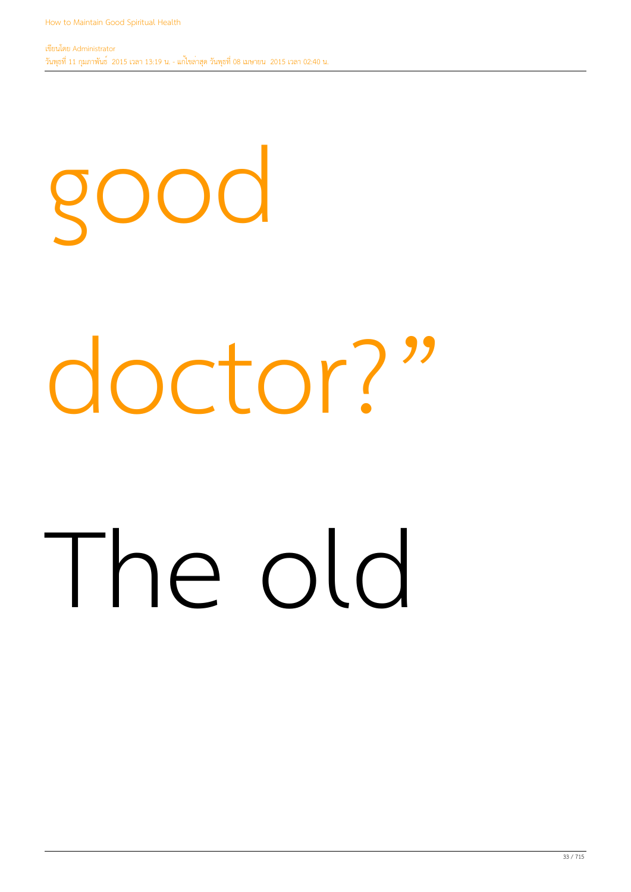good

doctor?”

The old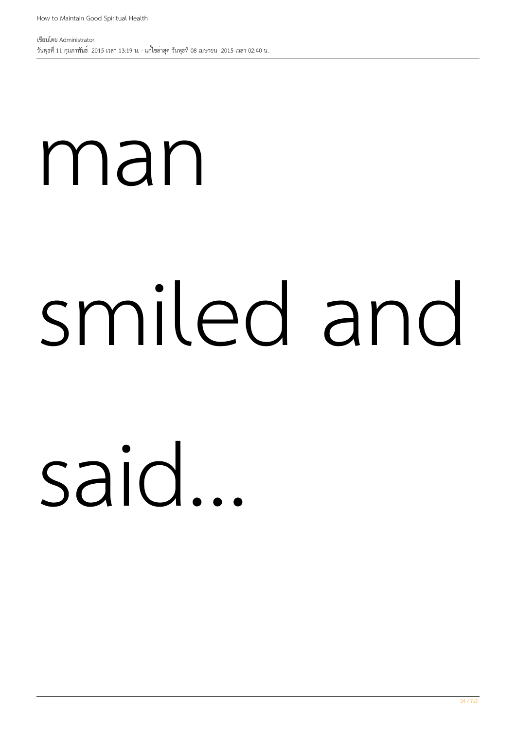man smiled and said...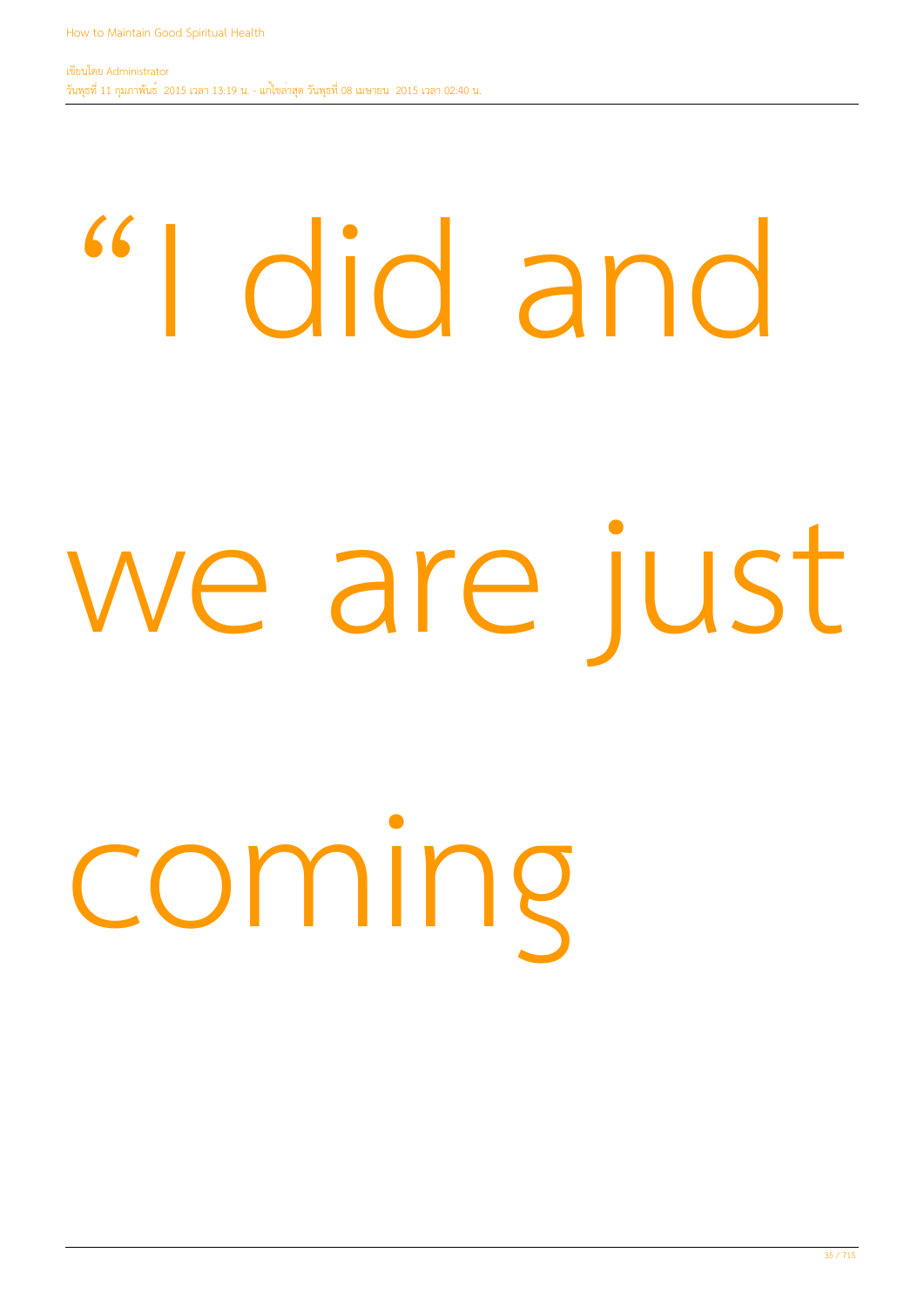“I did and we are just coming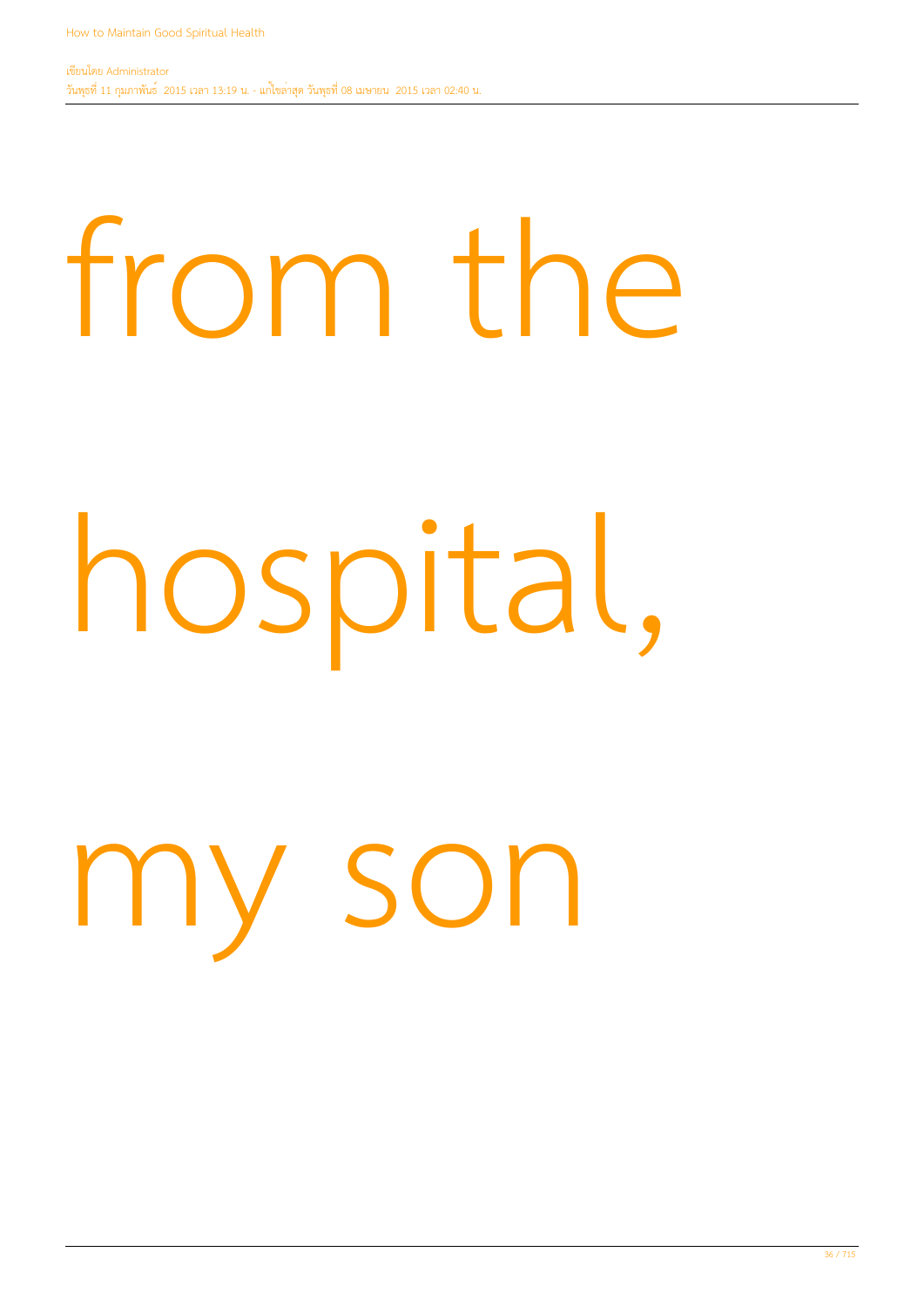from the

hospital,

my son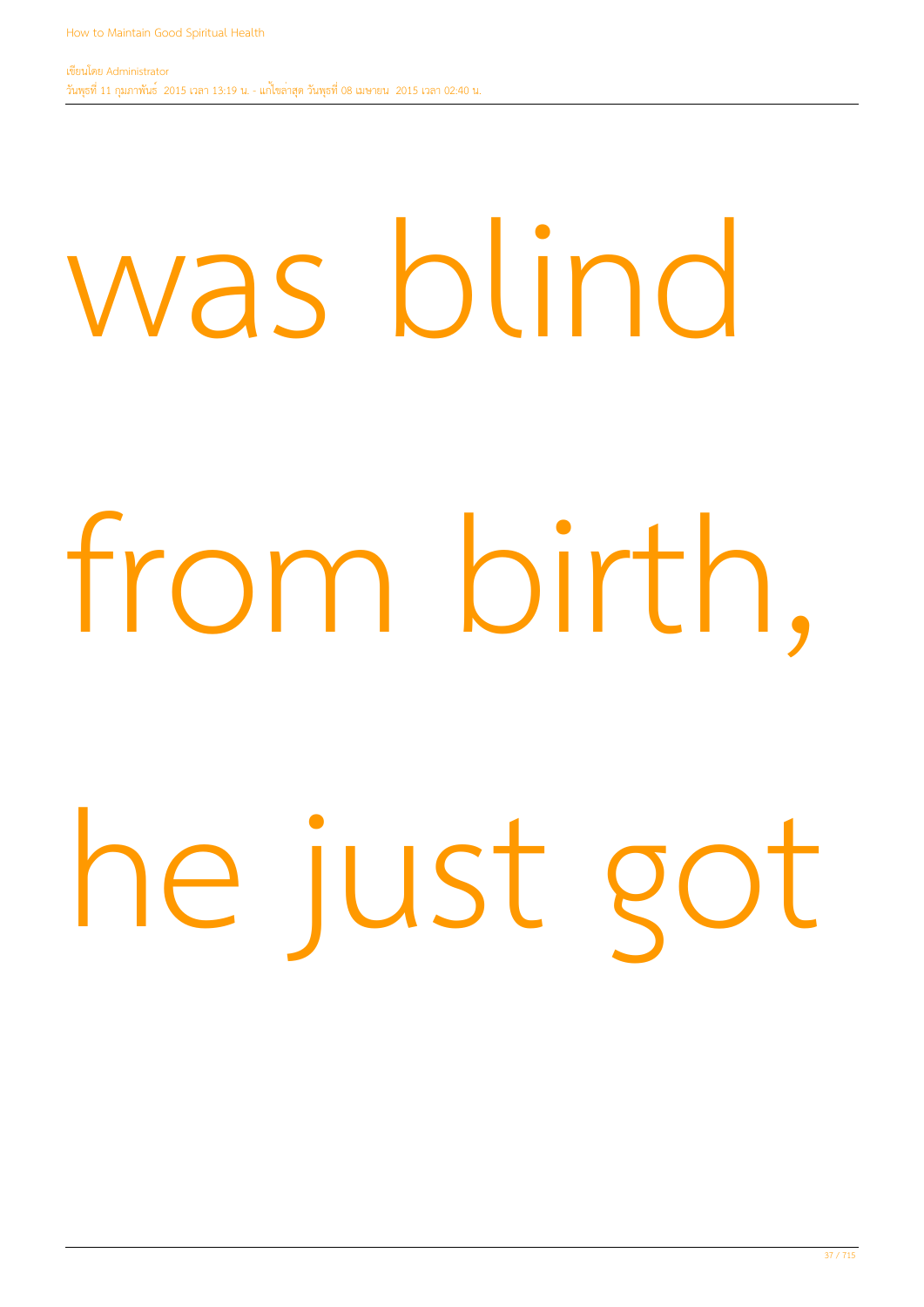was blind

from birth,

he just got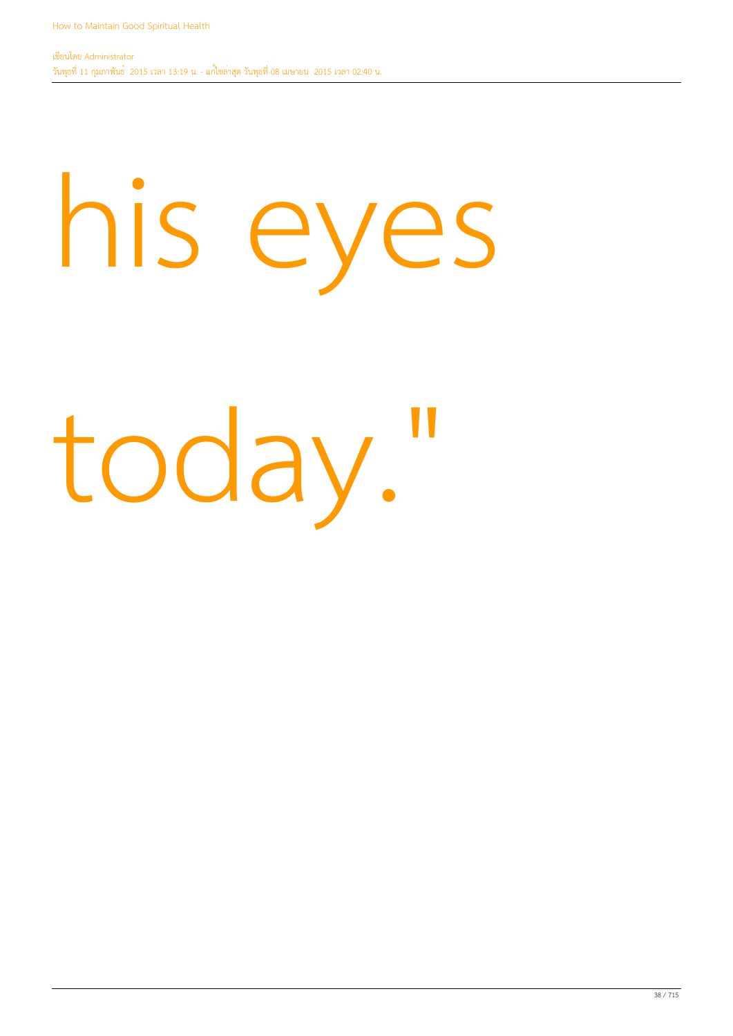his eyes

today."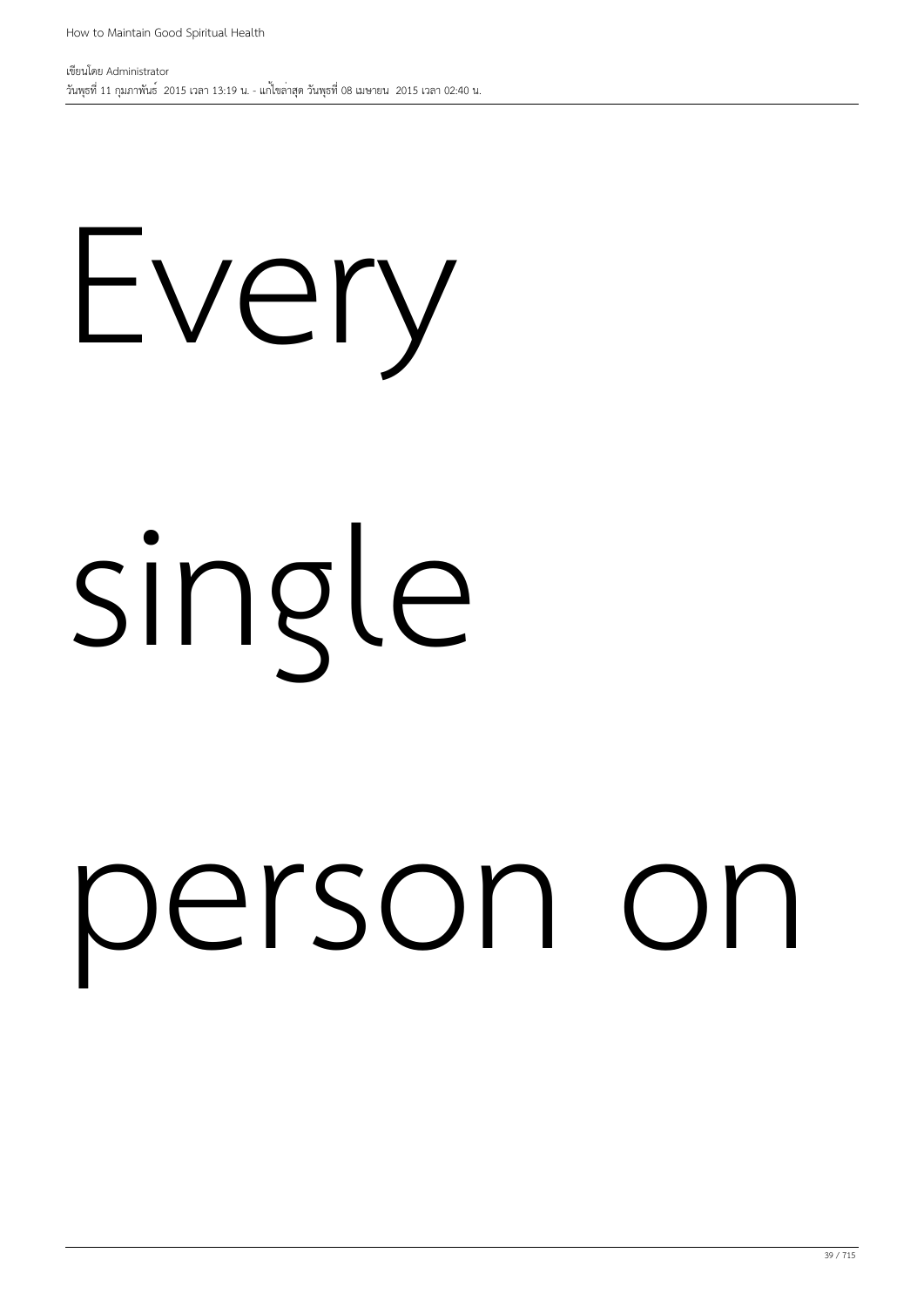Every

single

person on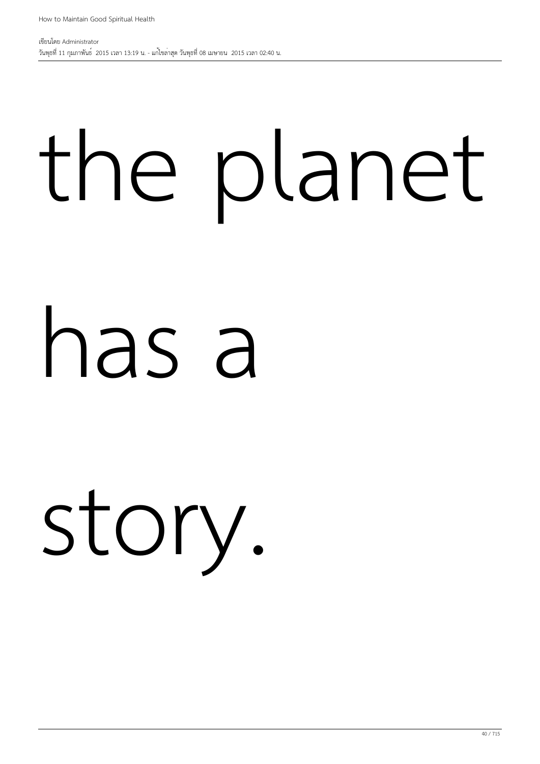the planet

has a

story.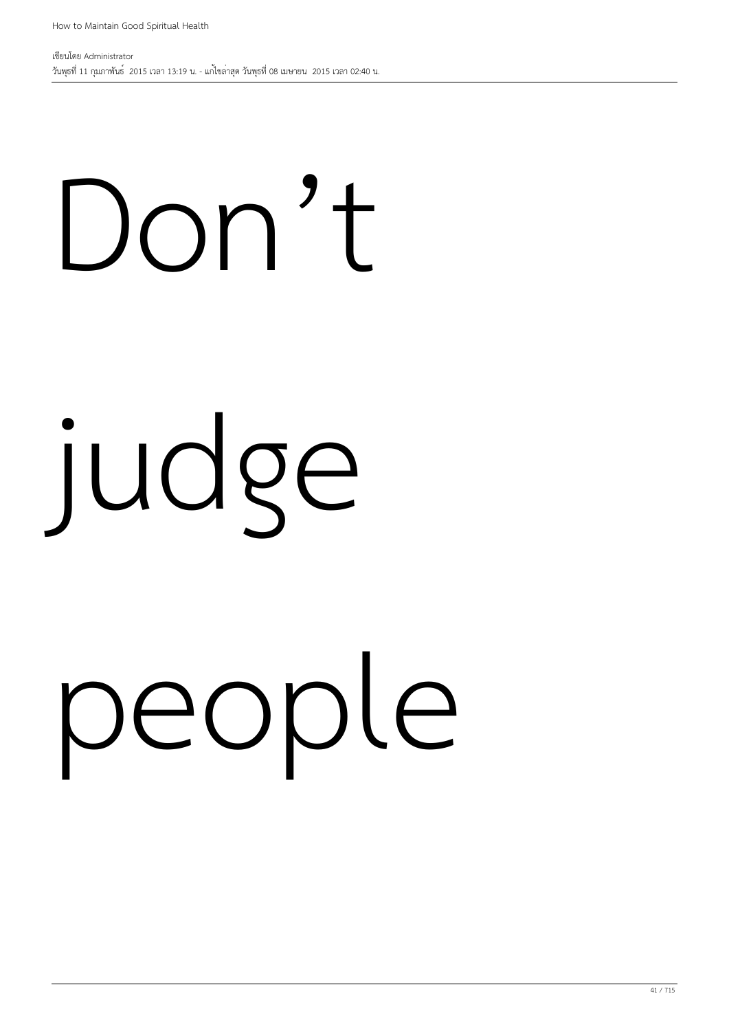# Don’t

# judge

# people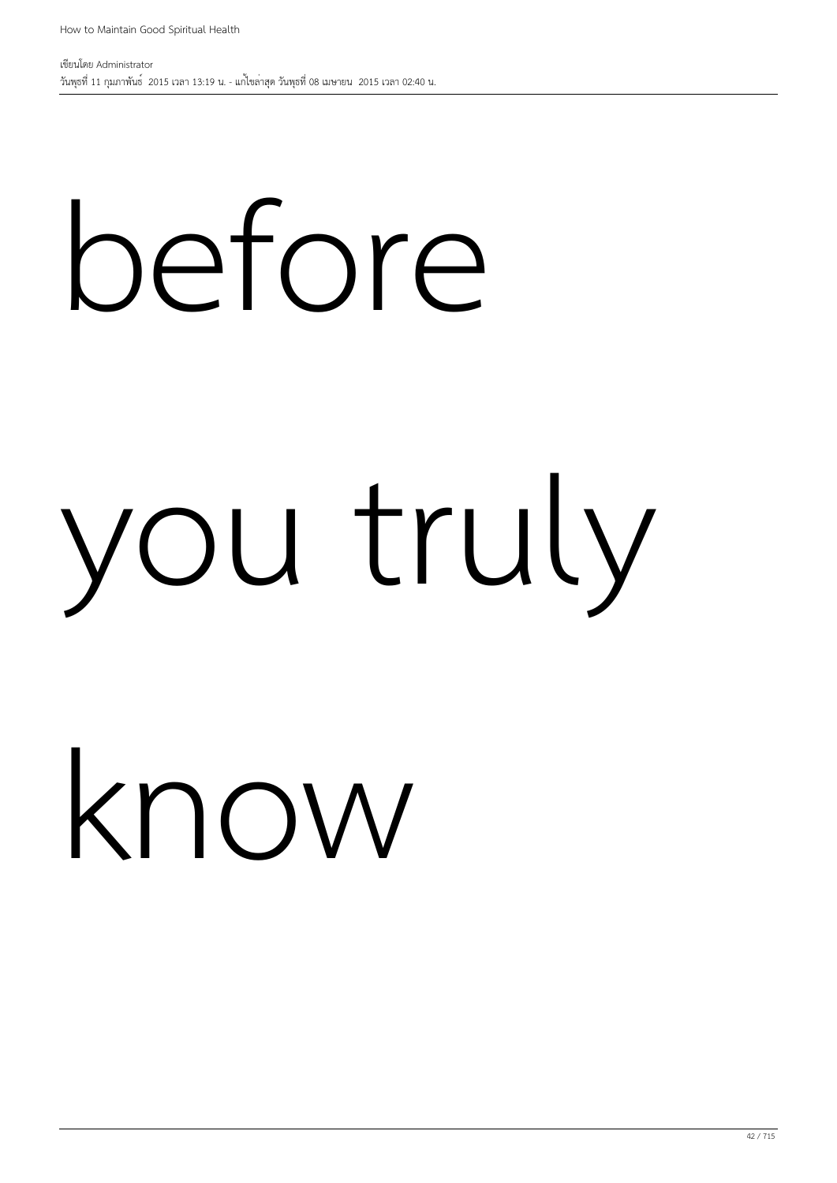before

you truly

know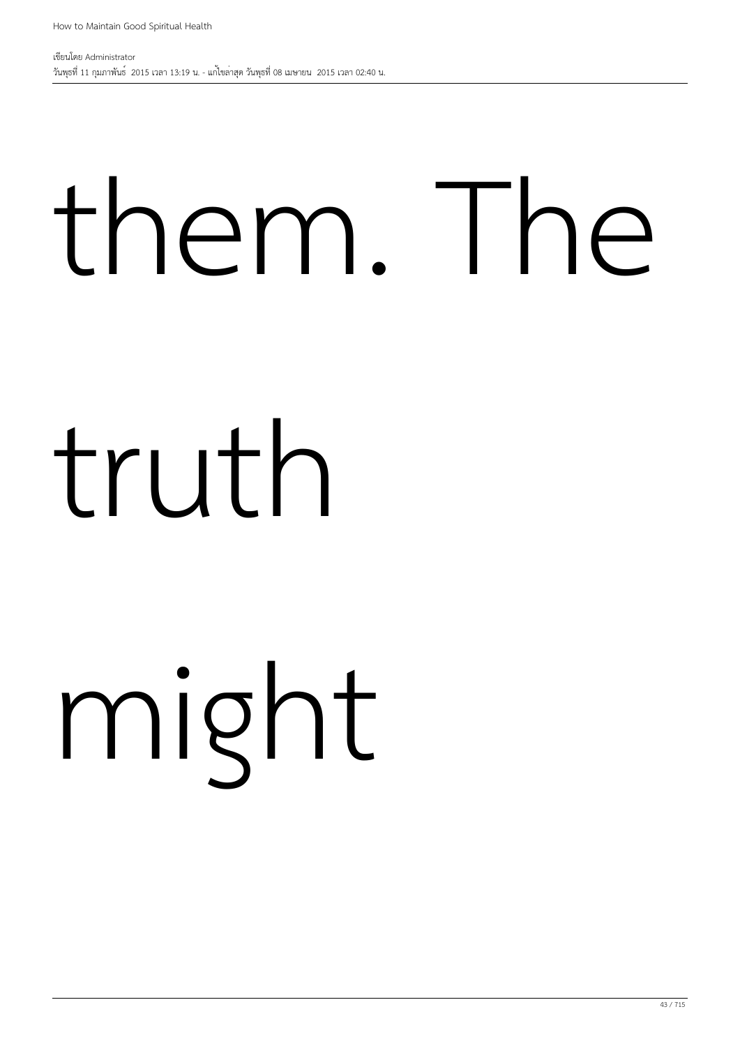them. The truth might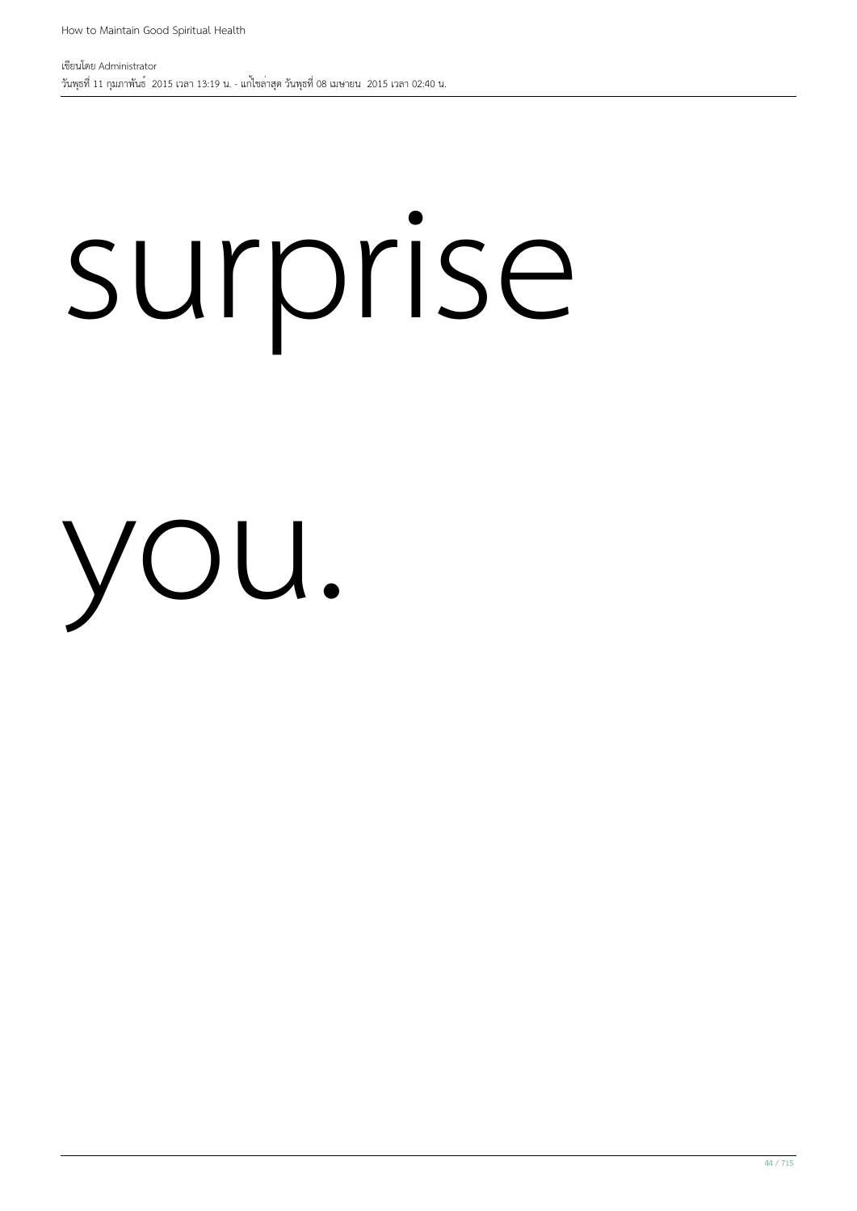surprise

you.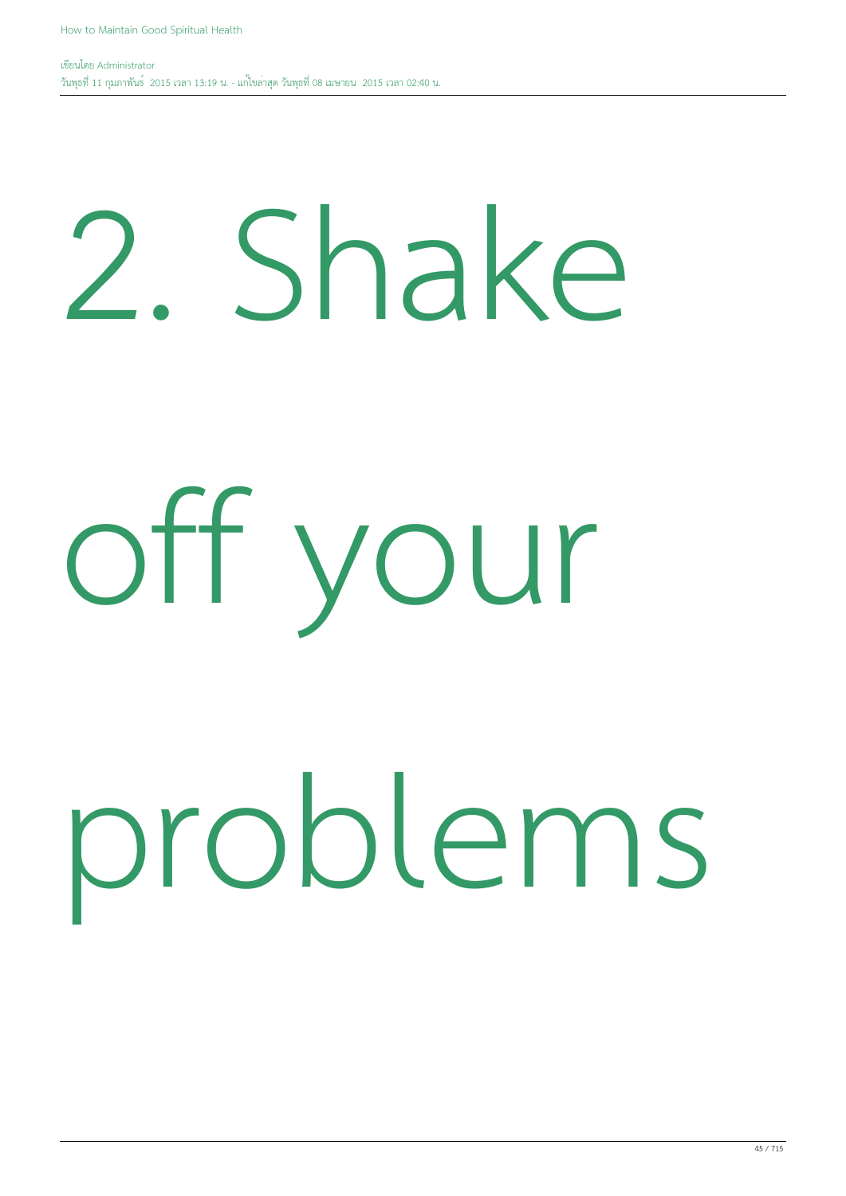# 2. Shake off your problems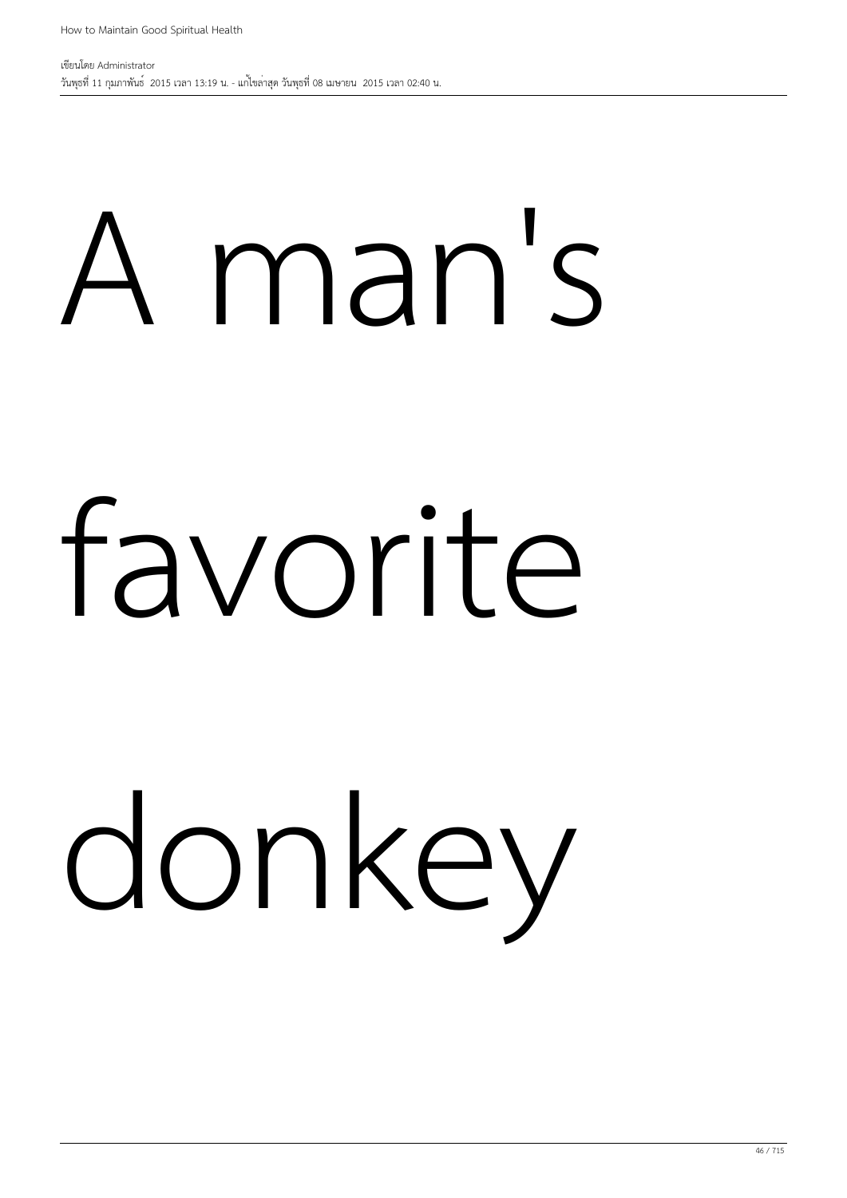A man's

favorite

donkey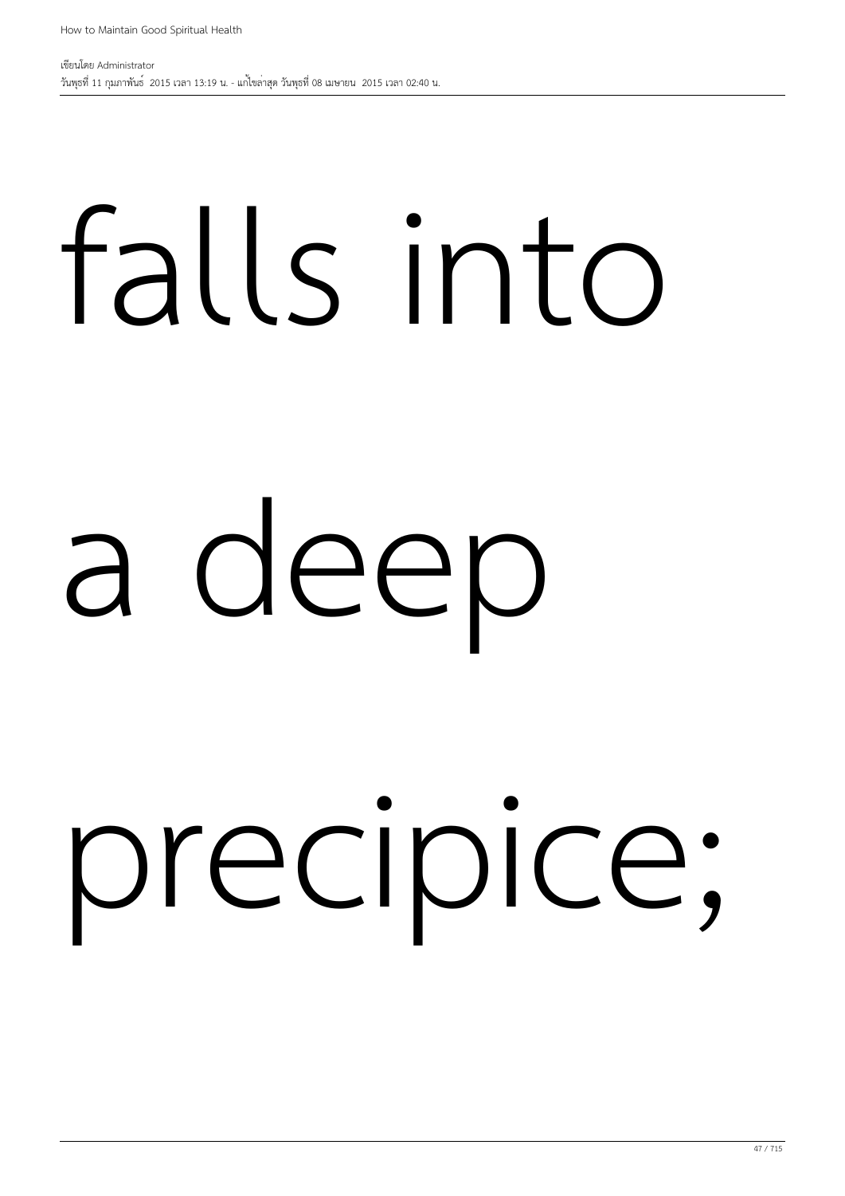falls into

a deep

precipice;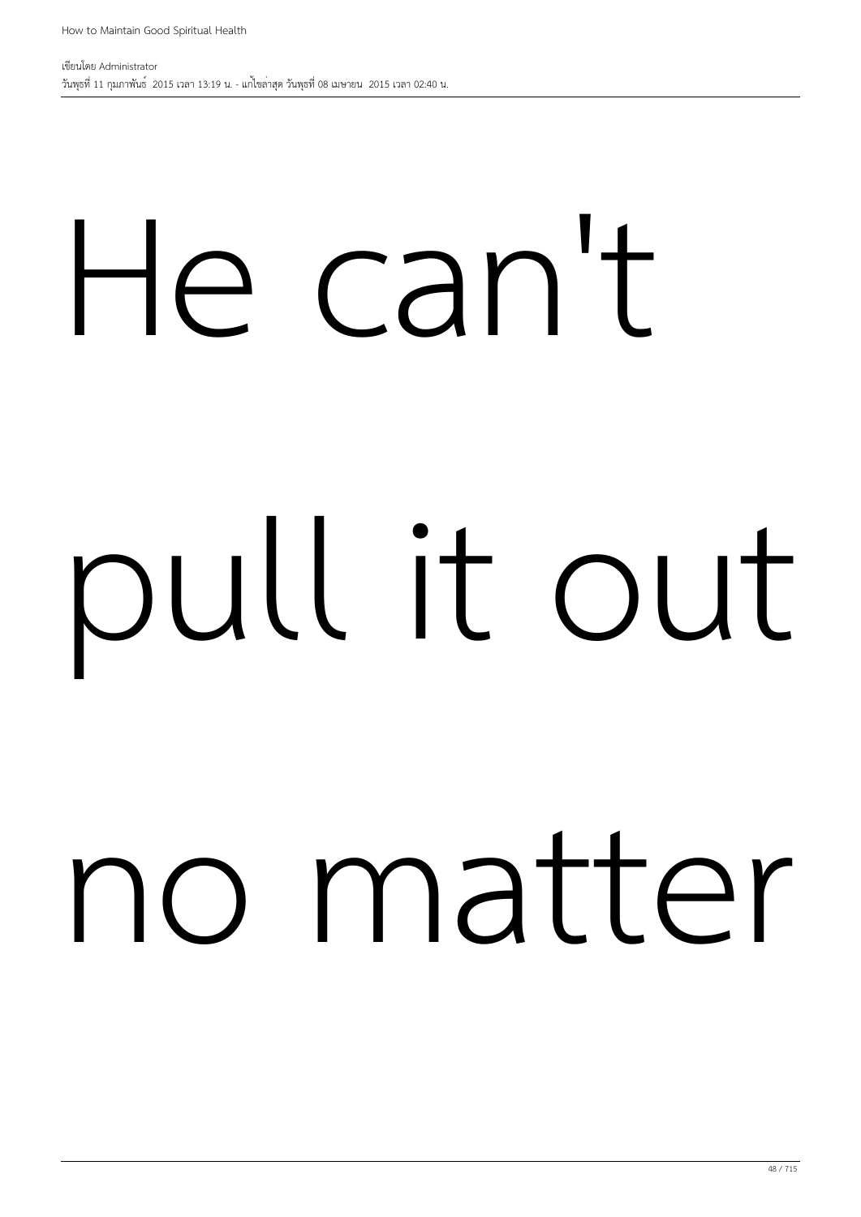He can't

pull it out

no matter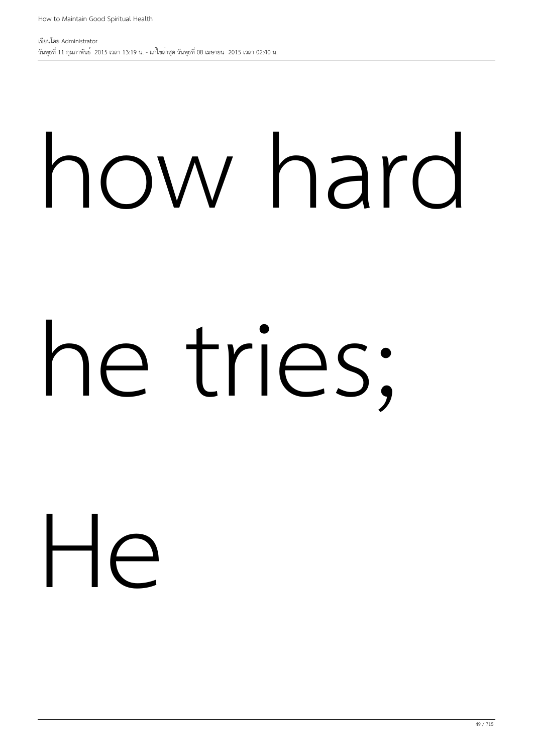how hard

he tries;

He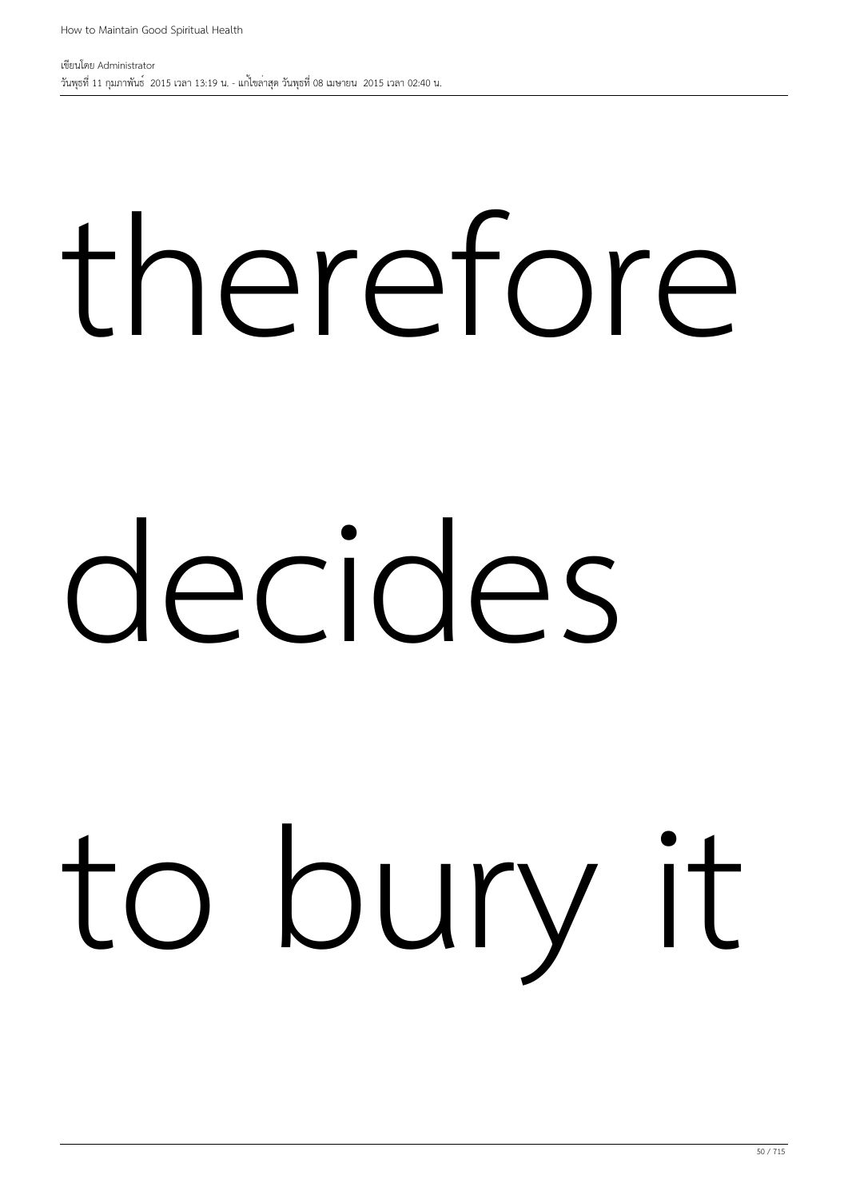therefore

decides

to bury it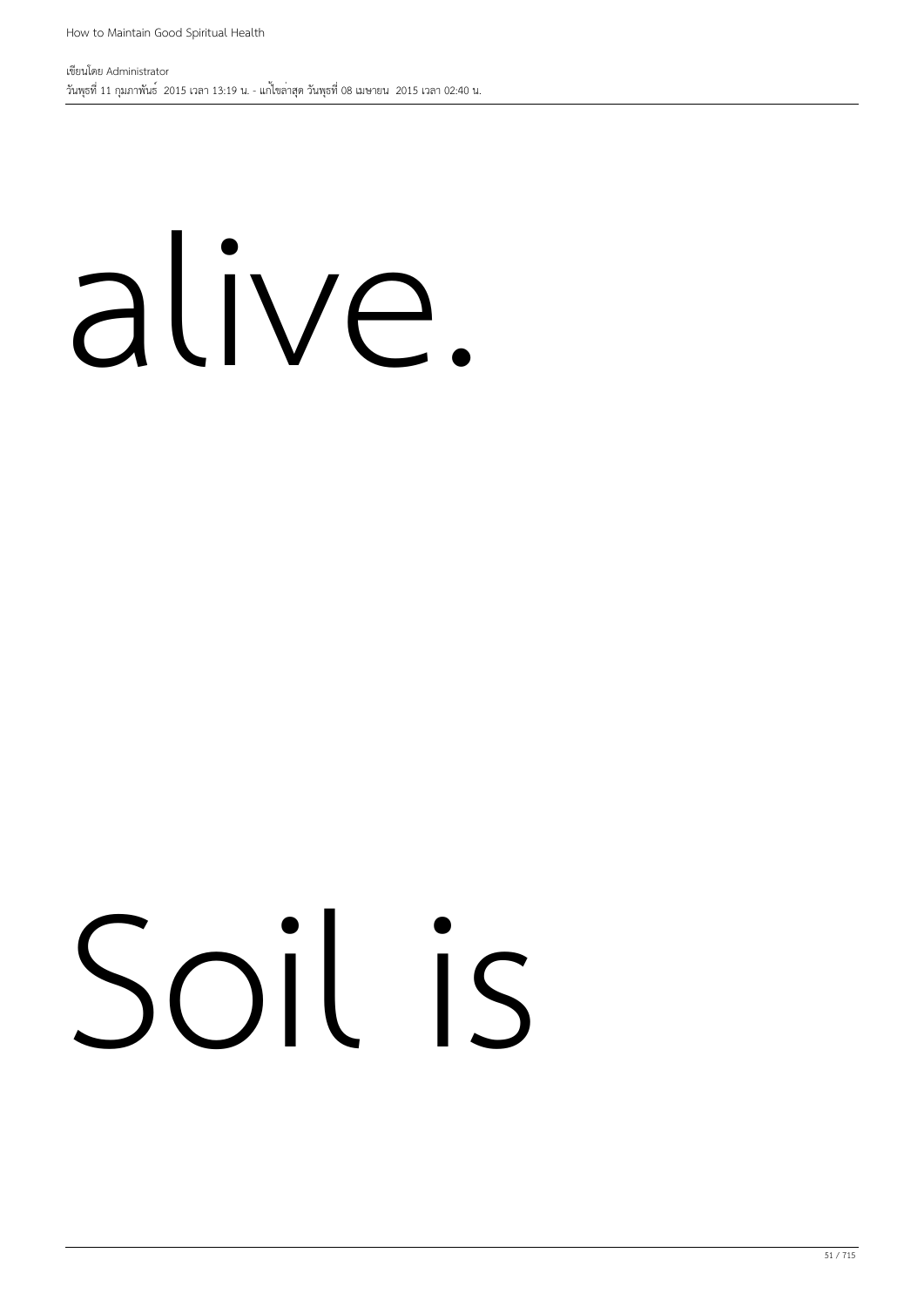alive.

Soil is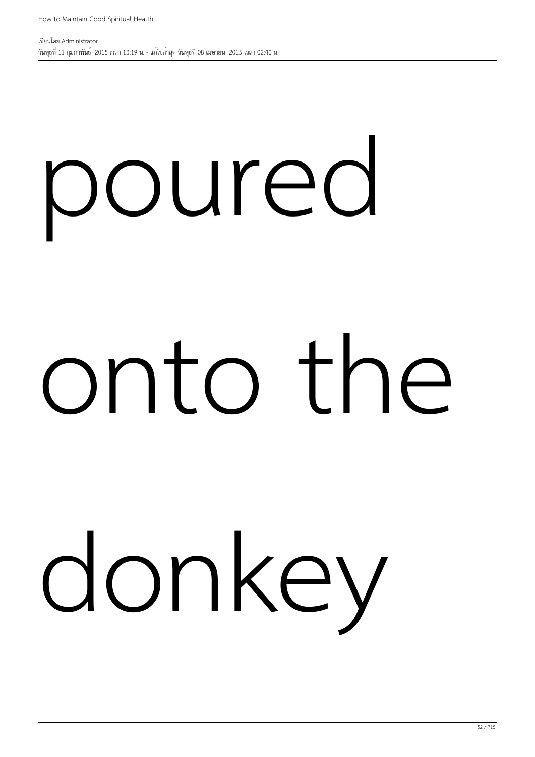poured

onto the

donkey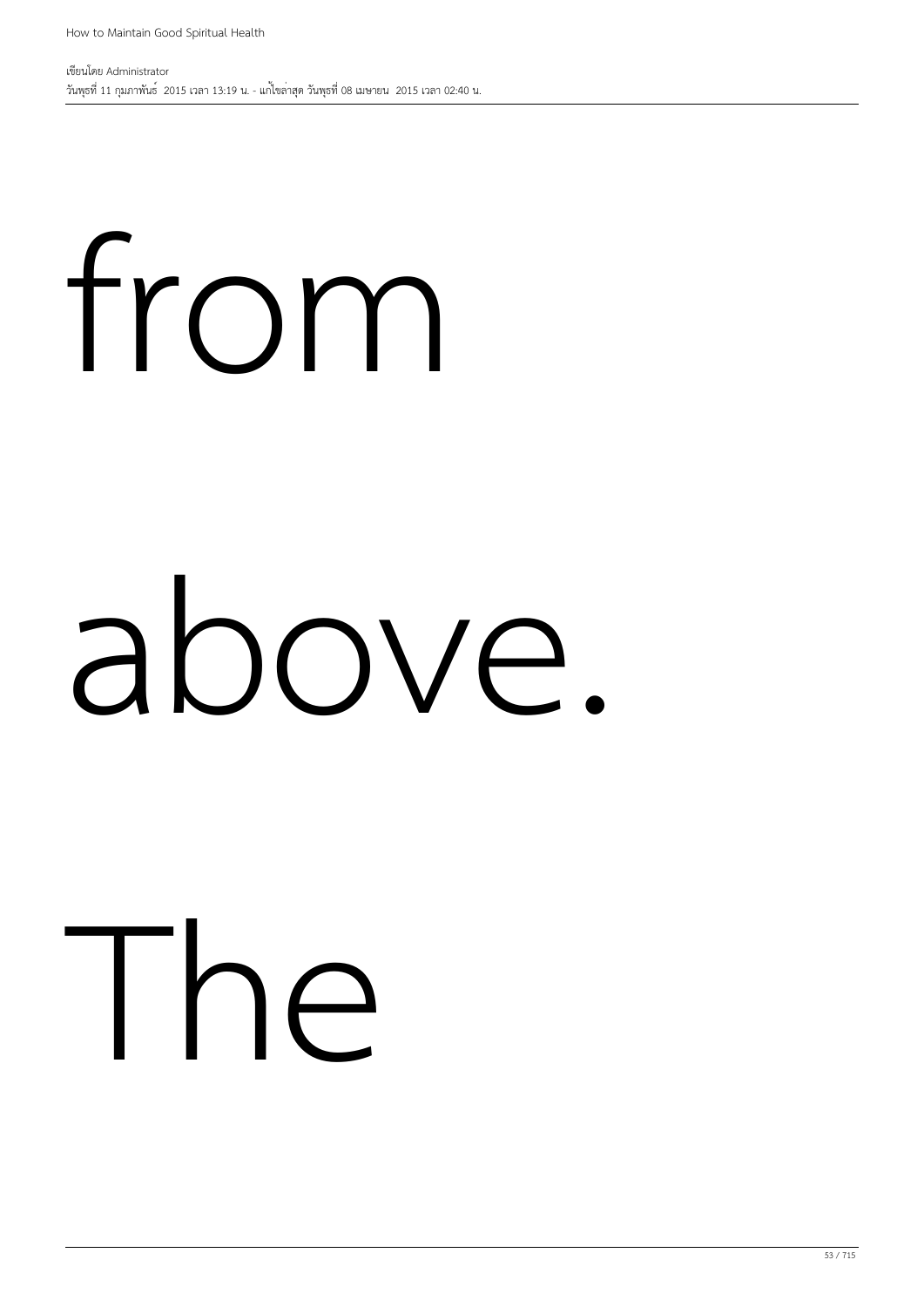from

above.

The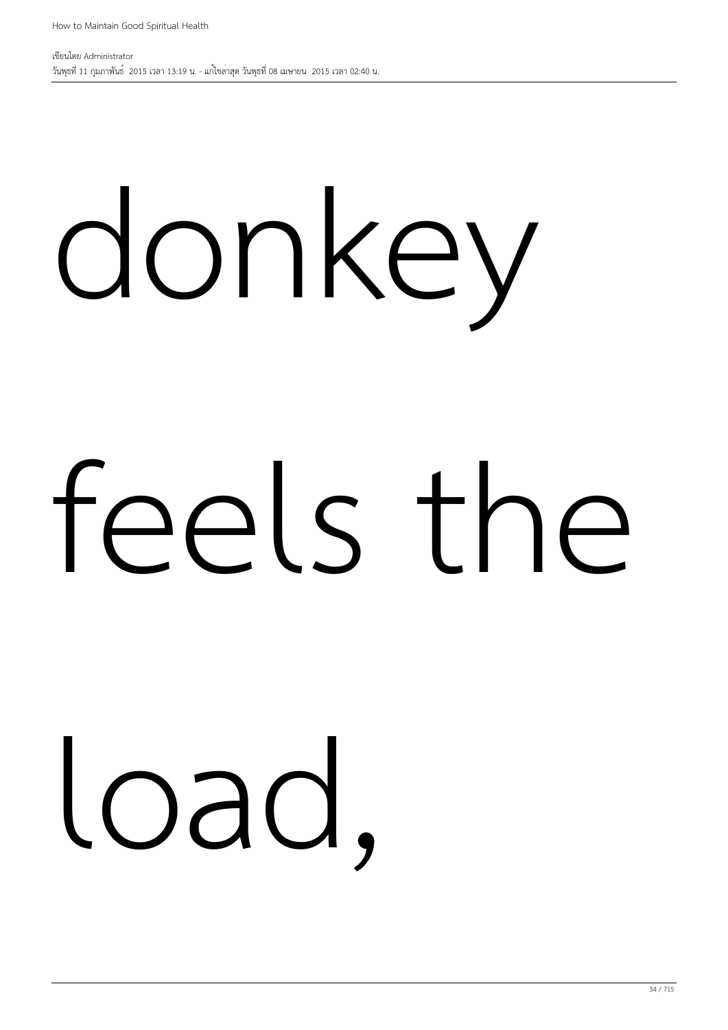donkey

feels the

load,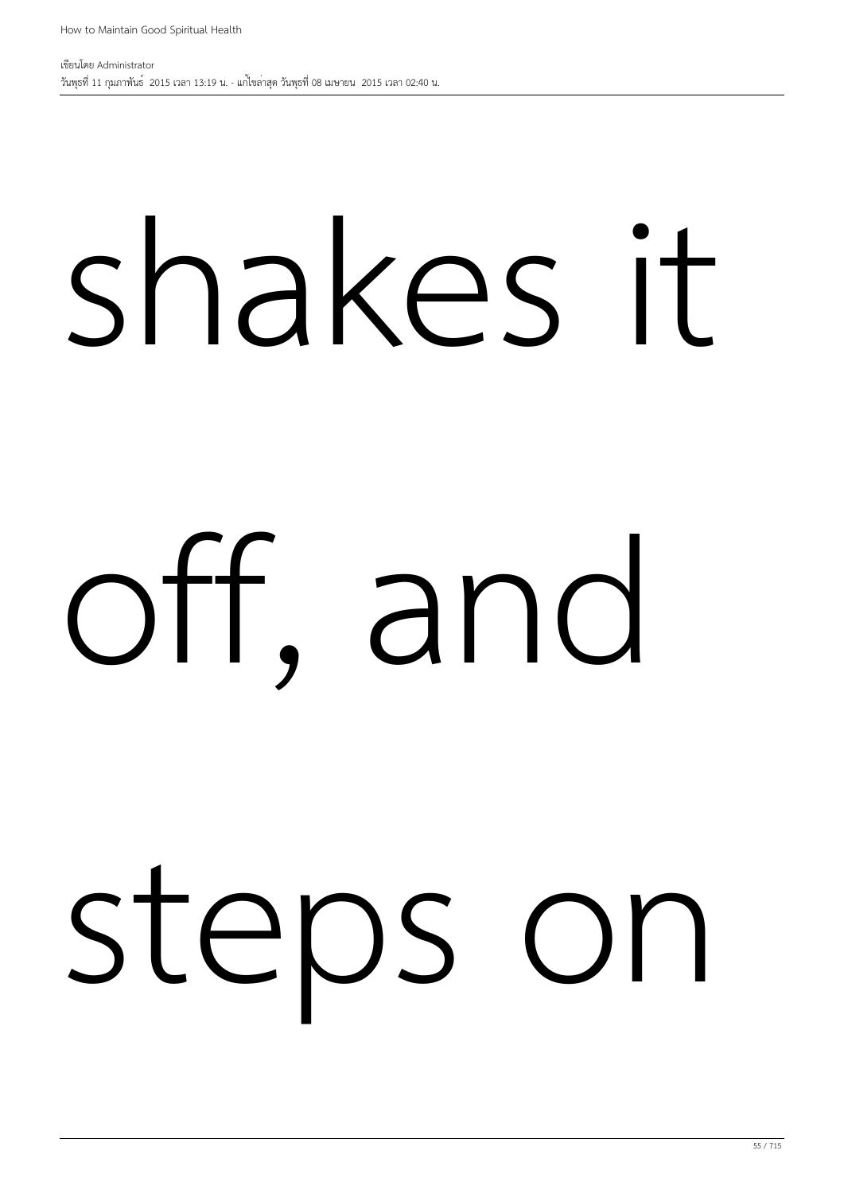shakes it

off, and

steps on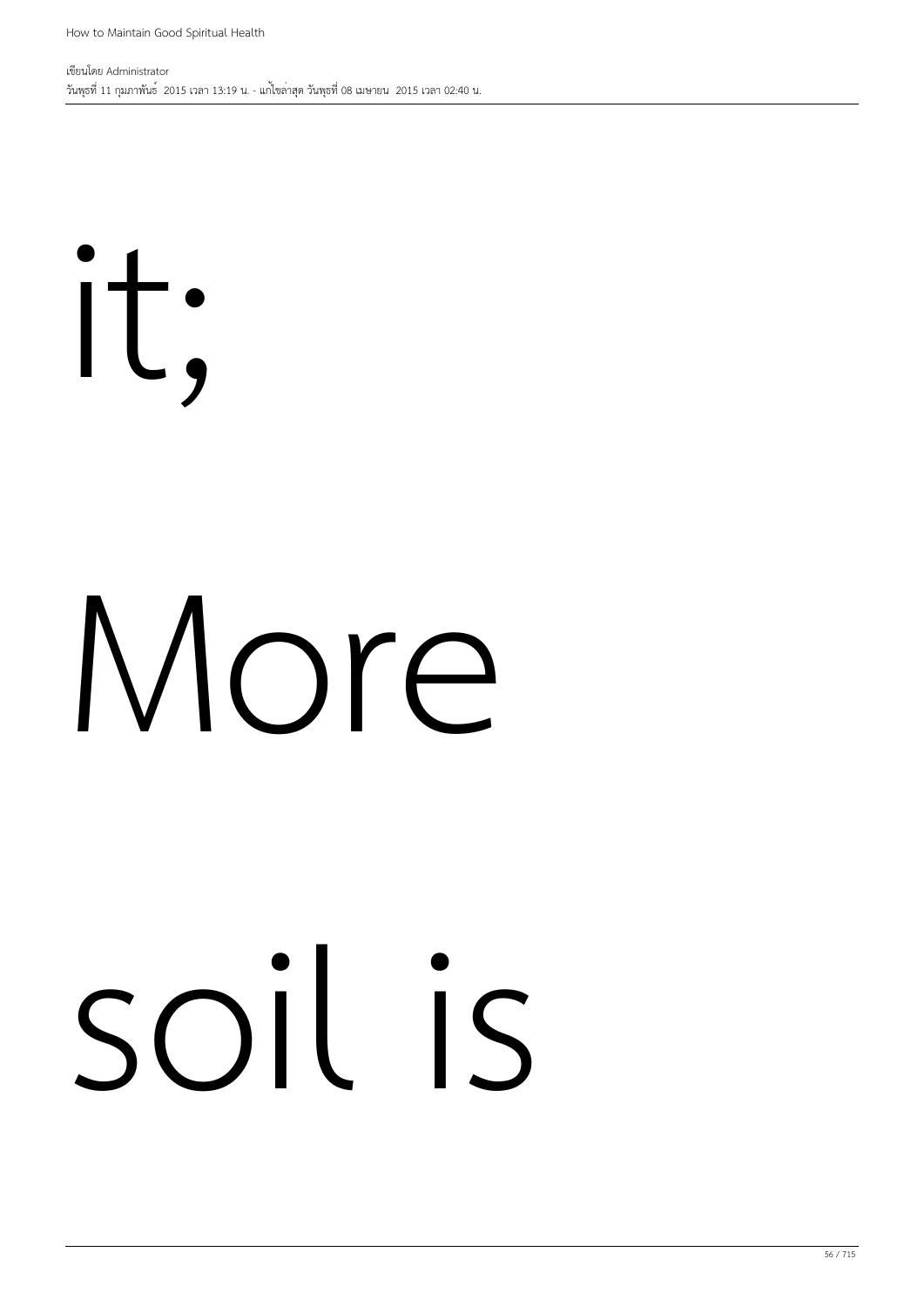it;

More

soil is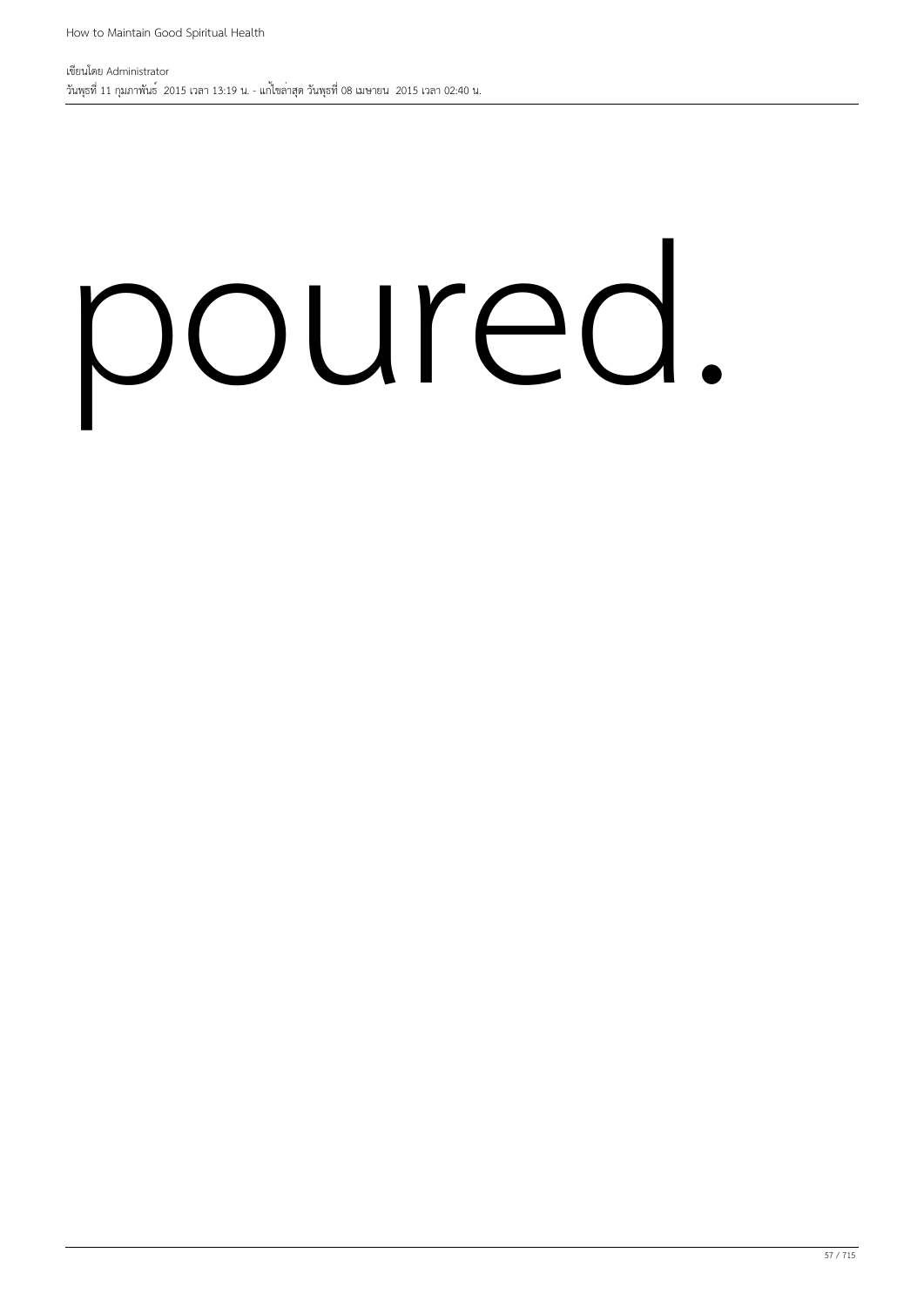poured.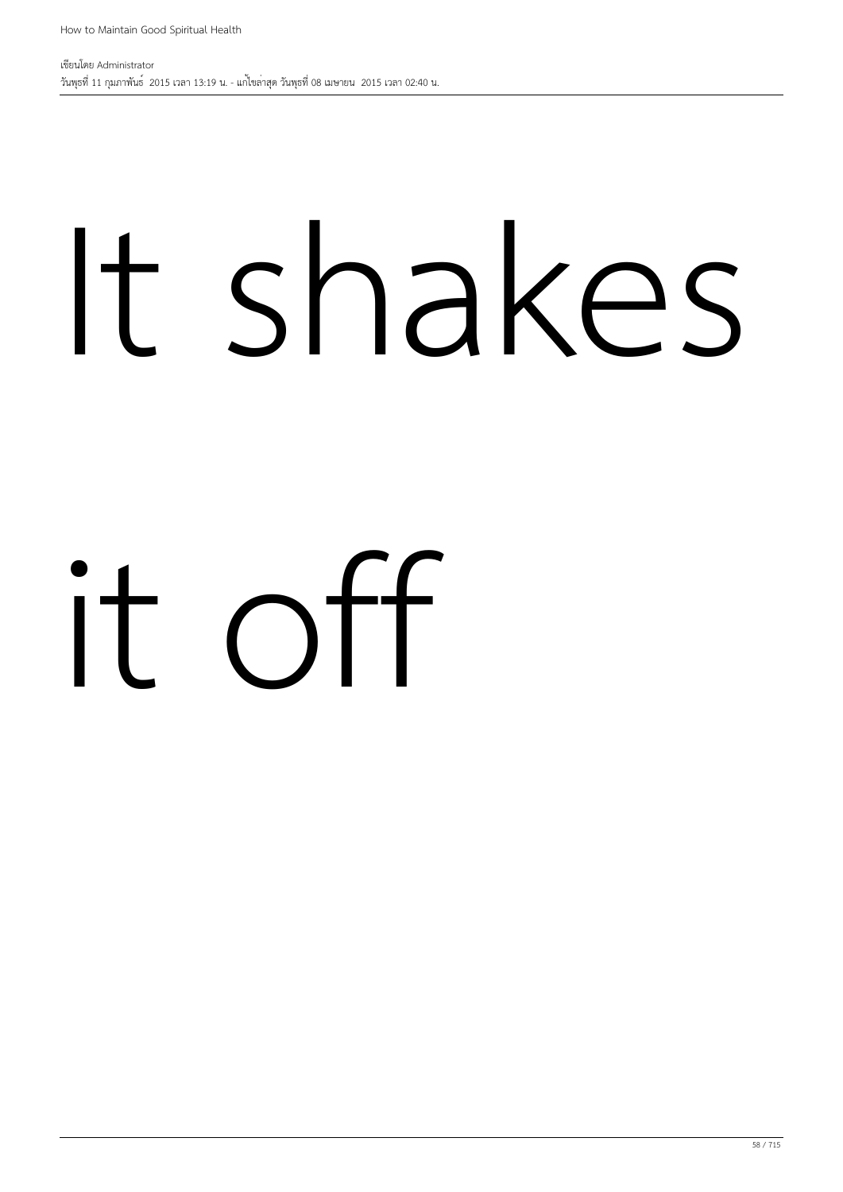# It shakes it off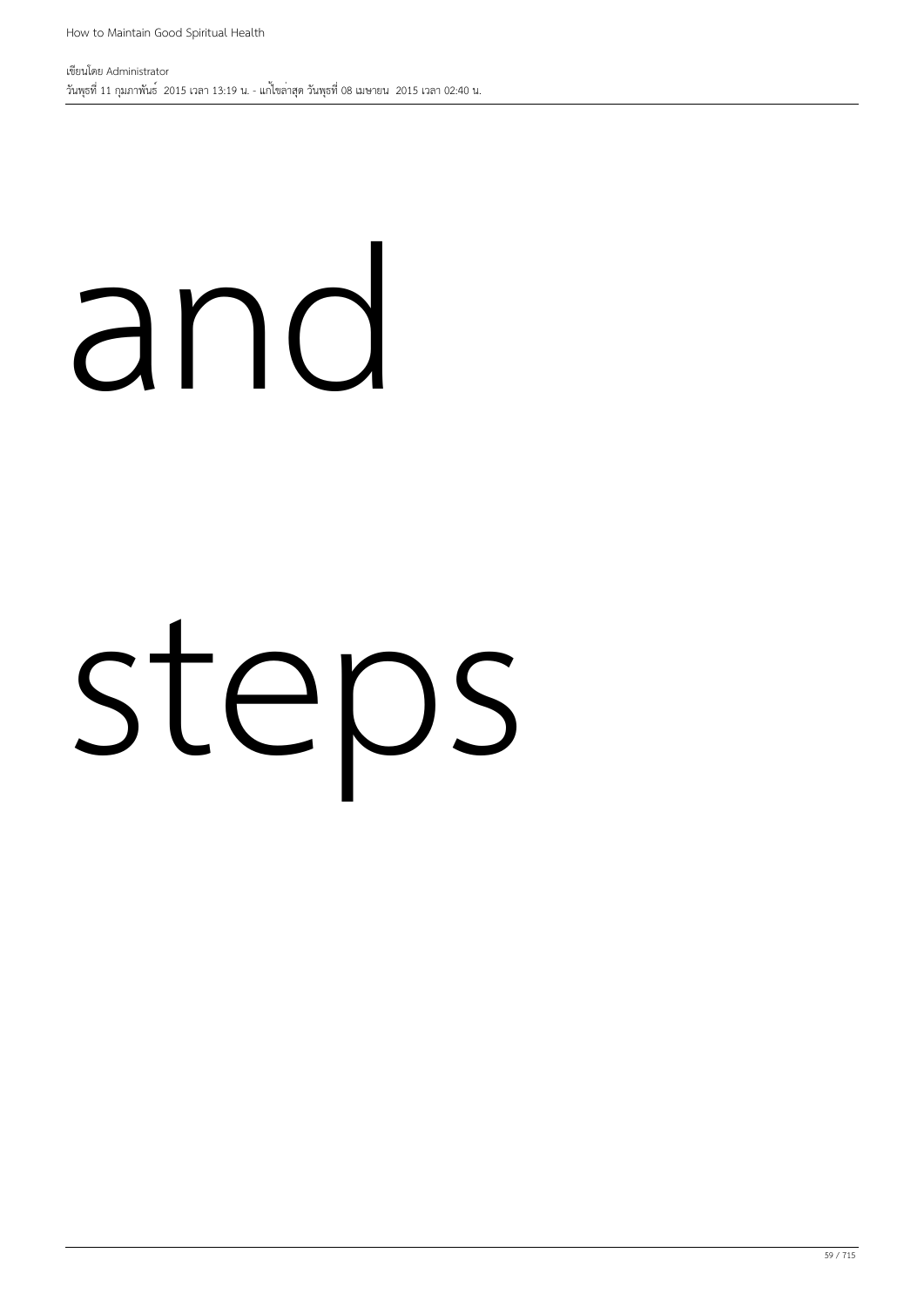and

steps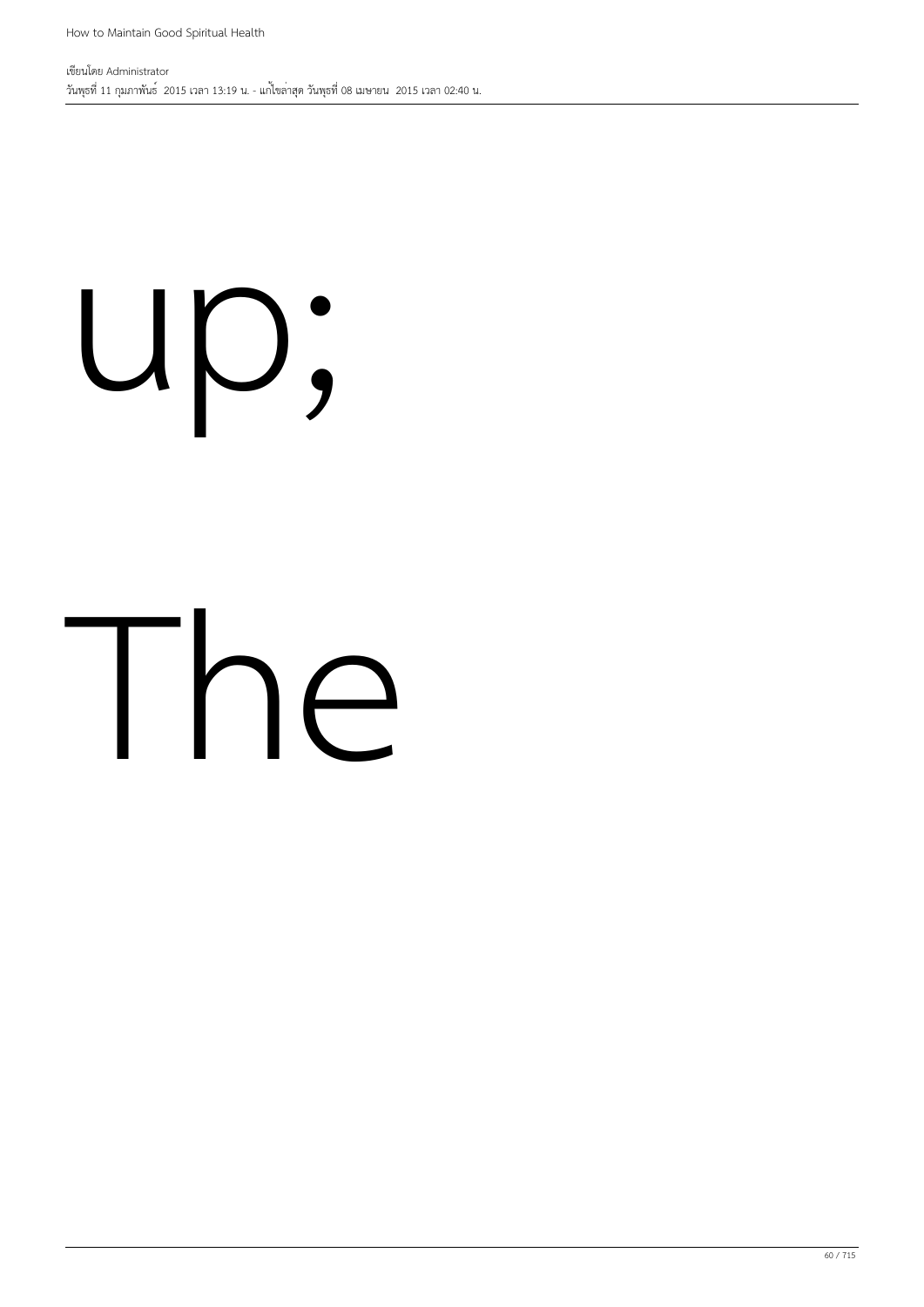up;

The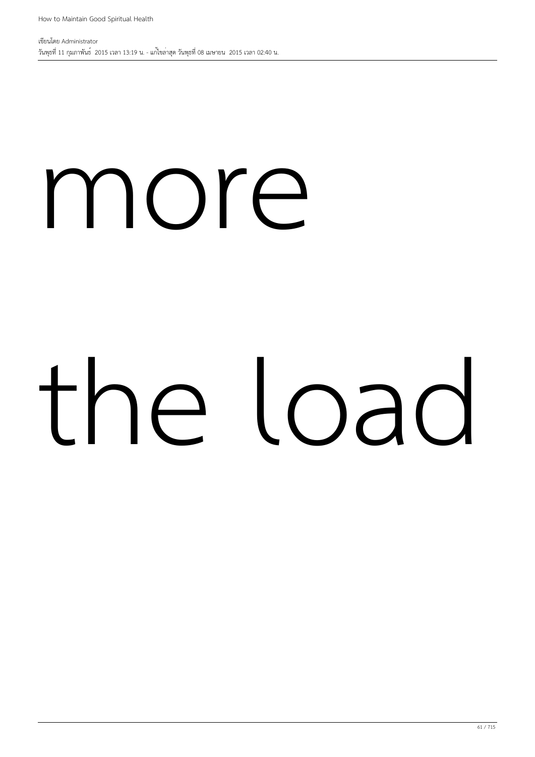more

the load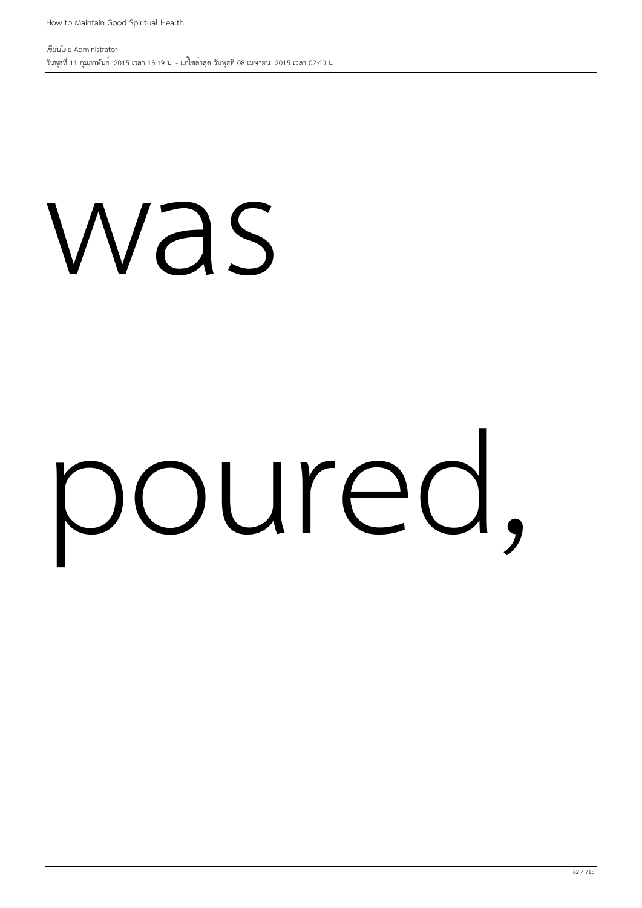was

poured,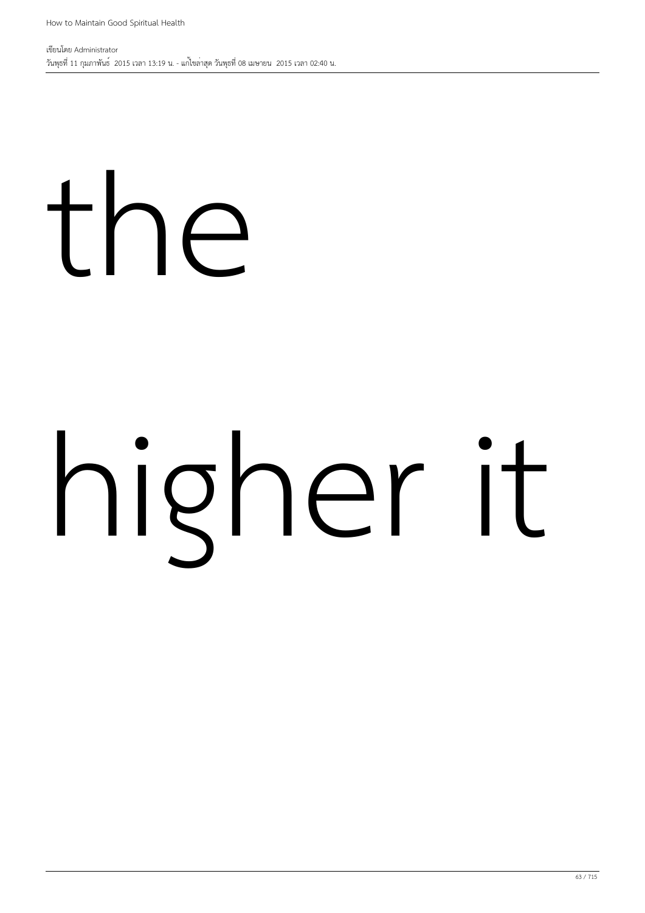the

higher it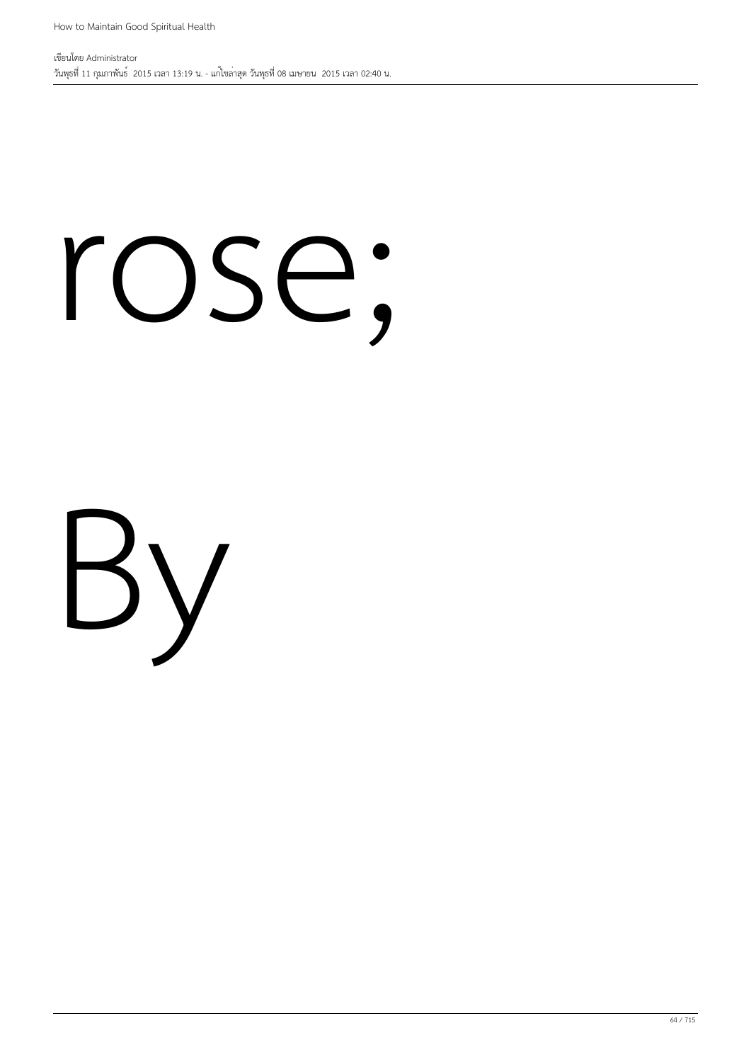rose;

By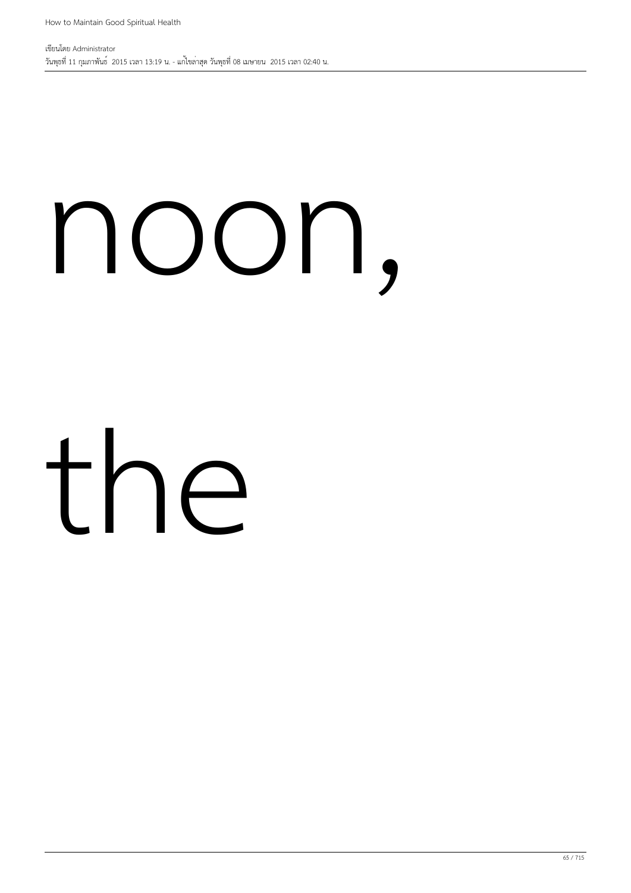noon,

the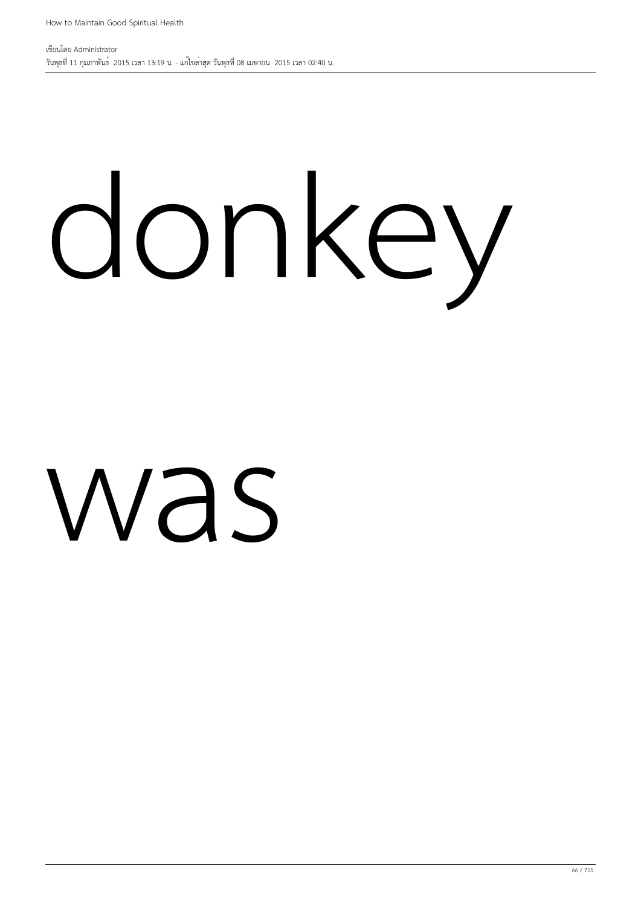donkey

was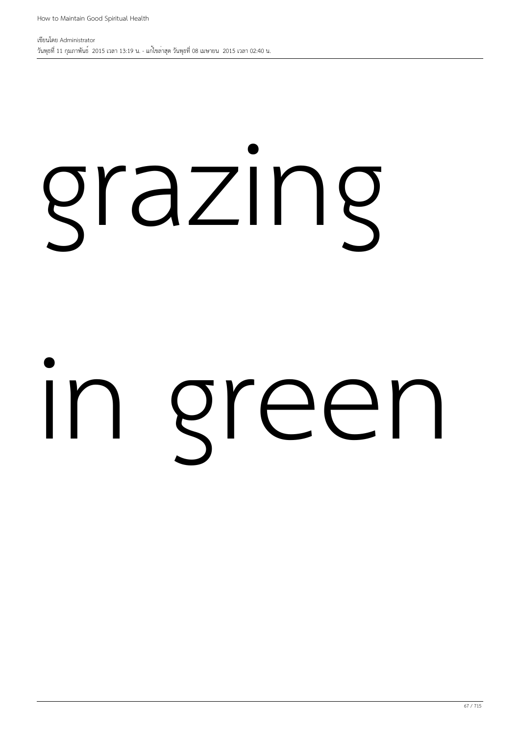grazing

in green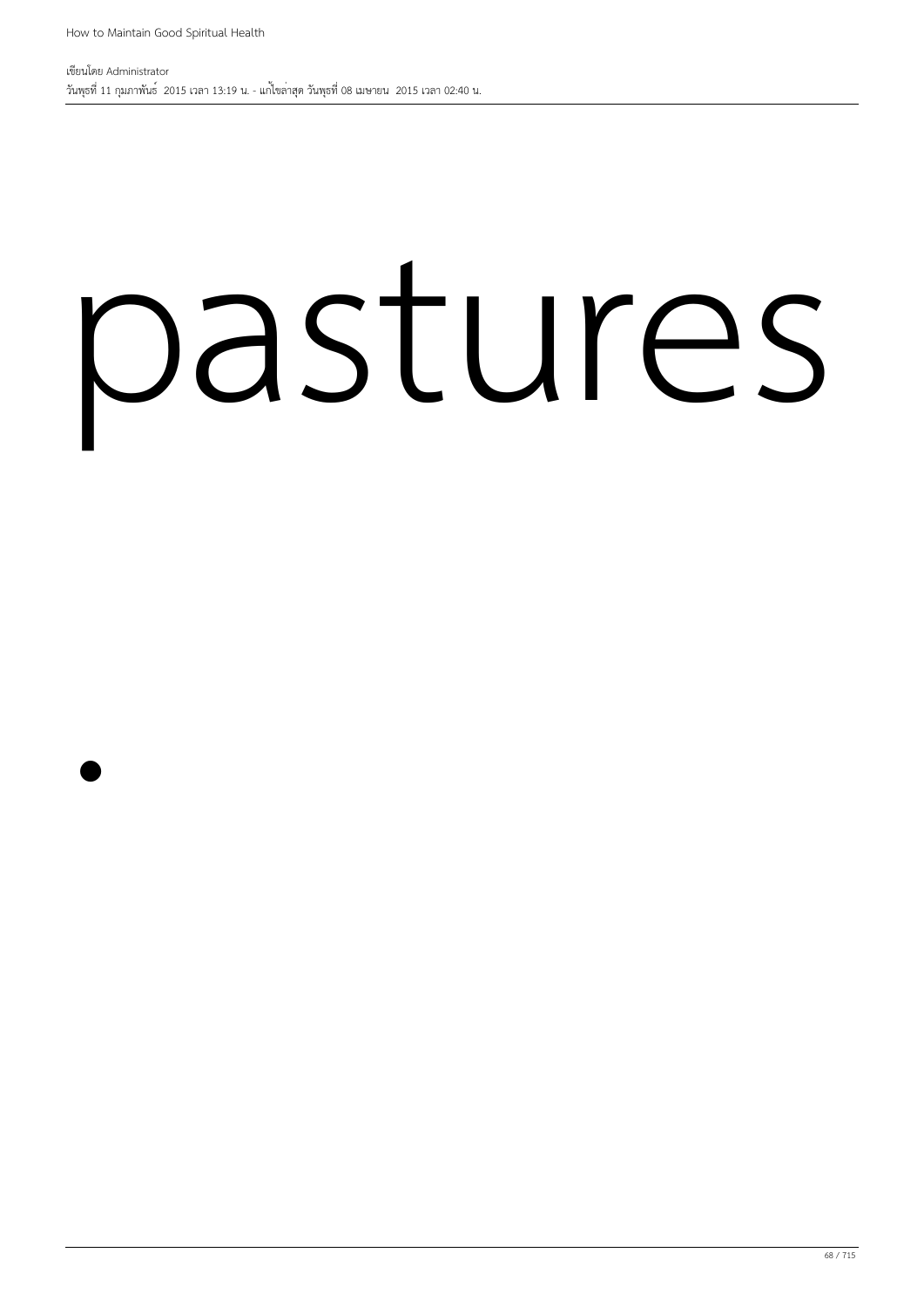pastures

•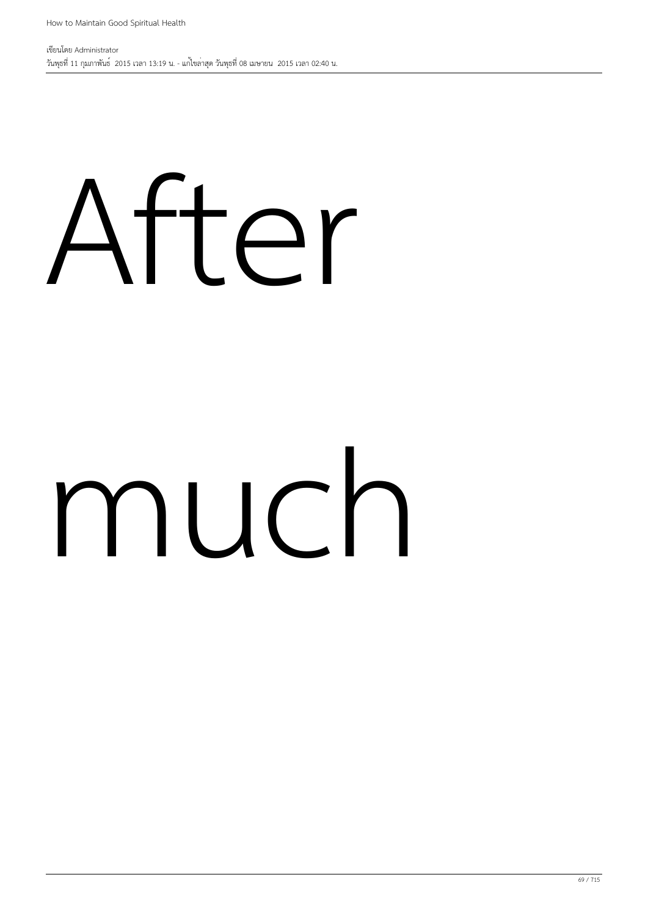After

much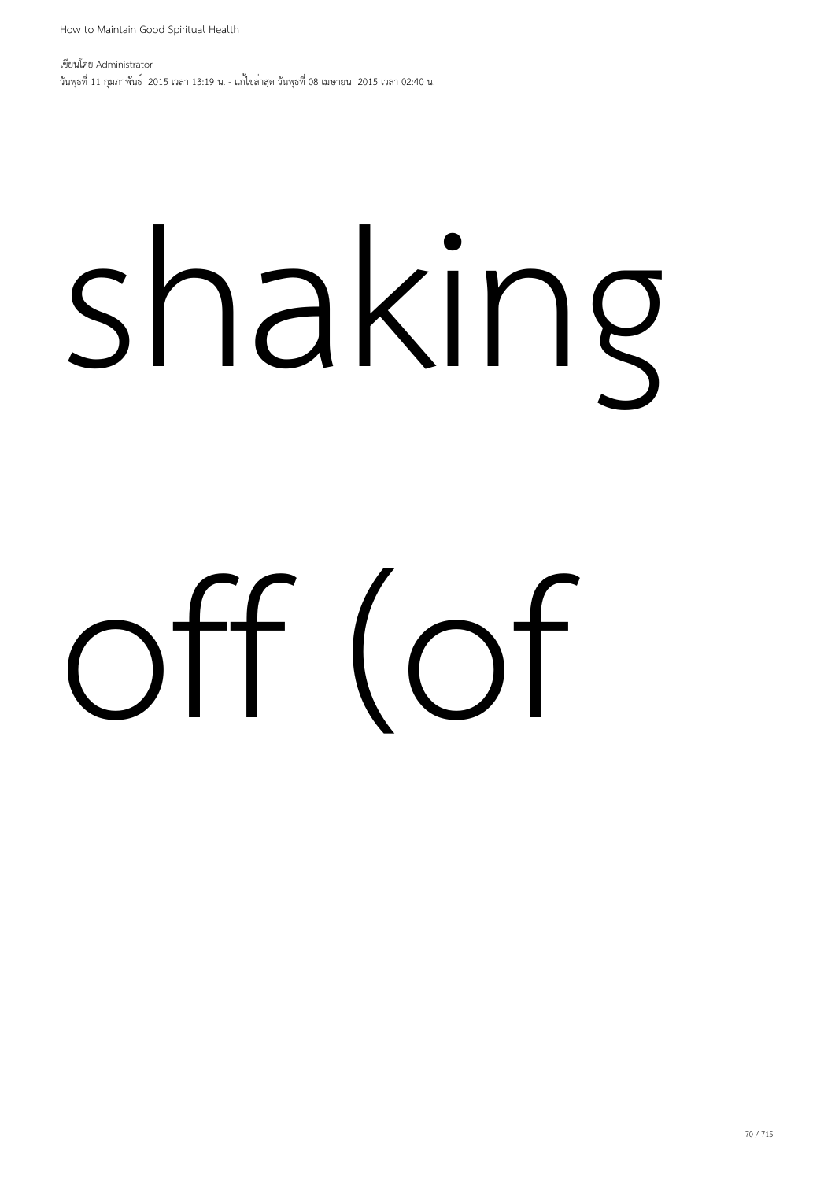shaking

off (of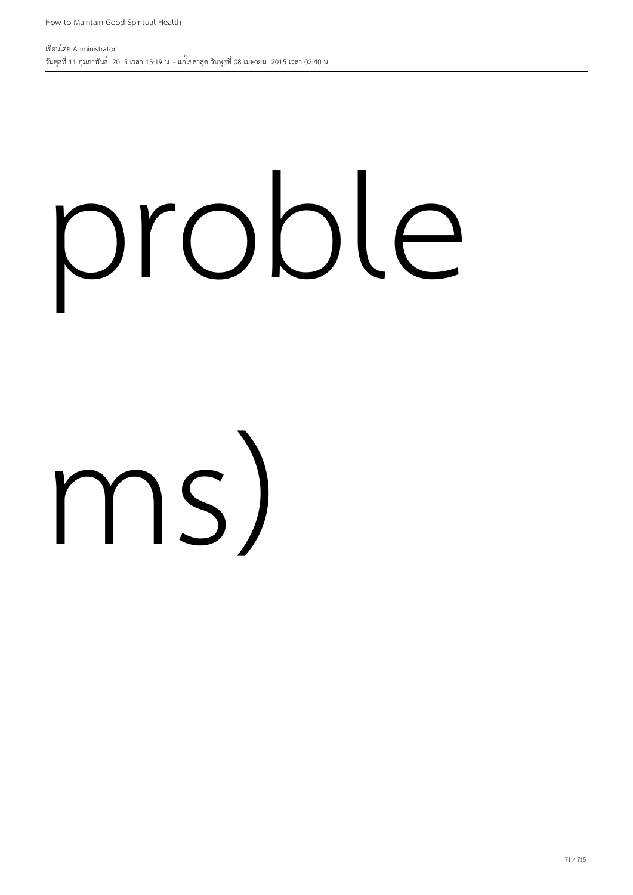proble

ms)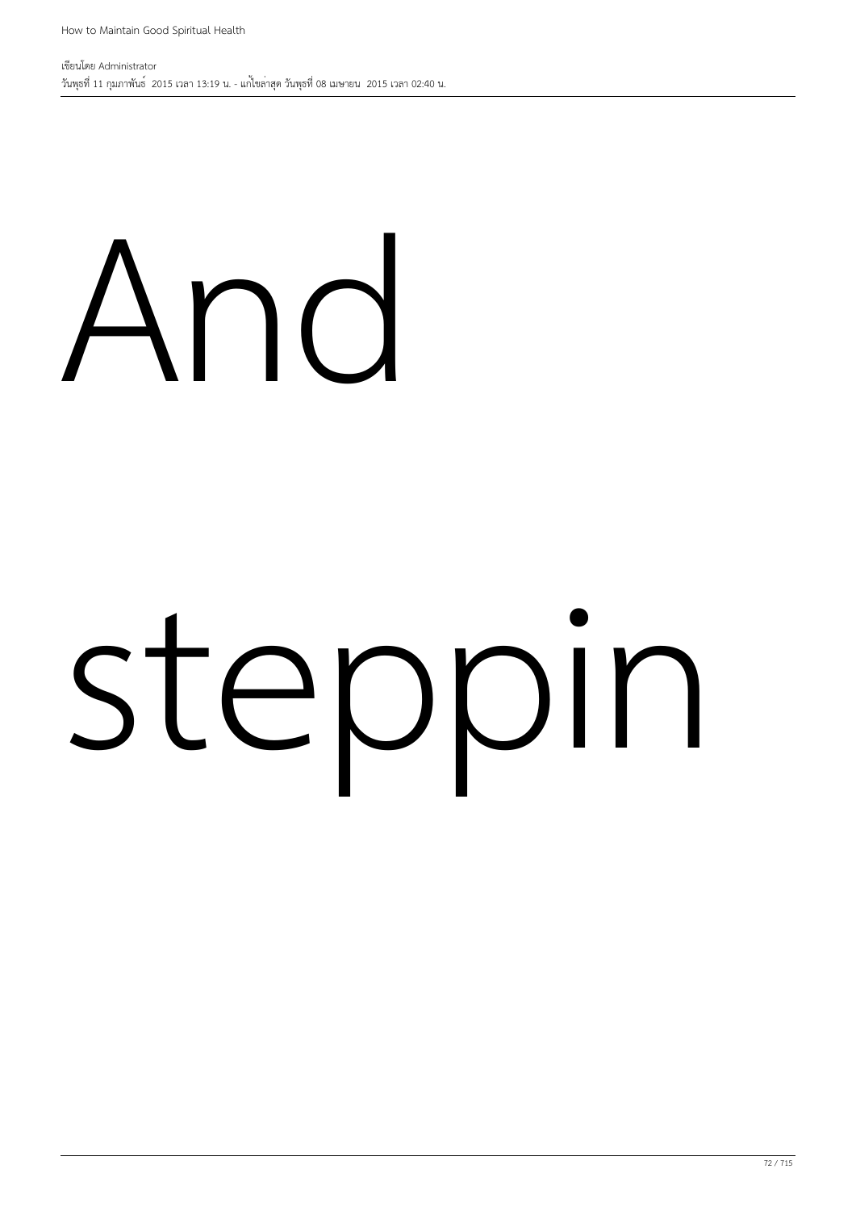And

steppin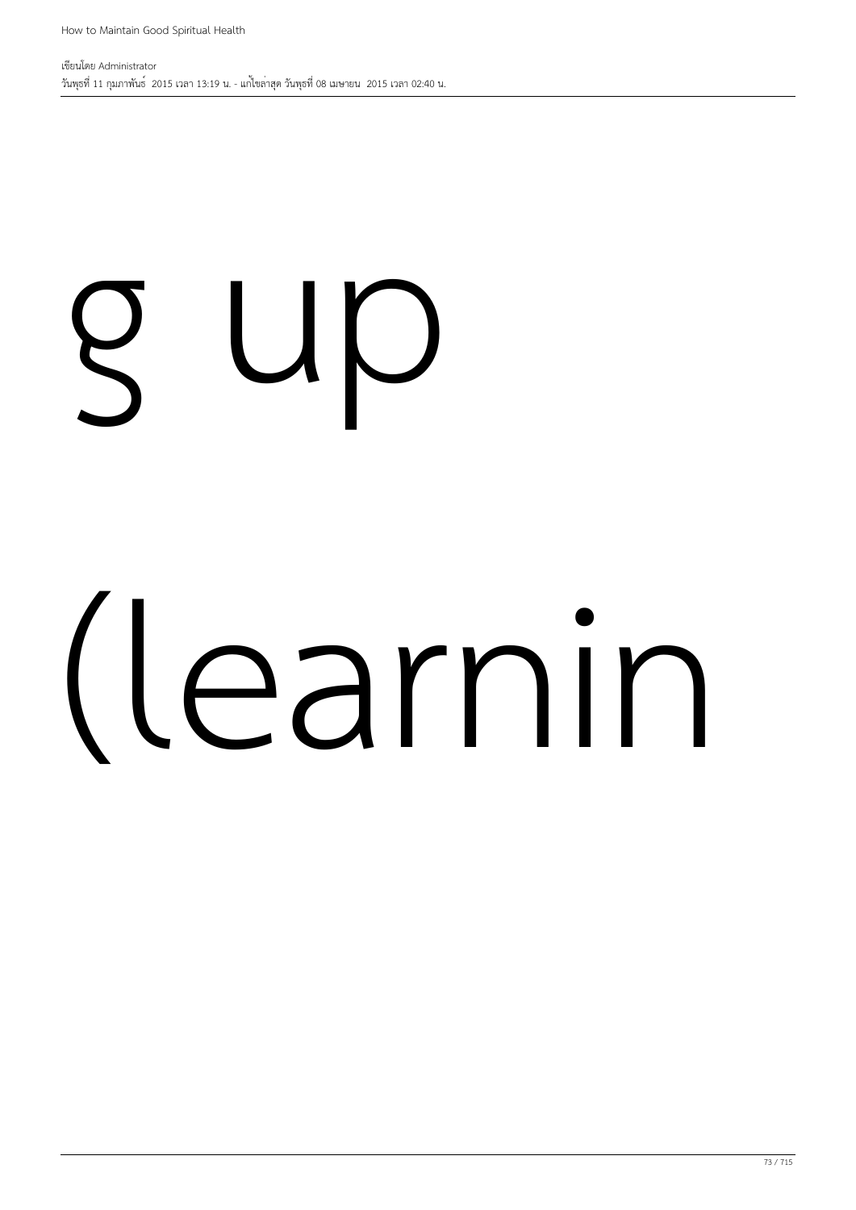g up

(learnin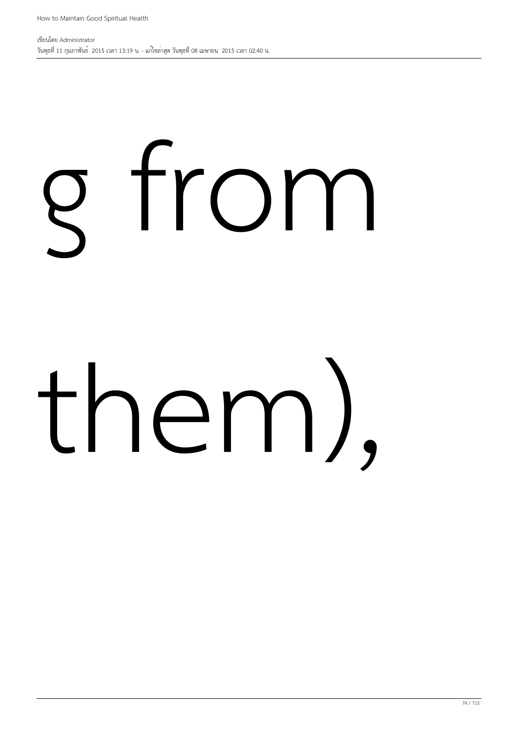g from

them),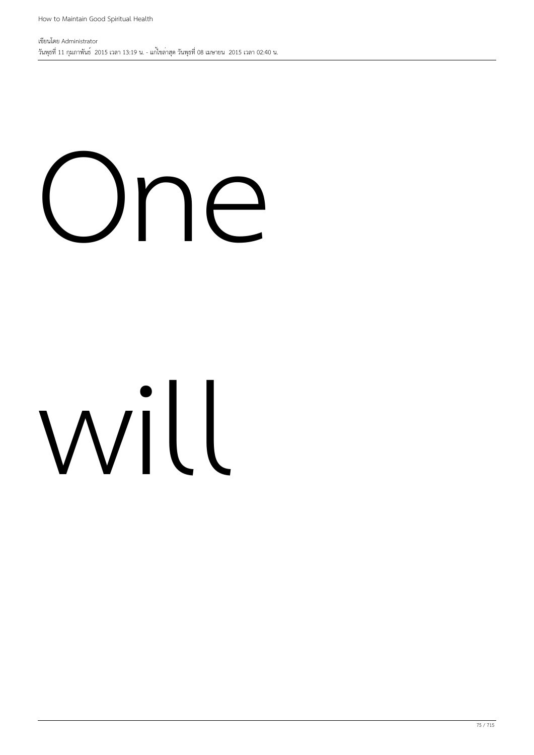One

will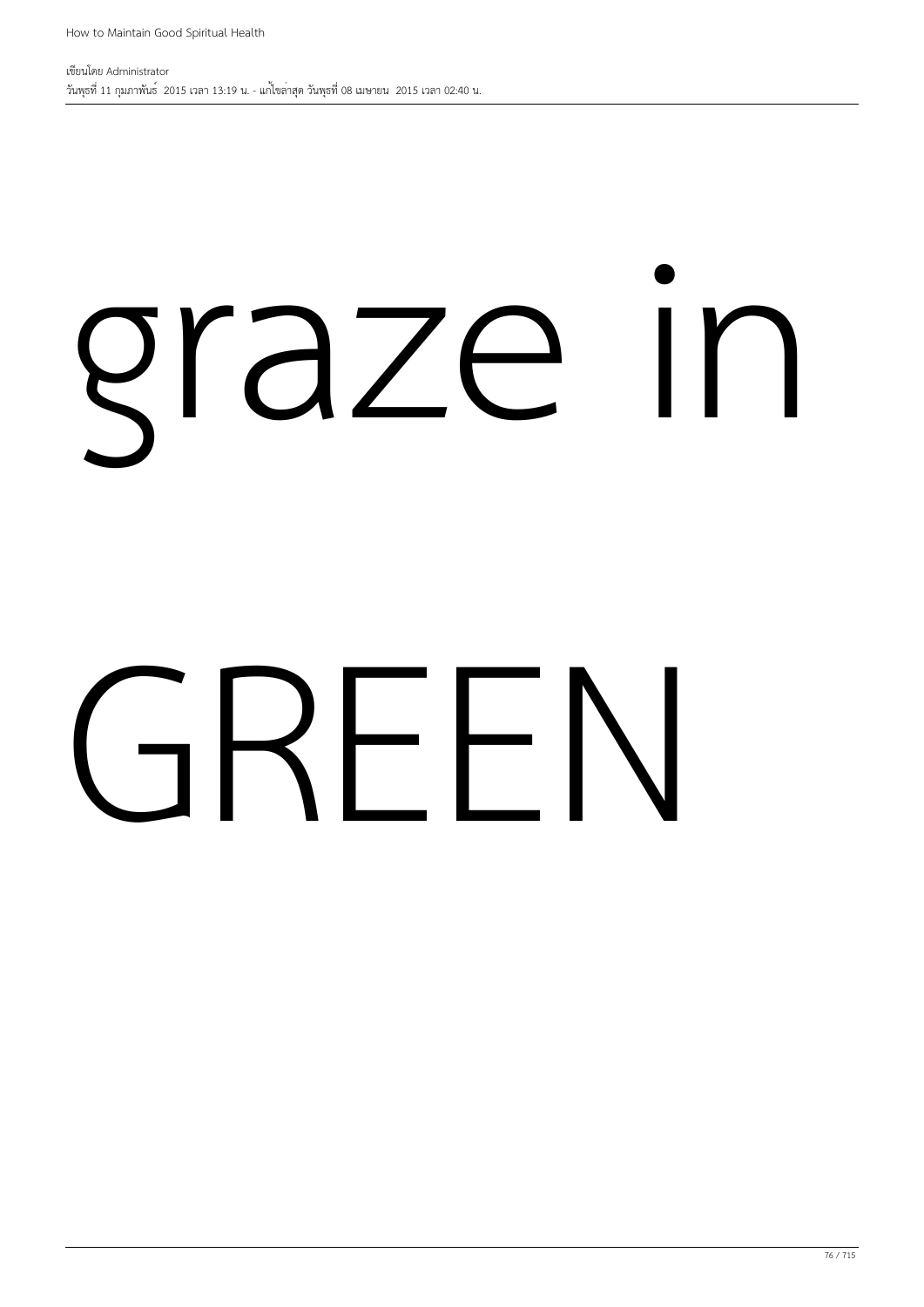graze in

GREEN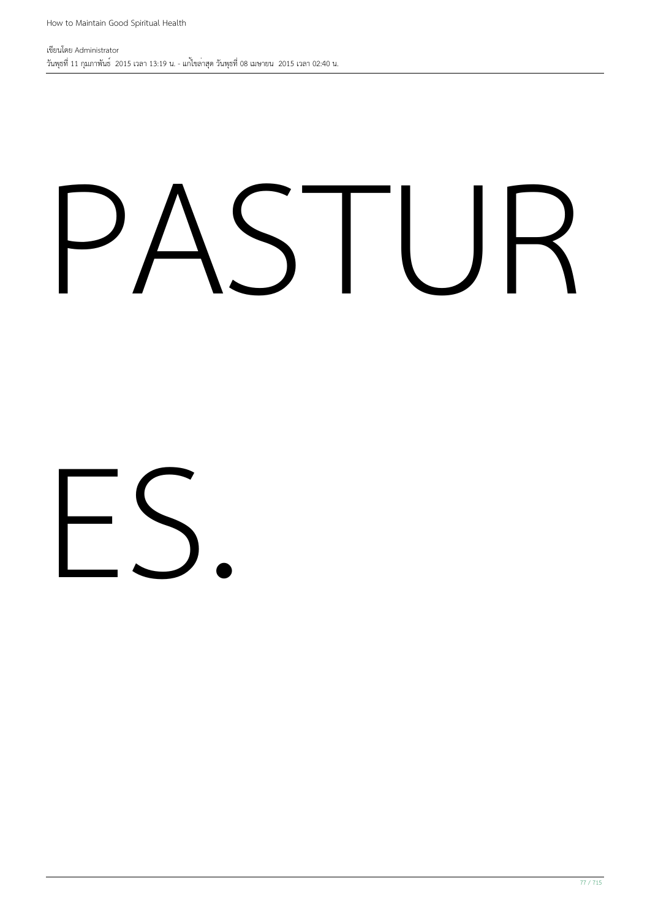PASTUR

ES.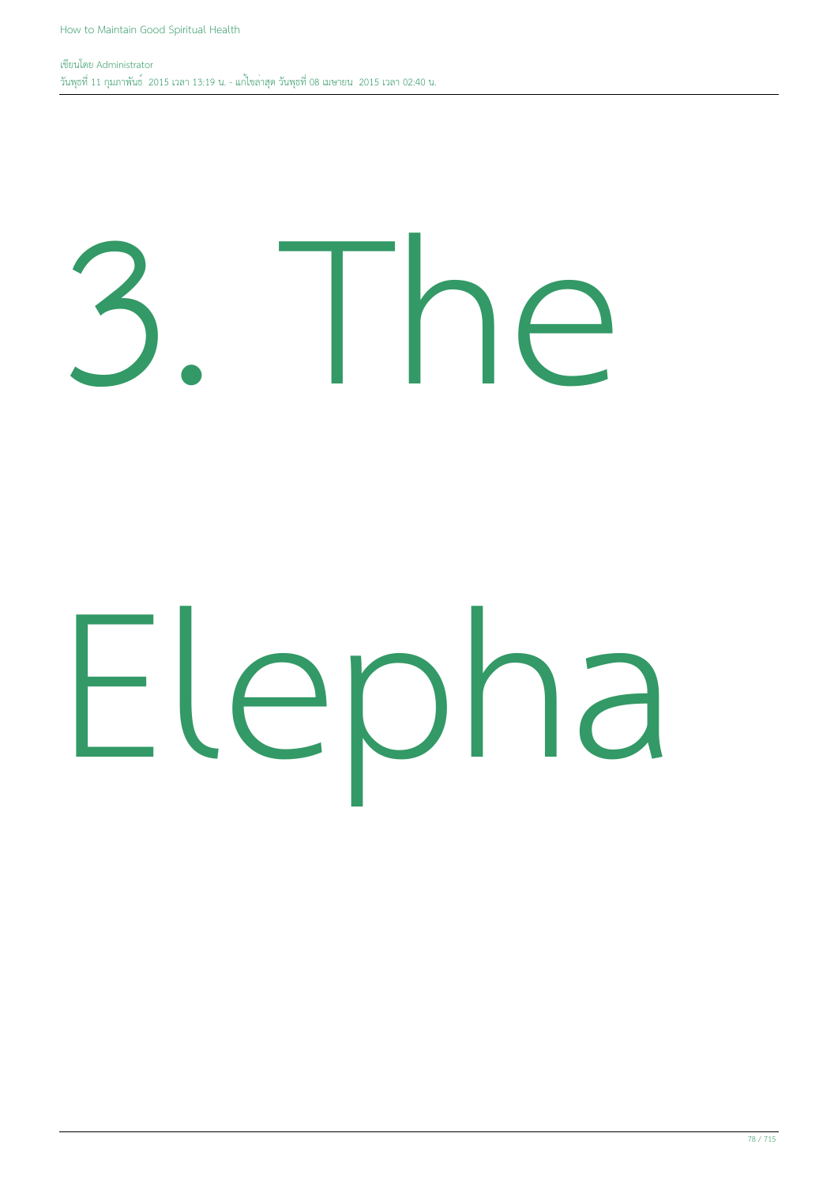# 3. The

# Elepha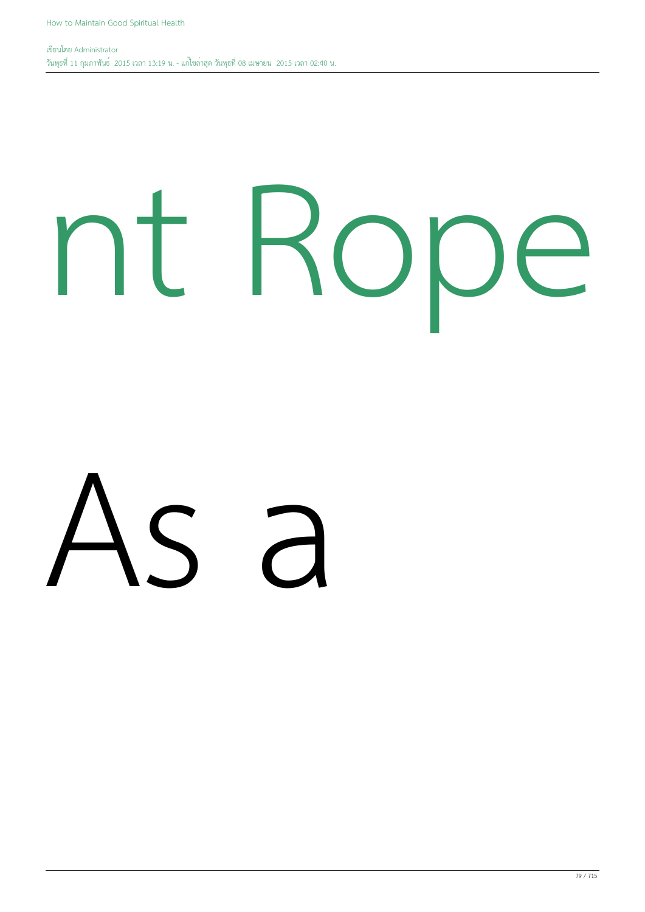# nt Rope

# As a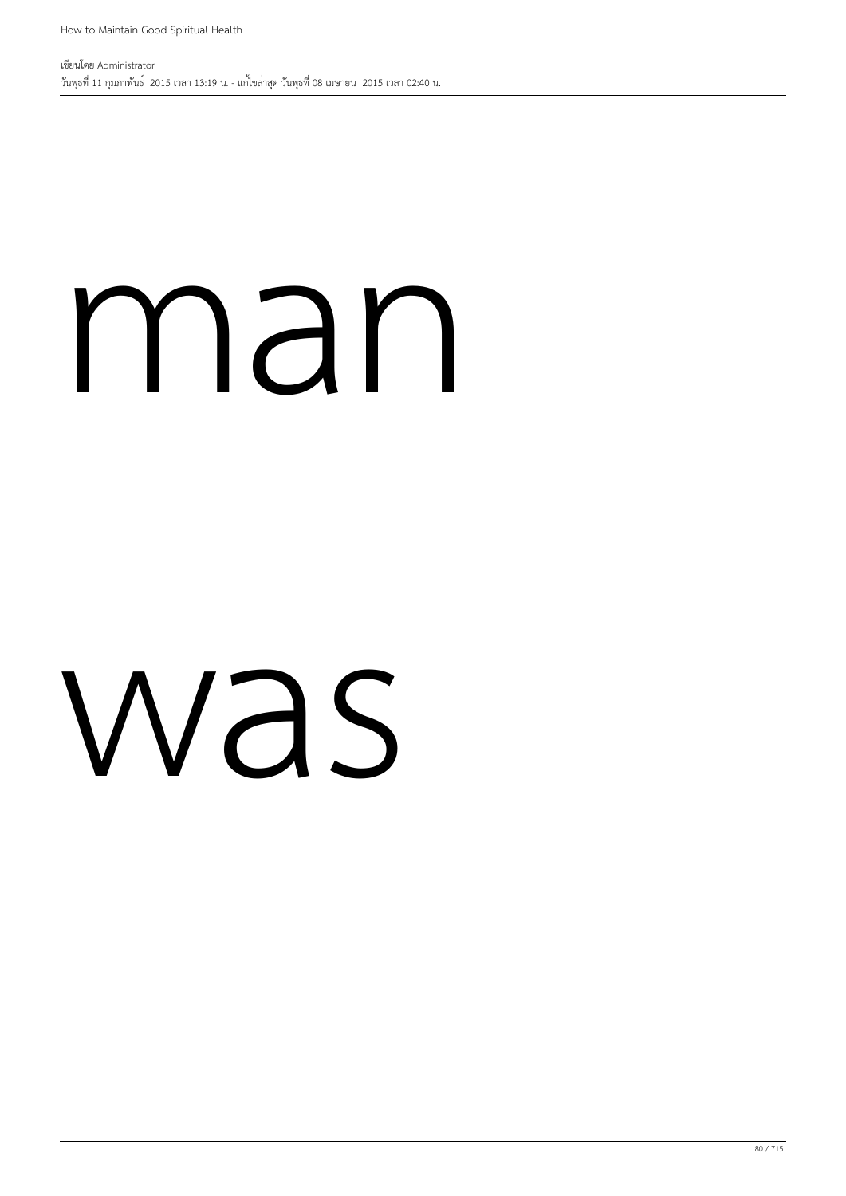man

was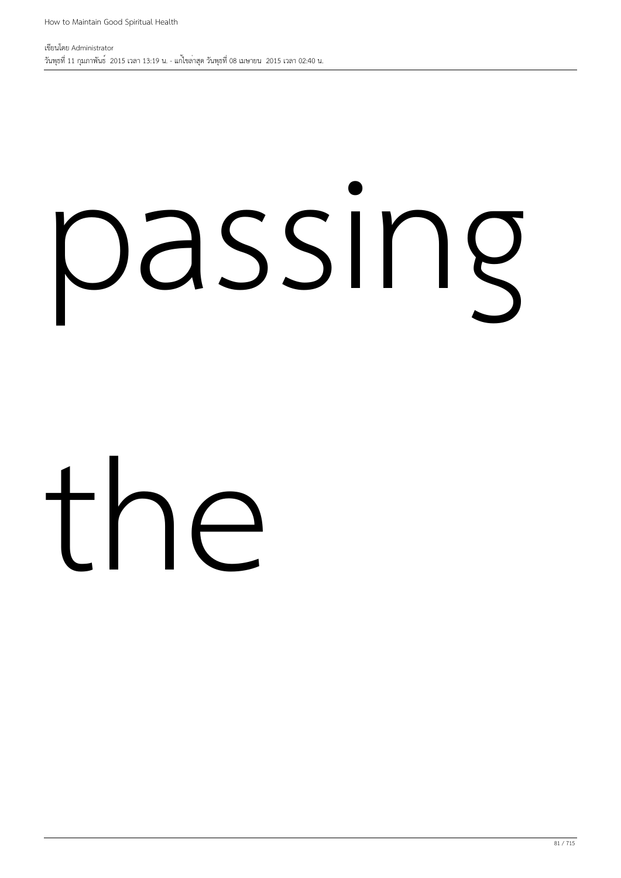passing

the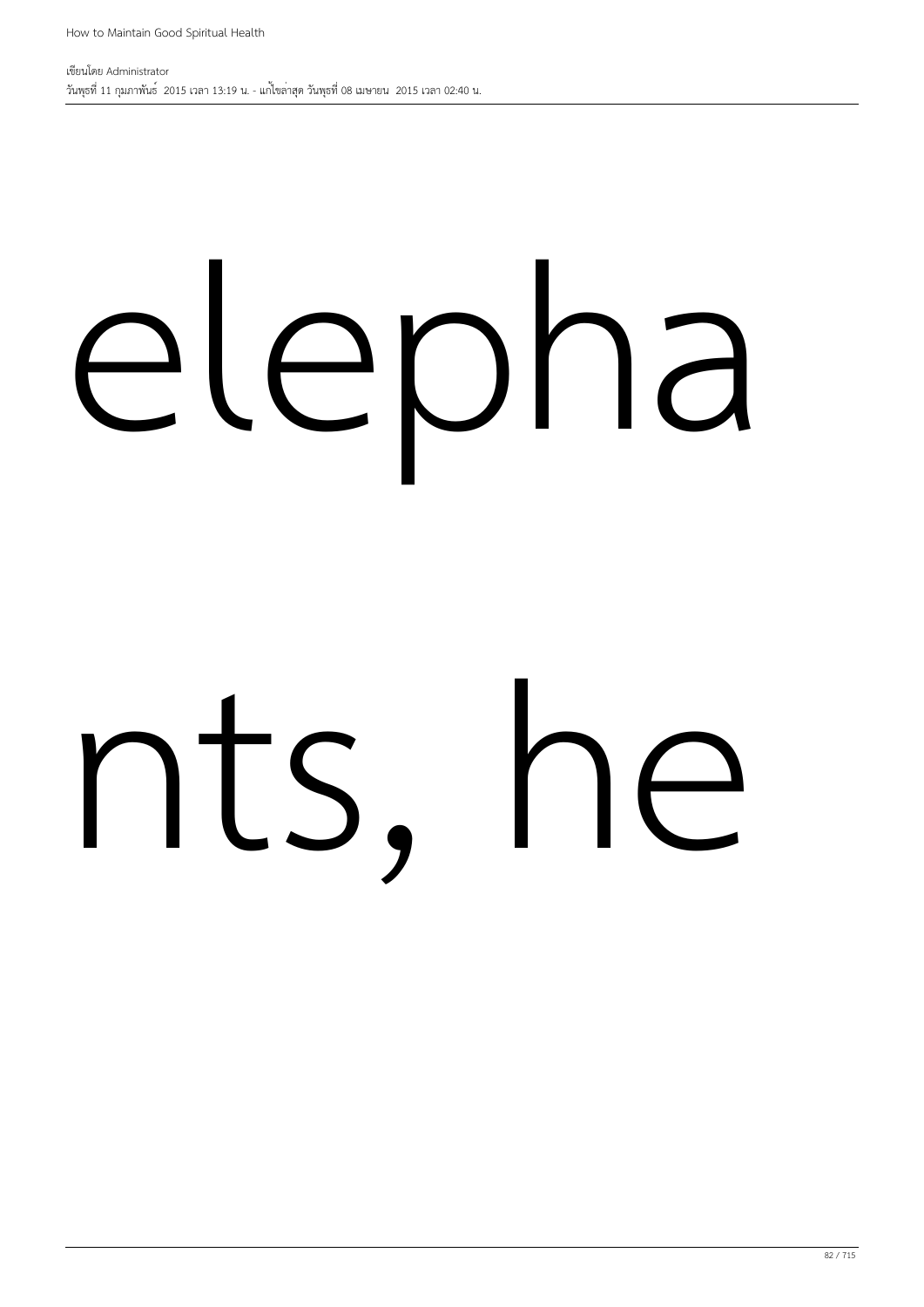elepha

nts, he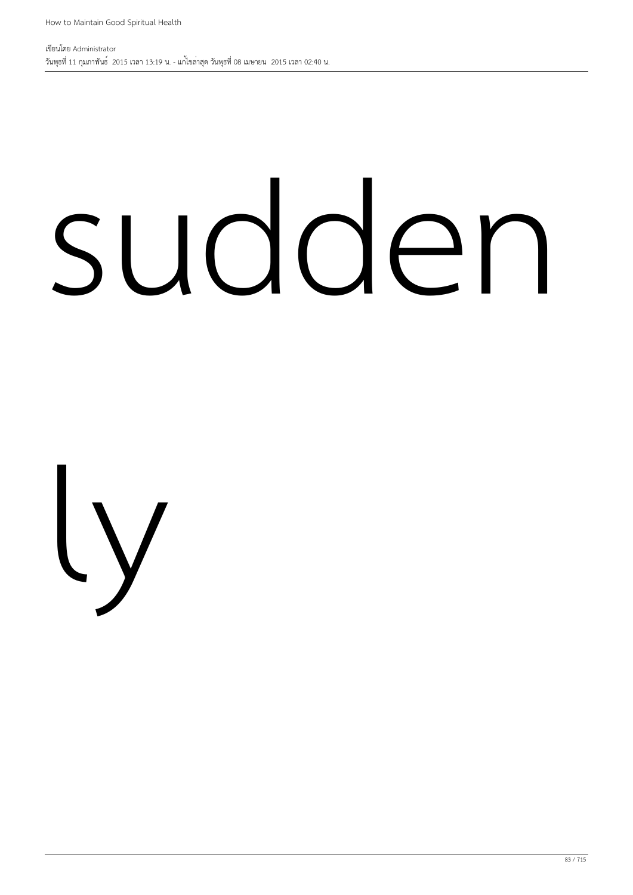sudden

ly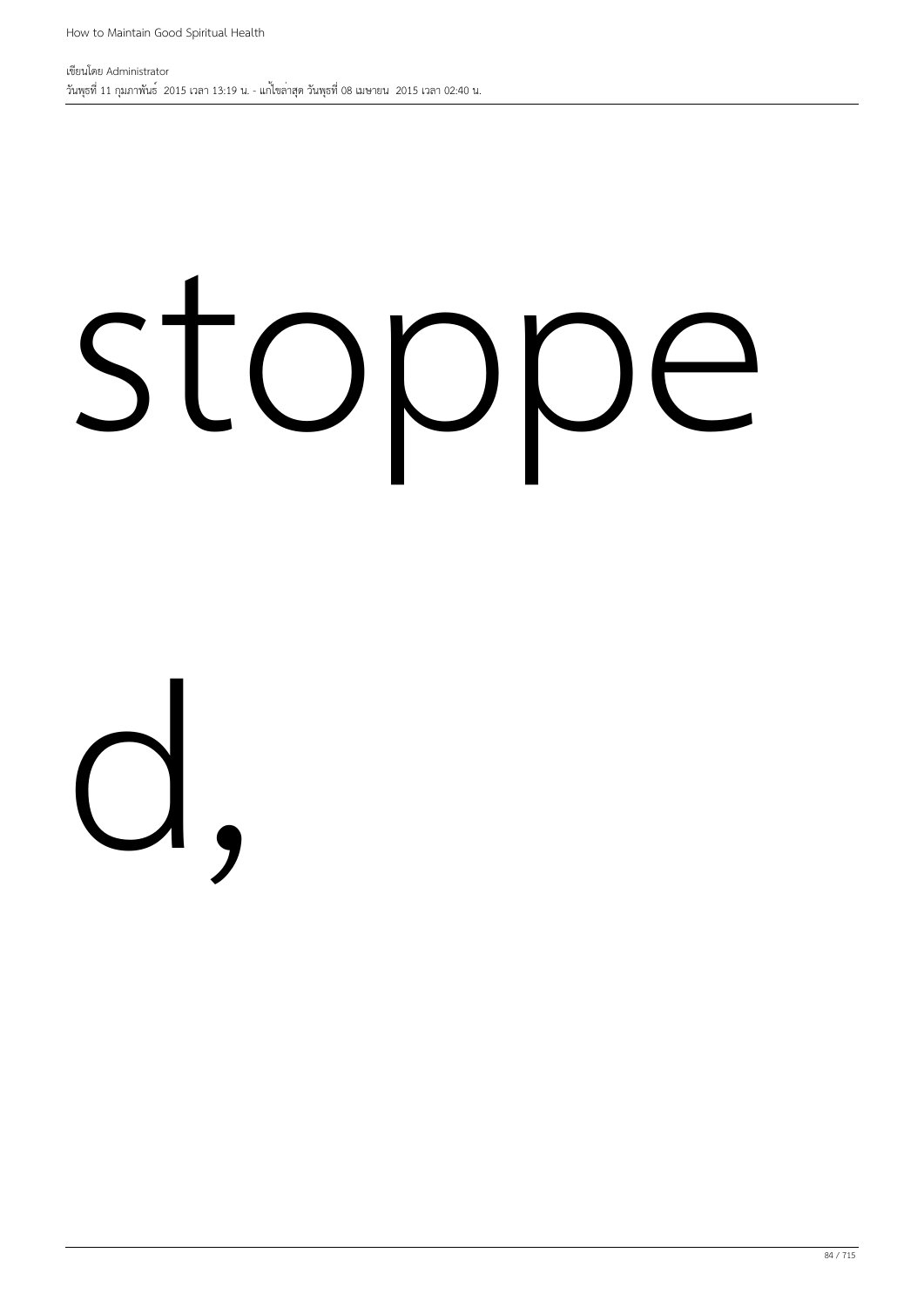stoppe

d,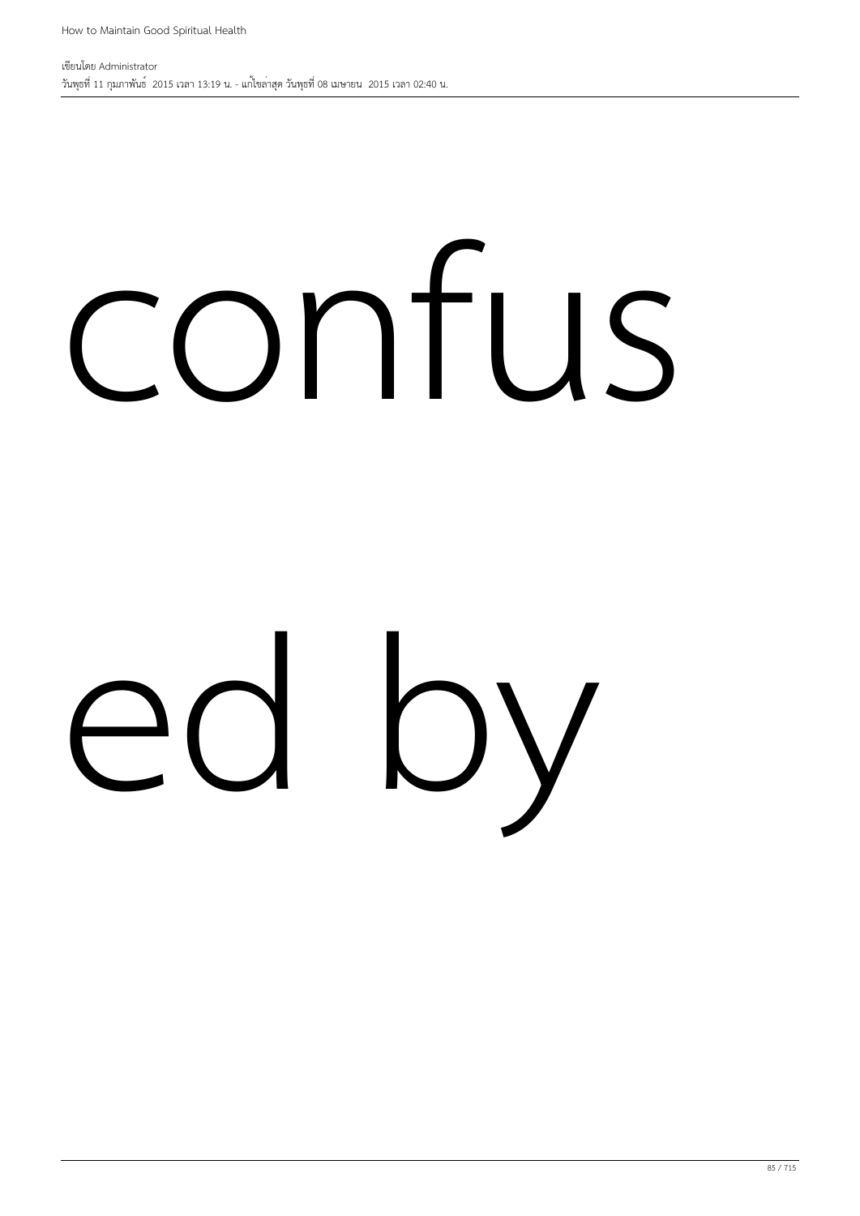confus

ed by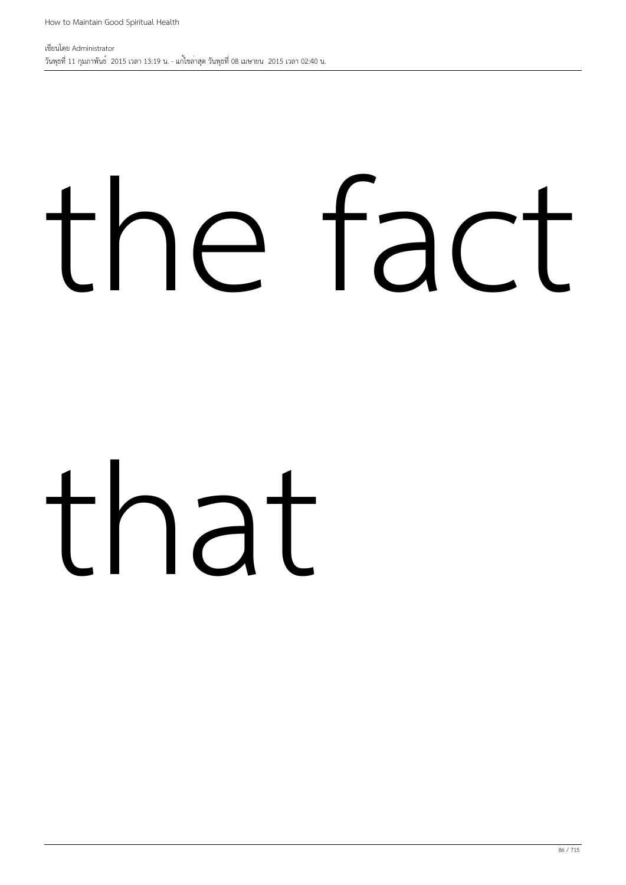the fact

that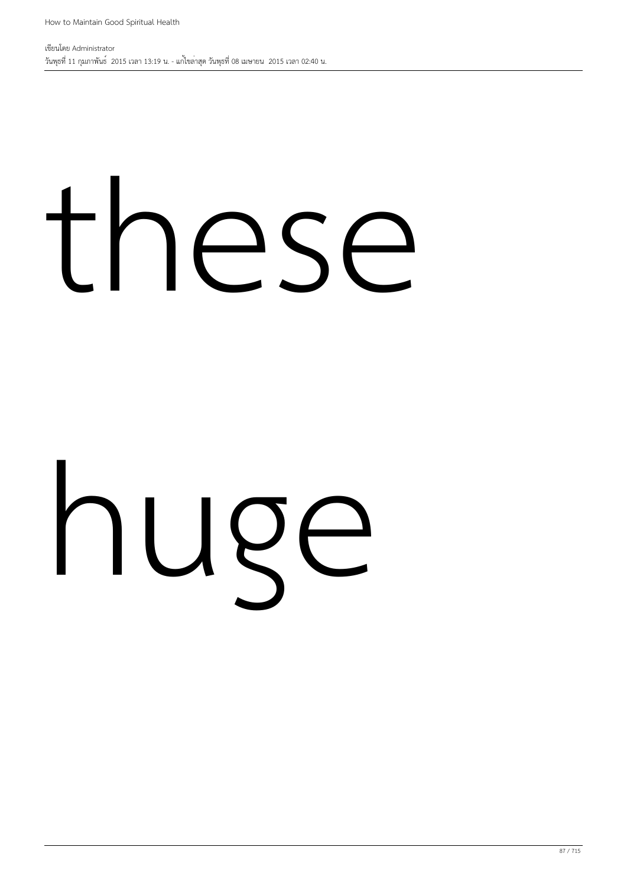these

huge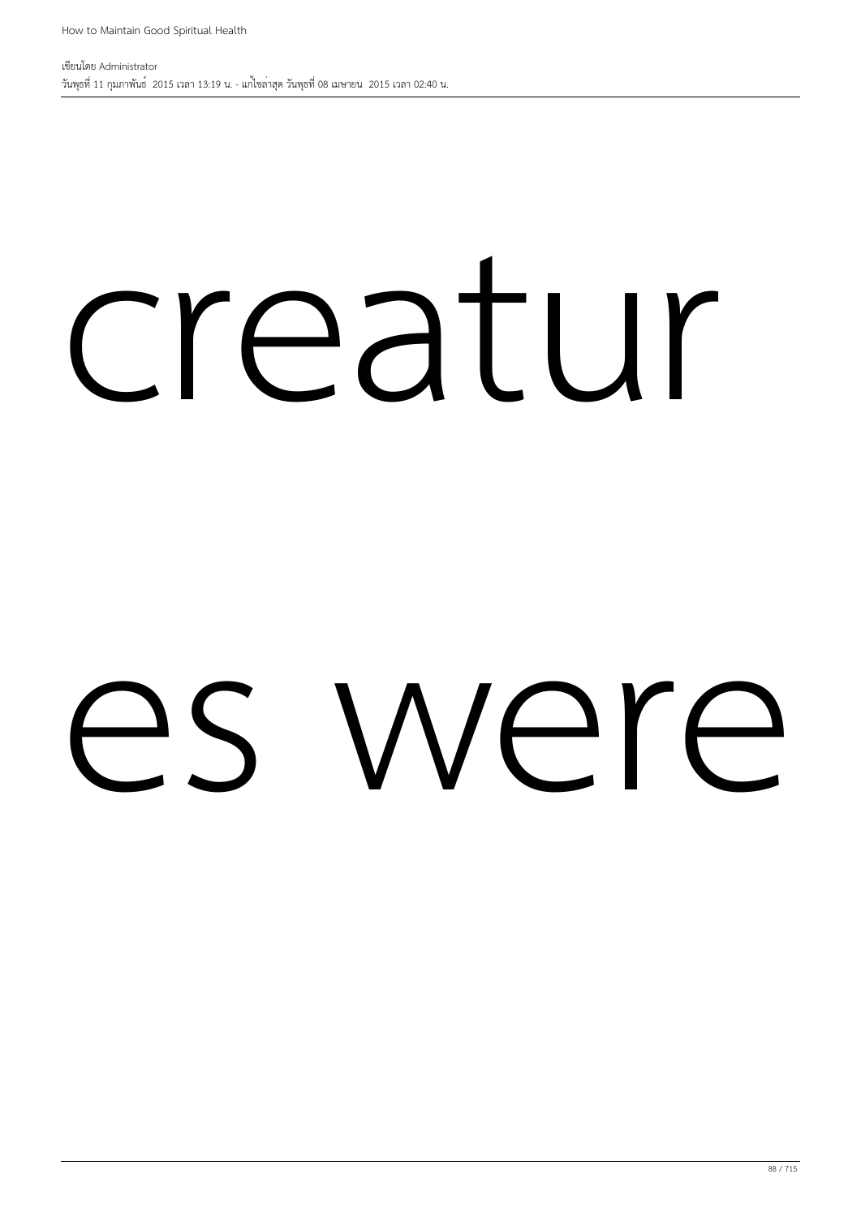creatur

es were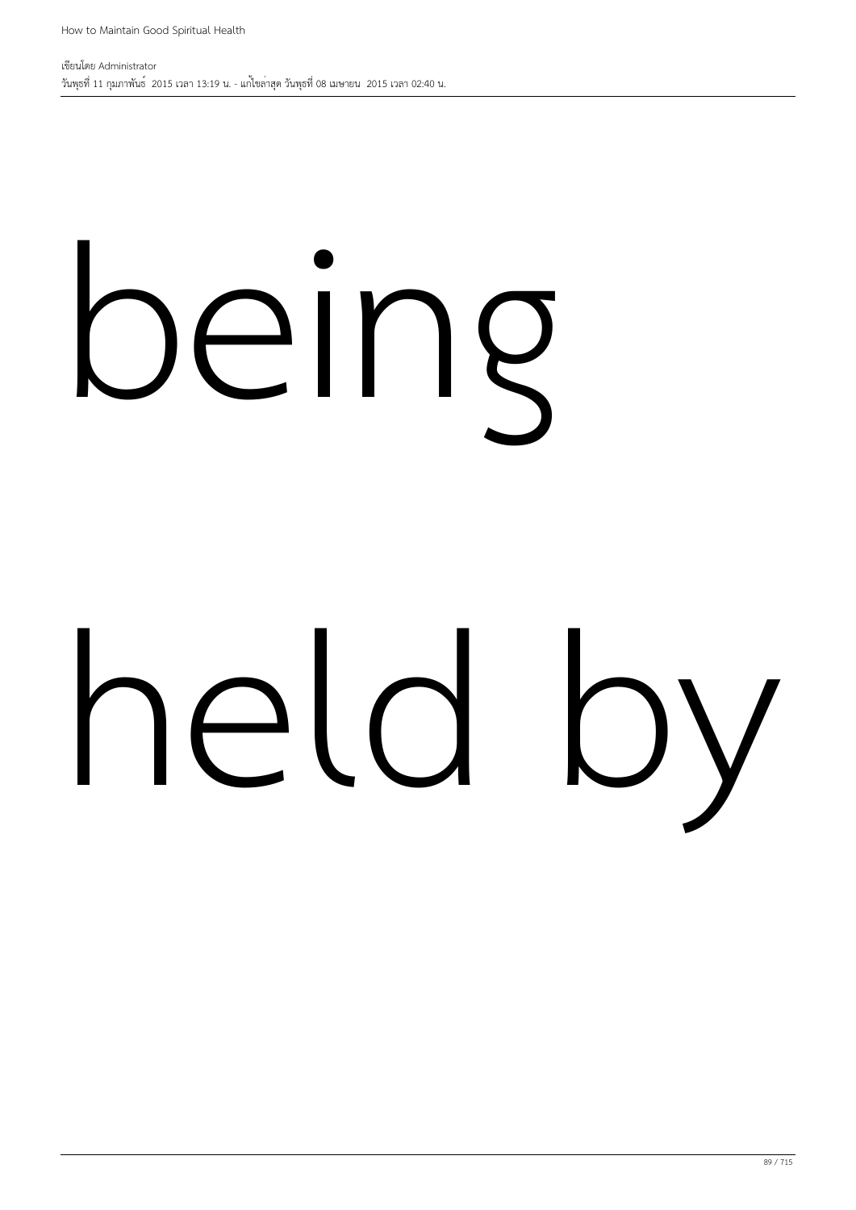being

held by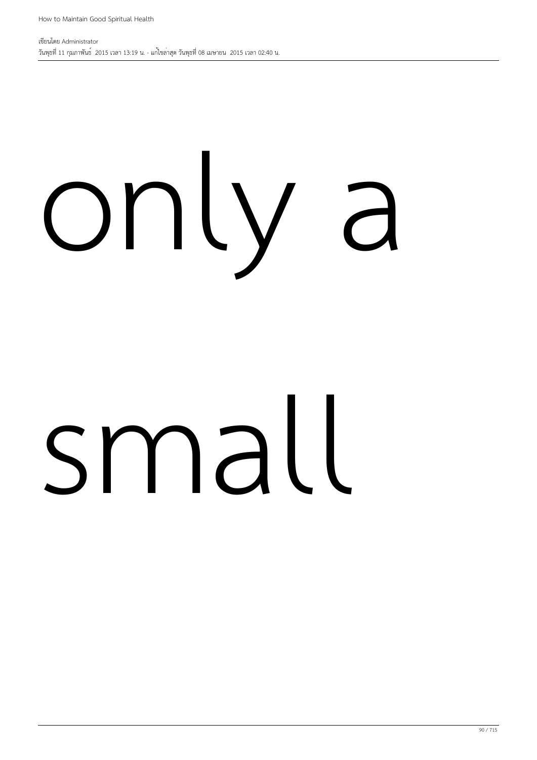only a

small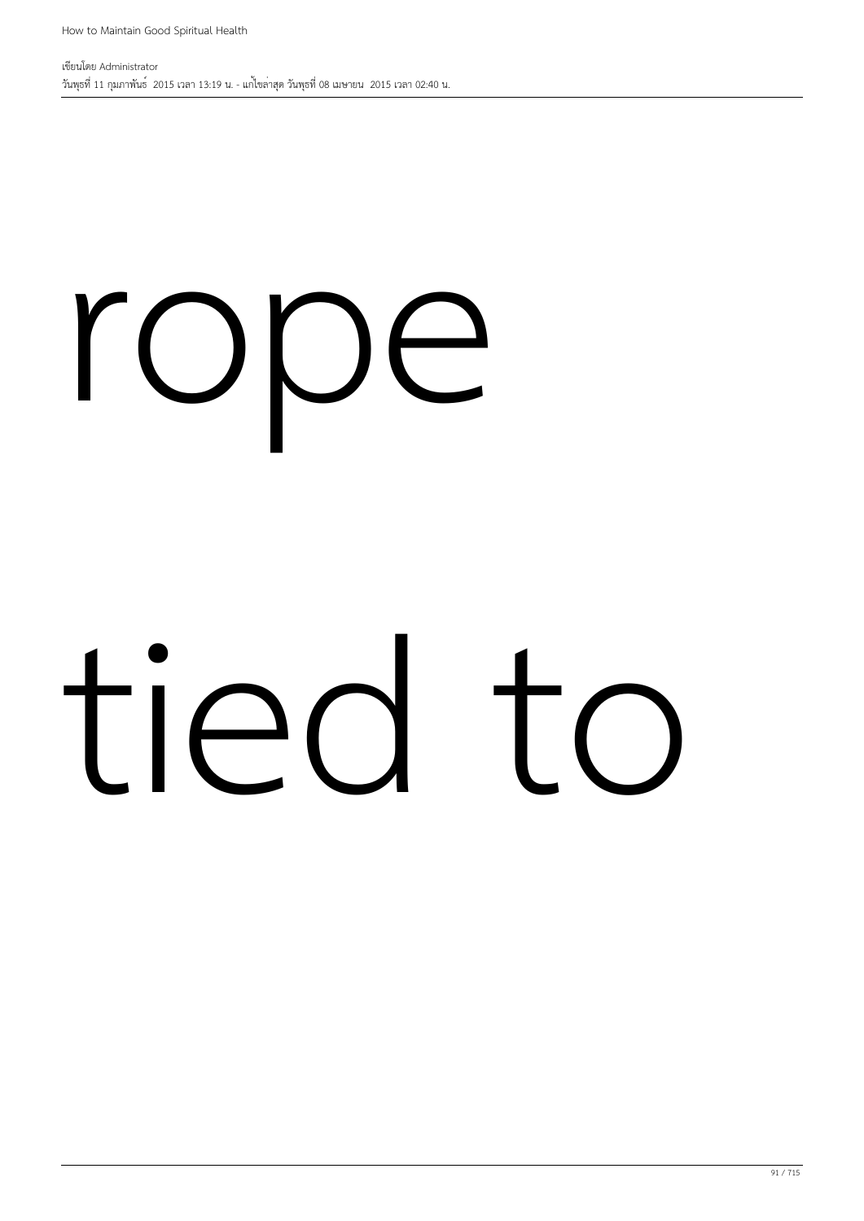rope

tied to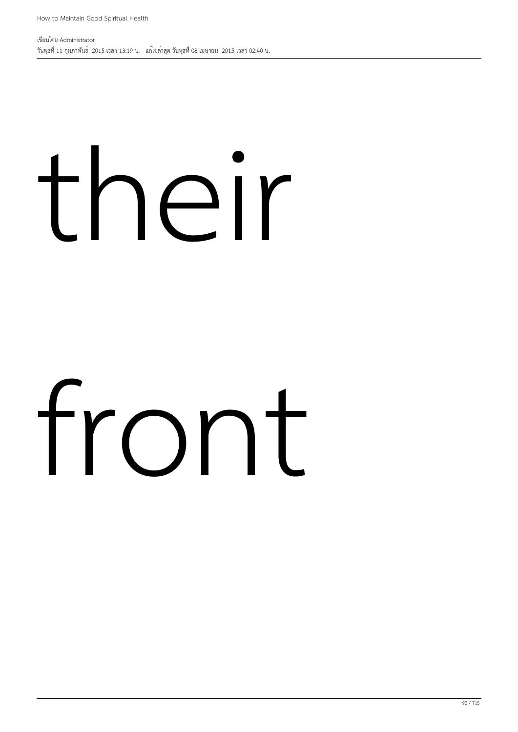their

front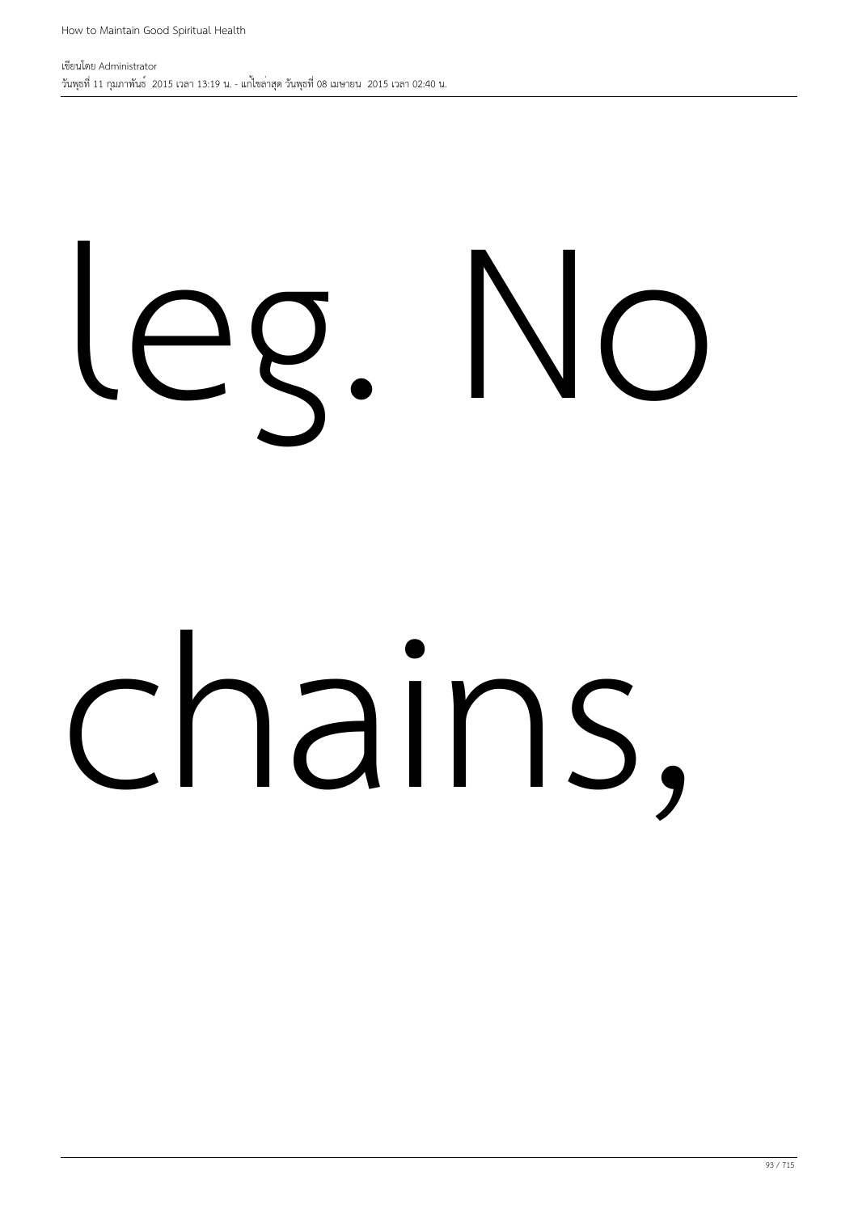leg. No

chains,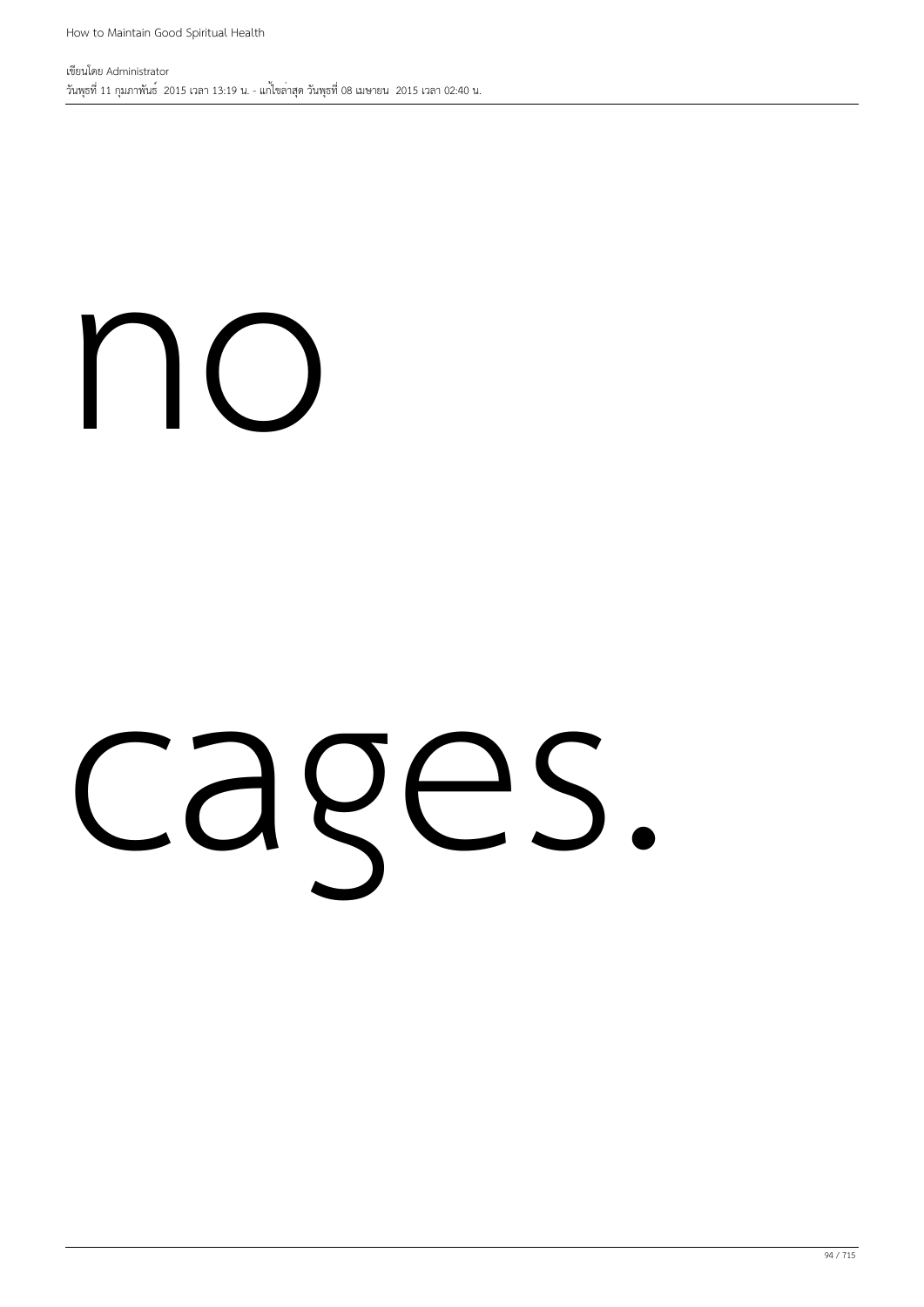no

cages.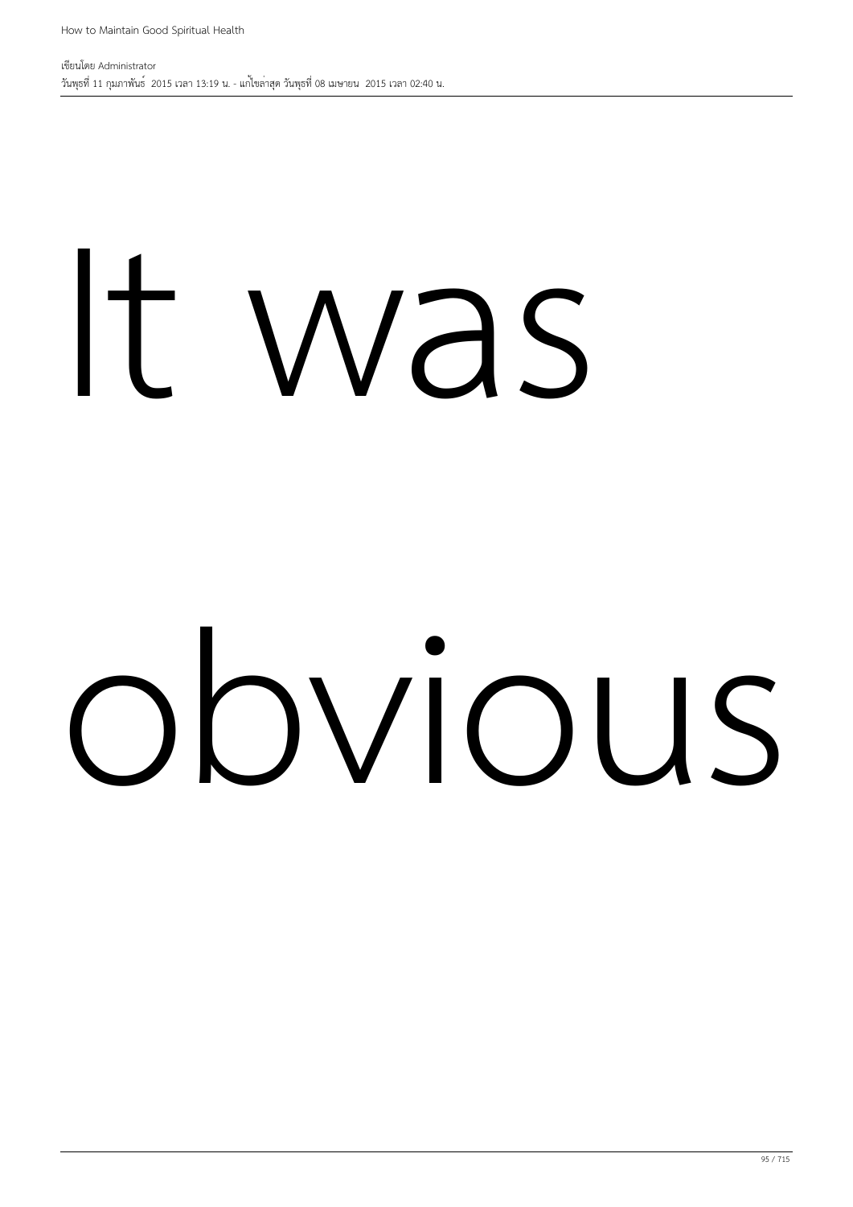It was

obvious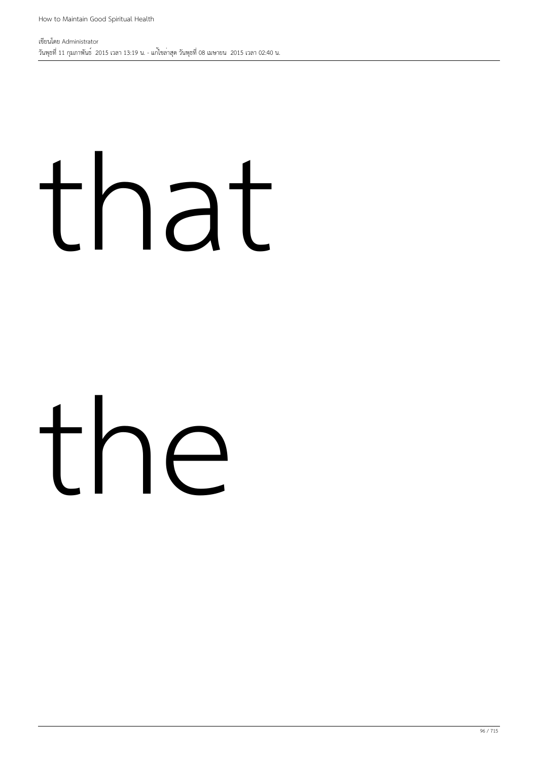that

the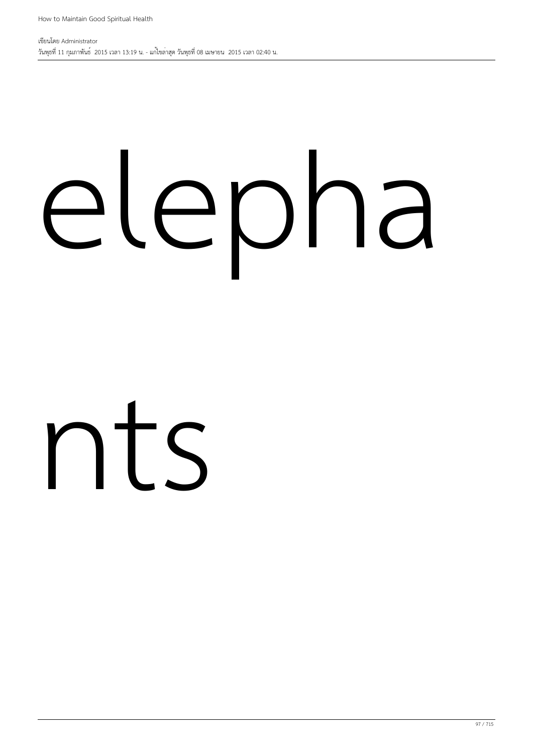elepha

nts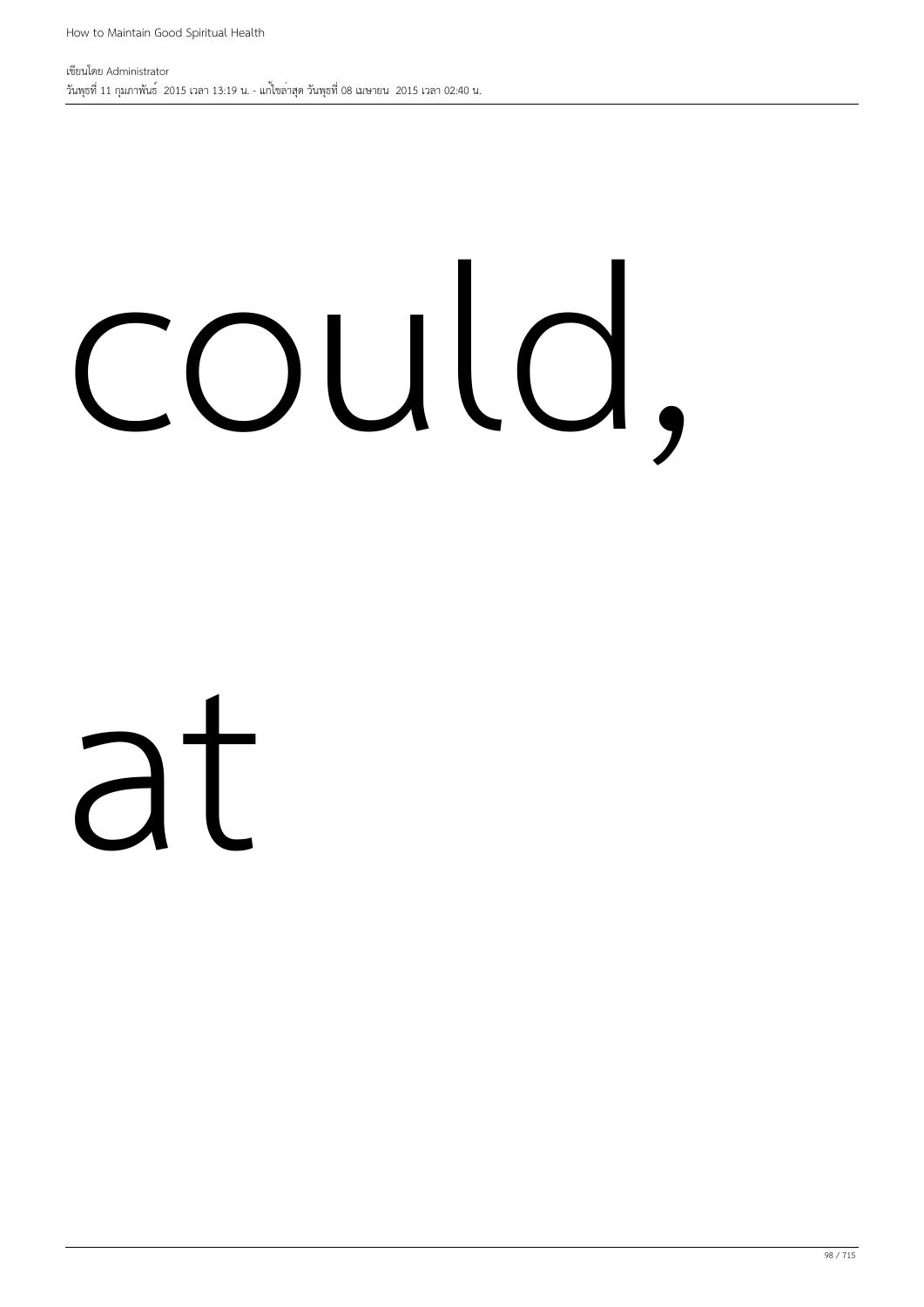could,

at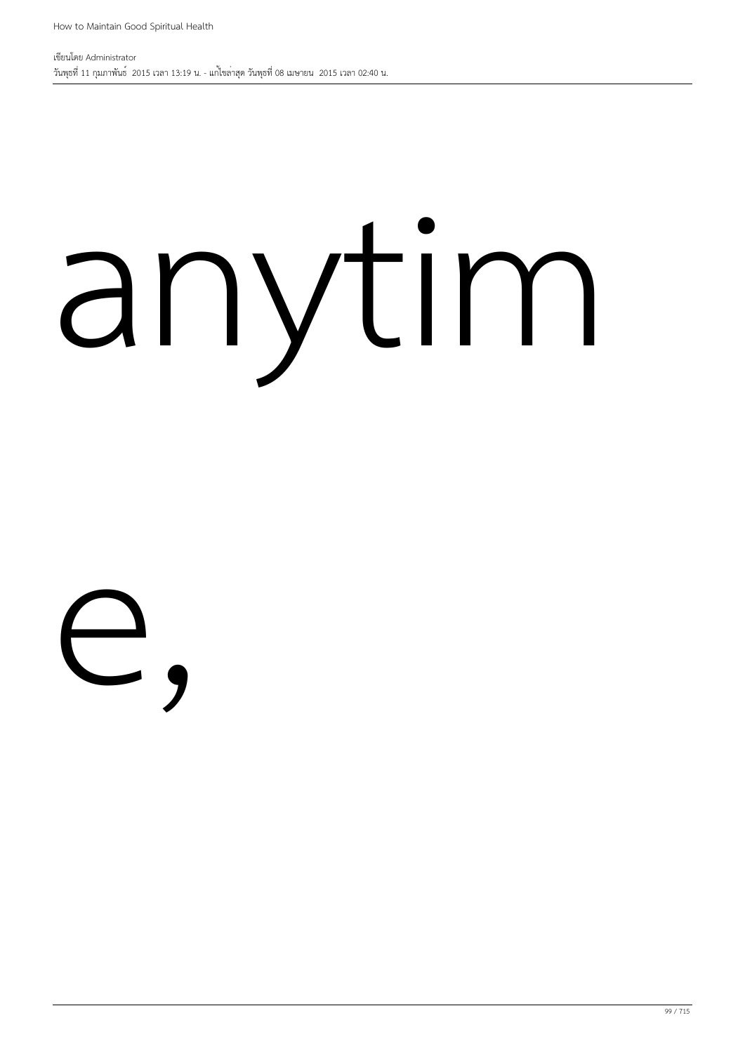anytim

e,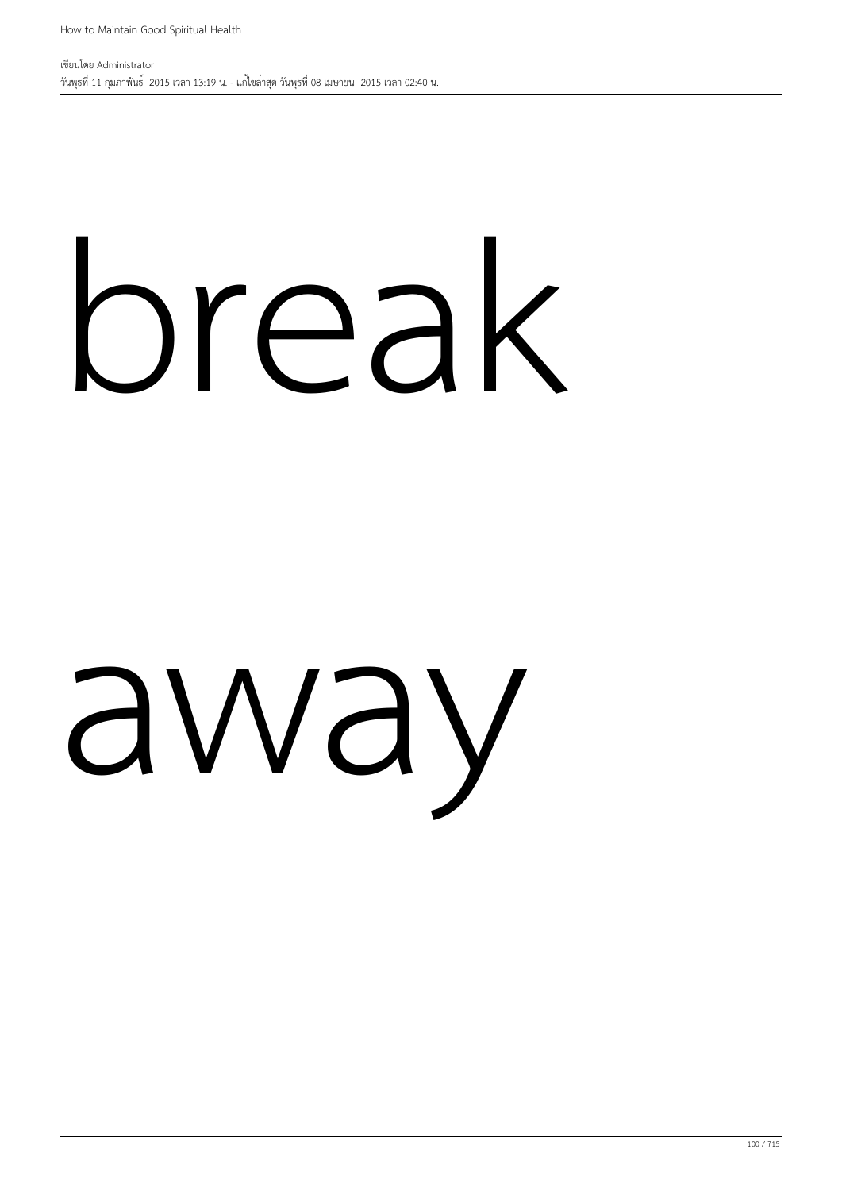break

away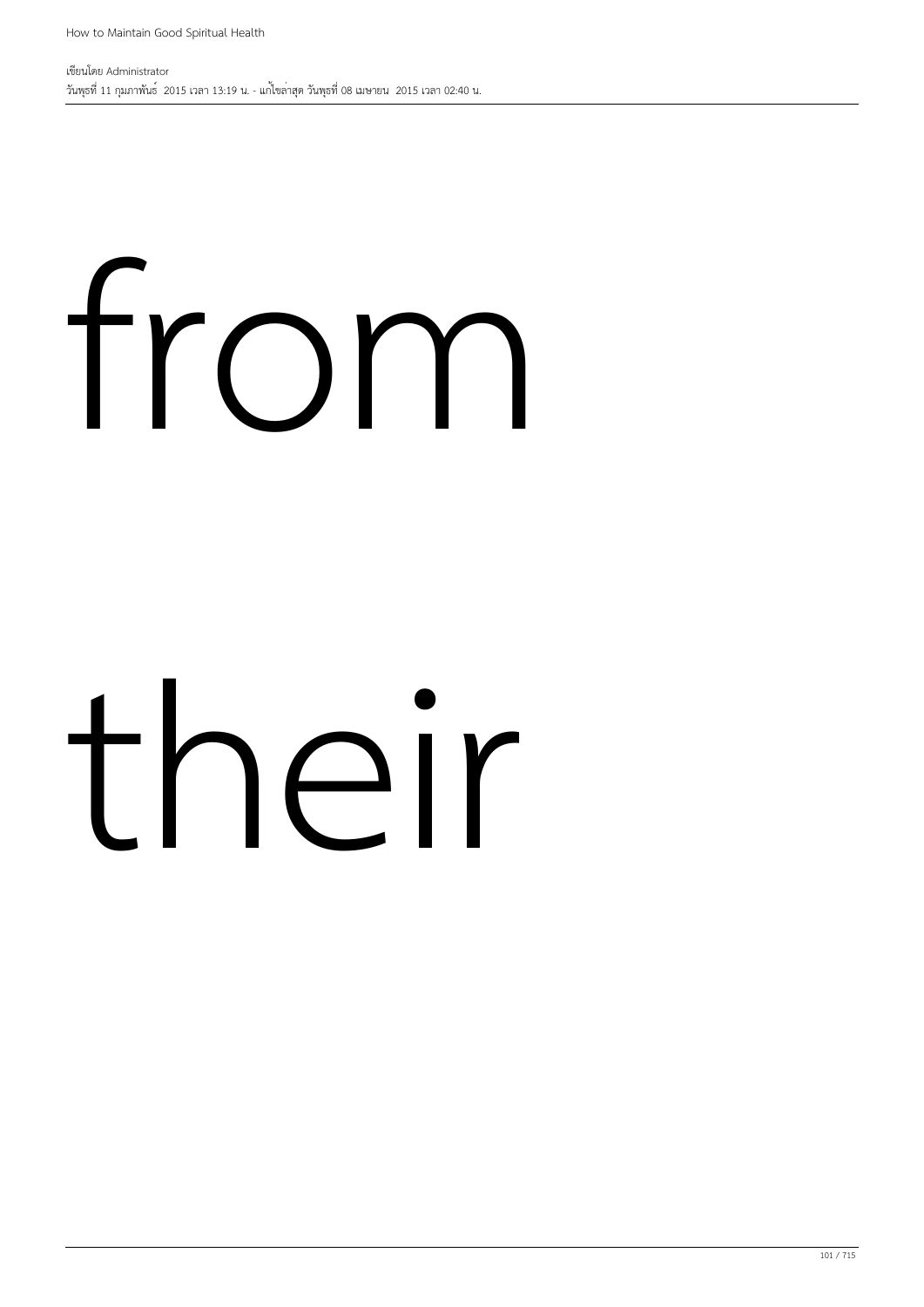from

their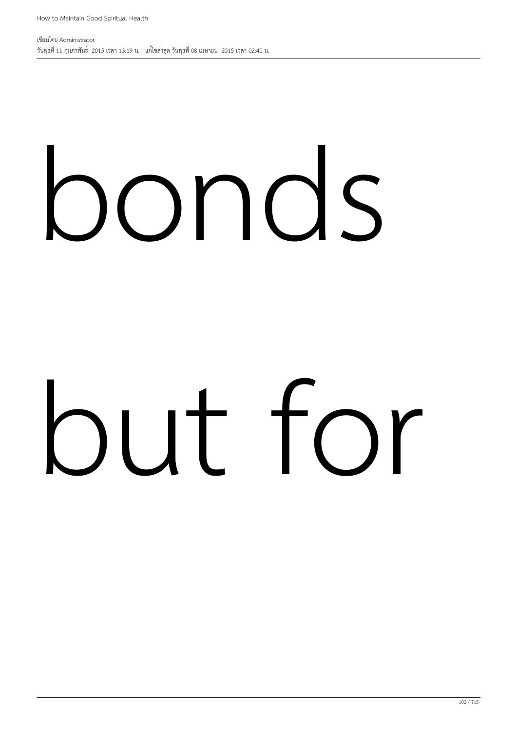bonds

but for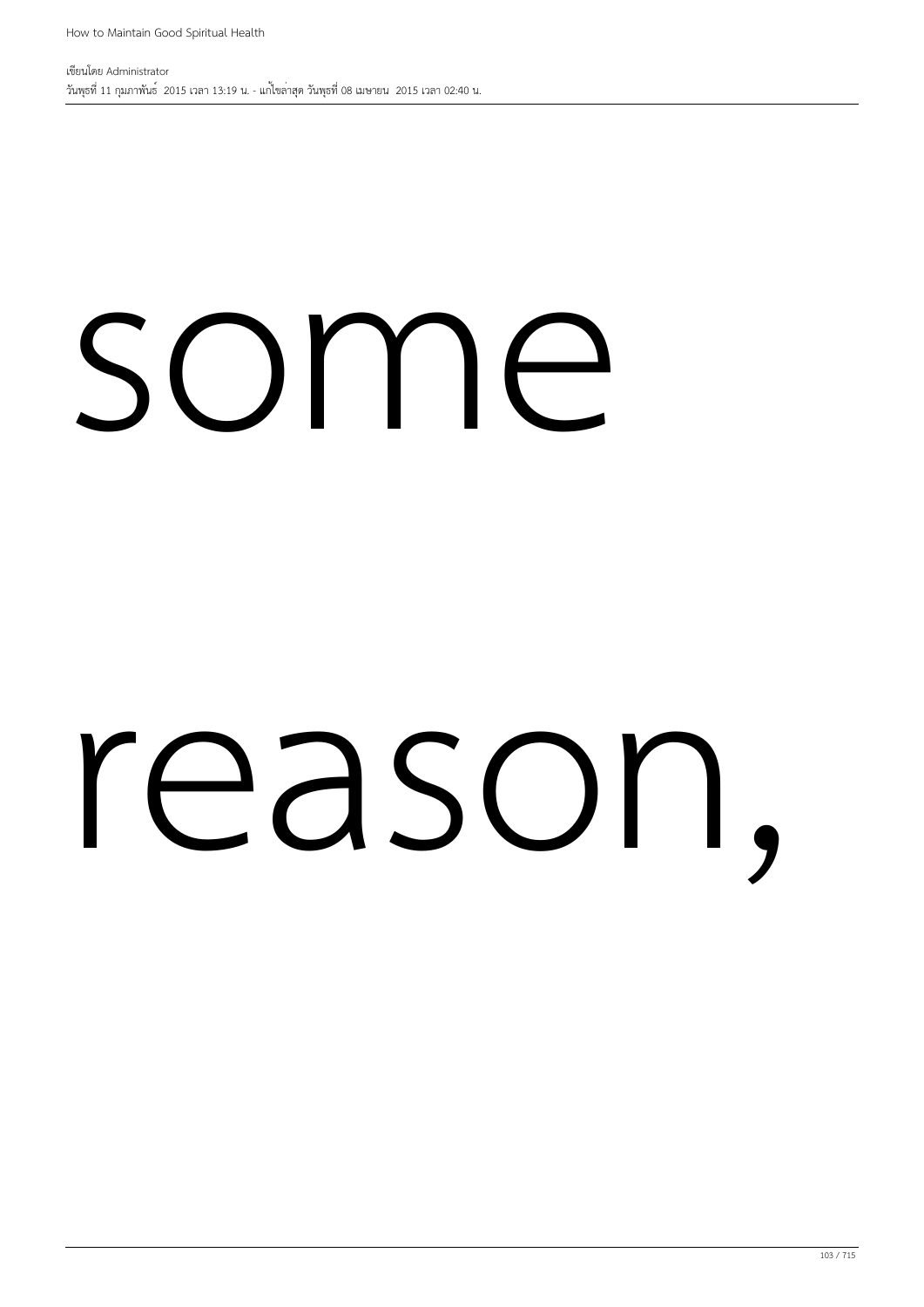some

reason,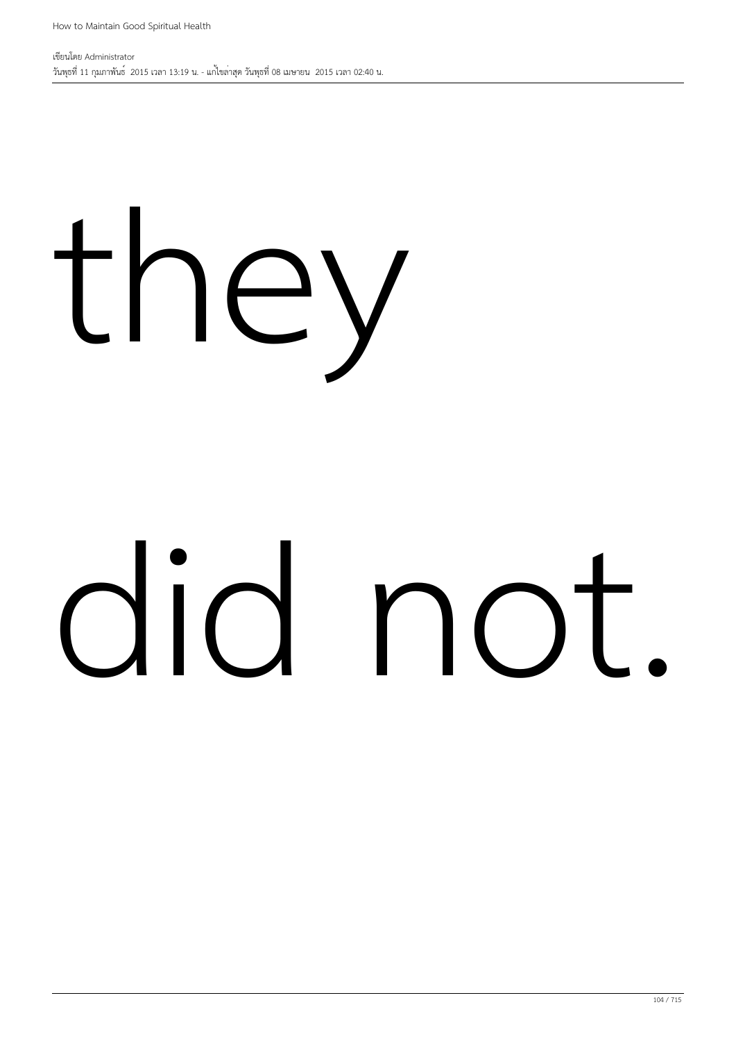they

did not.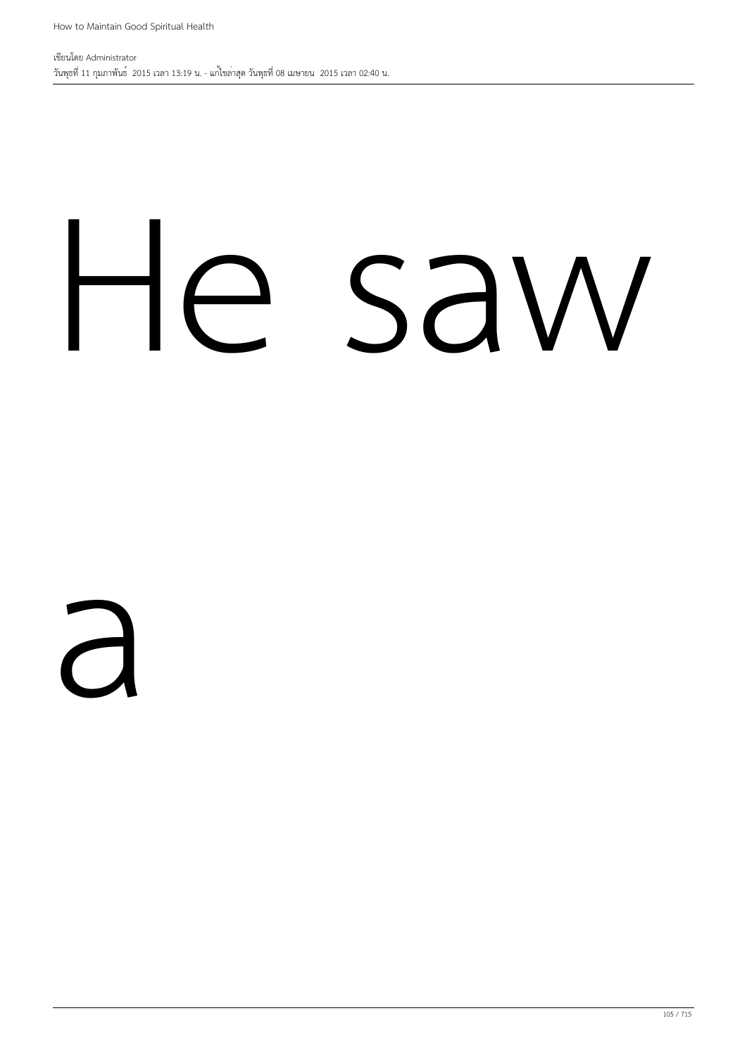He saw

a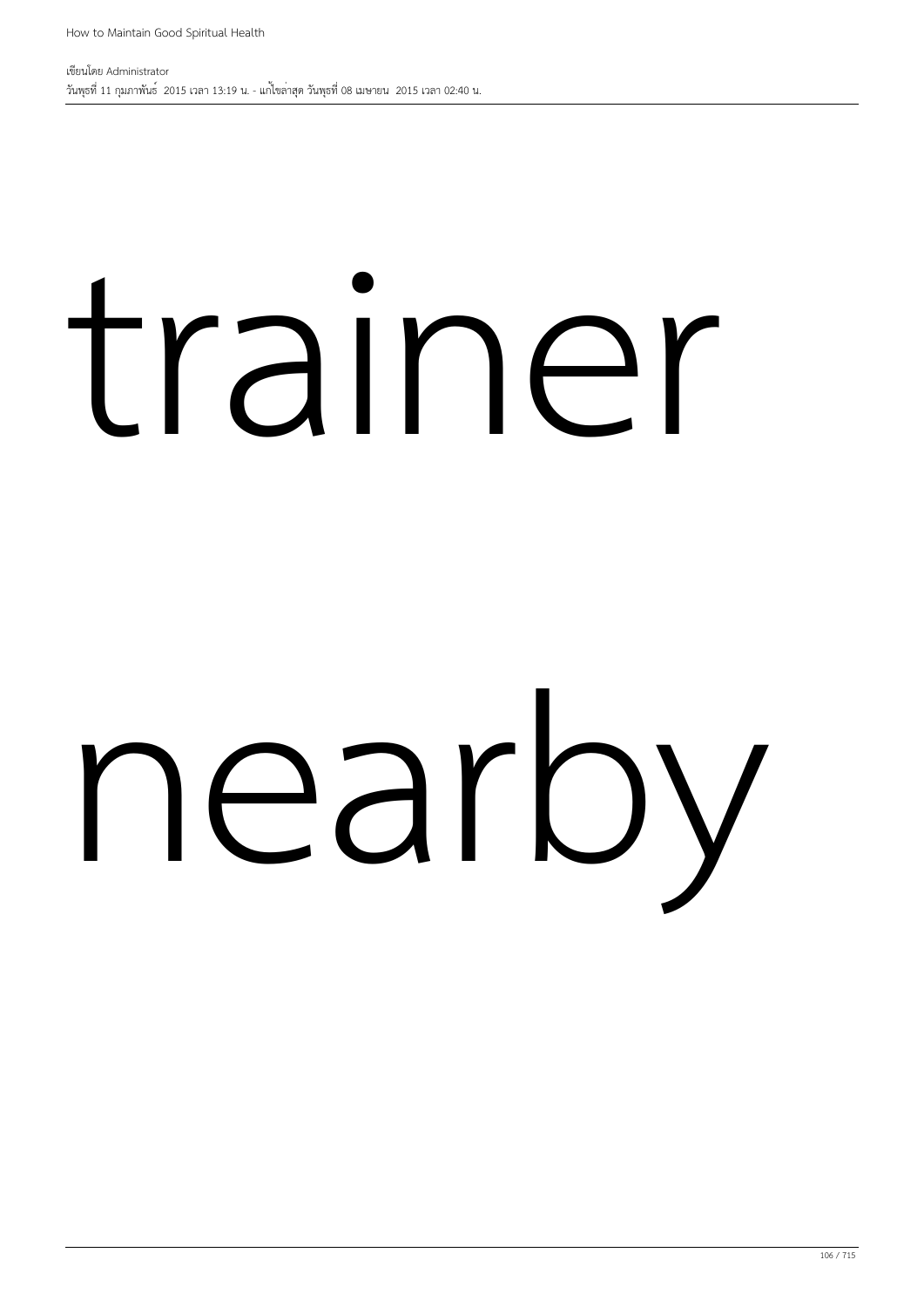trainer

nearby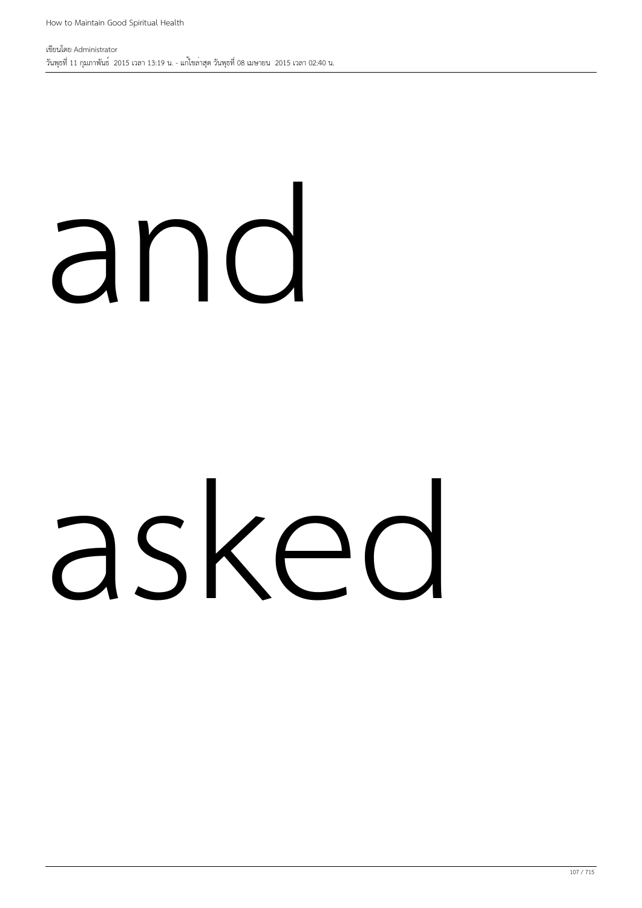and

asked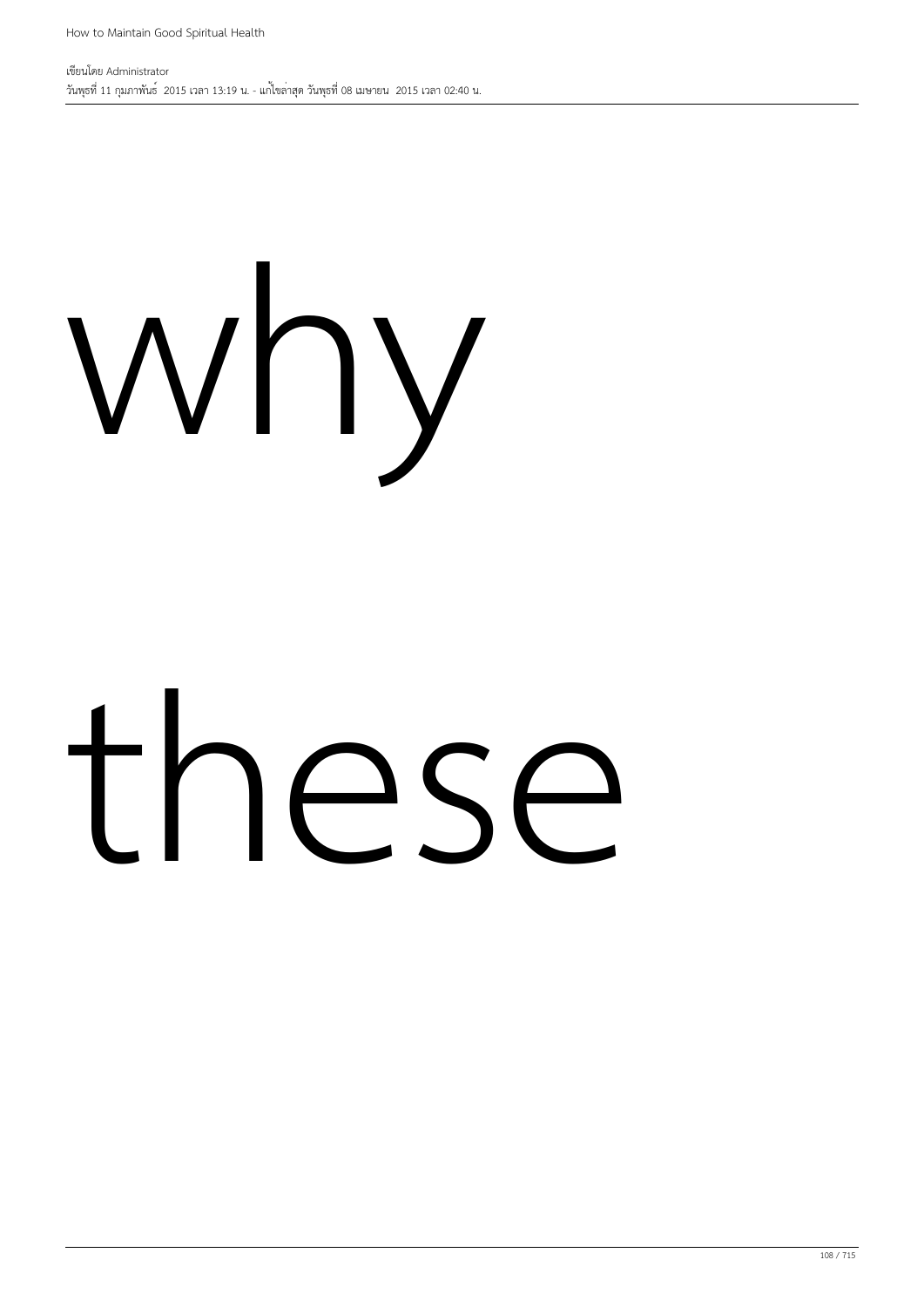why

these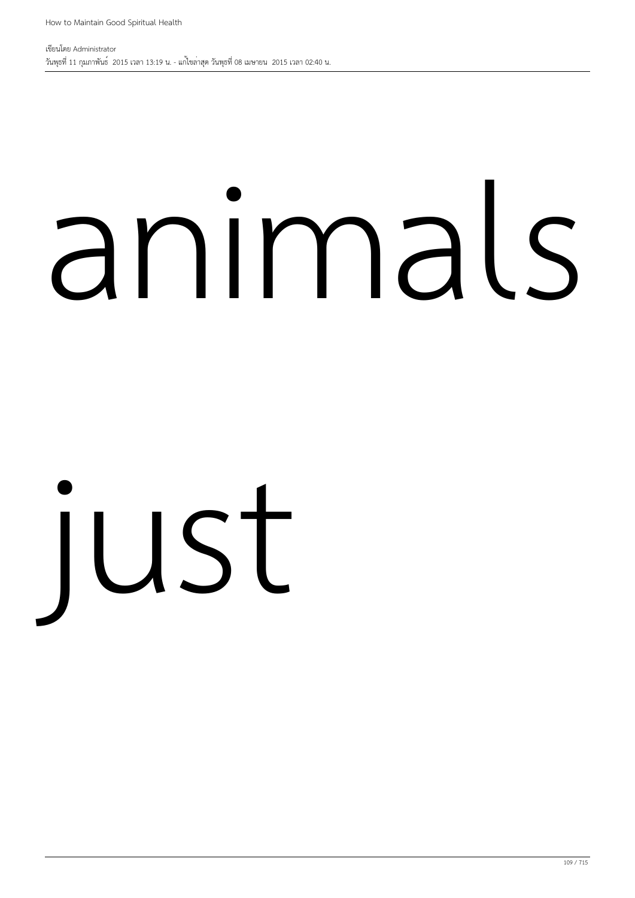animals

just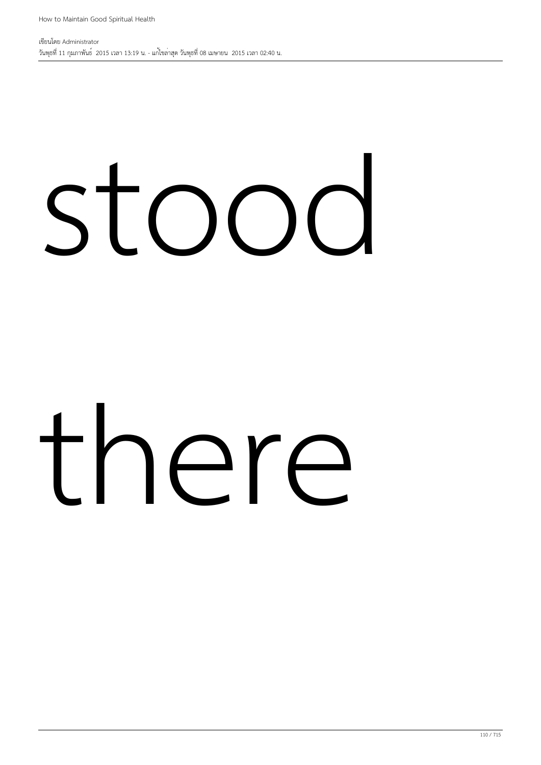stood

there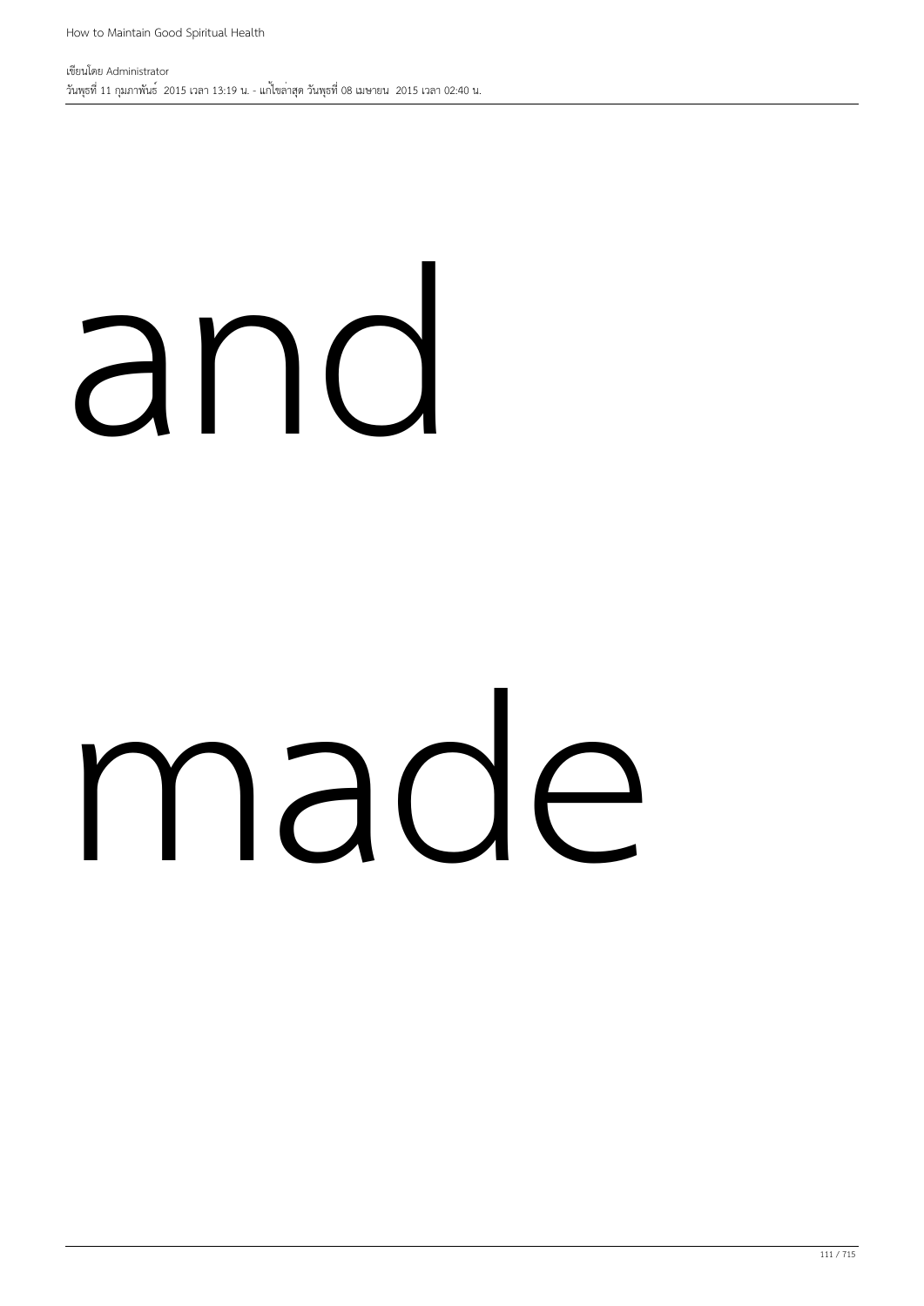and

made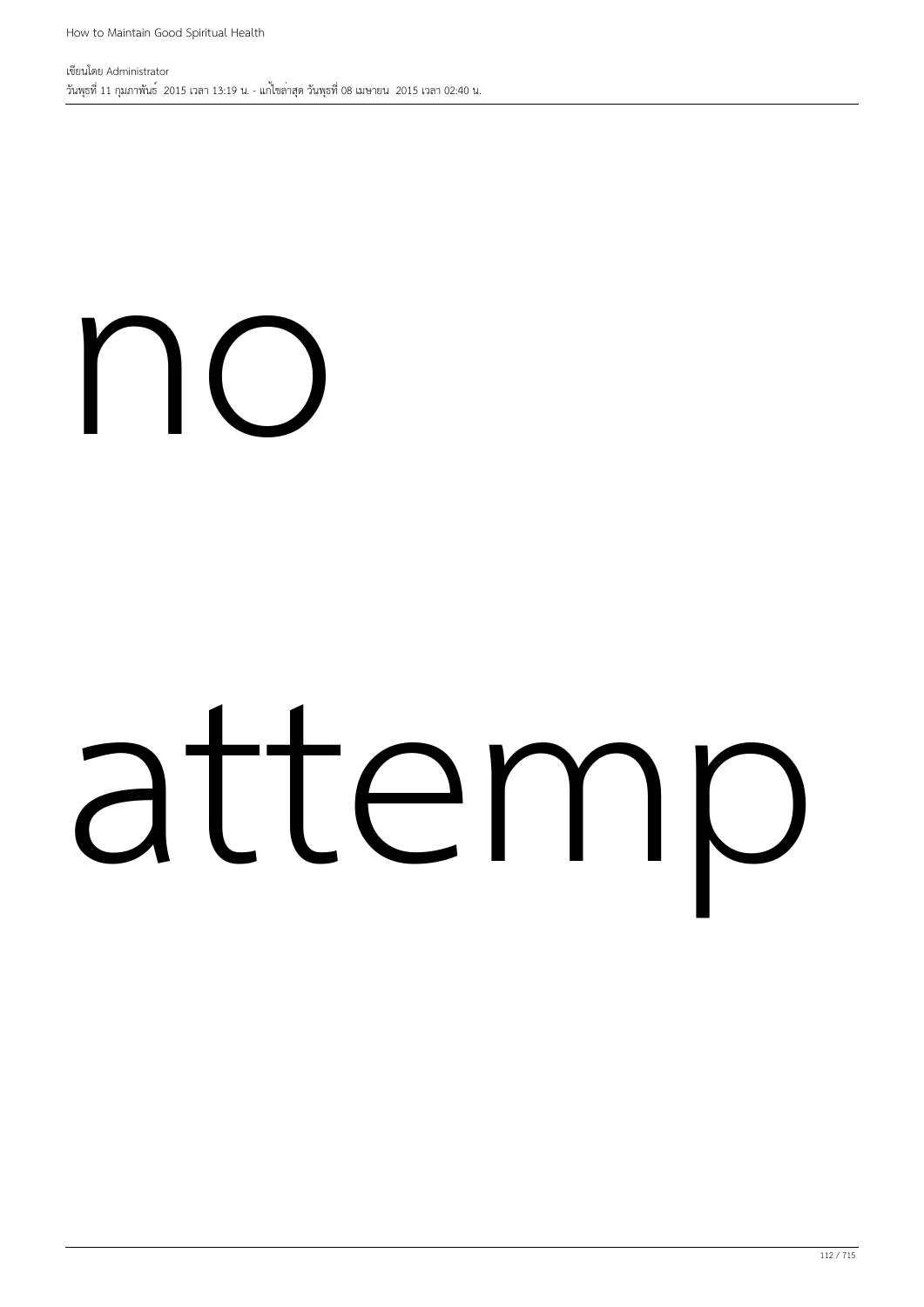no

attemp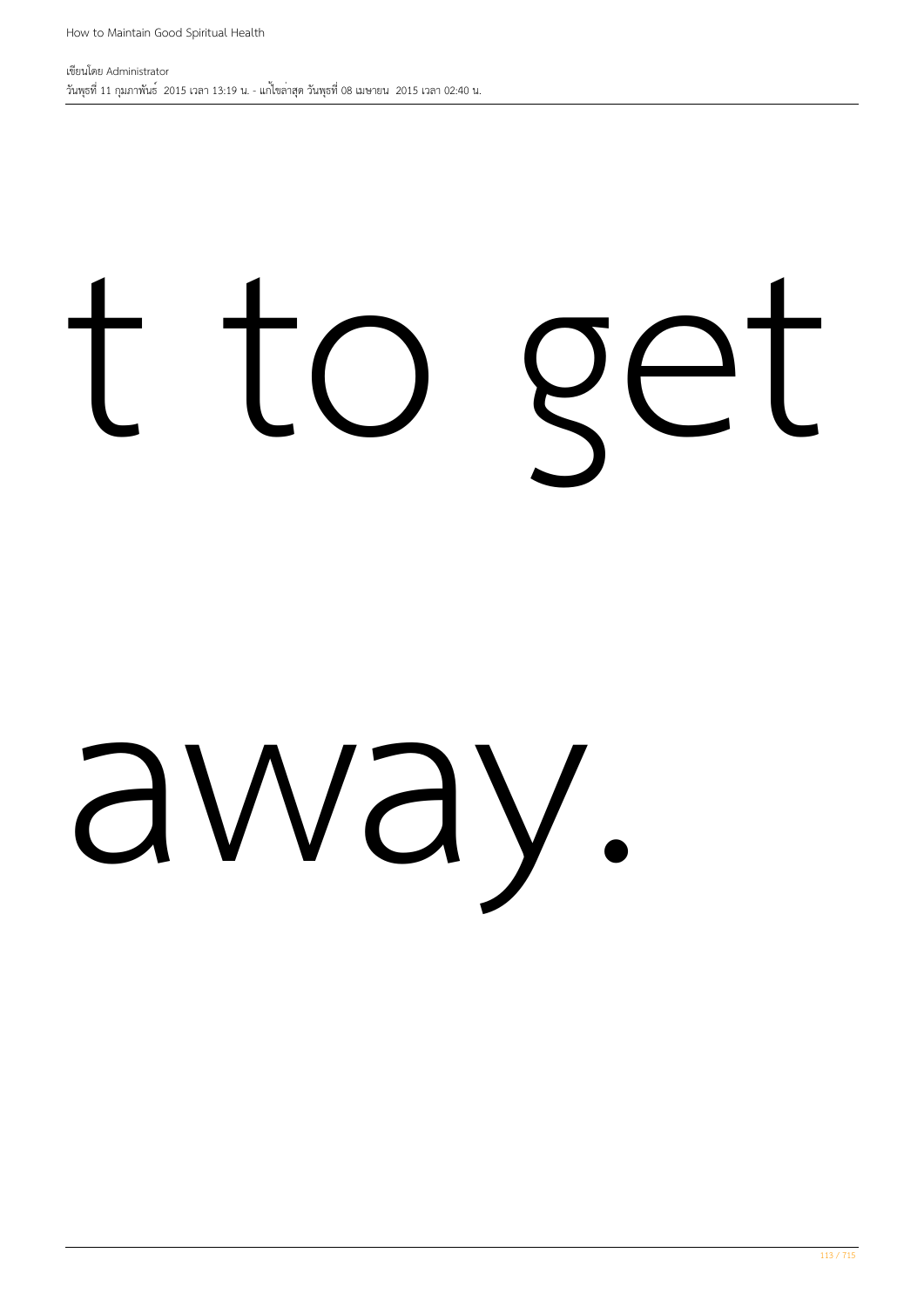t to get

away.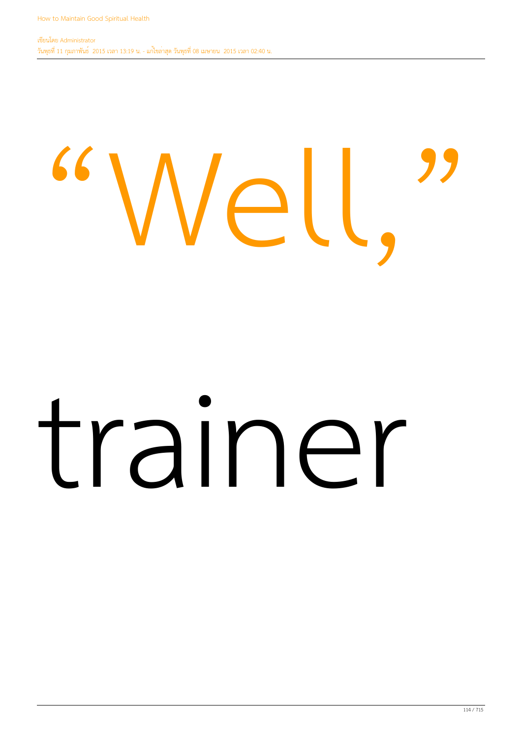“Well,”

trainer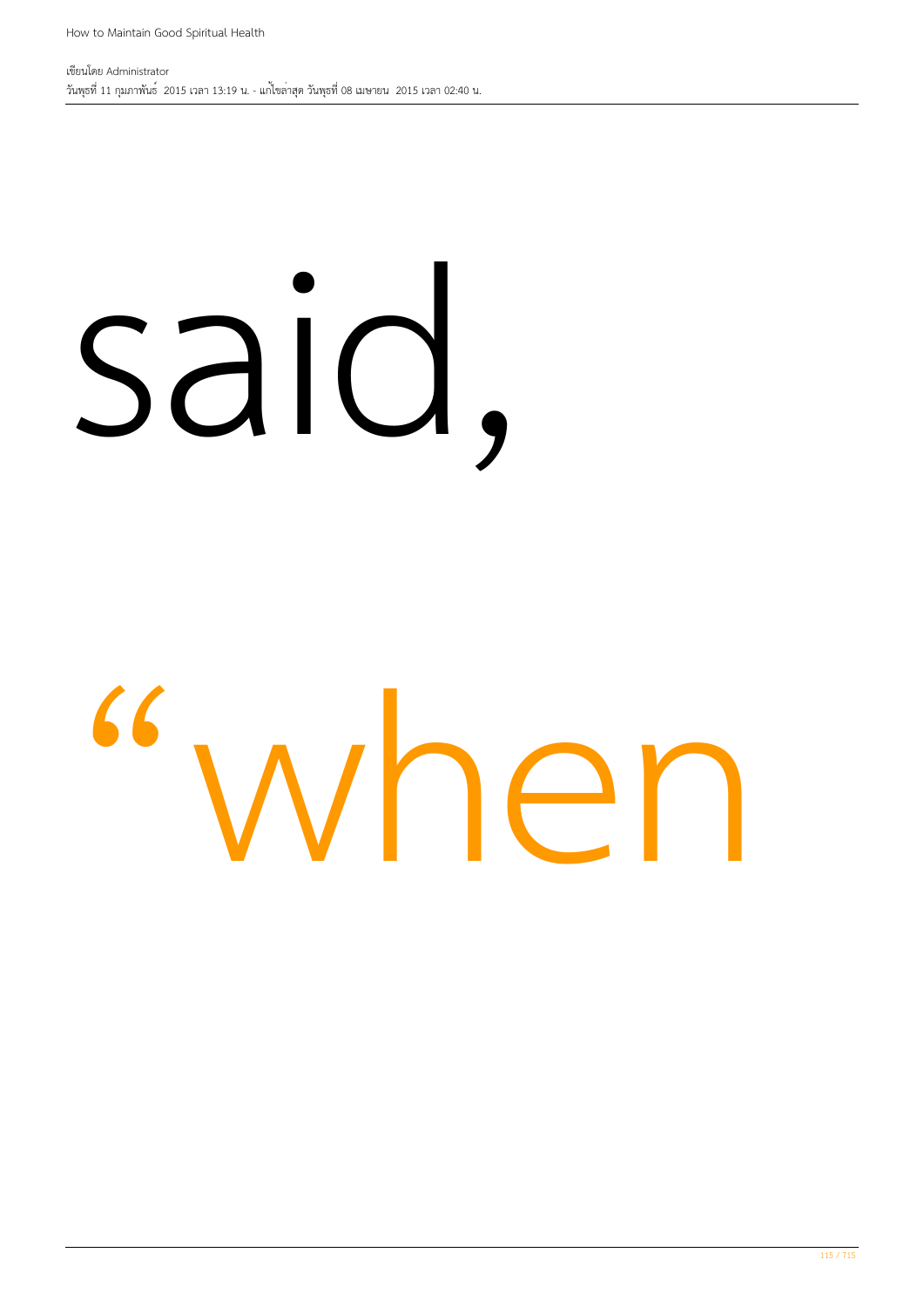said,

“when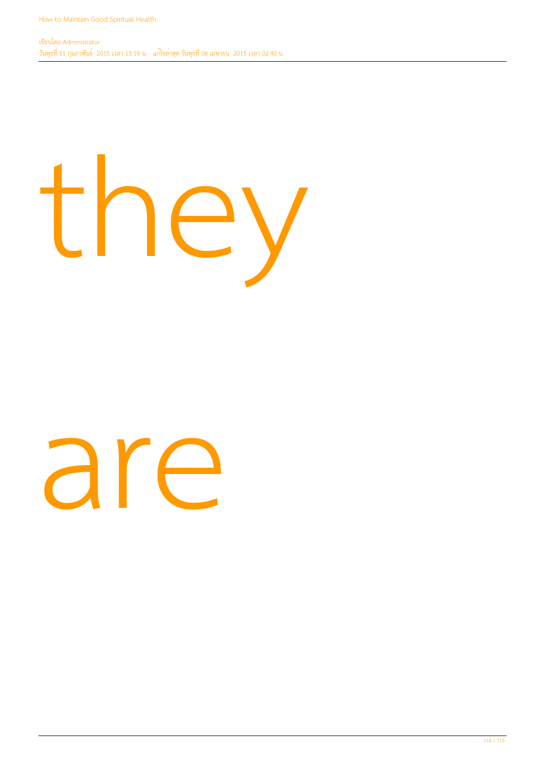they

are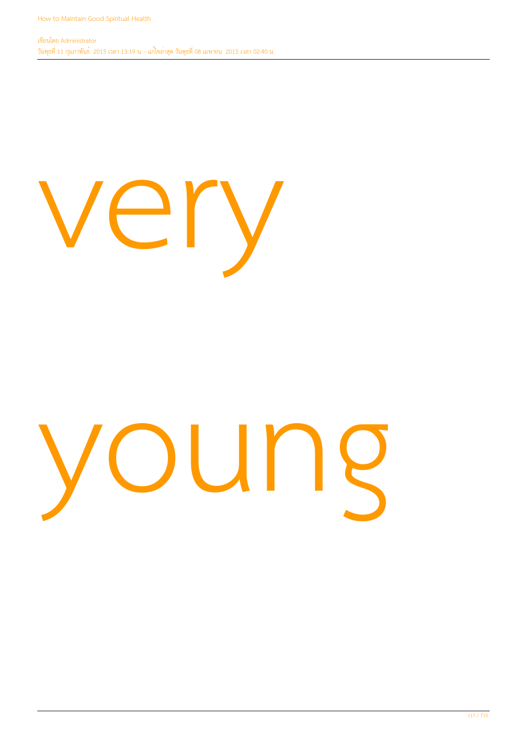very

young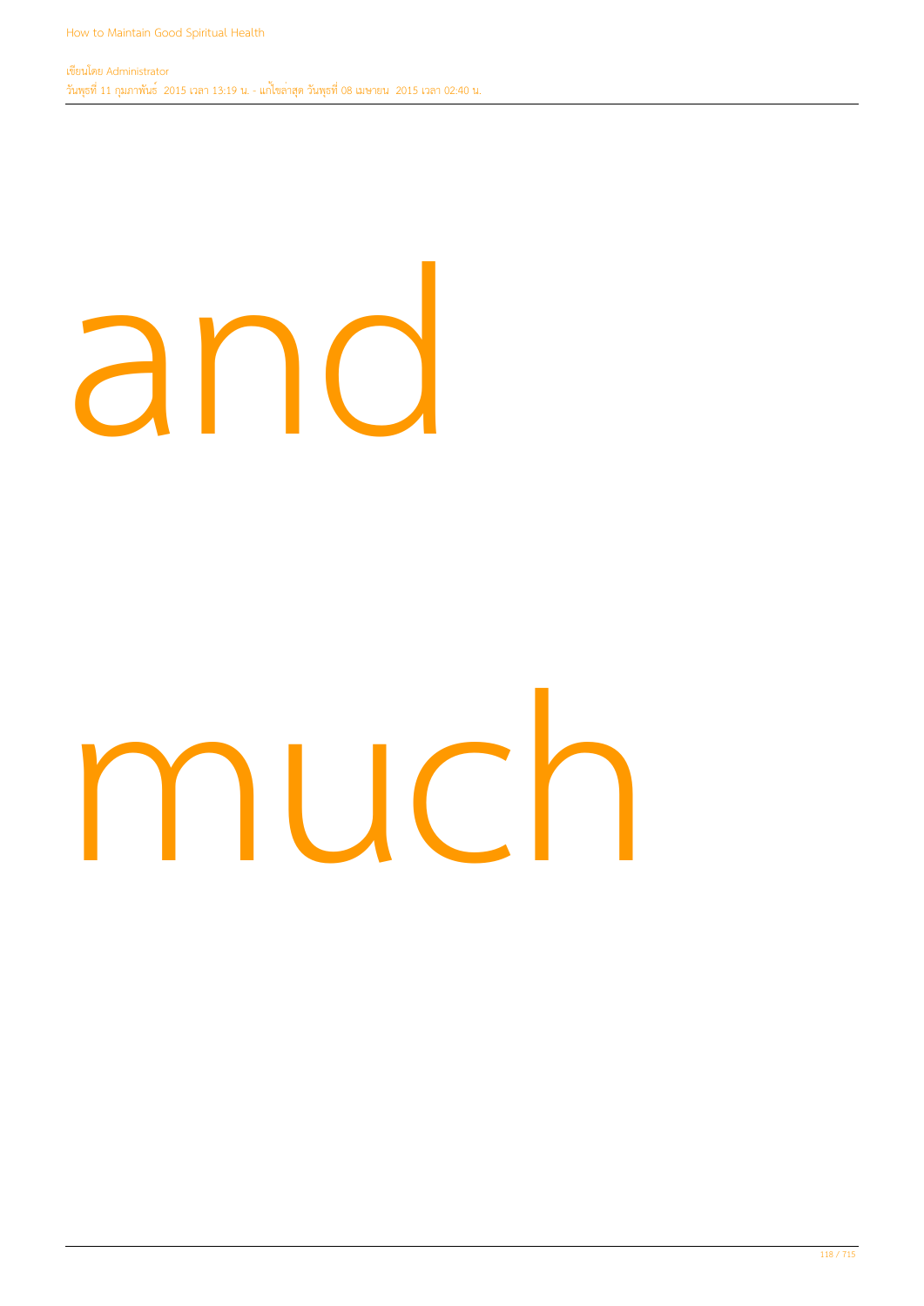and

much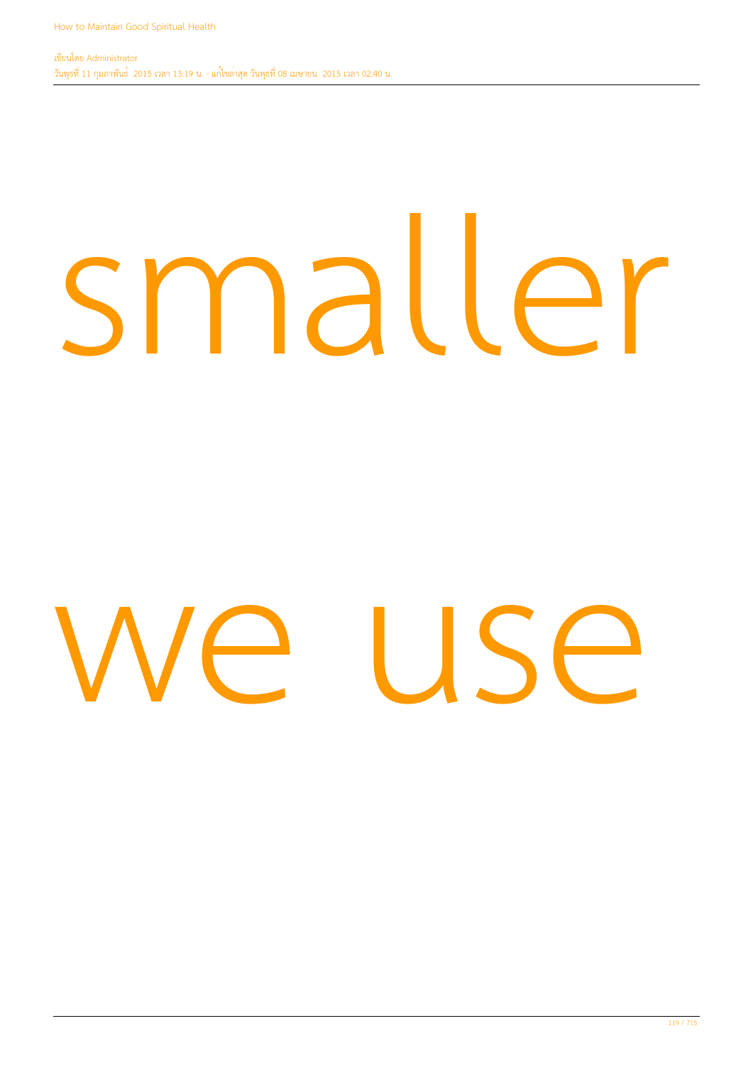smaller

we use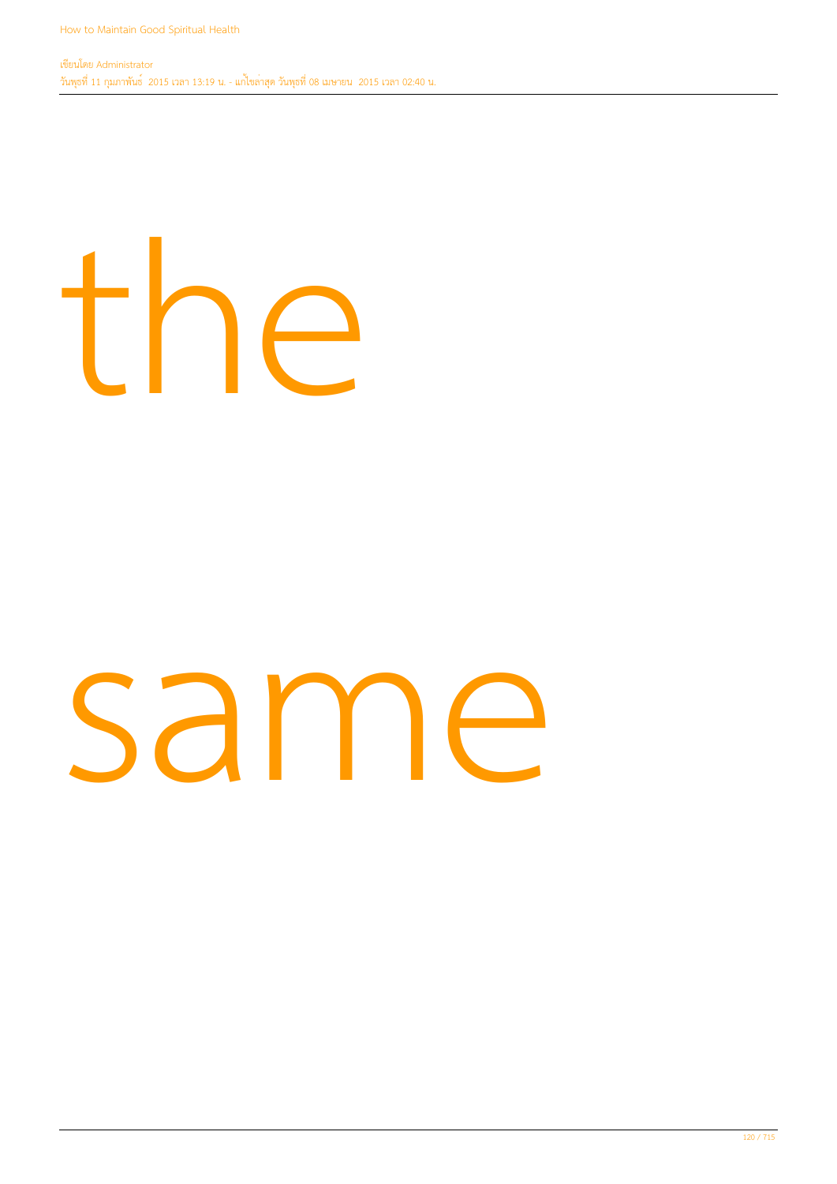the

same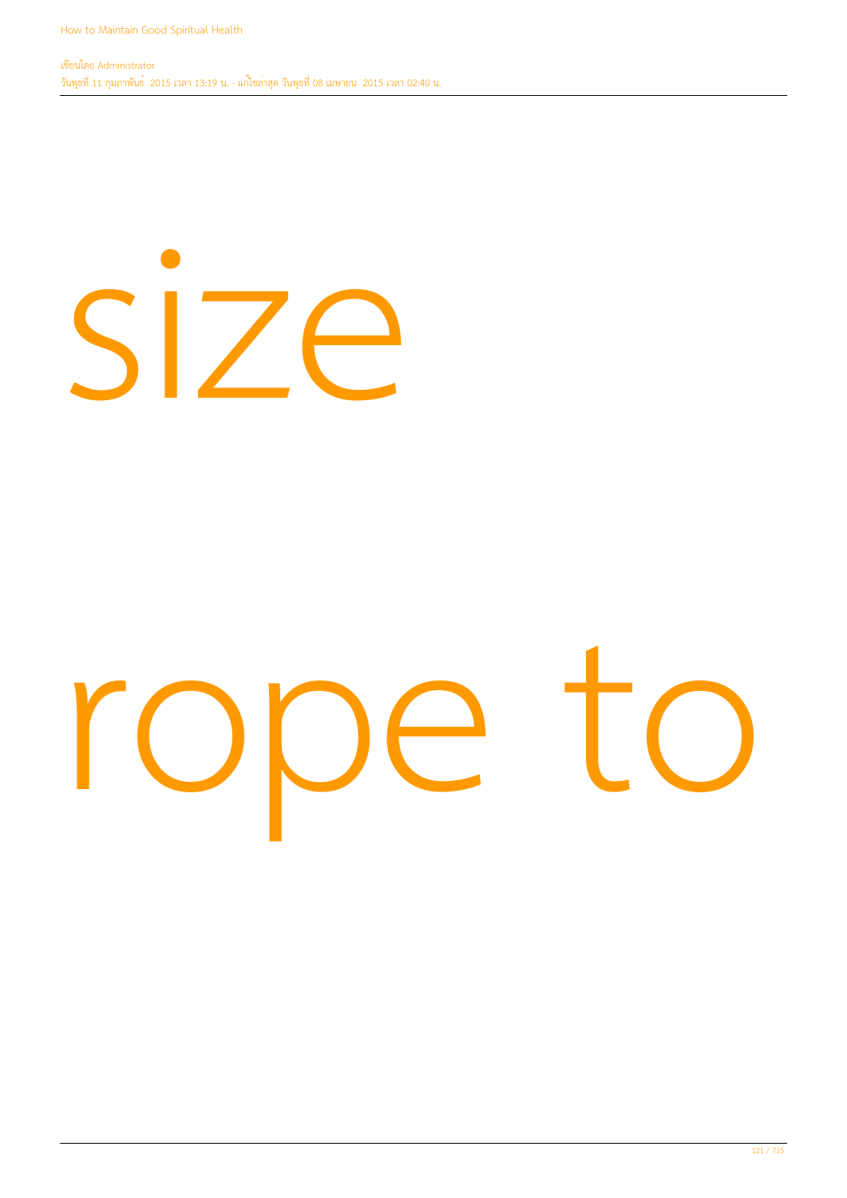size

rope to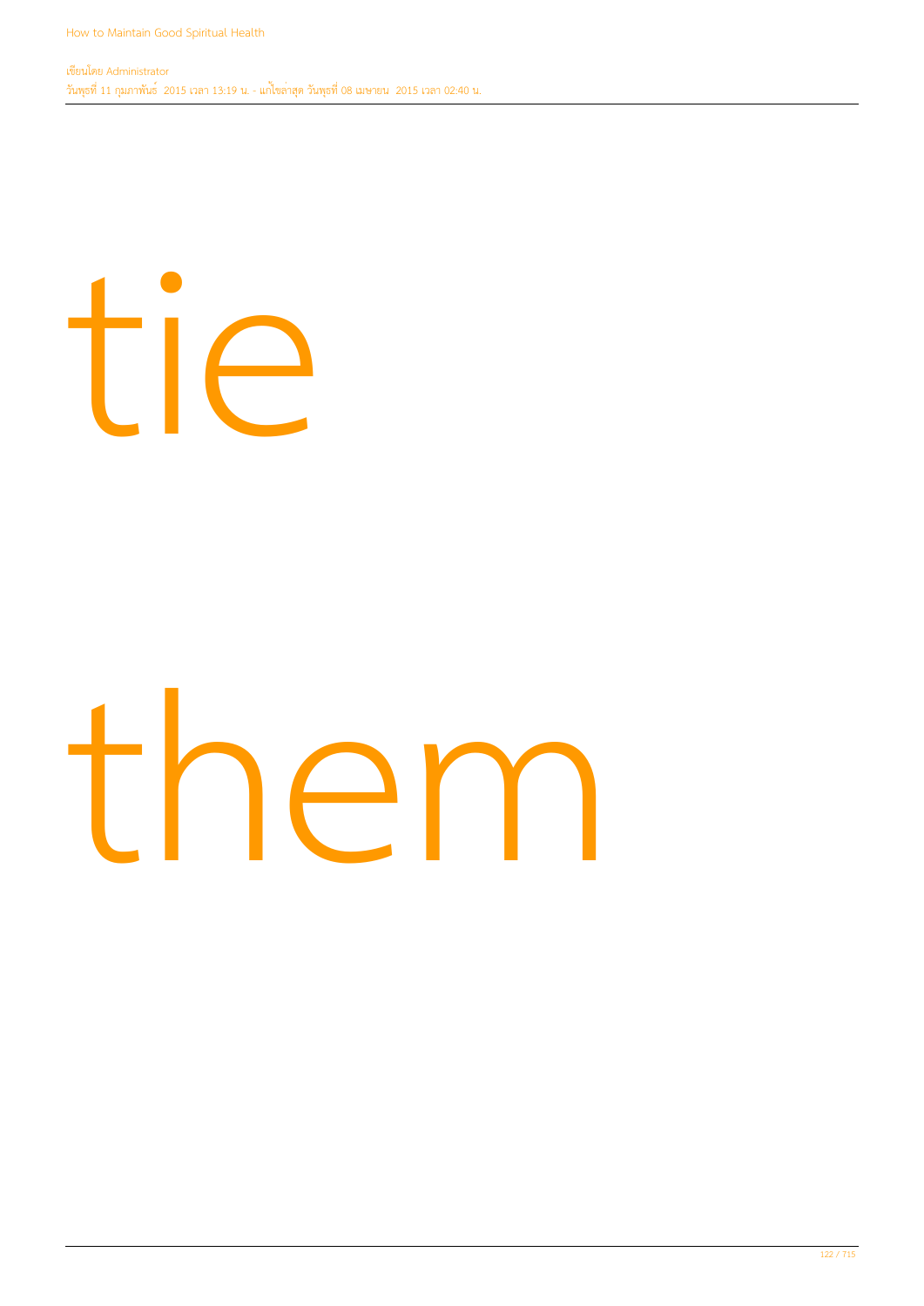tie

them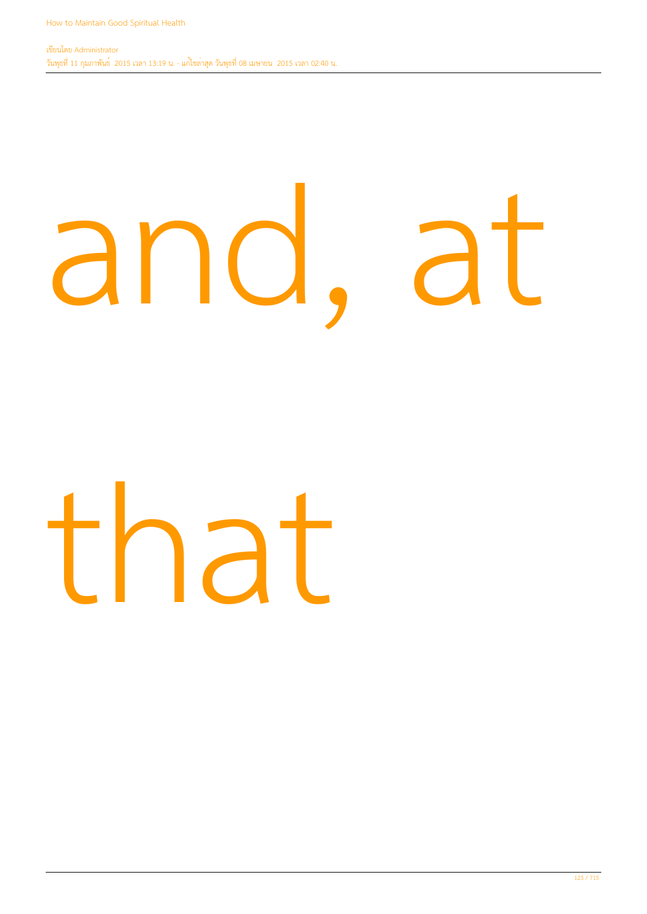and, at

that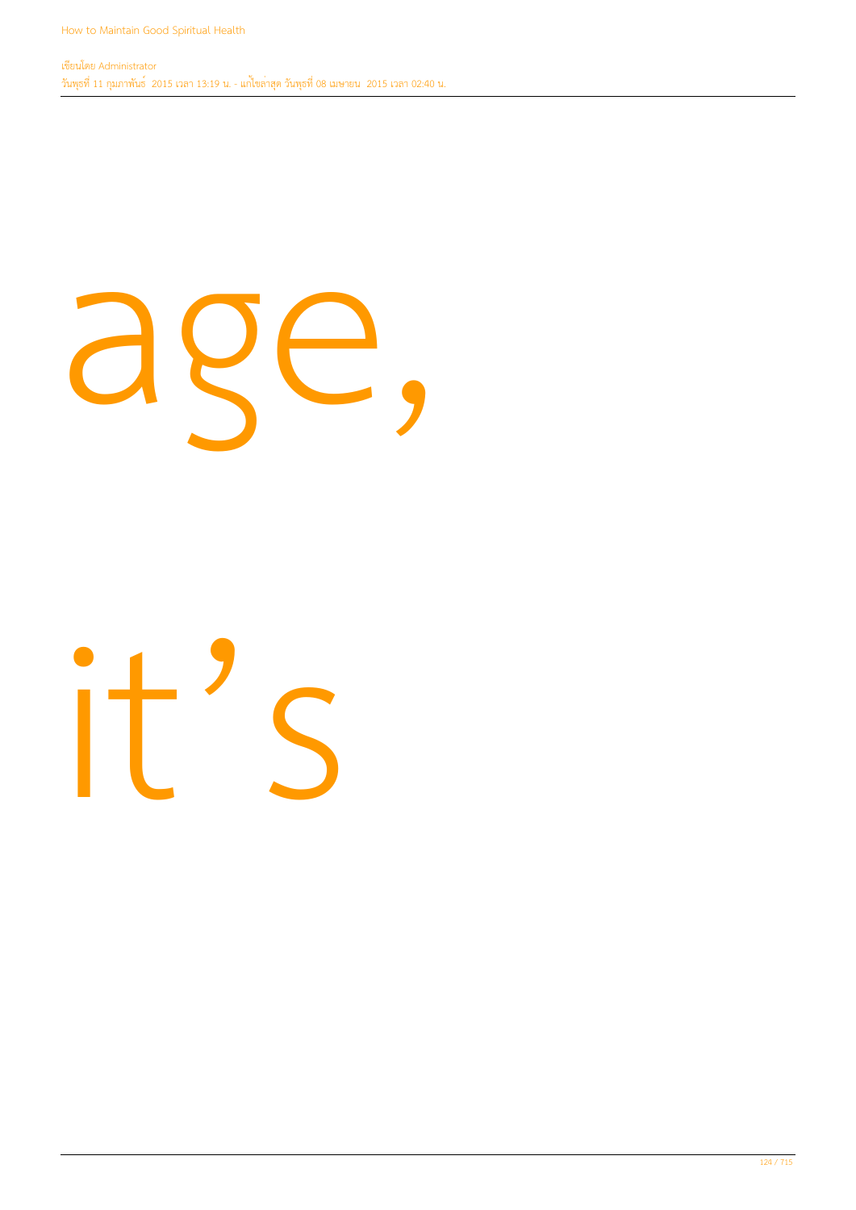age,

it’s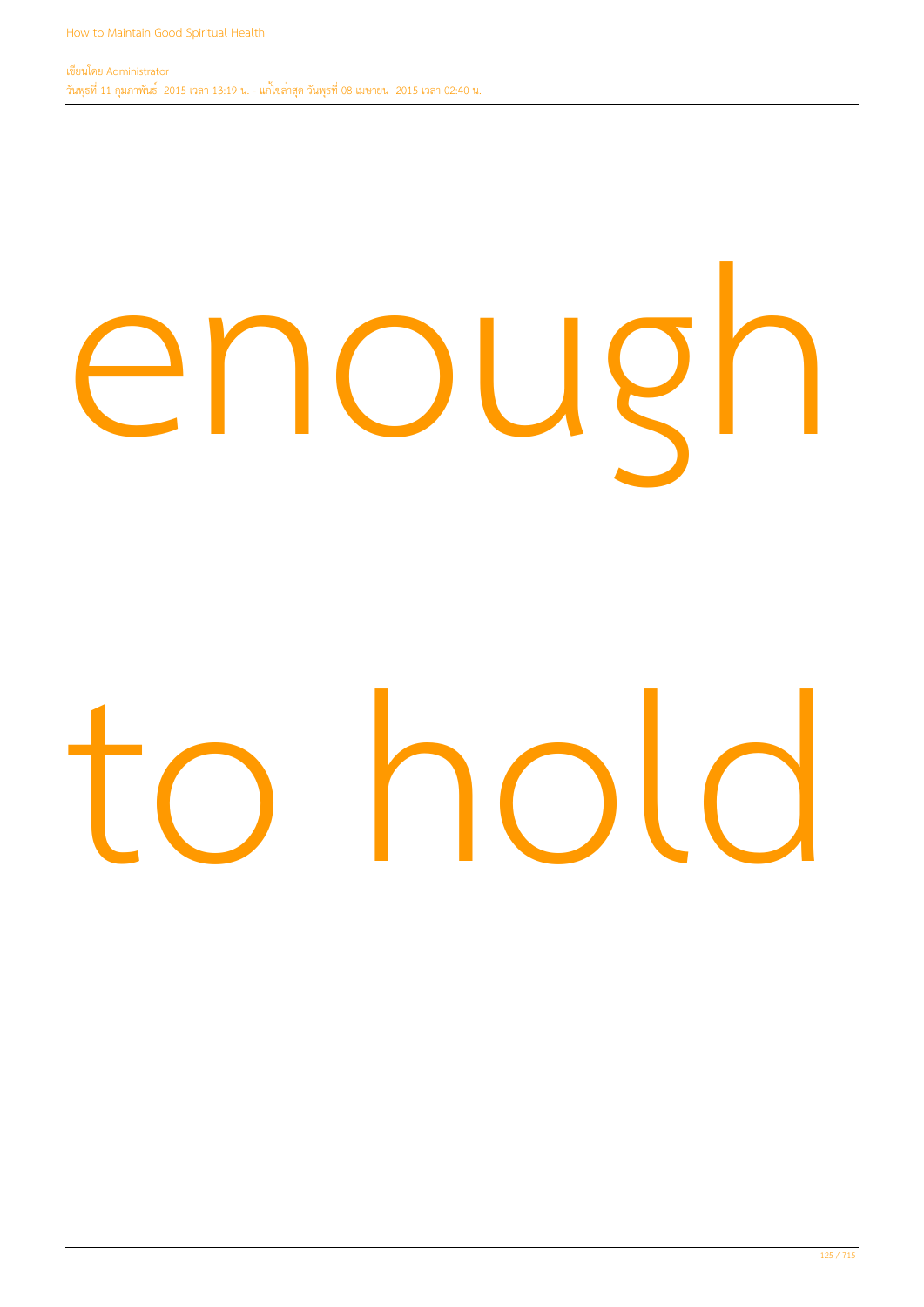enough

to hold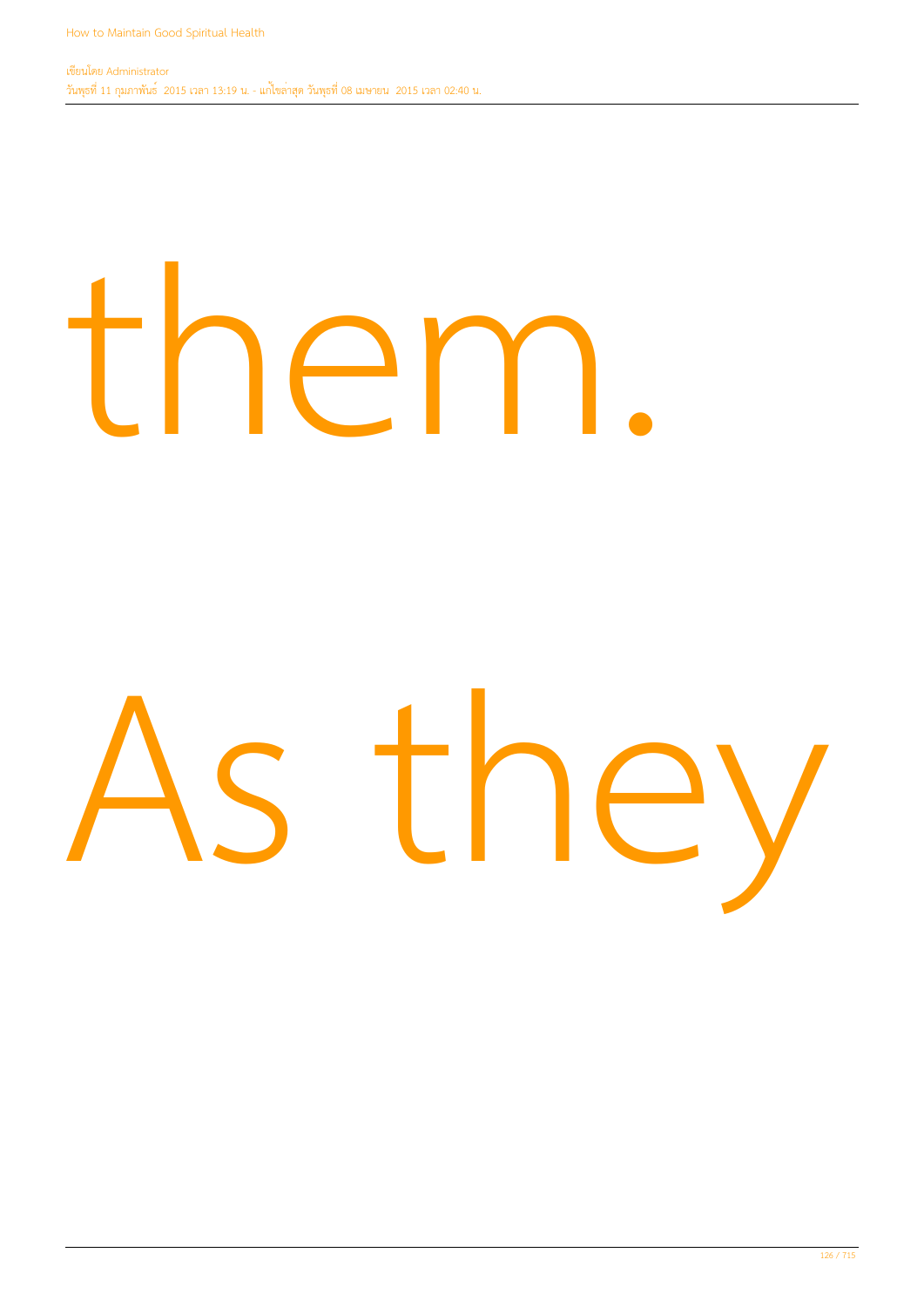them.

As they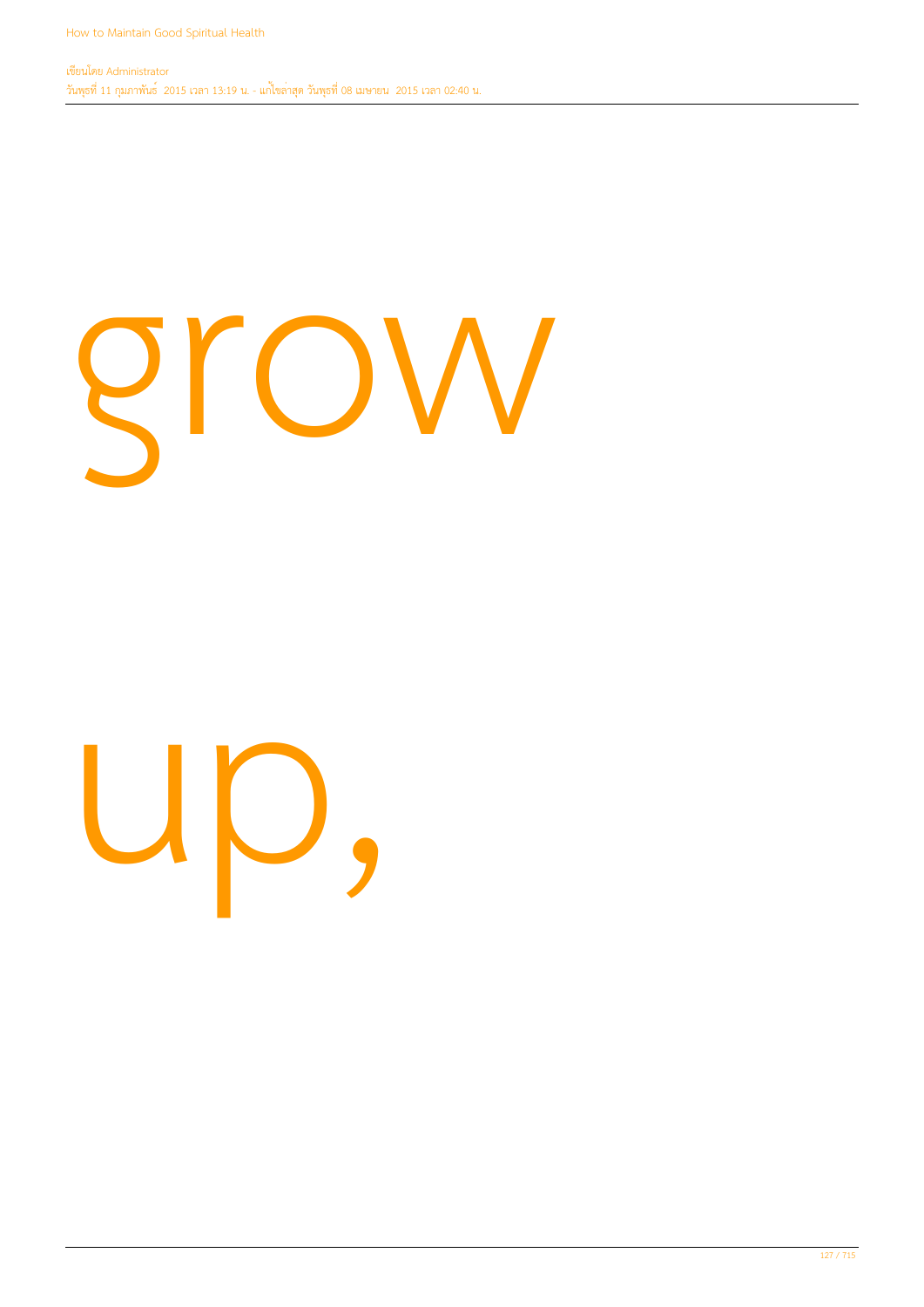grow

up,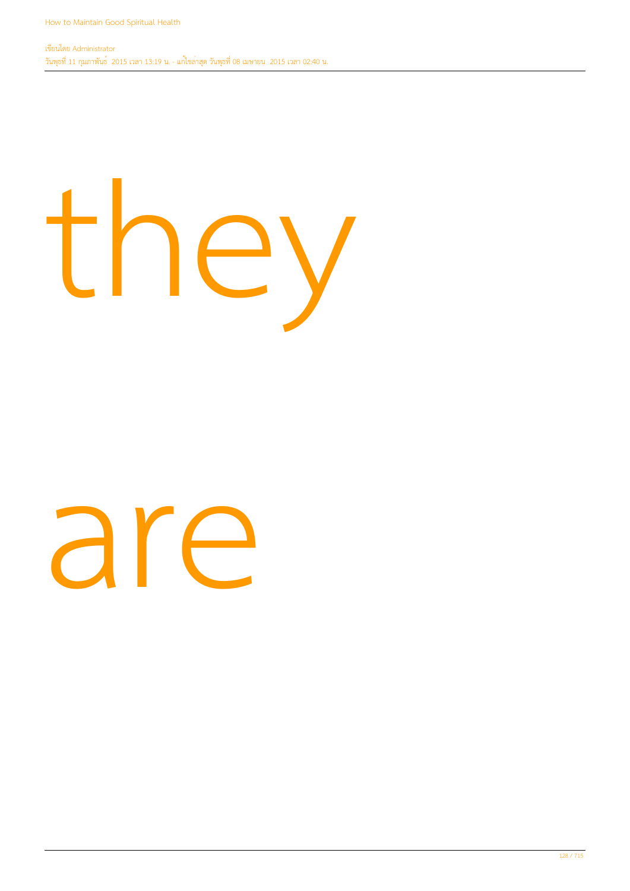they

are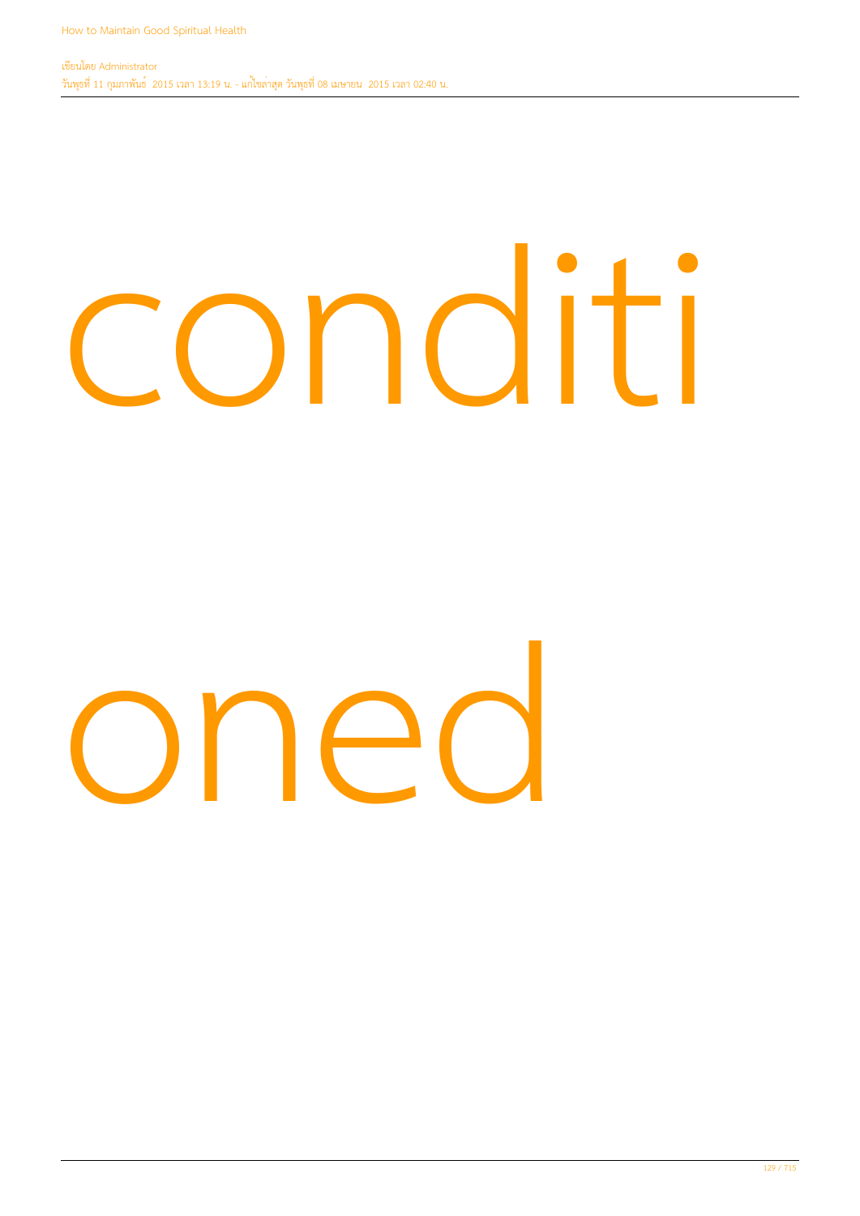conditi

oned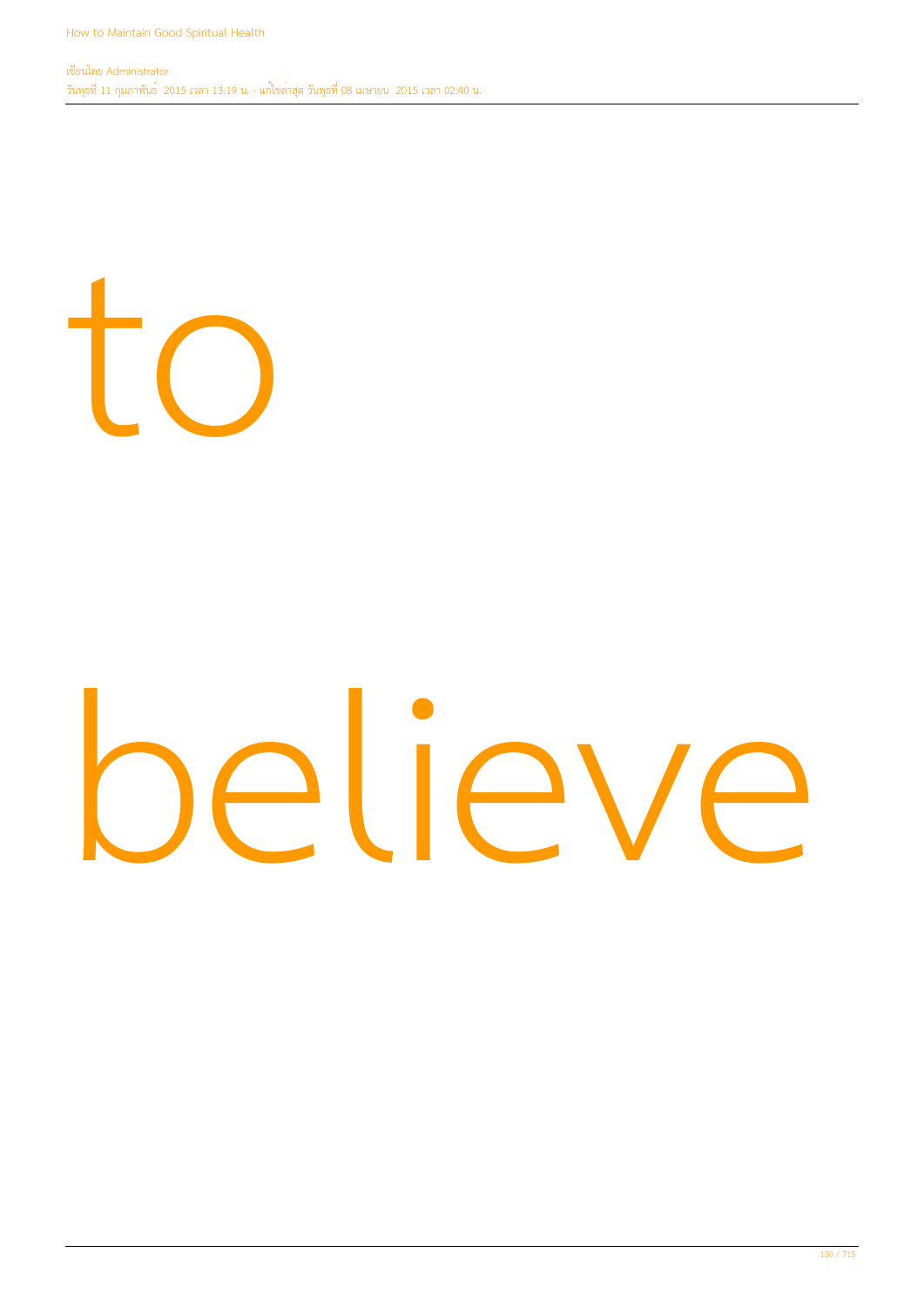to

believe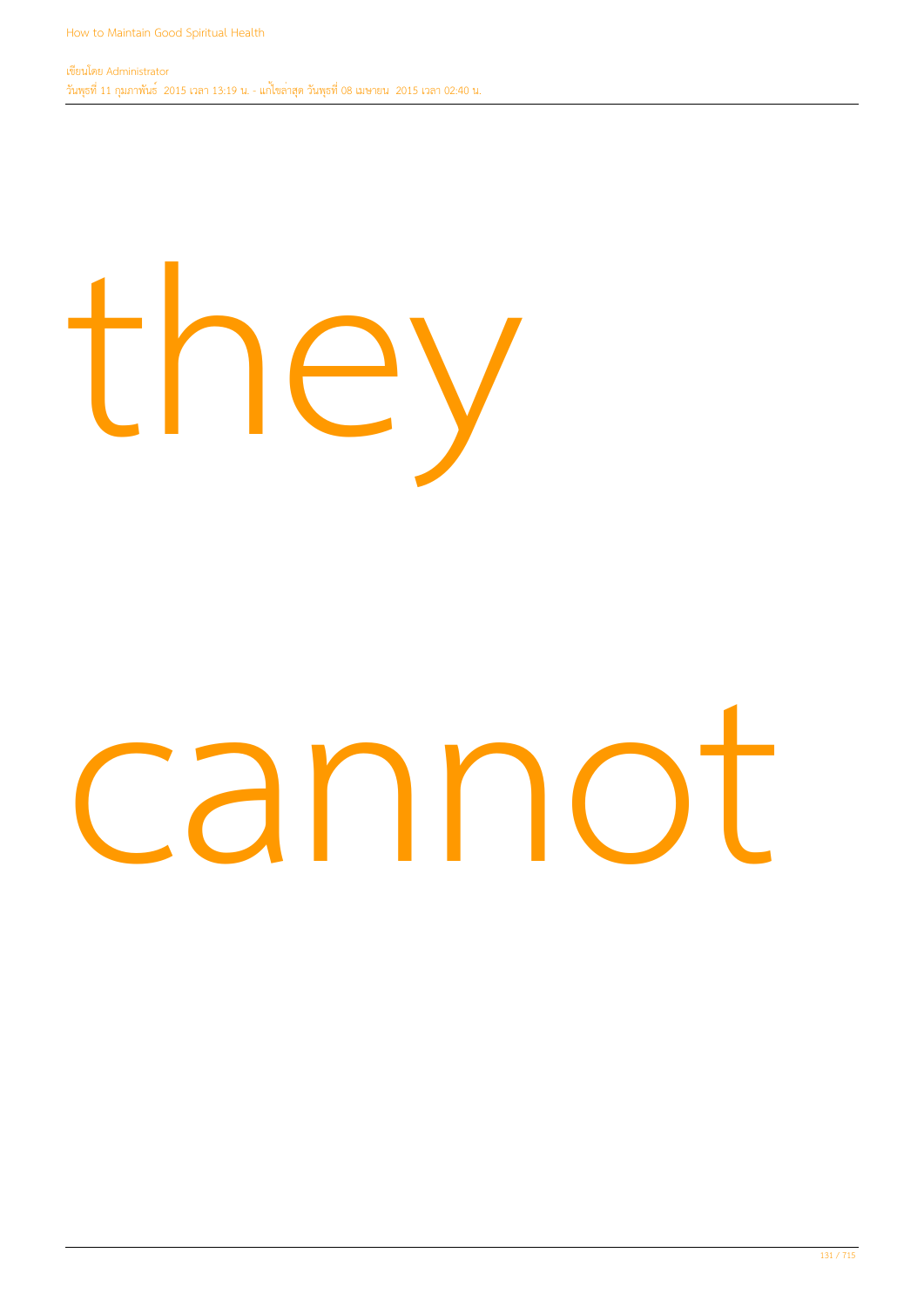they

cannot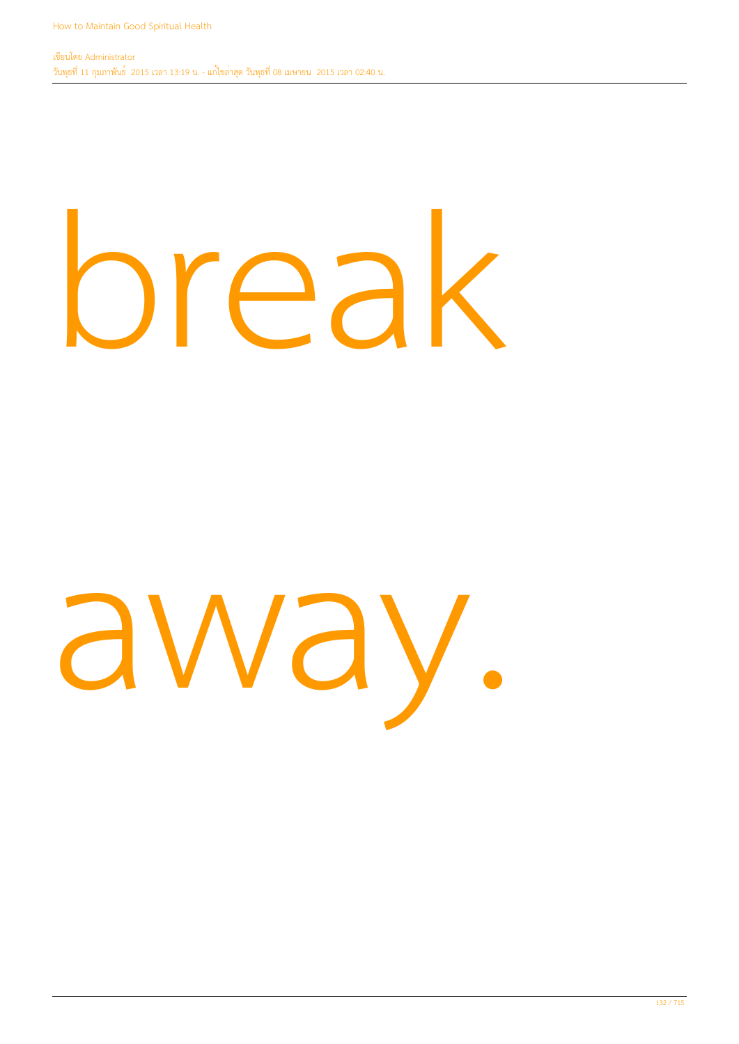break

away.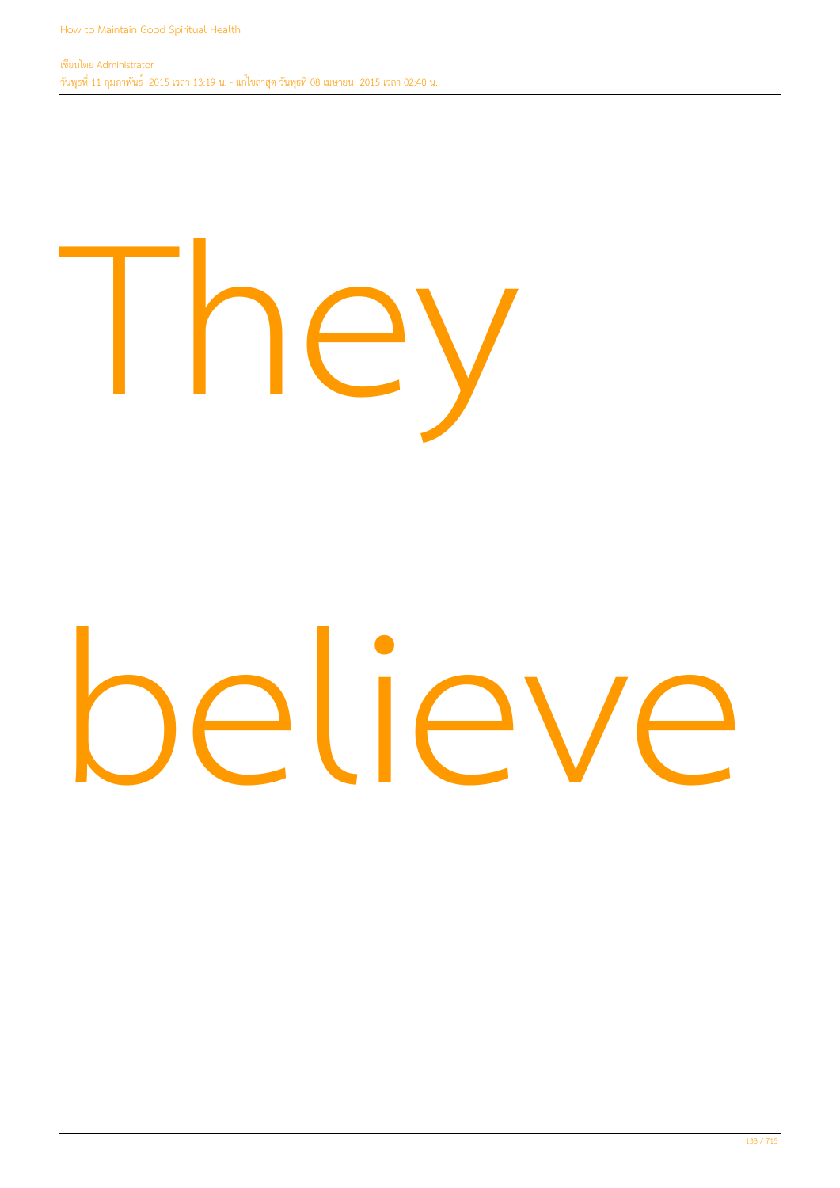They

believe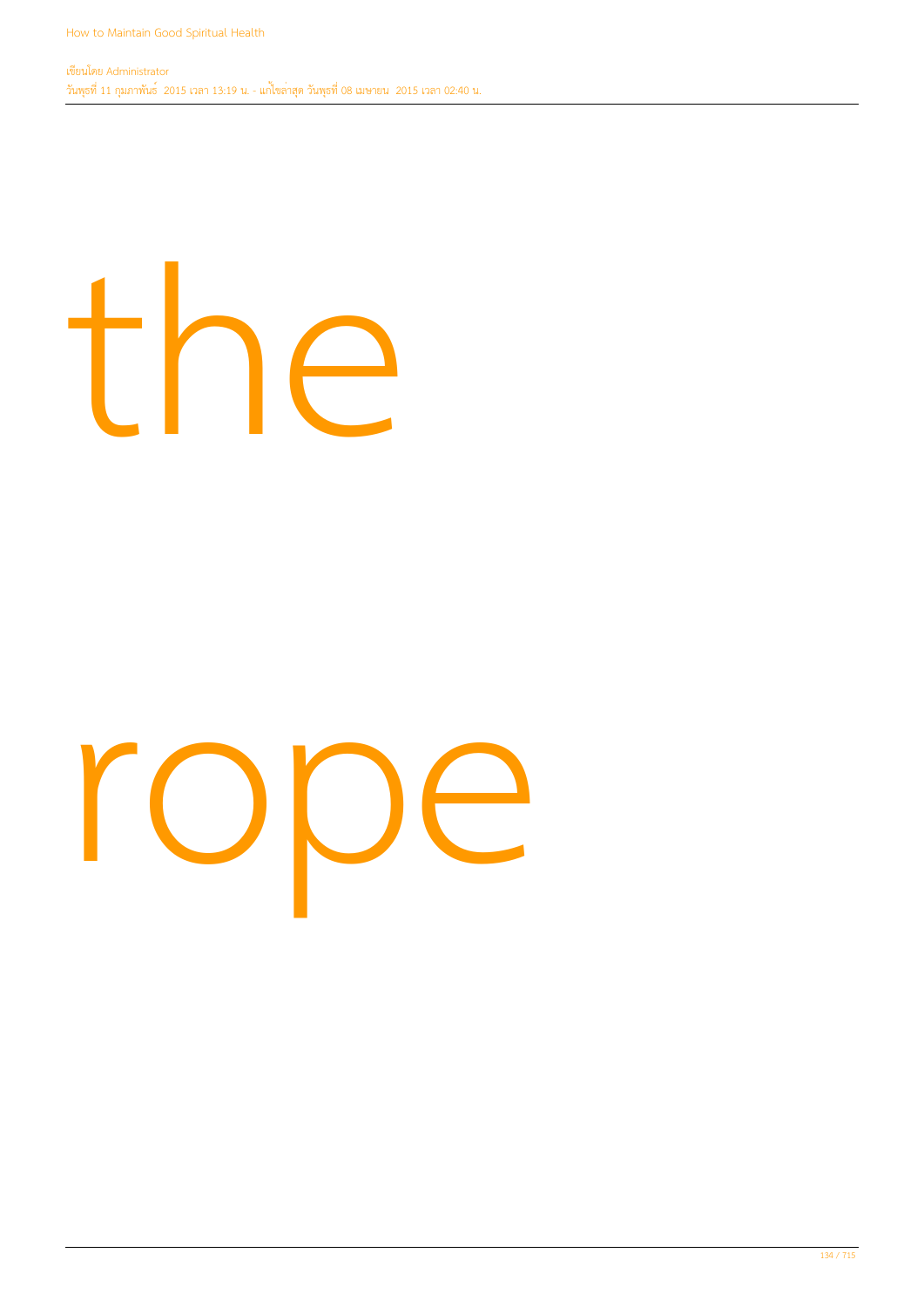the

rope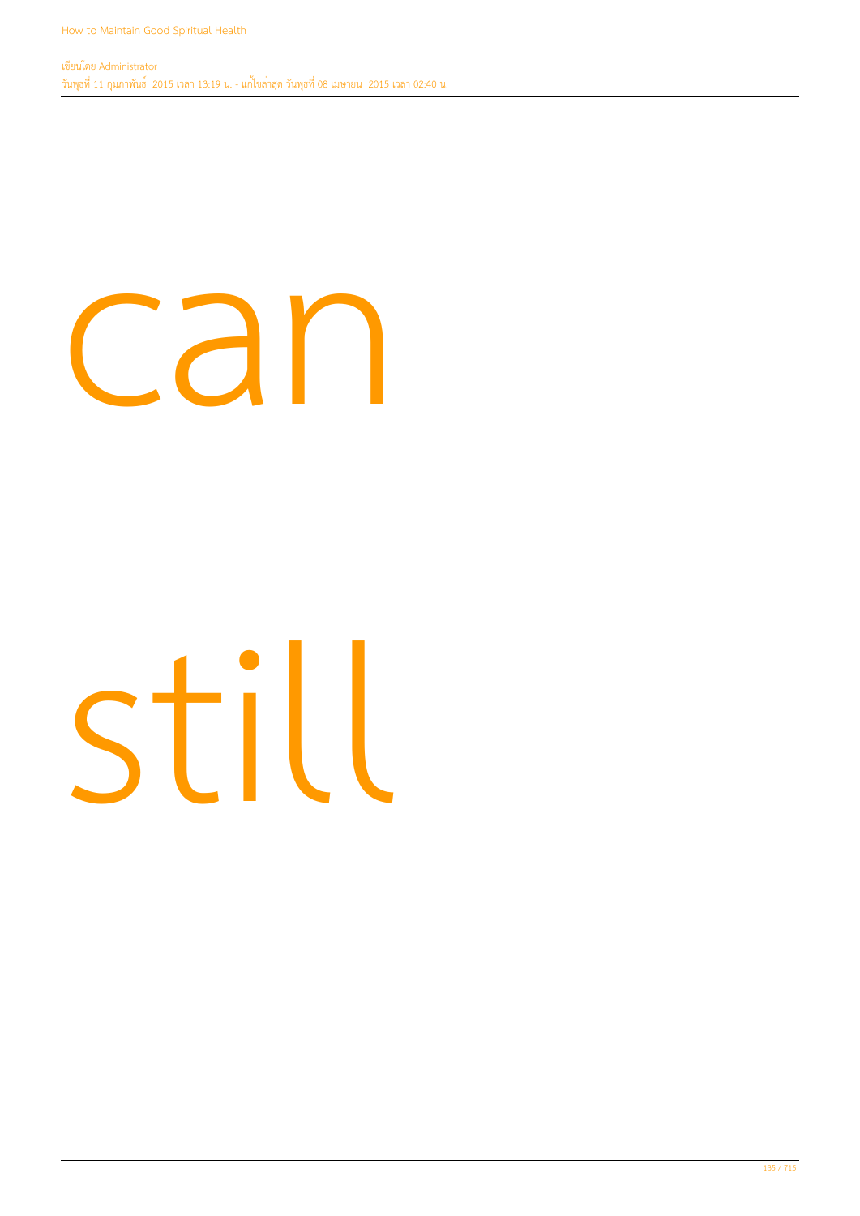can

still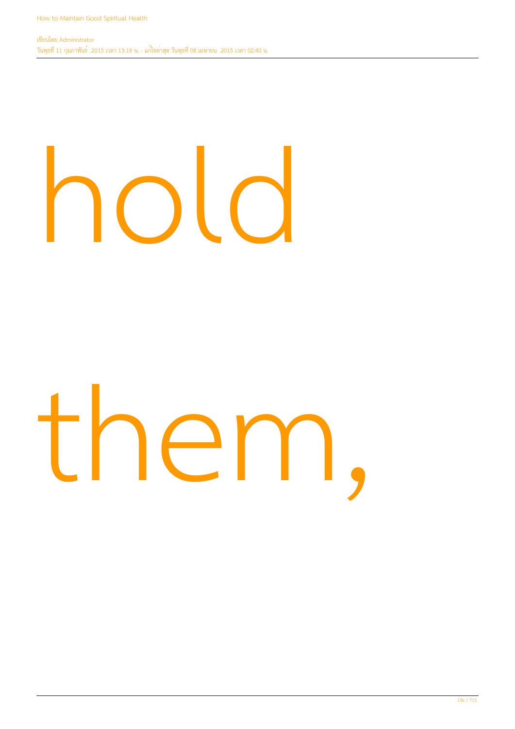hold

them,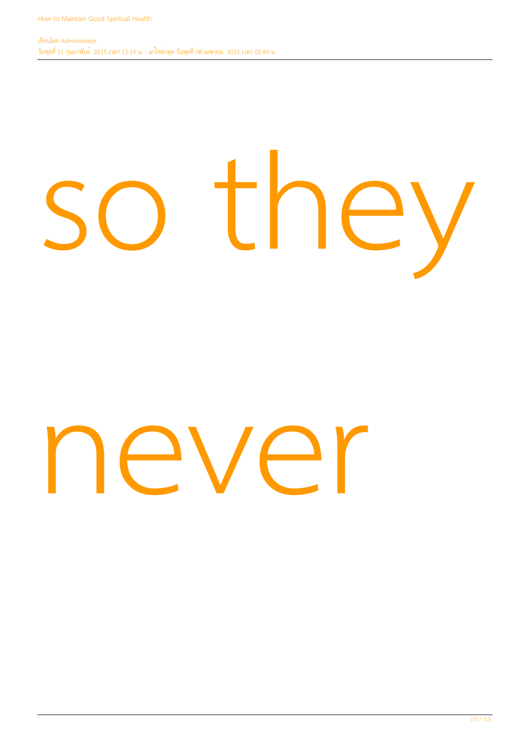so they

never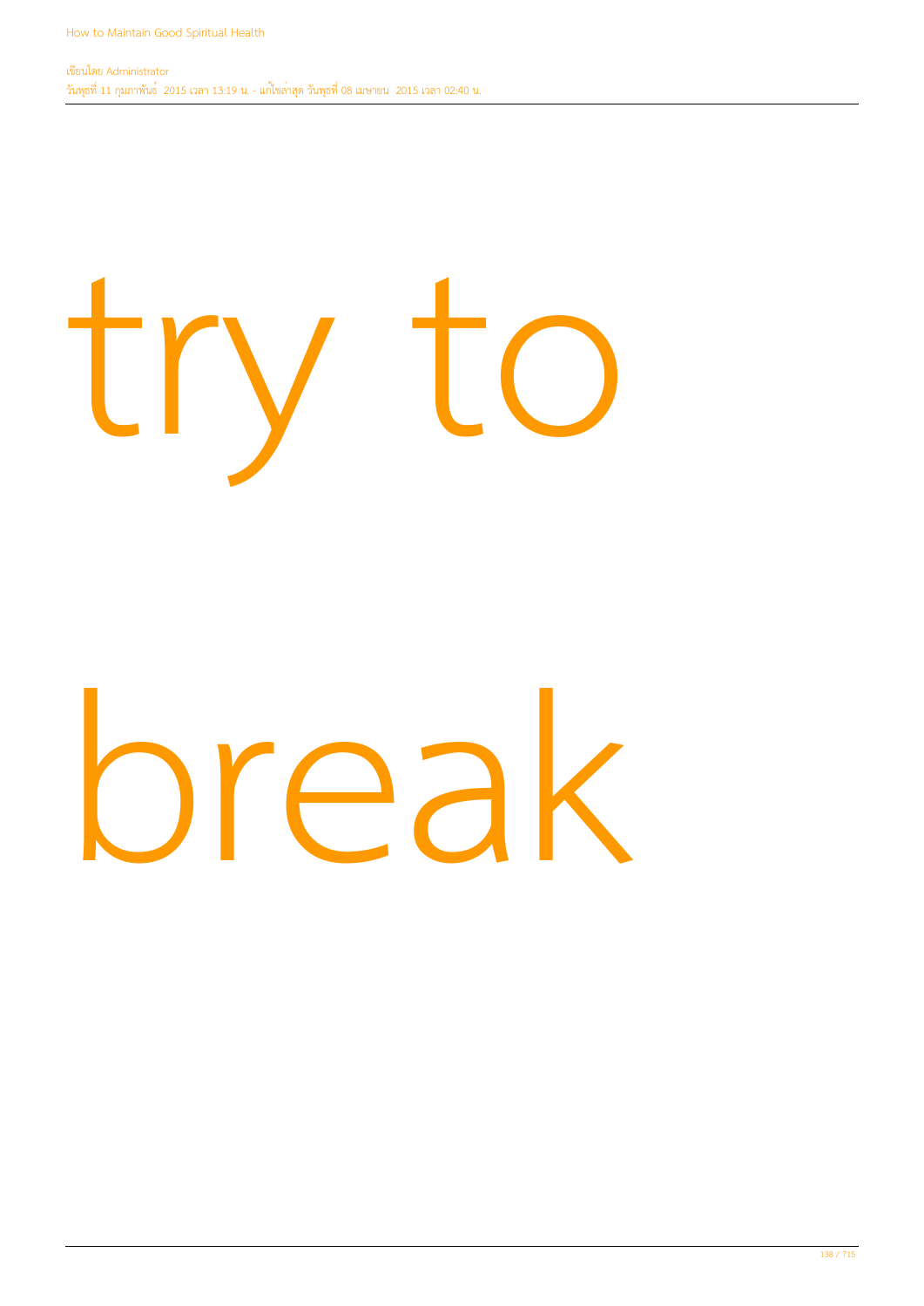try to

break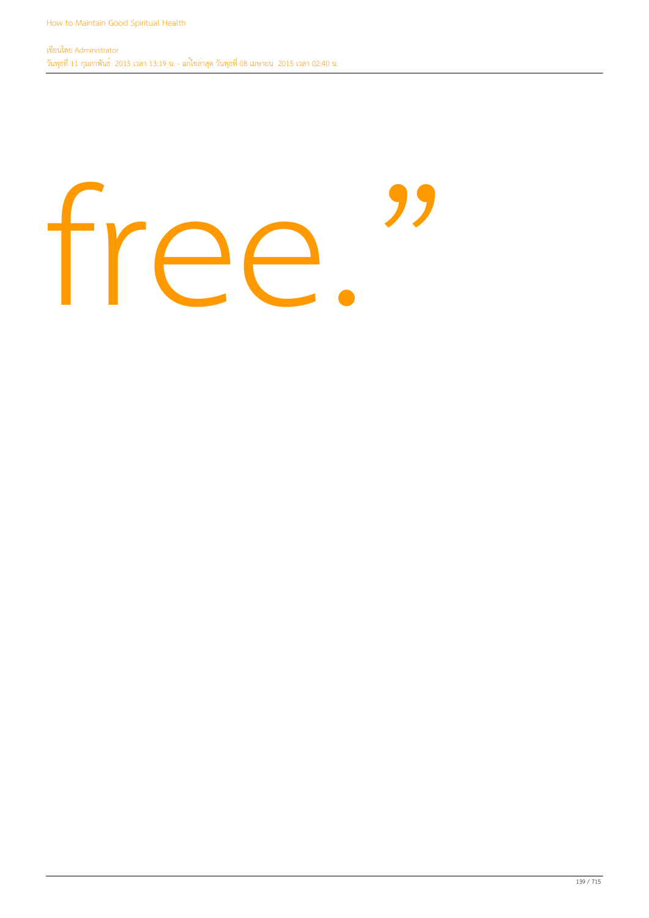free.”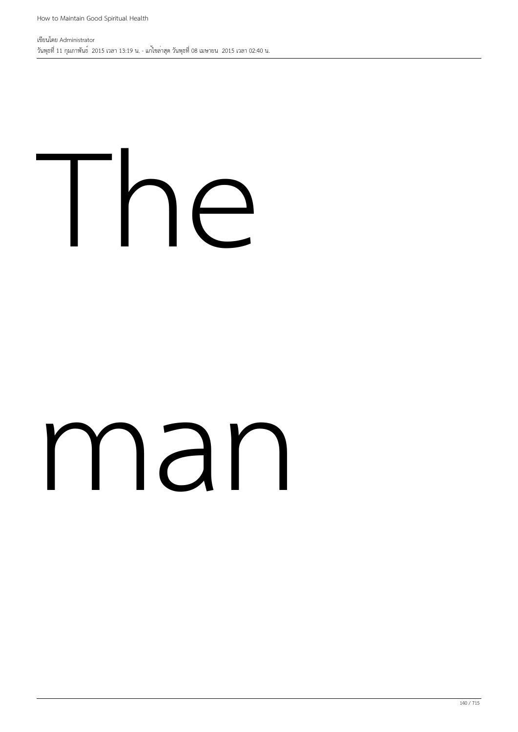The

man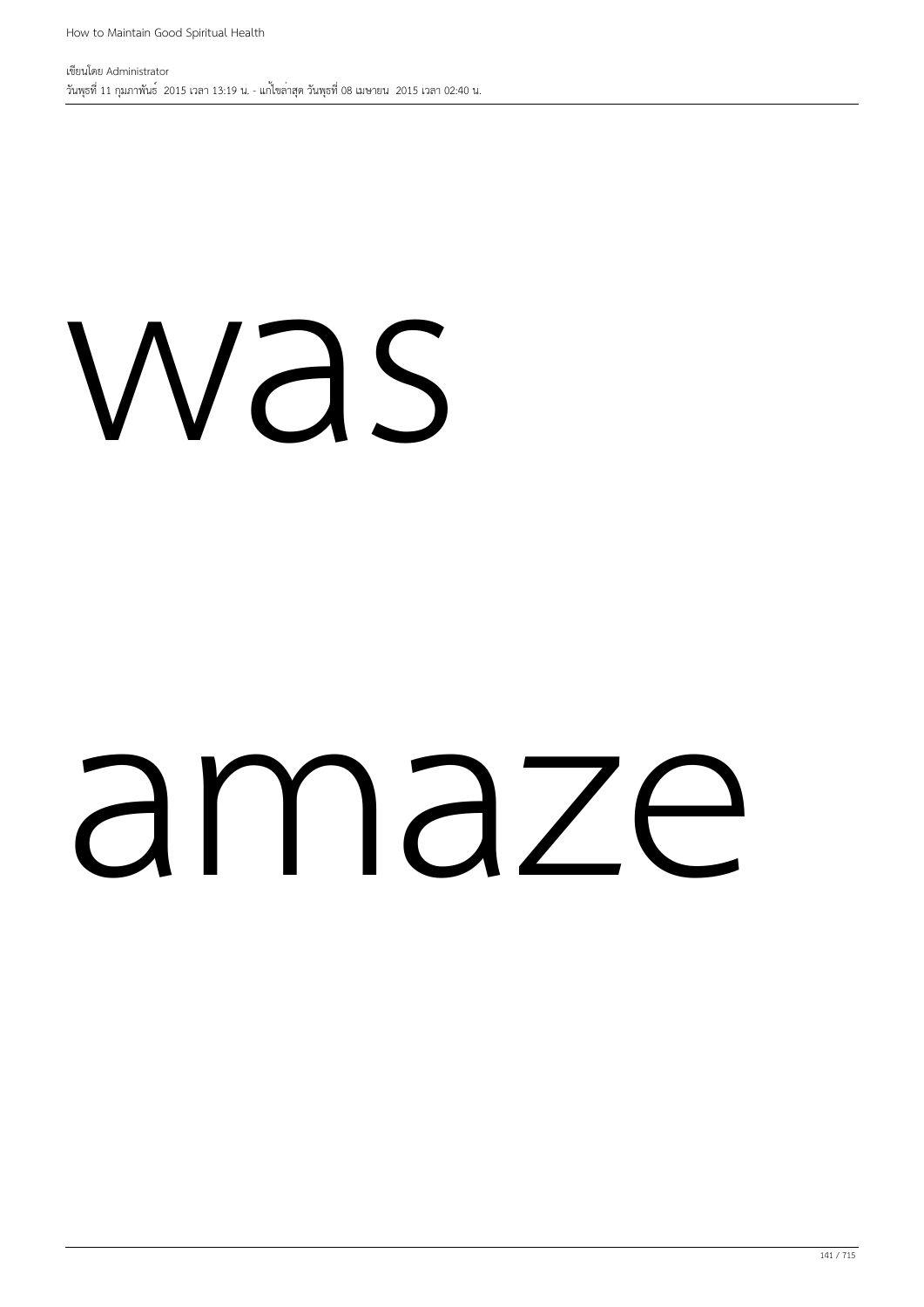was

amaze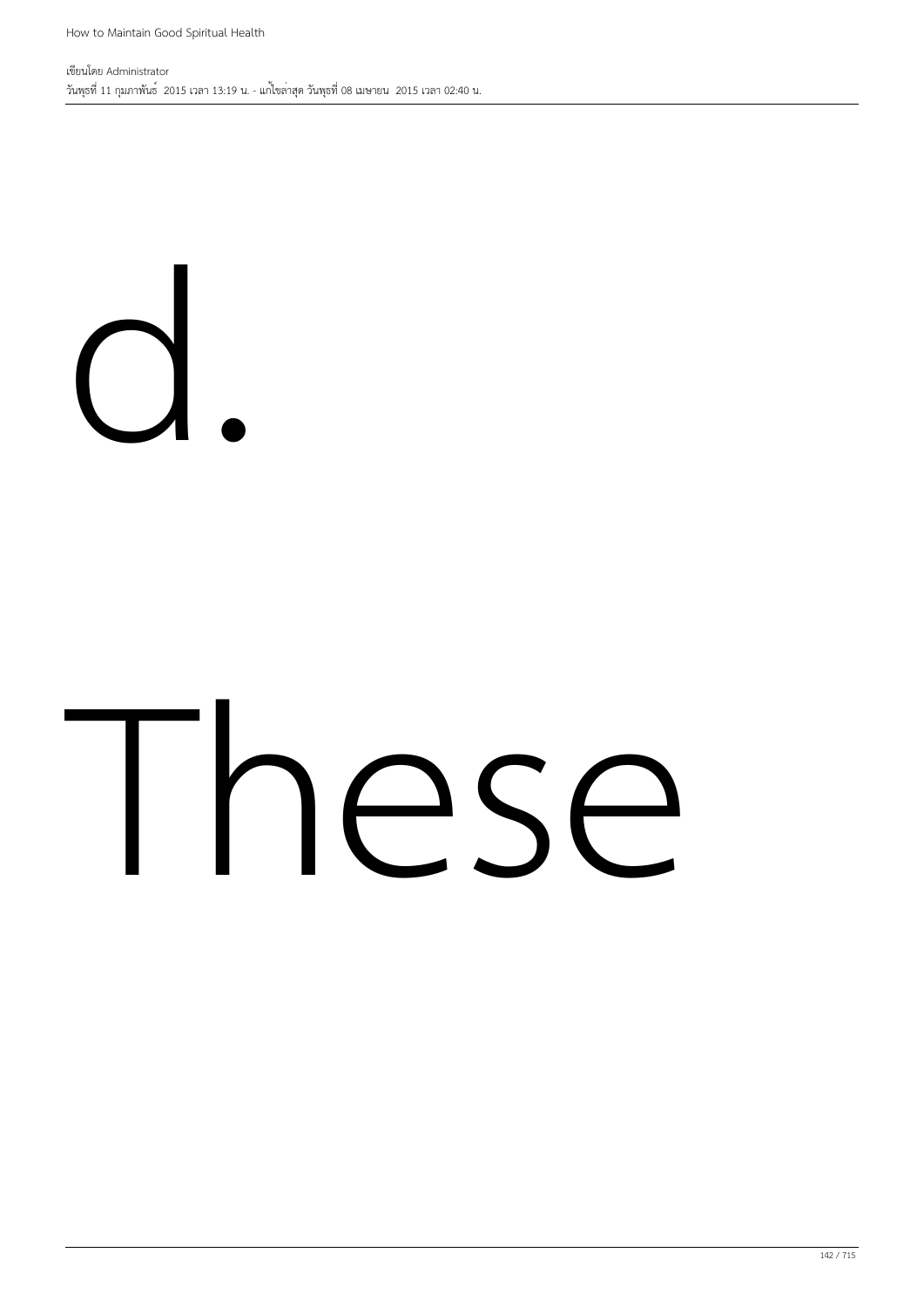d.

These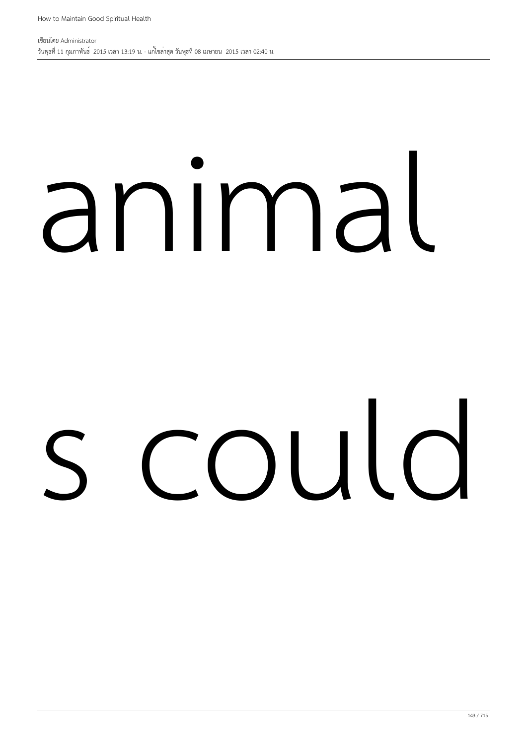animal

s could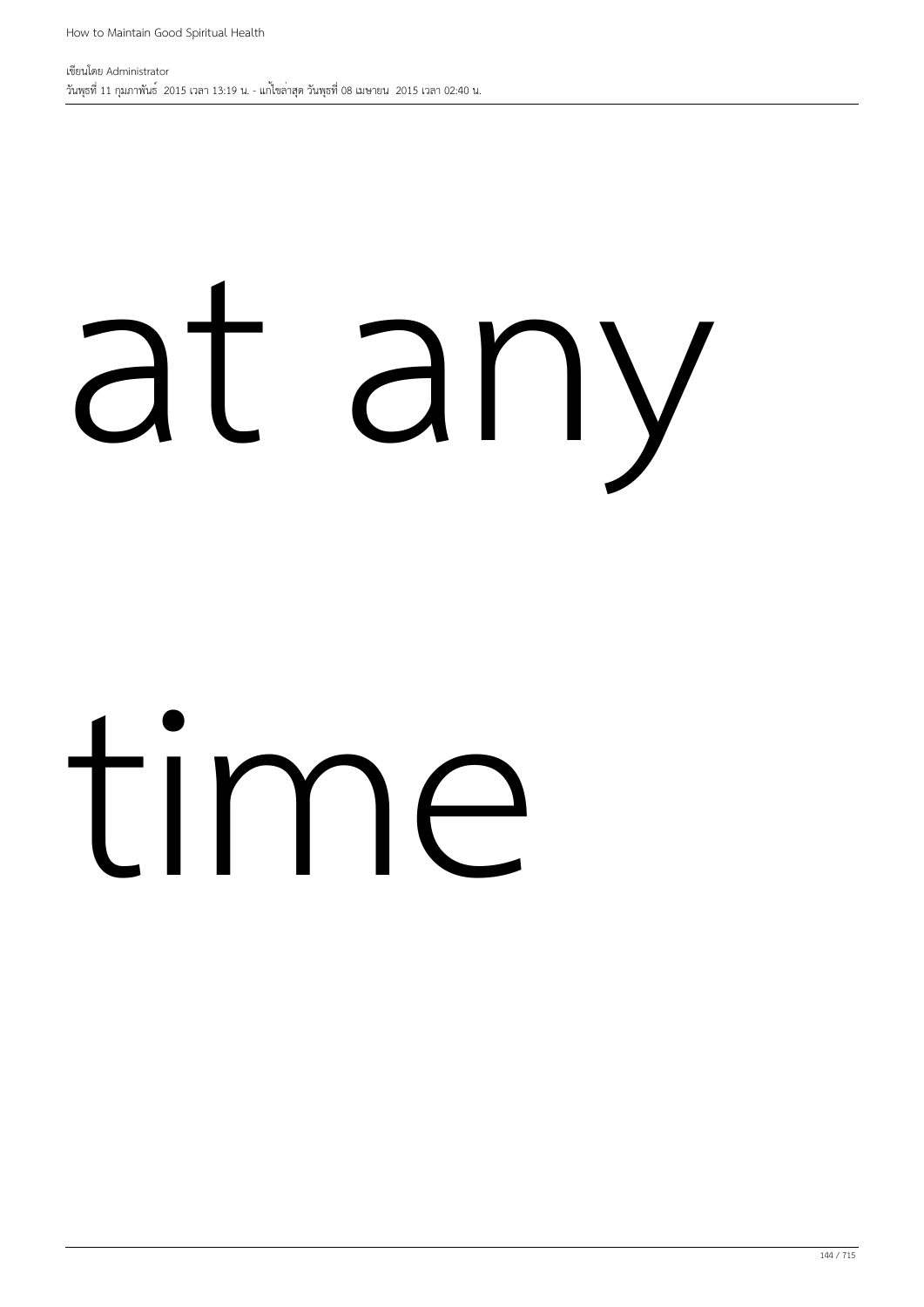at any

time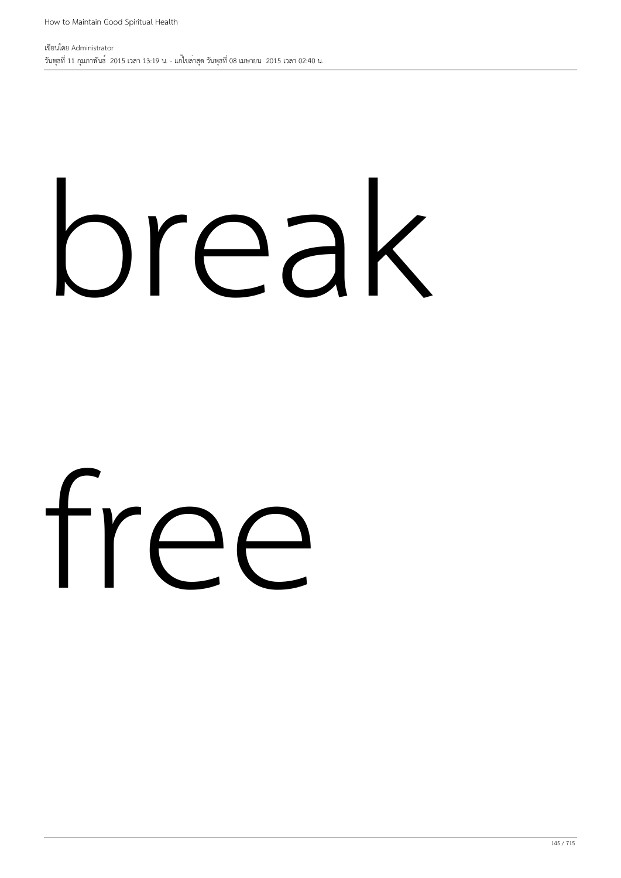break

free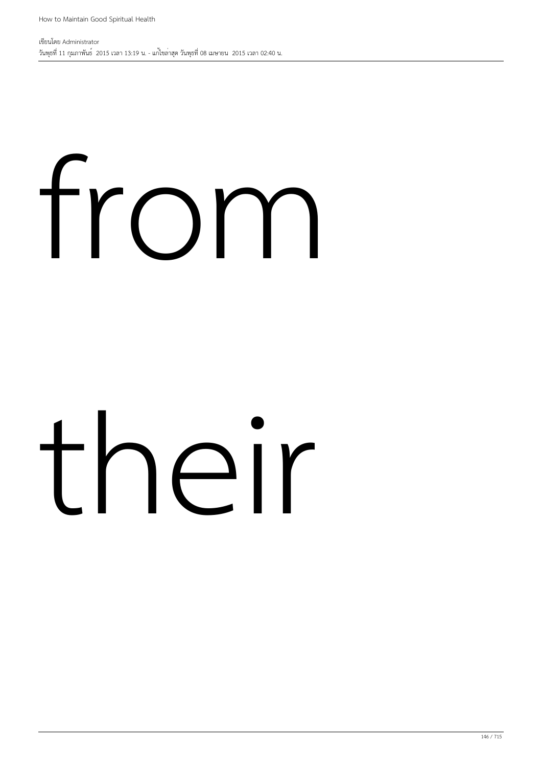from

their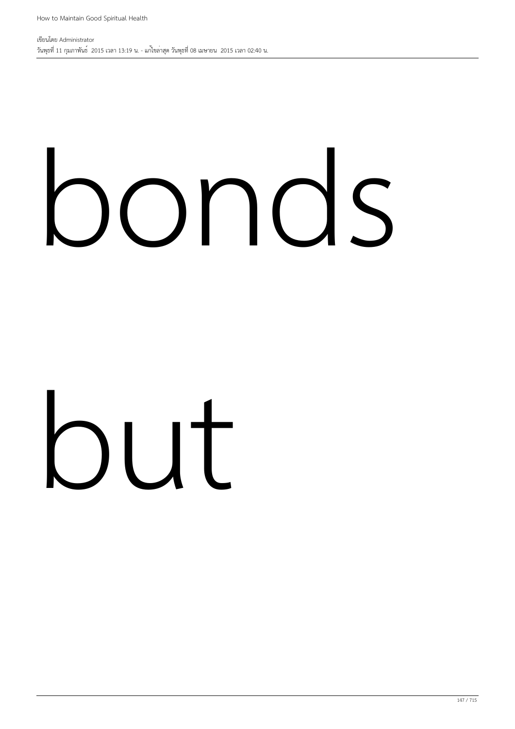bonds

but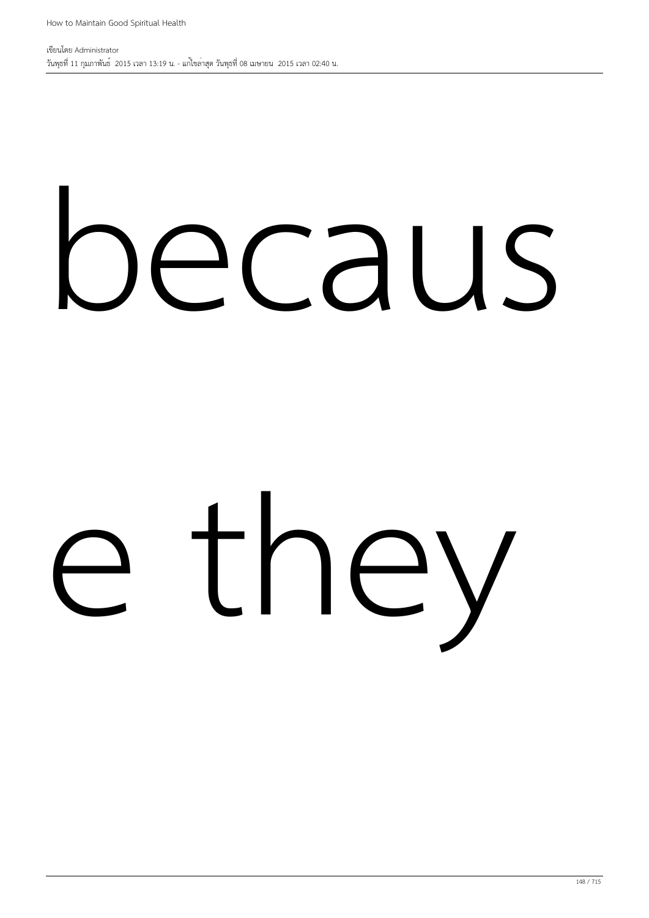becaus

e they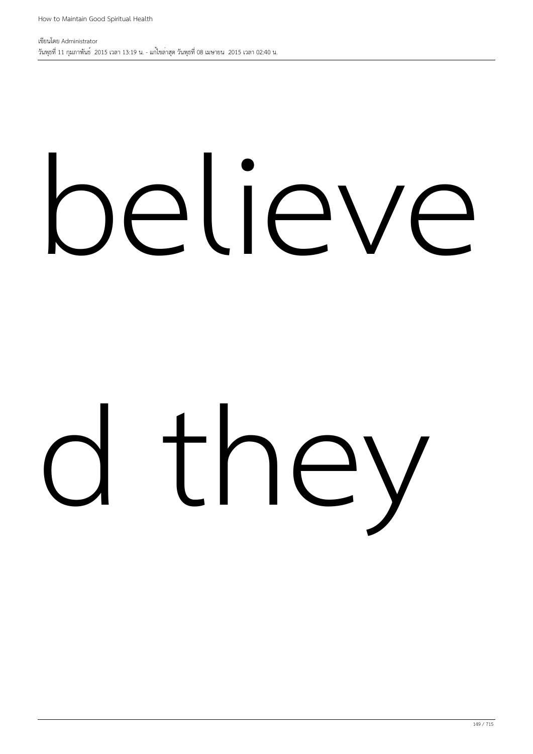believe

d they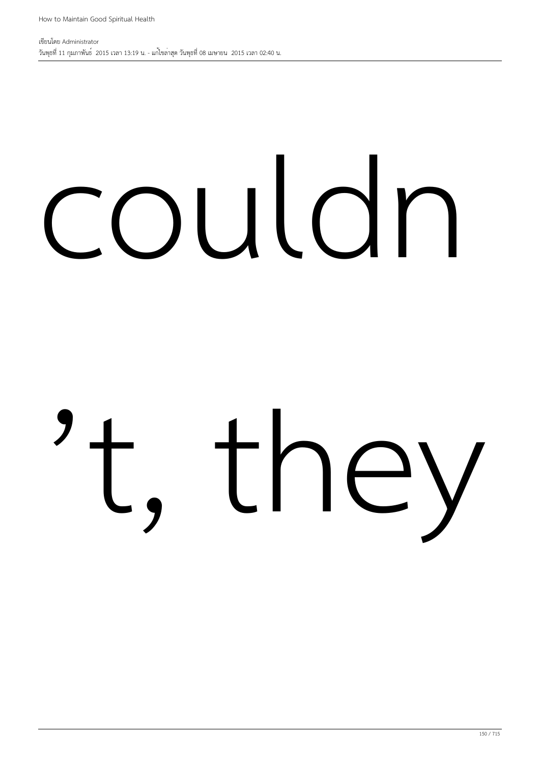couldn

't, they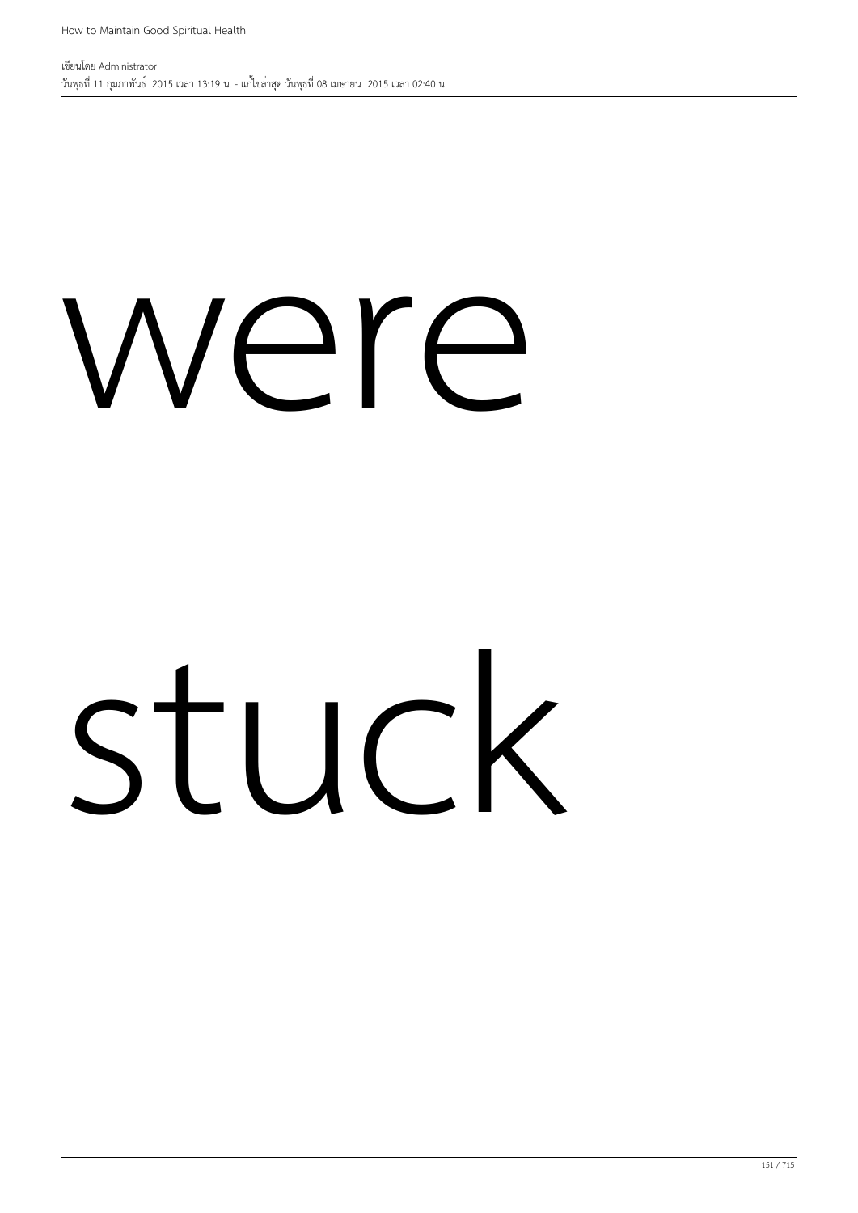were

stuck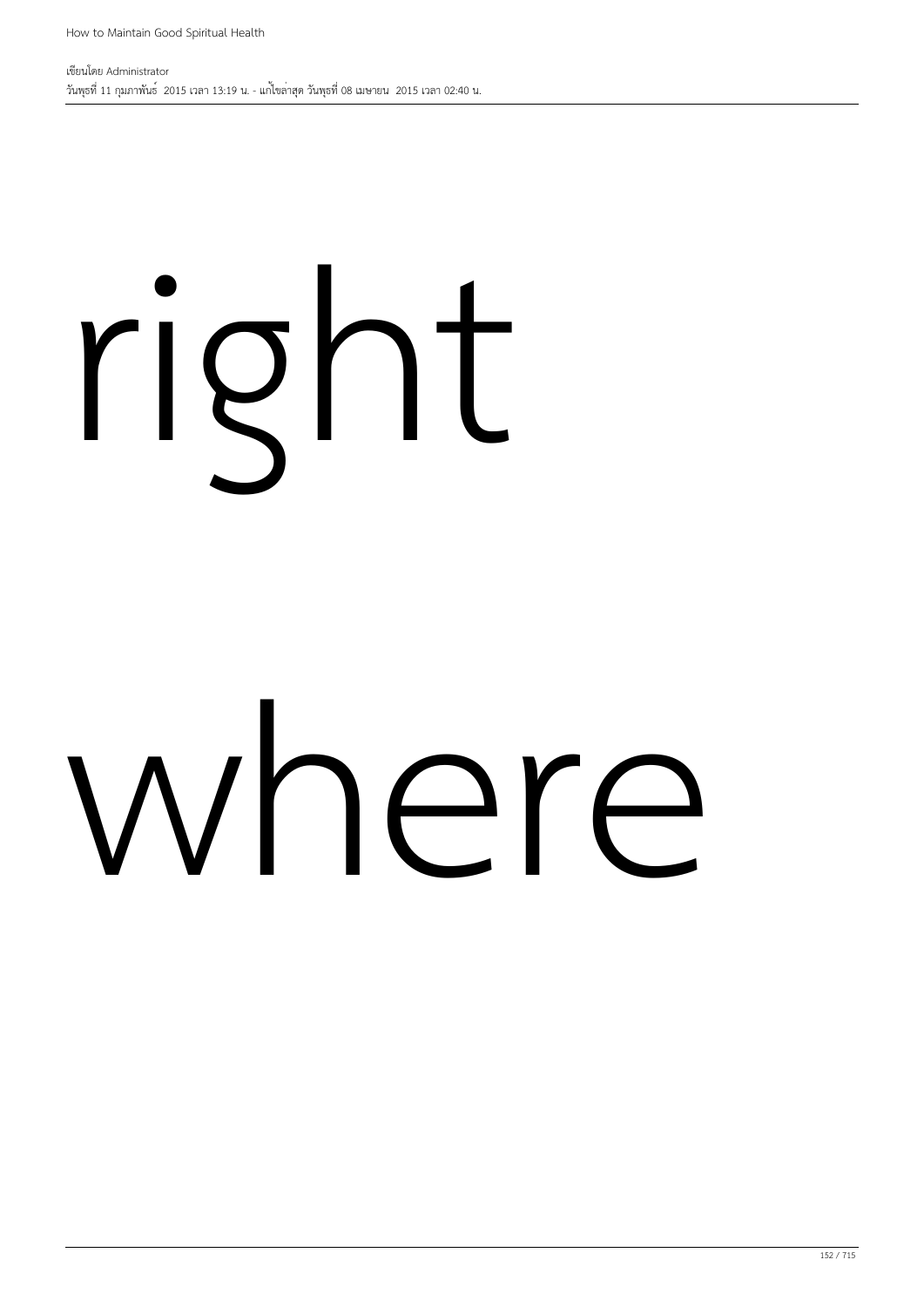right

where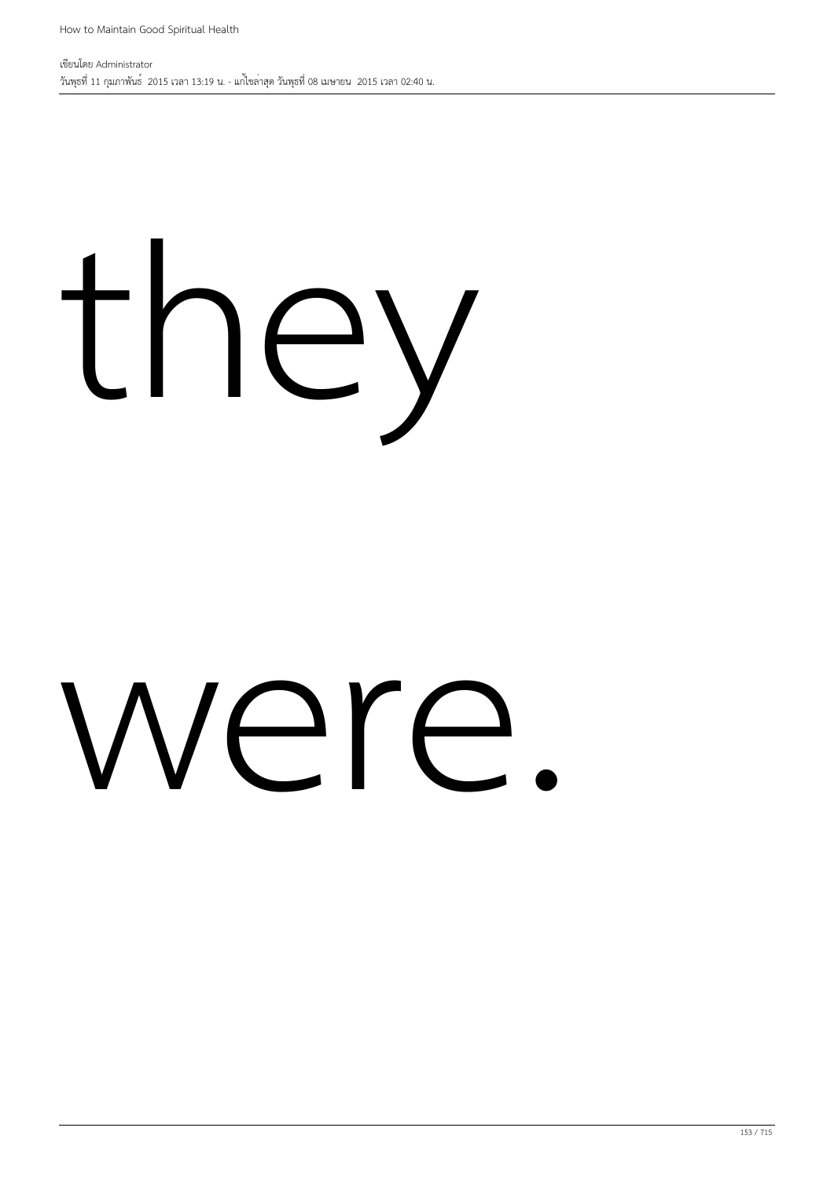they

were.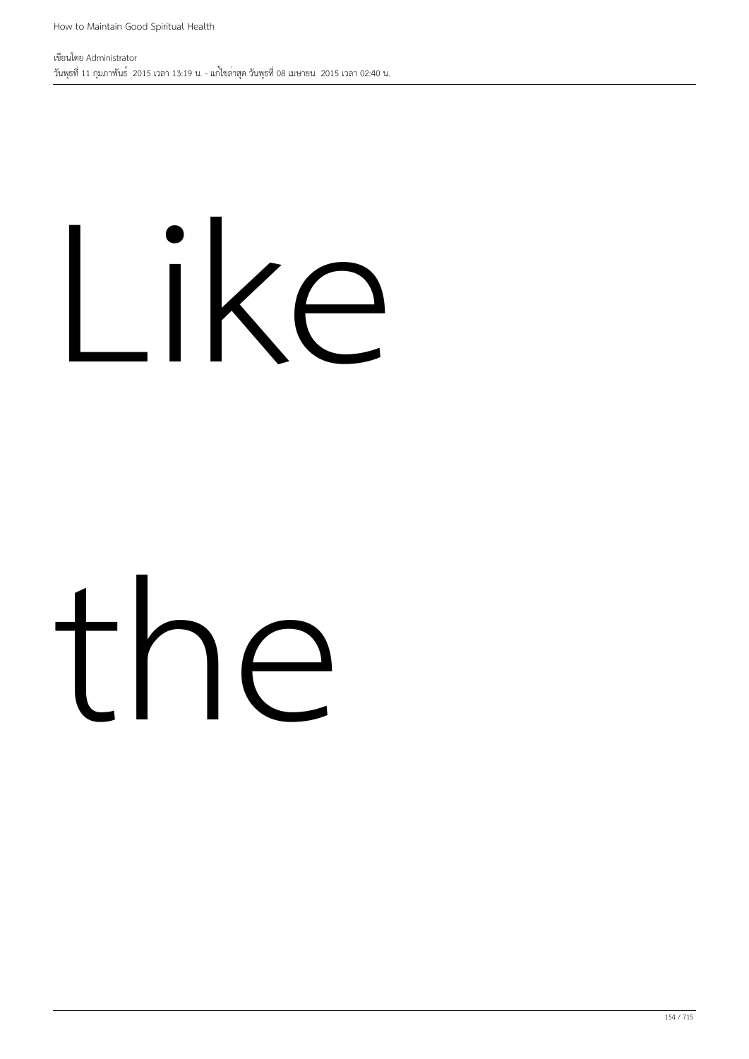Like

the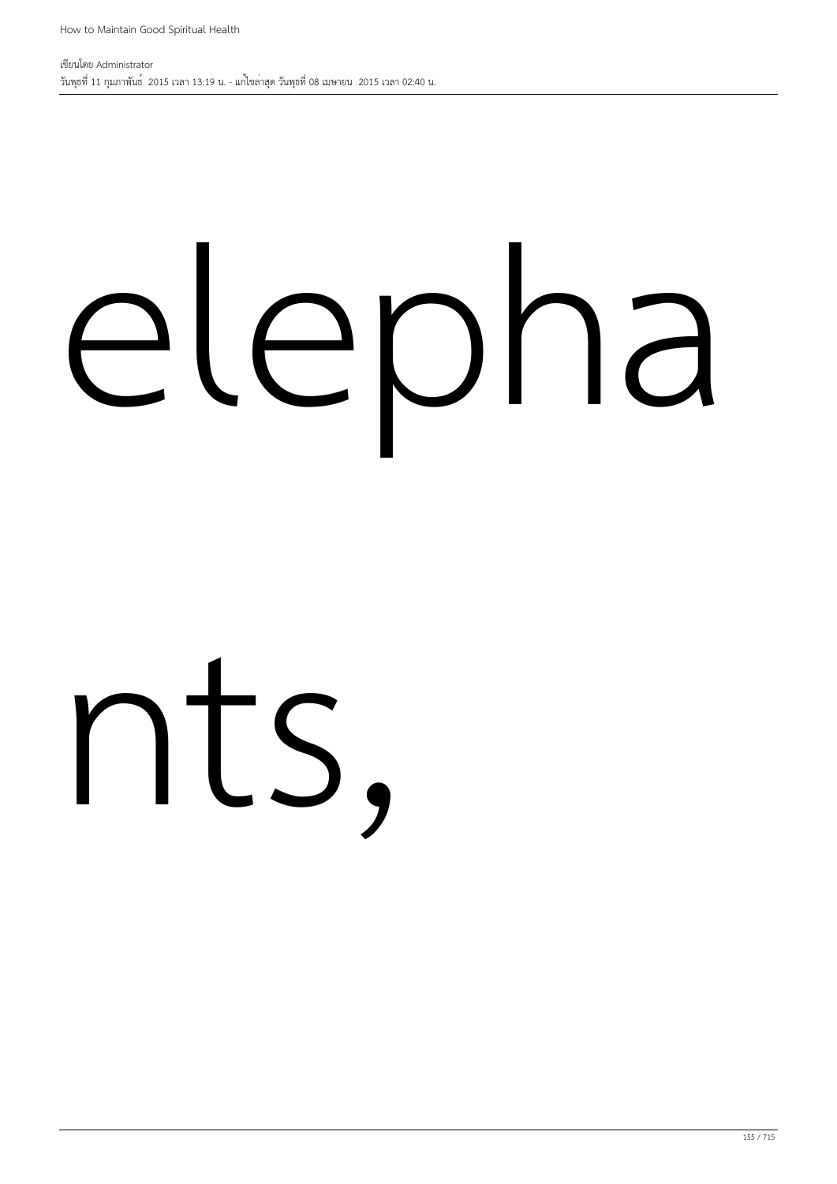elepha

nts,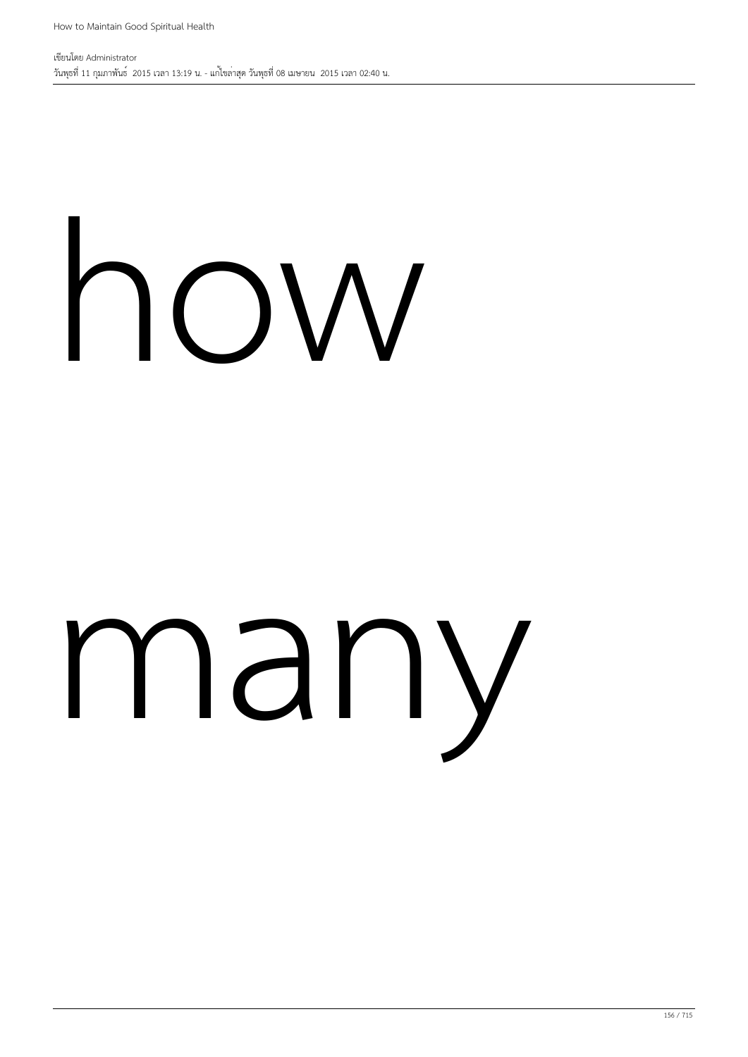how

many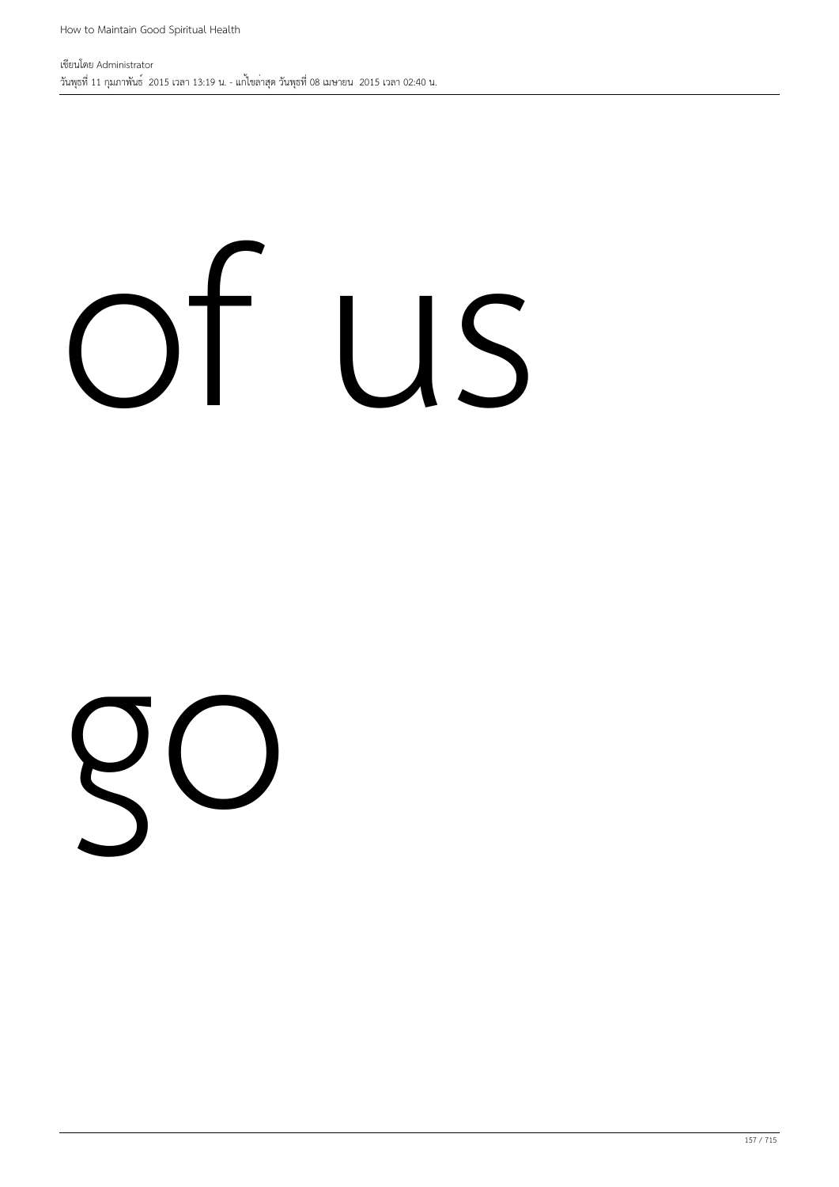of us

go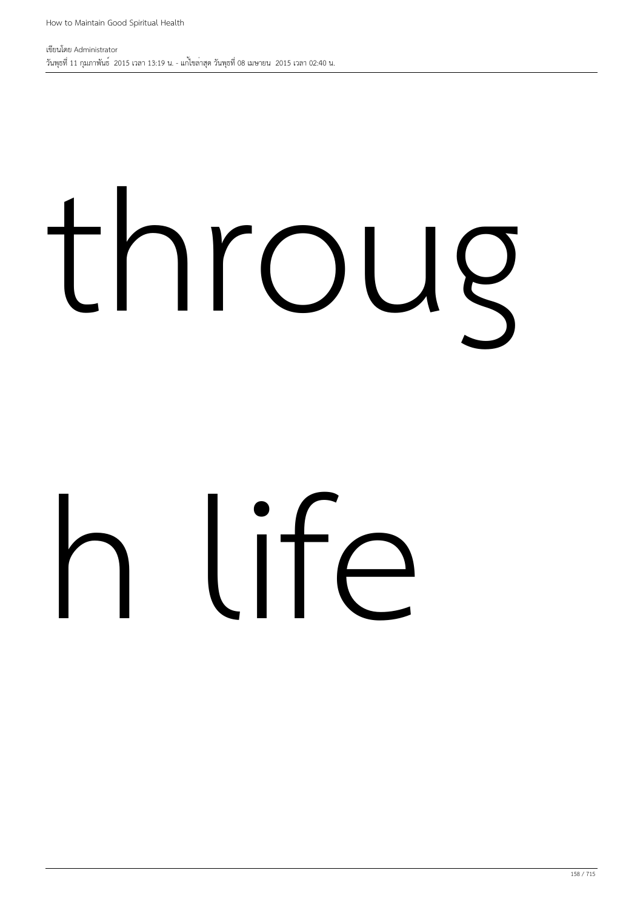throug

h life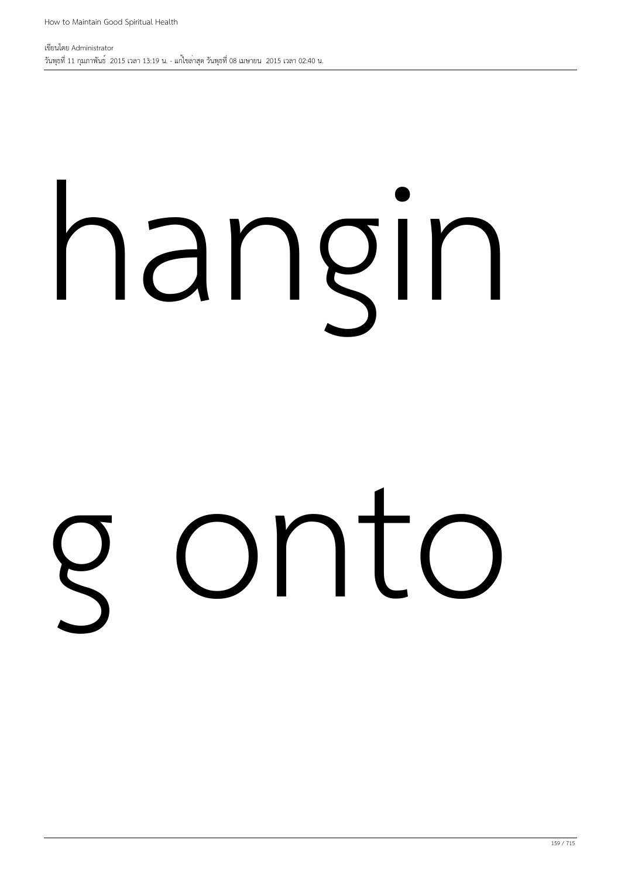hangin

g onto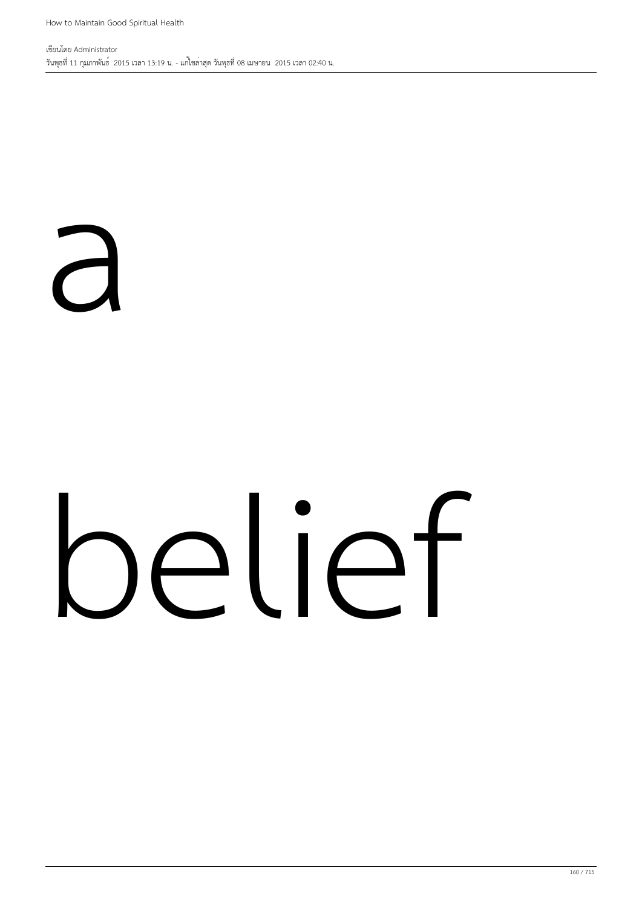a

belief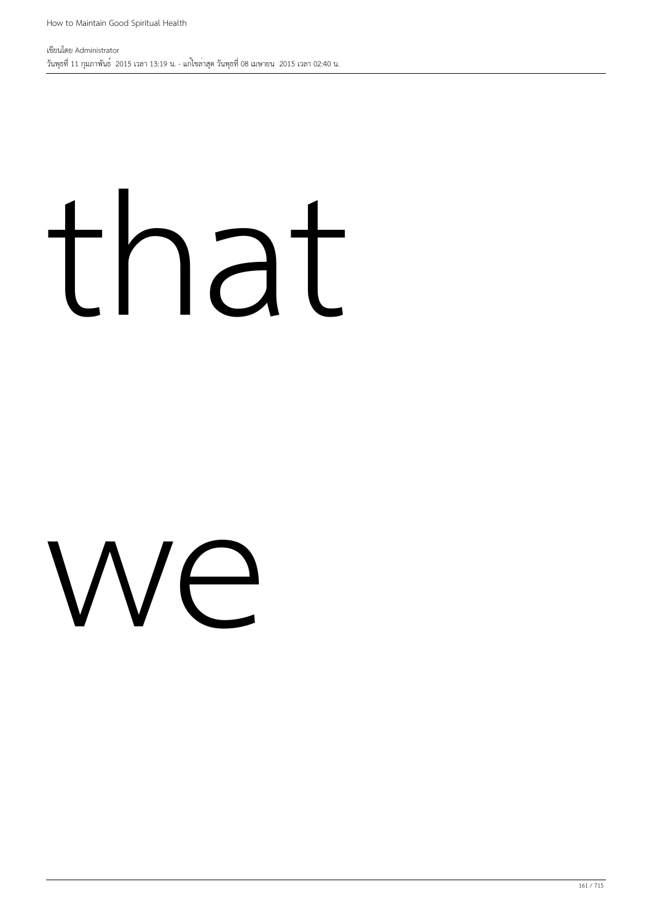that

we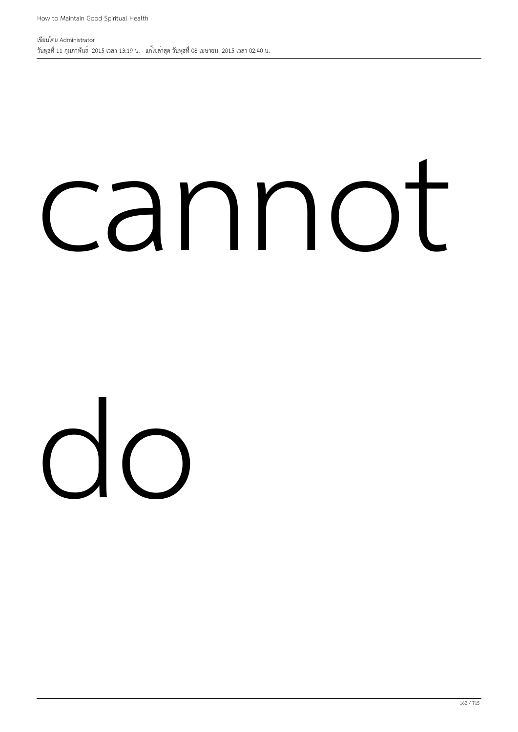cannot

do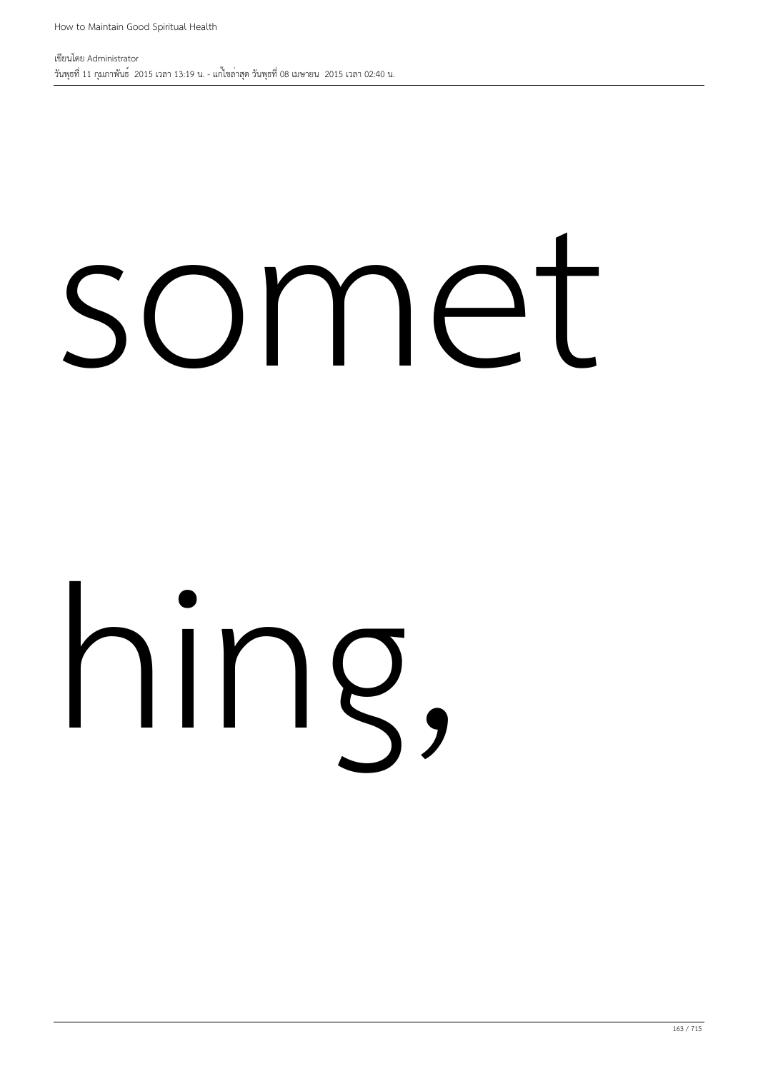somet

hing,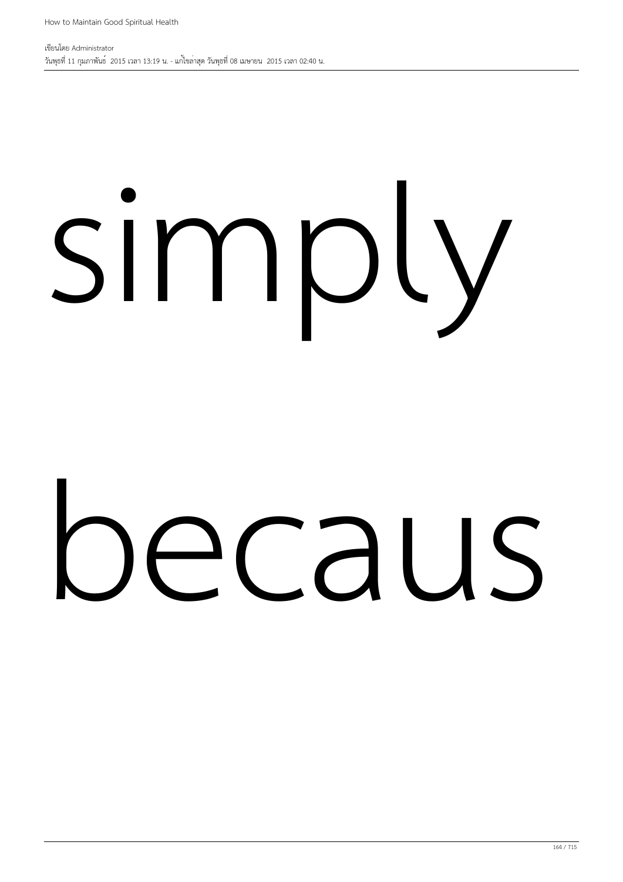simply

becaus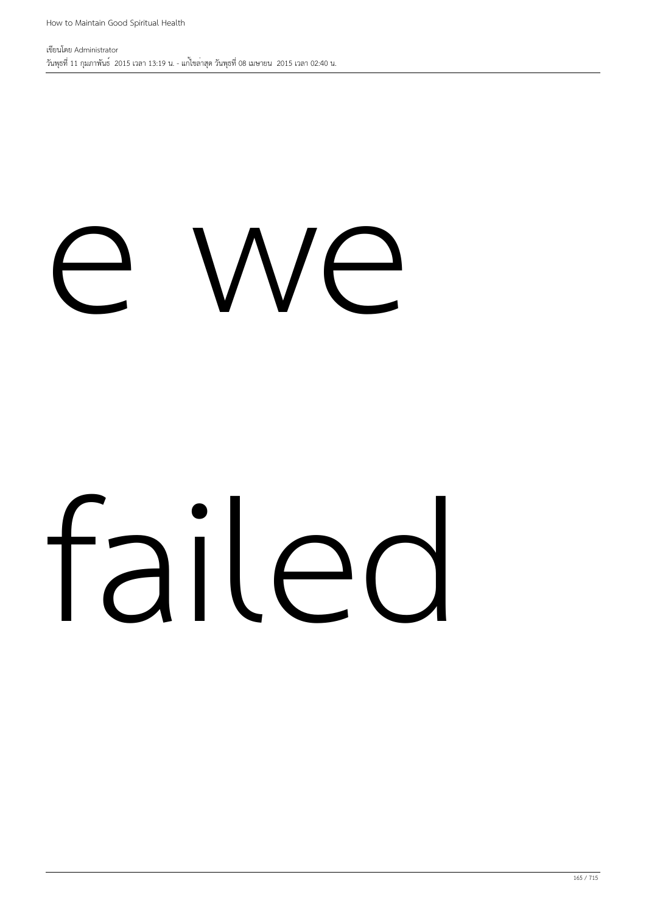e we

failed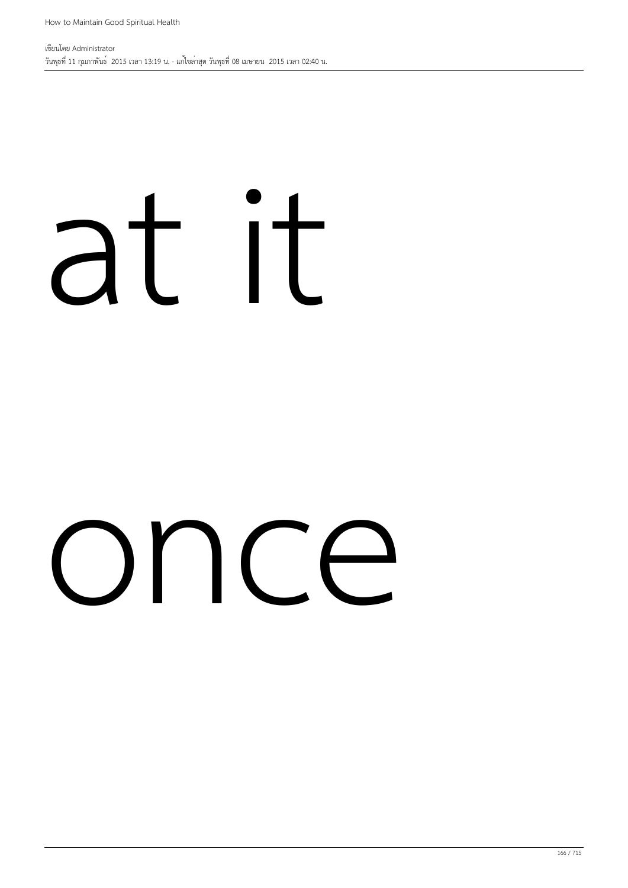at it

once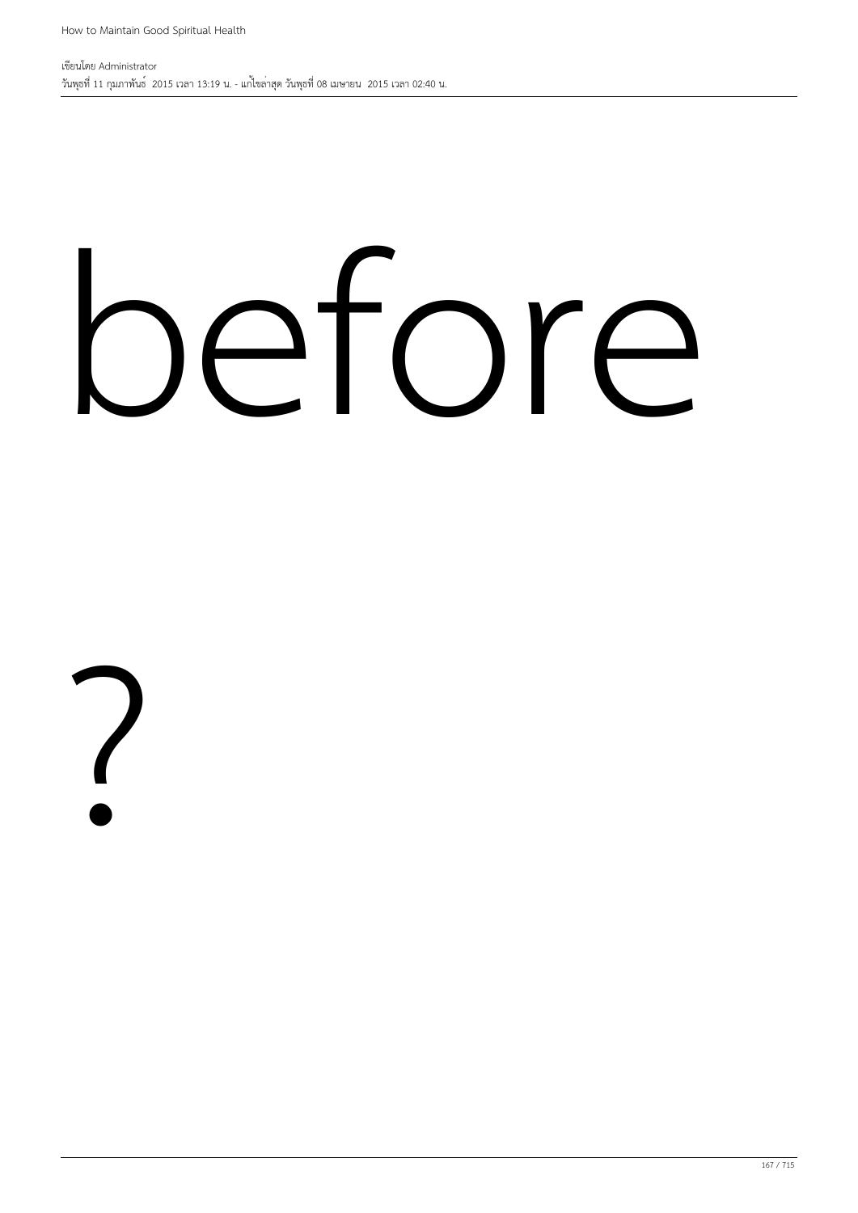before

?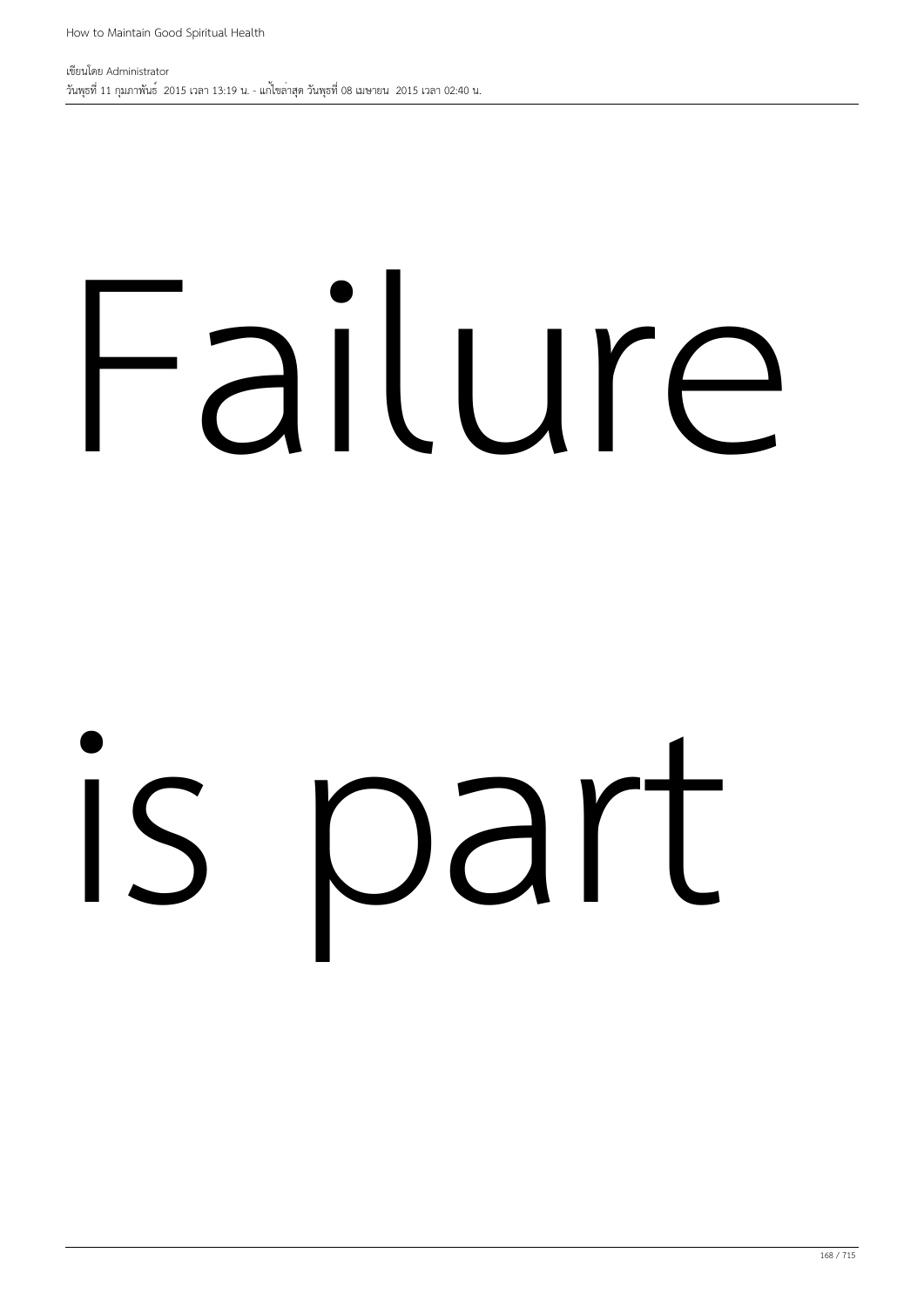Failure

is part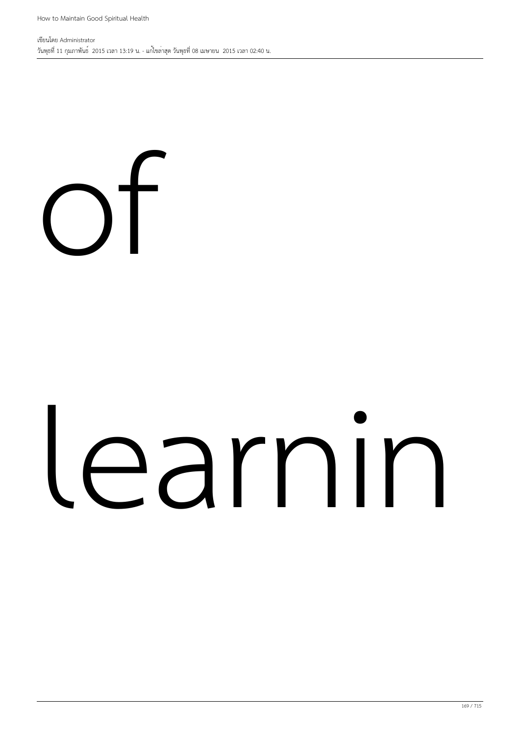of

learnin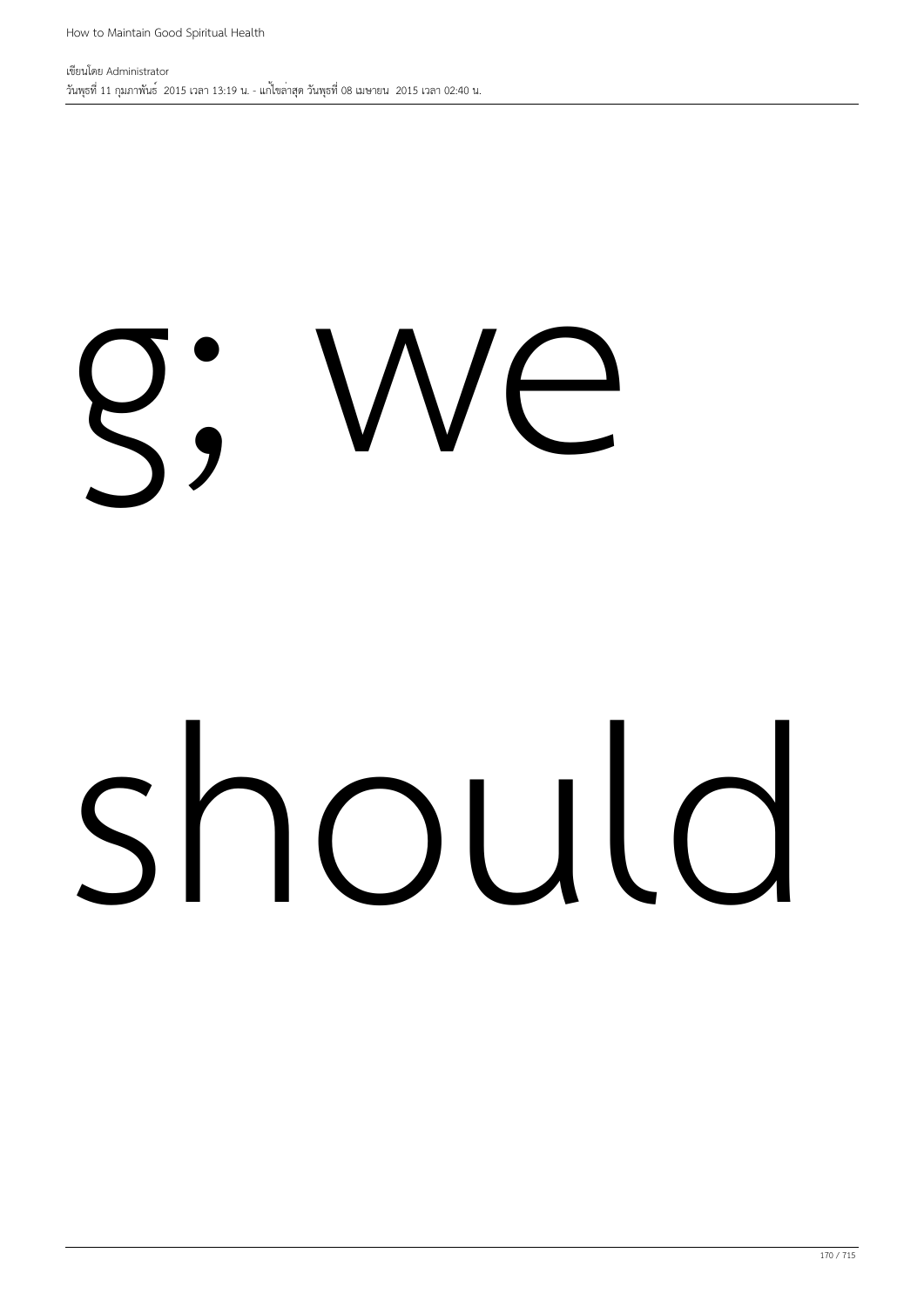g; we

should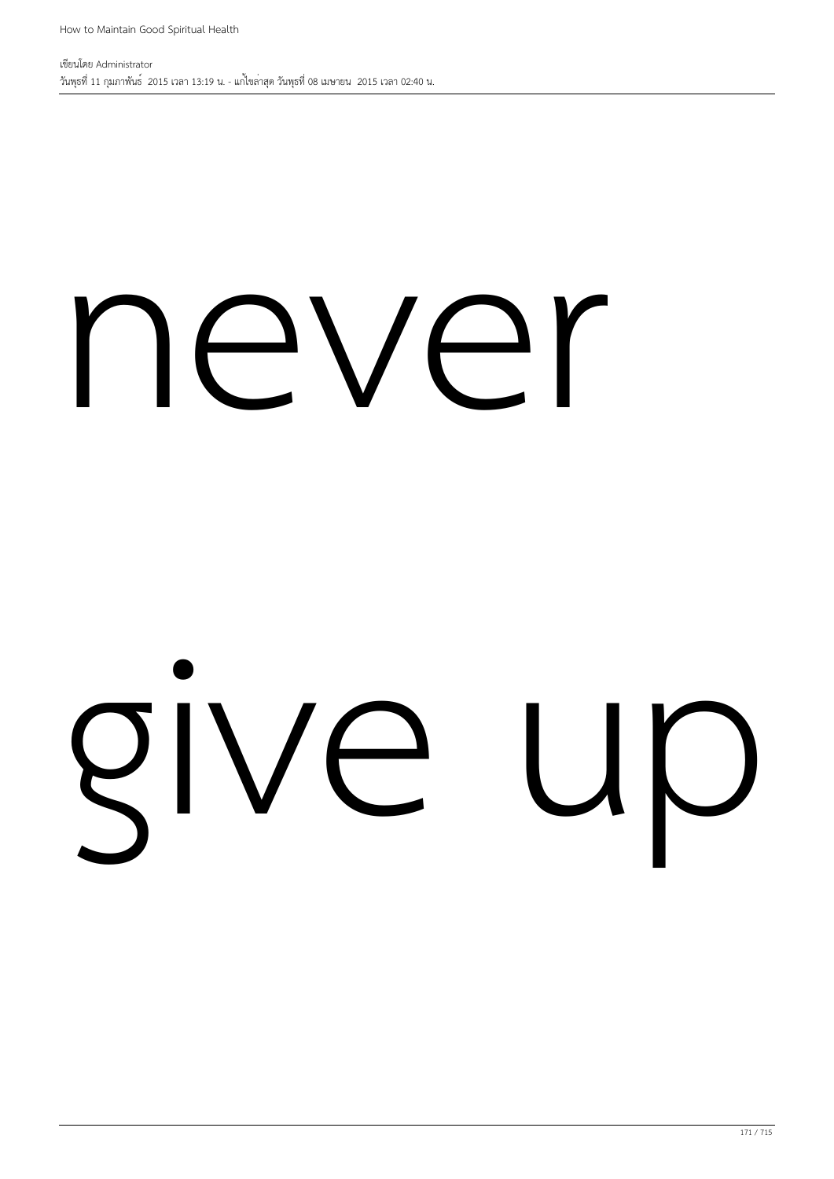never

give up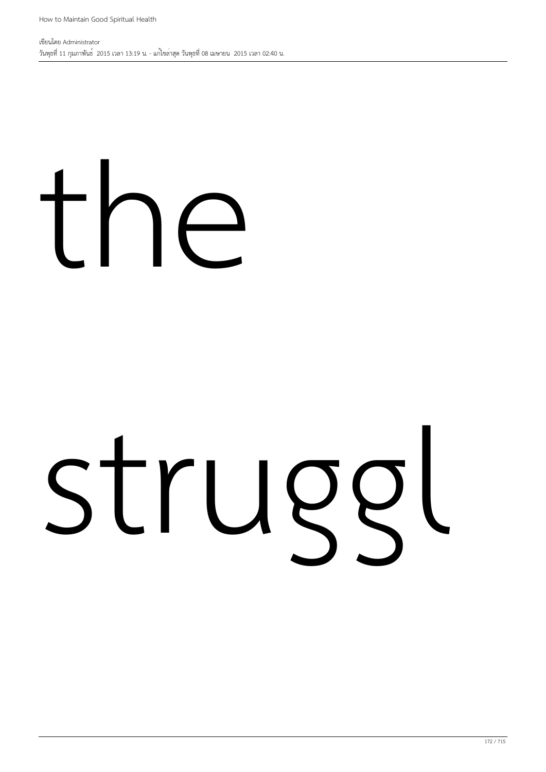the

struggl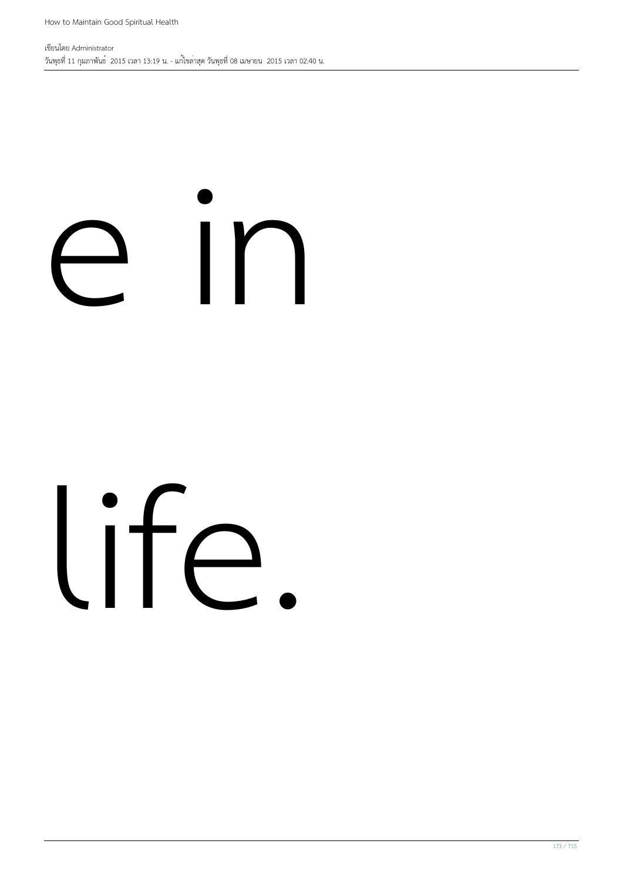e in

life.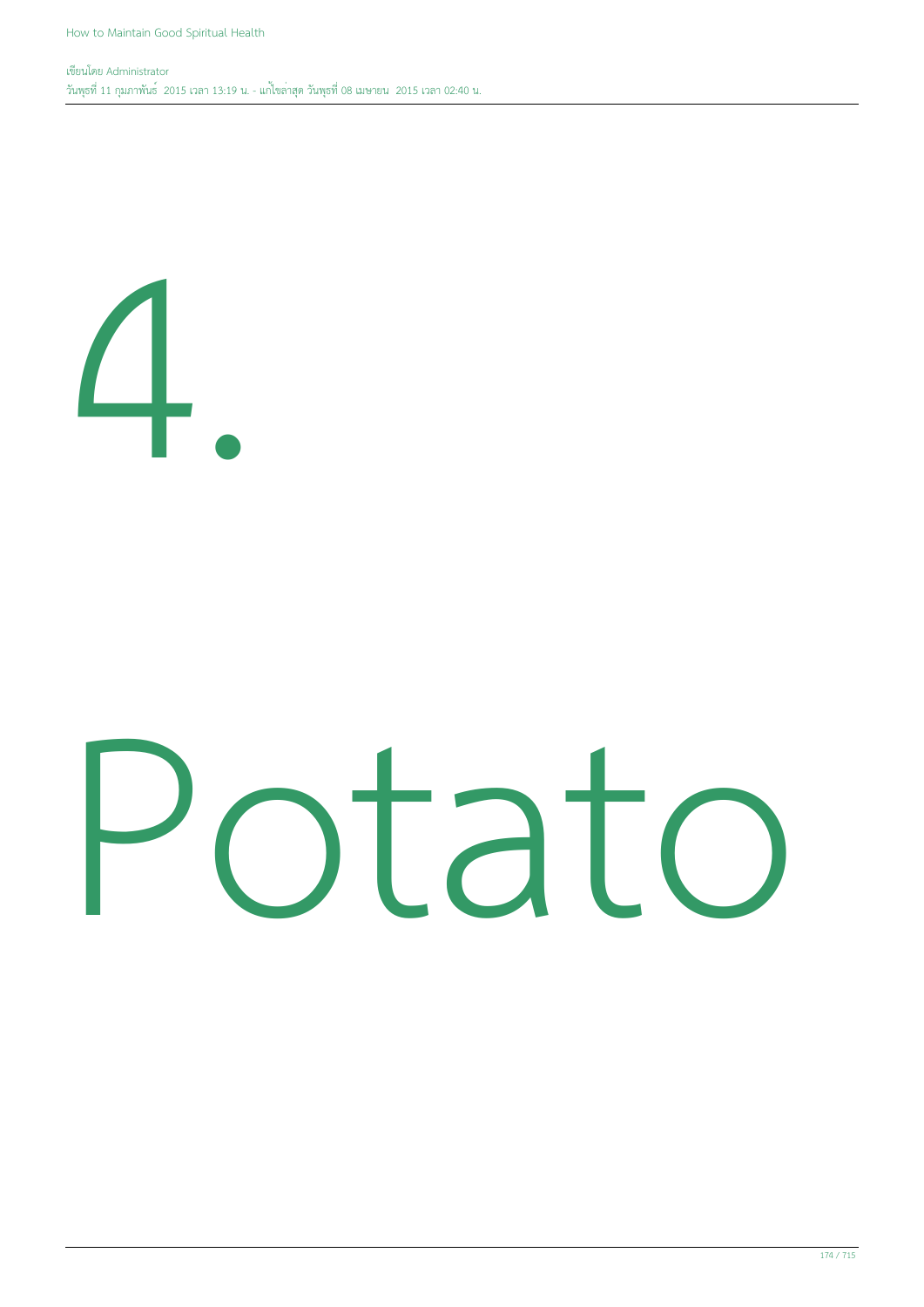# 4.

# Potato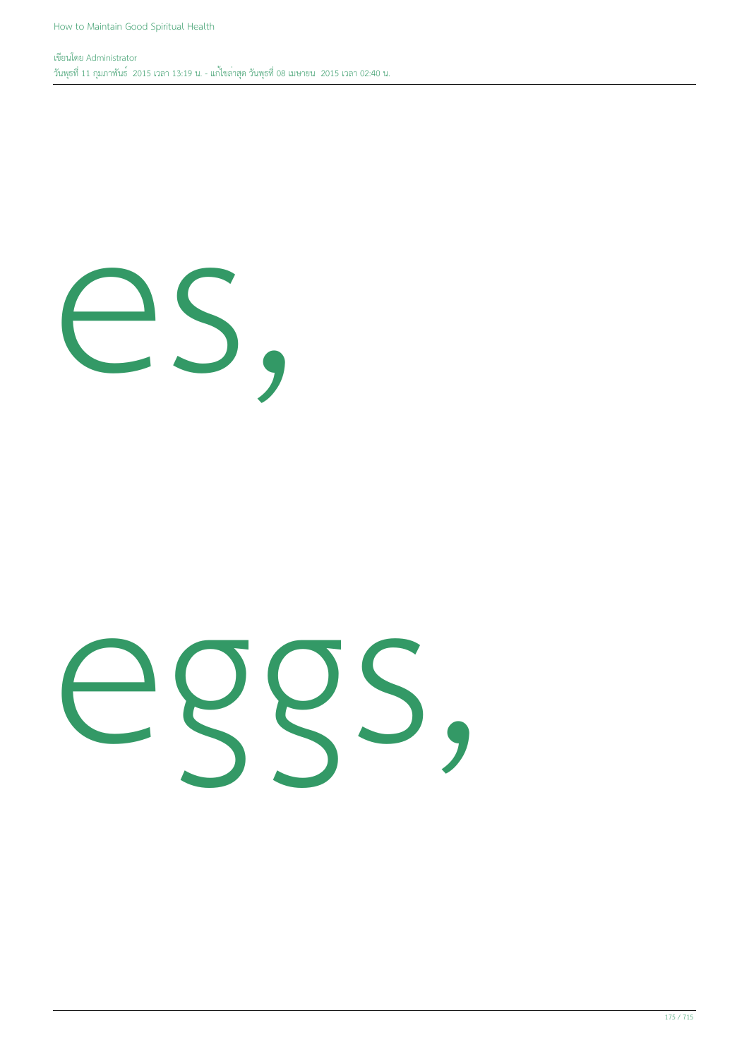es,

eggs,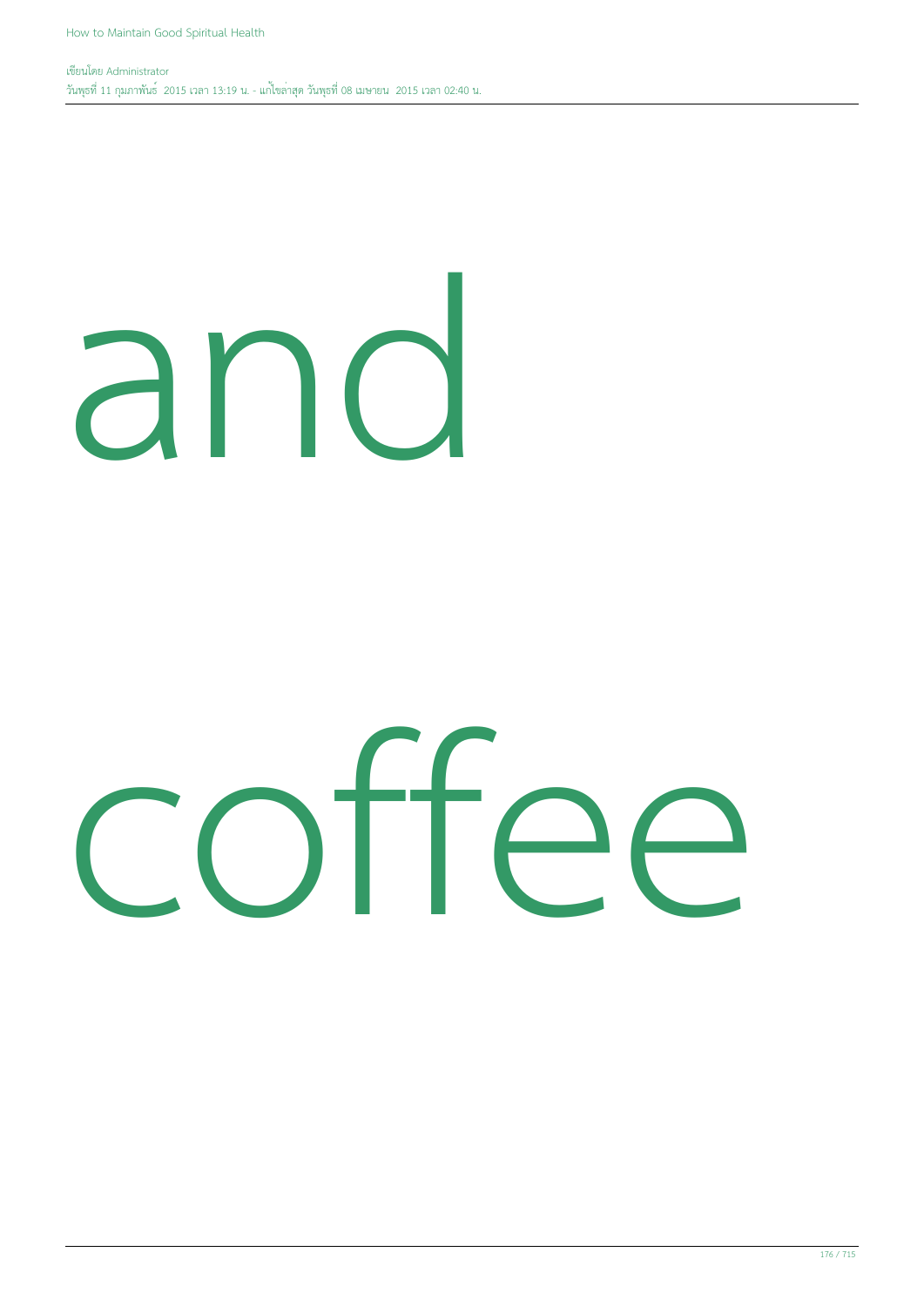and

coffee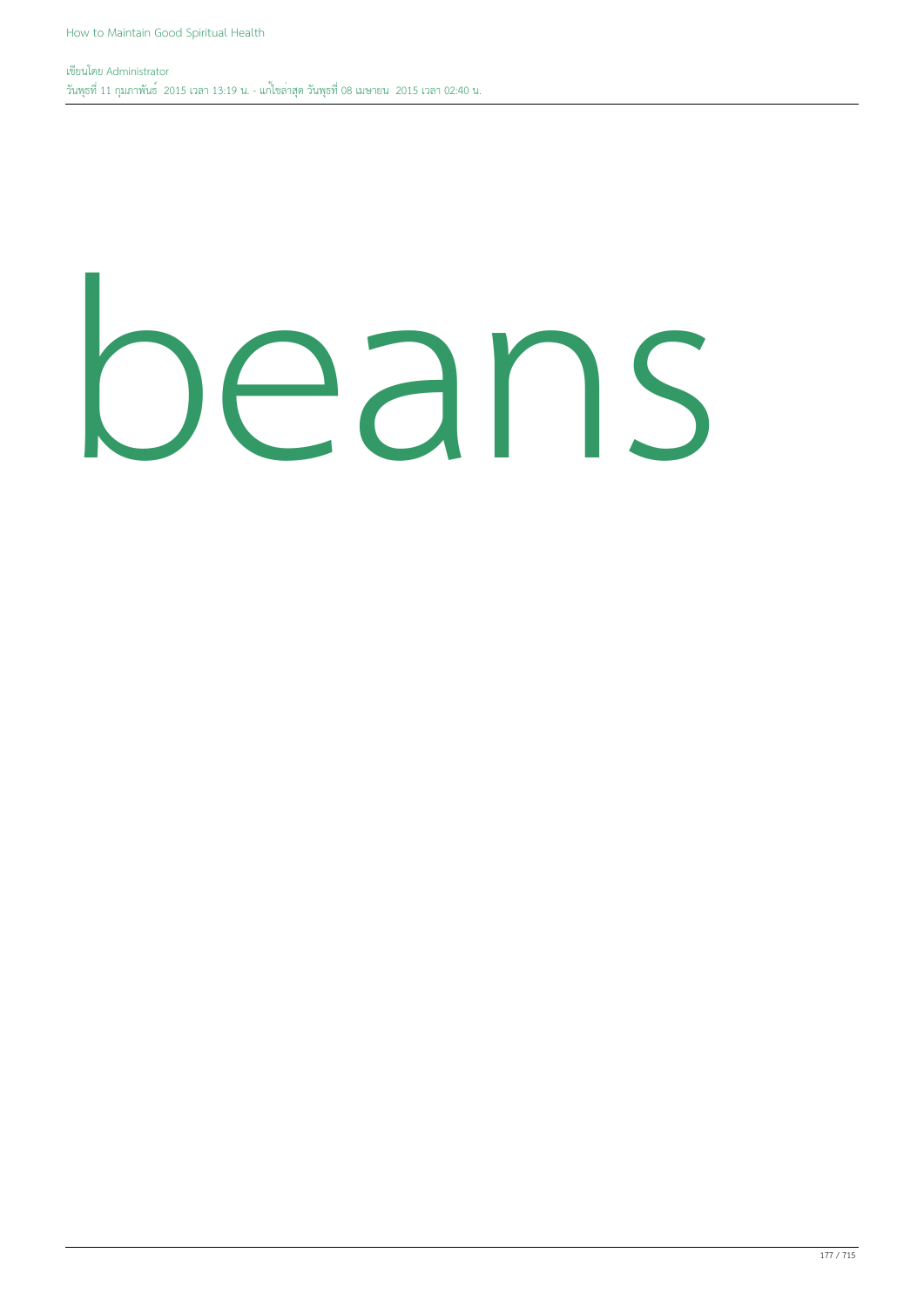# beans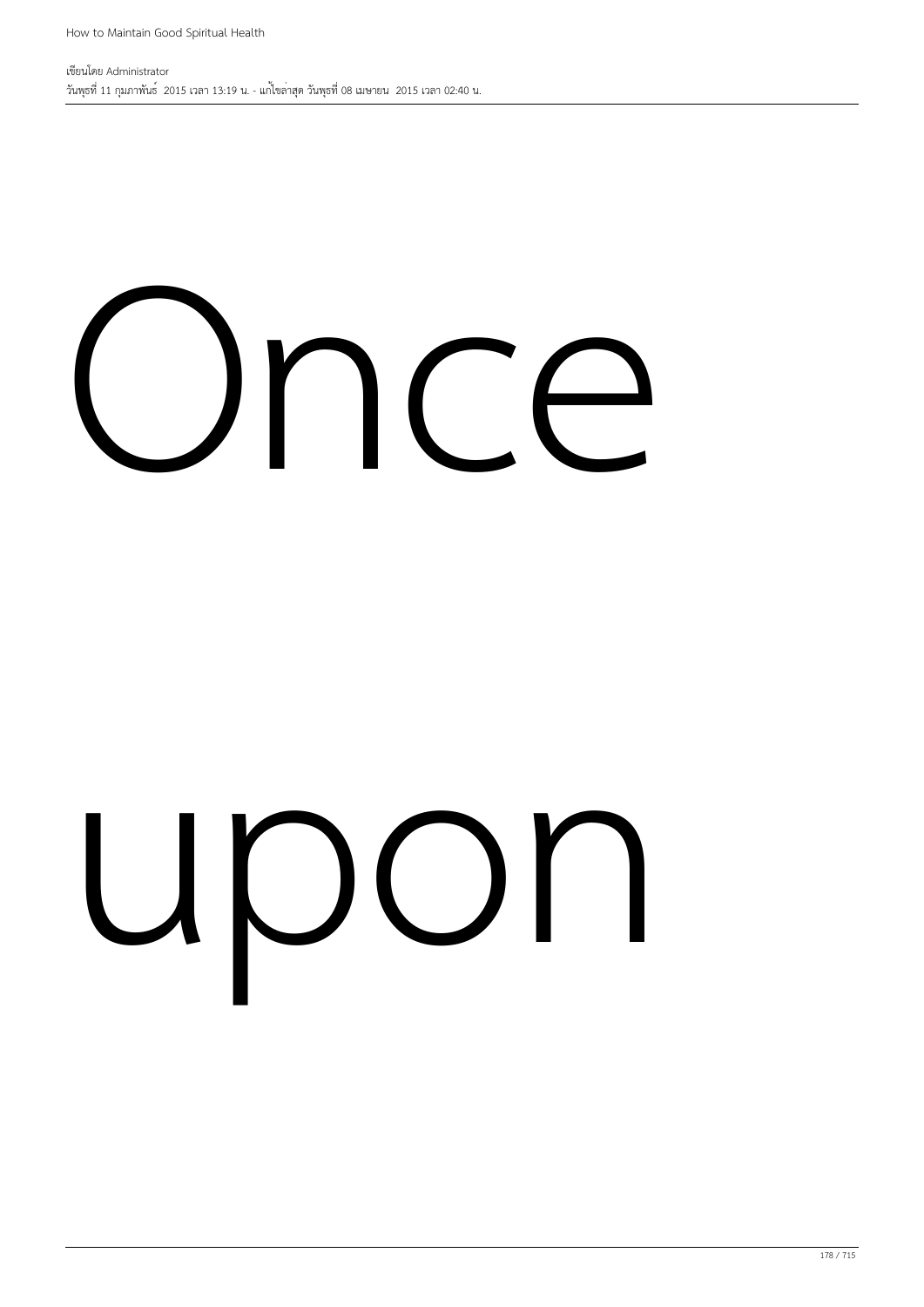Once

upon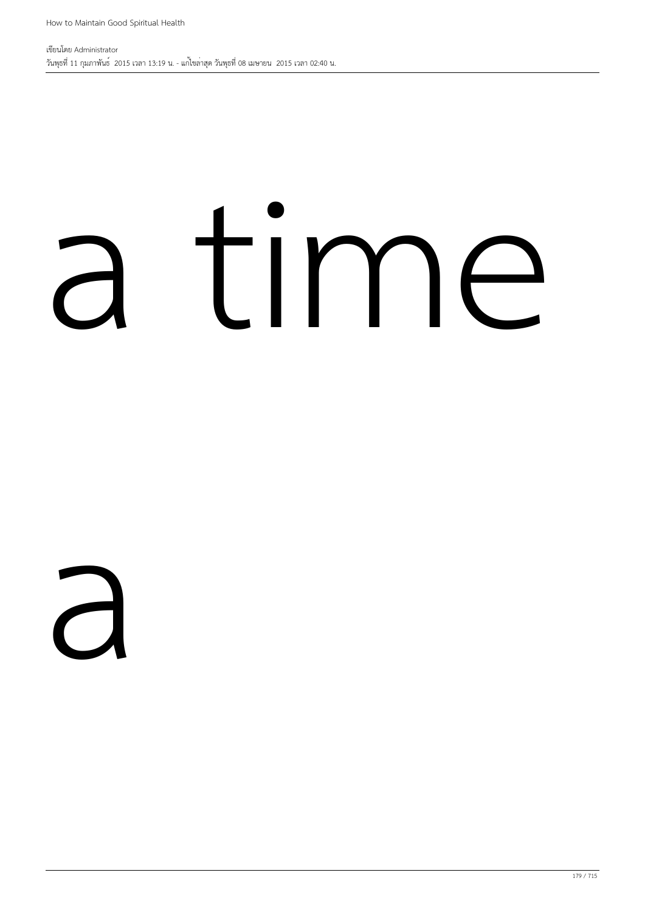a time

a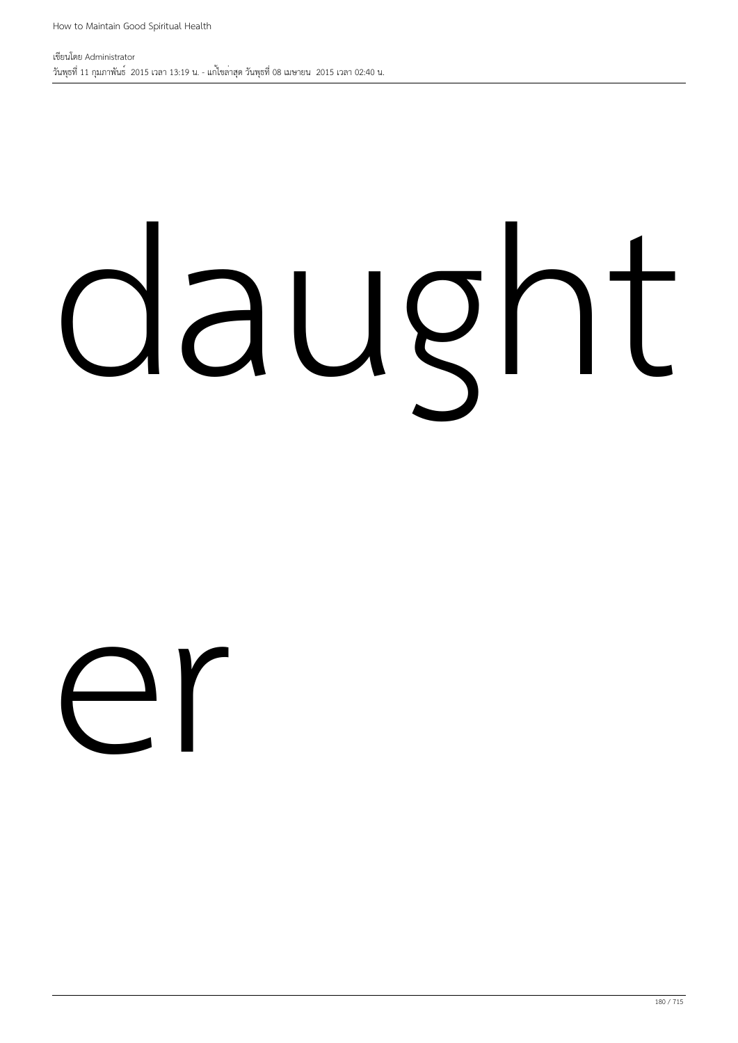daught

er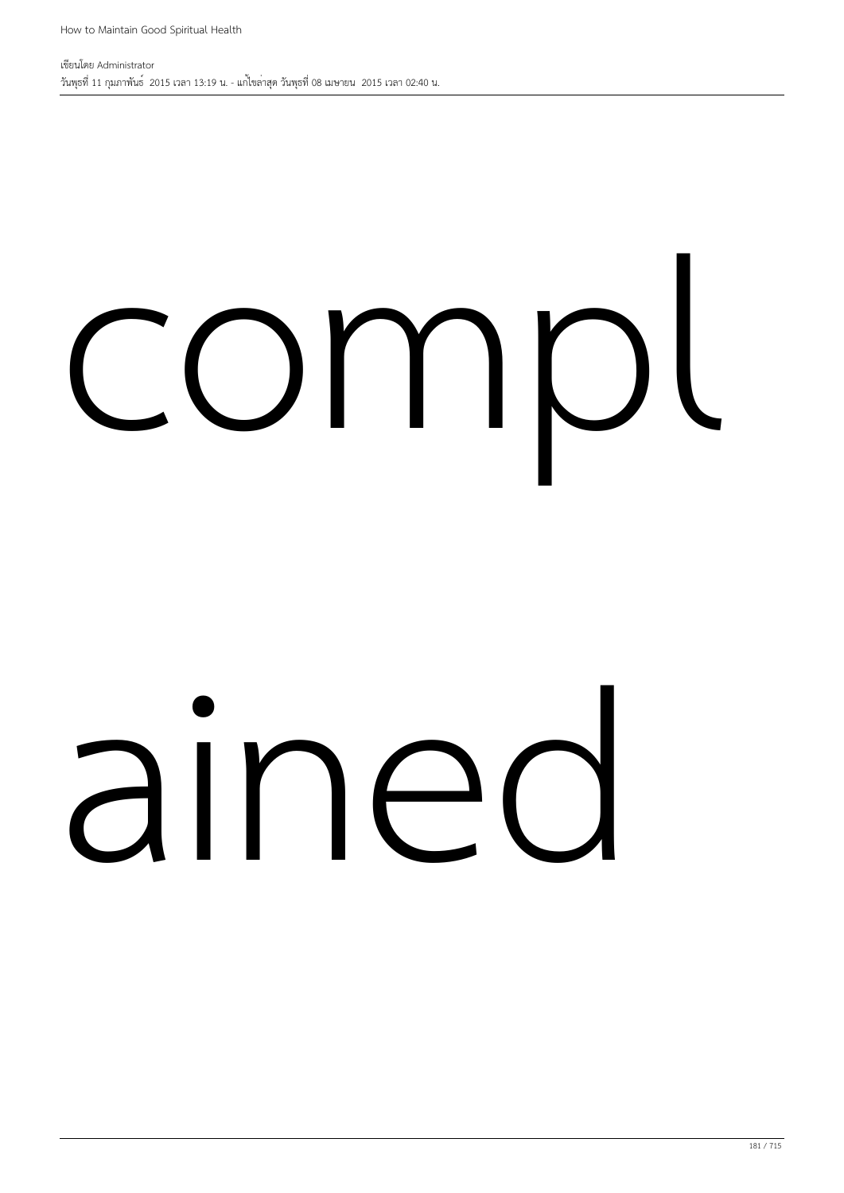compl

ained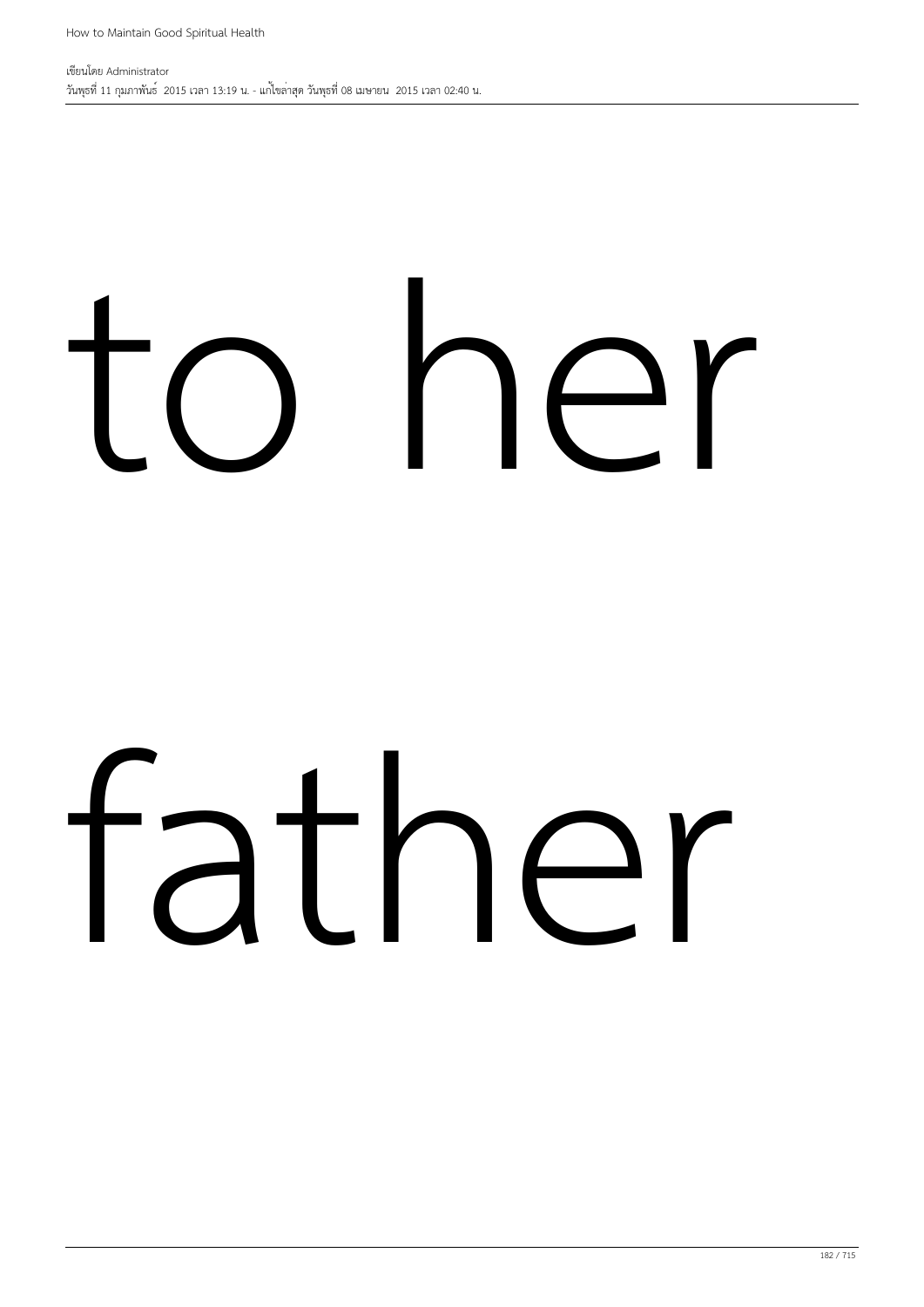to her

father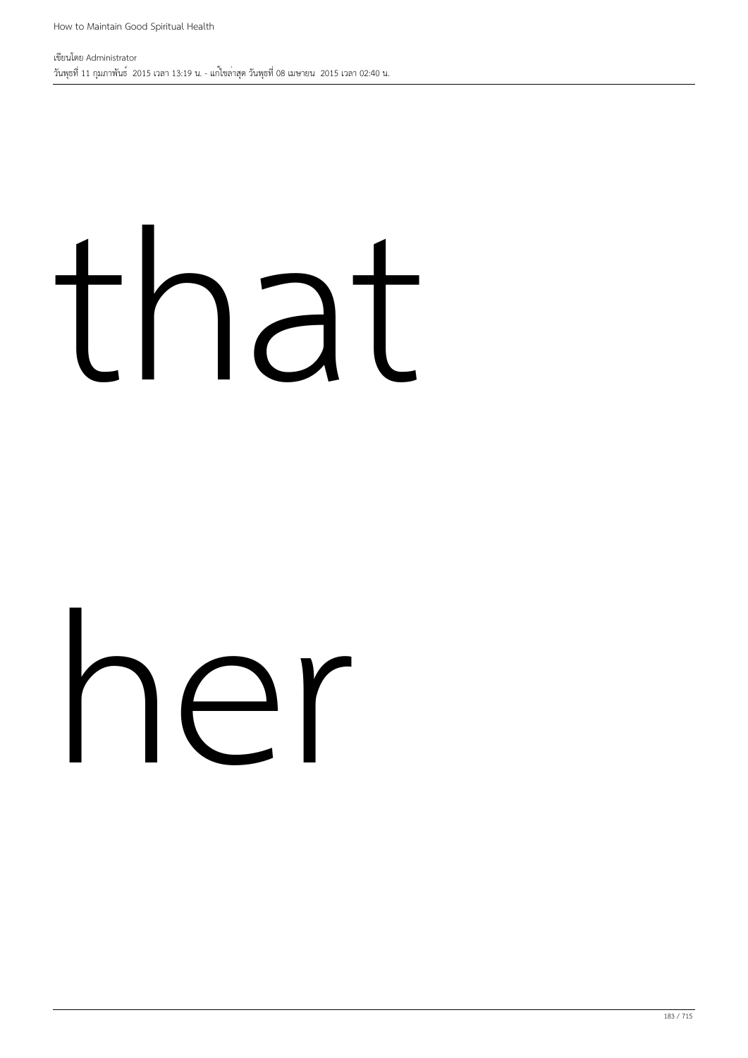that

her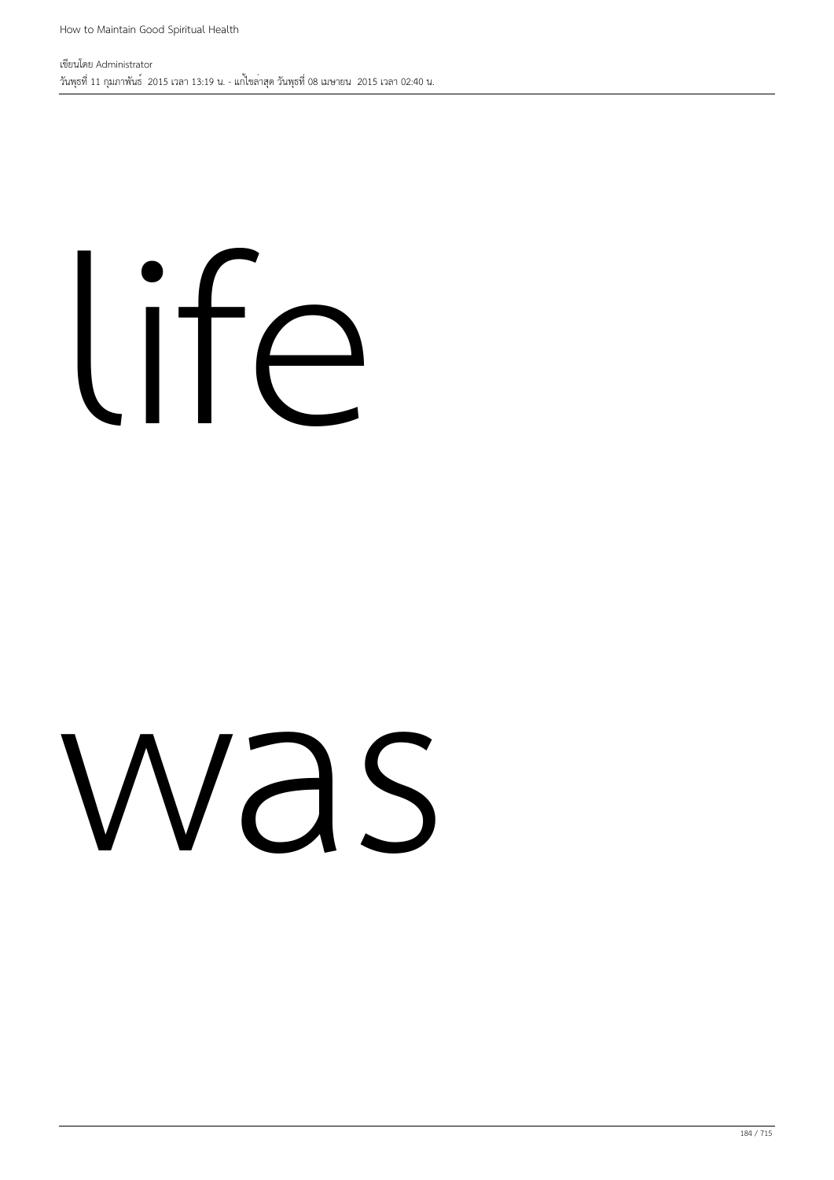life

was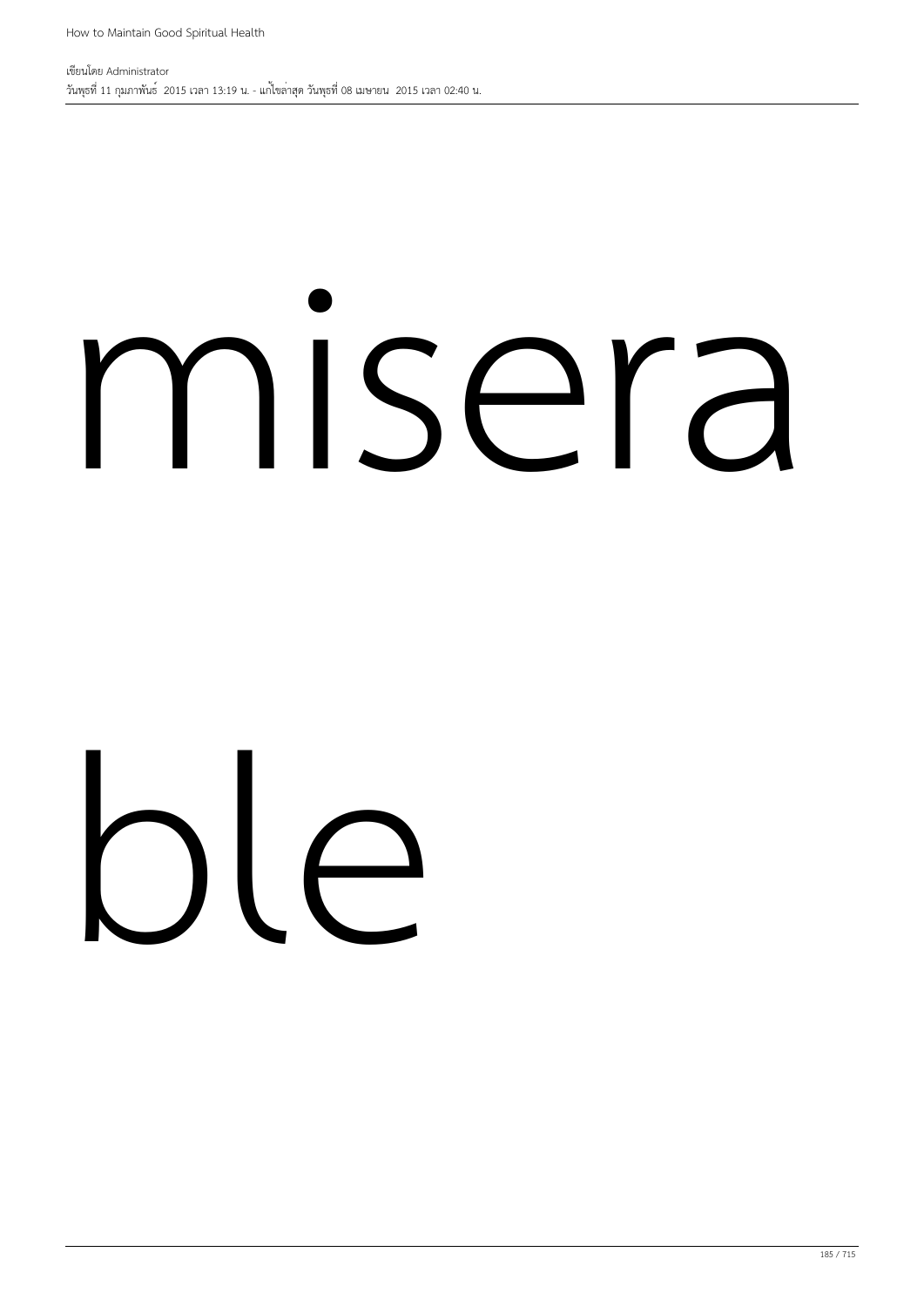misera

ble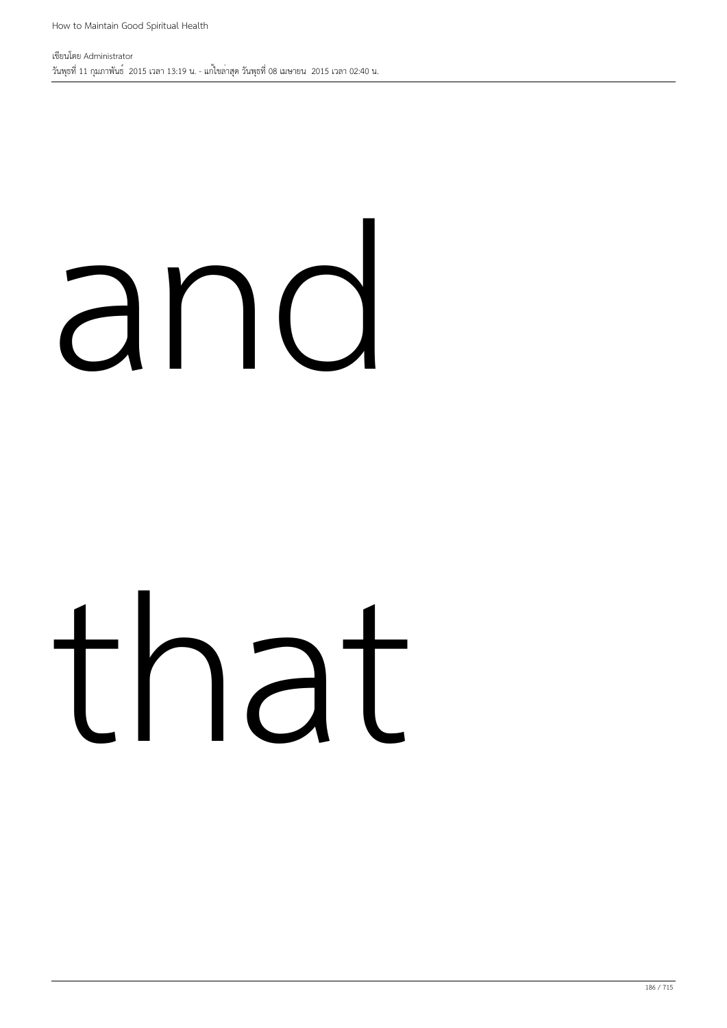and

that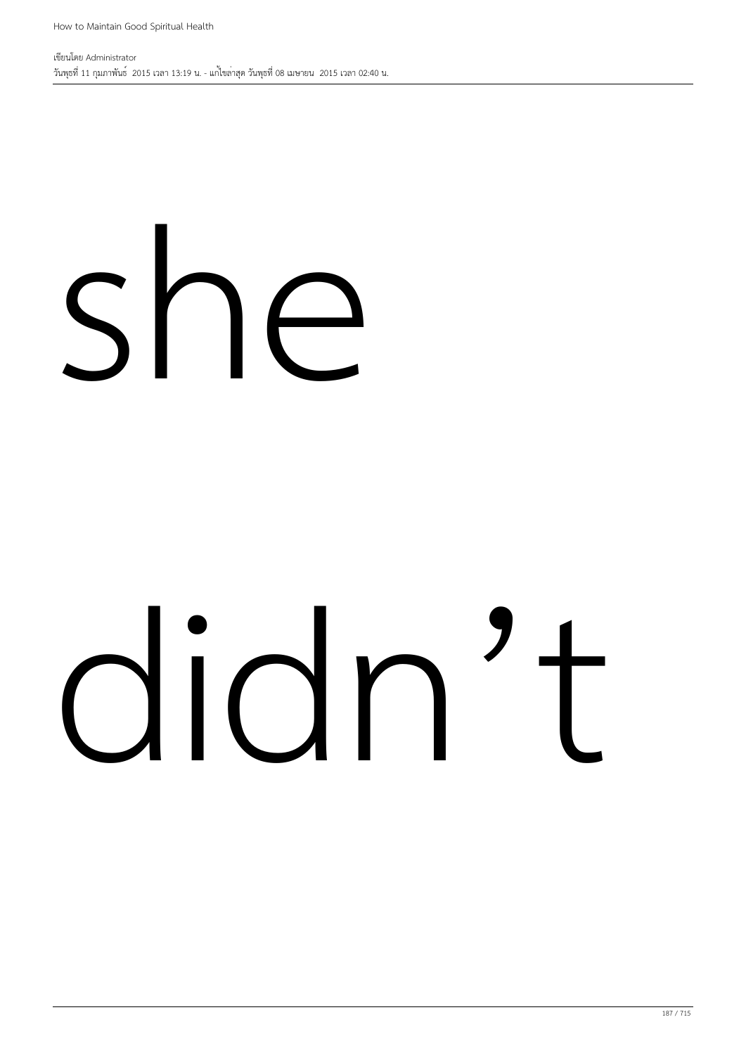she

didn’t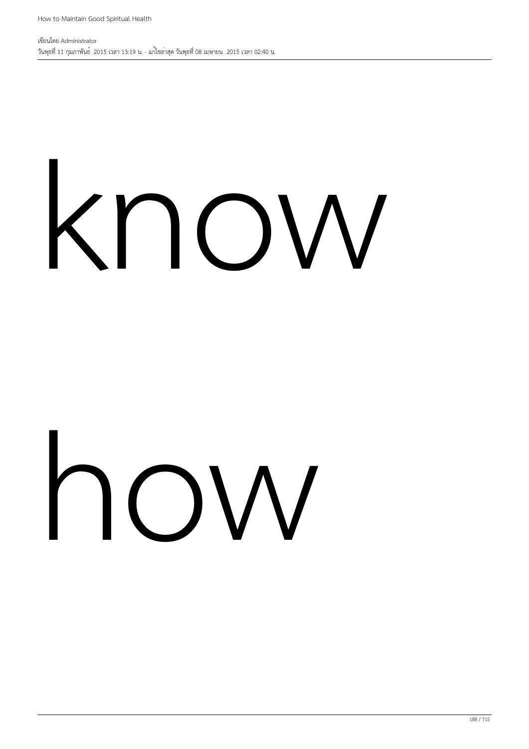know

how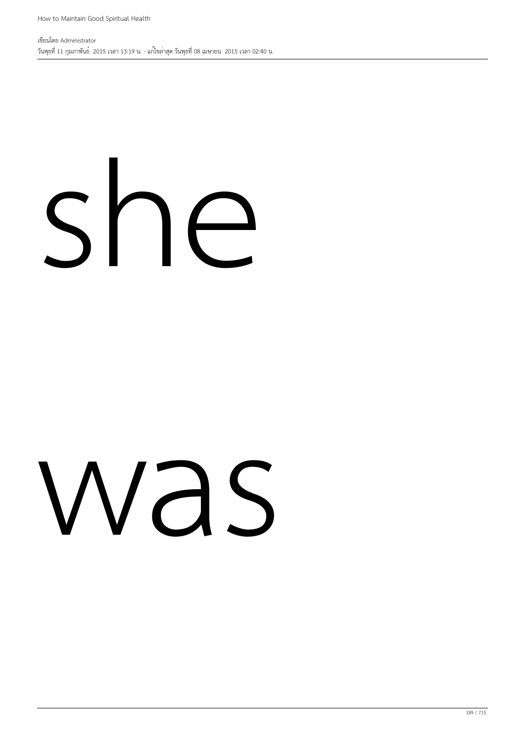she

was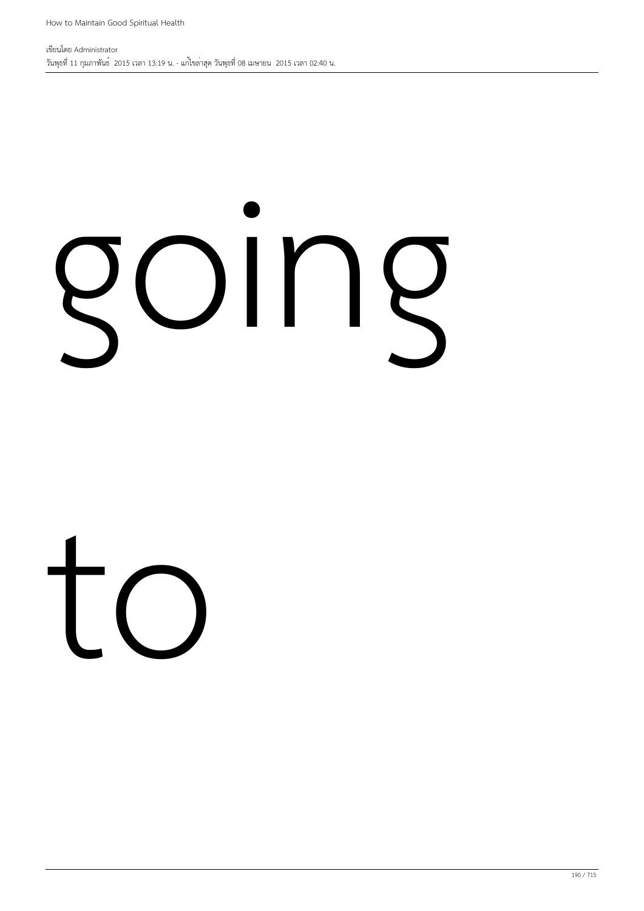going

to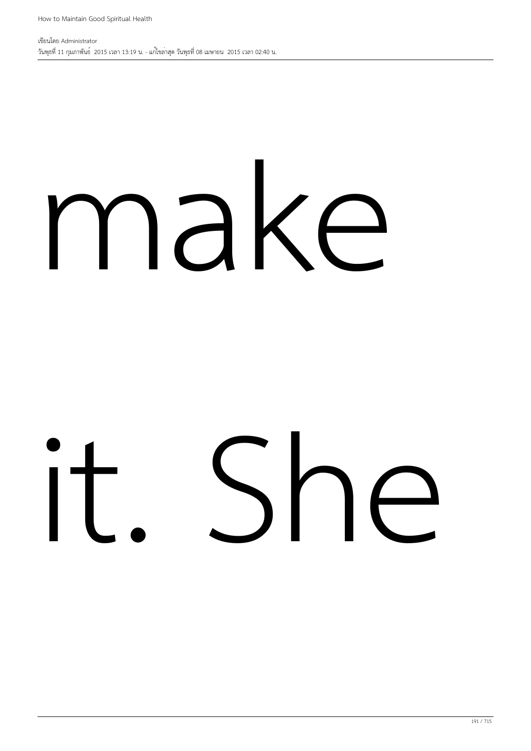make

it. She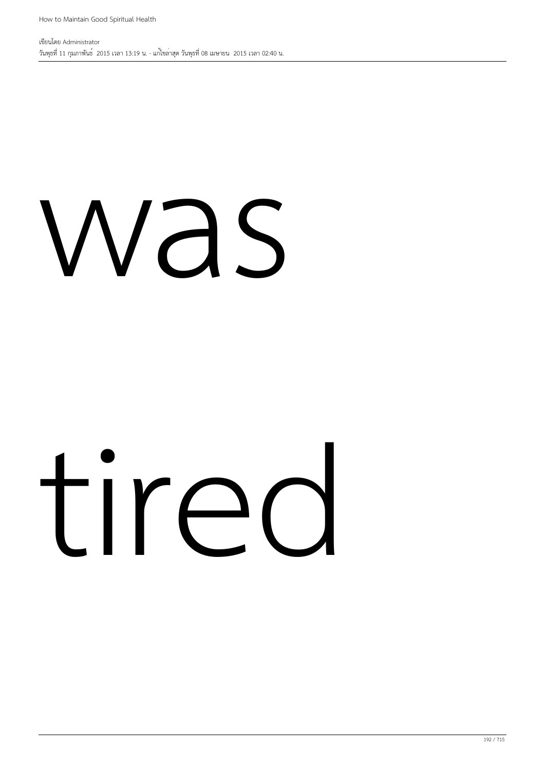was

tired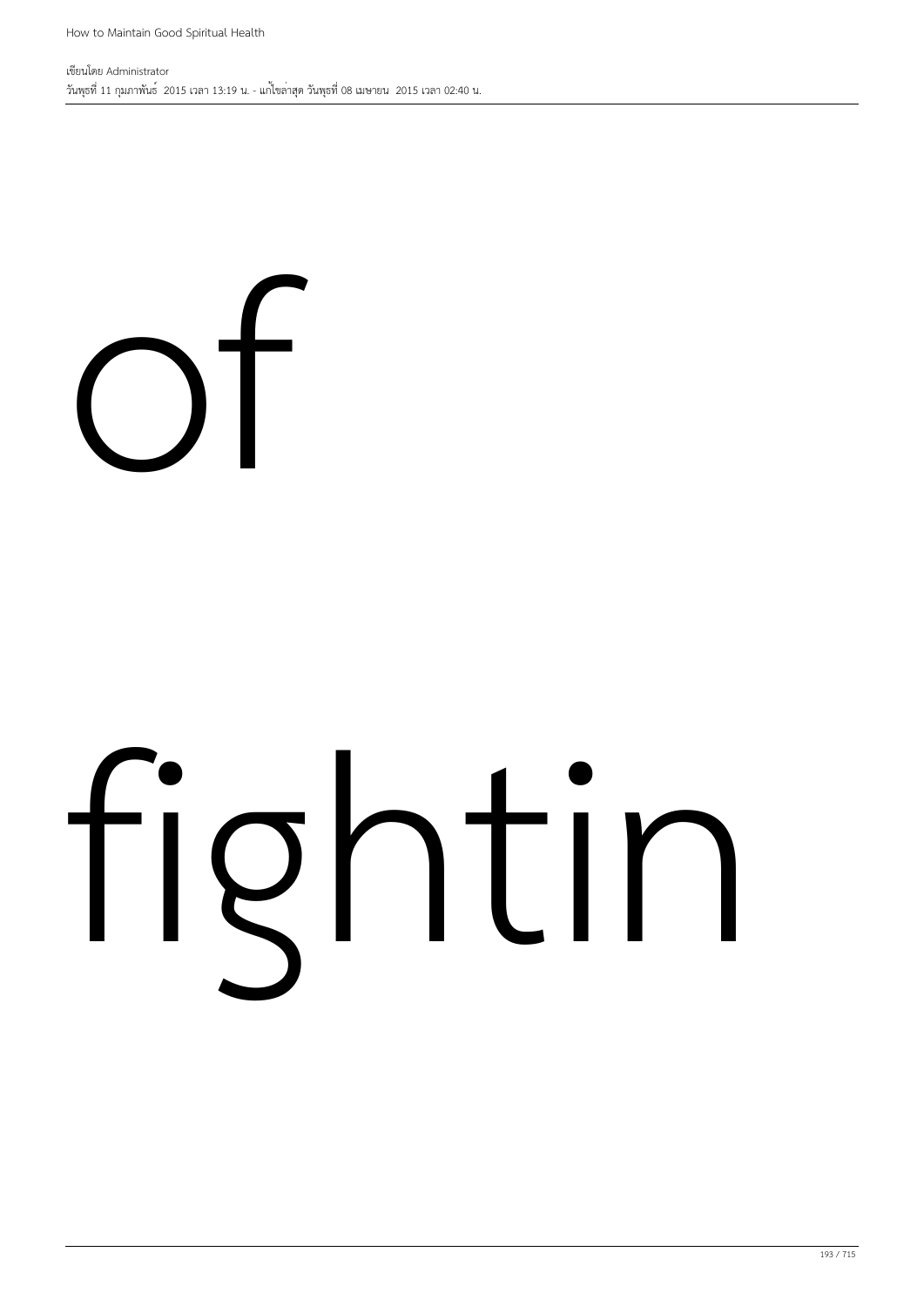of

fightin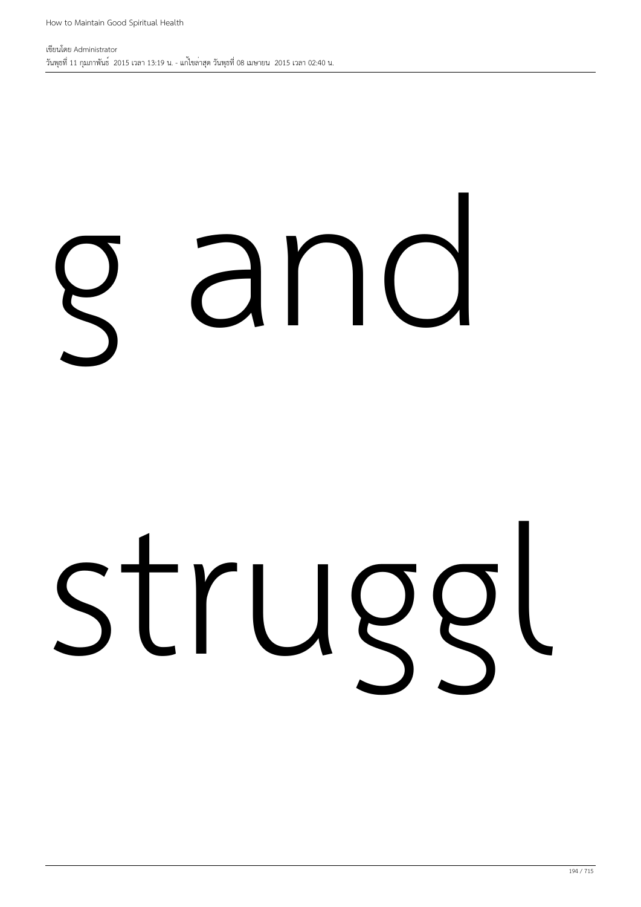g and

struggl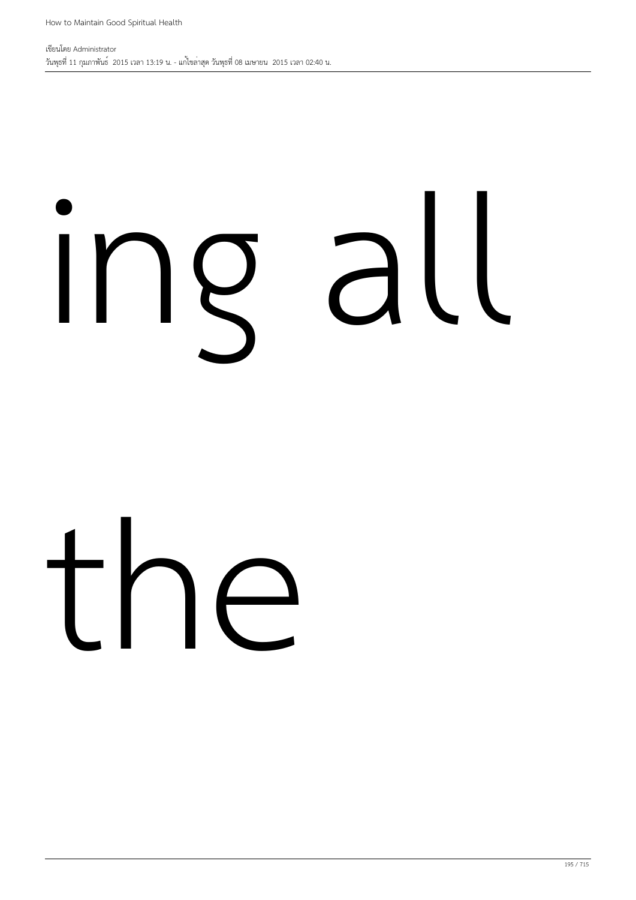ing all

the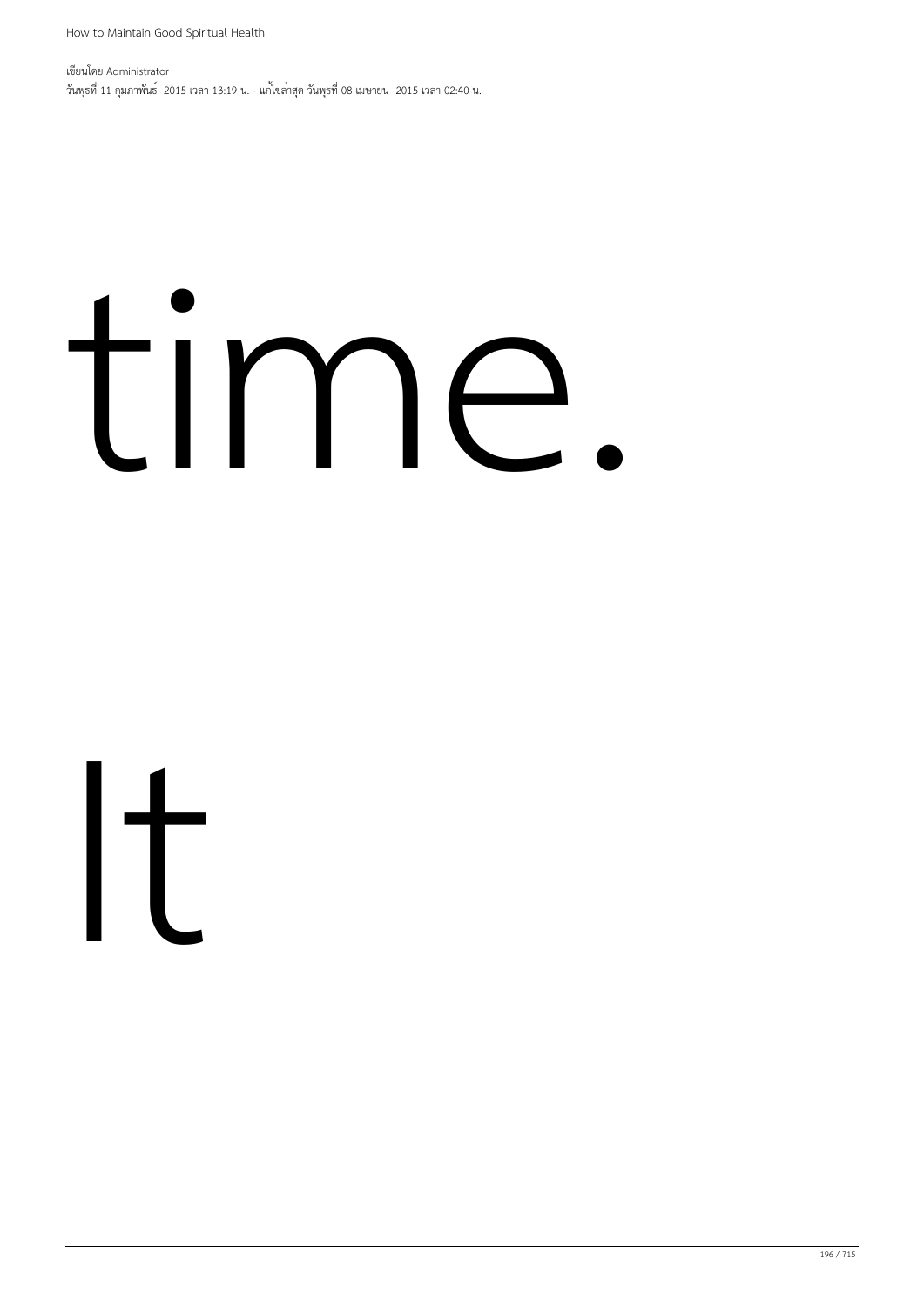time.

It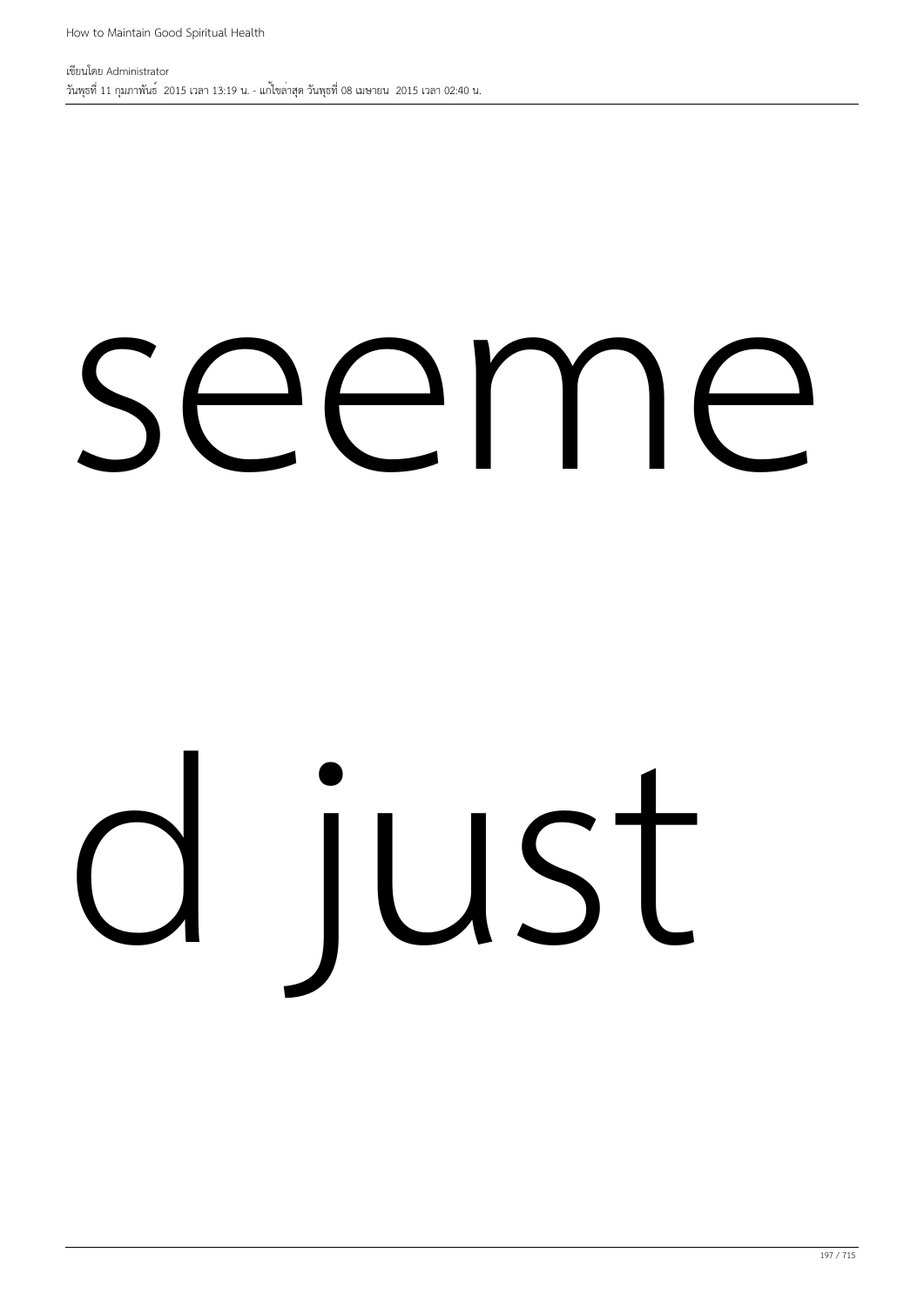seeme

d just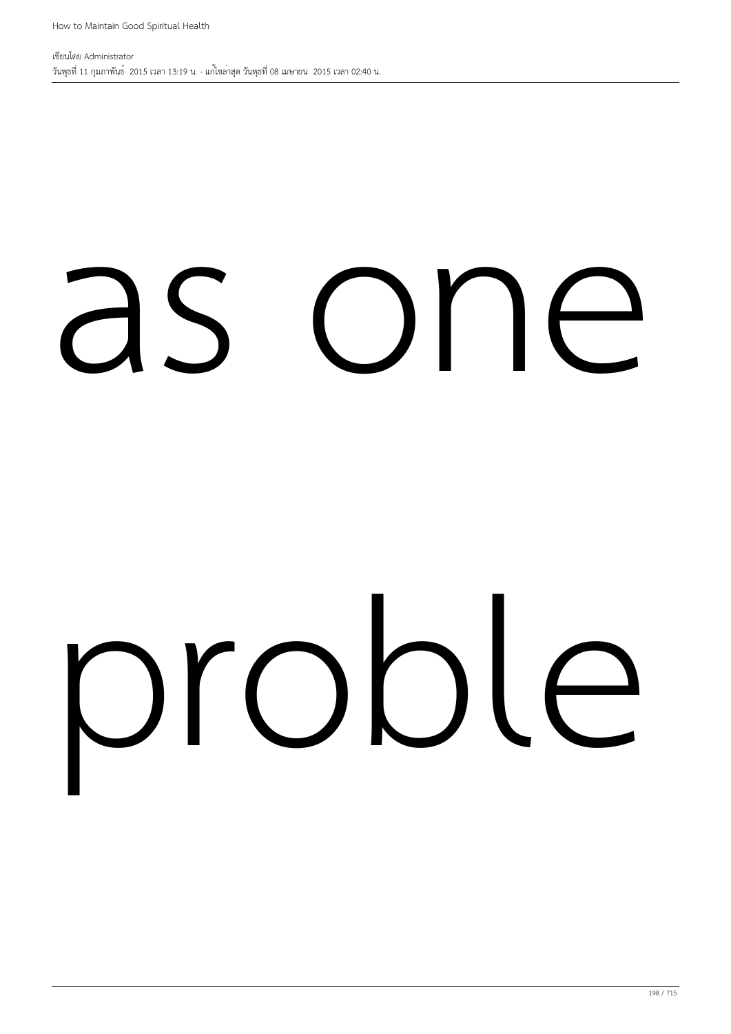as one

proble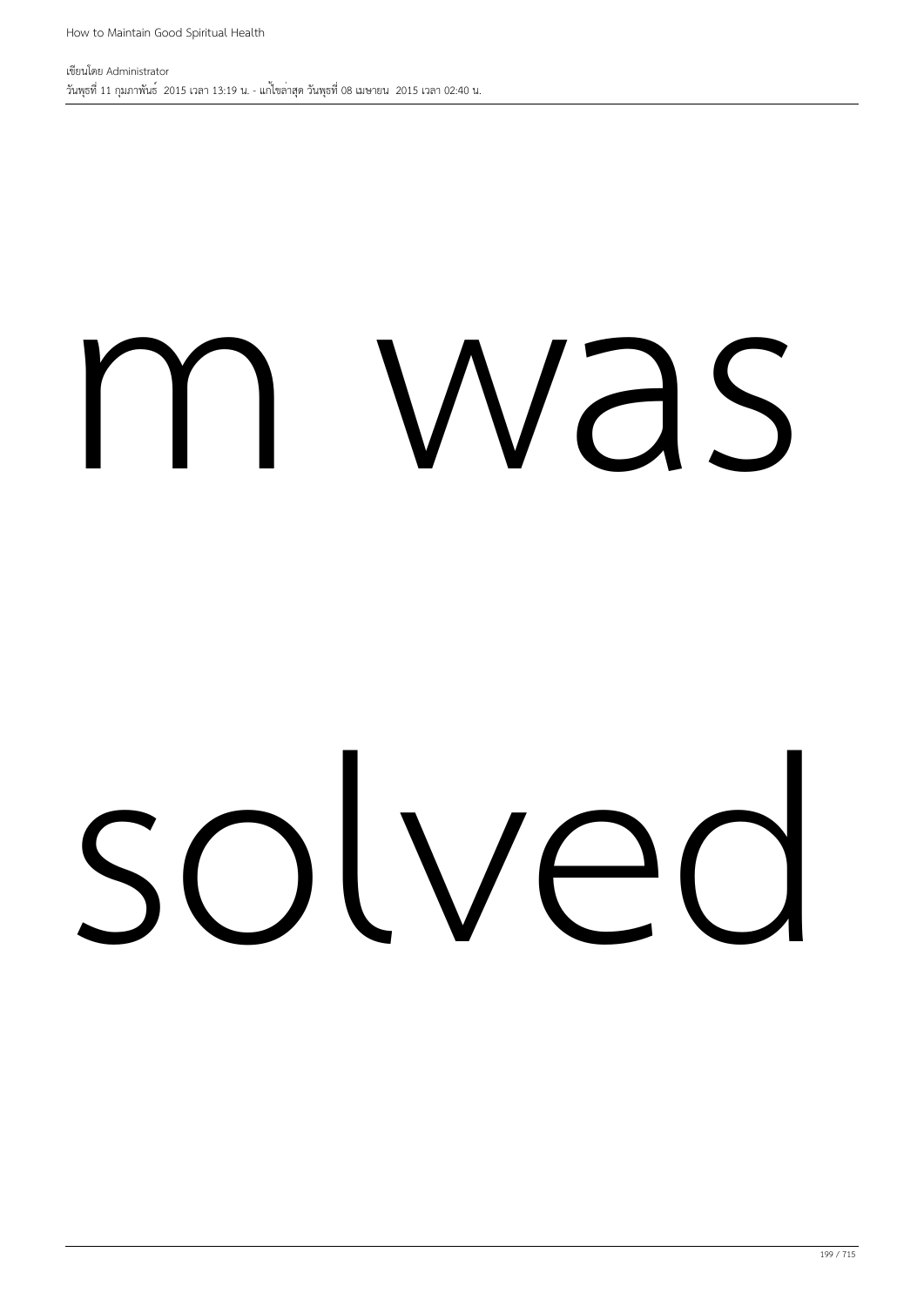m was

solved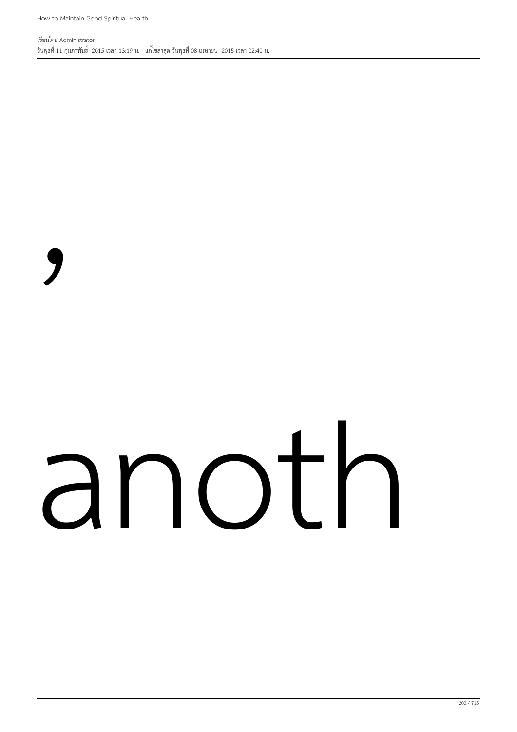,

anoth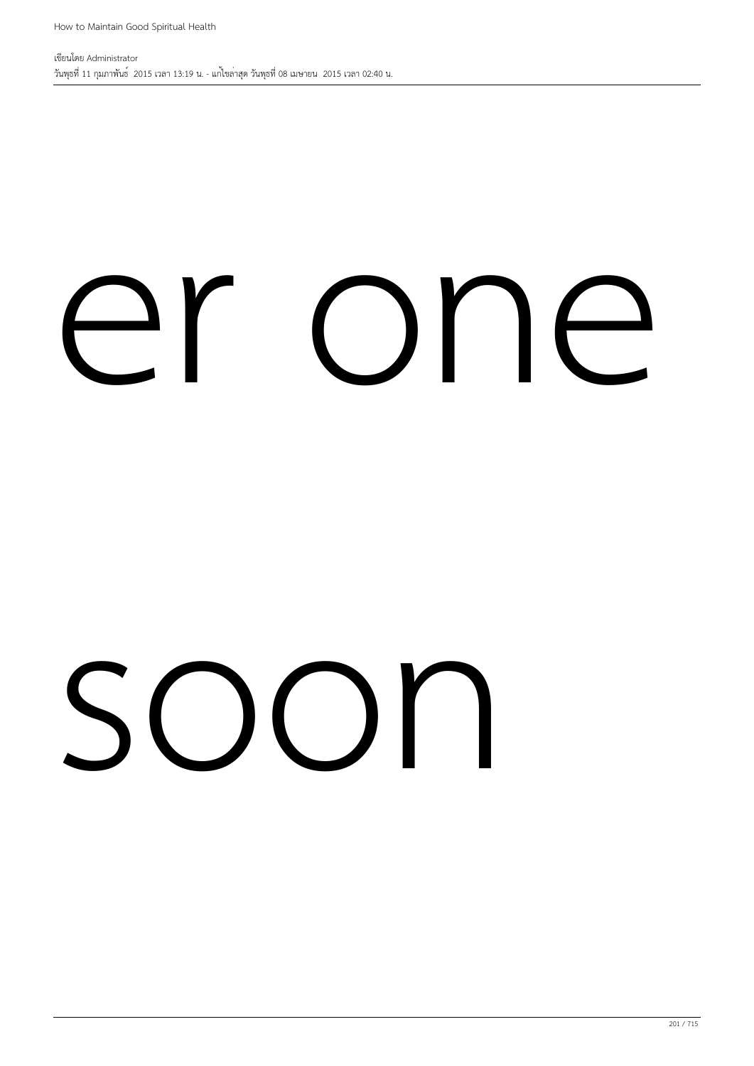er one

soon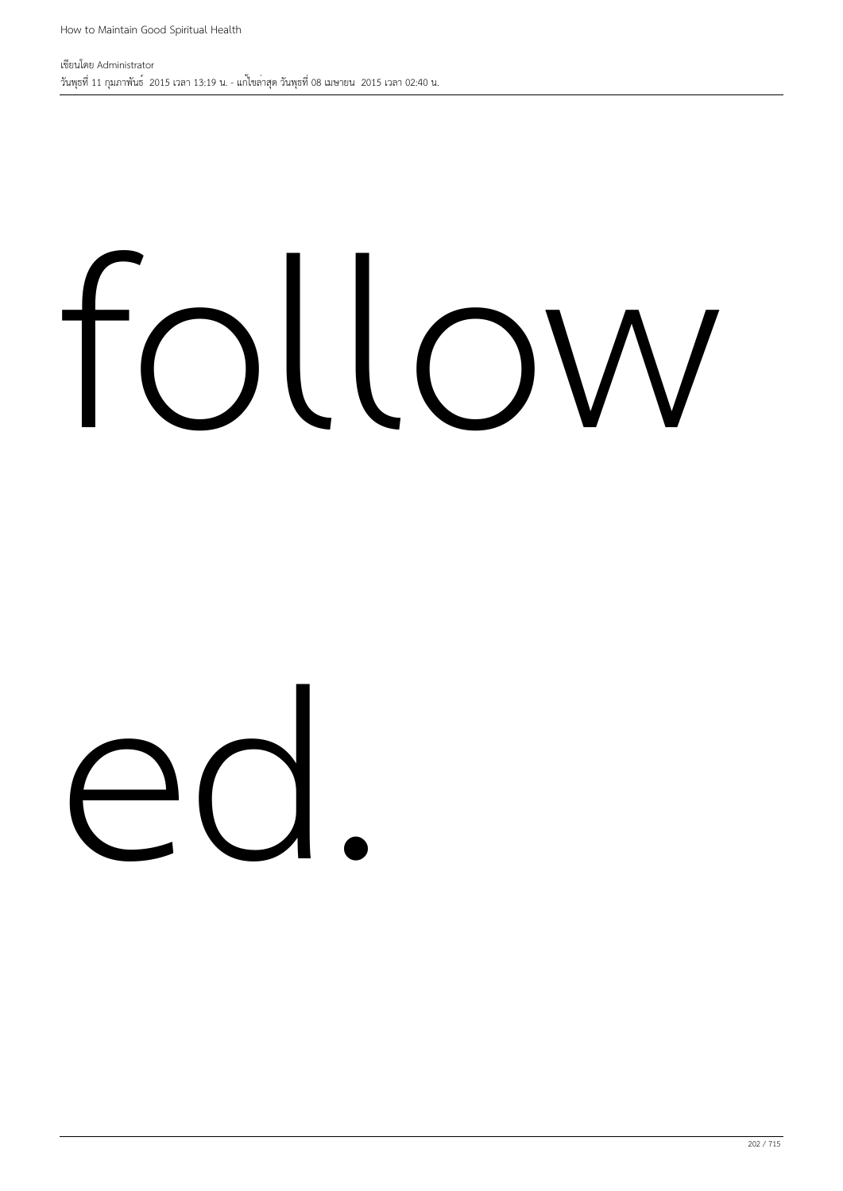follow

ed.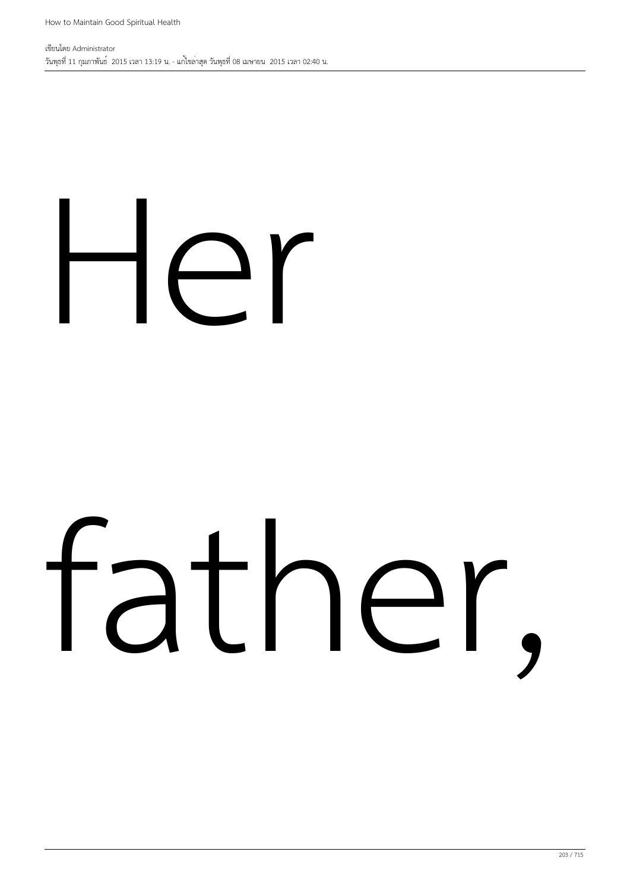Her

father,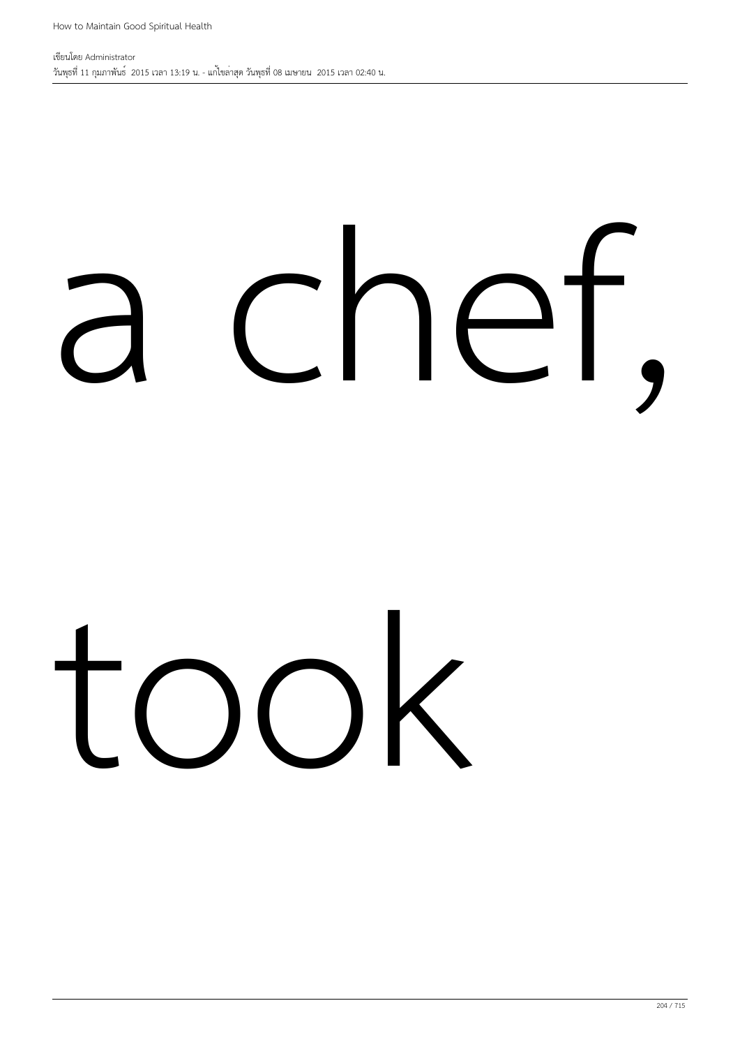a chef,

took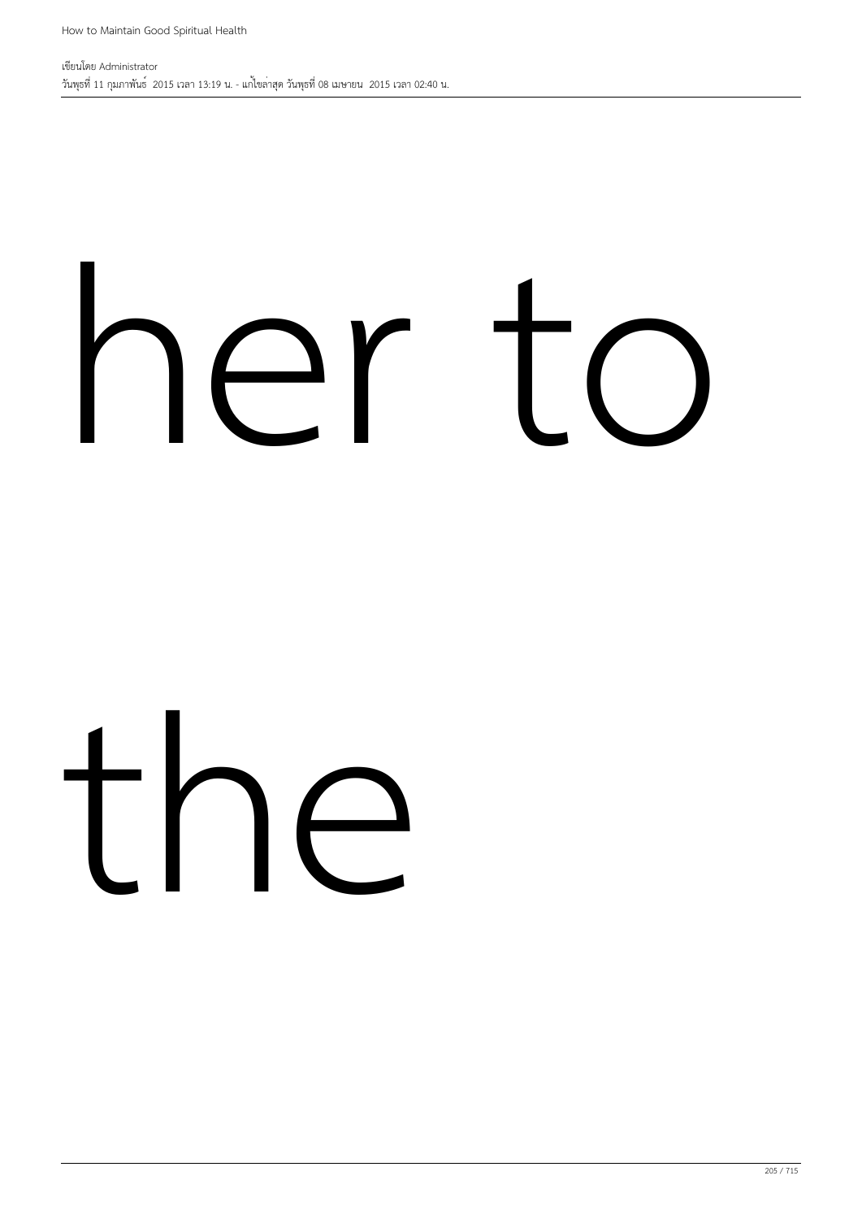her to

the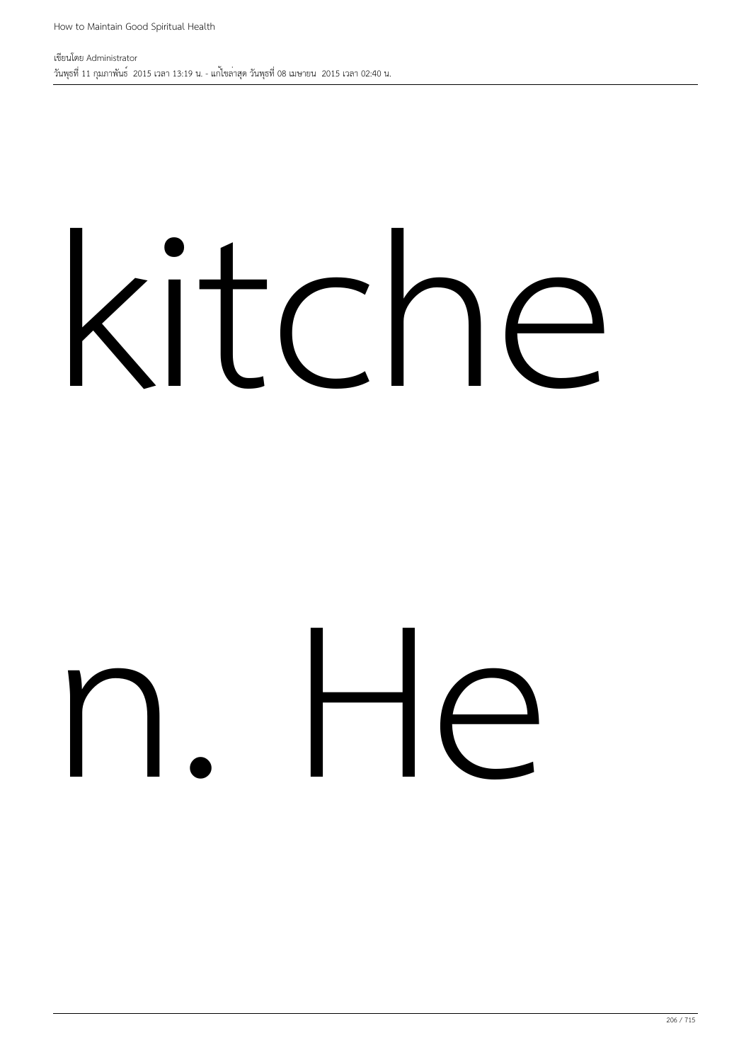kitche

n. He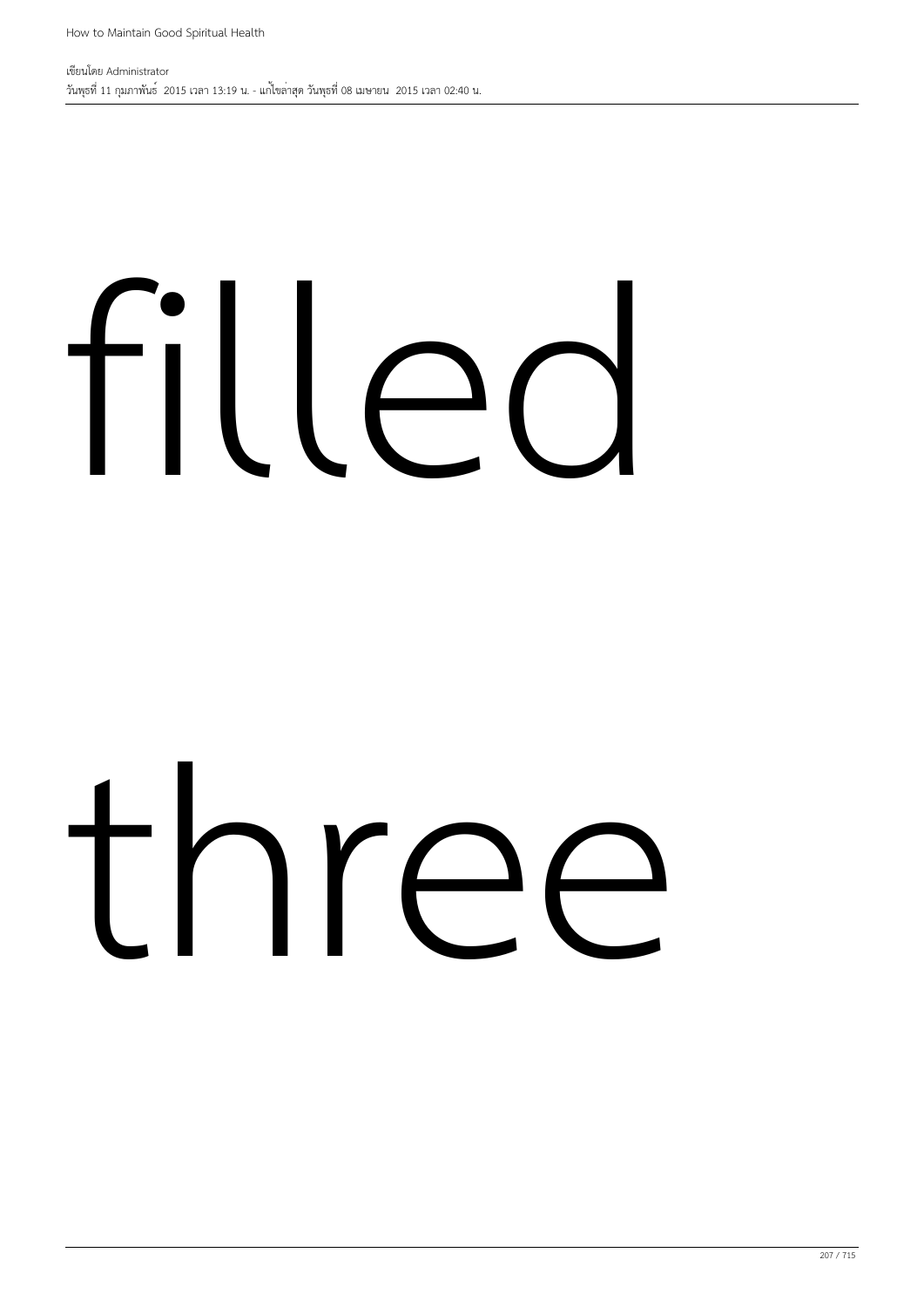filled

three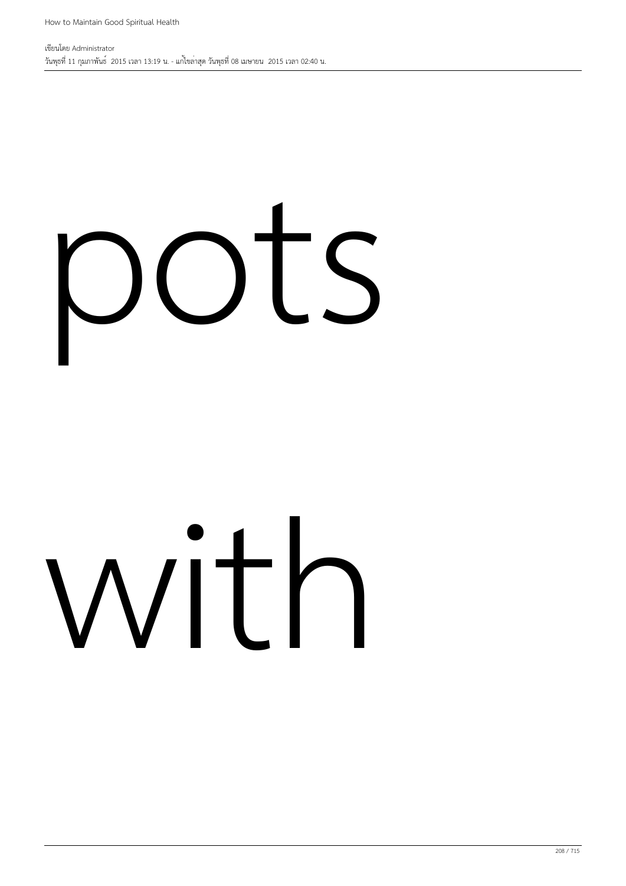pots

with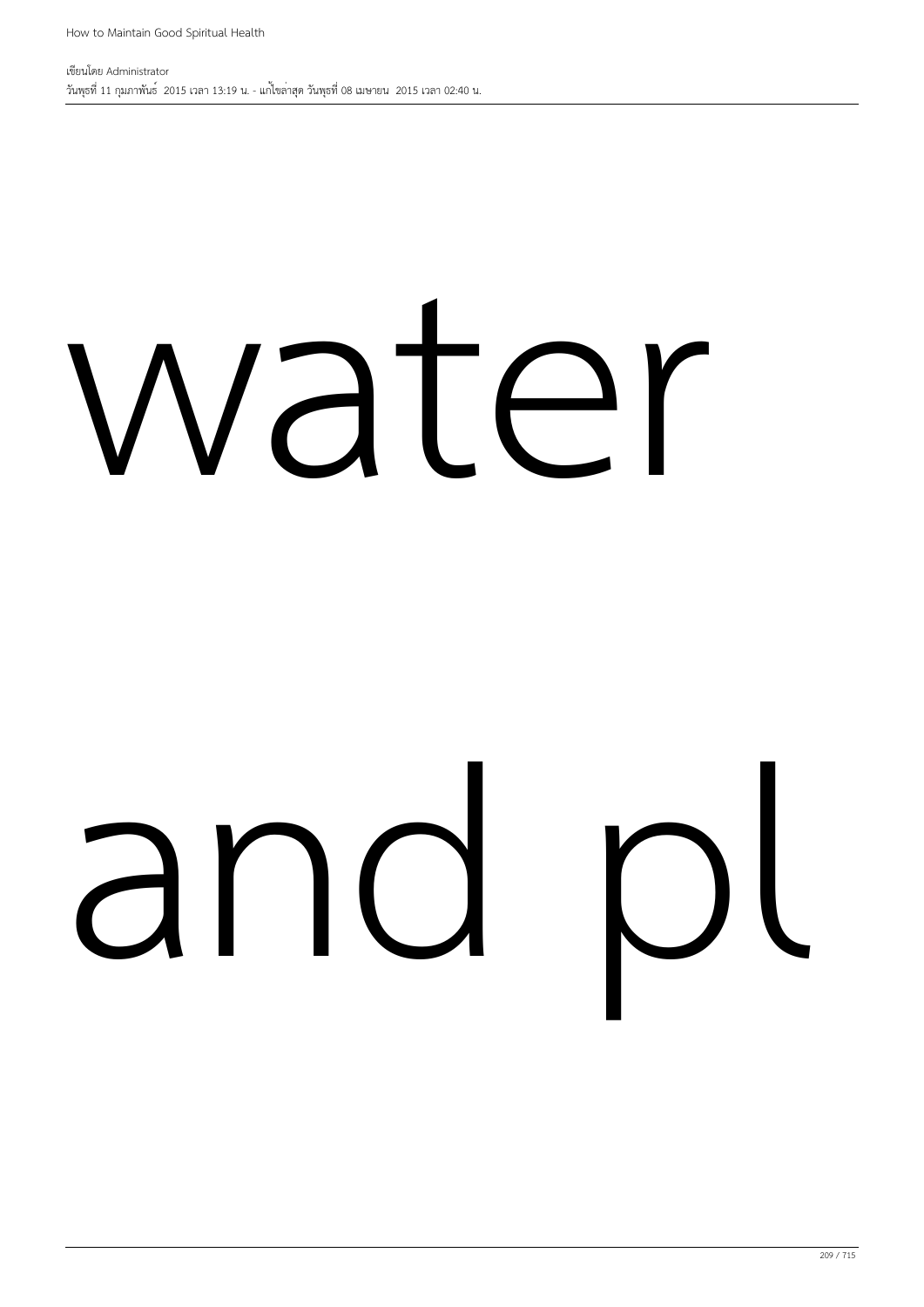water

and pl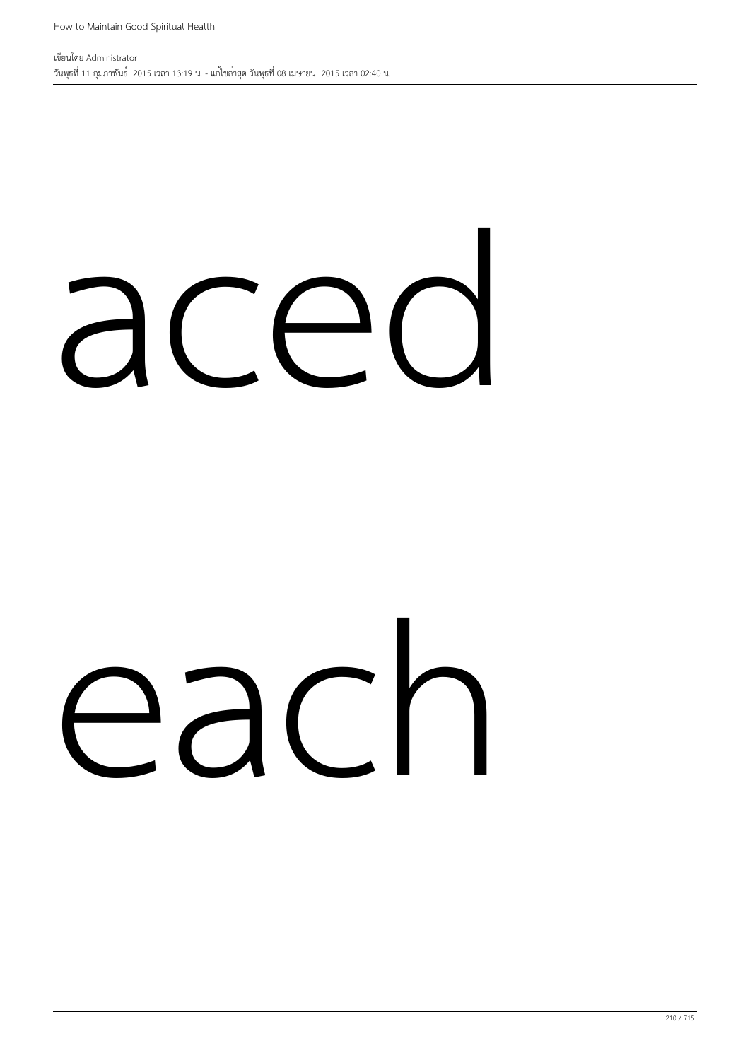aced

each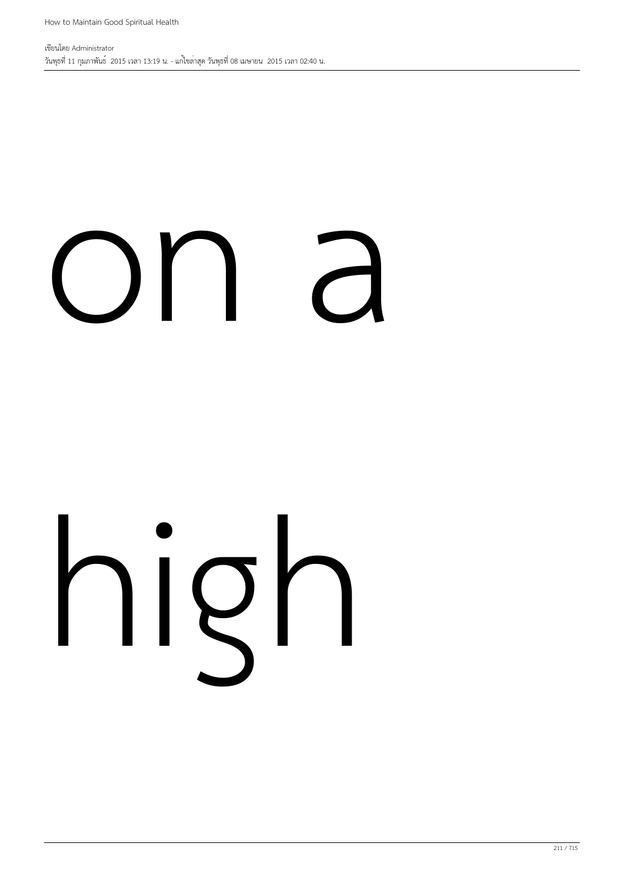on a

high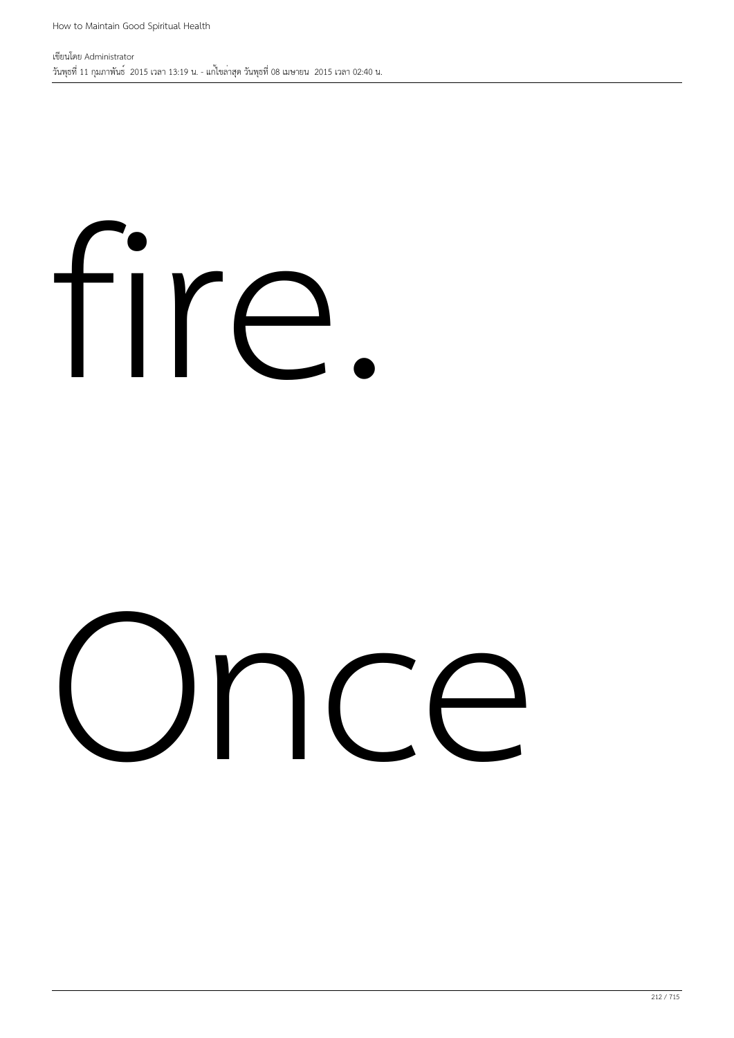fire.

Once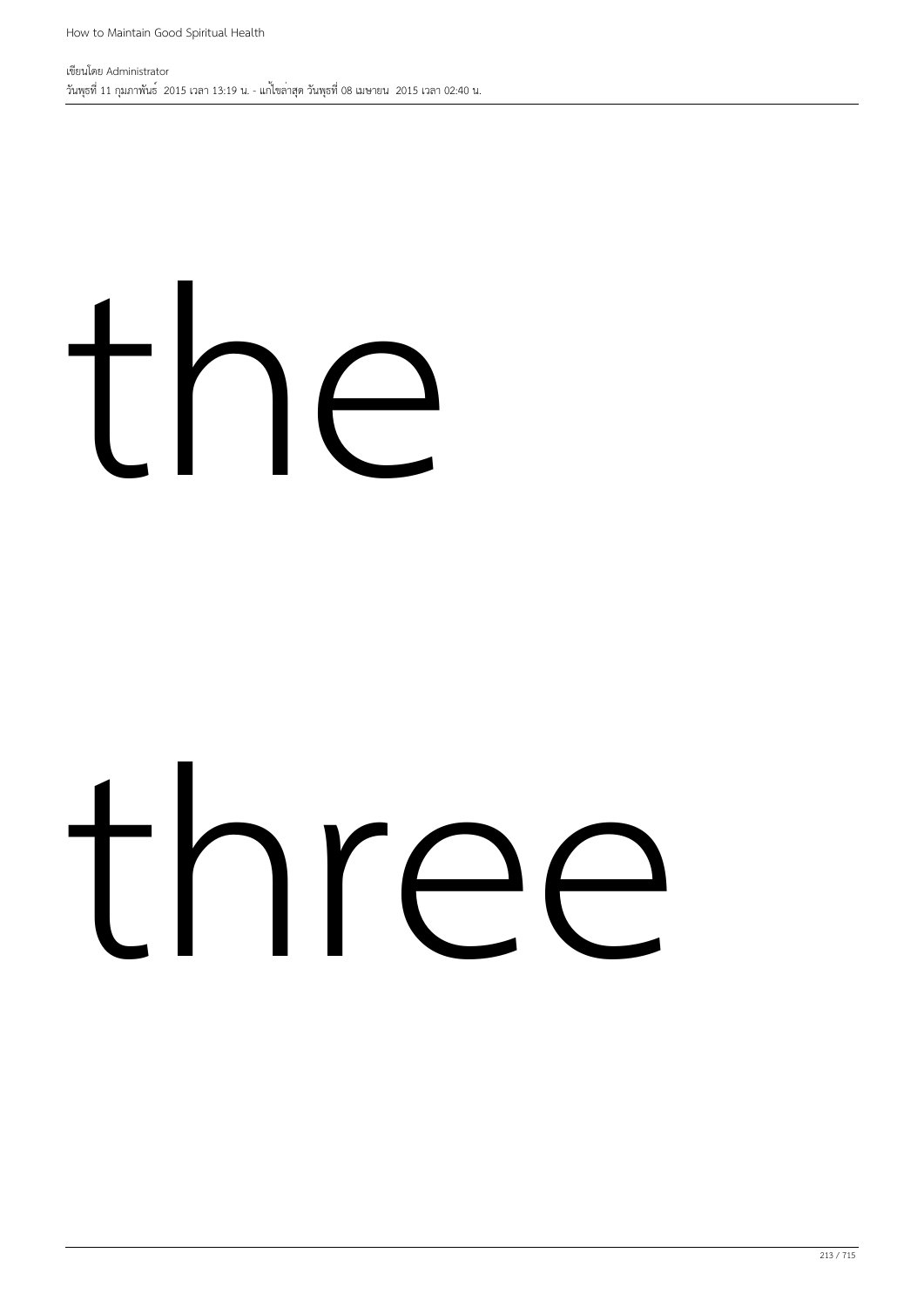the

three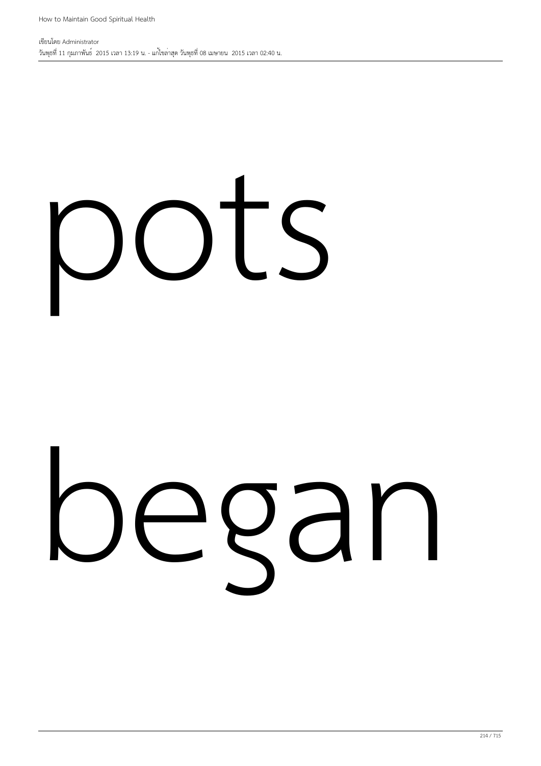pots

began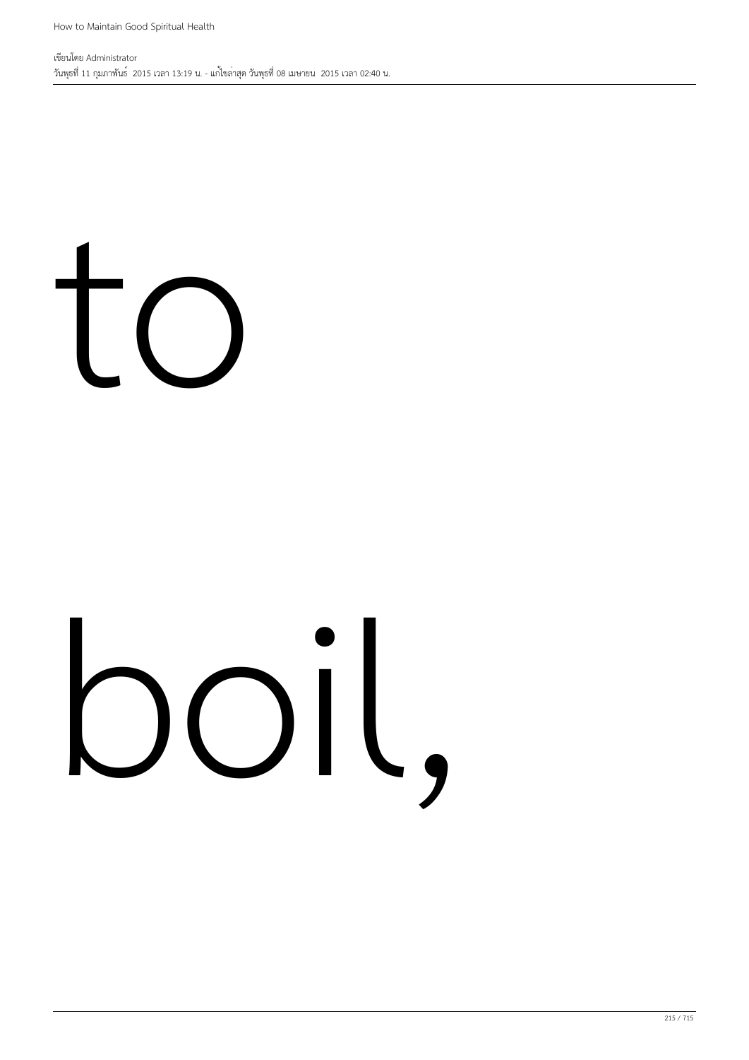to

boil,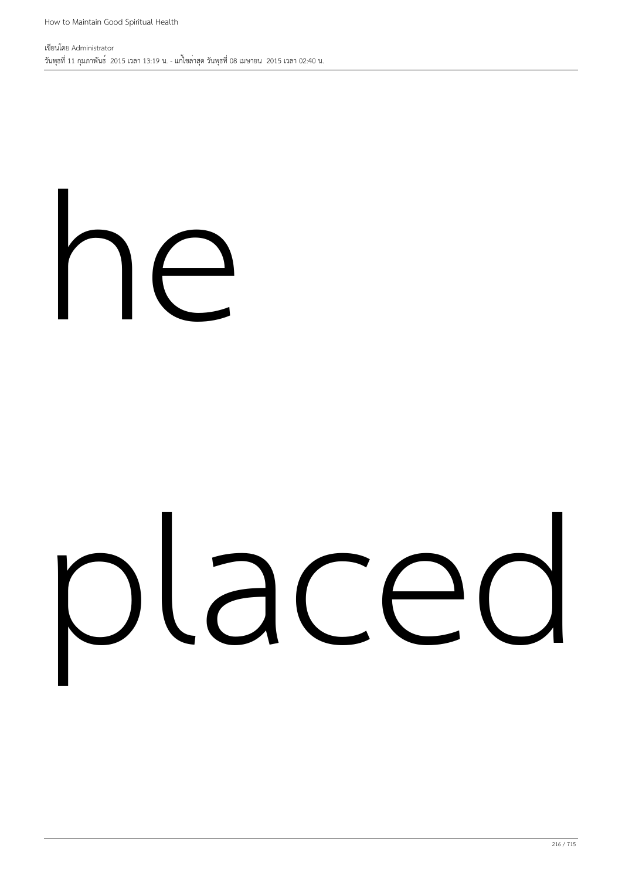he

placed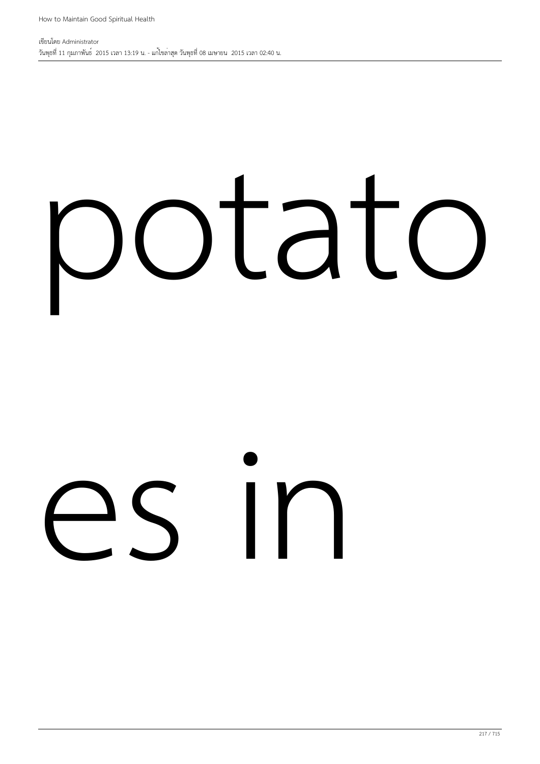potato

es in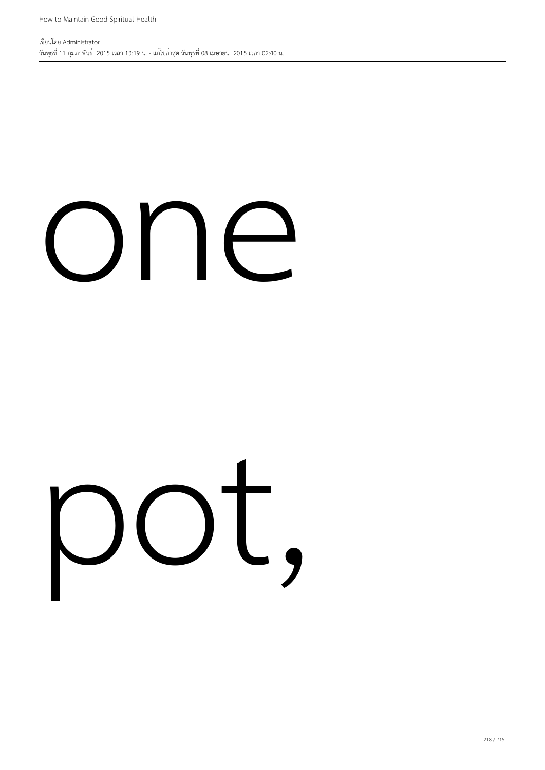one

pot,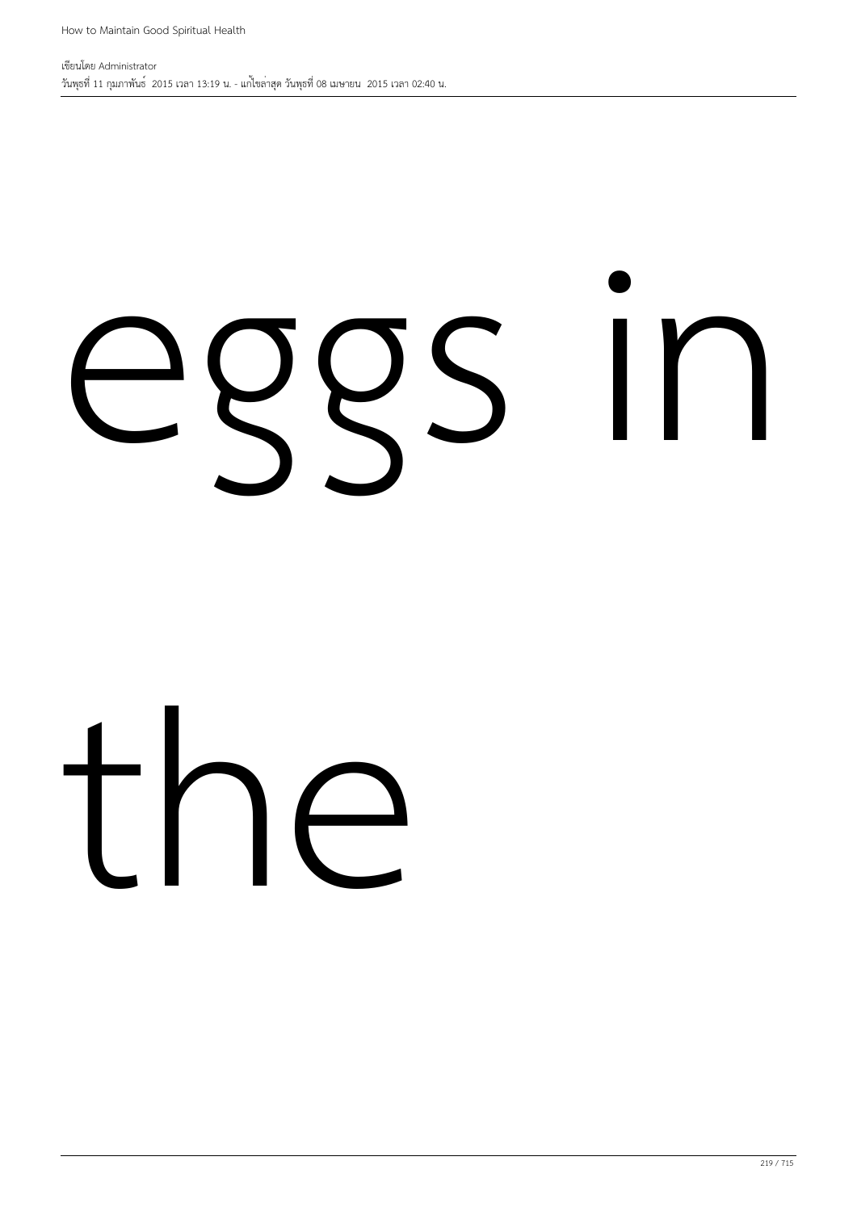eggs in

the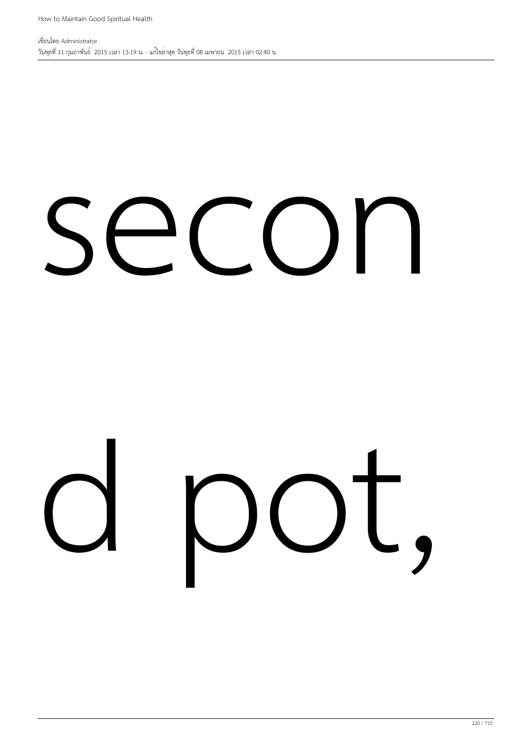secon

d pot,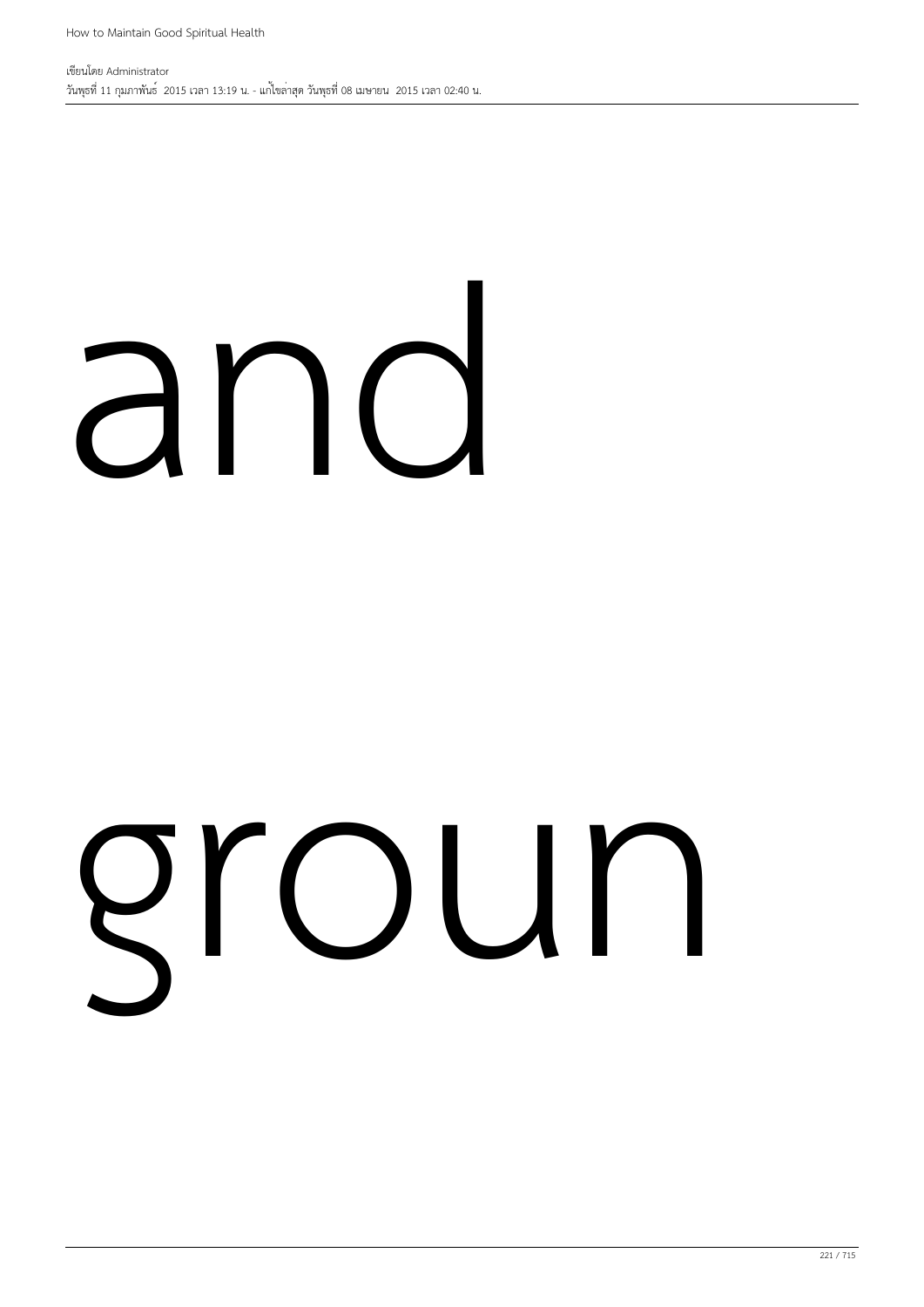and

groun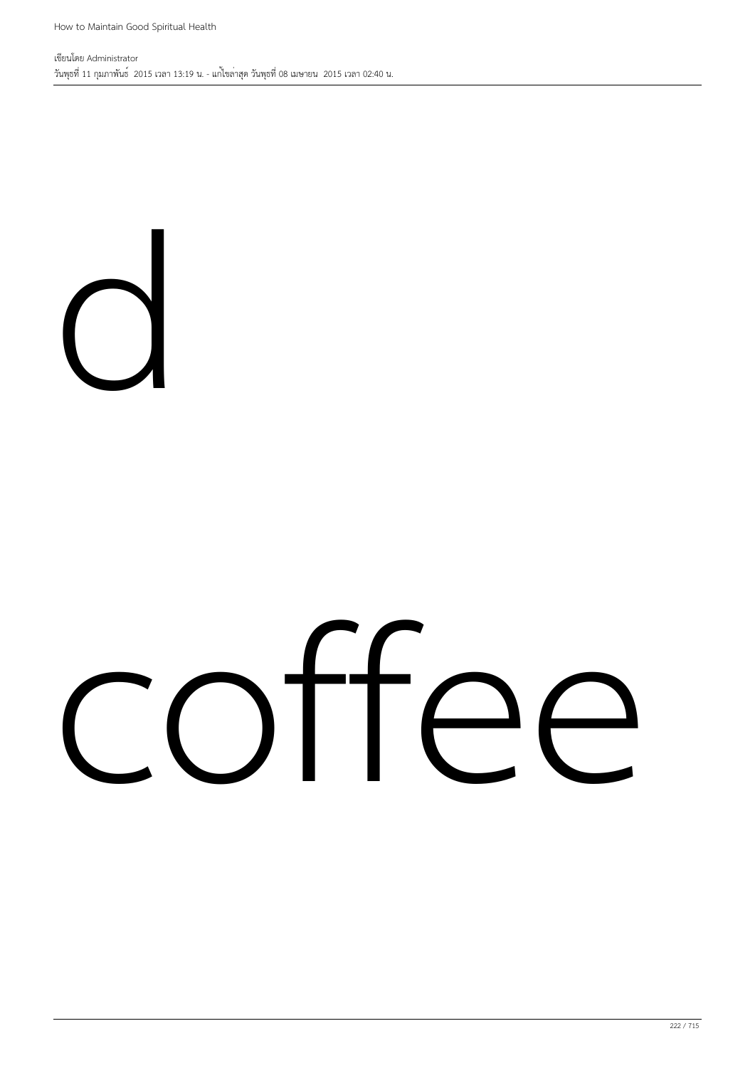d

coffee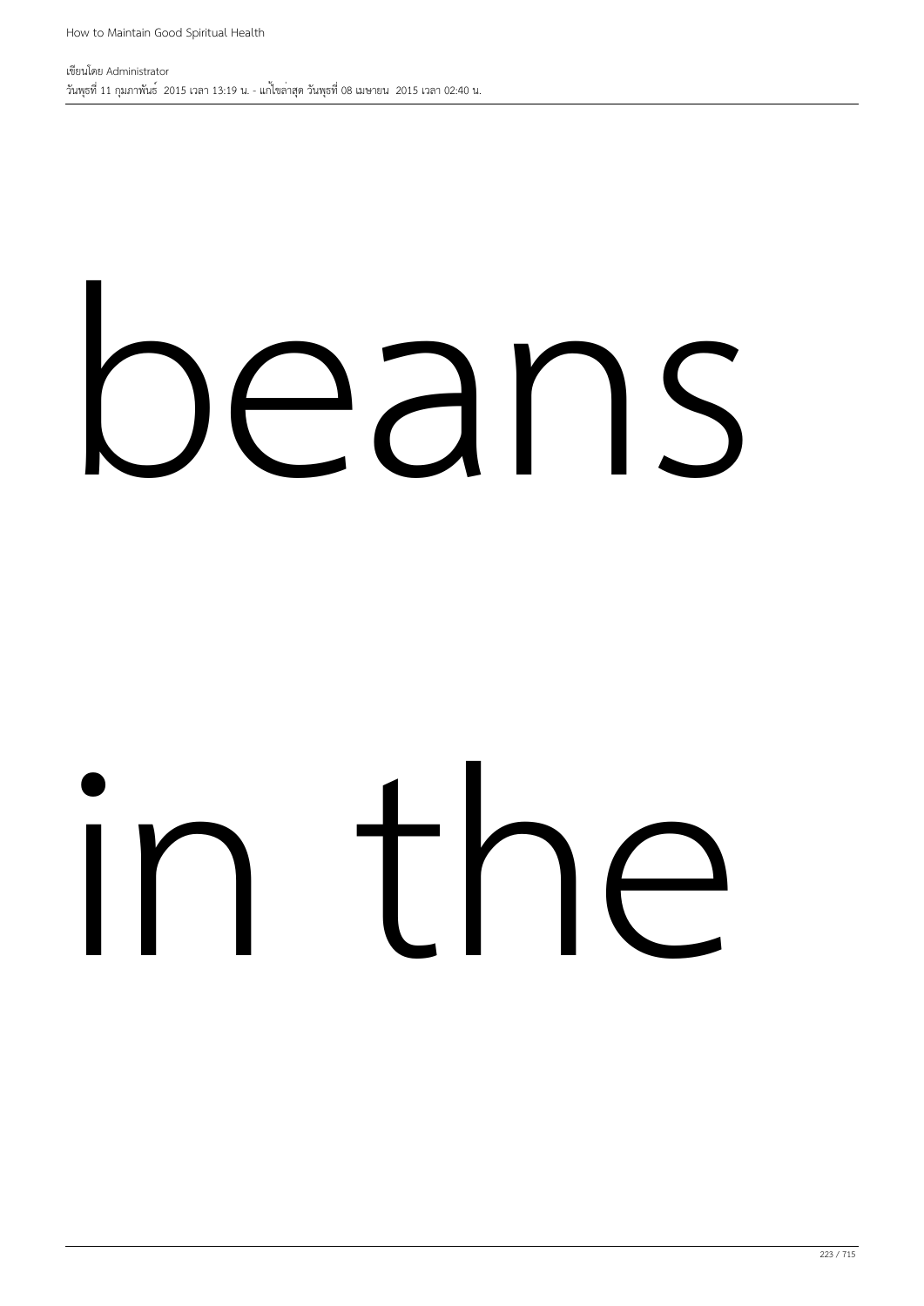beans

in the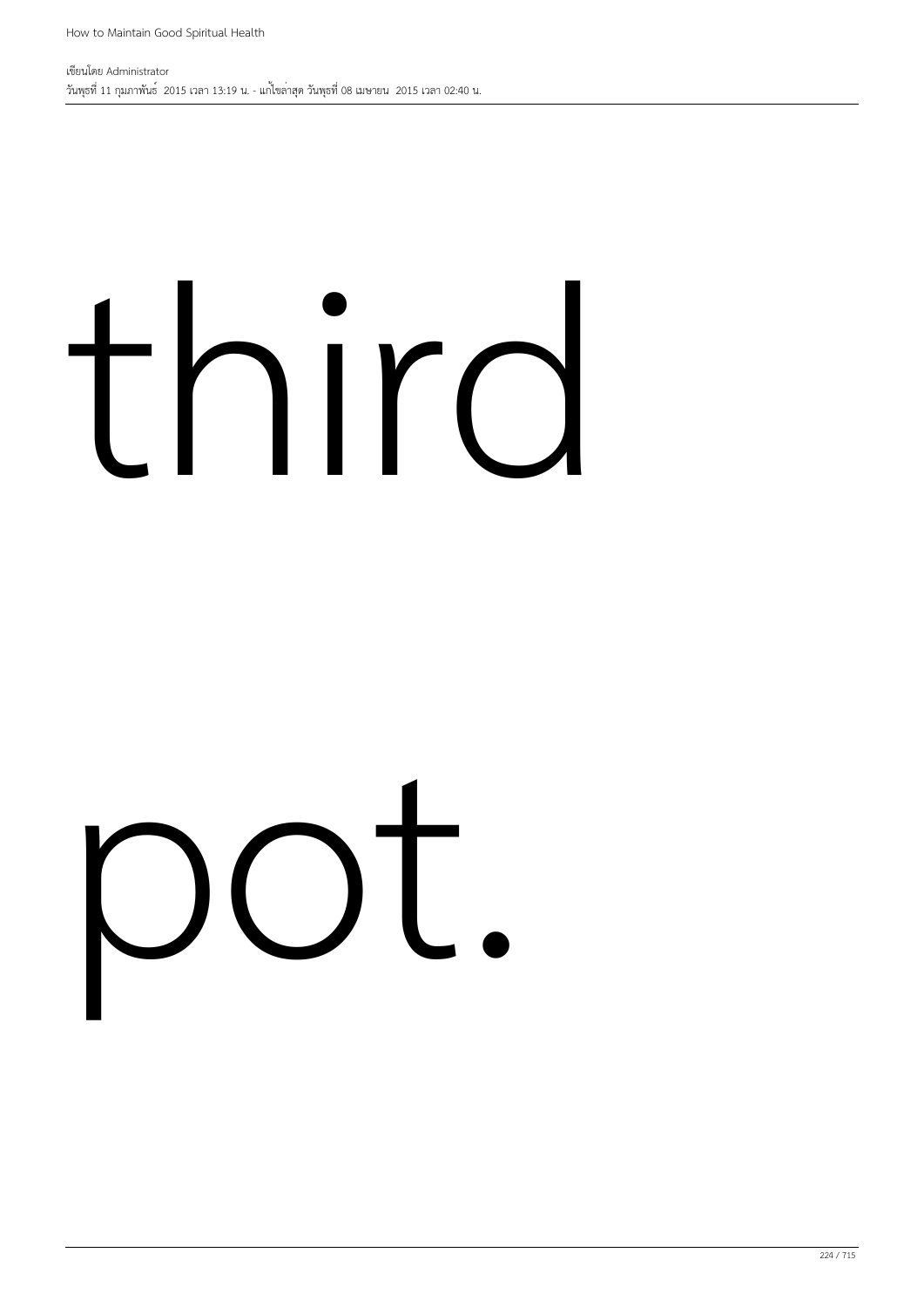third

pot.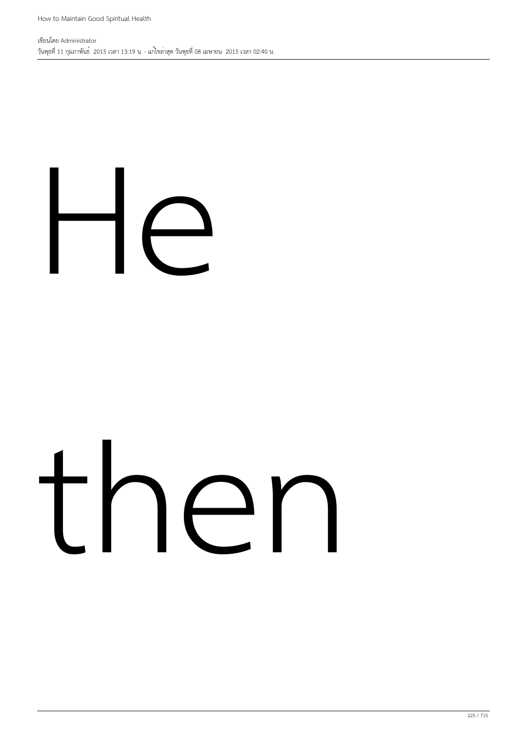He

then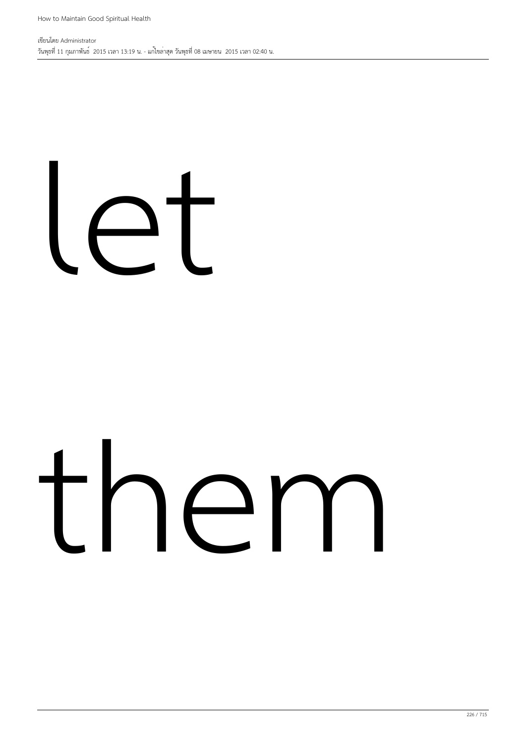let

them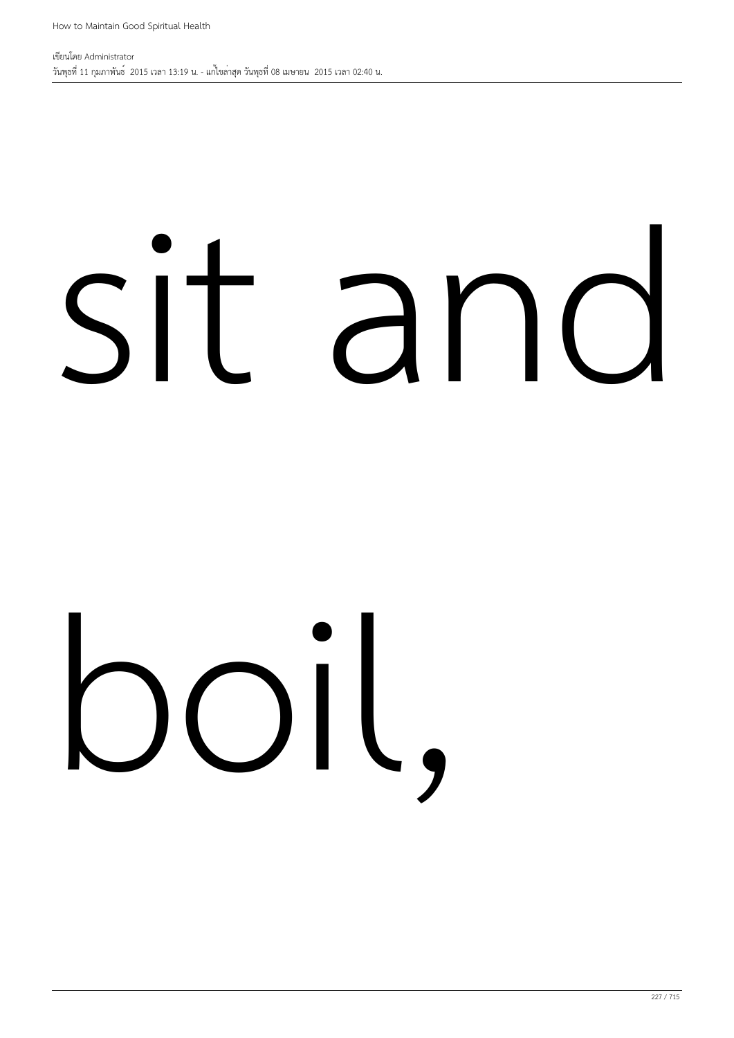sit and

boil,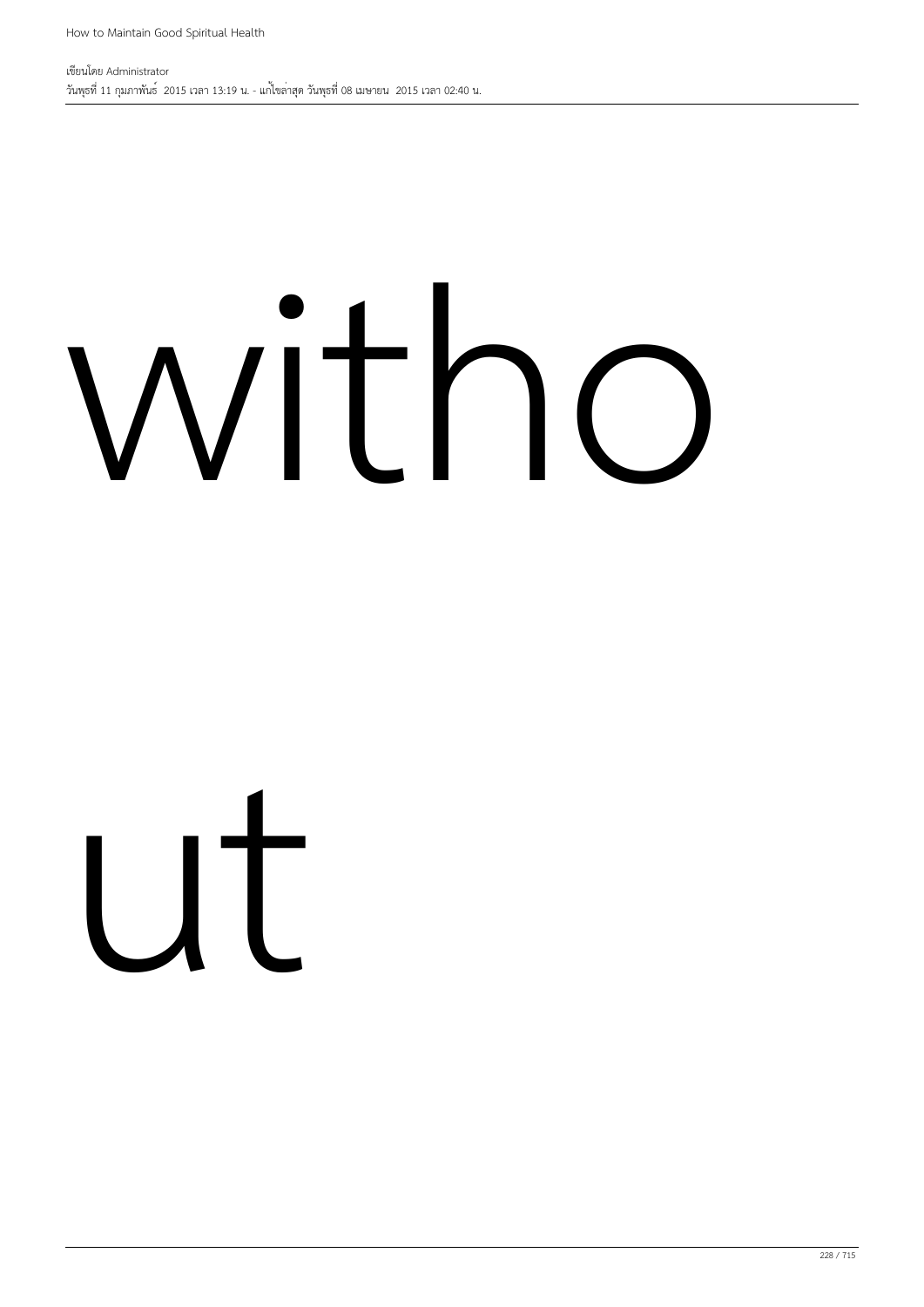witho

ut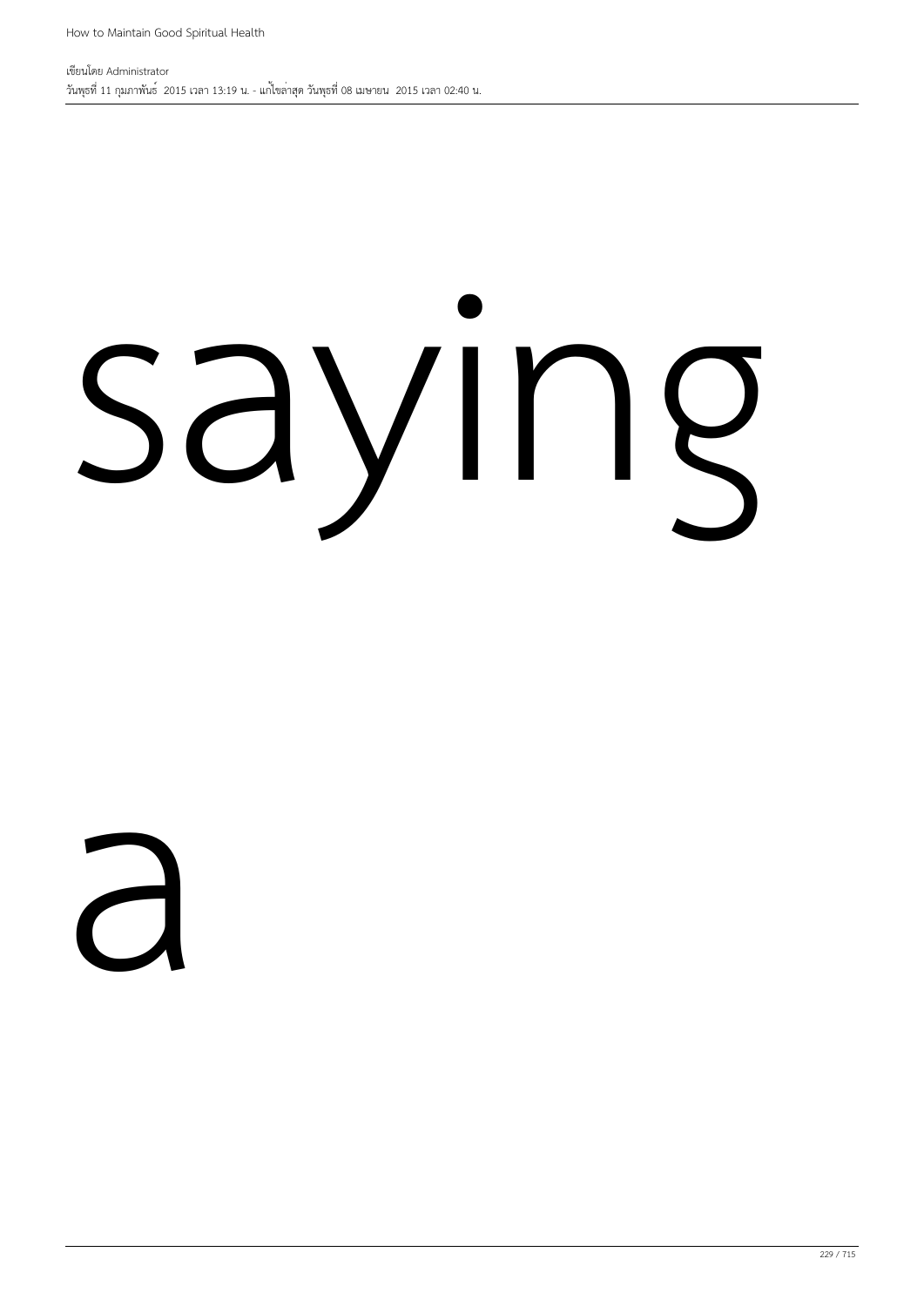saying

a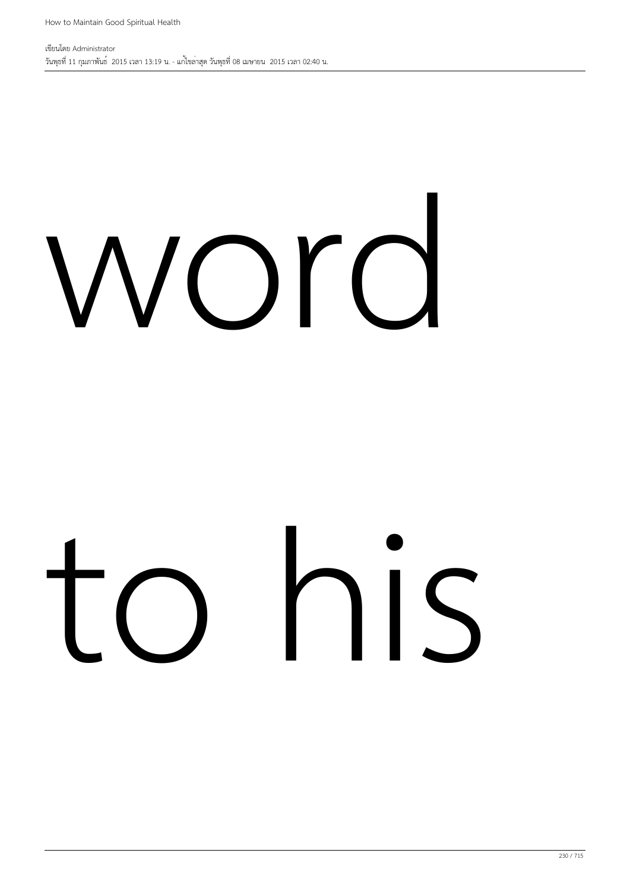word

to his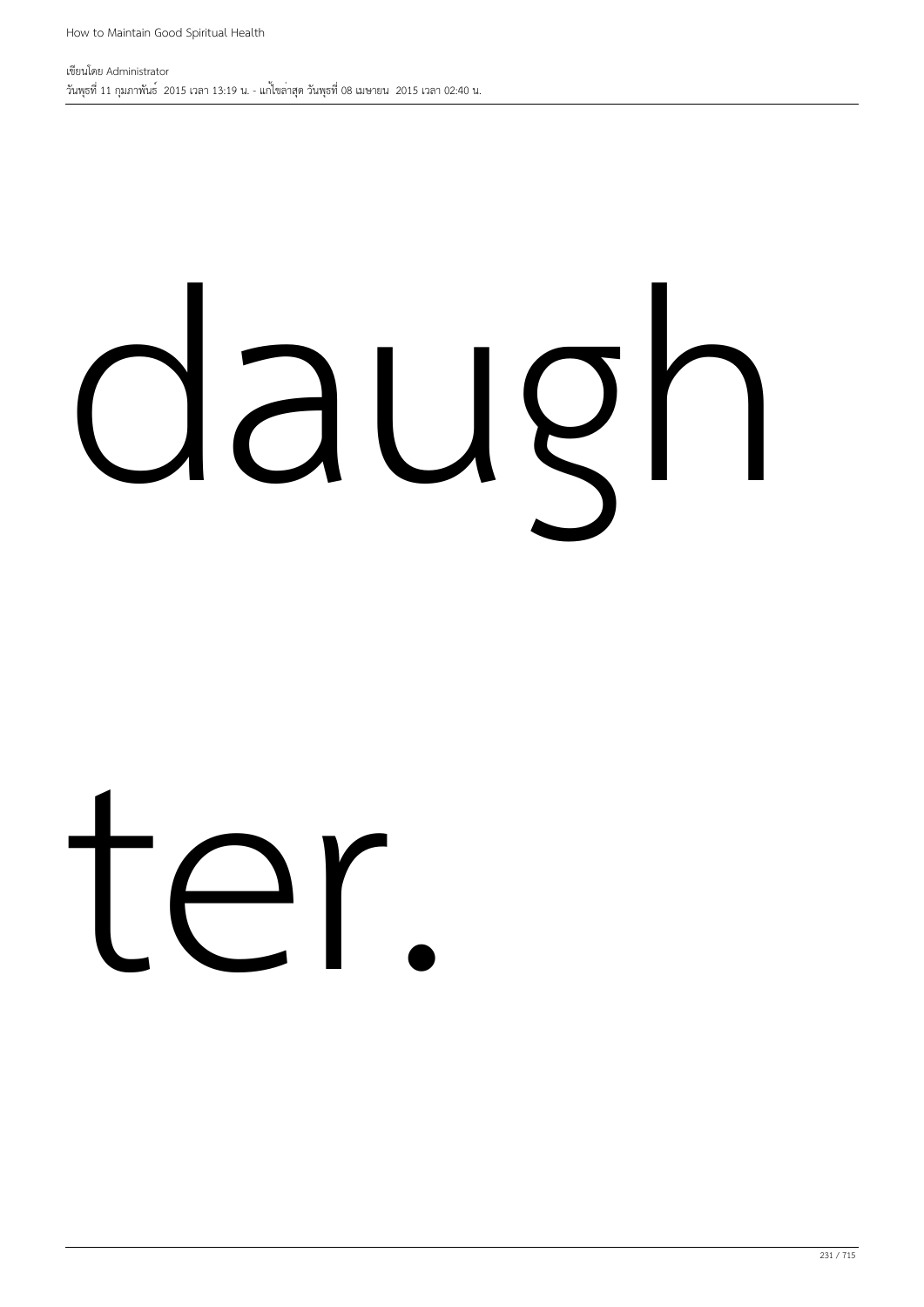daugh

ter.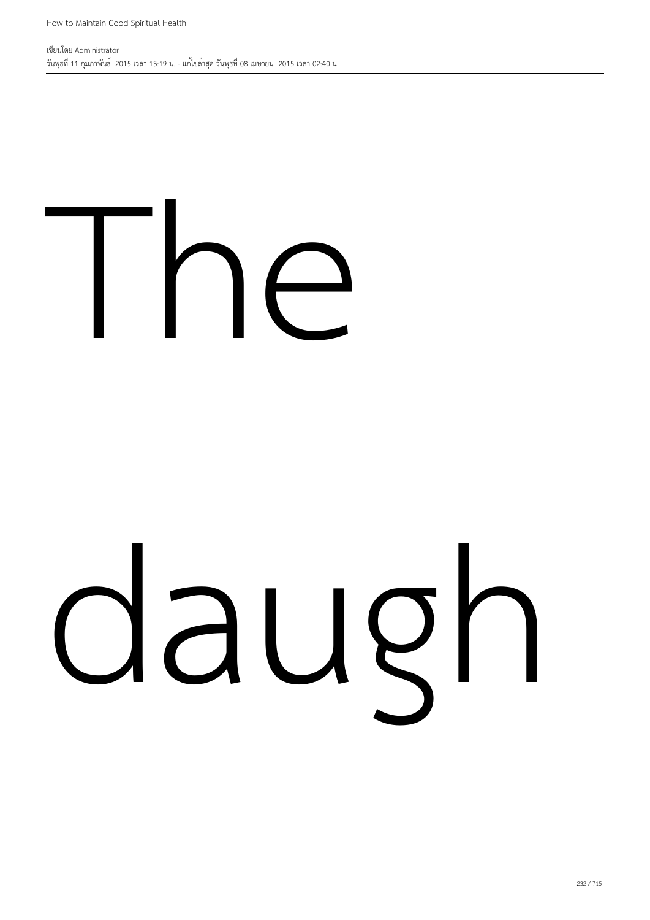The

daugh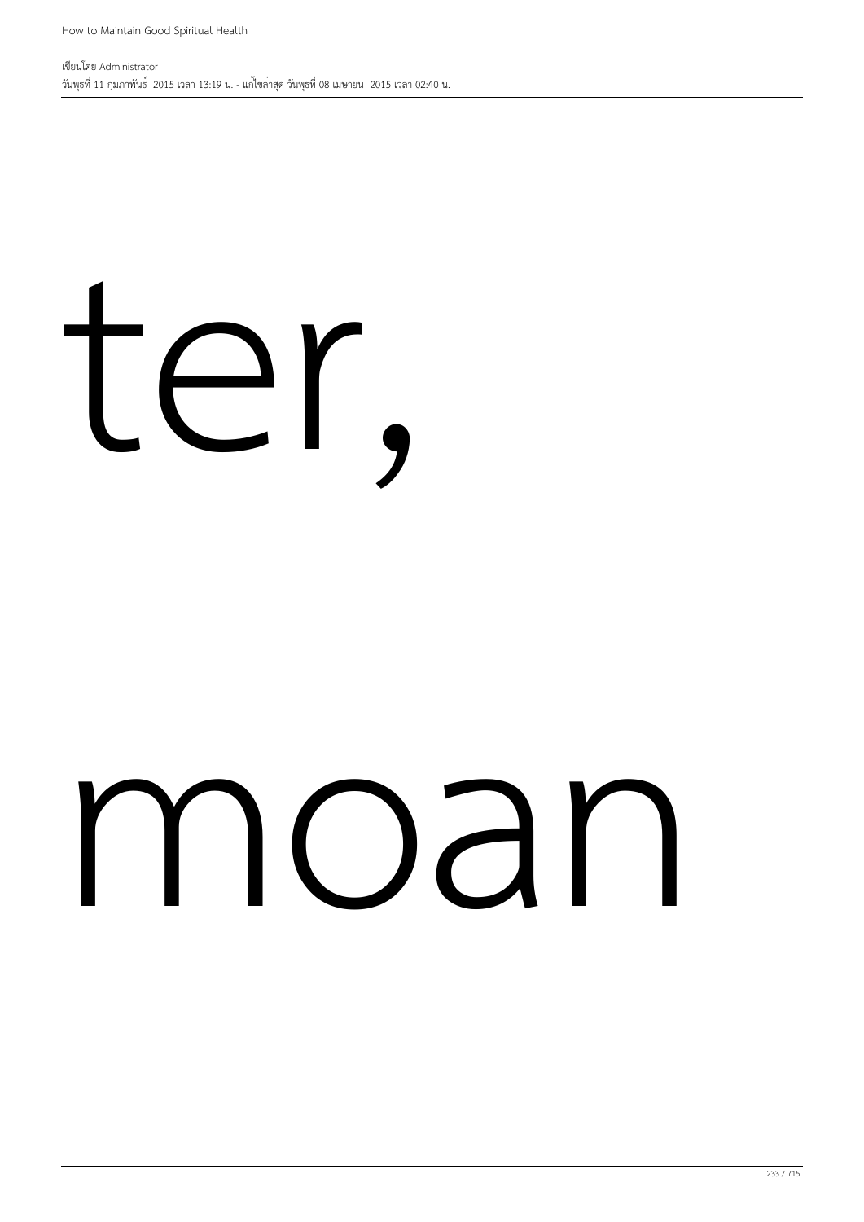ter,

moan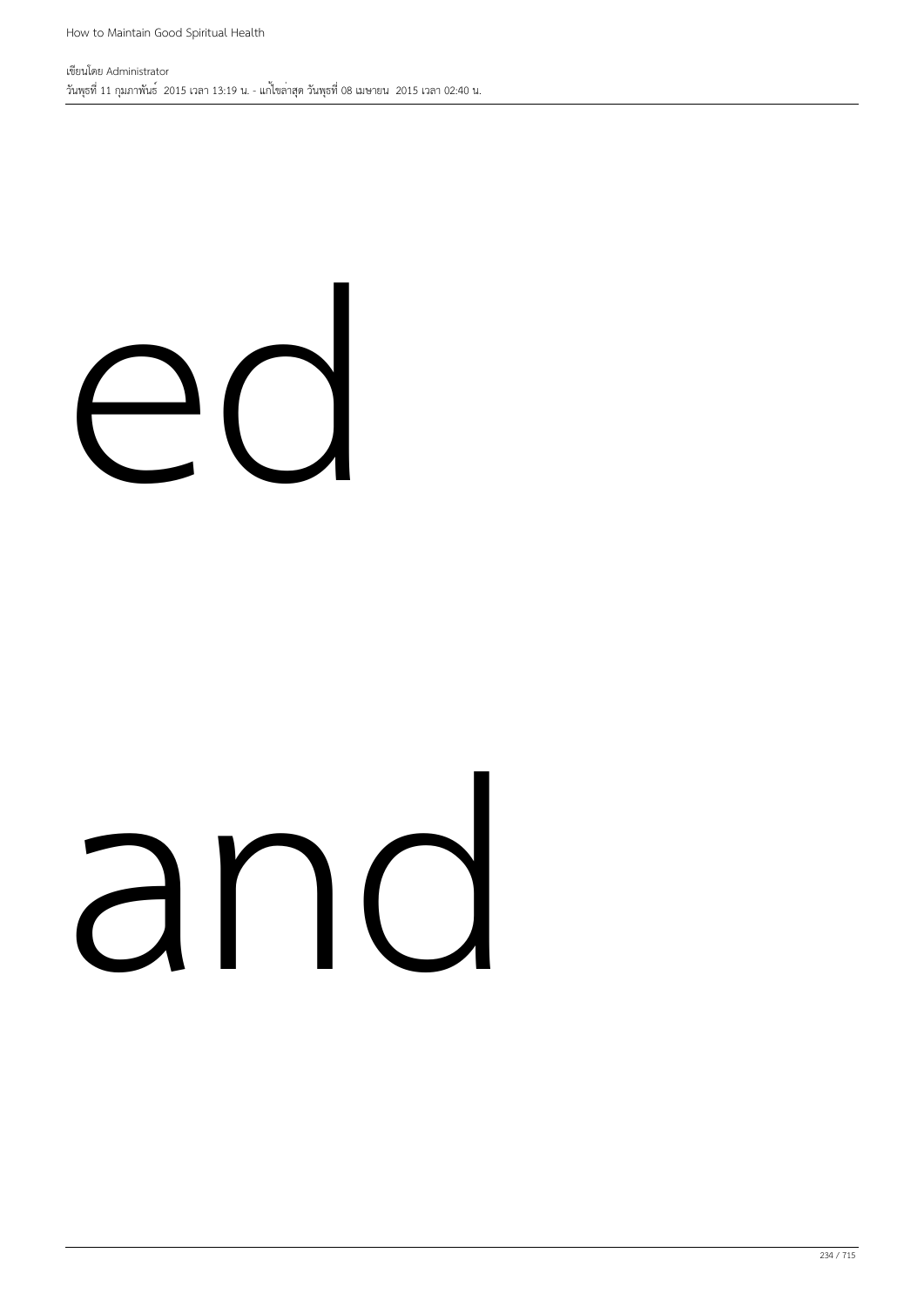ed

and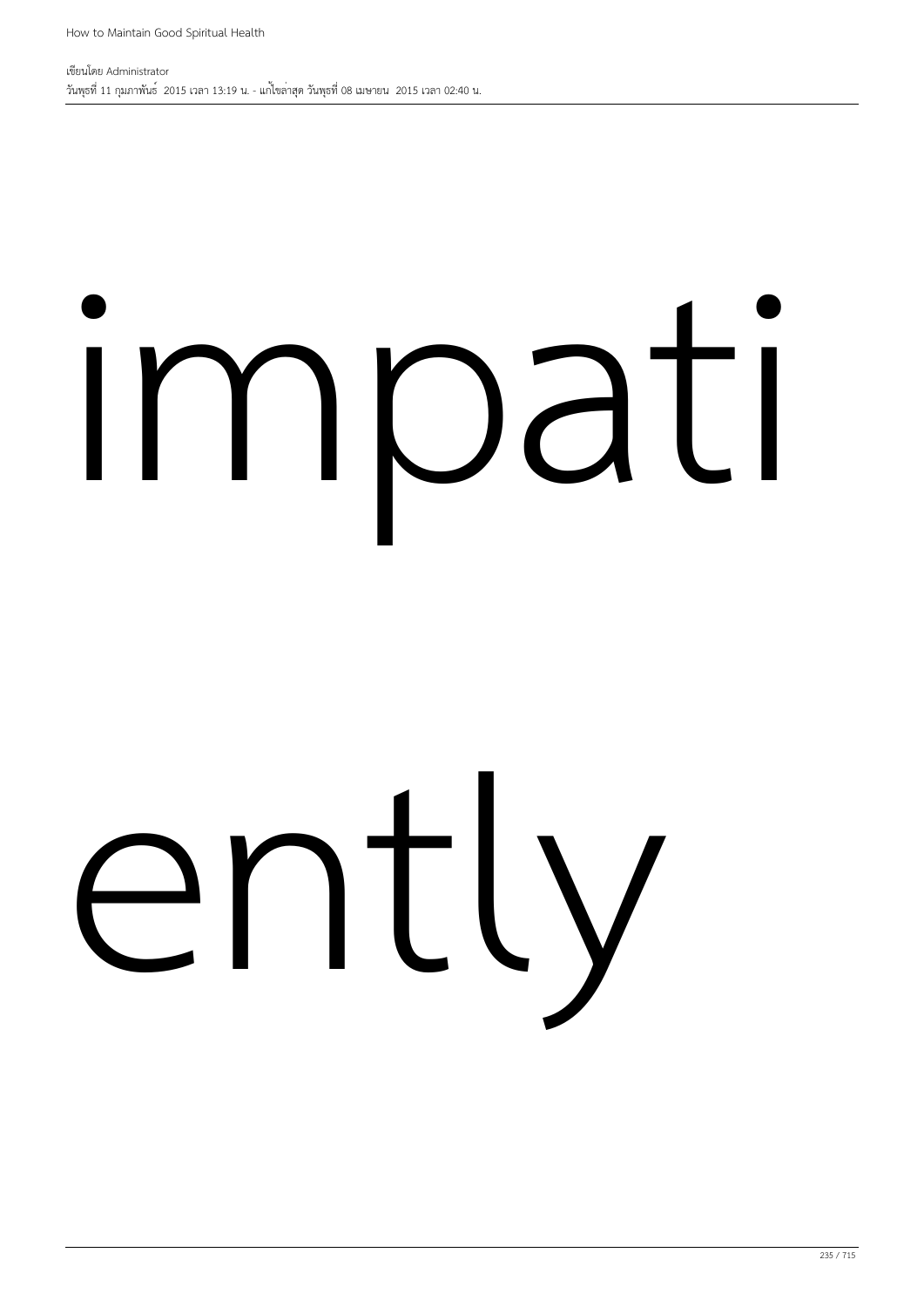impati

ently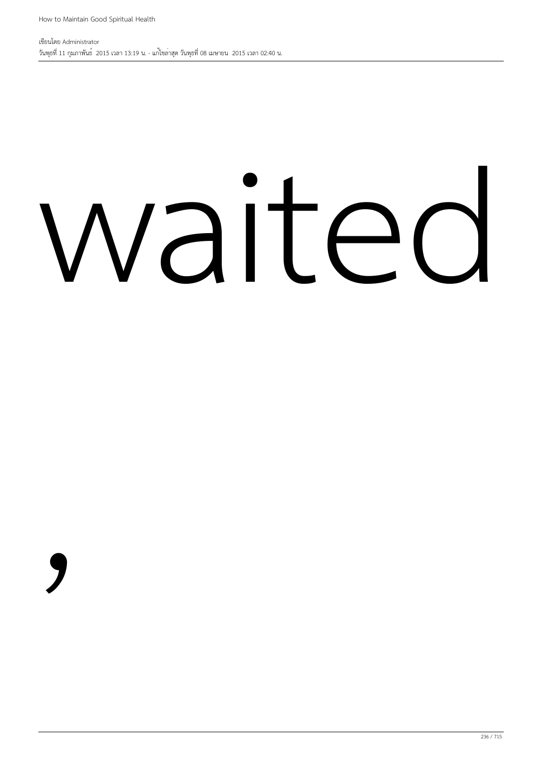waited

,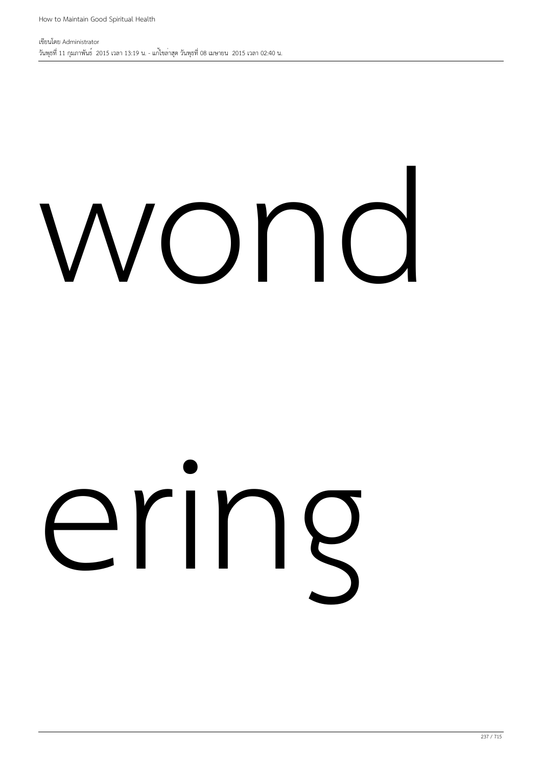wond

ering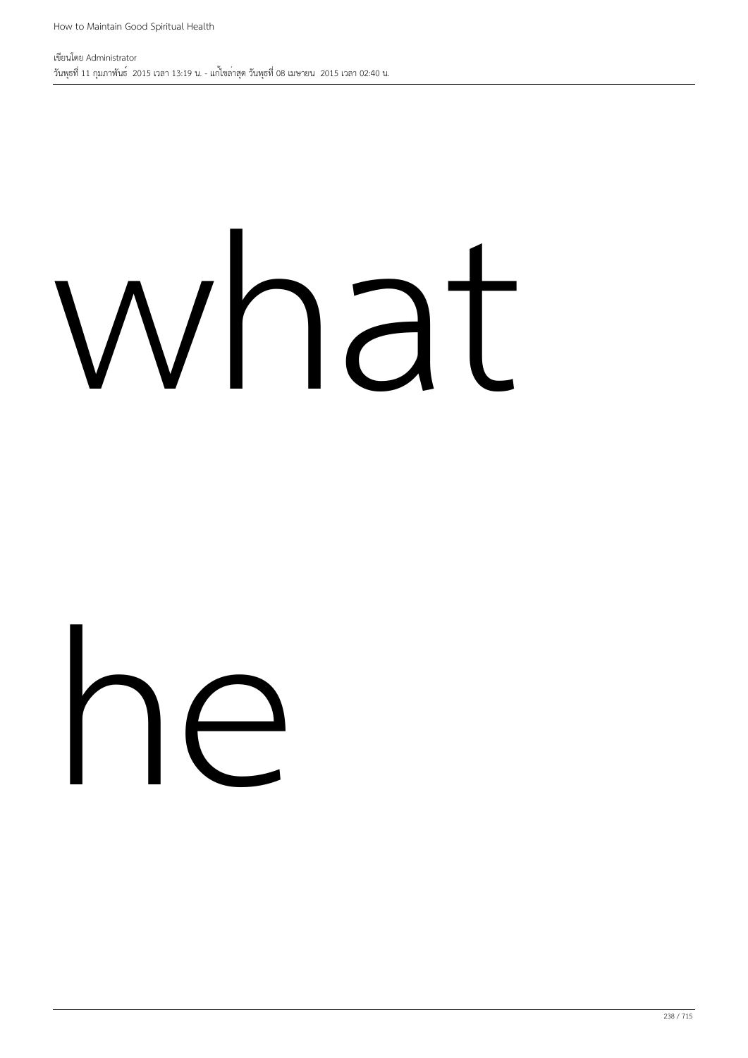what

he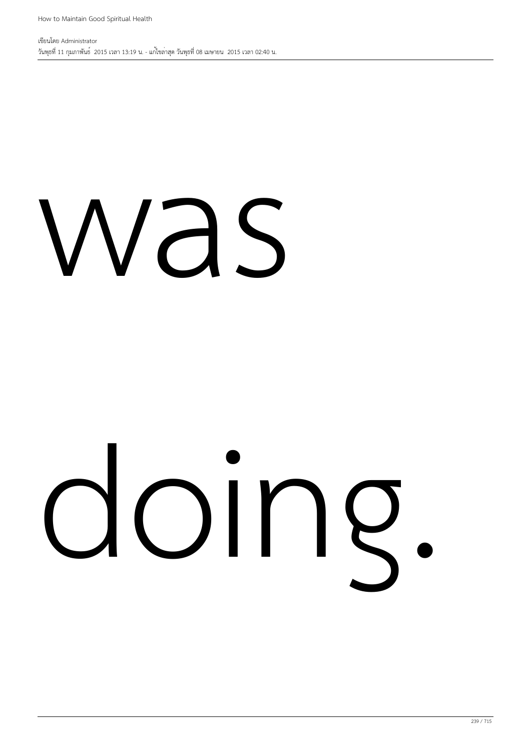was

doing.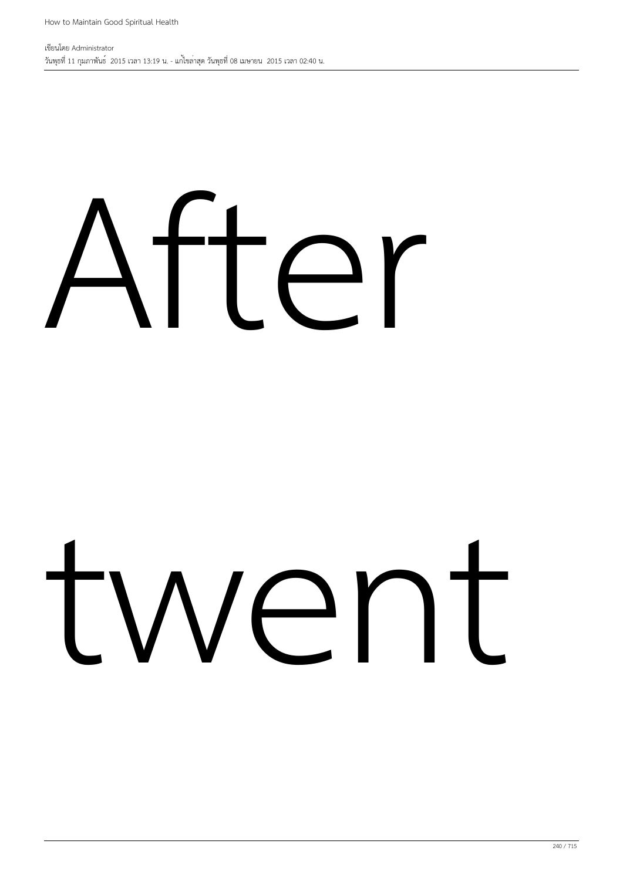After

twent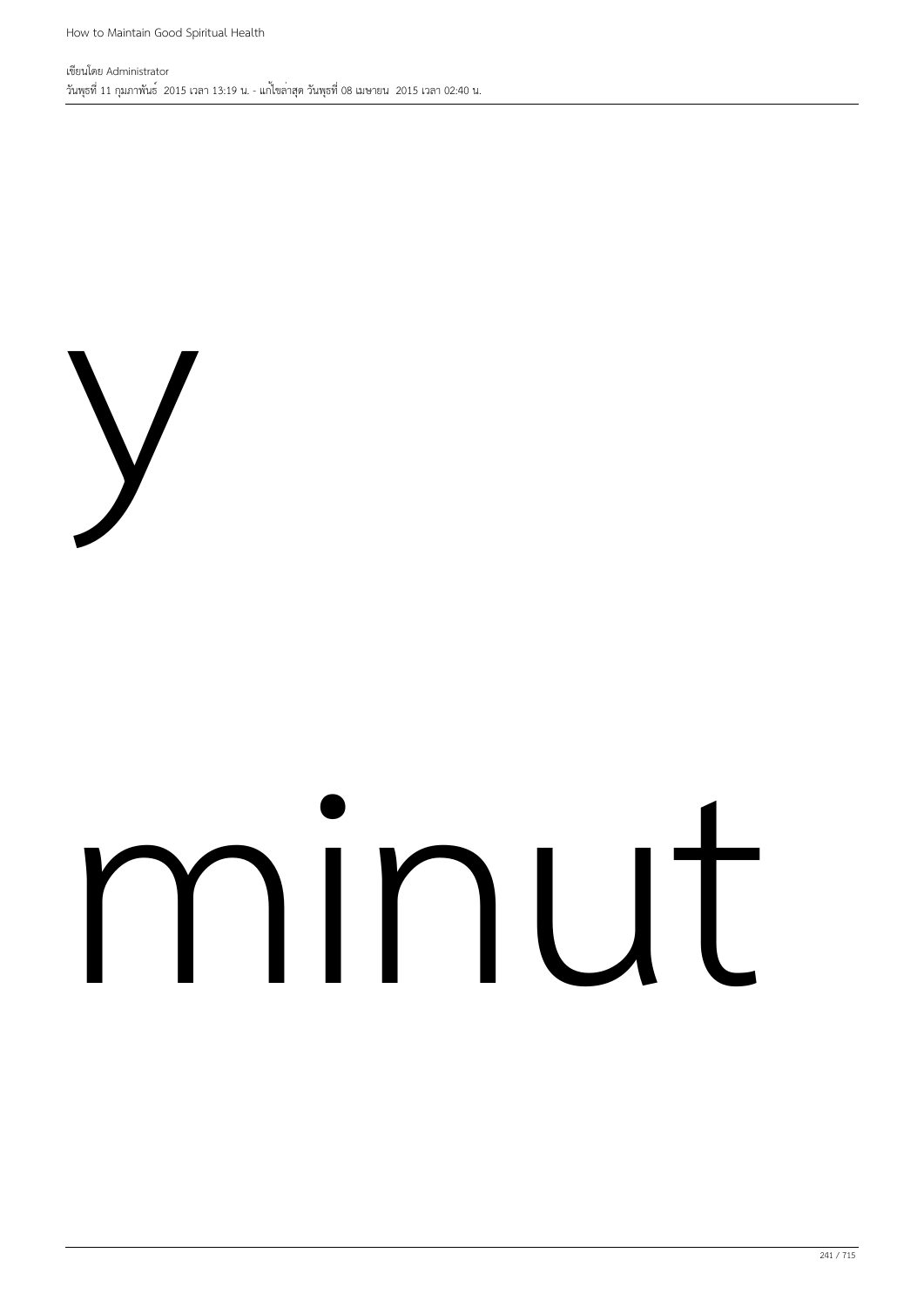y

minut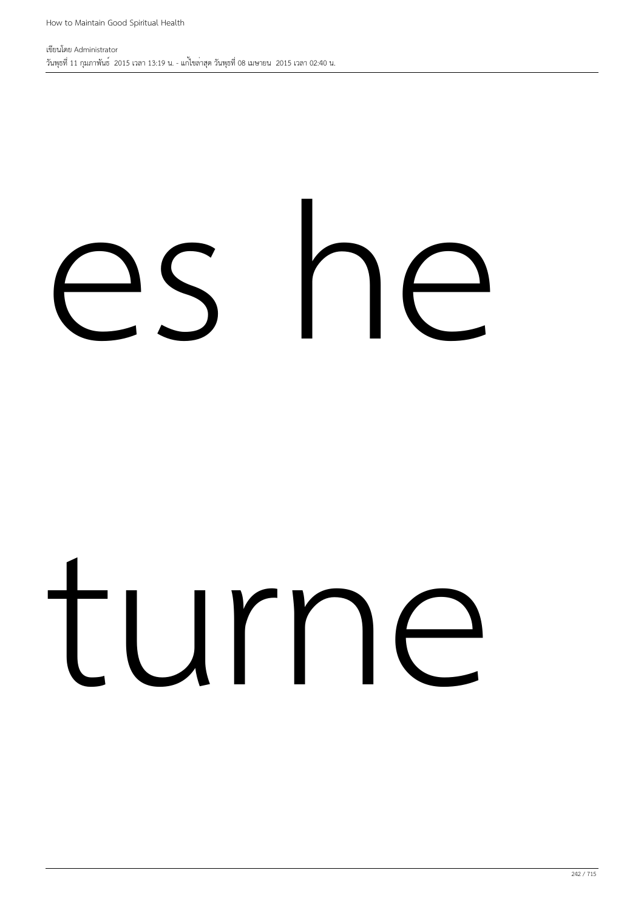es he

turne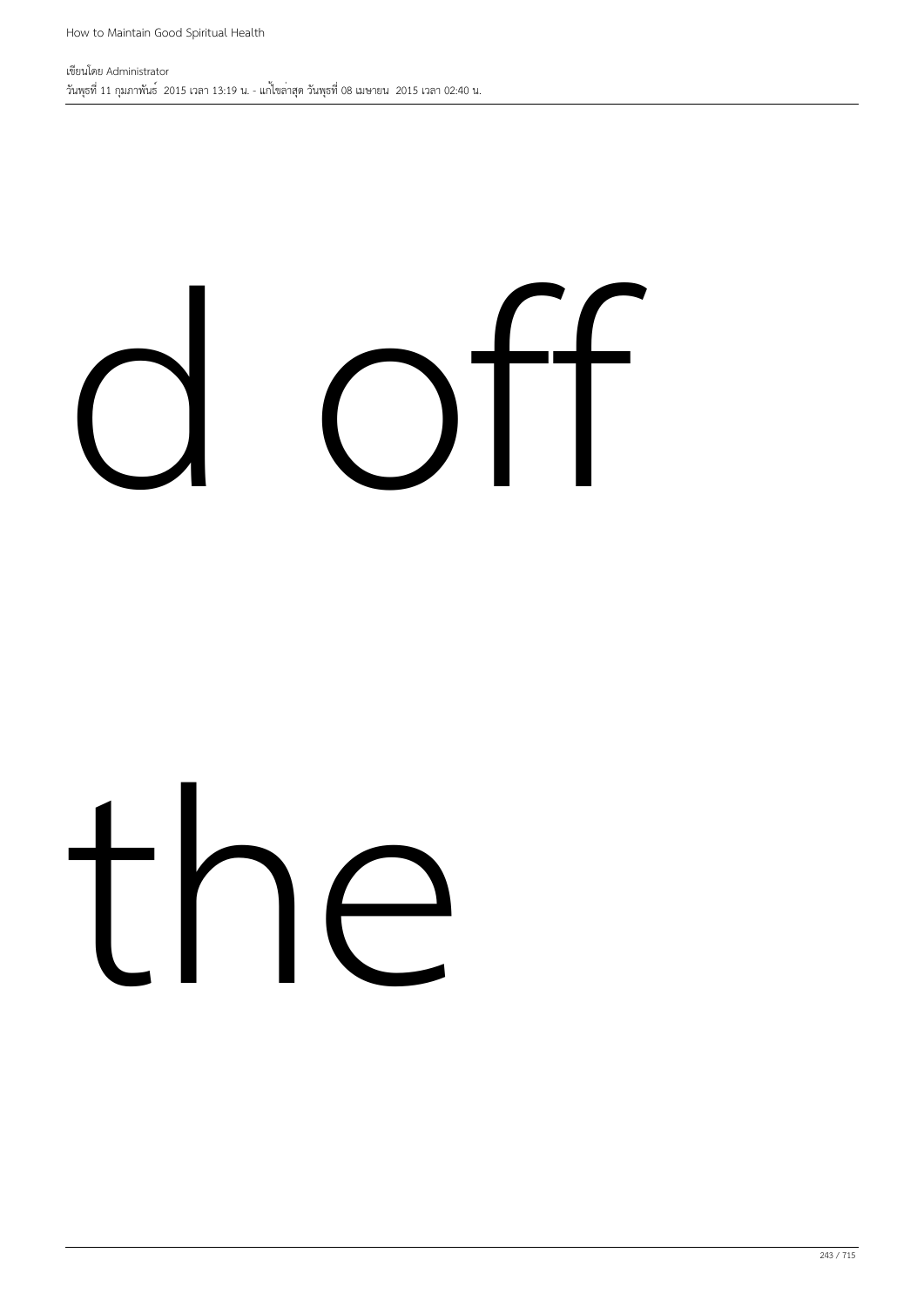d off

the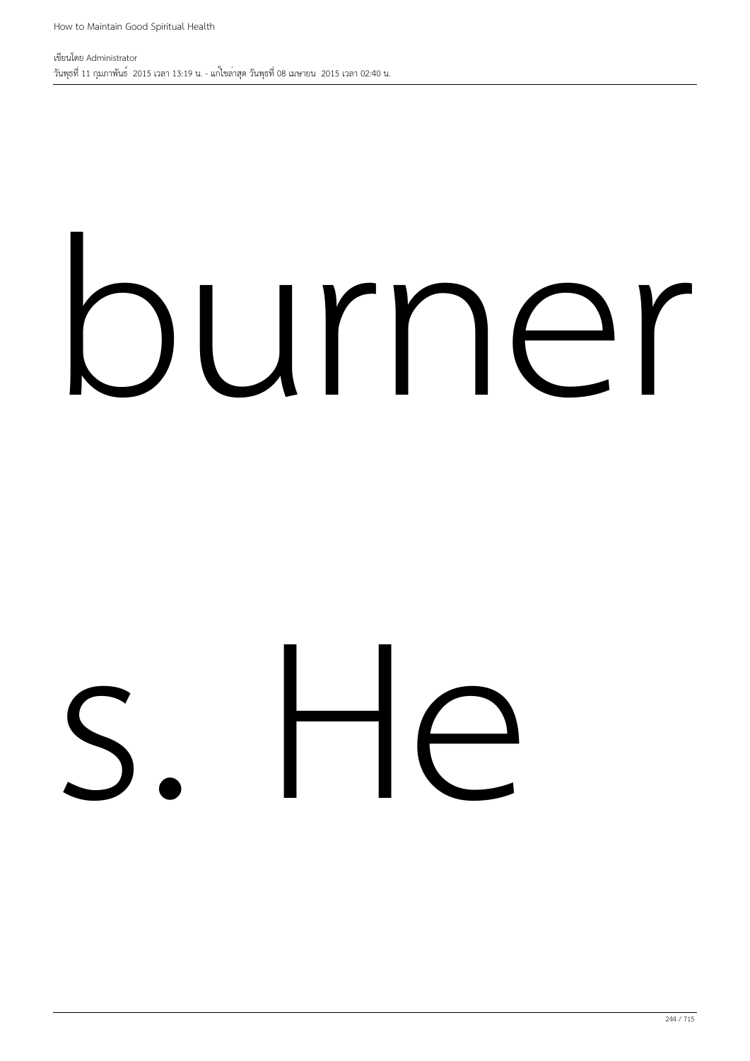burner

s. He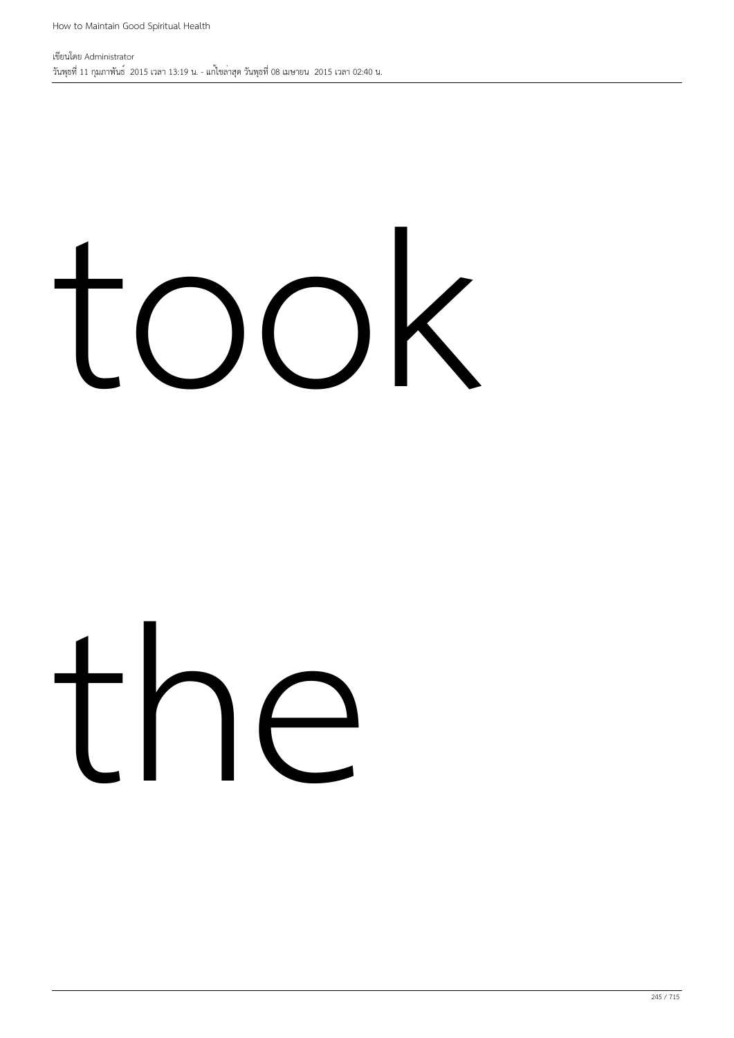took

the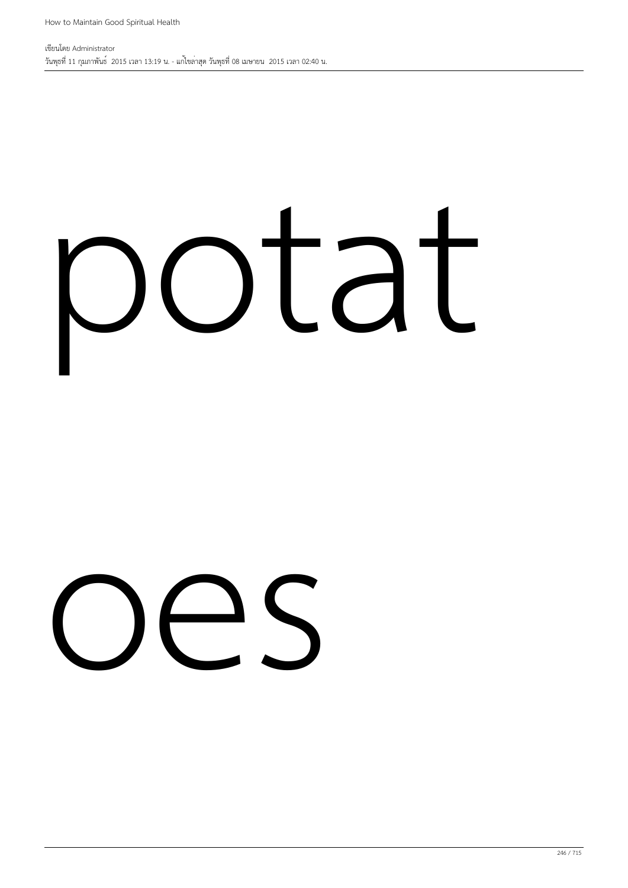potat

oes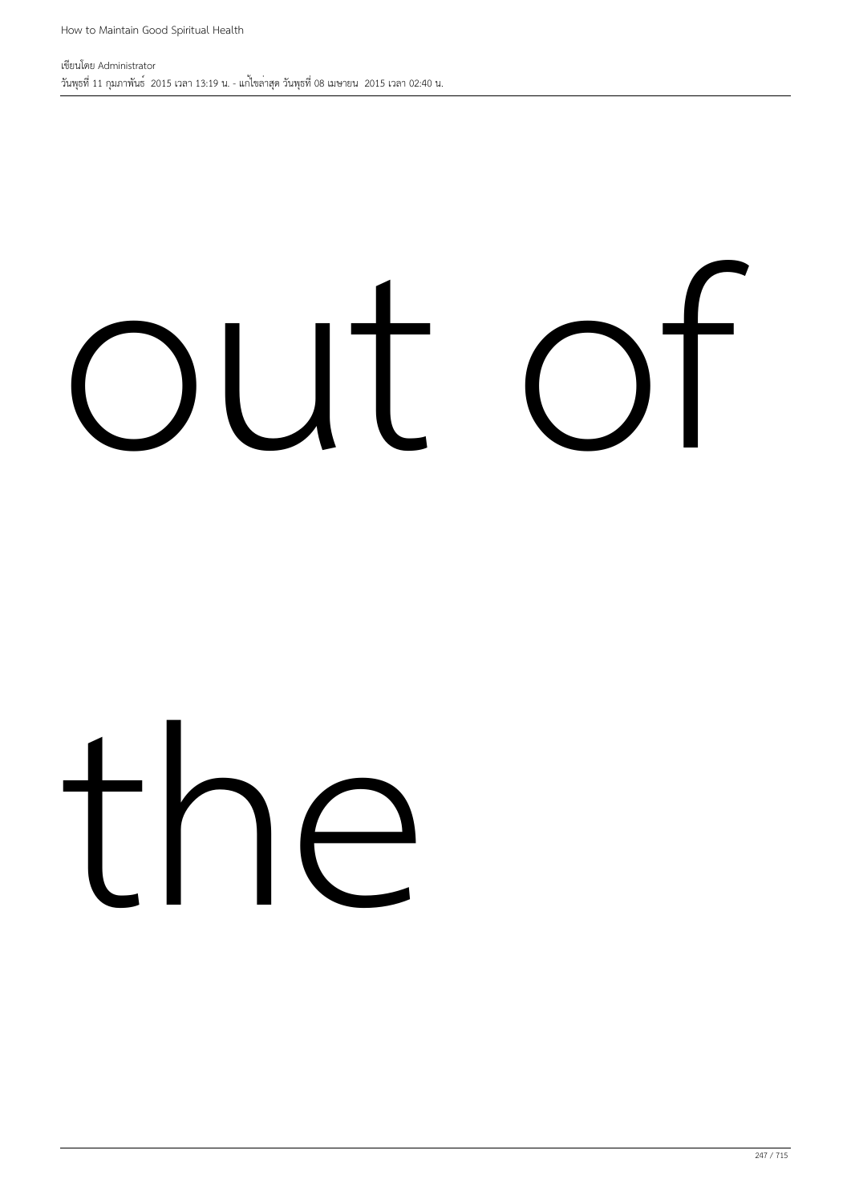out of

the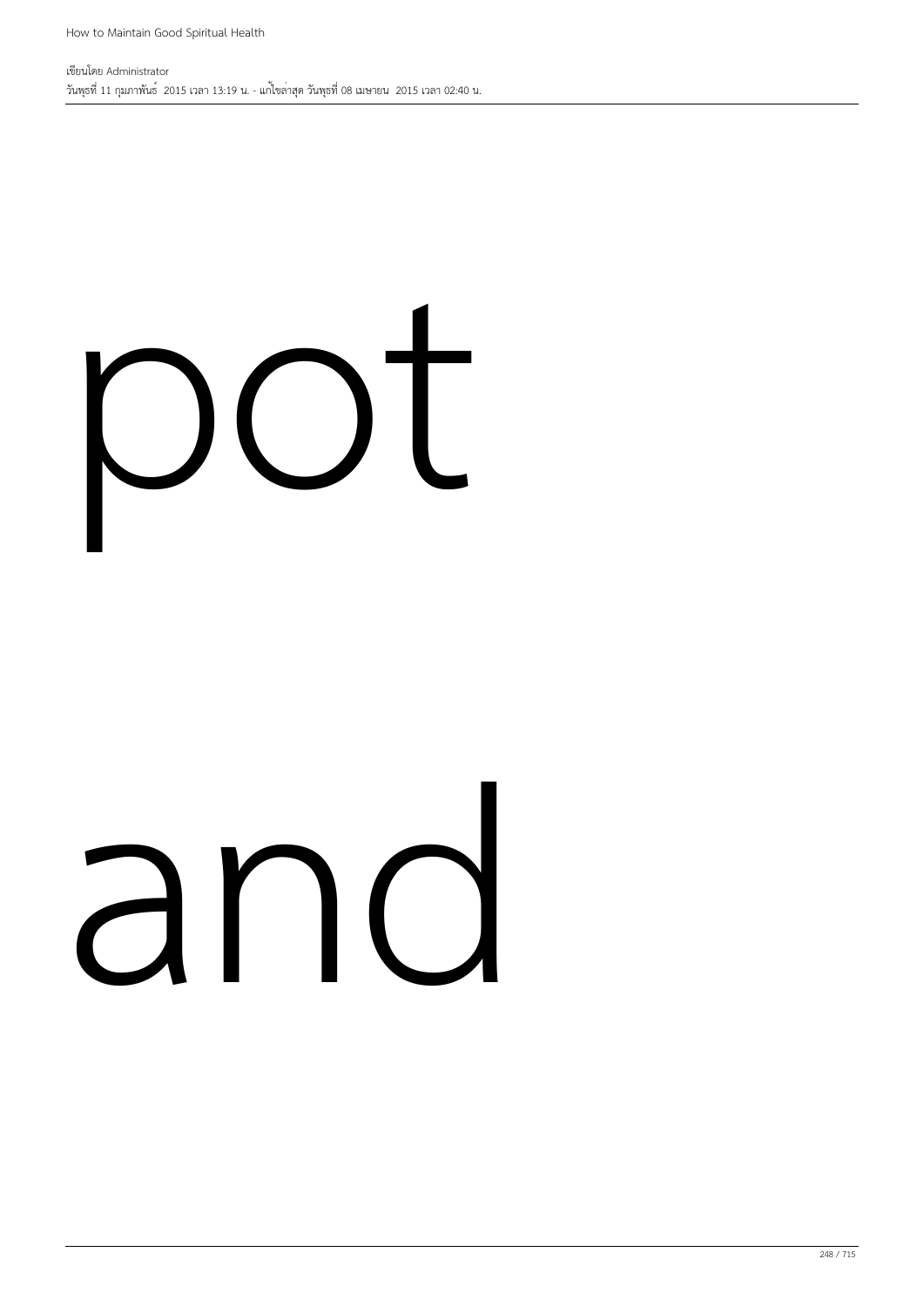pot

and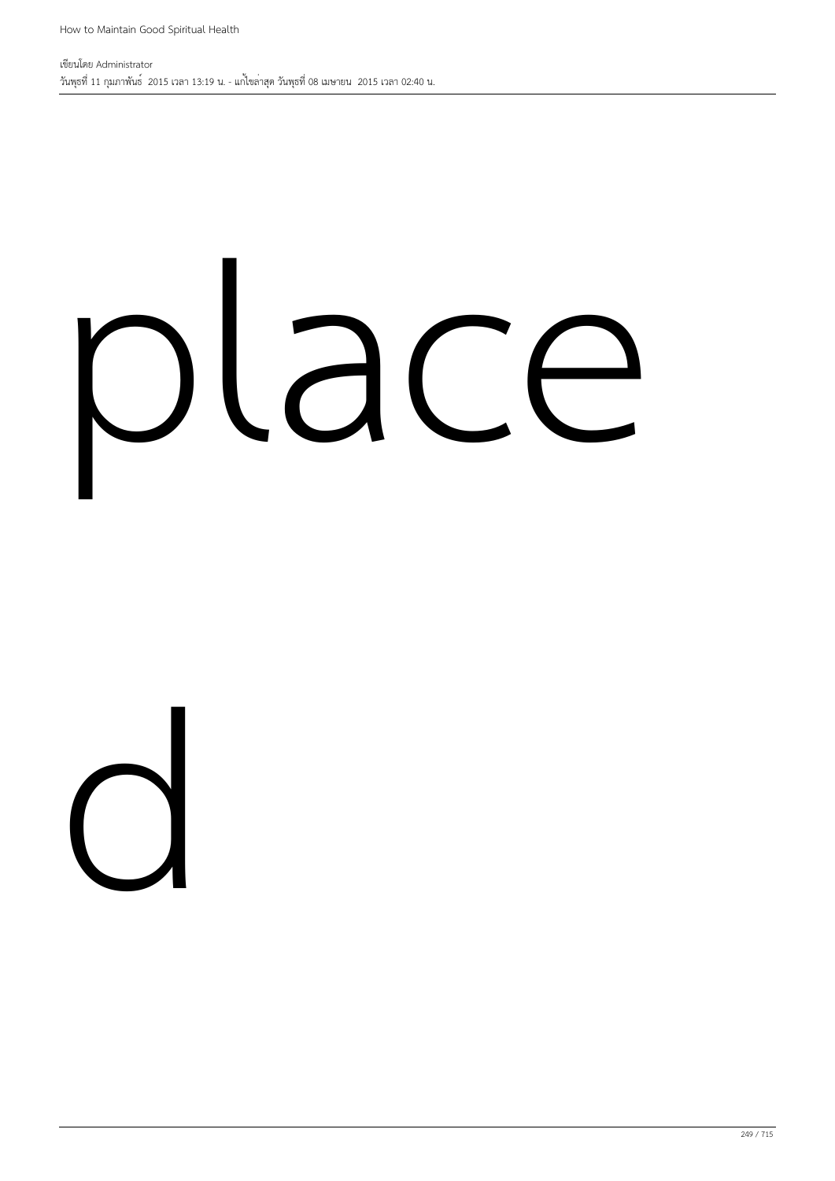place

d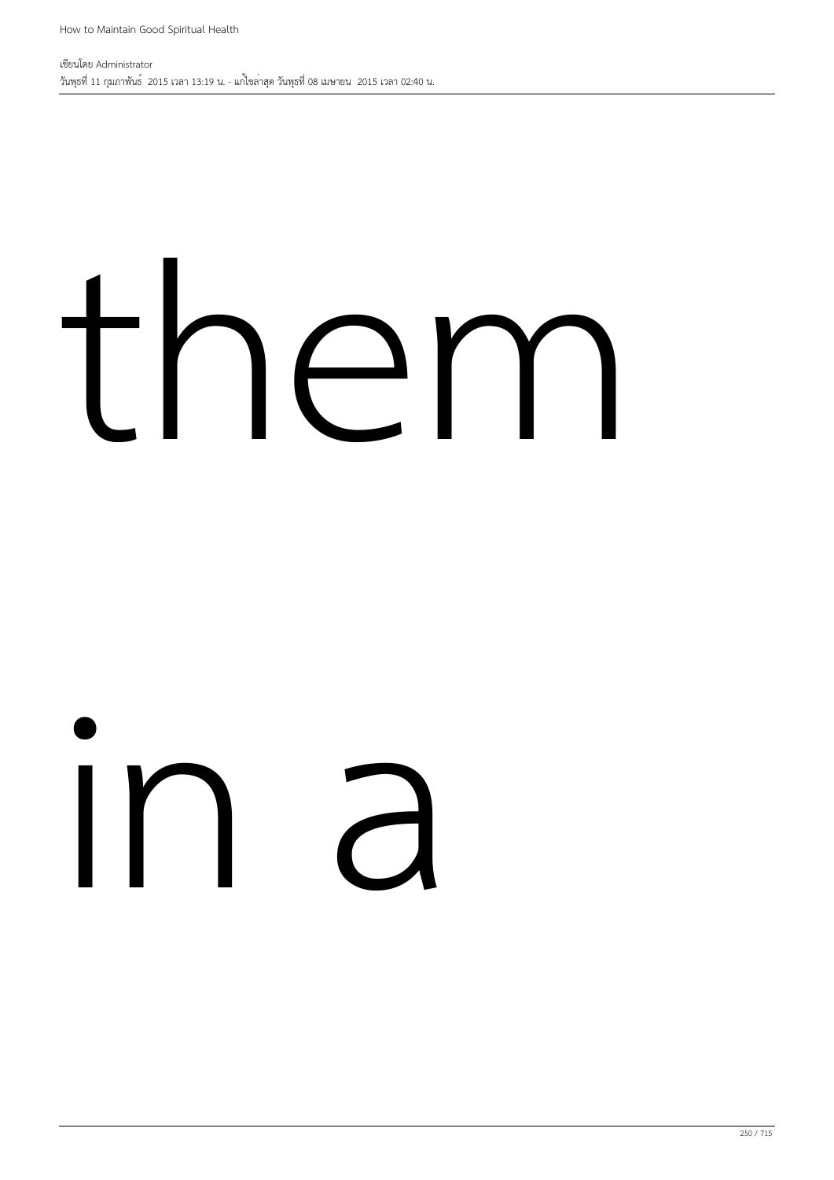them

in a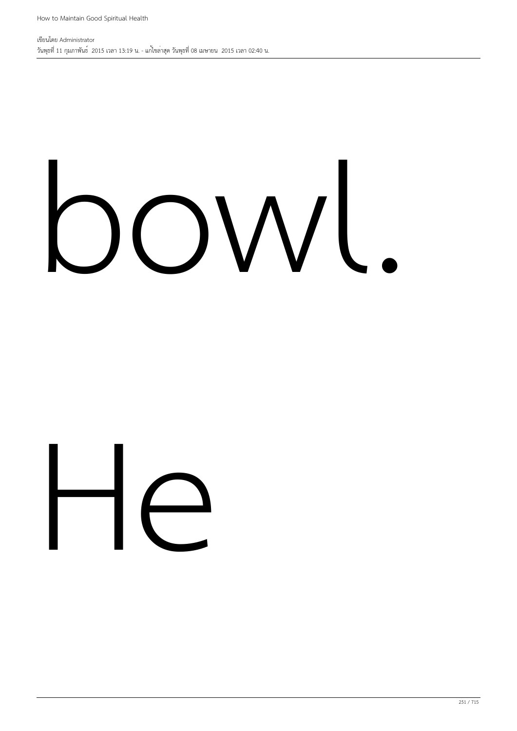bowl.

He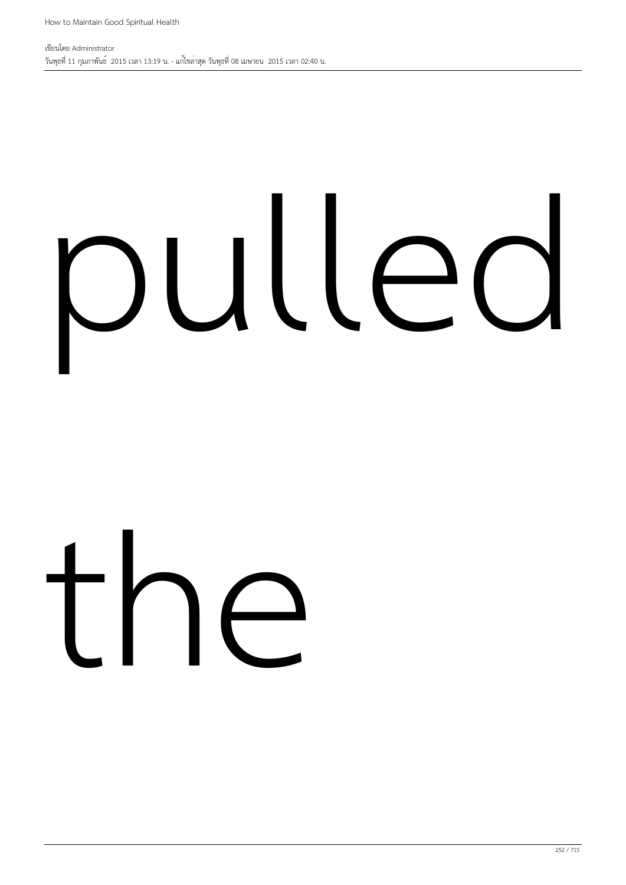pulled

the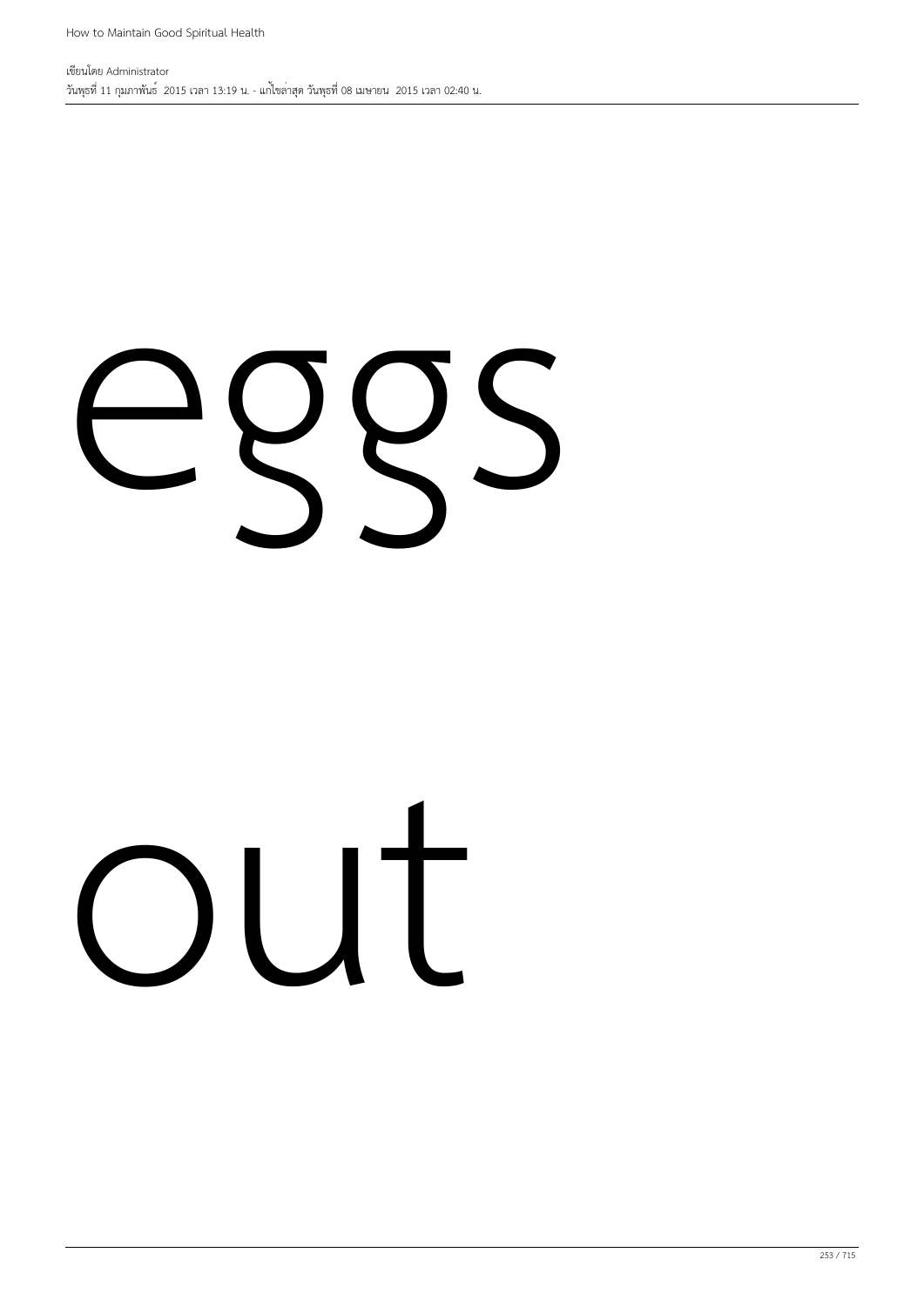eggs

out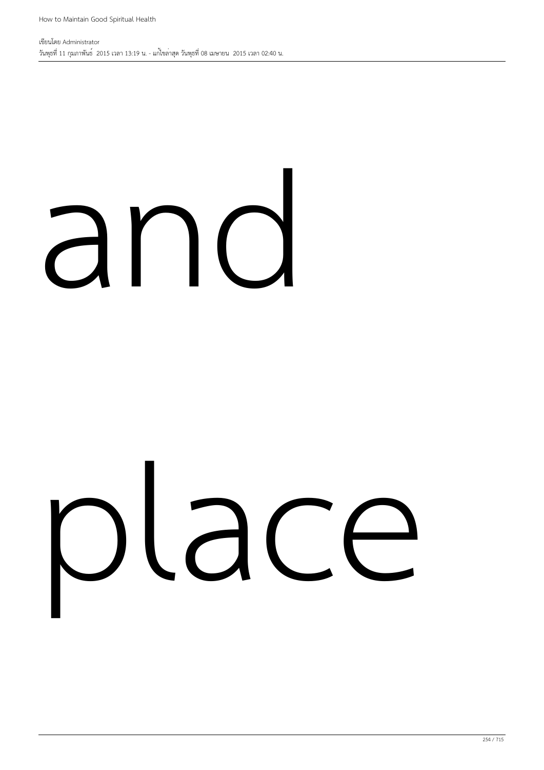and

place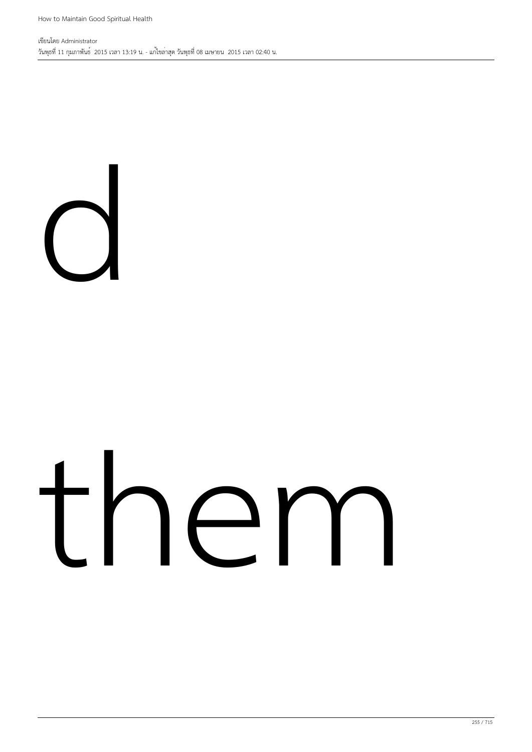d

them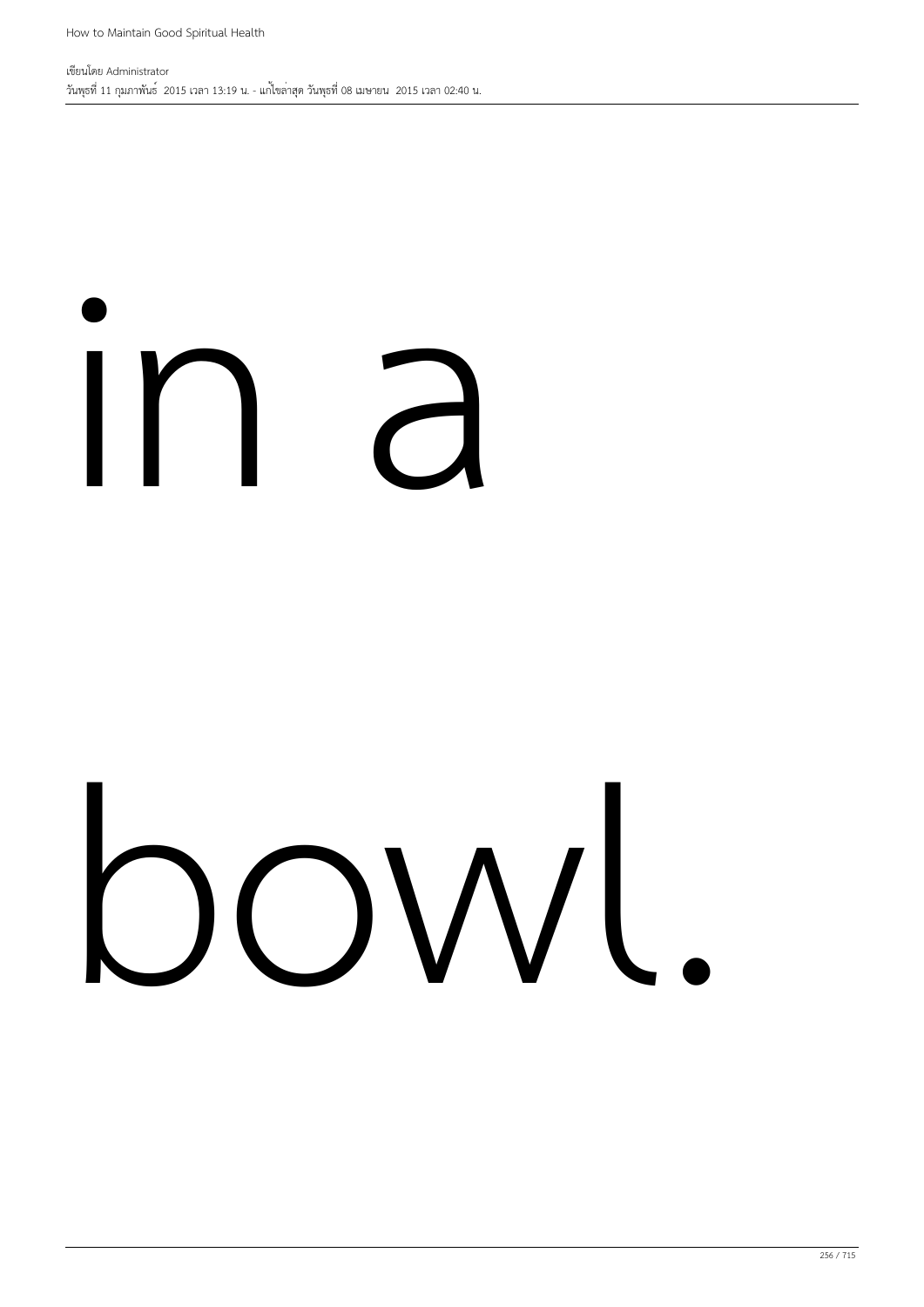in a

bowl.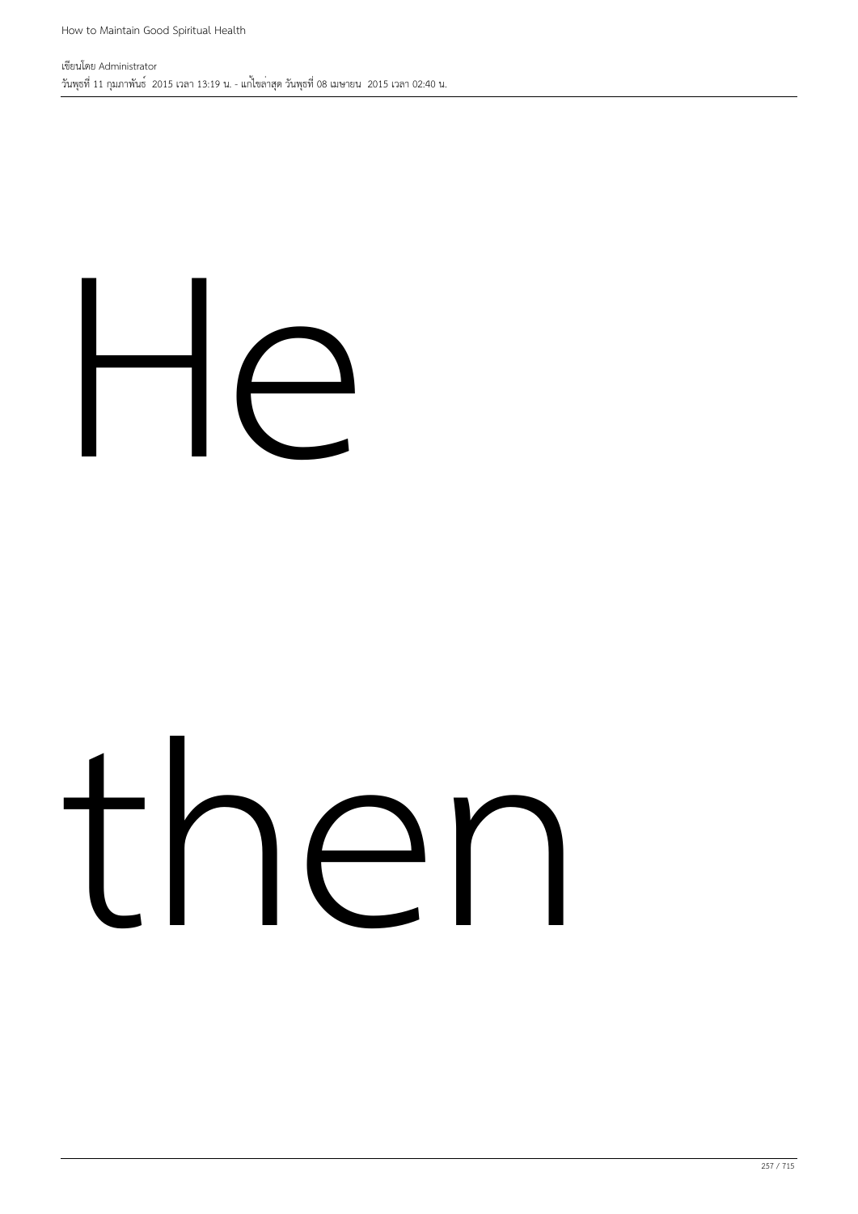He

then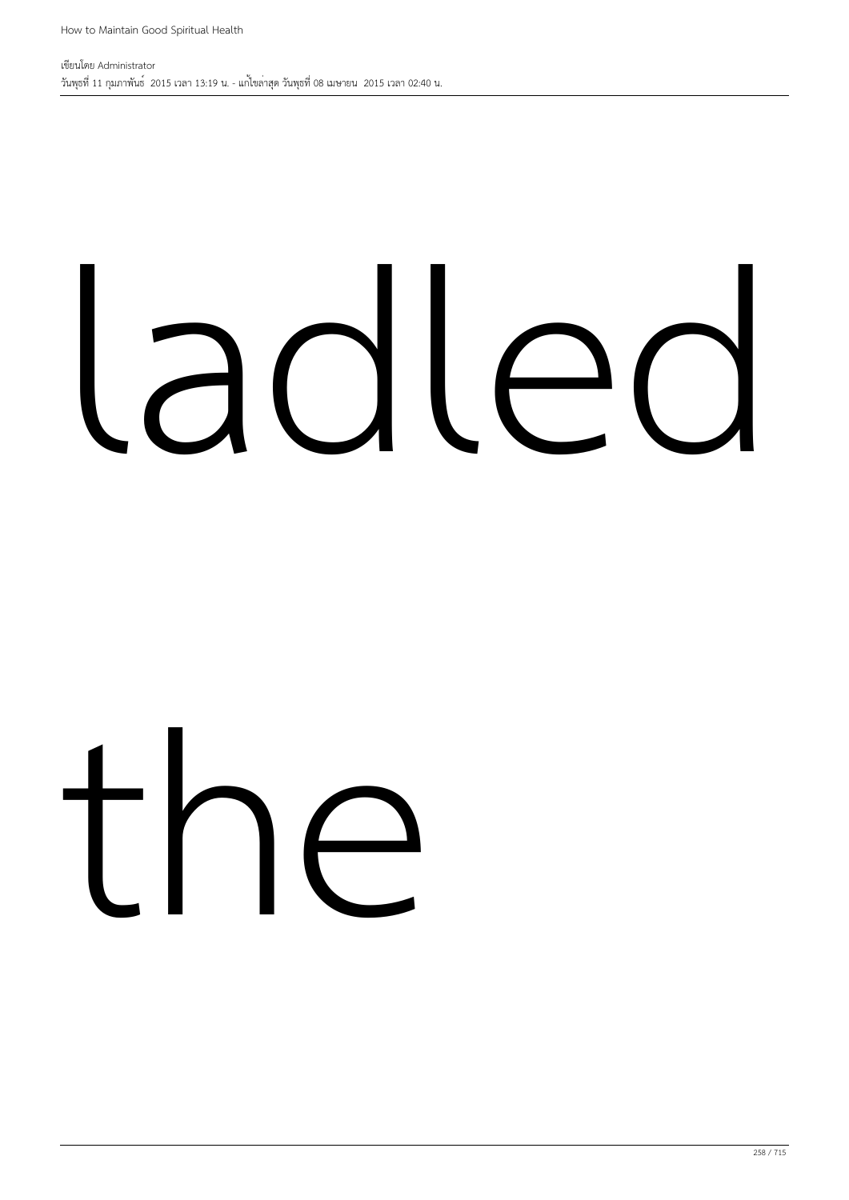ladled

the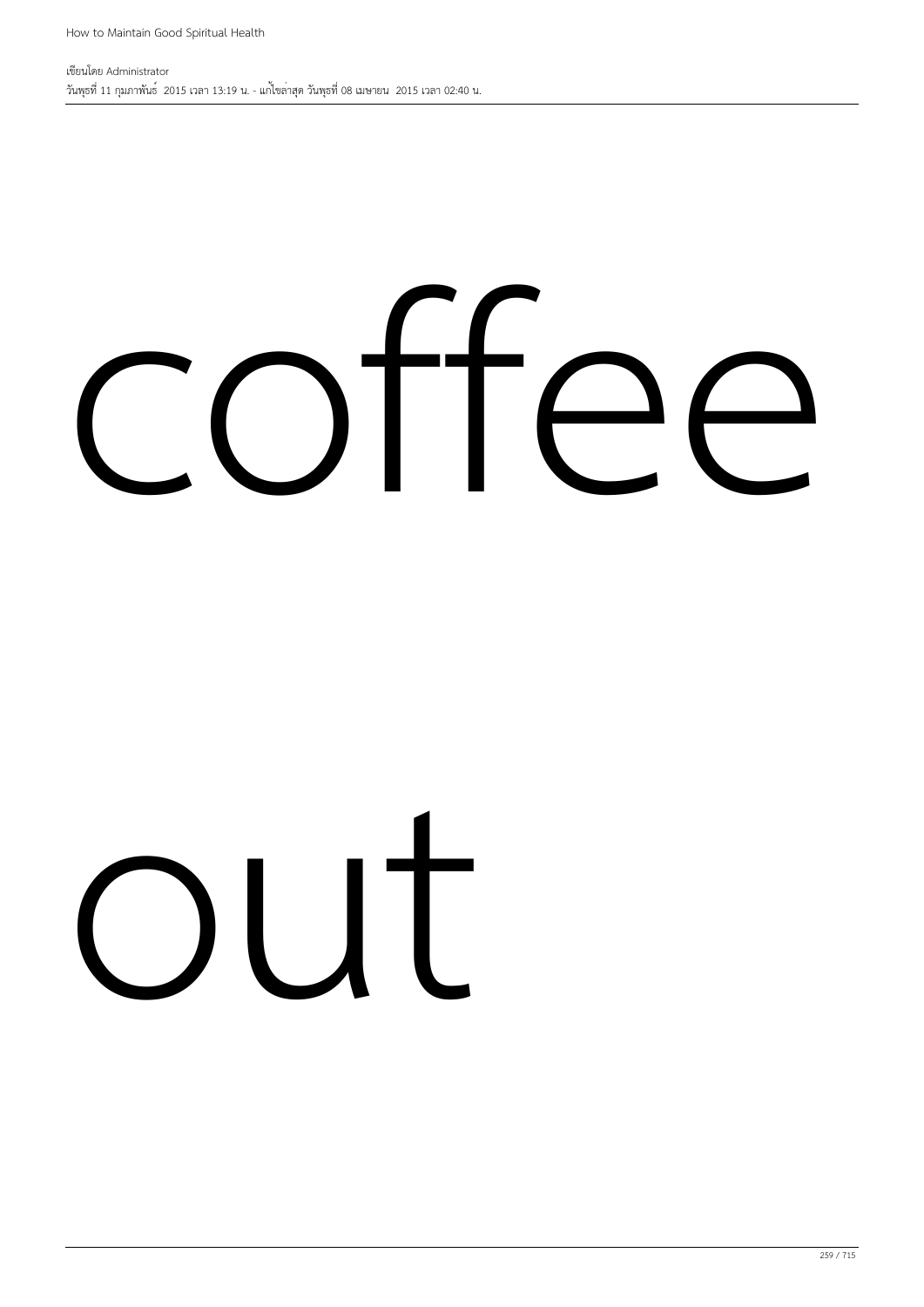coffee

out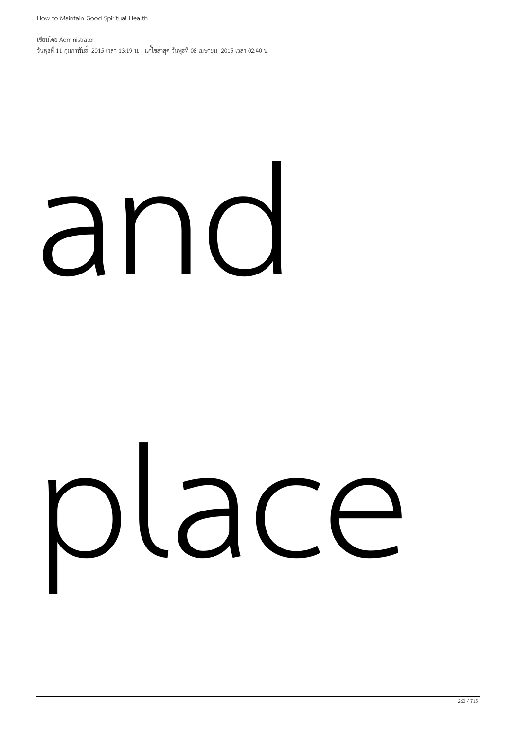and

place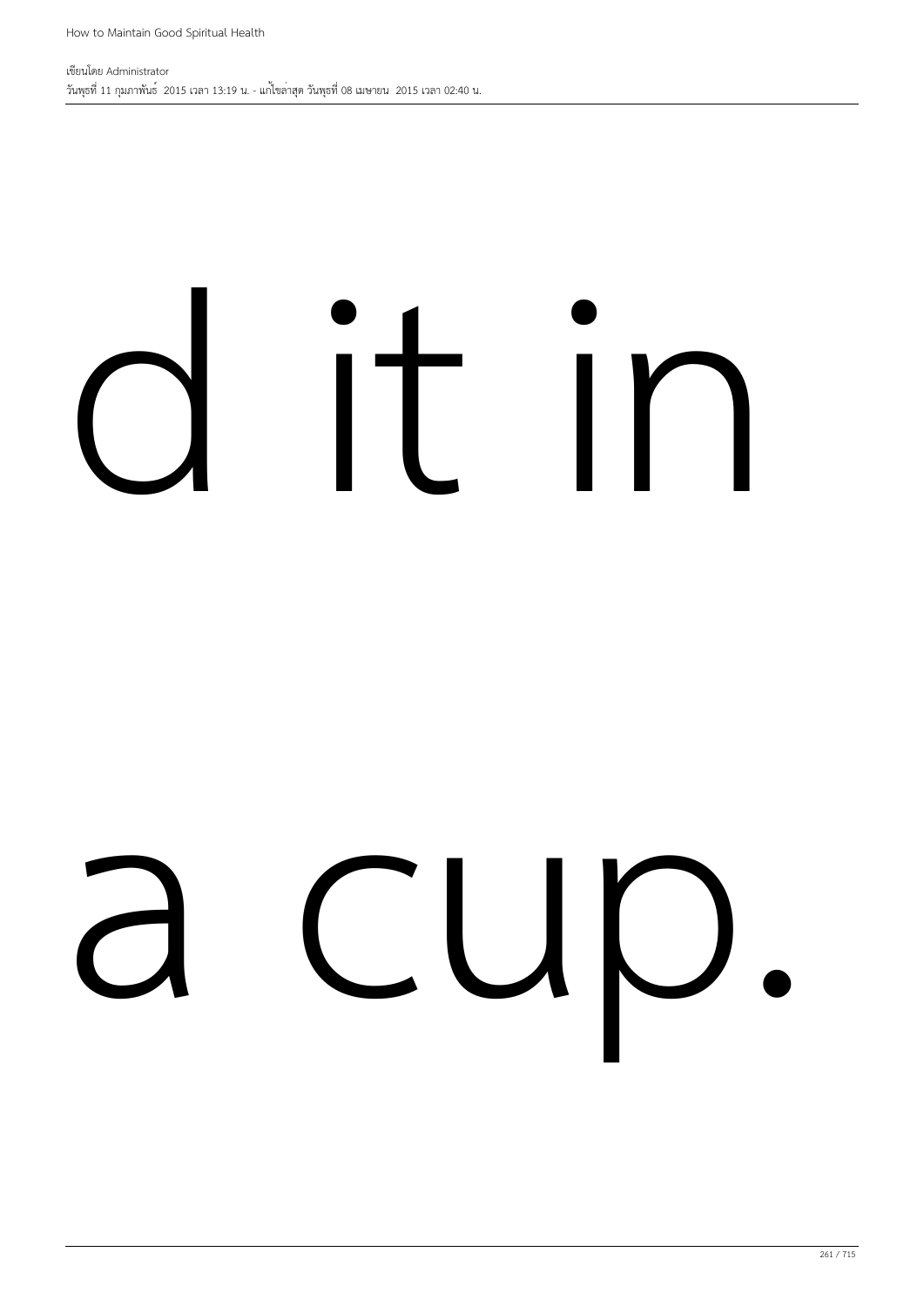d it in

a cup.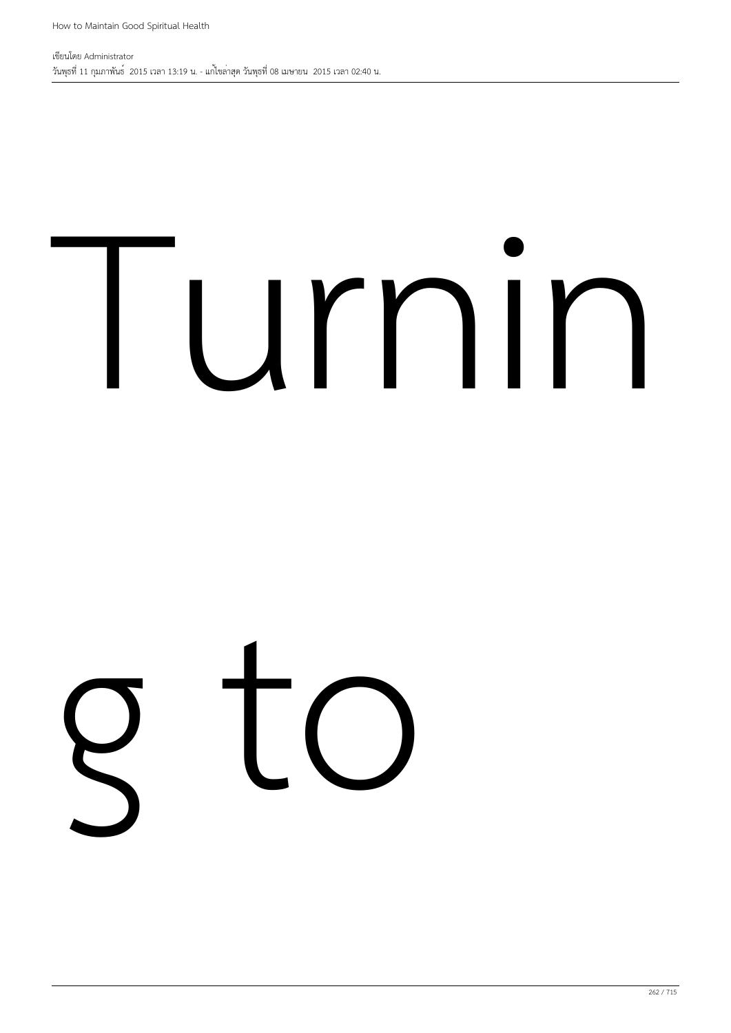Turnin

g to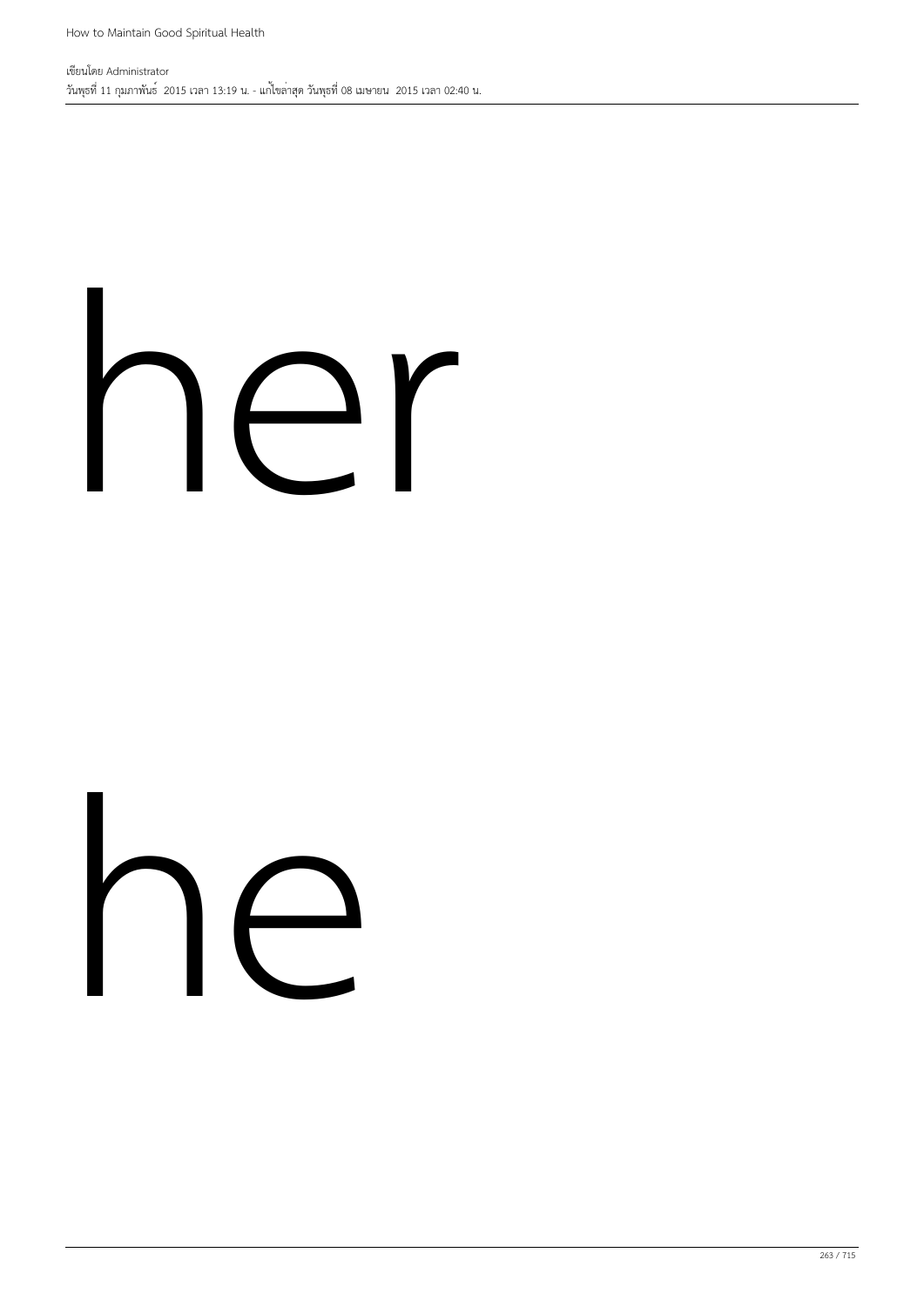her

he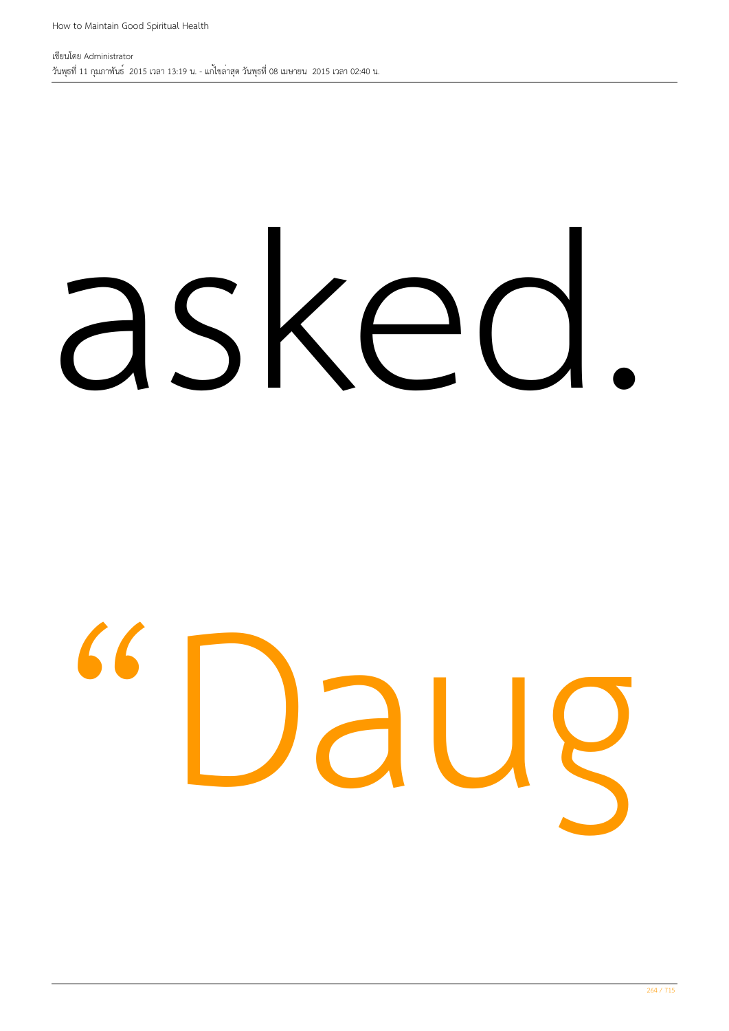asked.

“Daug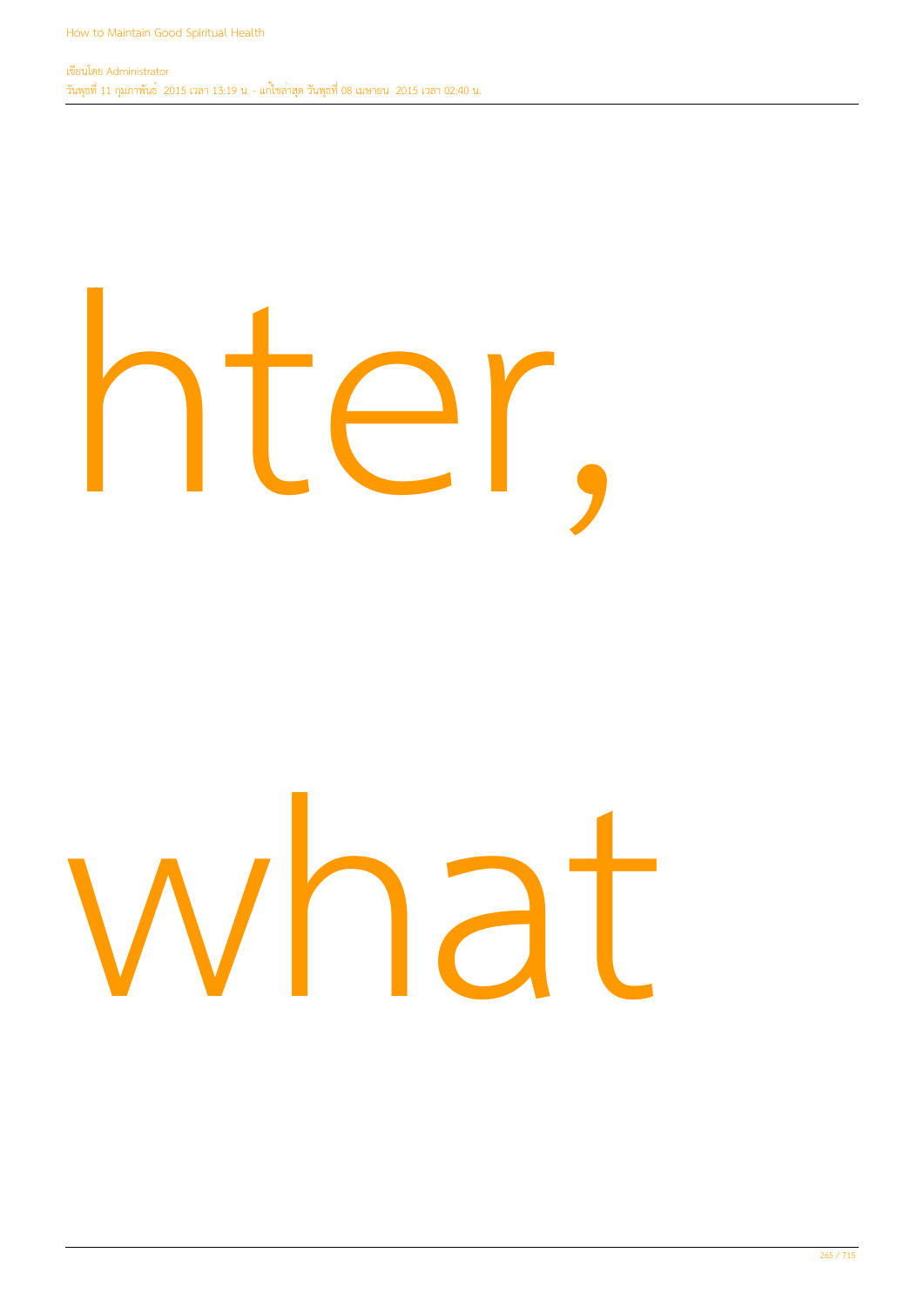hter,

what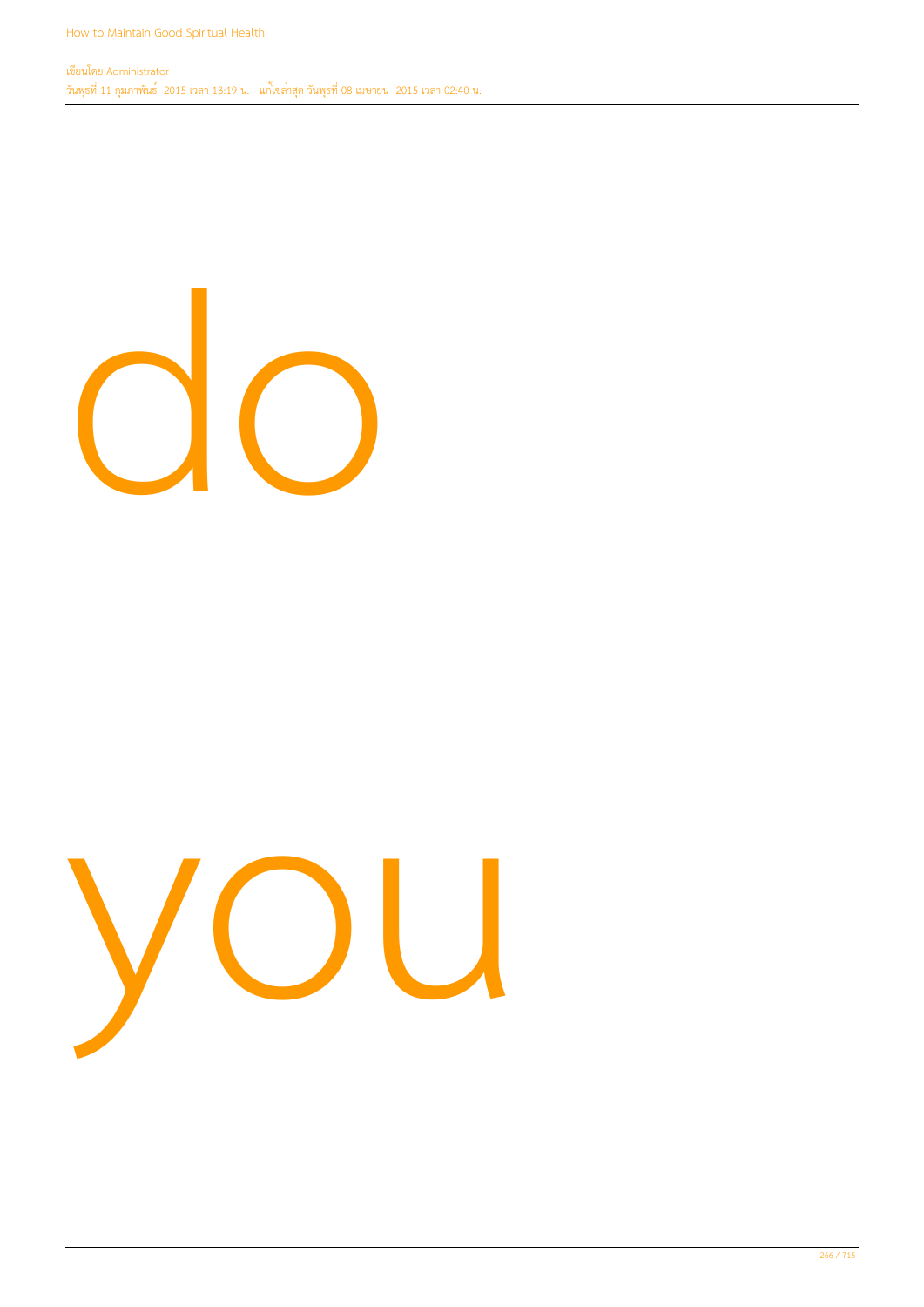do

you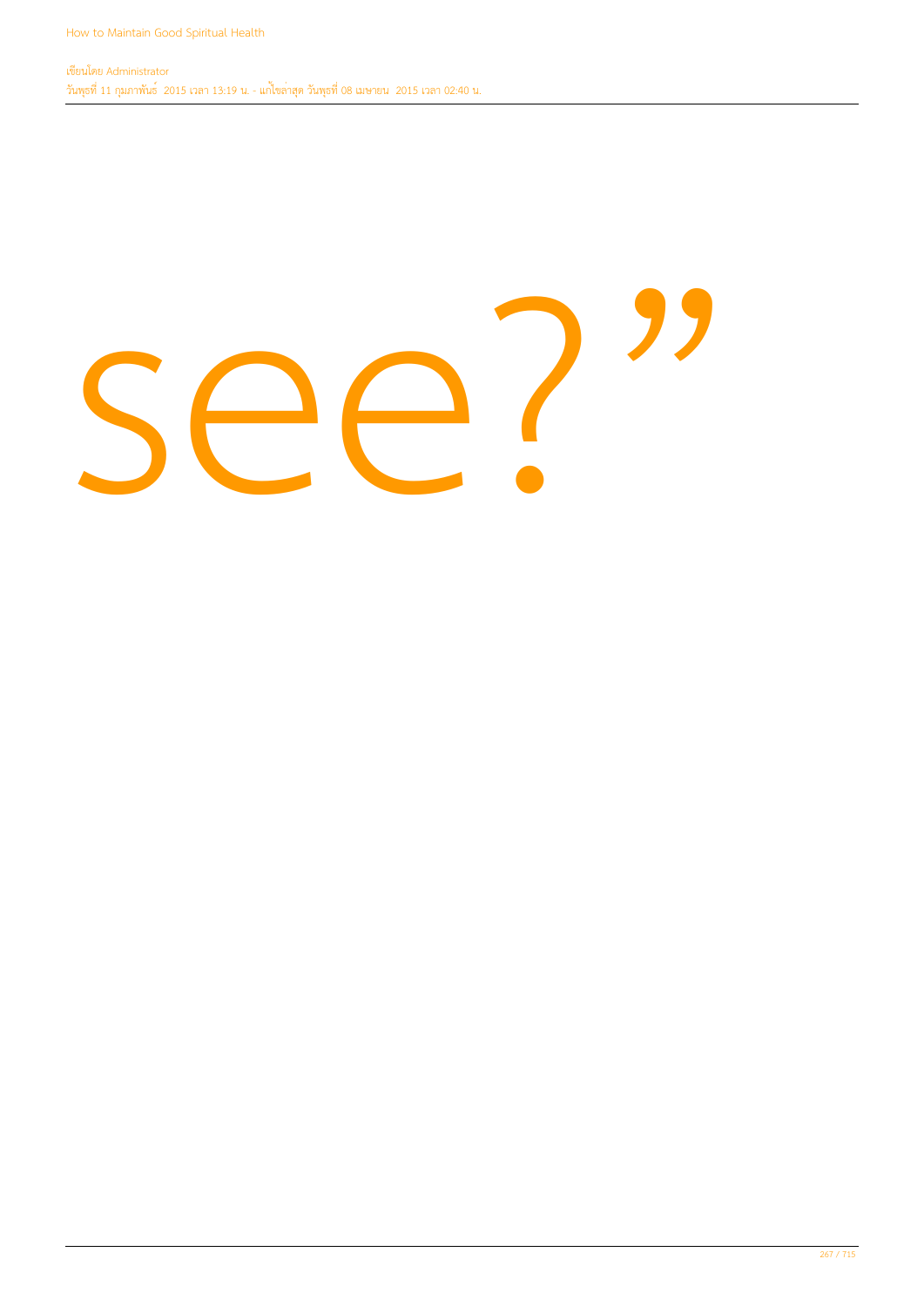see?”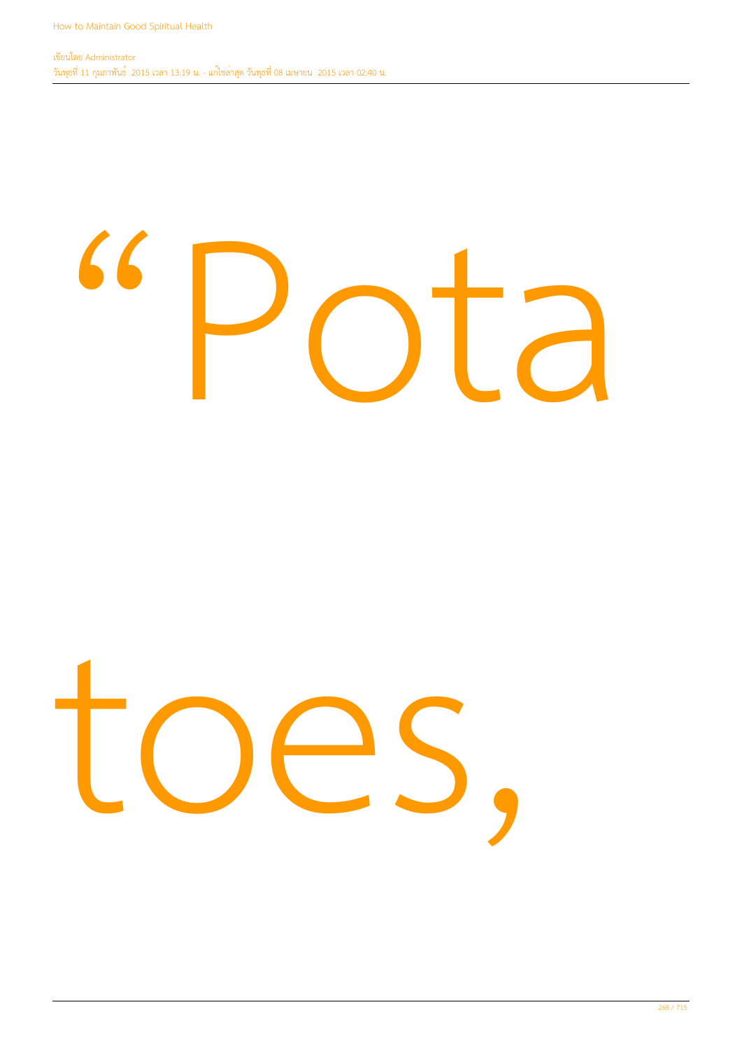"Pota

toes,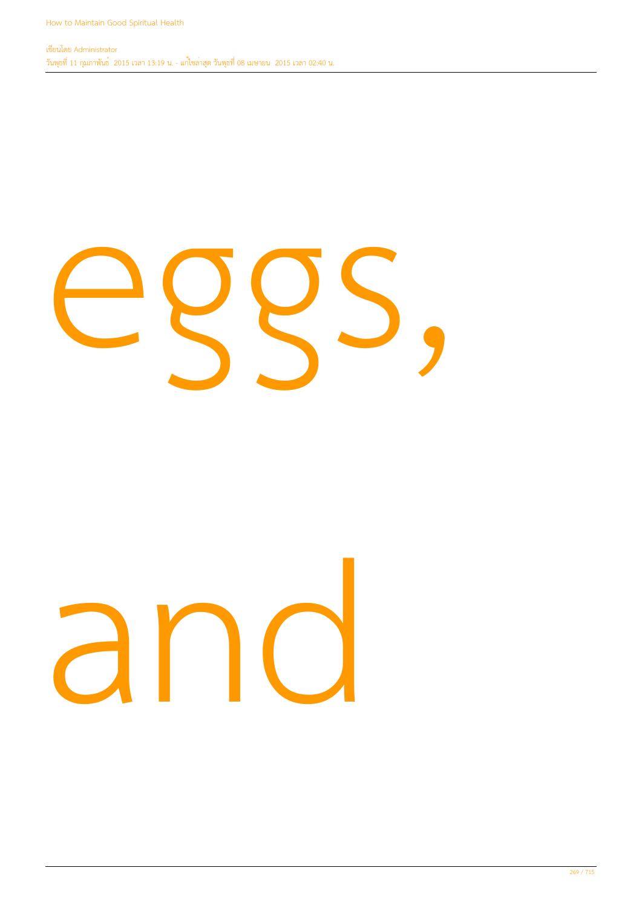eggs,

and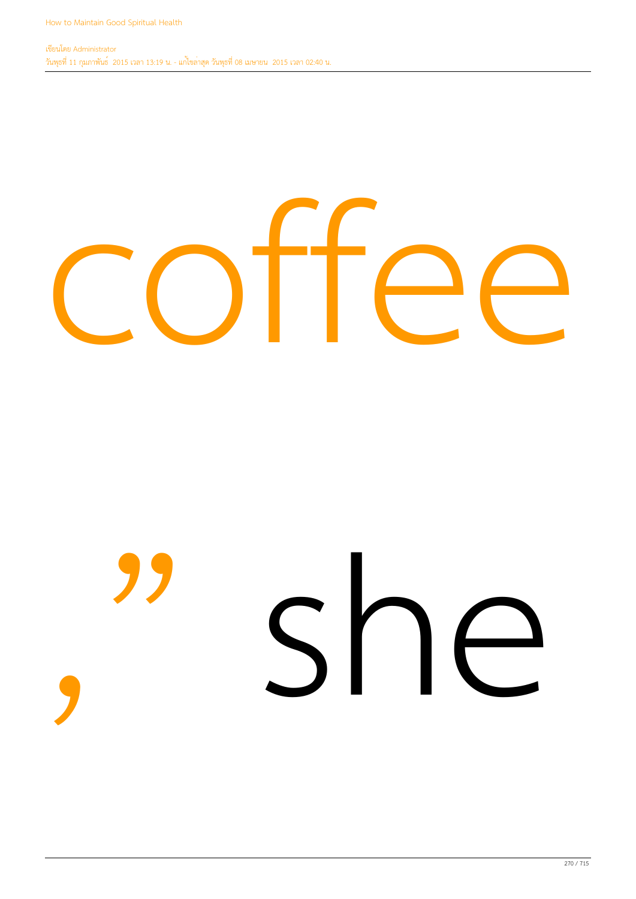coffee

,” she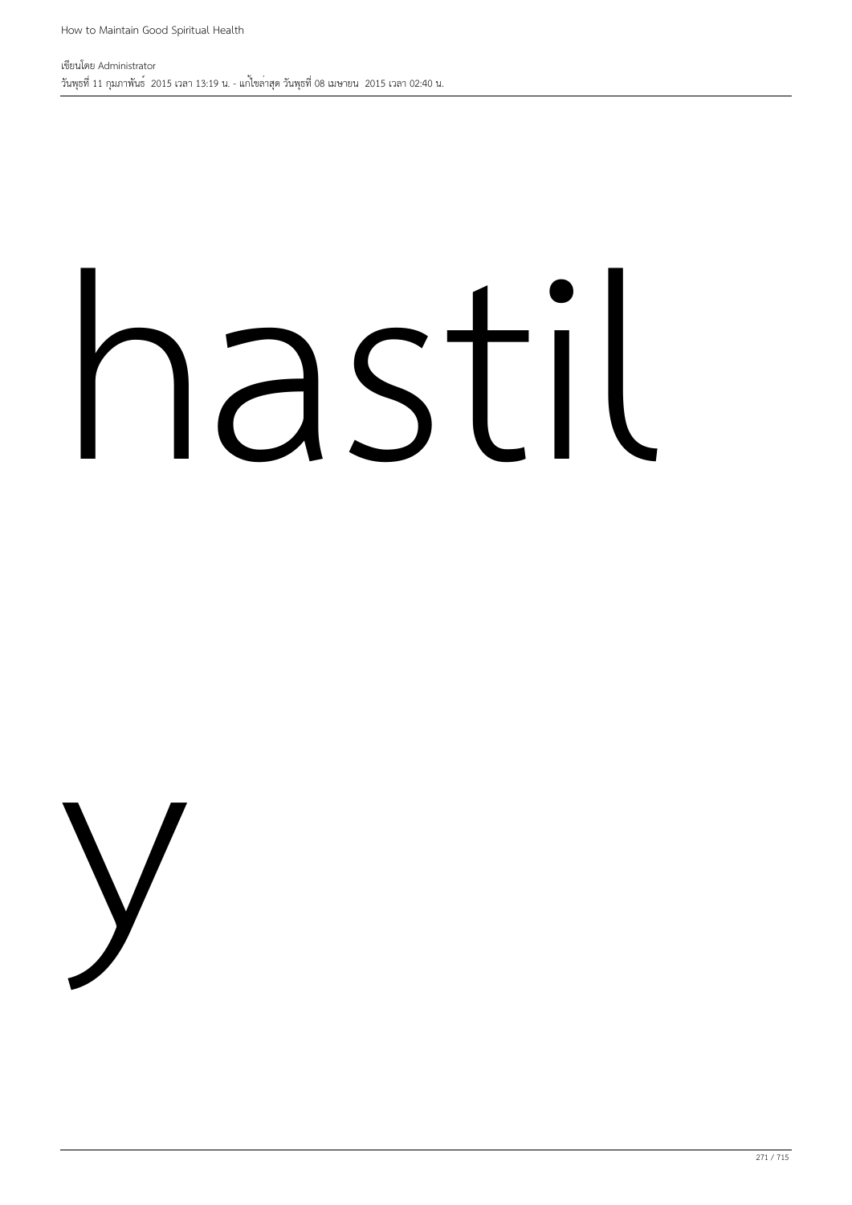hastil

y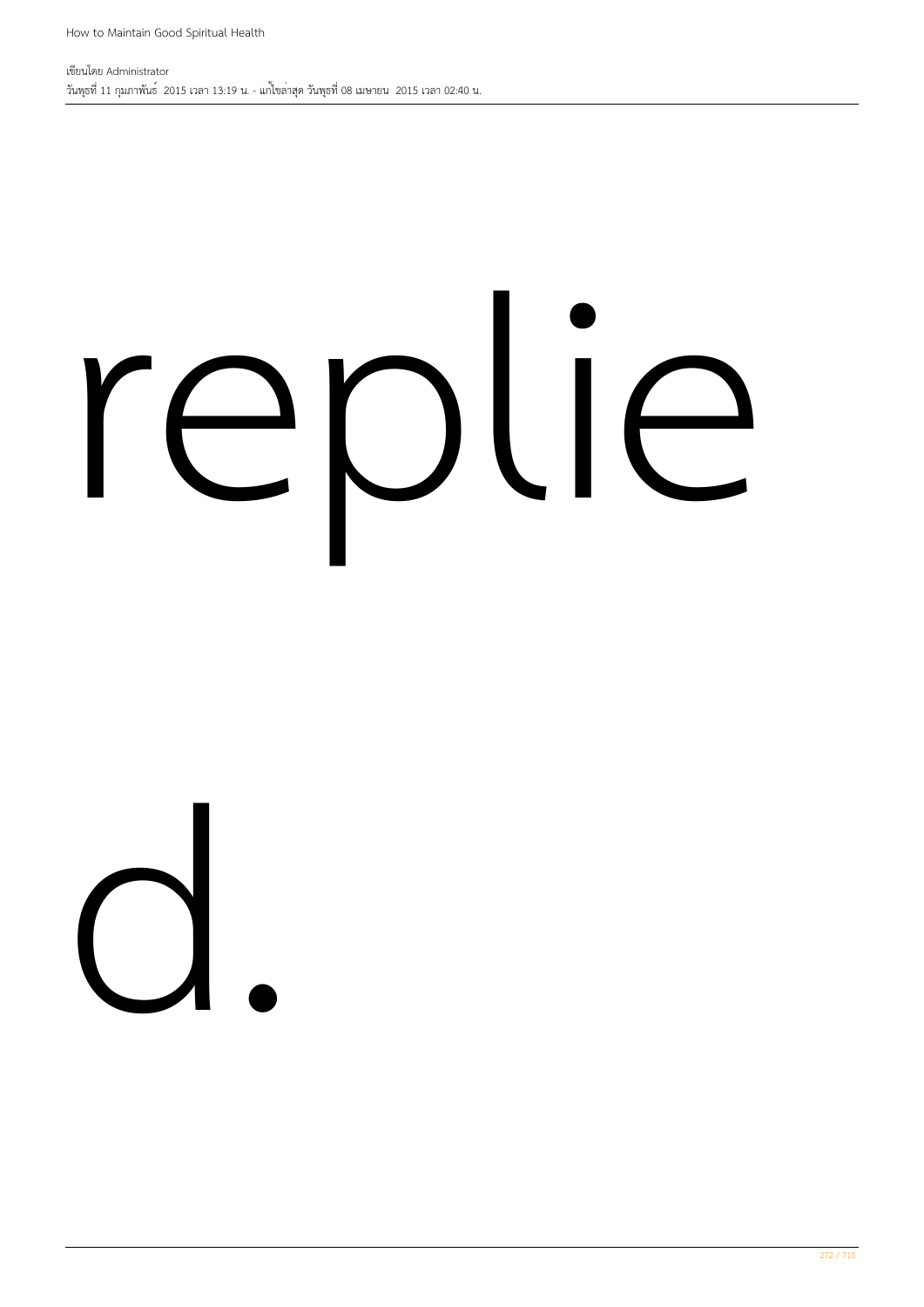replie

d.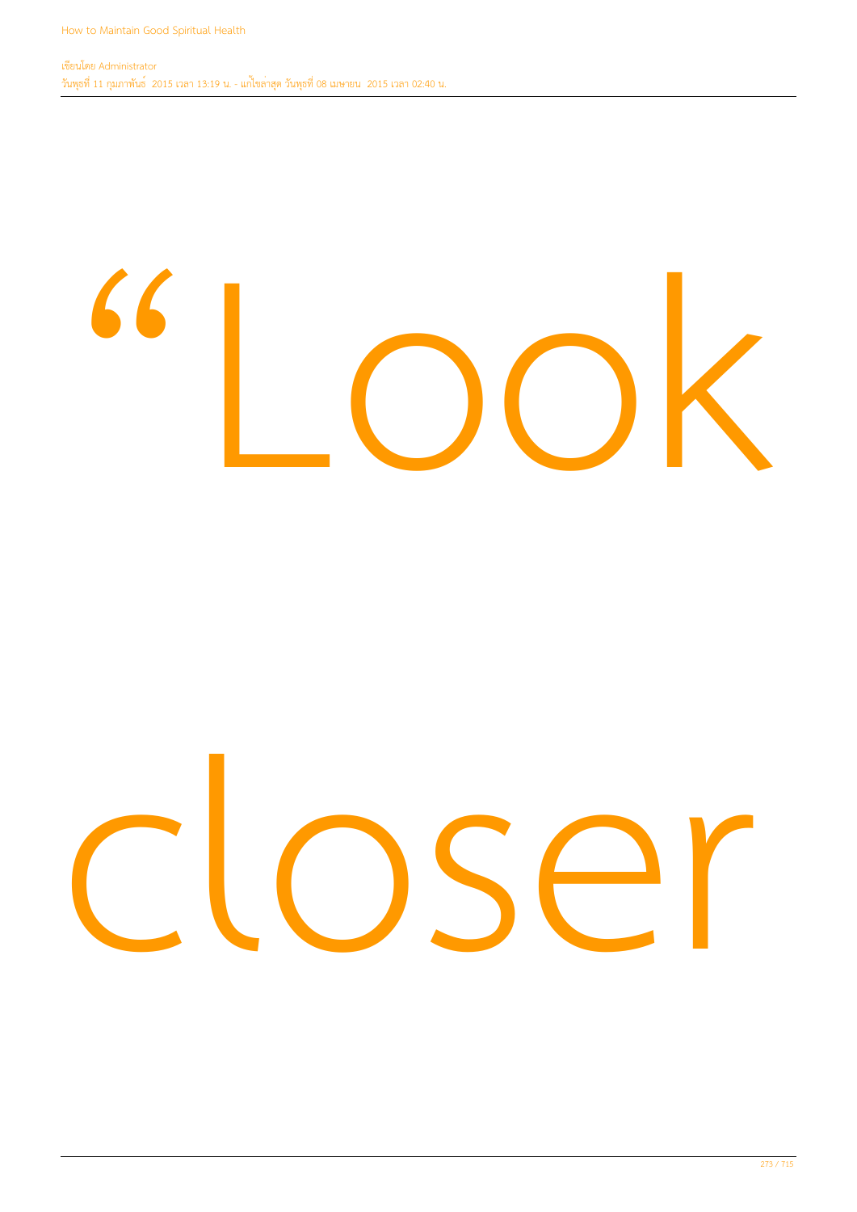“Look

closer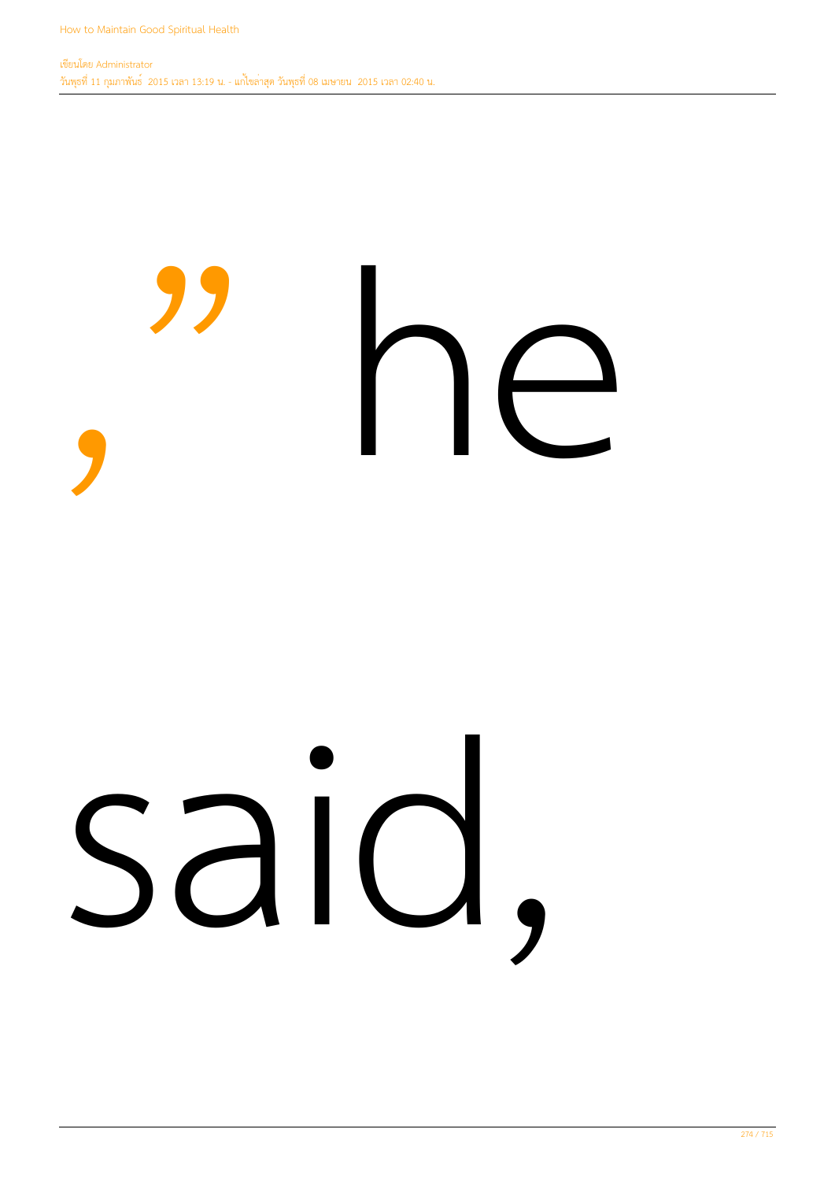," he

said,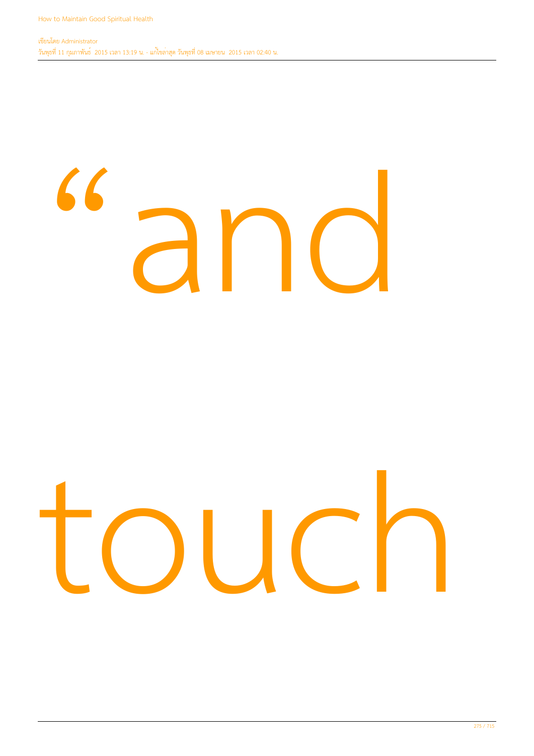“and

touch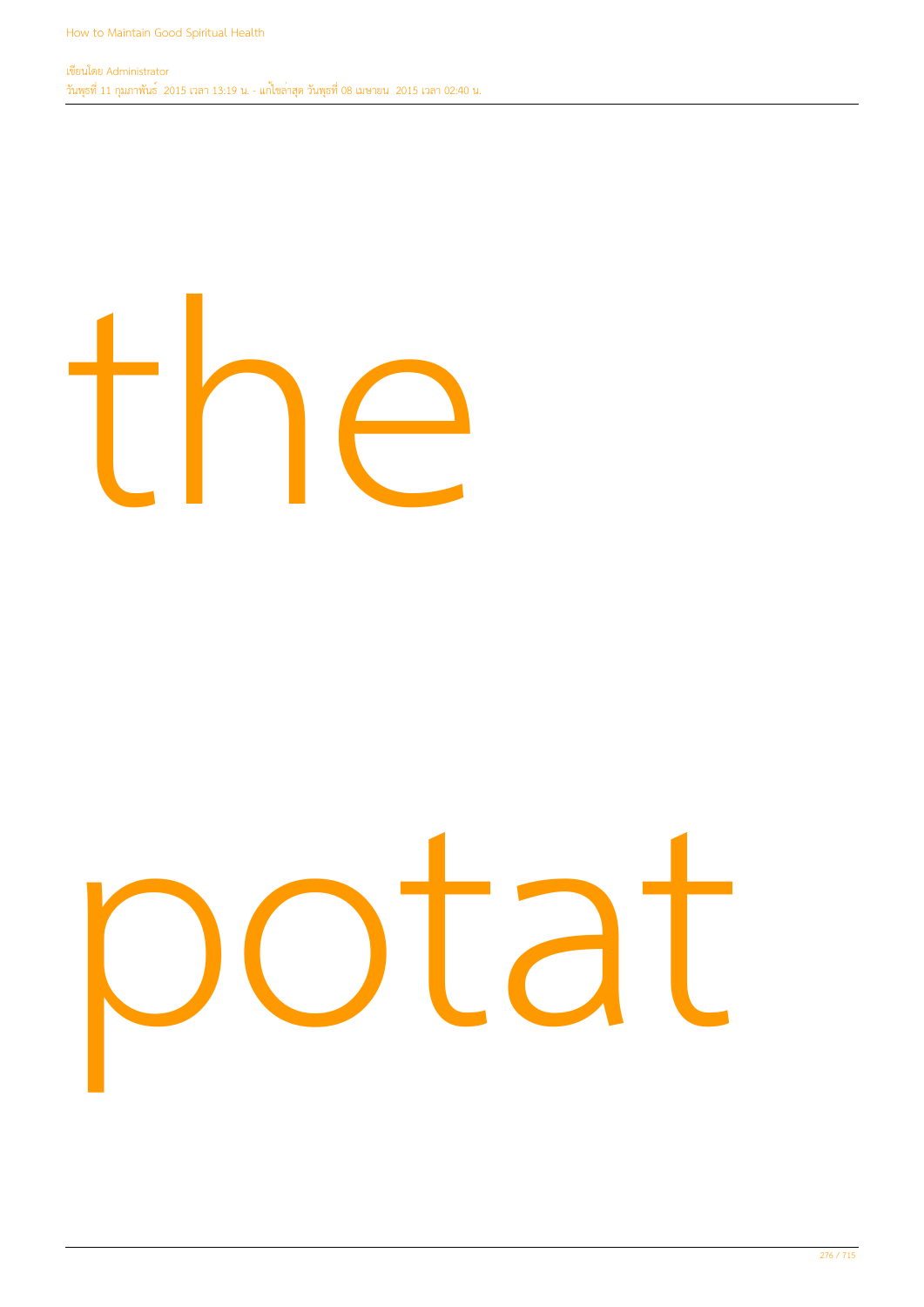the

potat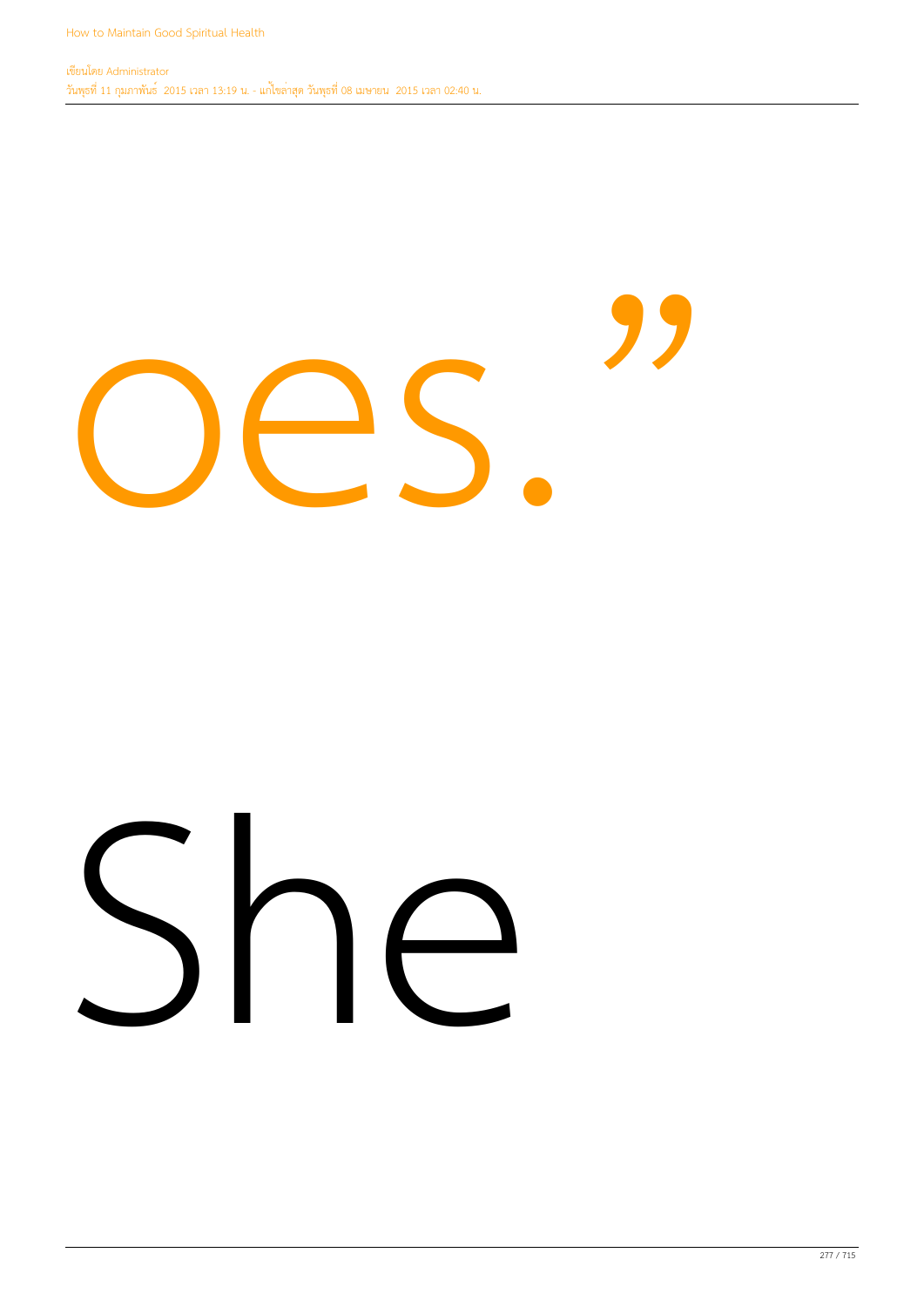oes."

She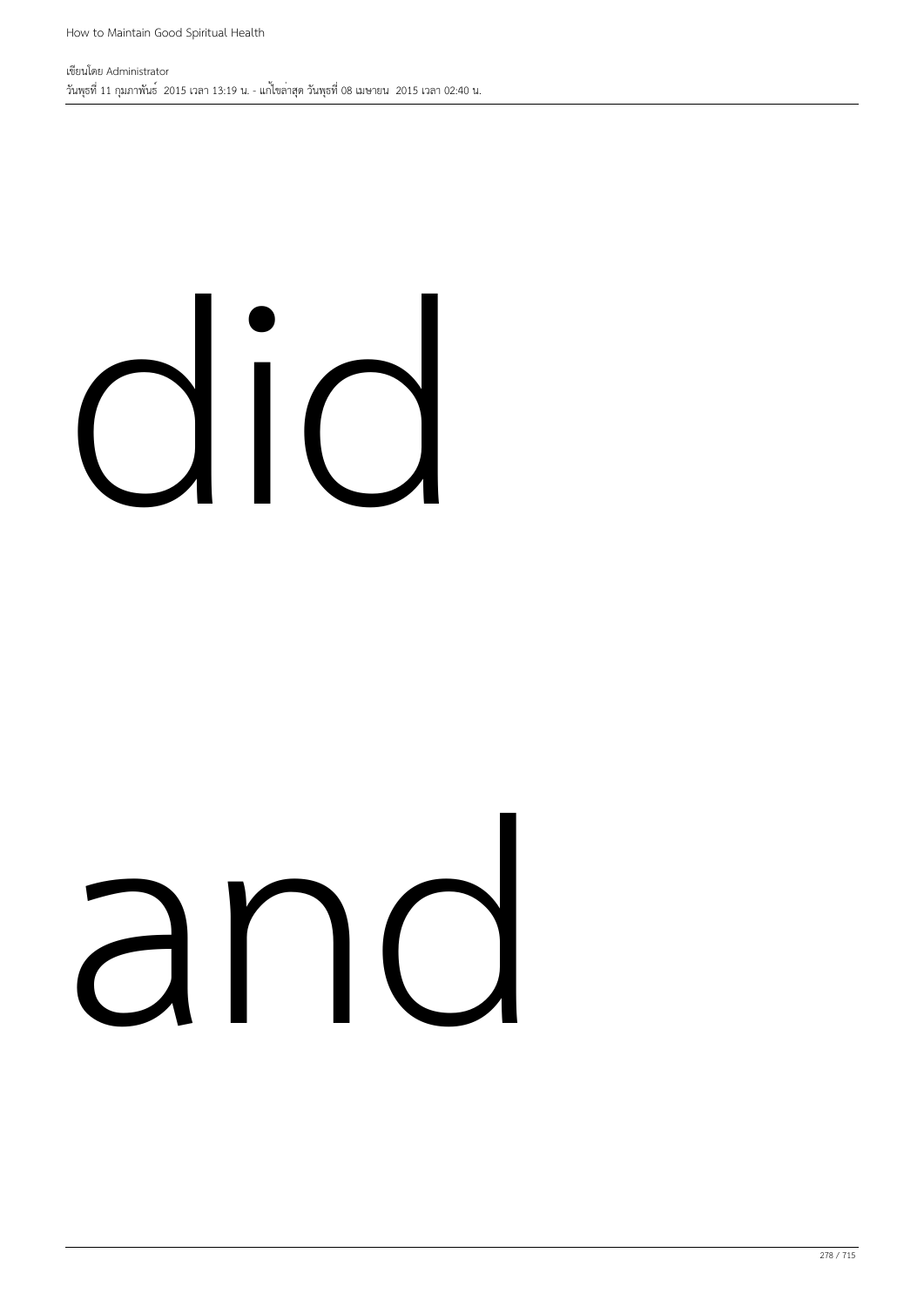did

and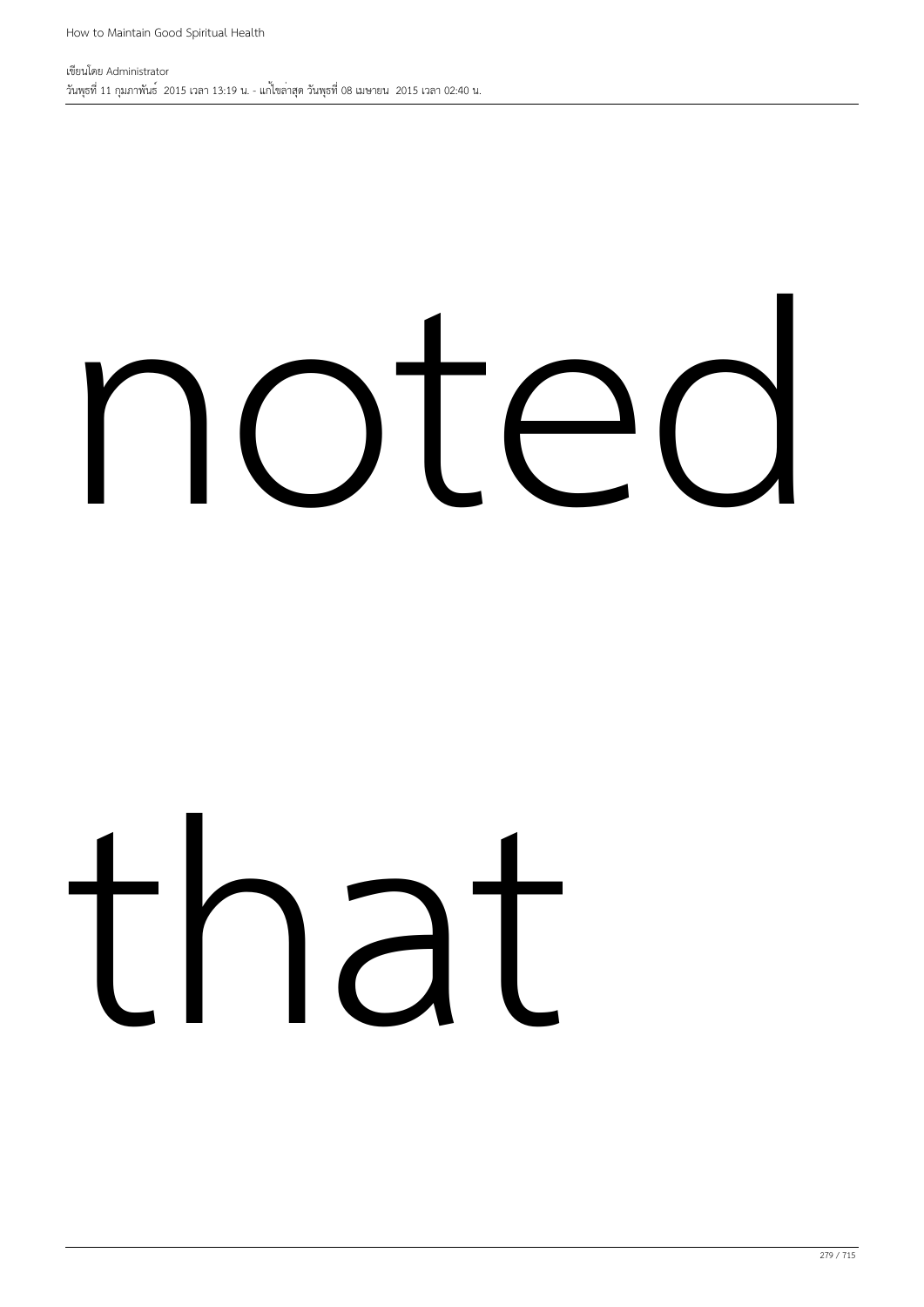noted

that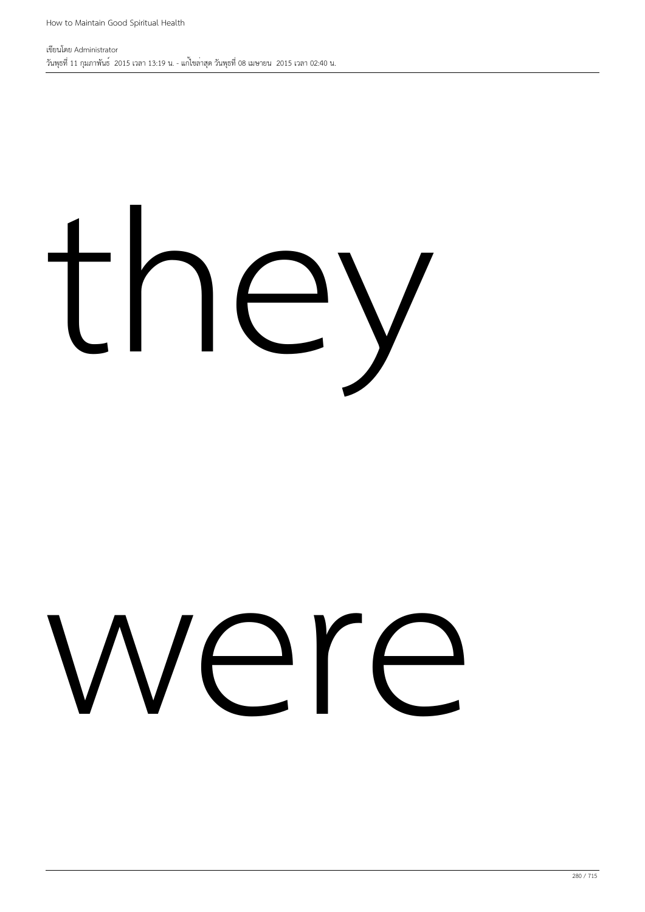they

were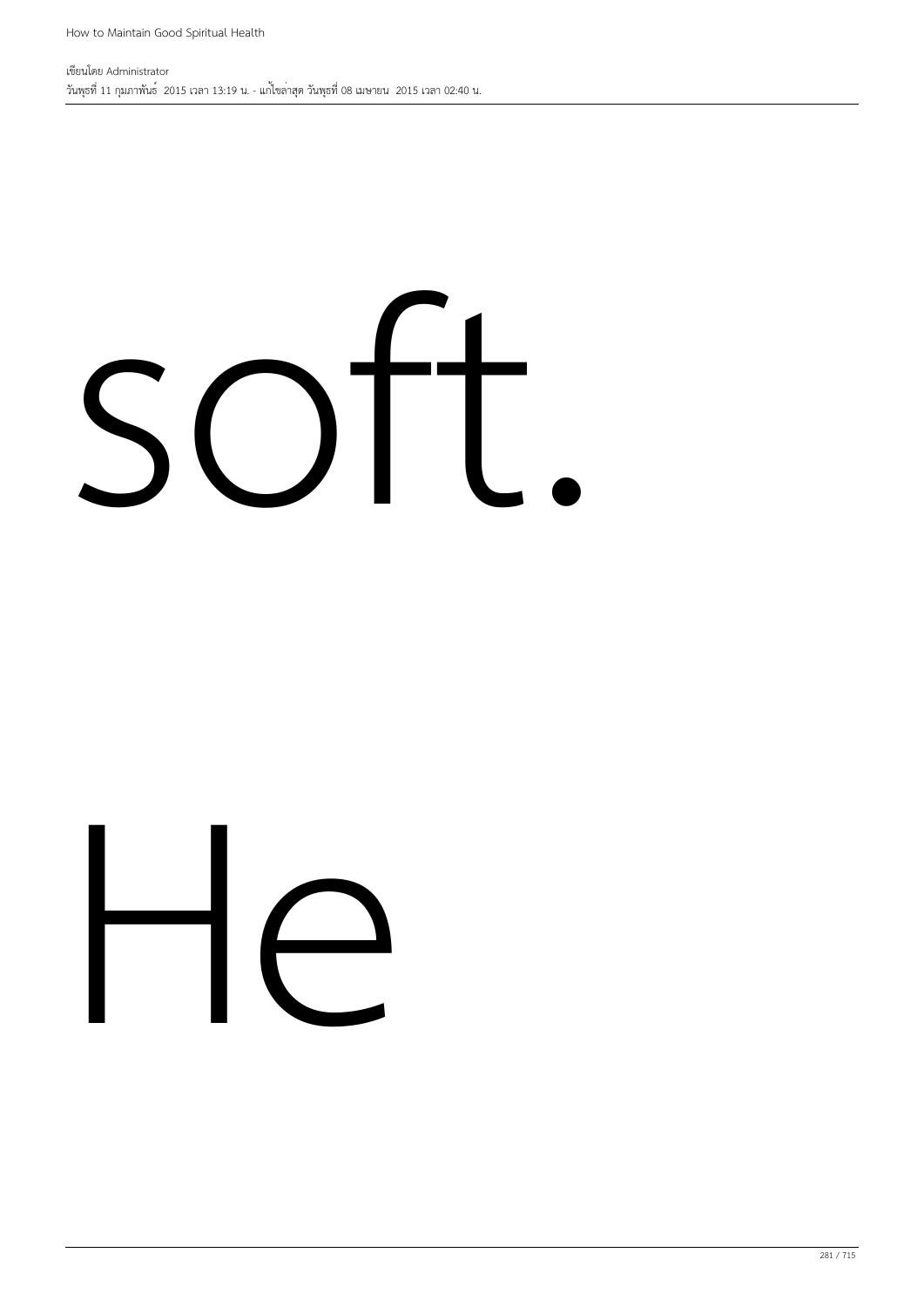soft.

He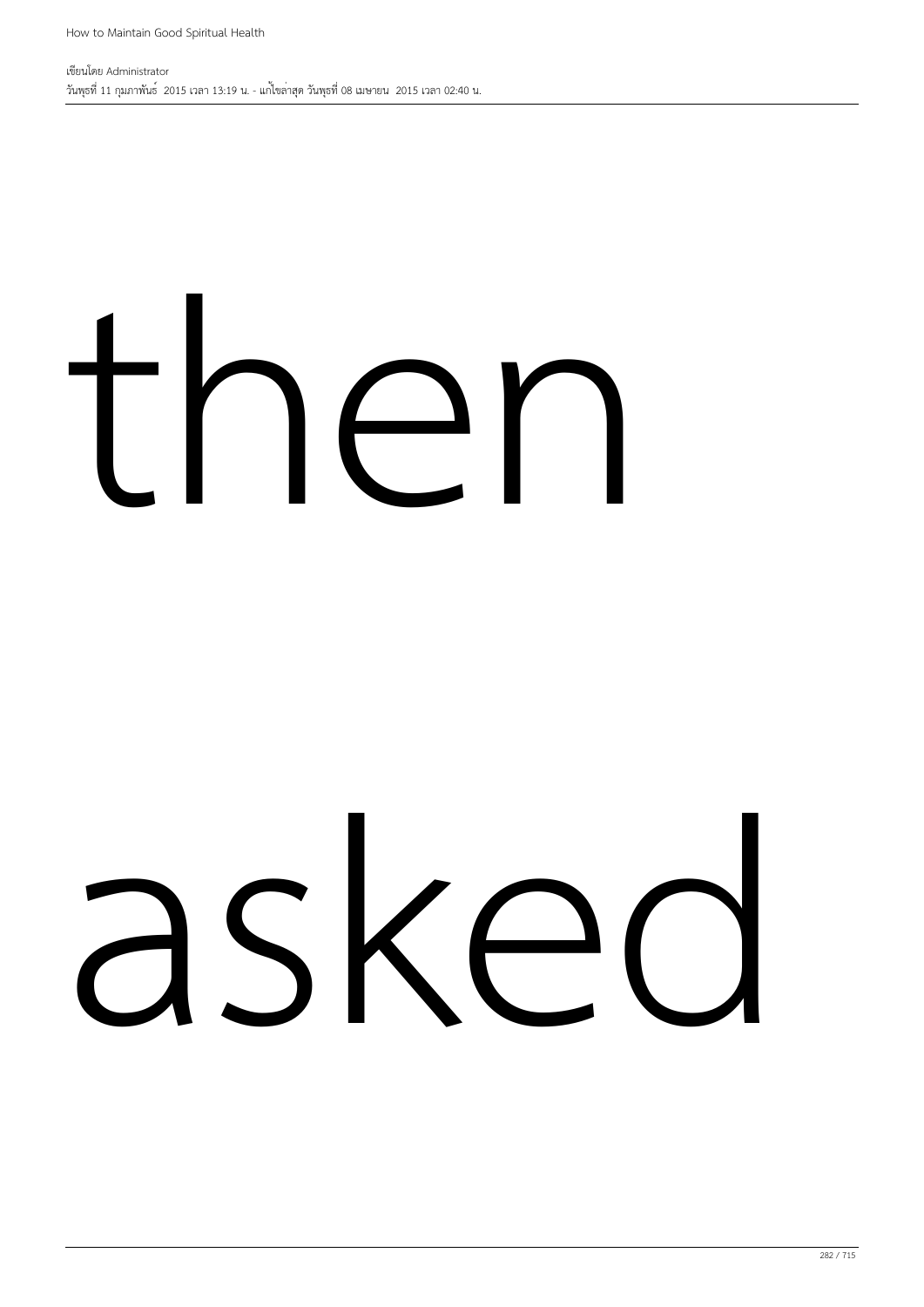then

asked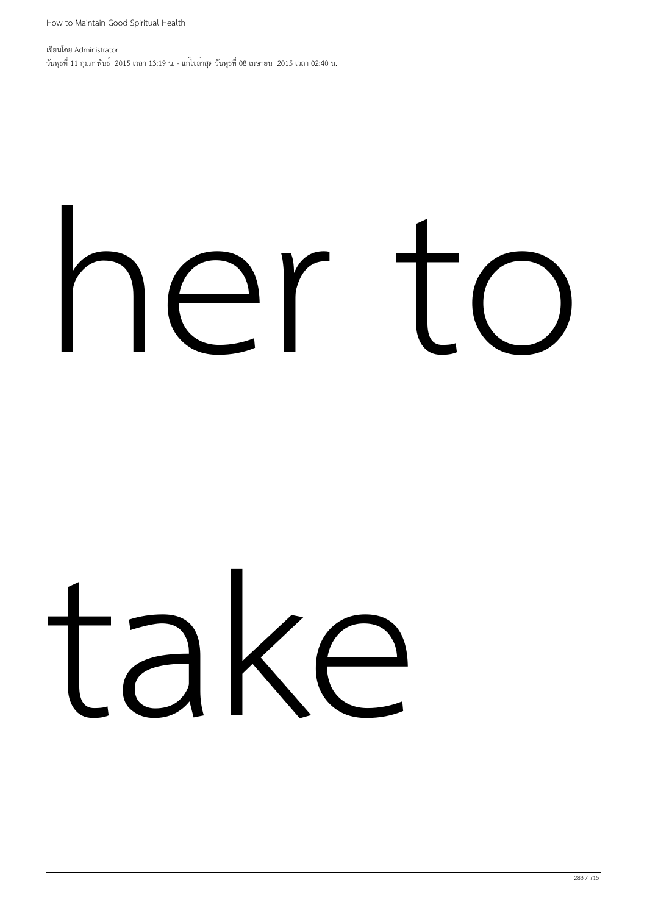her to

take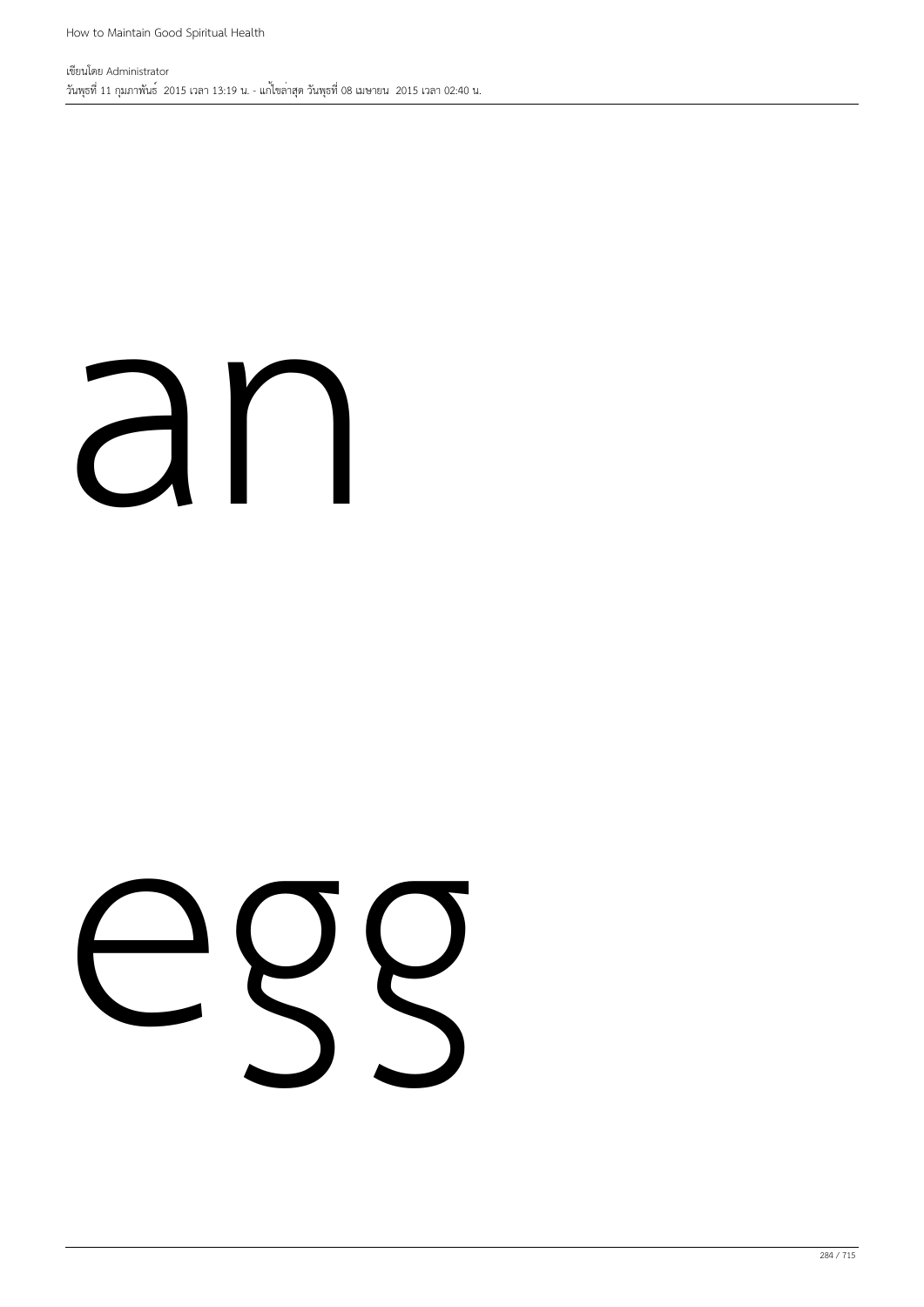an

egg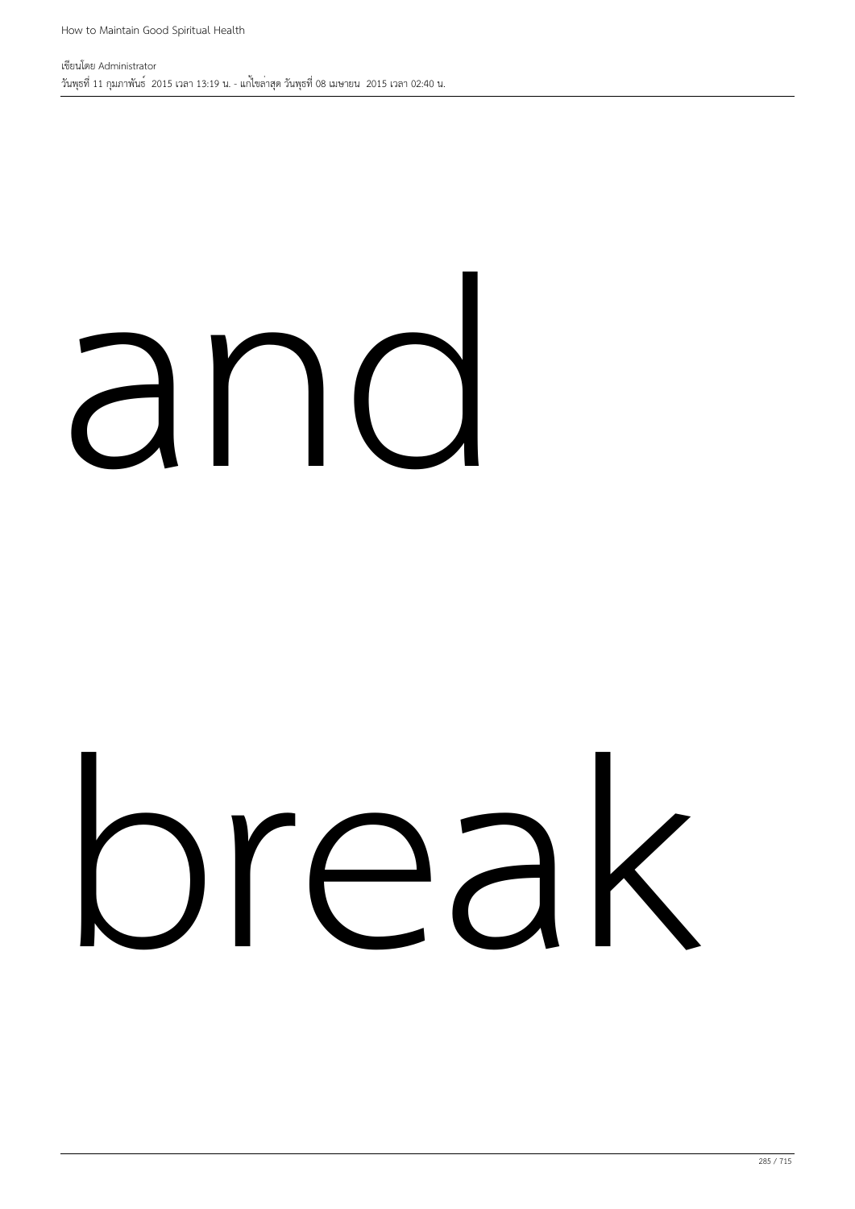and

break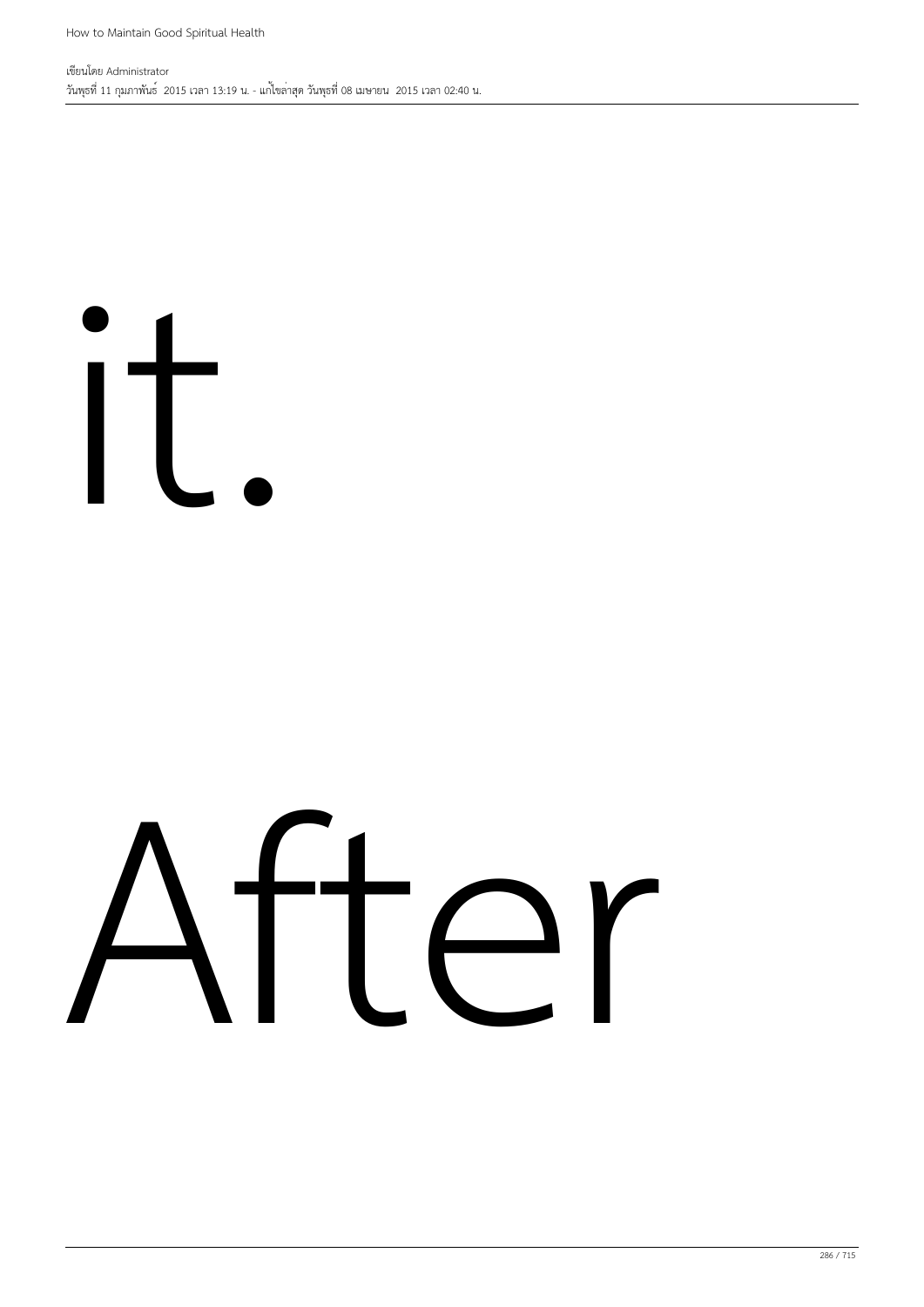it.

After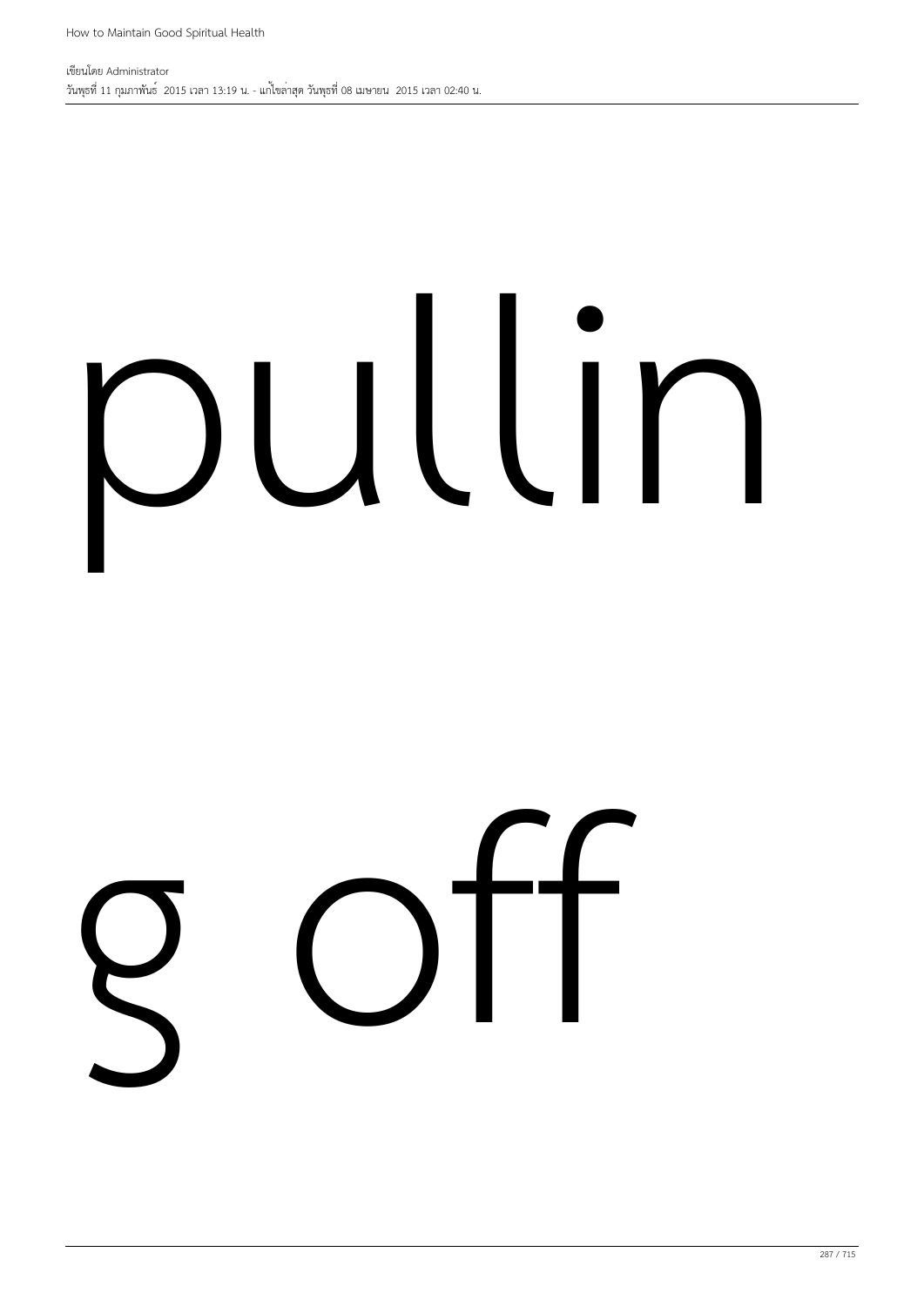pullin

g off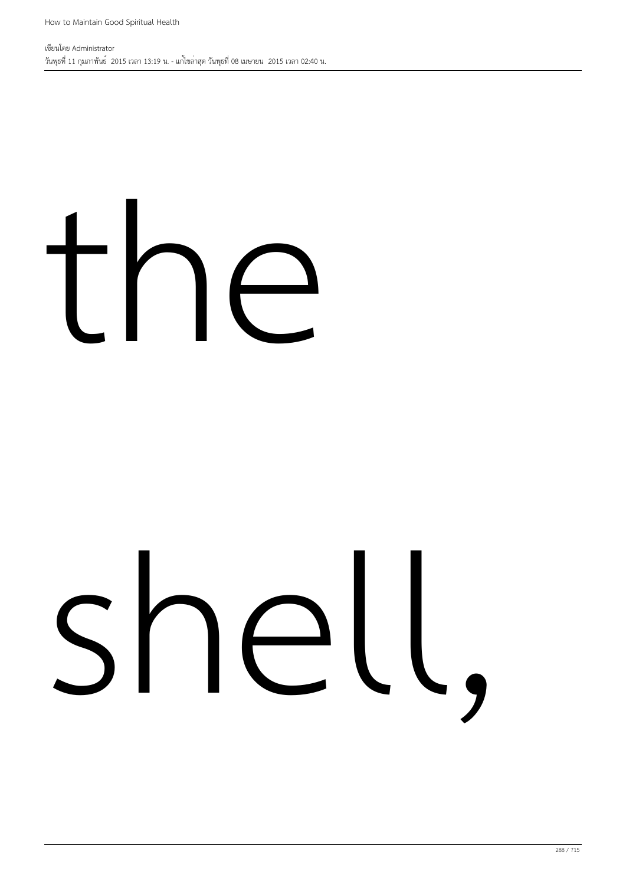the

shell,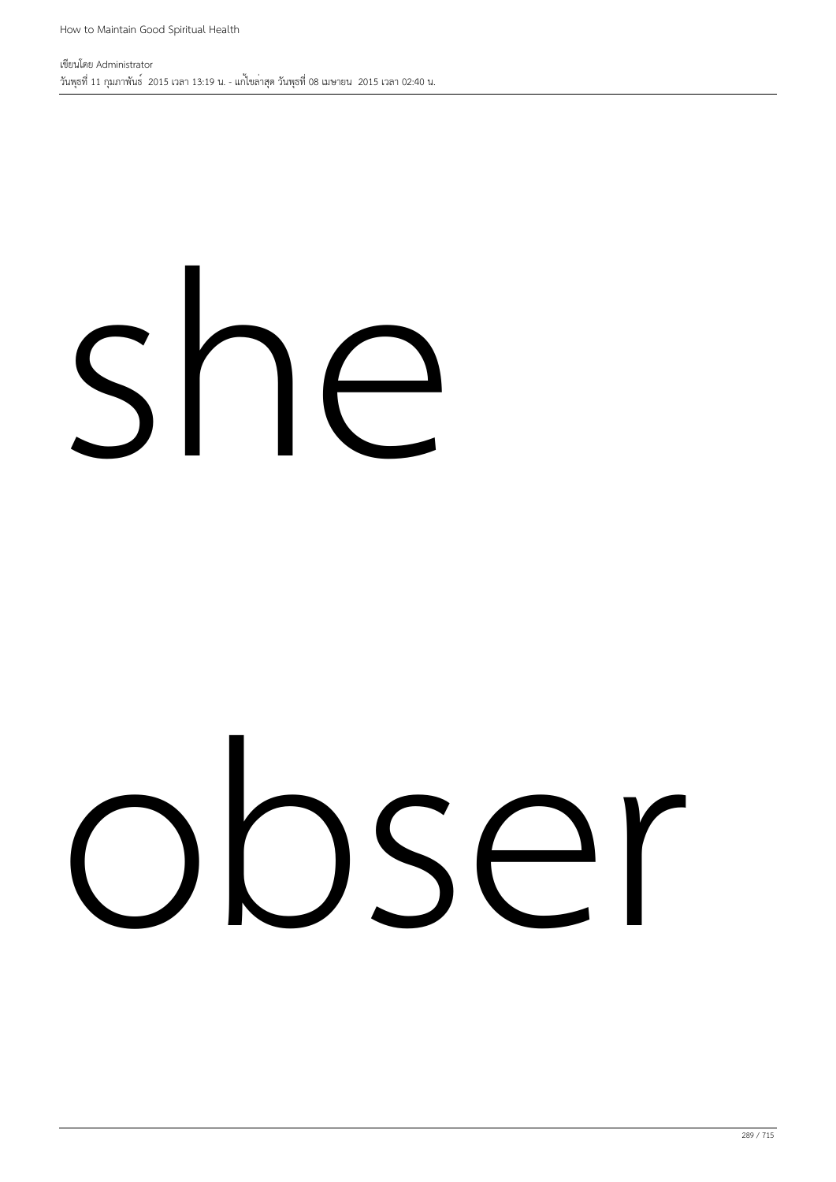she

obser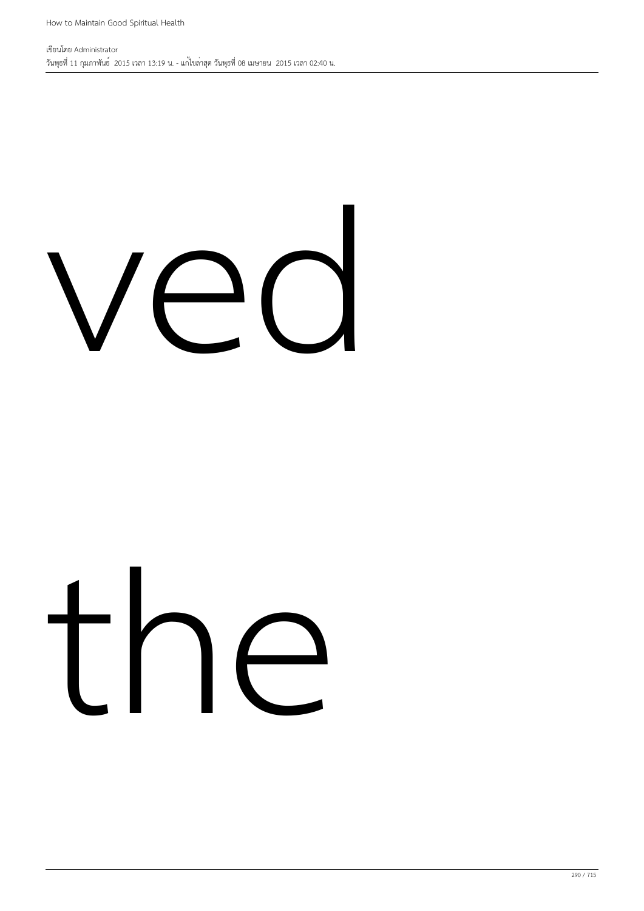ved

the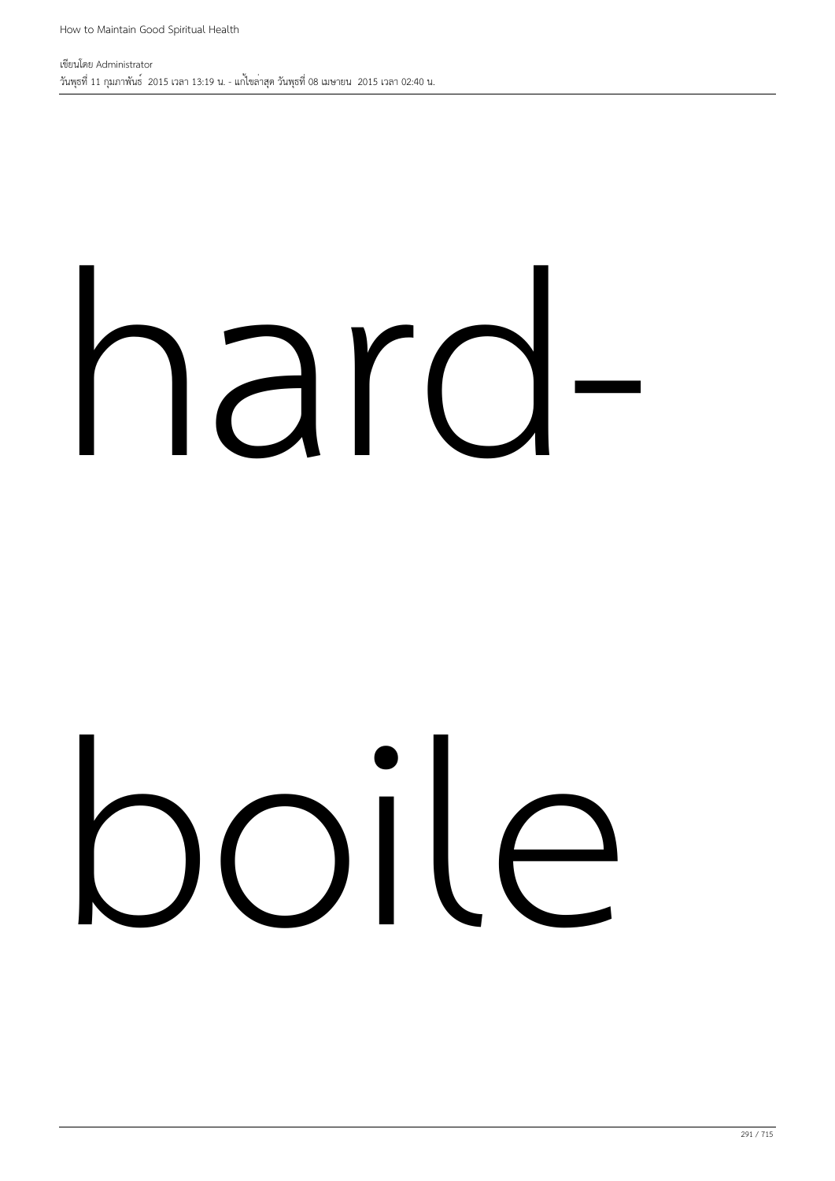hard-

boile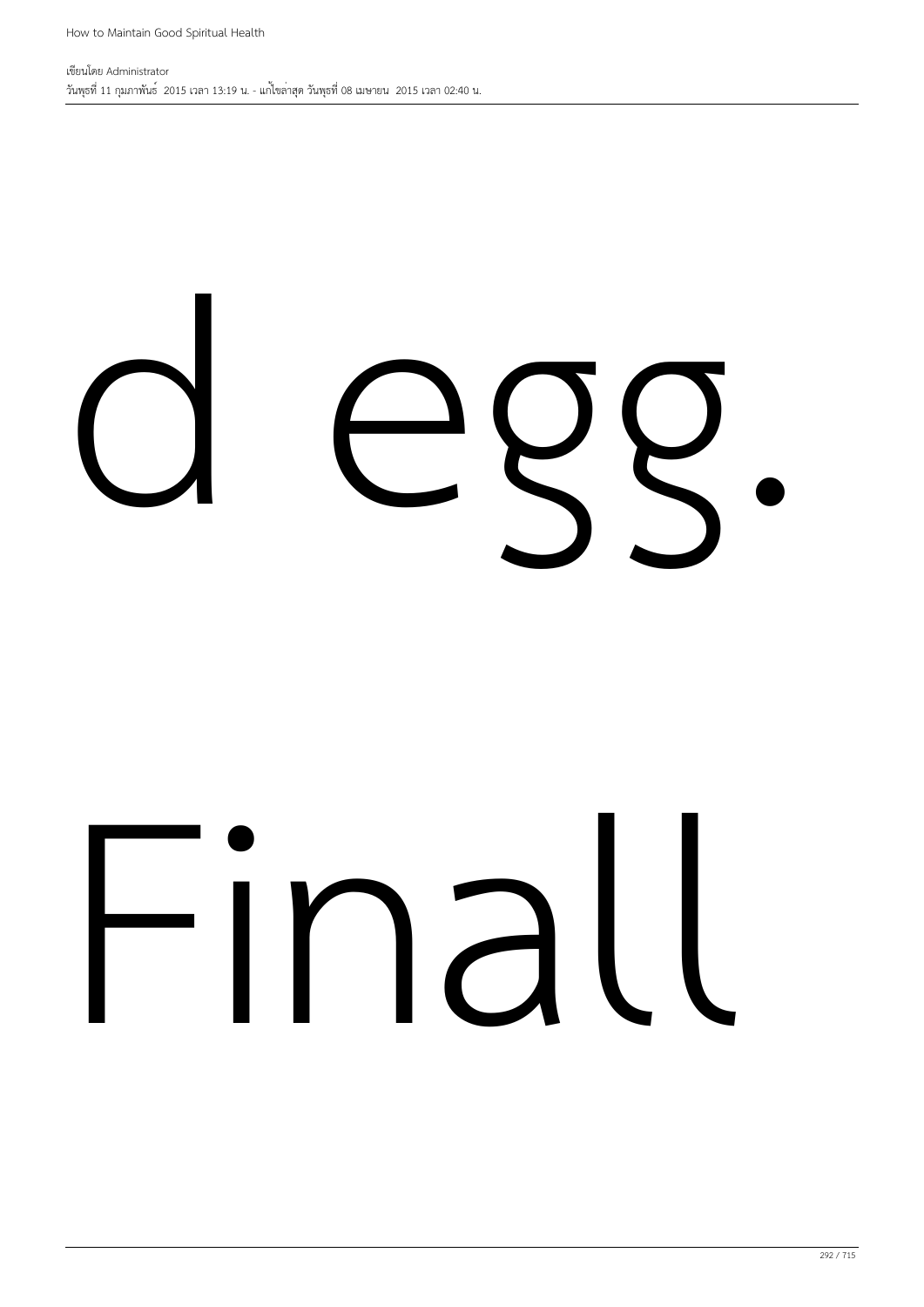d egg.

Finall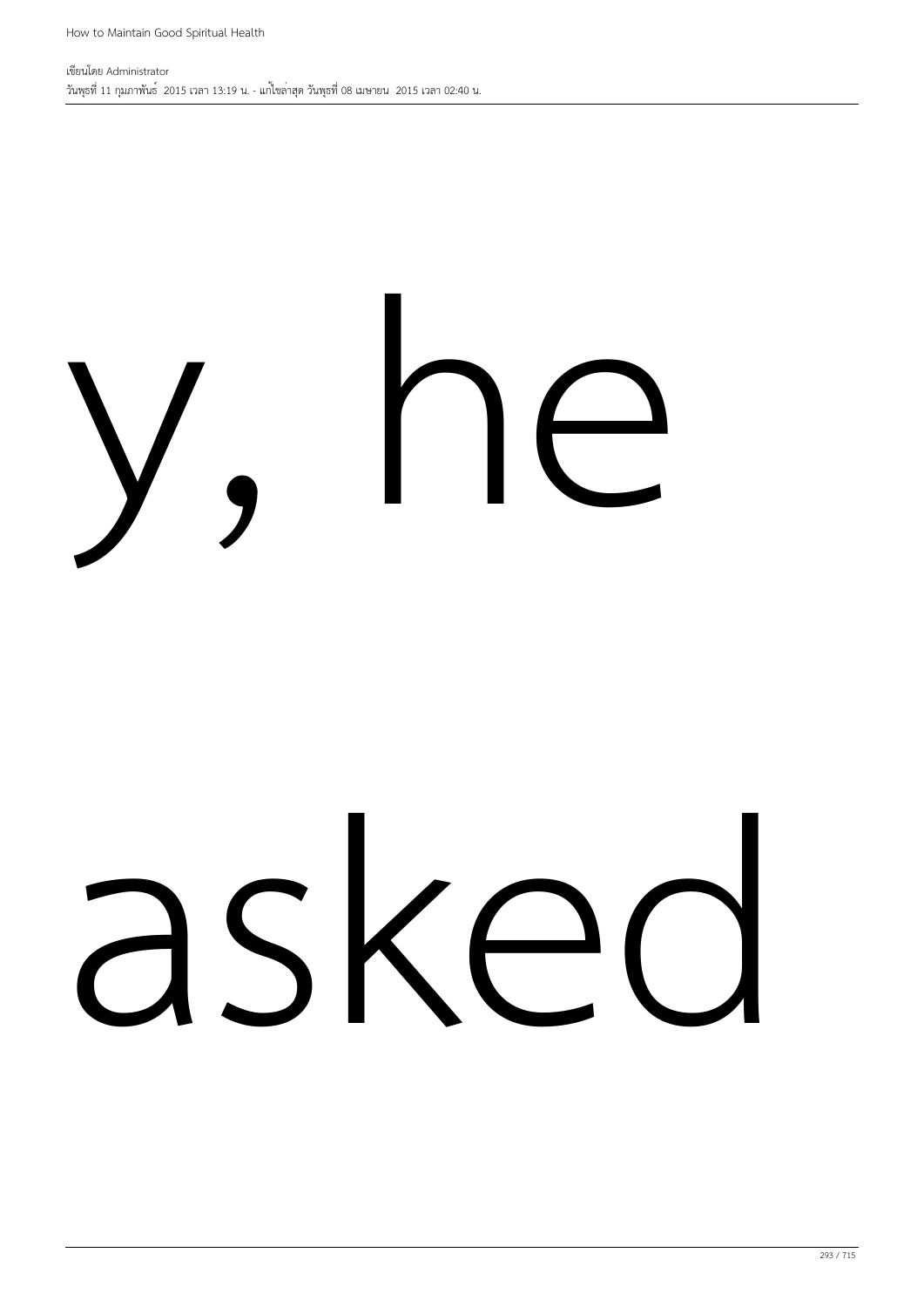y, he

asked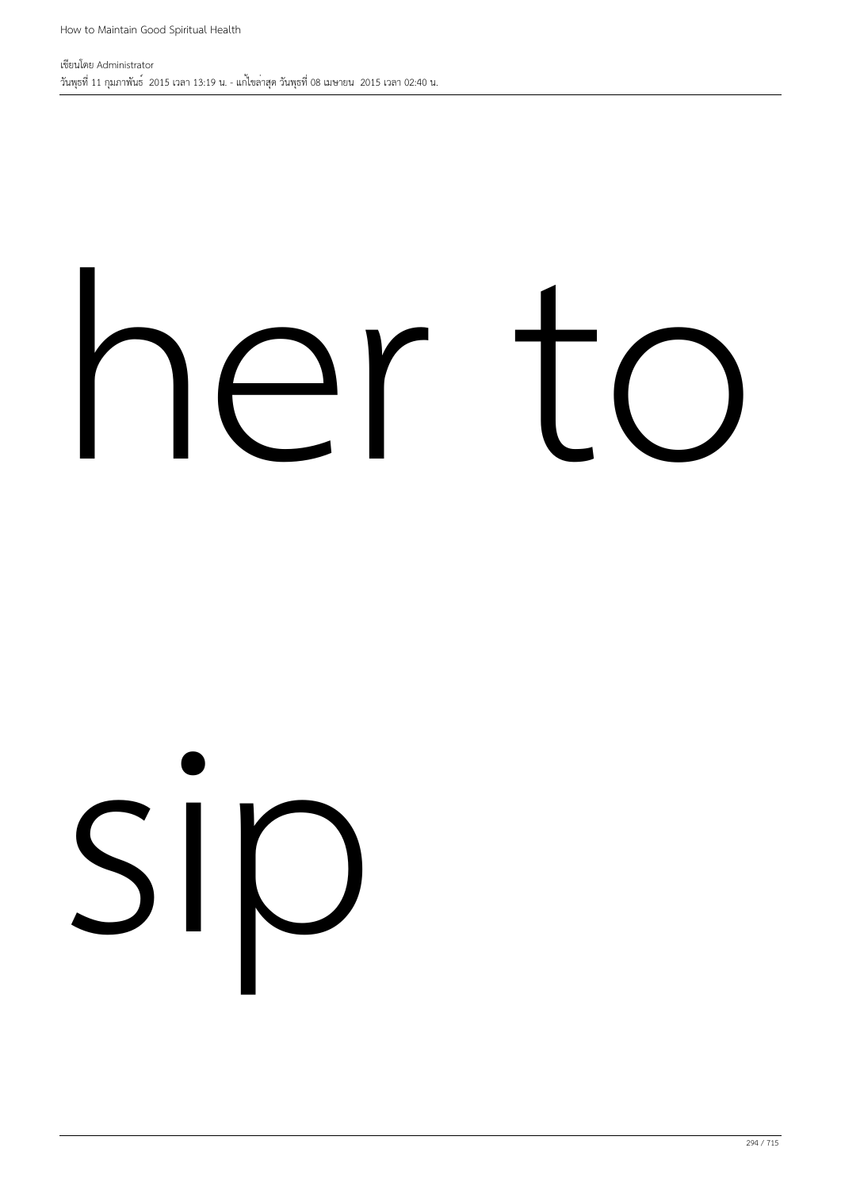her to

sip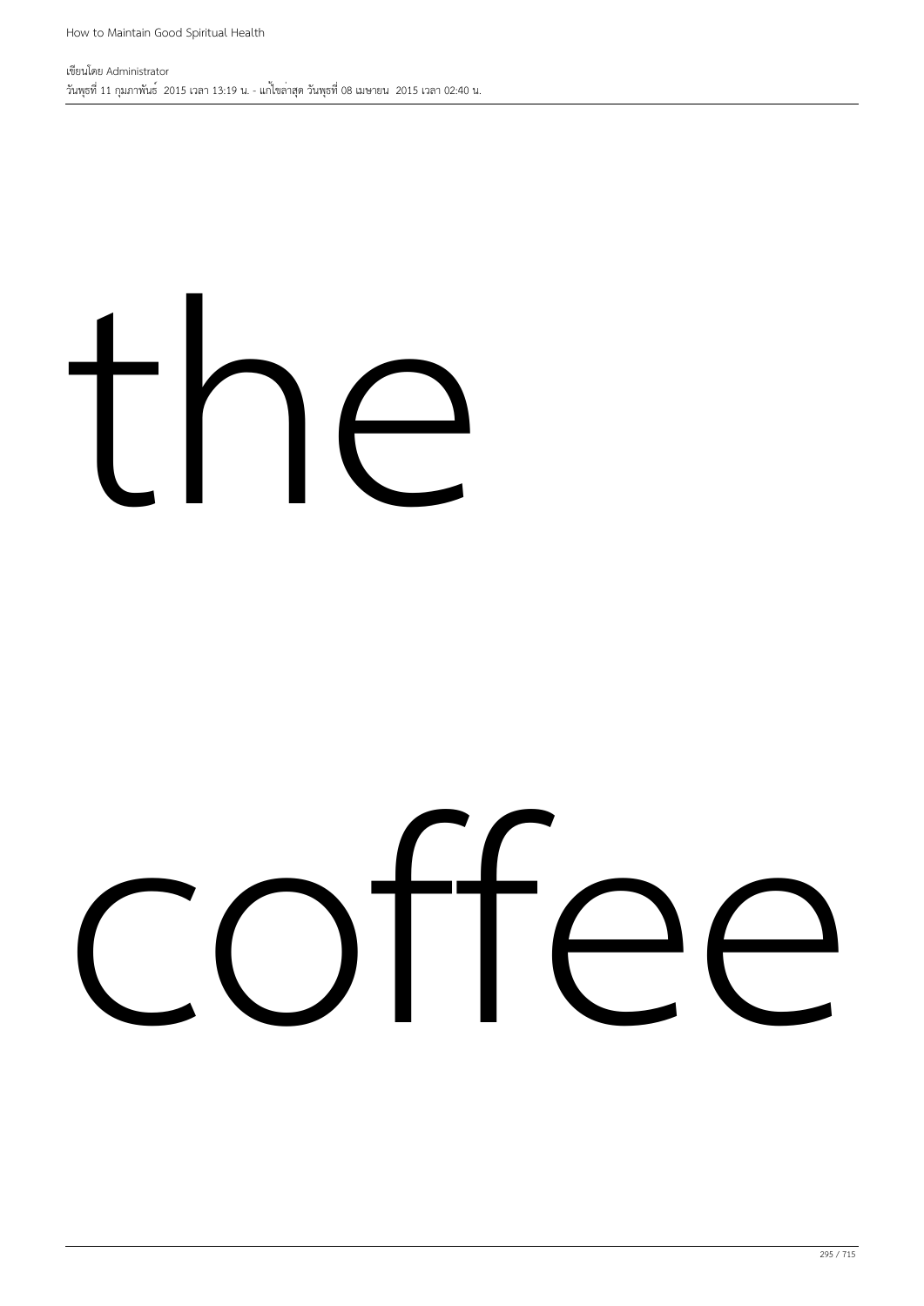the

coffee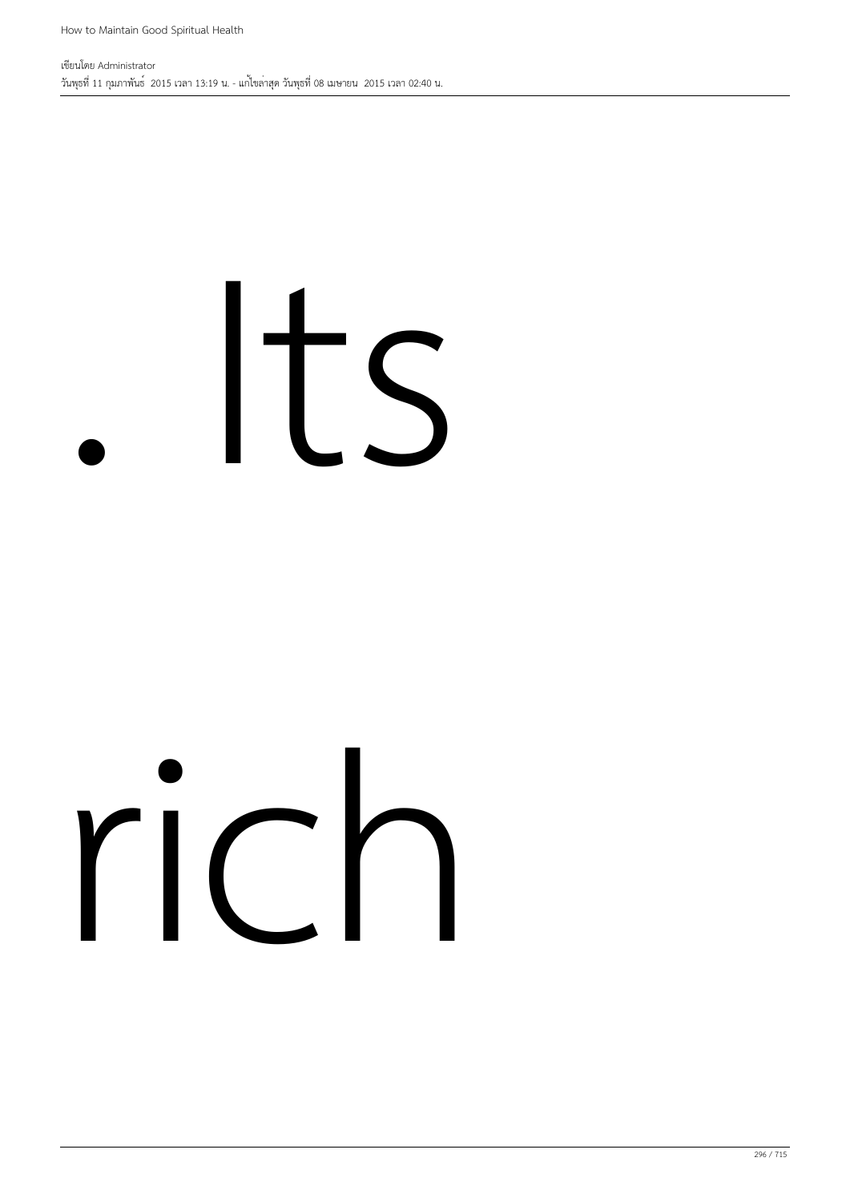. Its

rich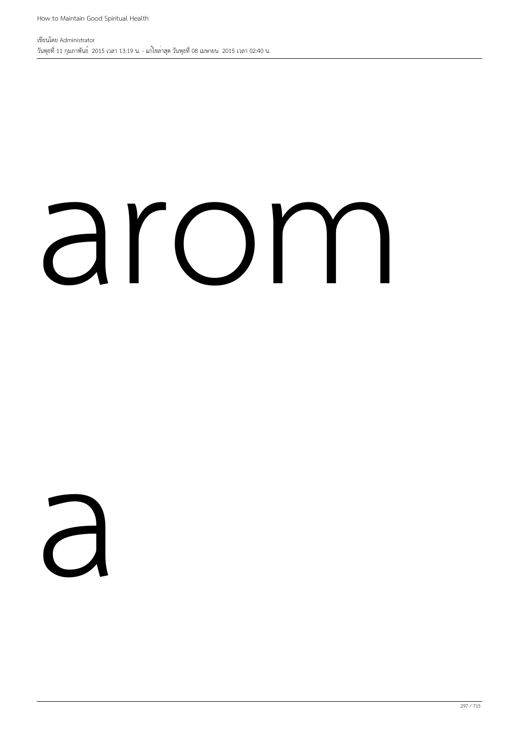arom

a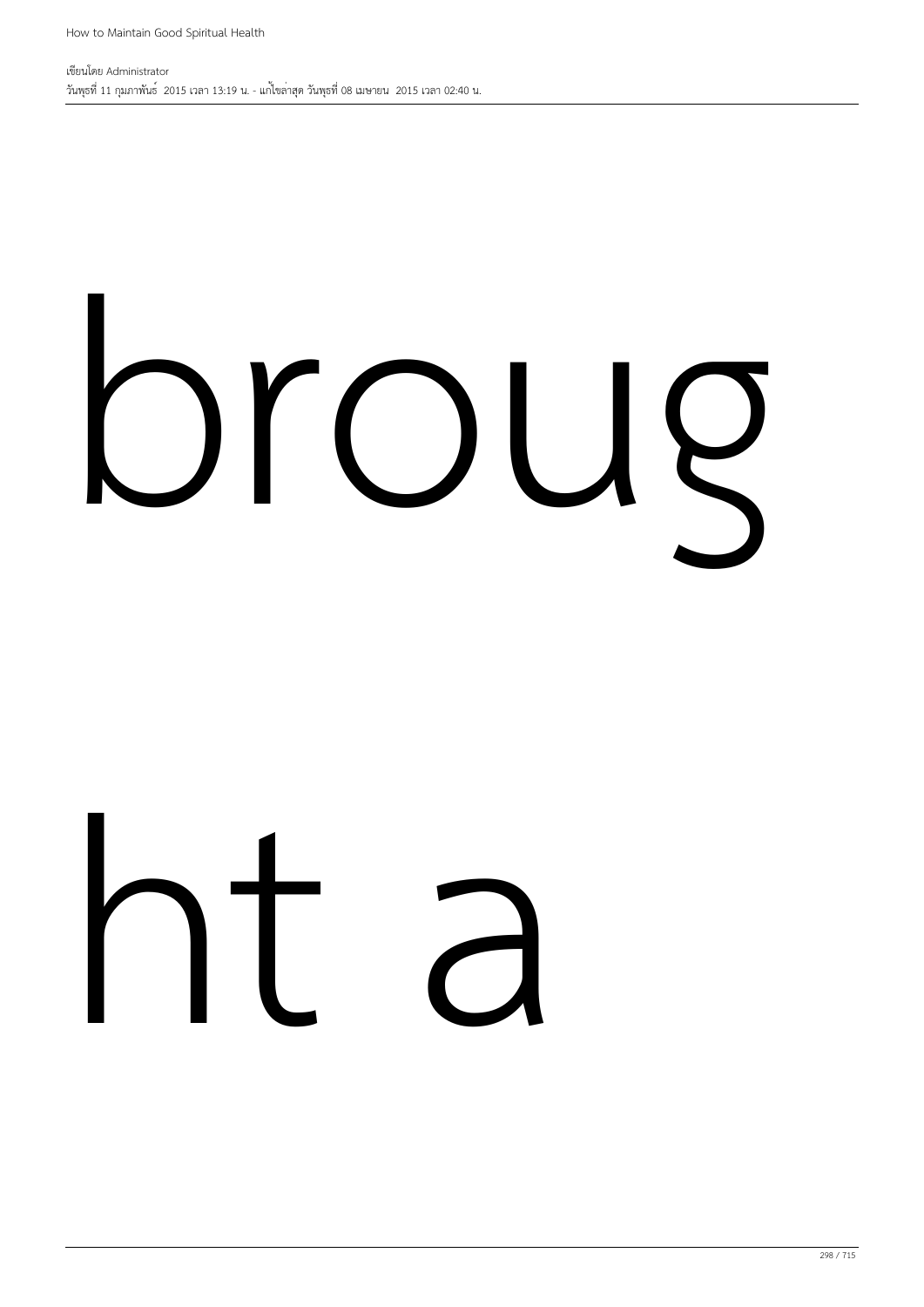broug

ht a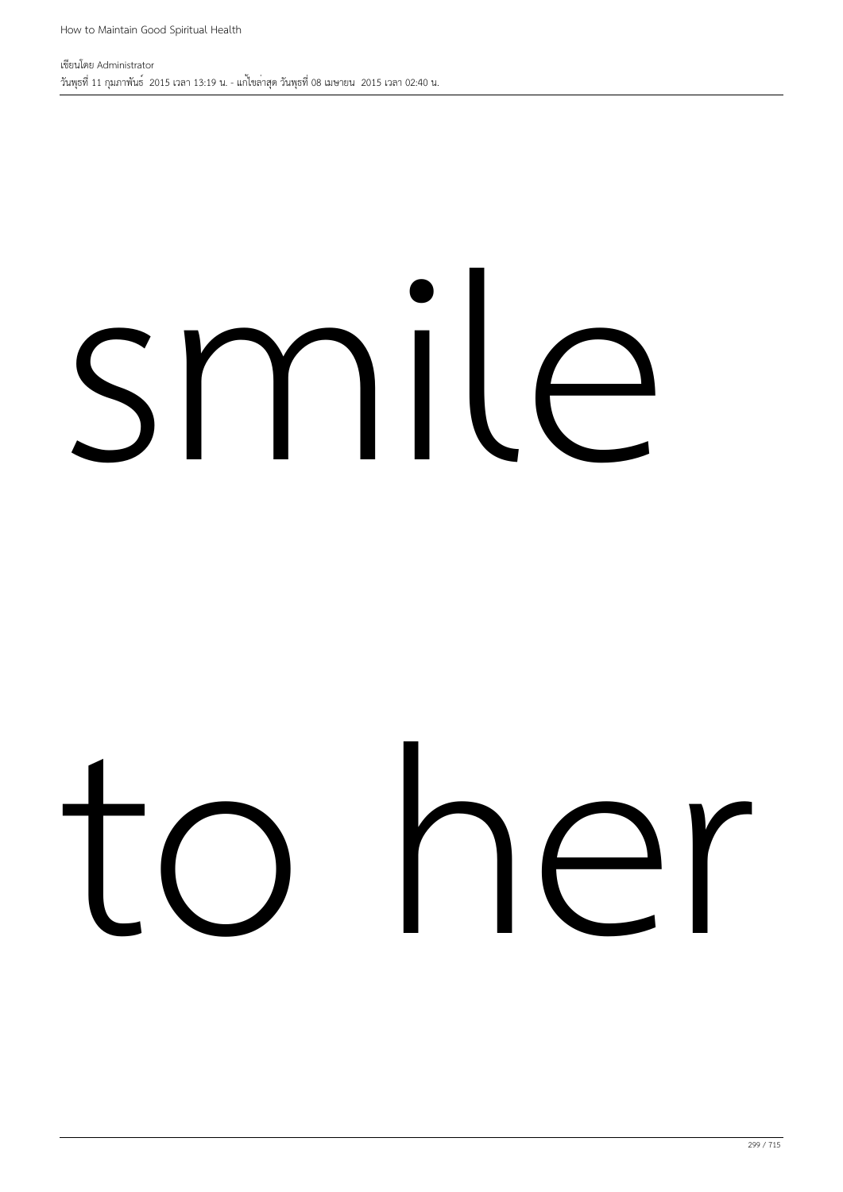smile

to her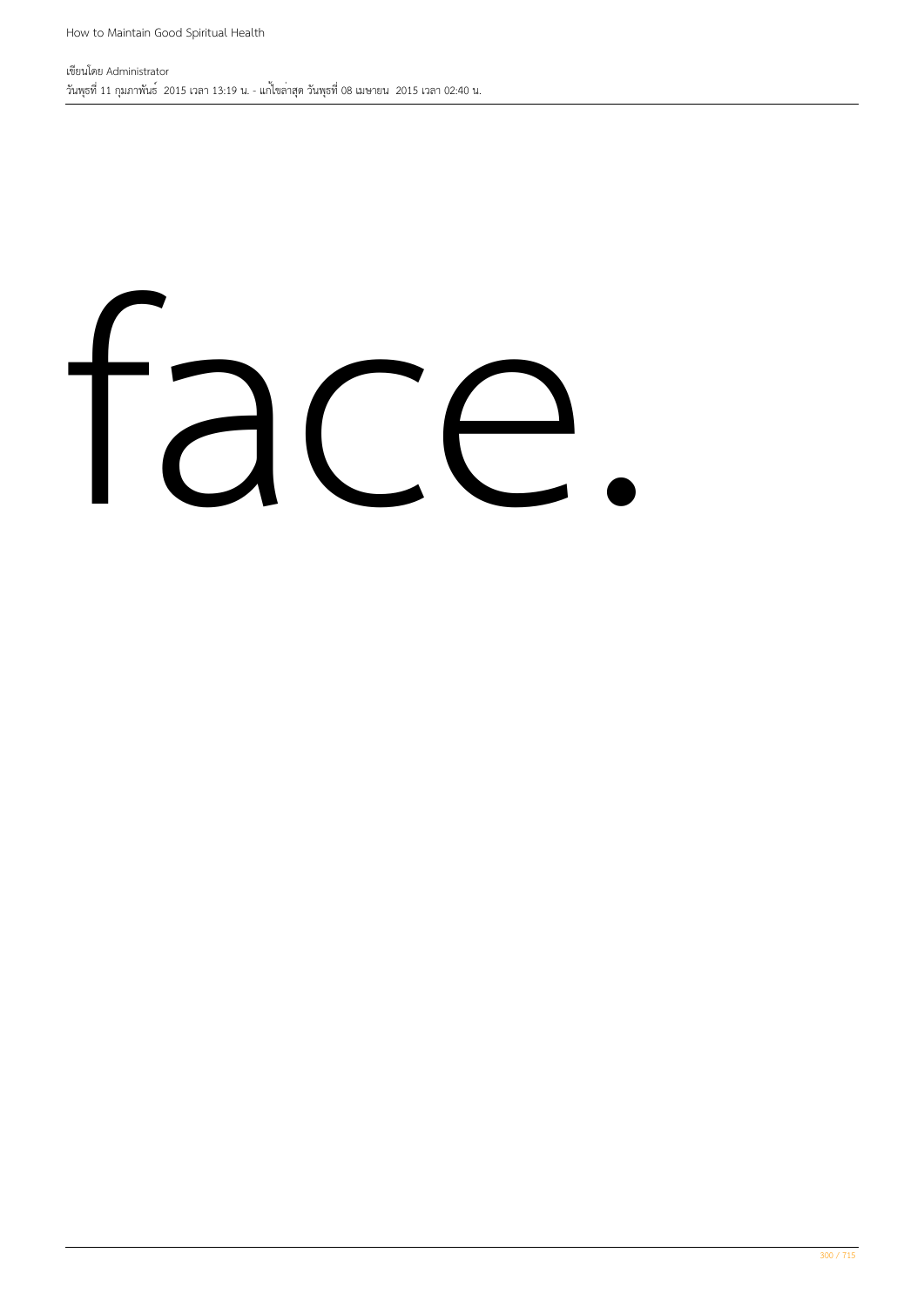face.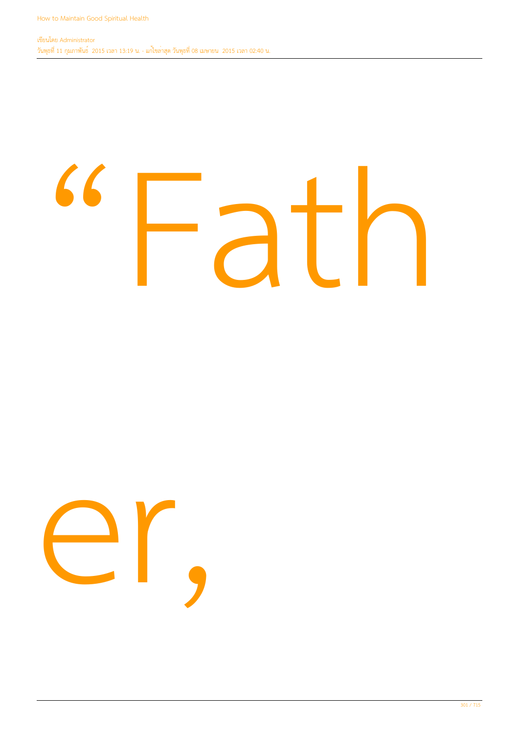“Father,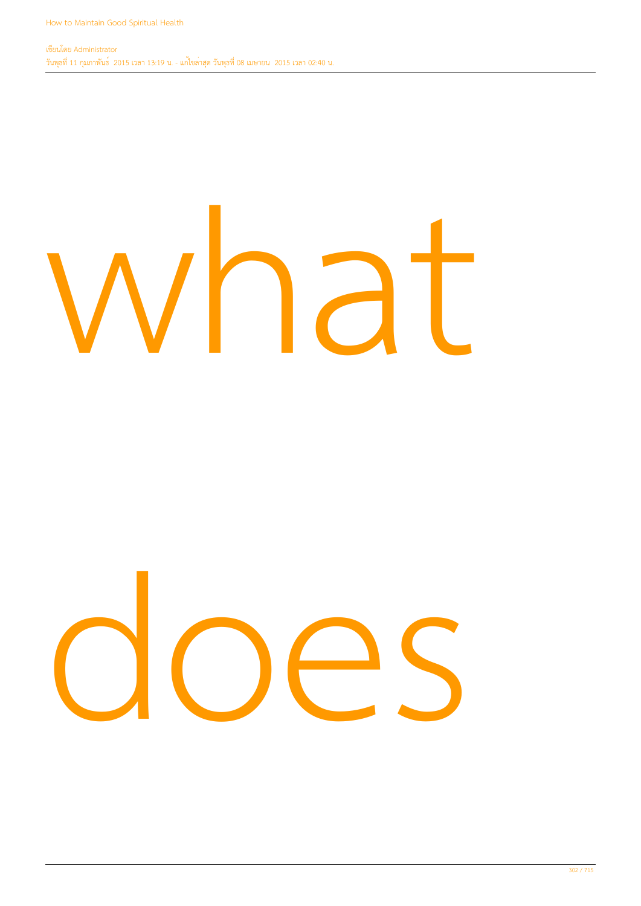what

does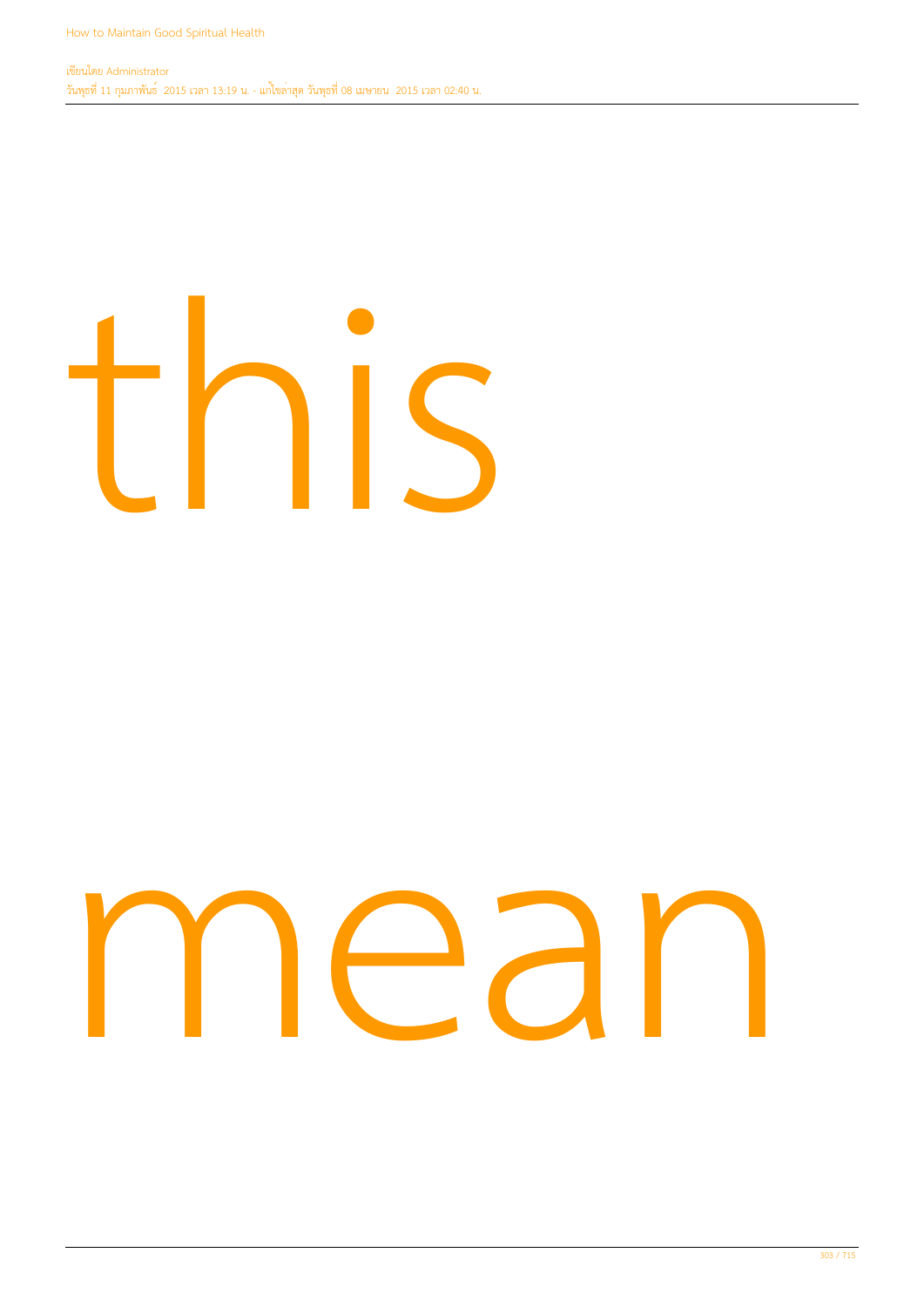this

mean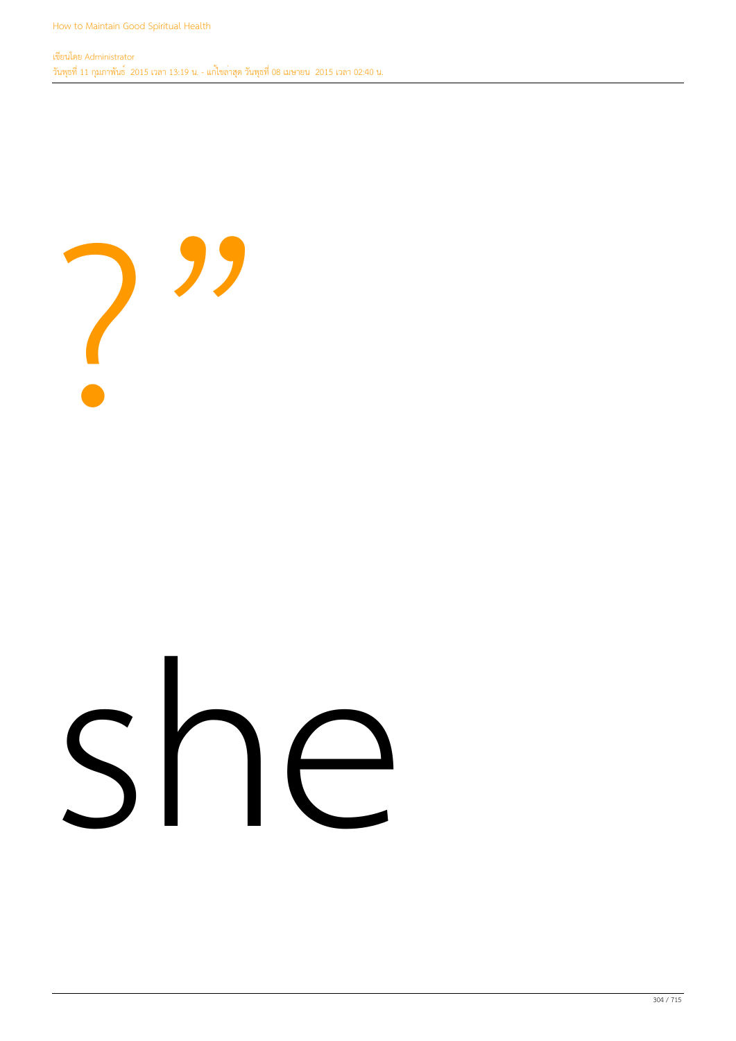?”

she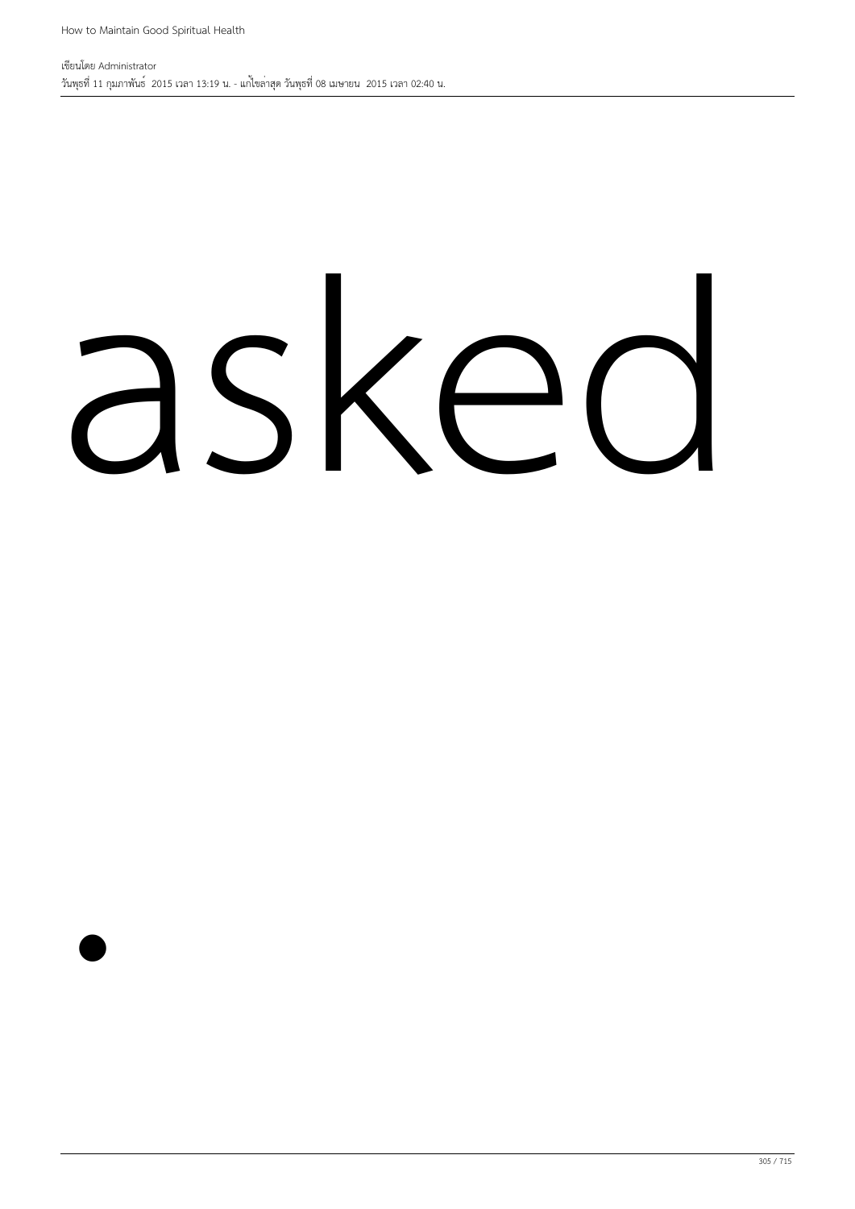asked

.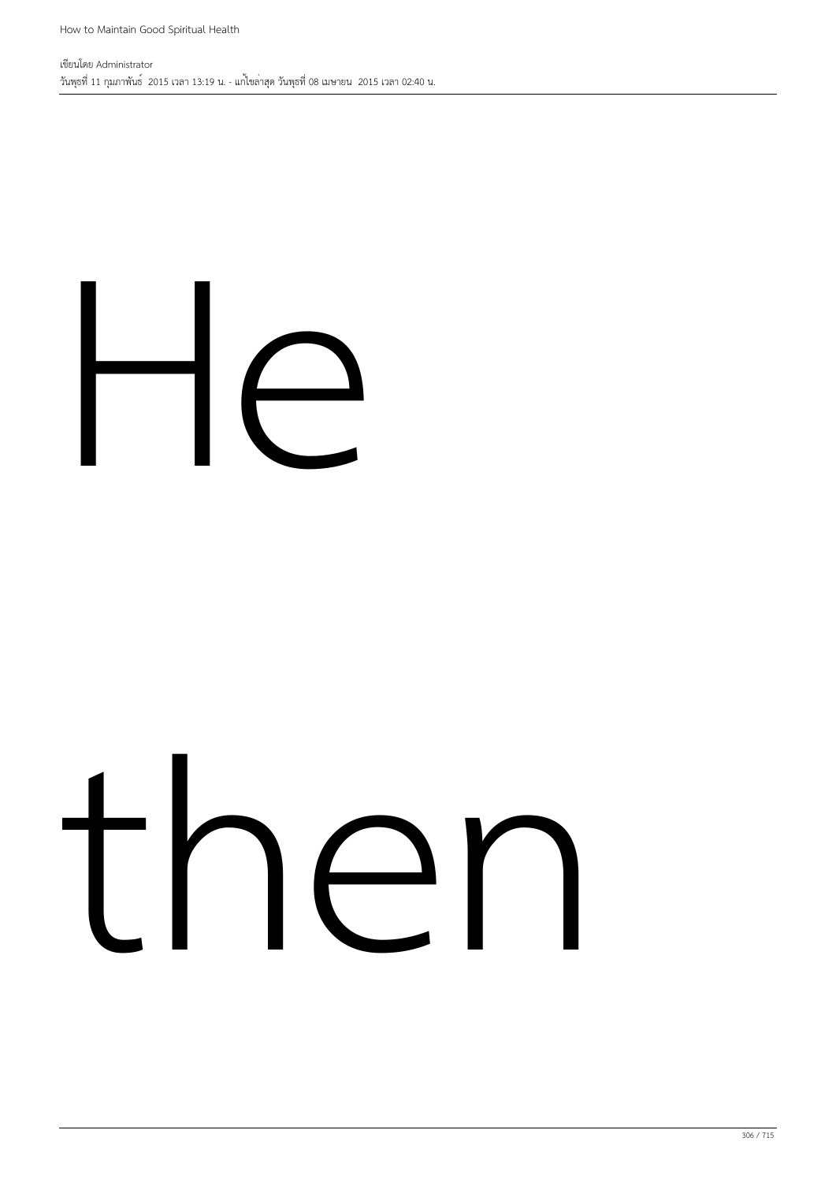He

then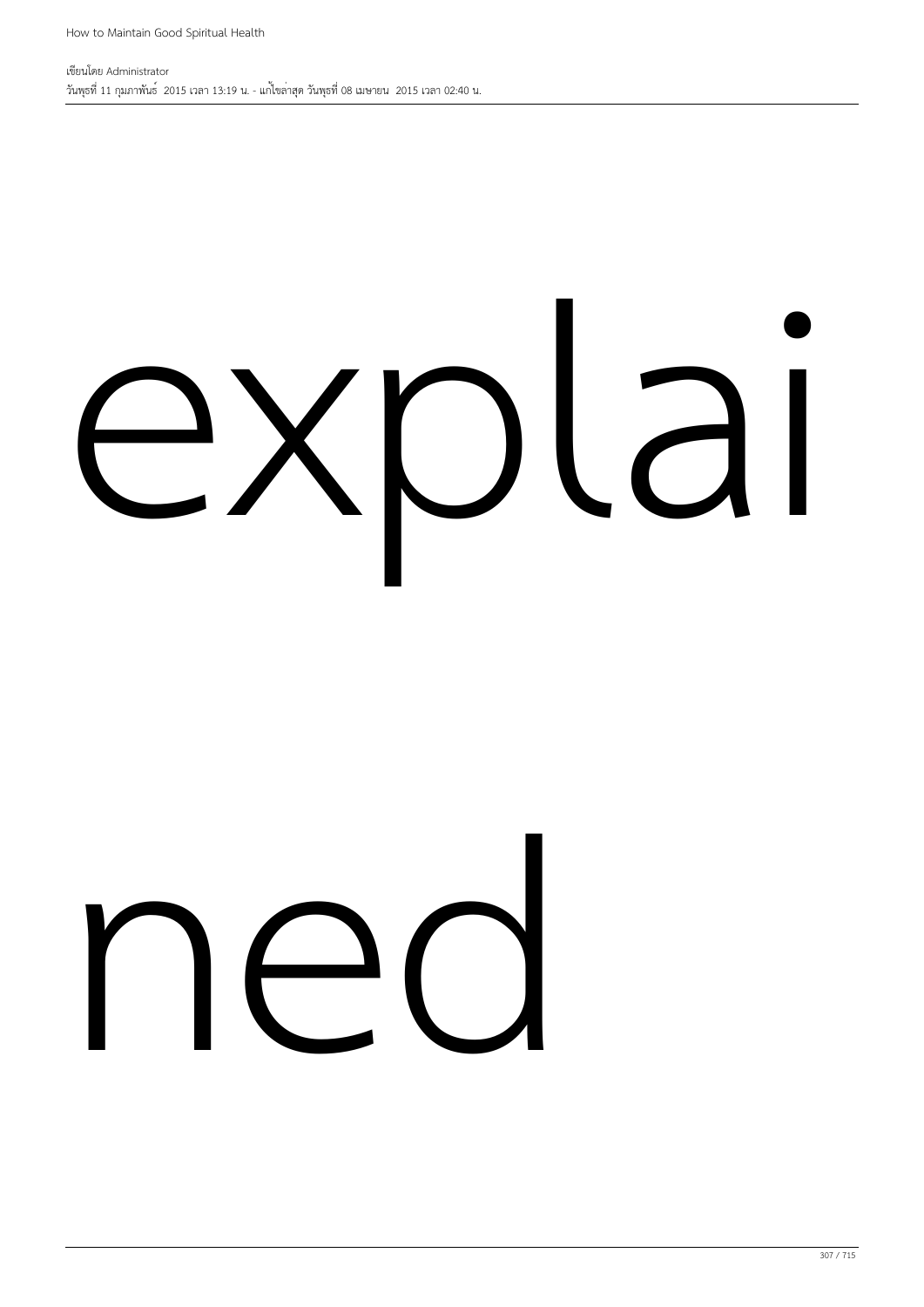explai

ned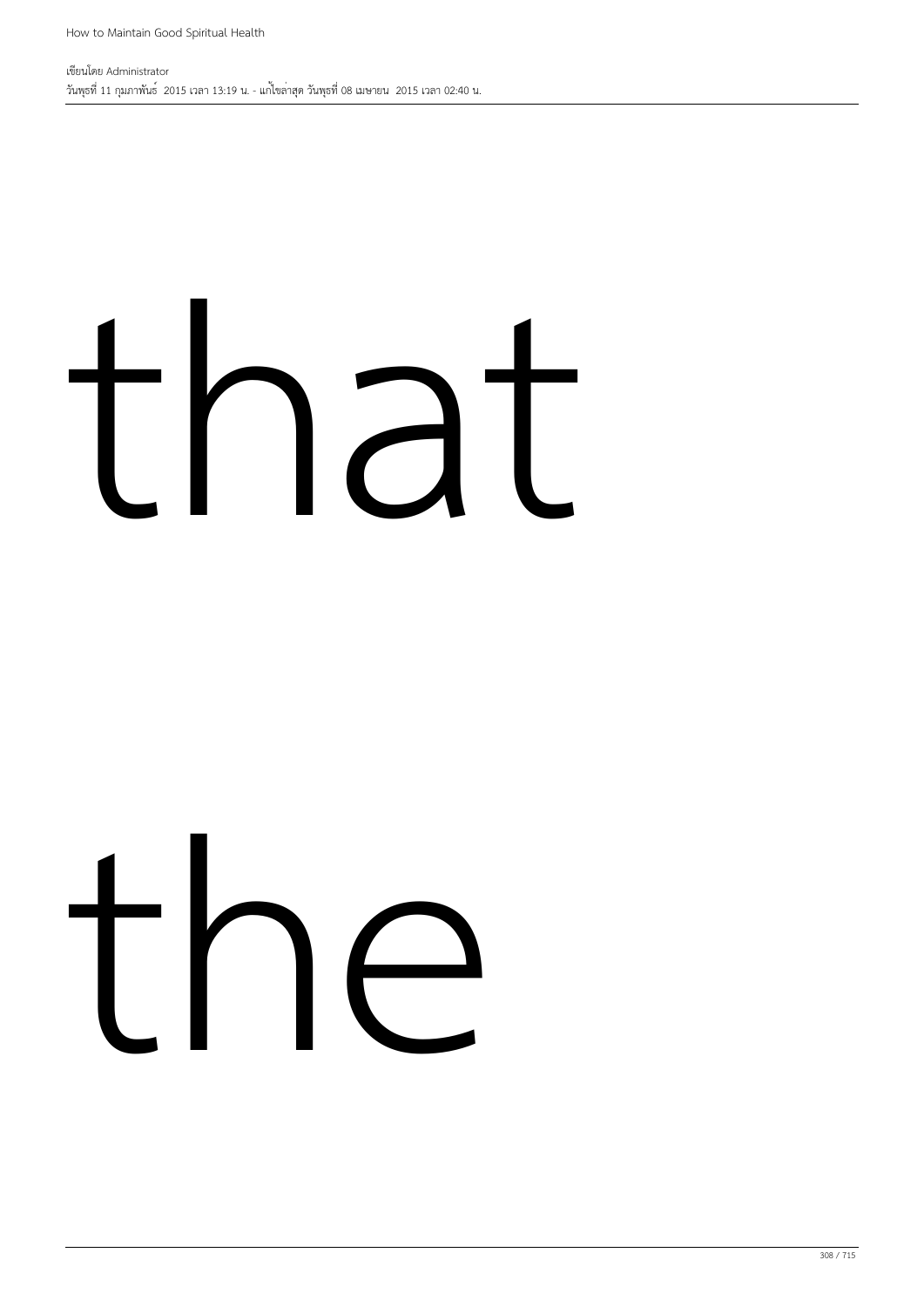that

the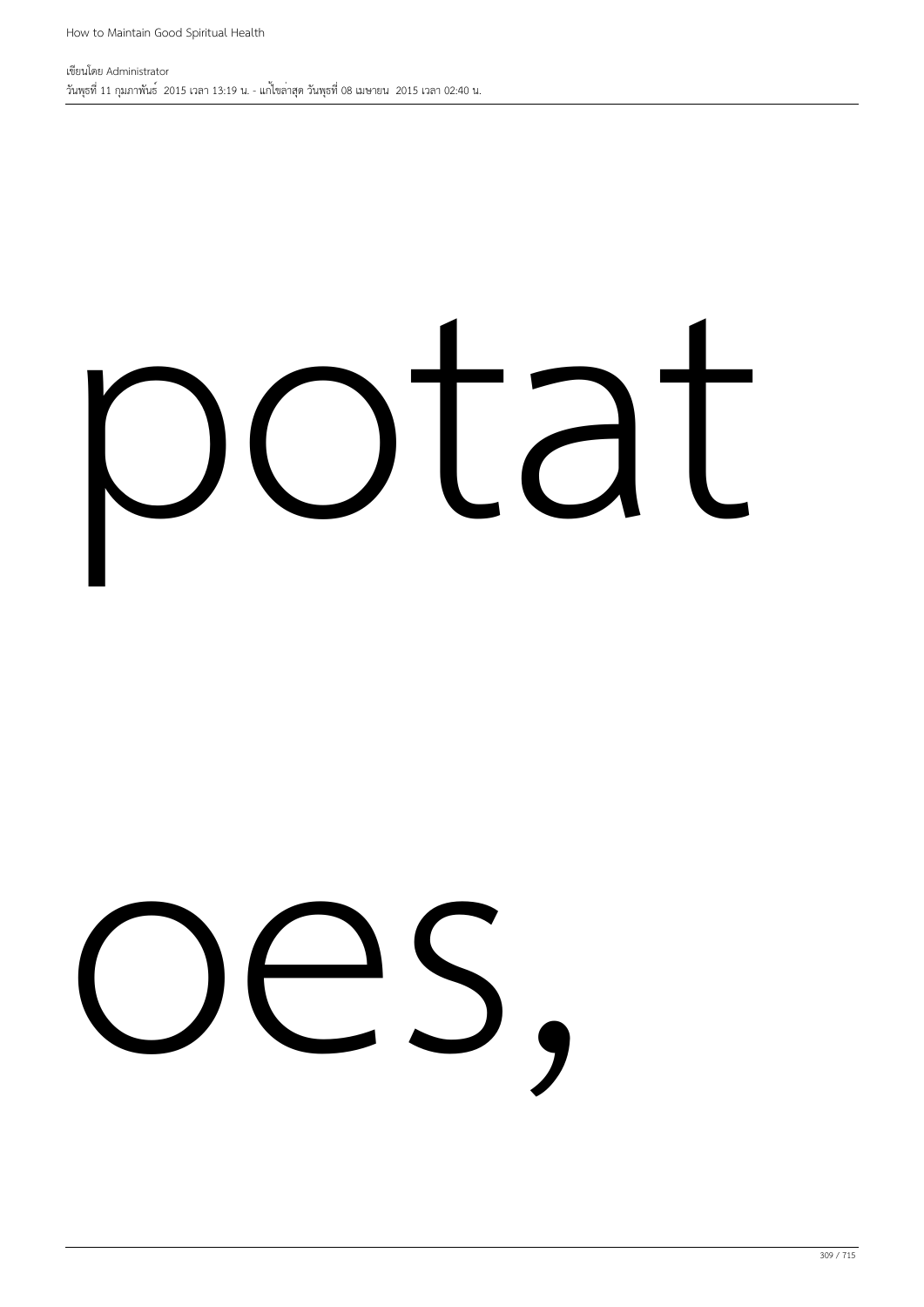potat

oes,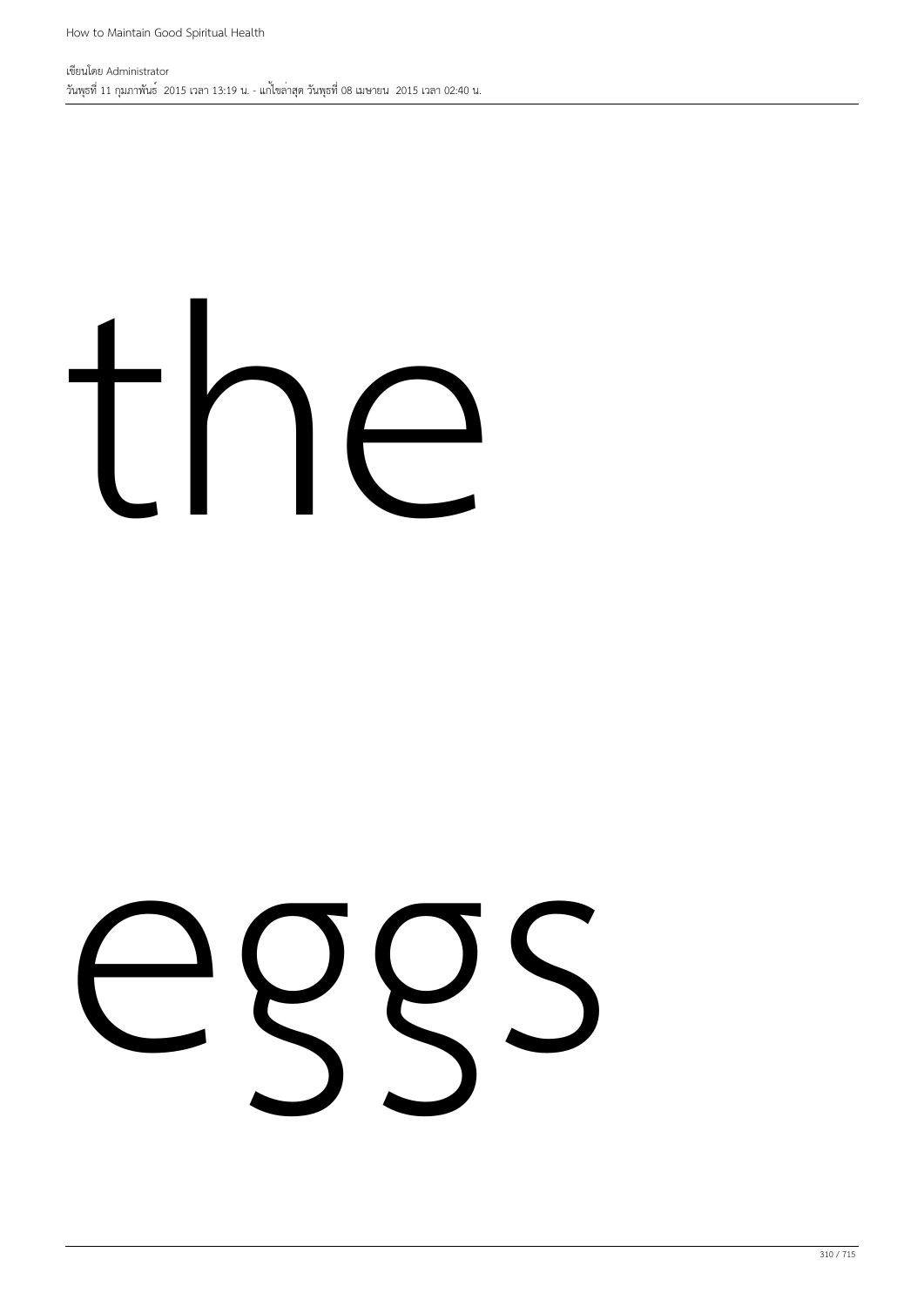the

eggs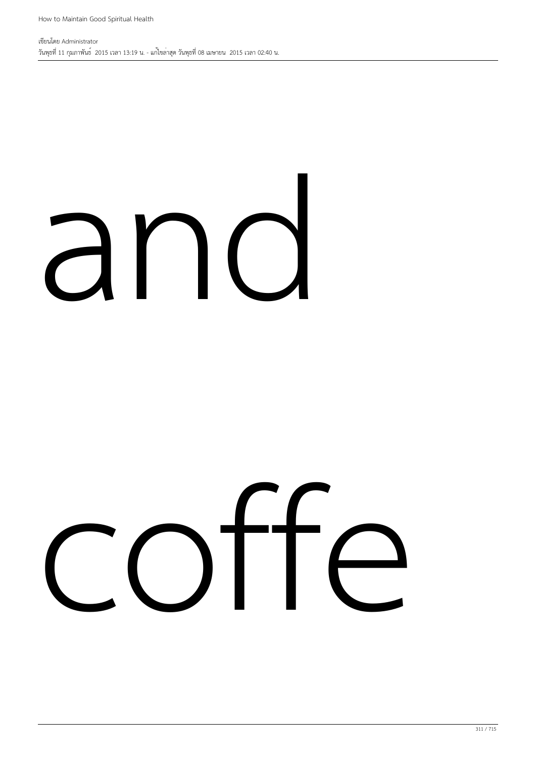and

coffe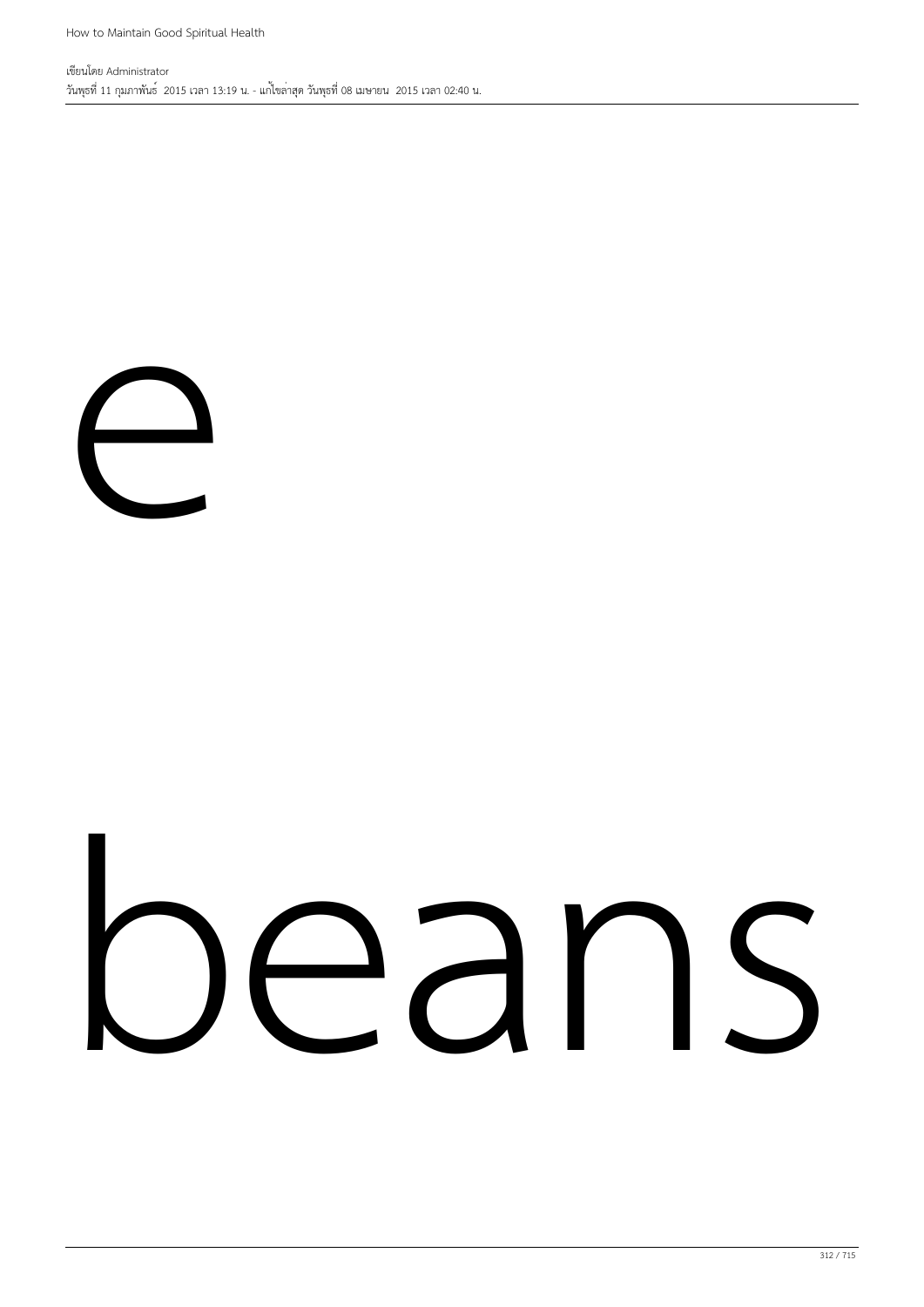e

beans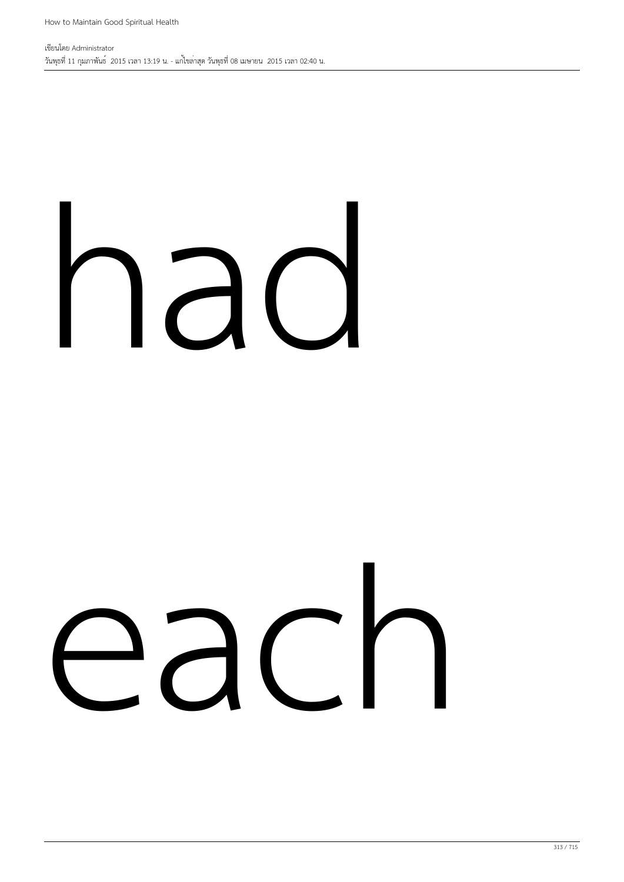had

each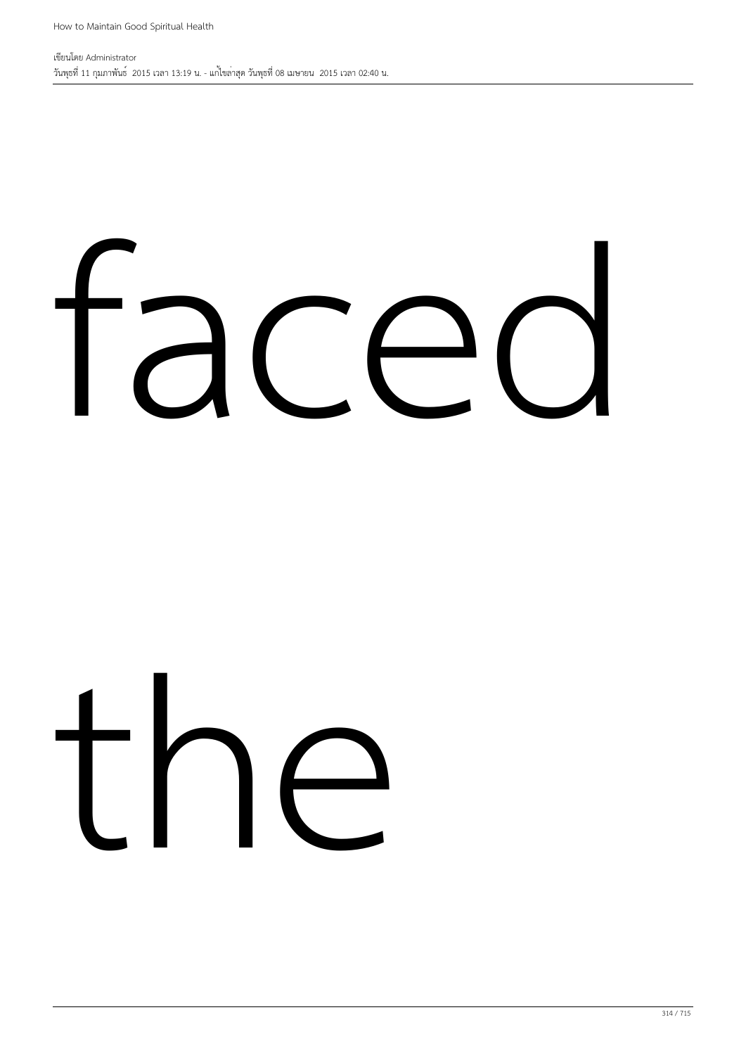faced

the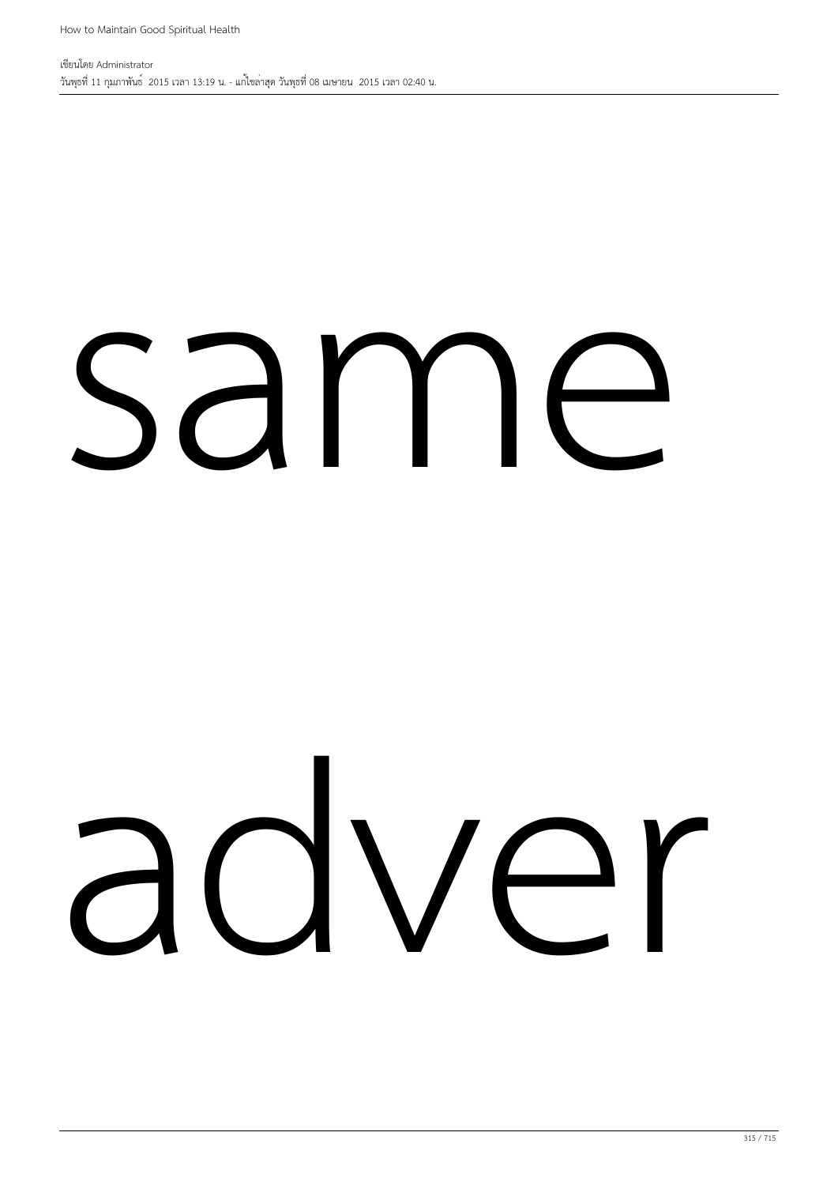same

adver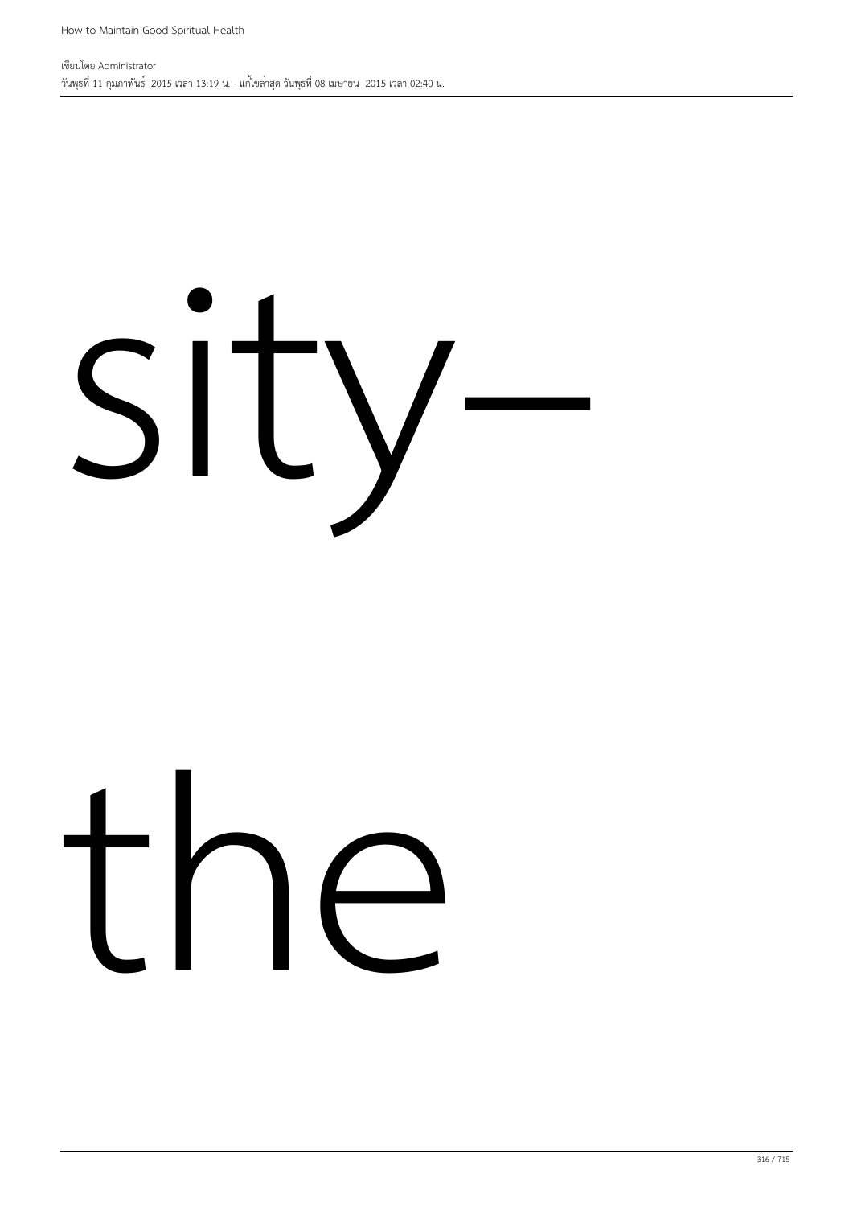sity–

the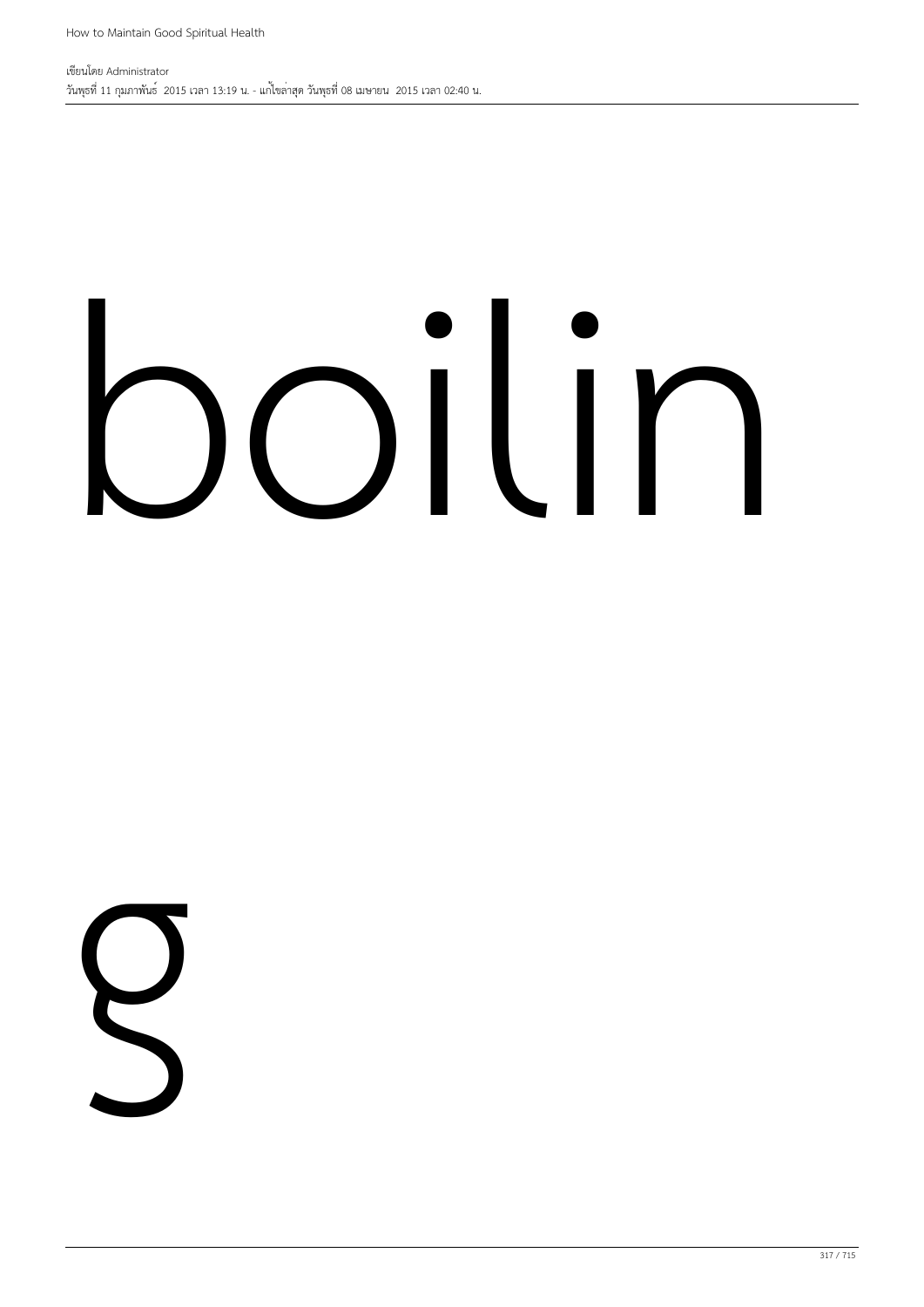boilin

g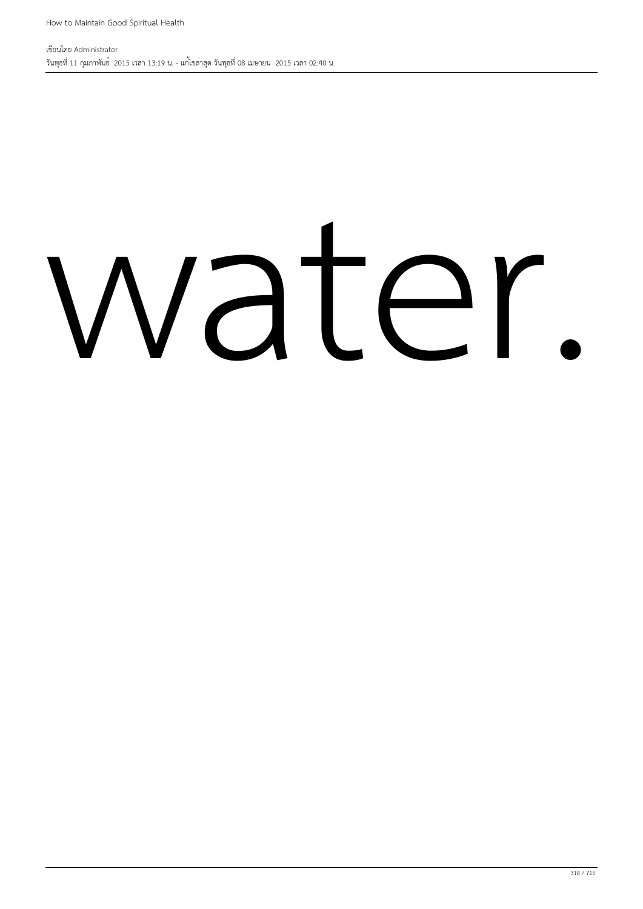water.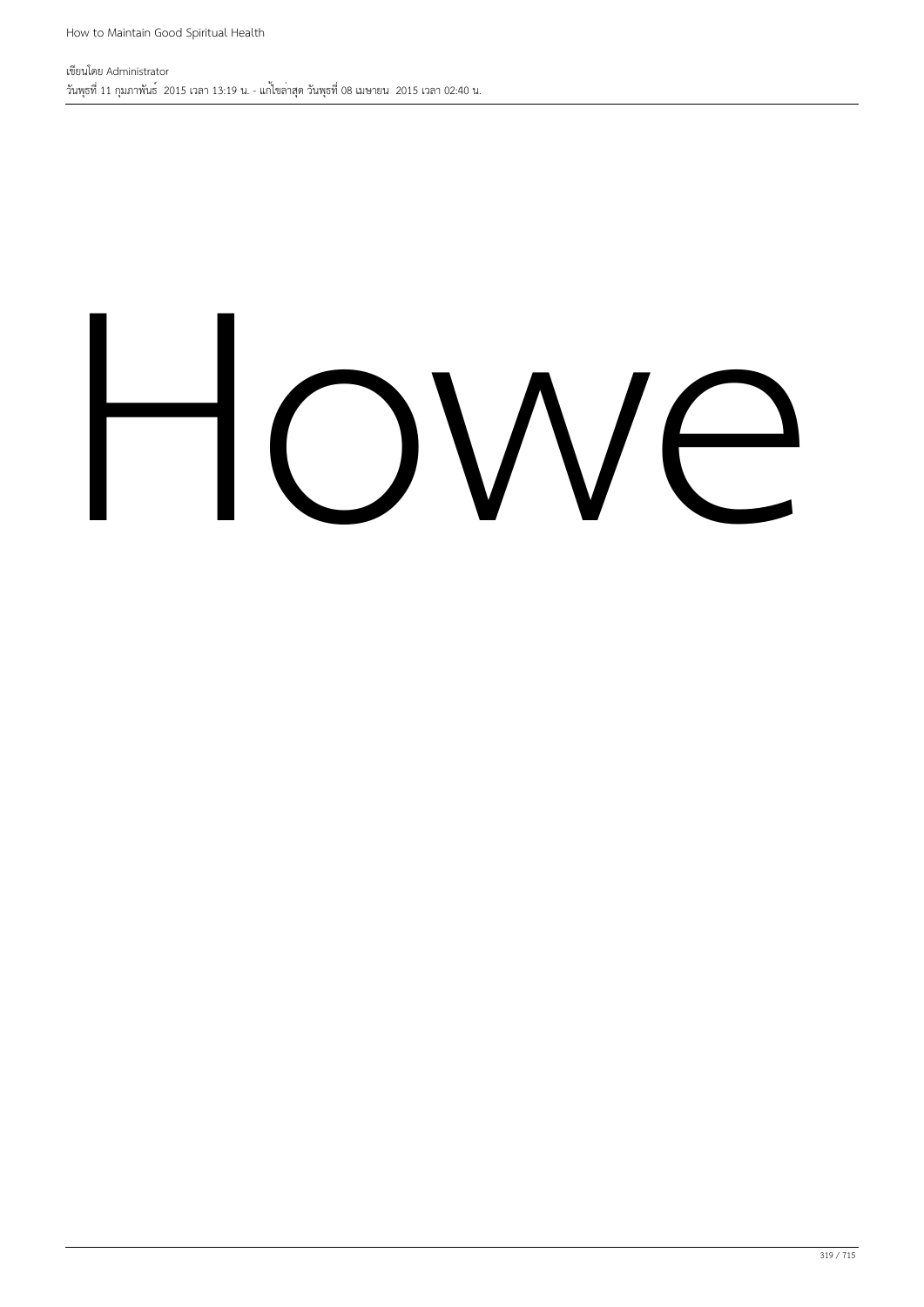Howe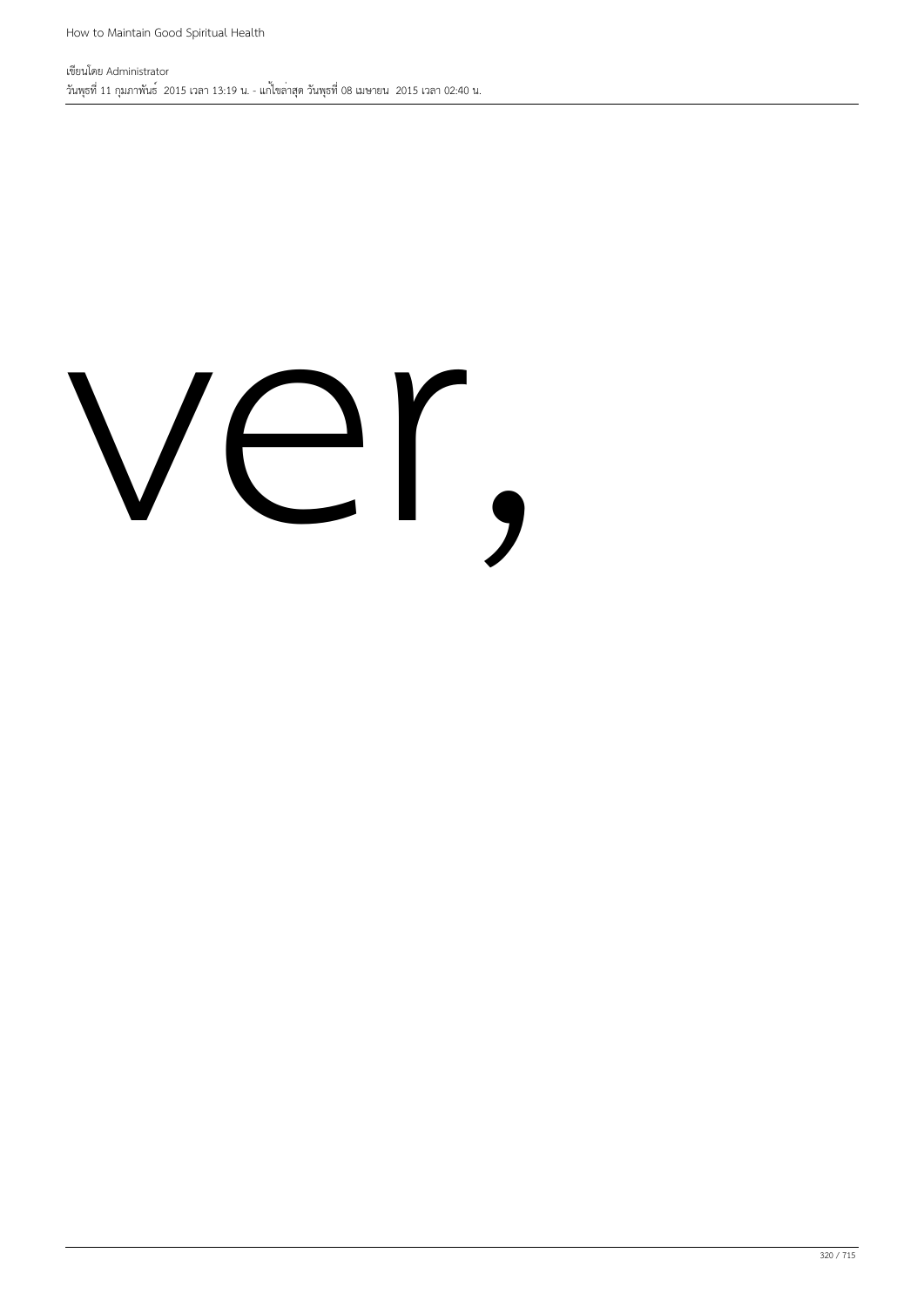ver,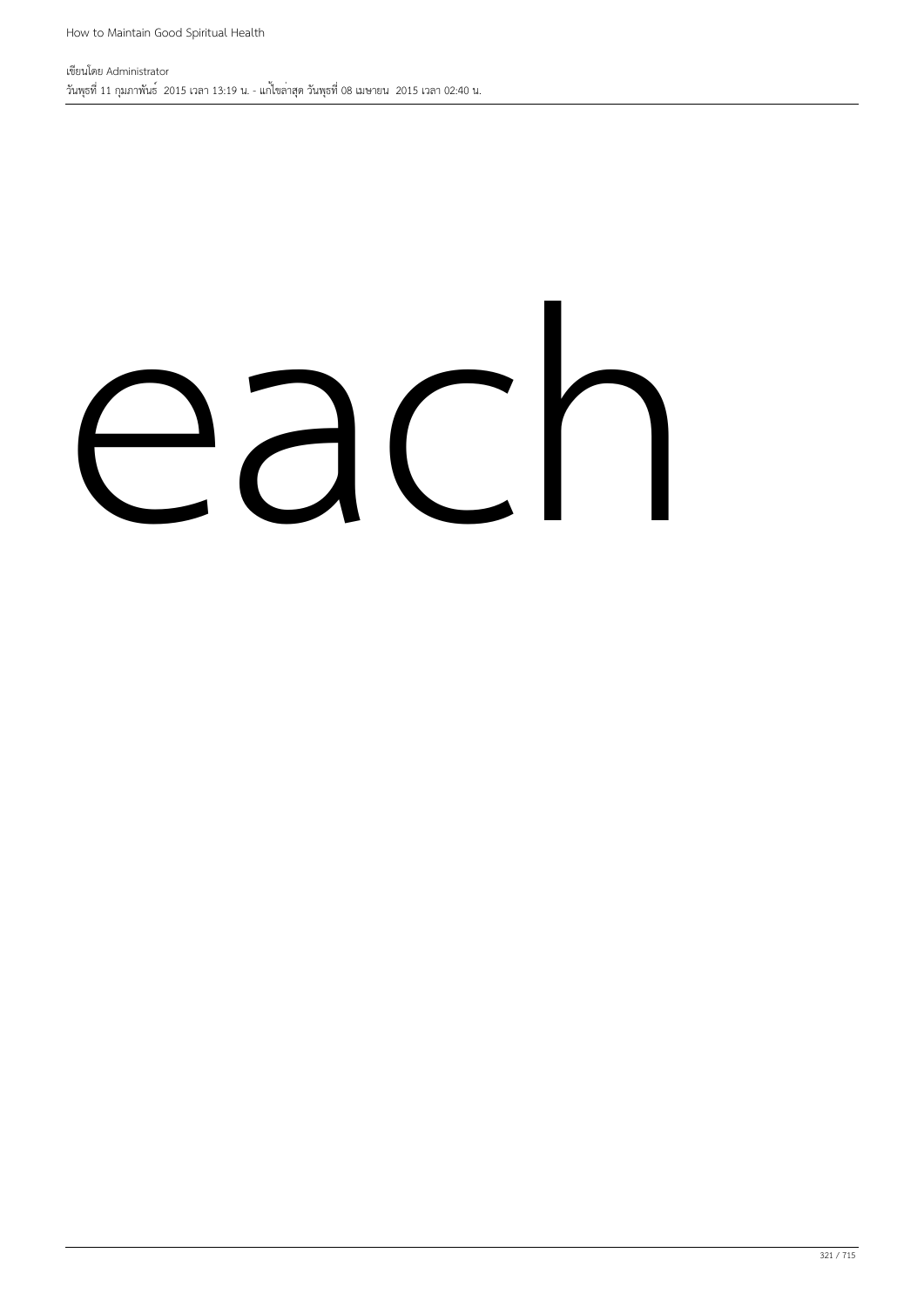each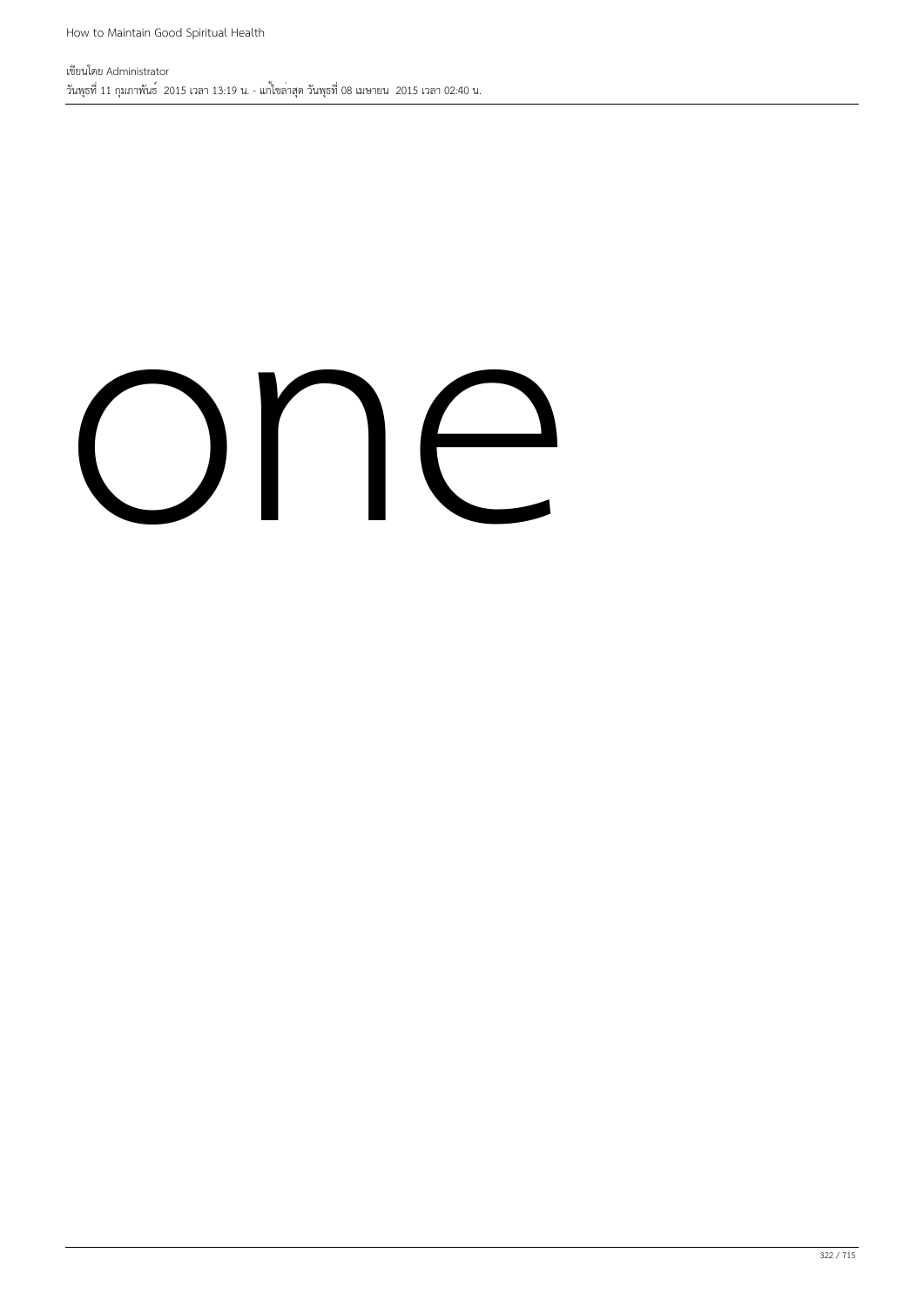one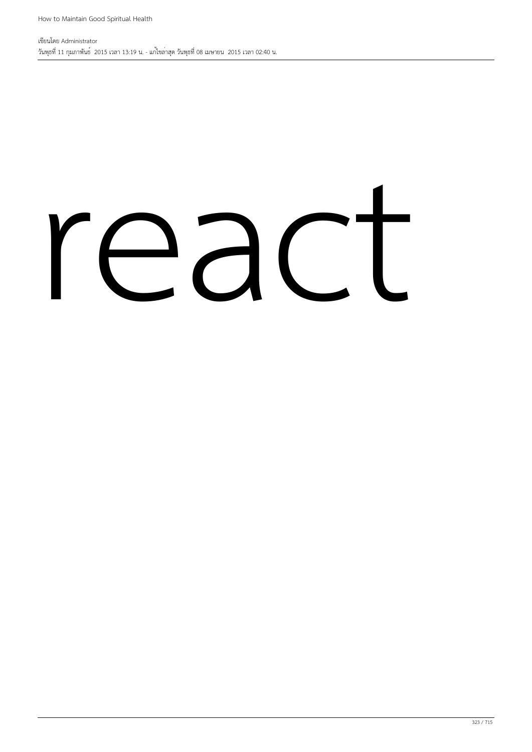react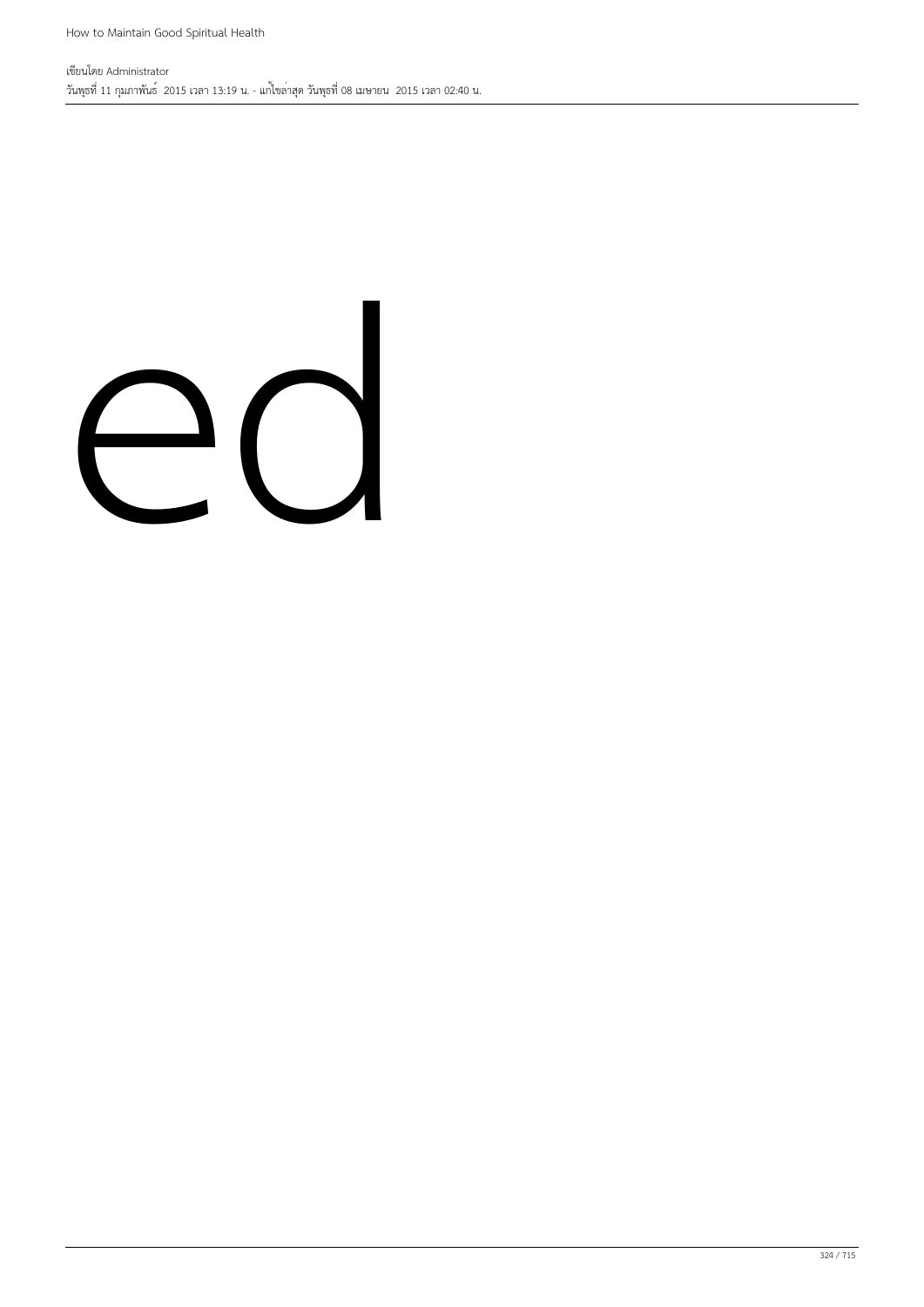ed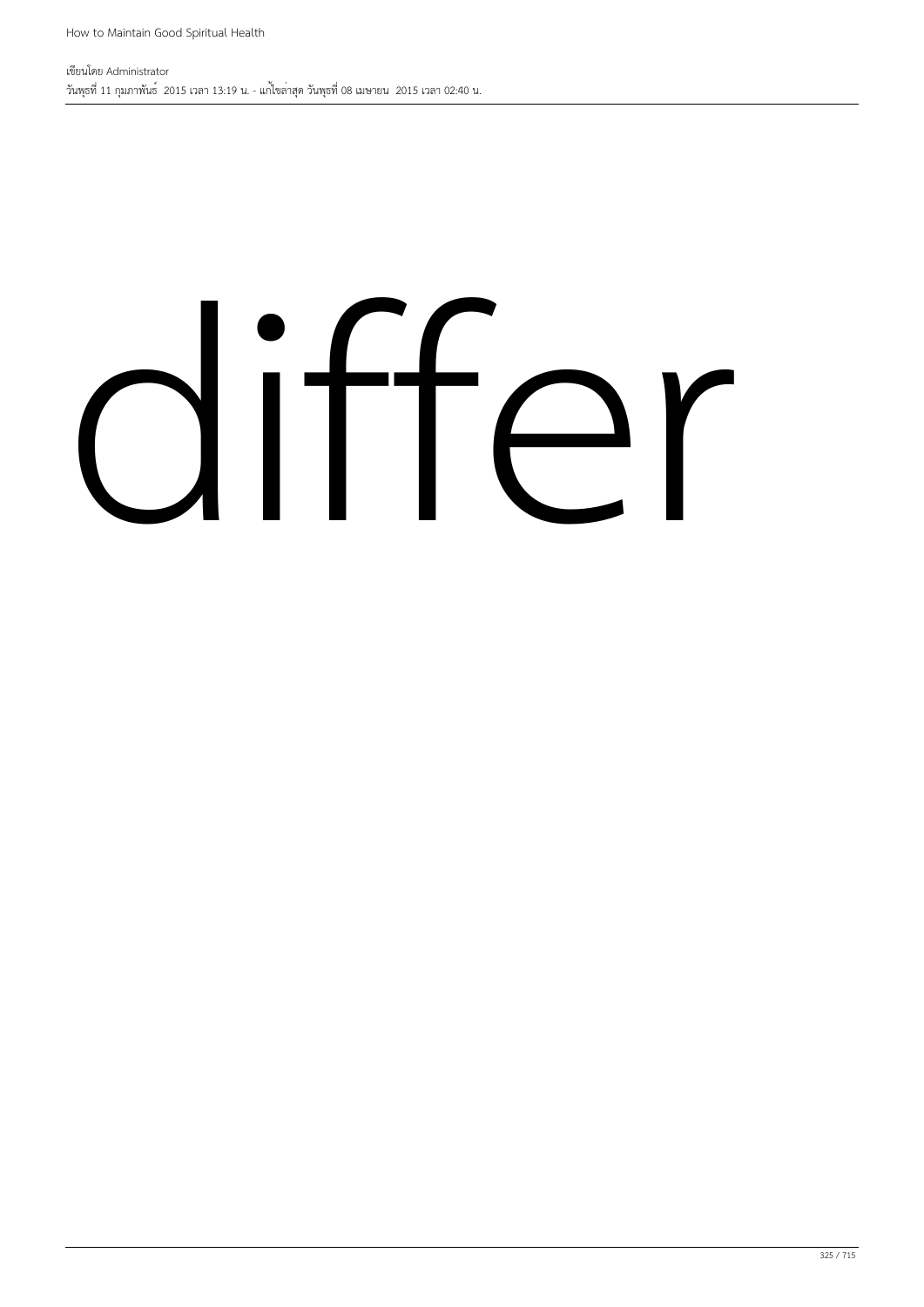differ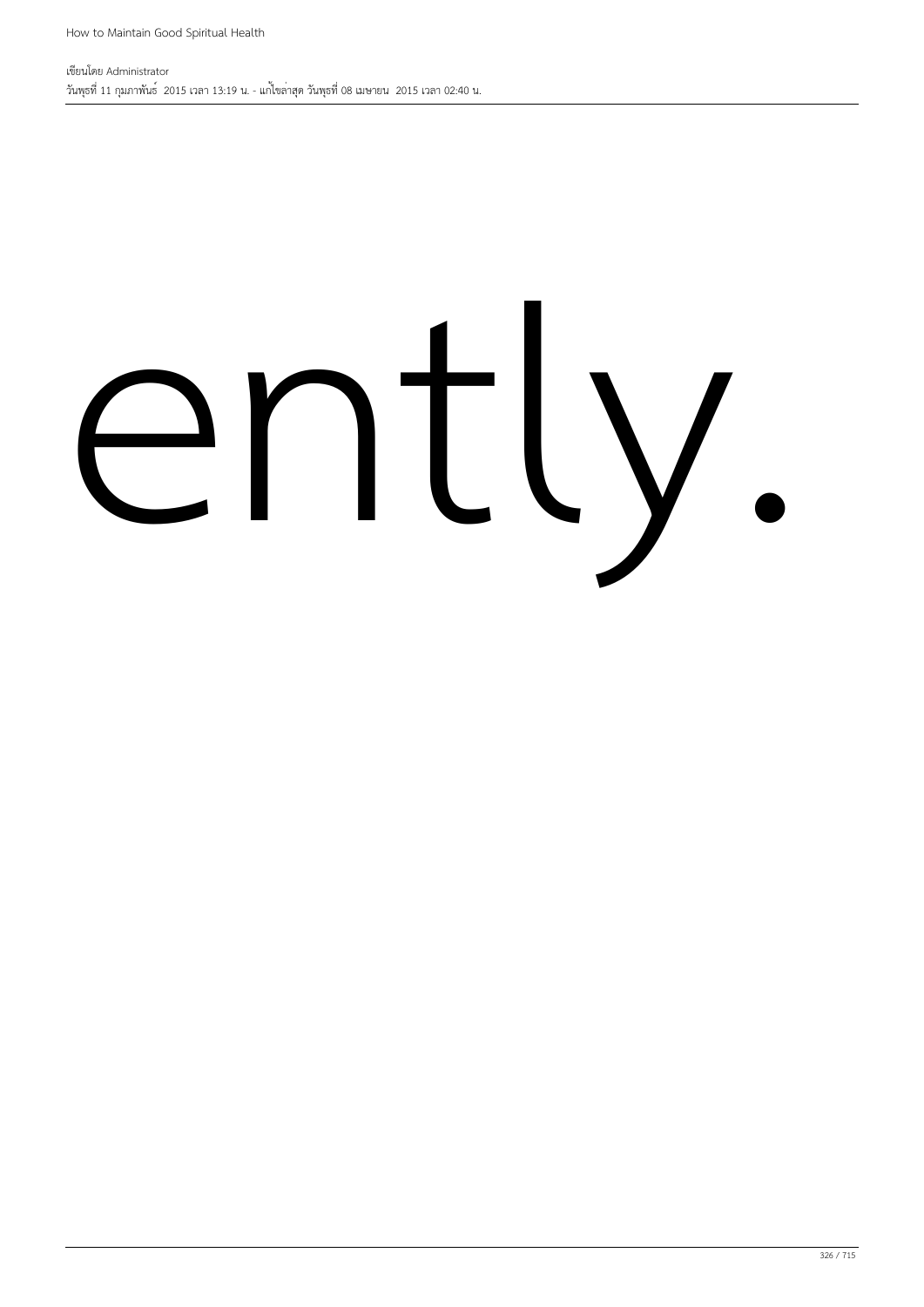ently.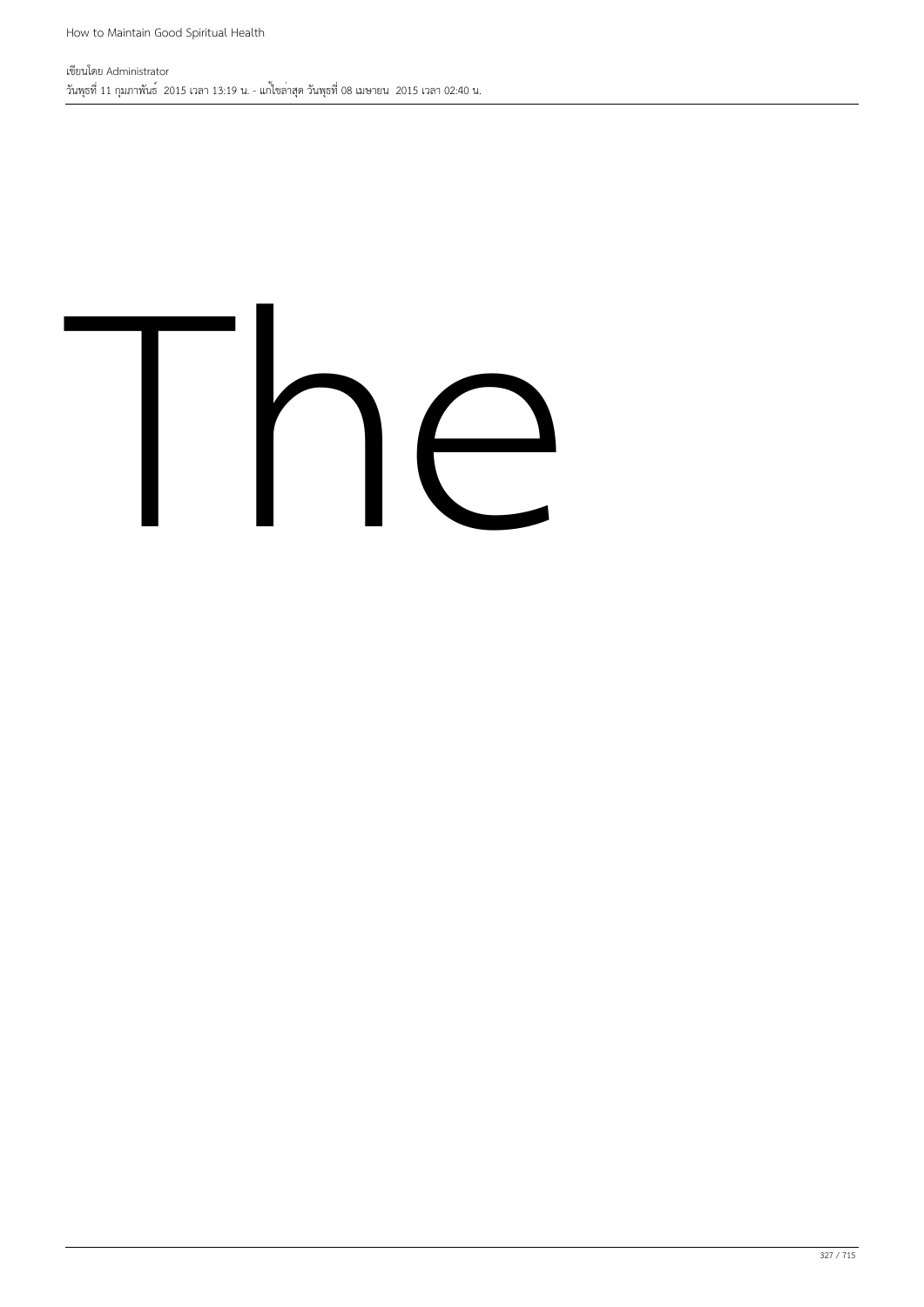The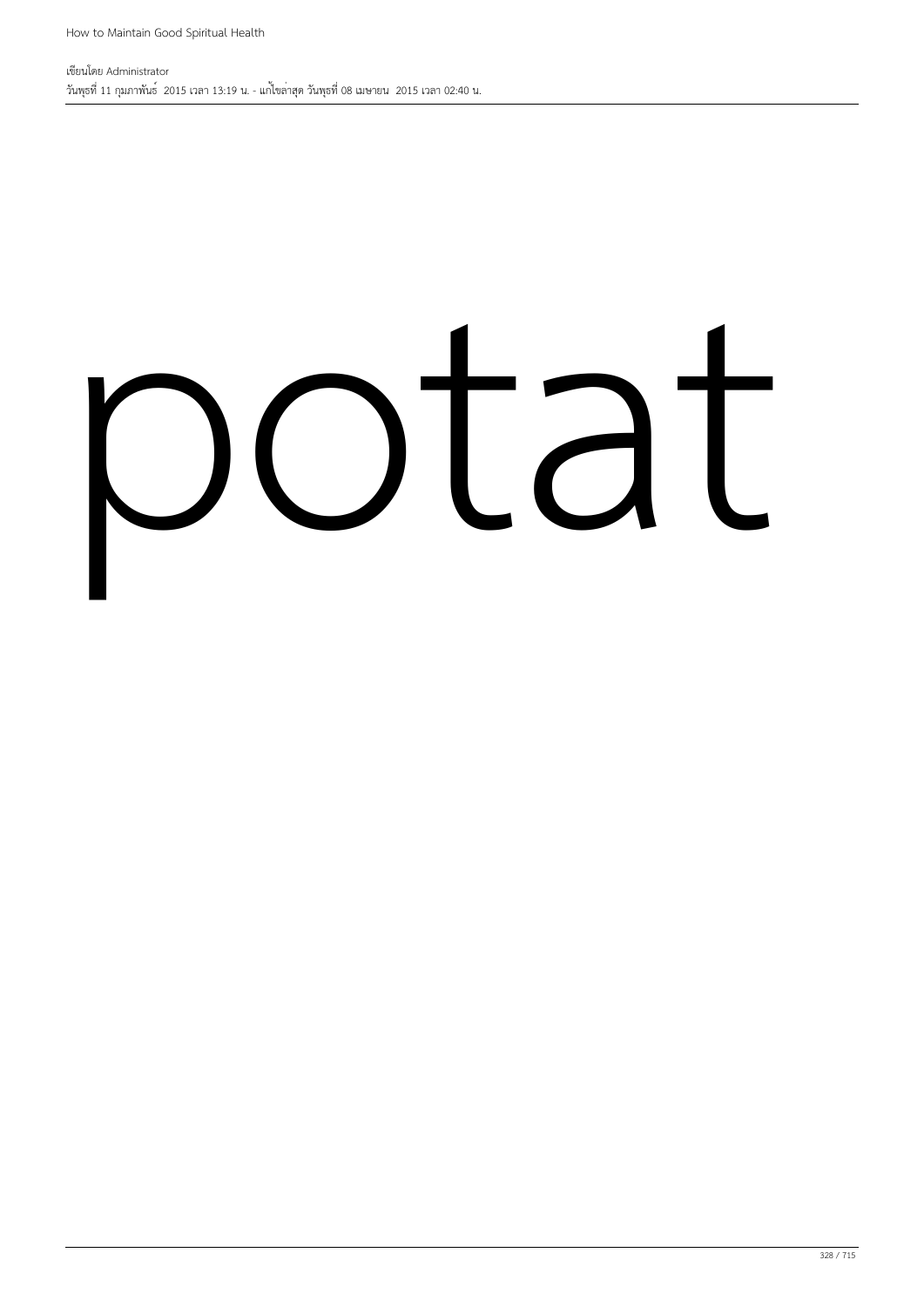potat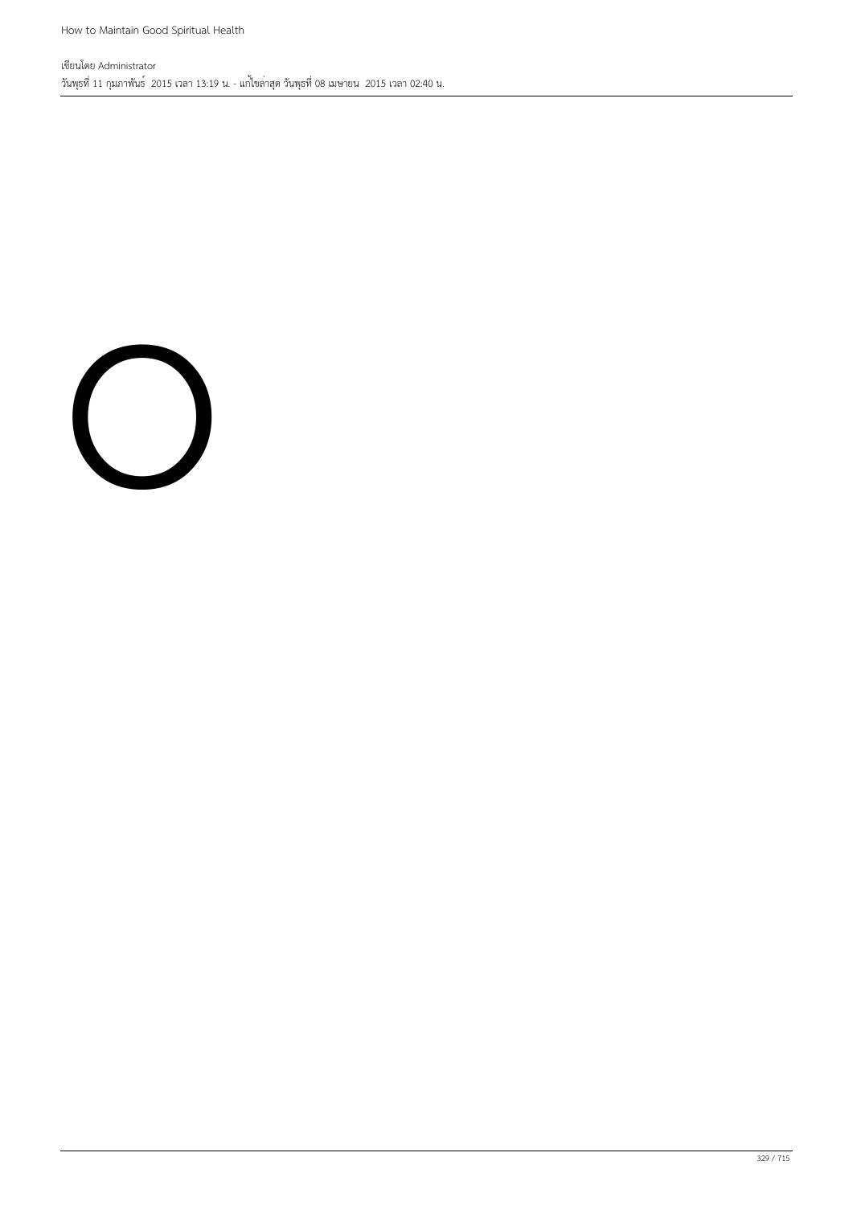O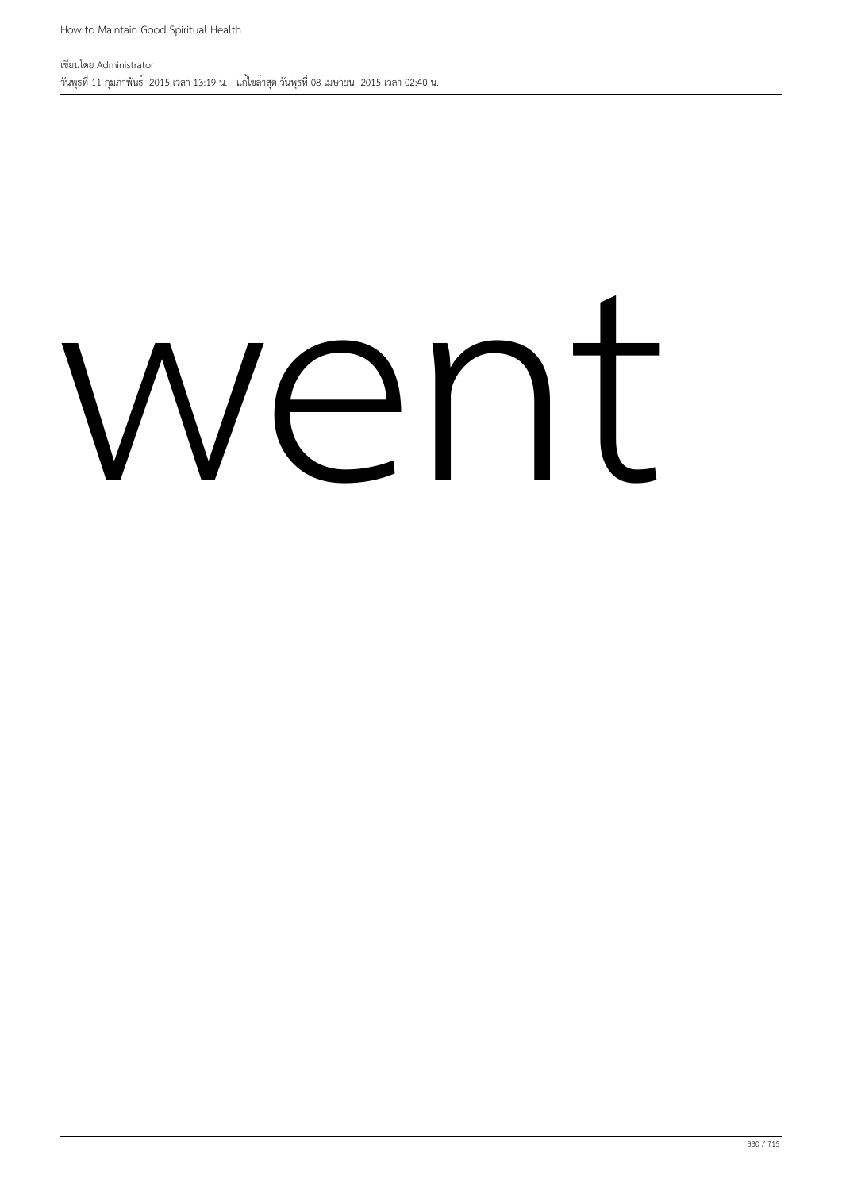went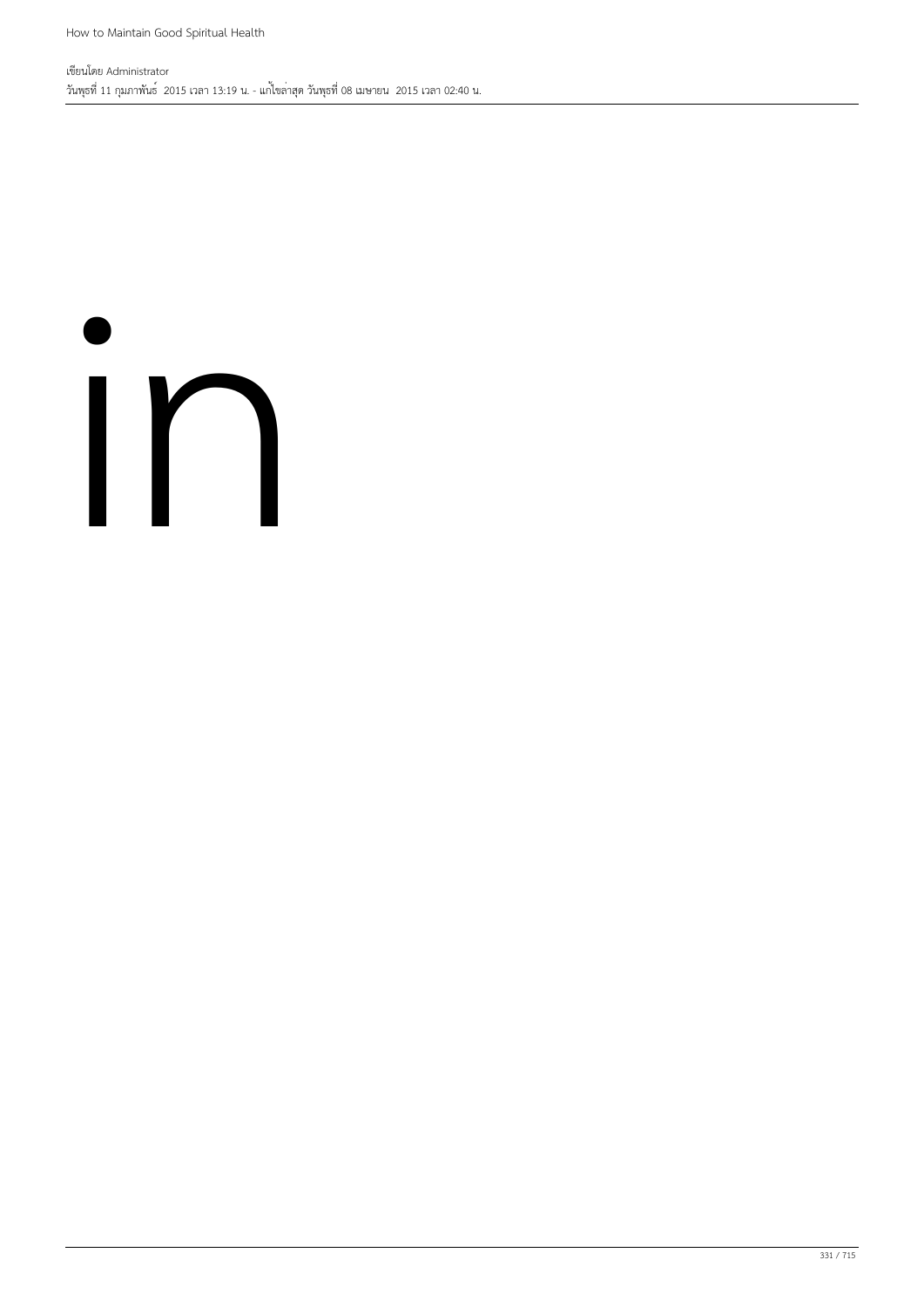in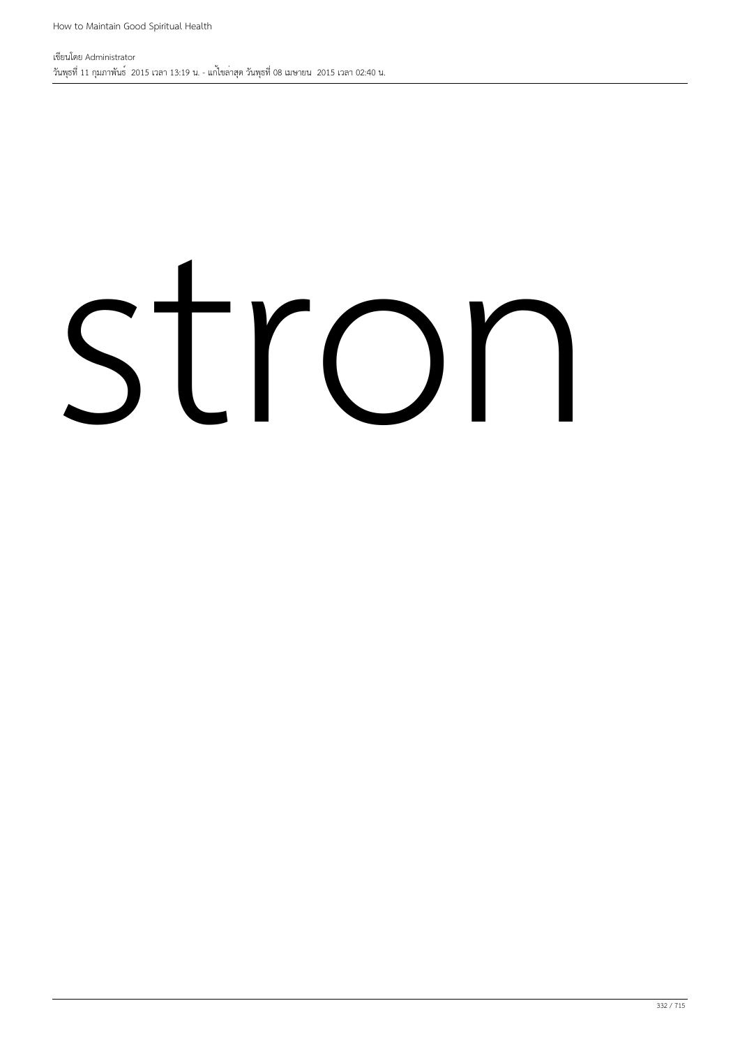stron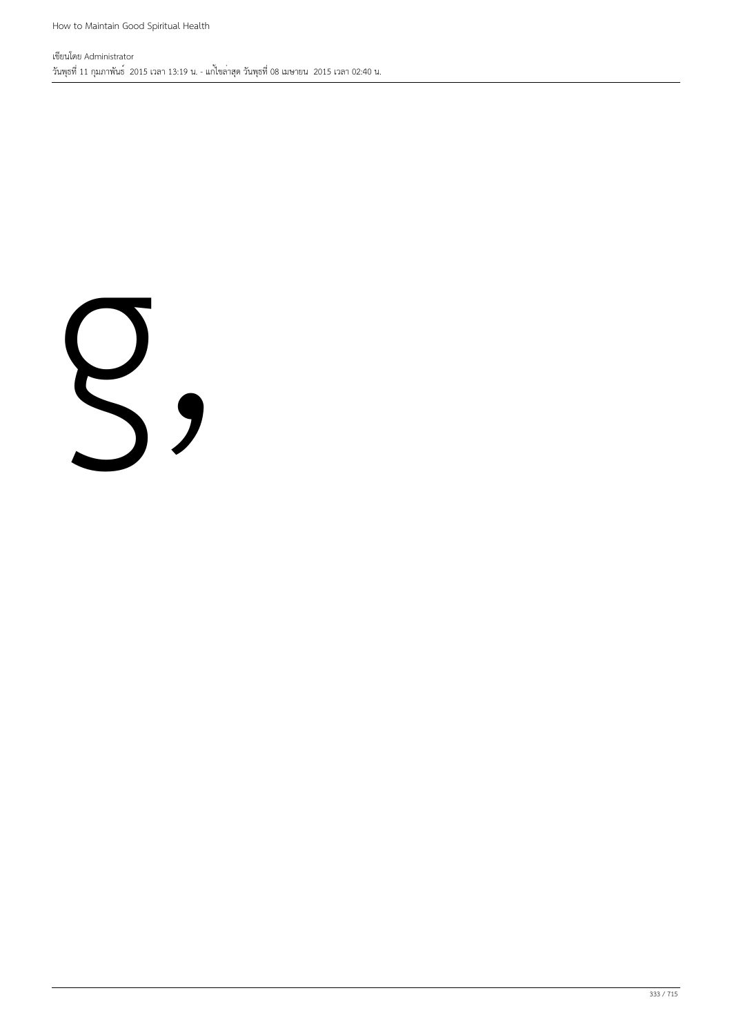g,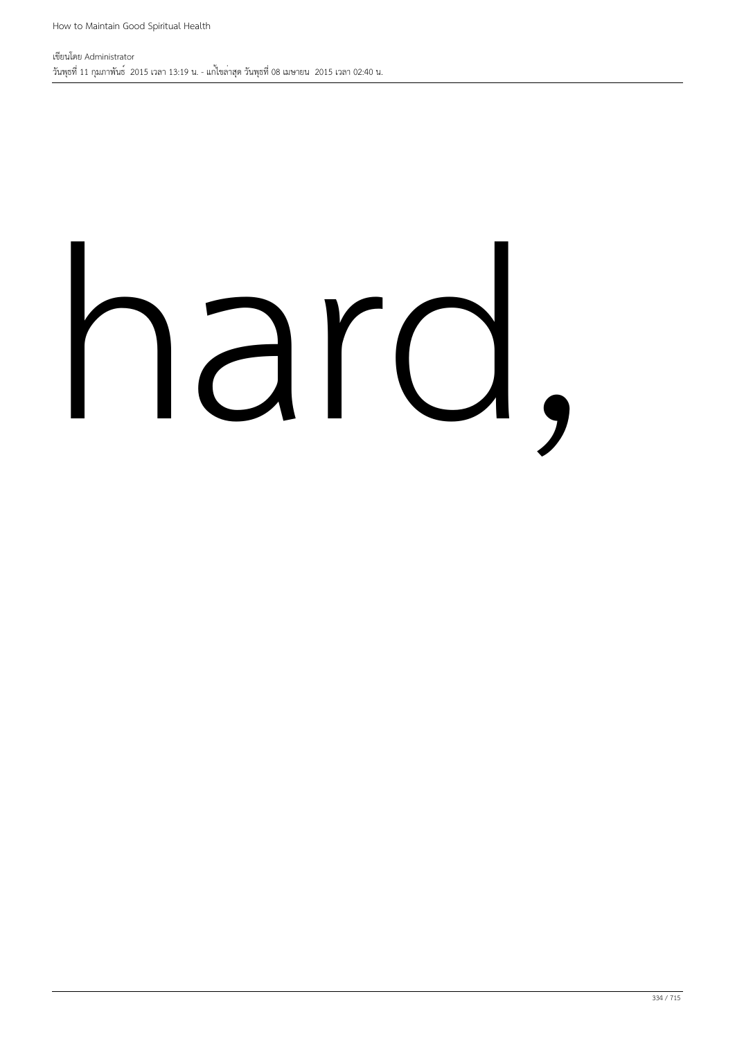hard,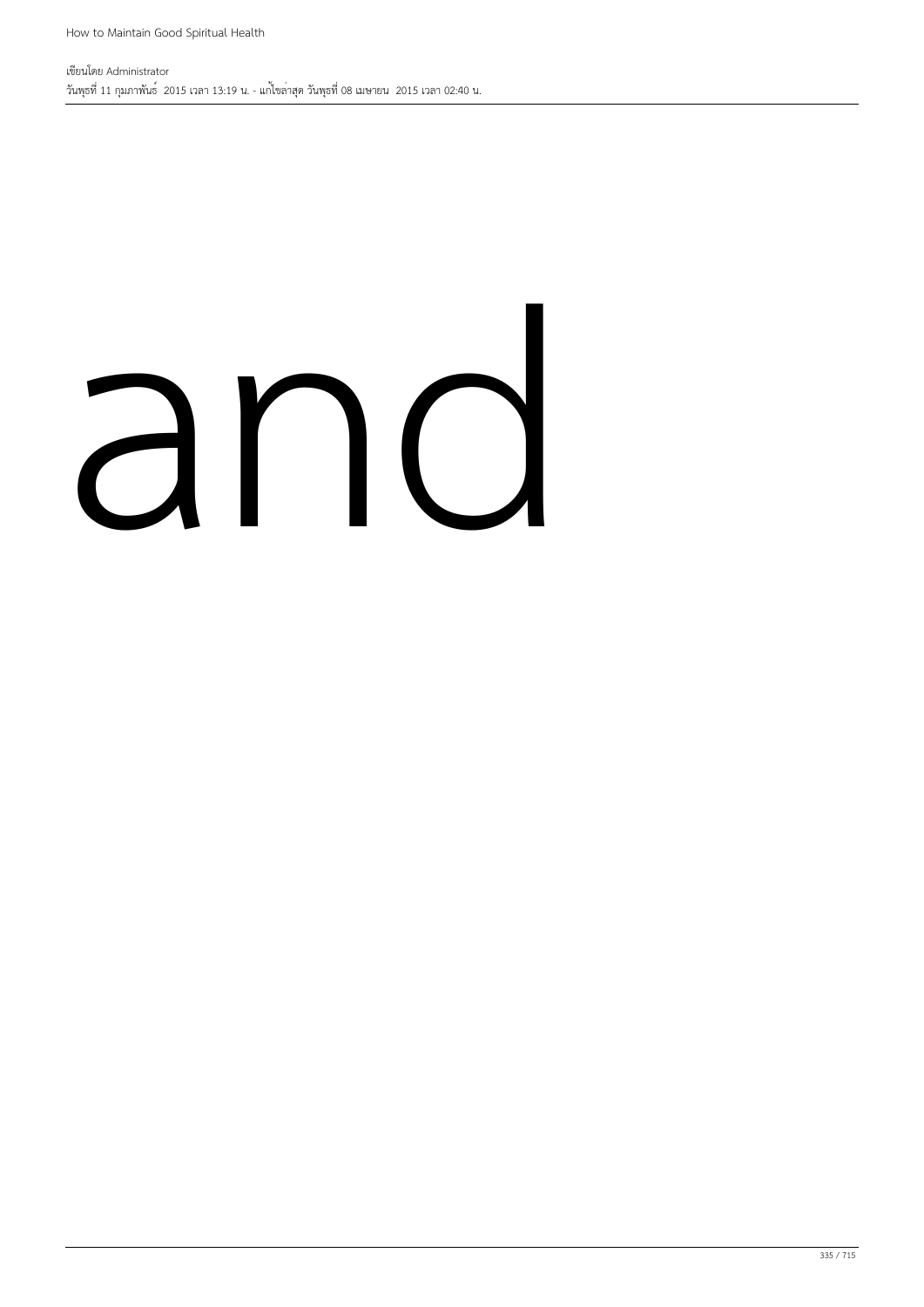and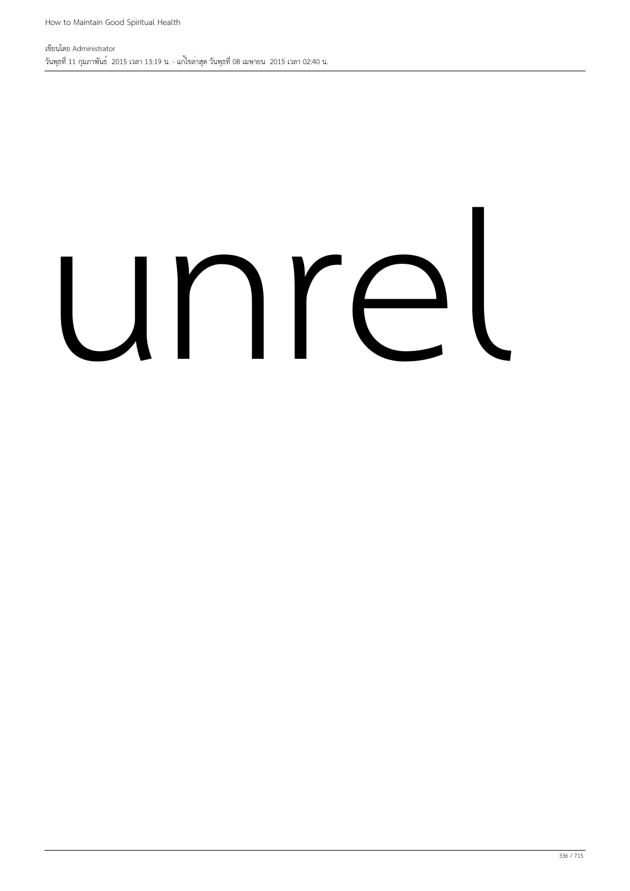unrel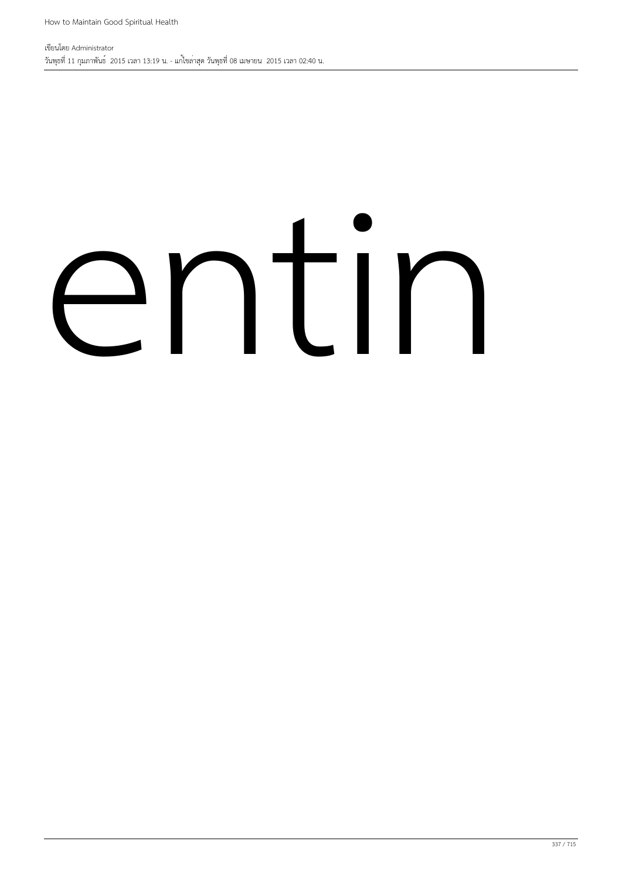entin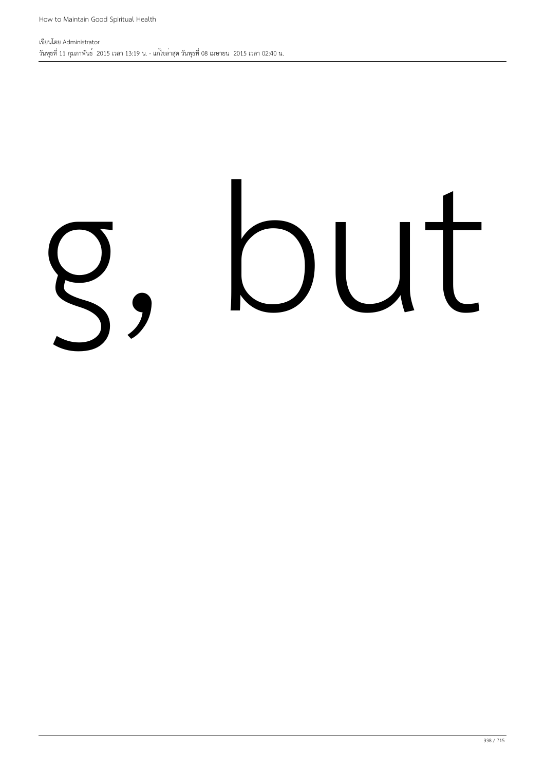g, but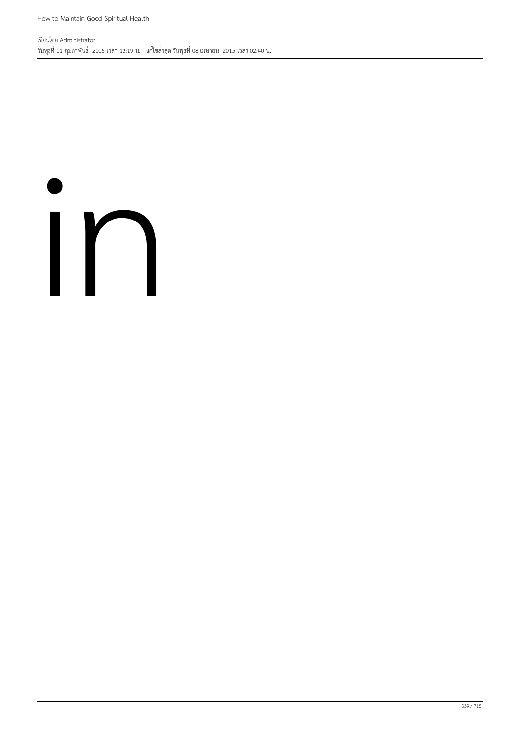in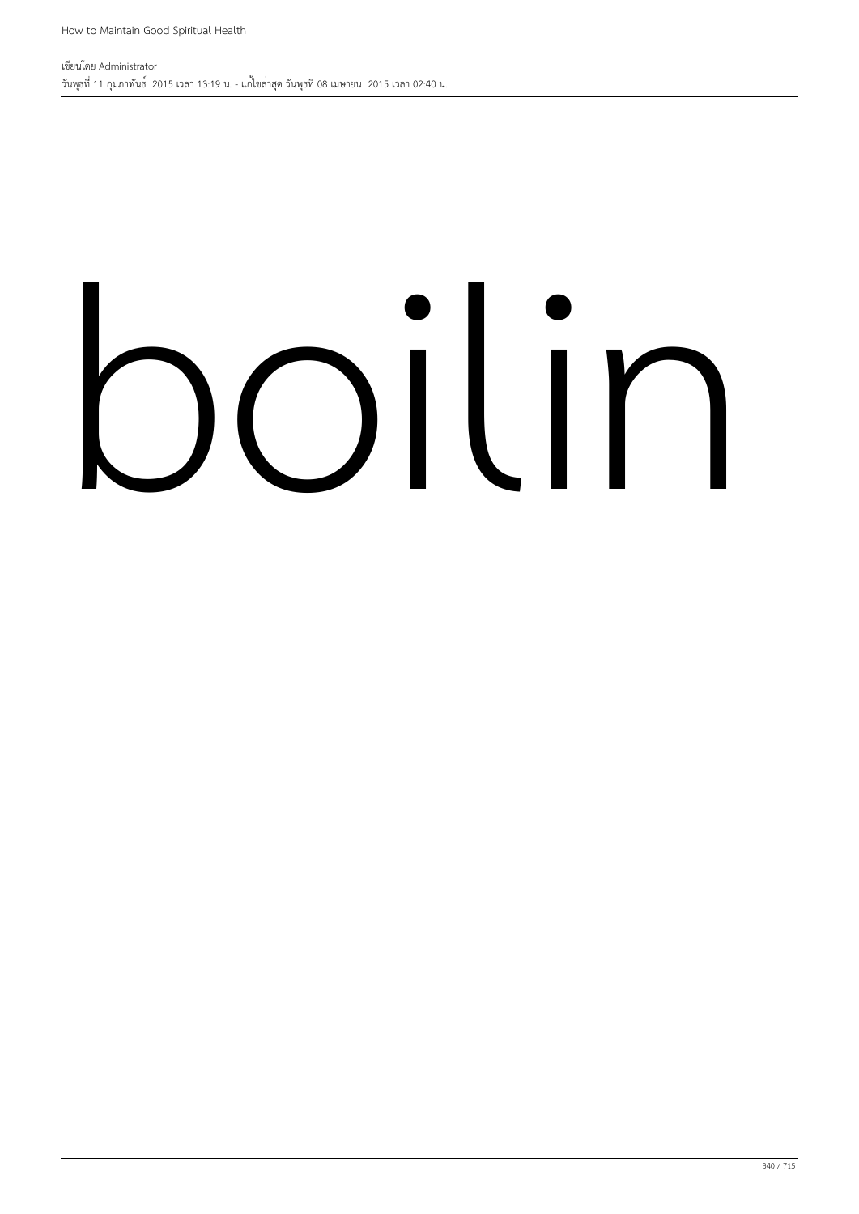boilin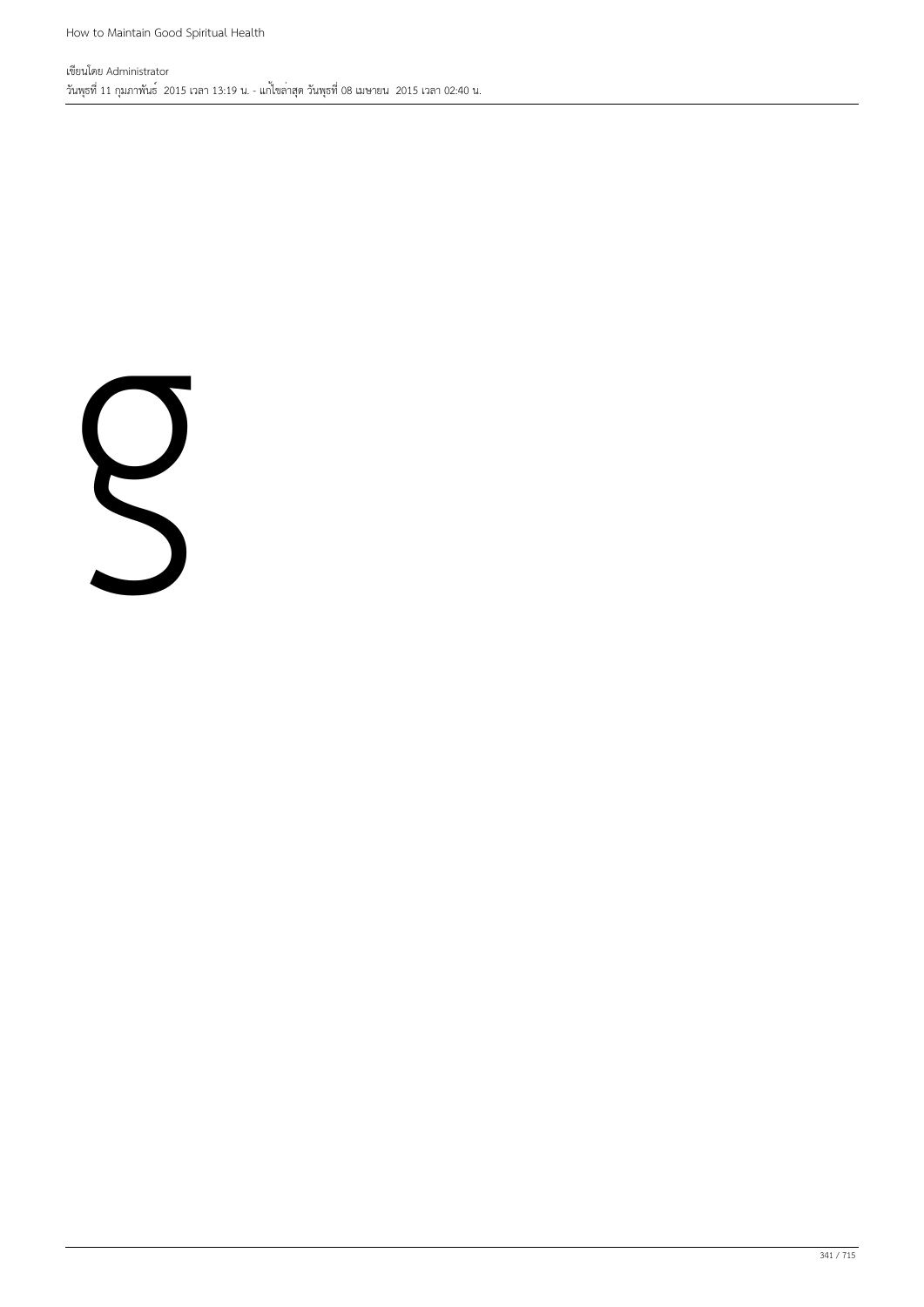g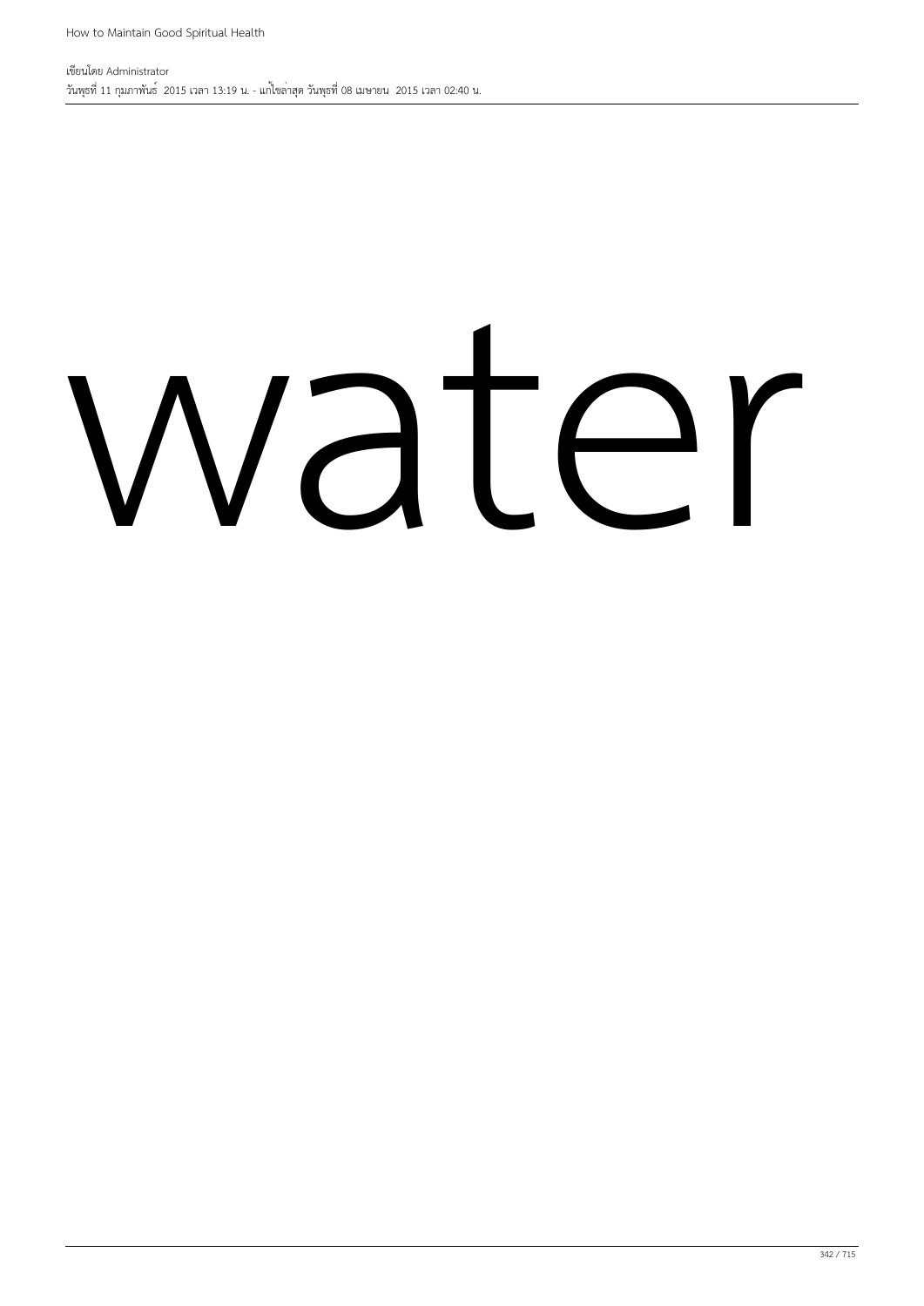water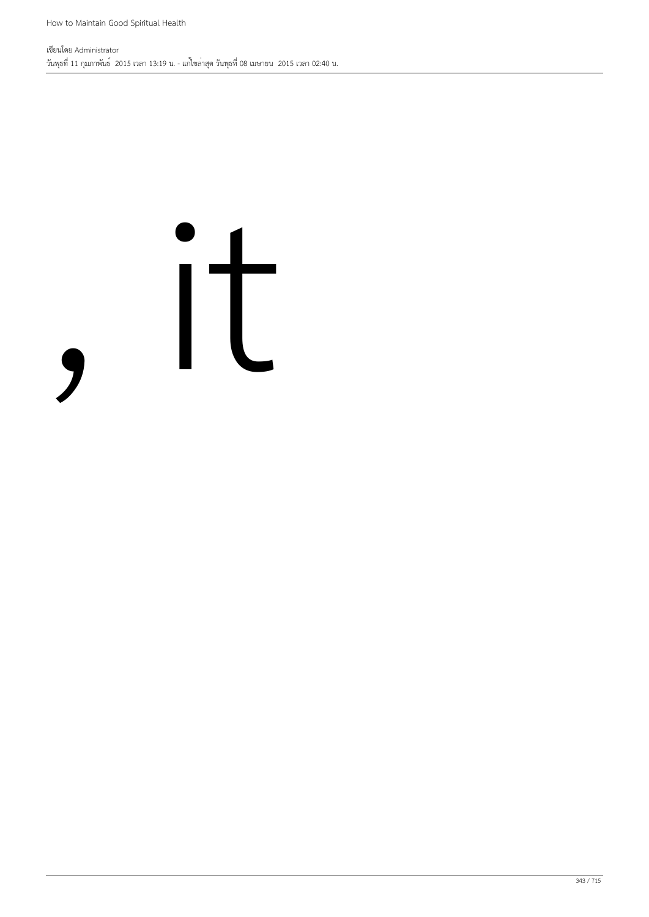, it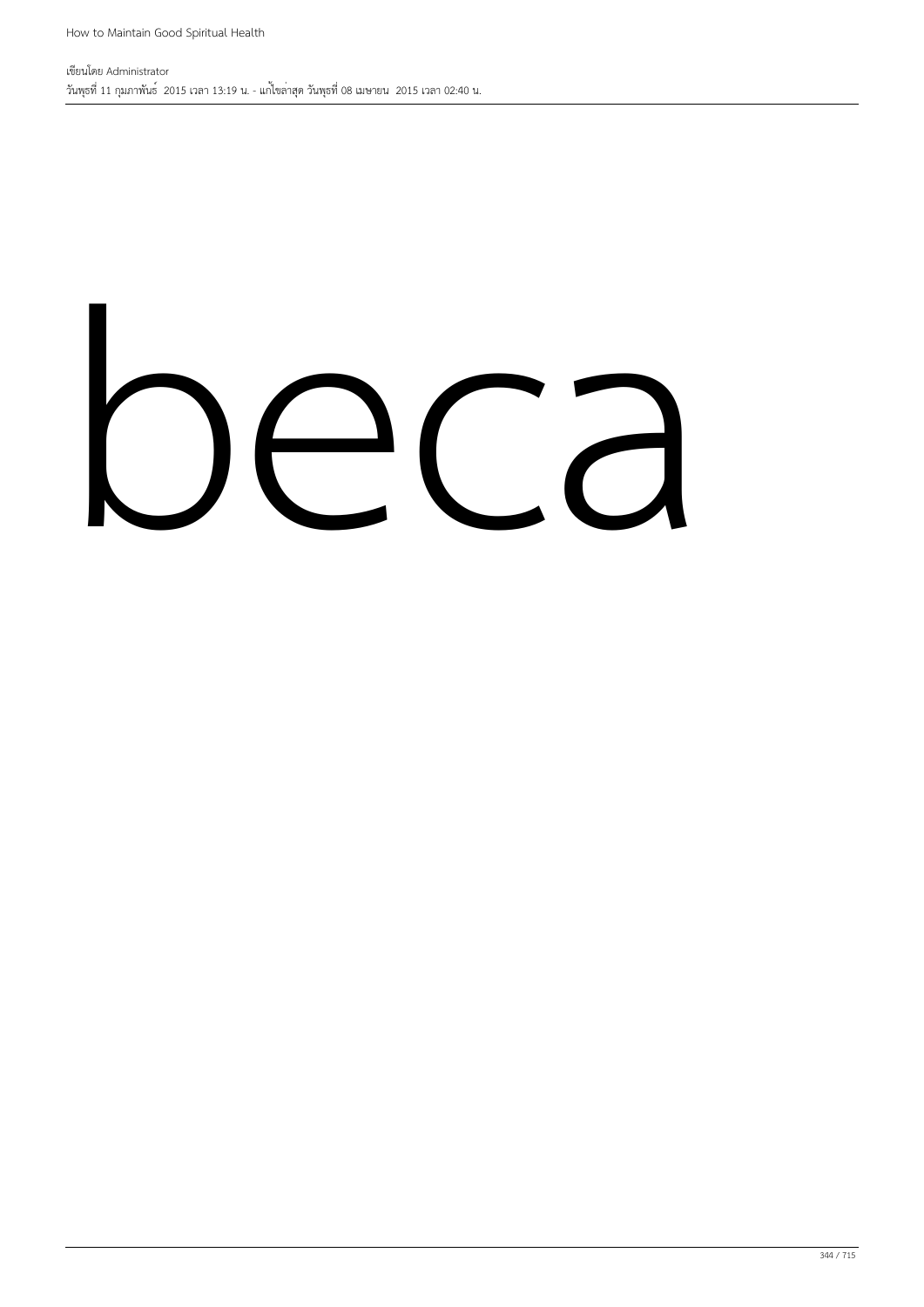beca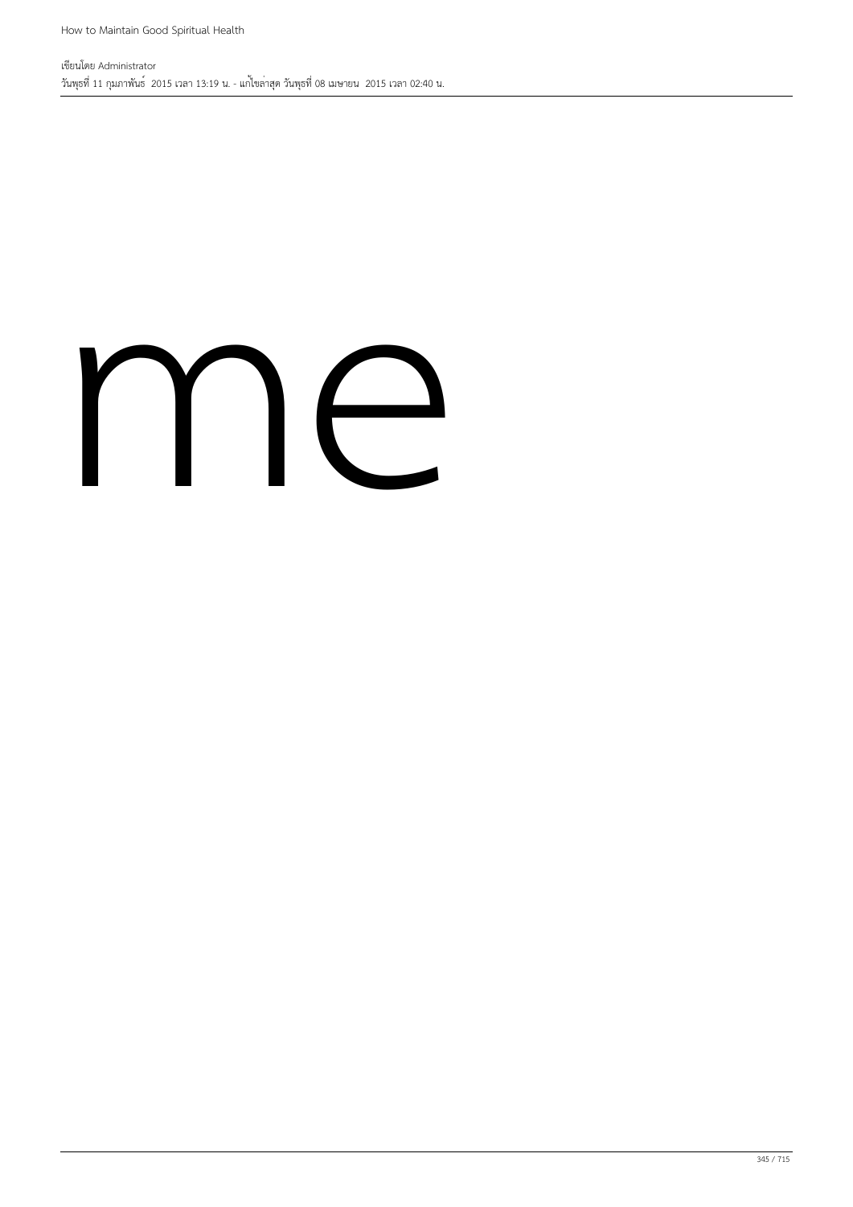me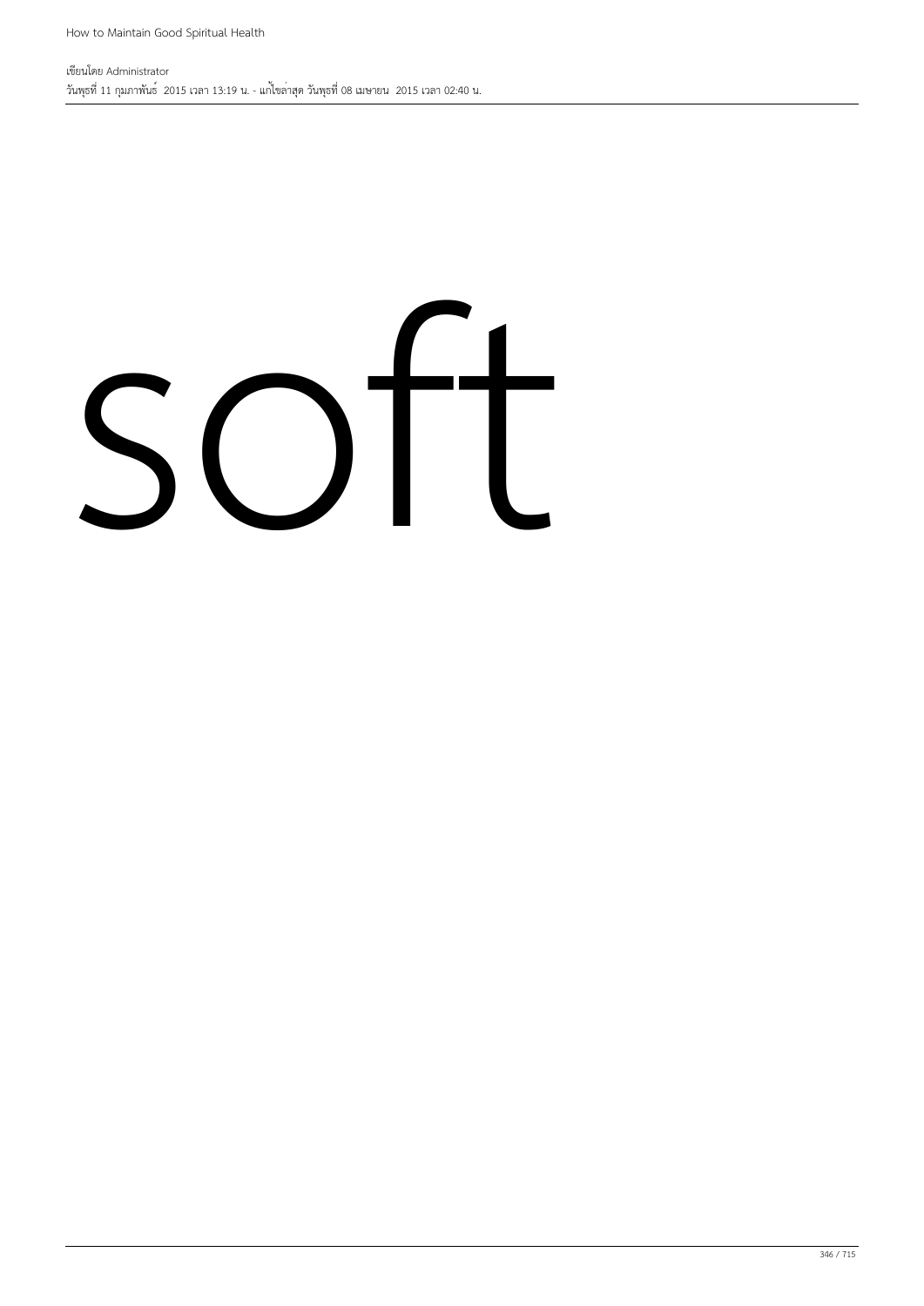soft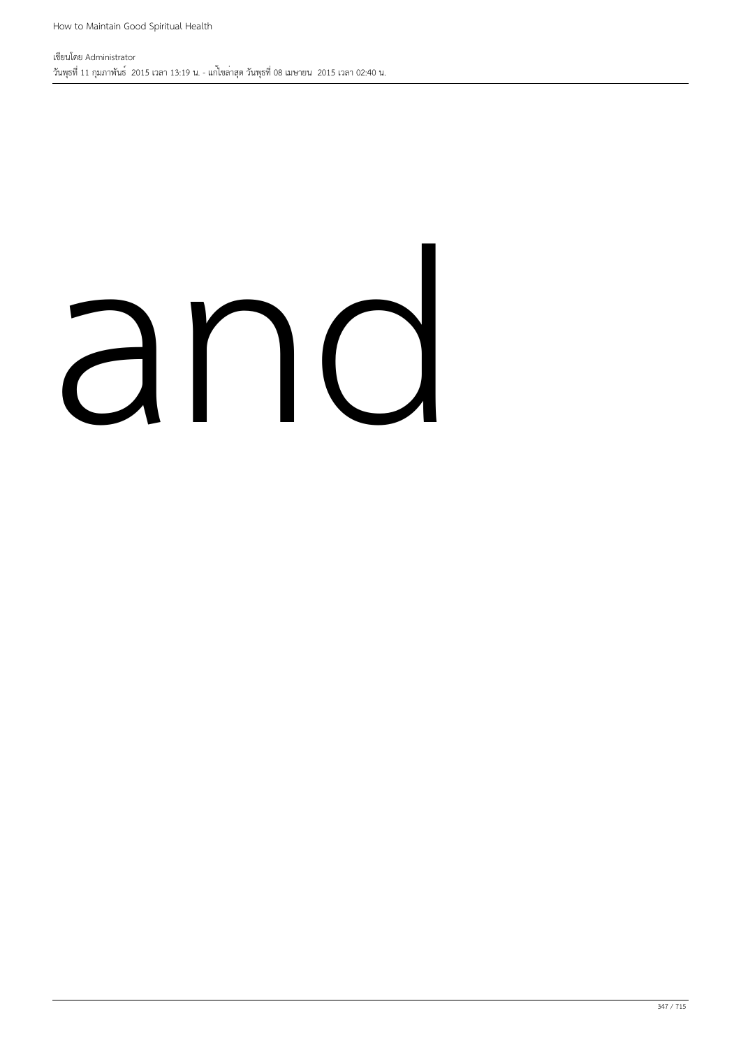and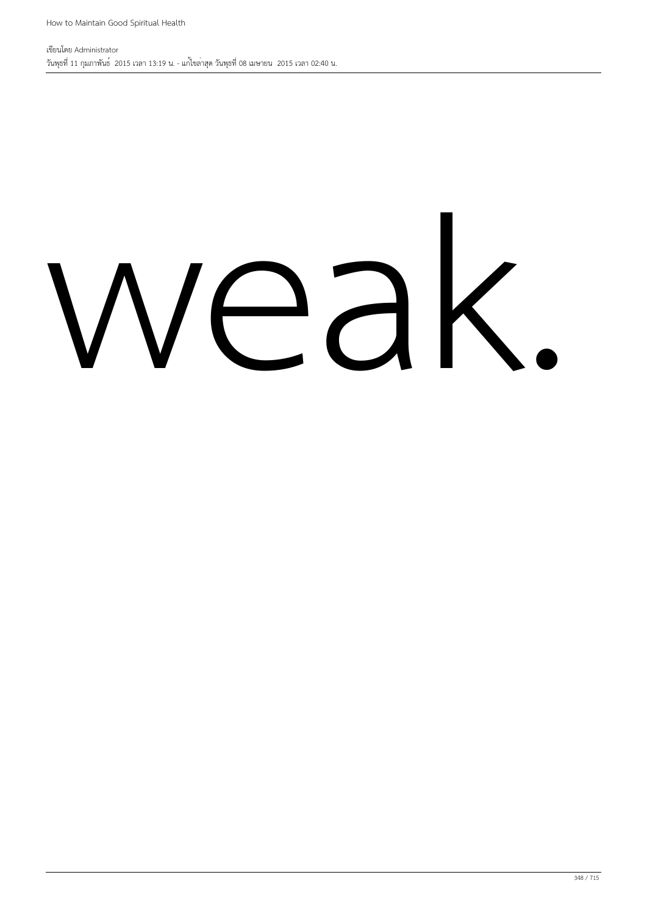weak.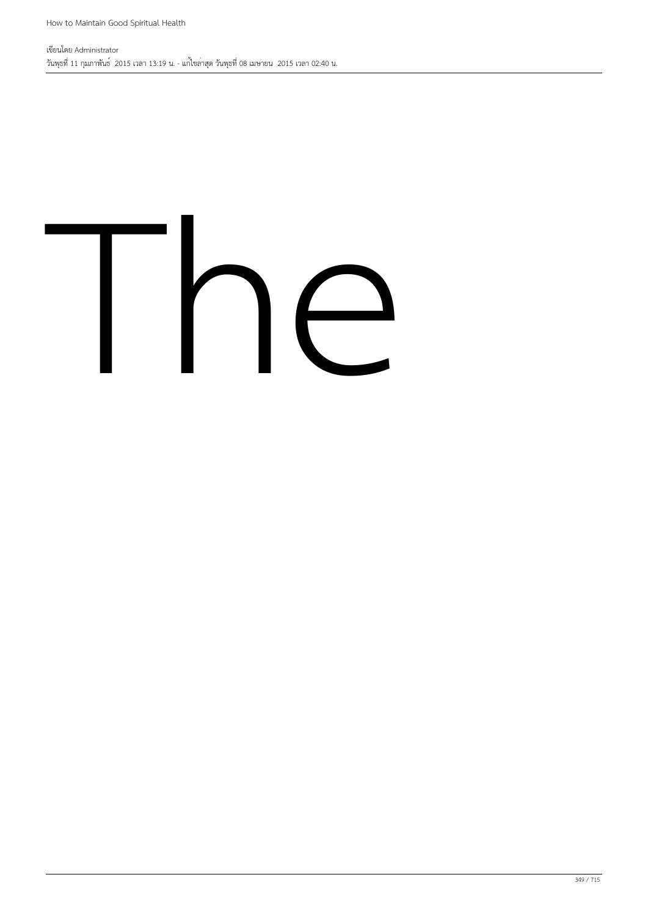The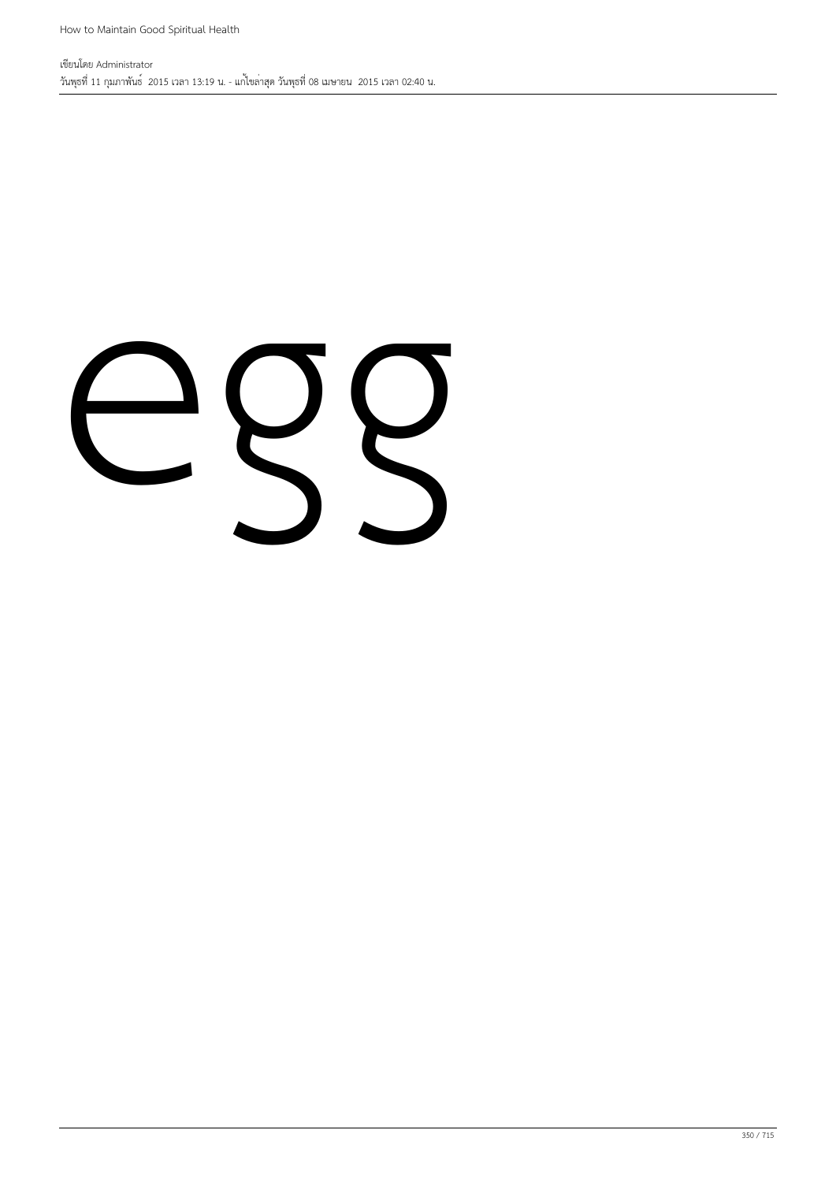egg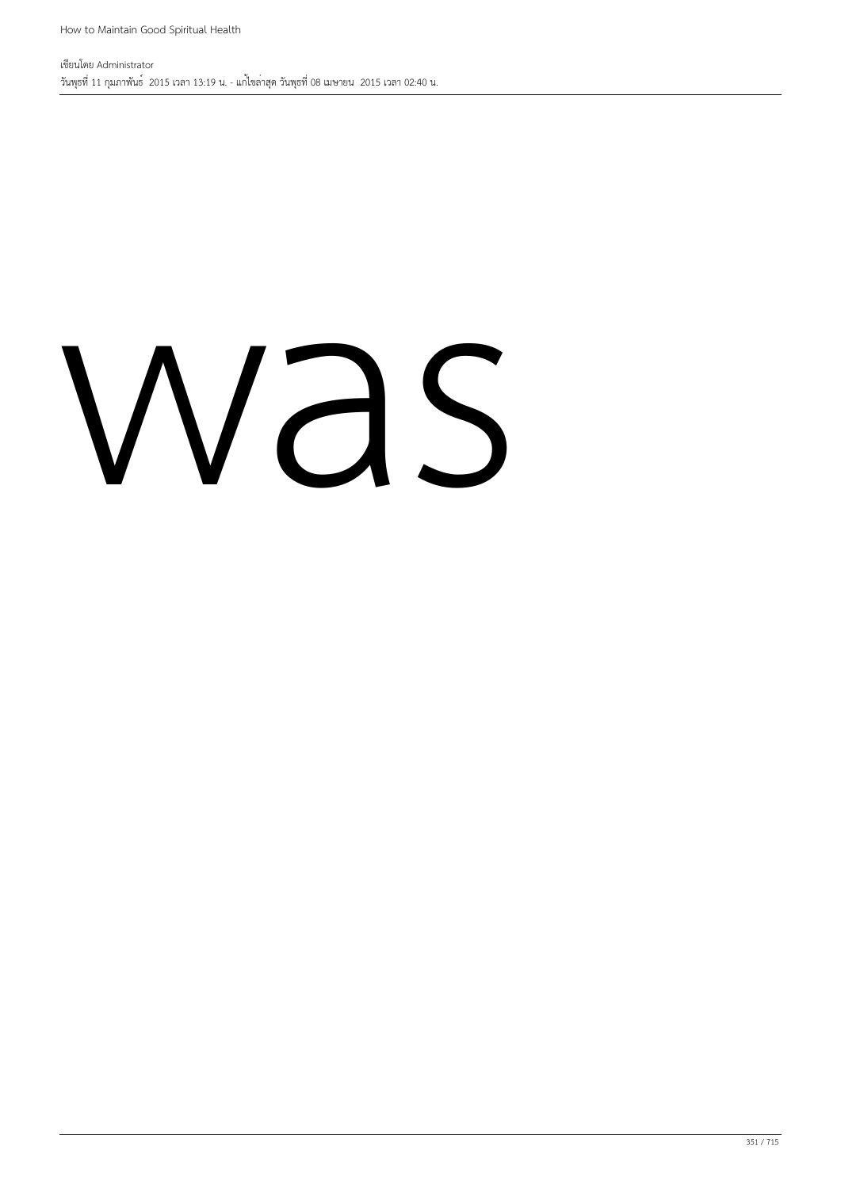was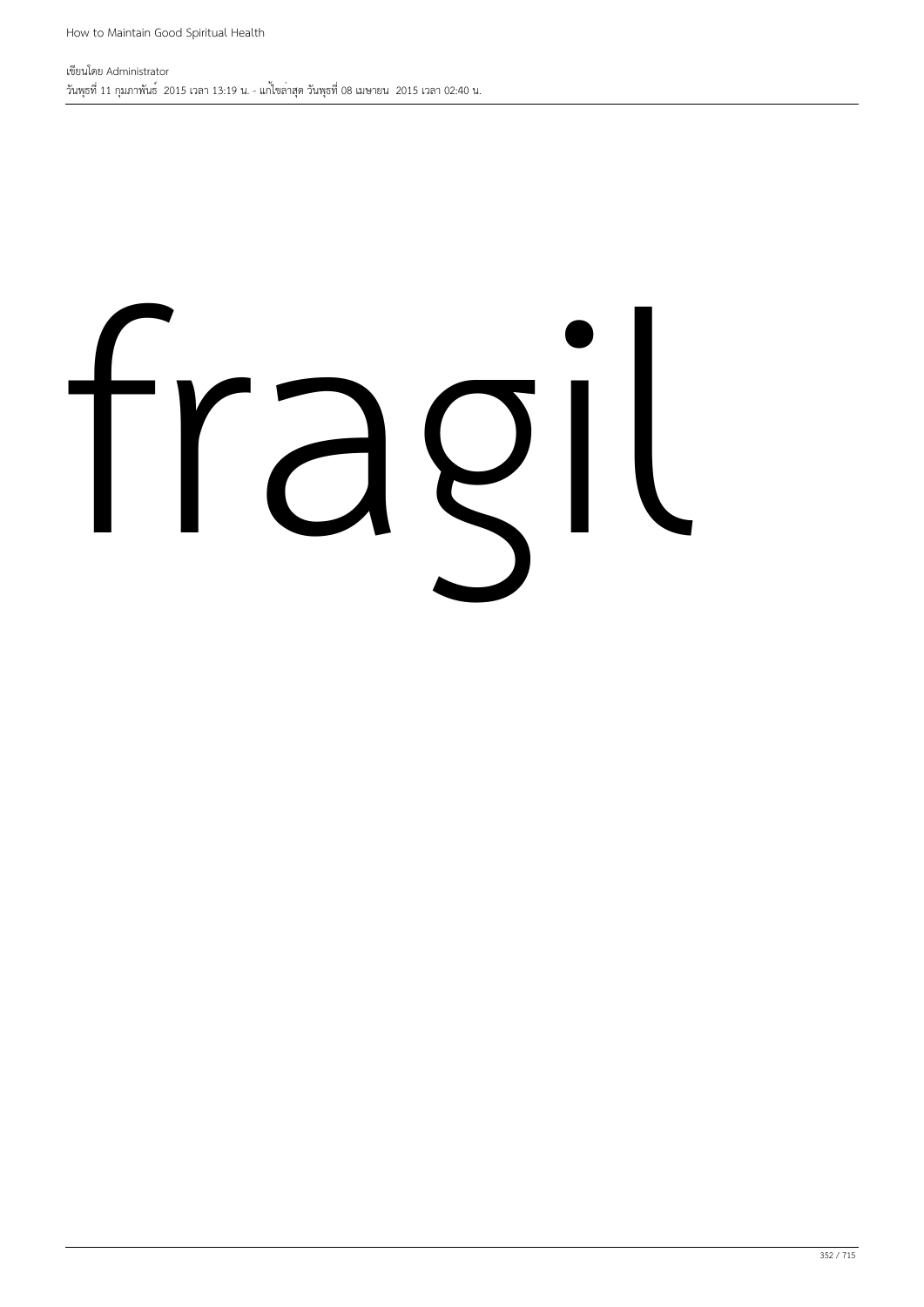fragil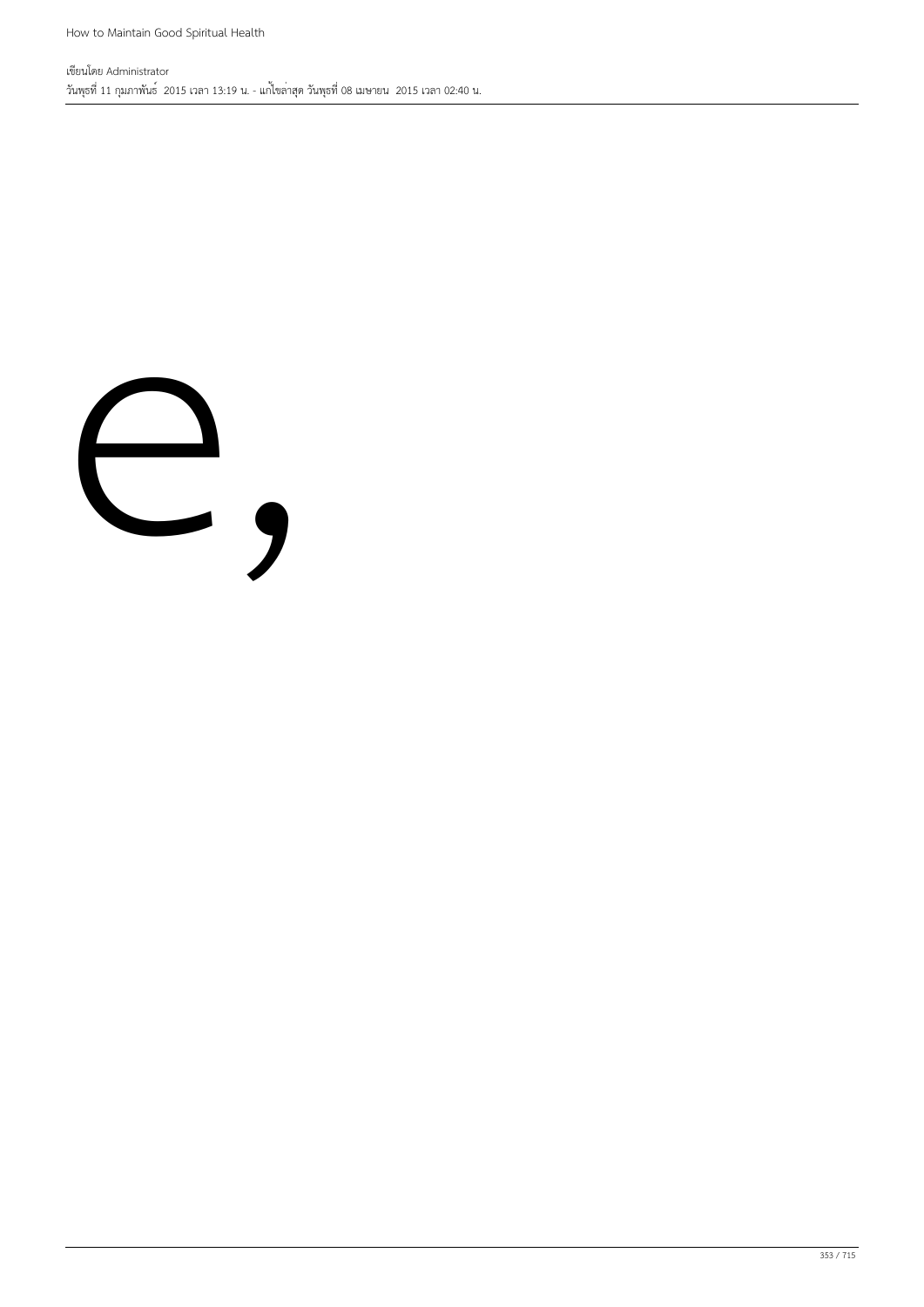e,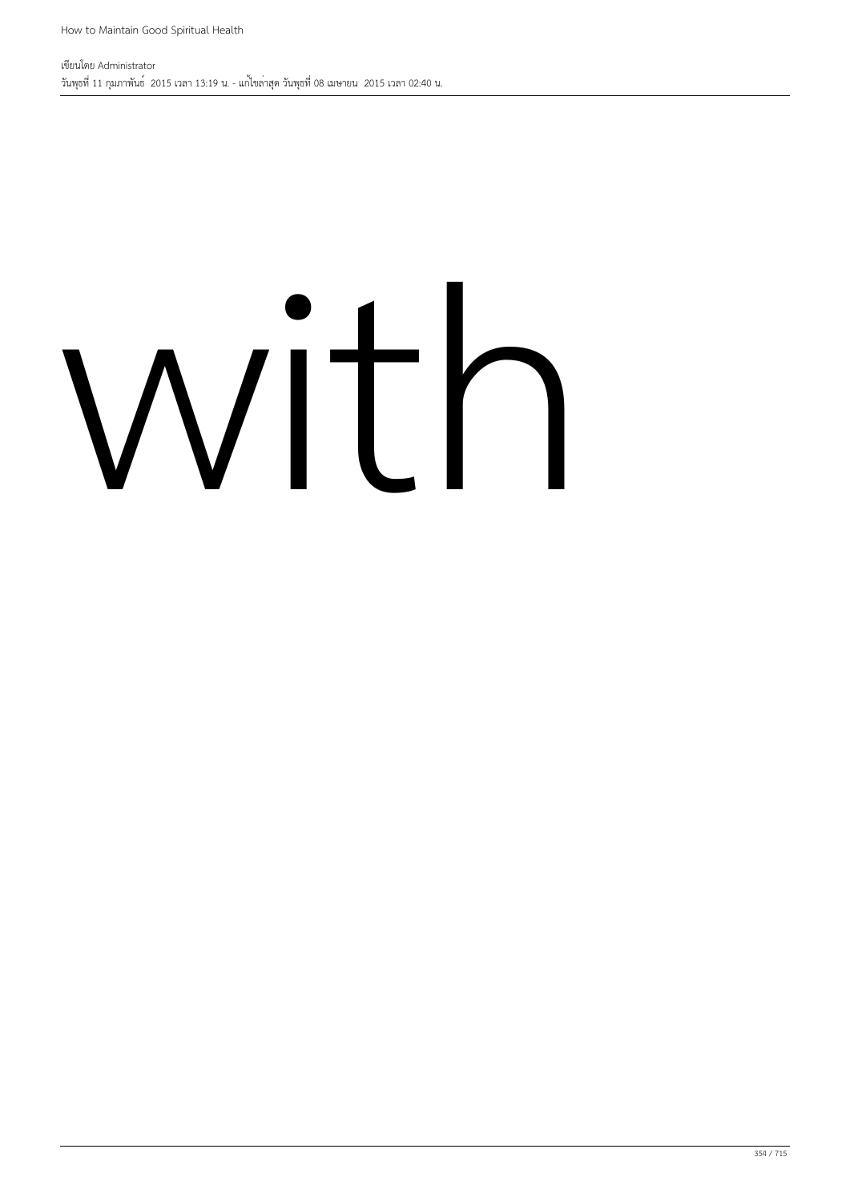with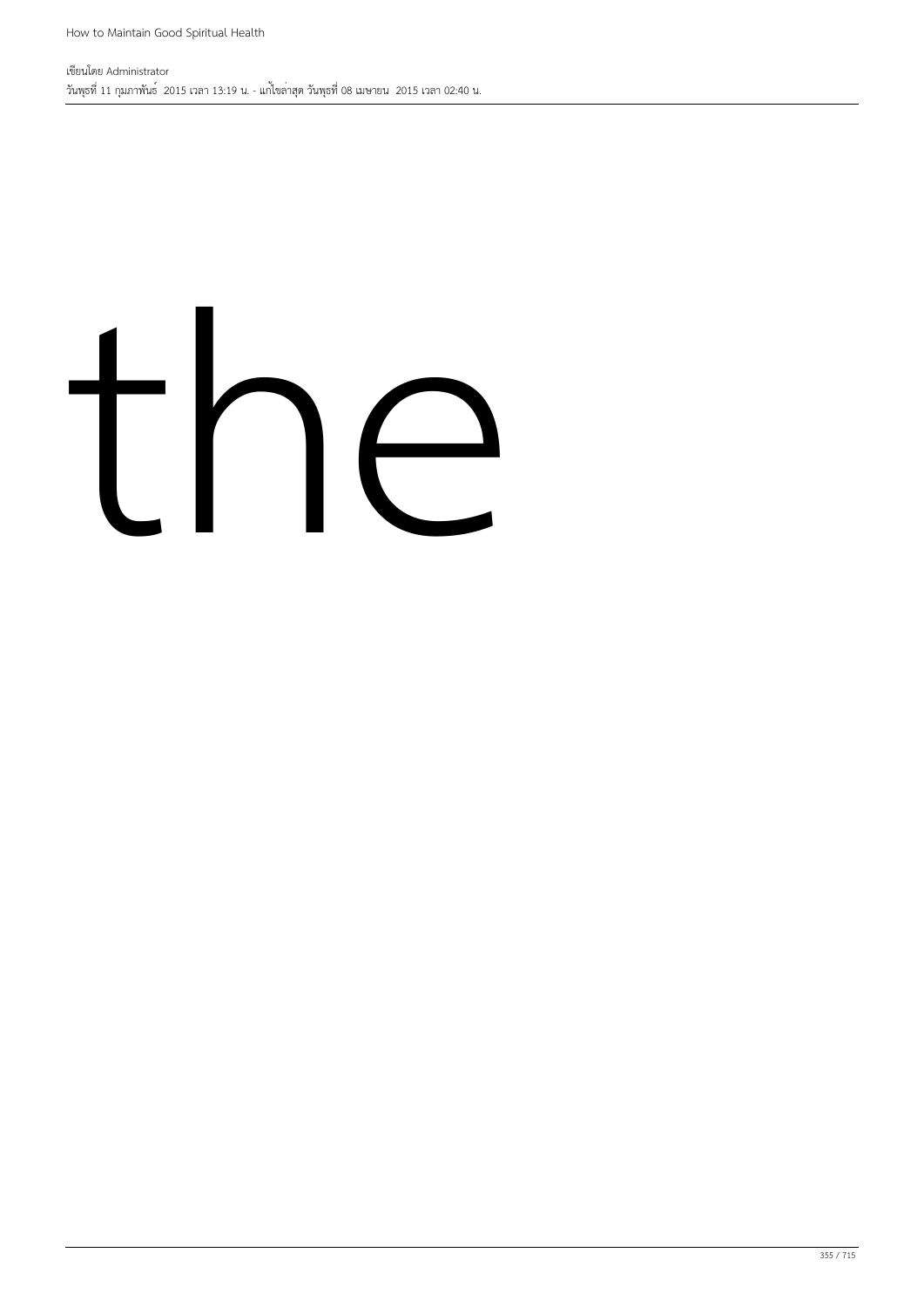the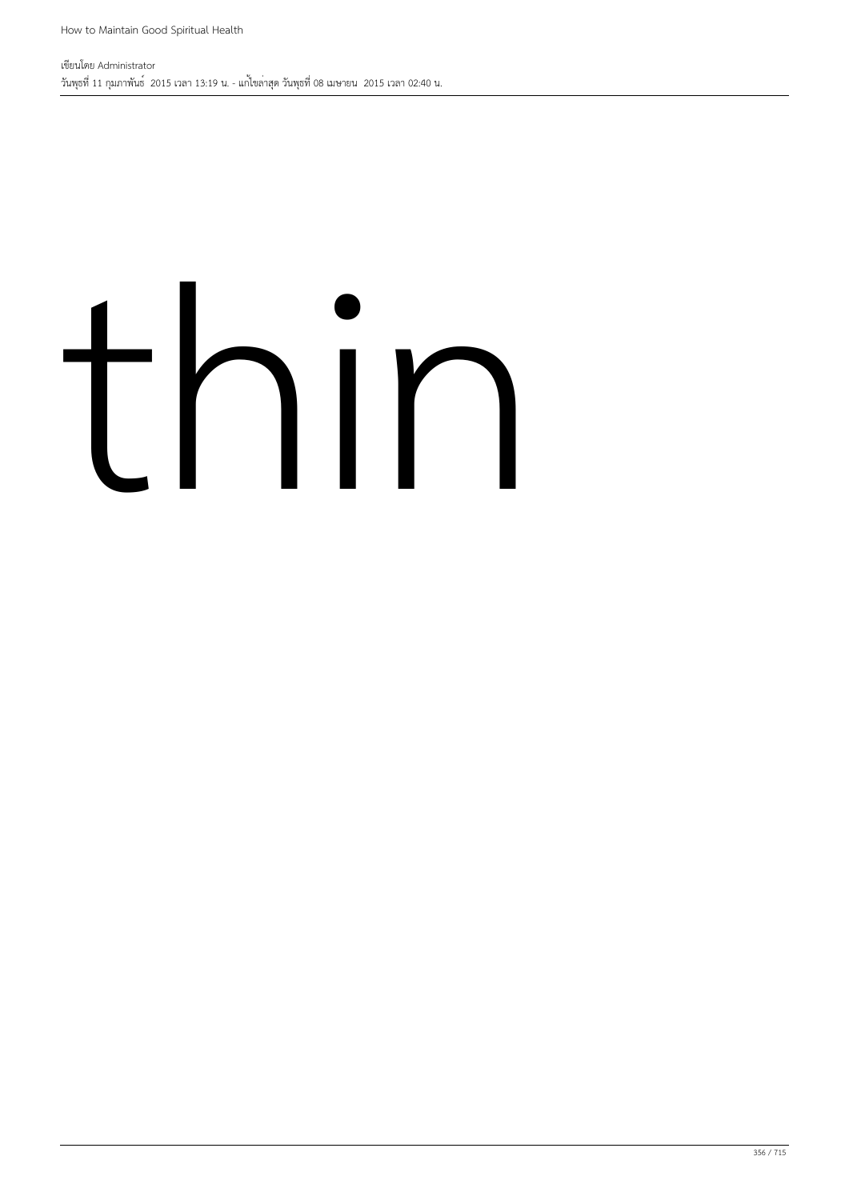thin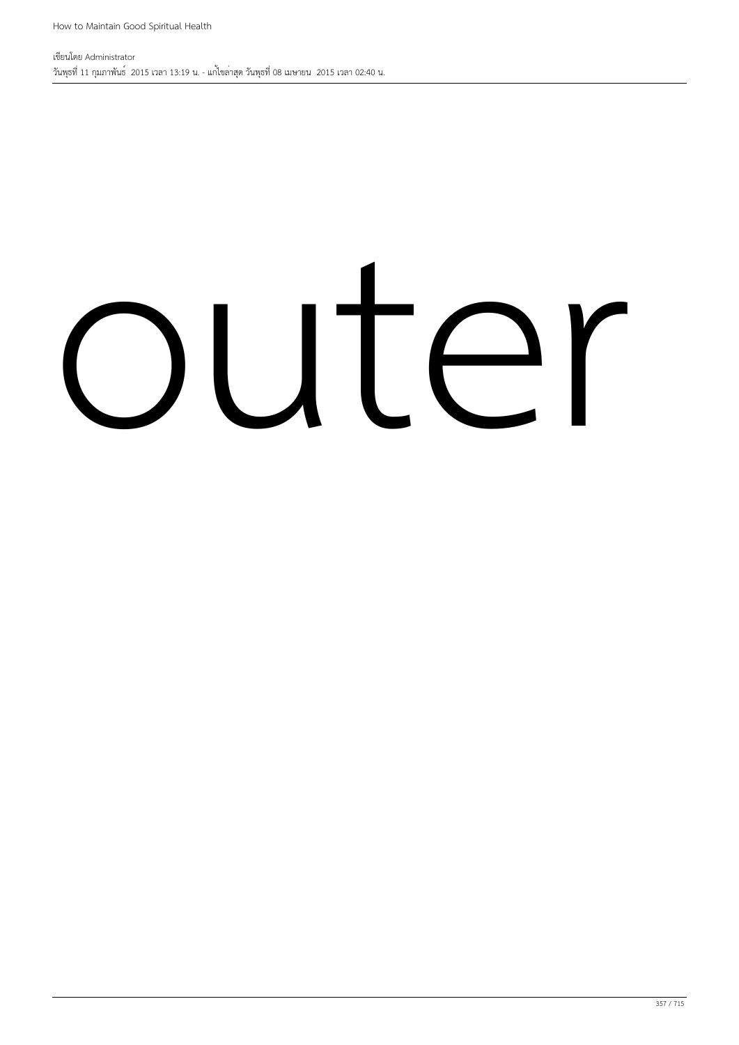outer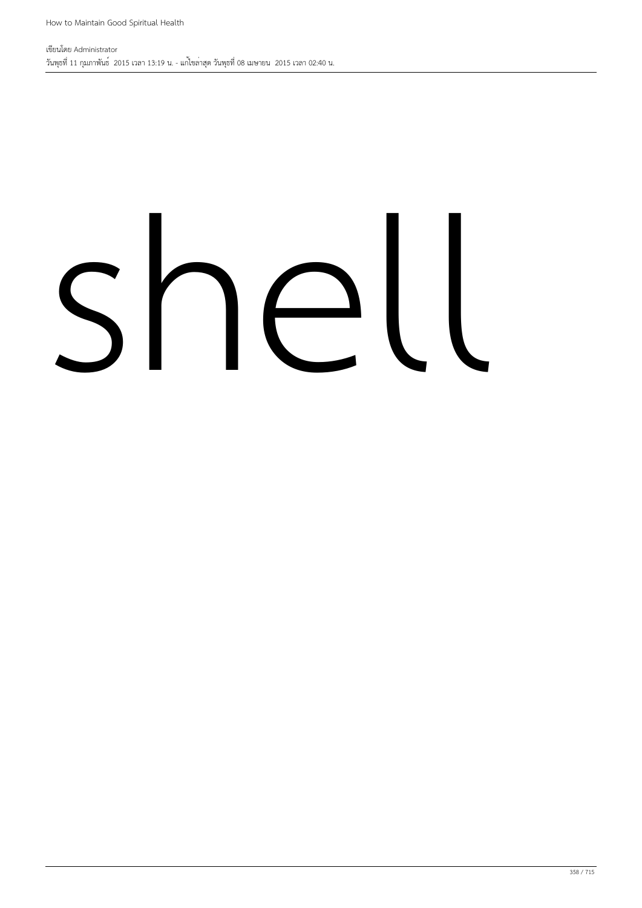# shell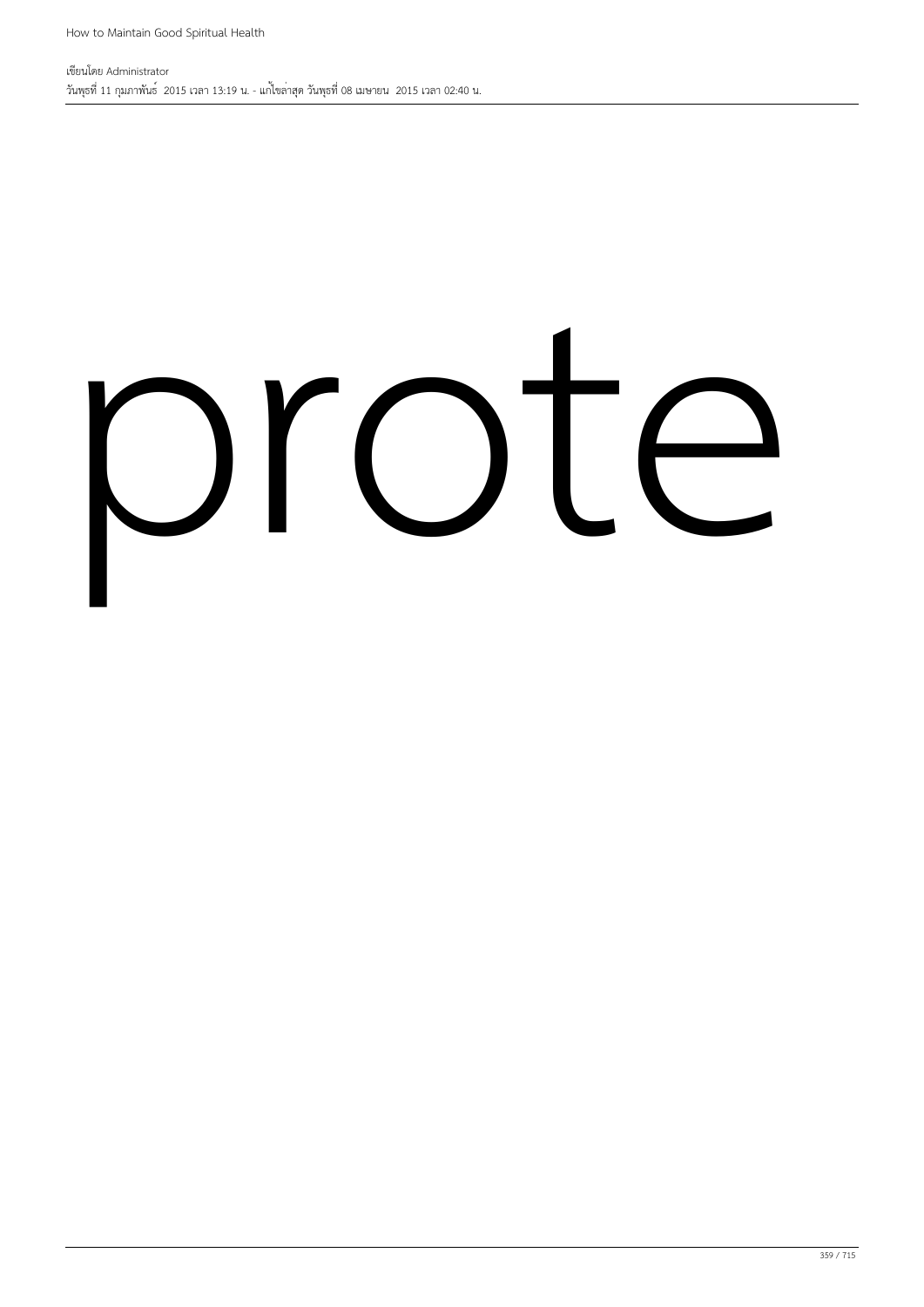prote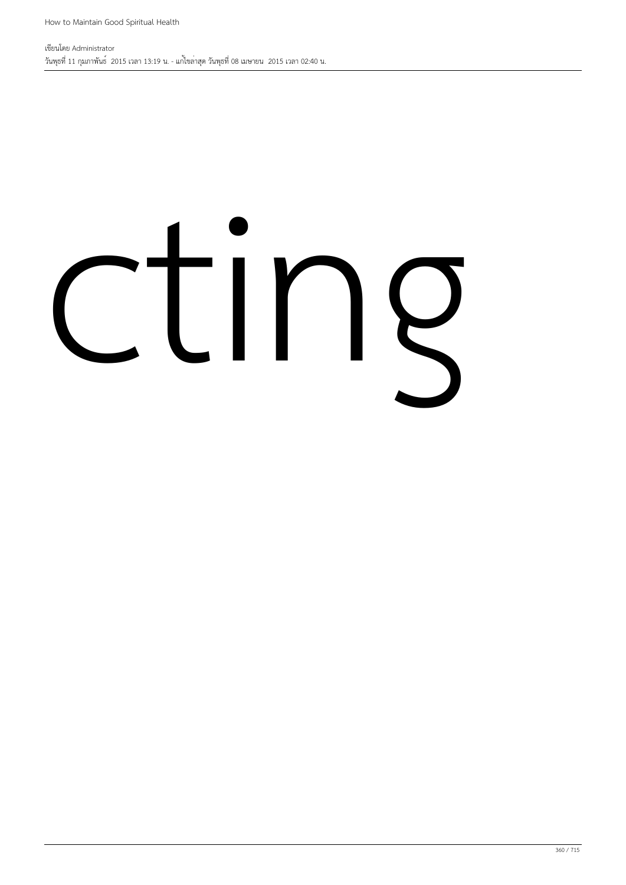cting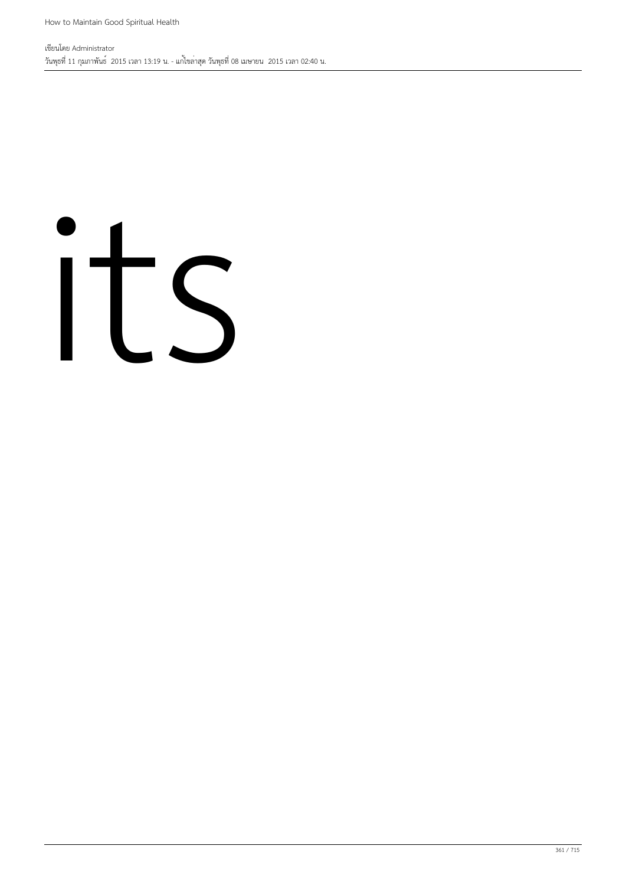its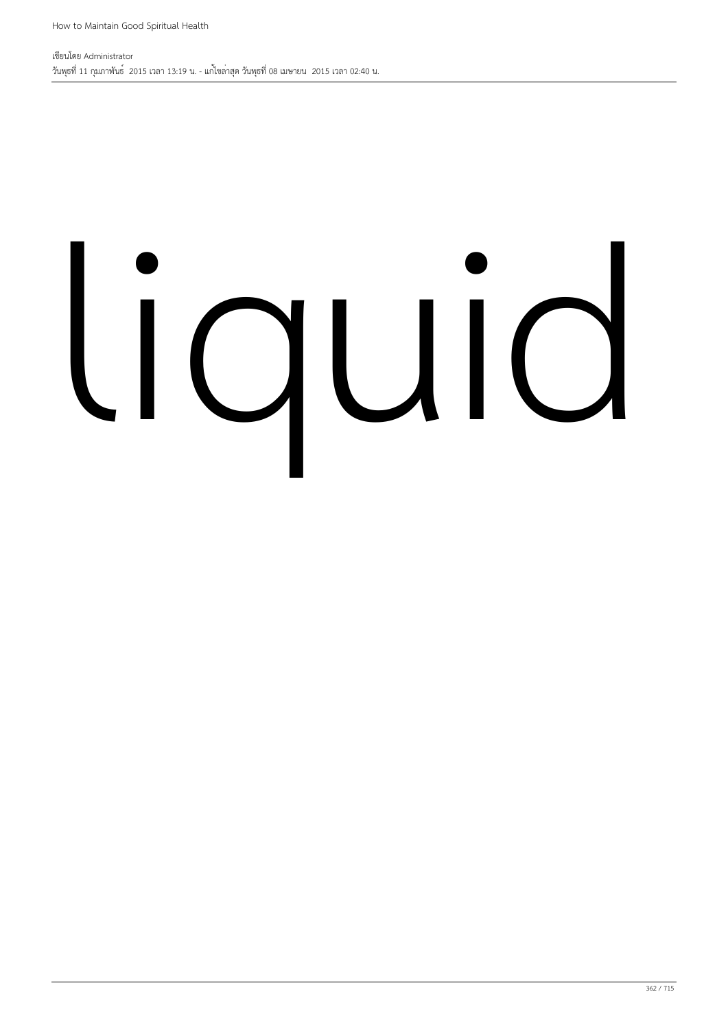liquid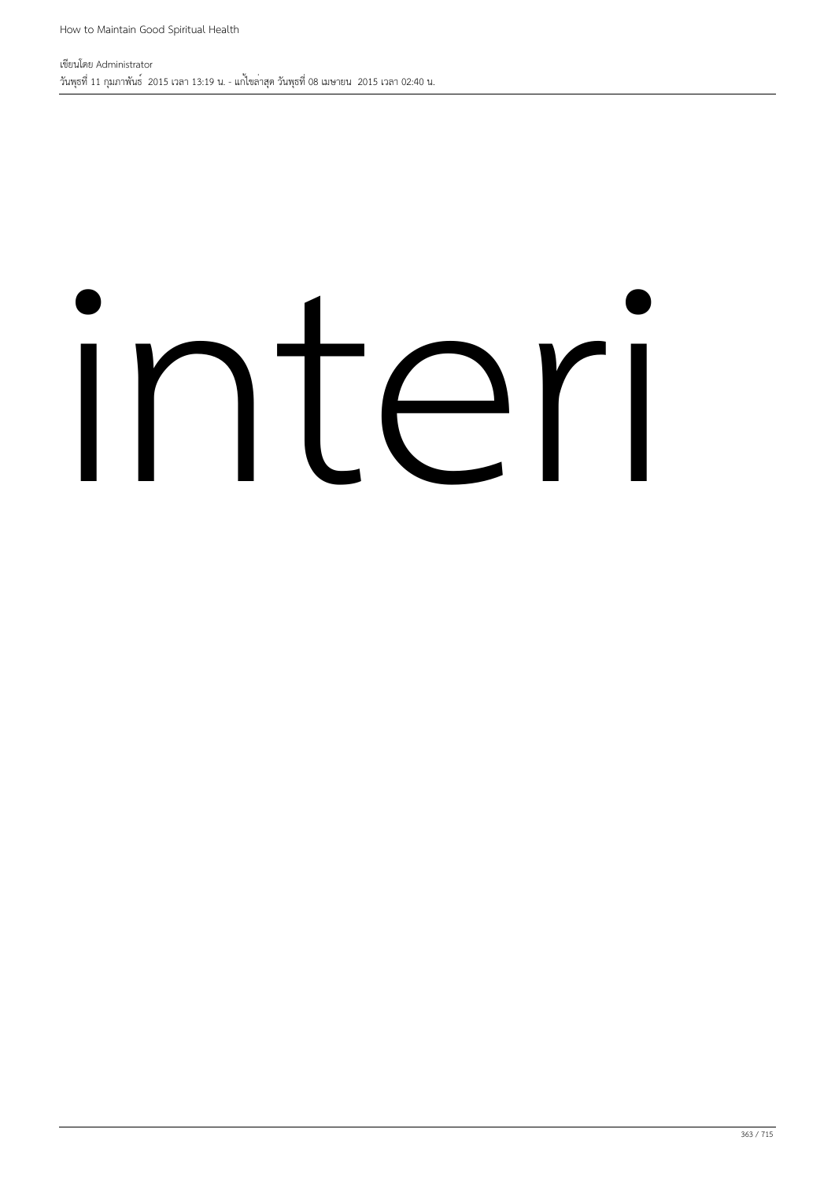interi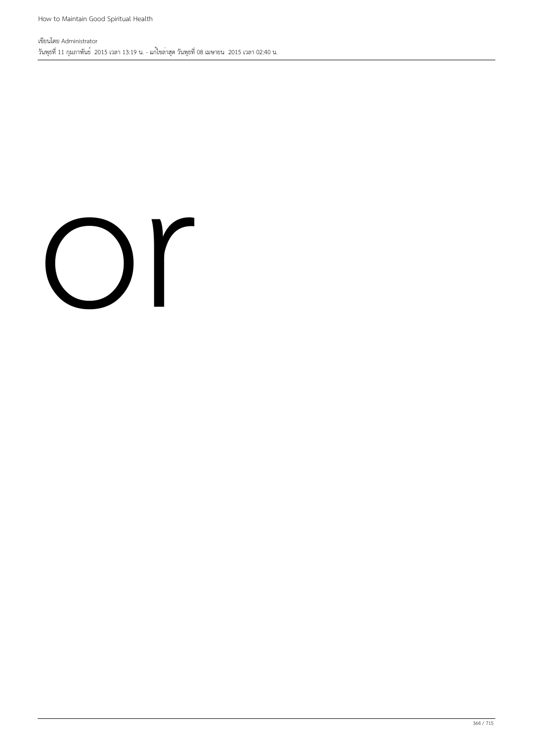or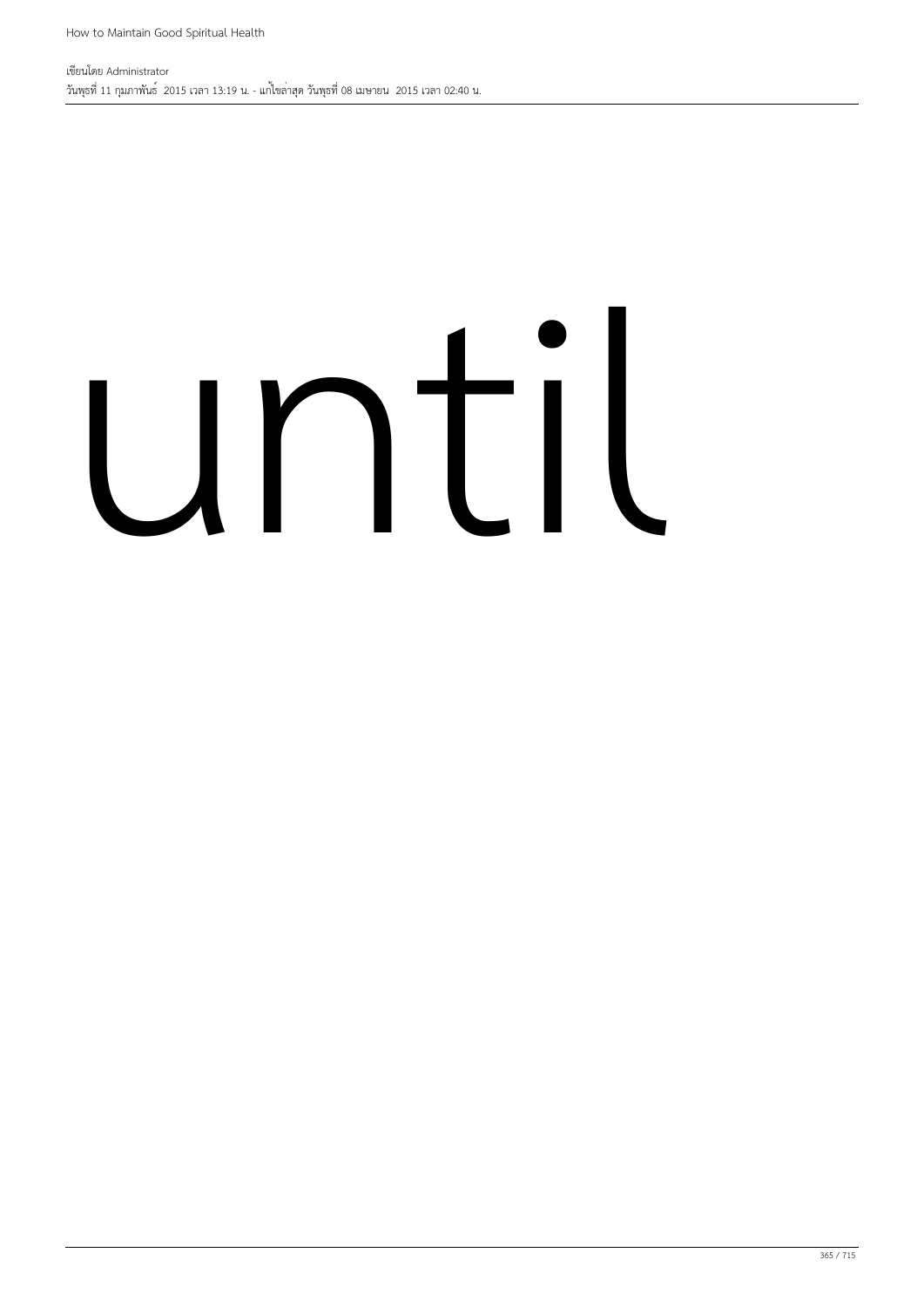until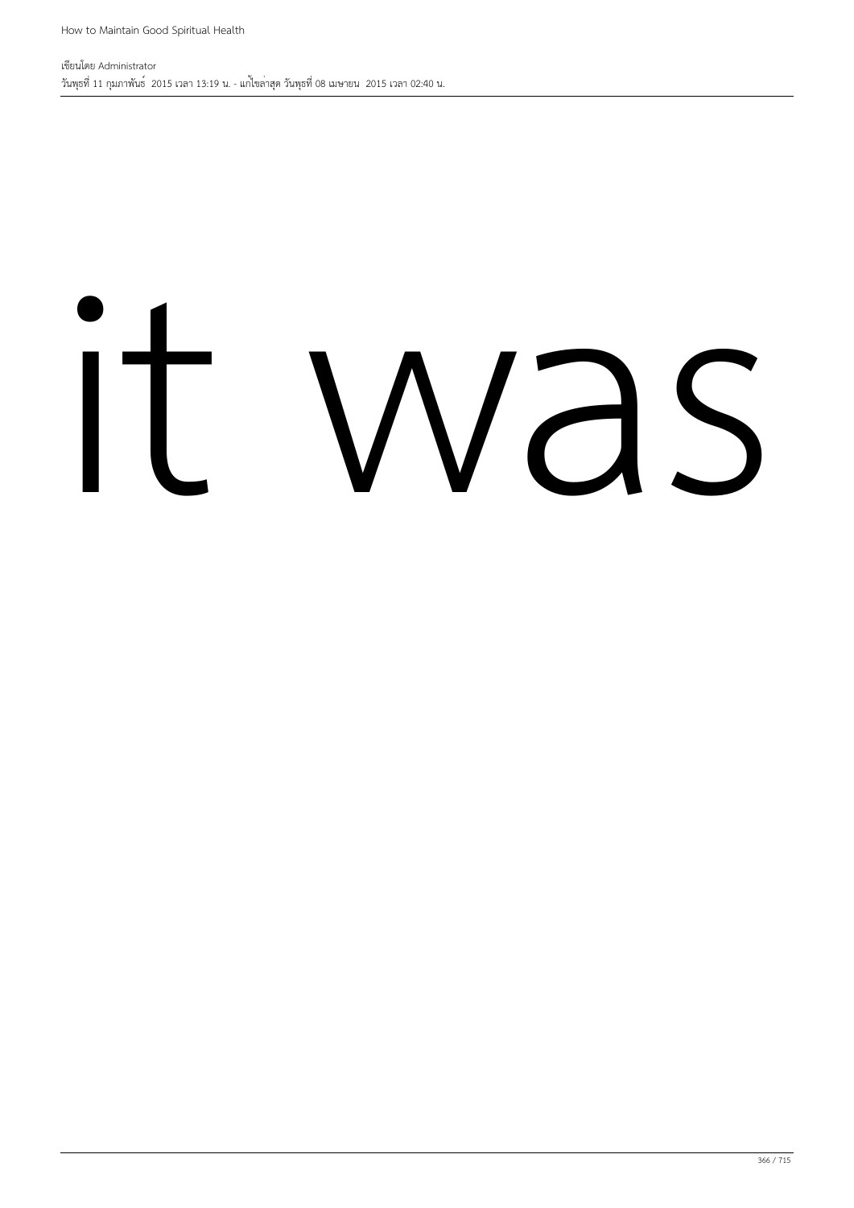it was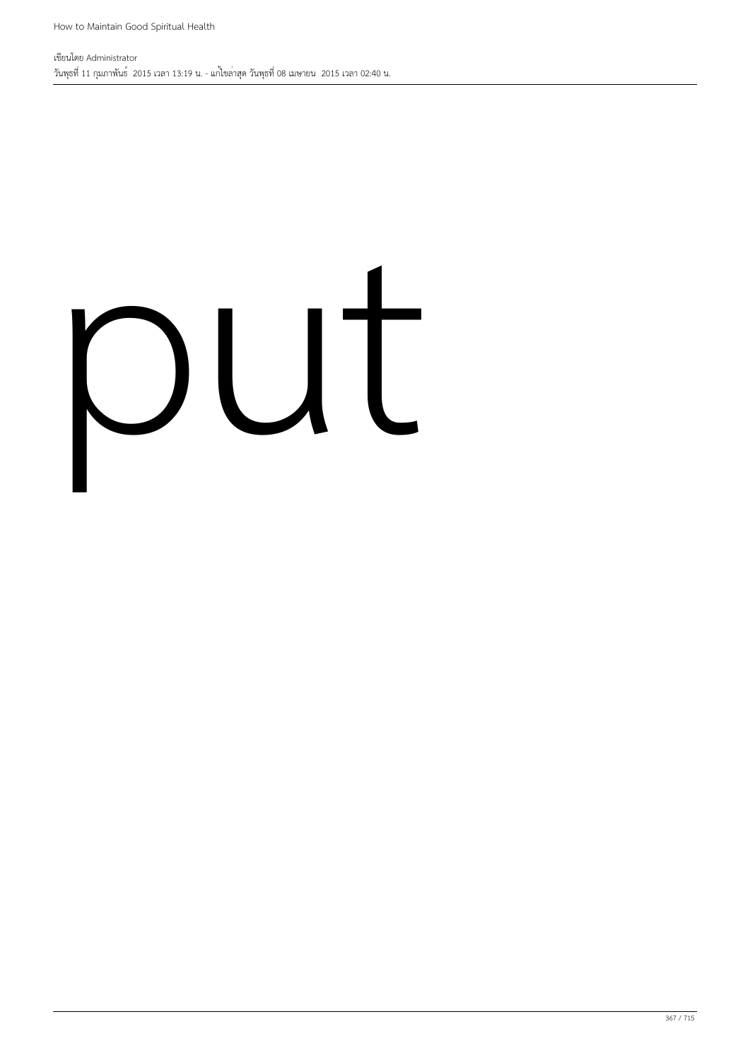put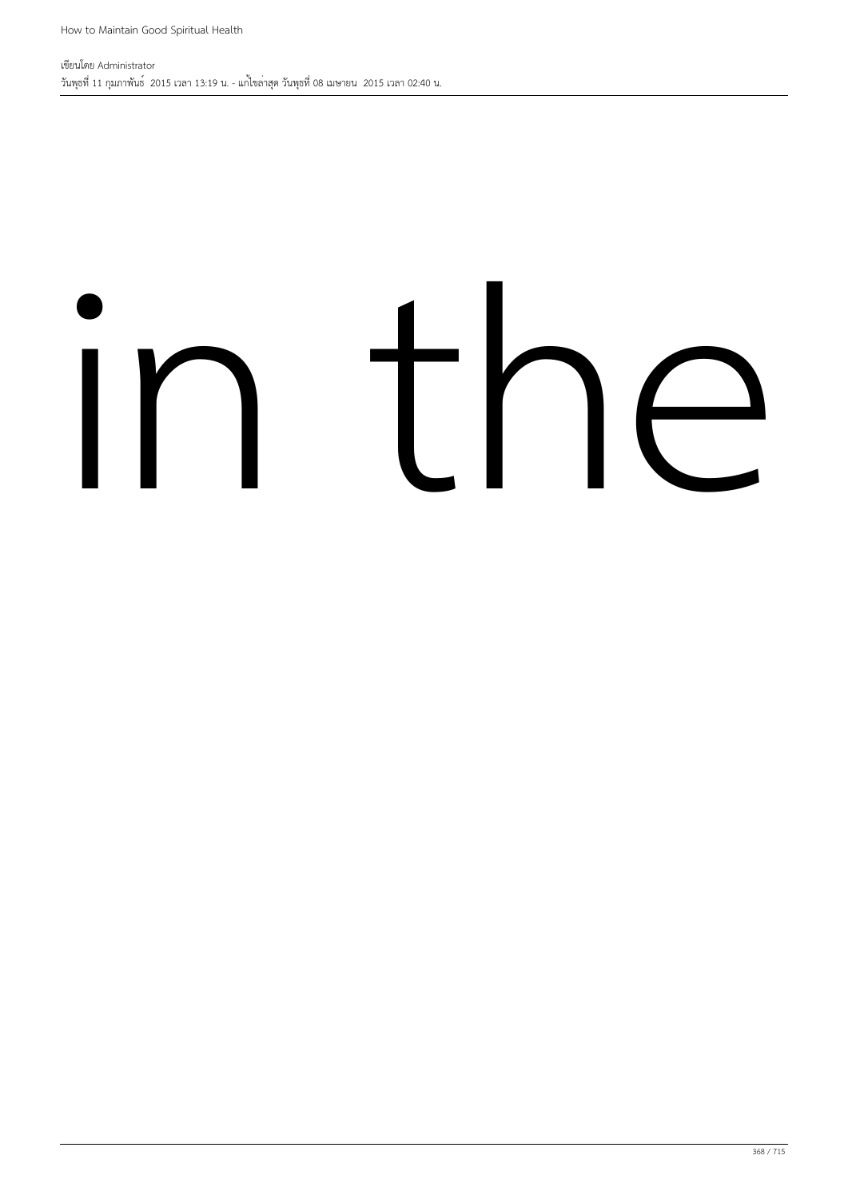in the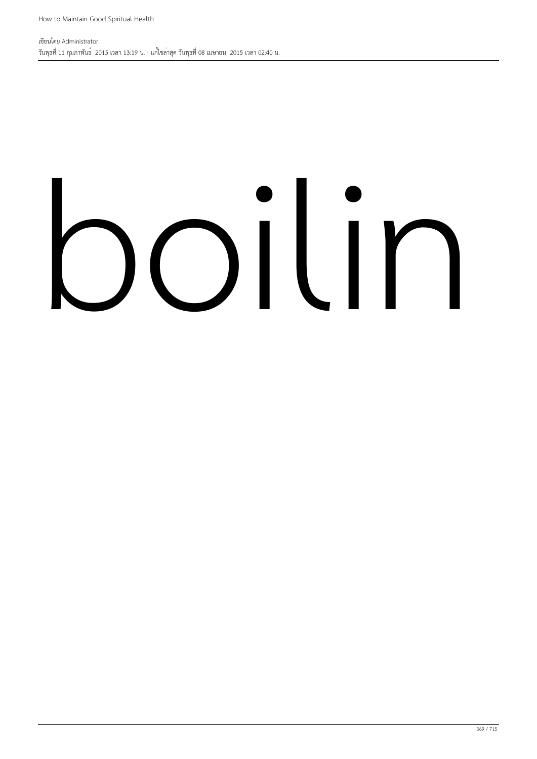boilin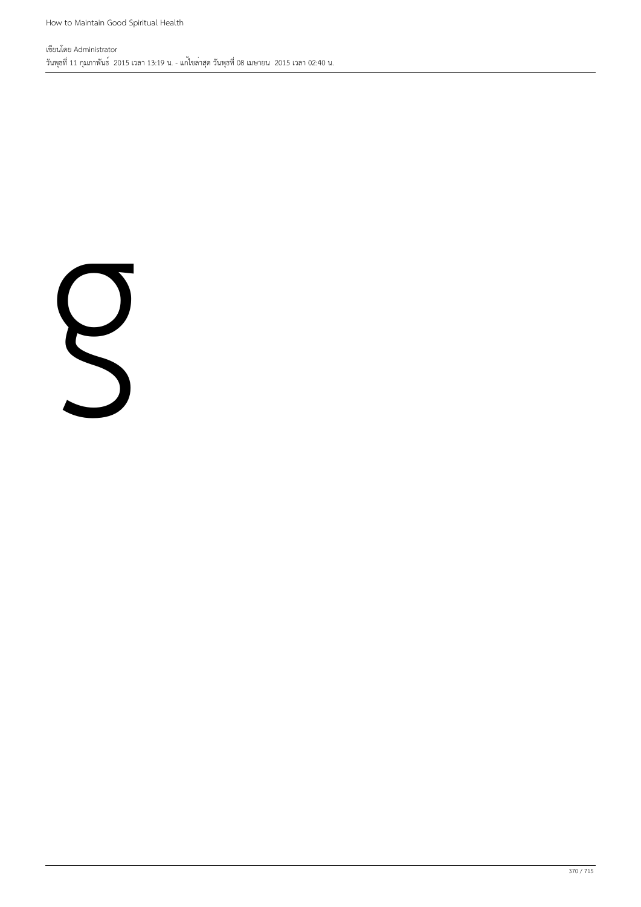g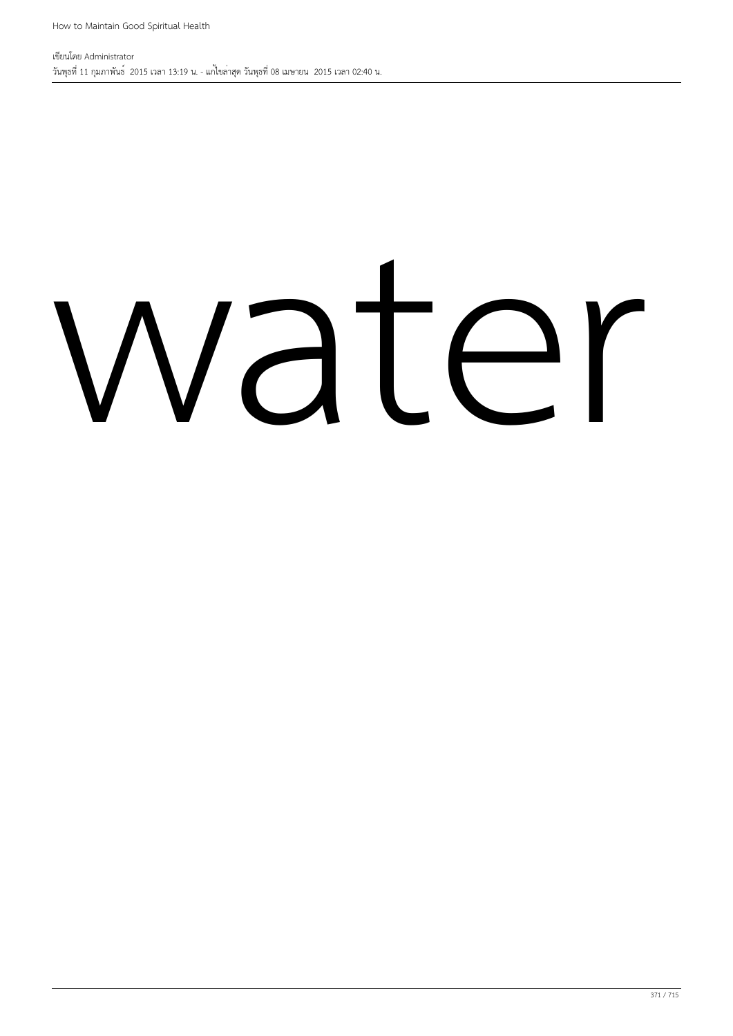# water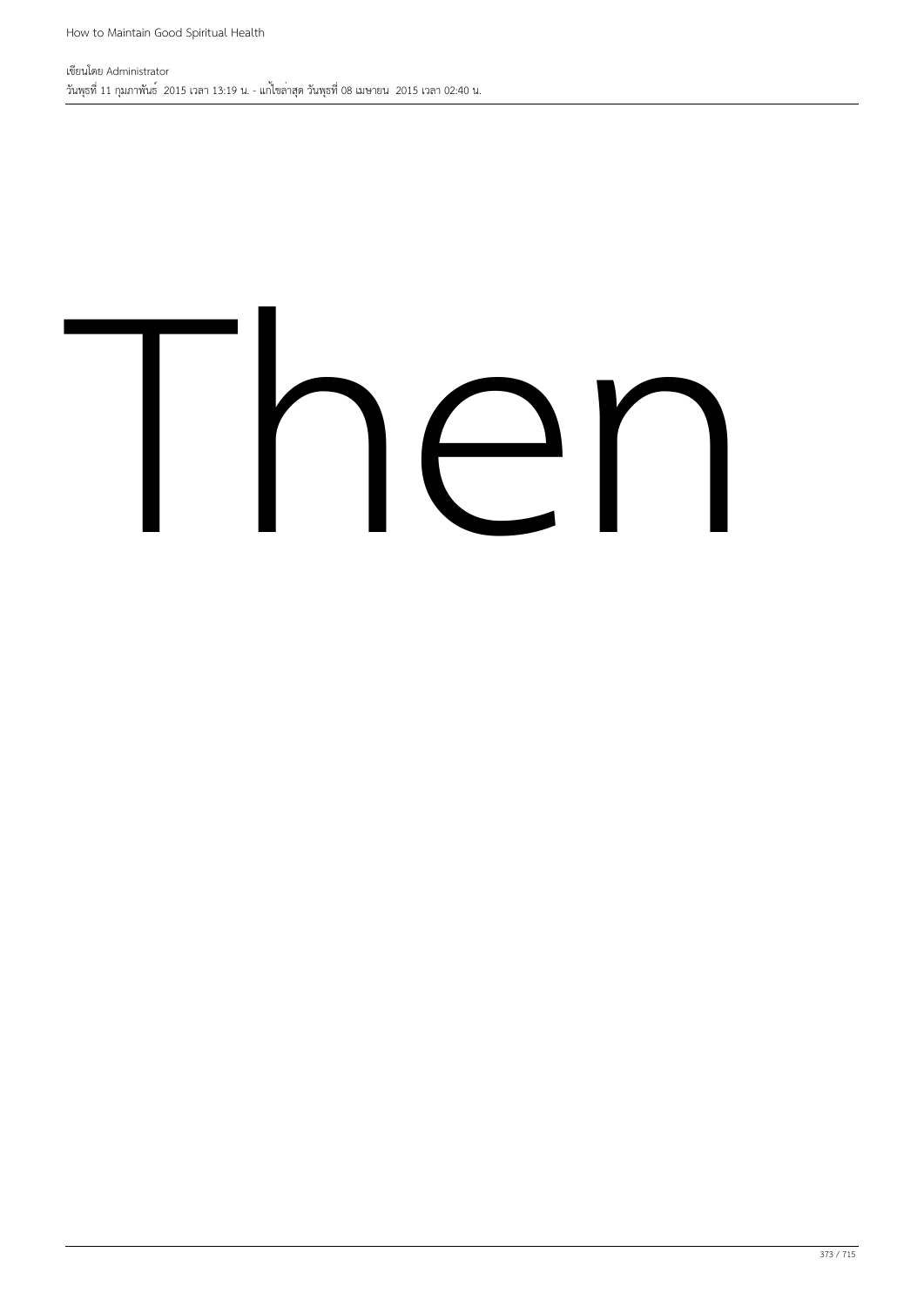Then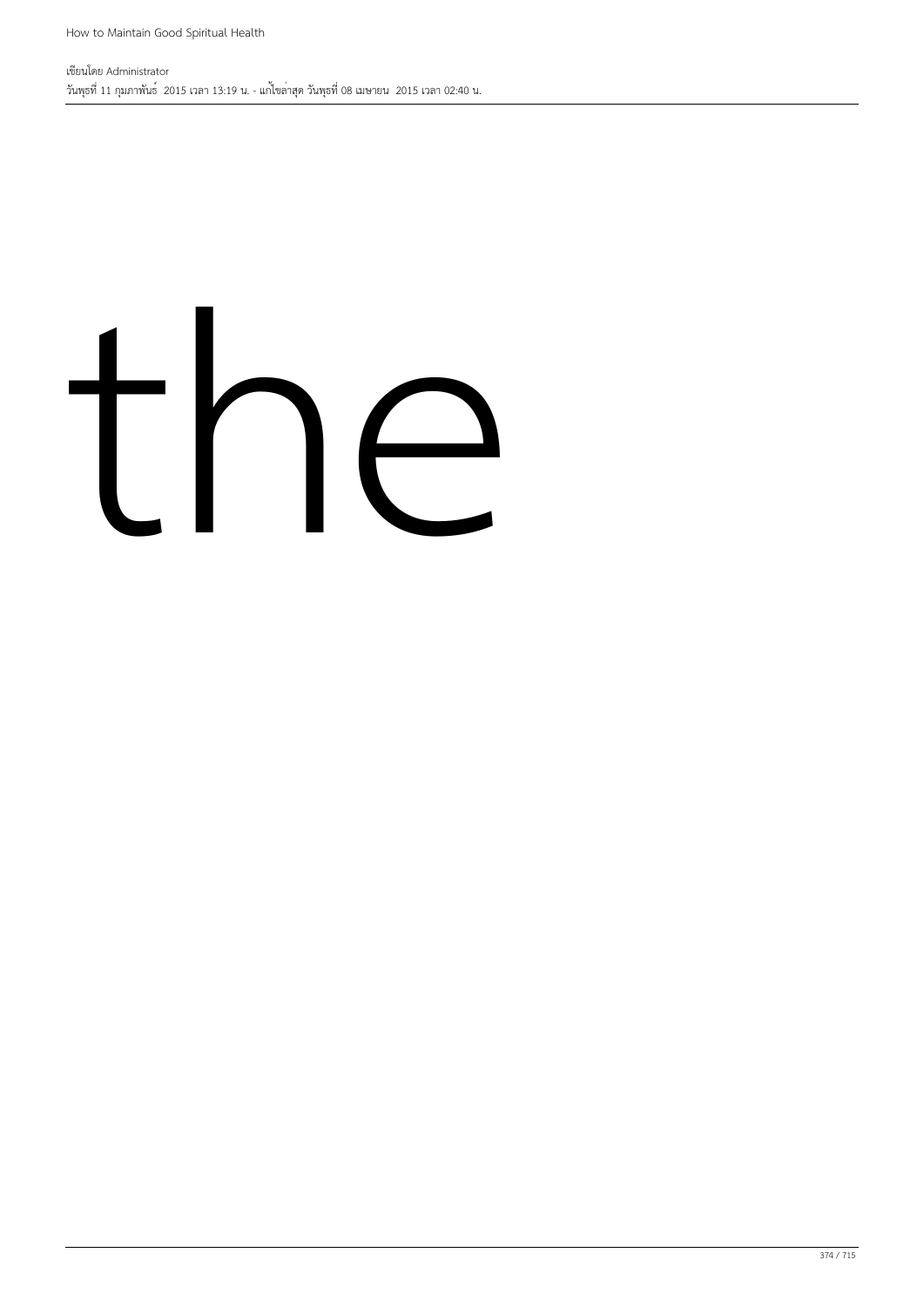the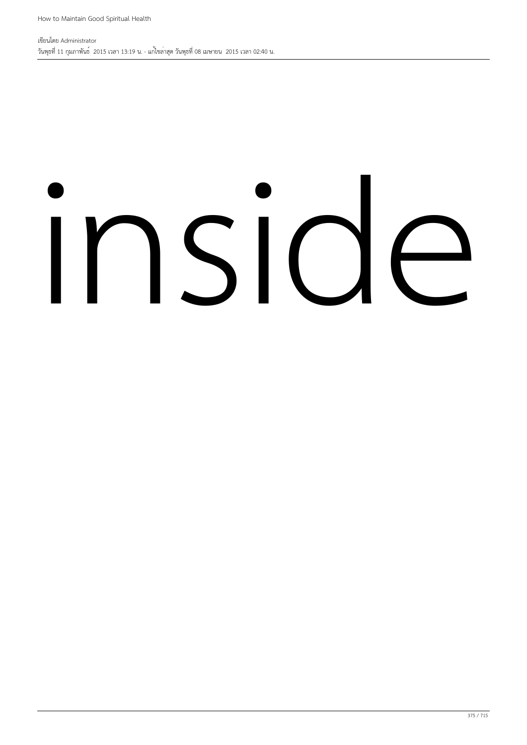# inside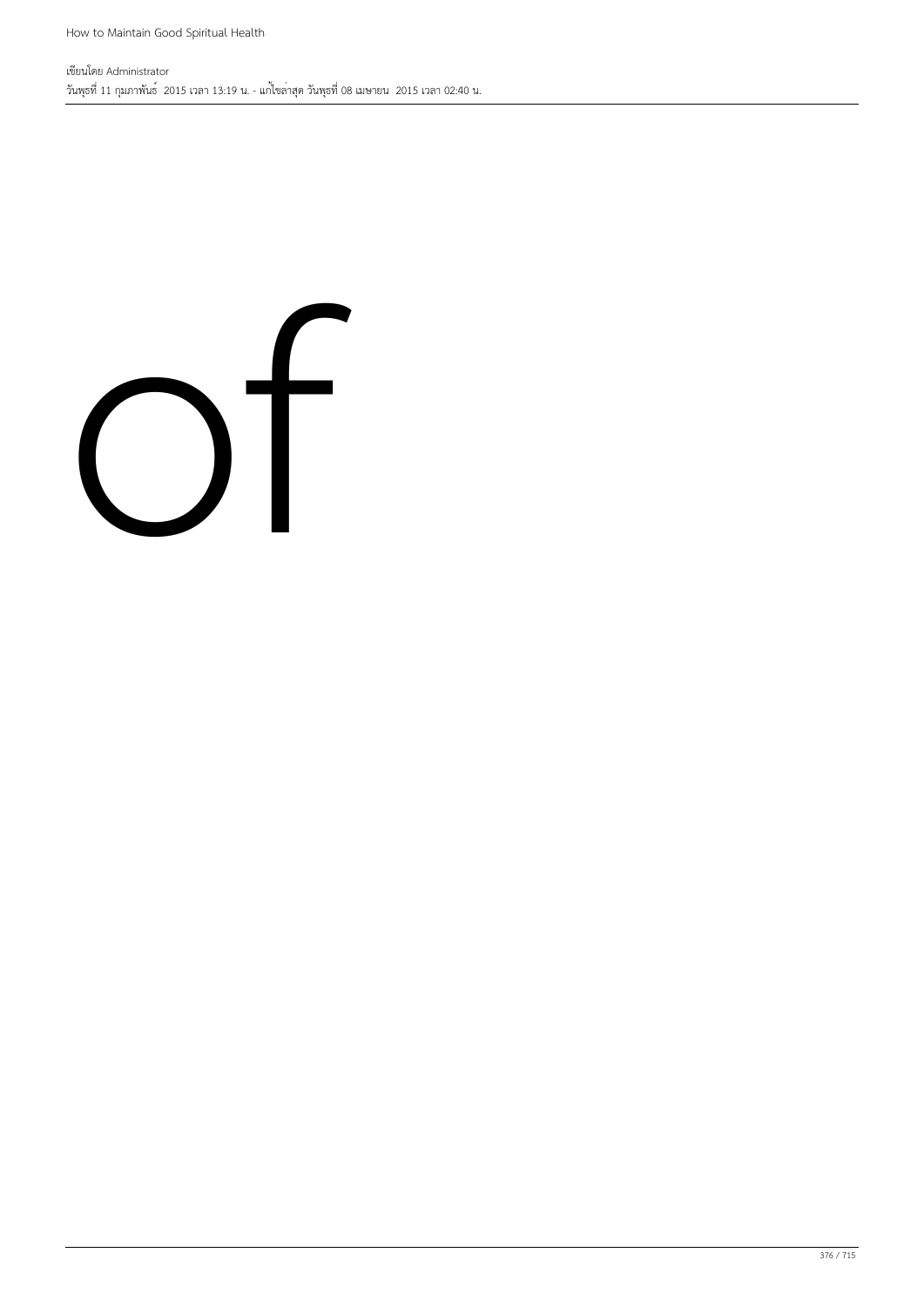of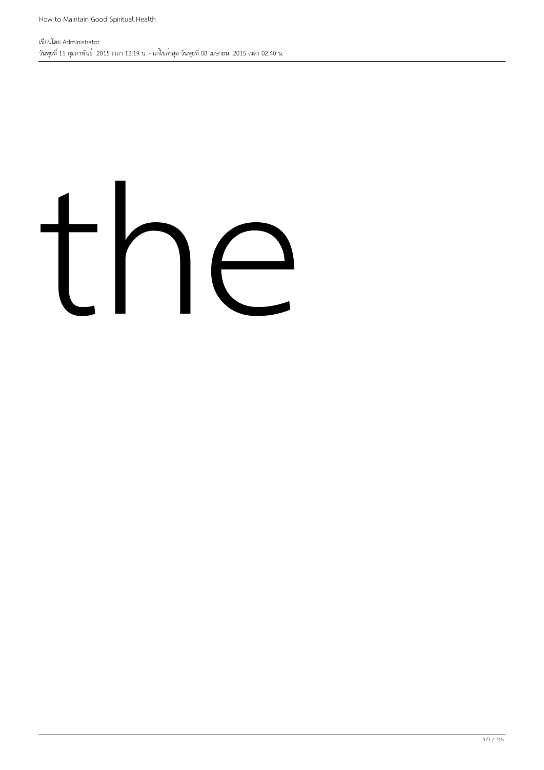the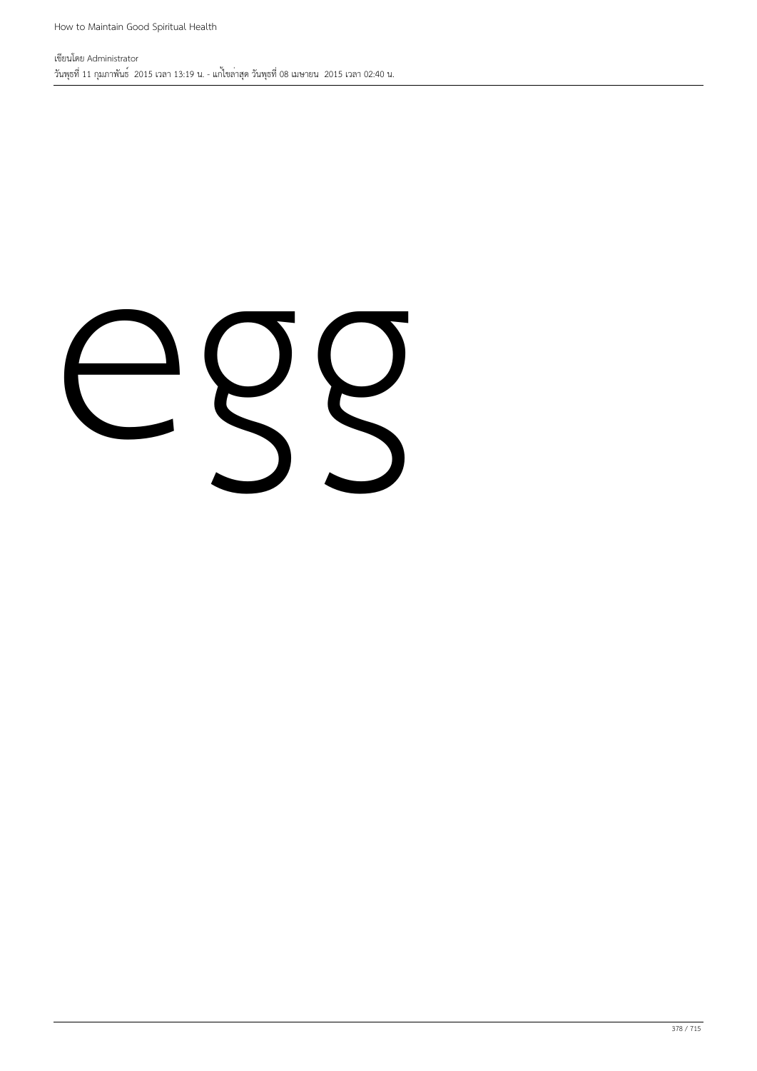egg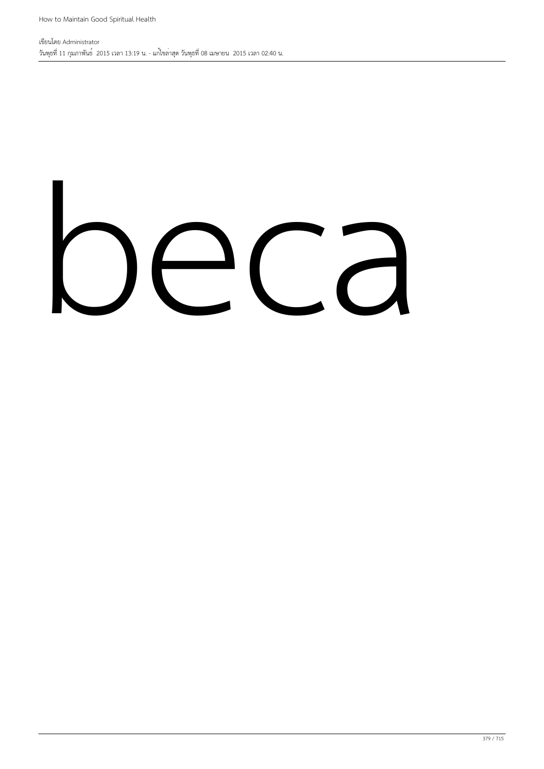beca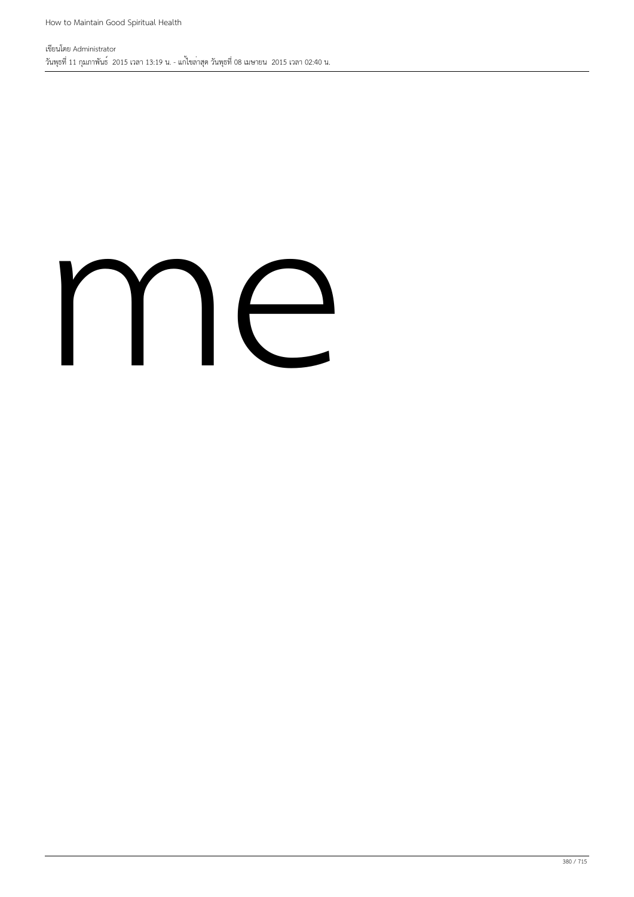me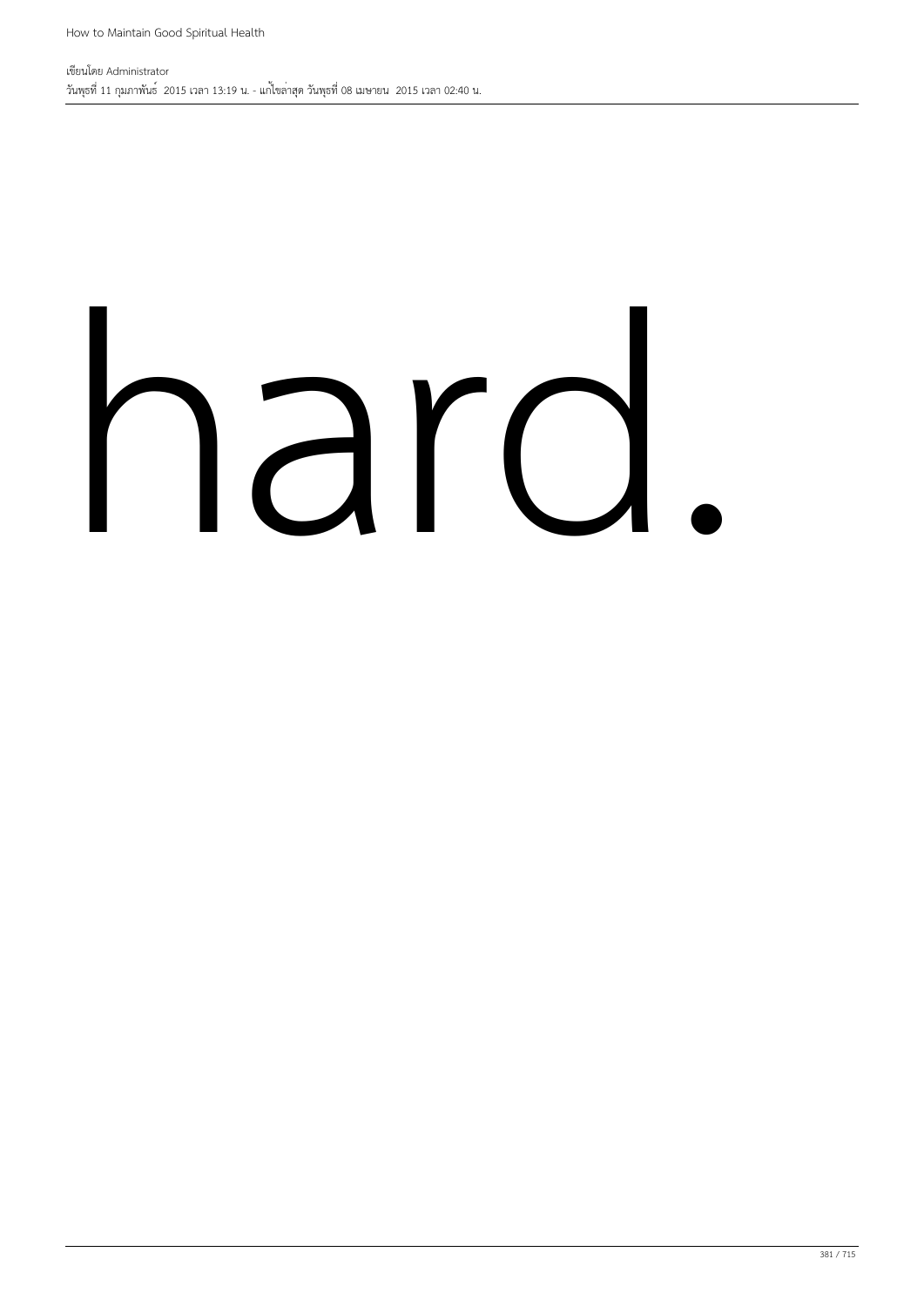hard.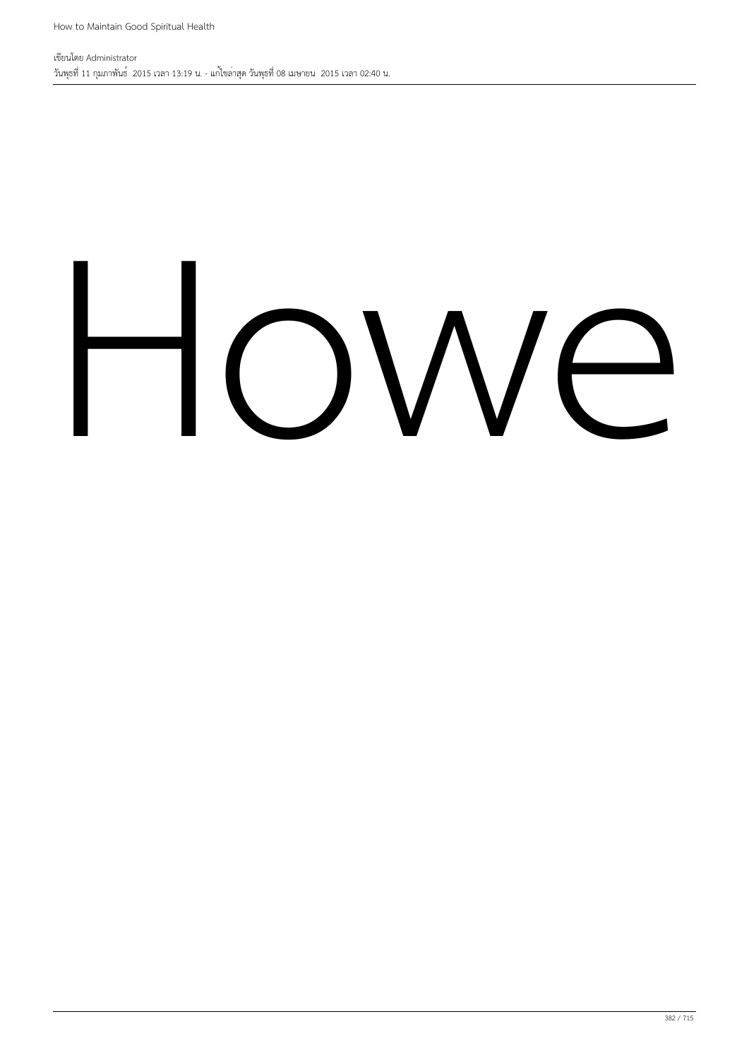Howe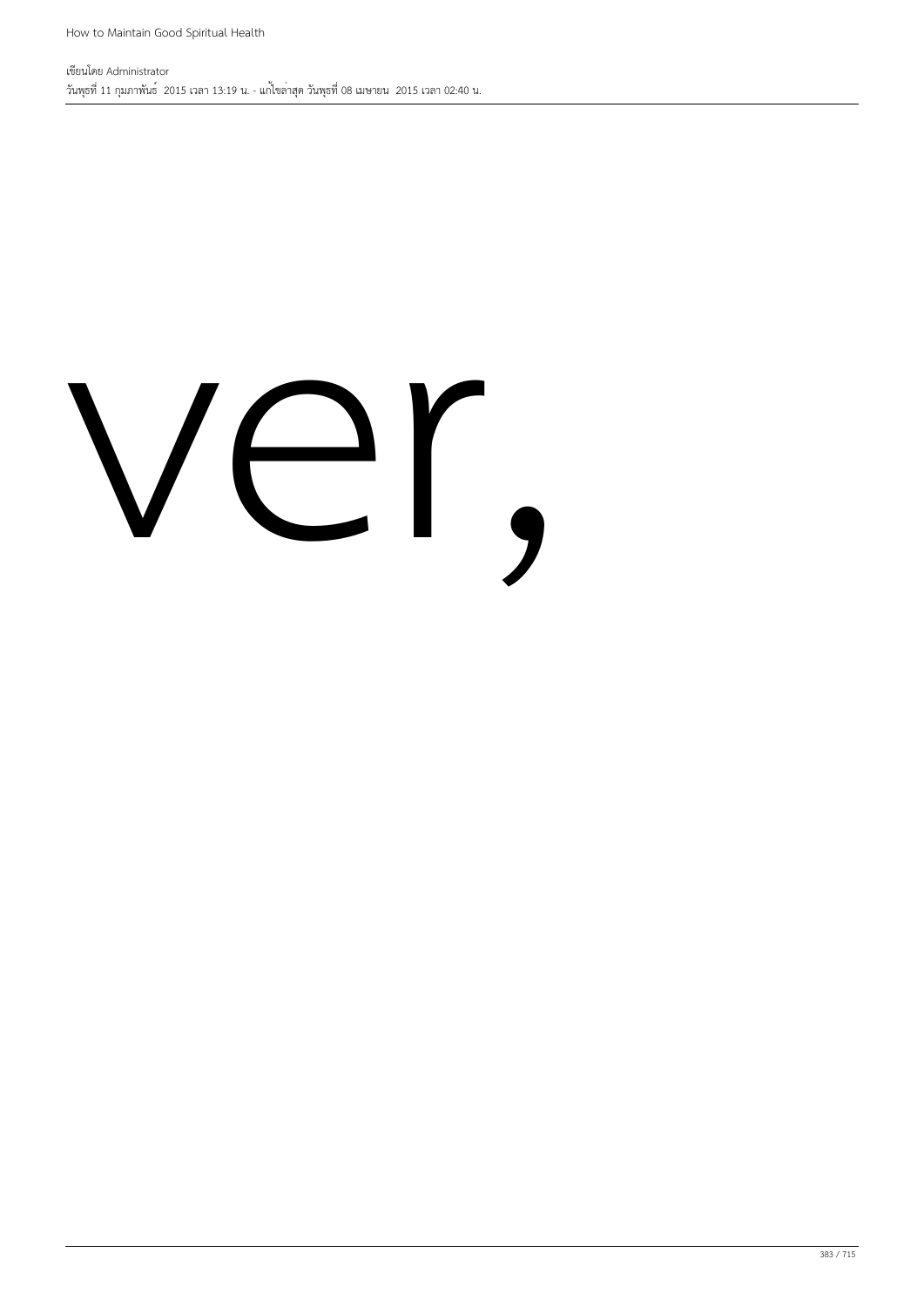ver,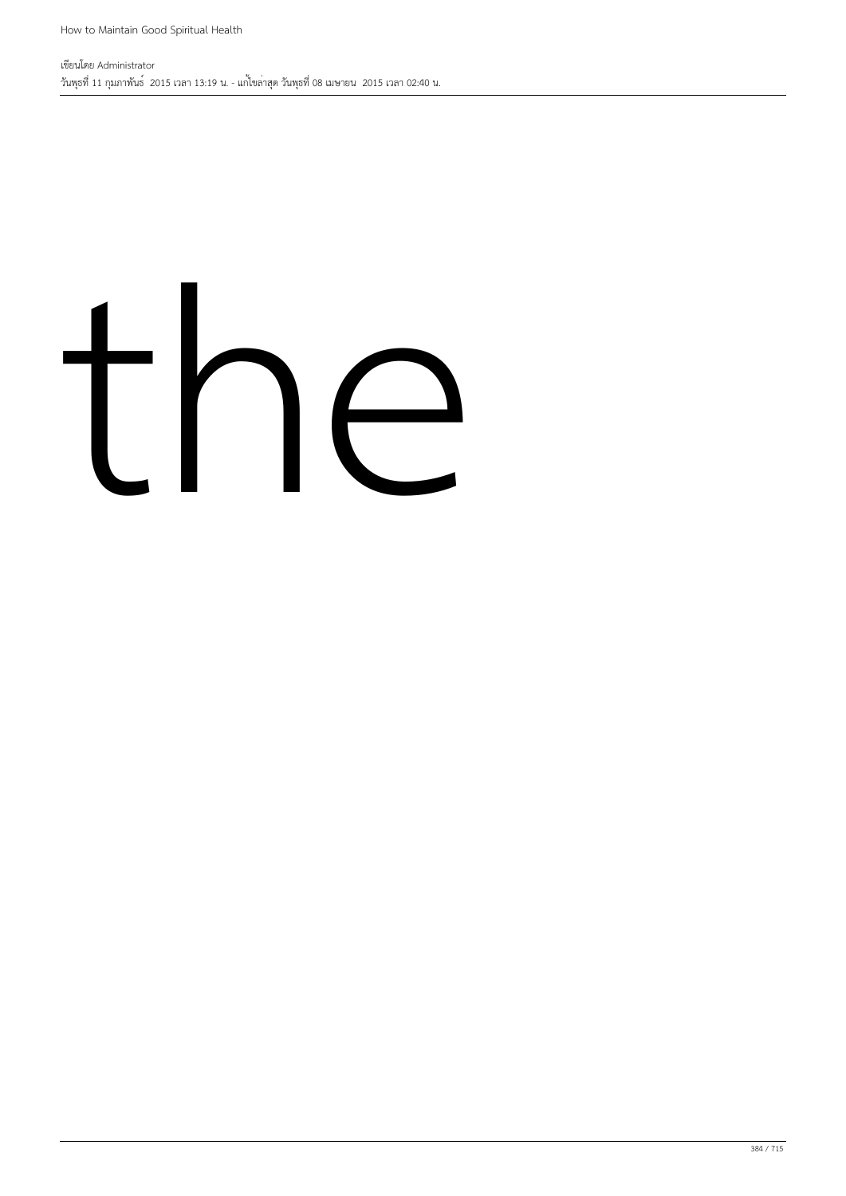the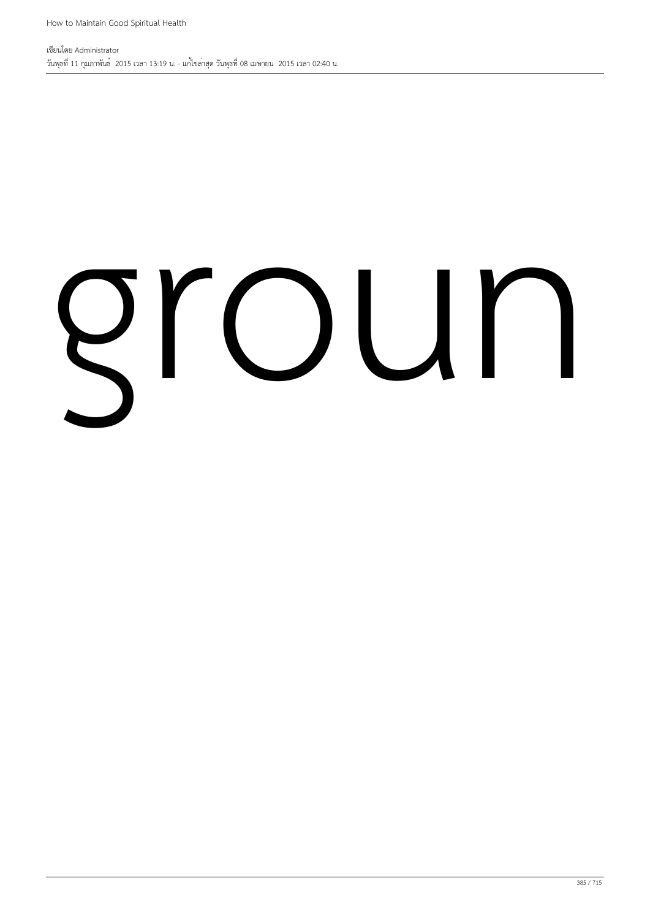groun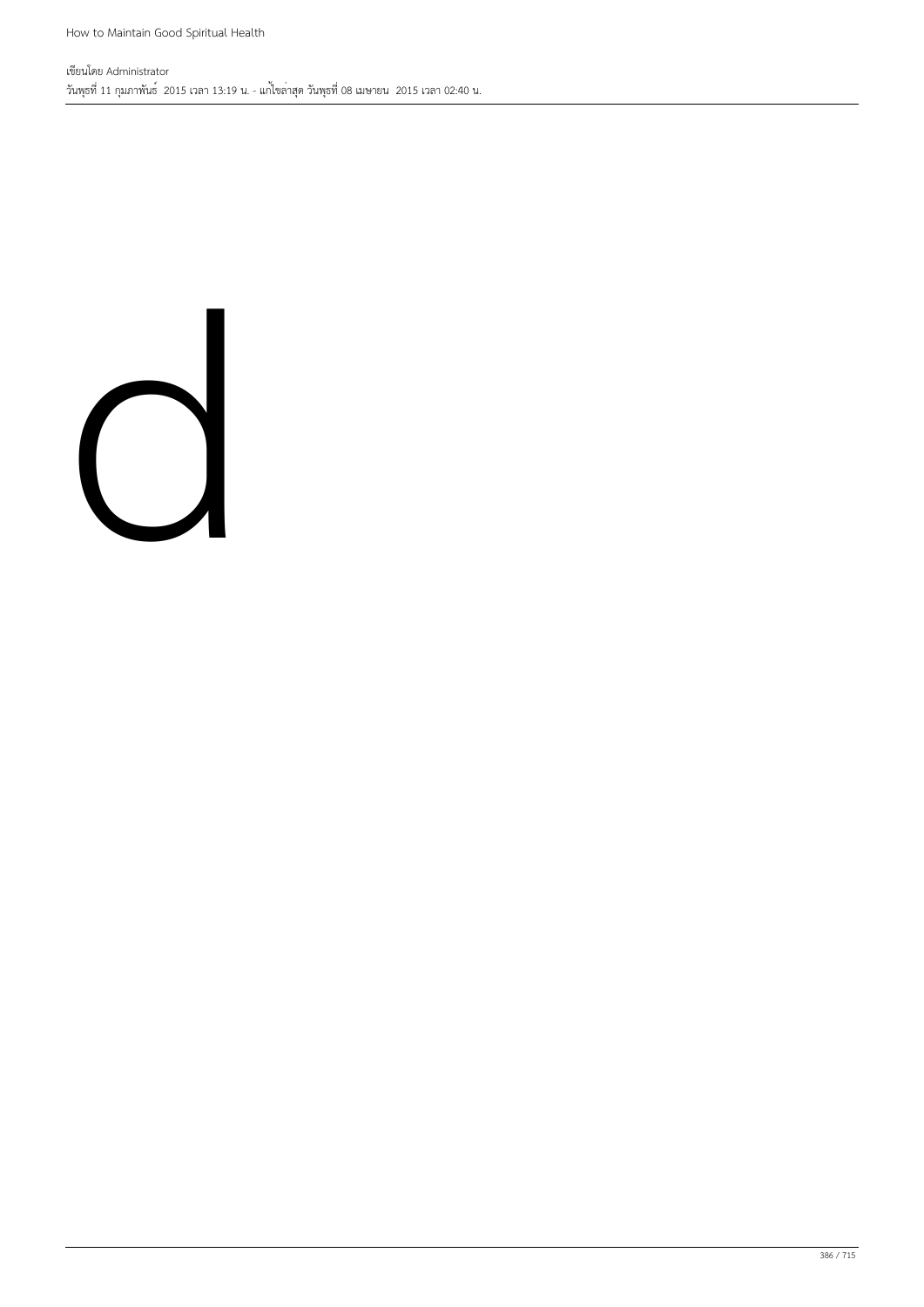d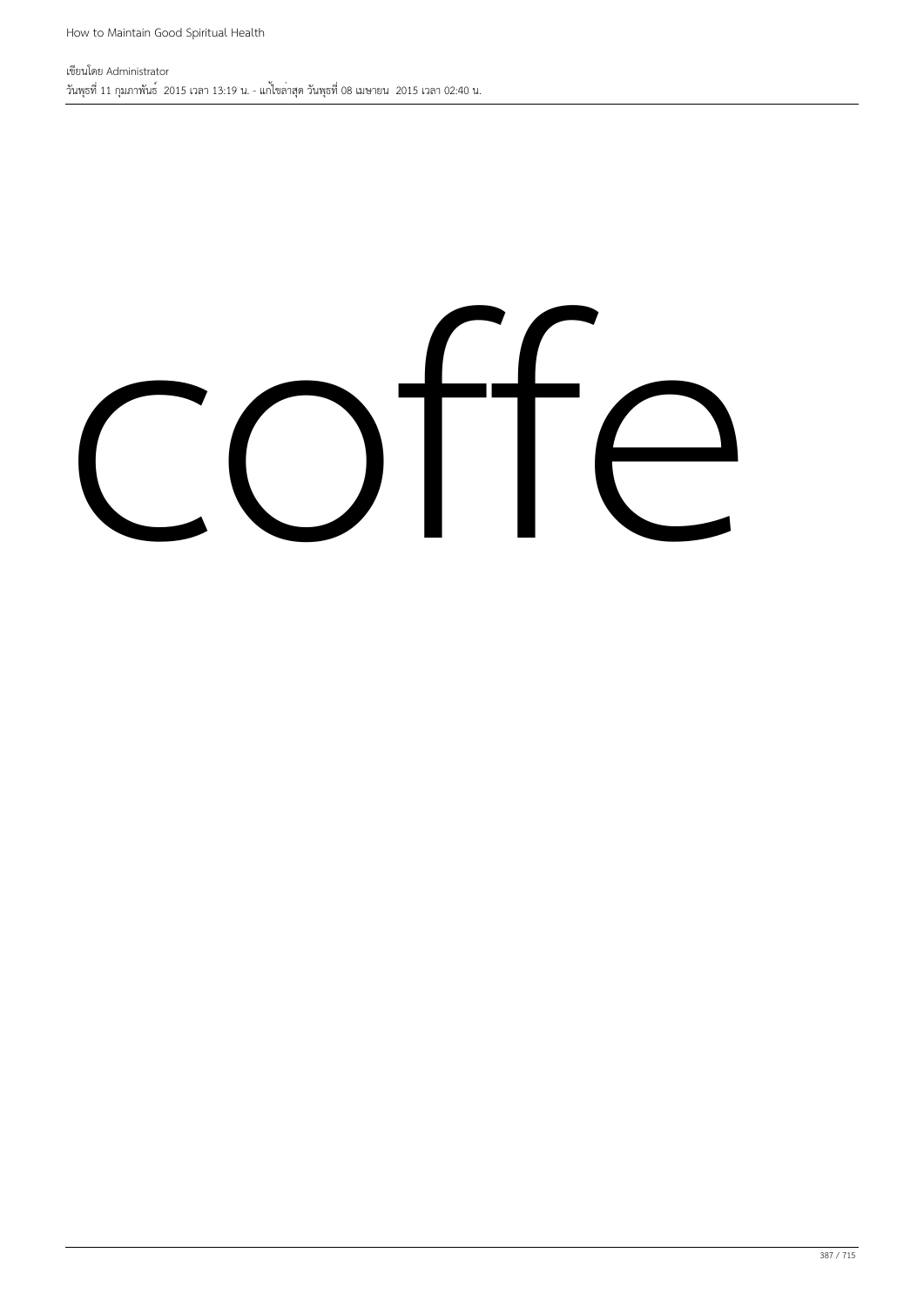coffe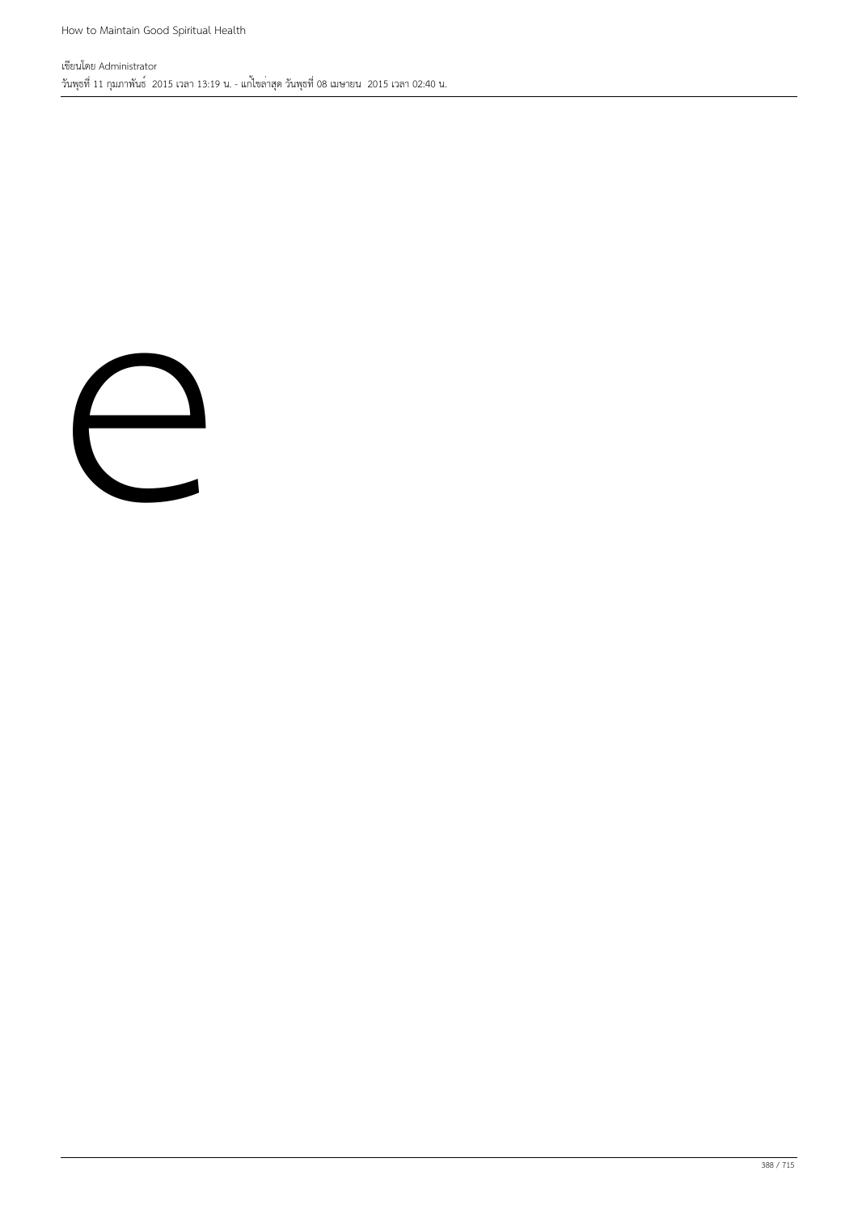e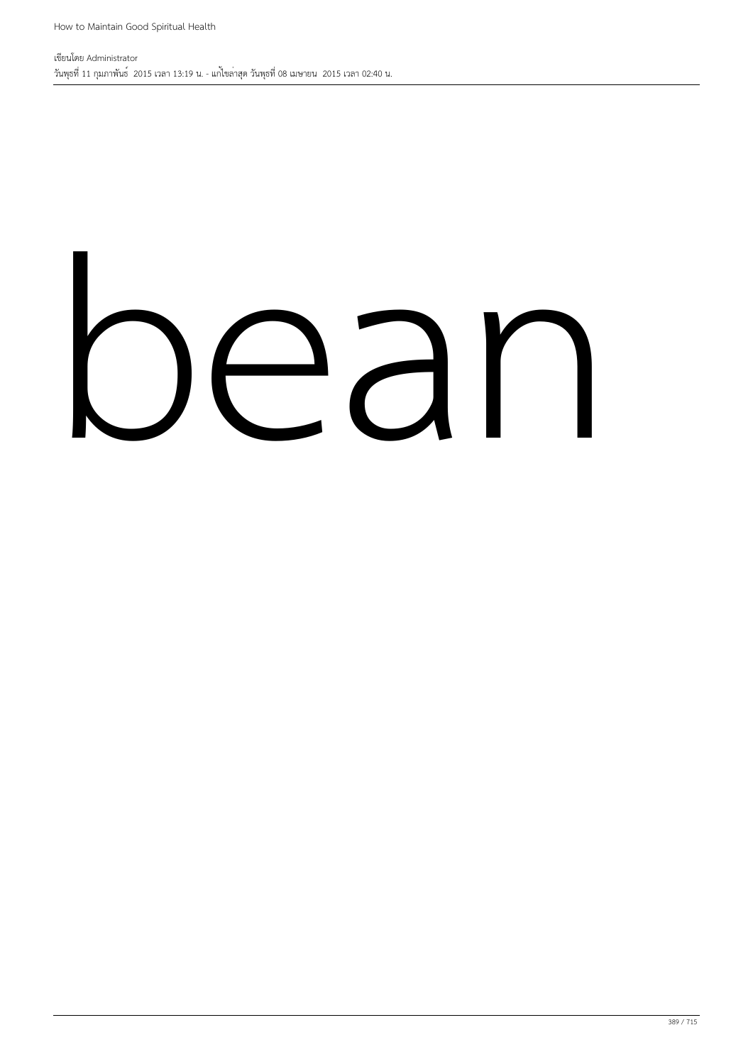bean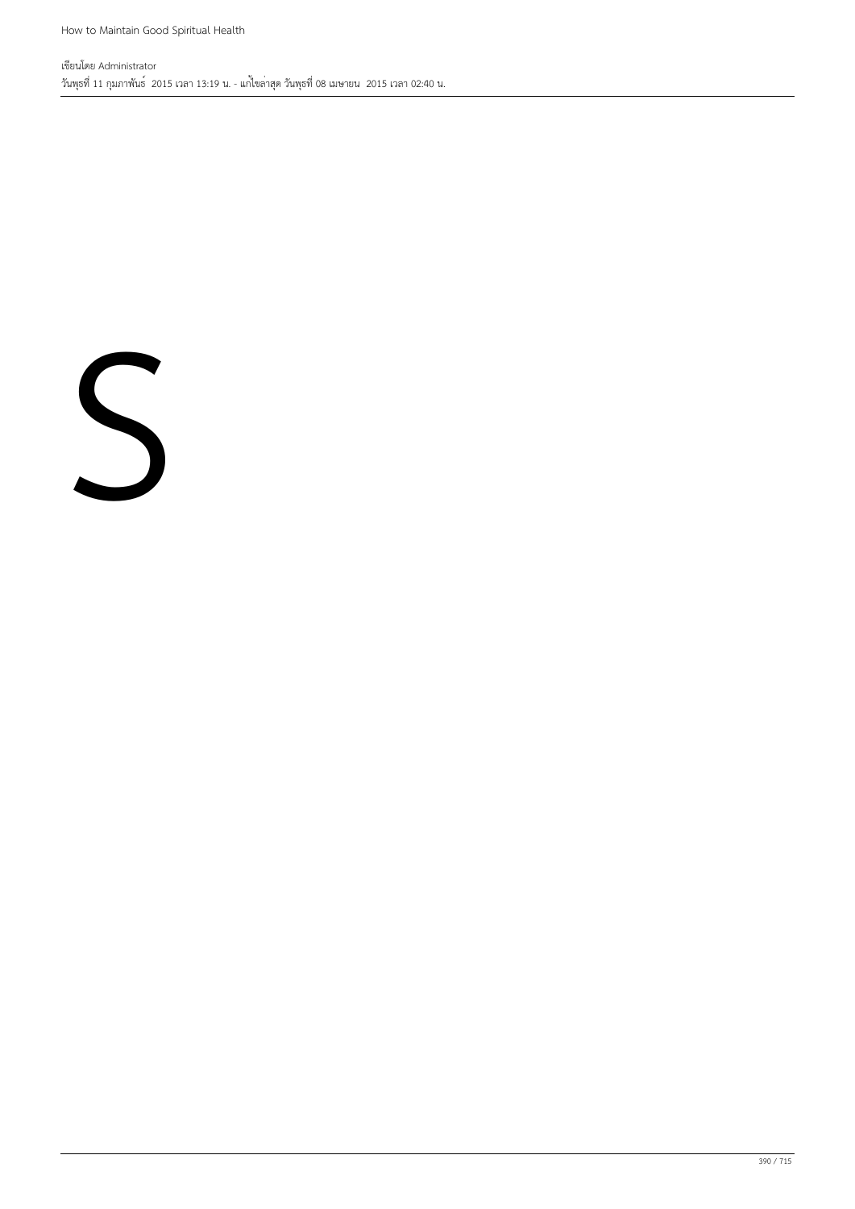S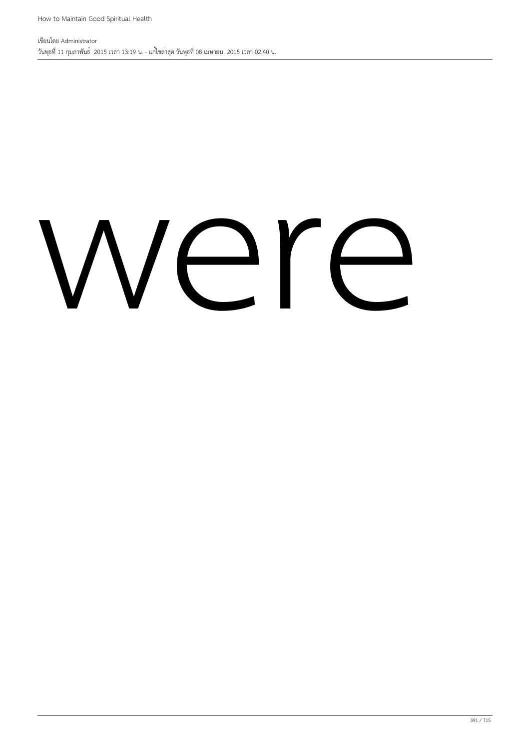were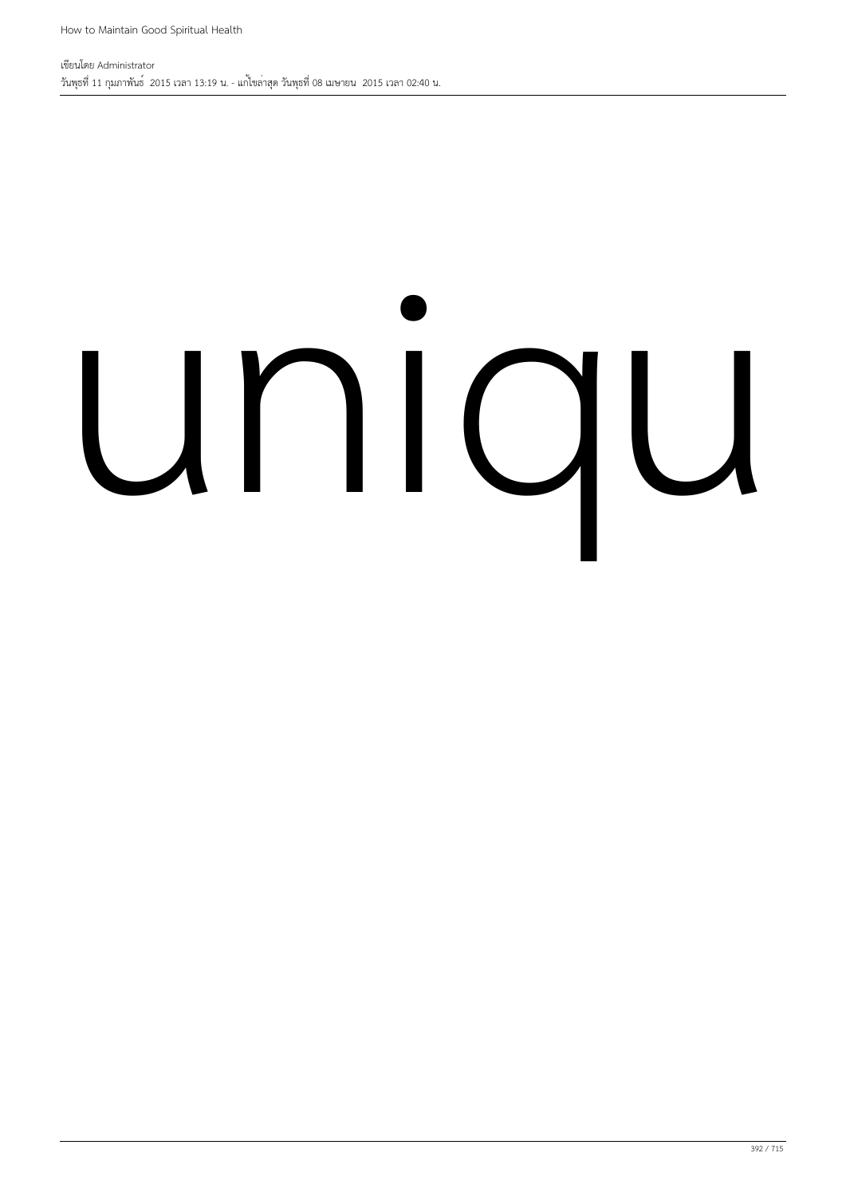uniqu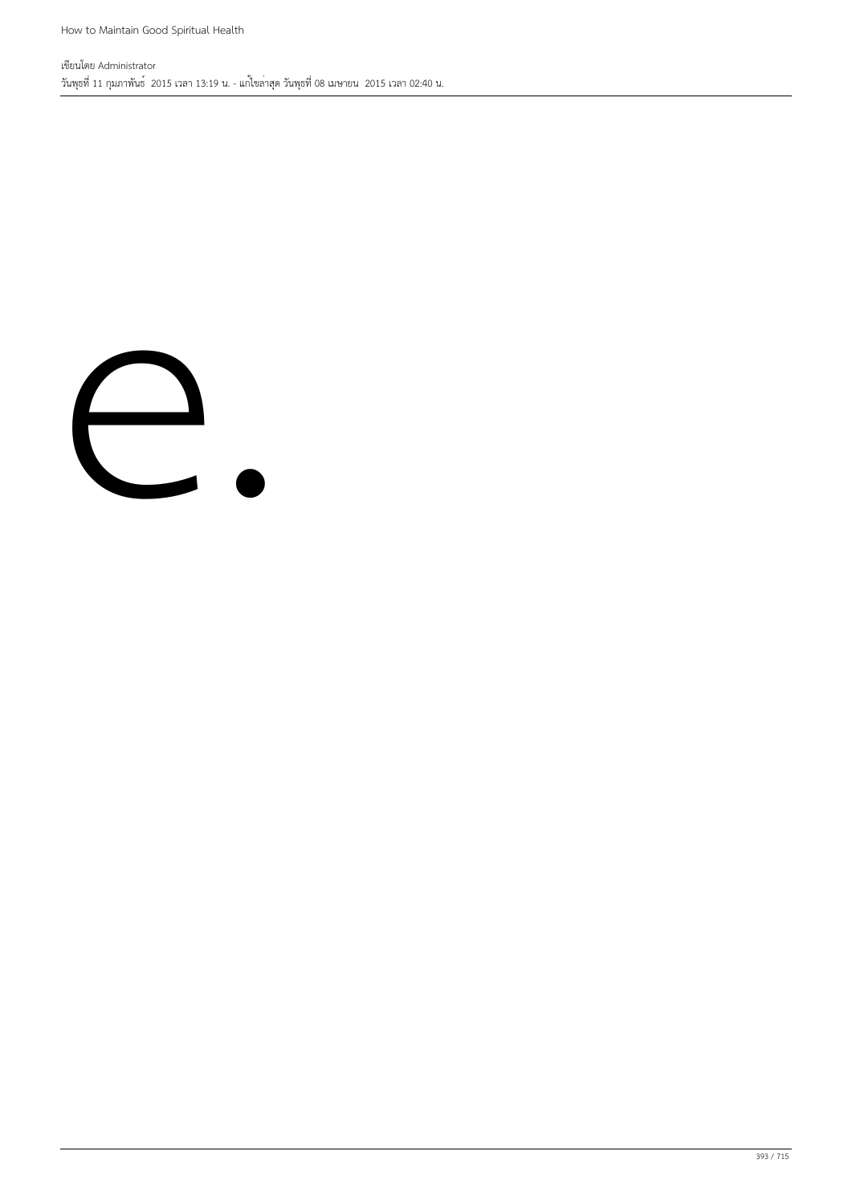e.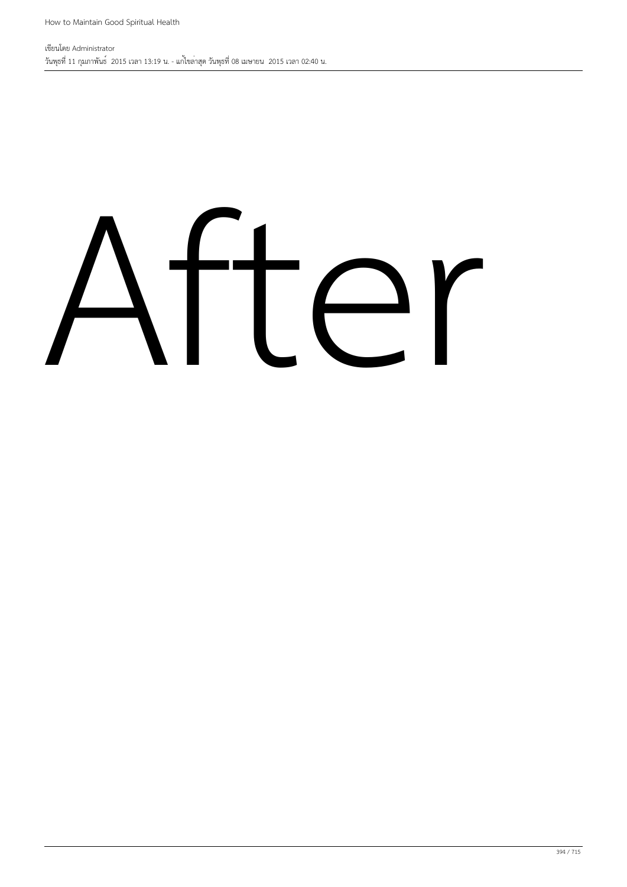After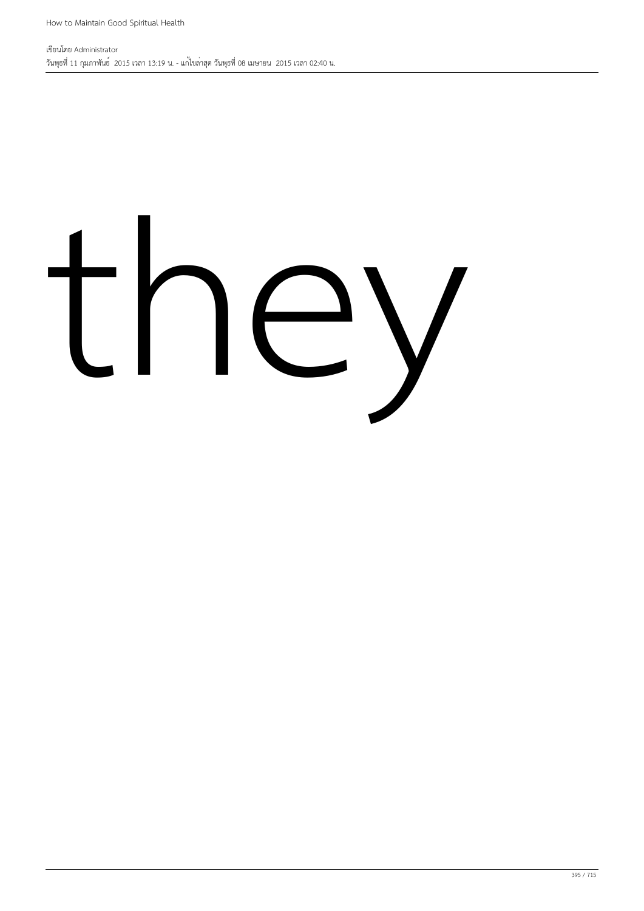they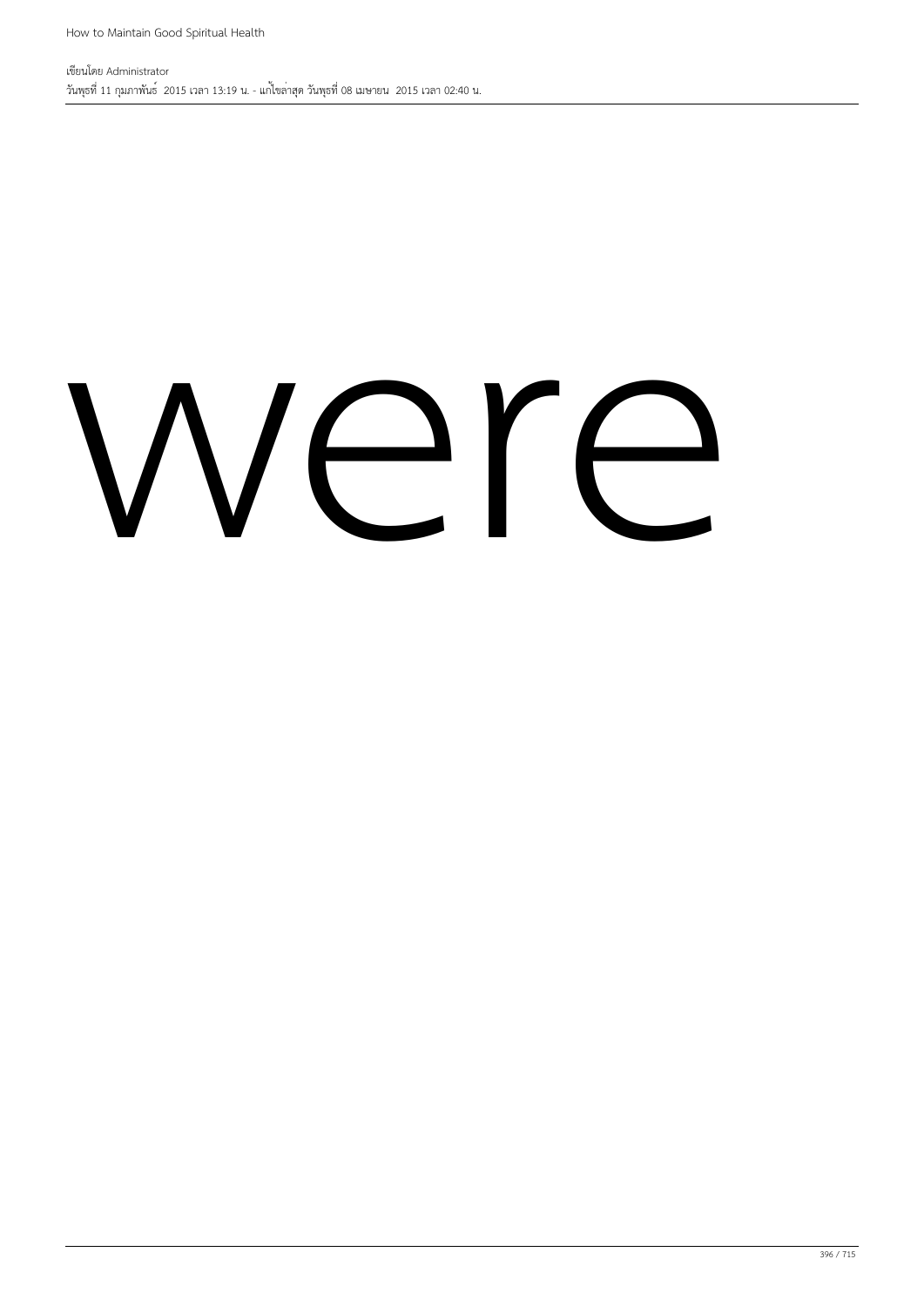were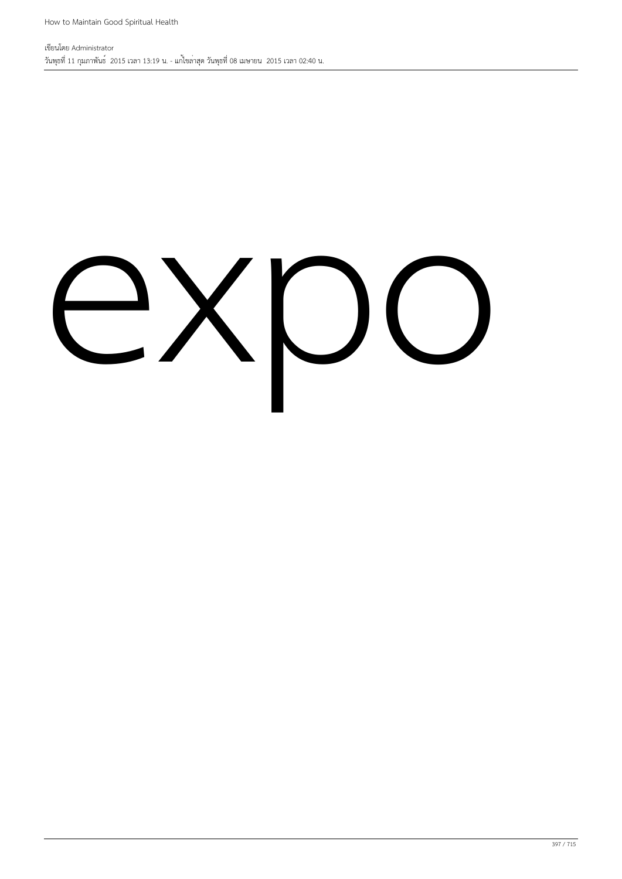expo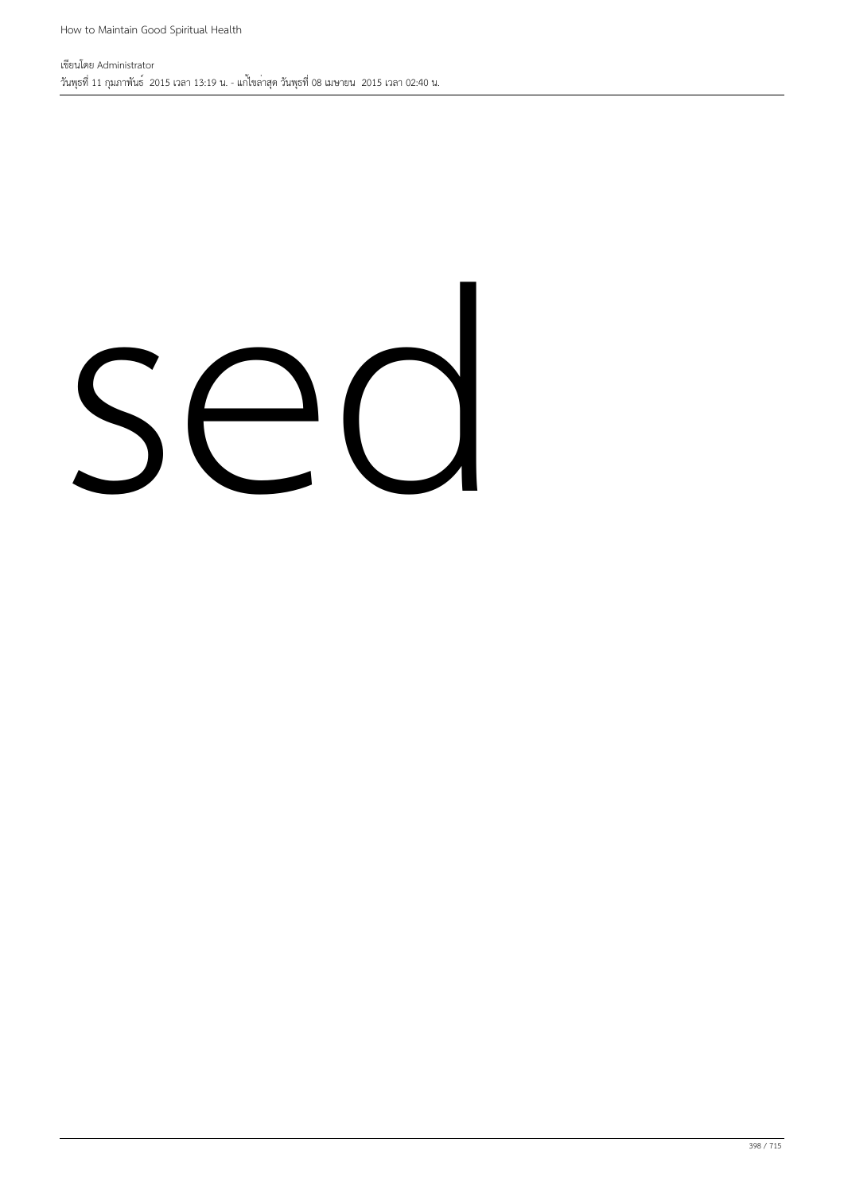sed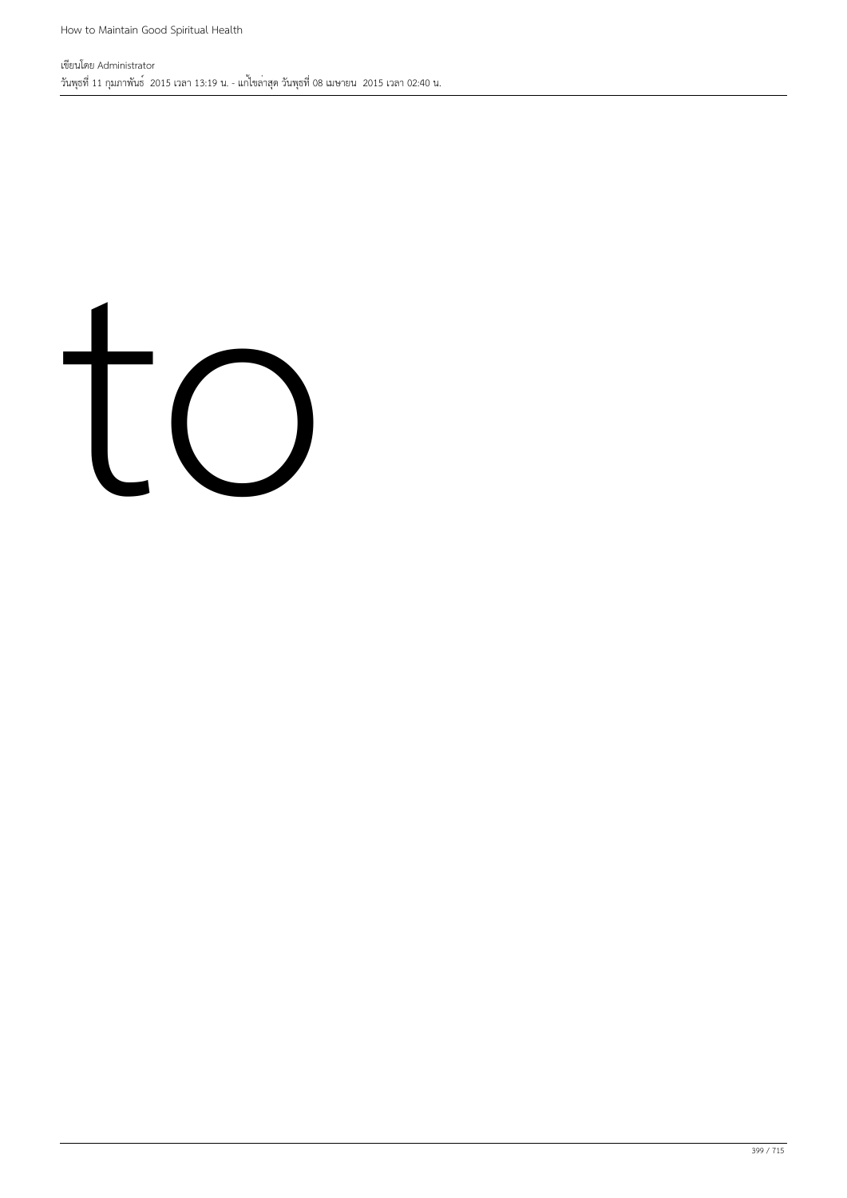to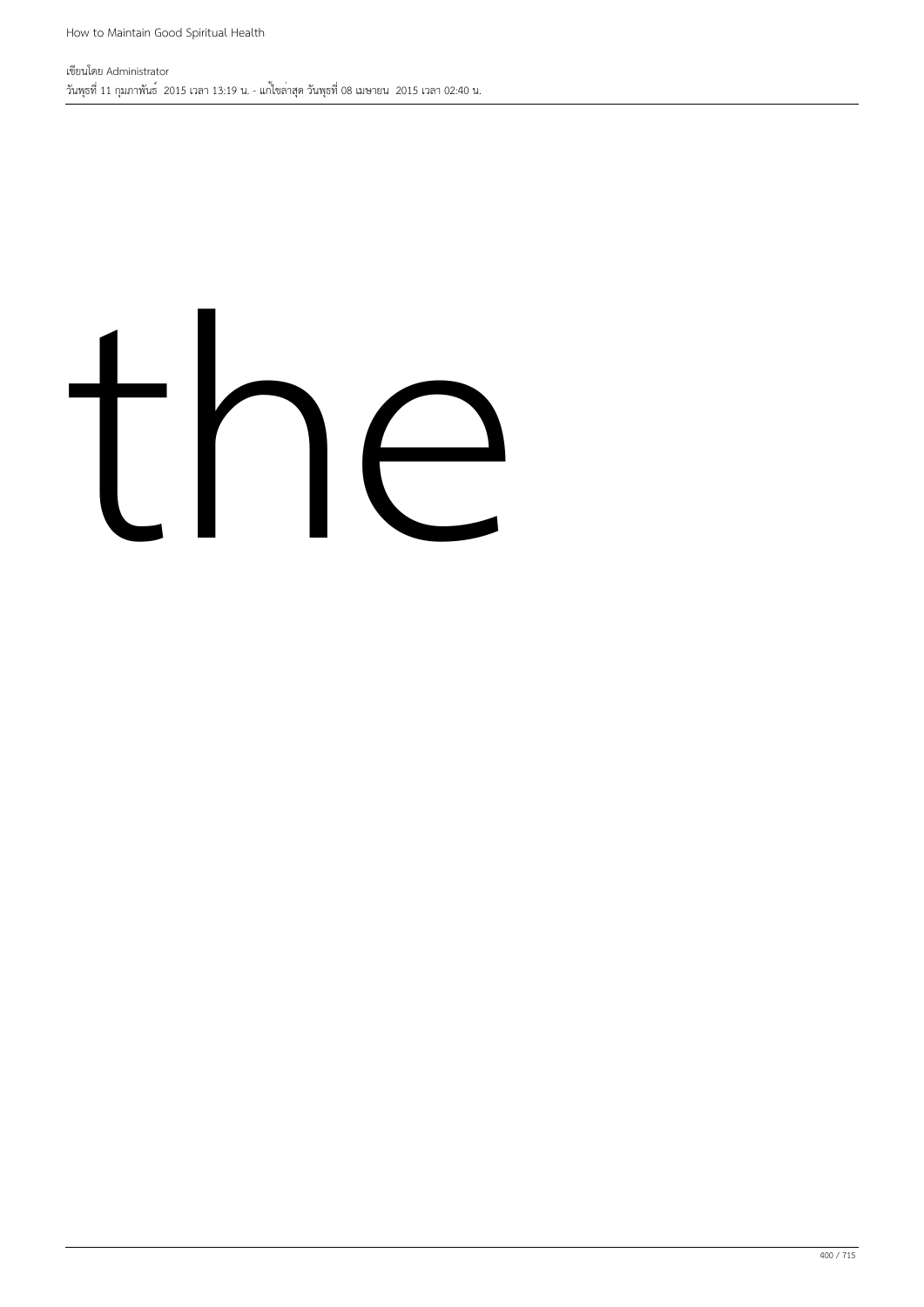the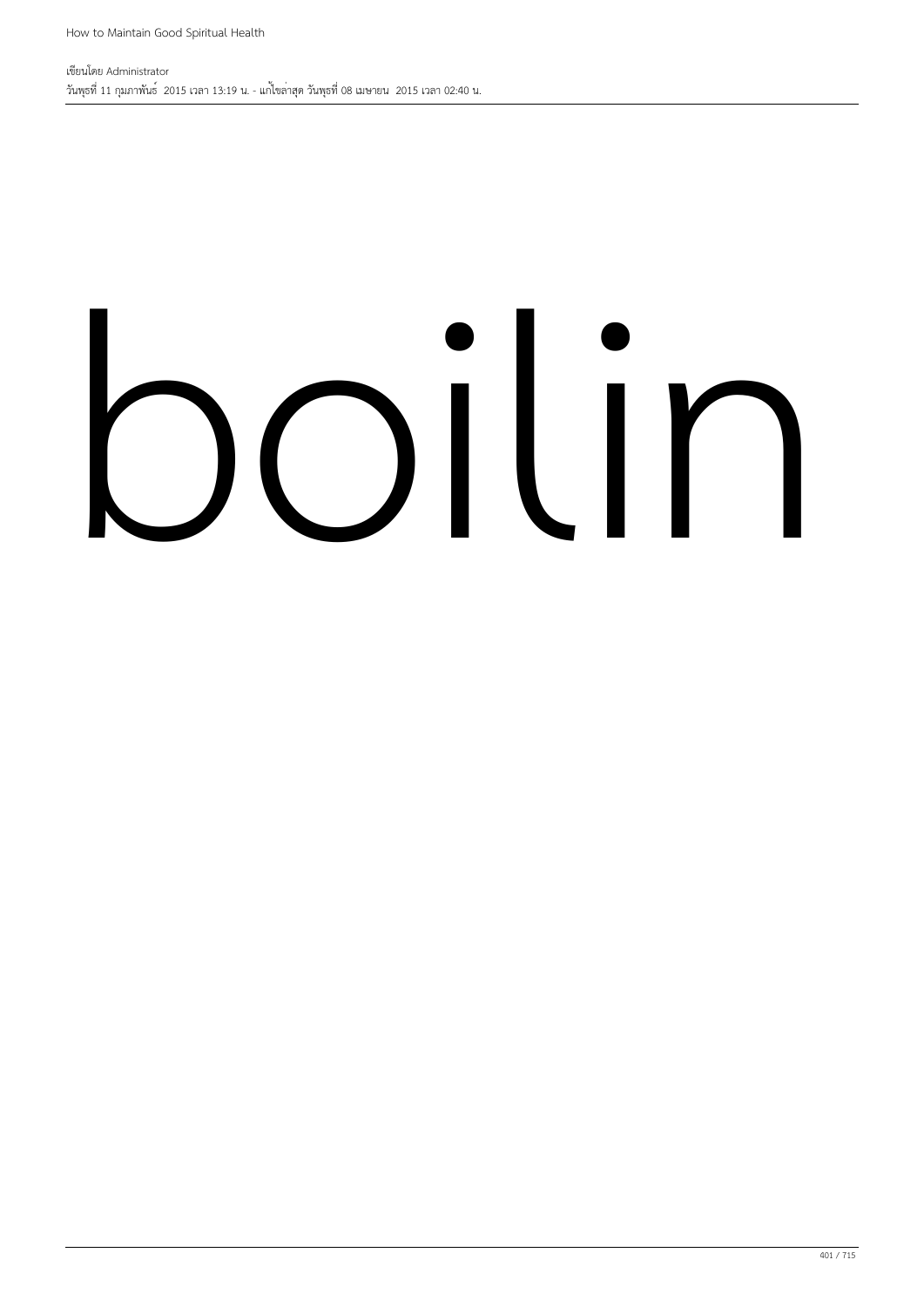boilin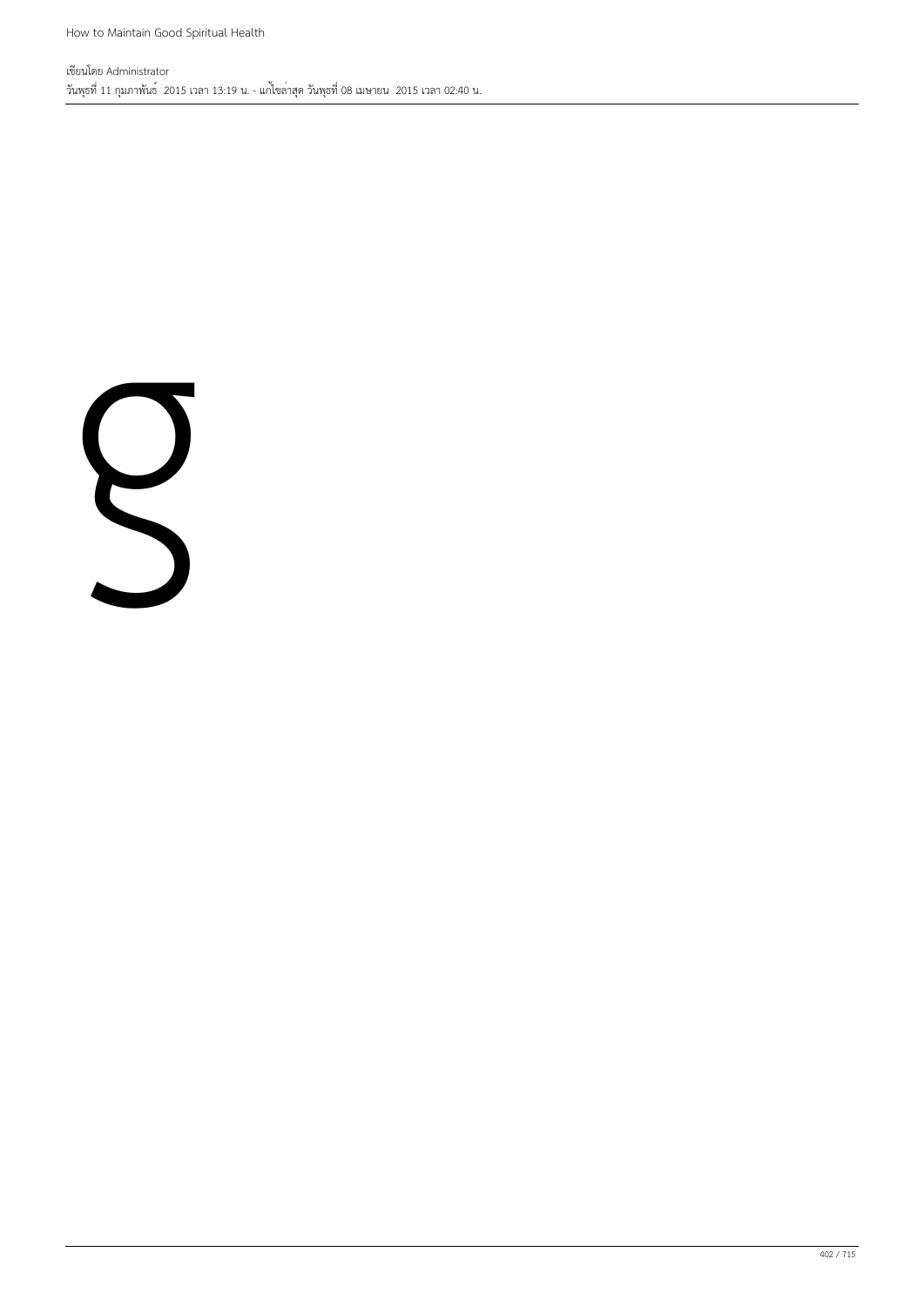g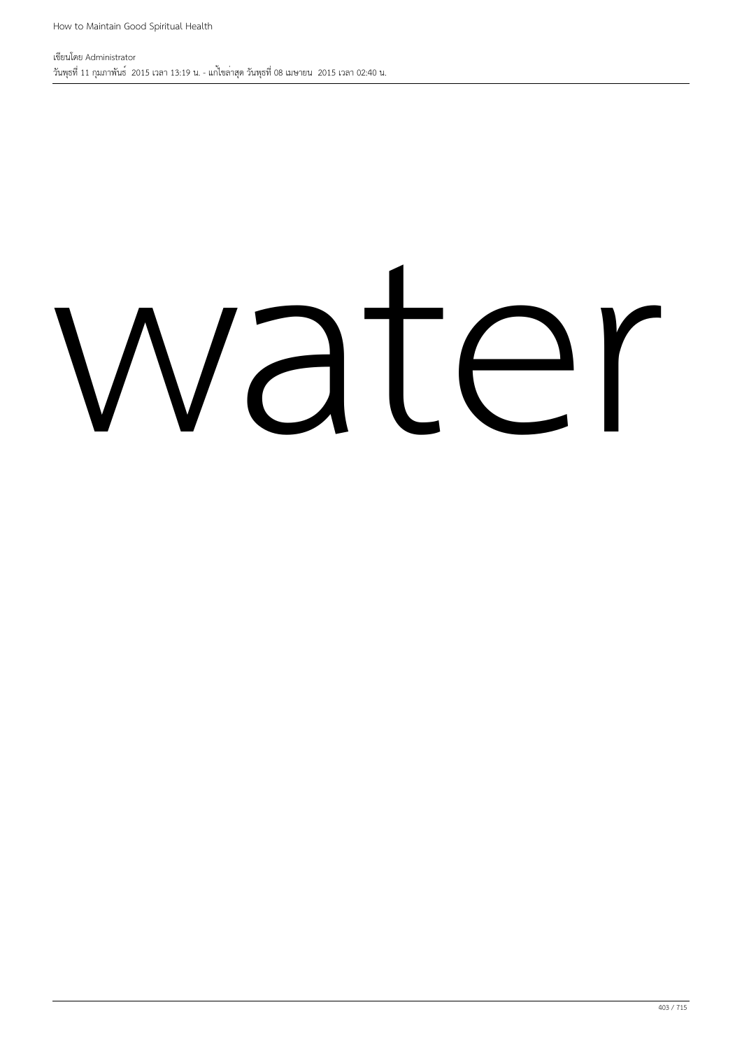water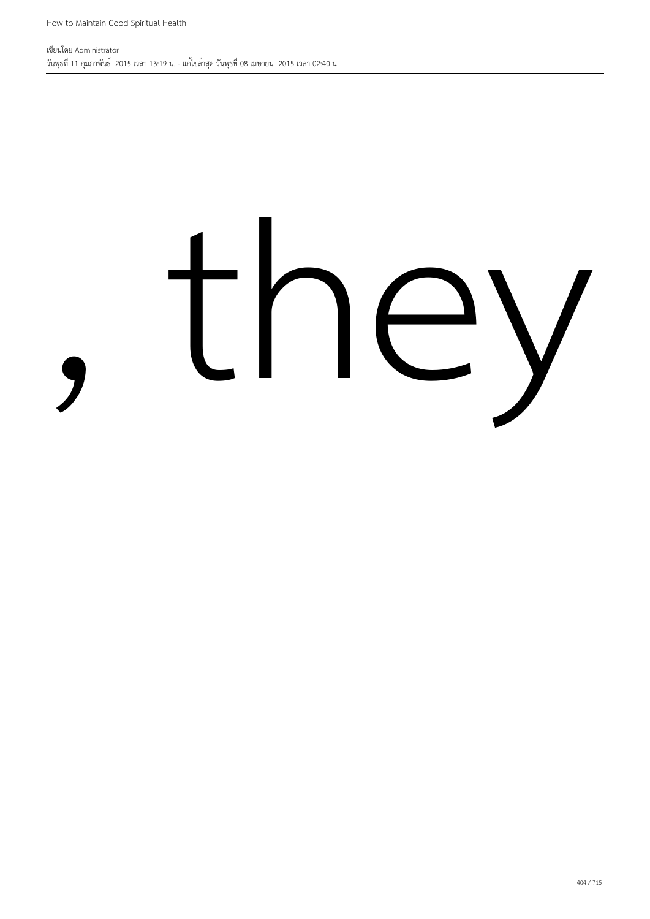, they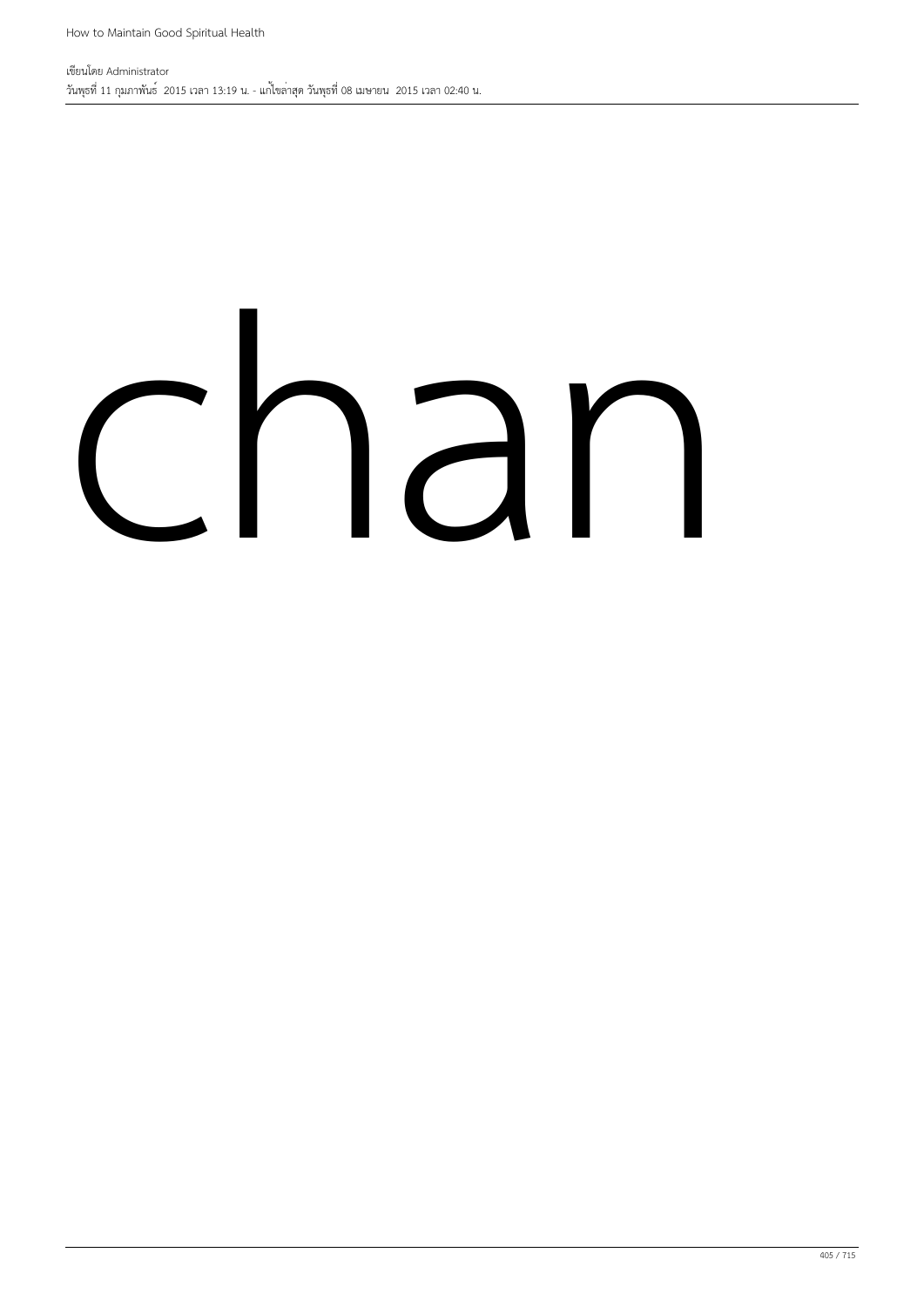chan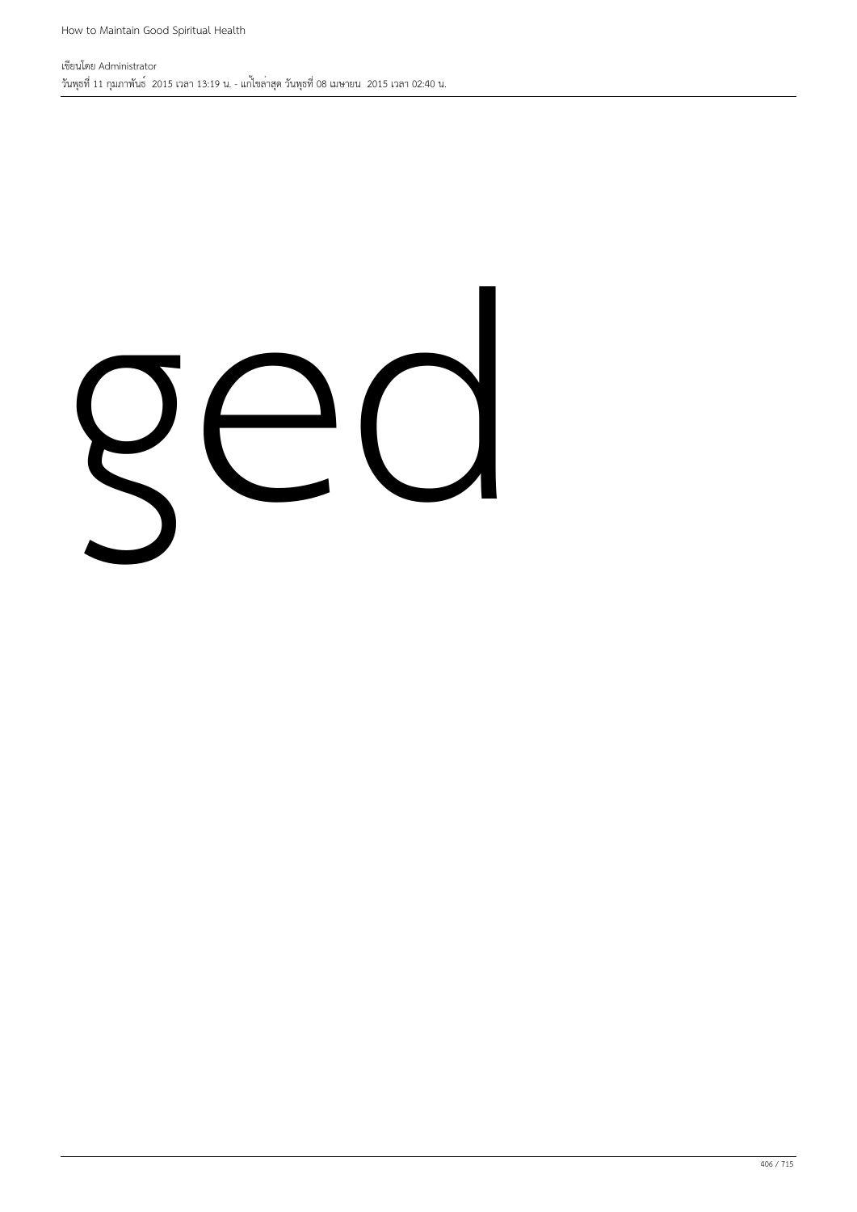ged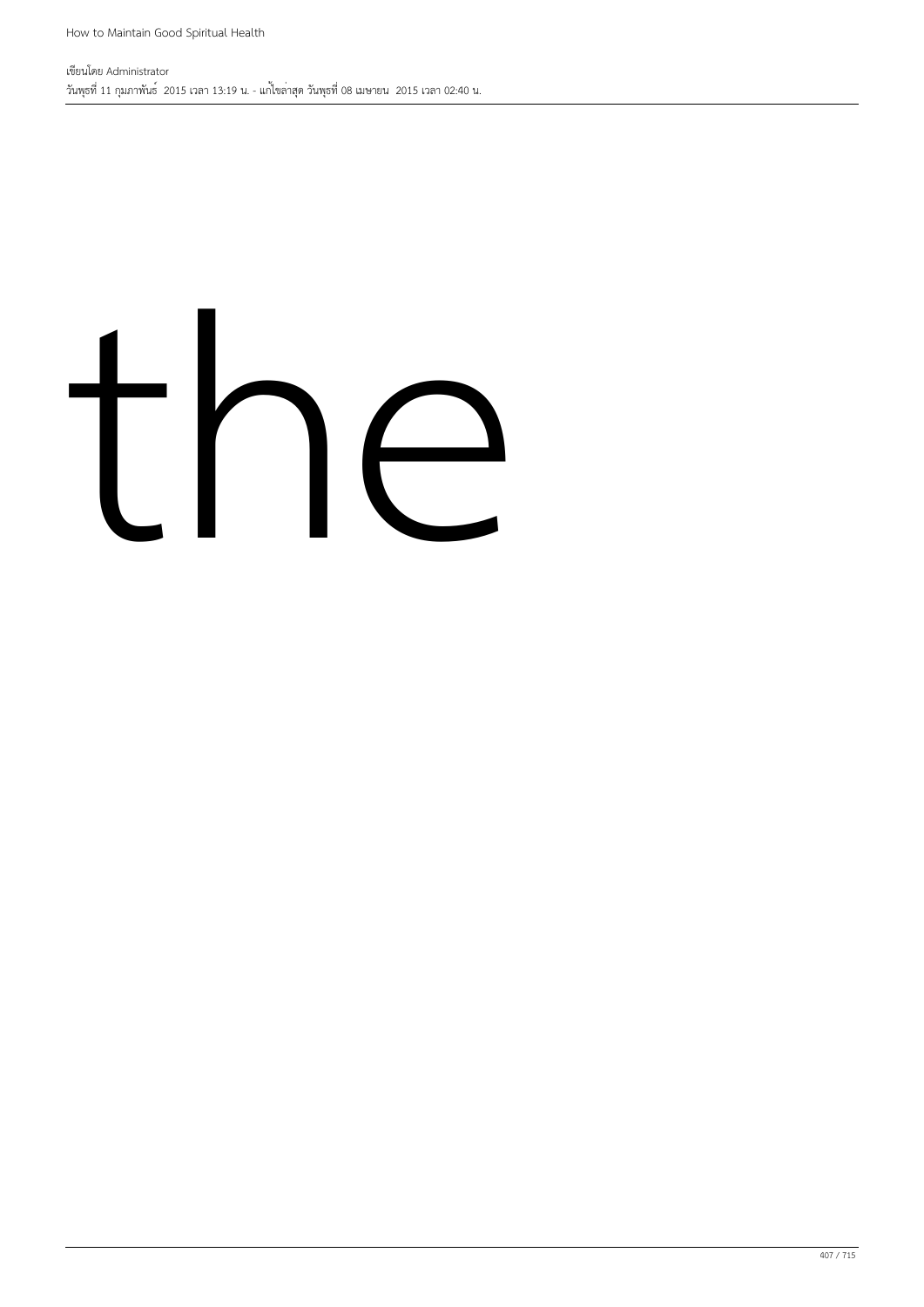the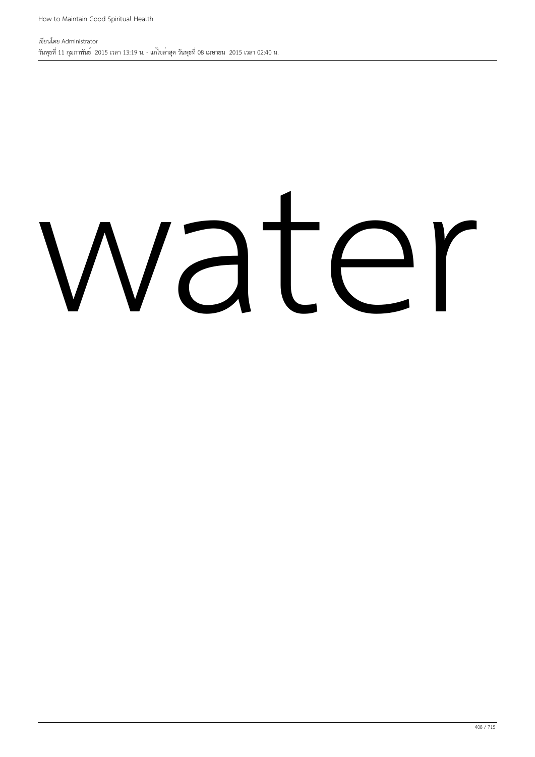water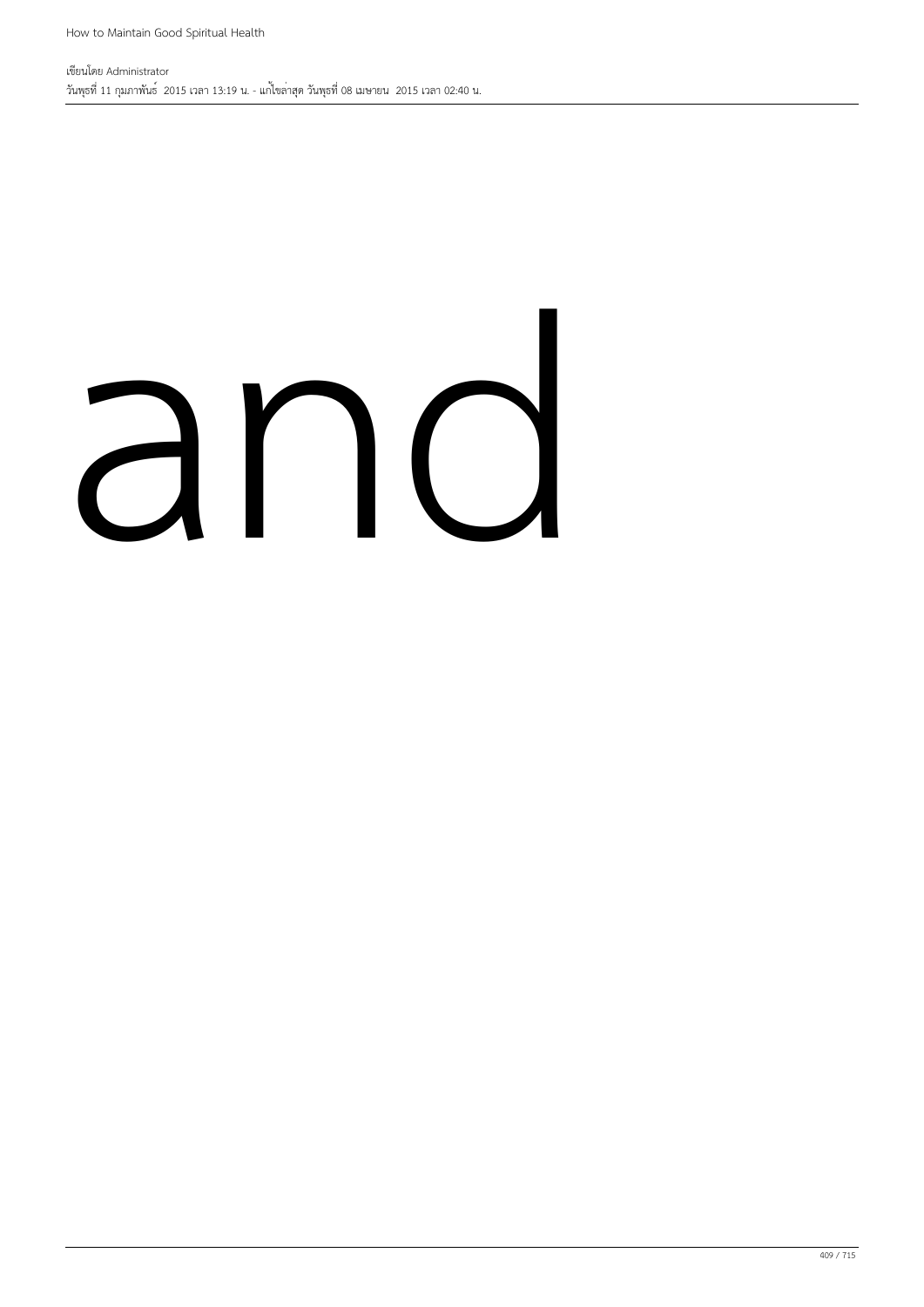and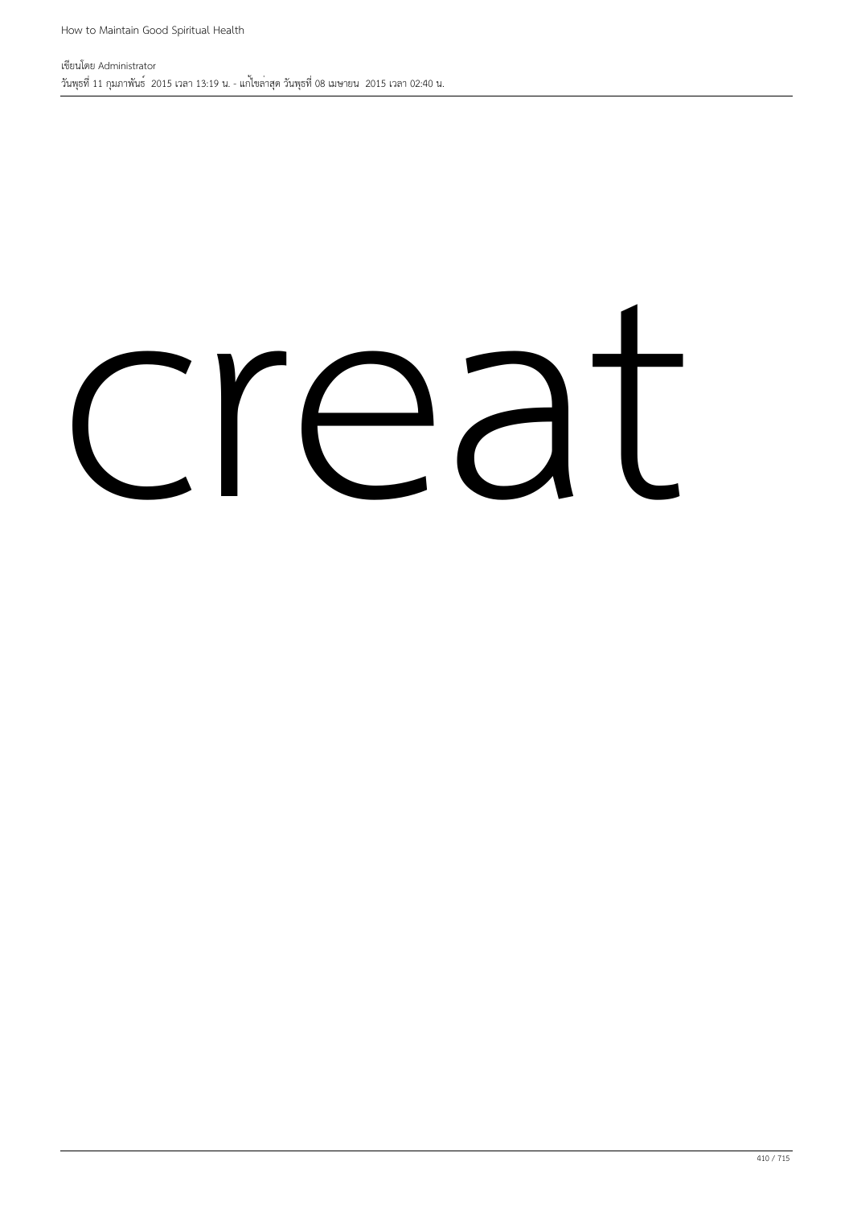creat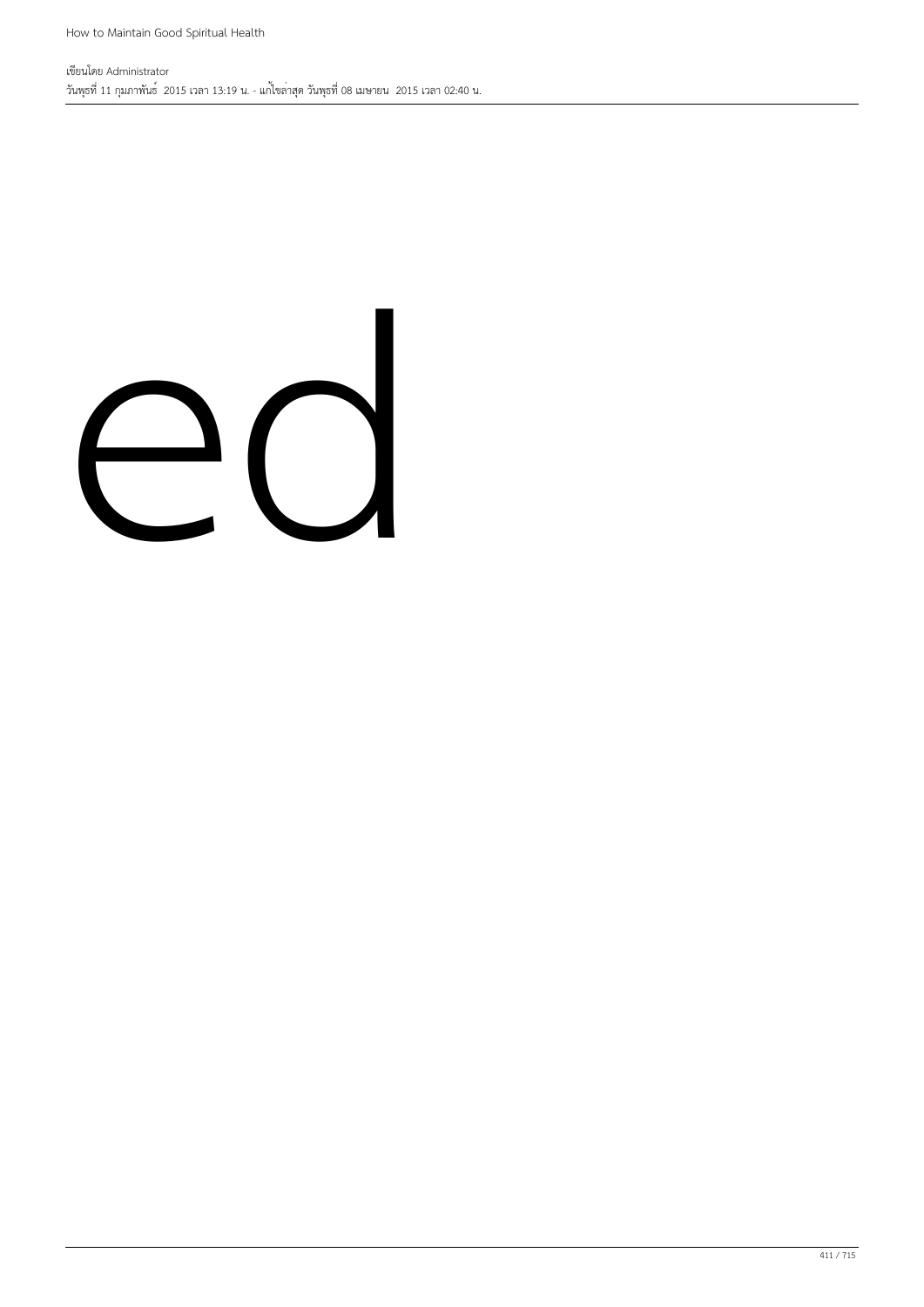ed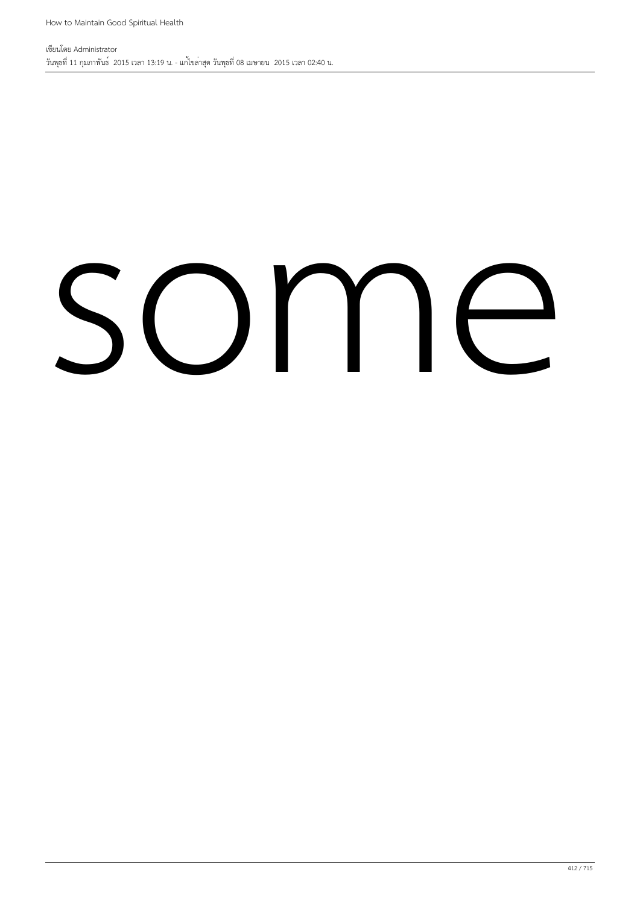some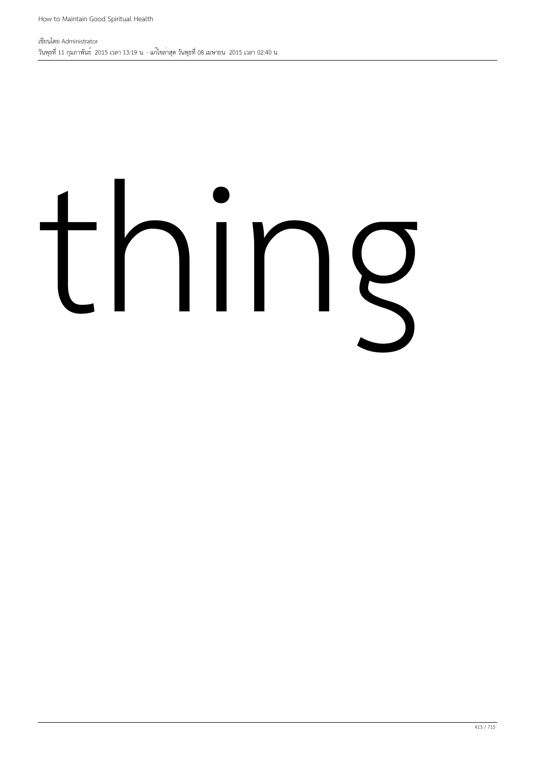thing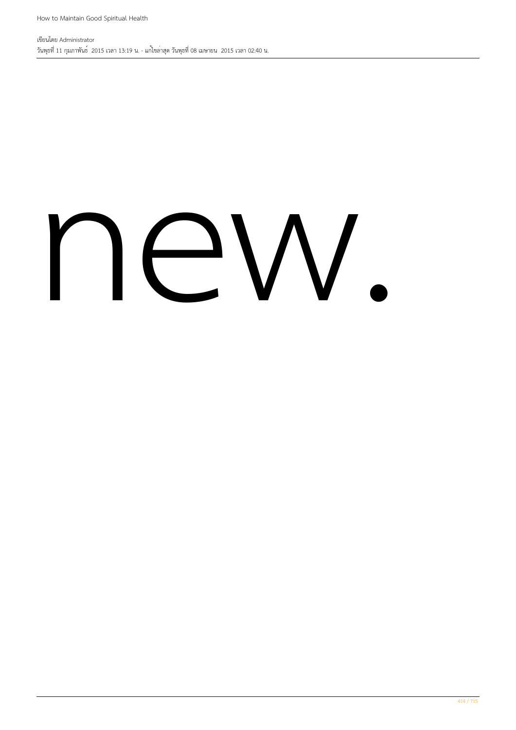# new.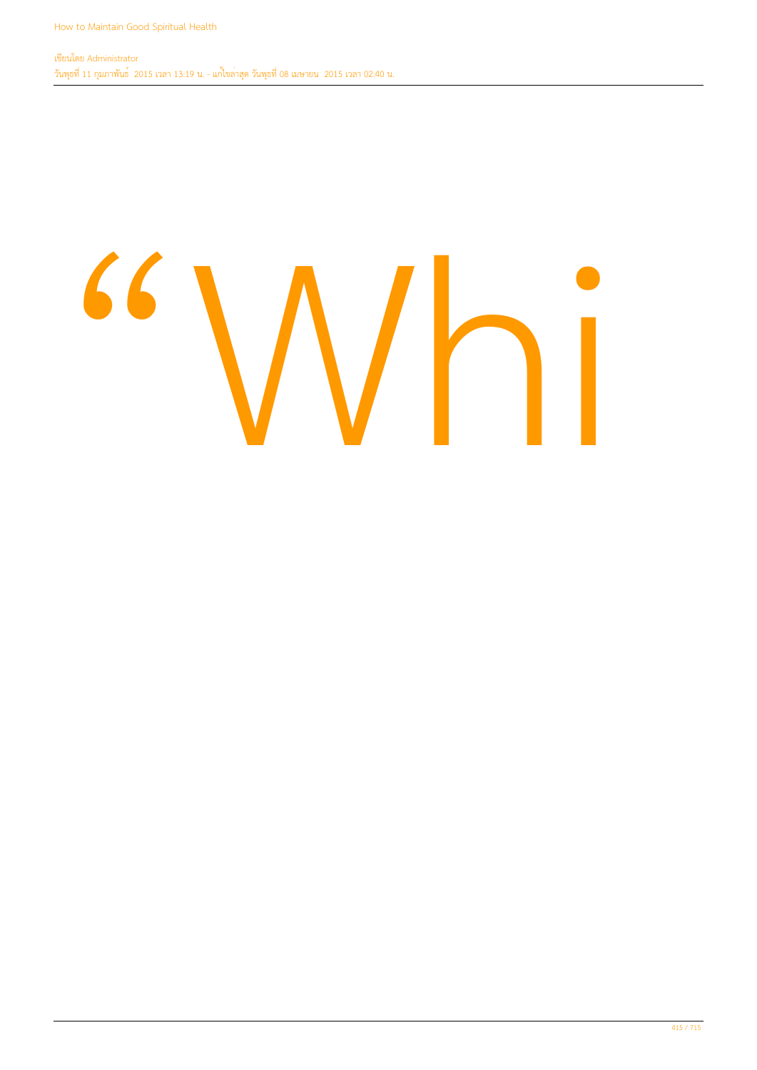“Whi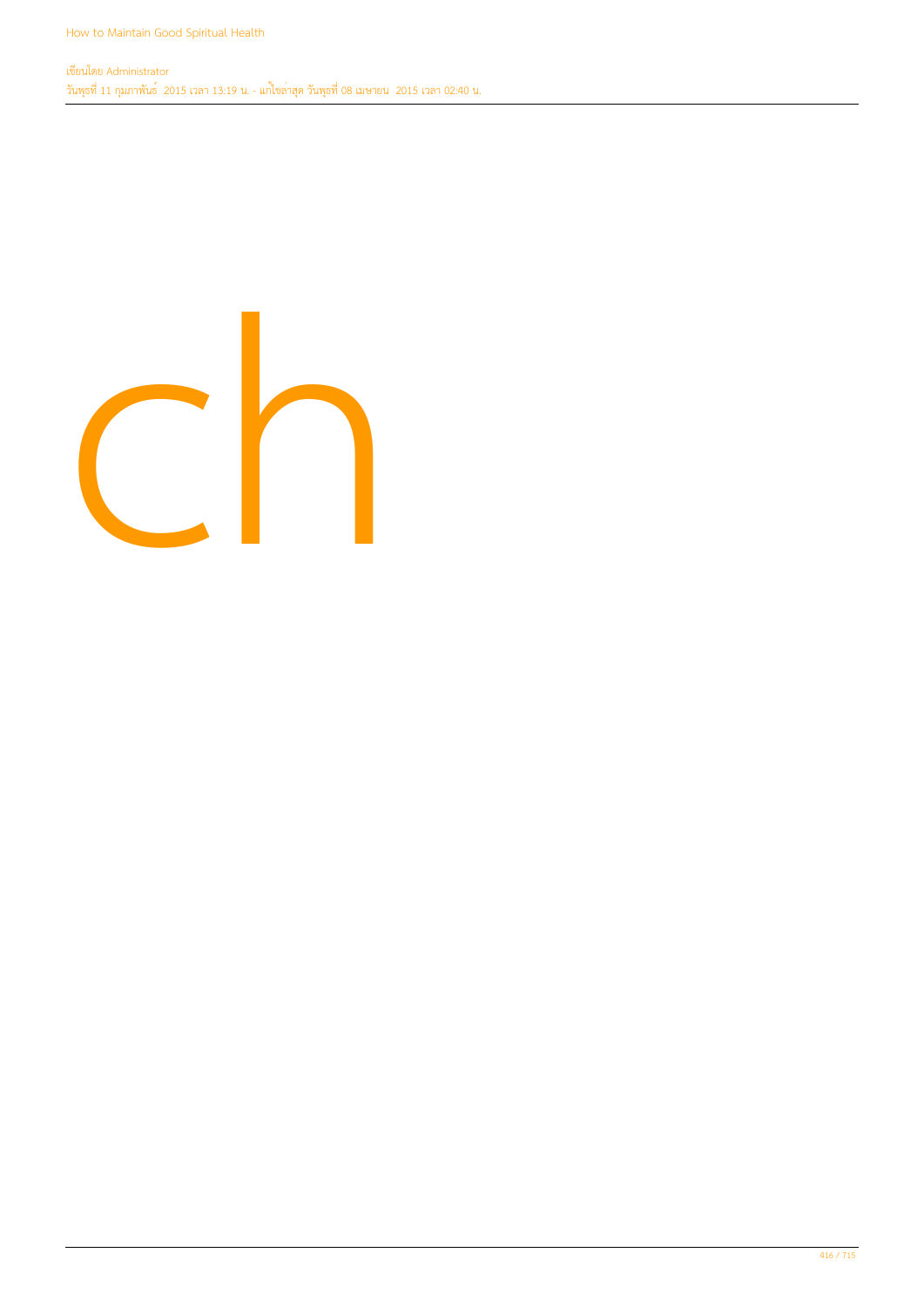ch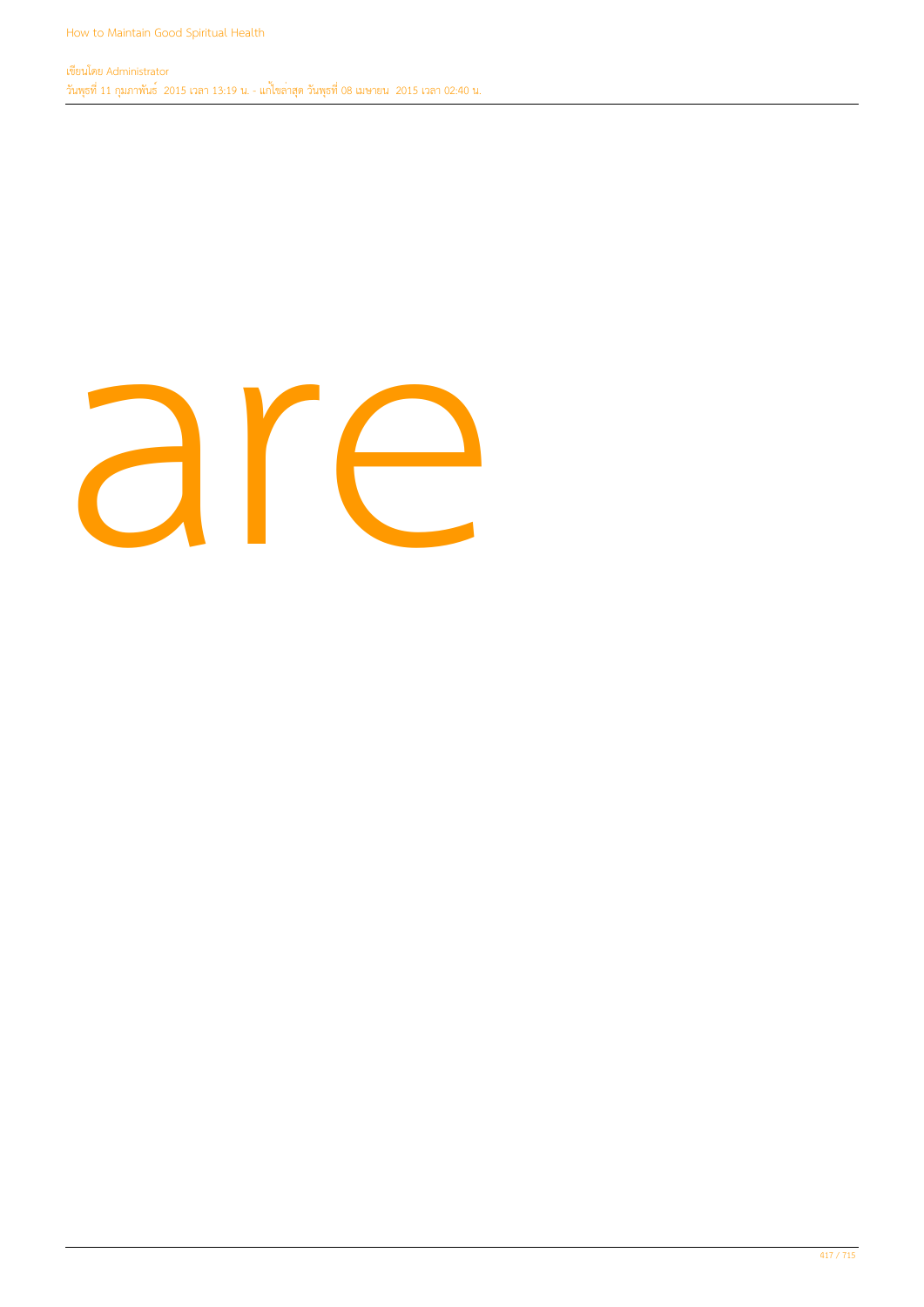are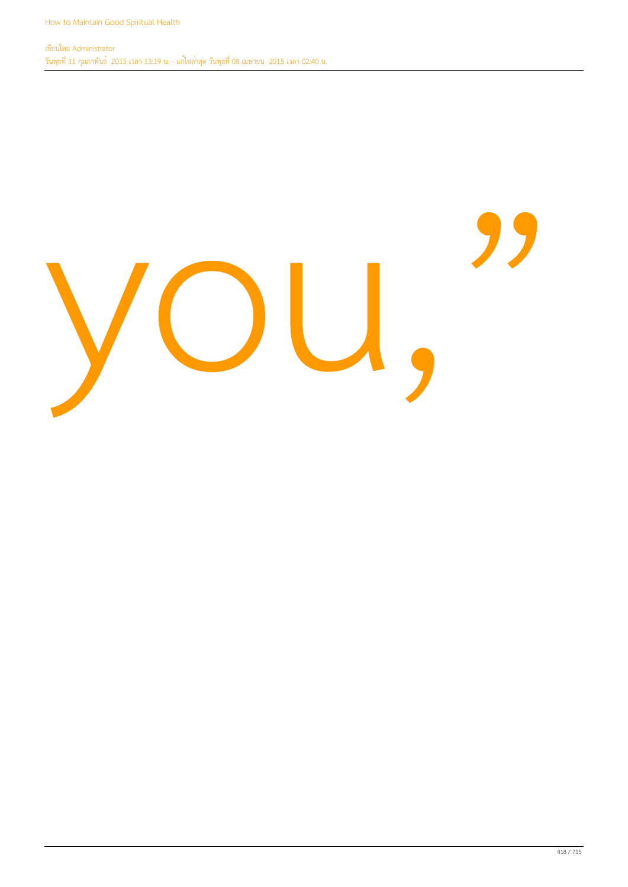you,”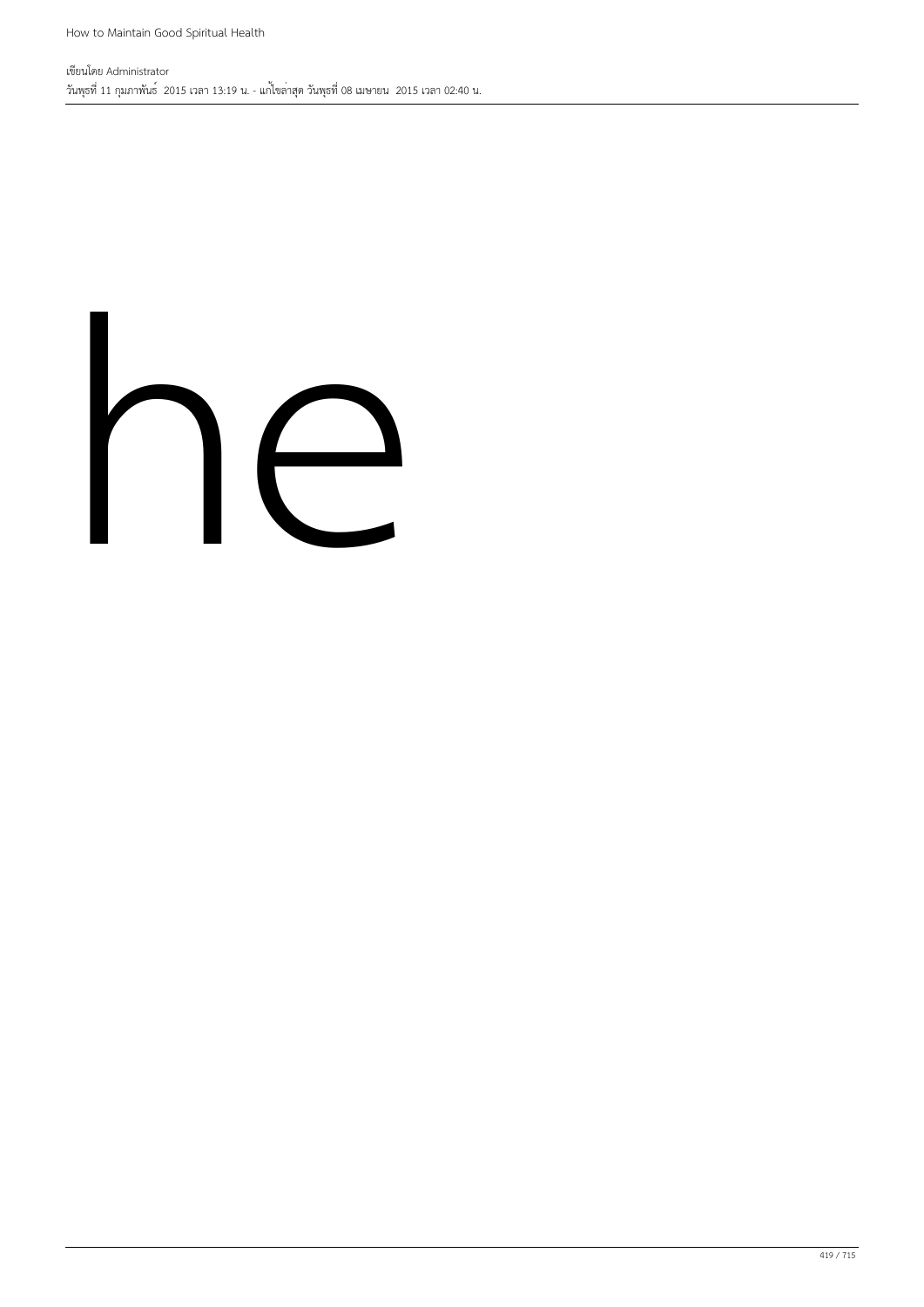he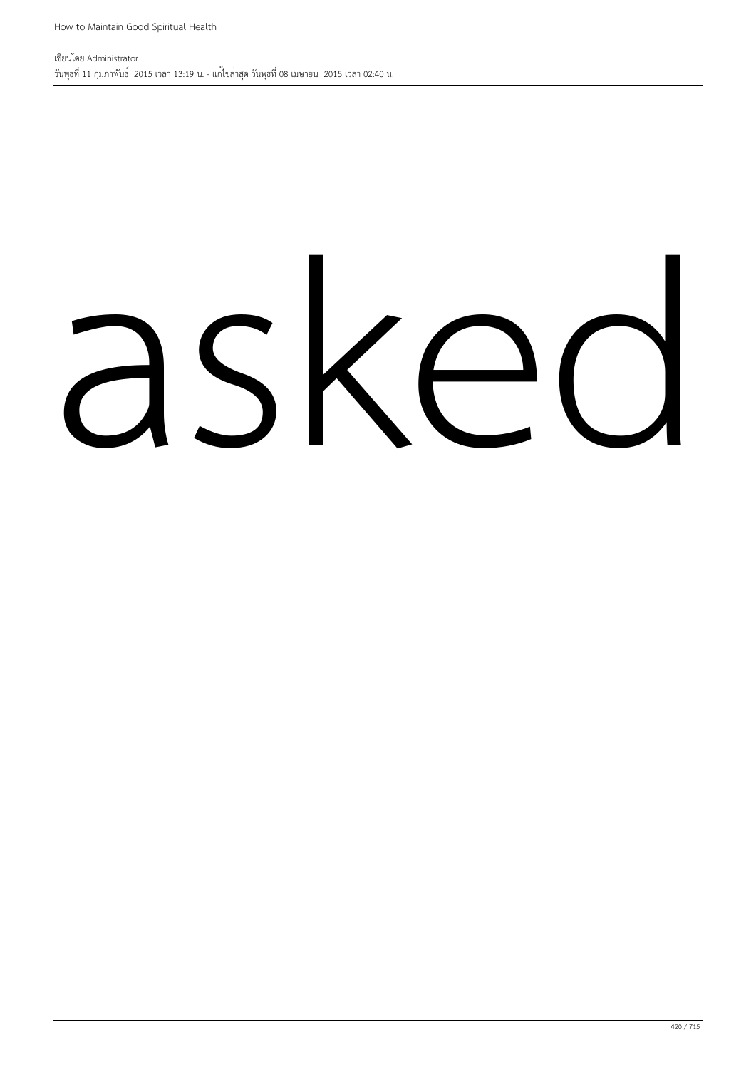asked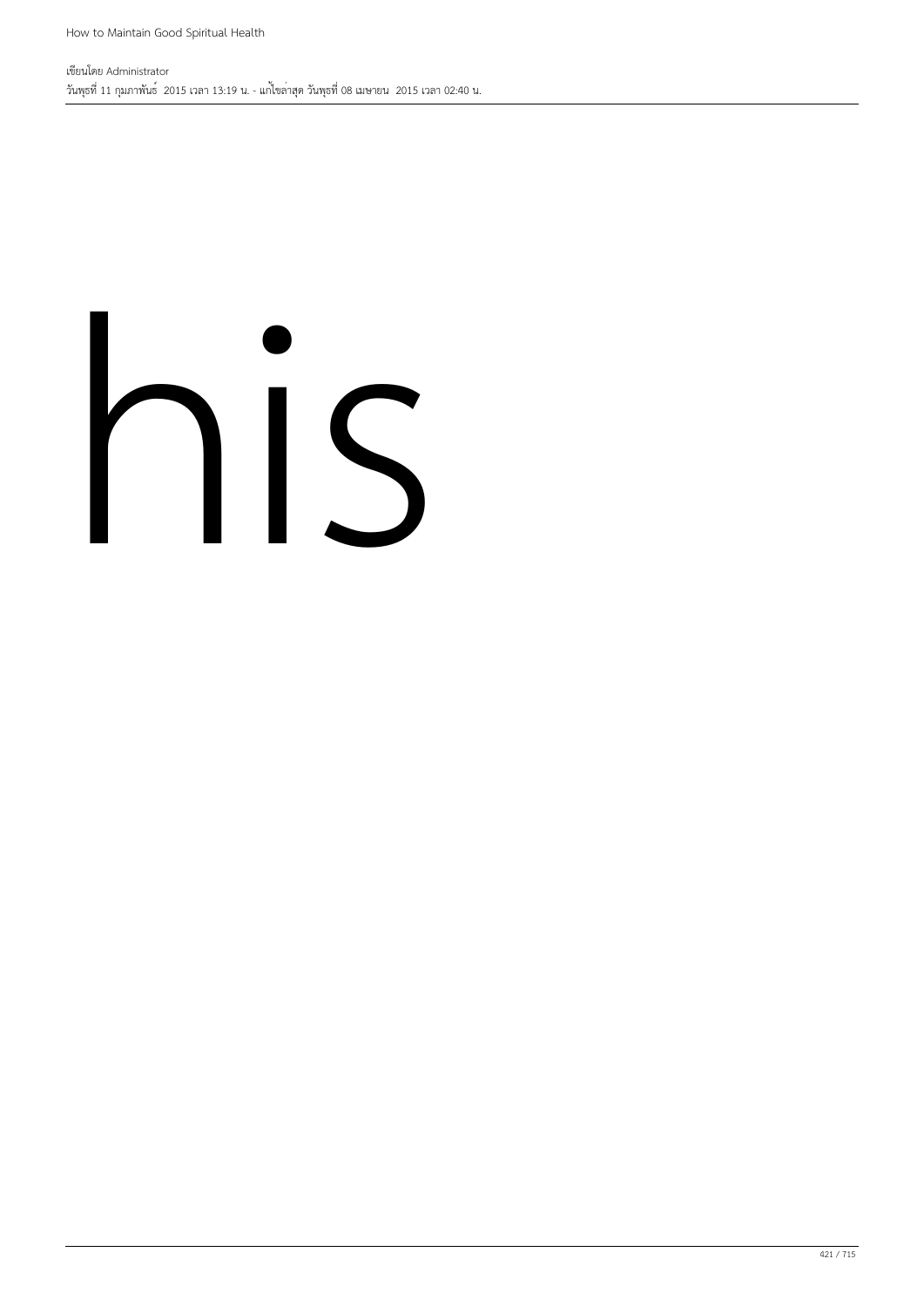his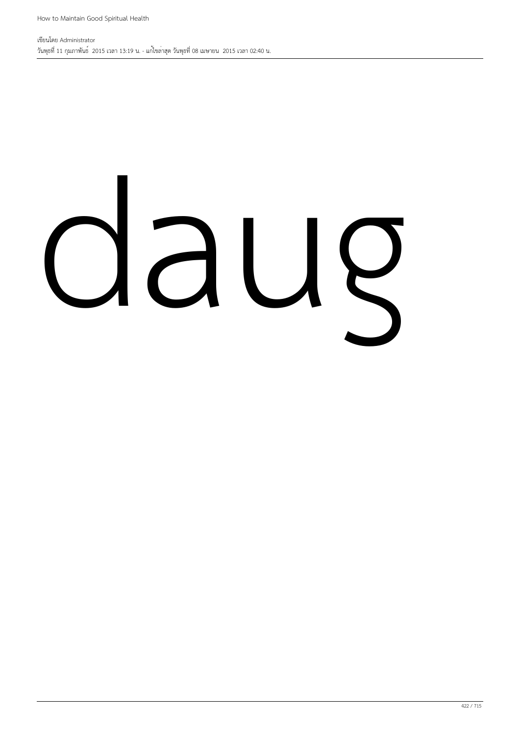daug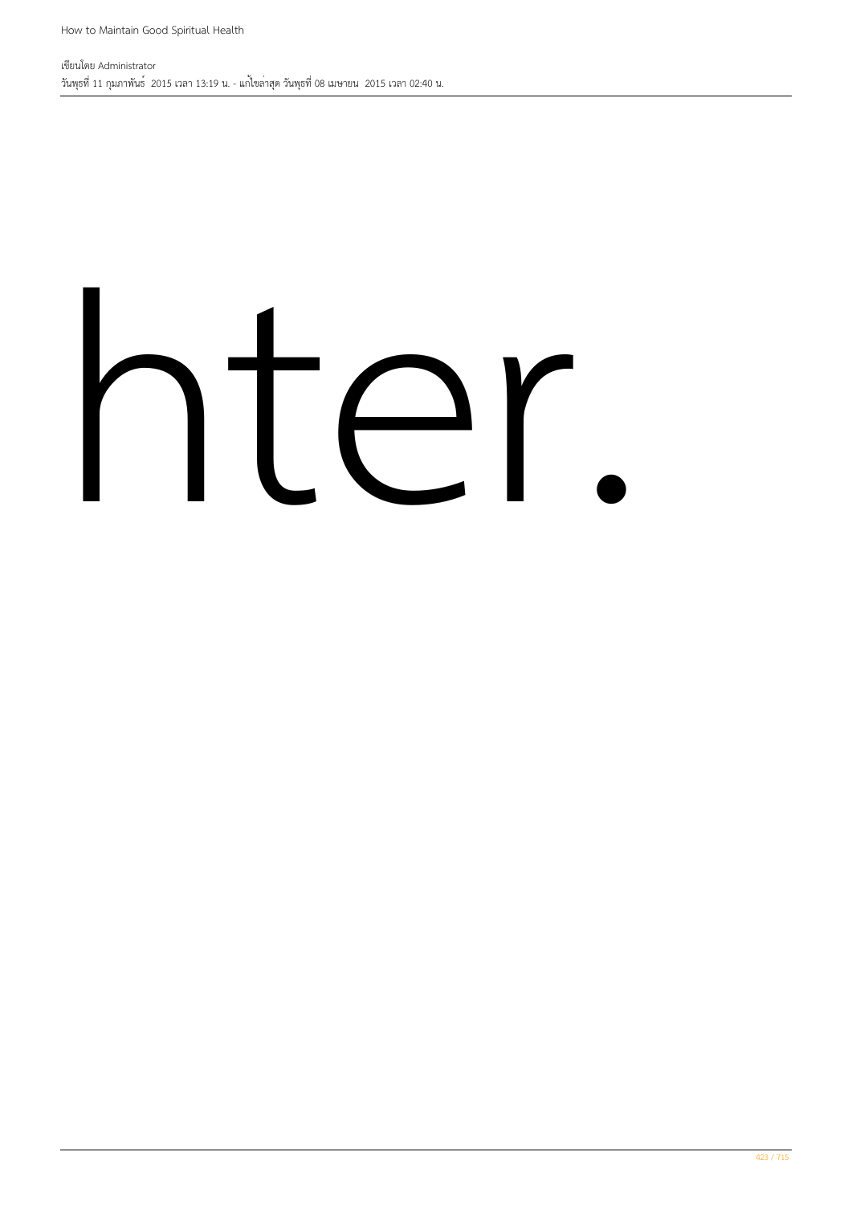hter.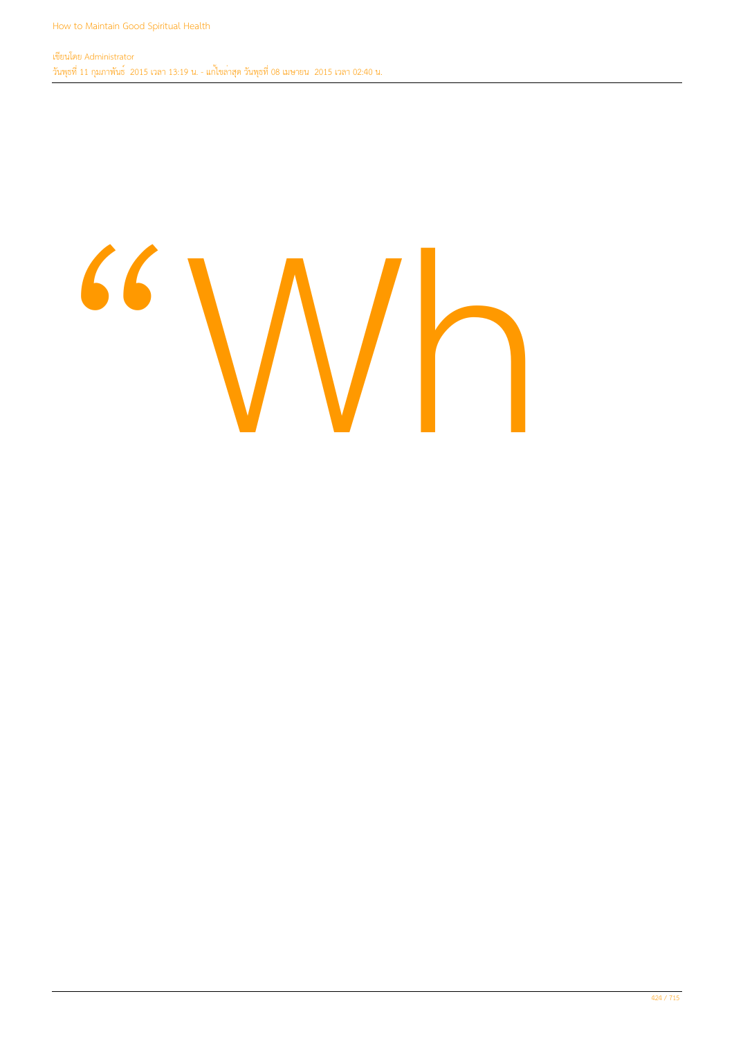“Wh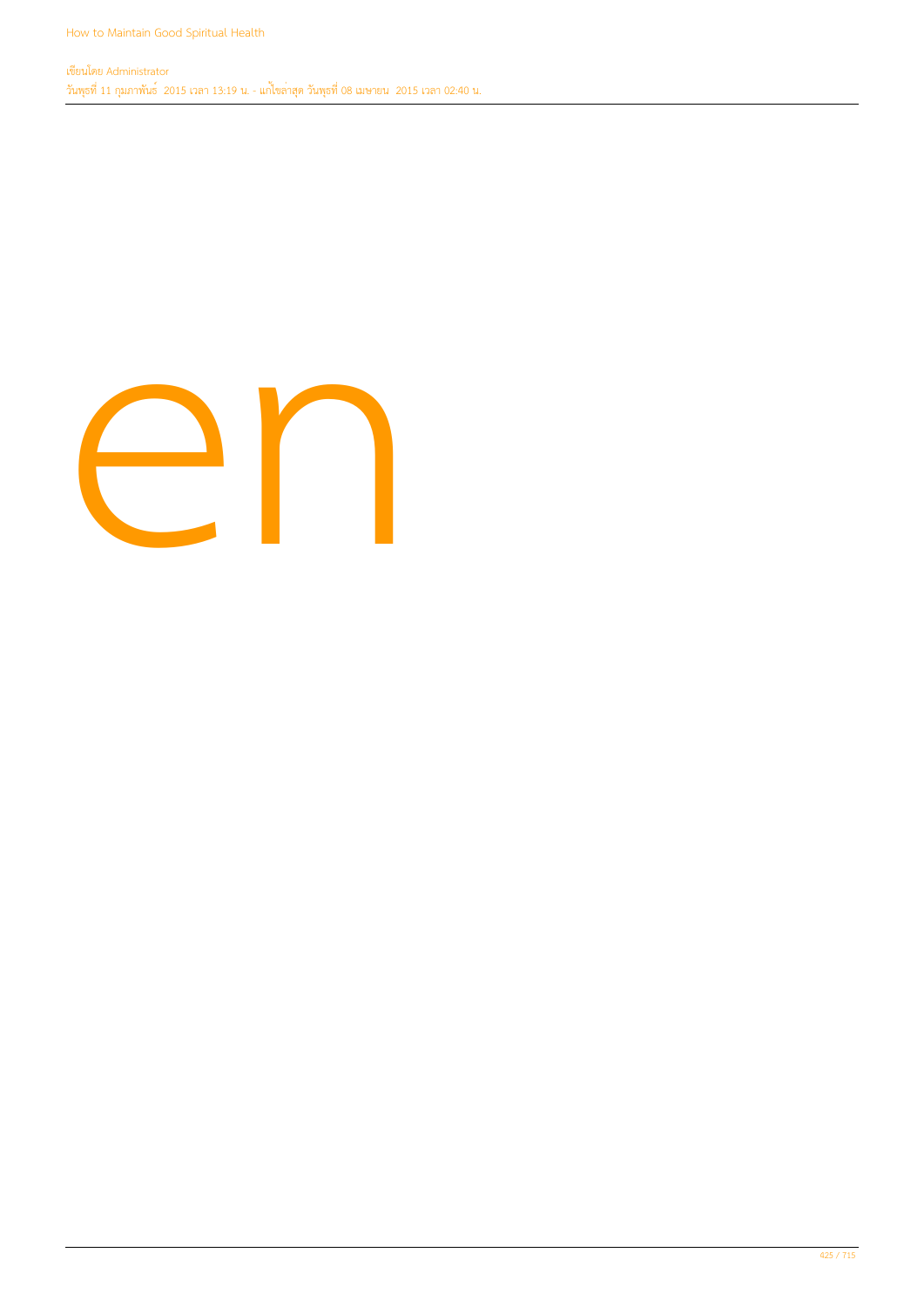en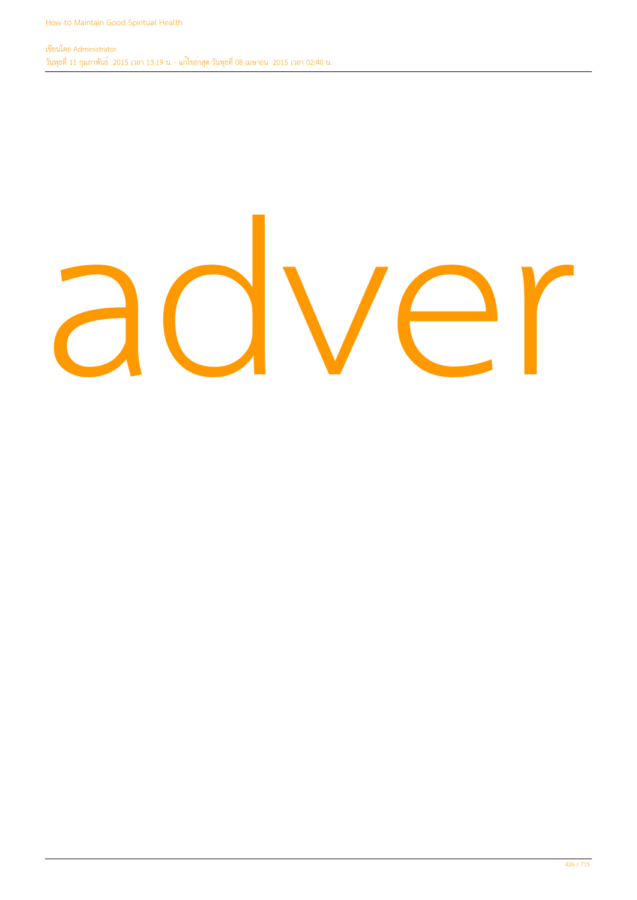adver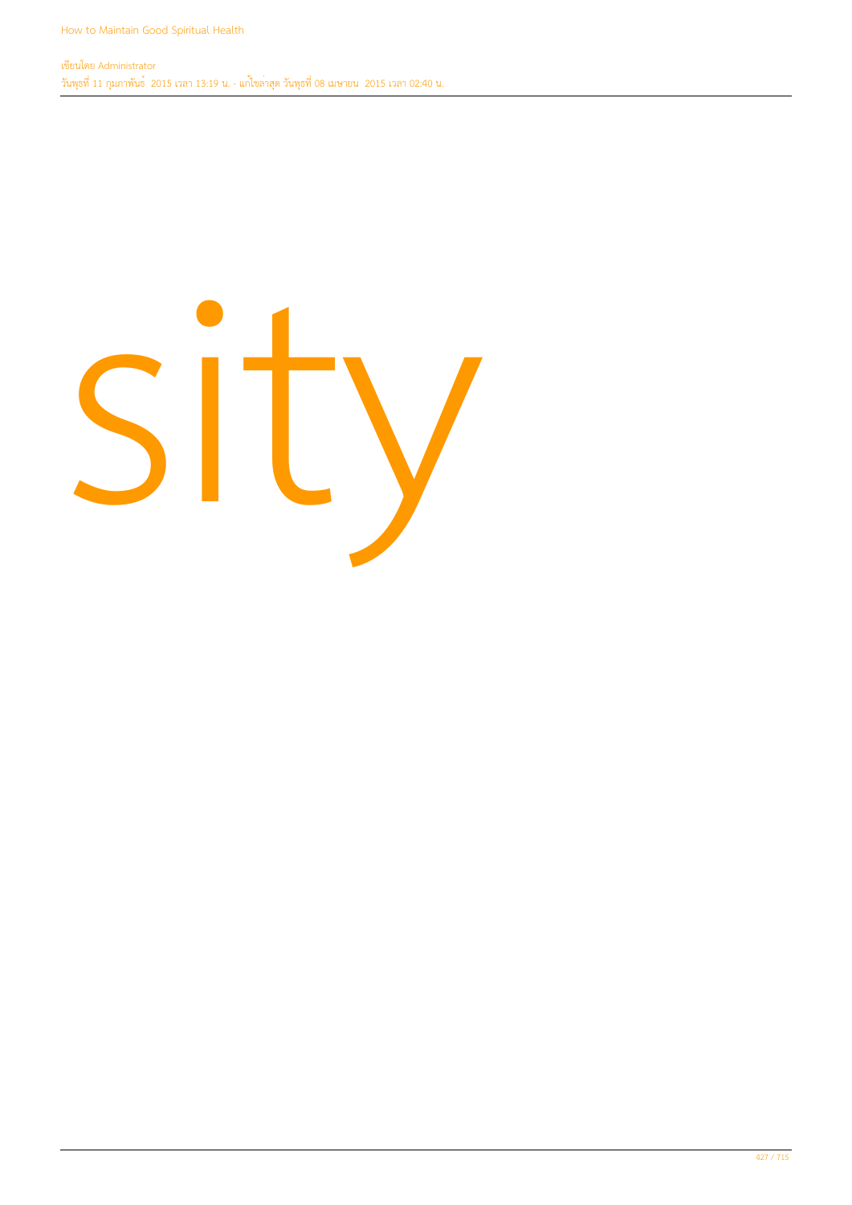sity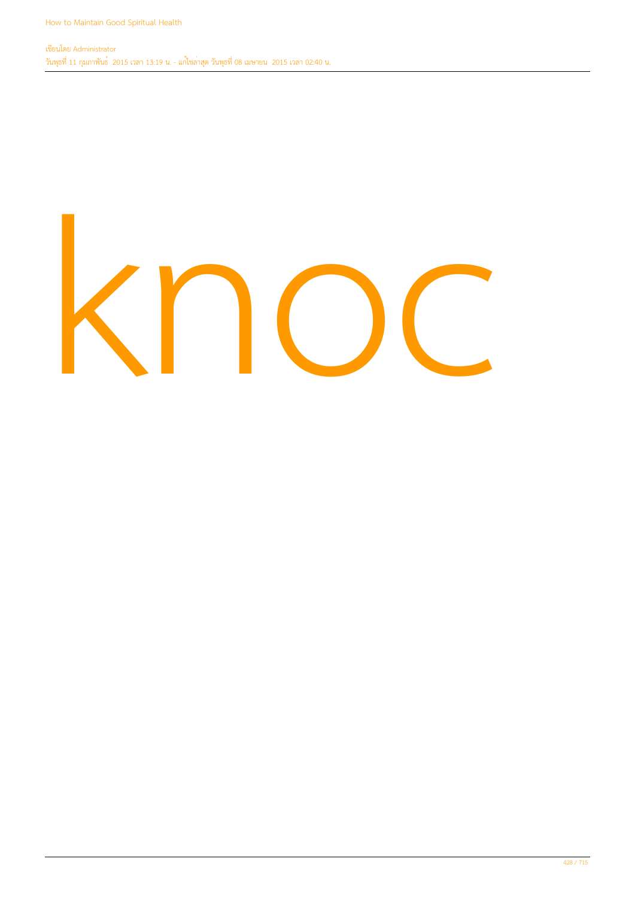knoc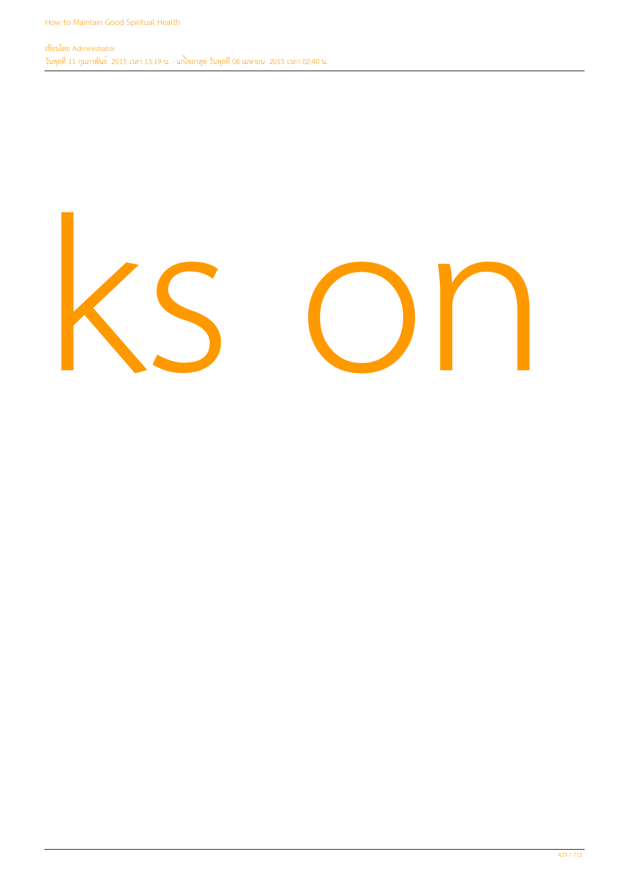ks on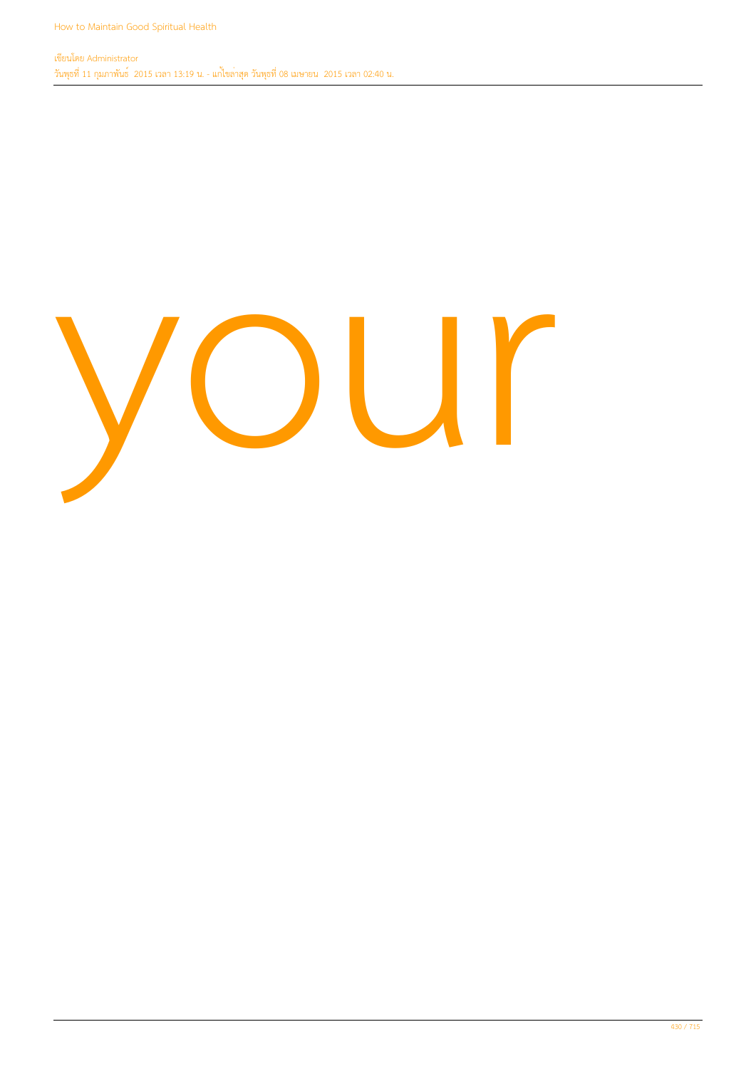your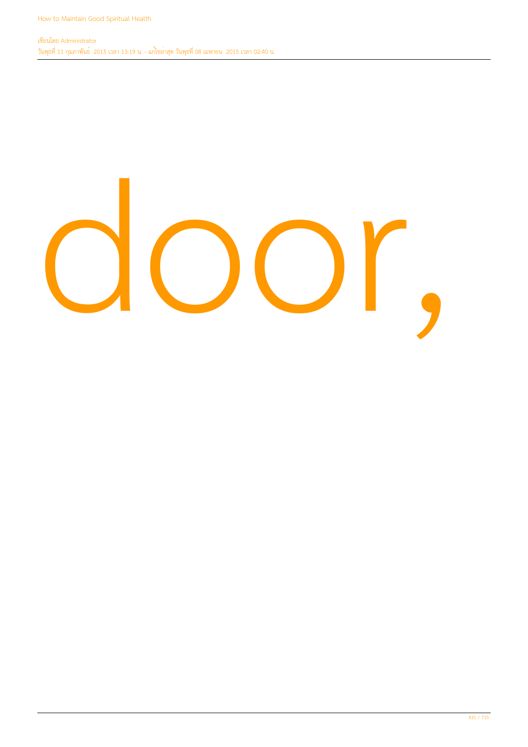door,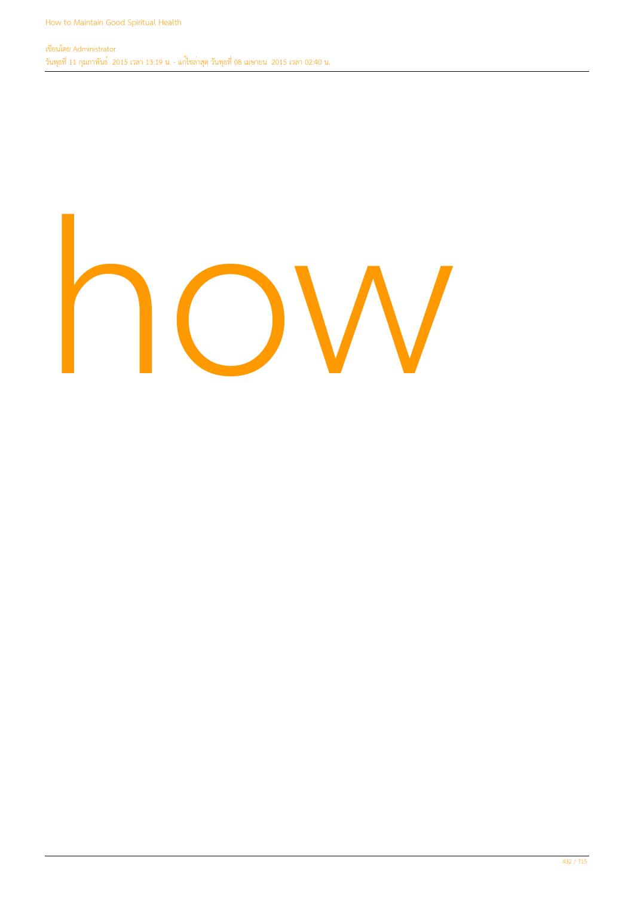how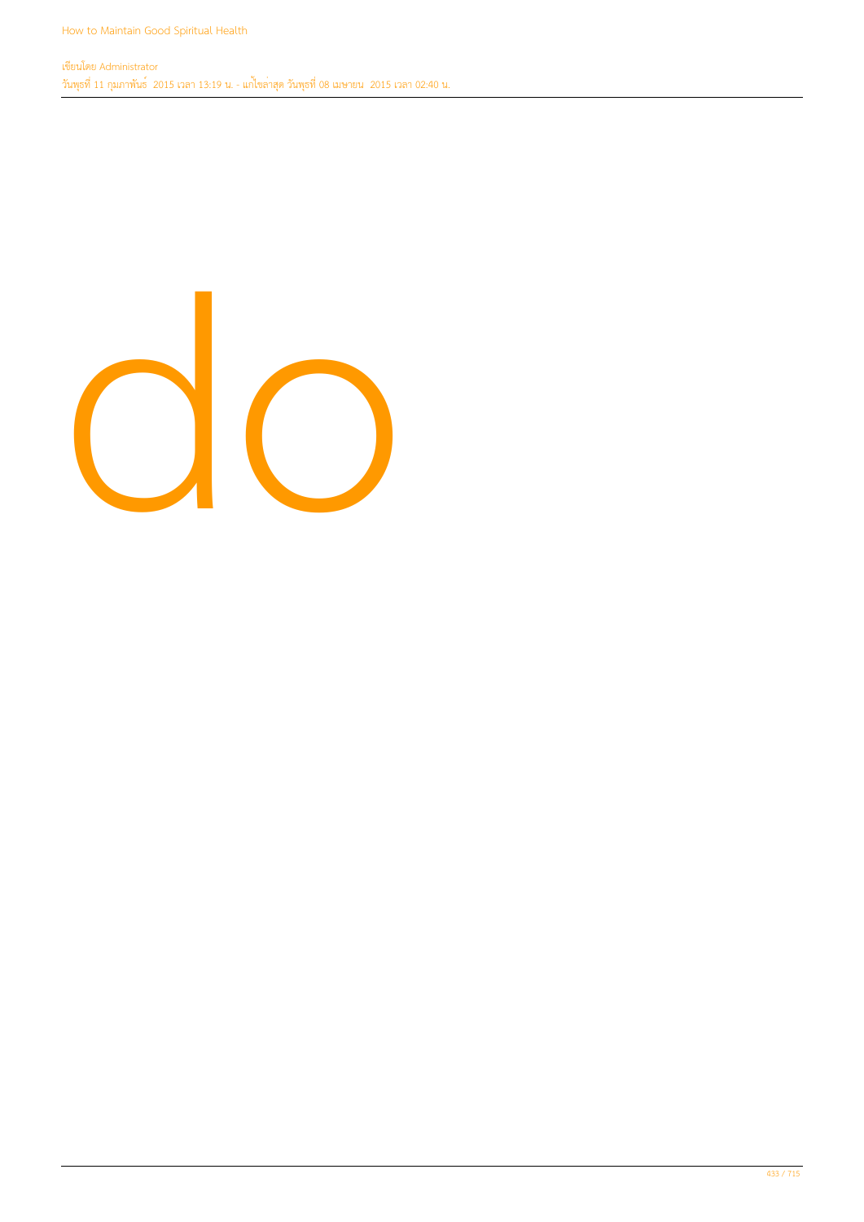do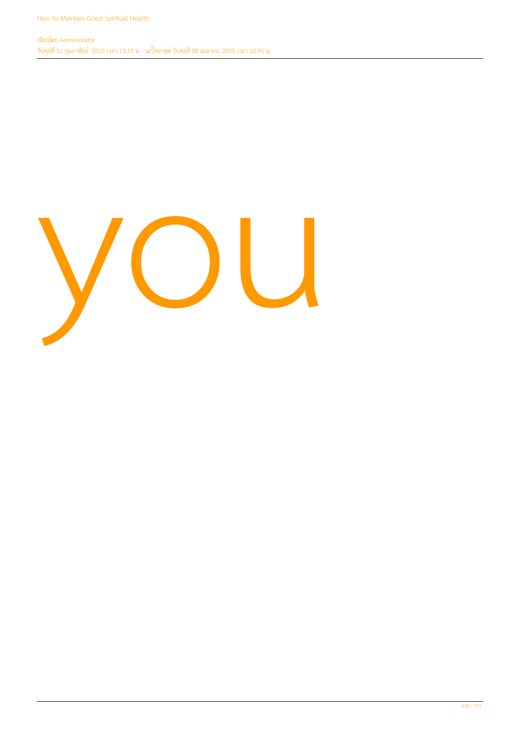you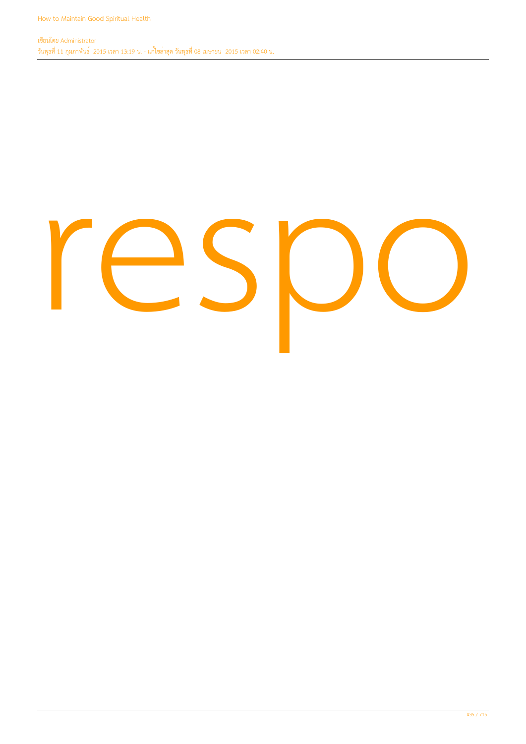respo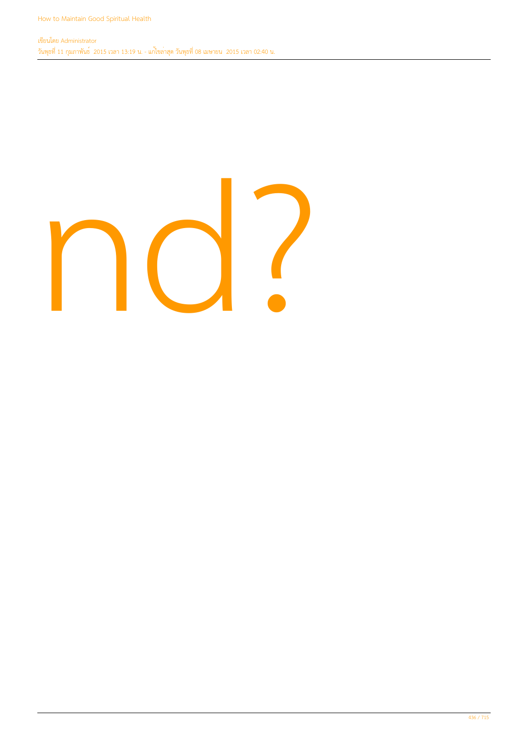nd?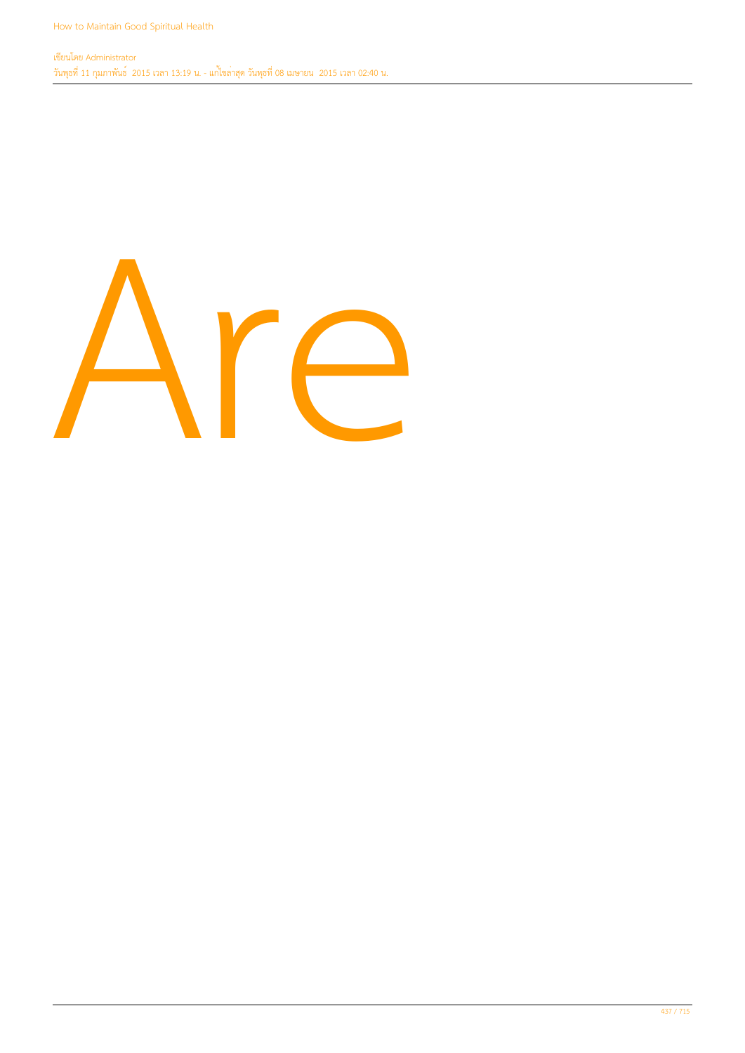Are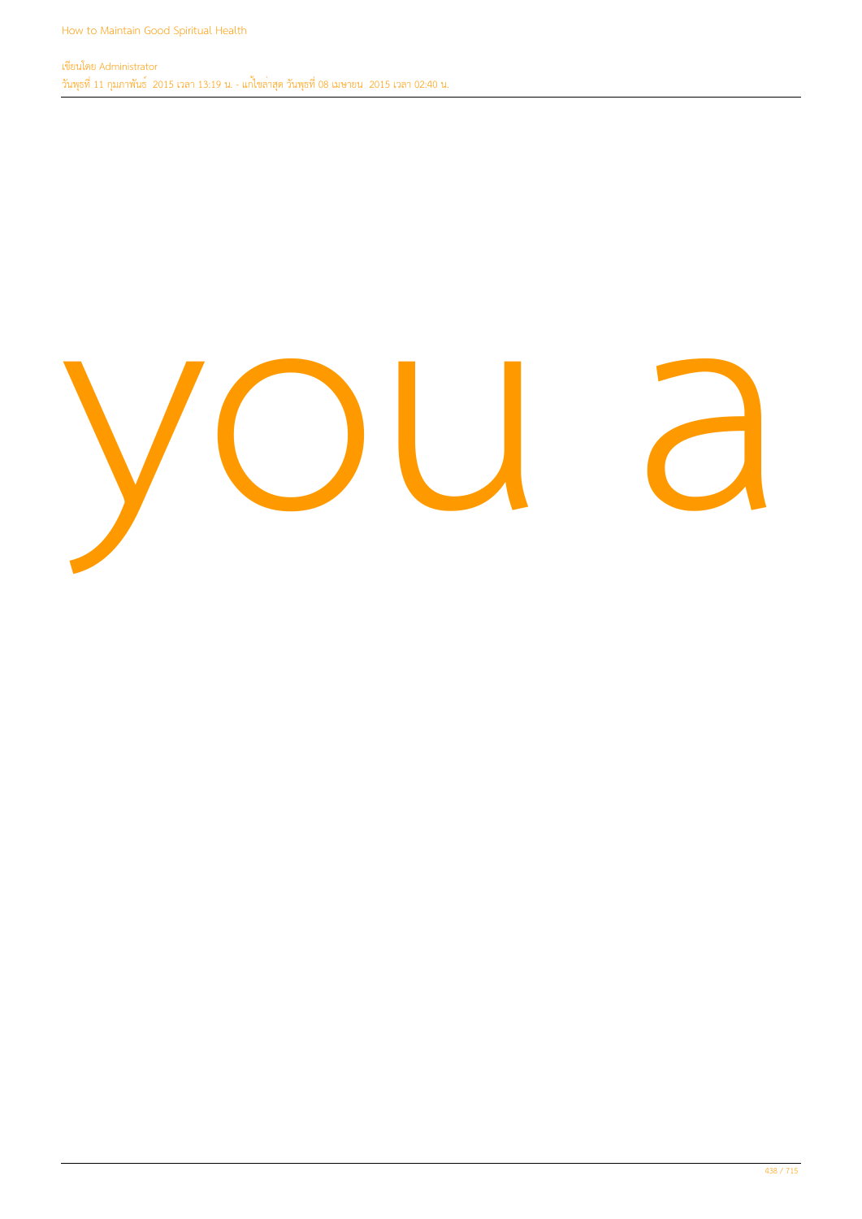you a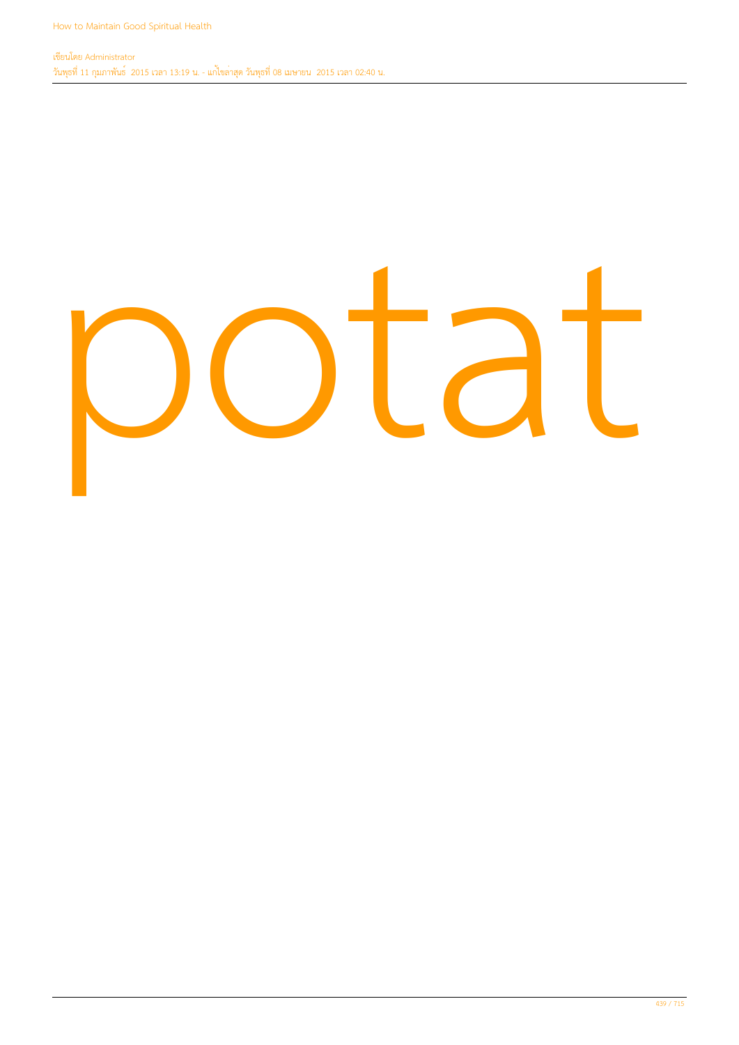potat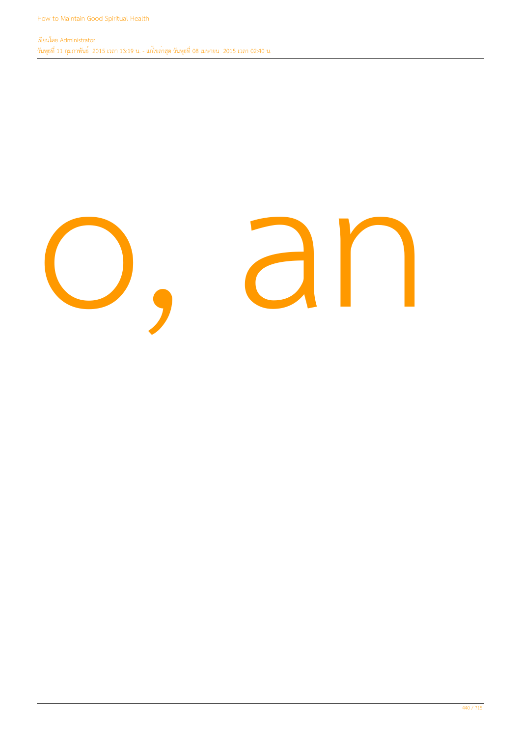o, an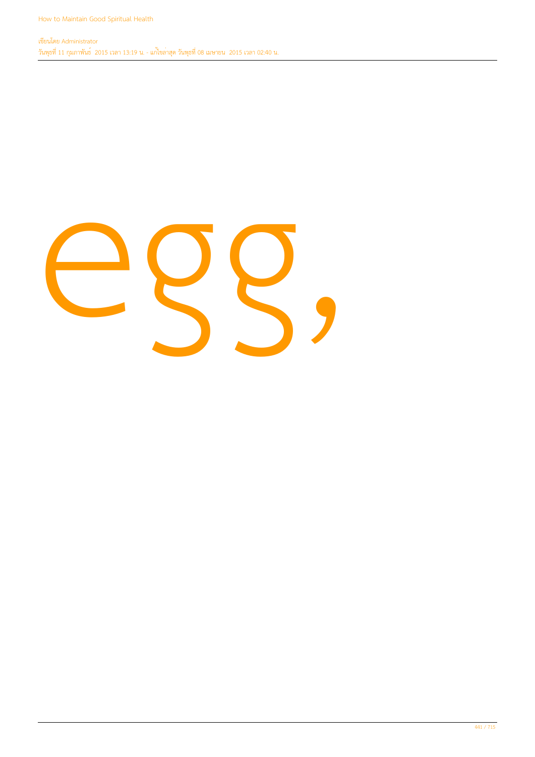egg,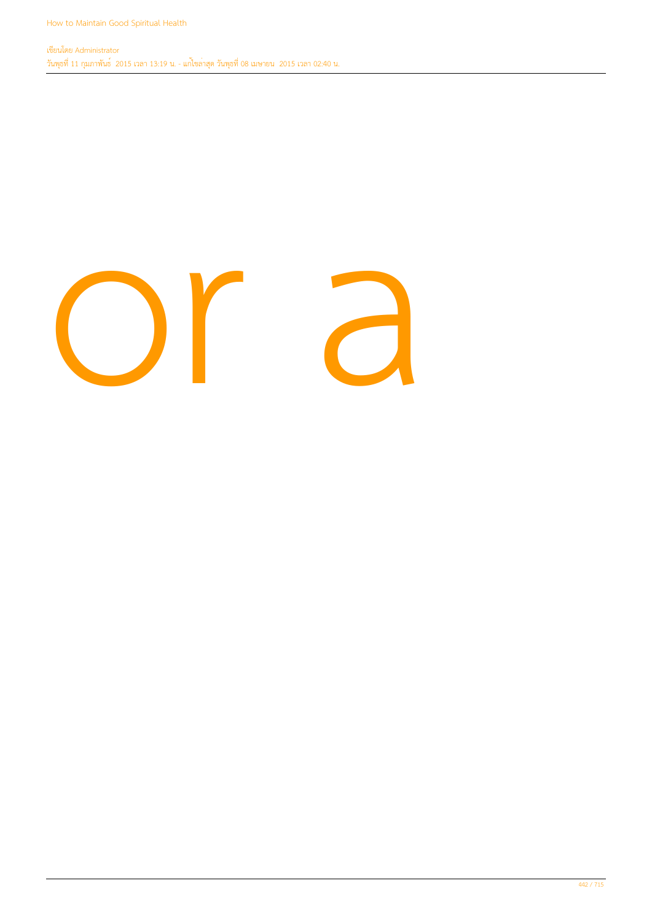or a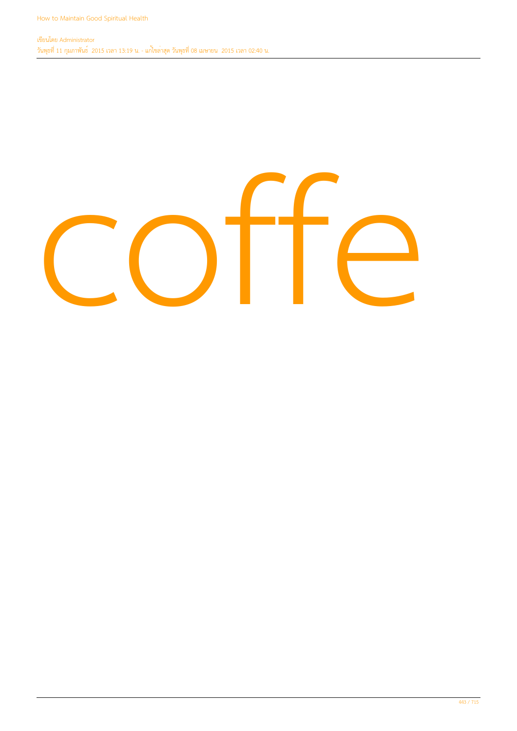coffe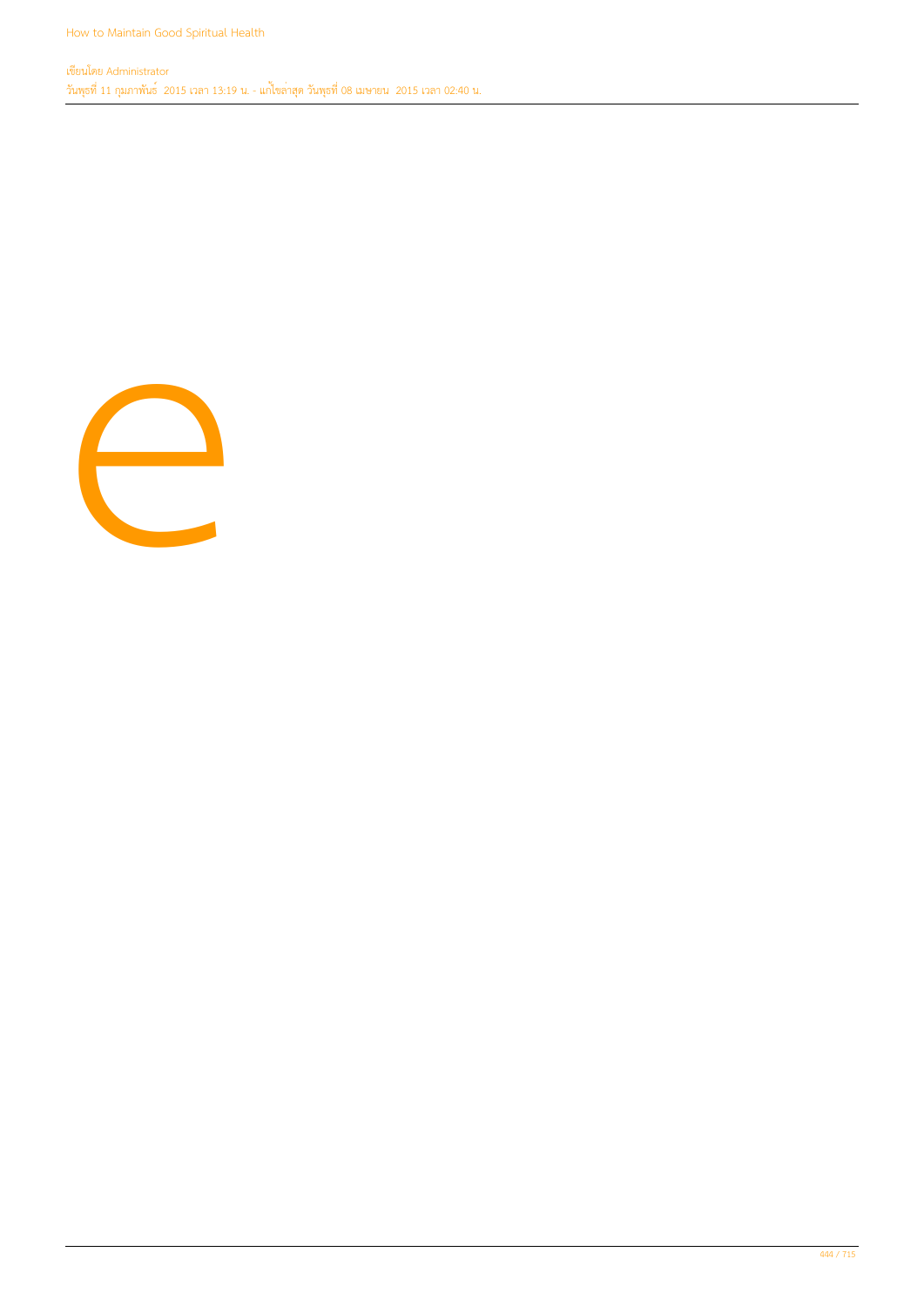e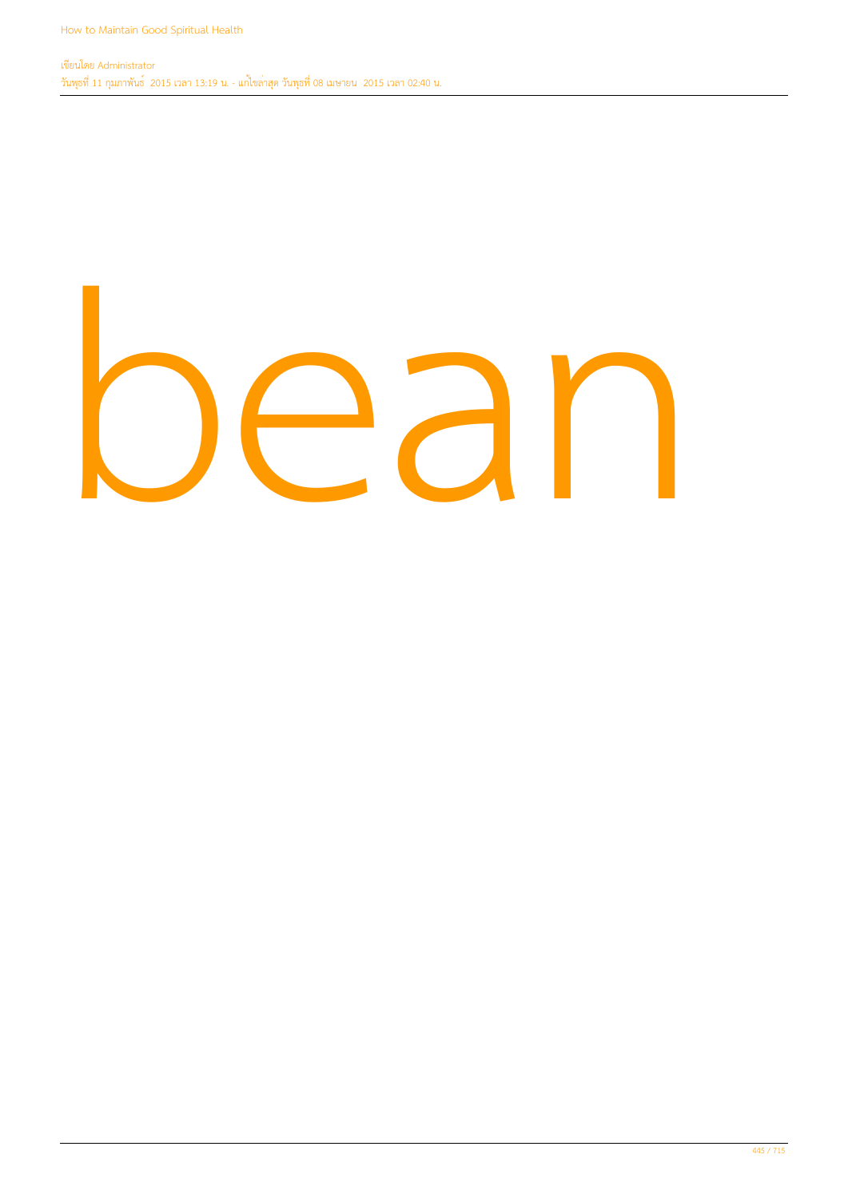bean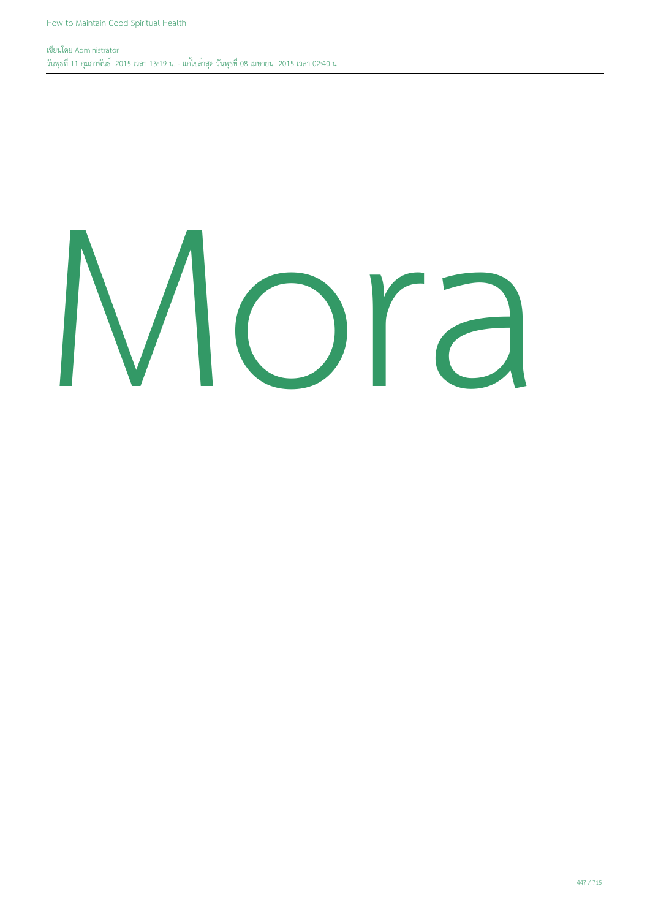Mora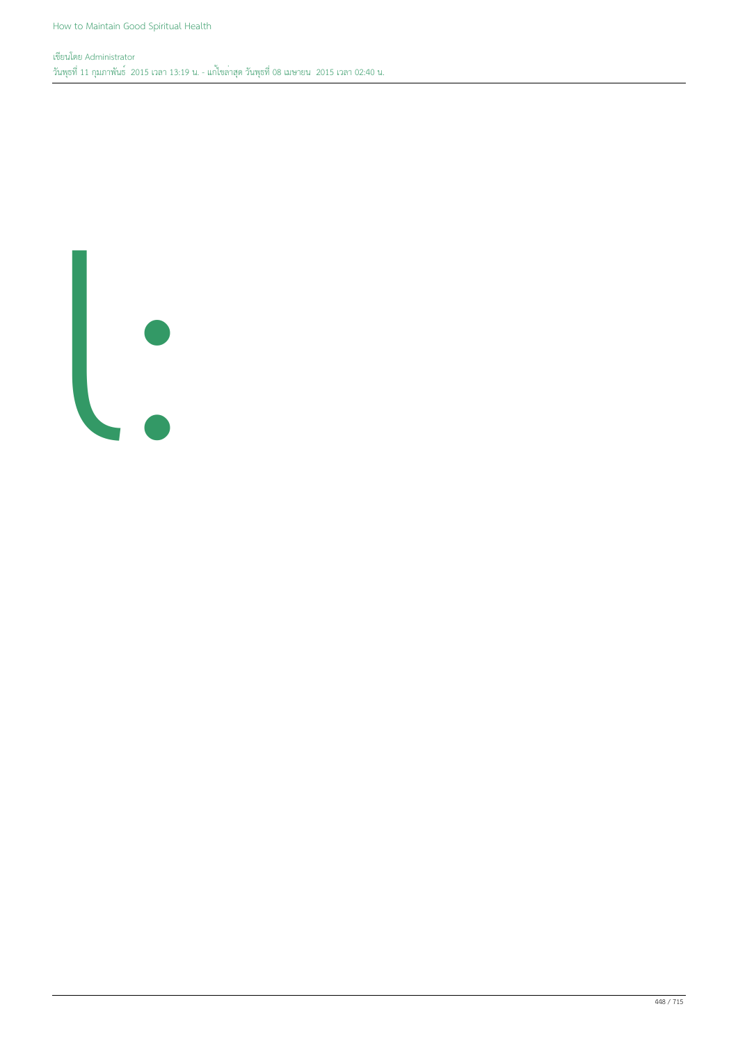เ: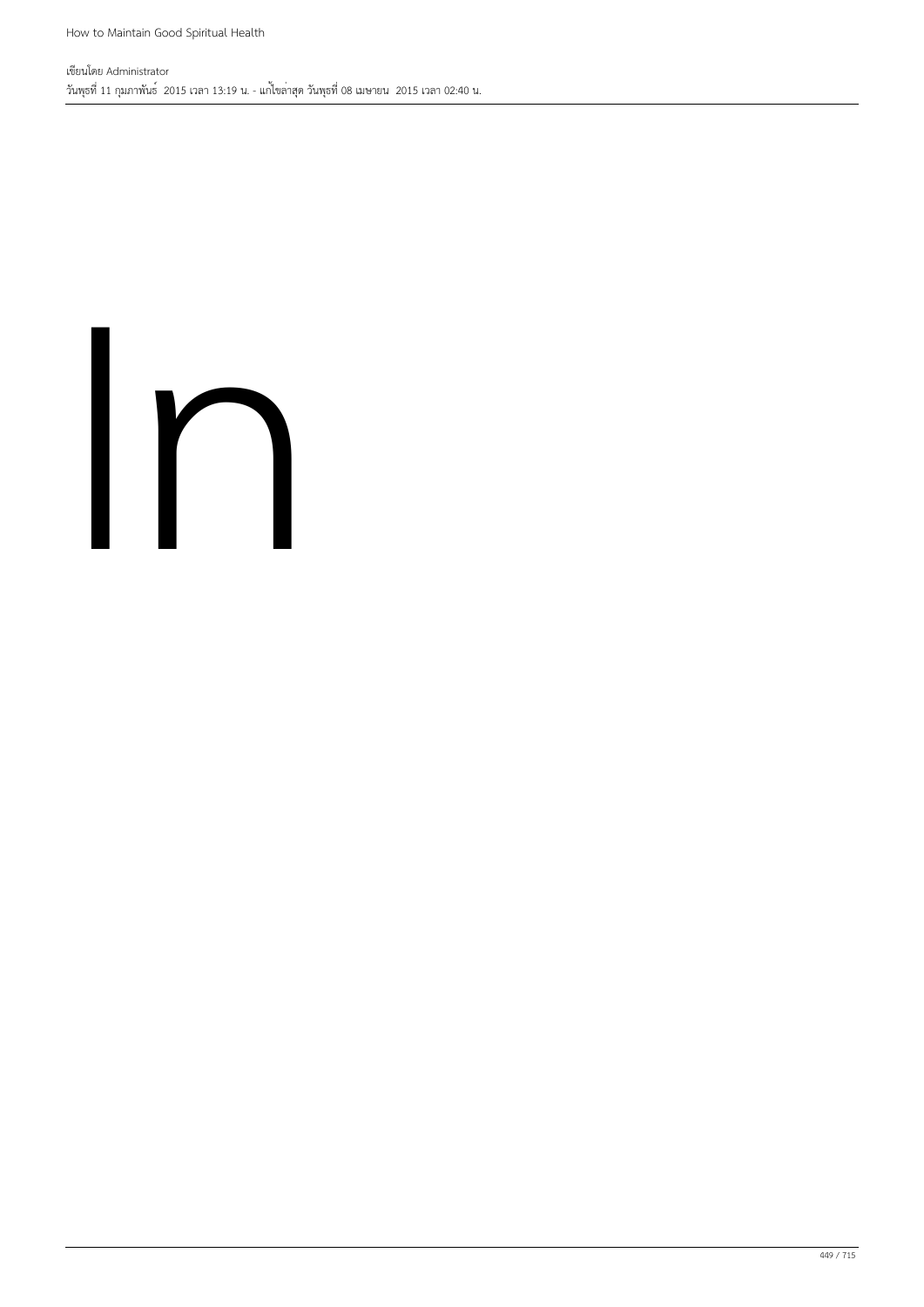In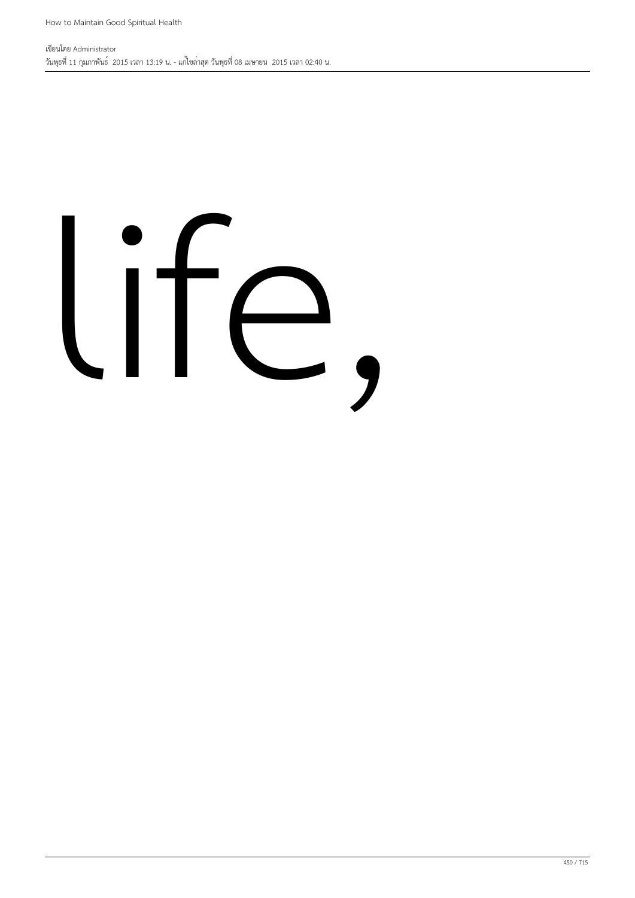life,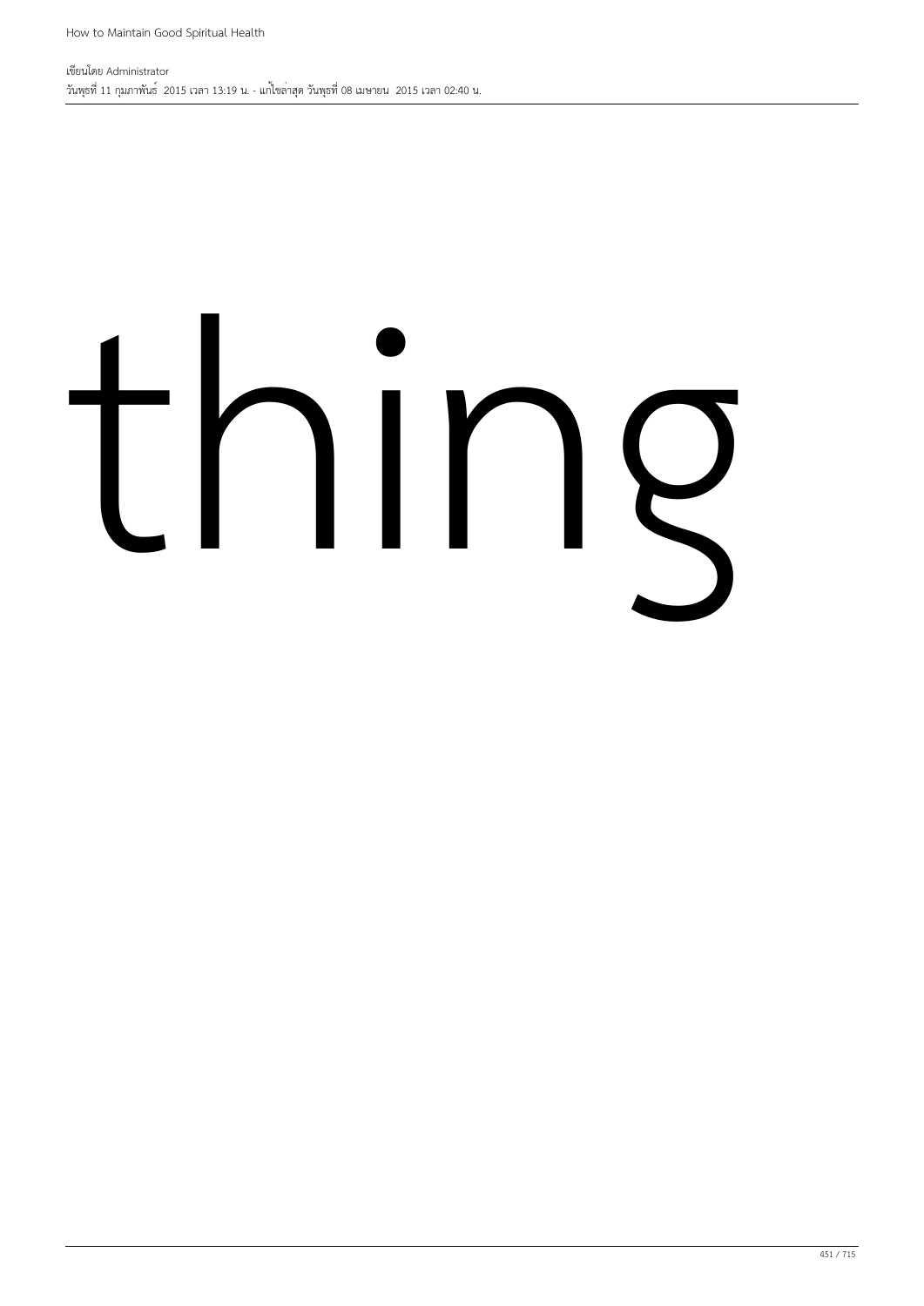thing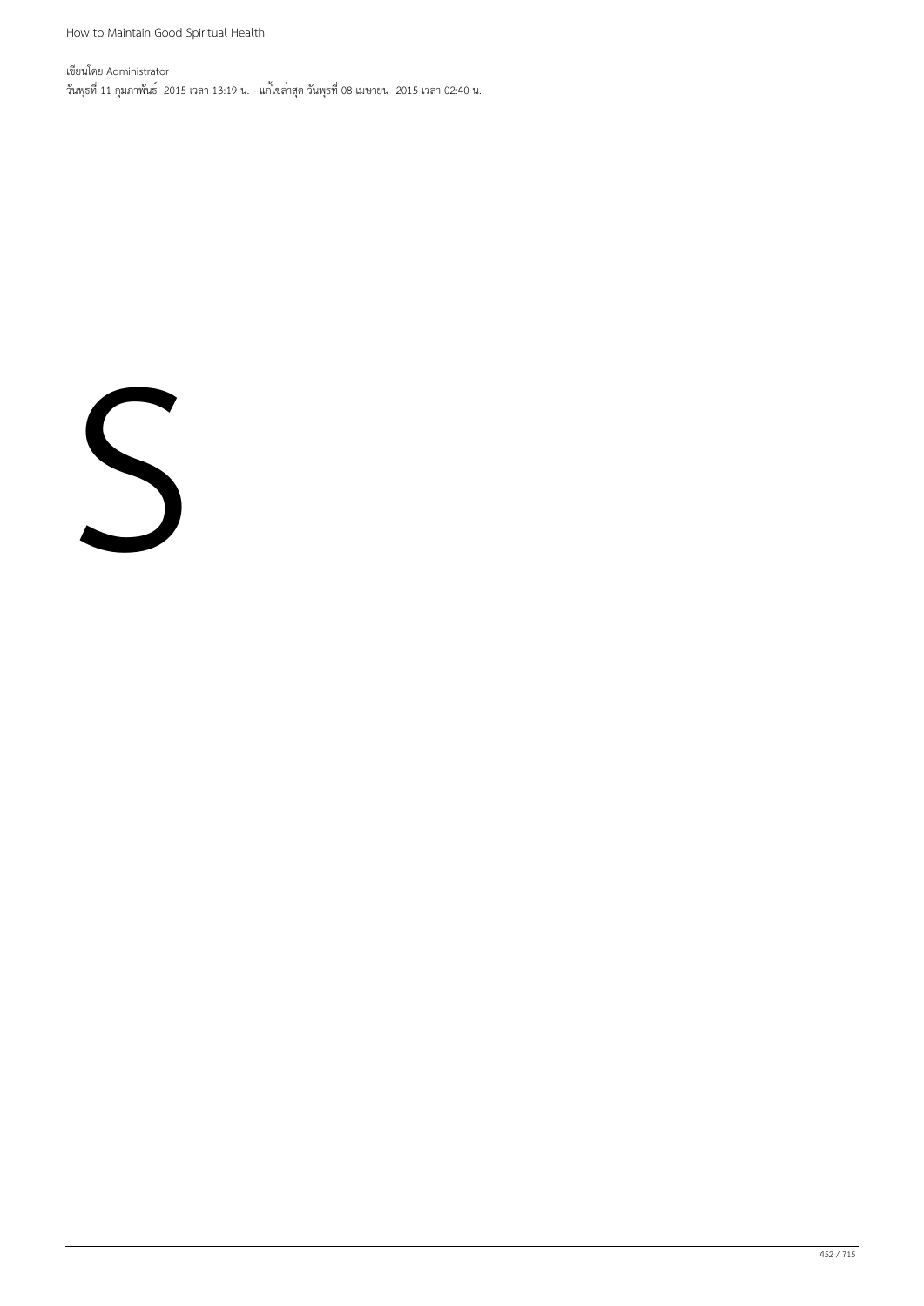S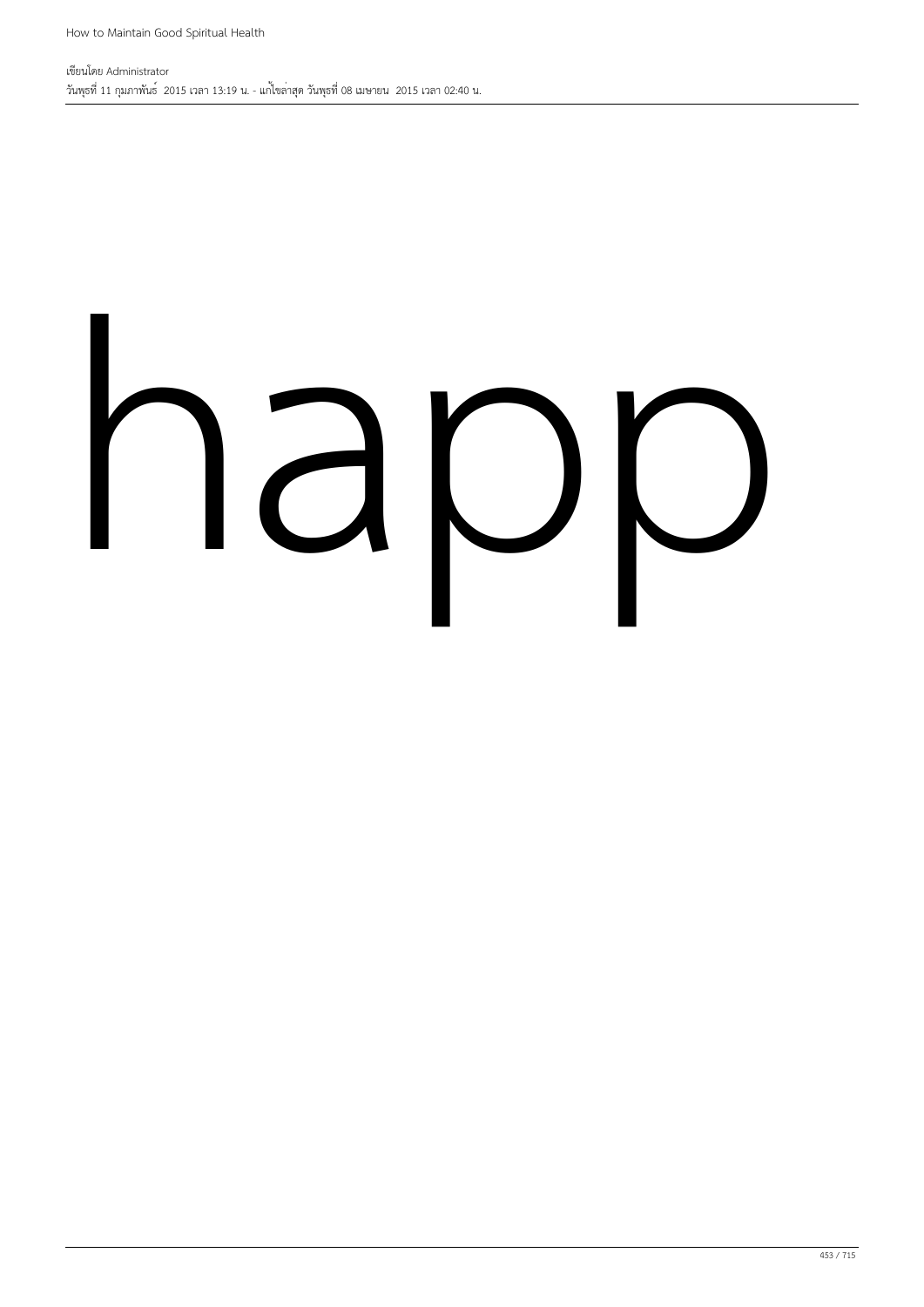happ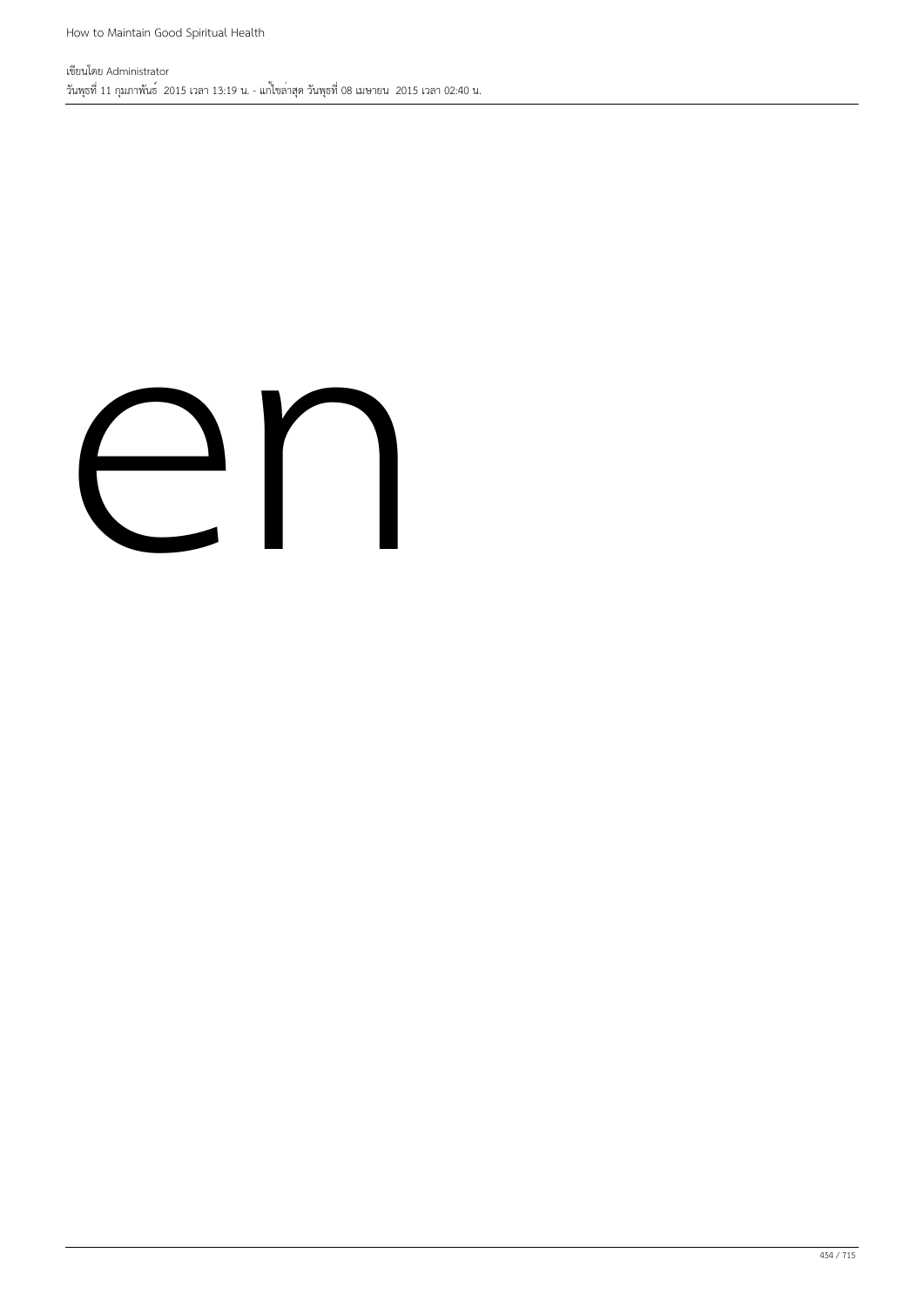en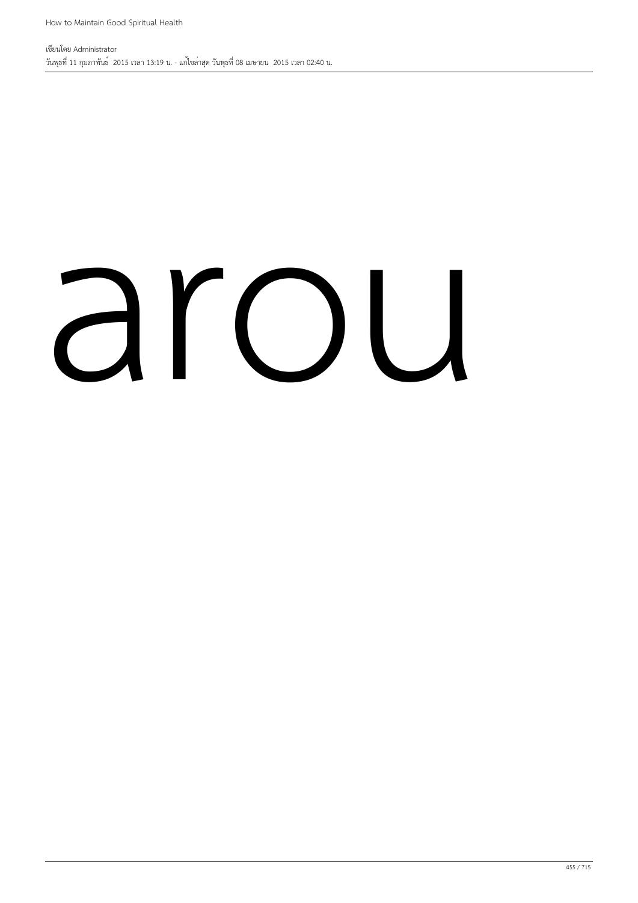arou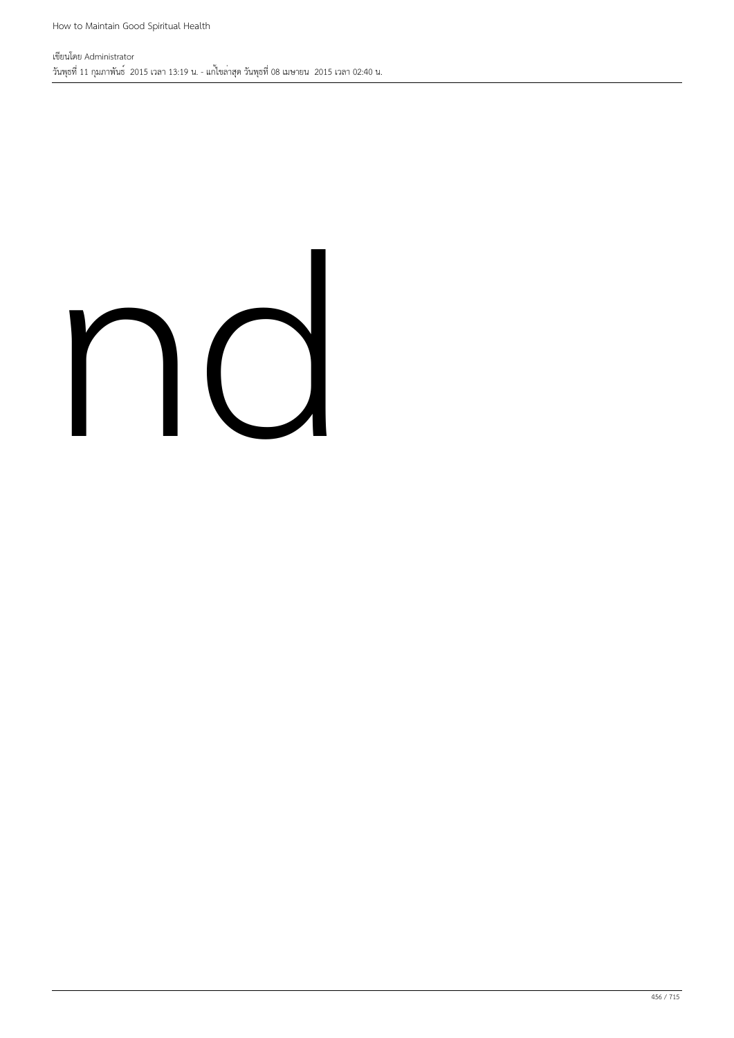nd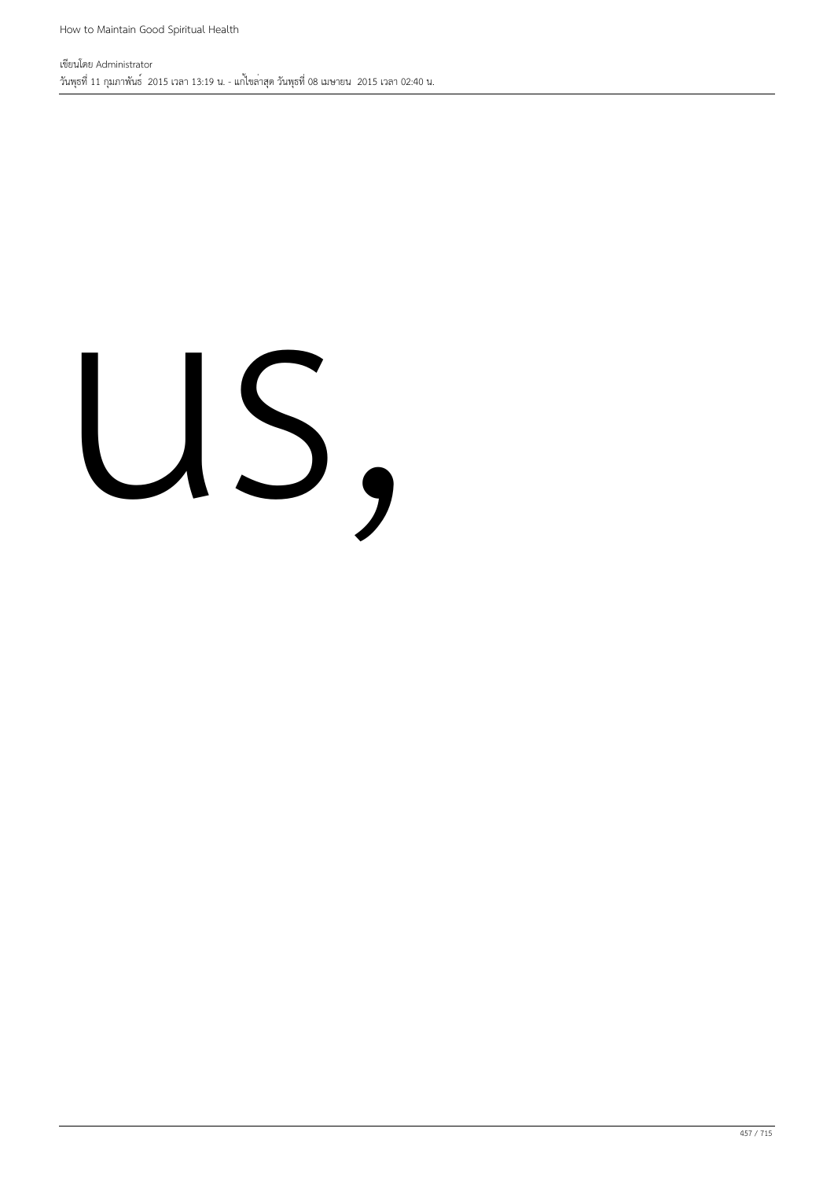us,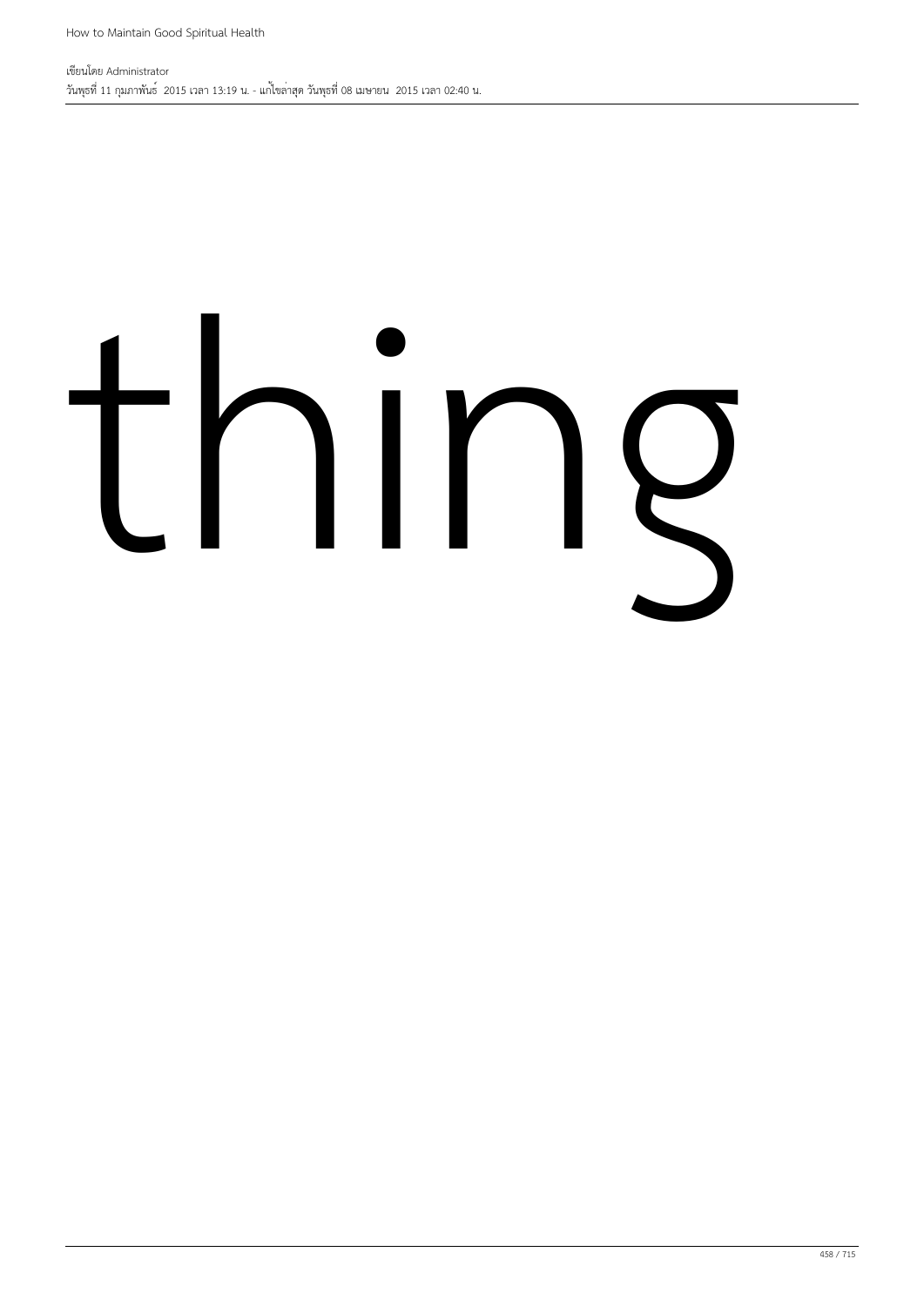thing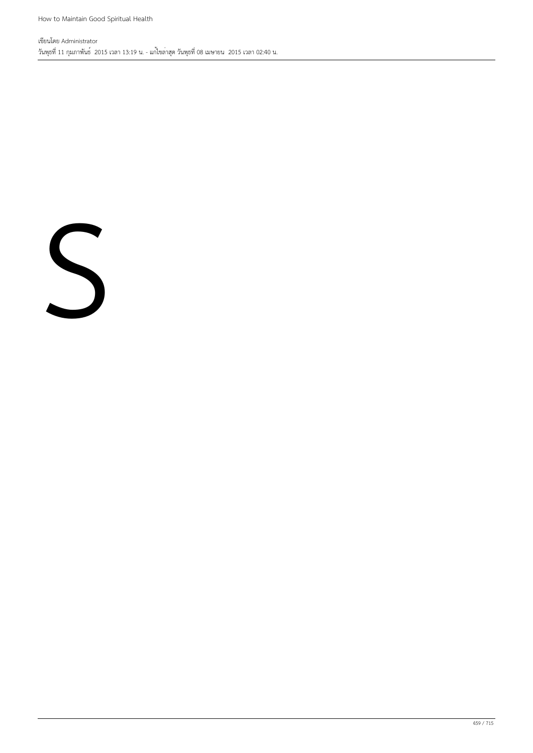S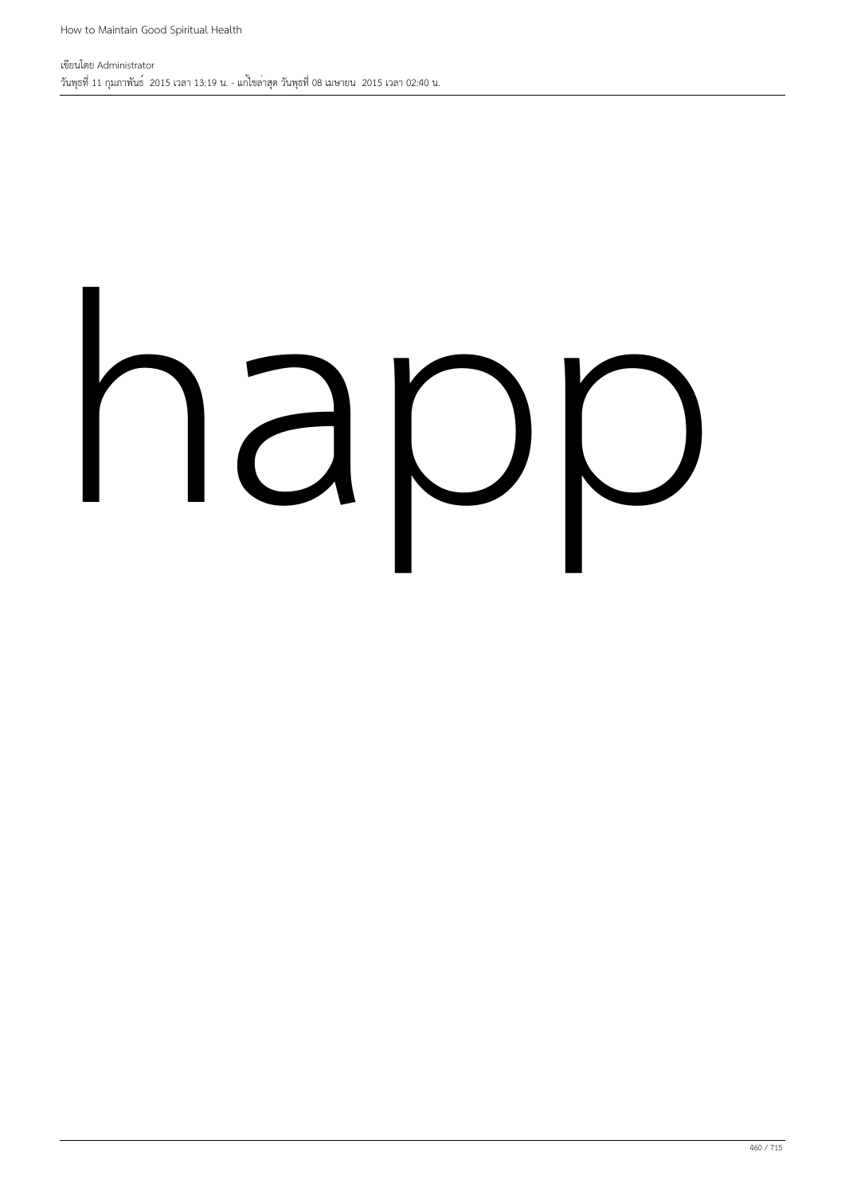happ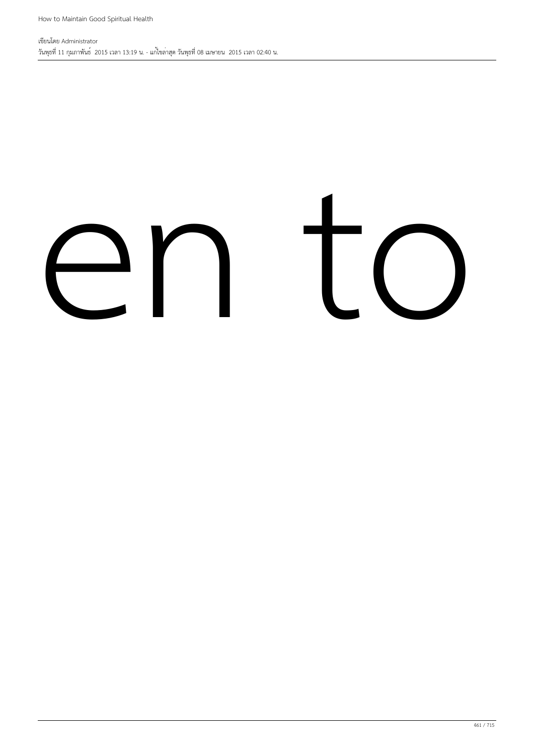en to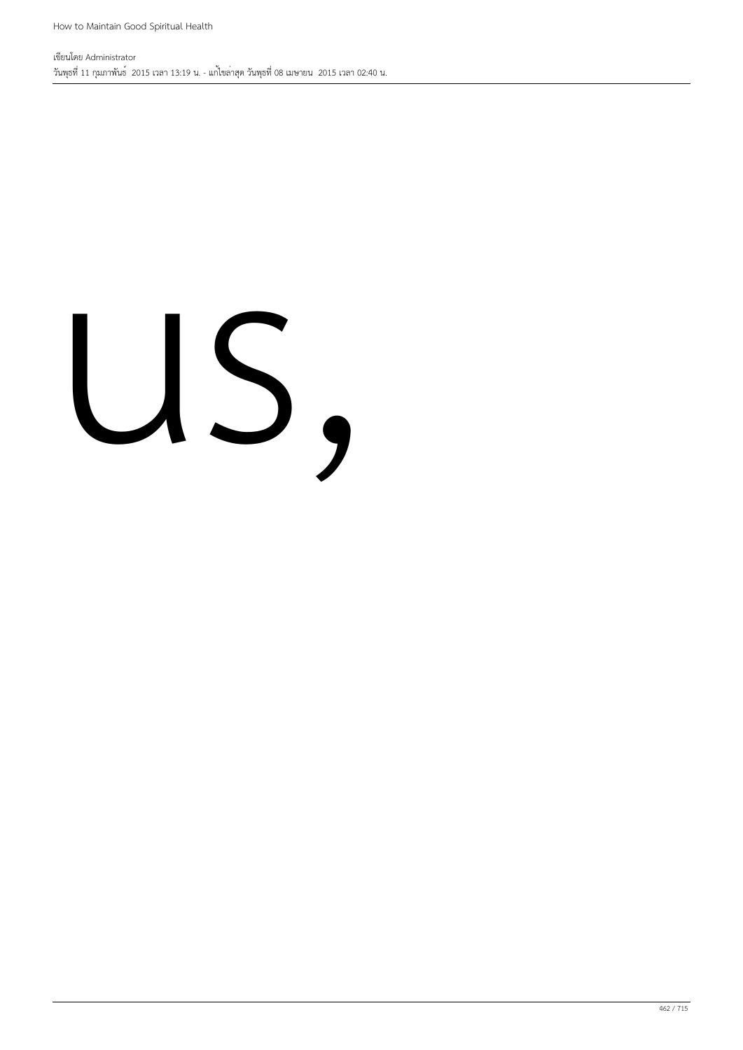us,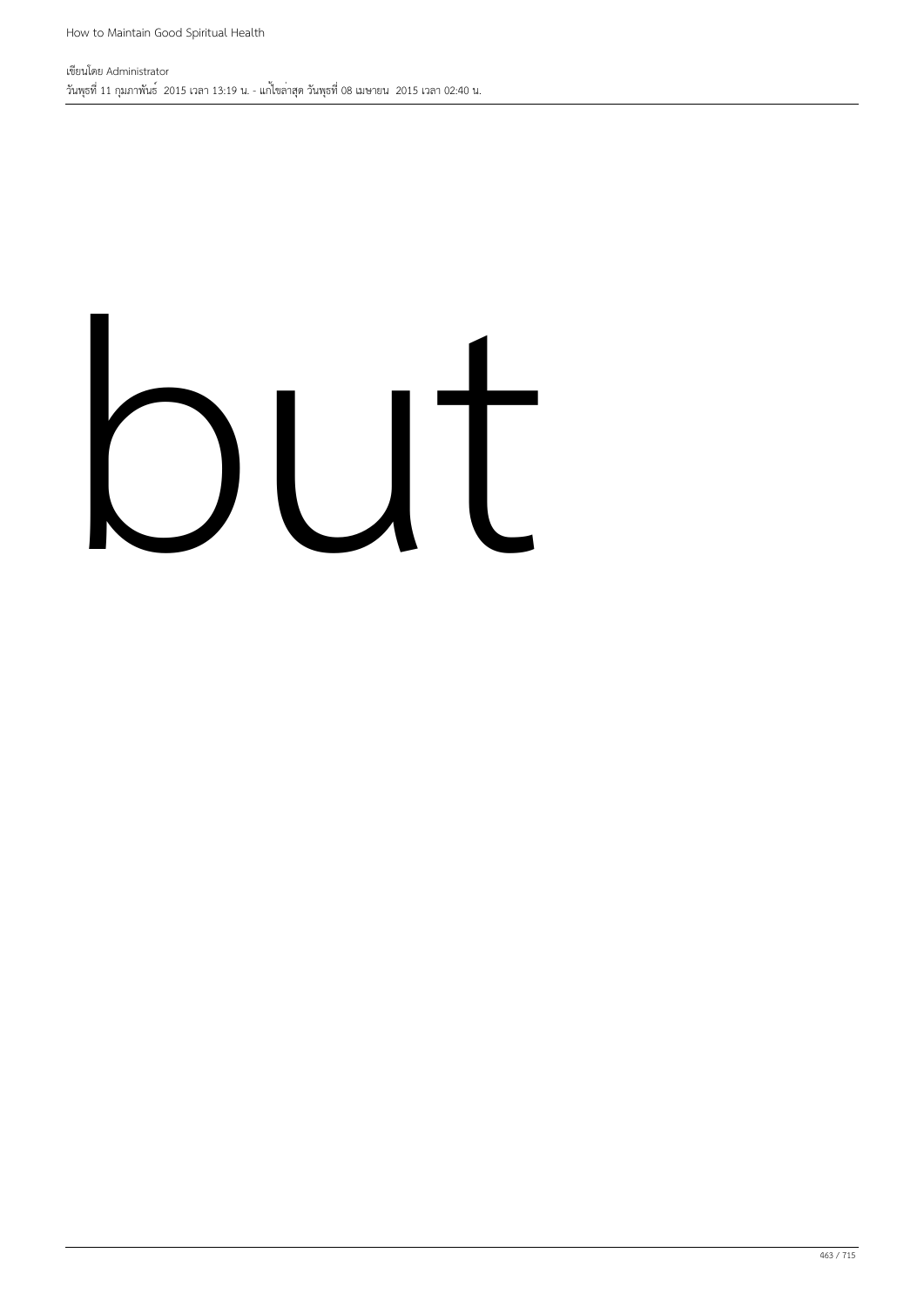but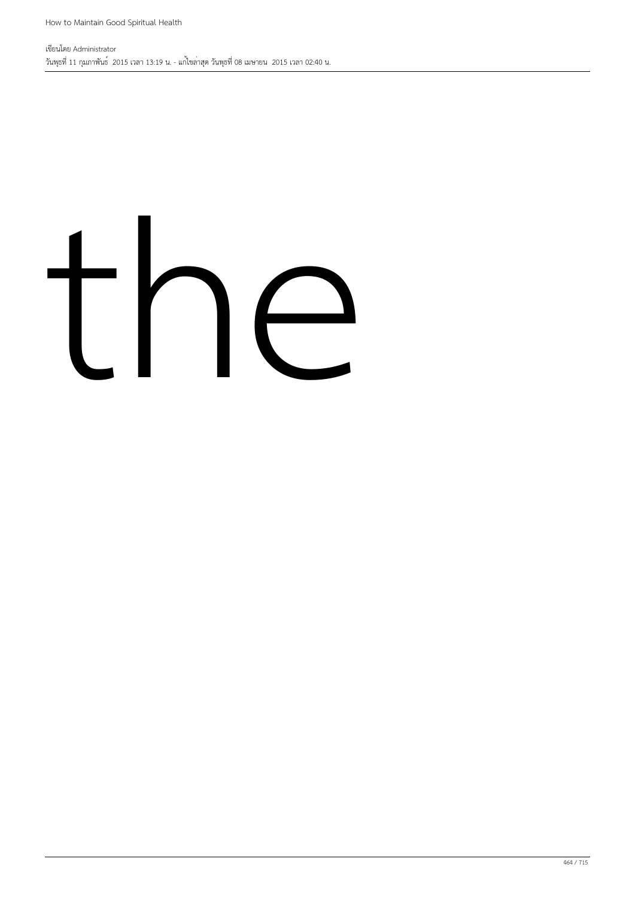the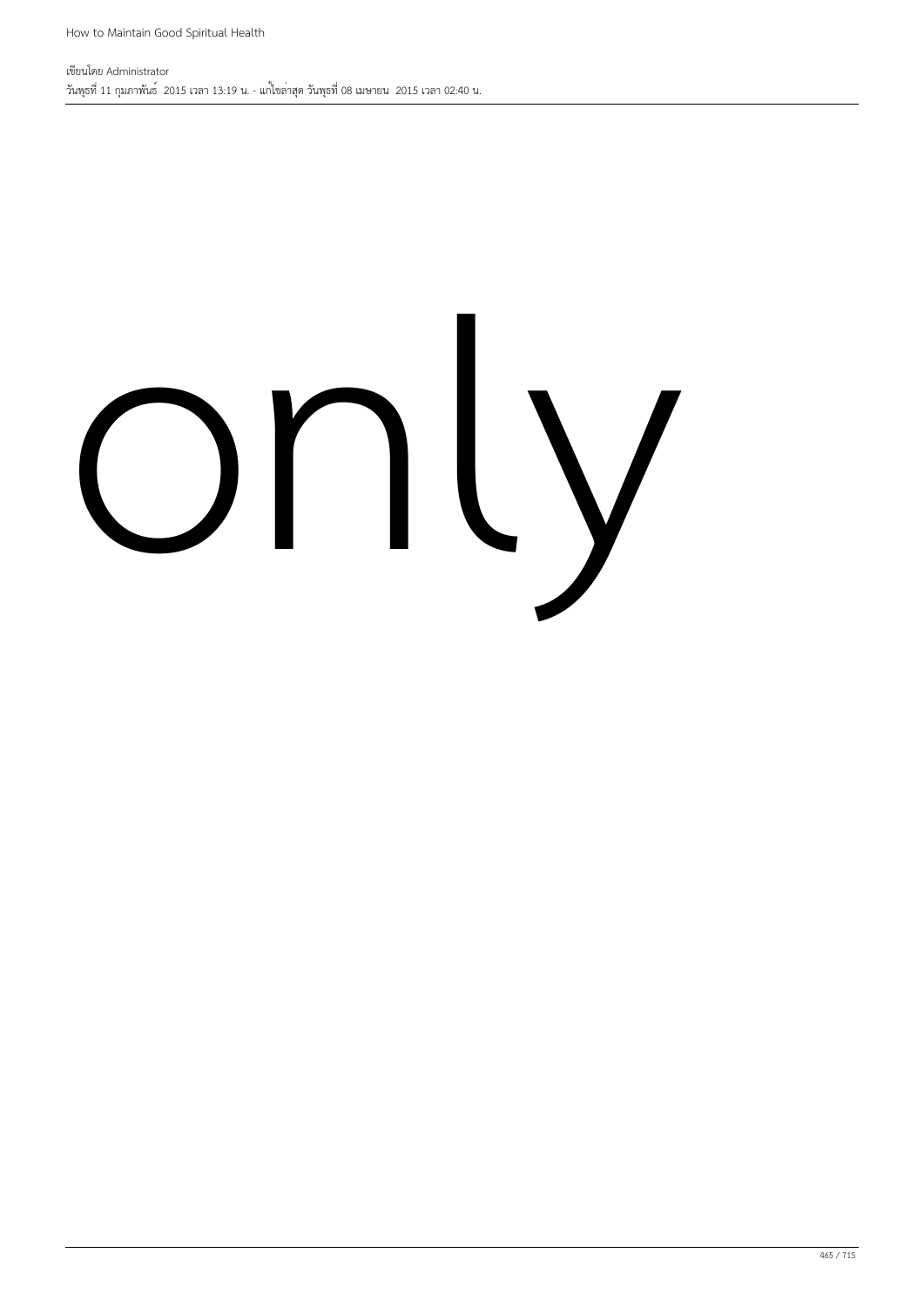only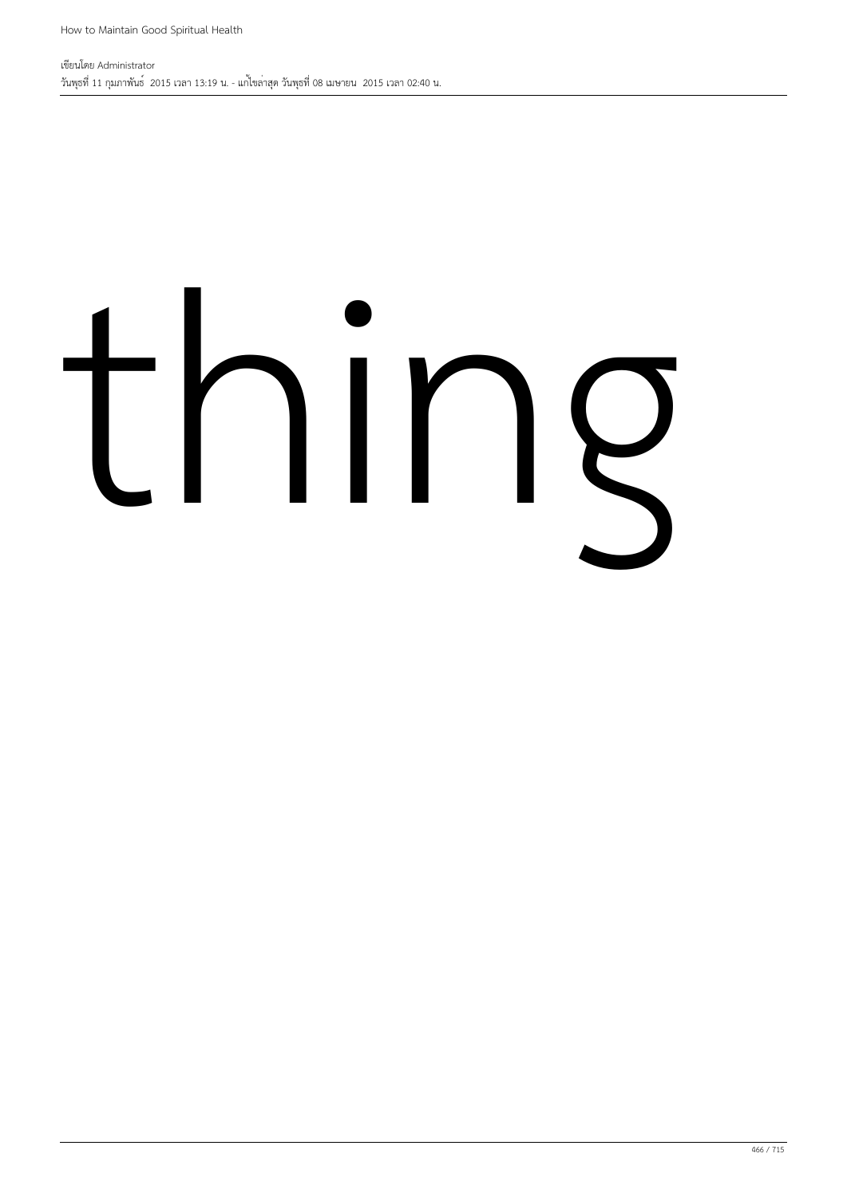thing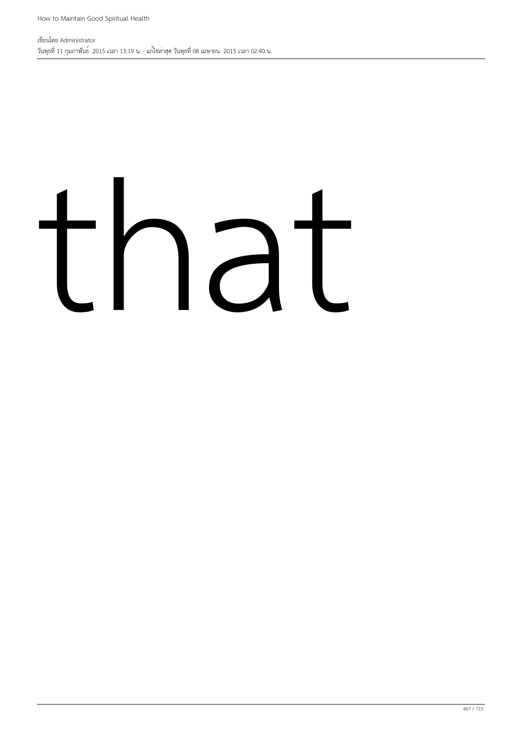that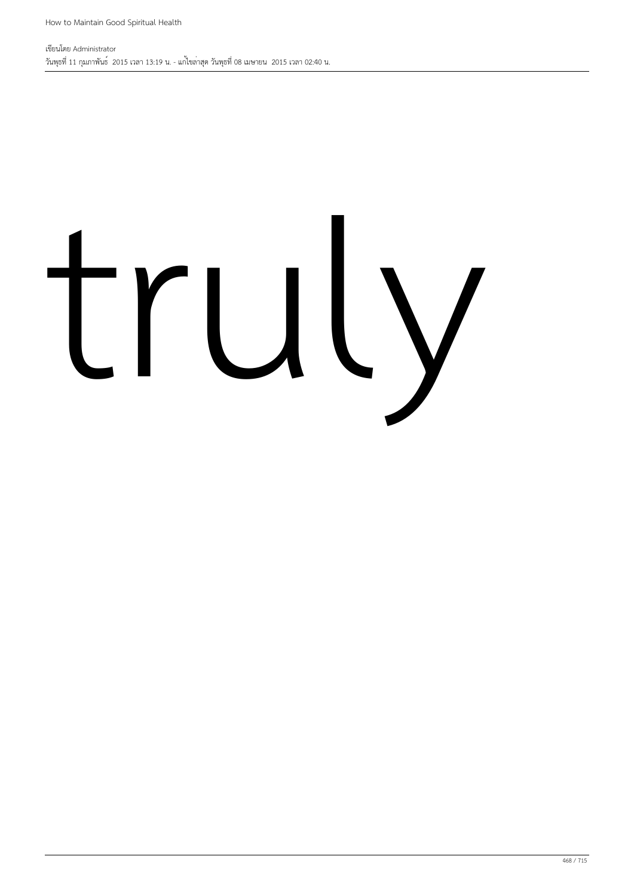truly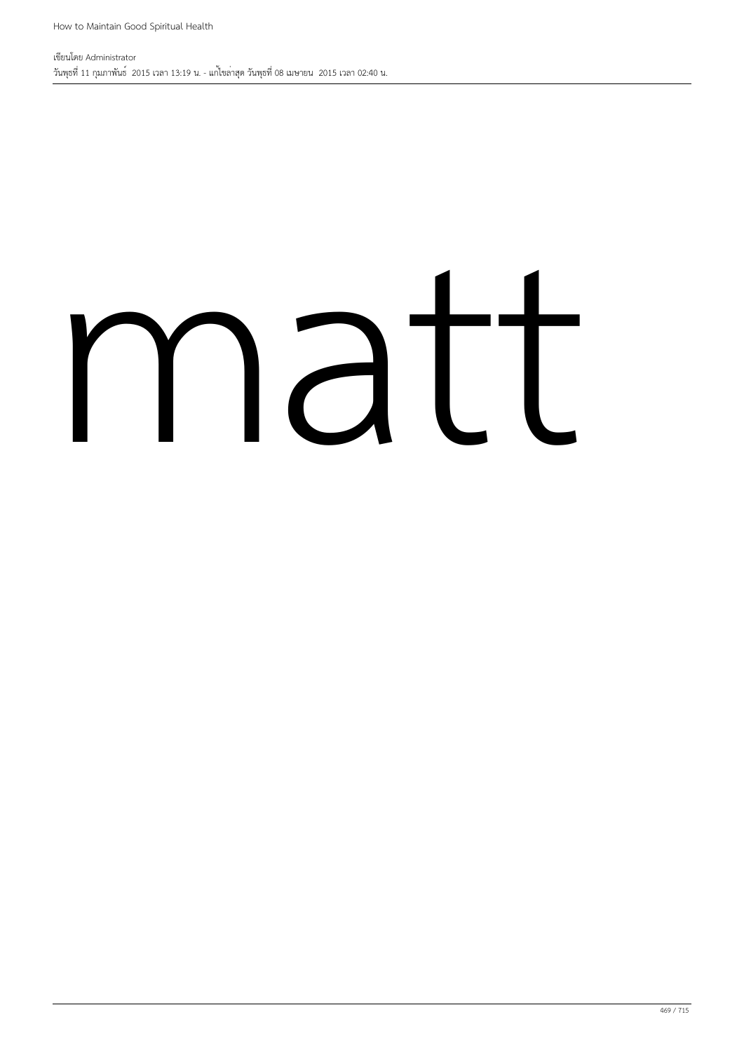matt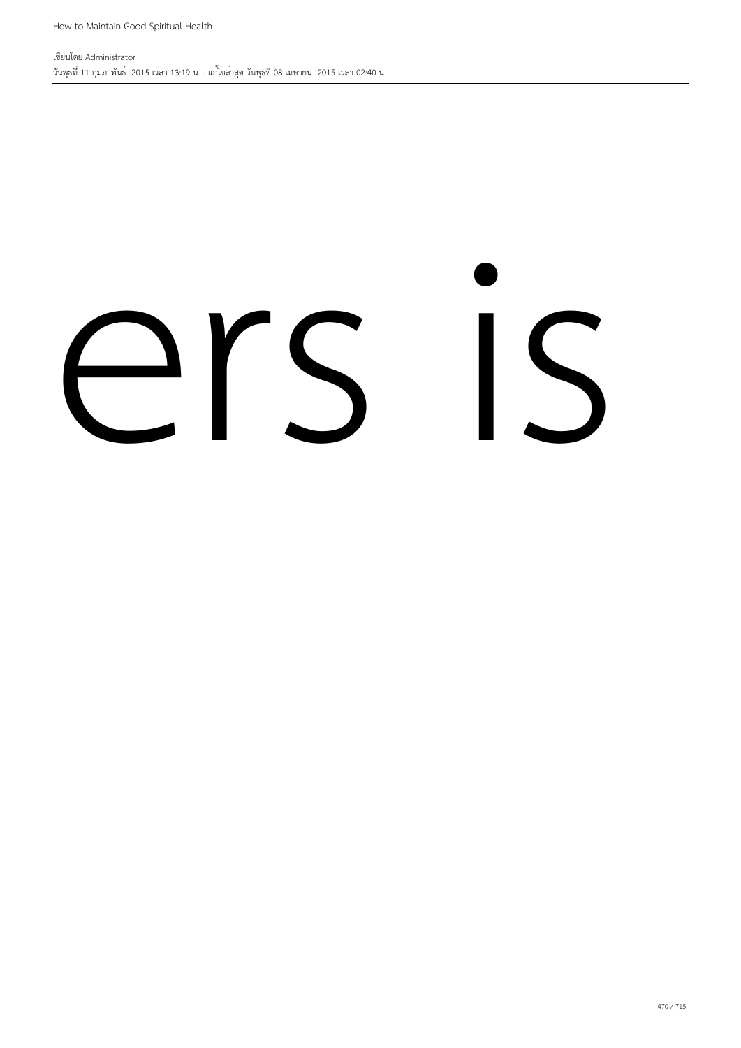ers is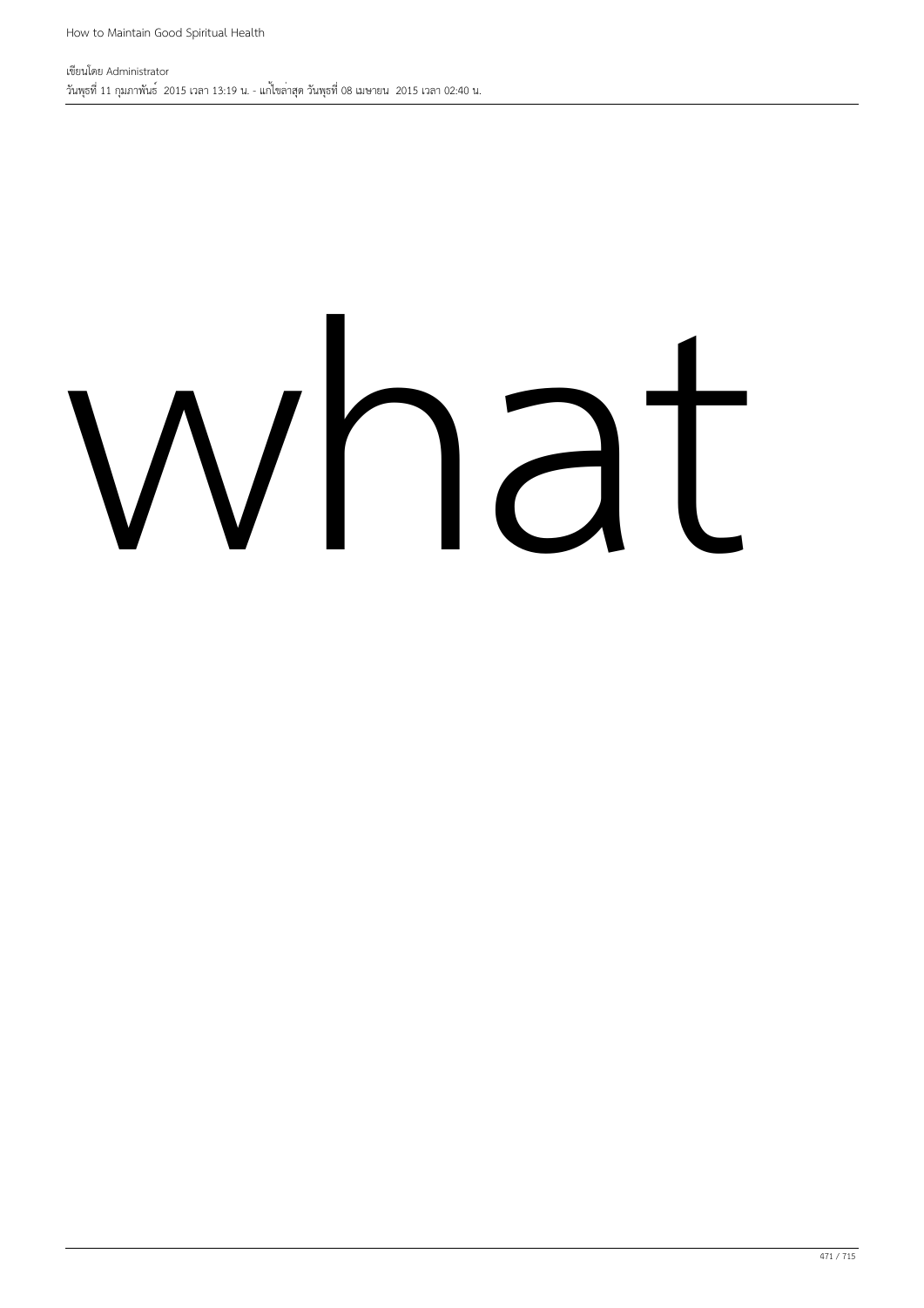what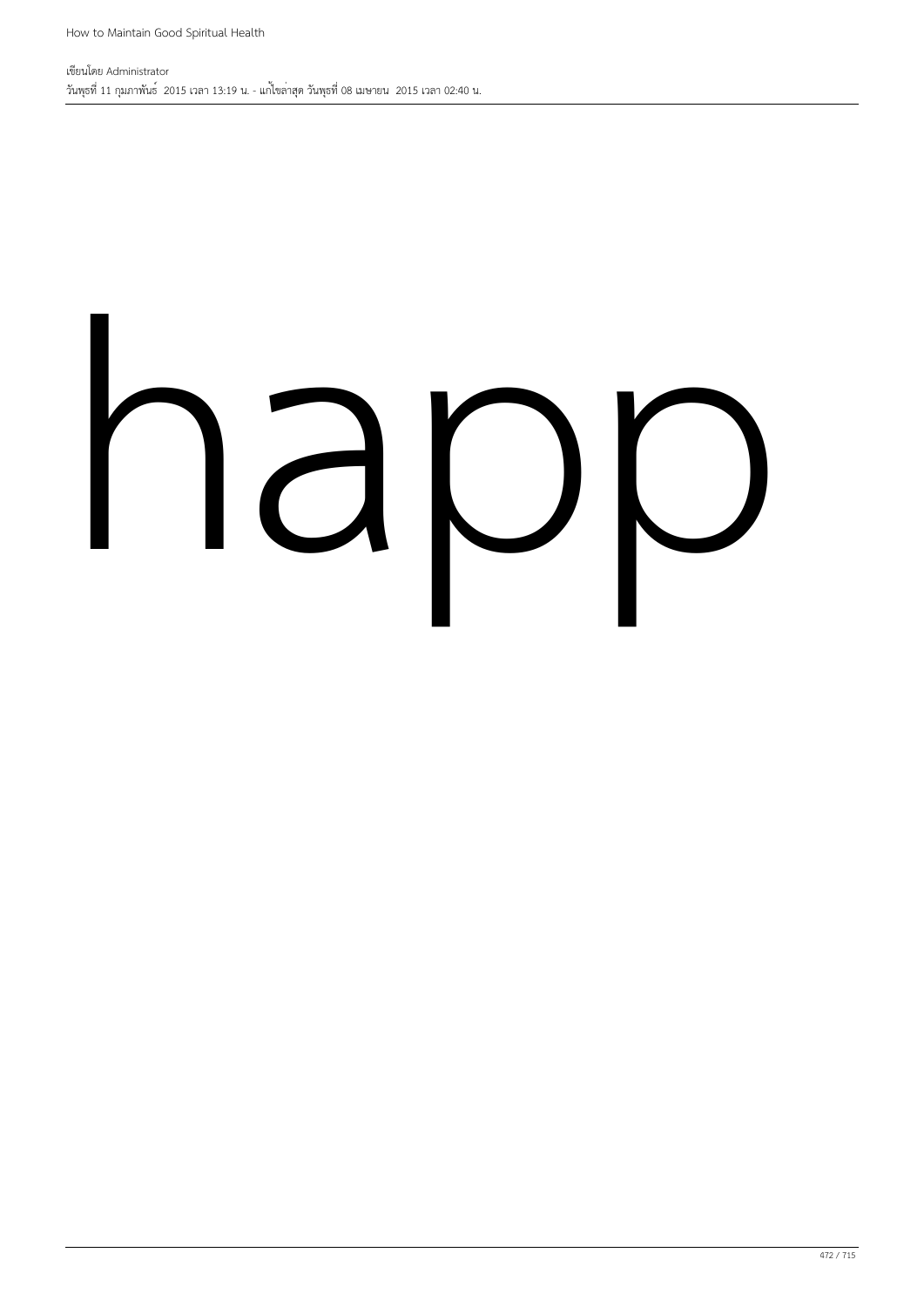happ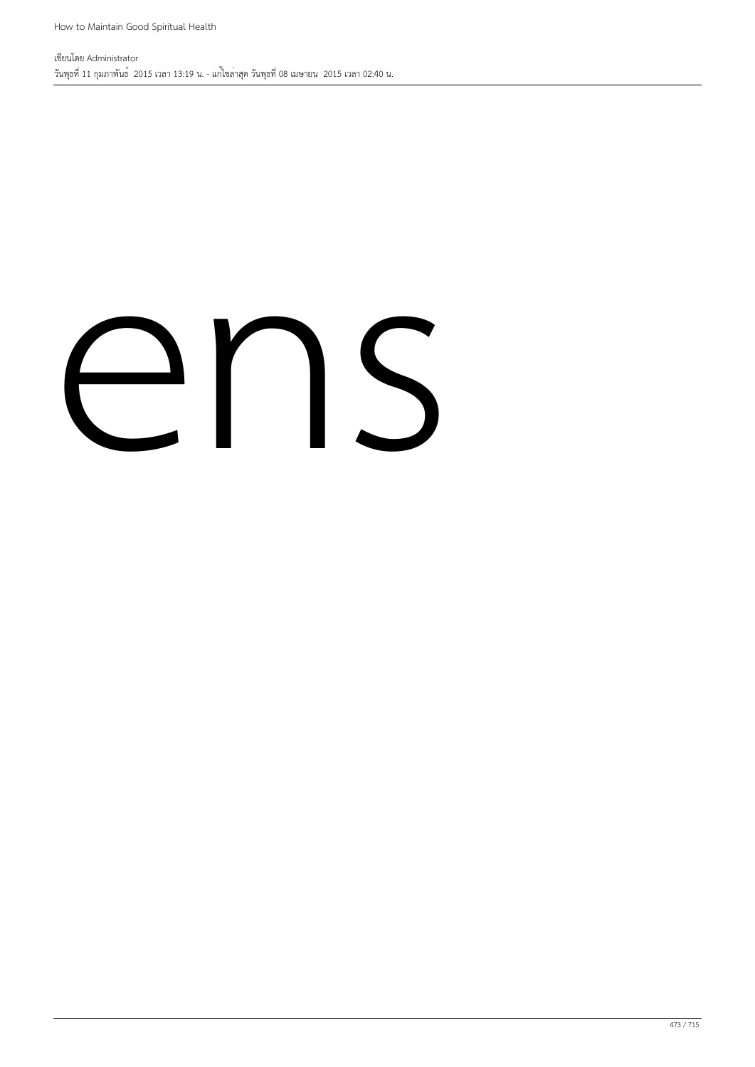ens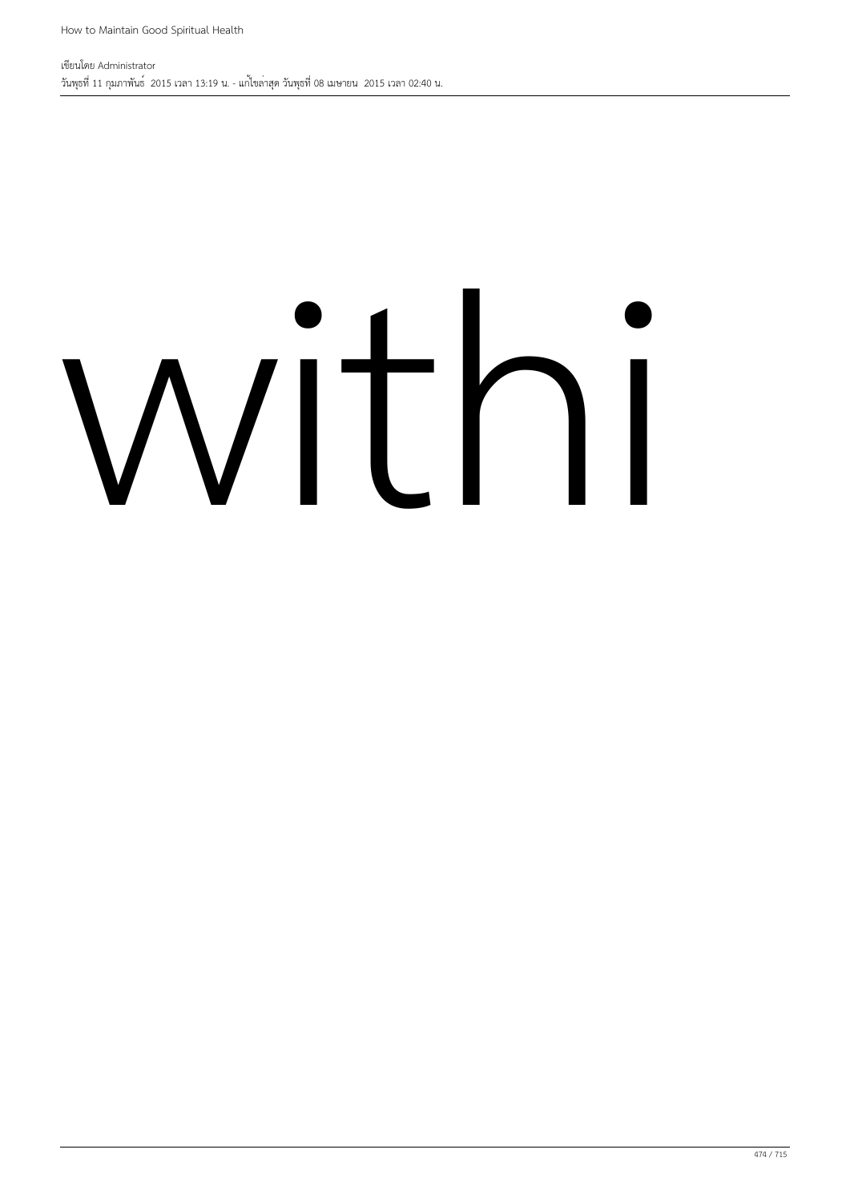withi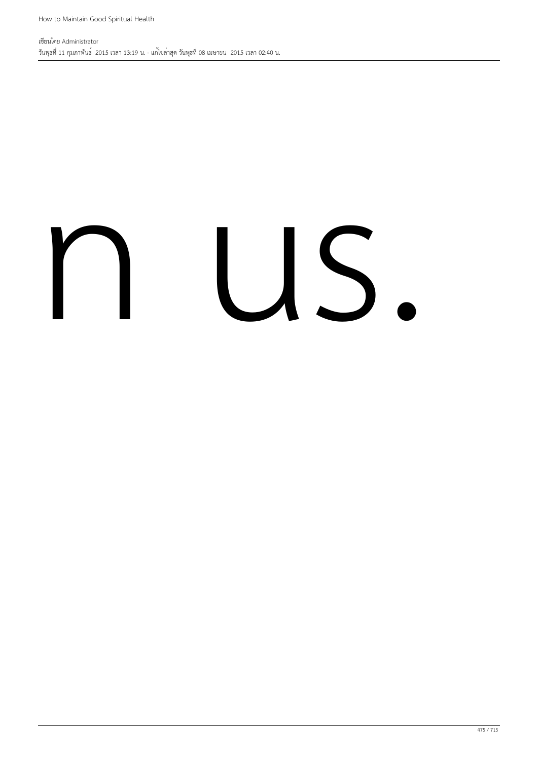n us.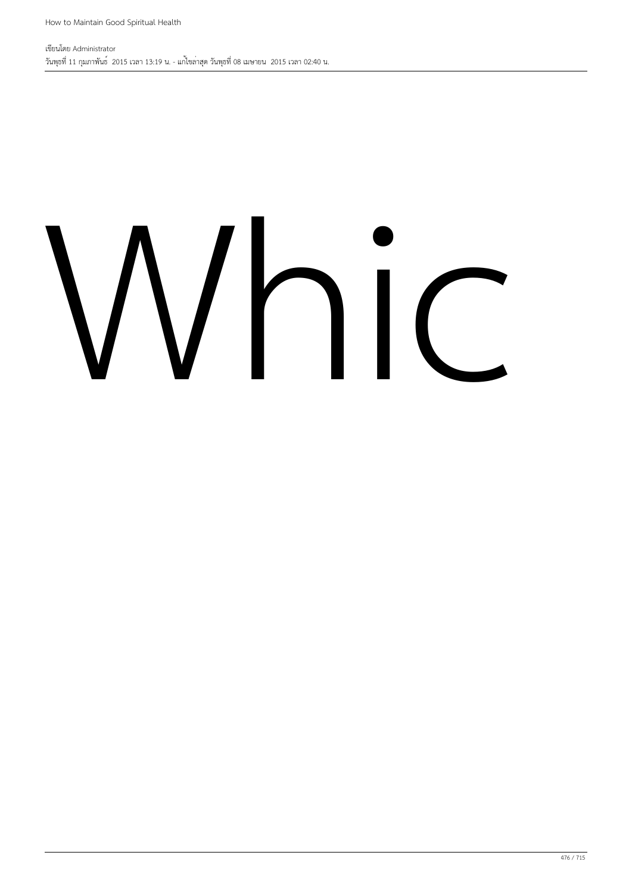Whic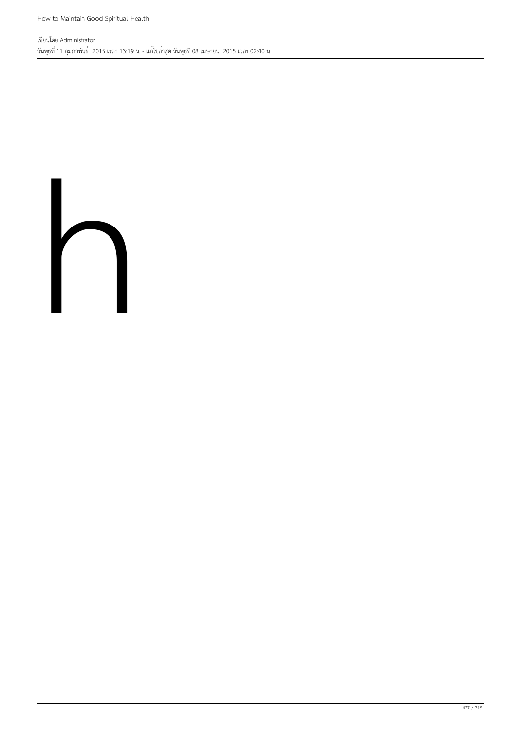h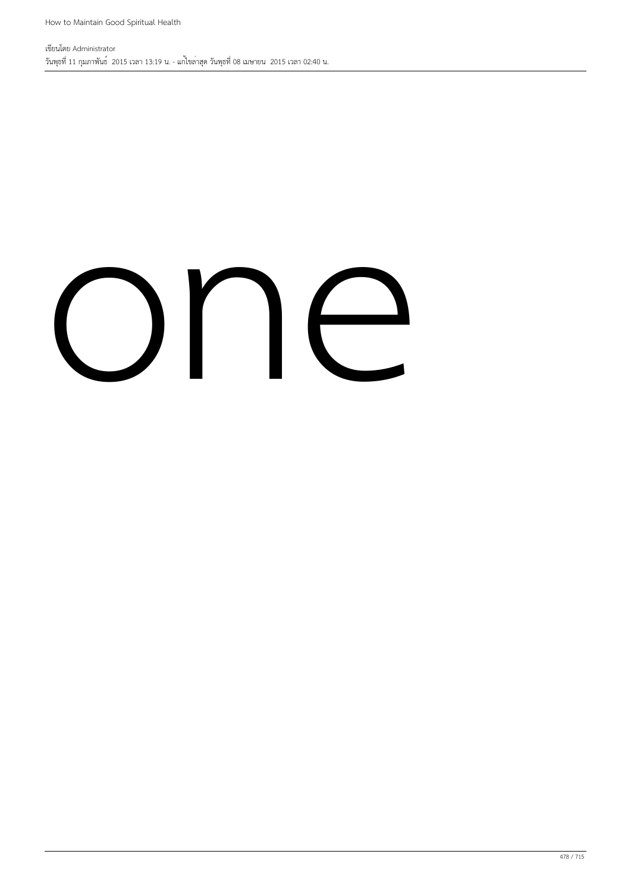one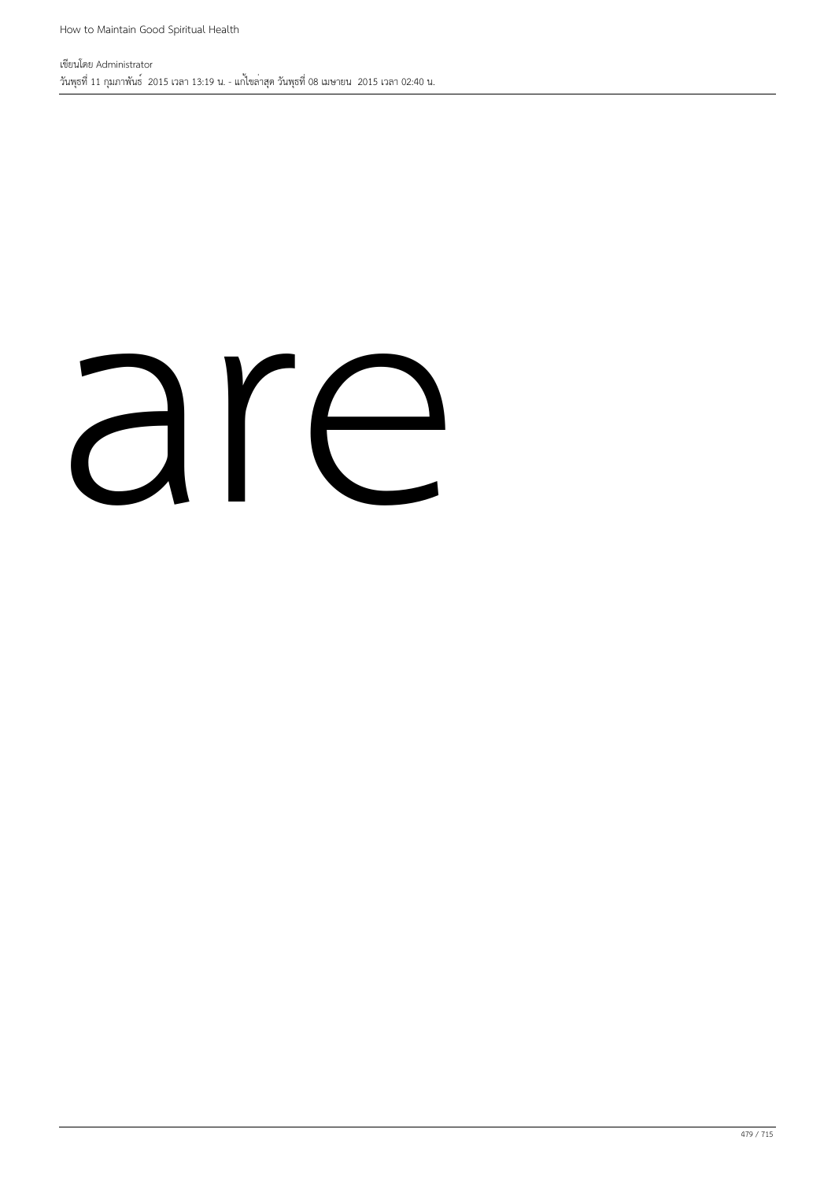are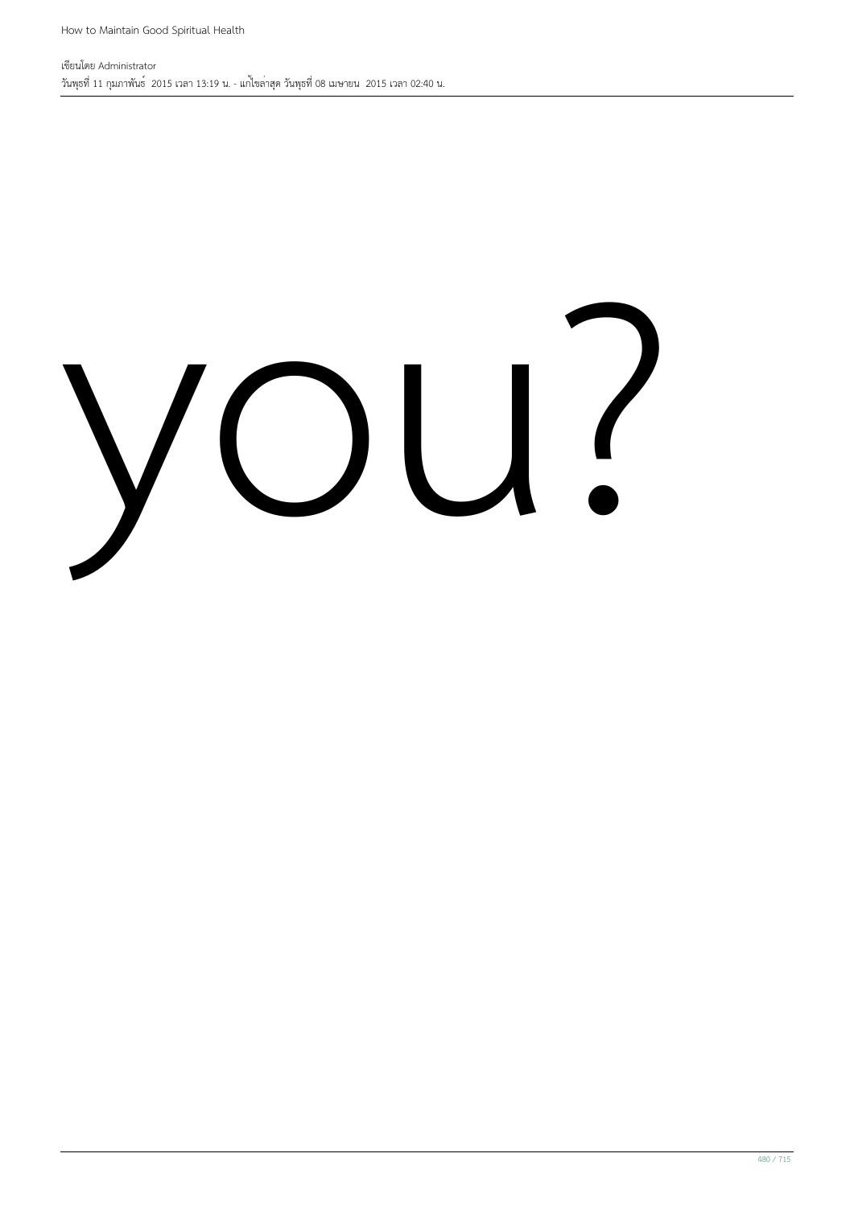# you?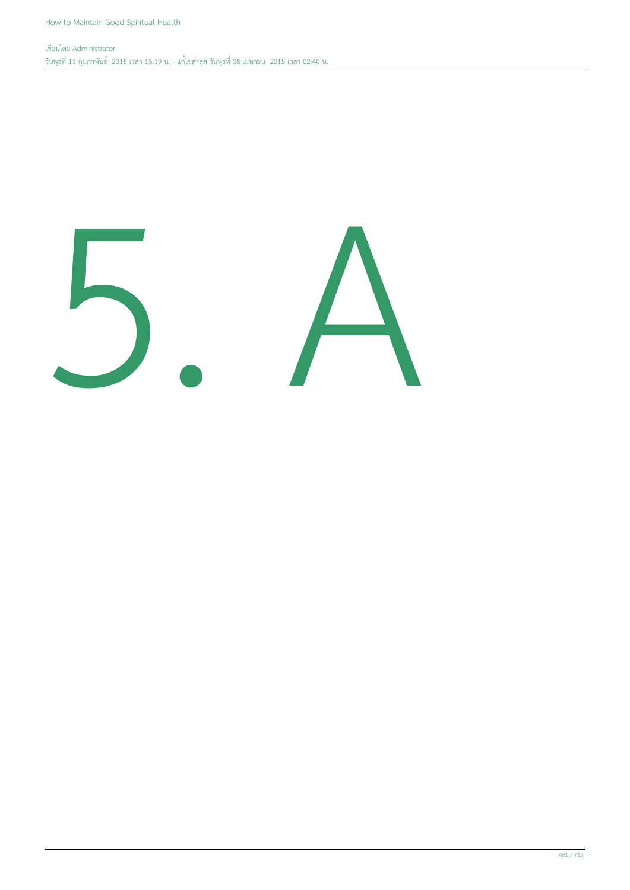# 5. A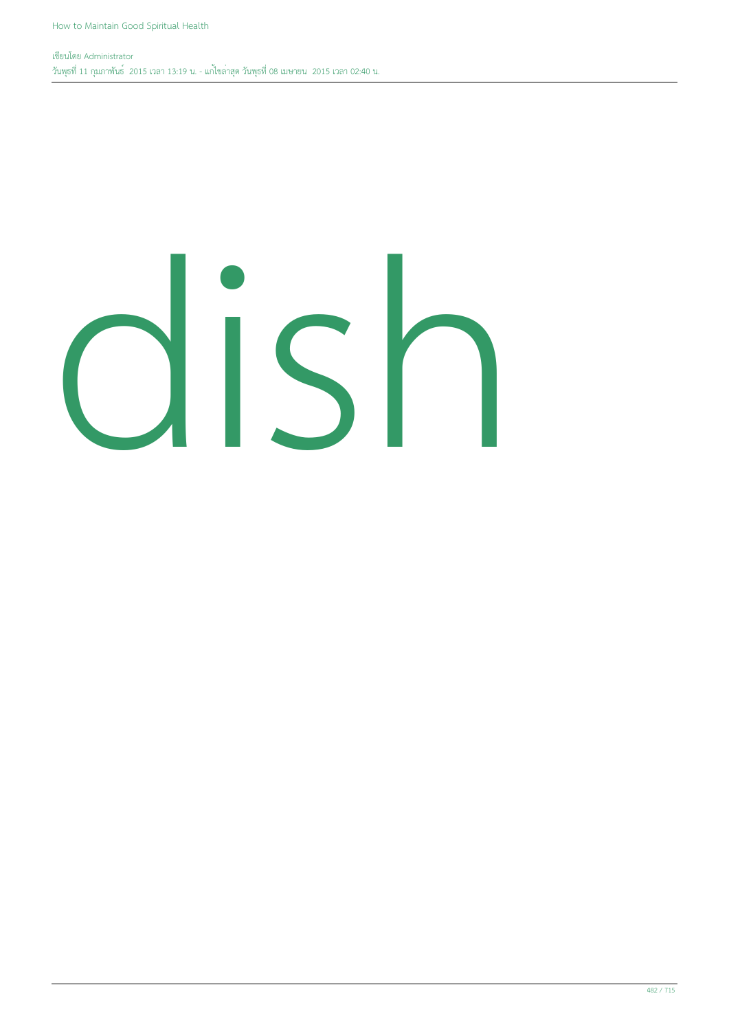dish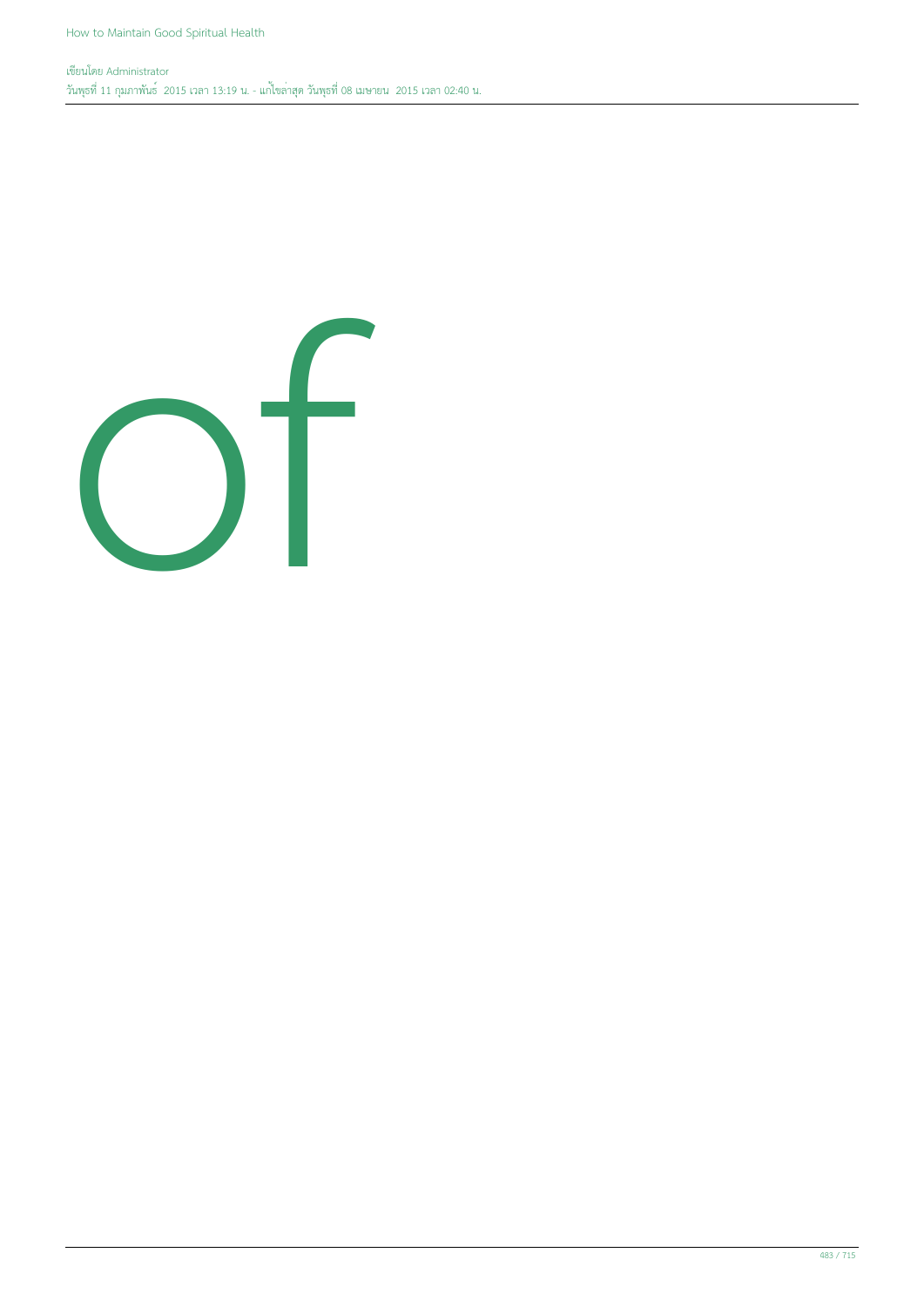of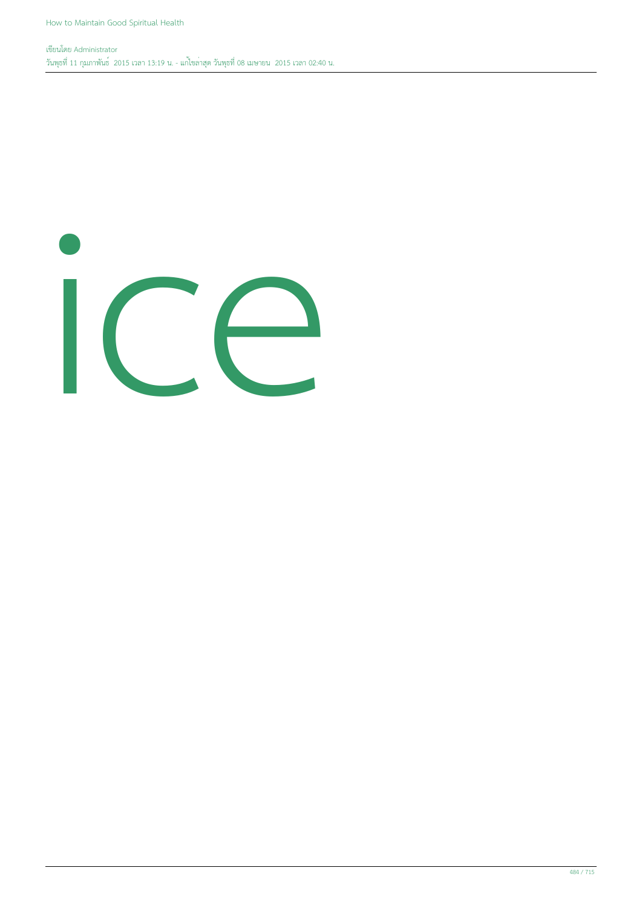ice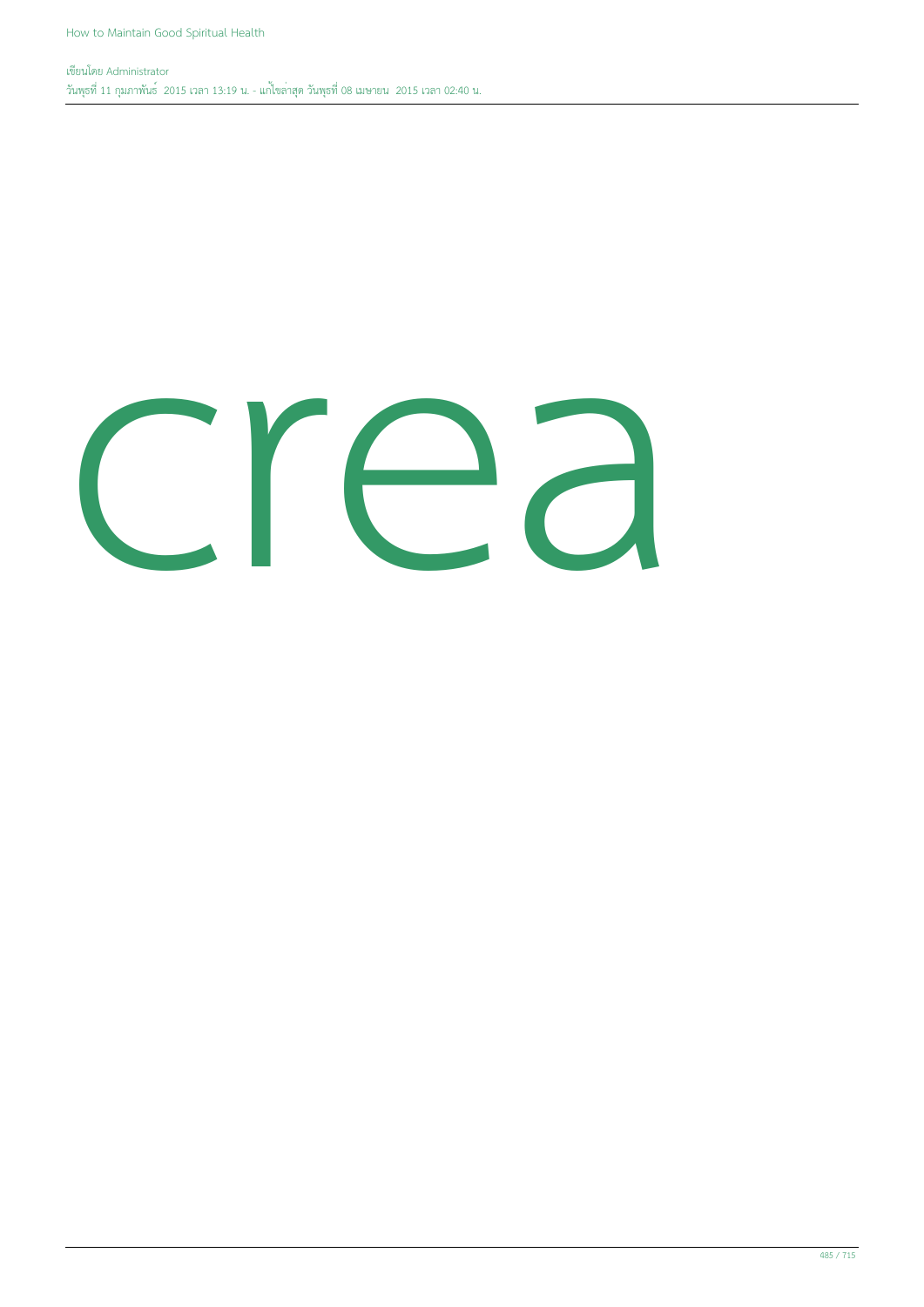crea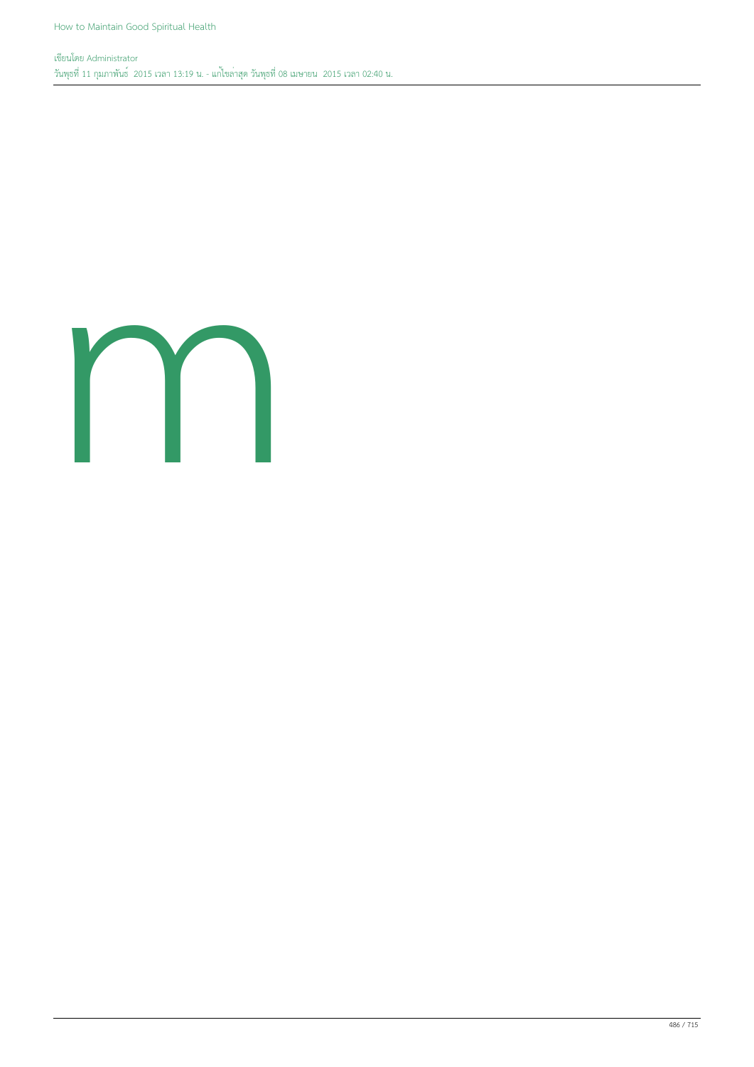m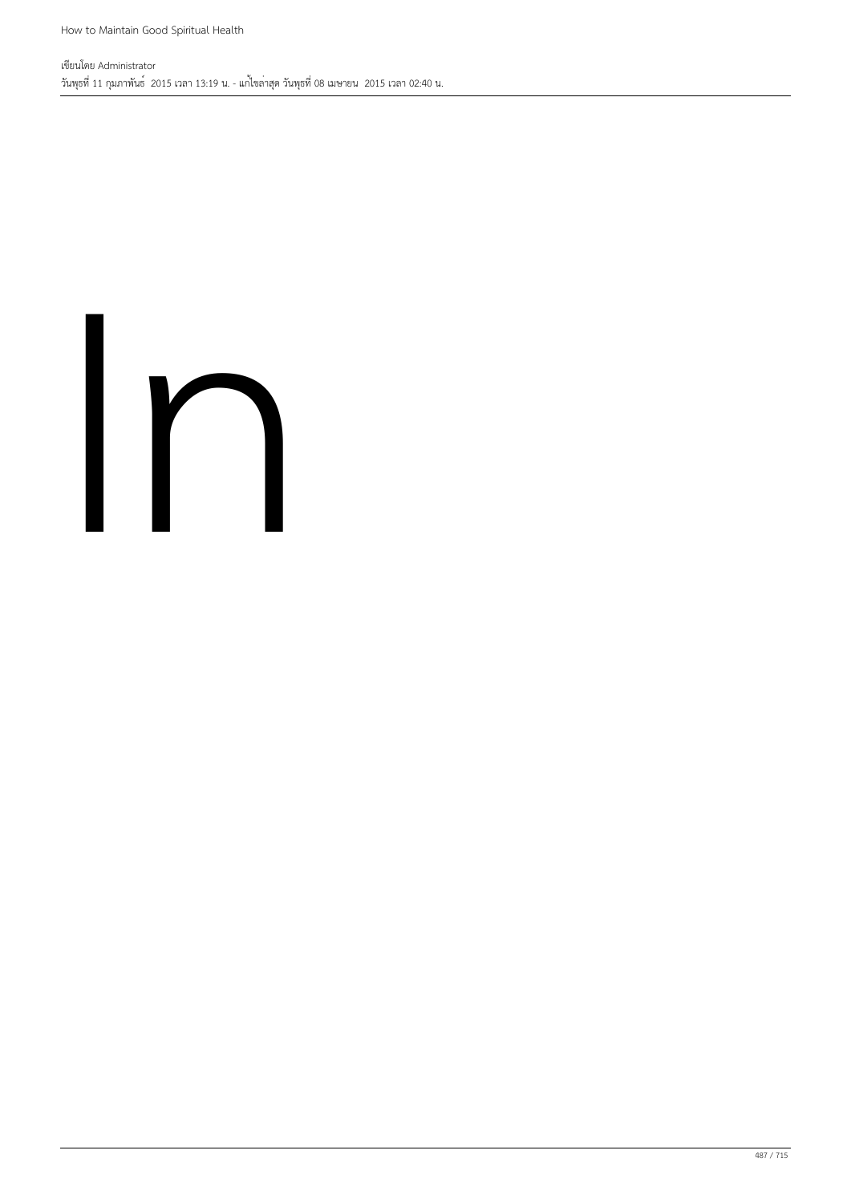In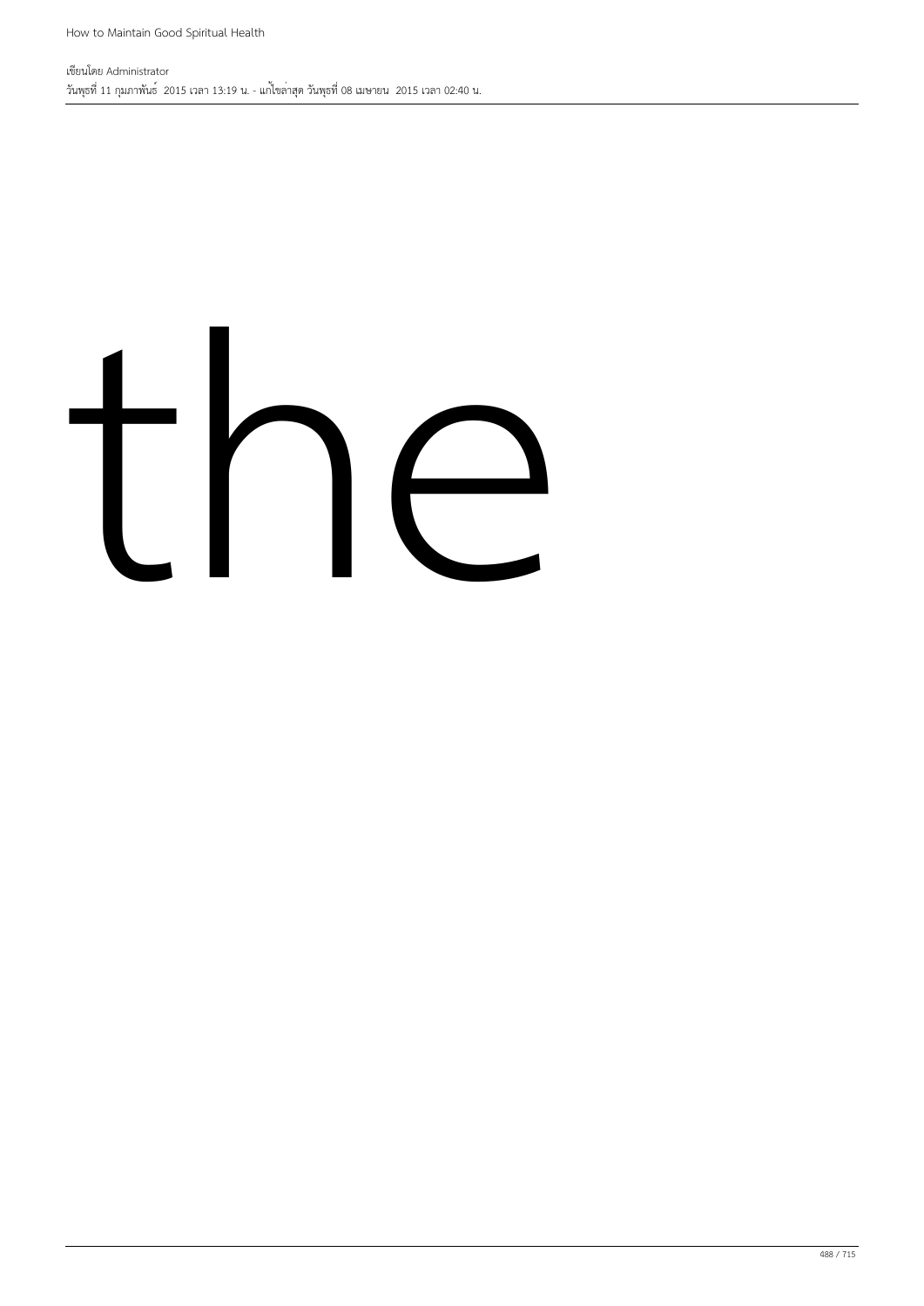the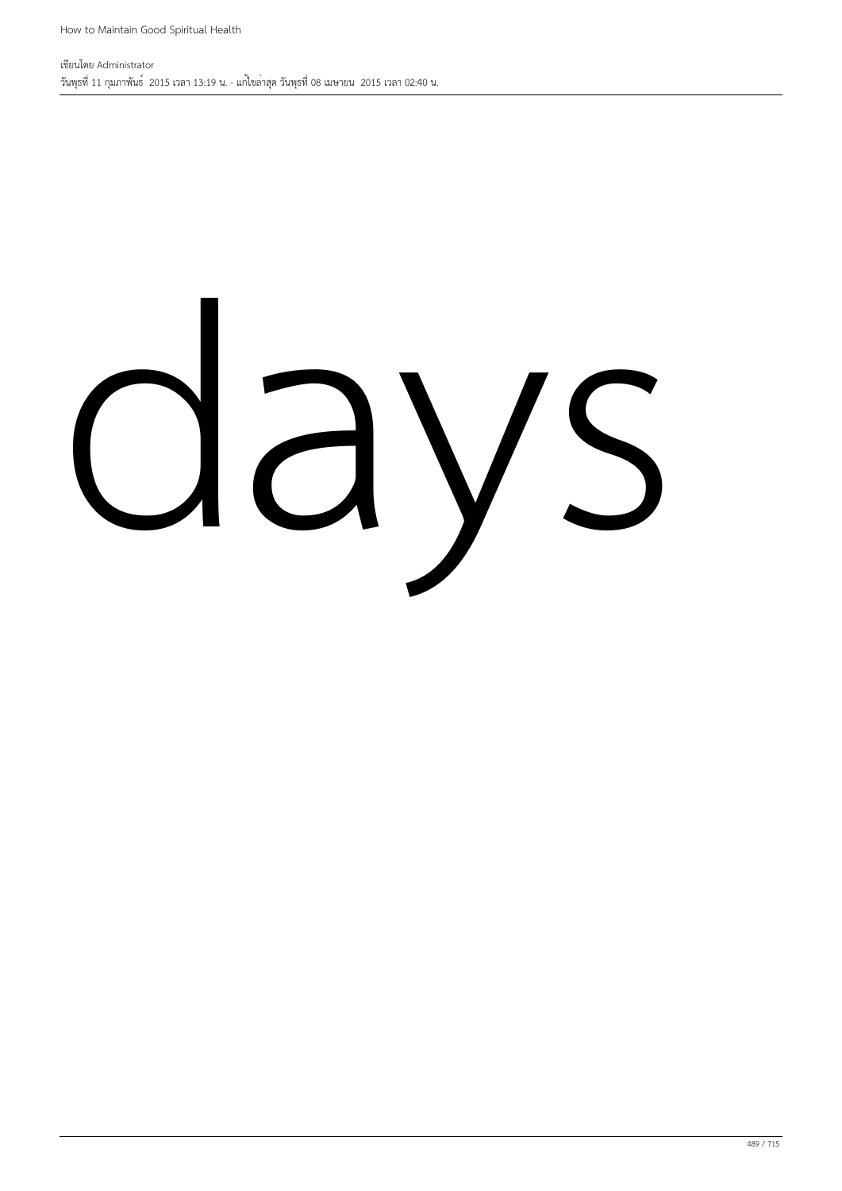days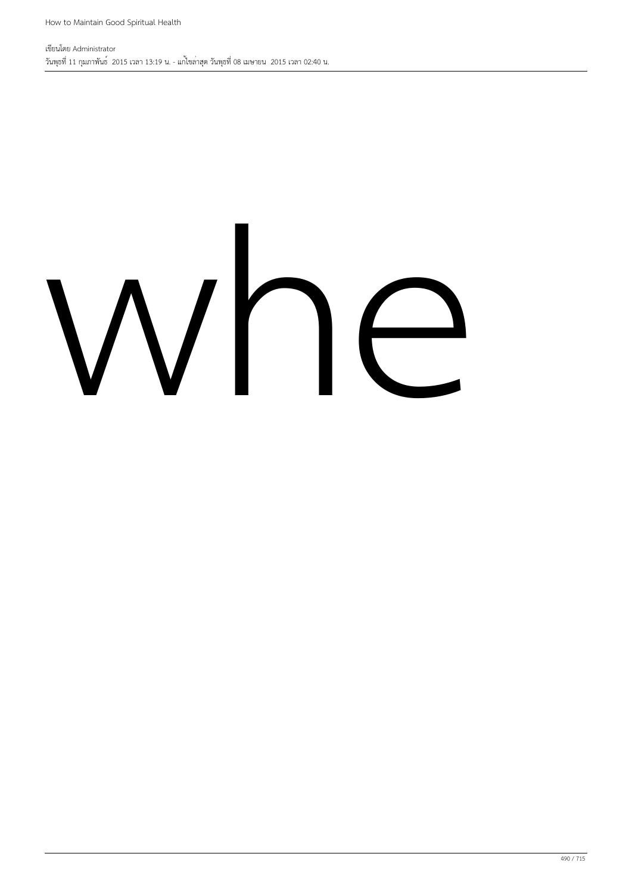whe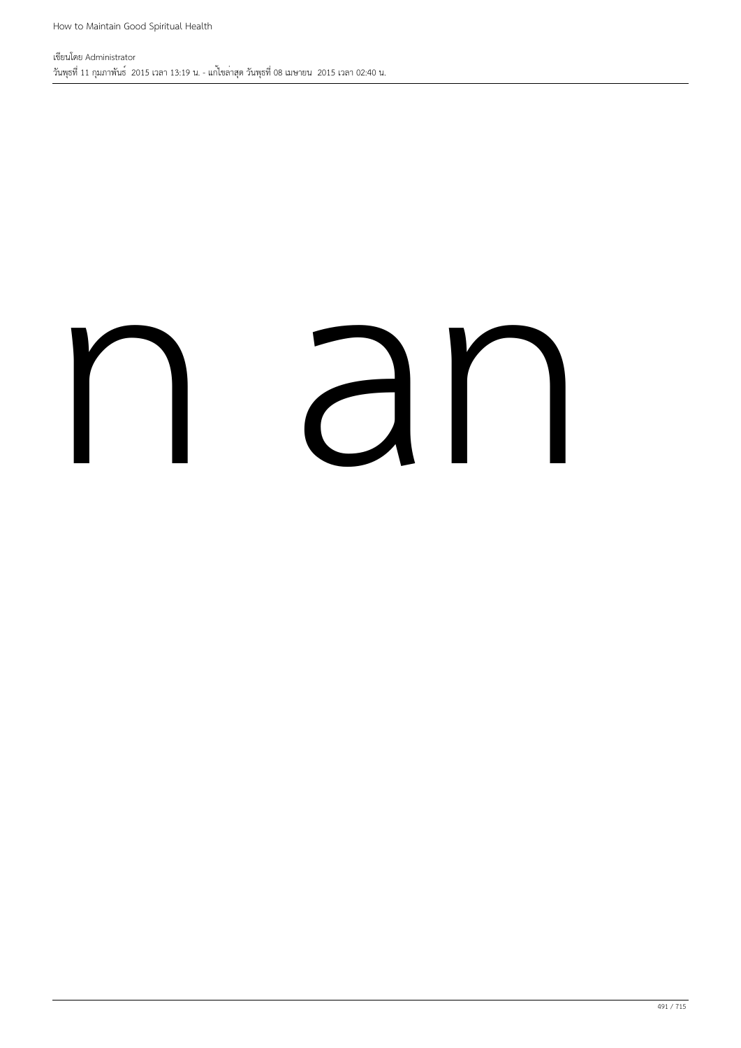n an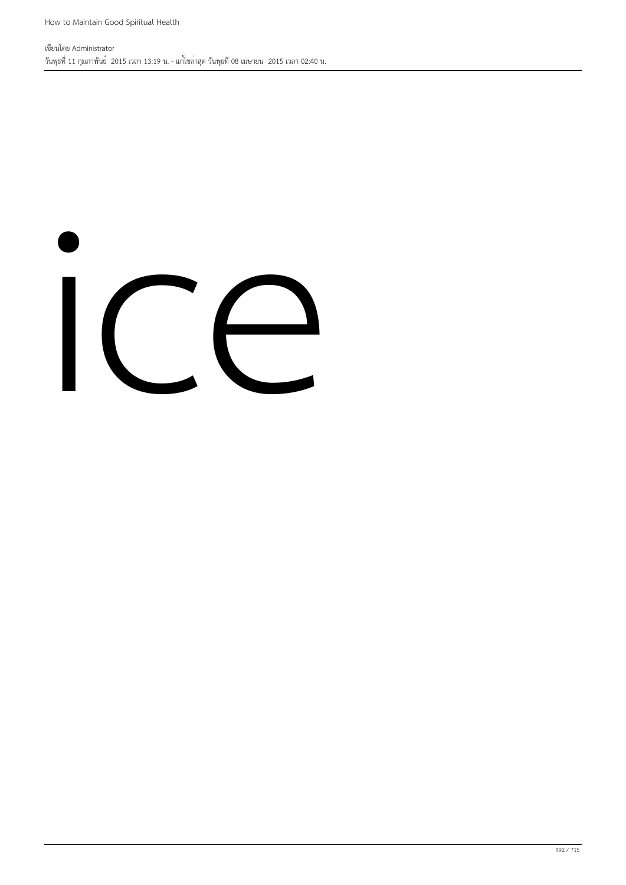ice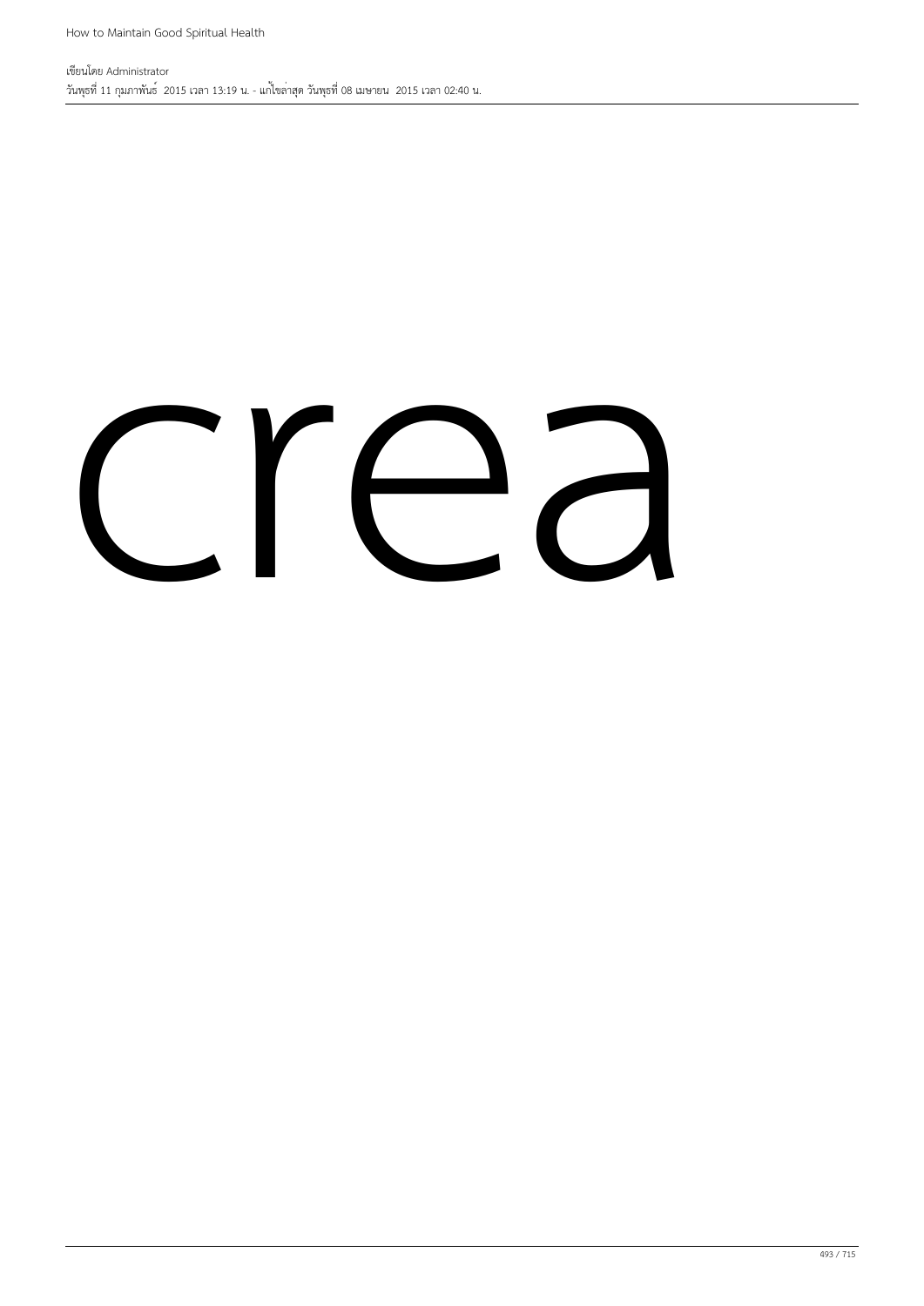crea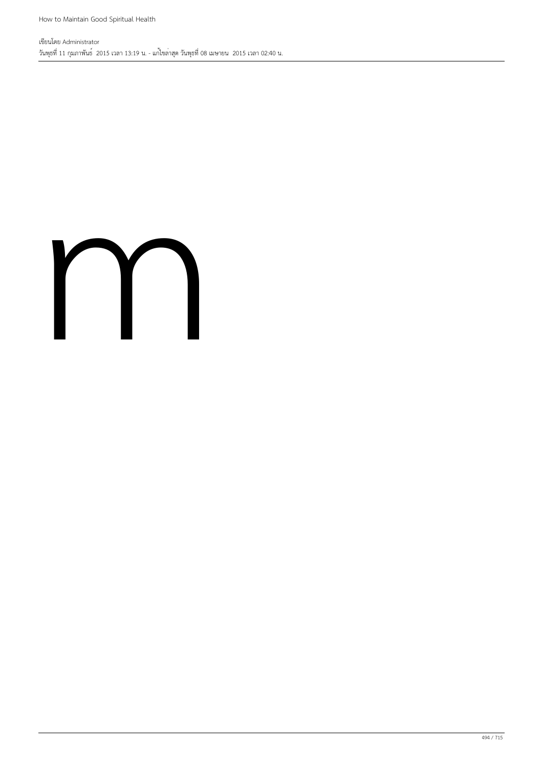m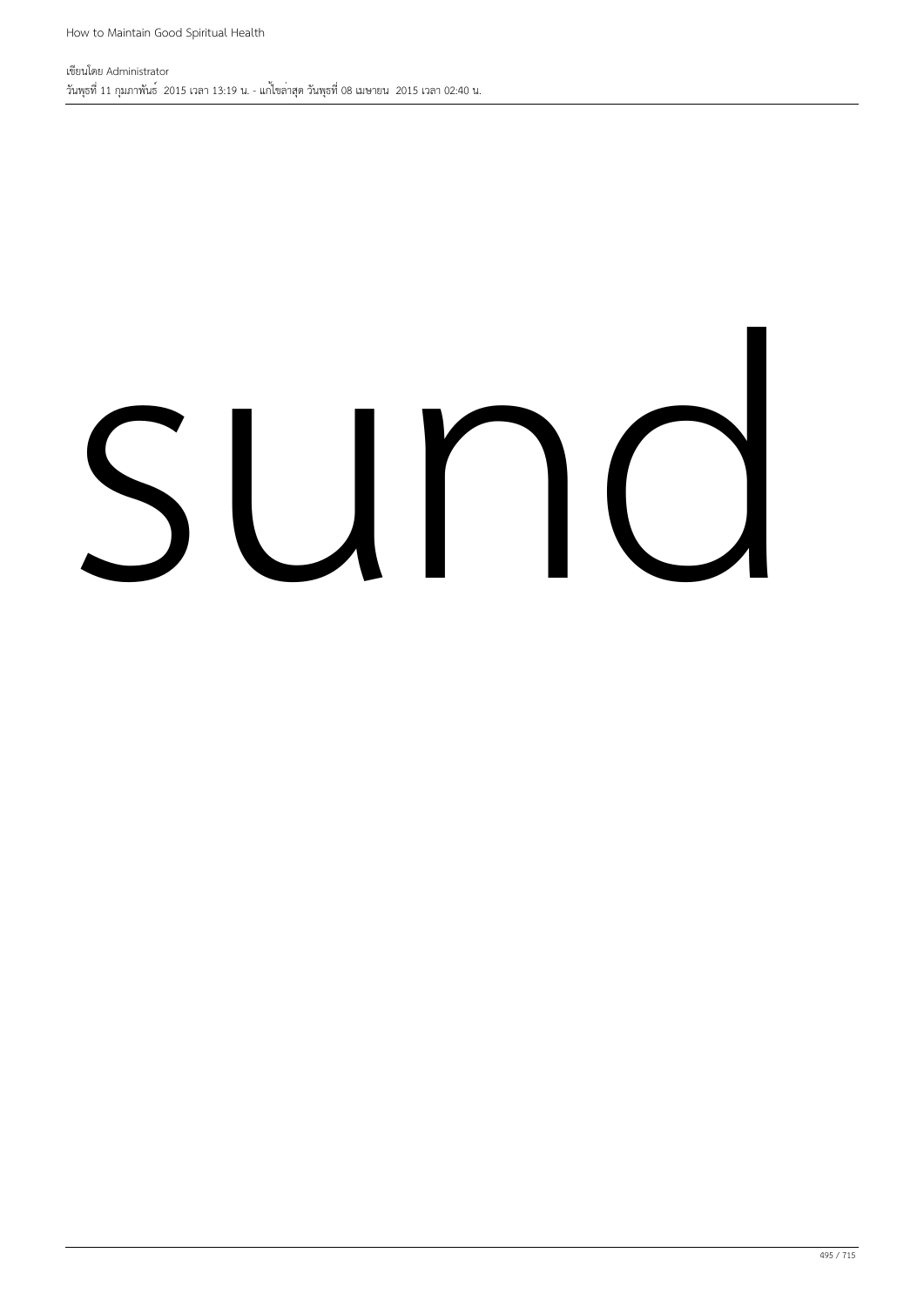sund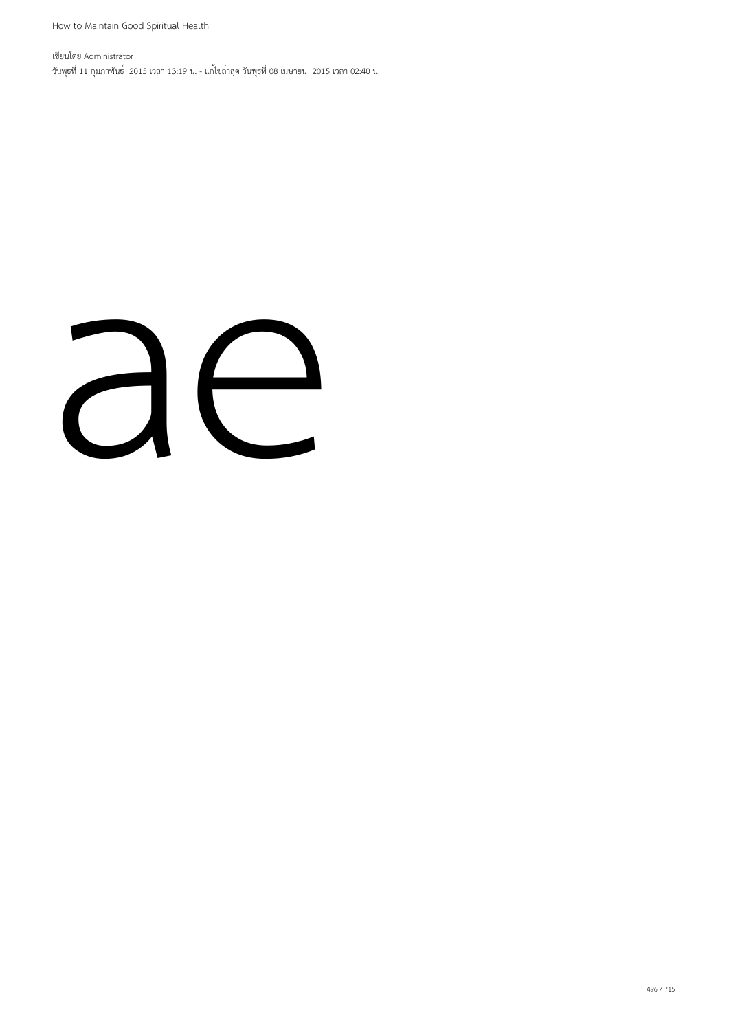ae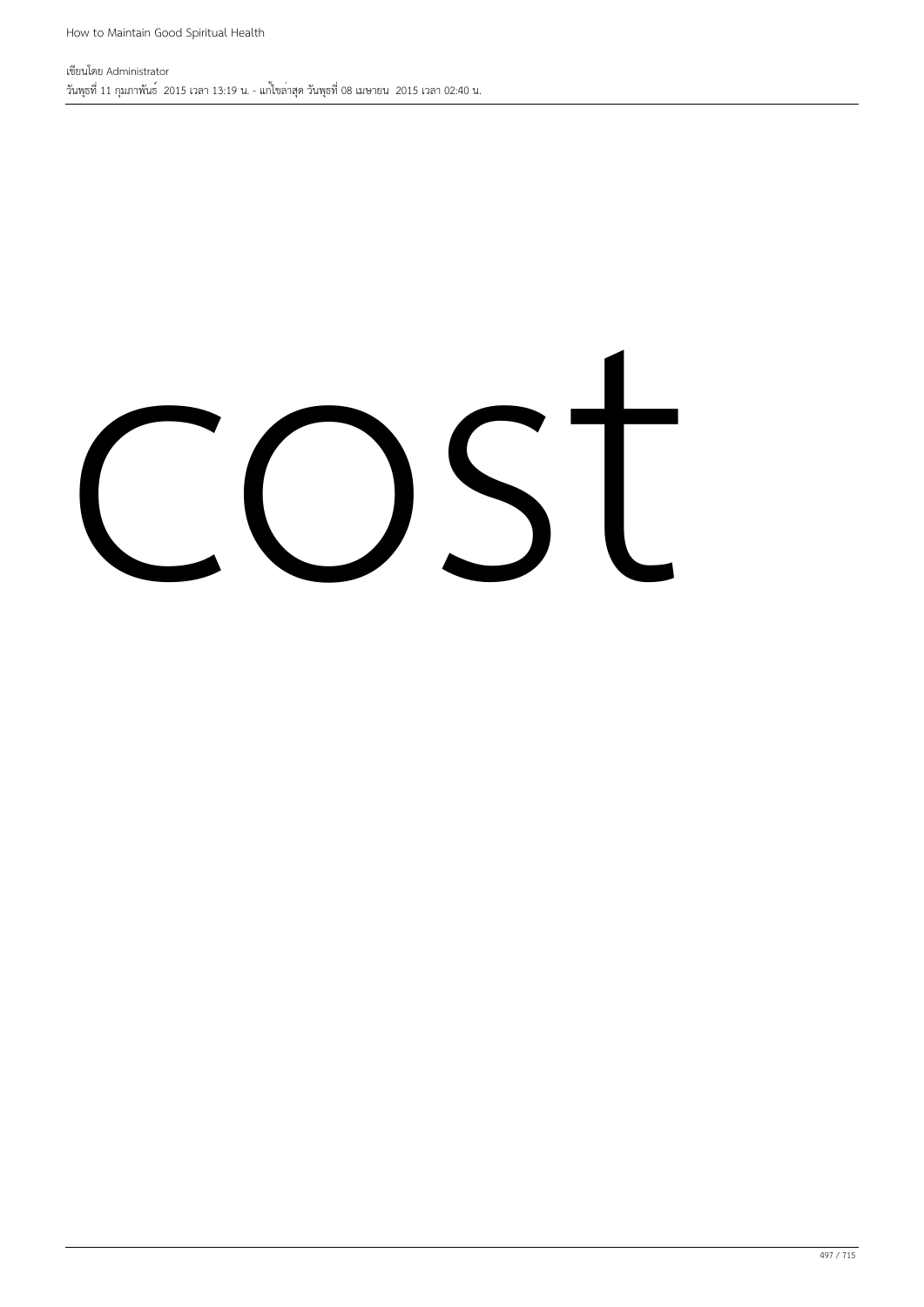cost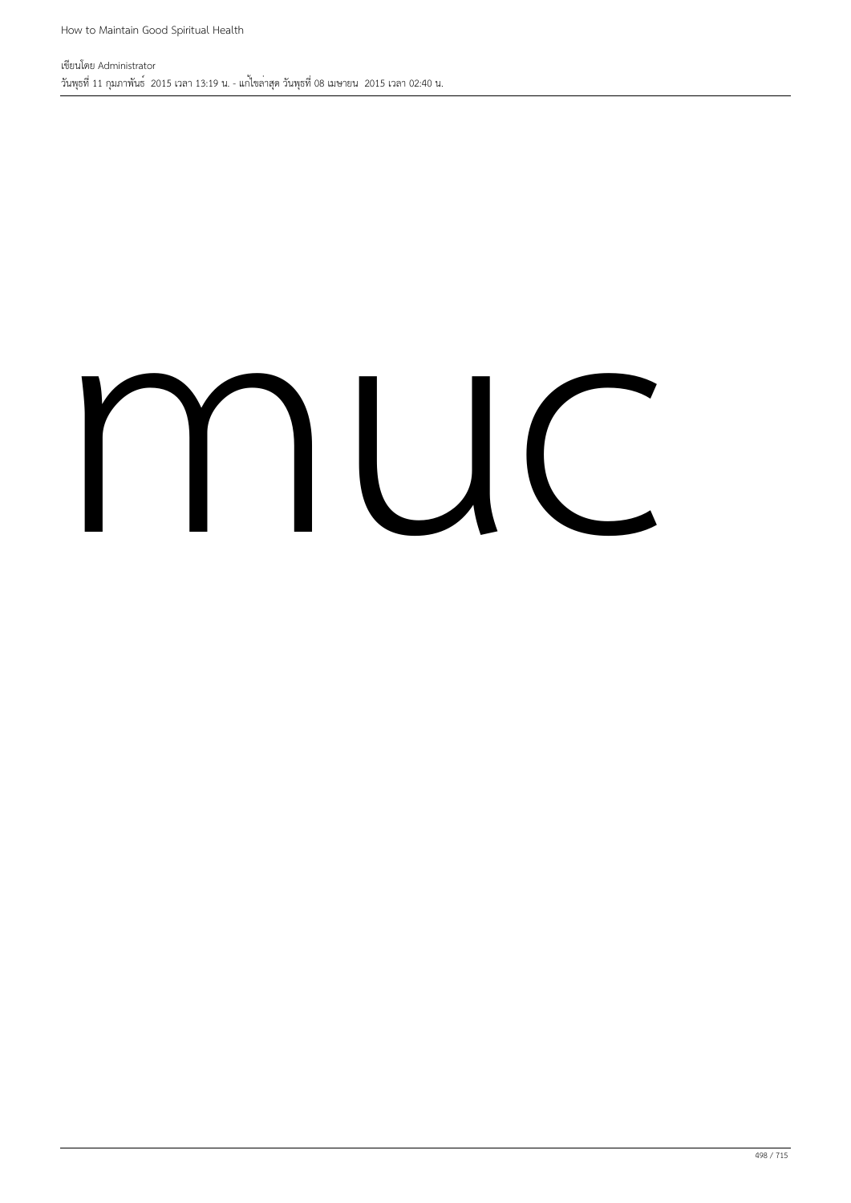muc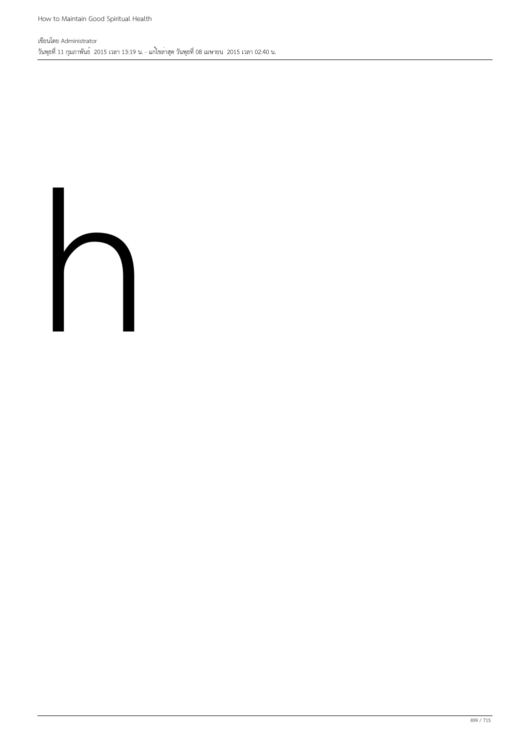h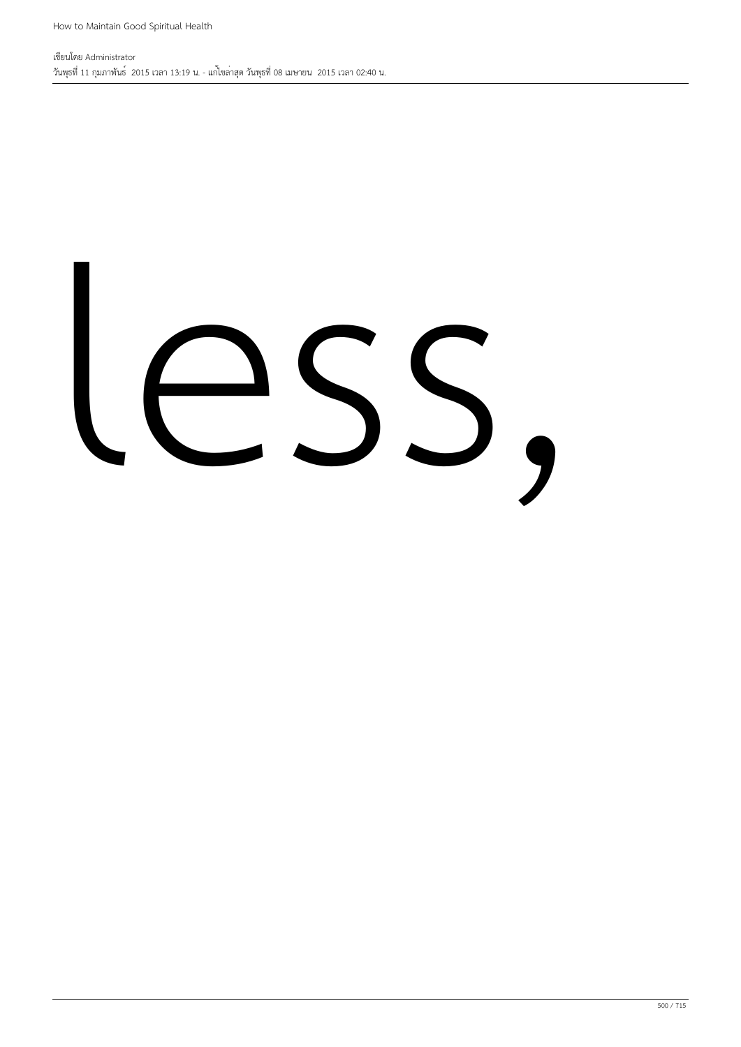less,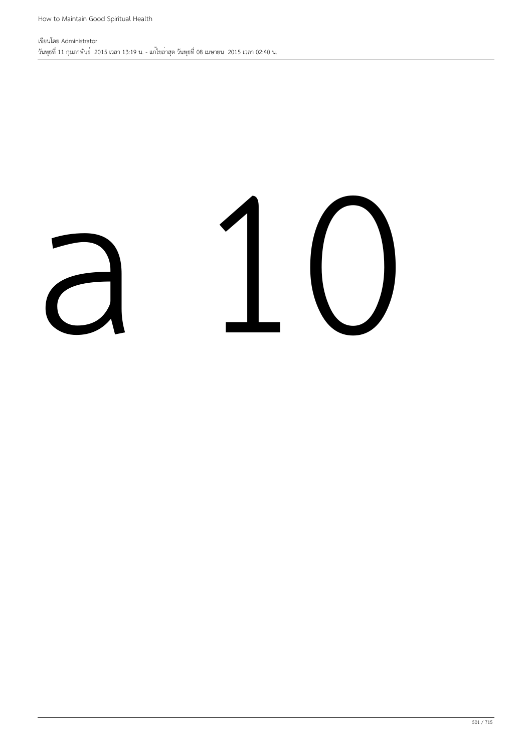a 10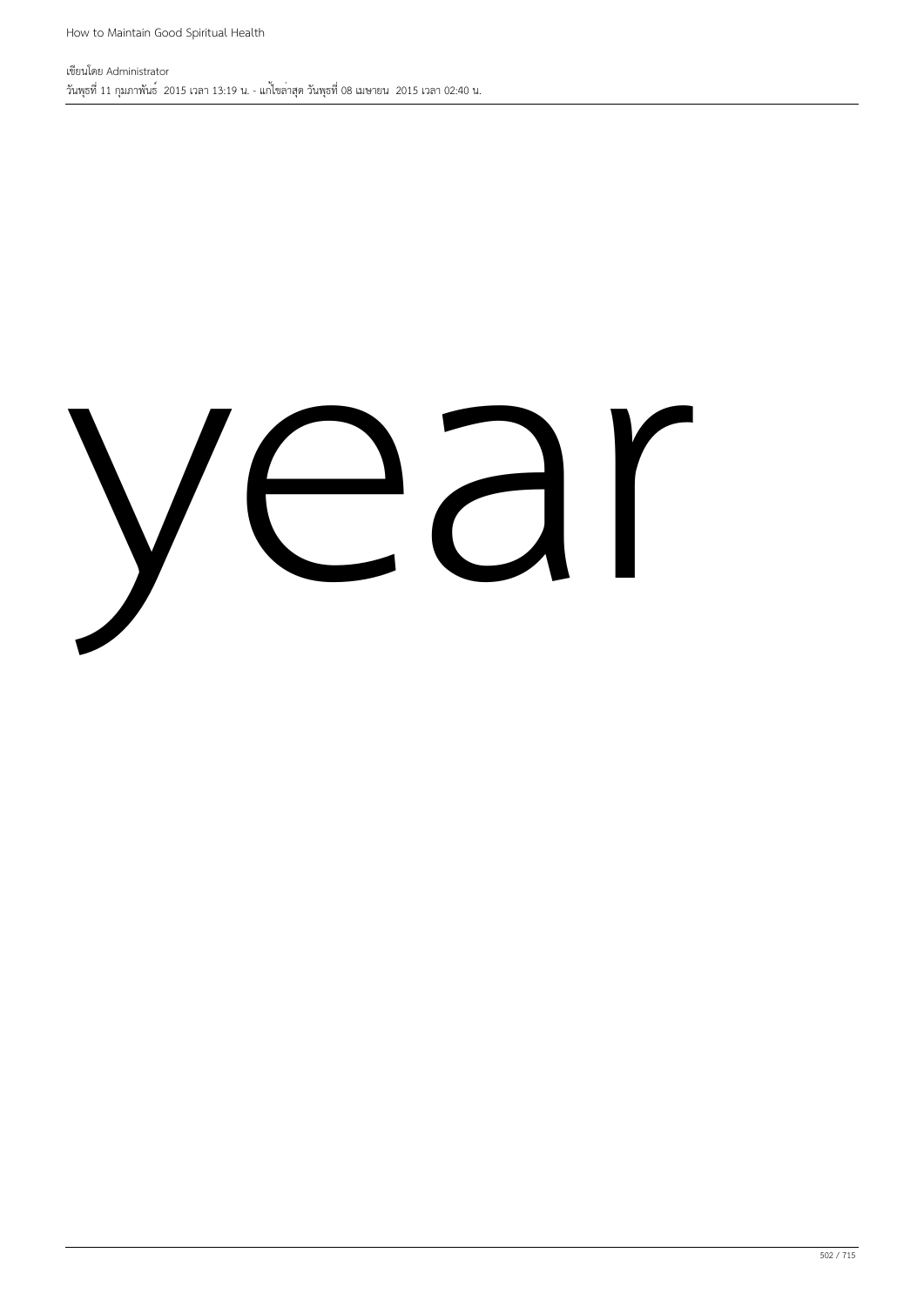year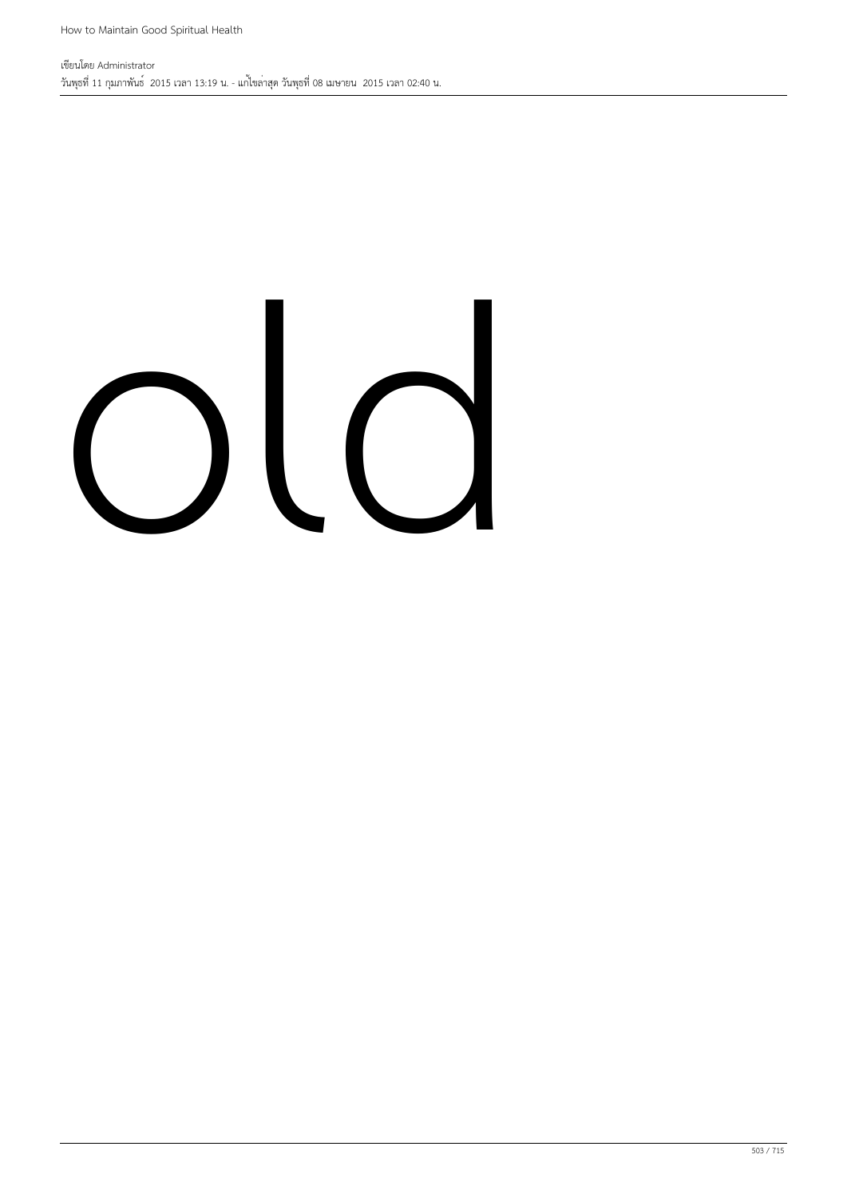old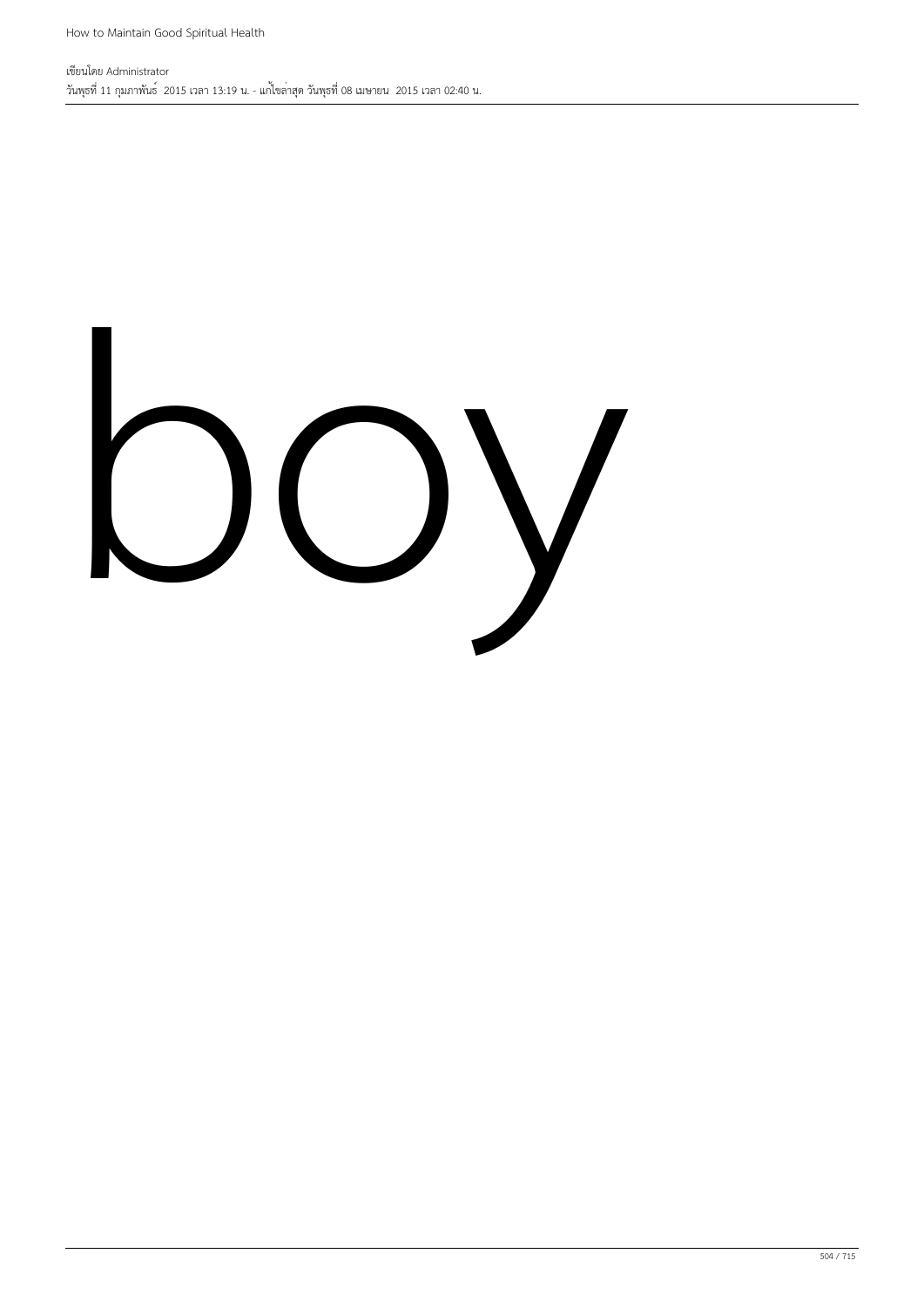boy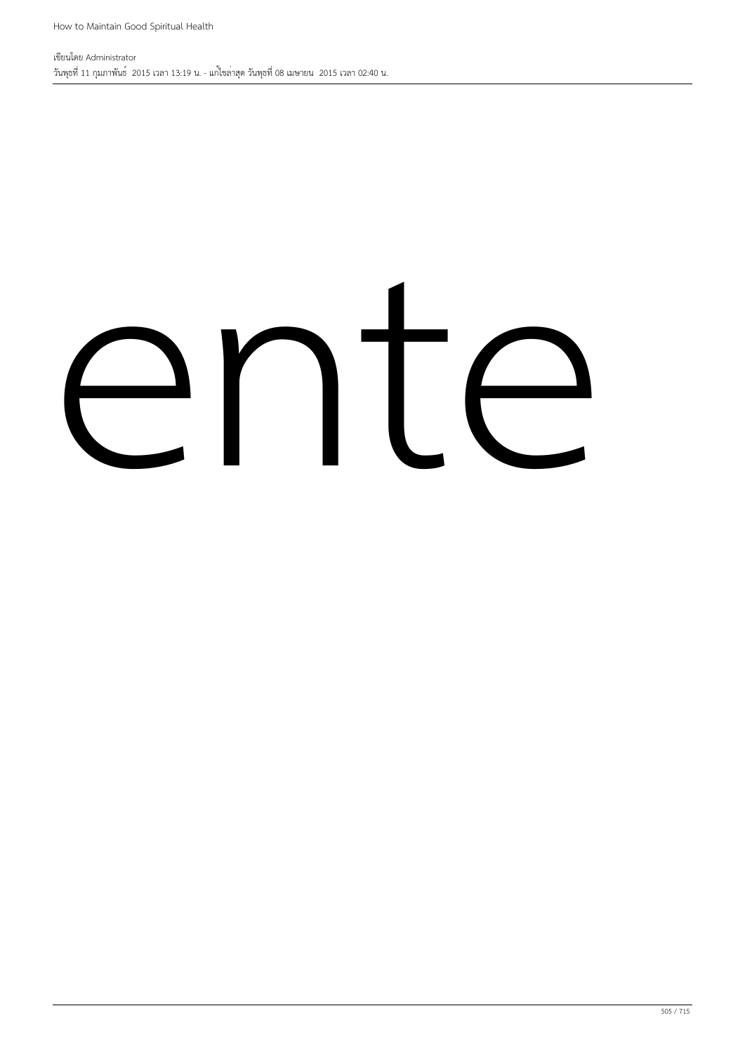ente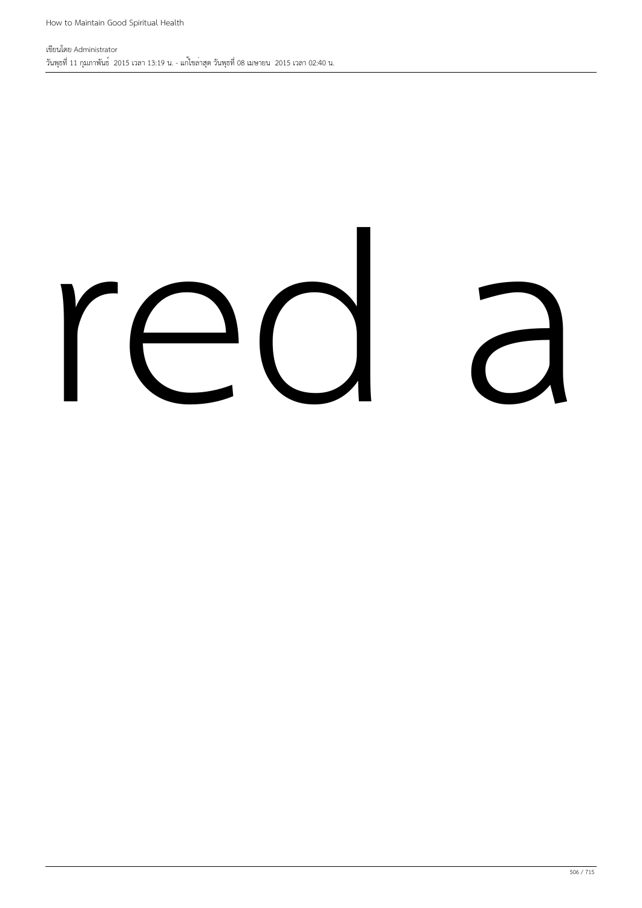red a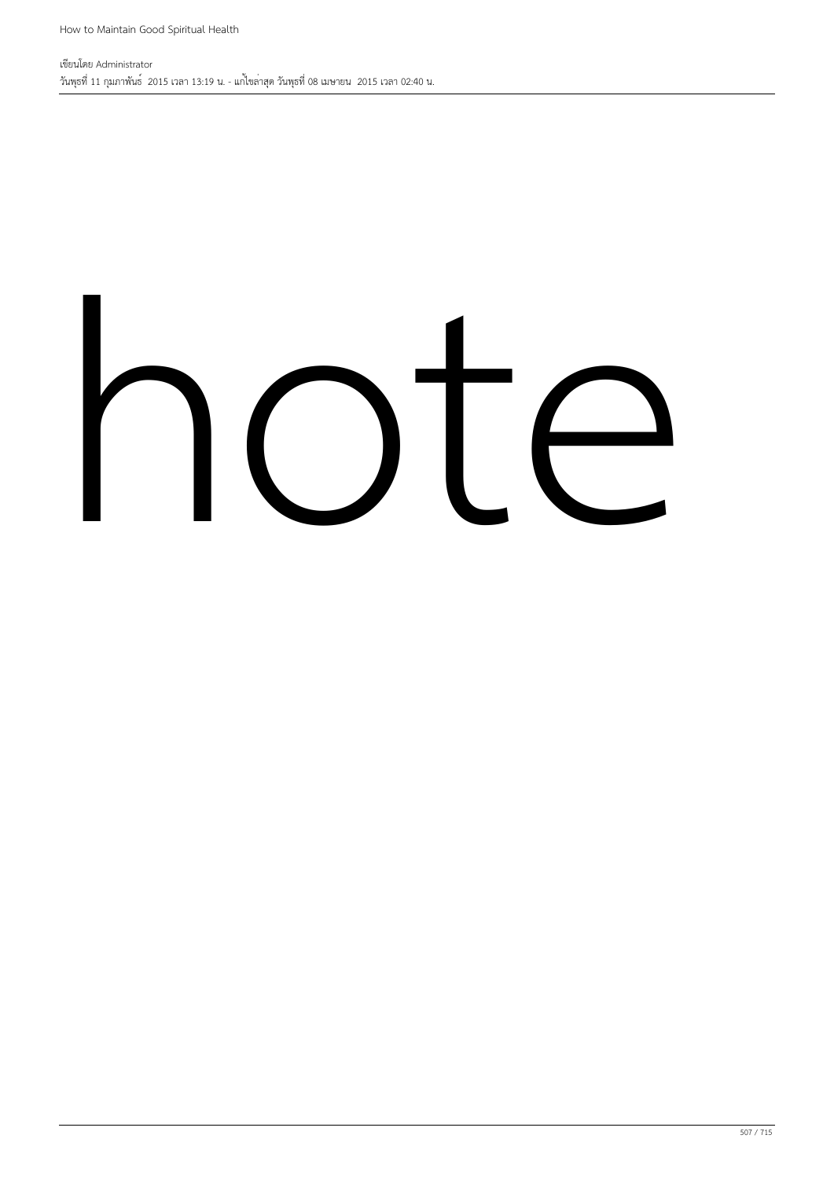hote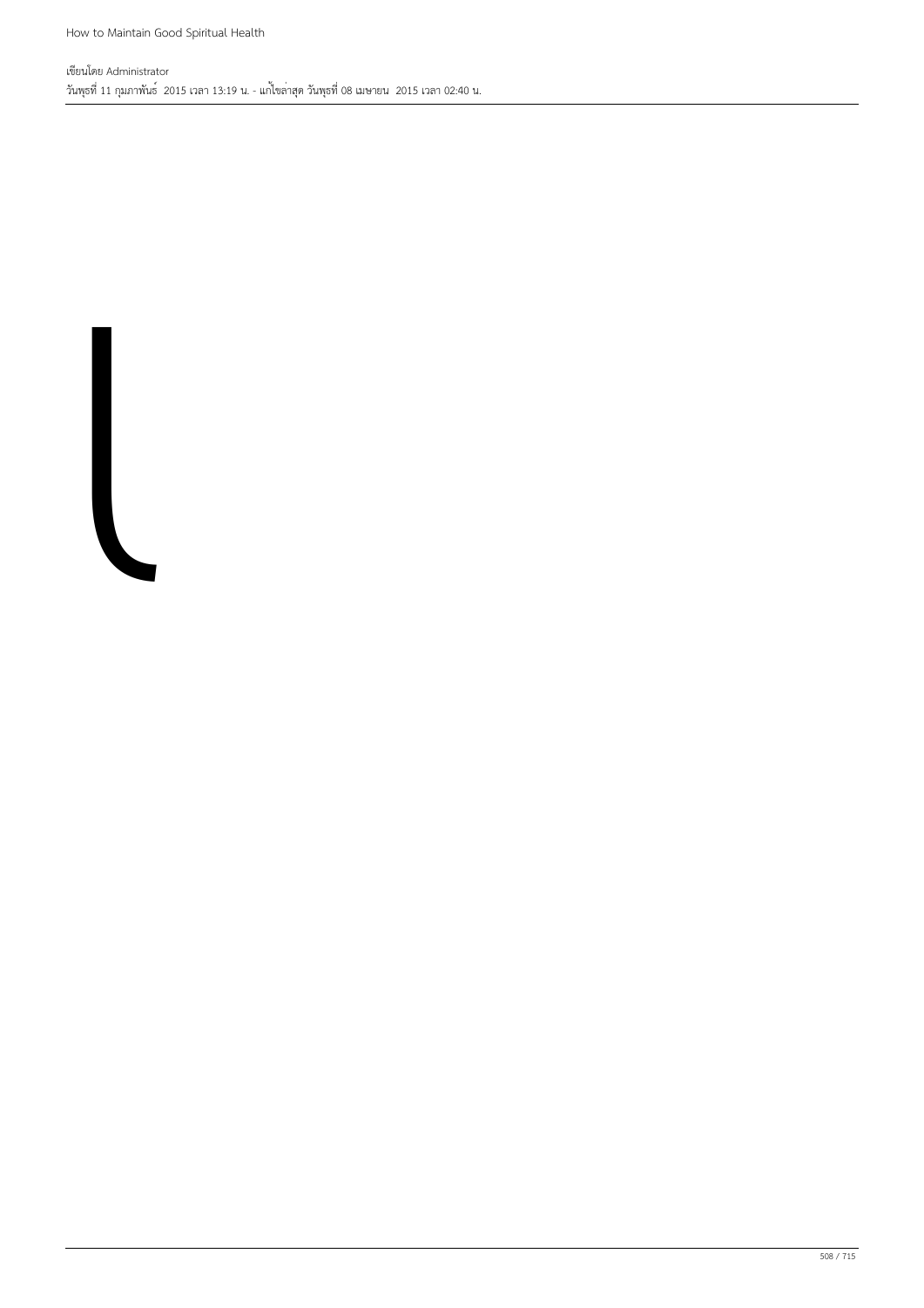เ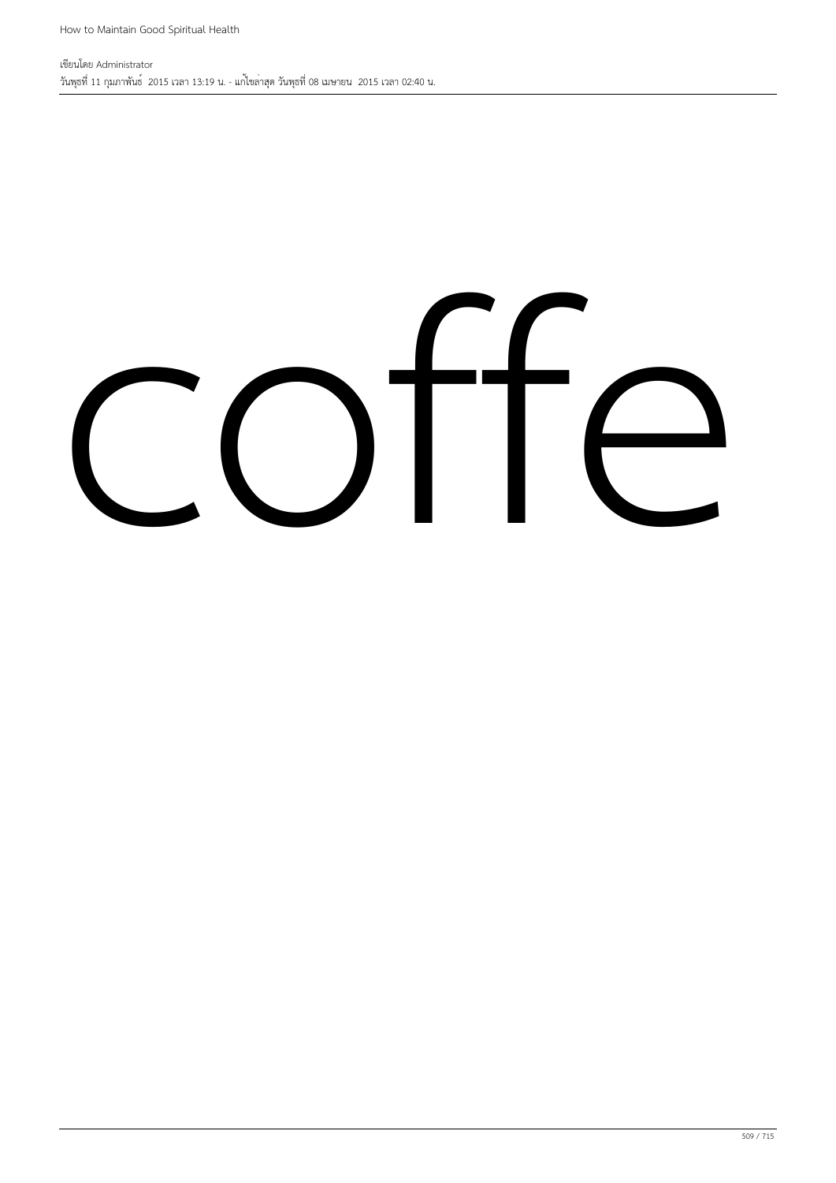coffe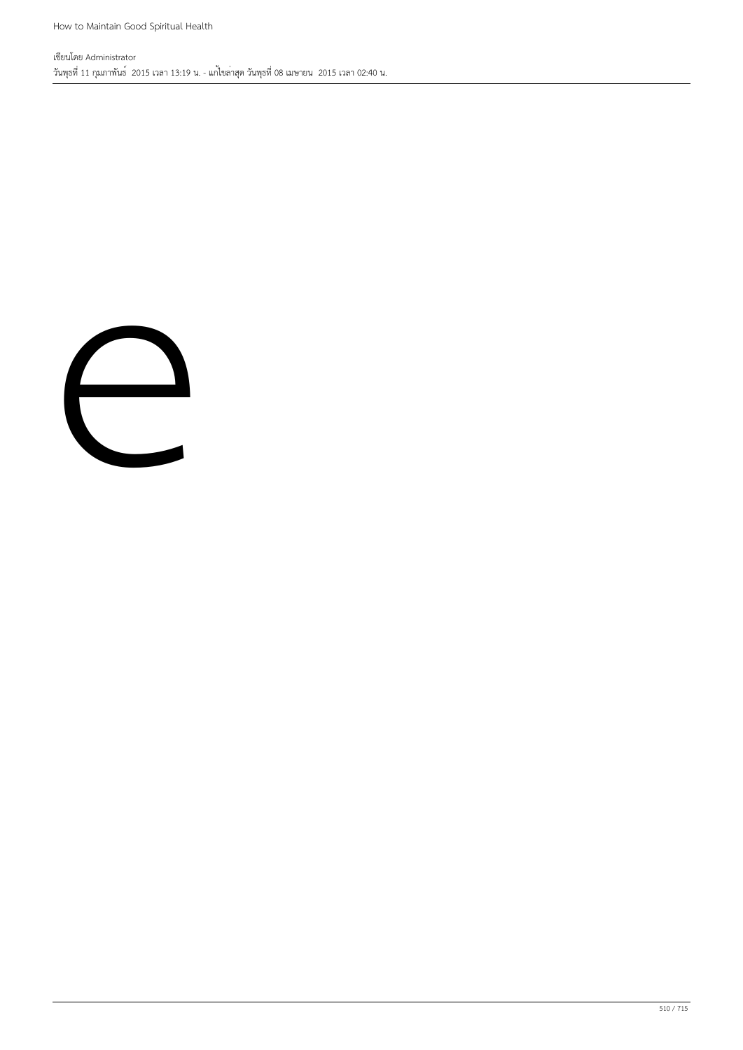e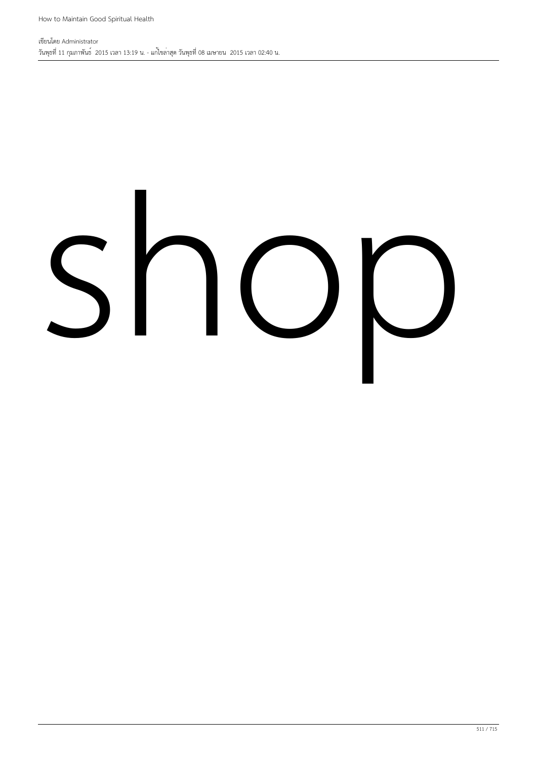shop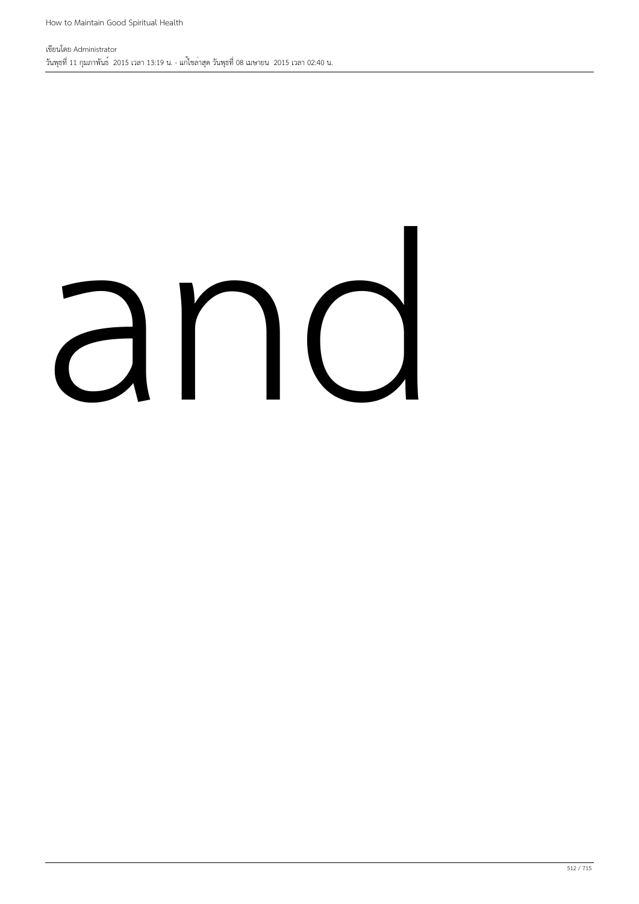and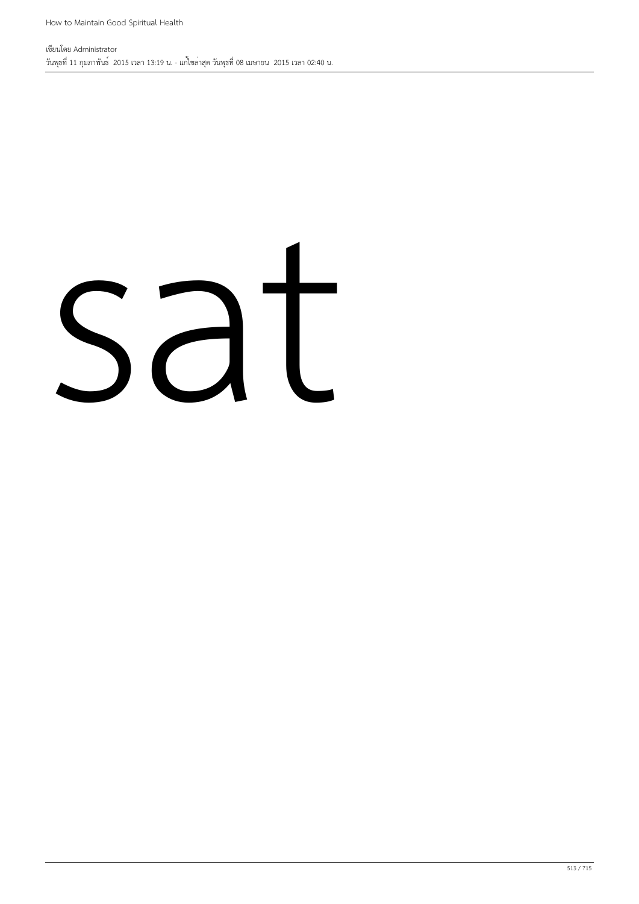sat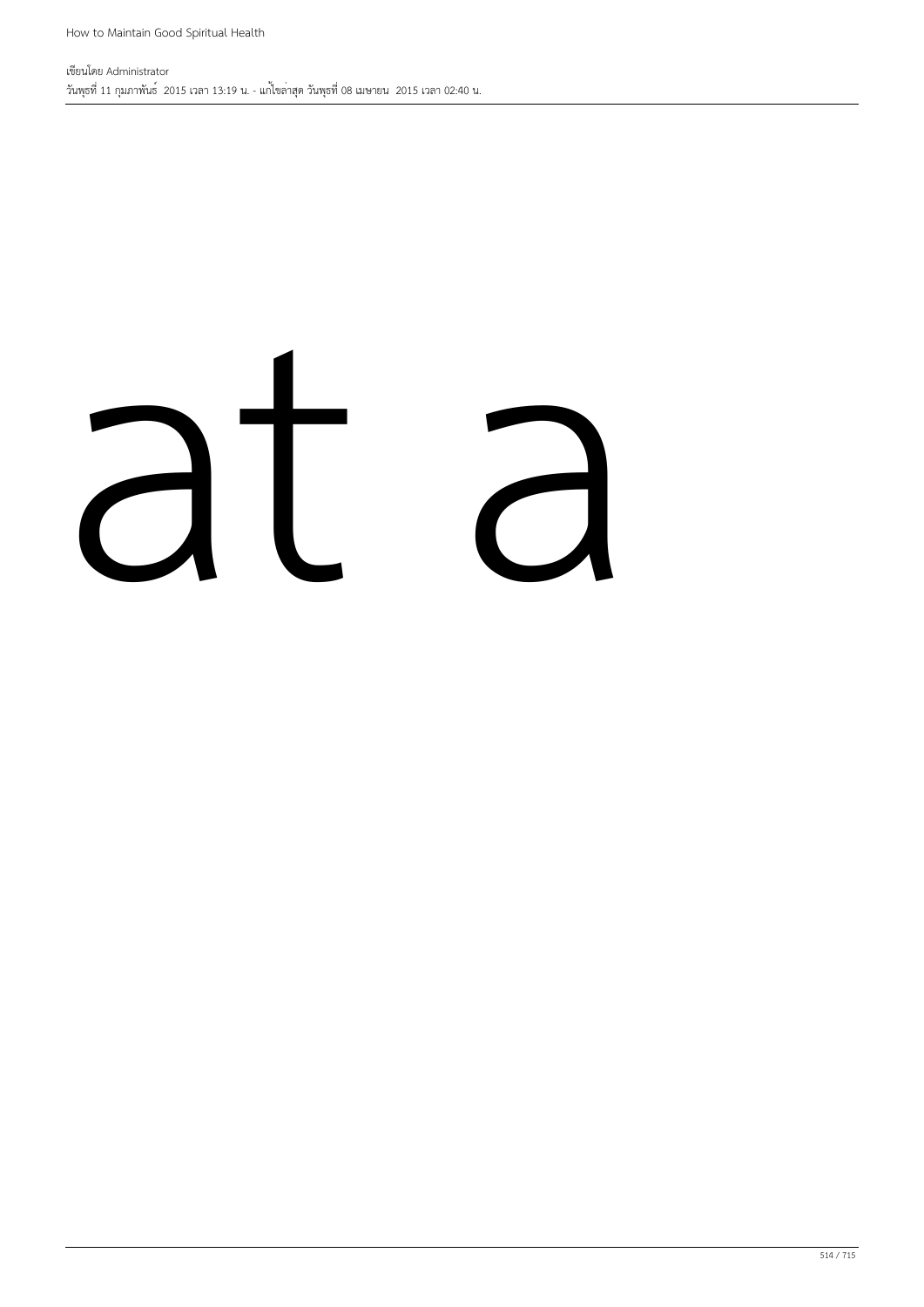at a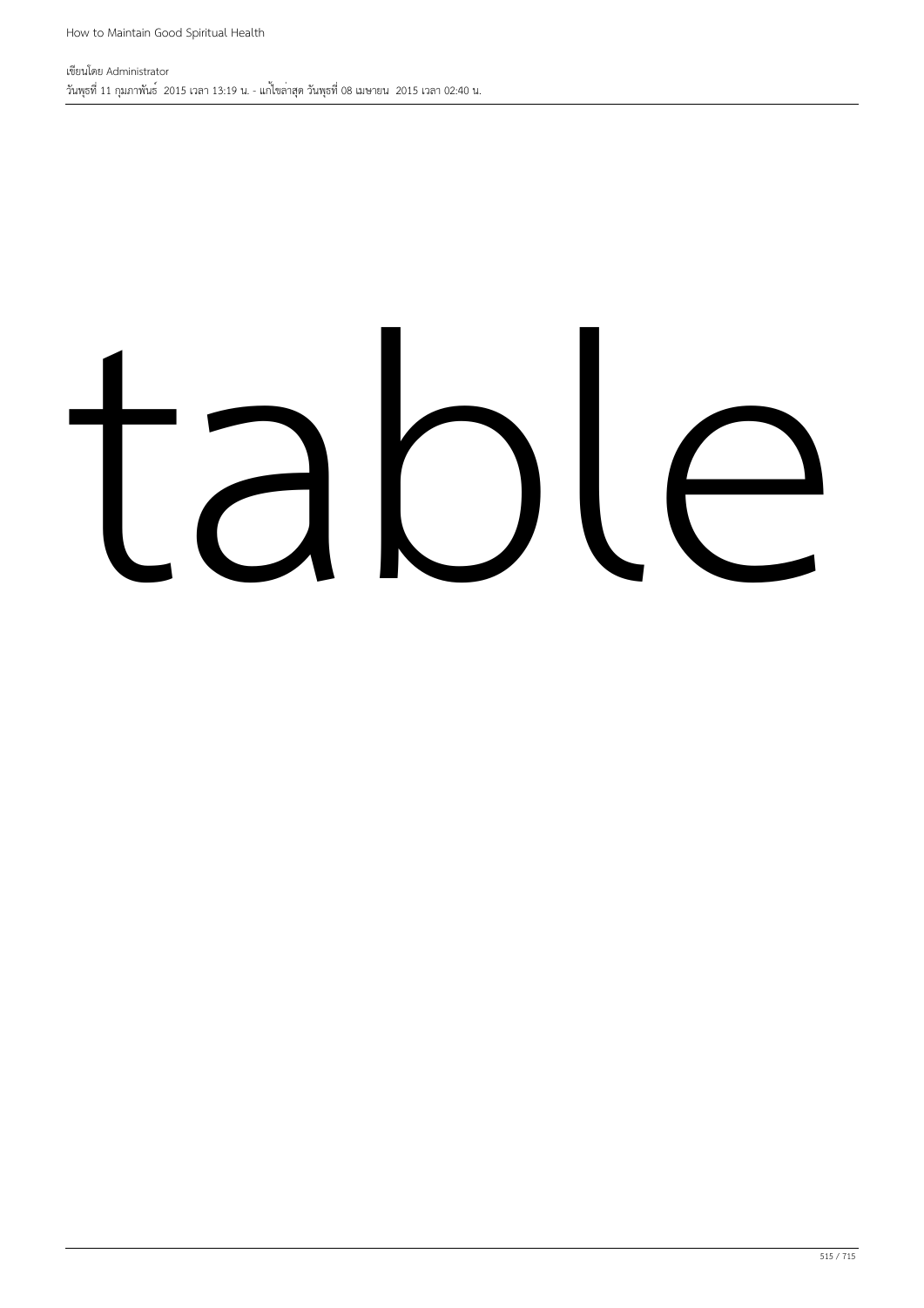table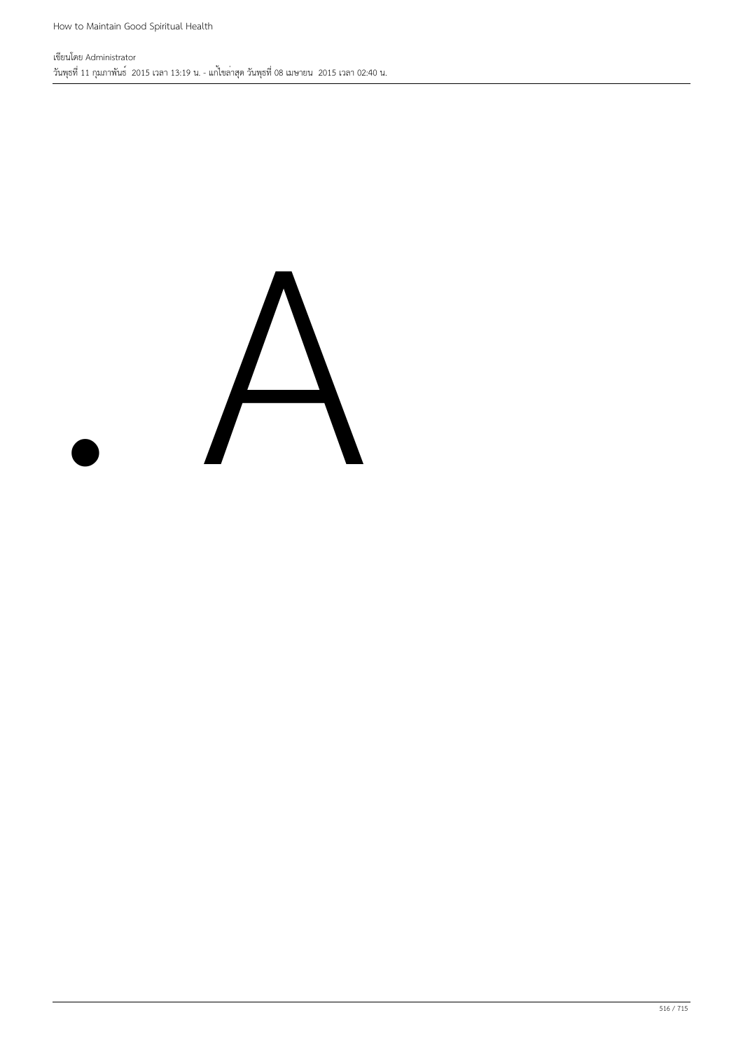- A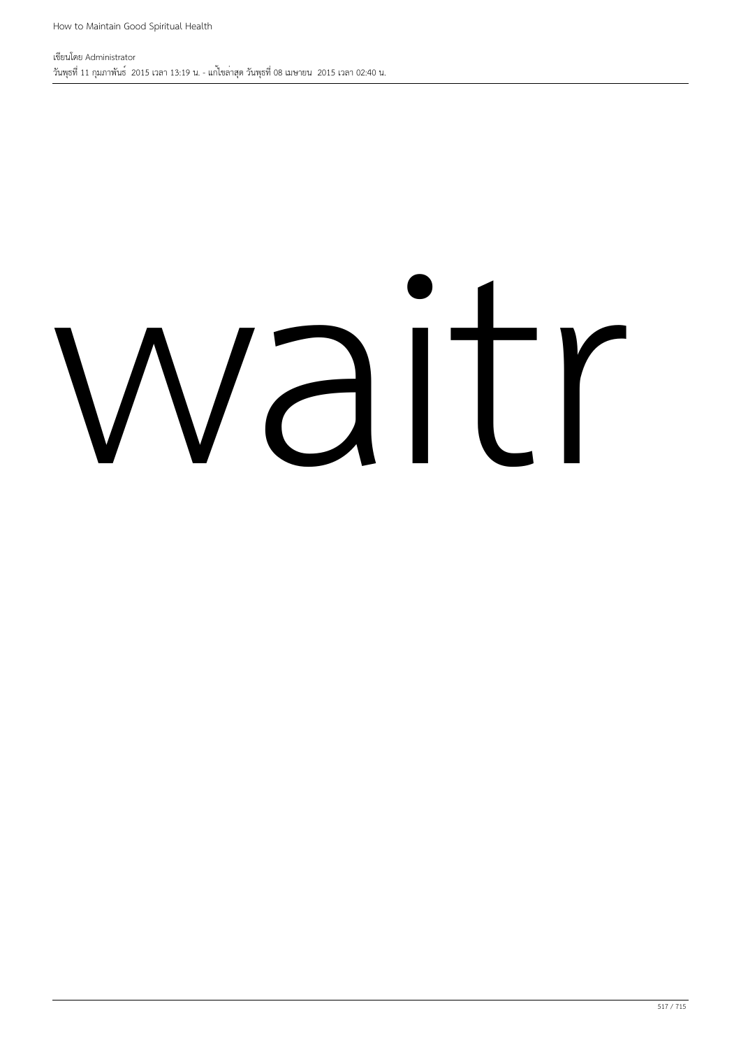waitr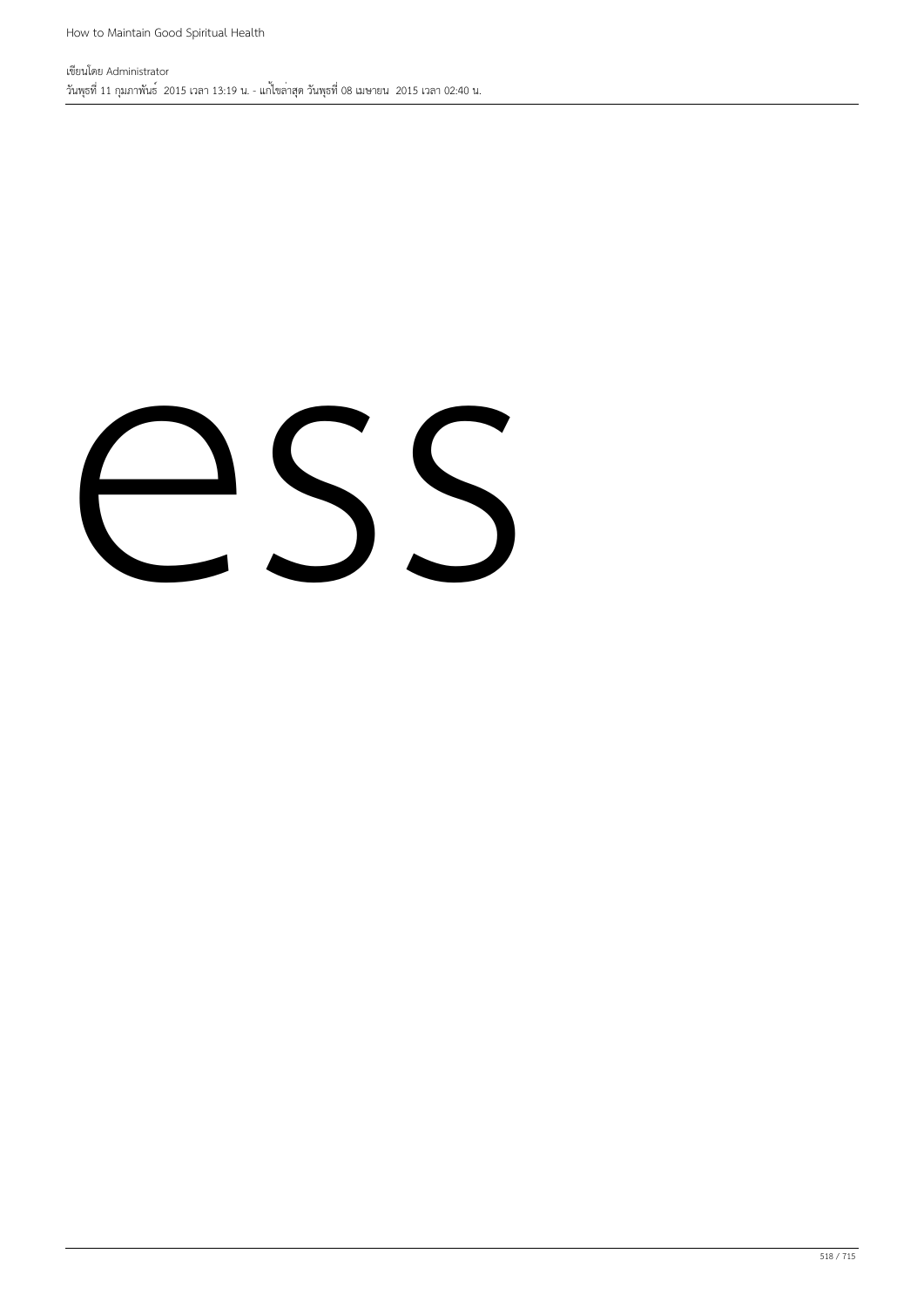ess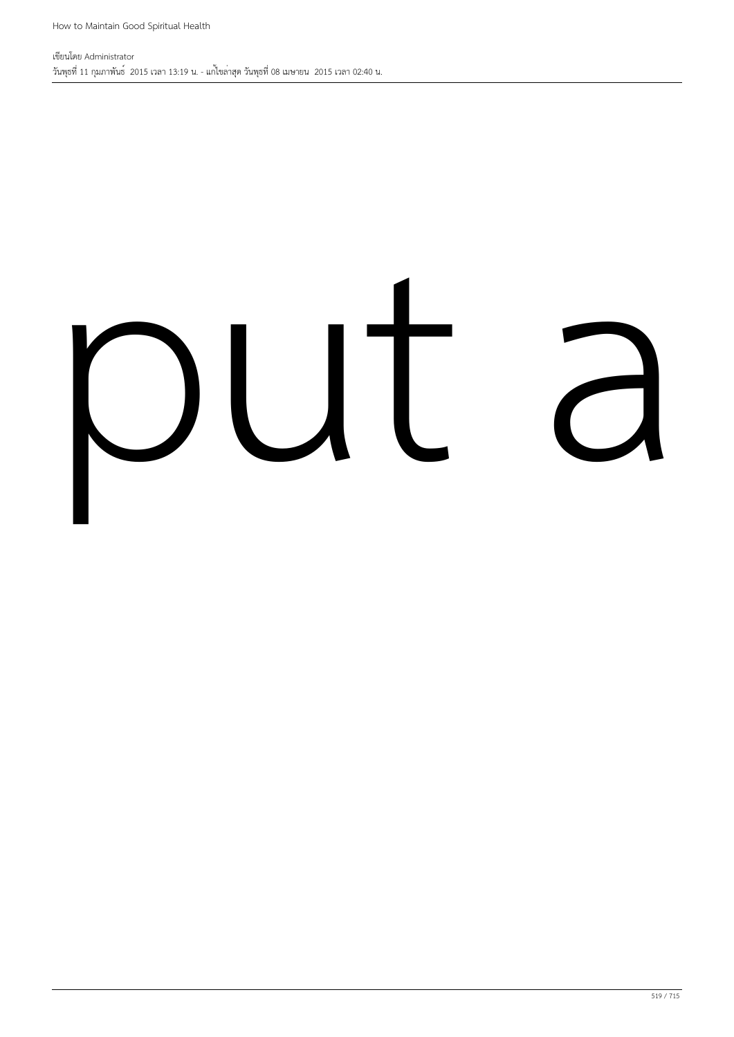put a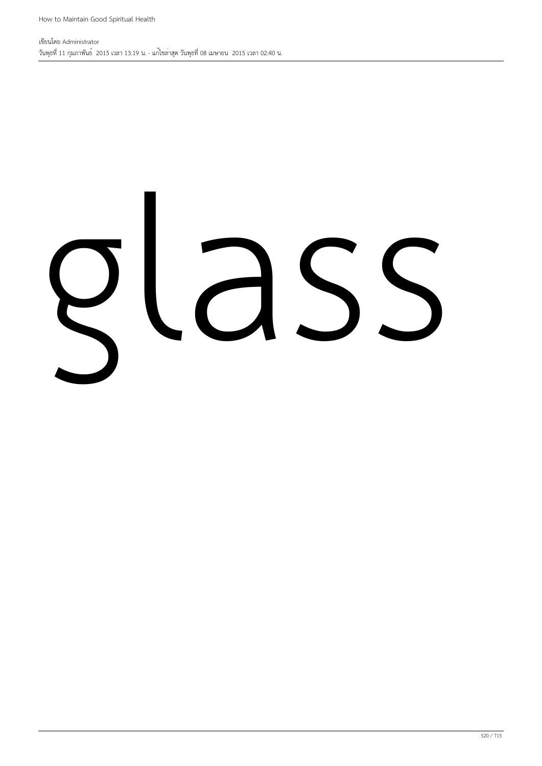glass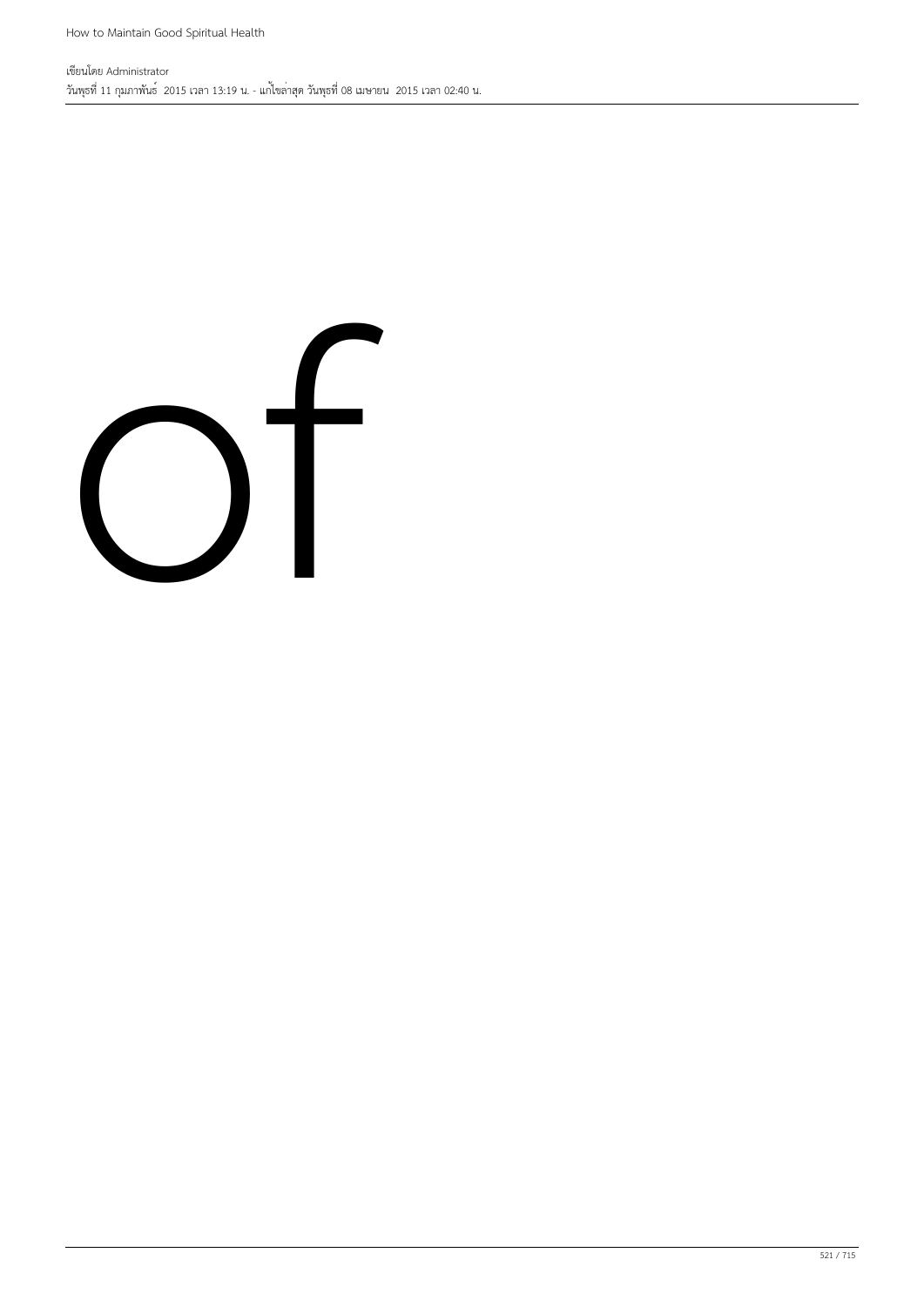of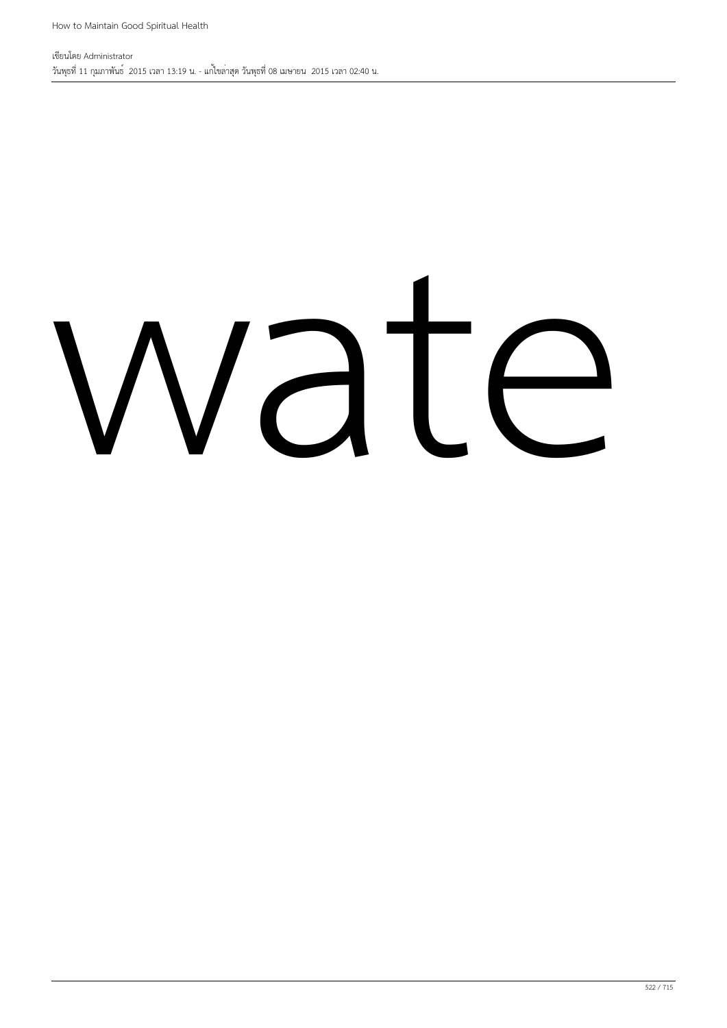wate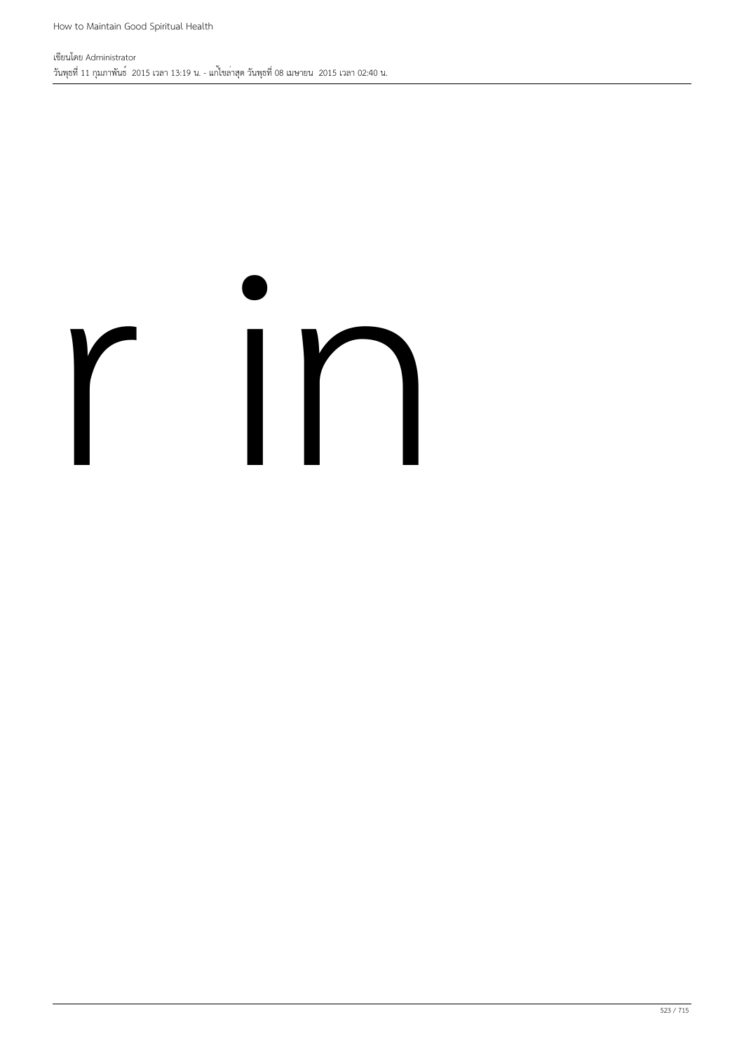r in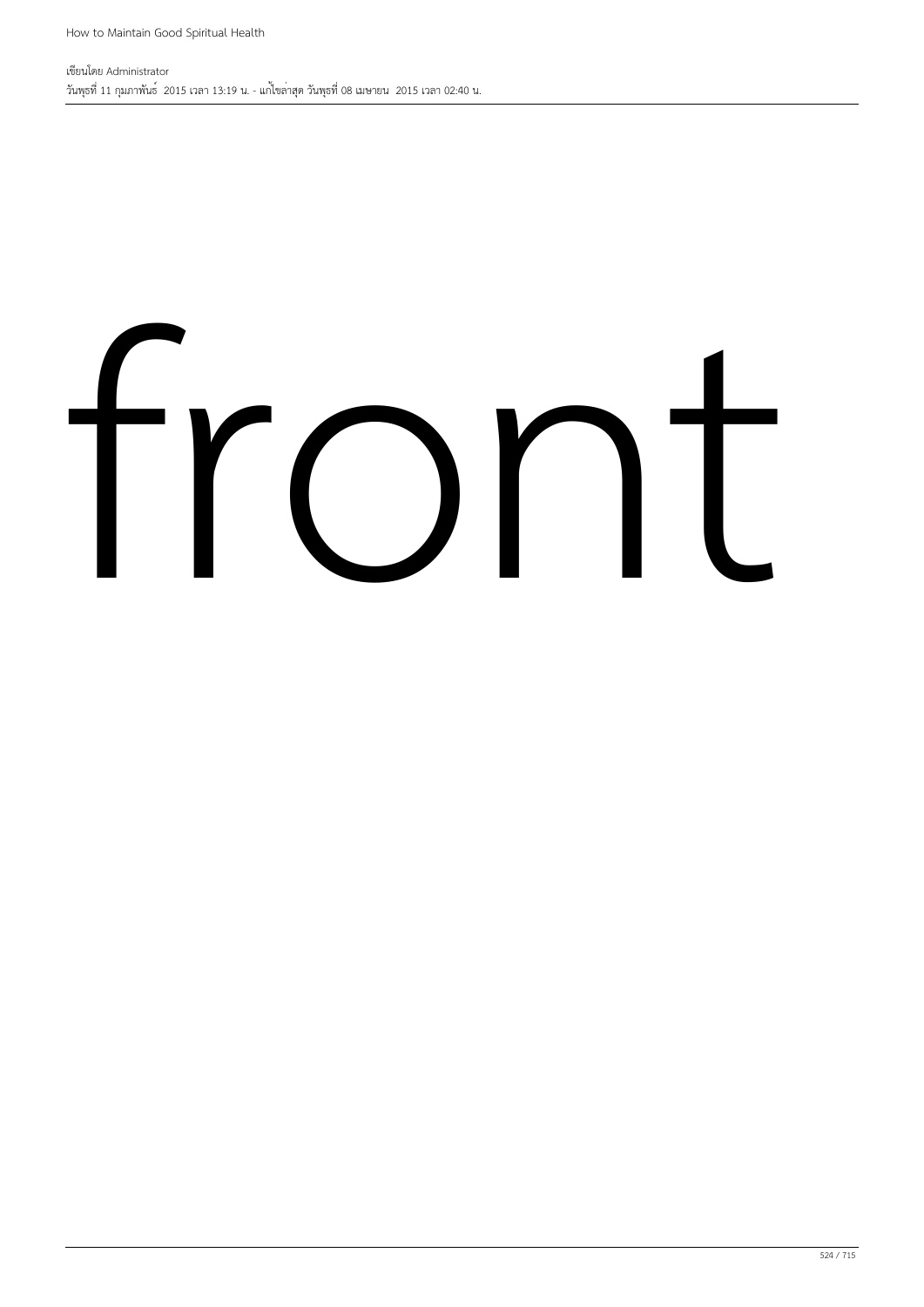front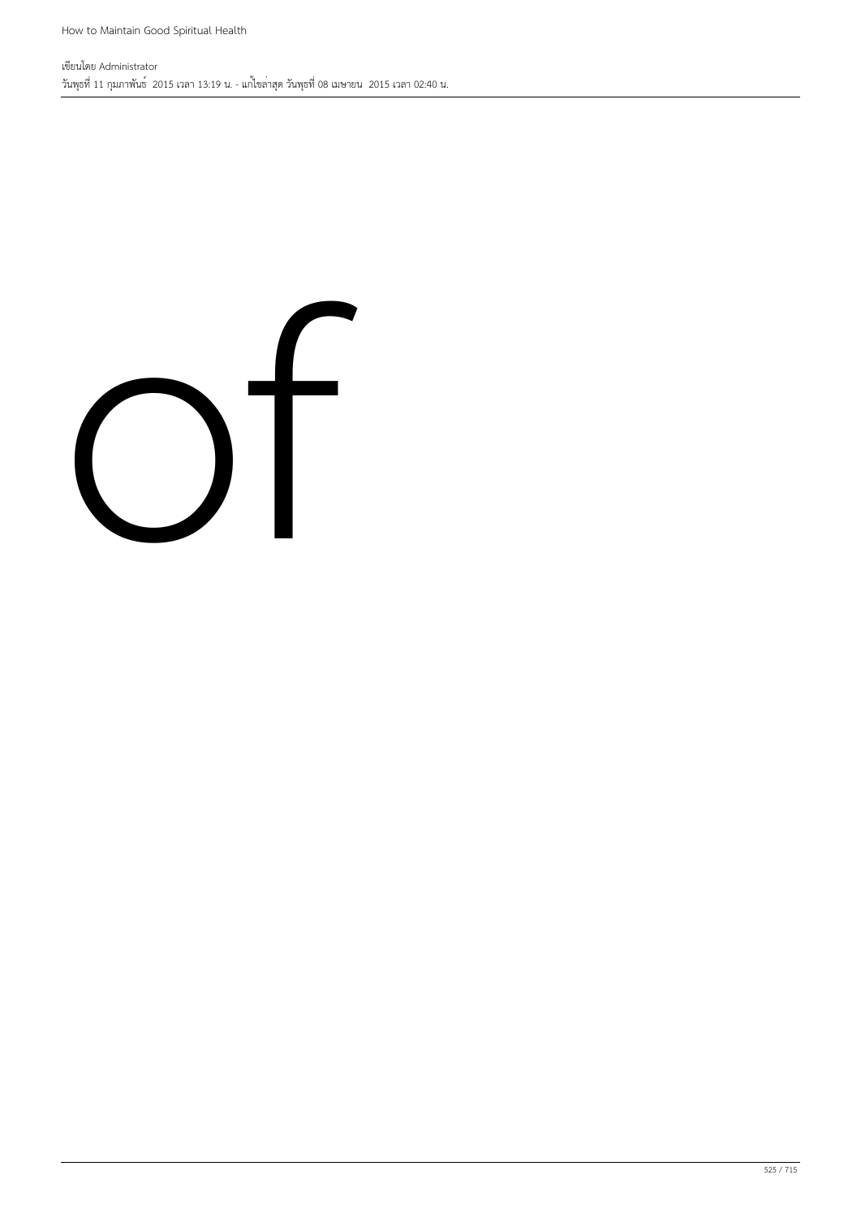of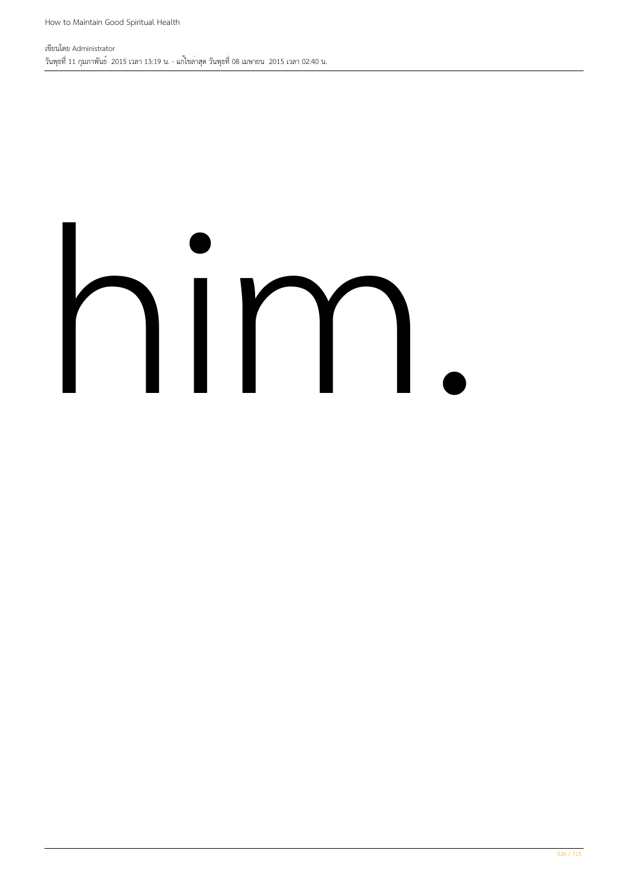him.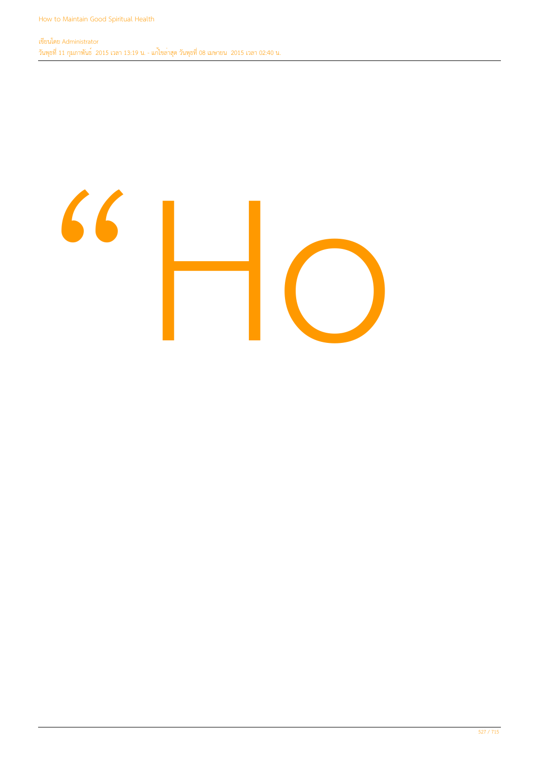“Ho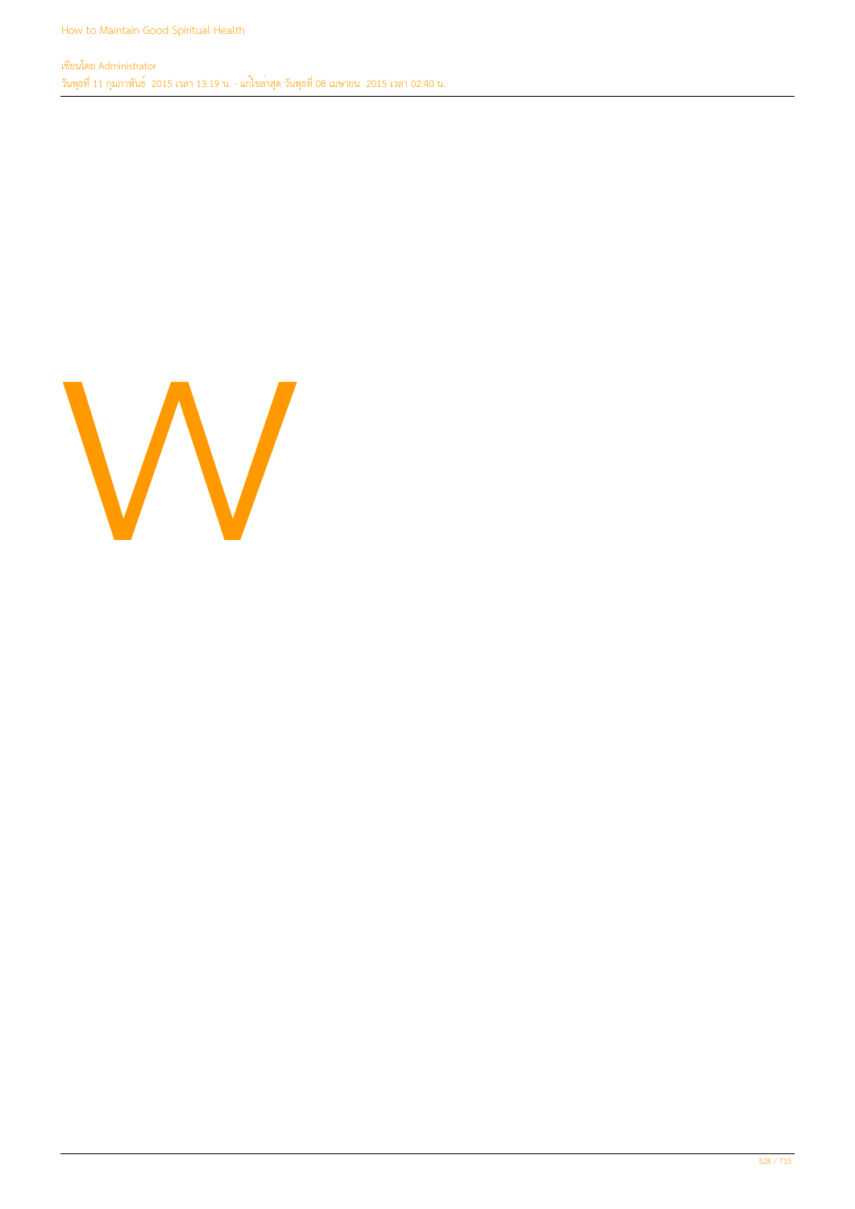W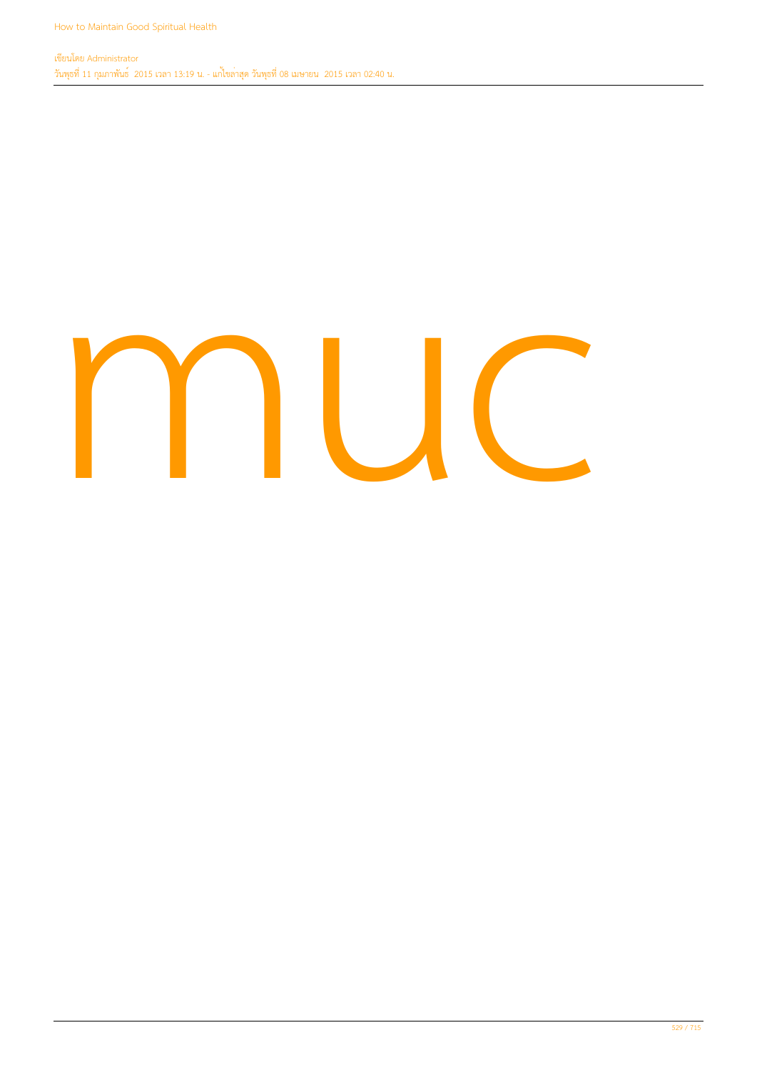muc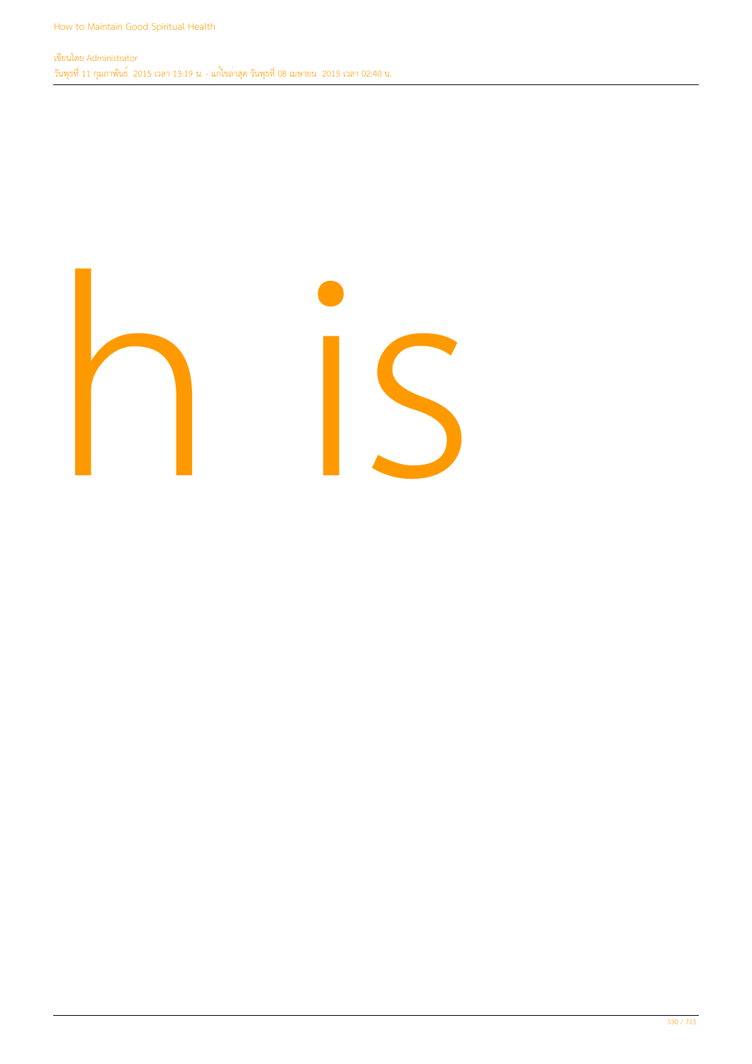h is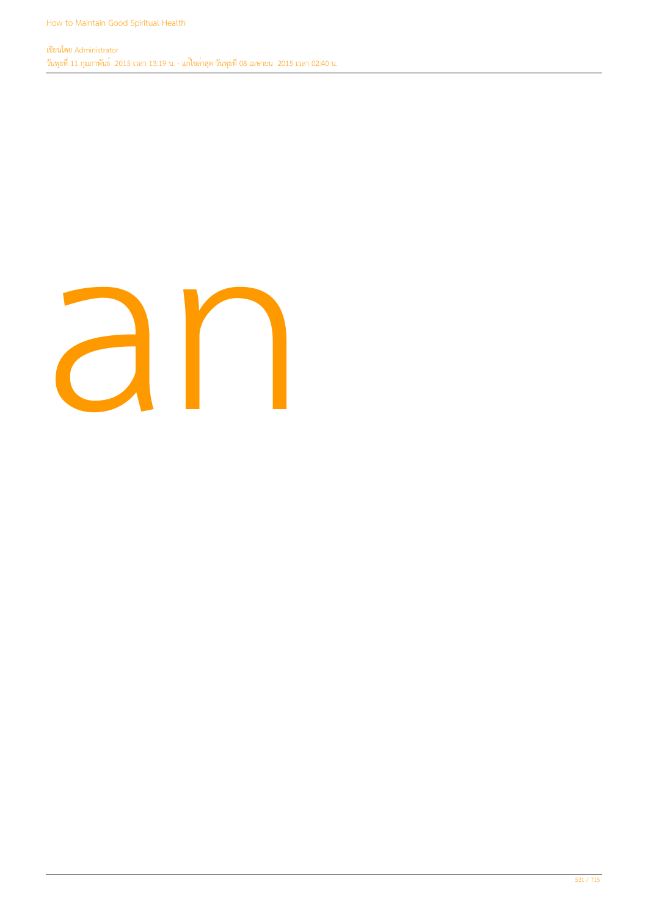an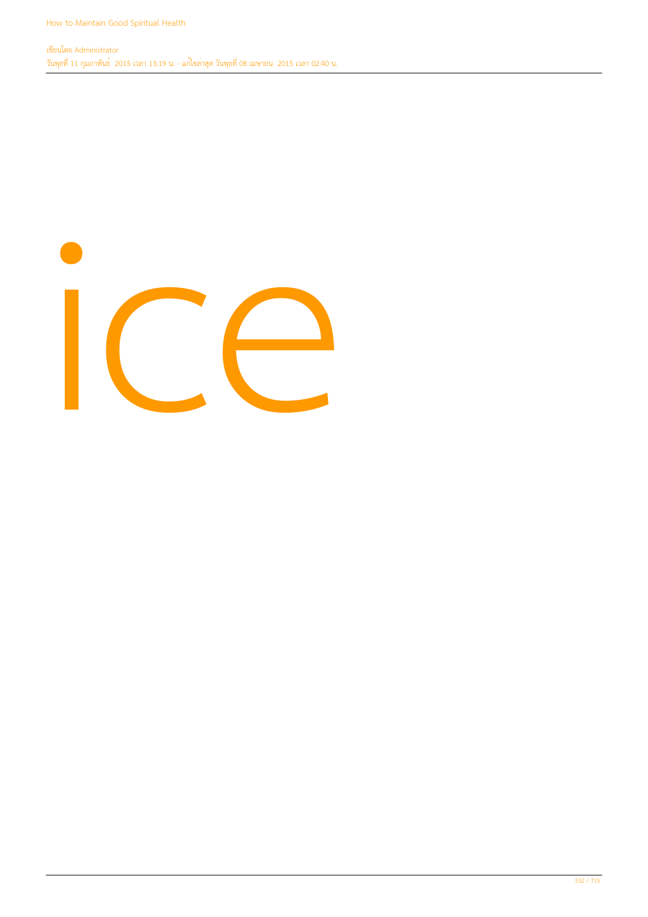ice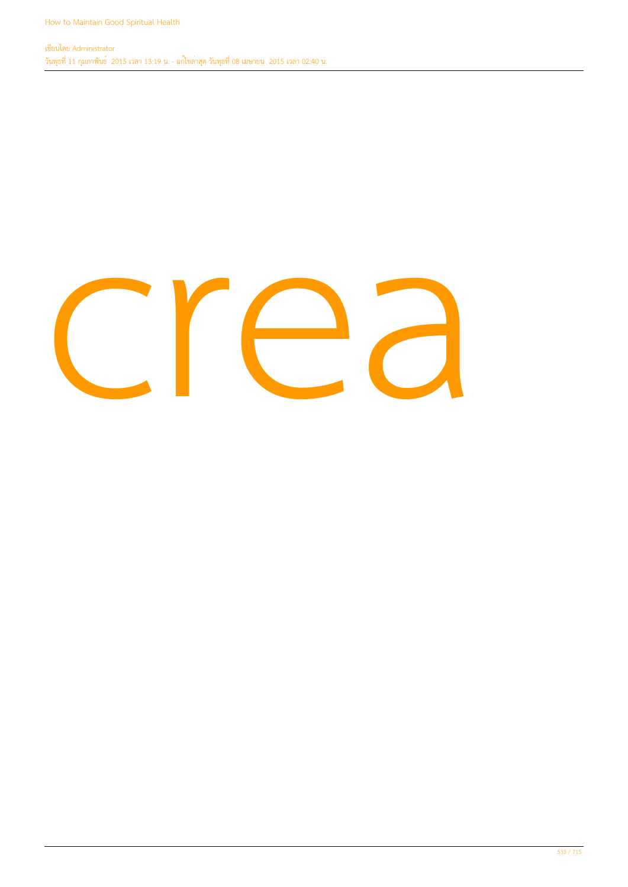crea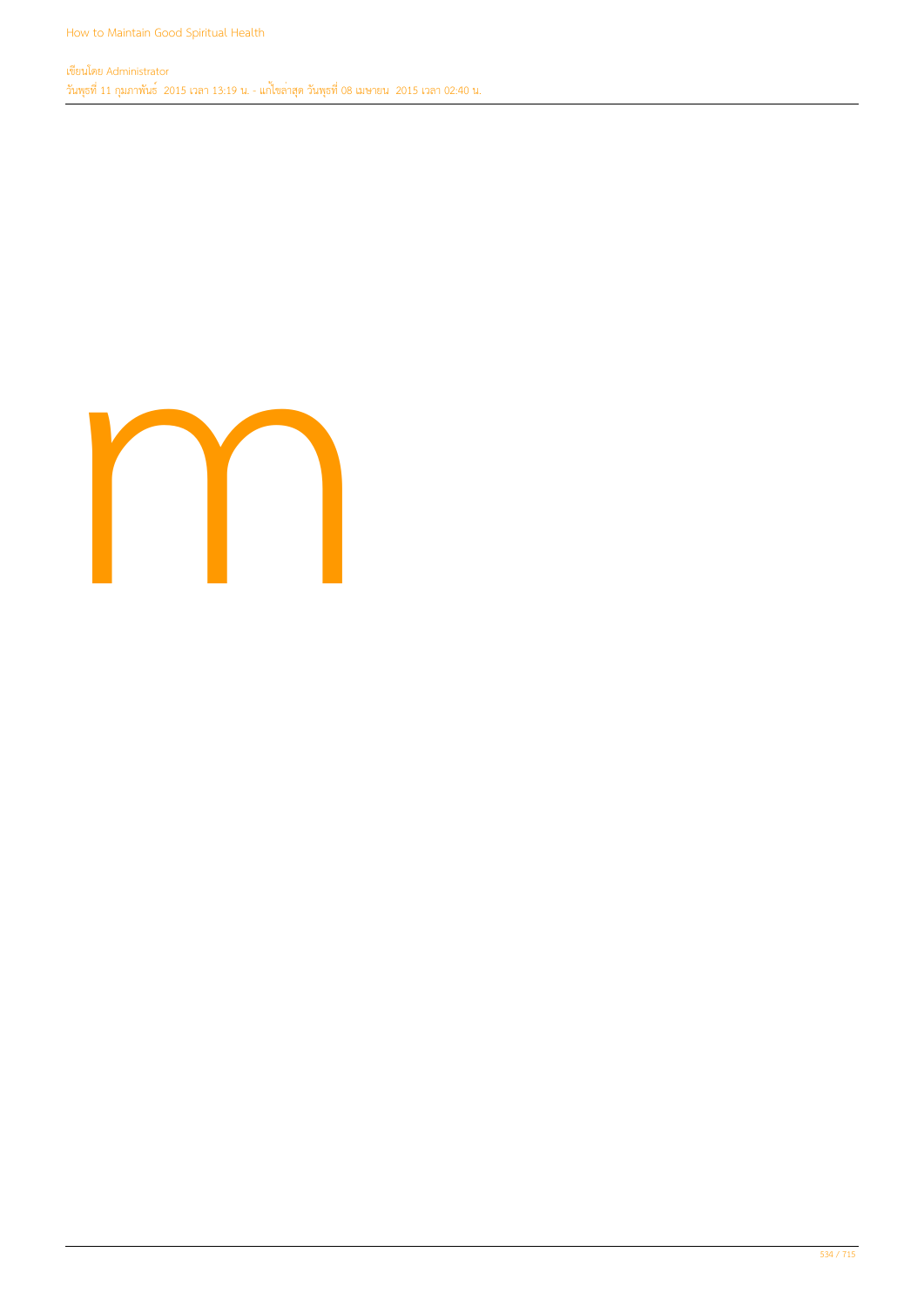m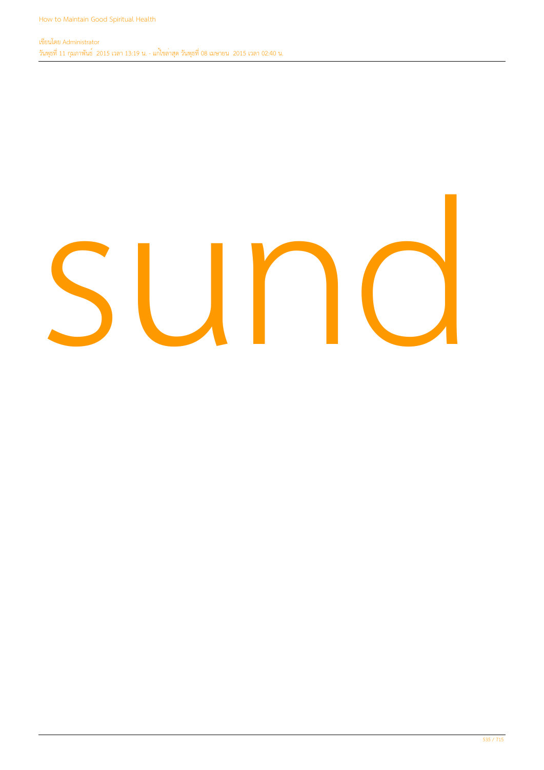sund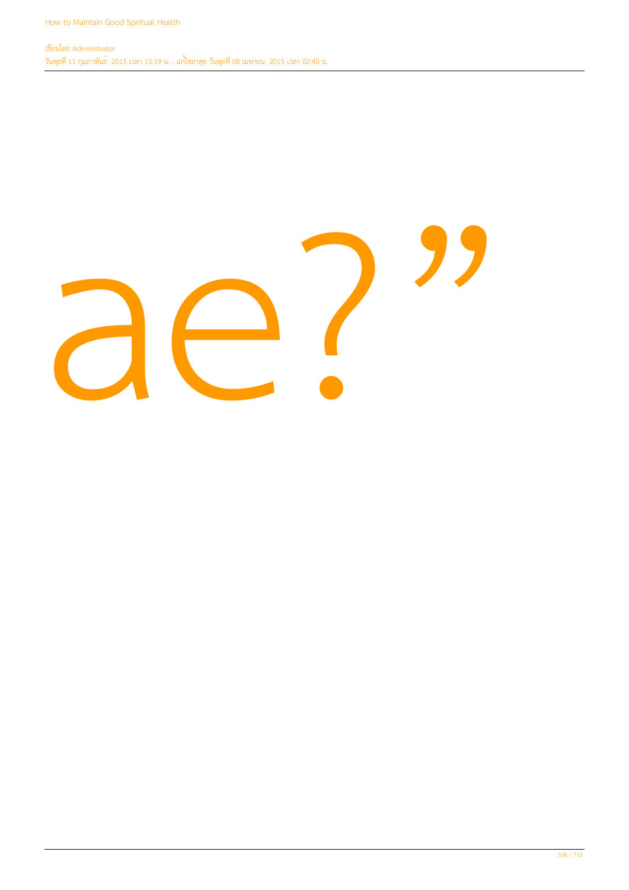ae?”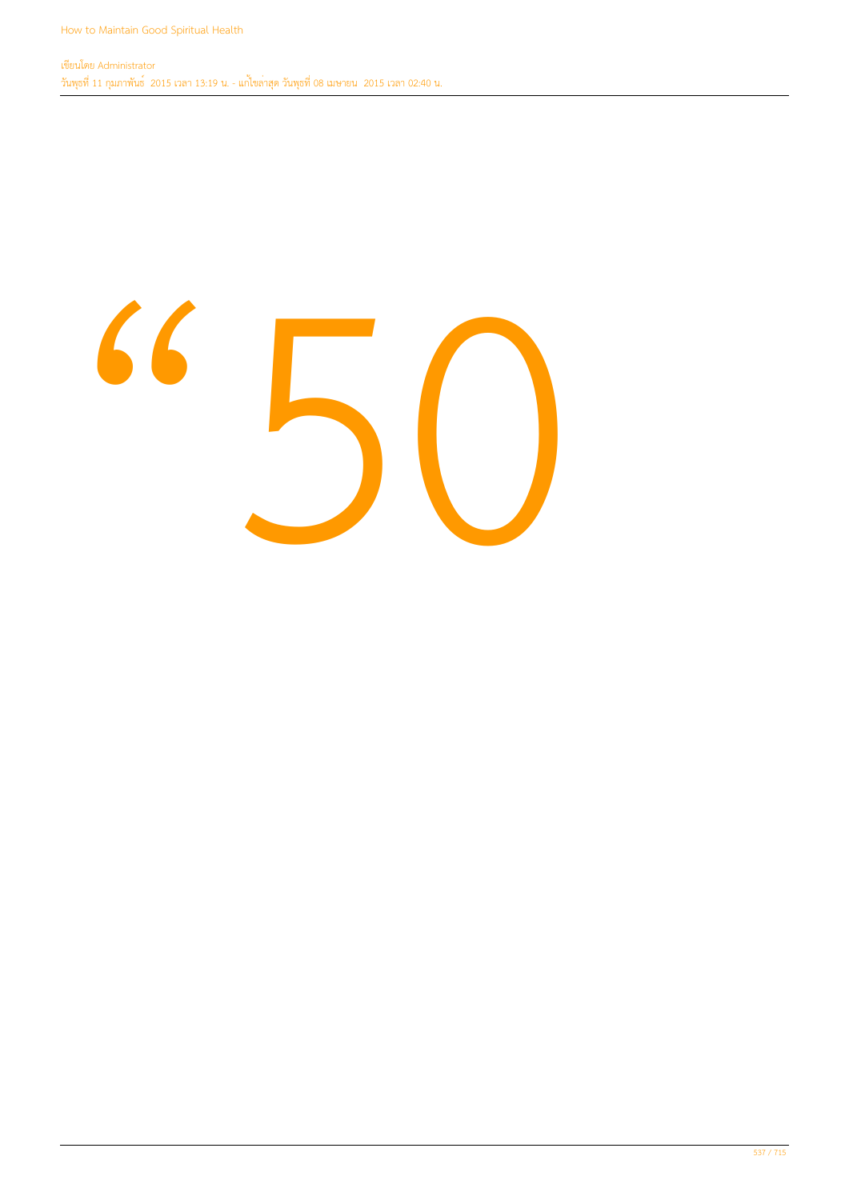“50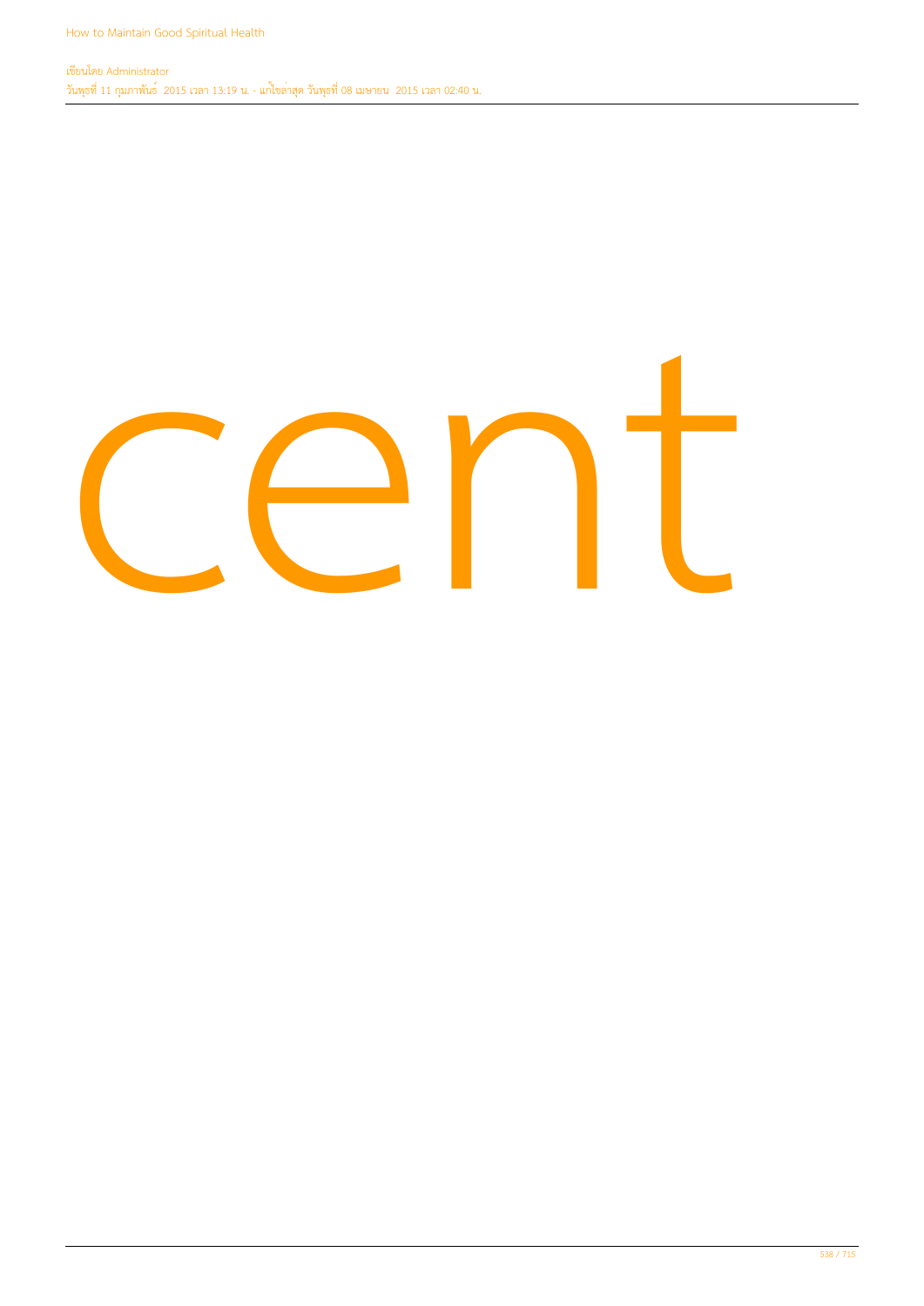cent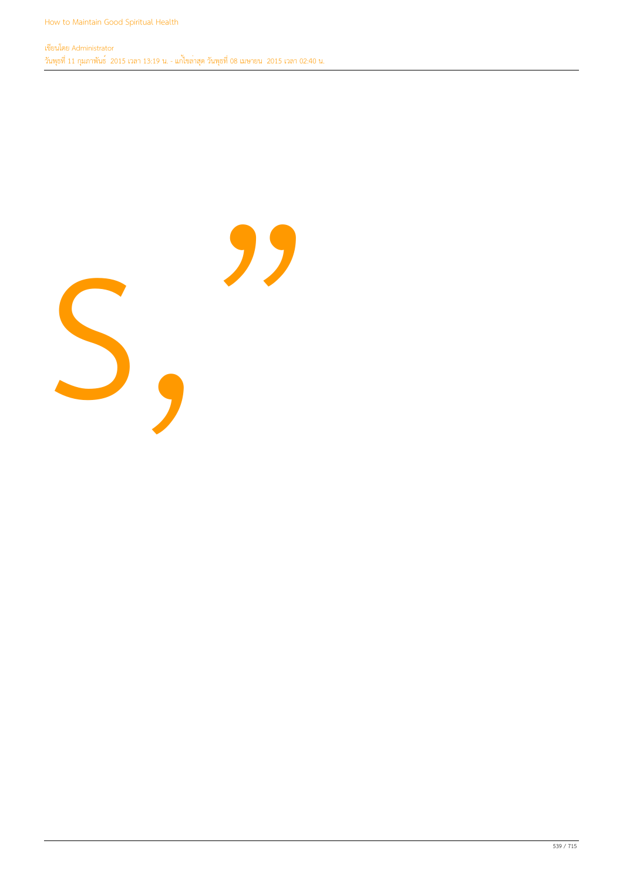s,”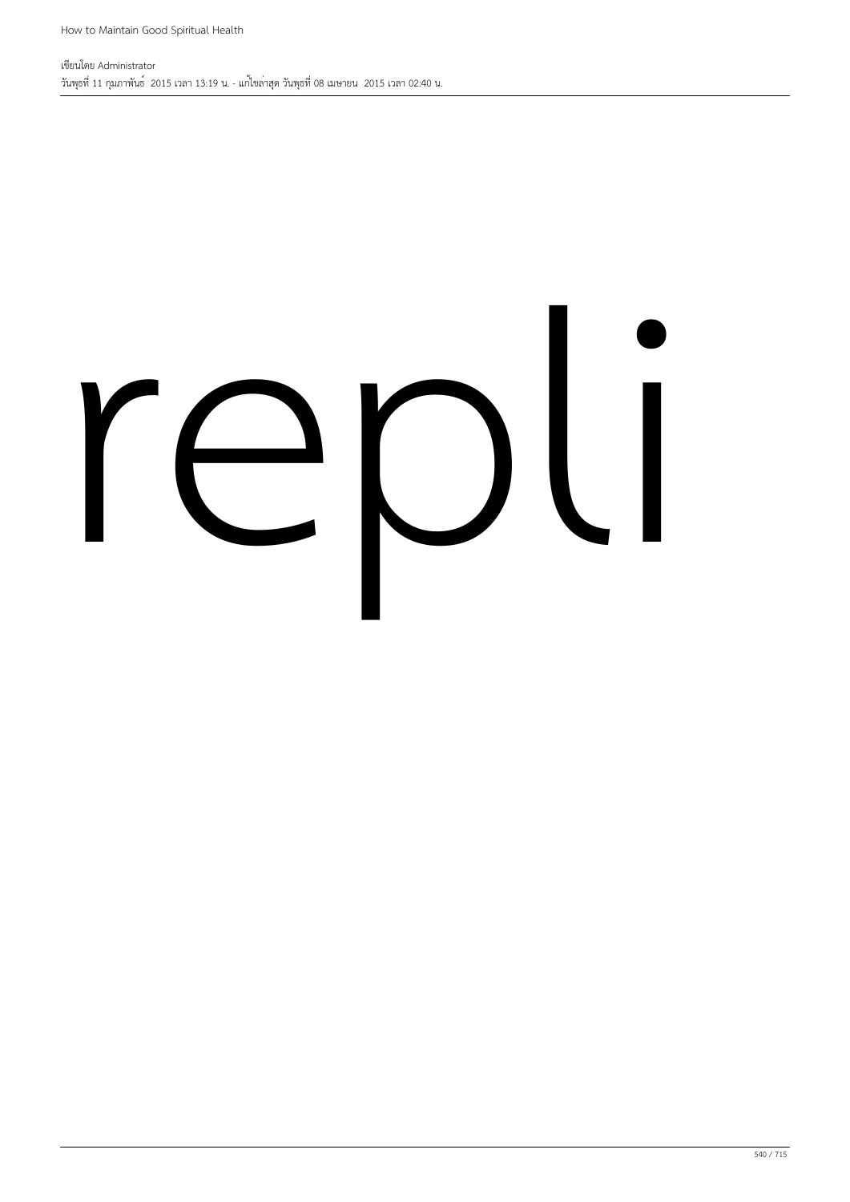repli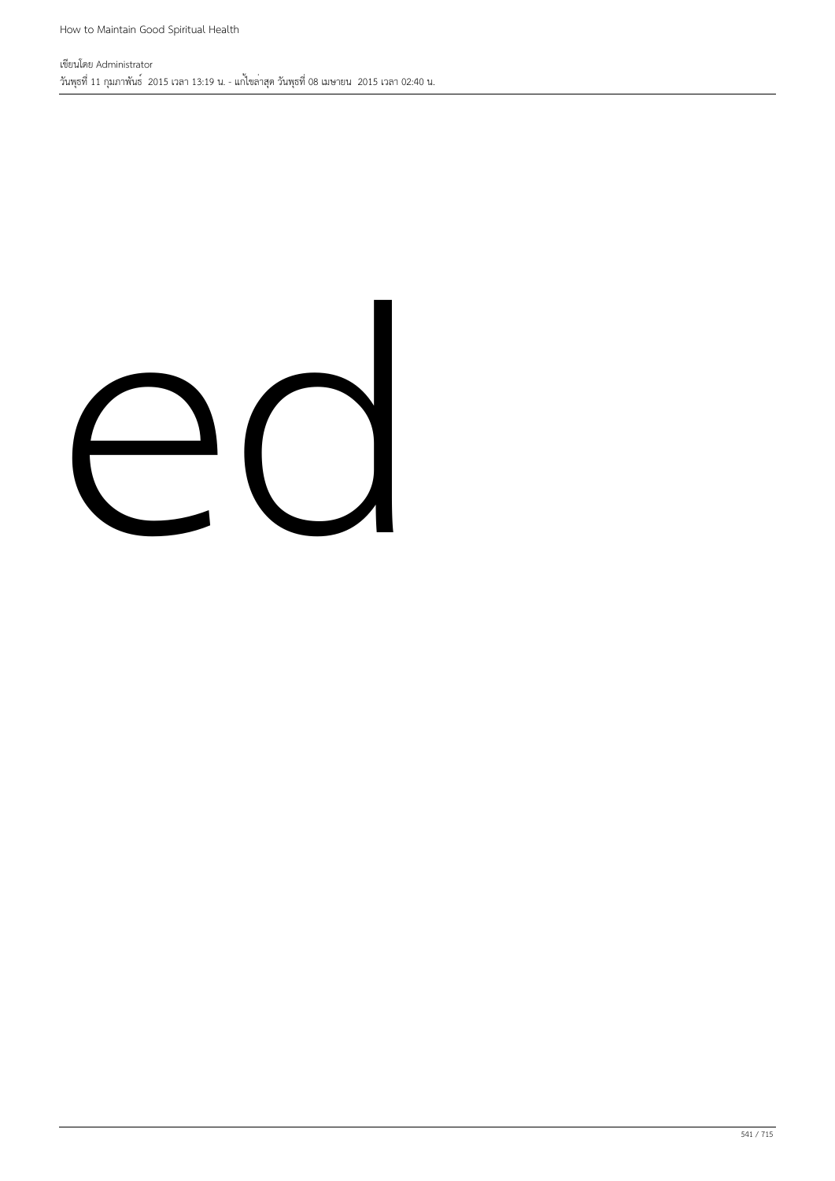ed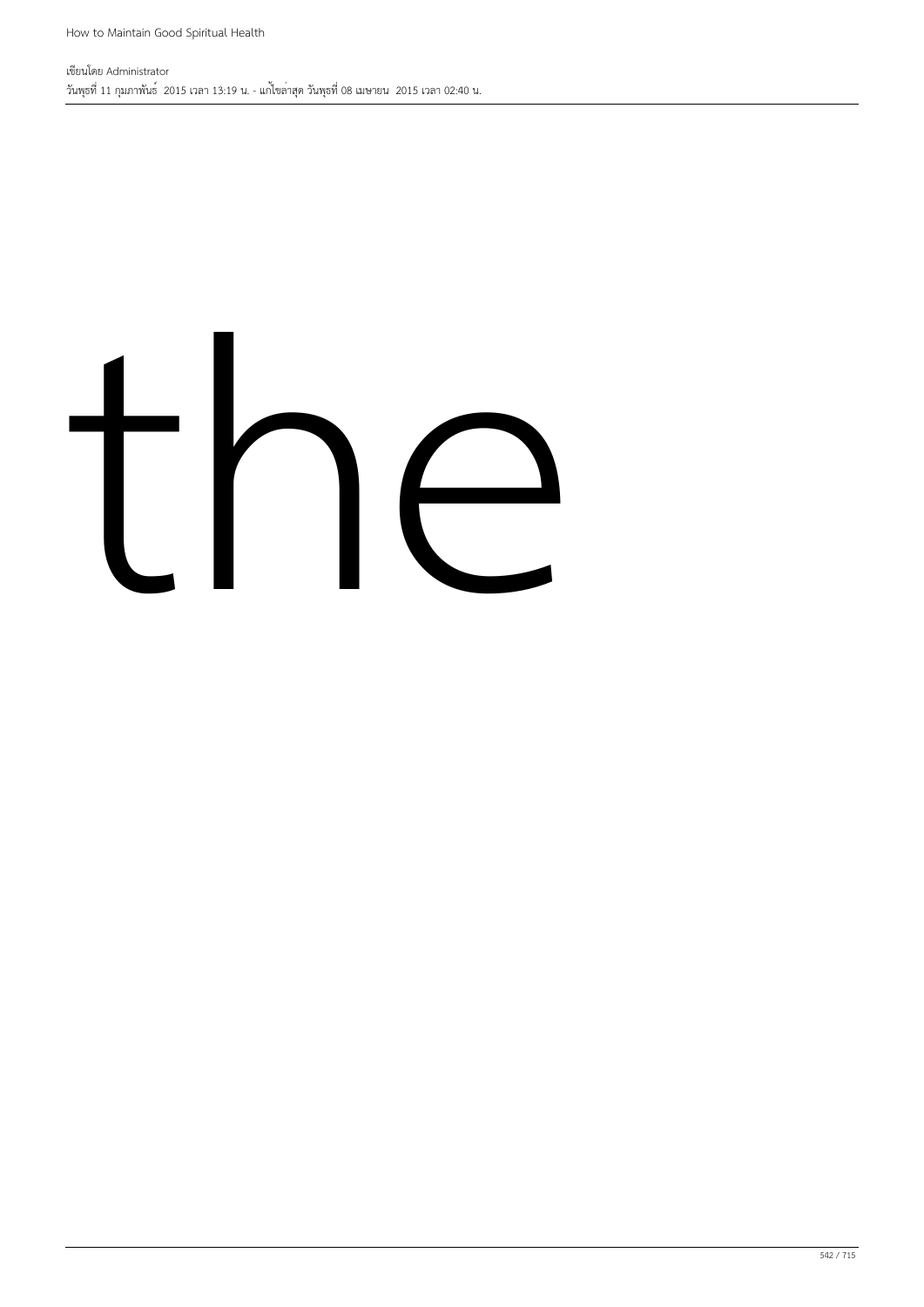the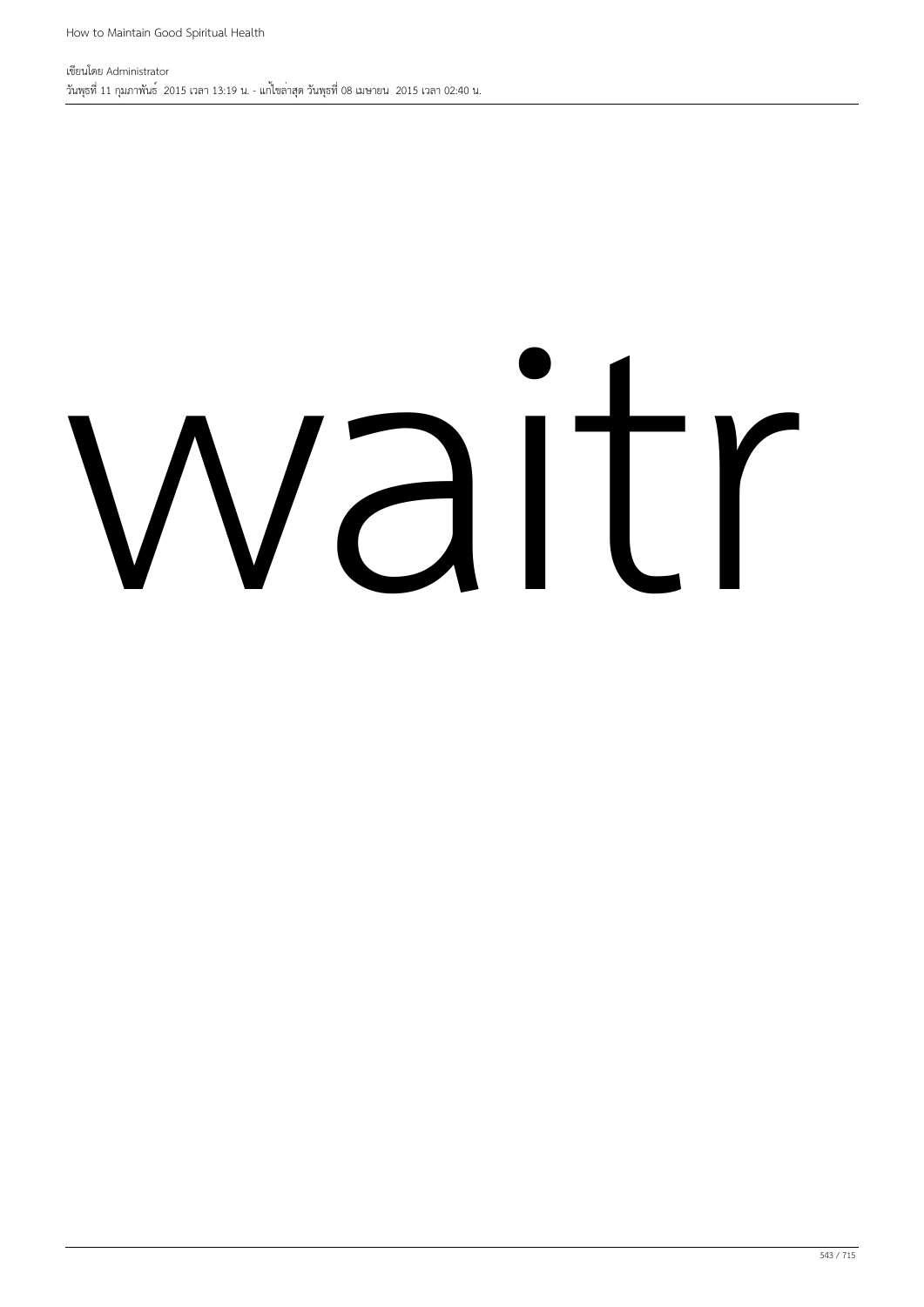waitr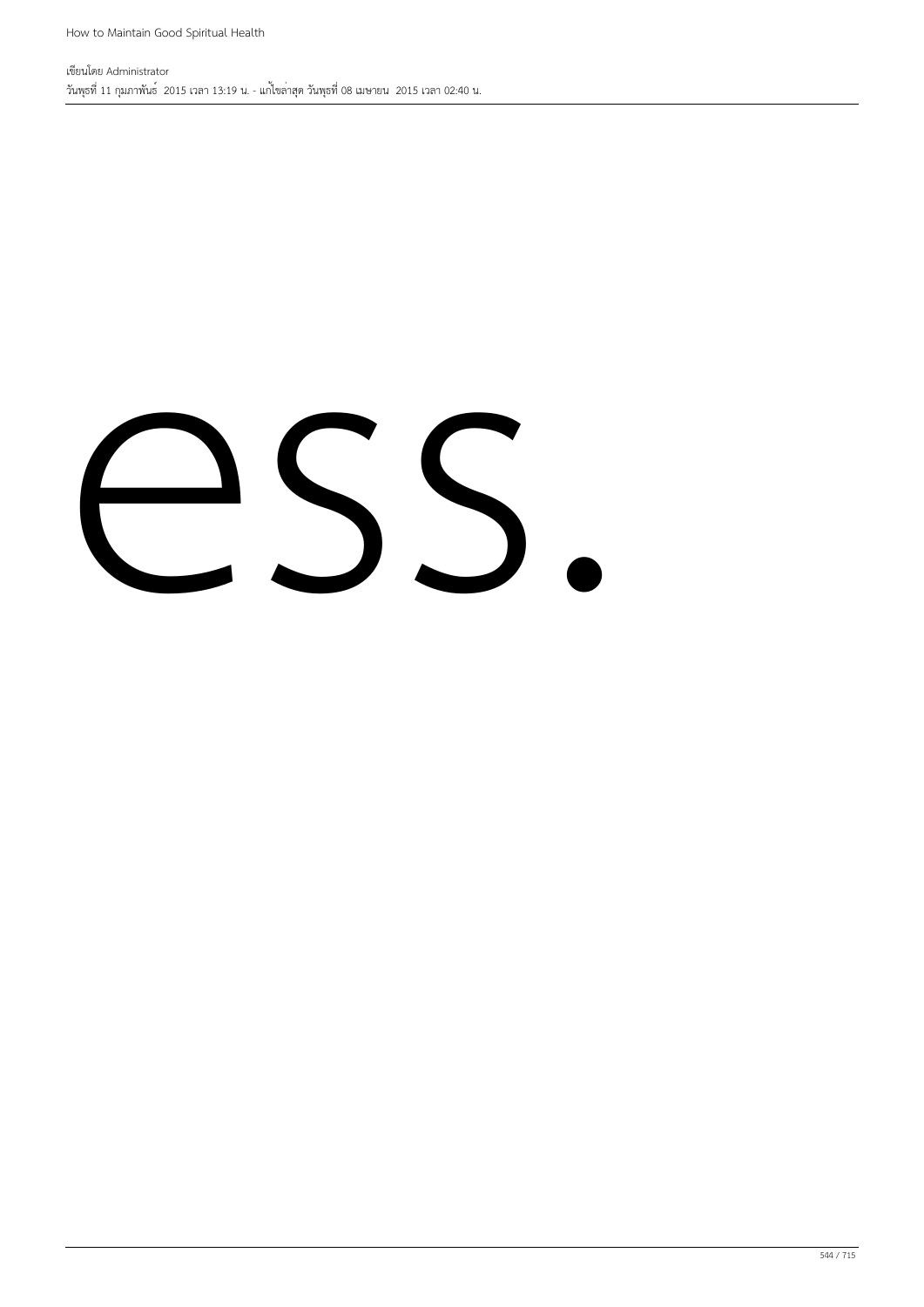ess.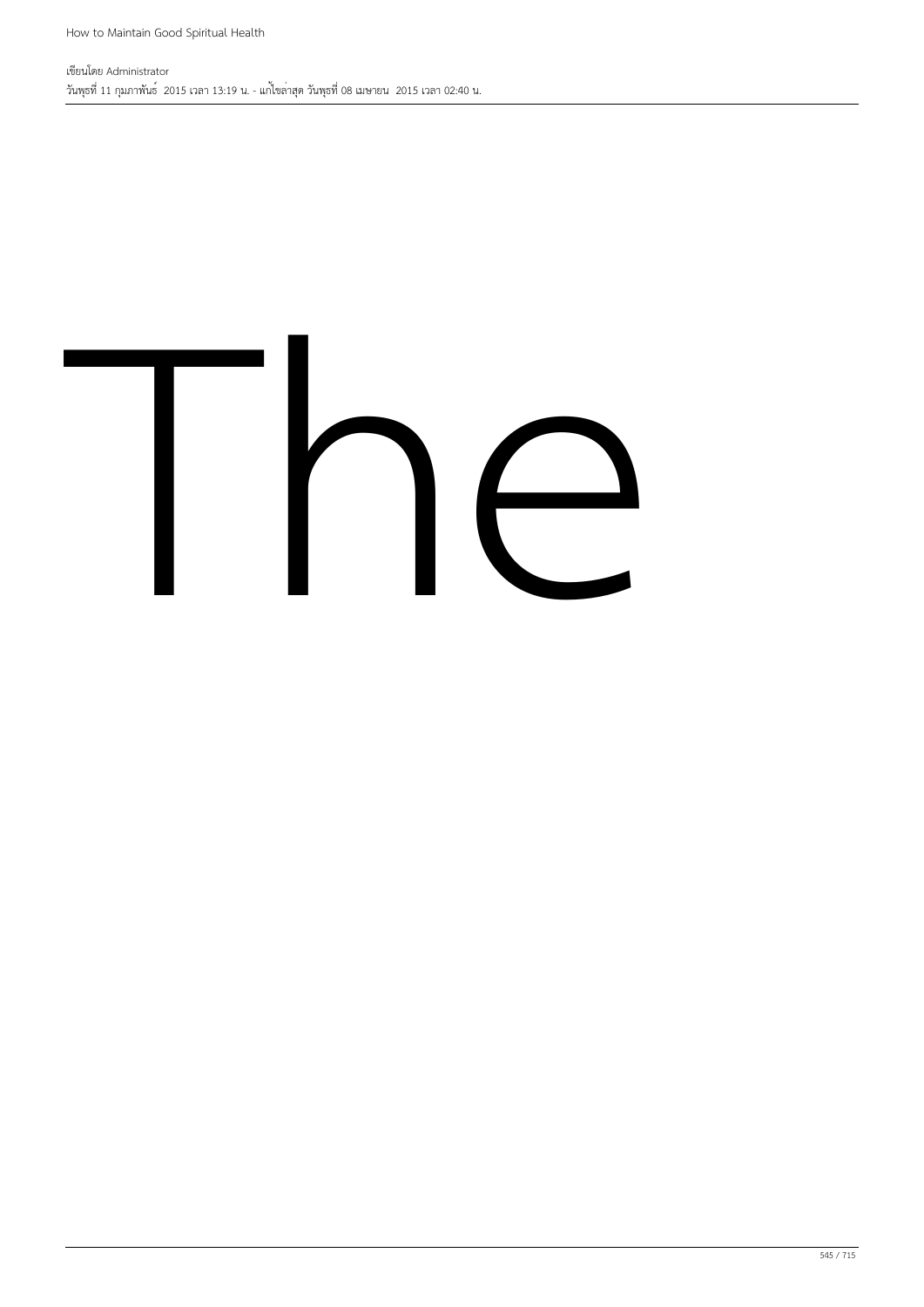The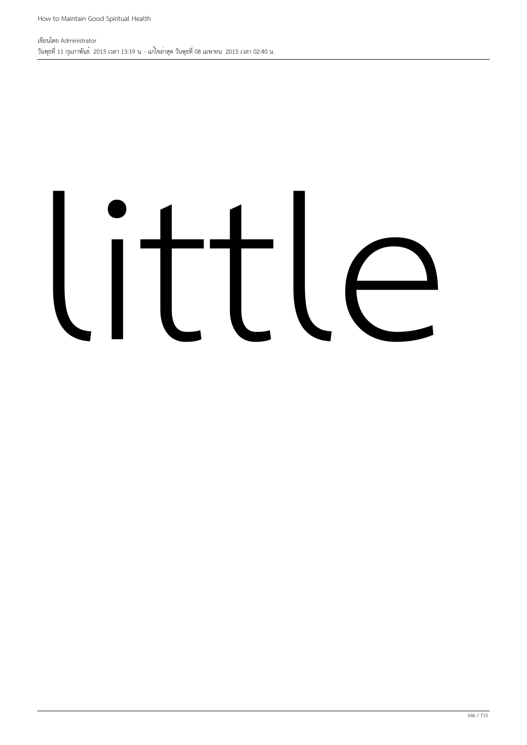little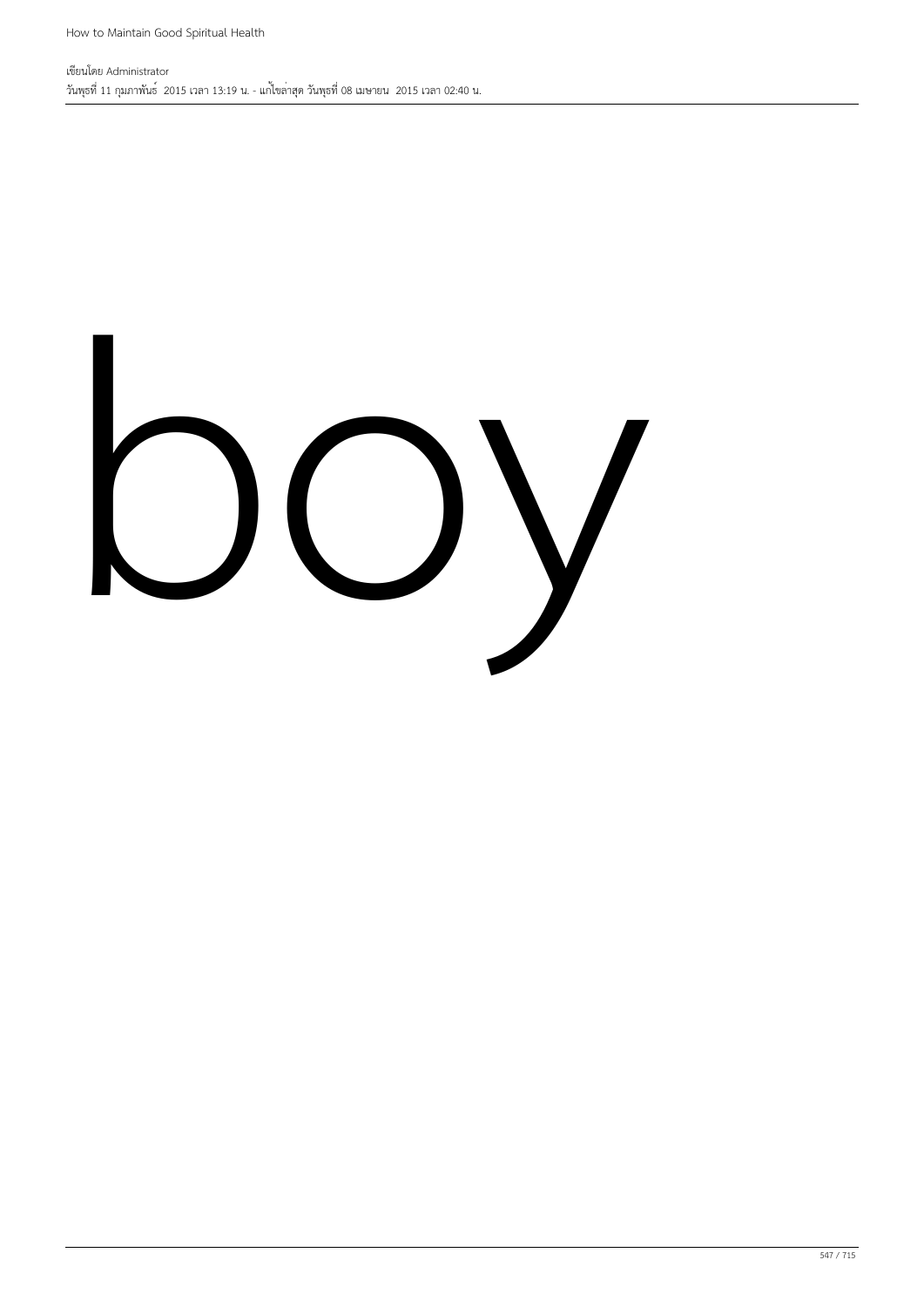boy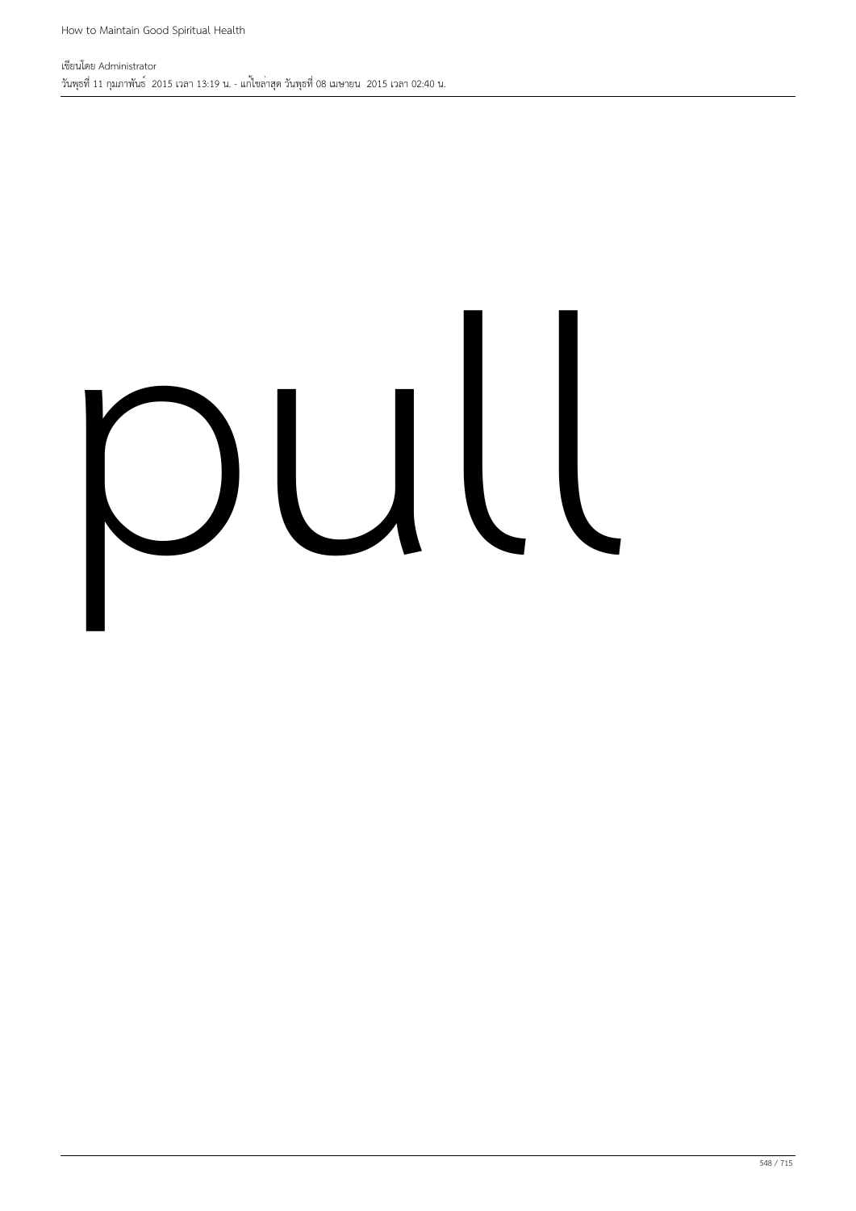pull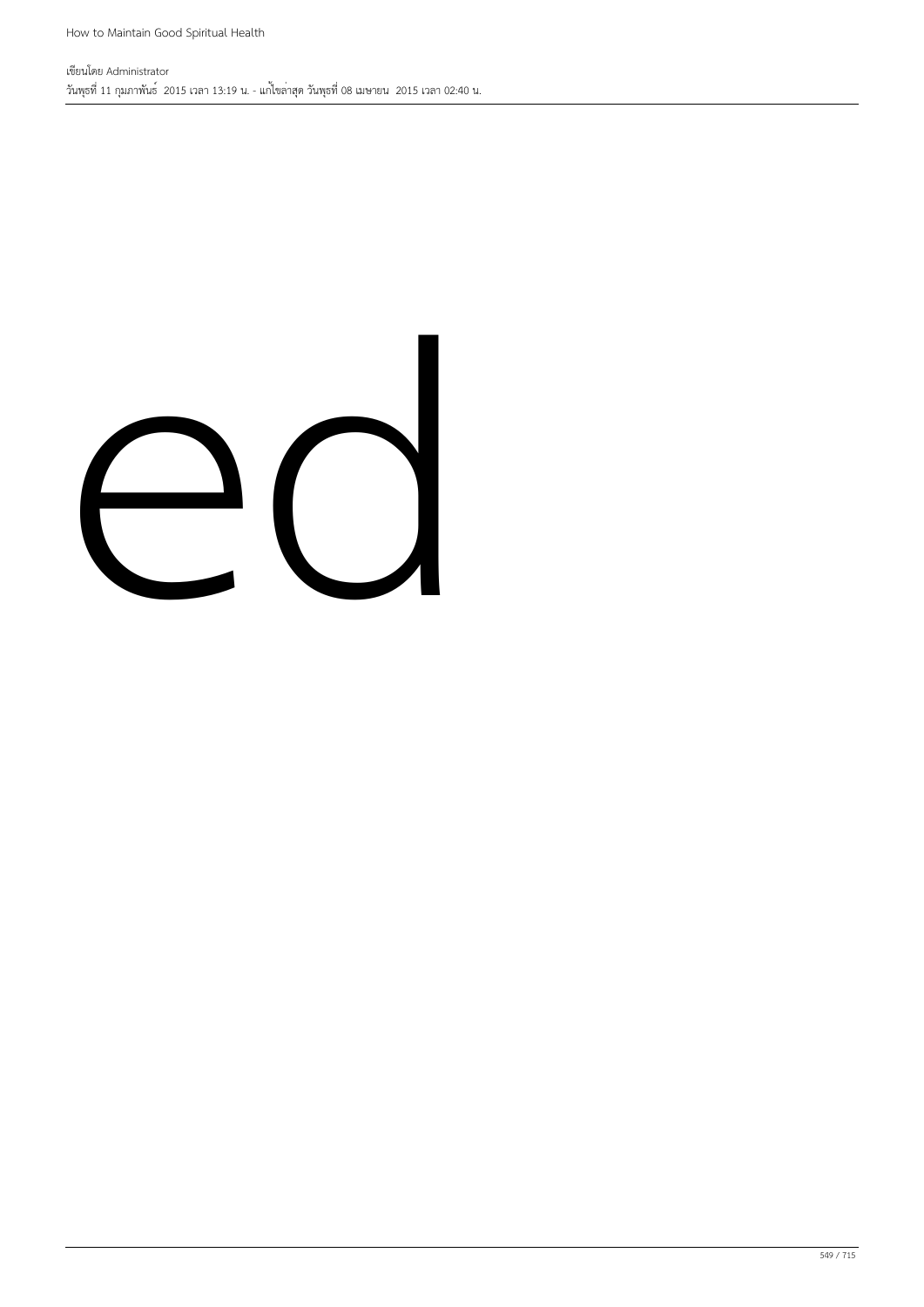ed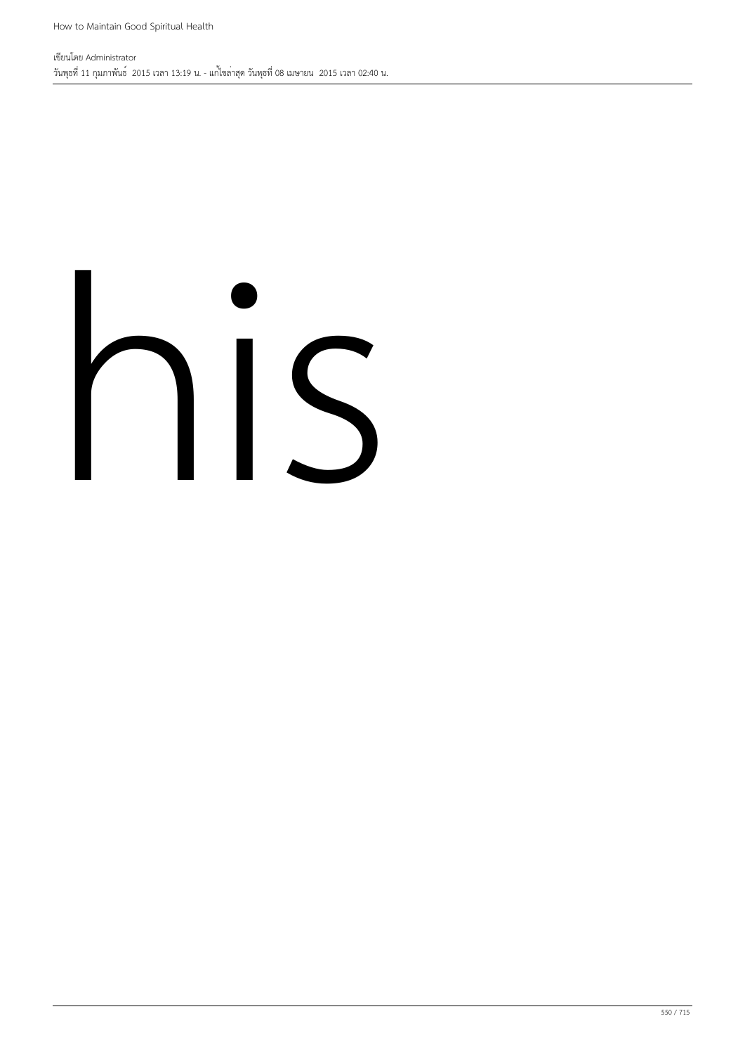his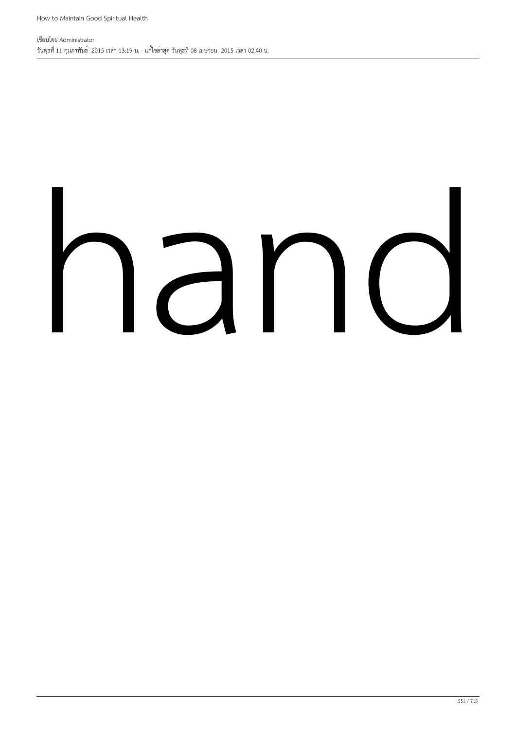hand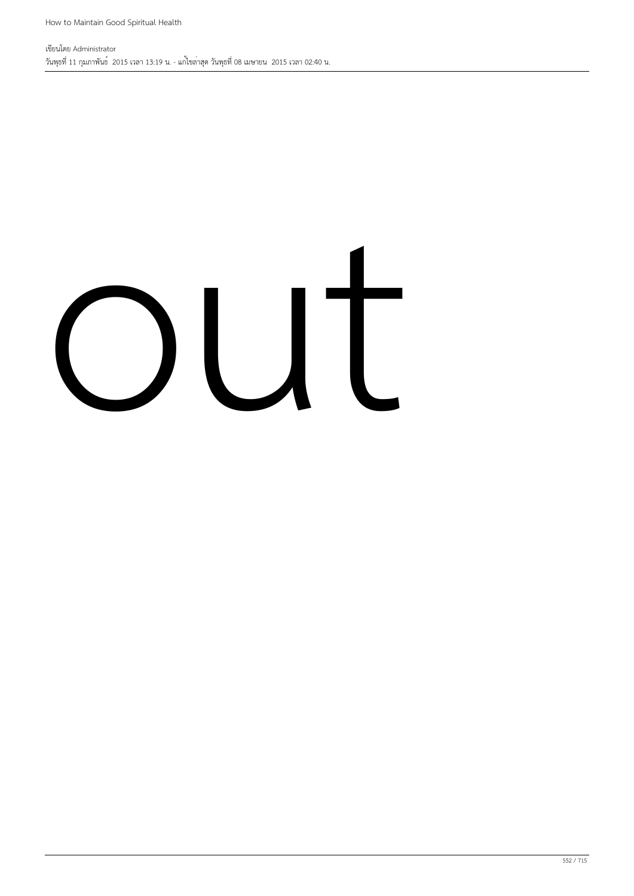out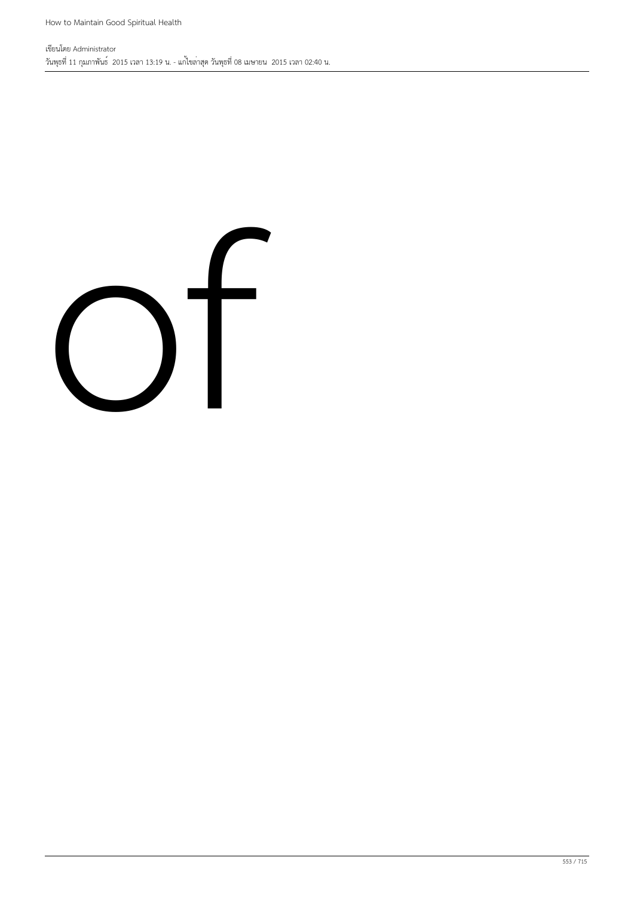of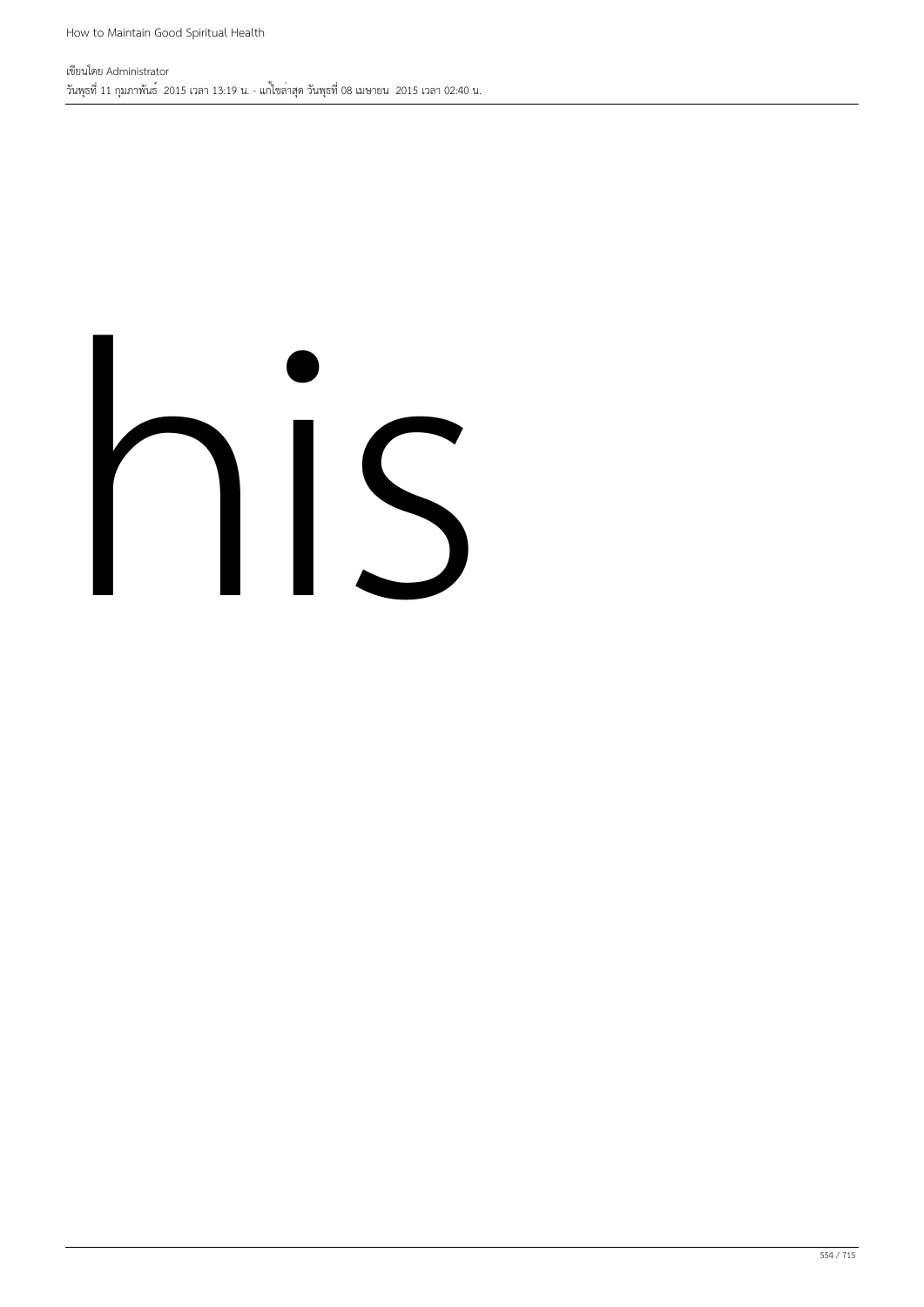his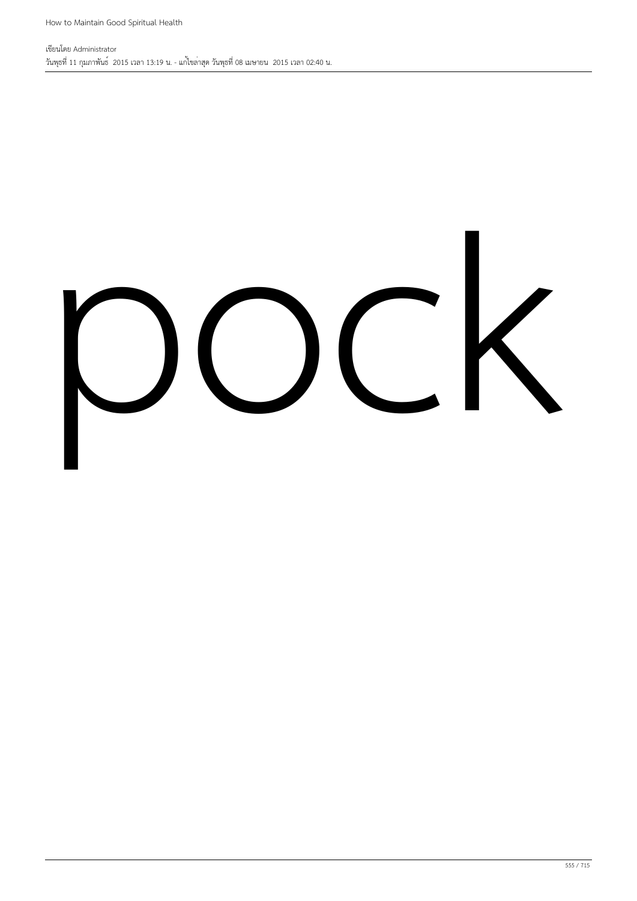pock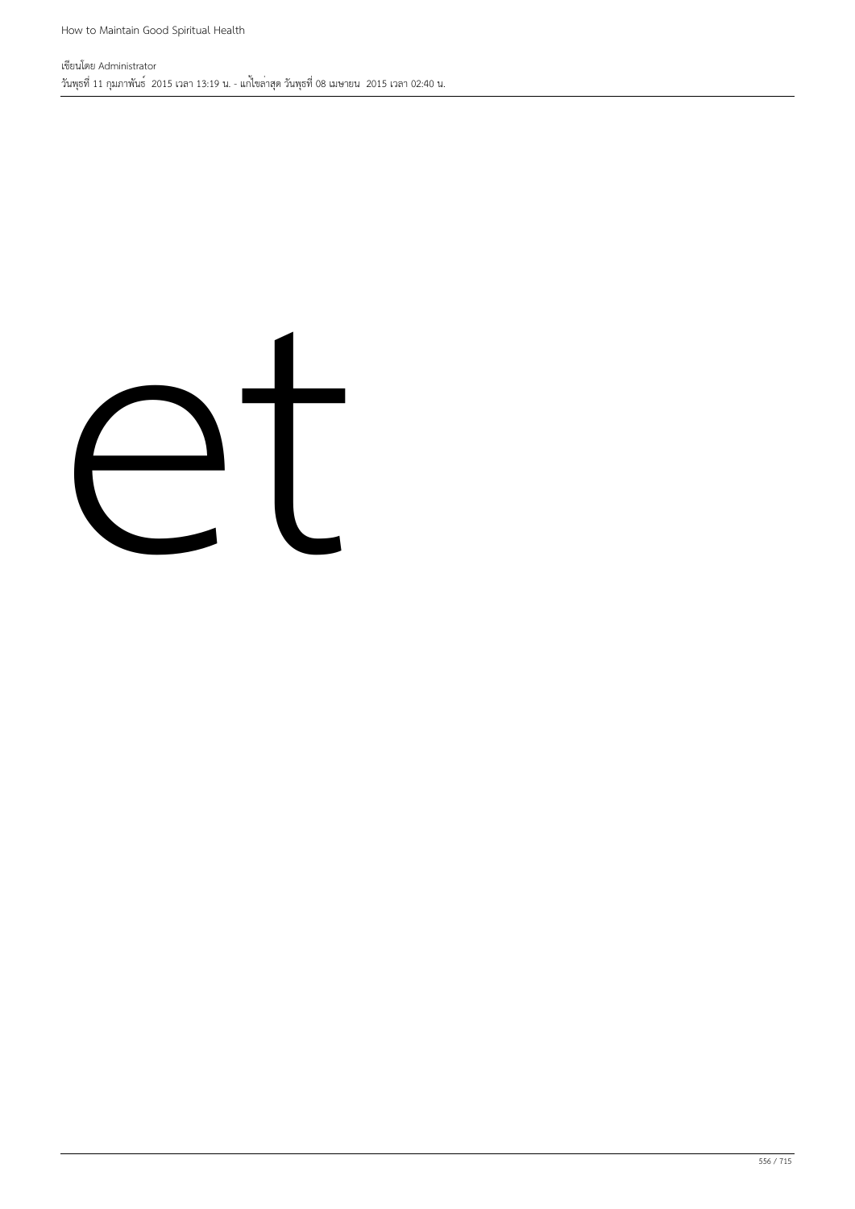et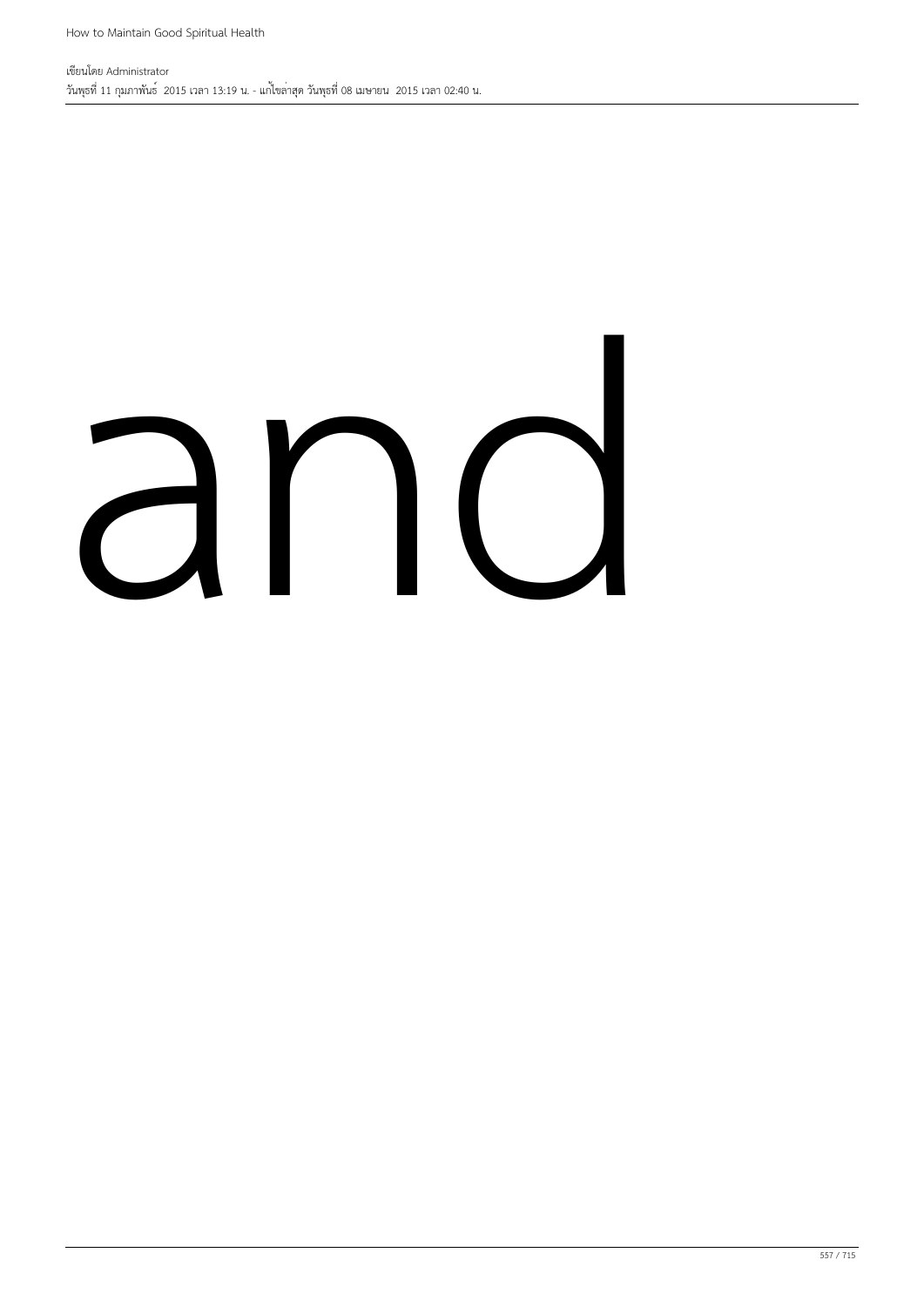and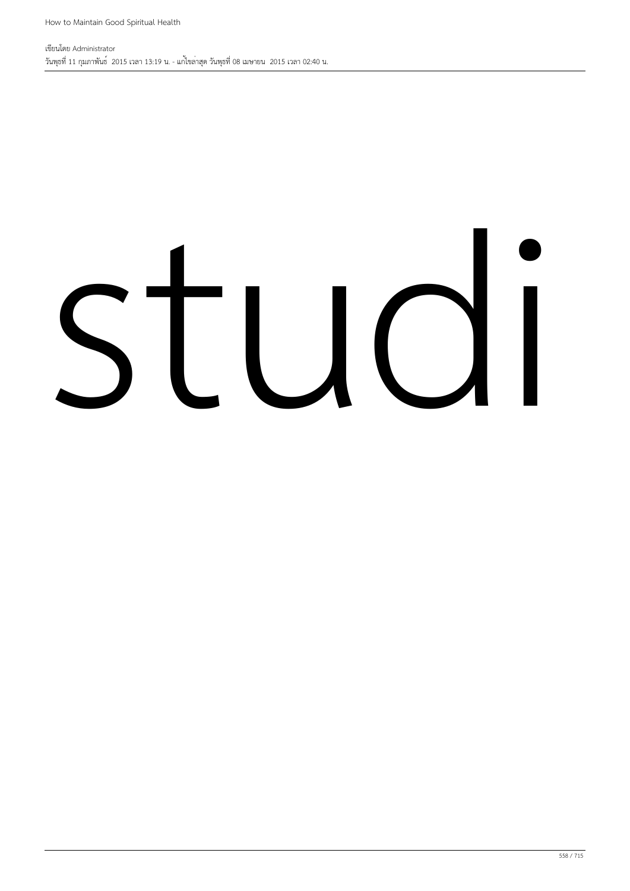studi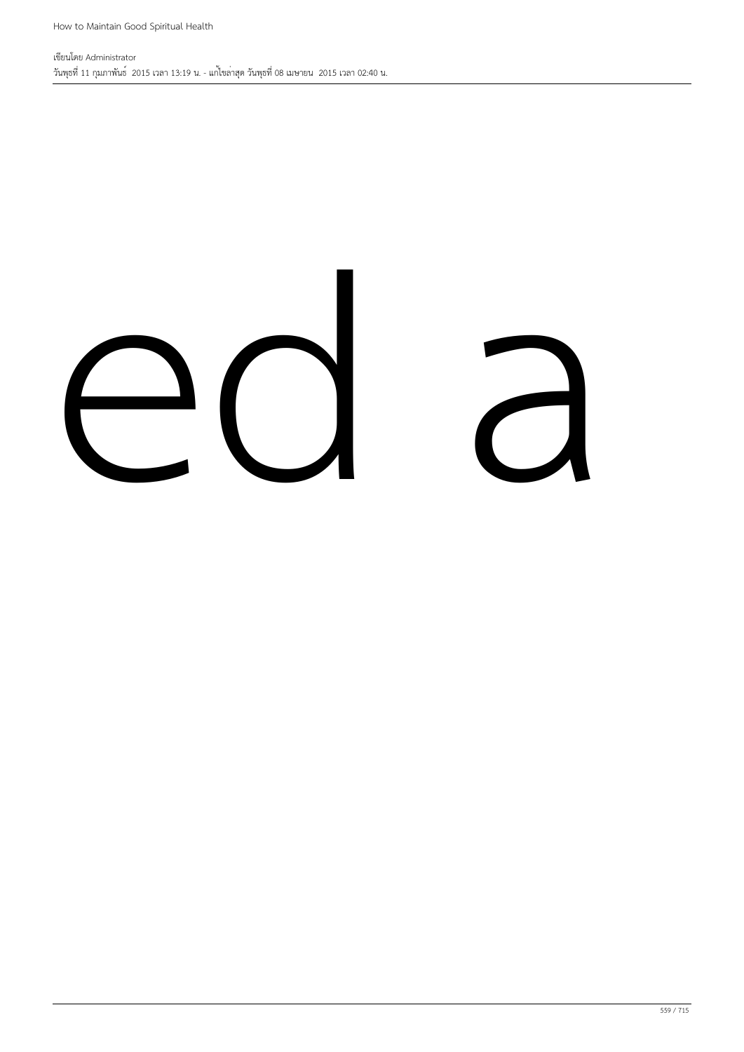ed a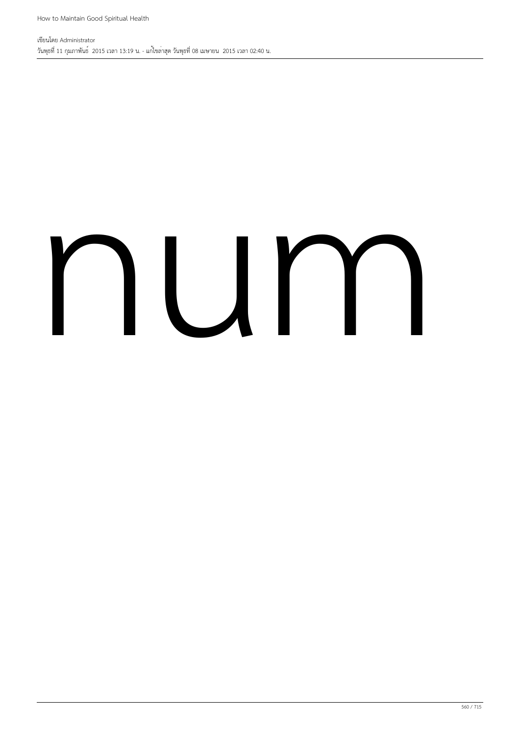num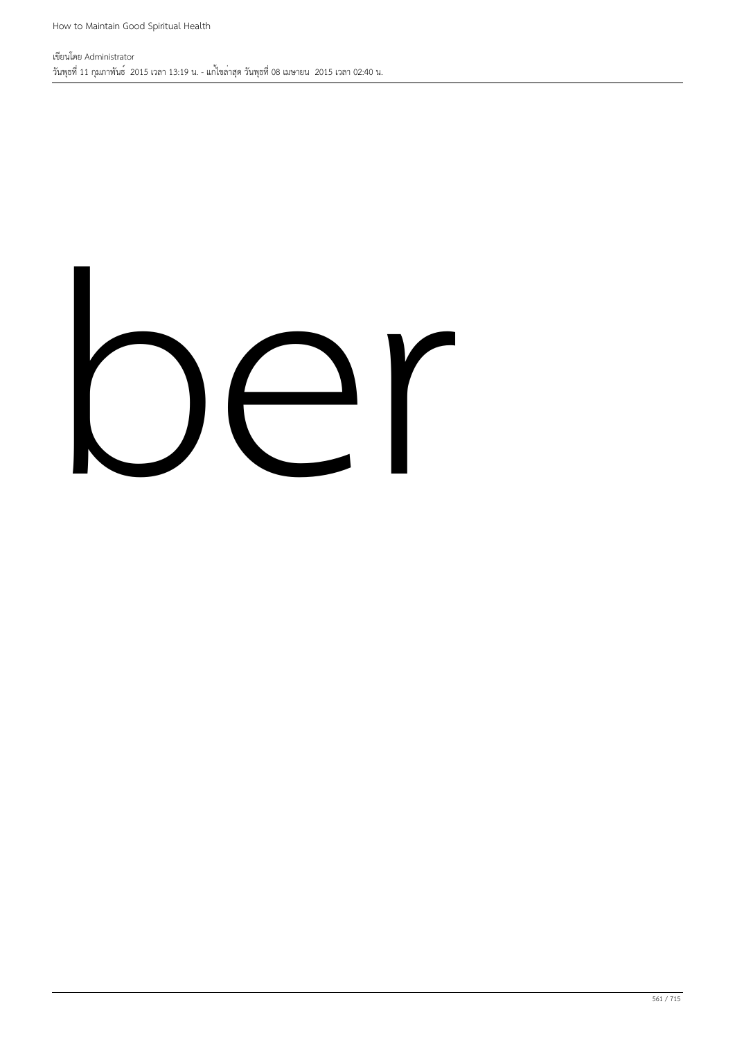ber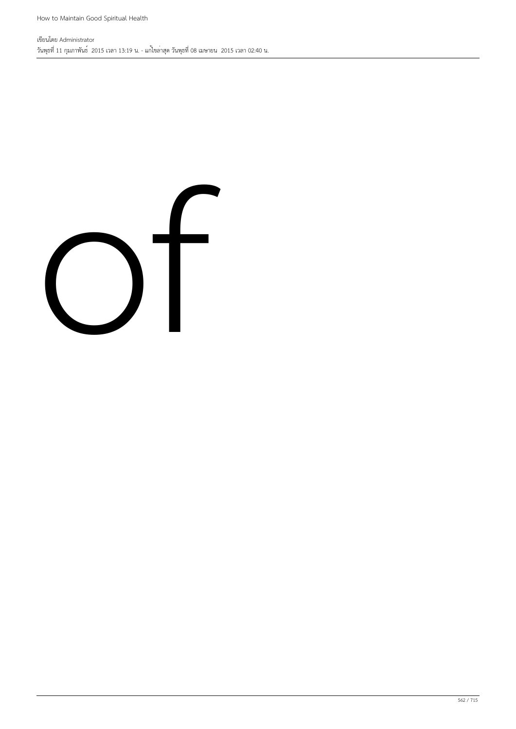of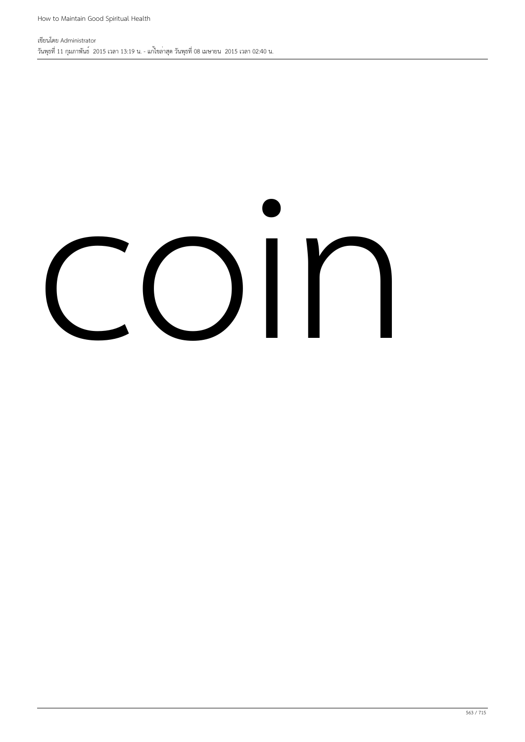coin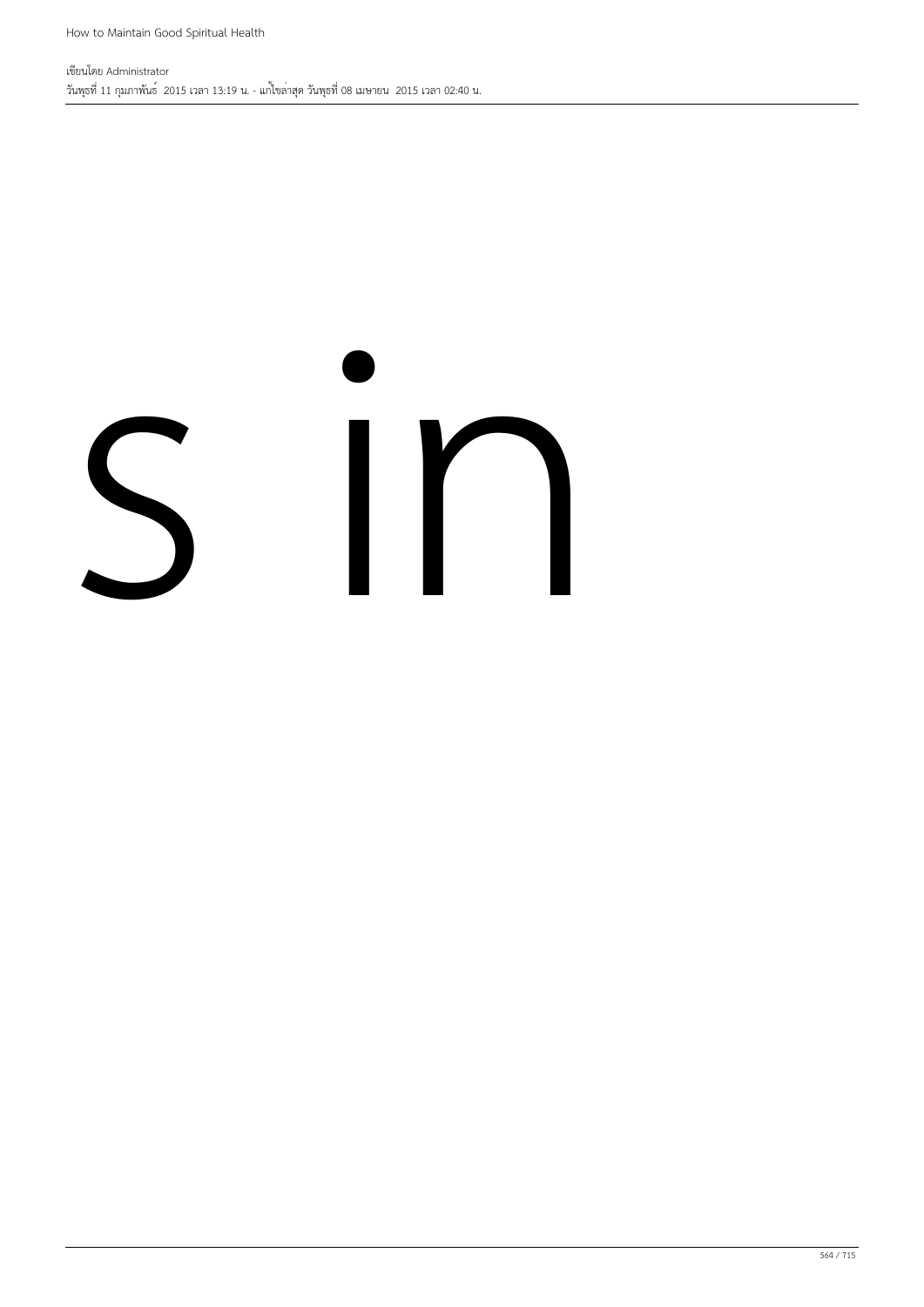s in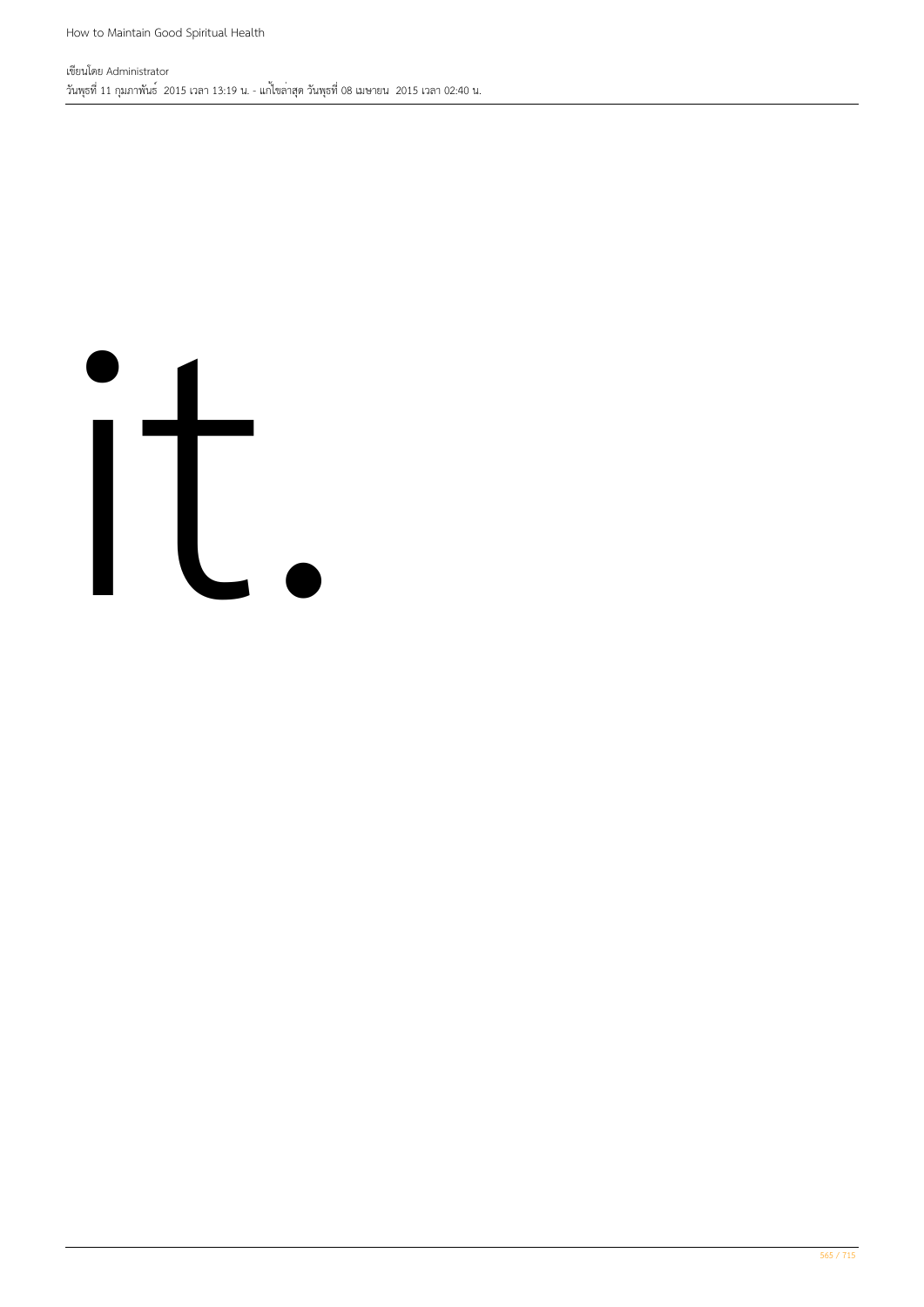it.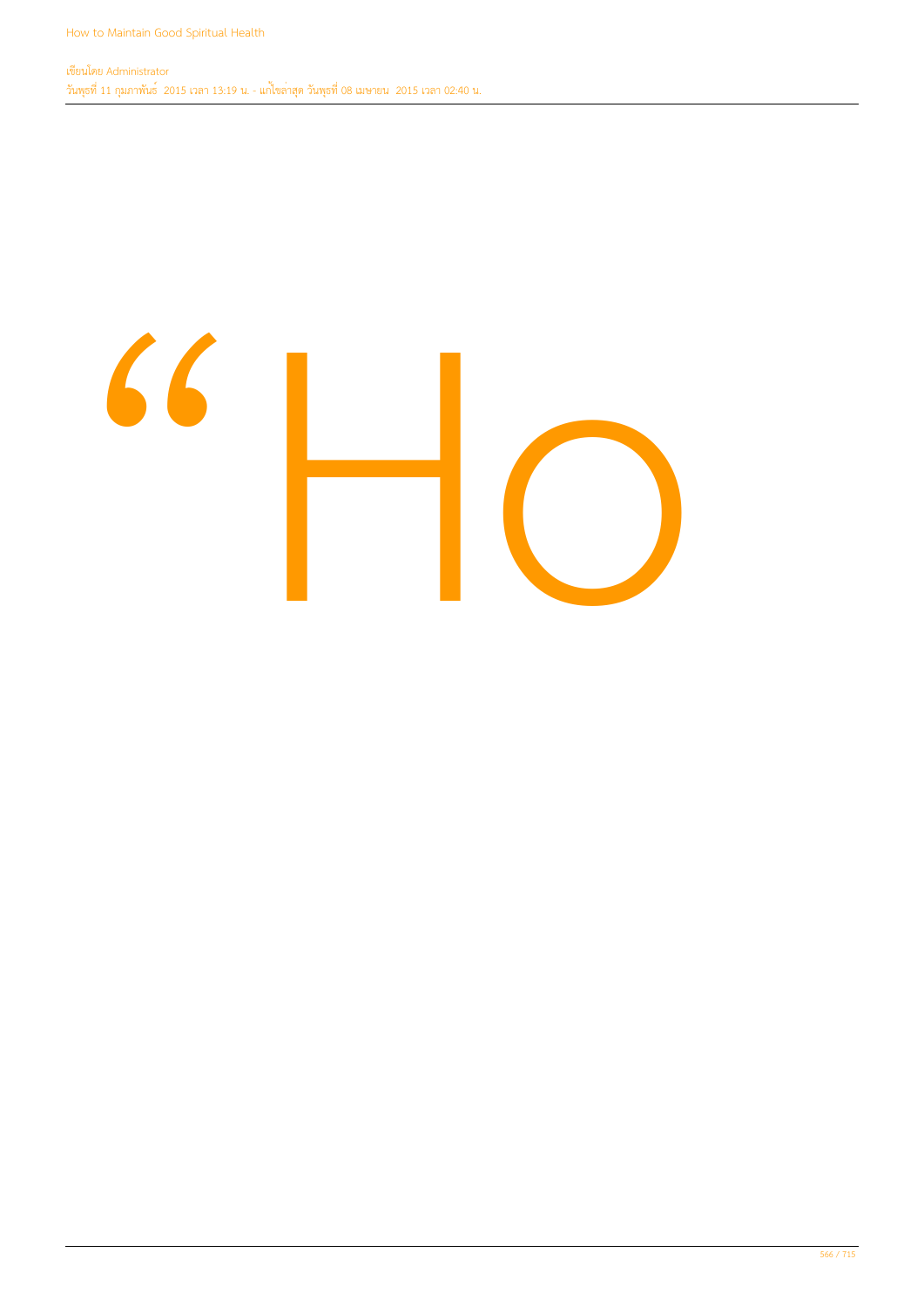“Ho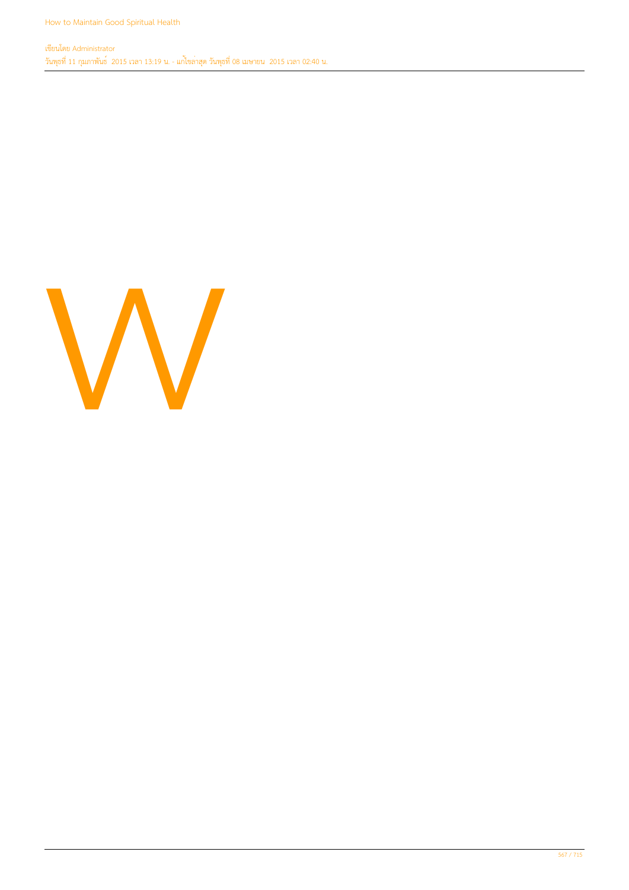W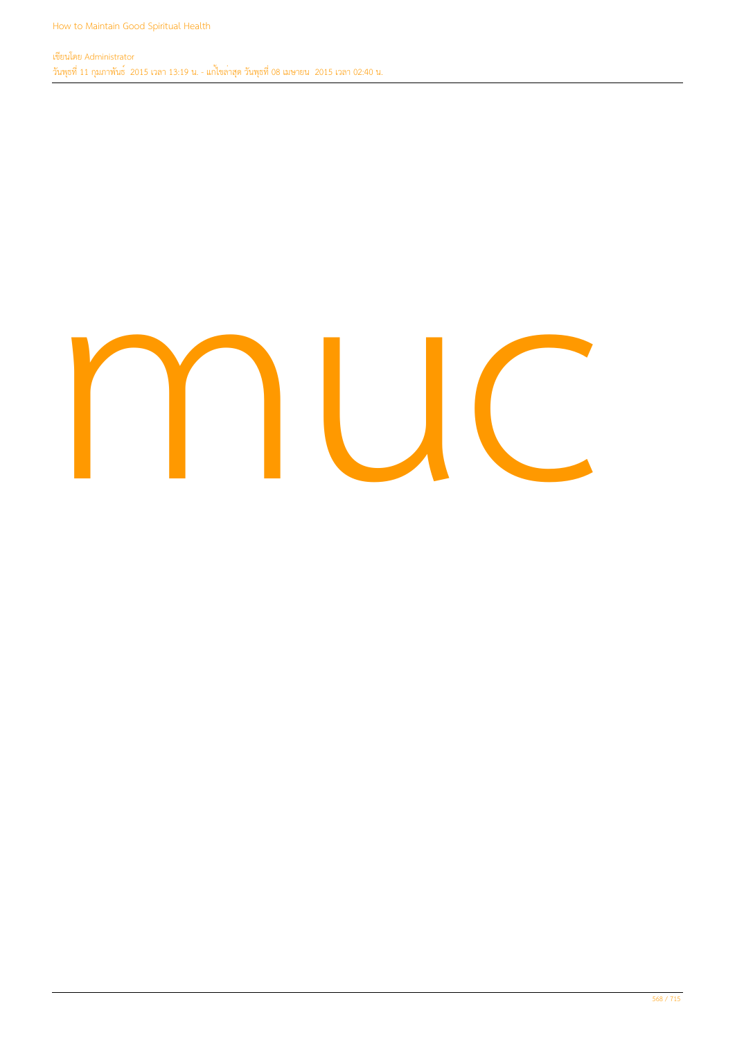muc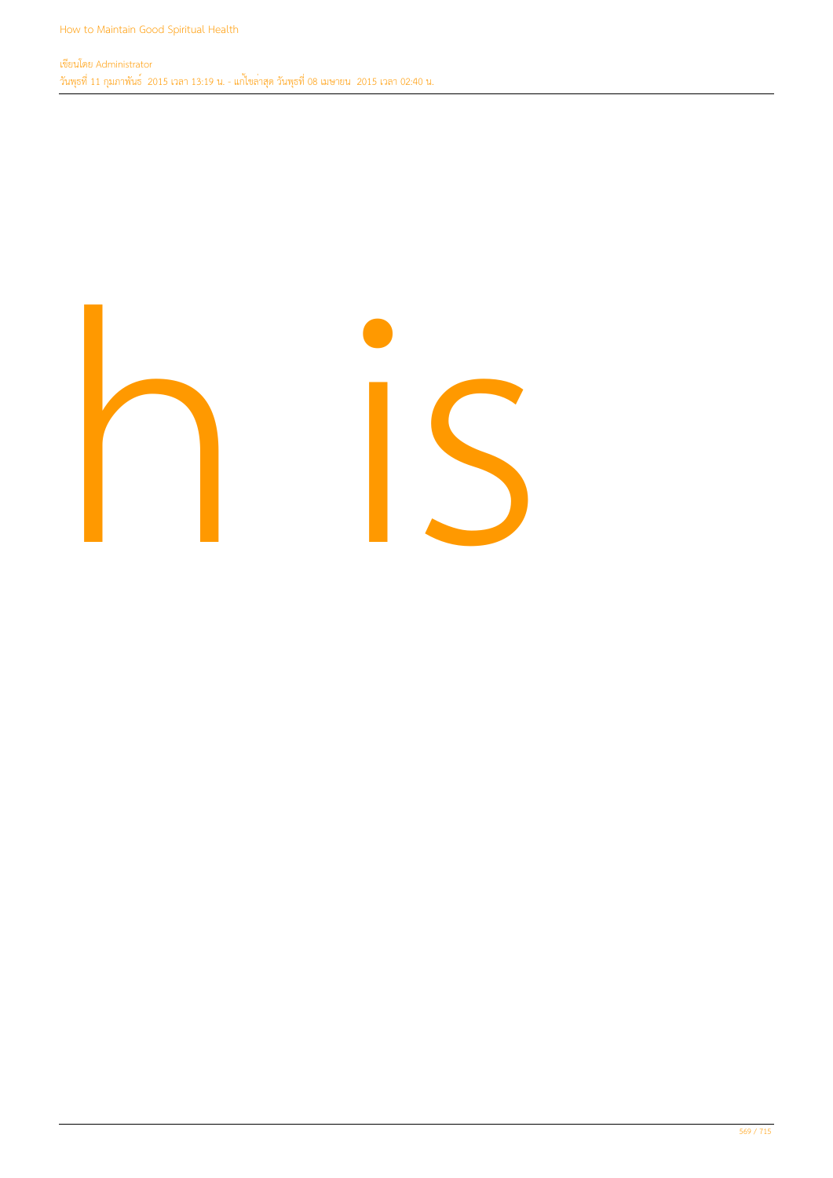h is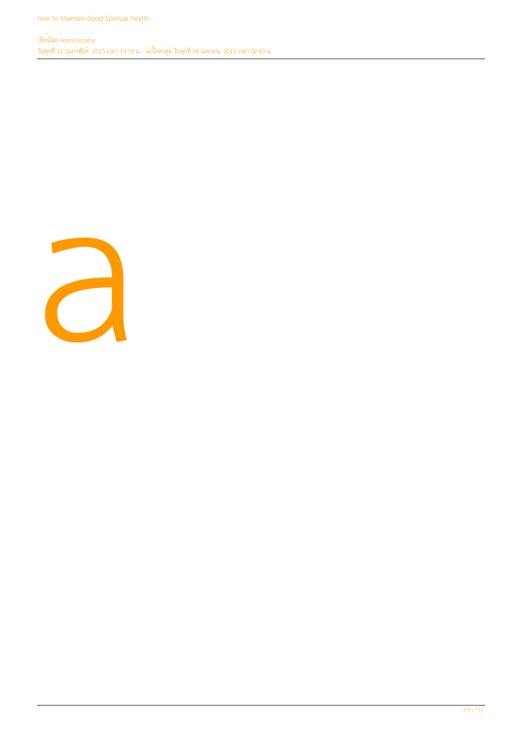a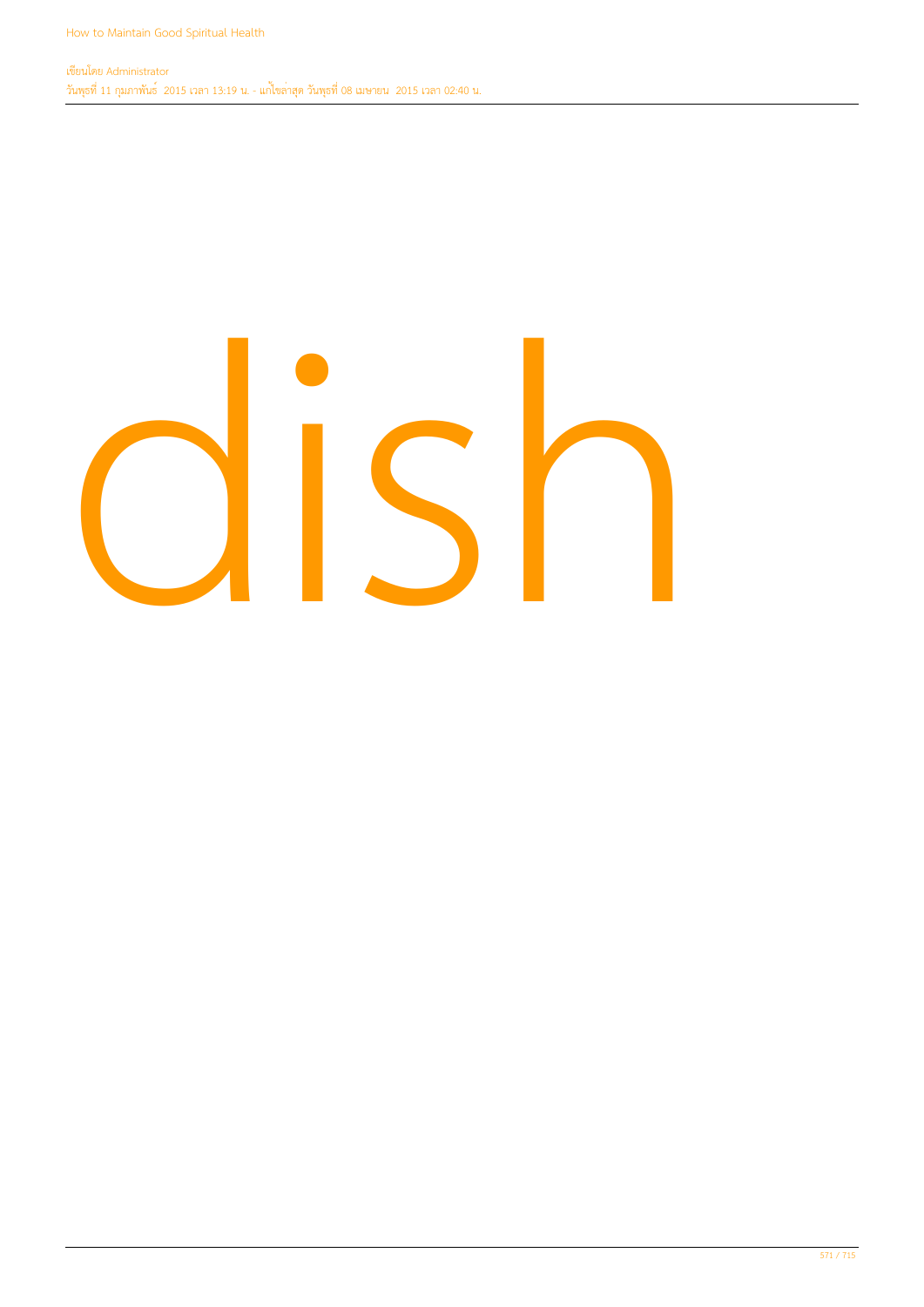dish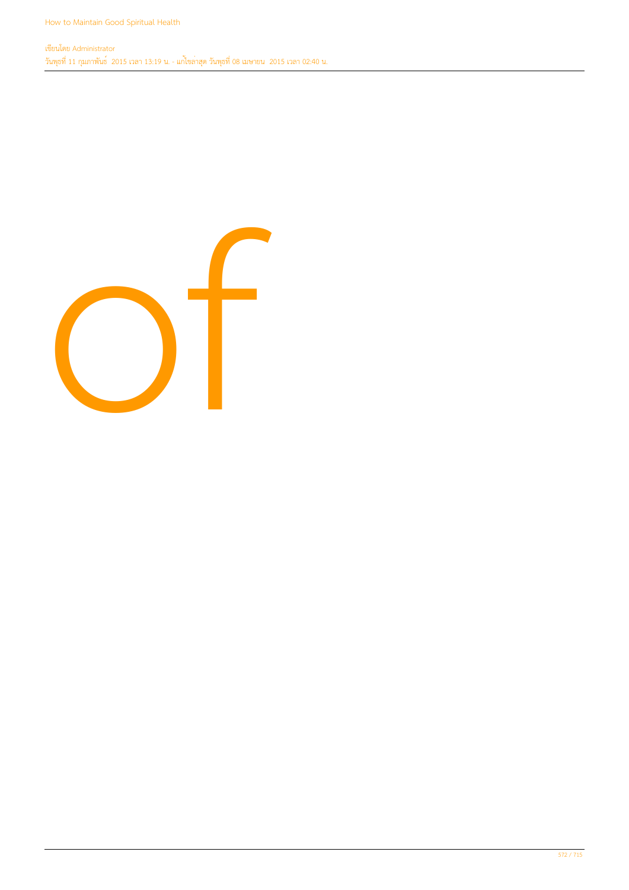of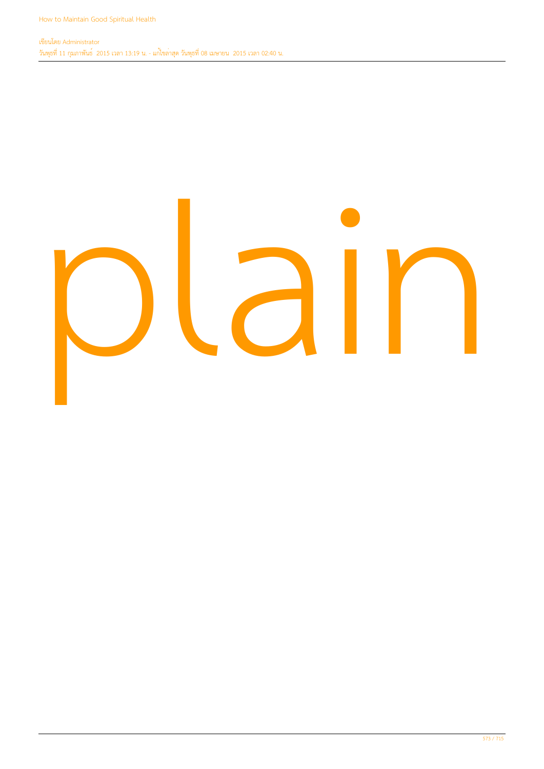plain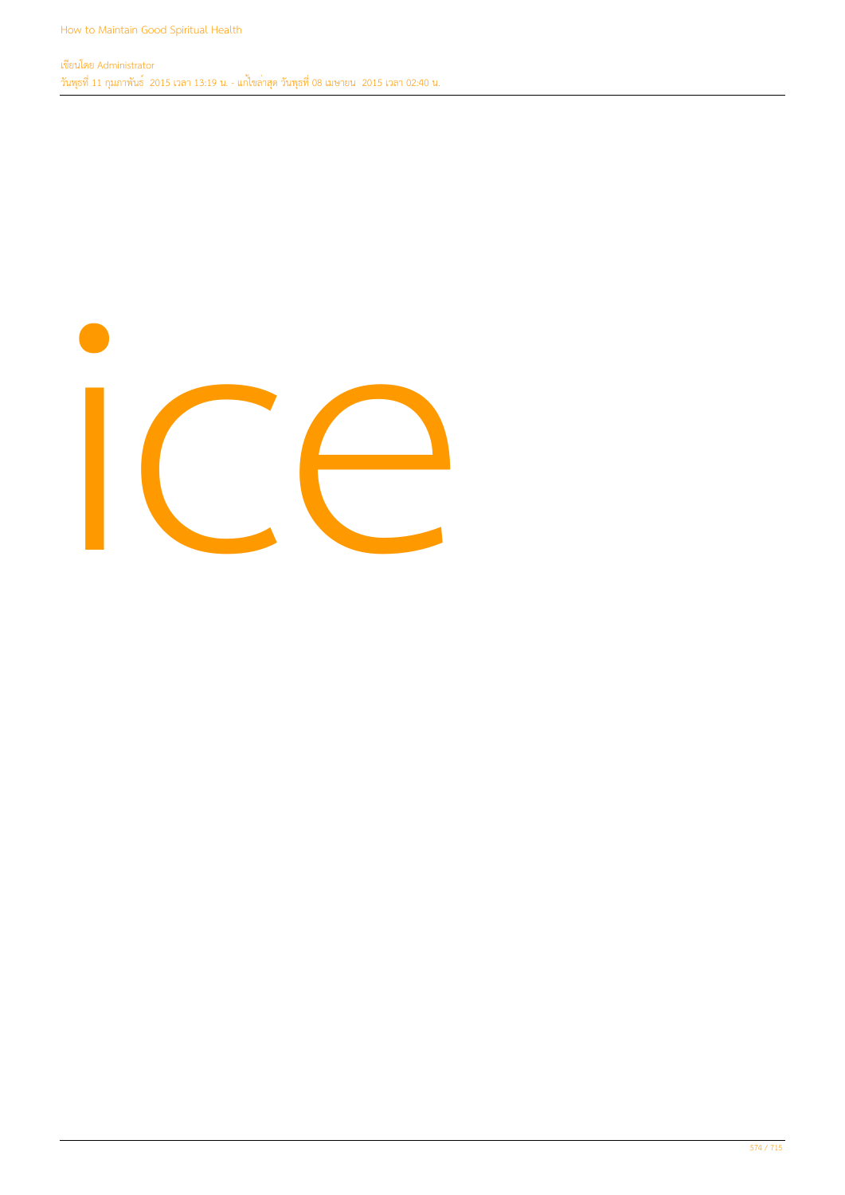ice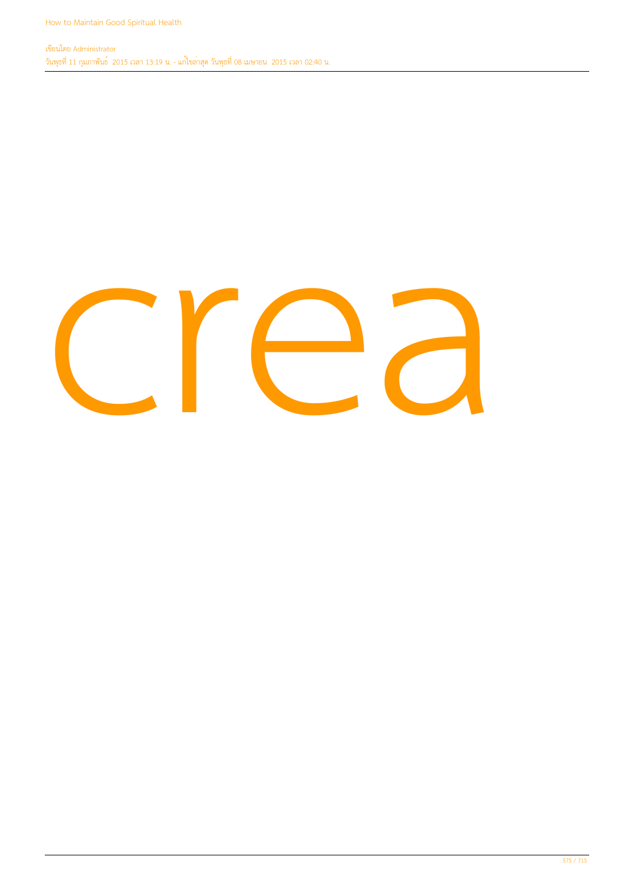crea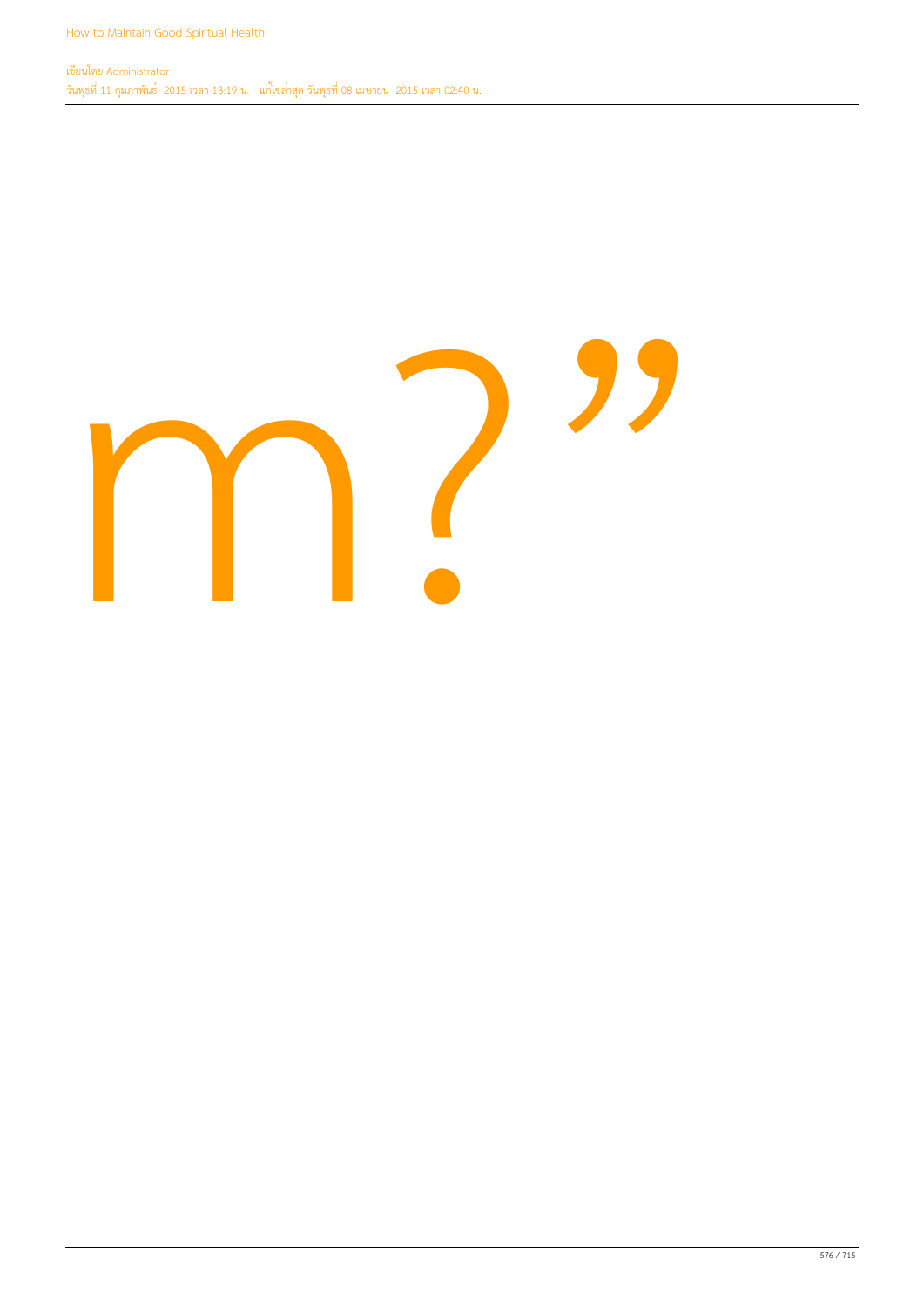m?”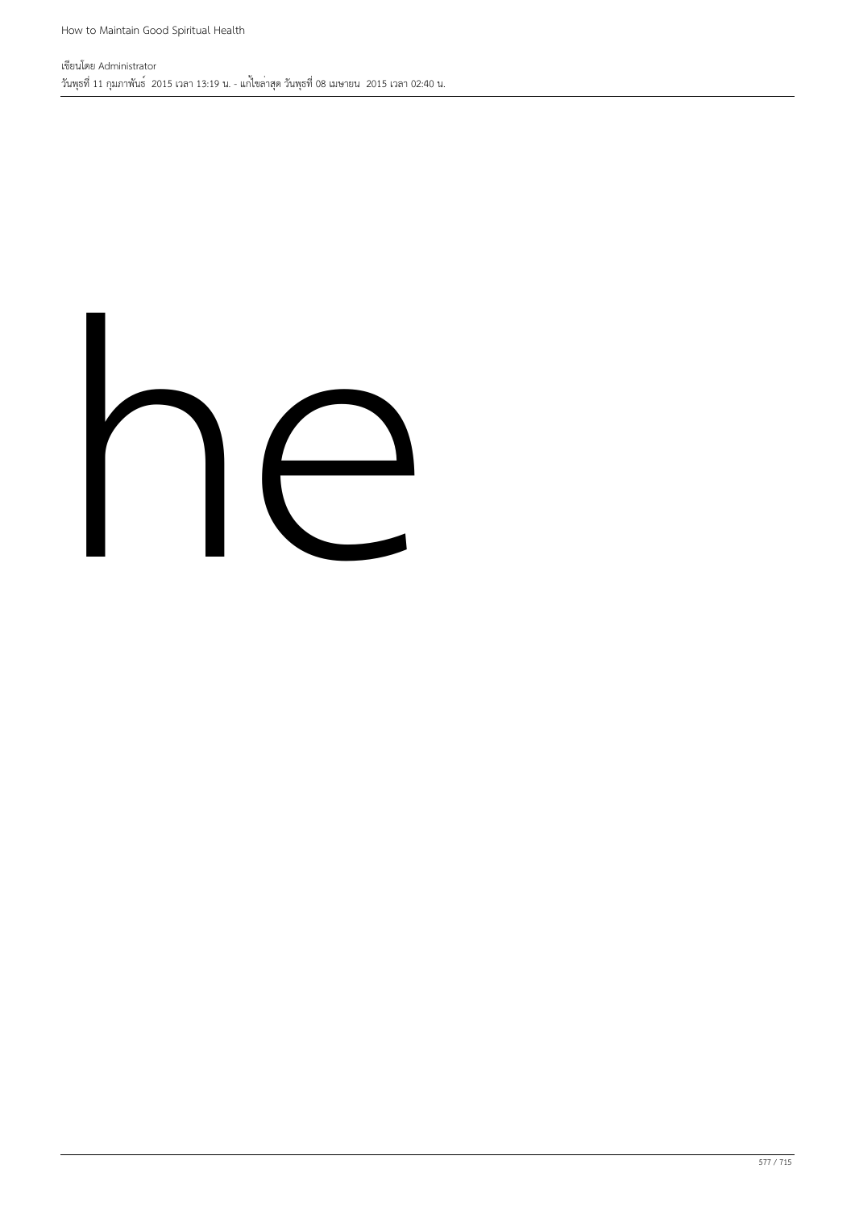he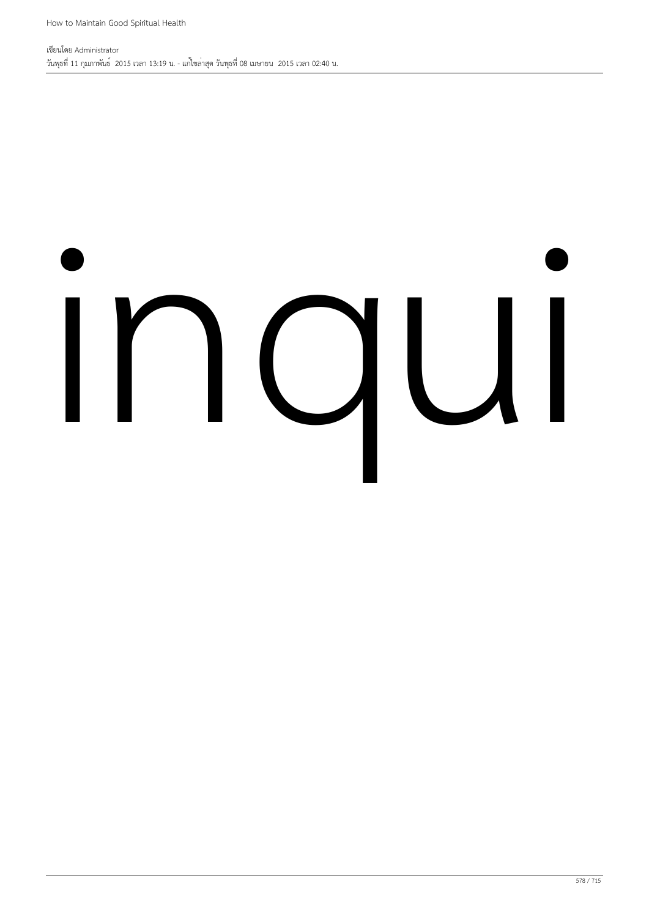inqui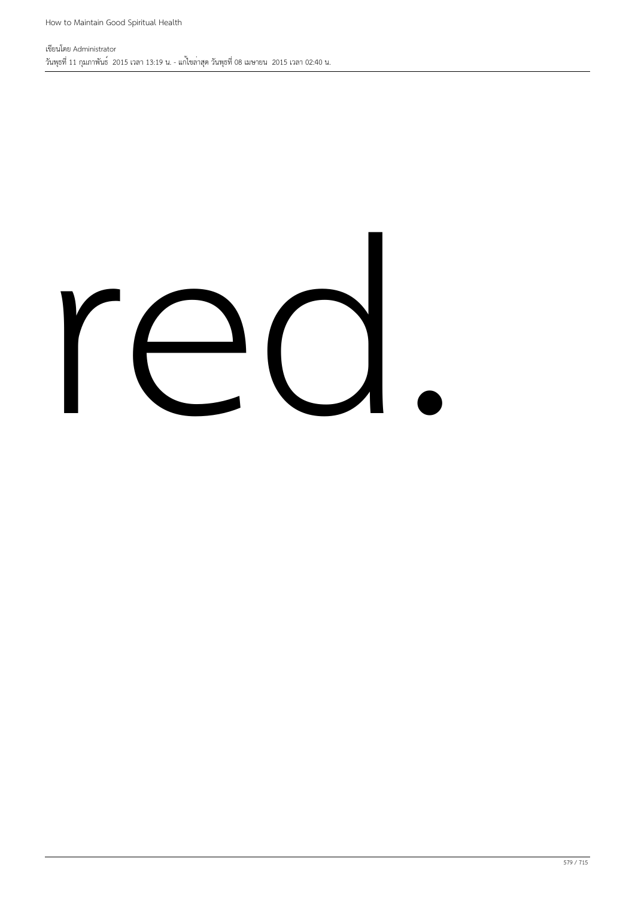red.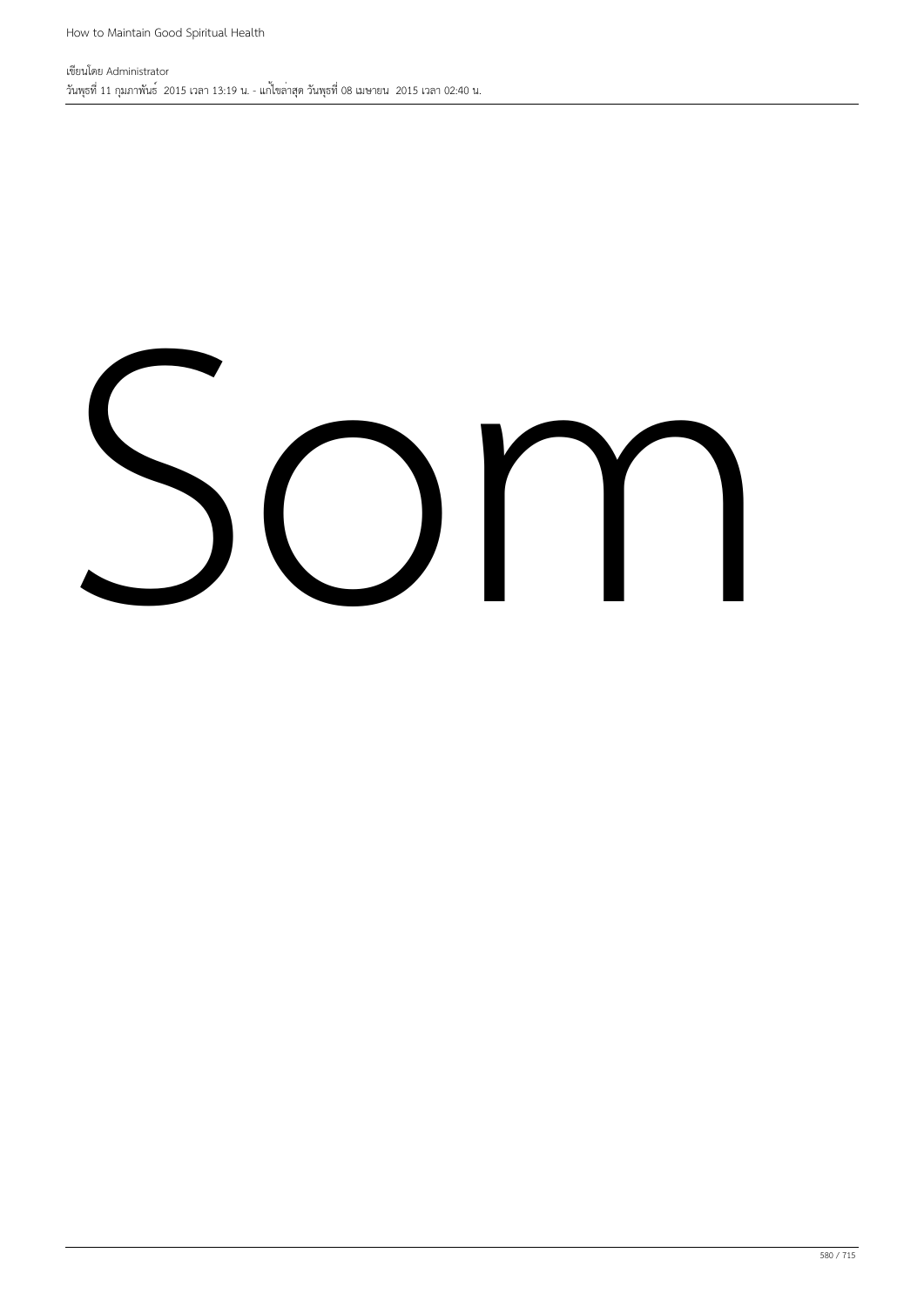Som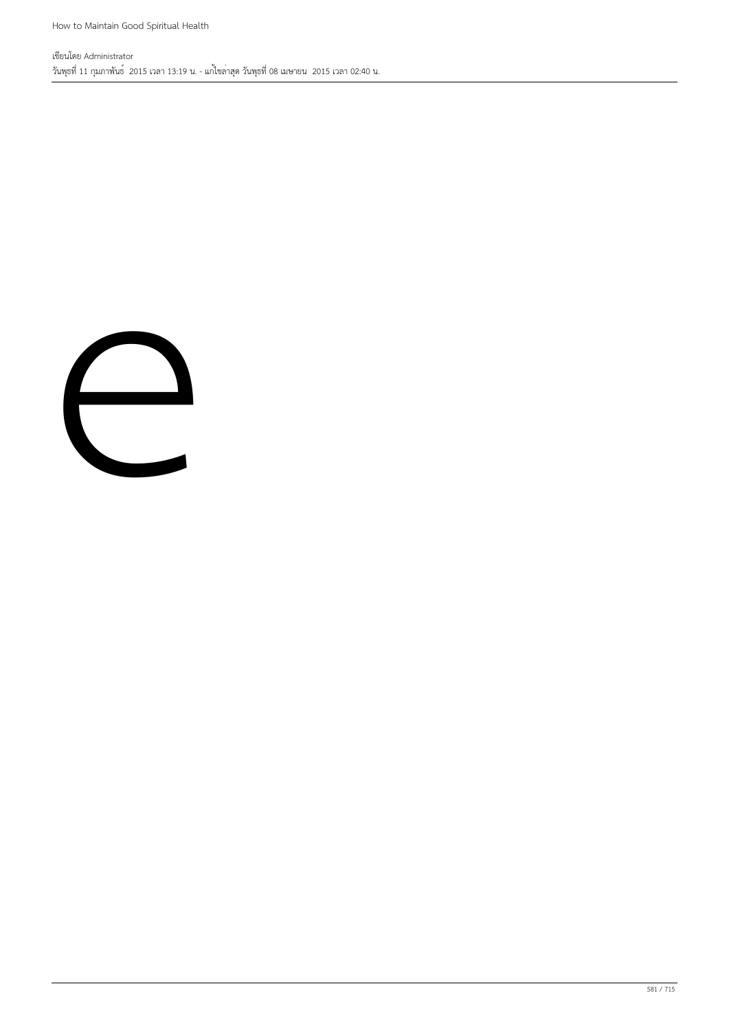e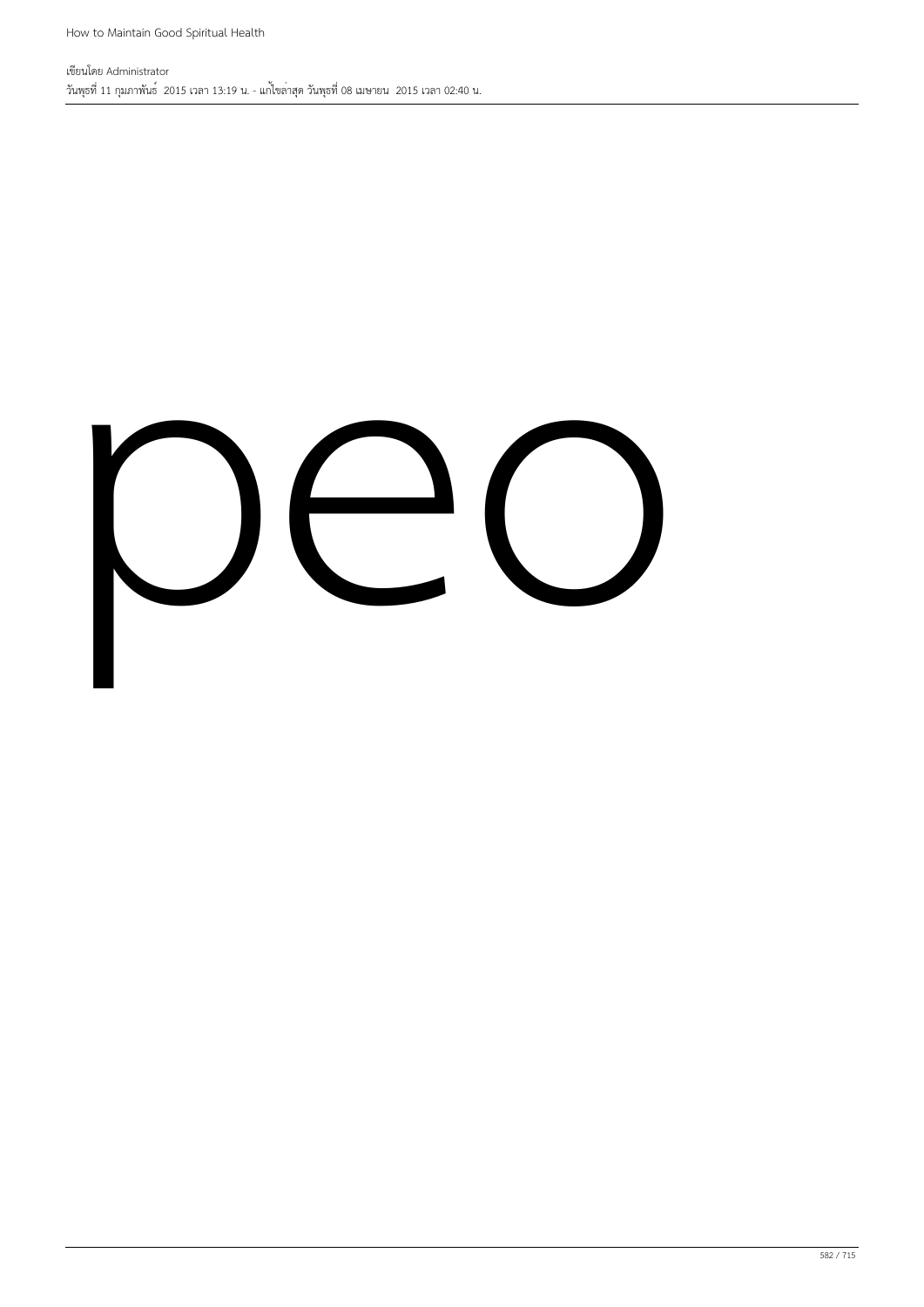peo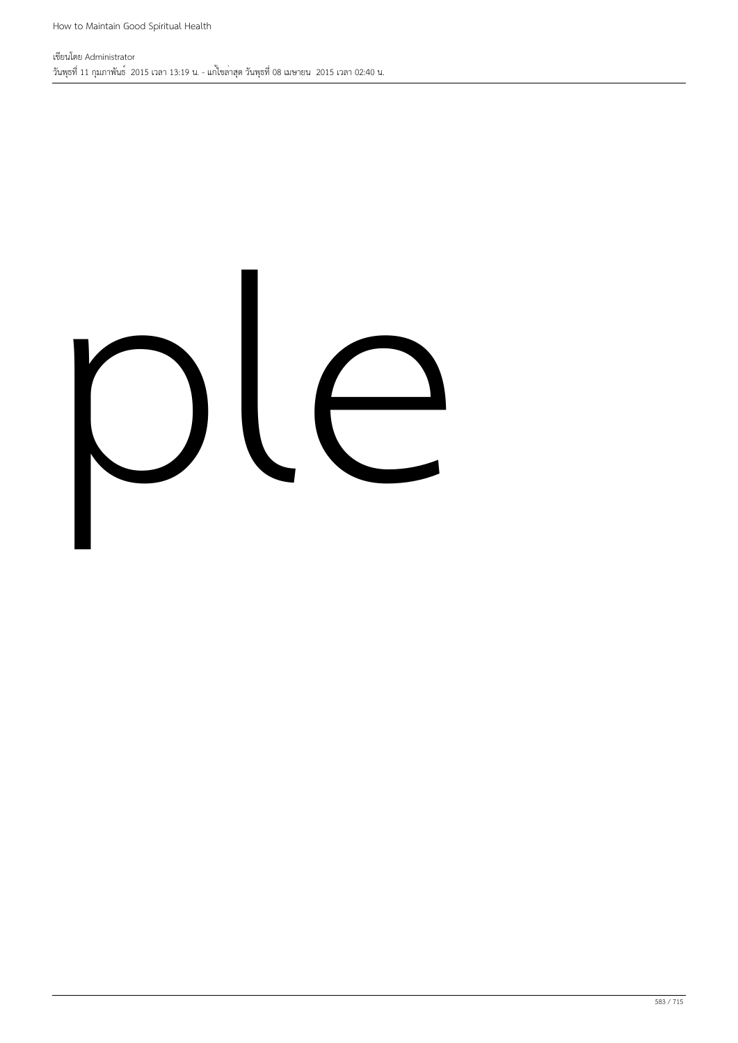ple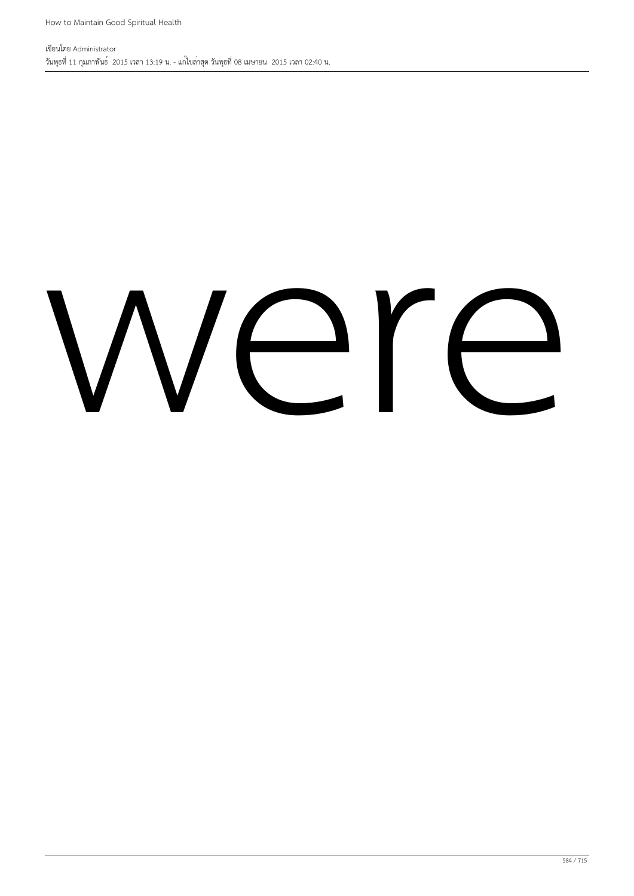were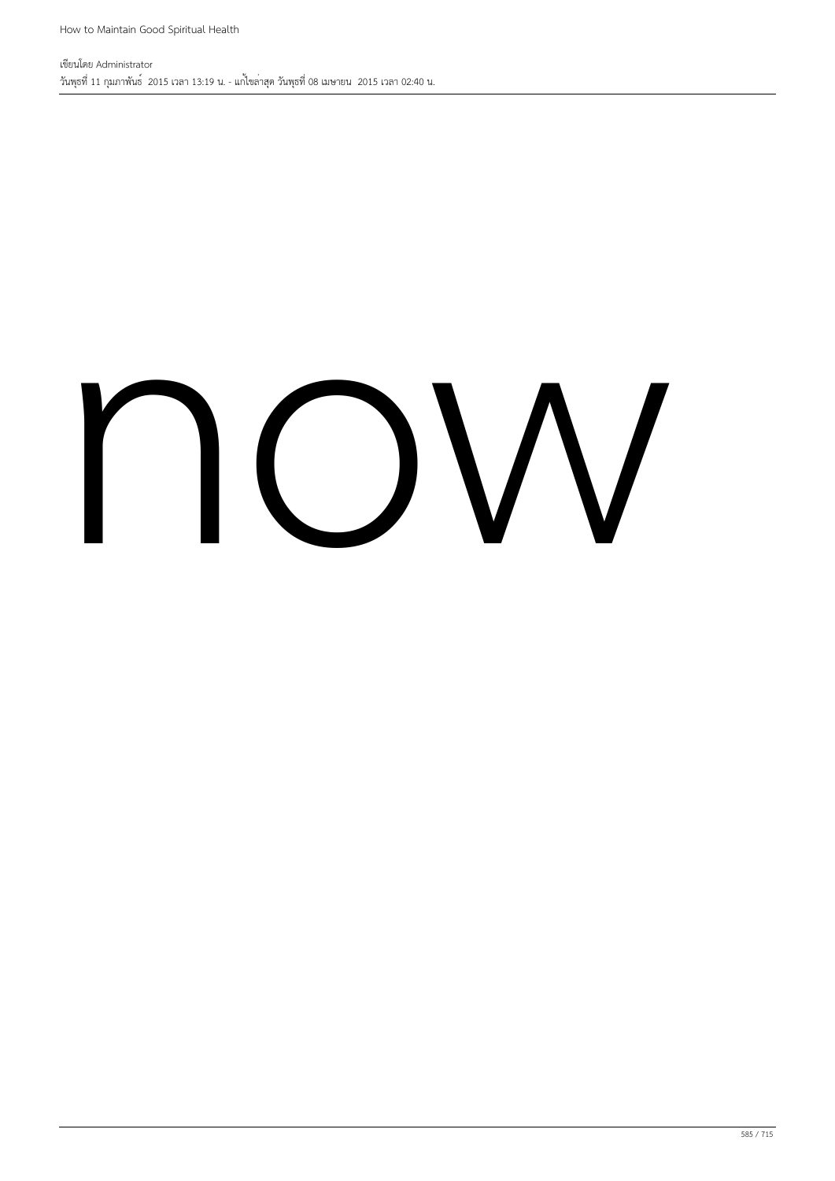now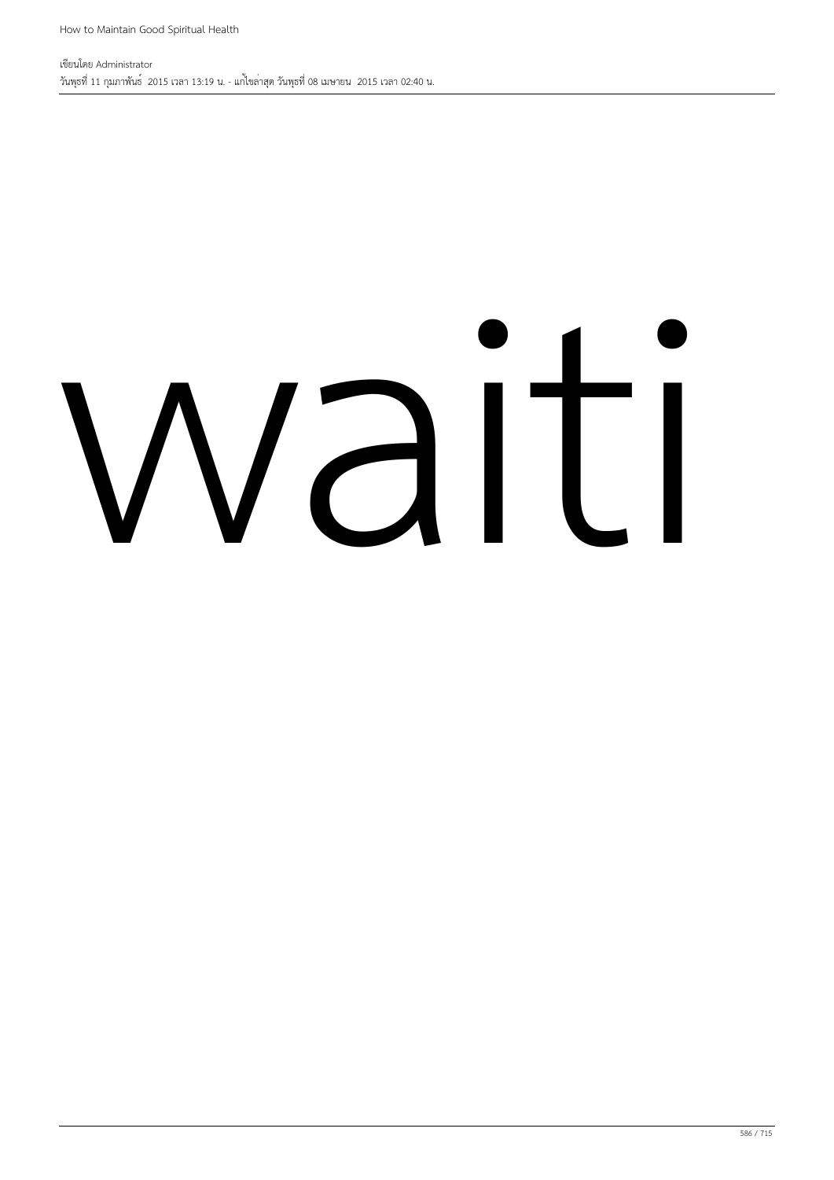waiti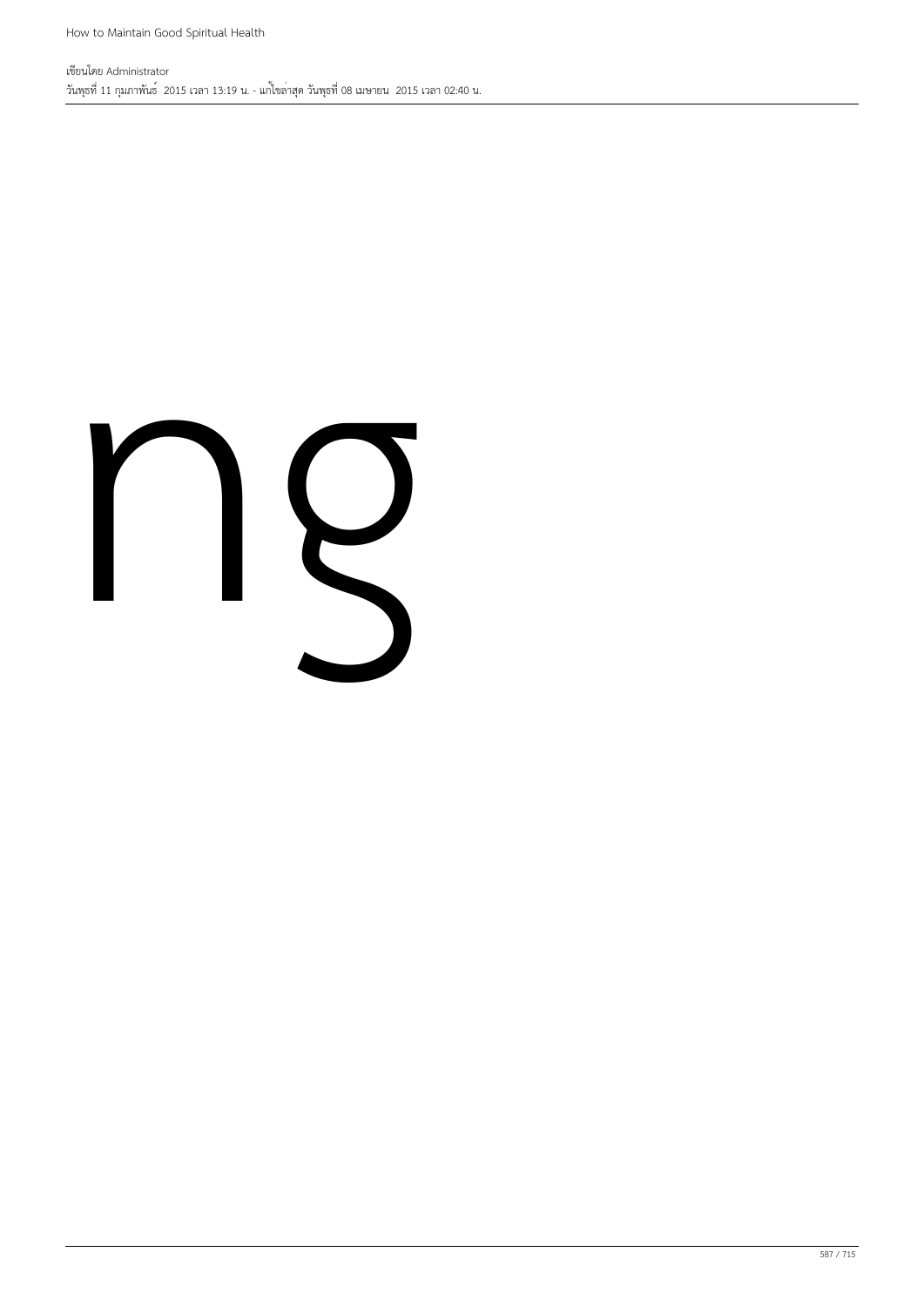ng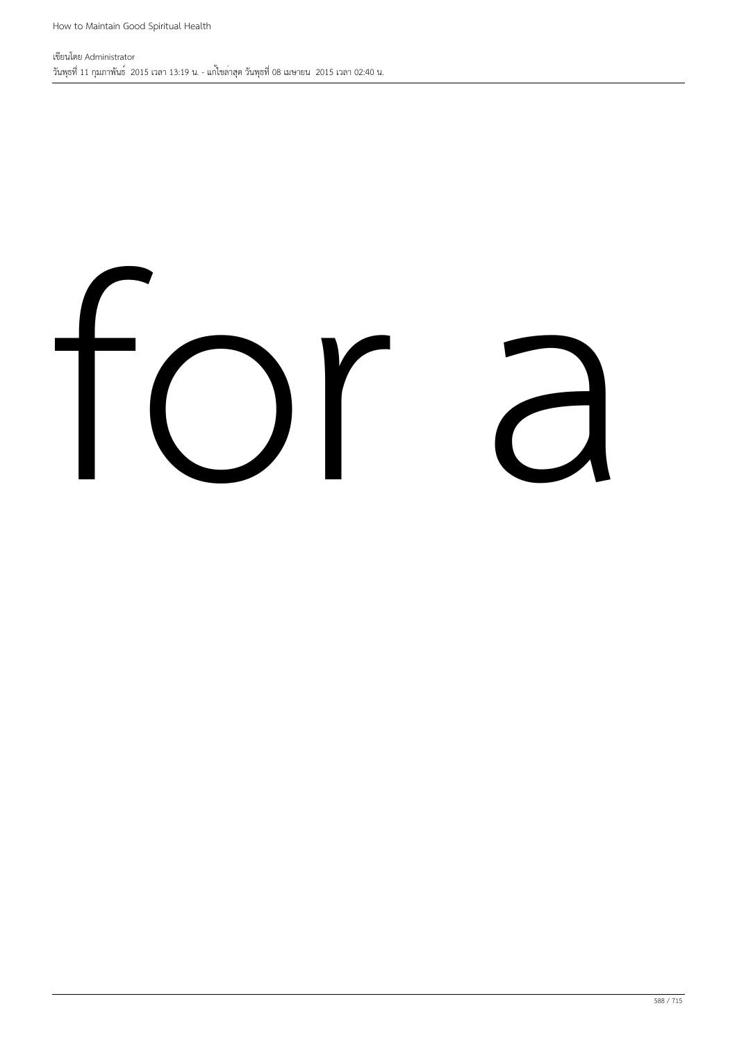for a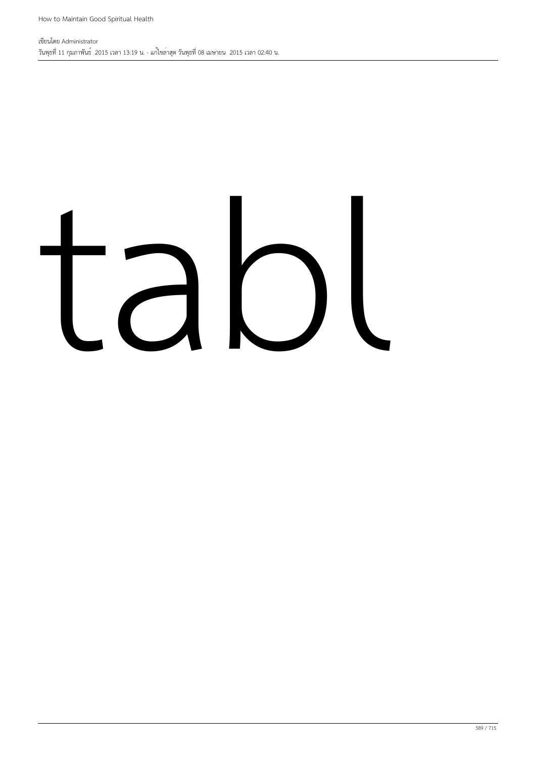tabl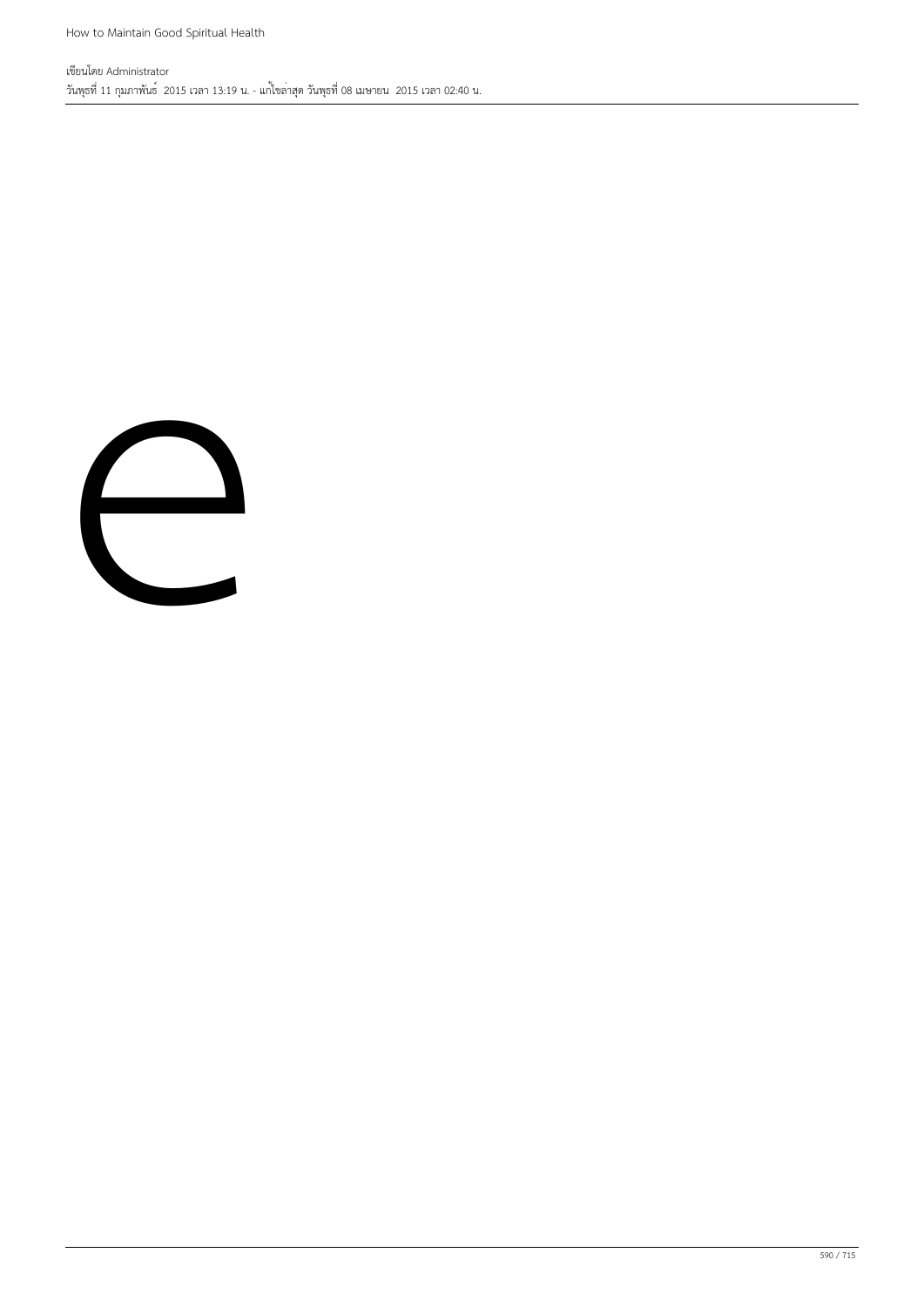e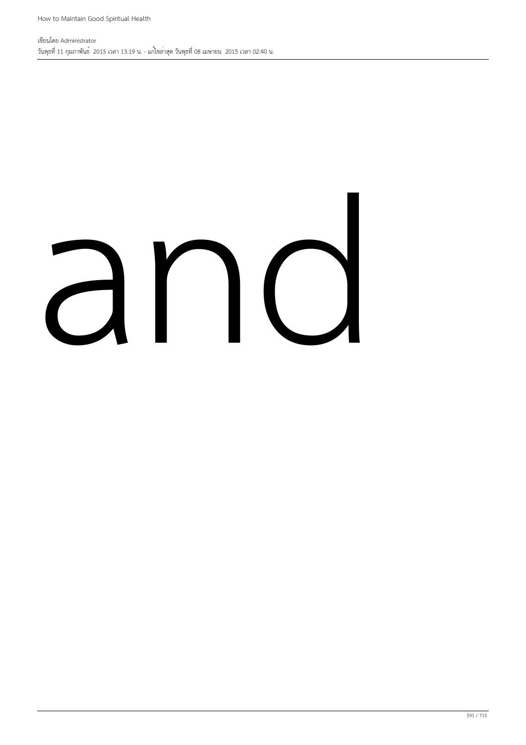and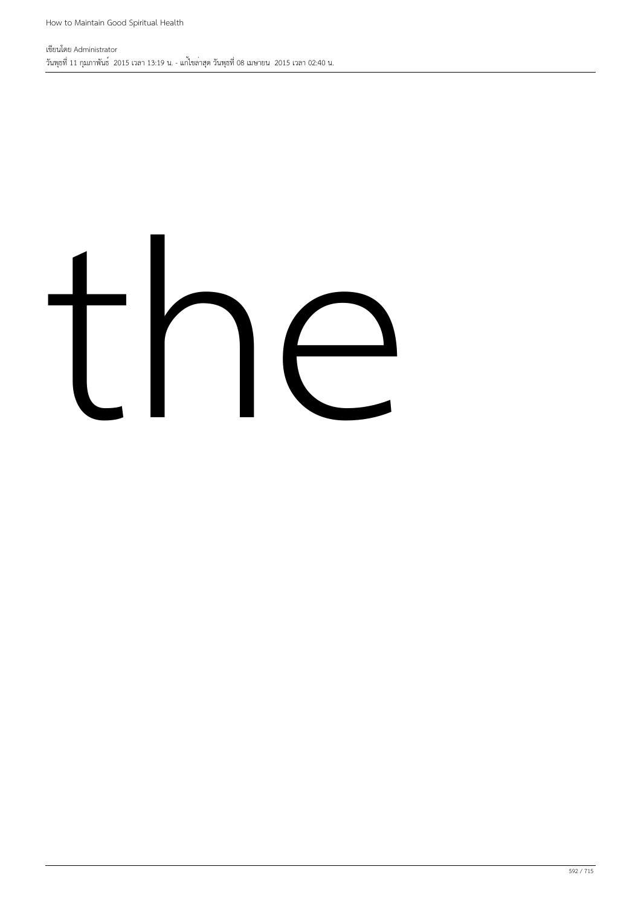the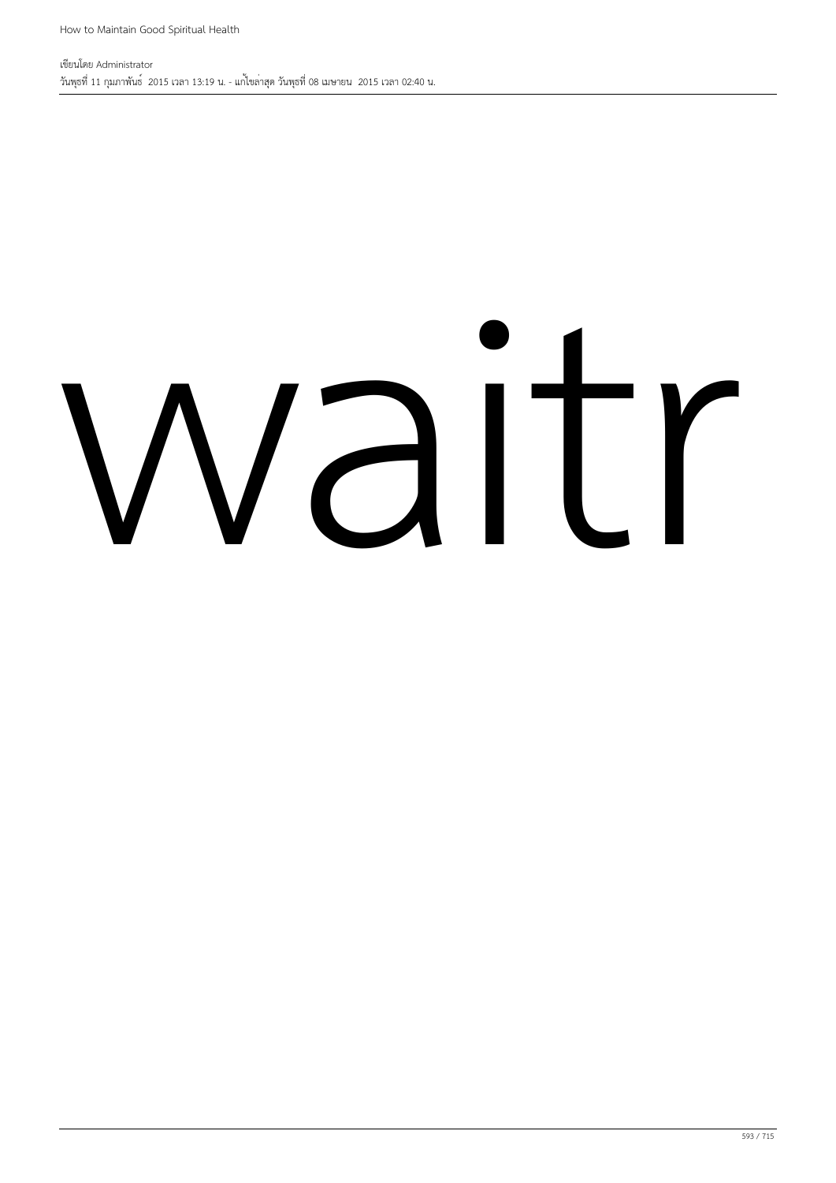waitr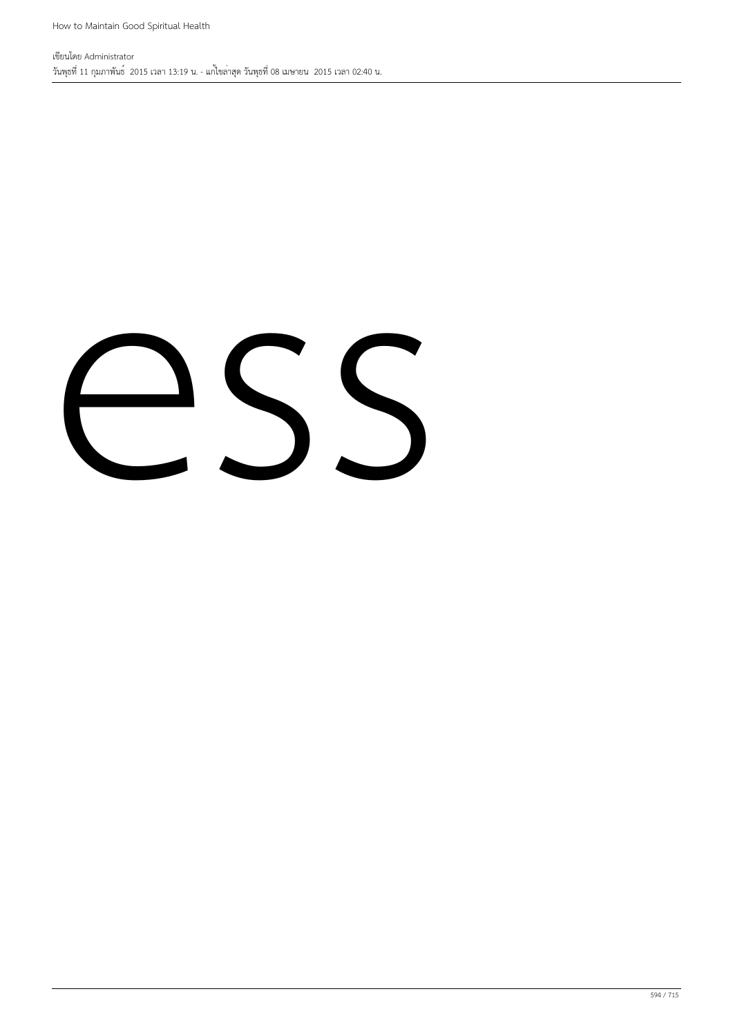ess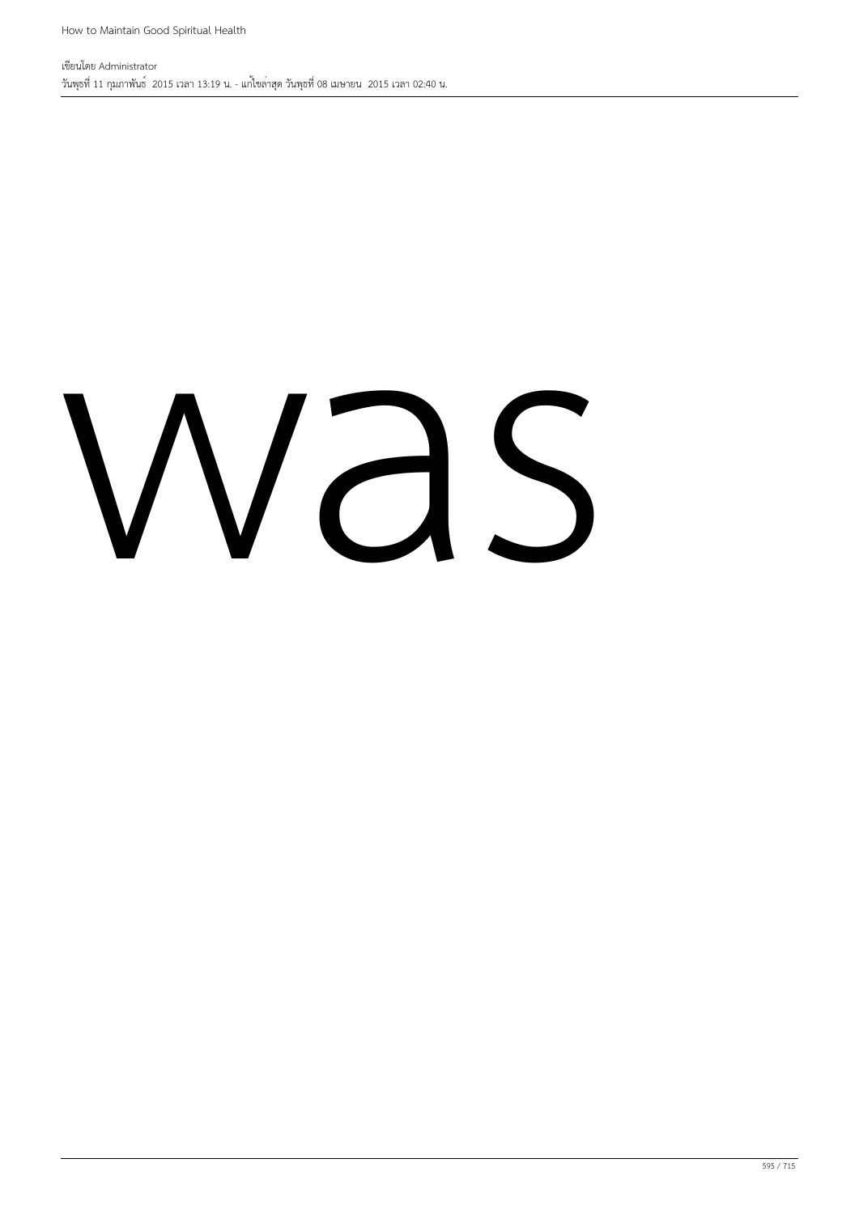was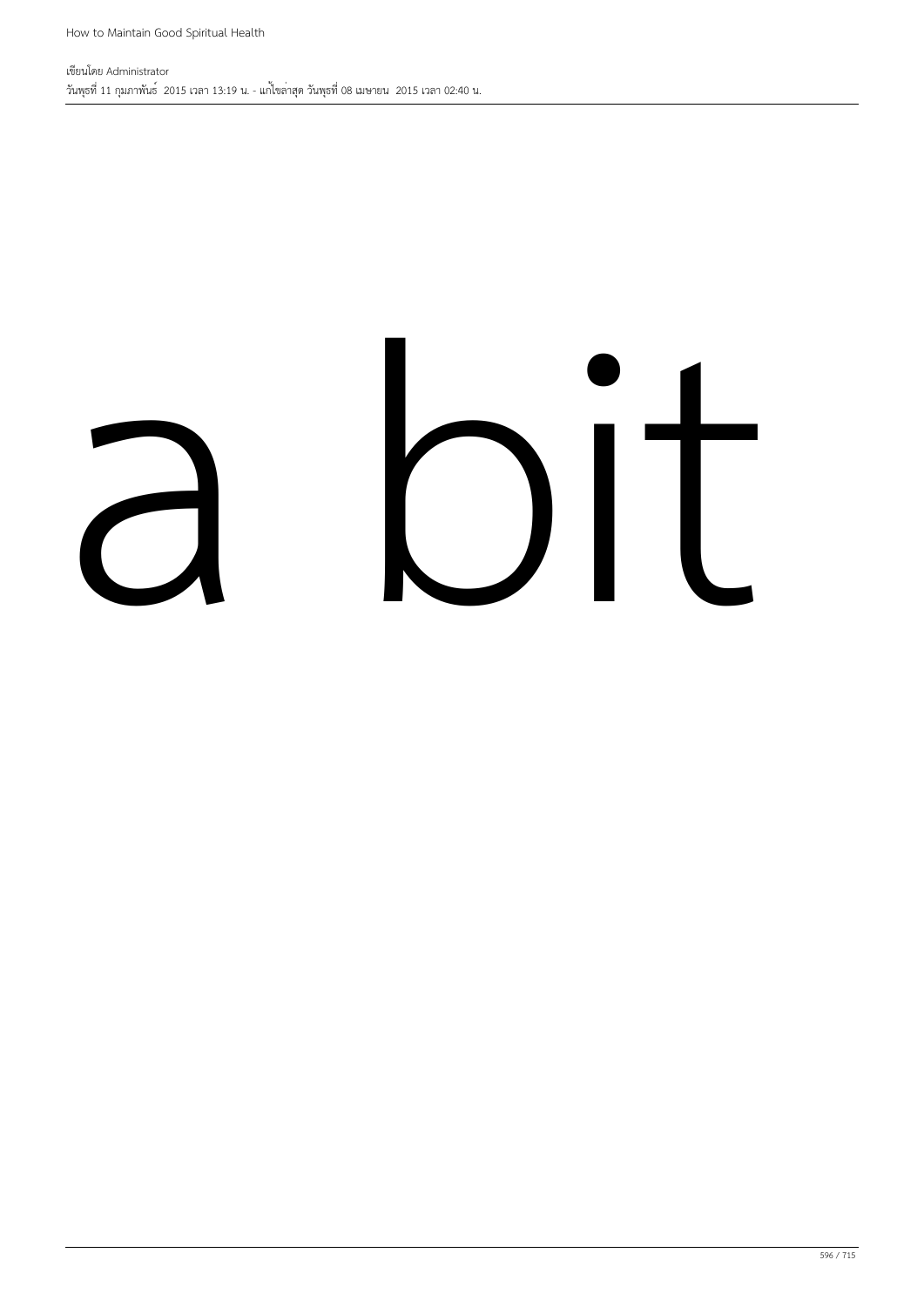a bit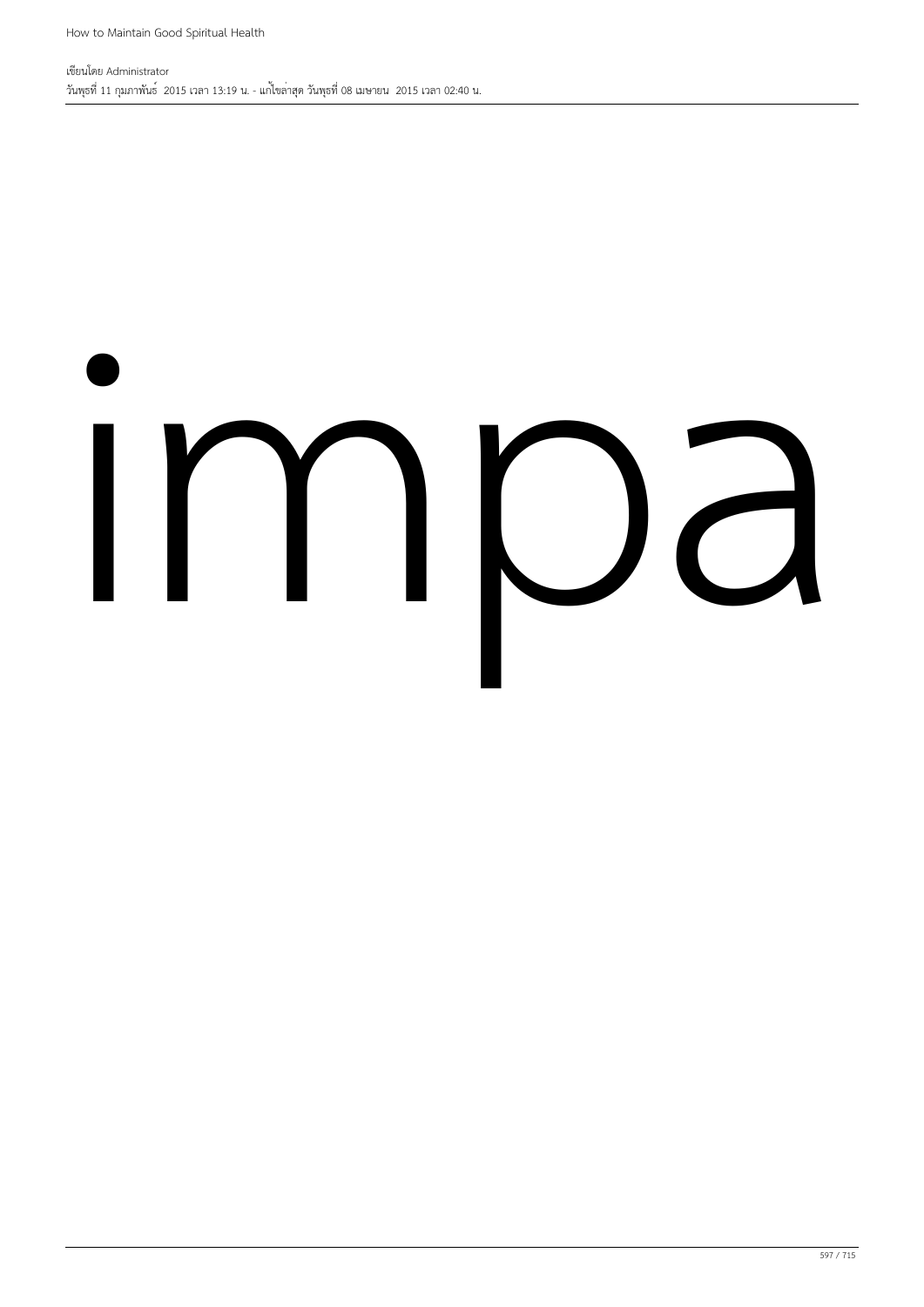impa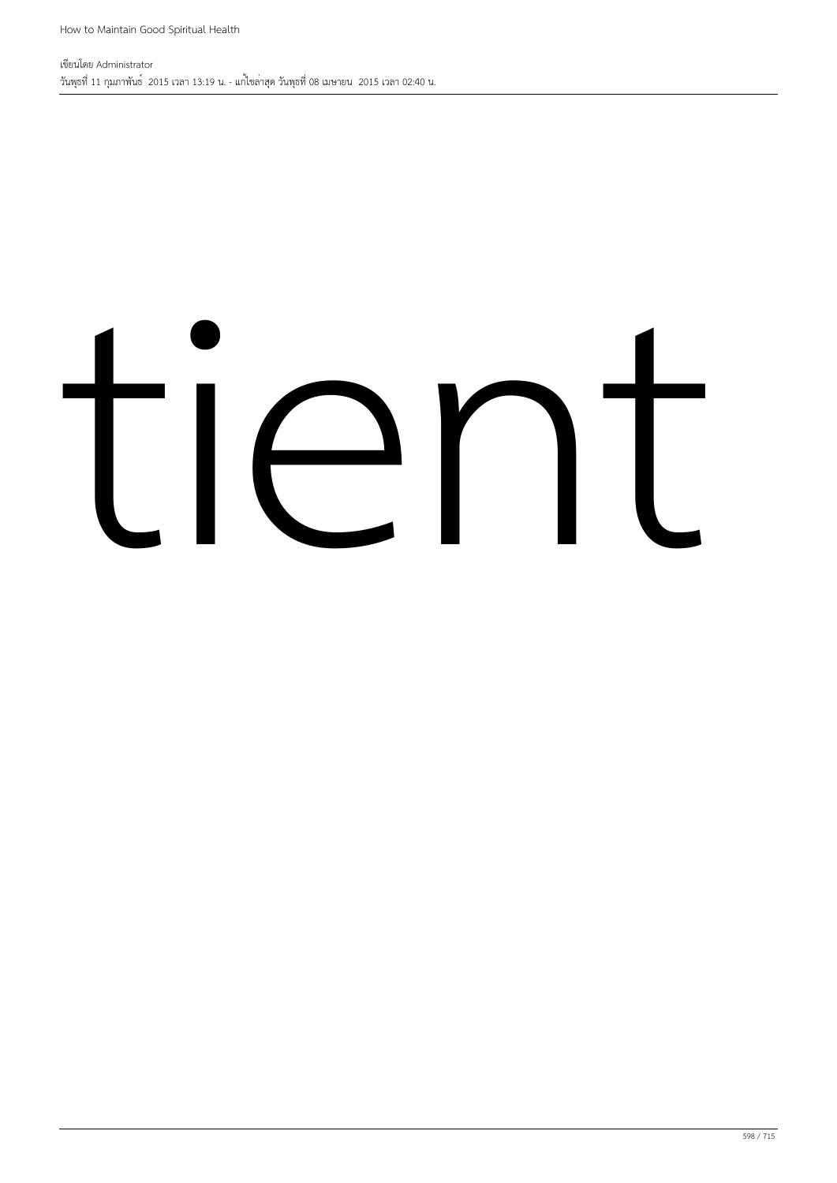tient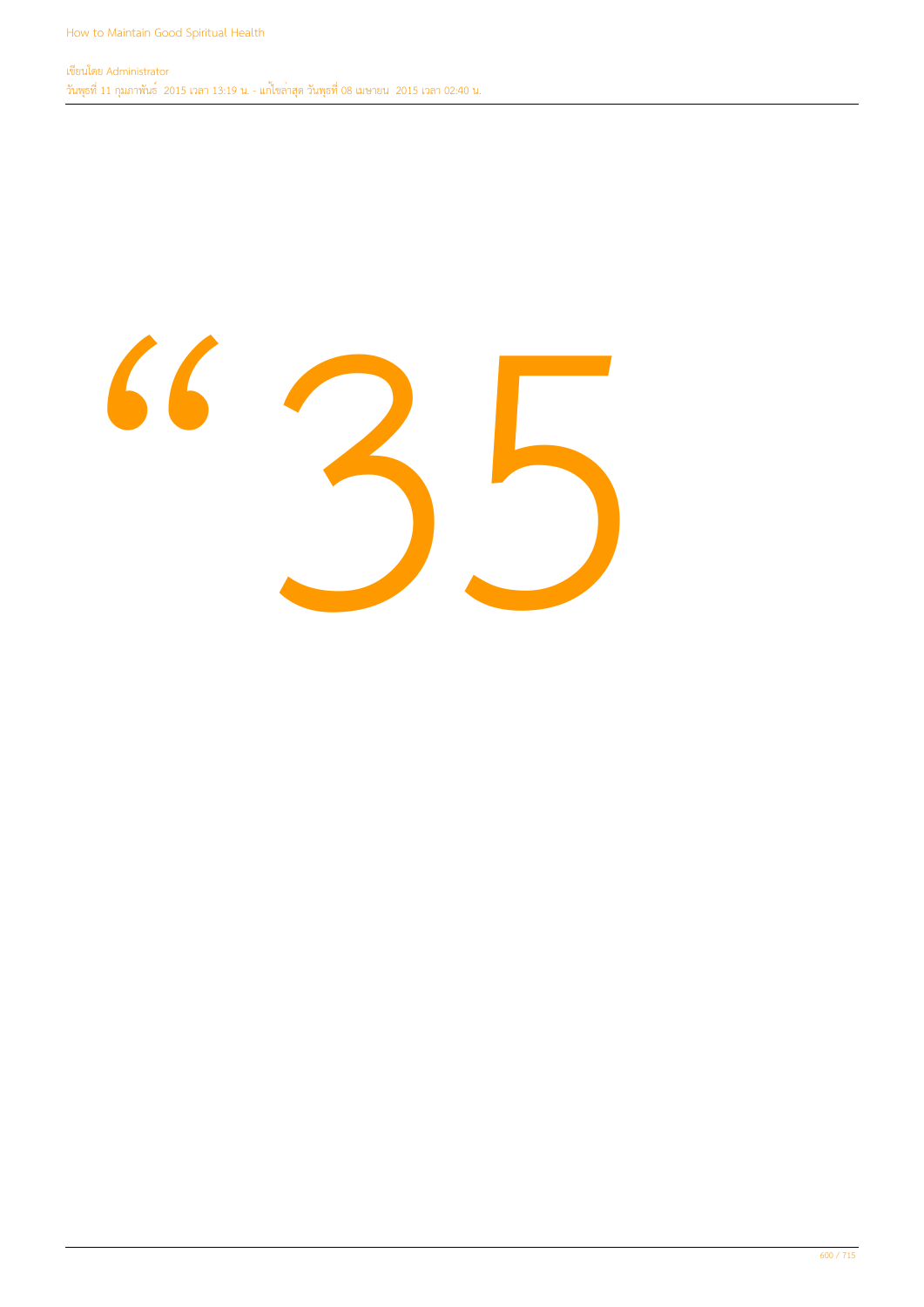“35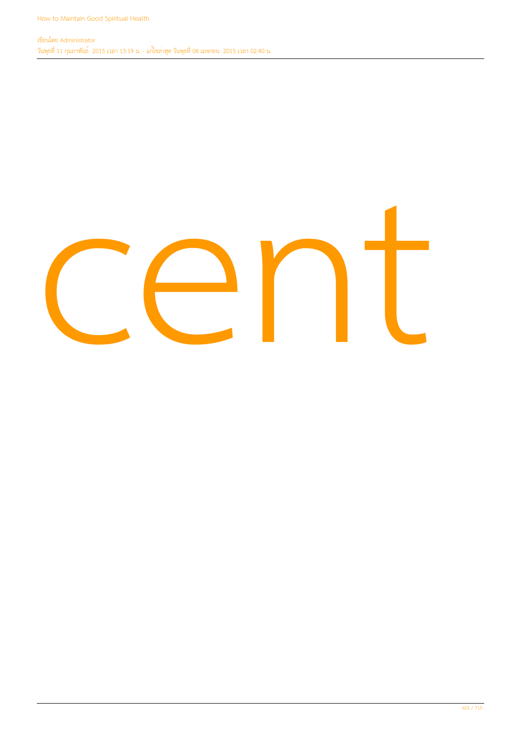cent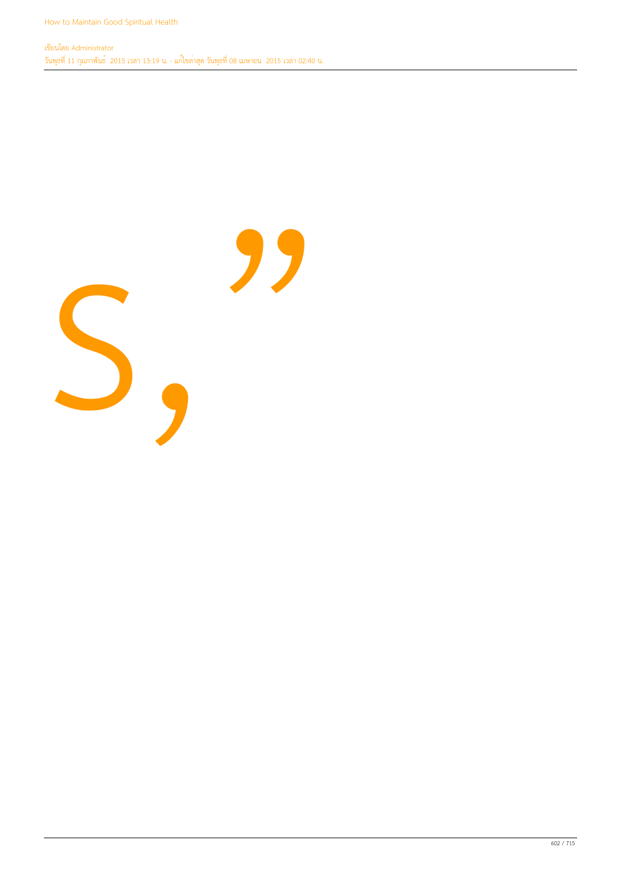s, ”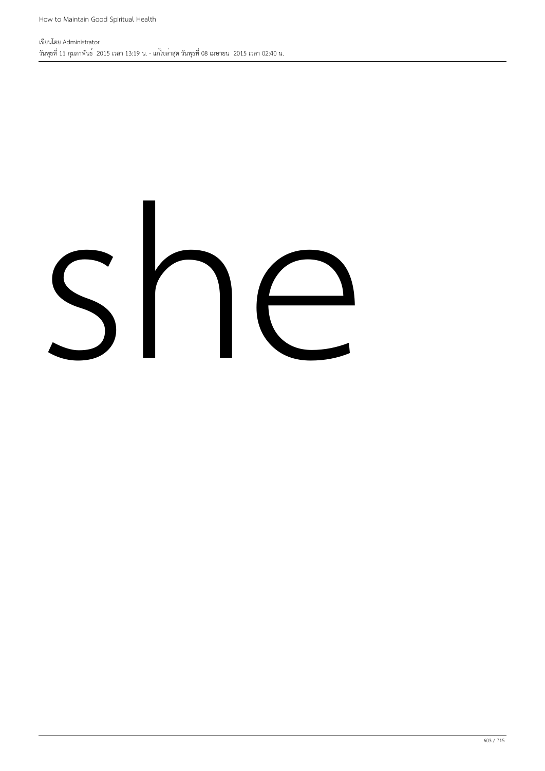she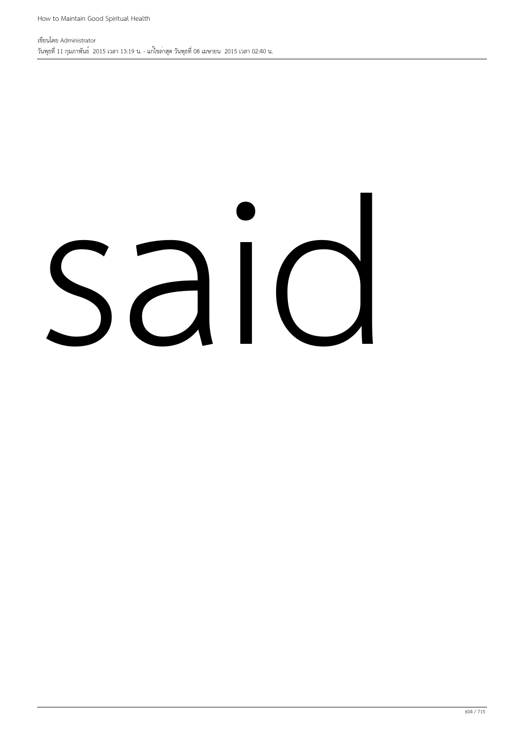said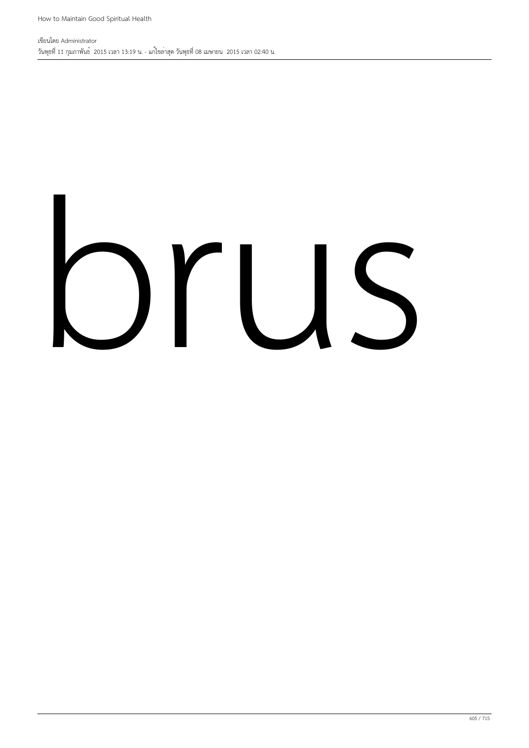brus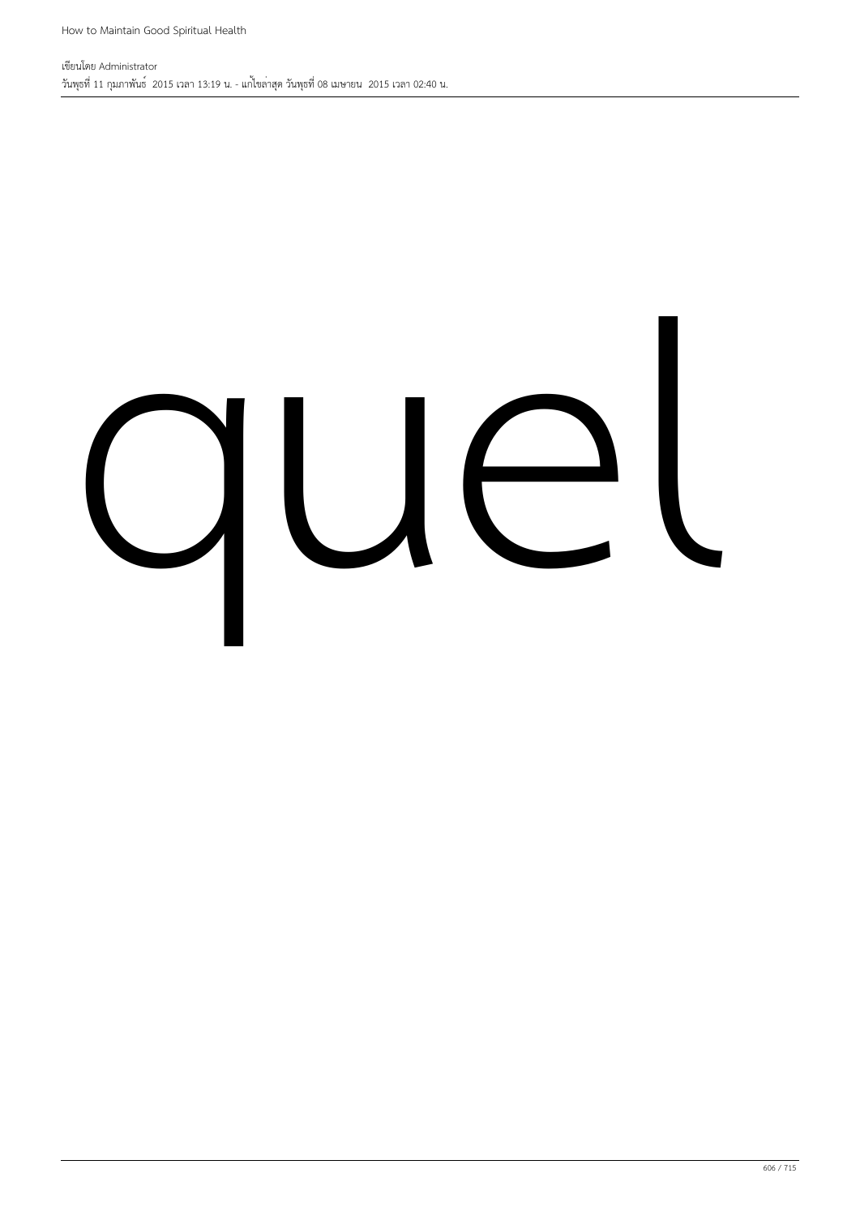quel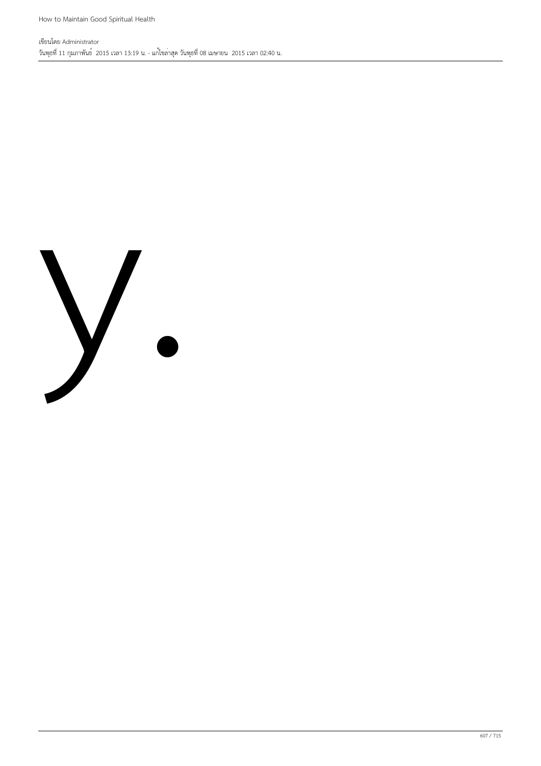y.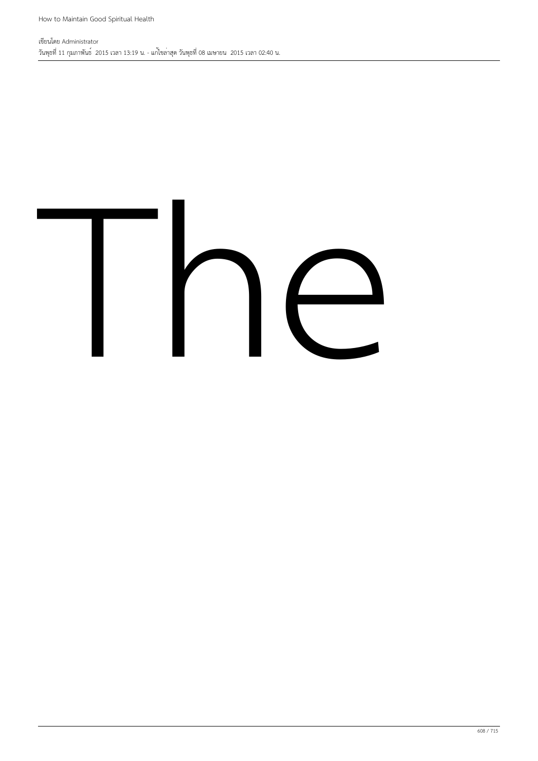The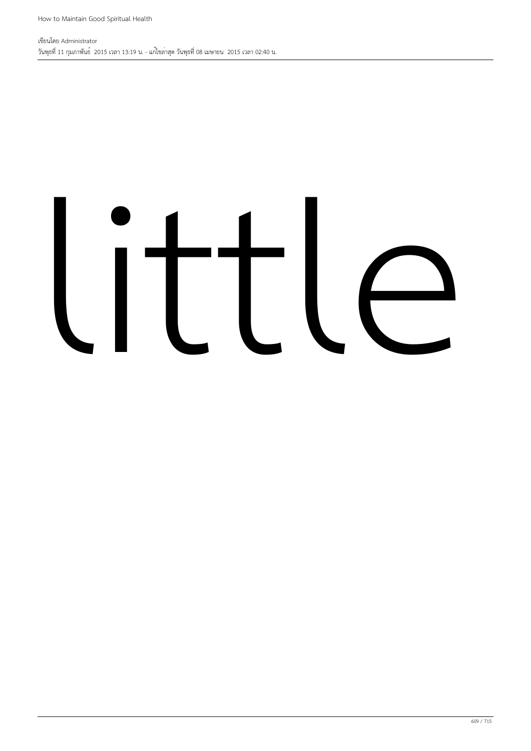little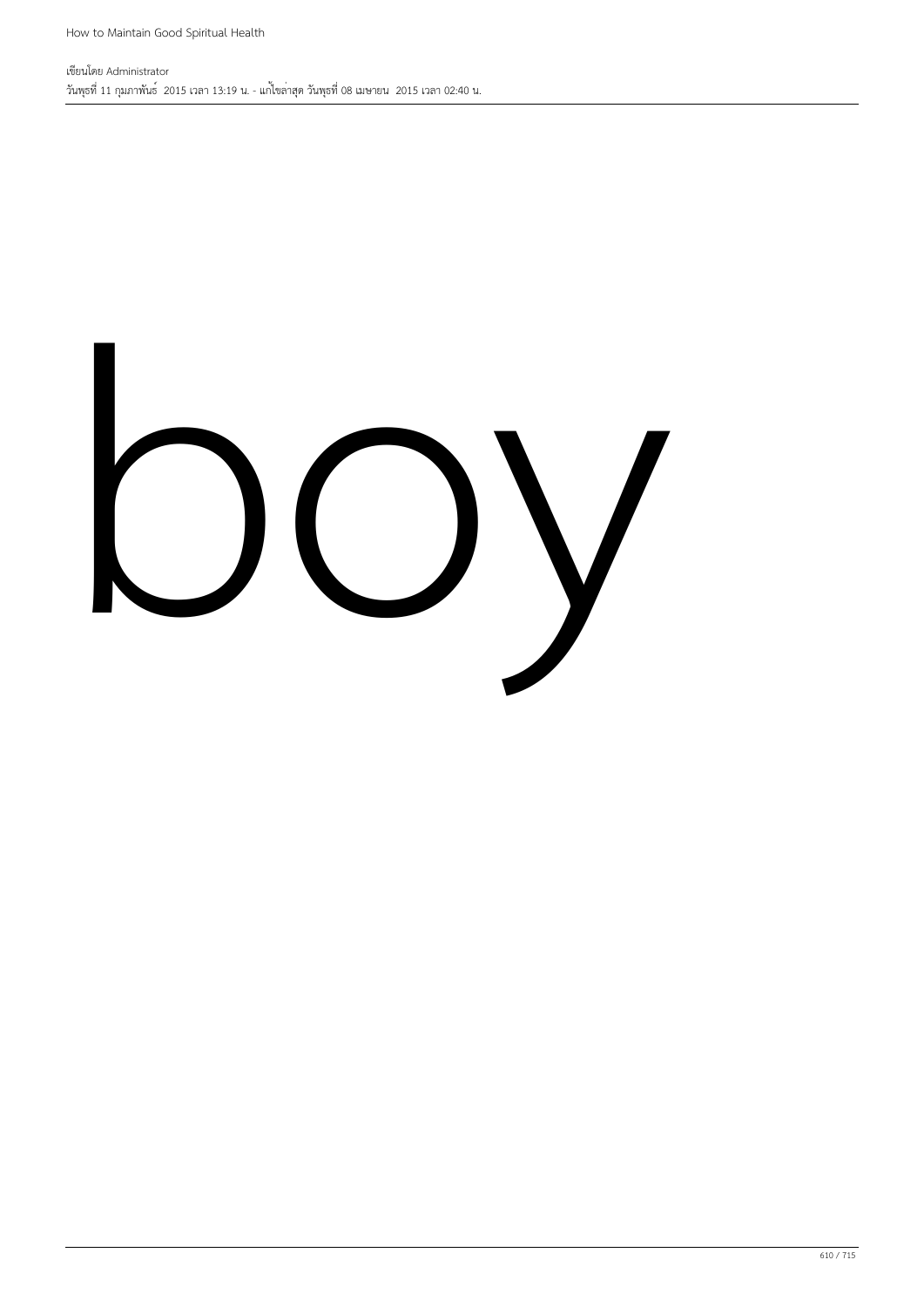boy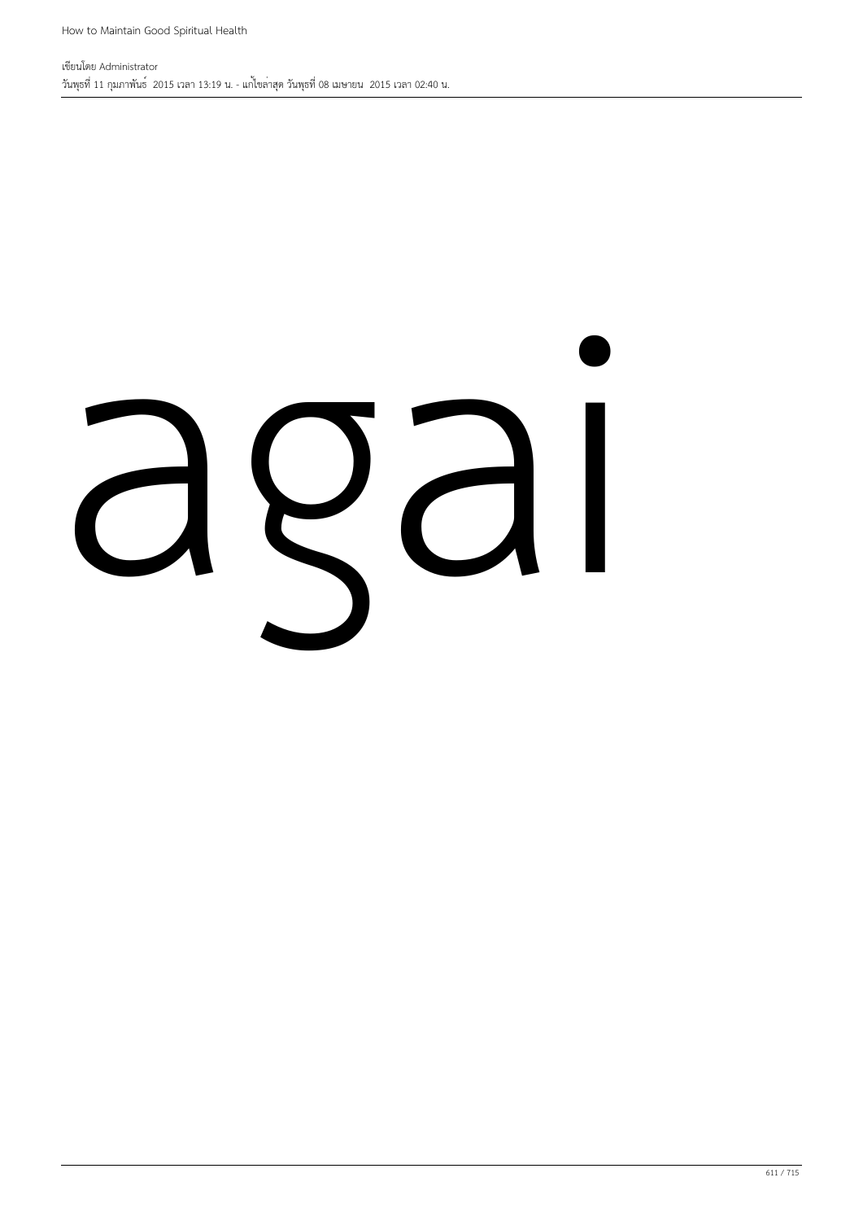agai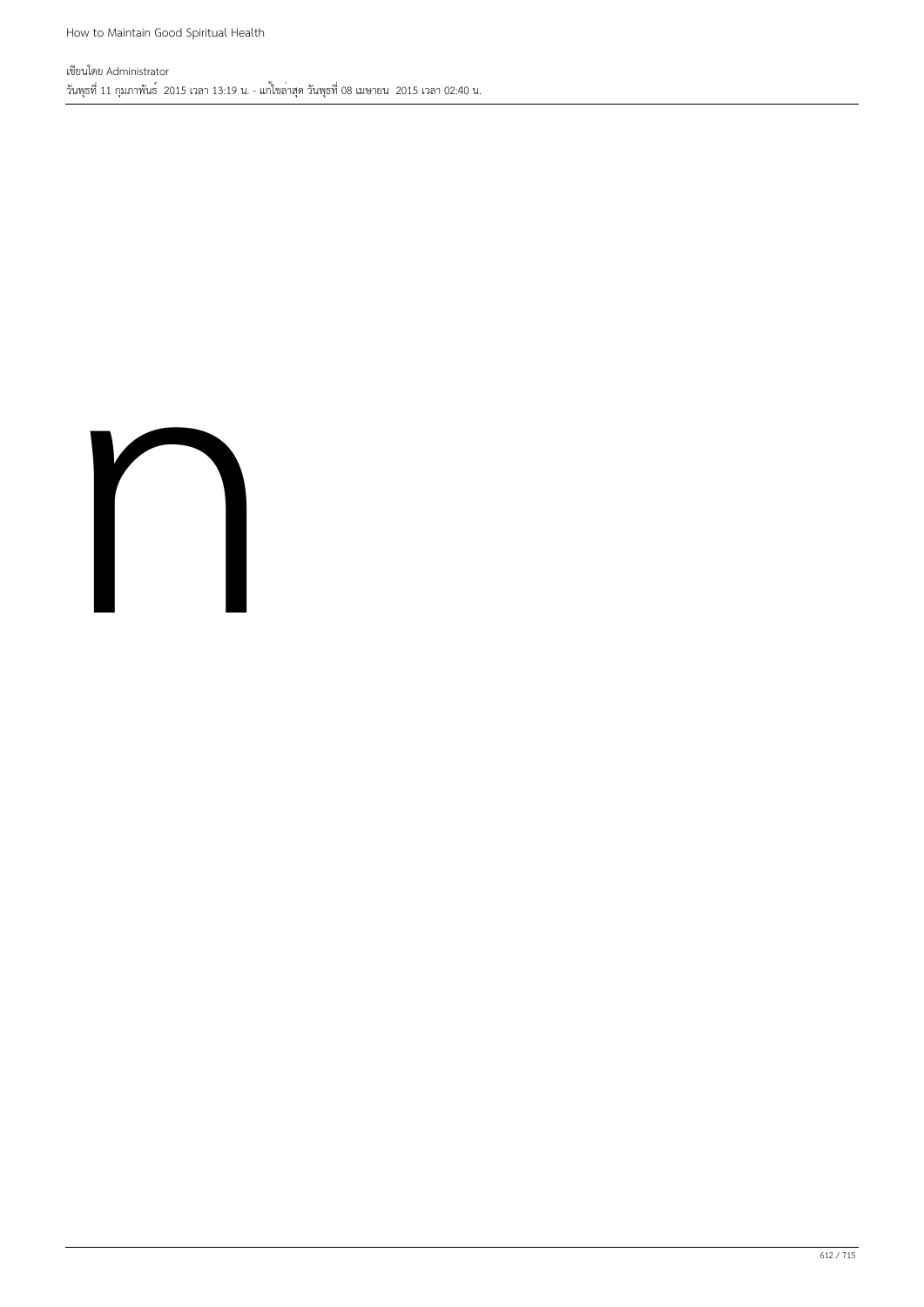ท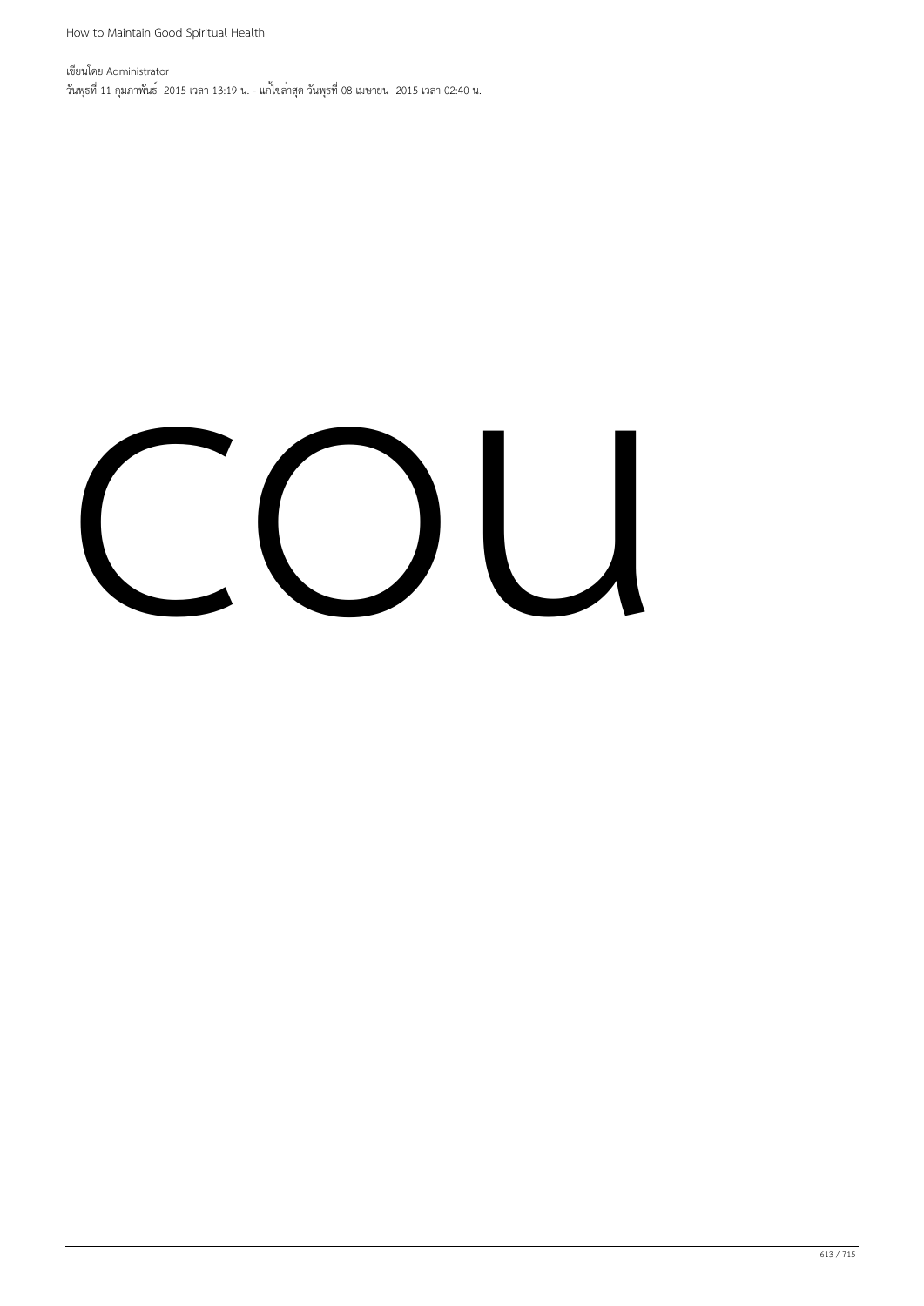cou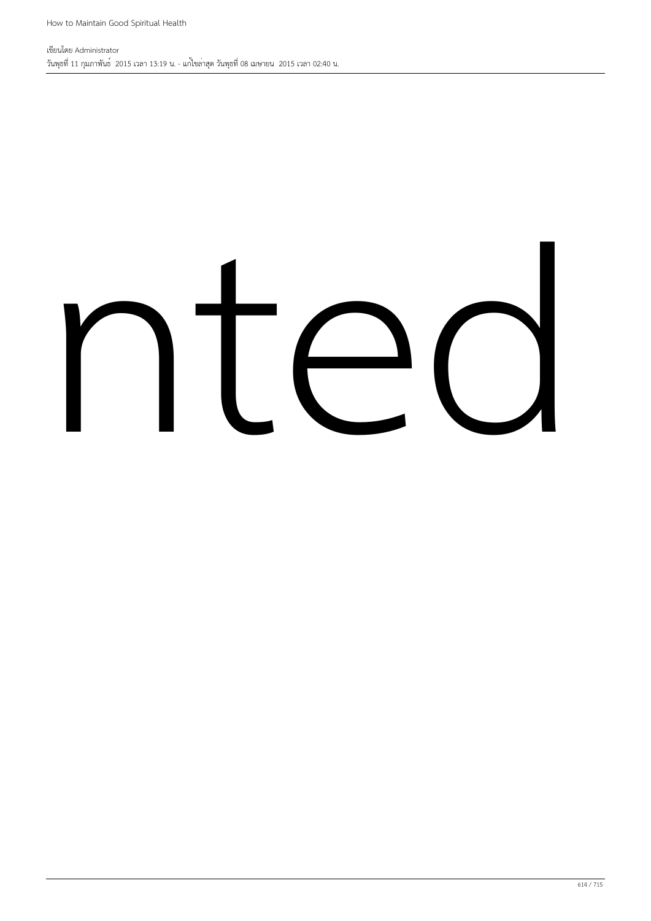nted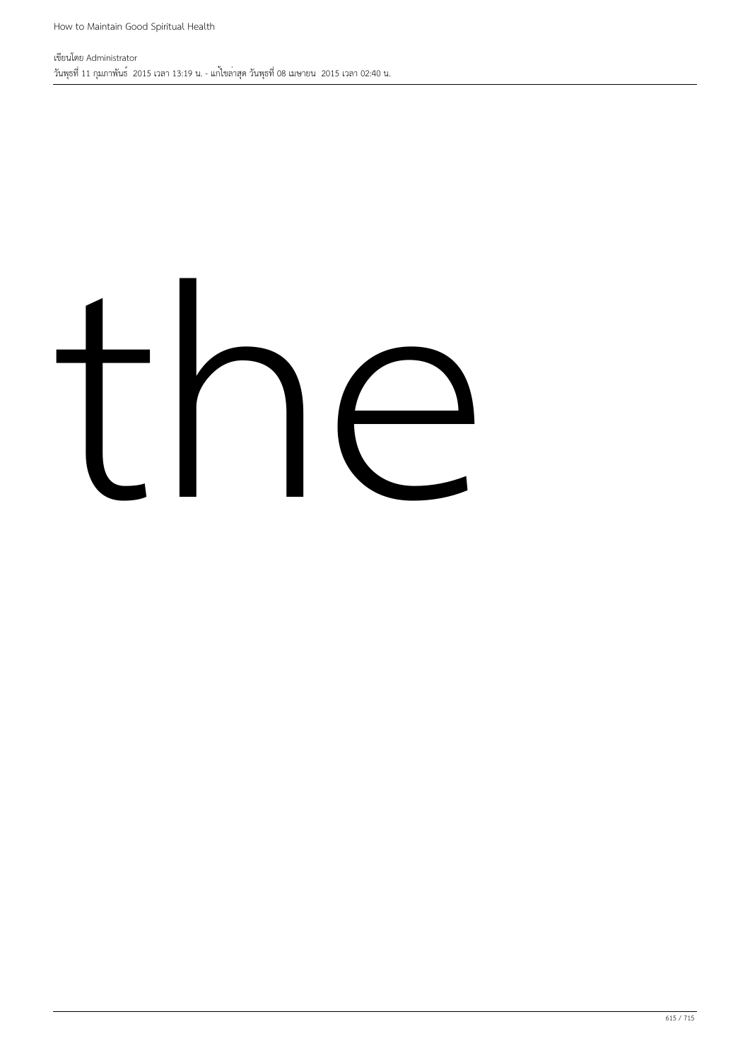the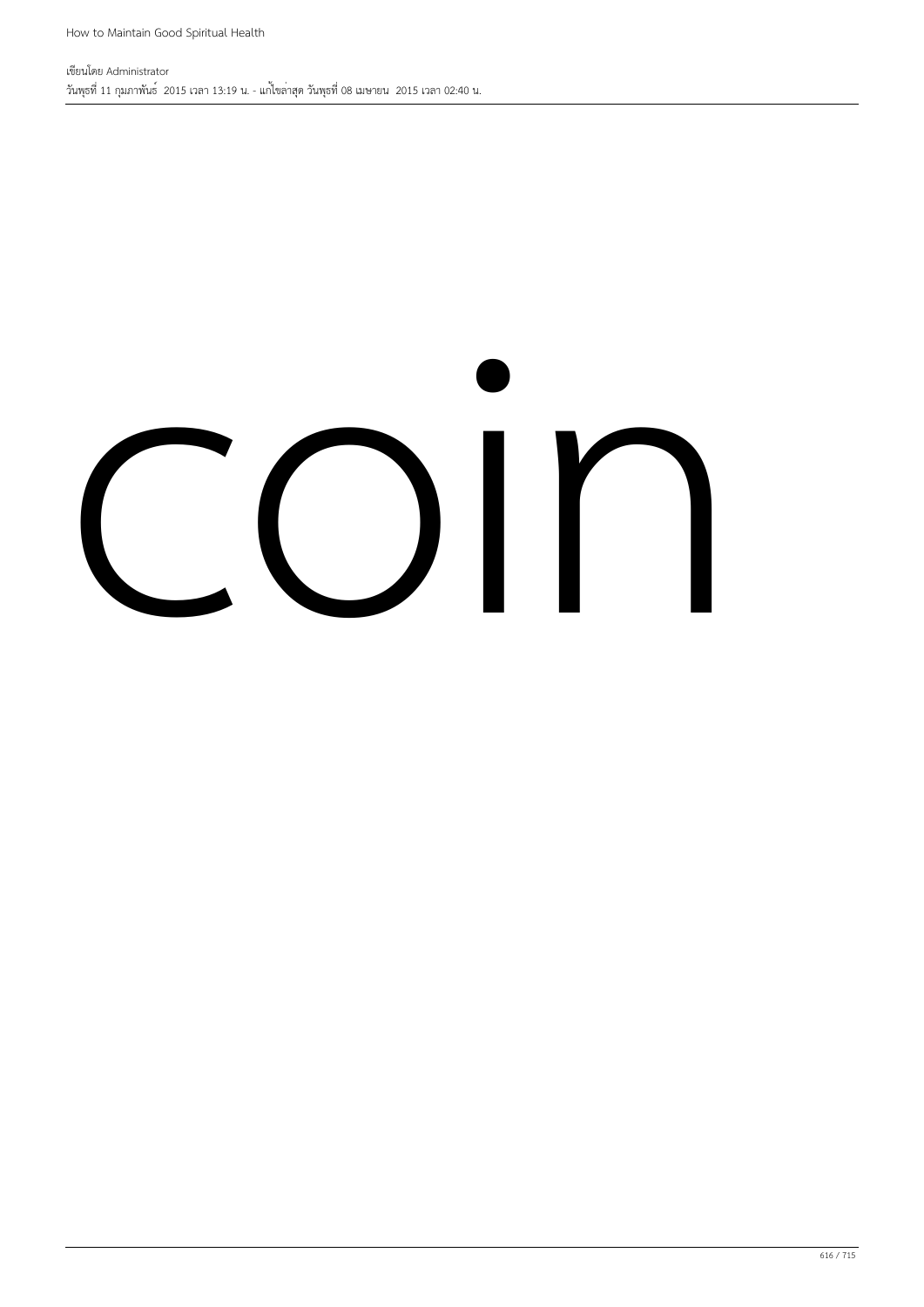coin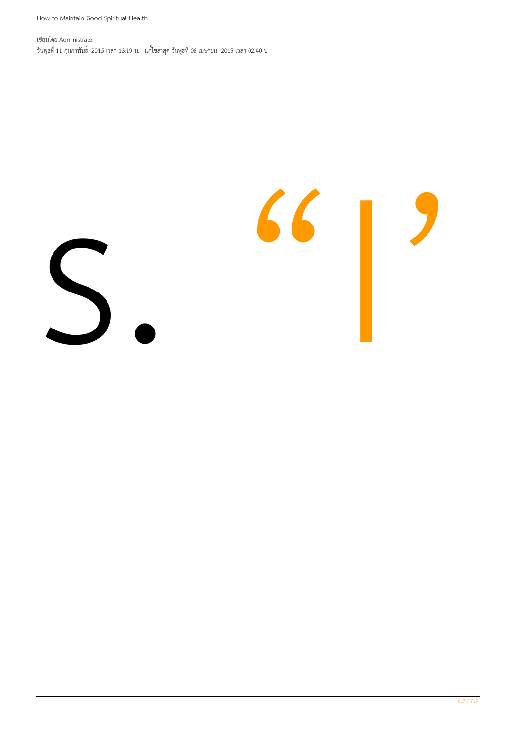S. “I”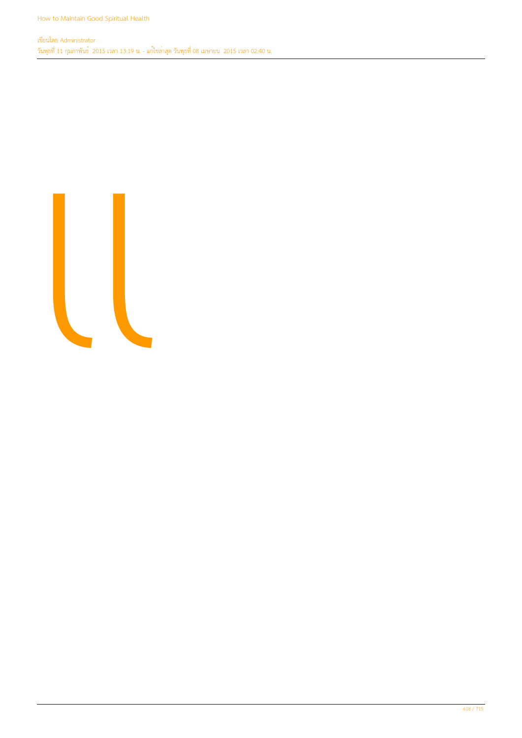แ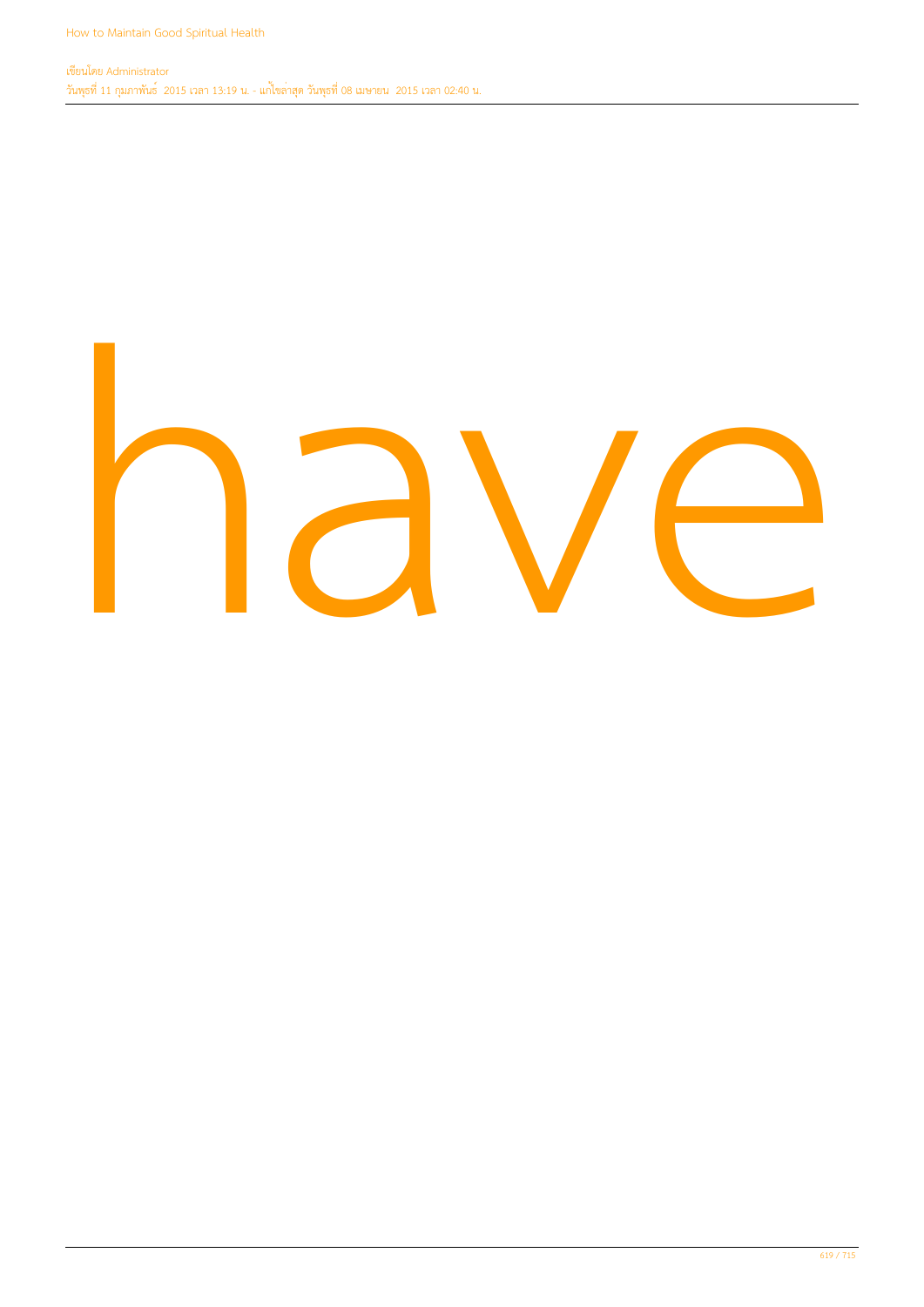have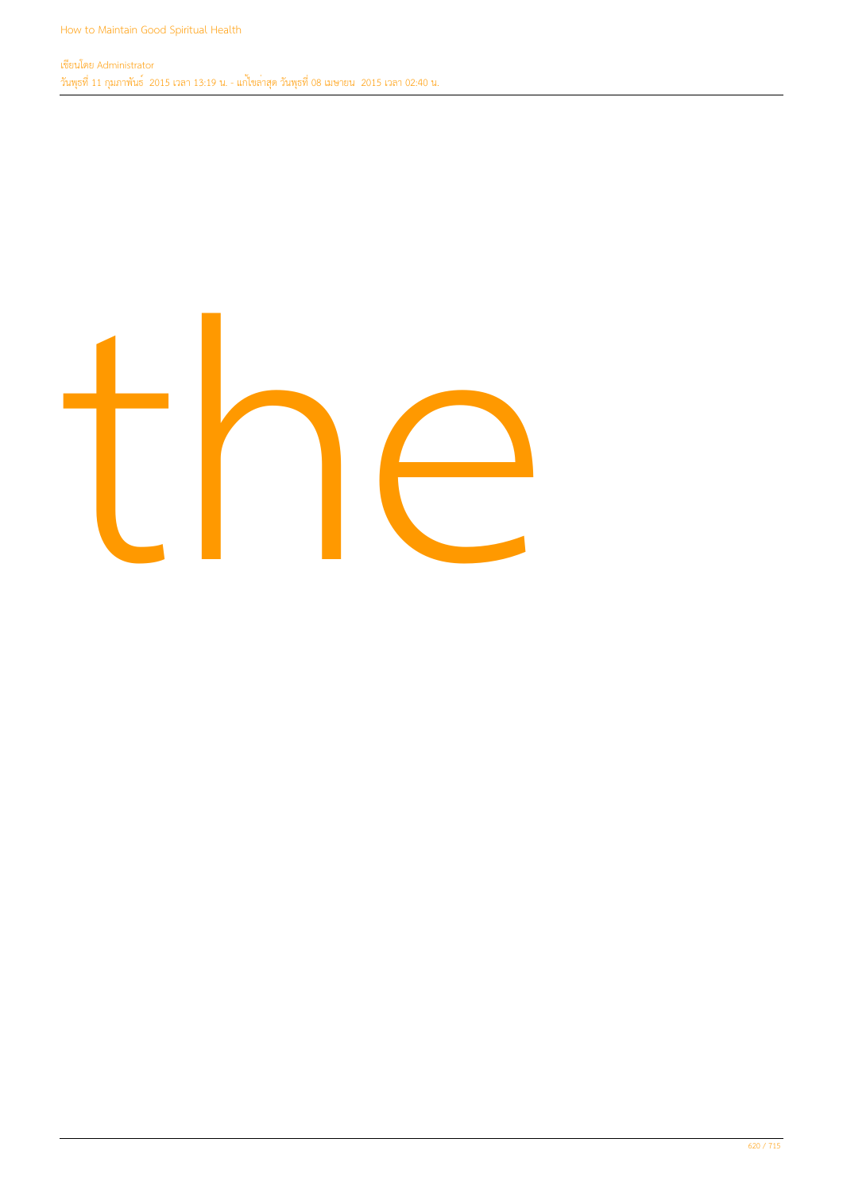the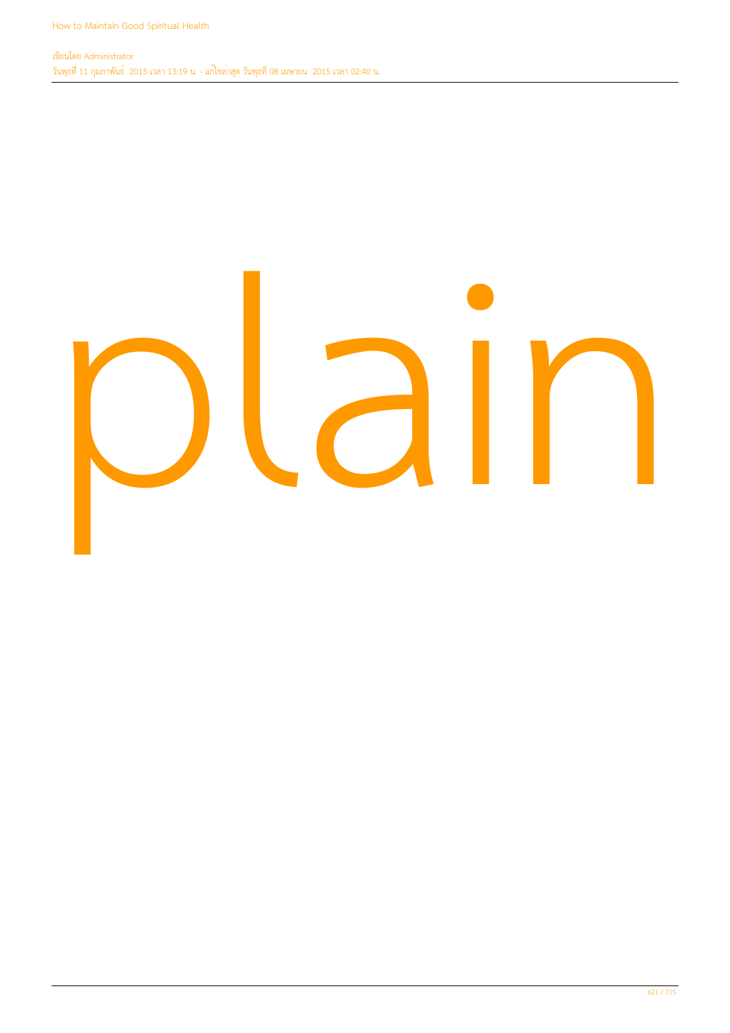plain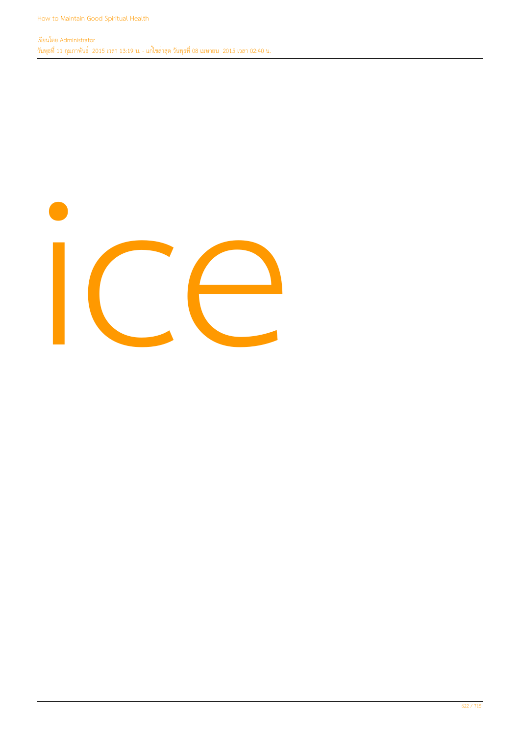ice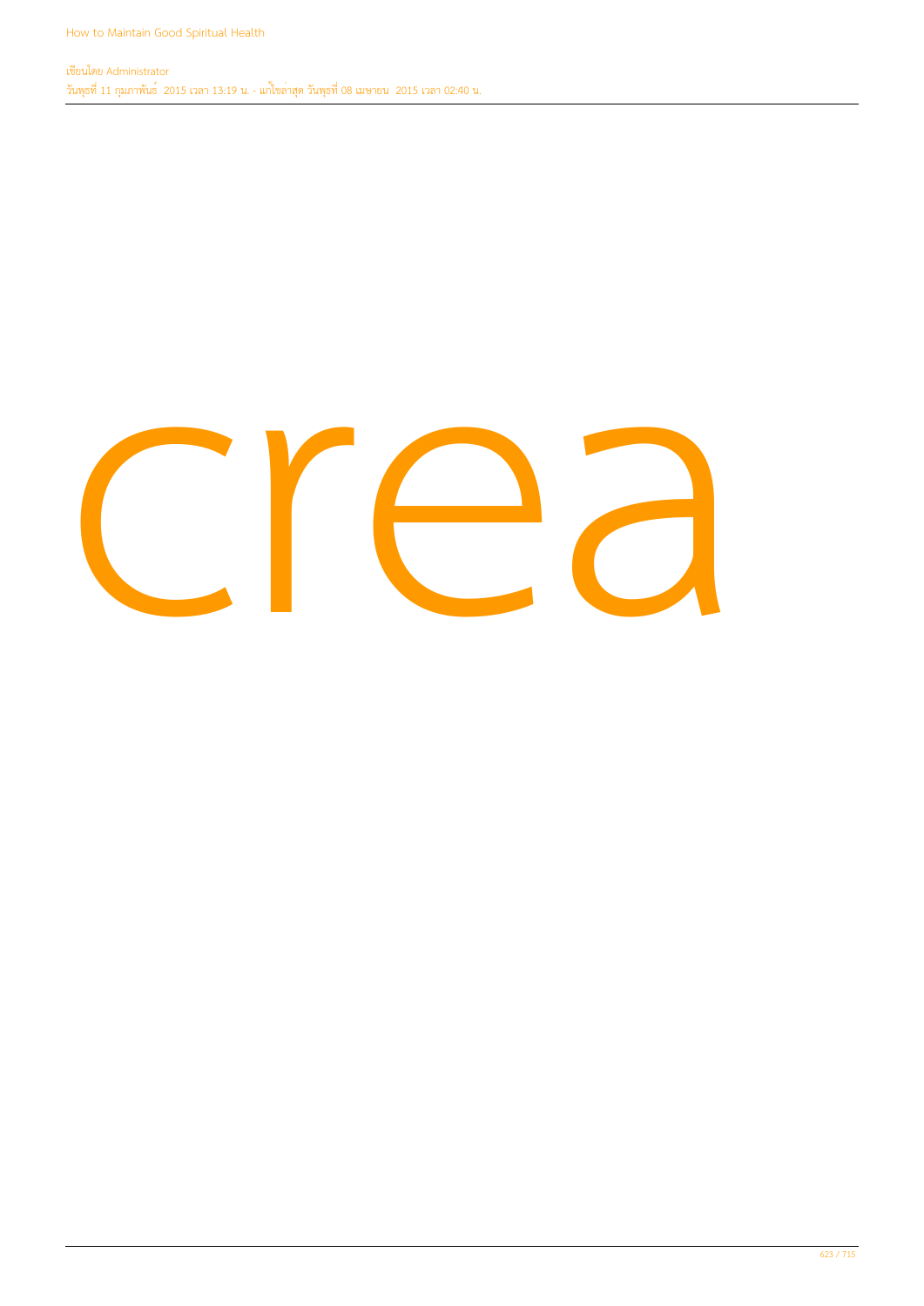crea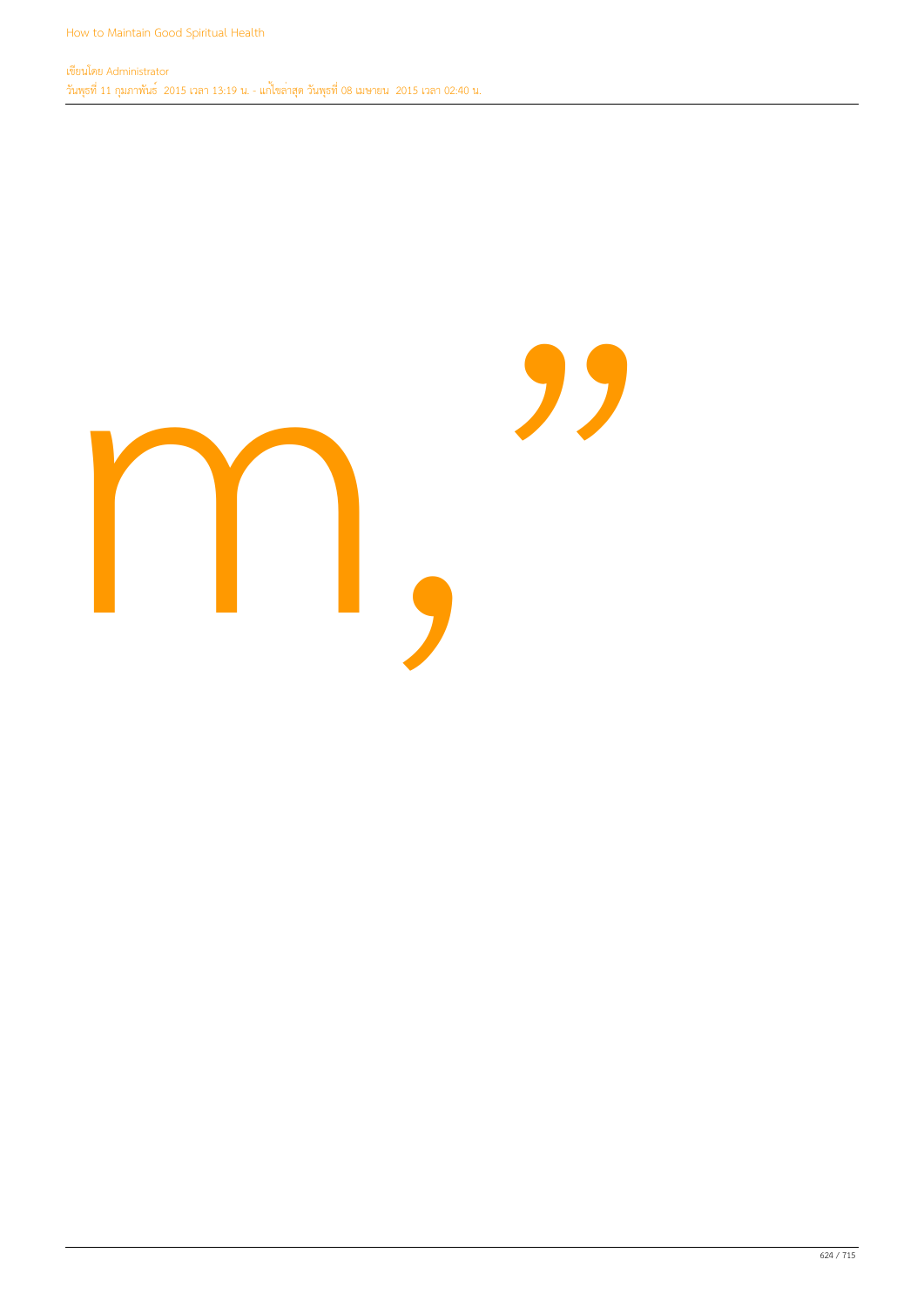m,”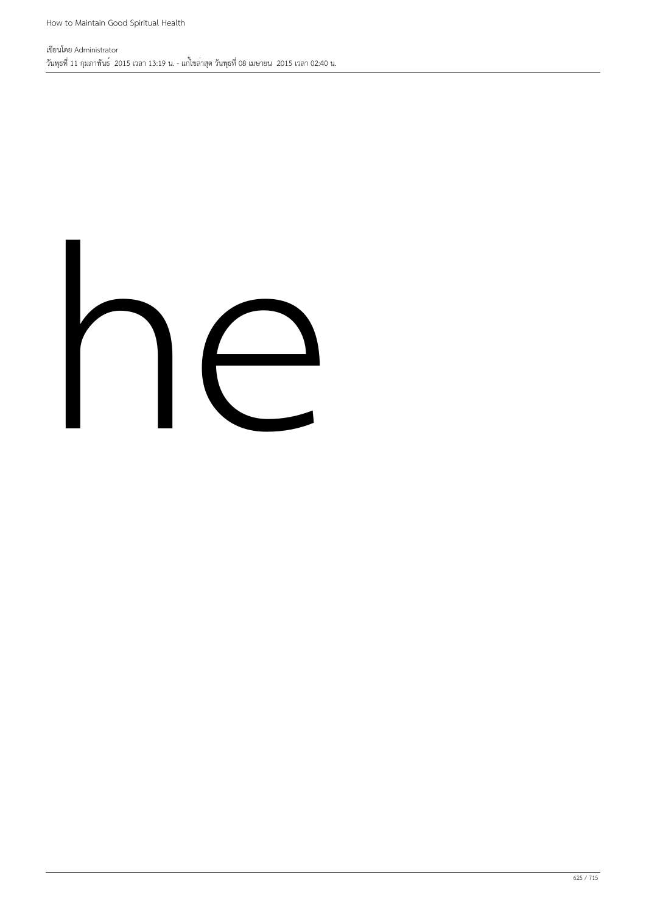he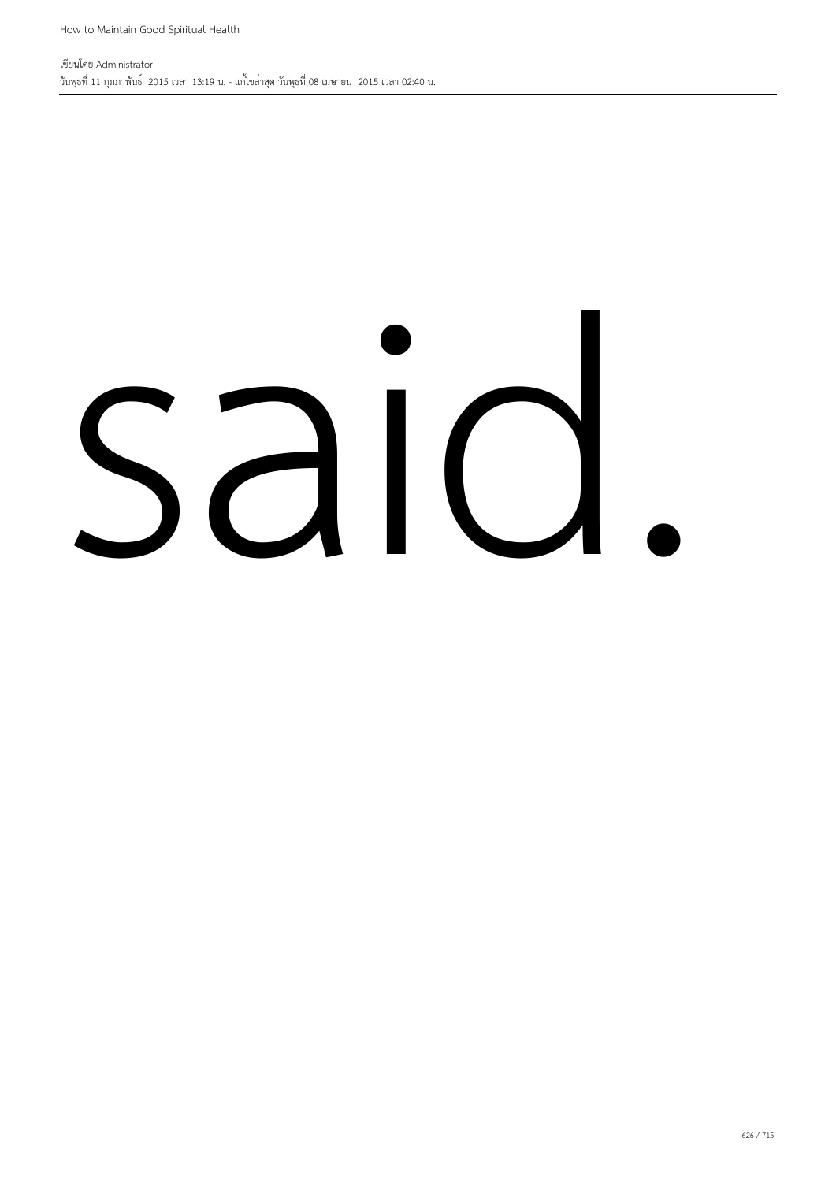said.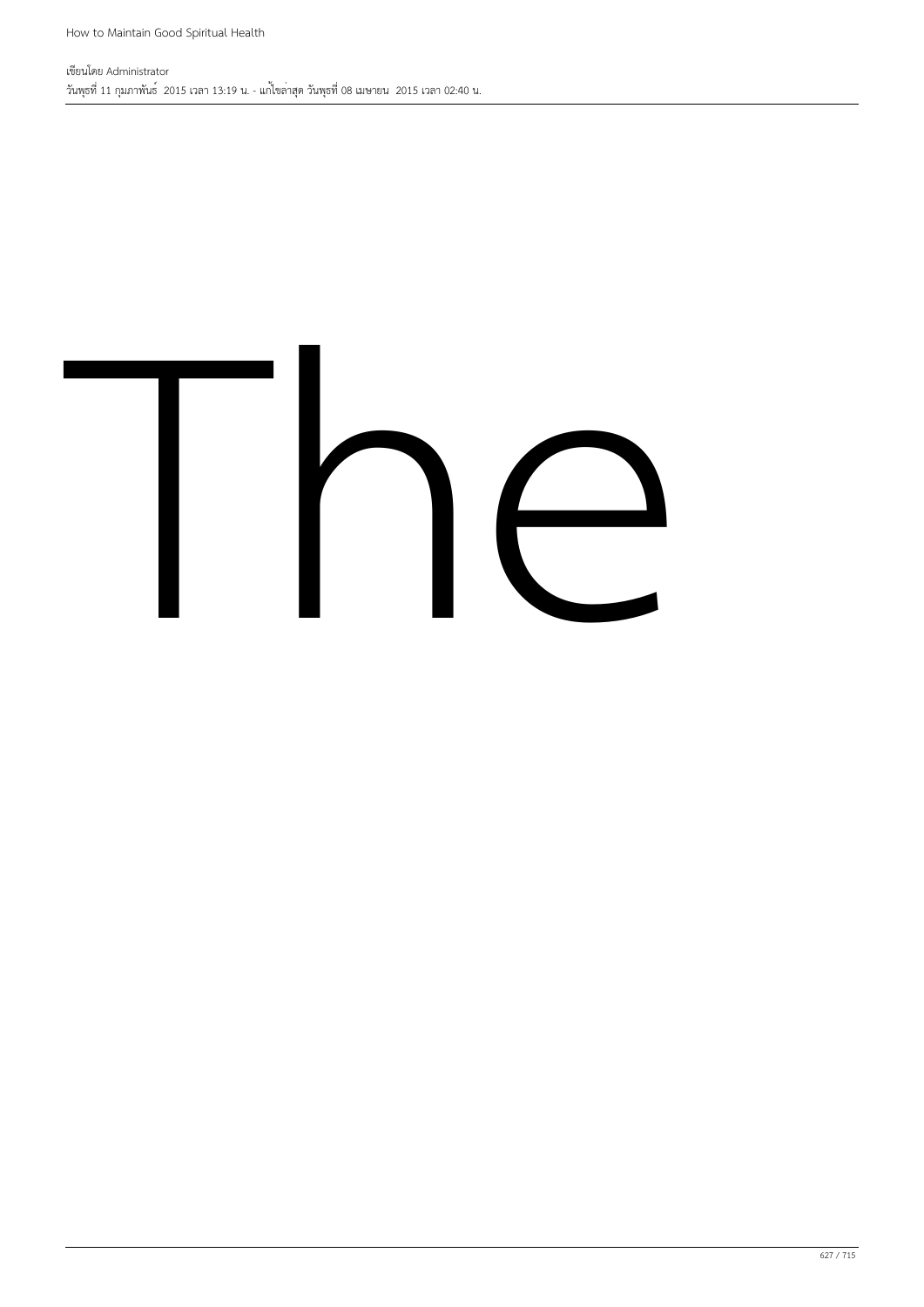The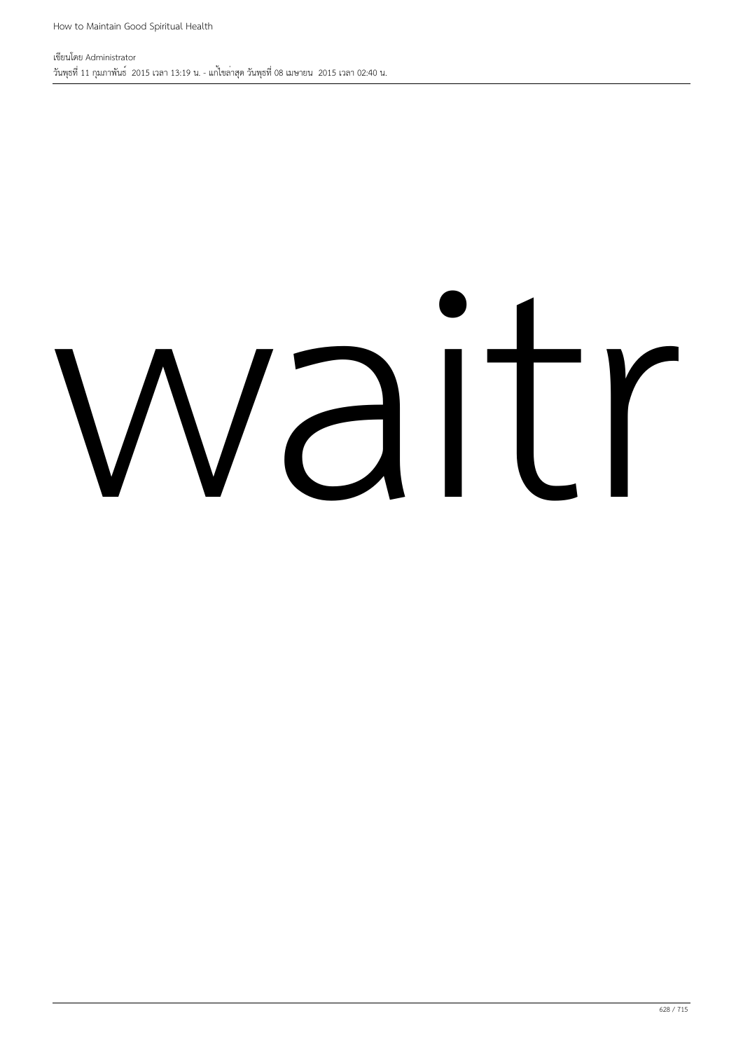waitr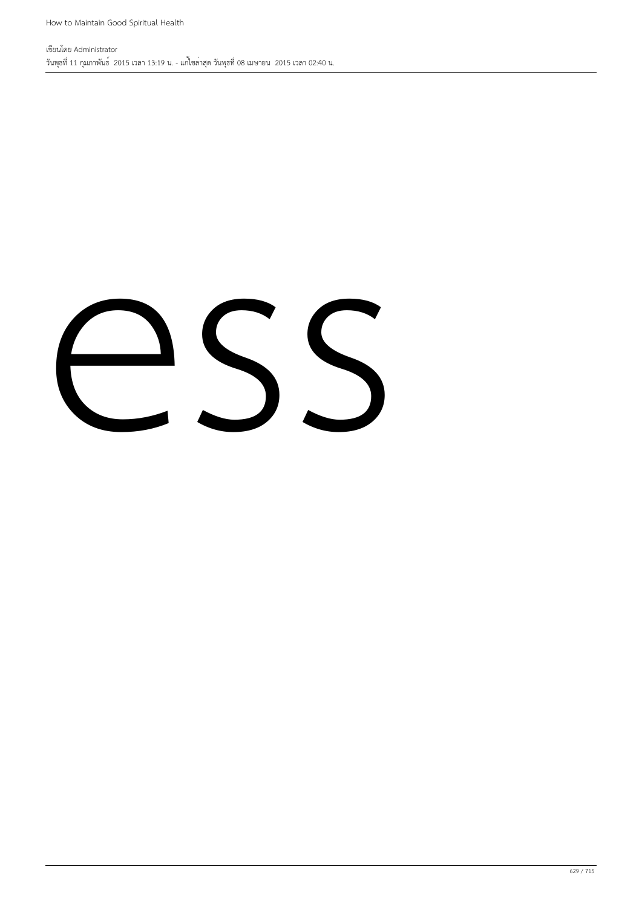ess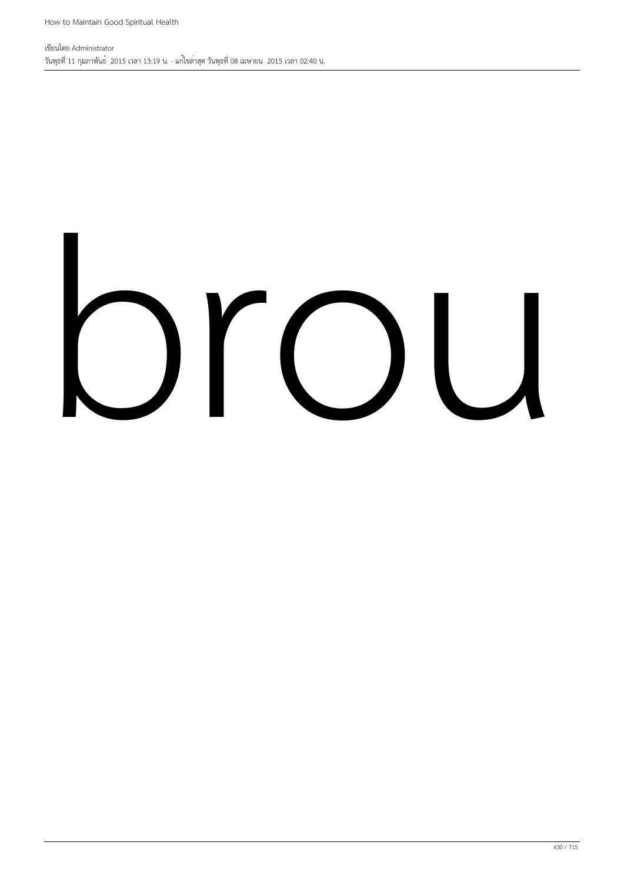brou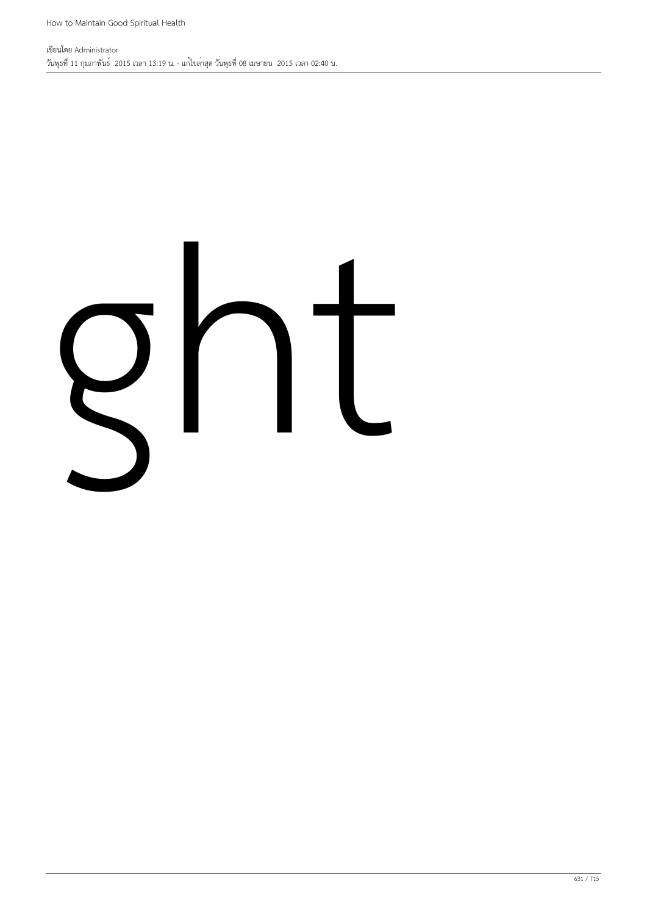ght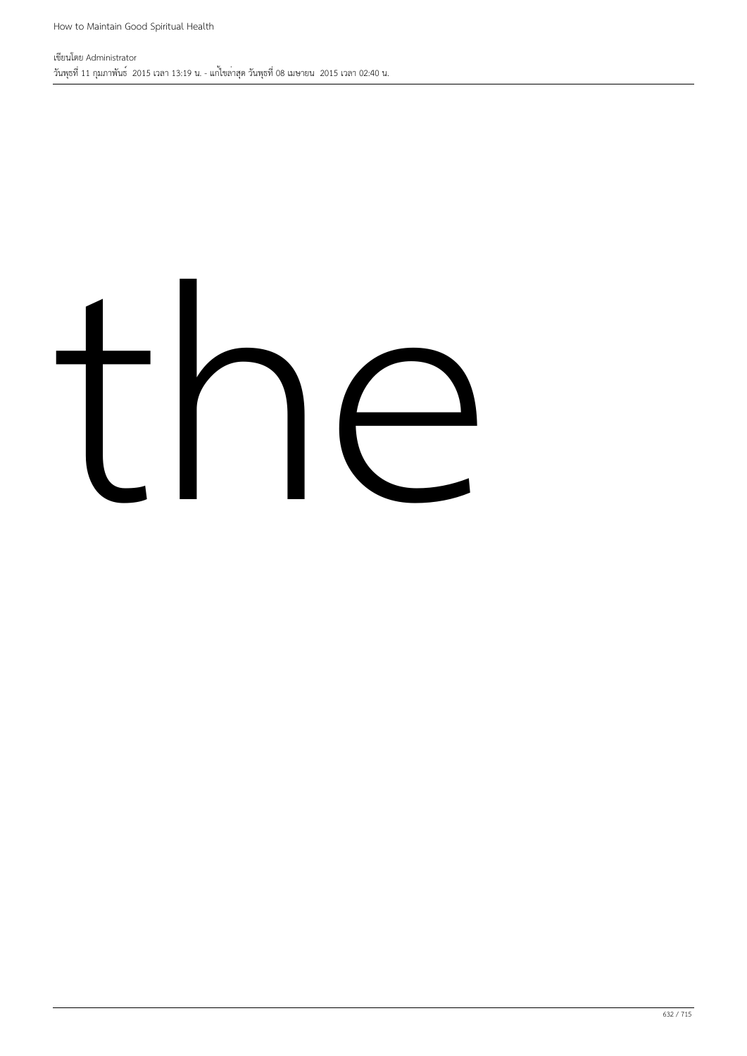the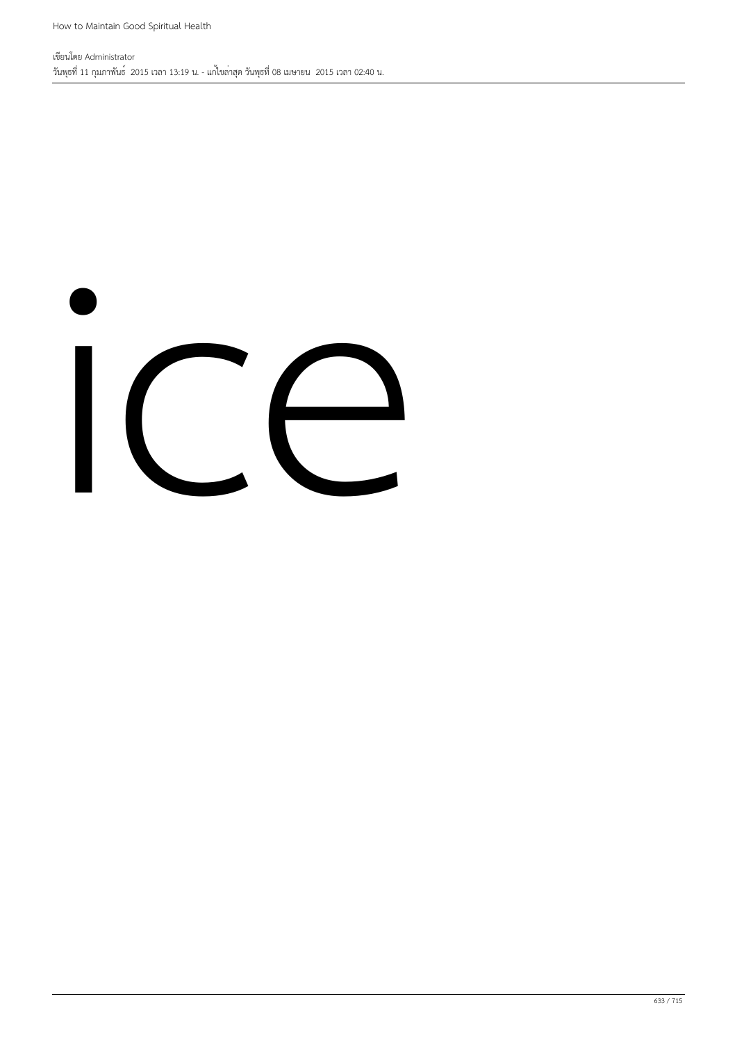ice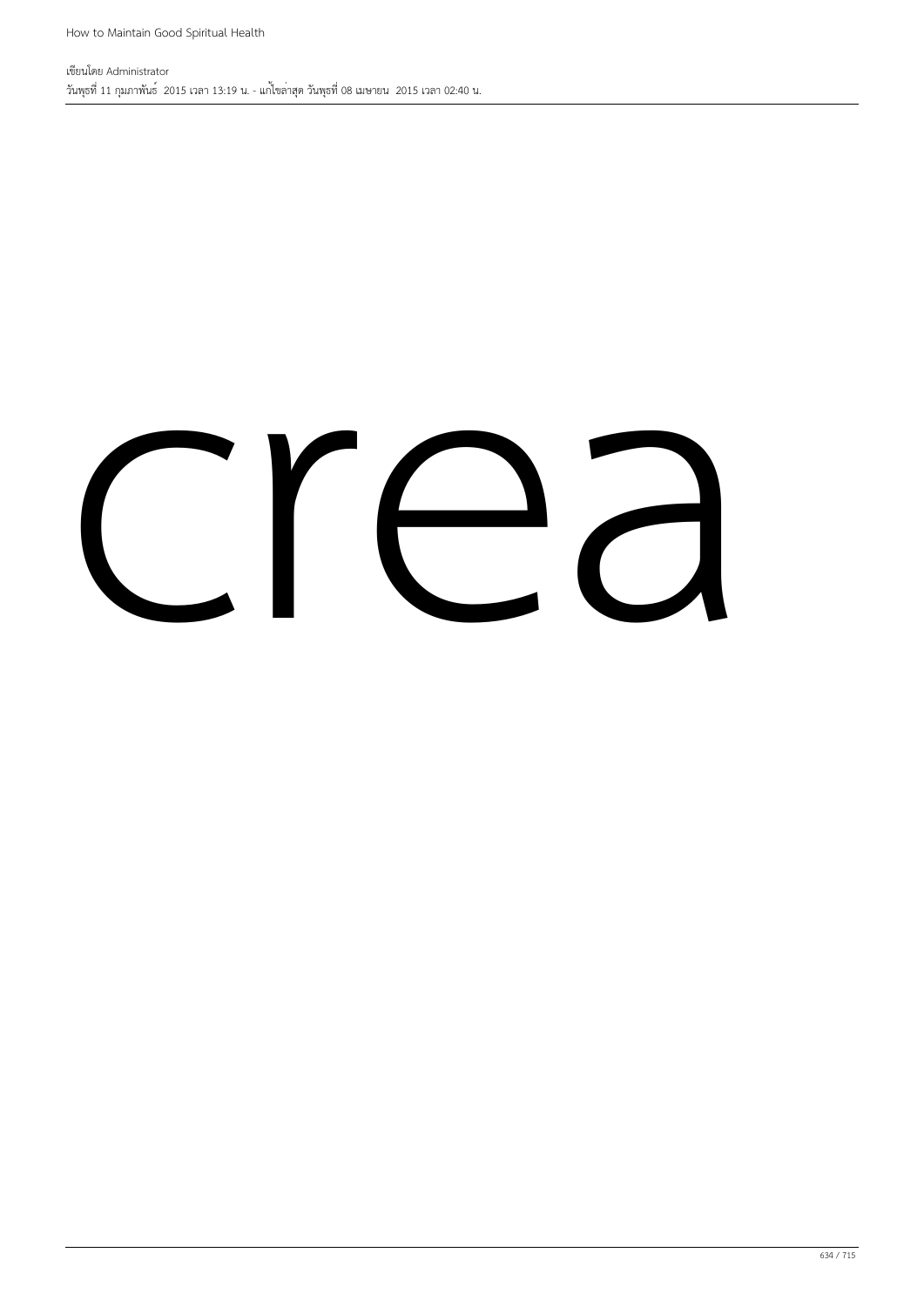crea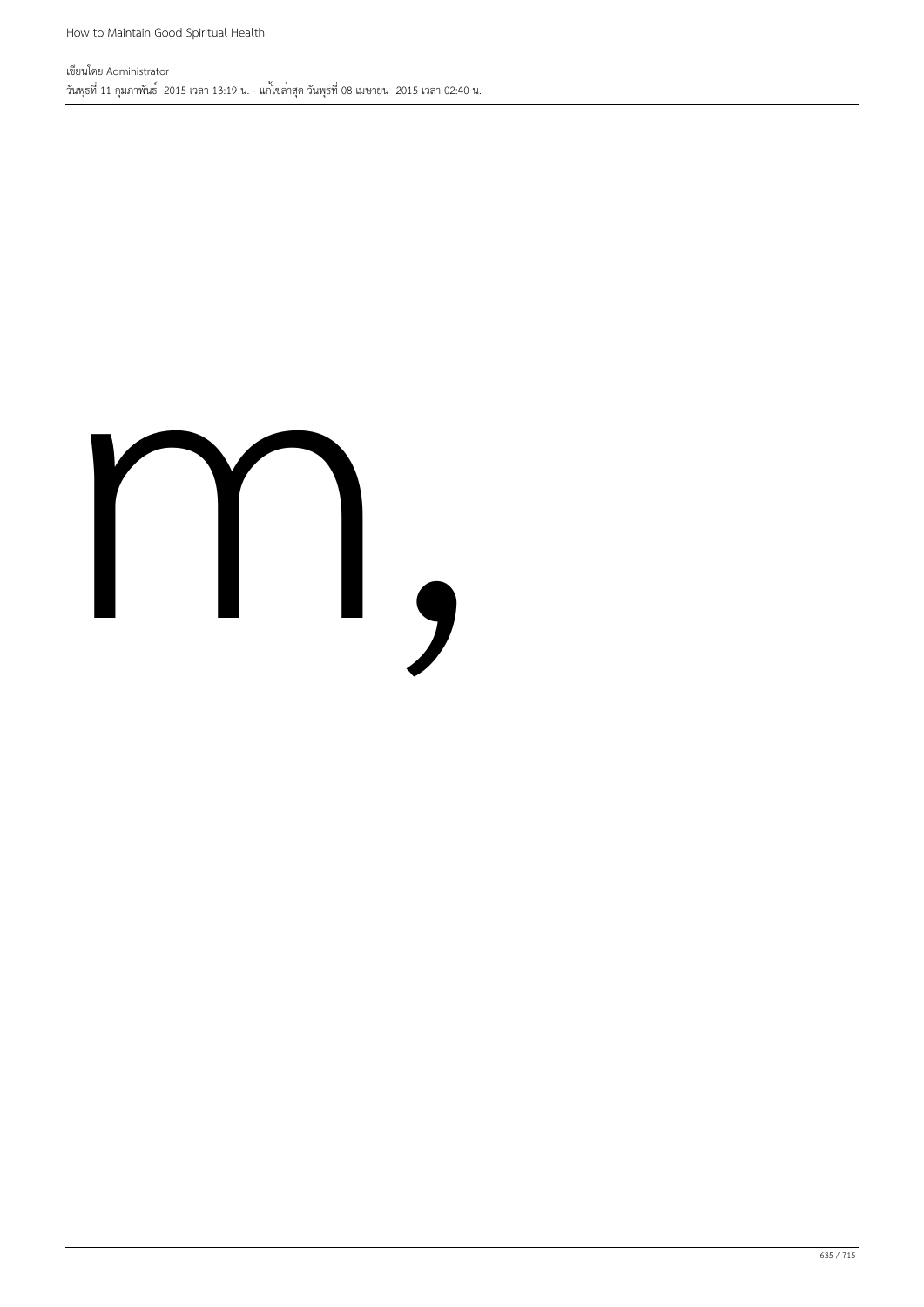m,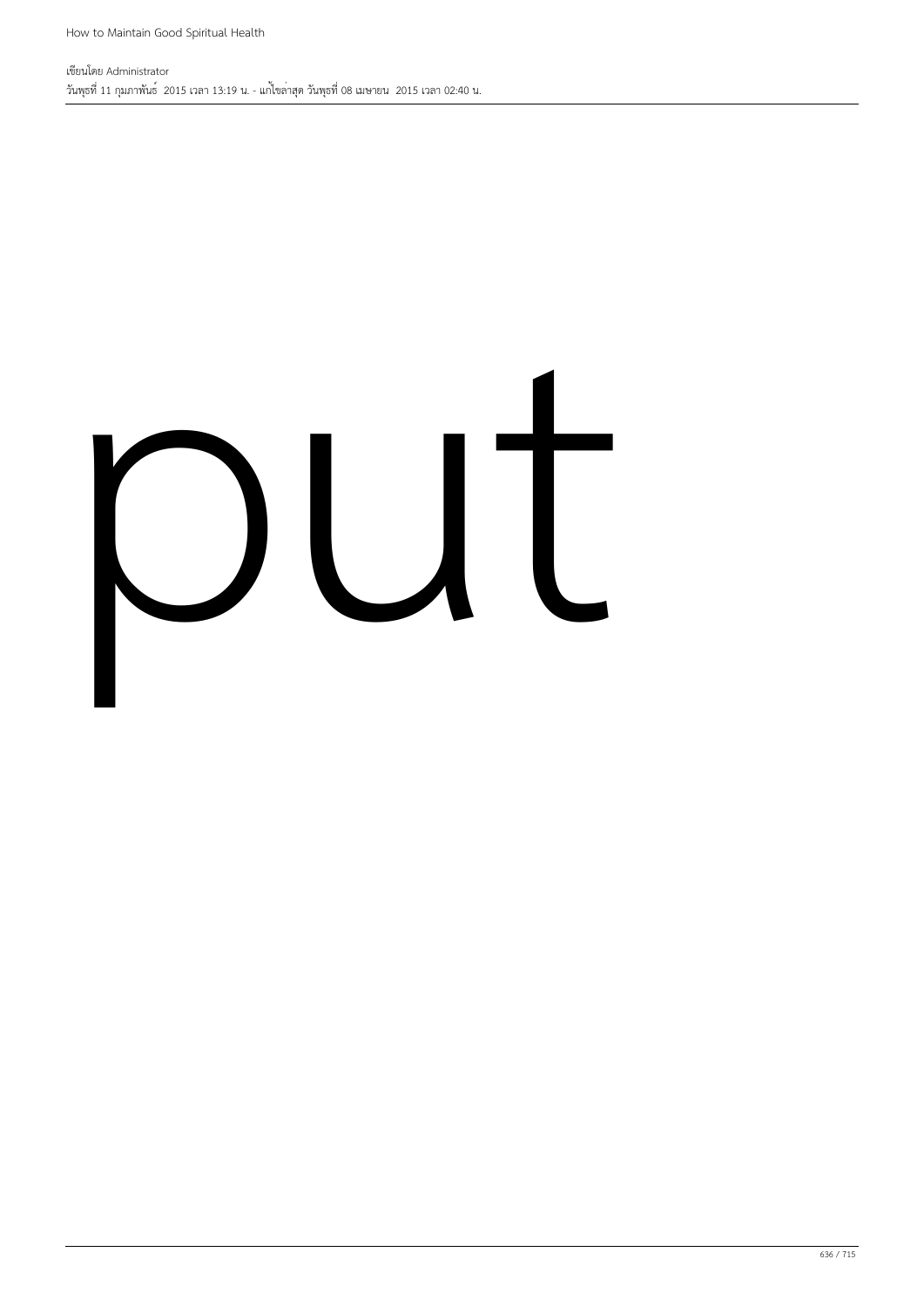put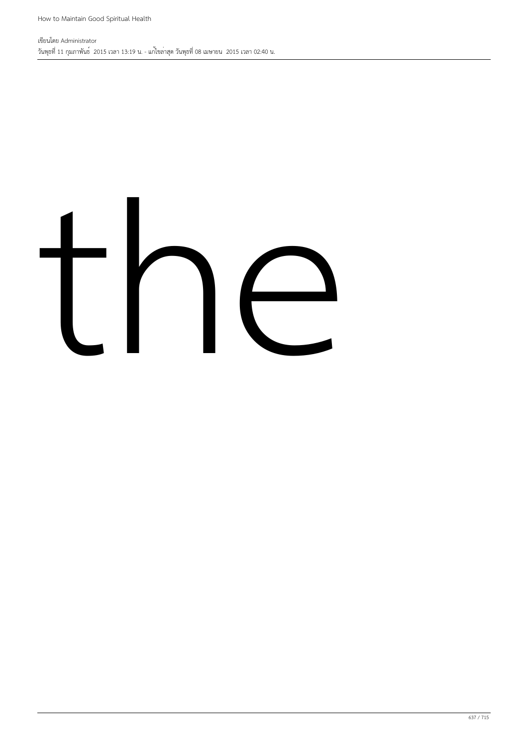the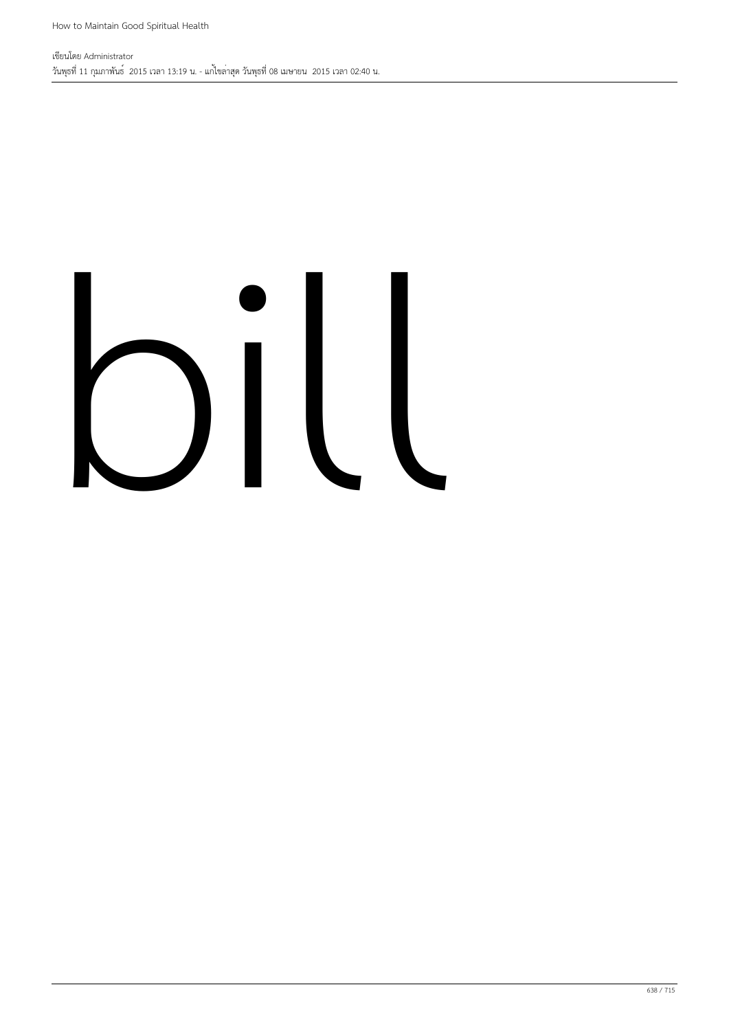bill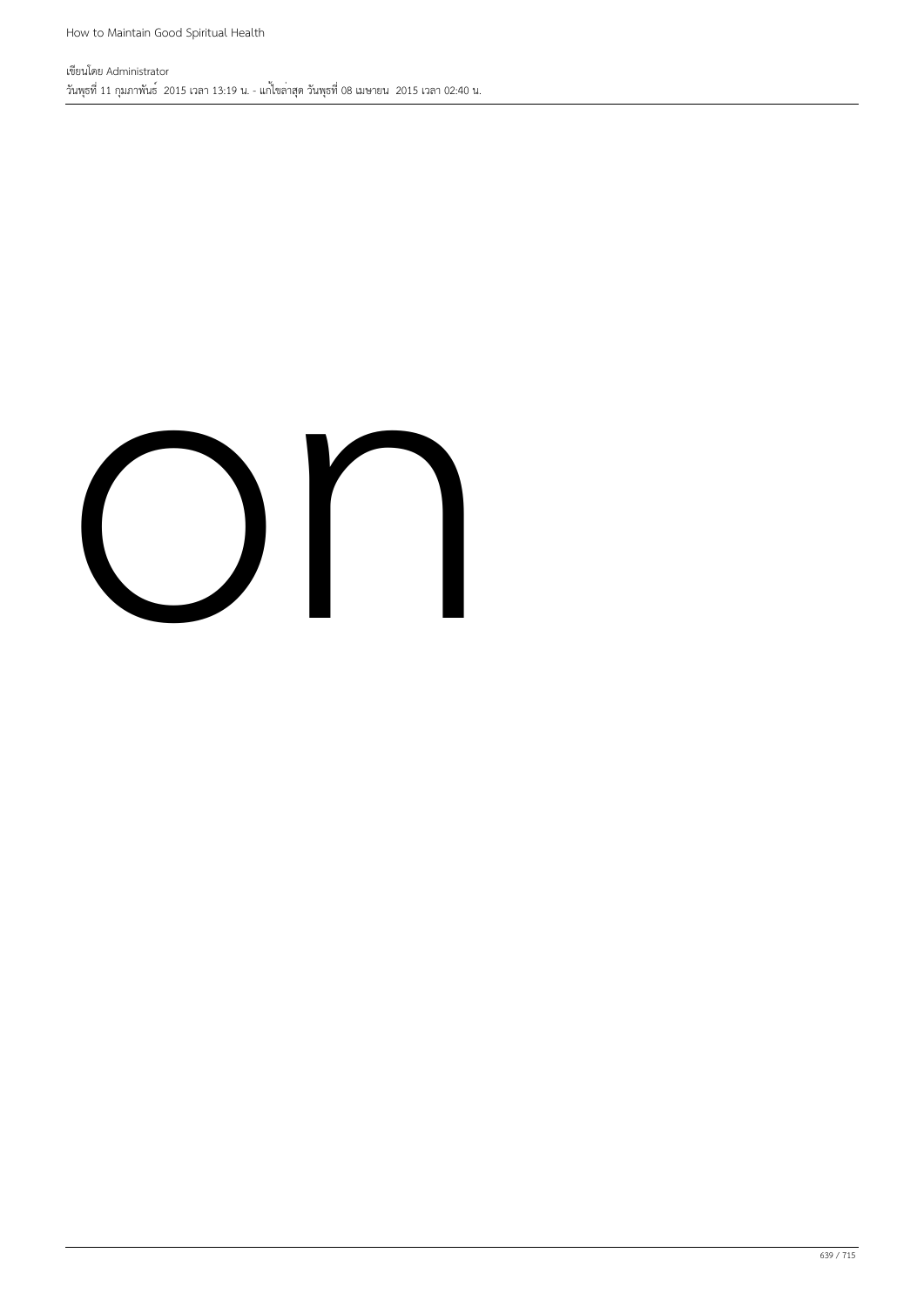on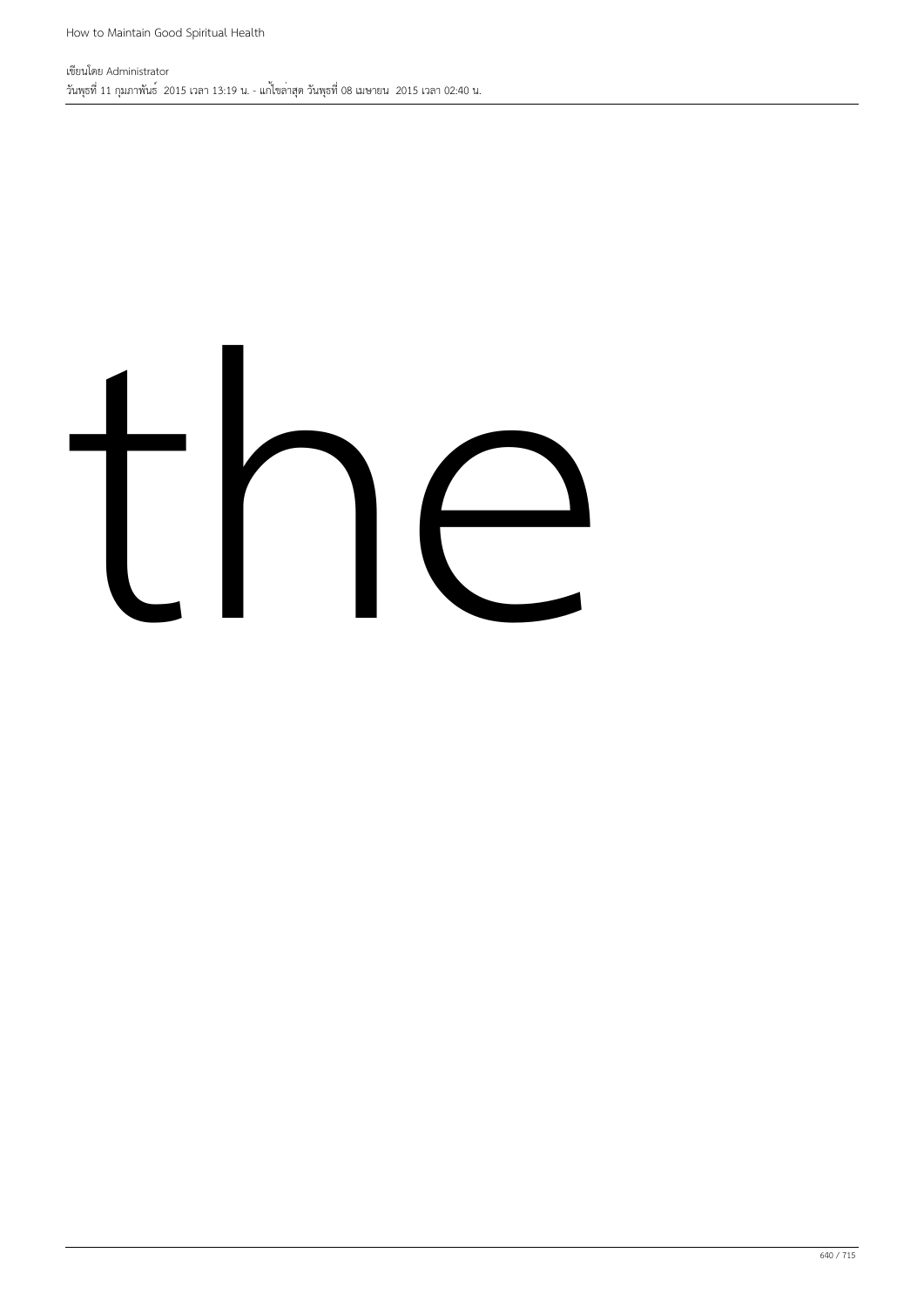the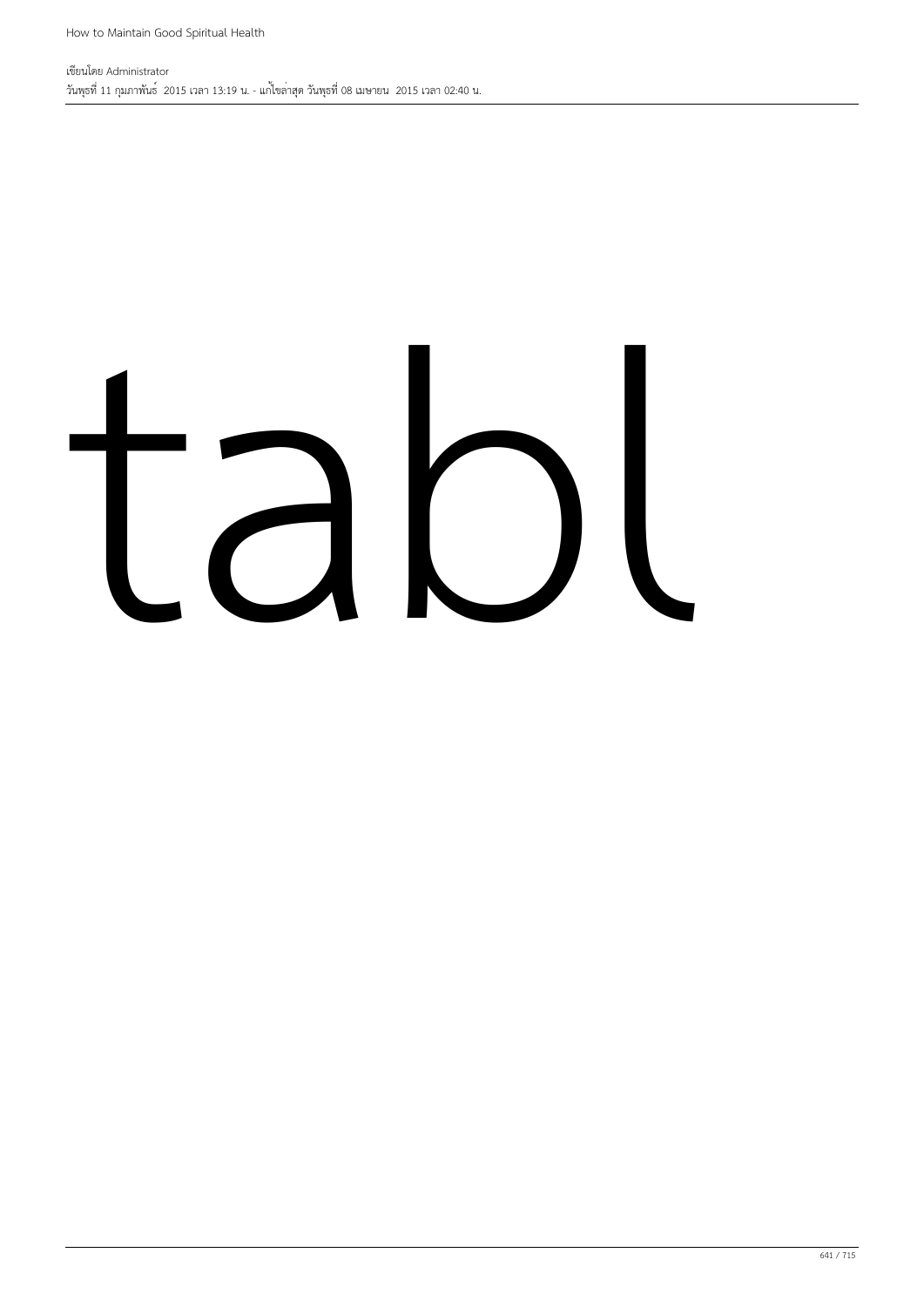tabl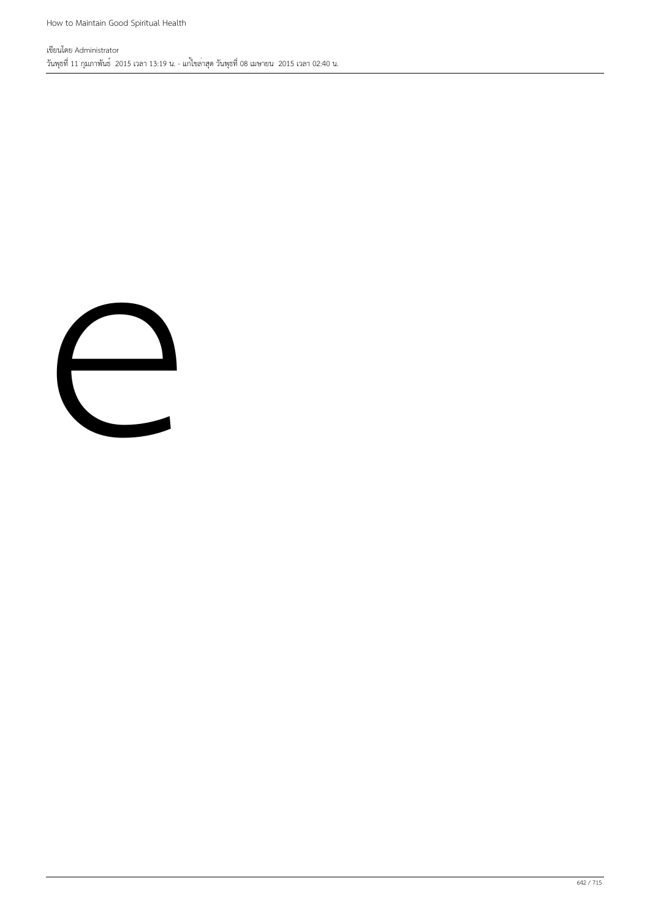e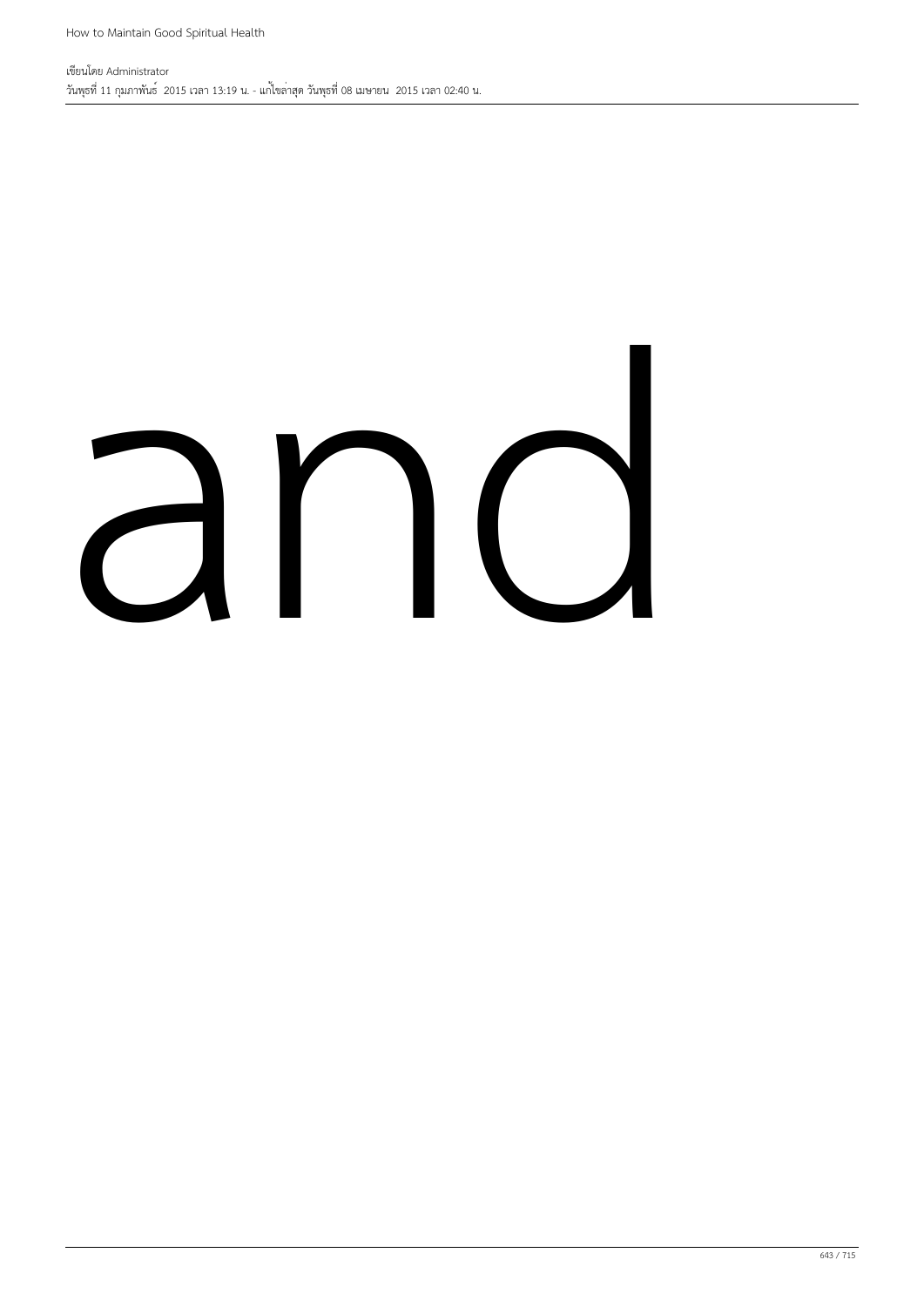and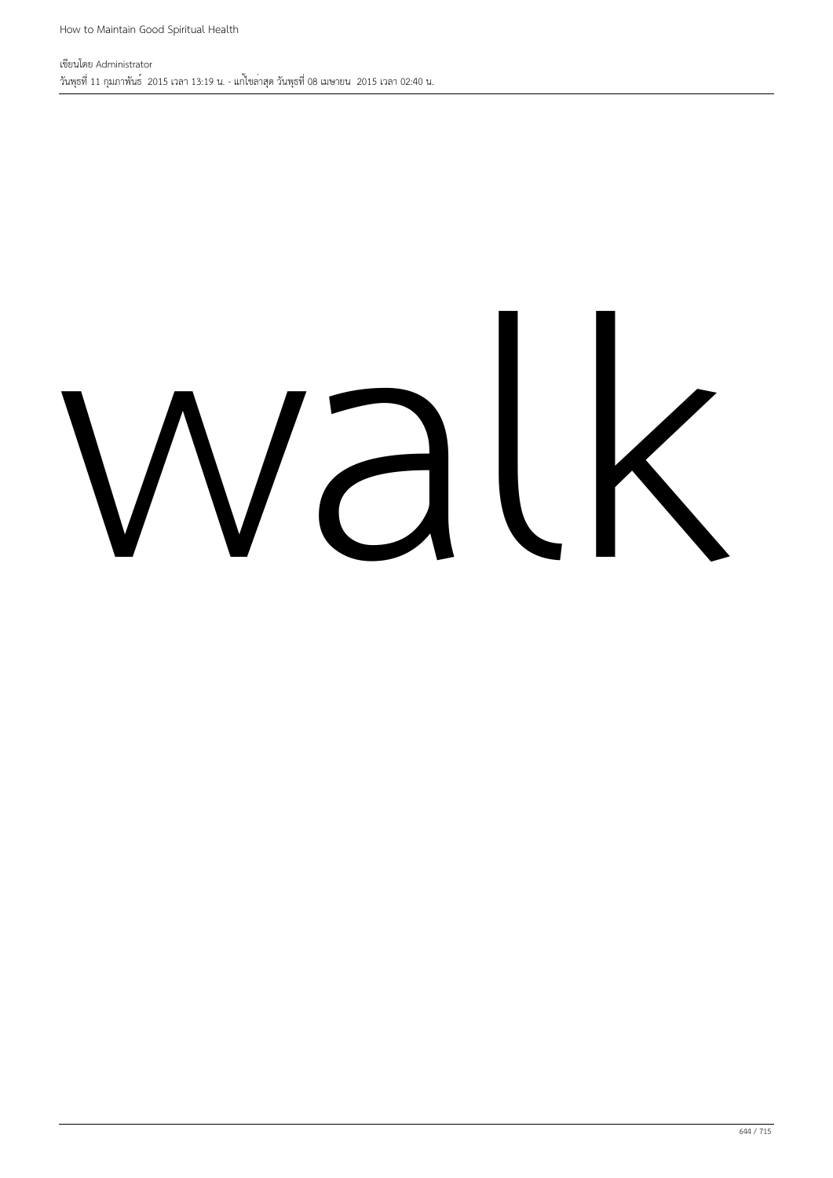walk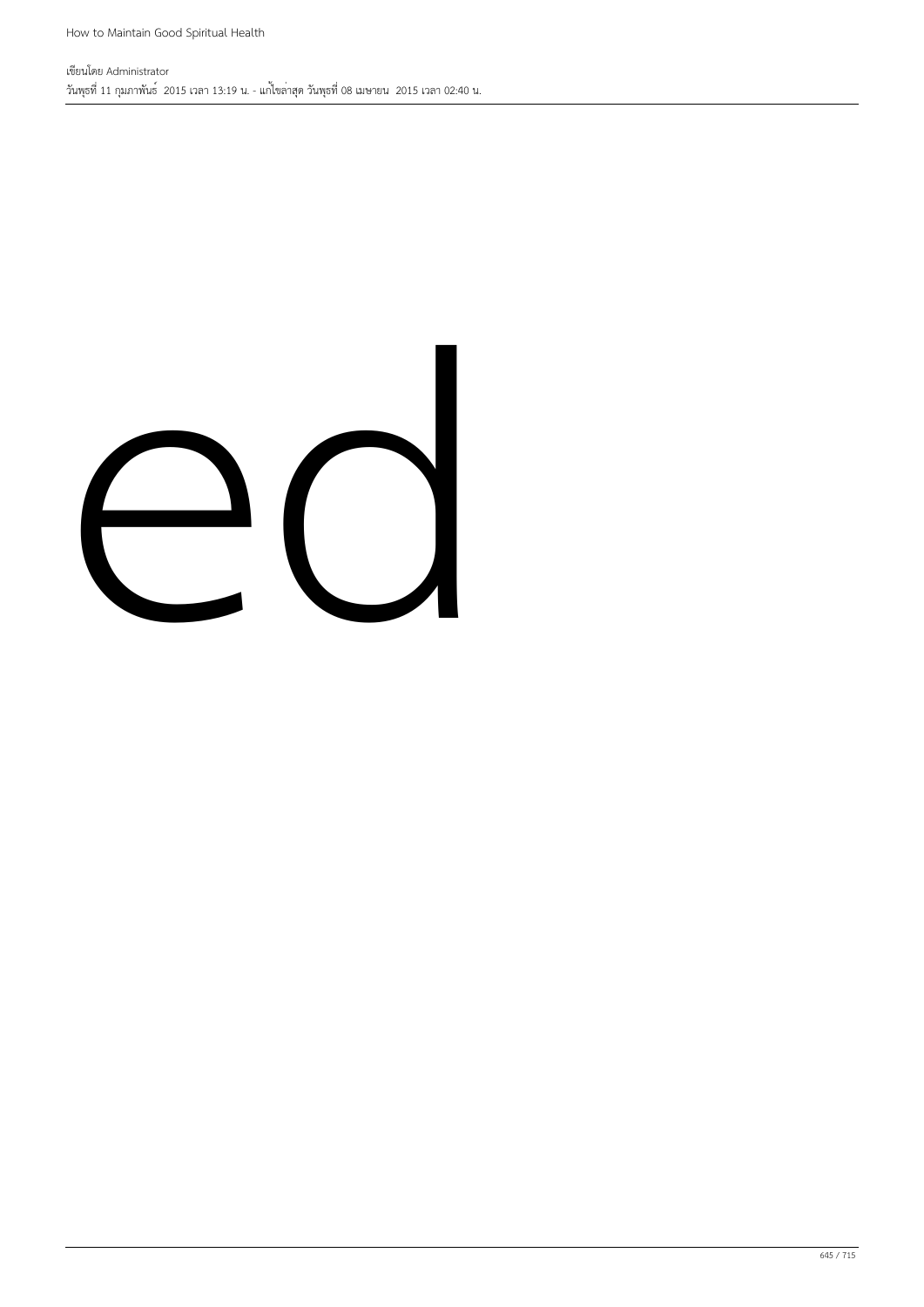ed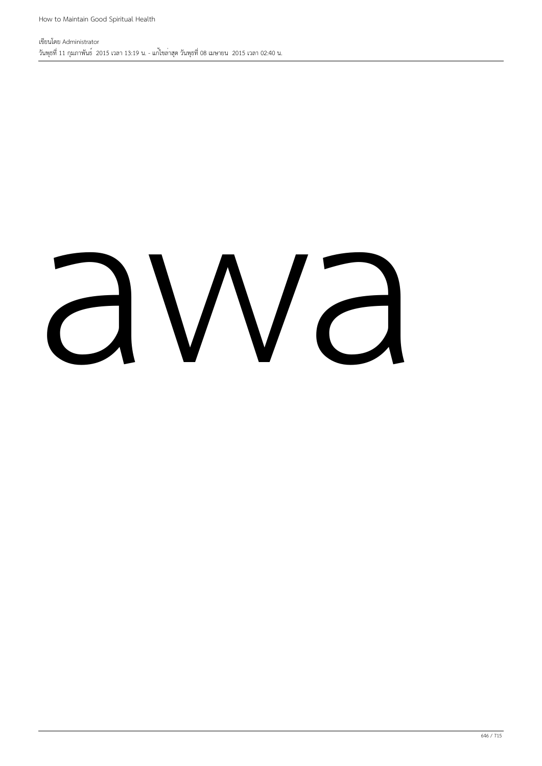awa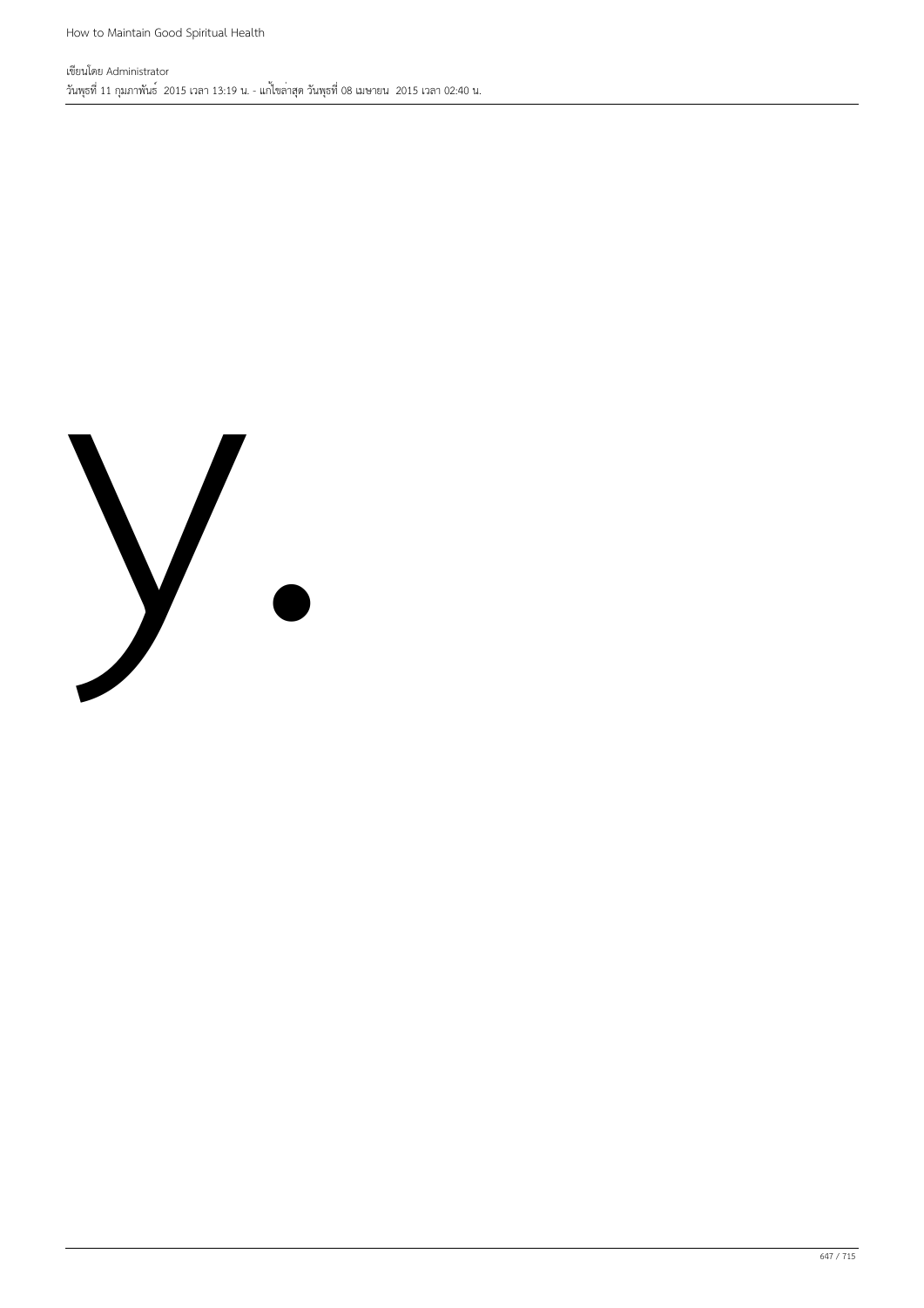y.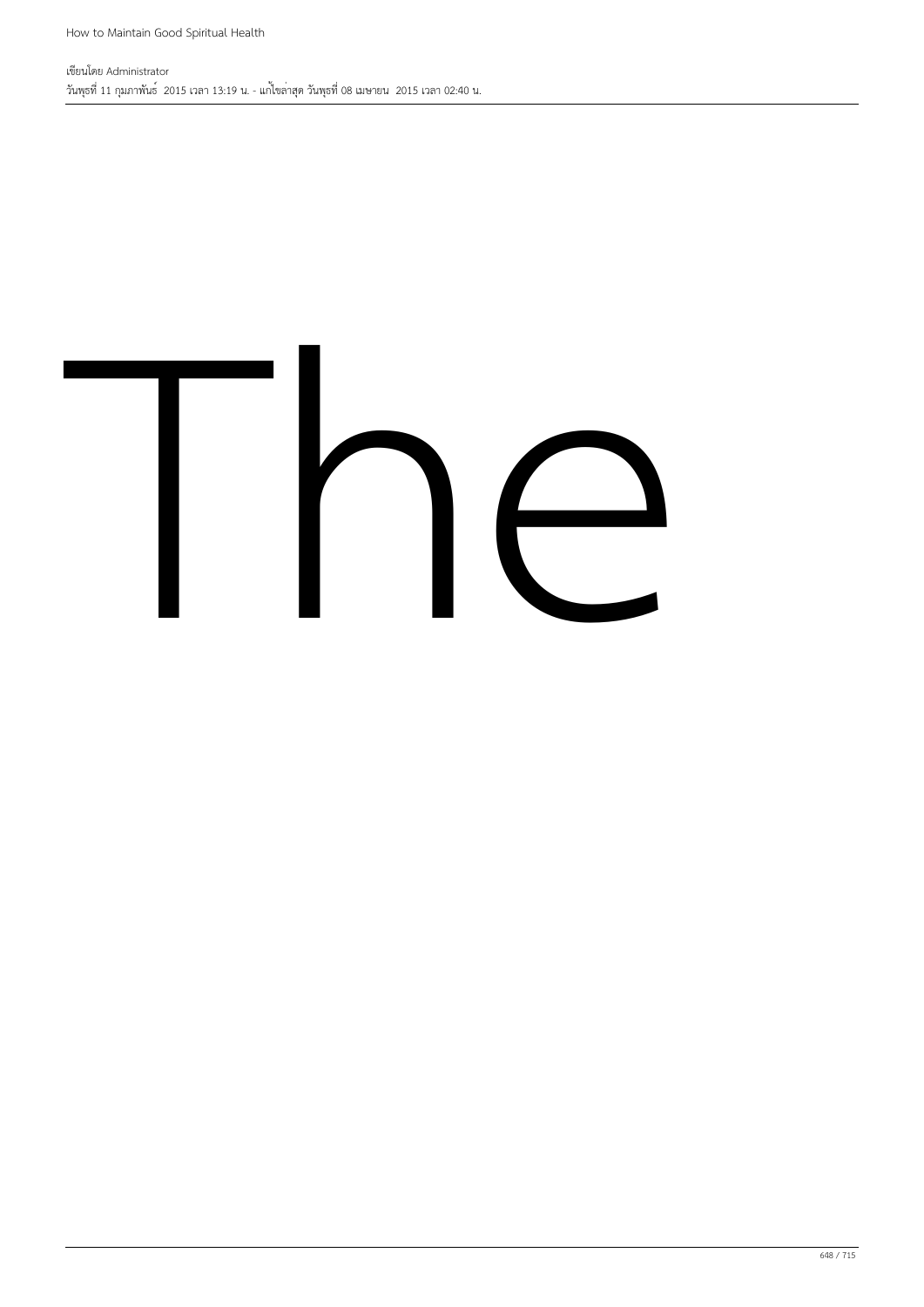The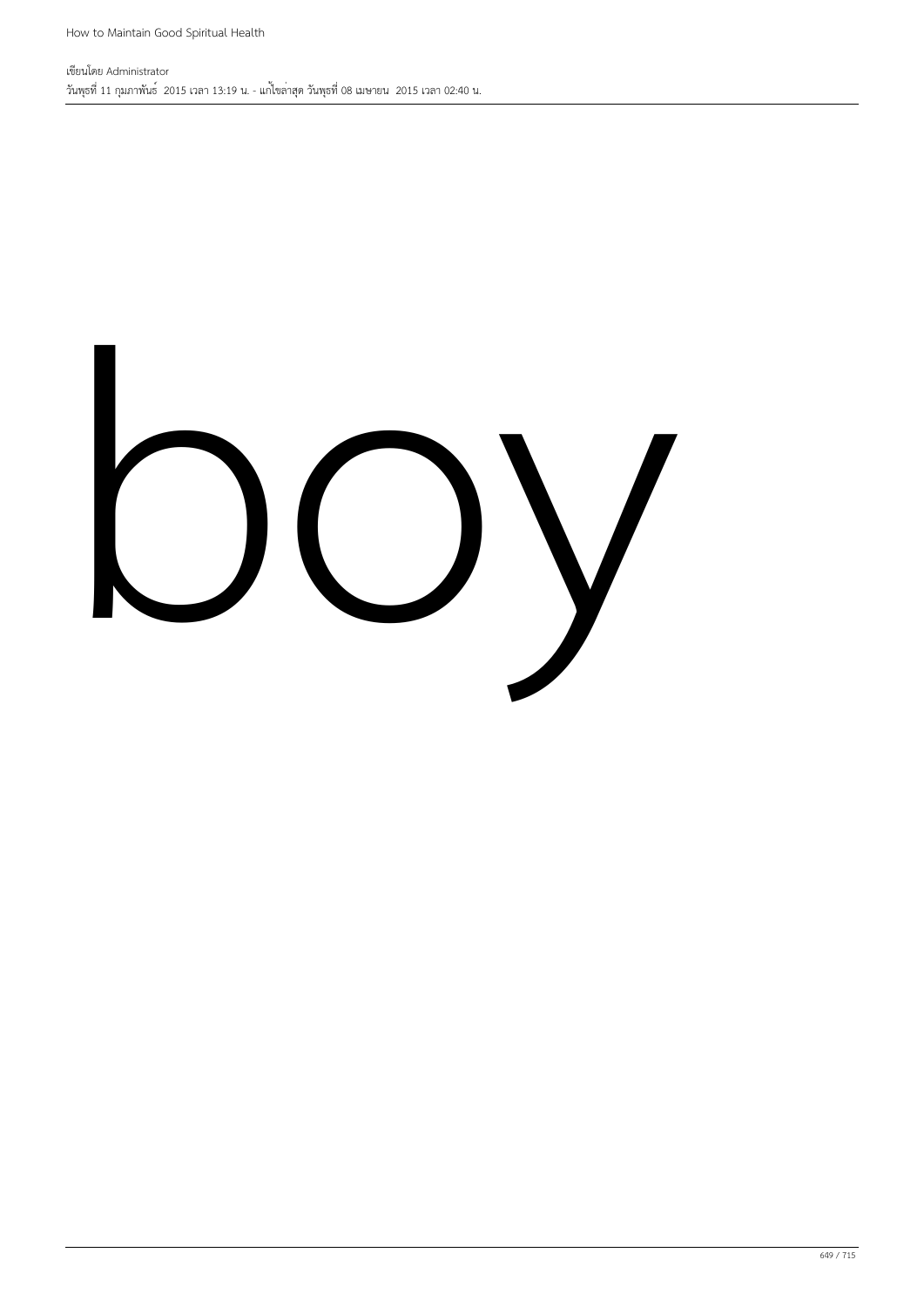boy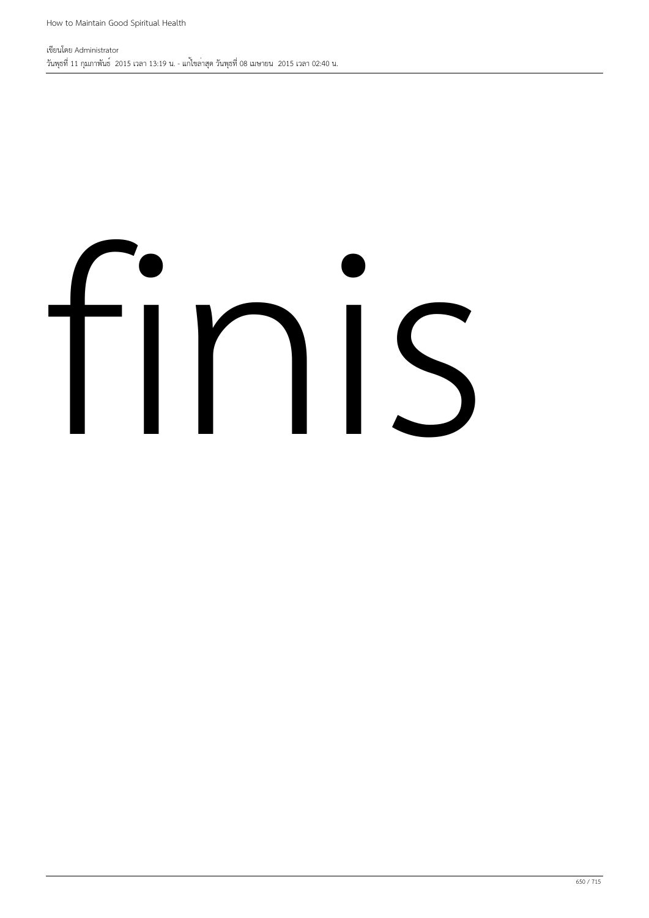finis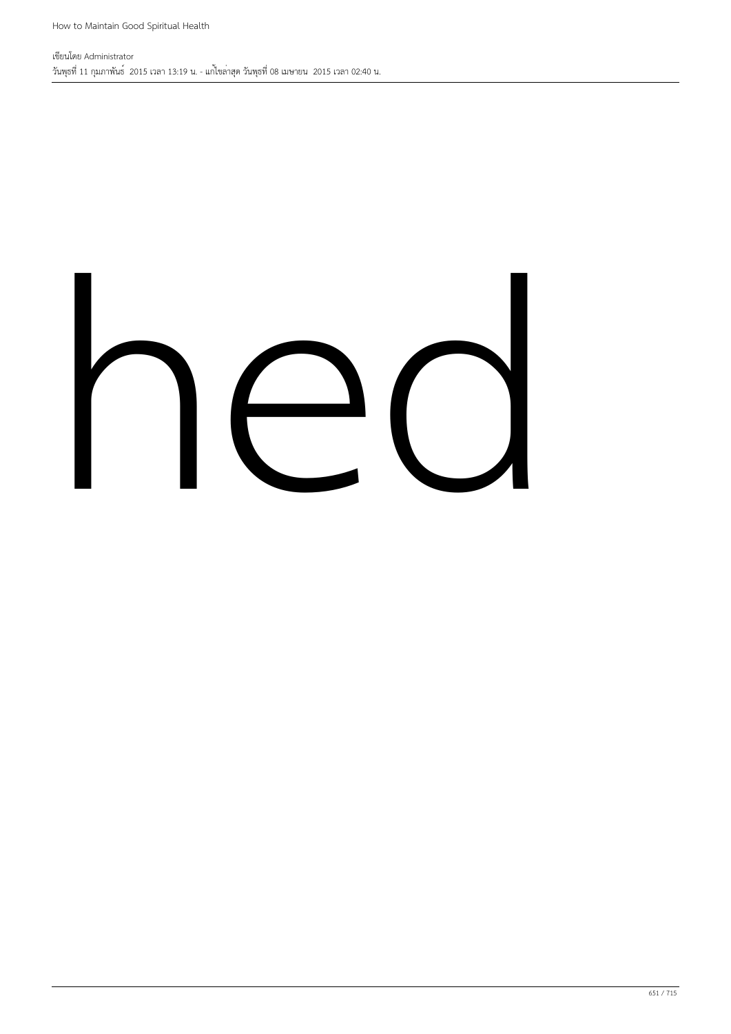hed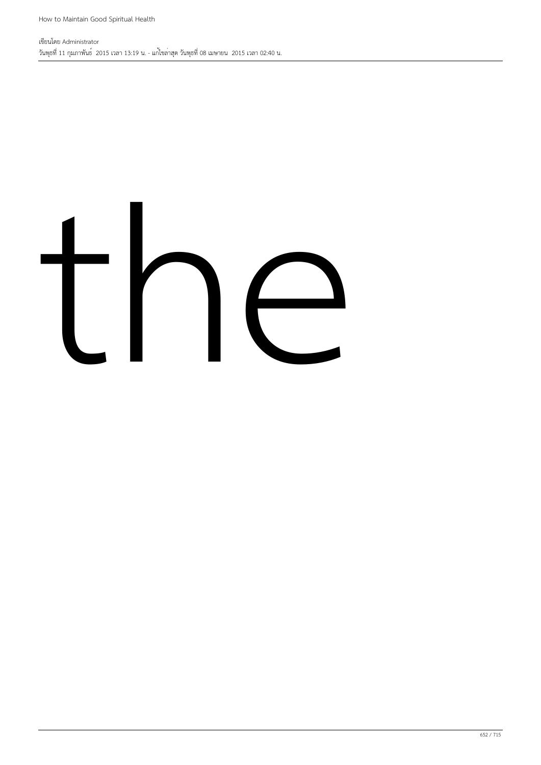the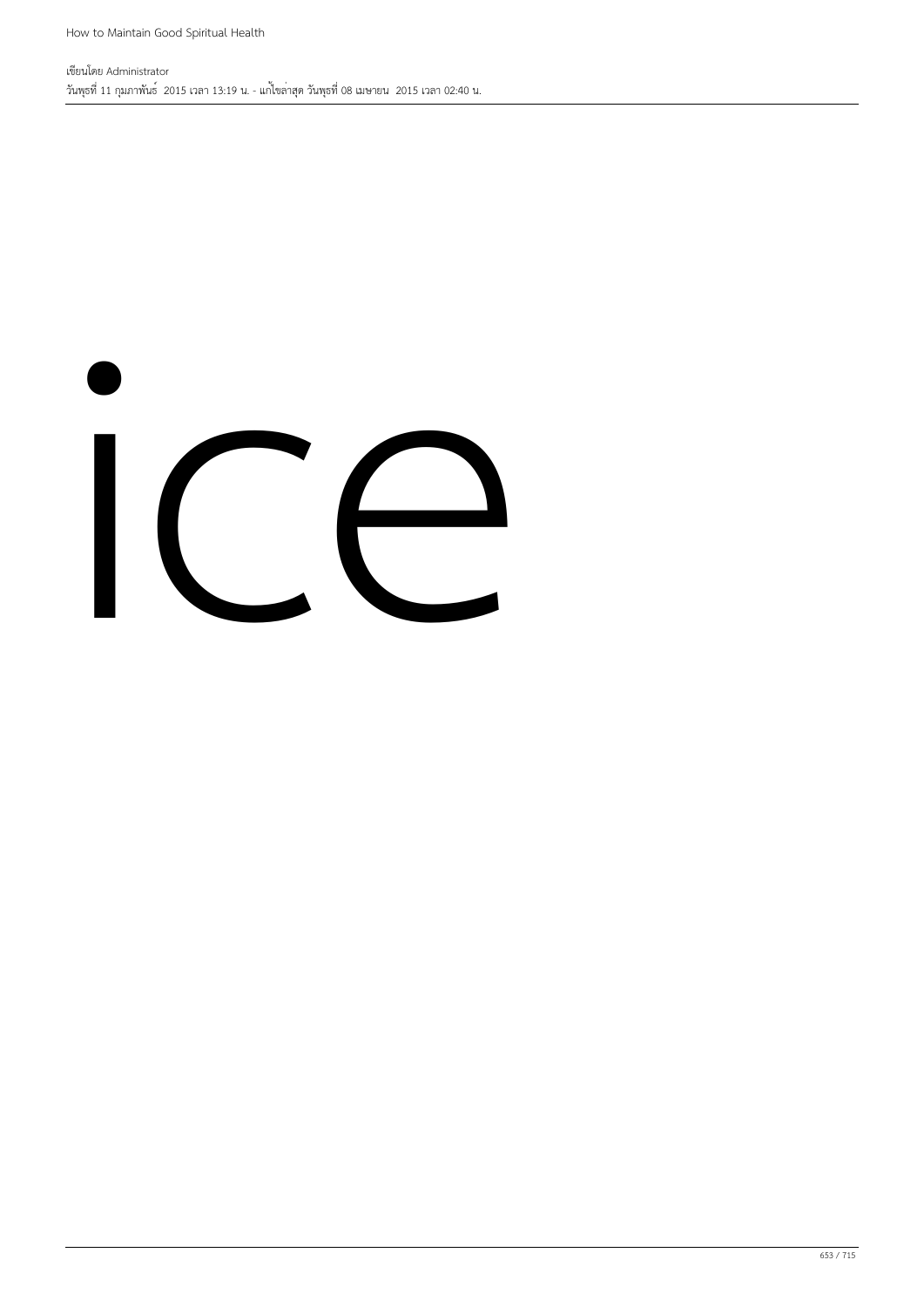ice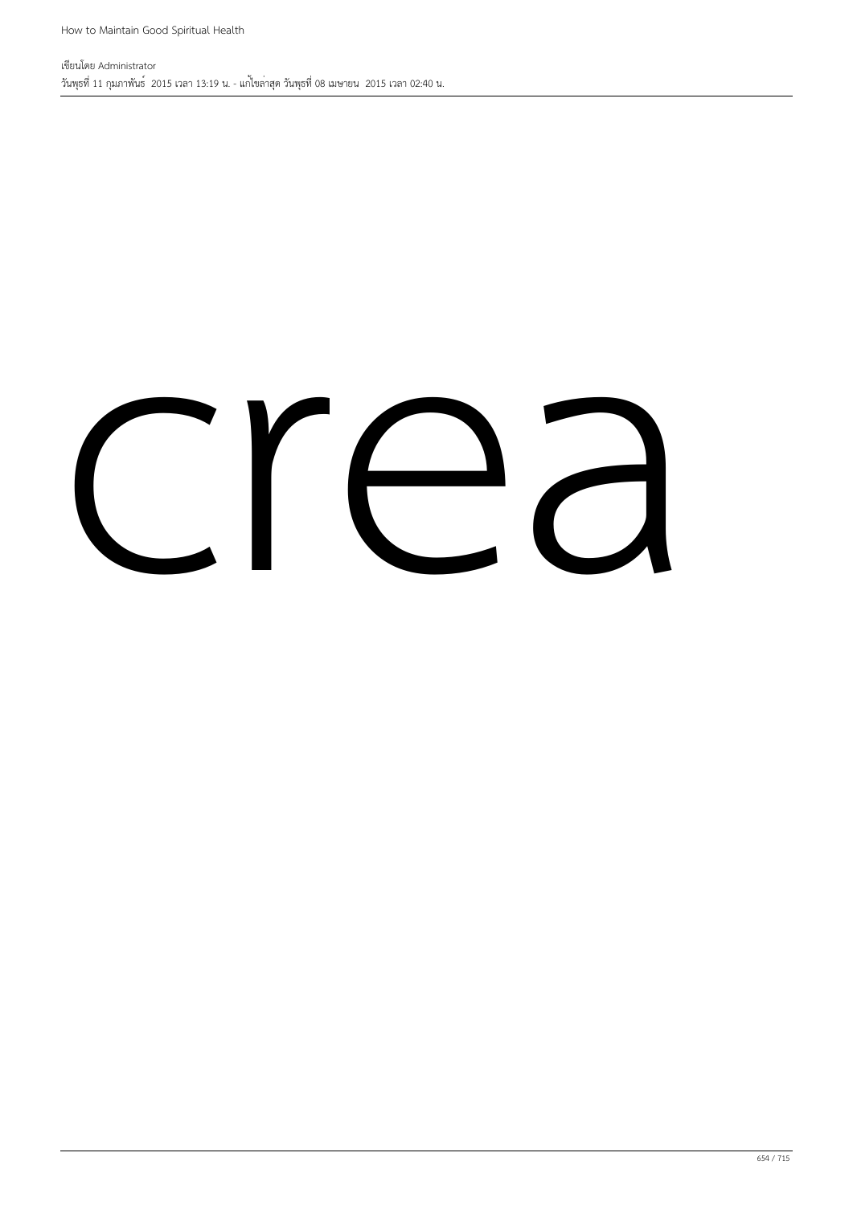crea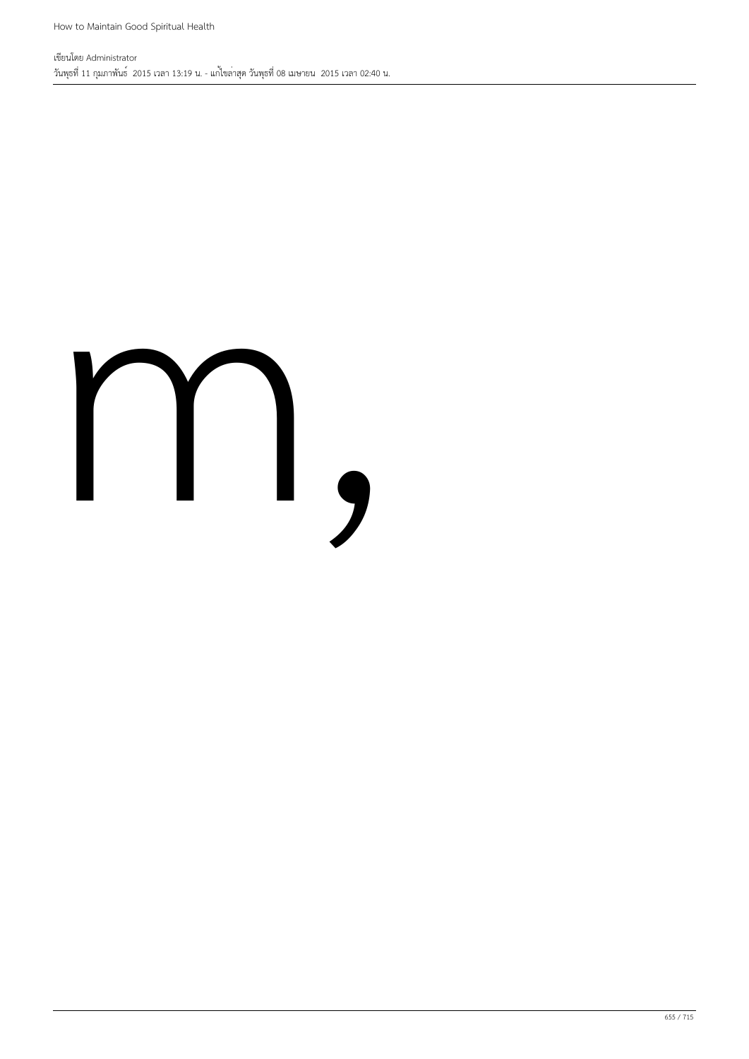m,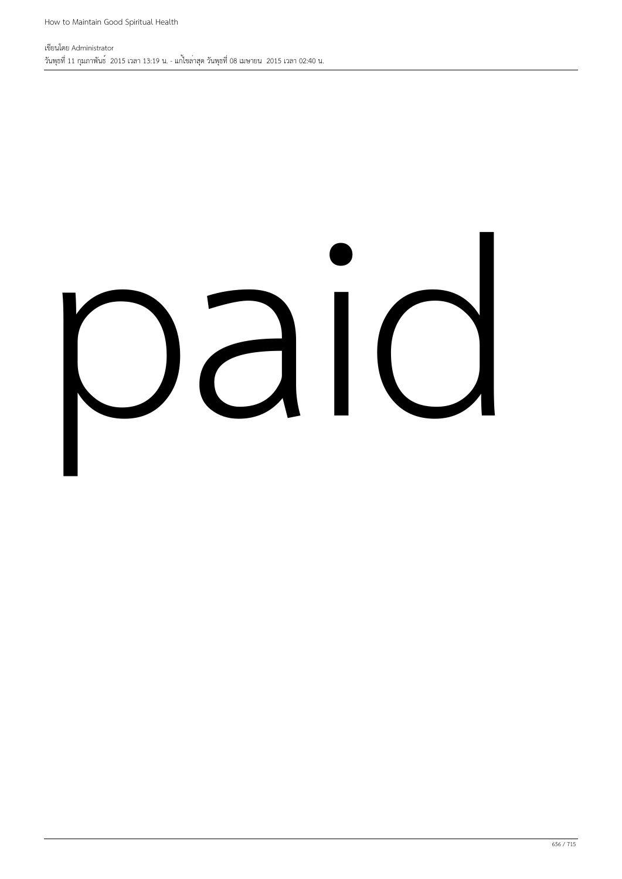paid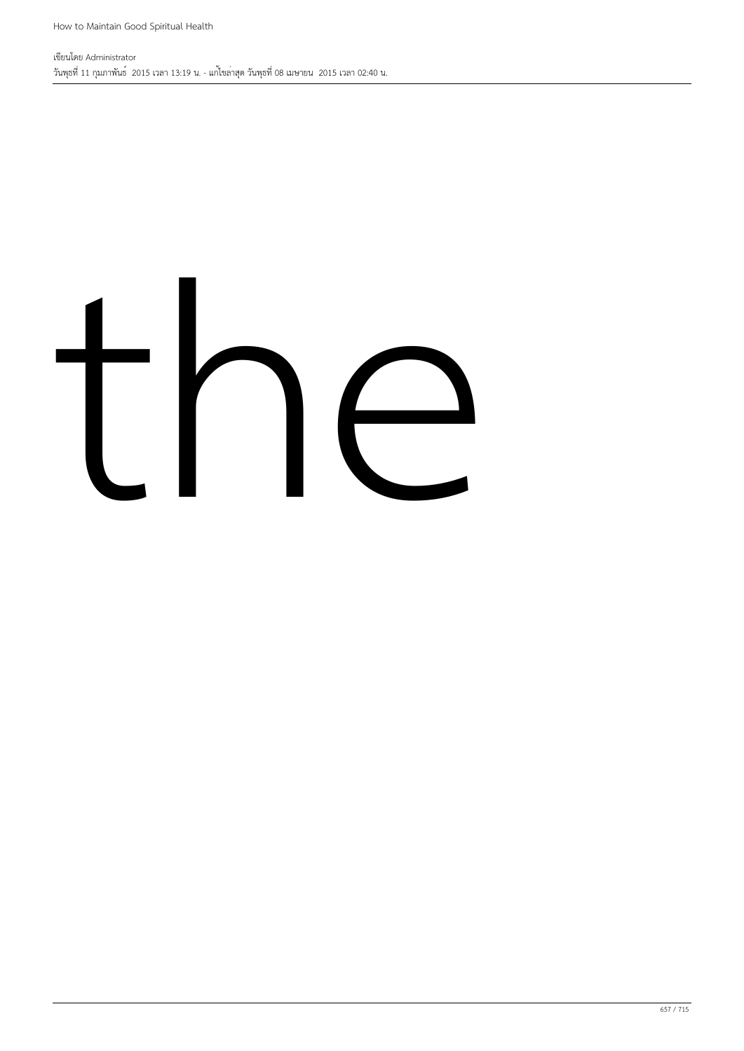the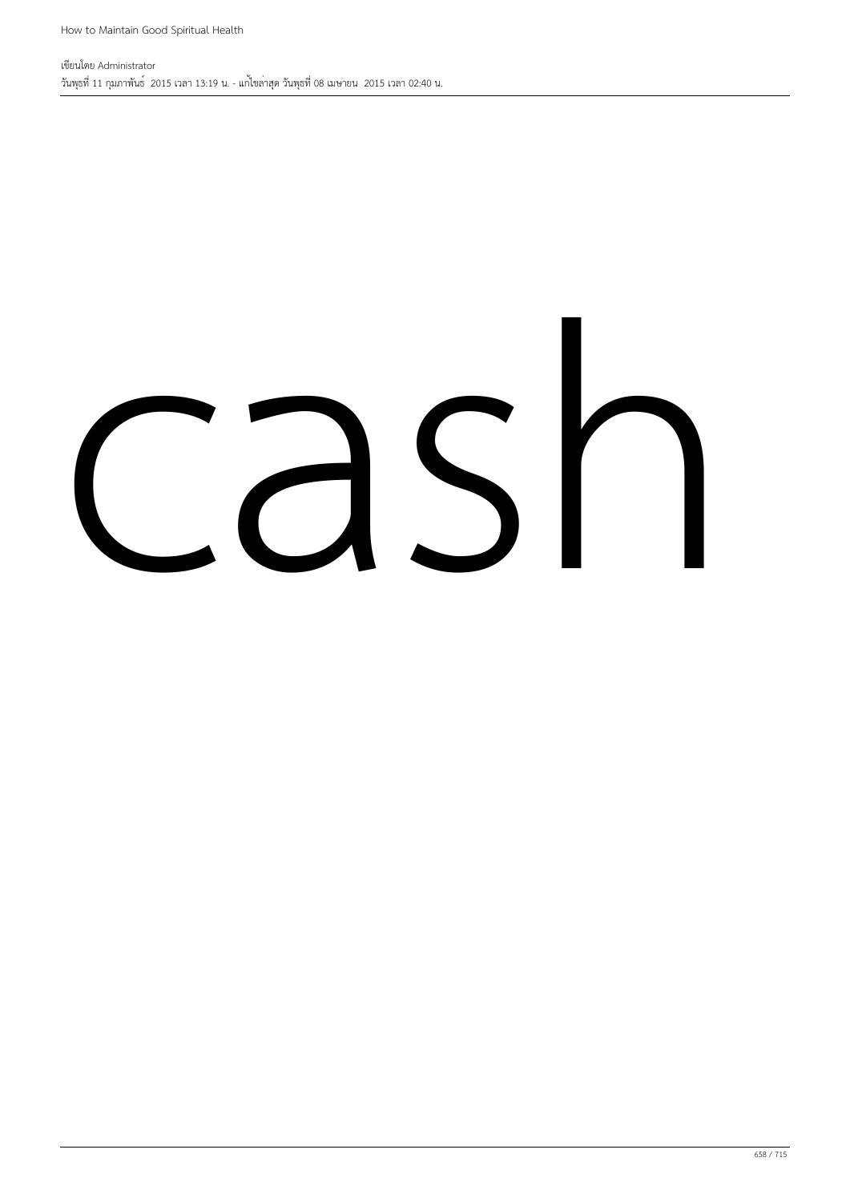cash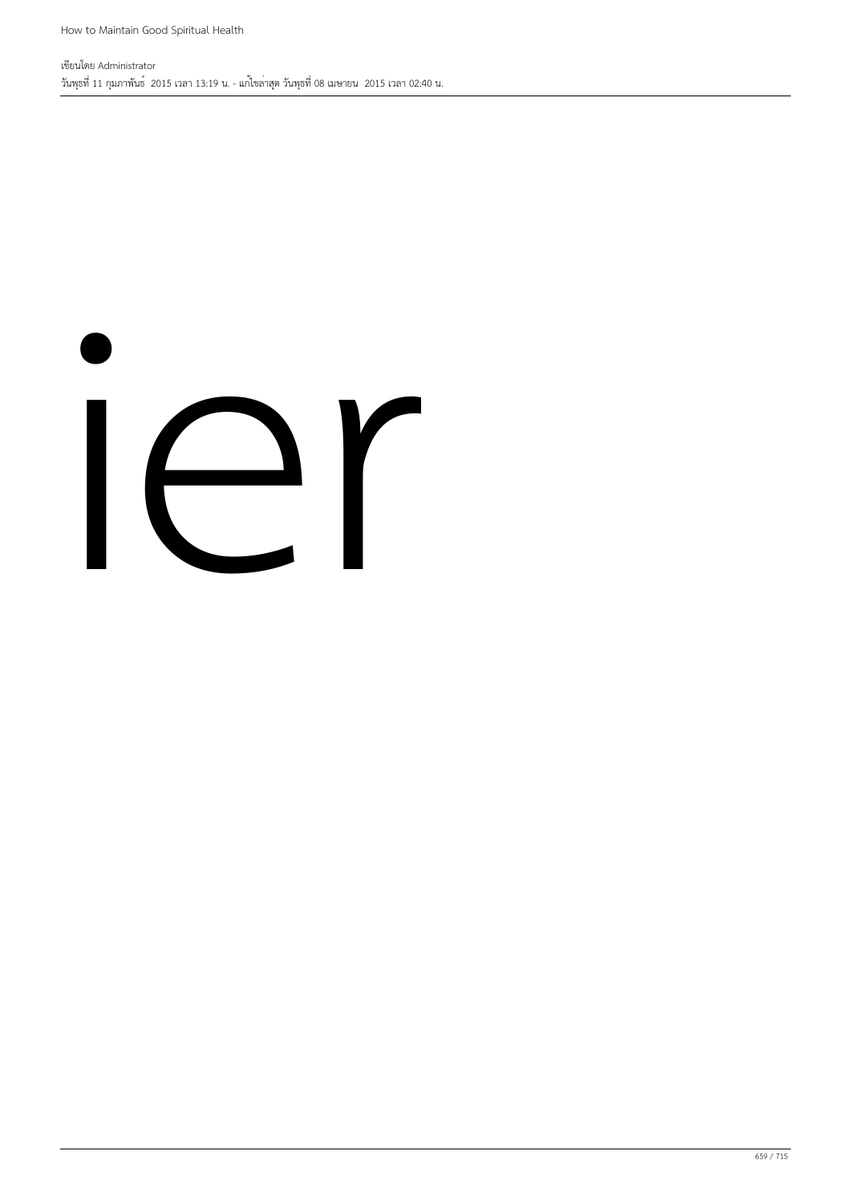ier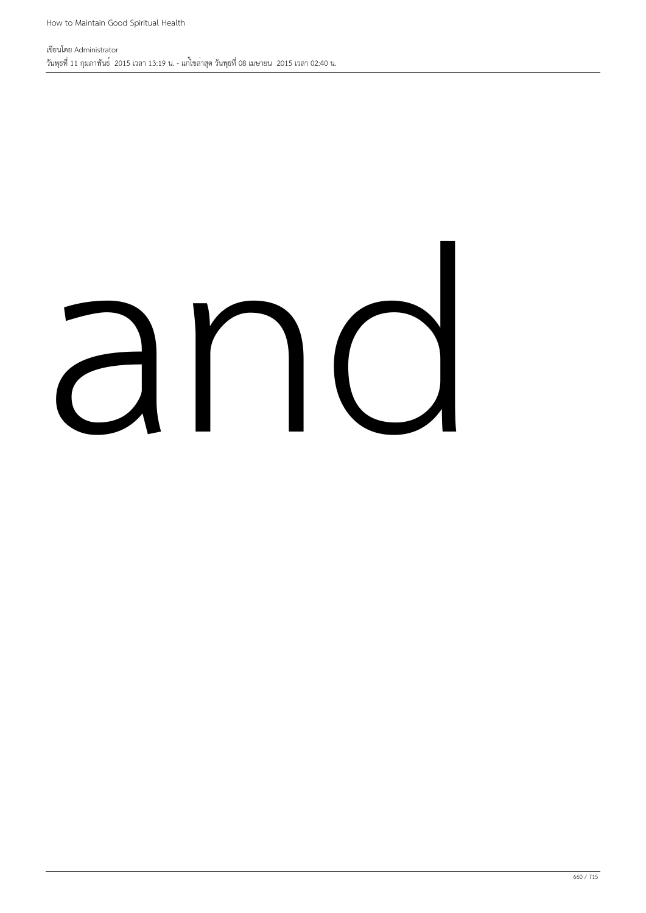and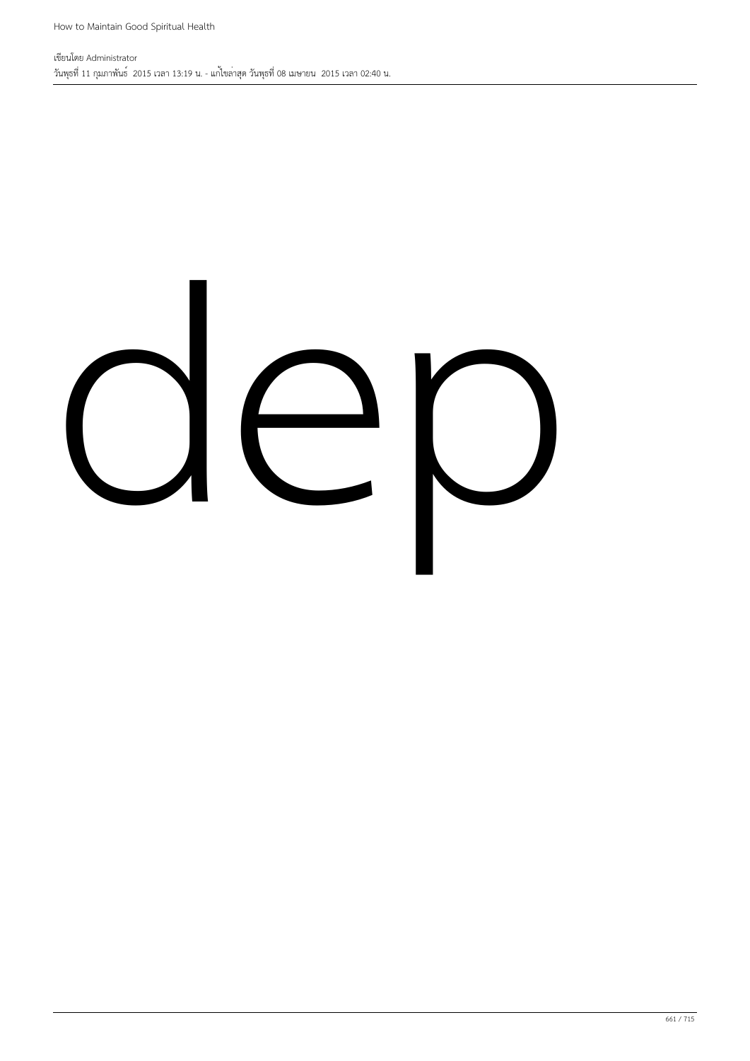dep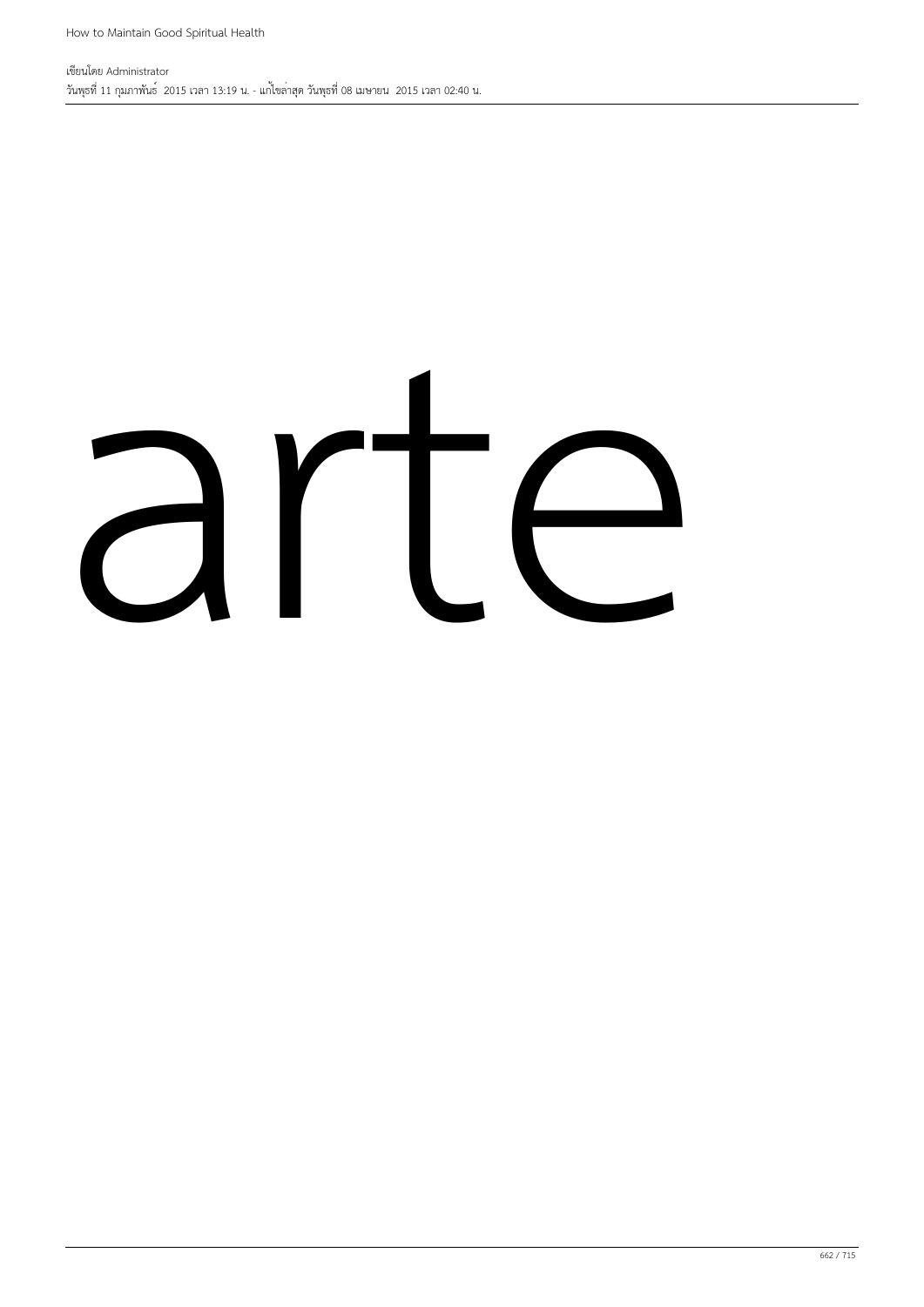arte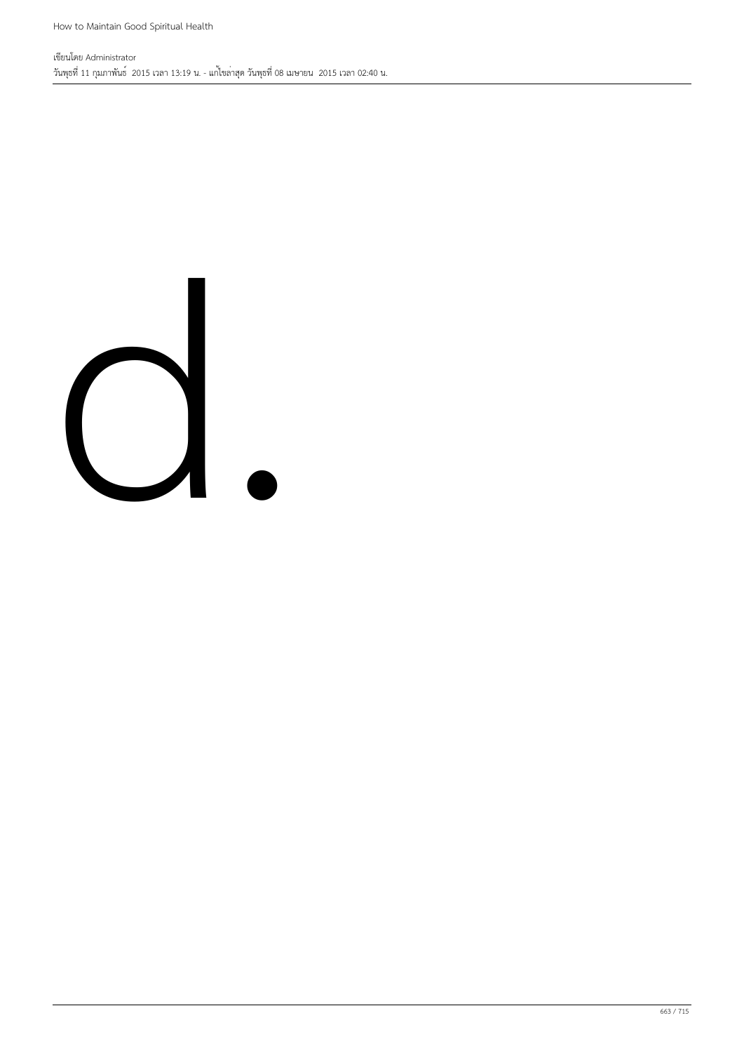d.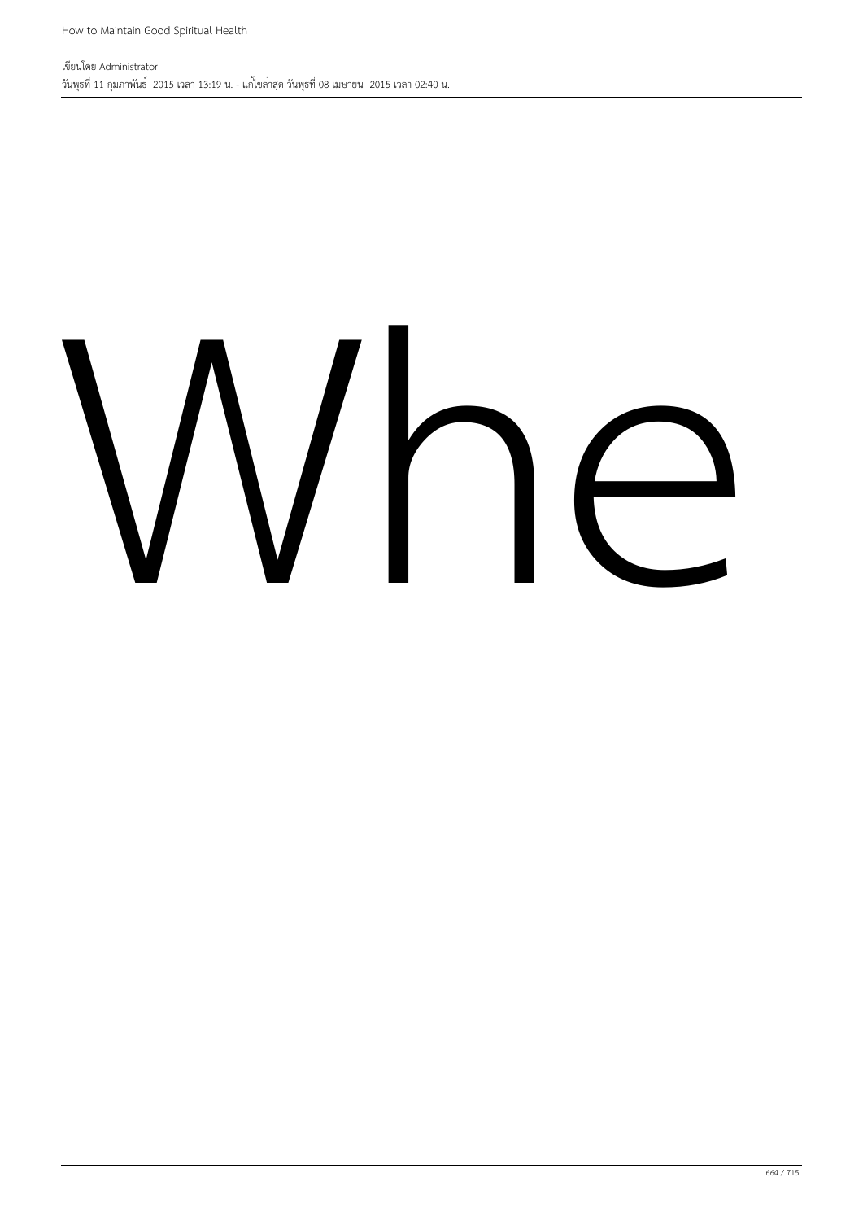Whe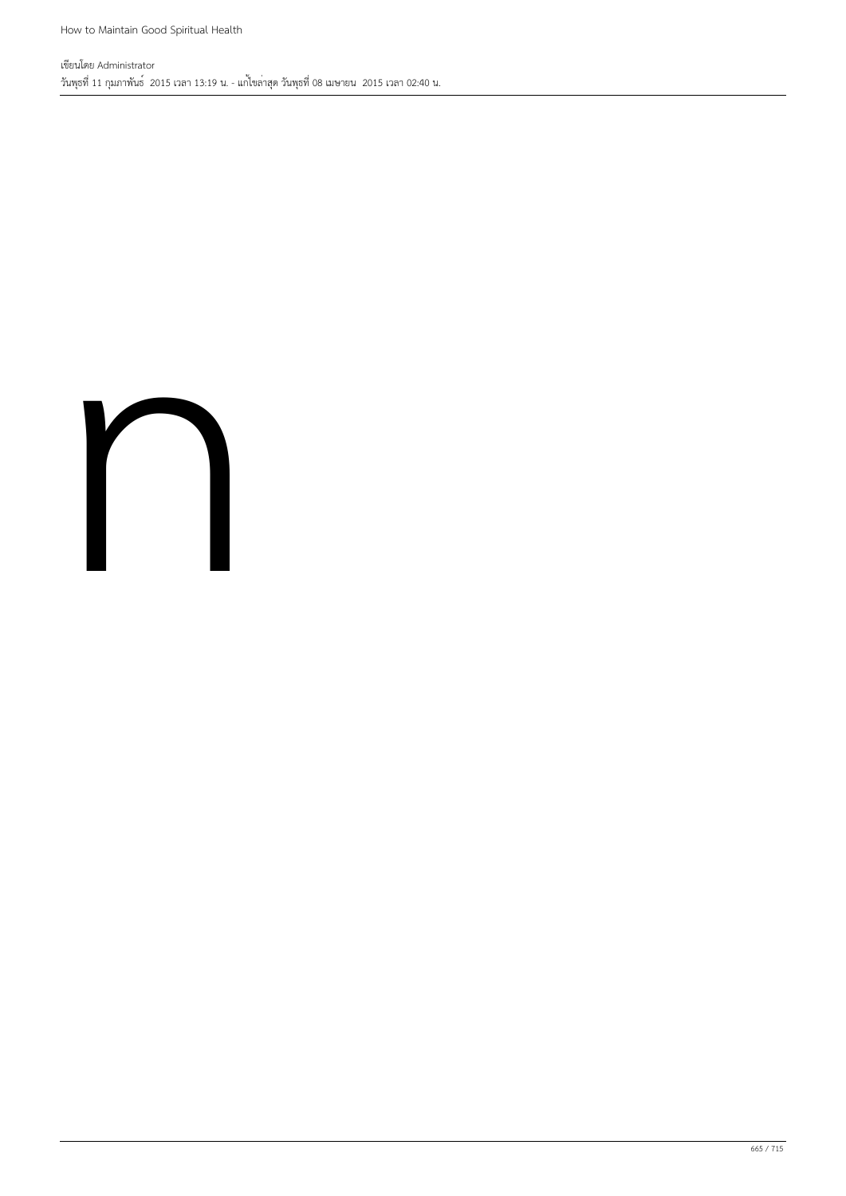ก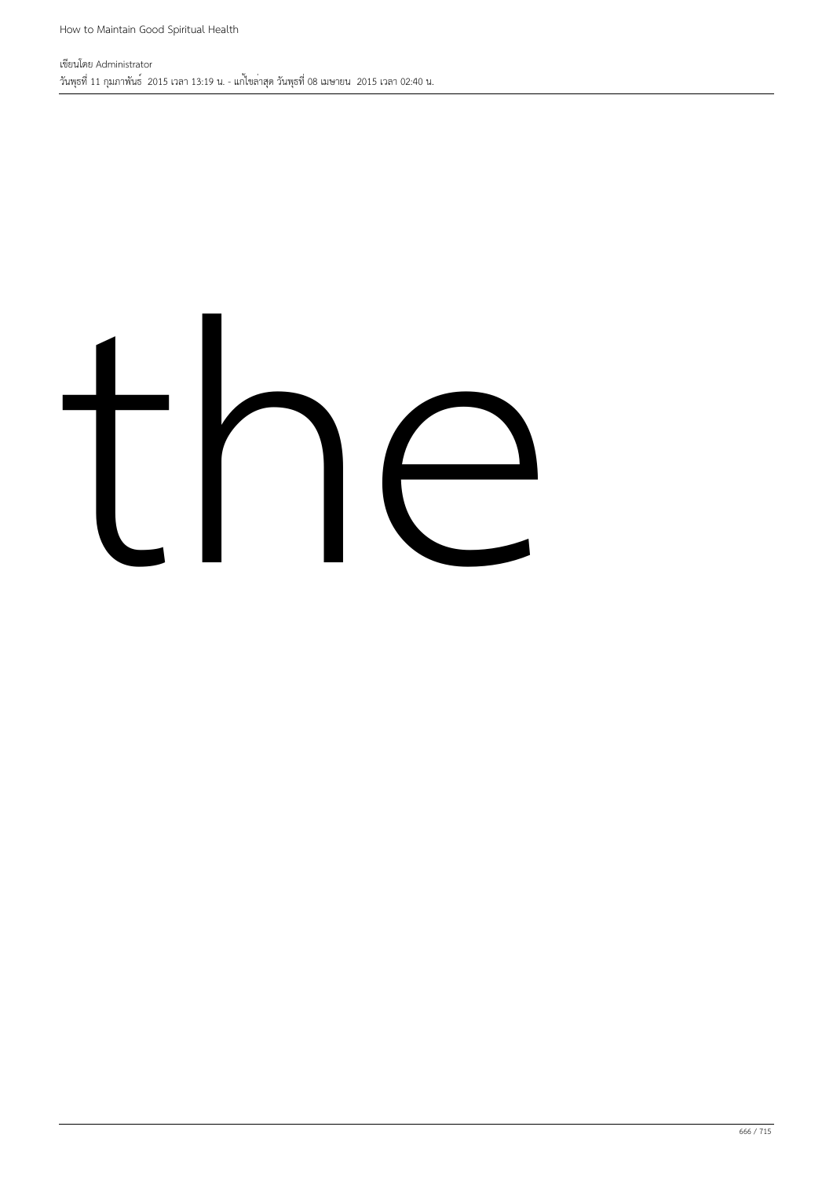the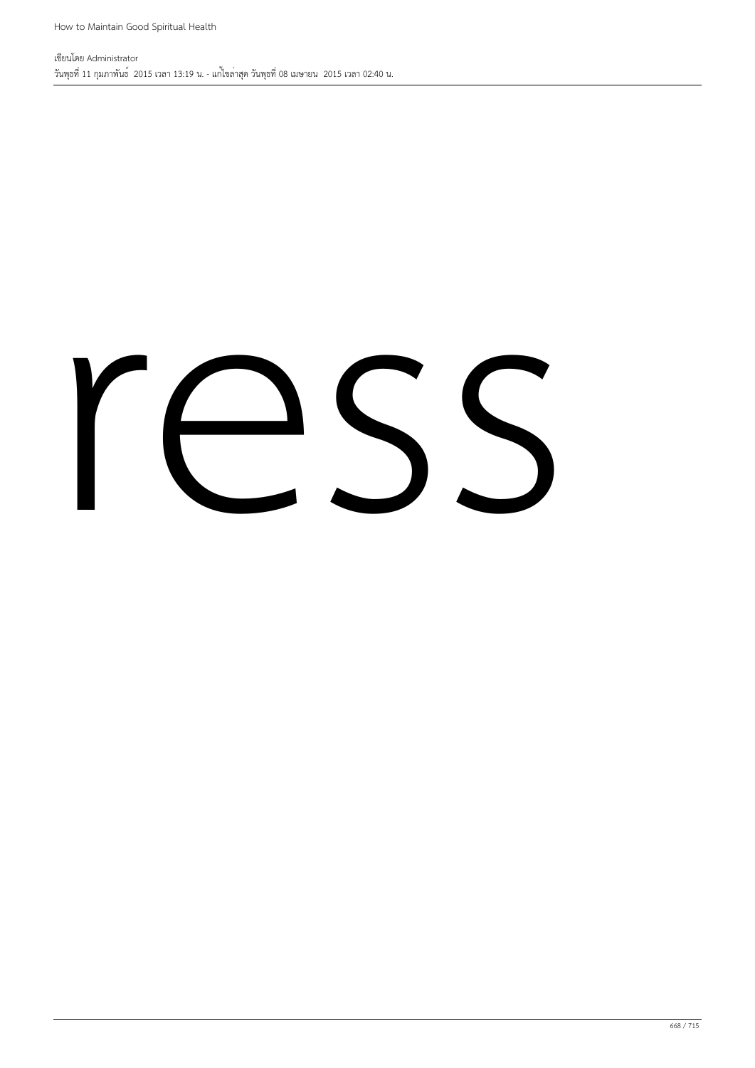ress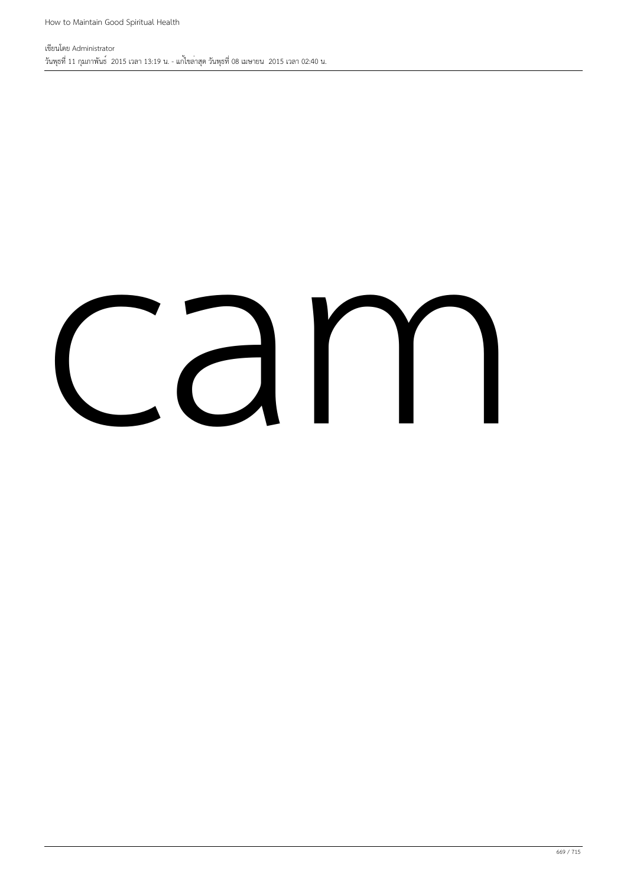cam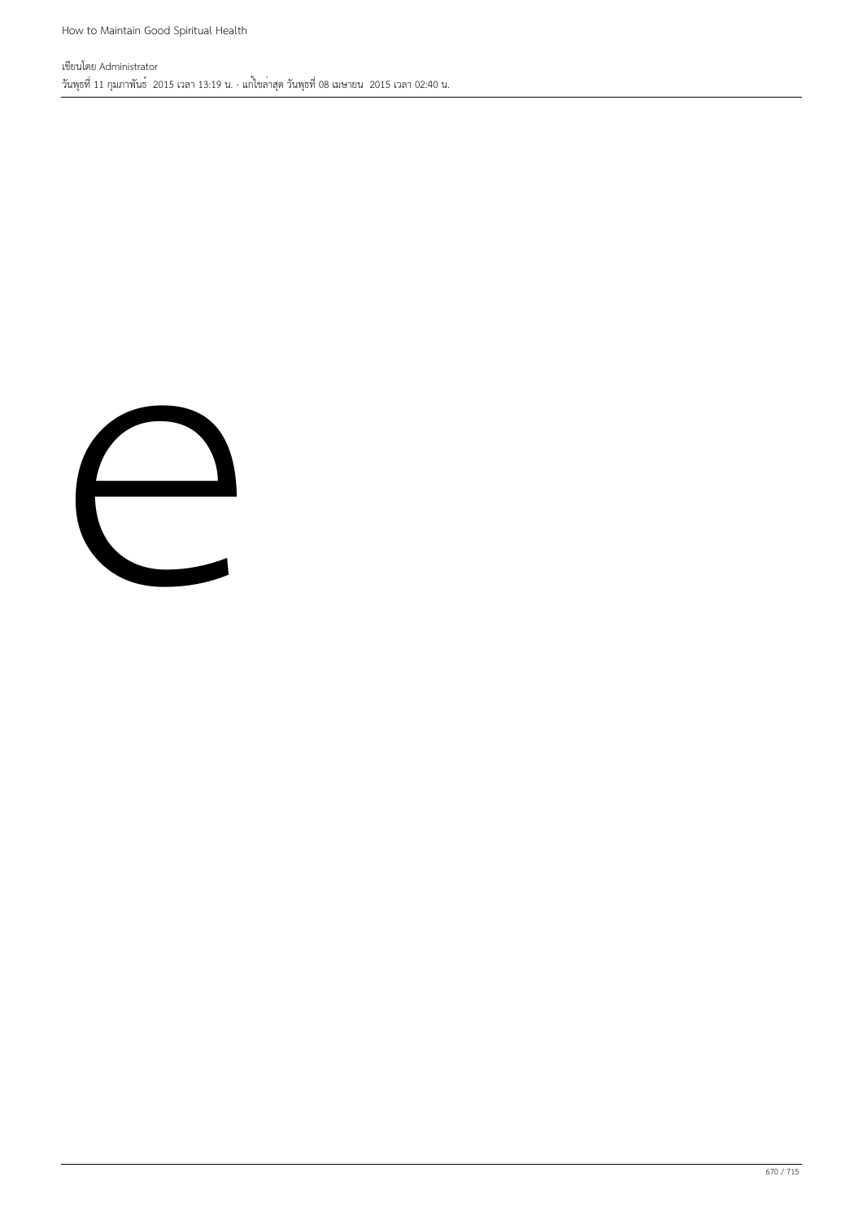e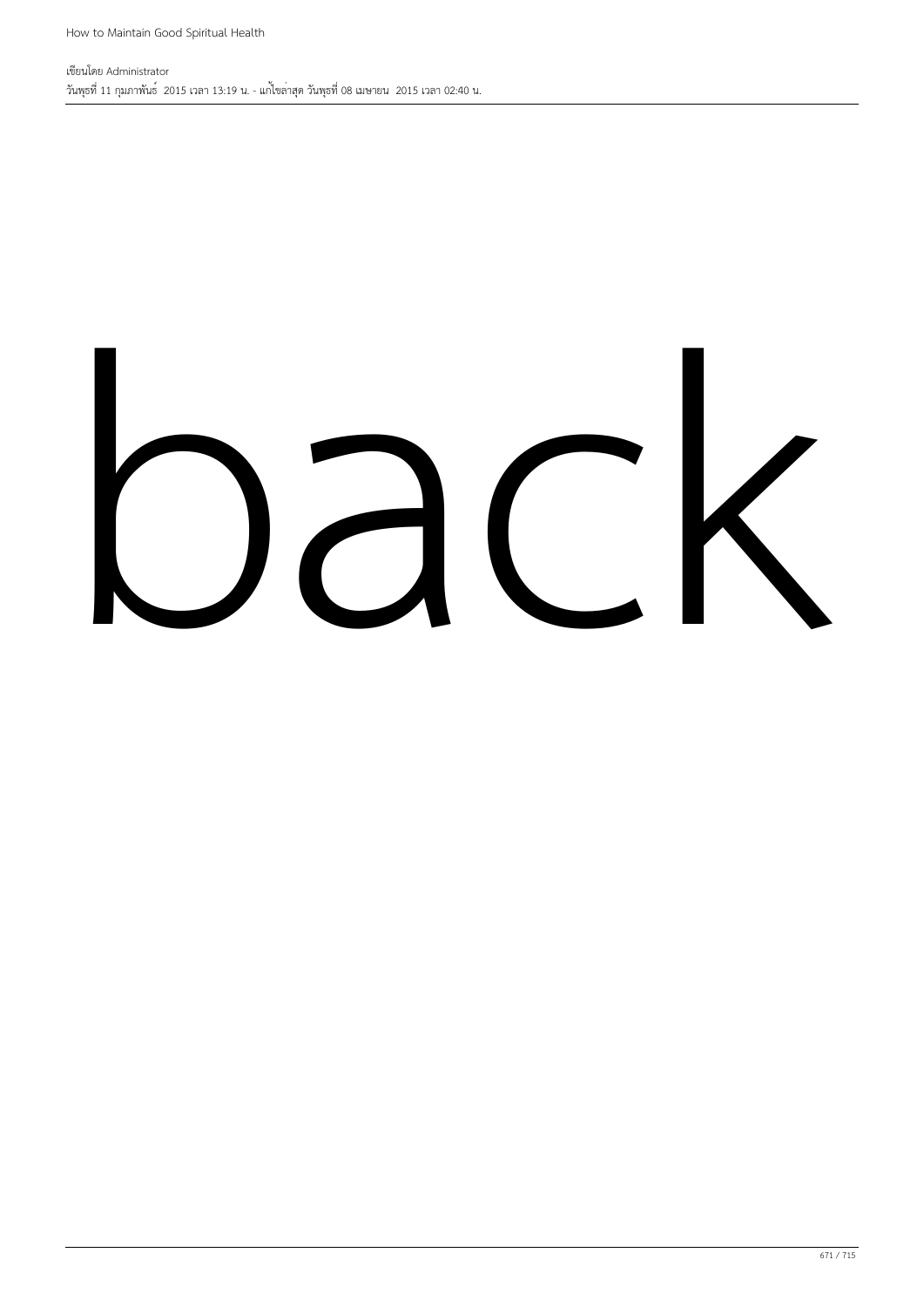back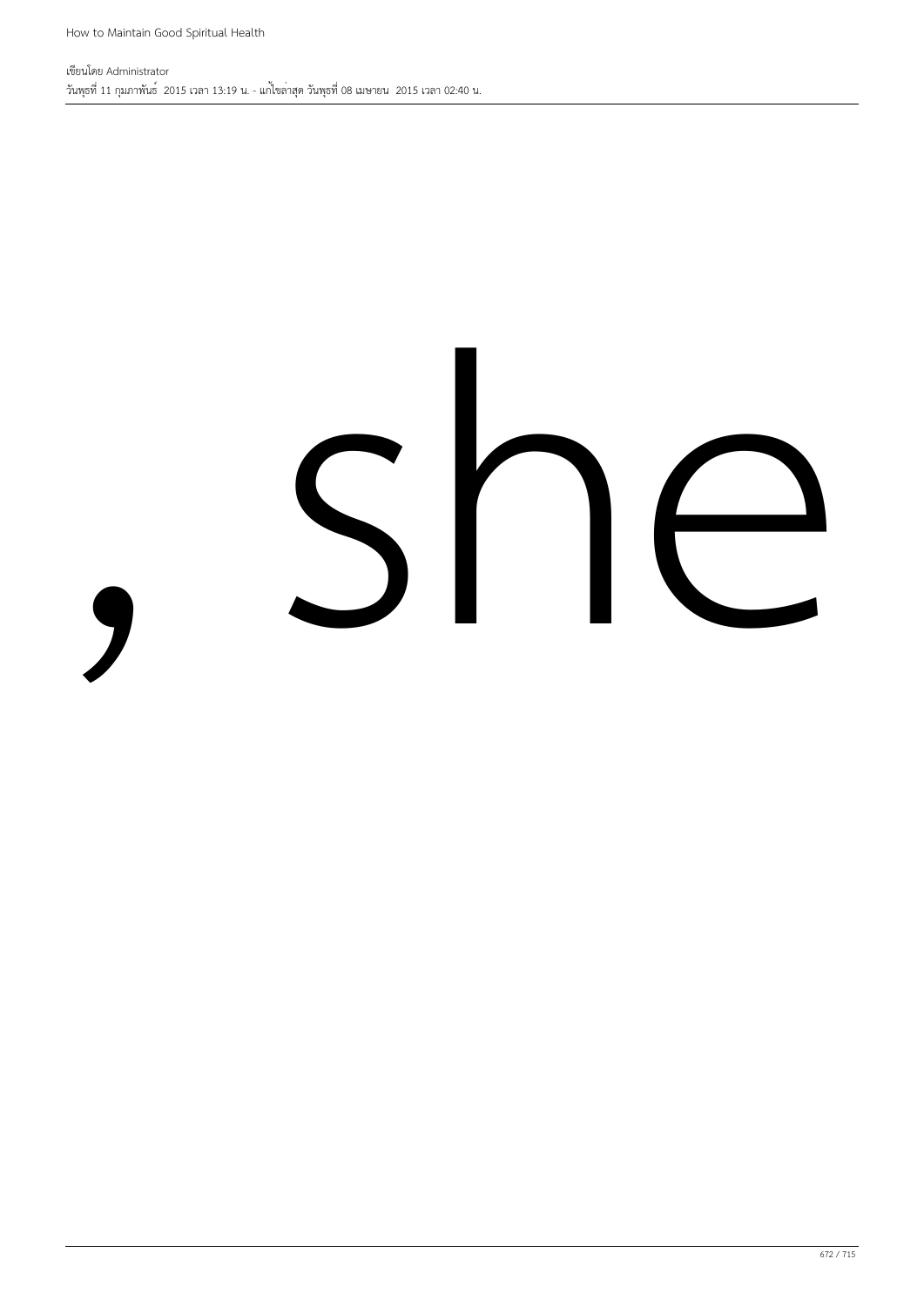, she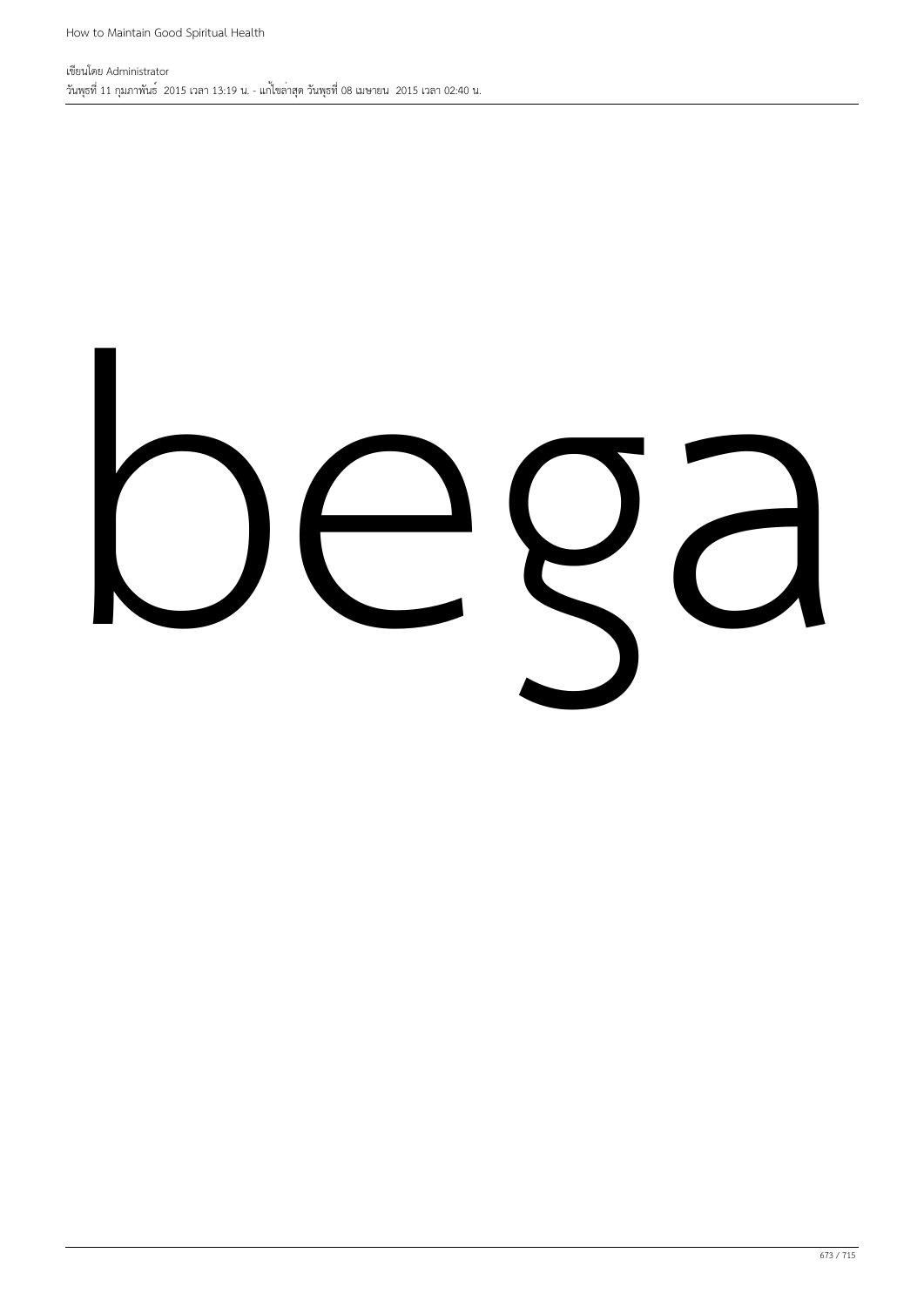bega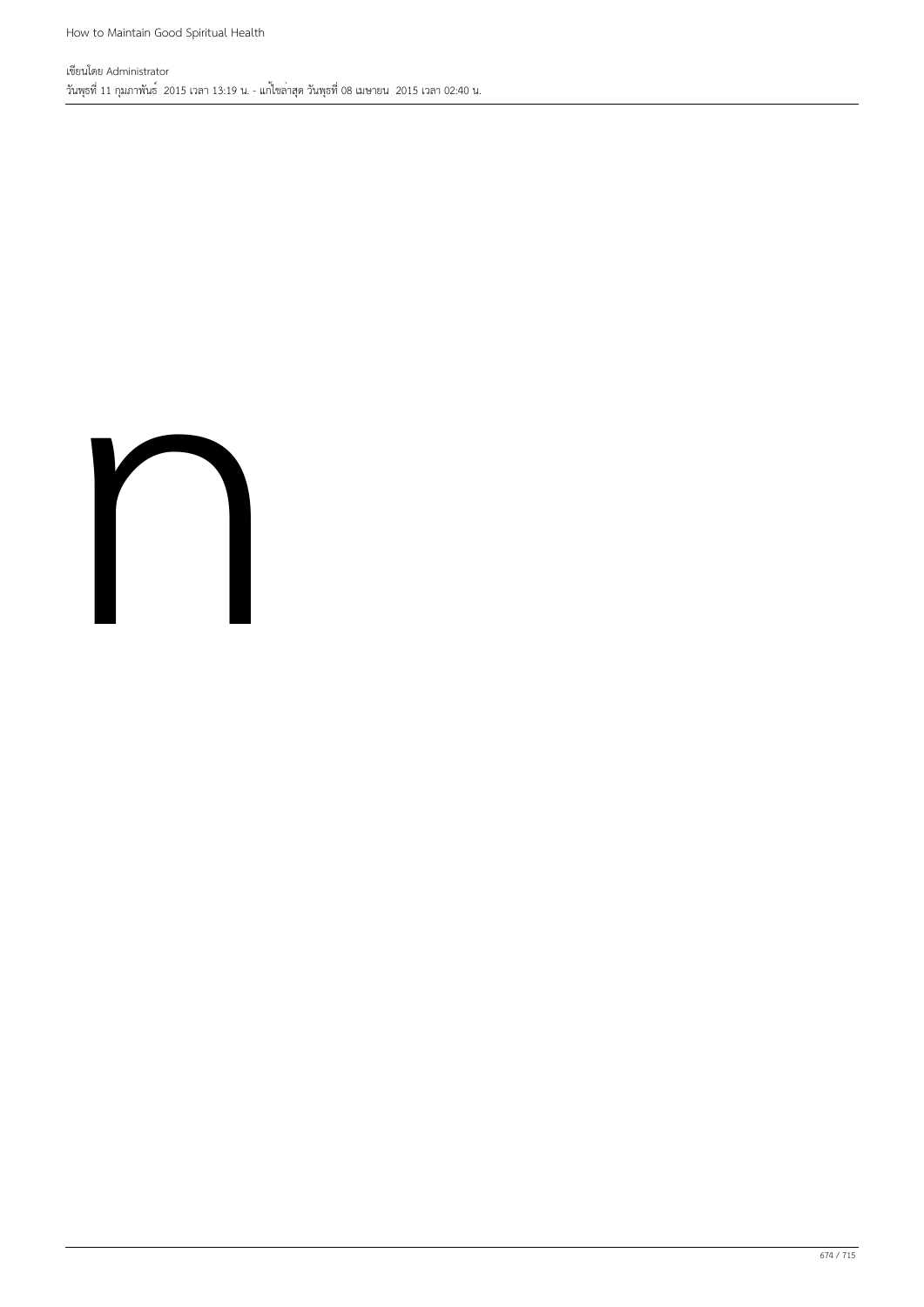n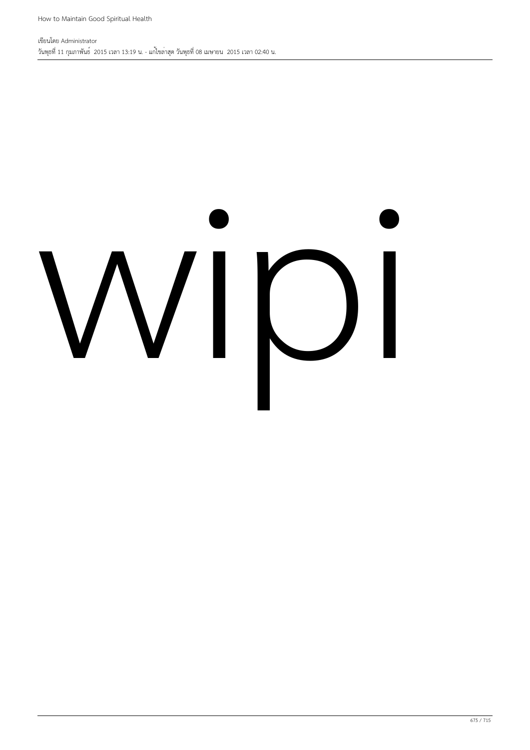wipi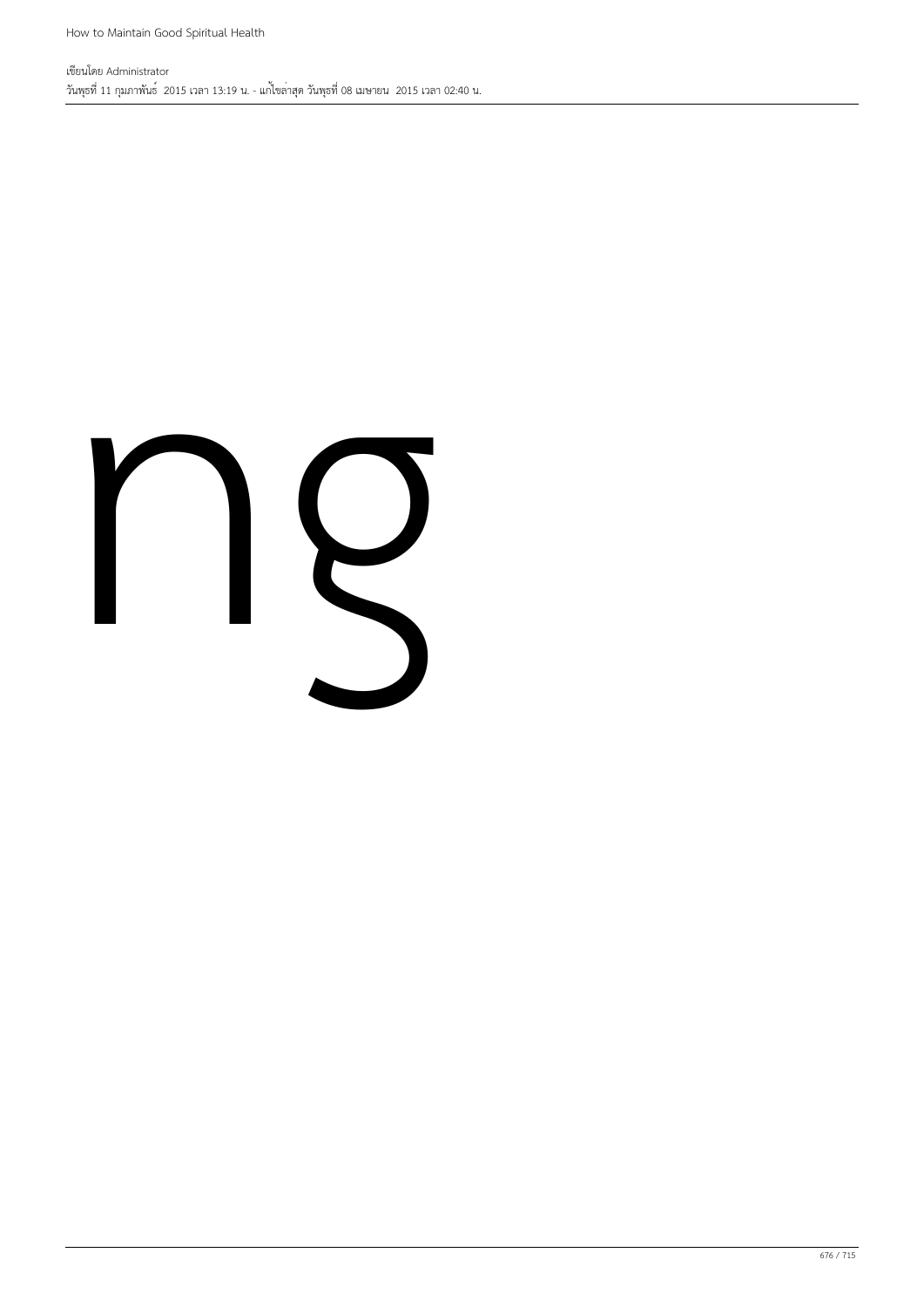ng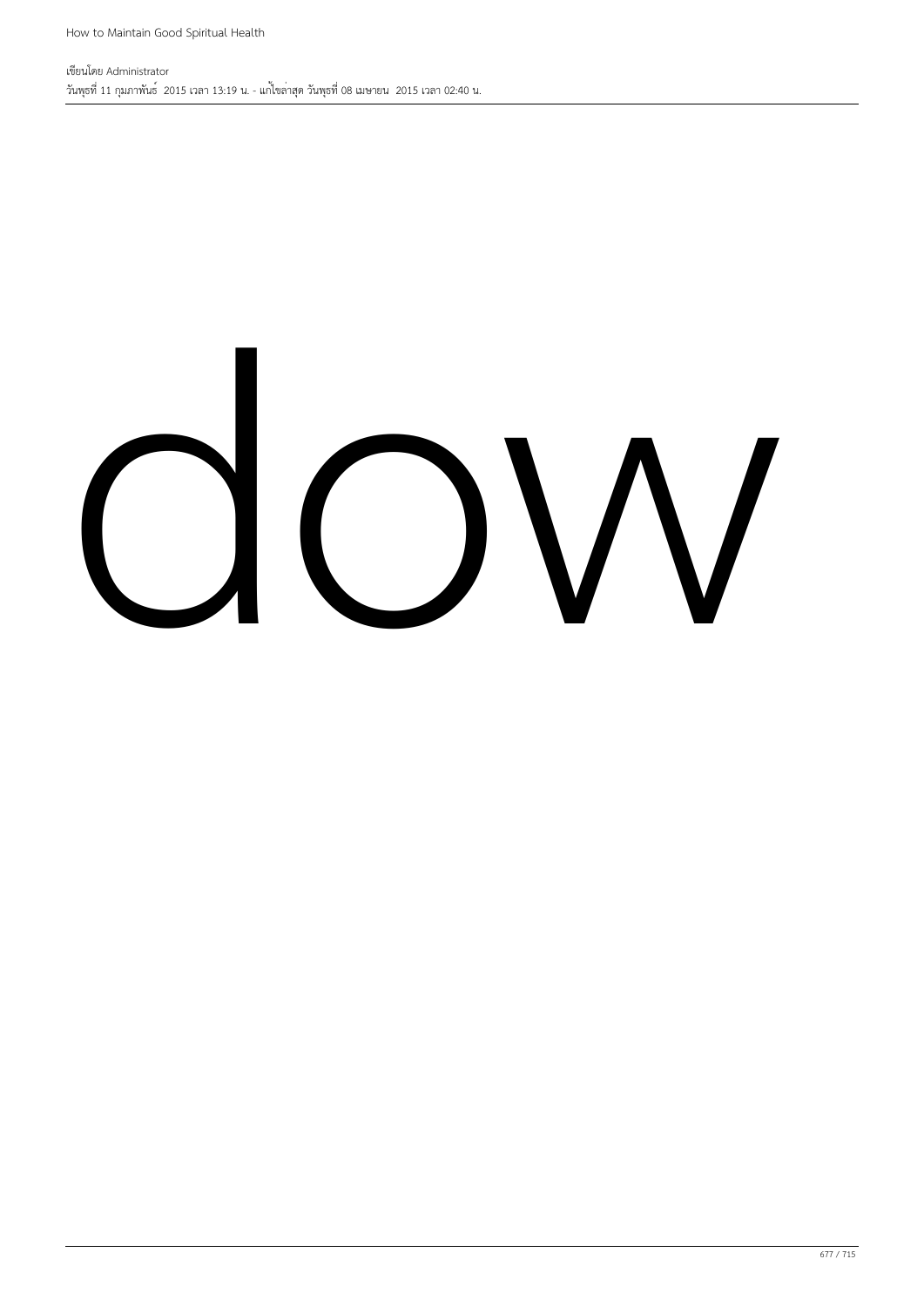dow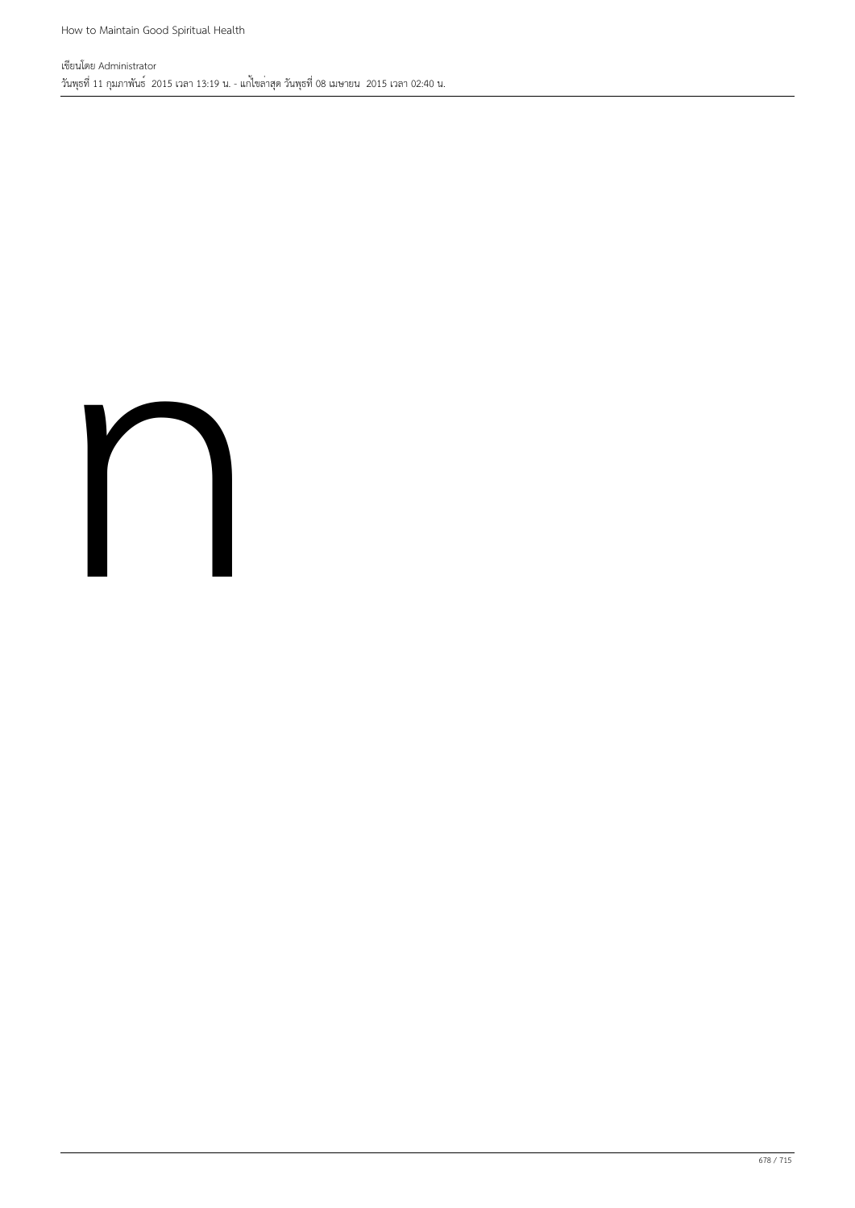ก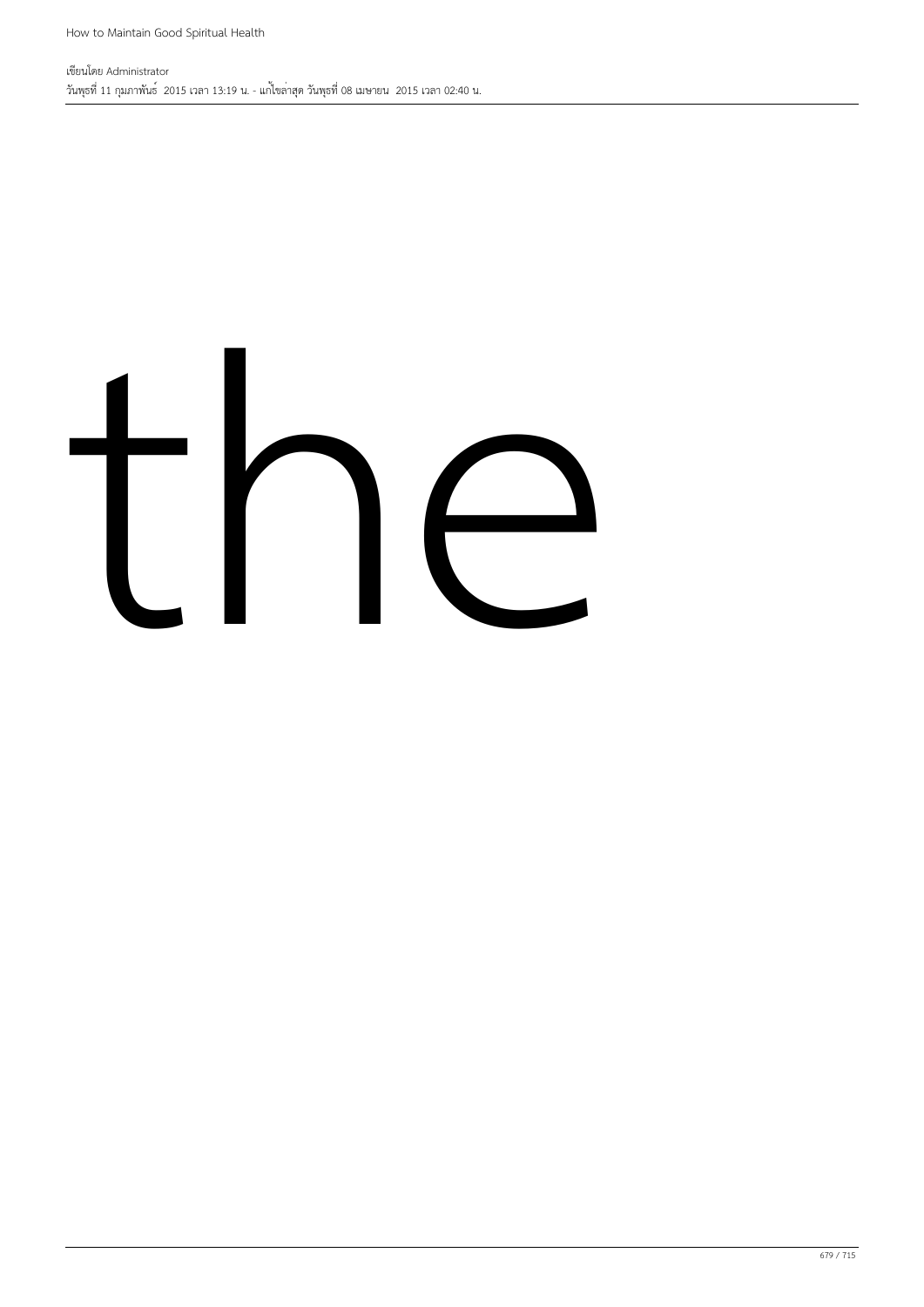the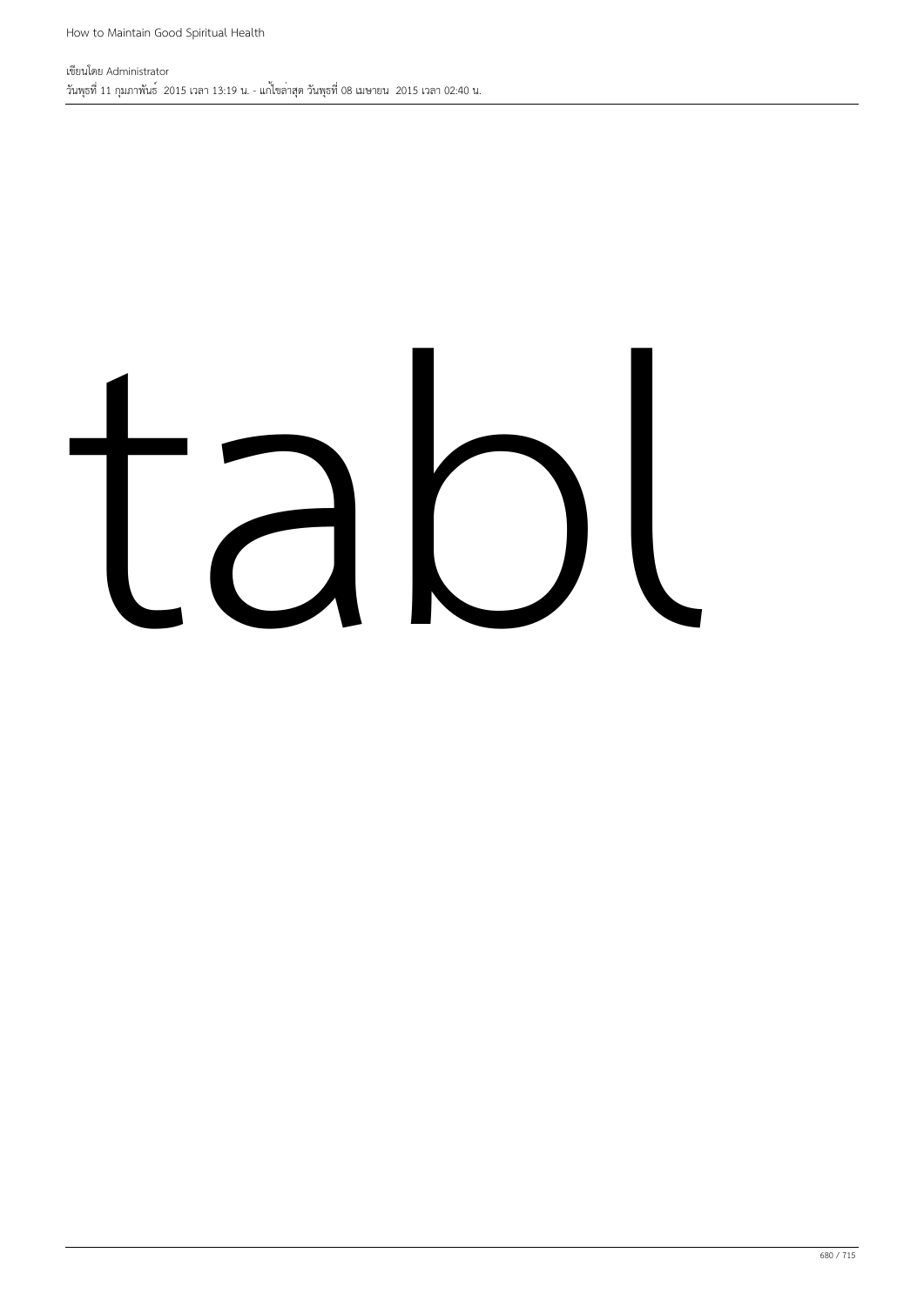tabl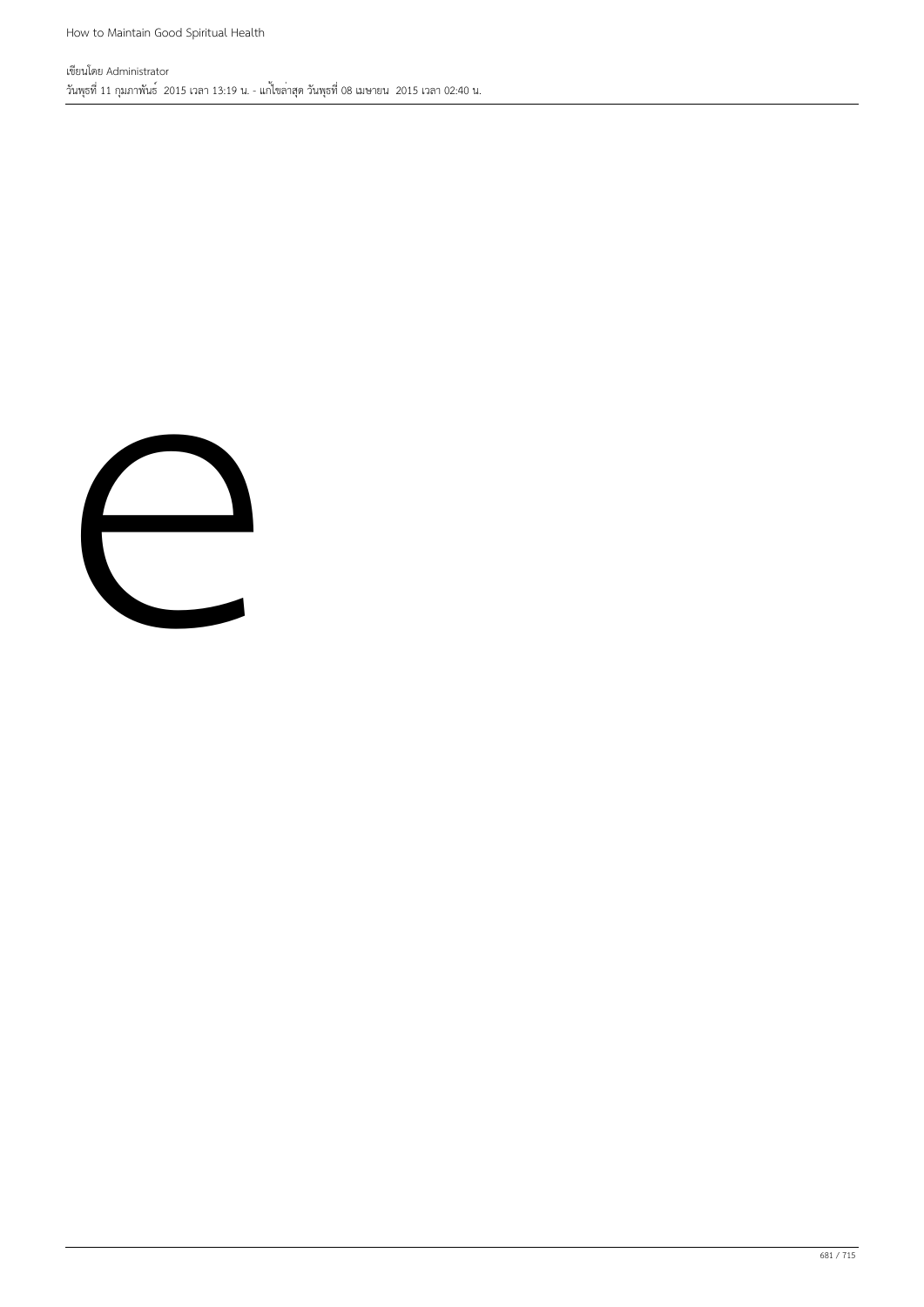e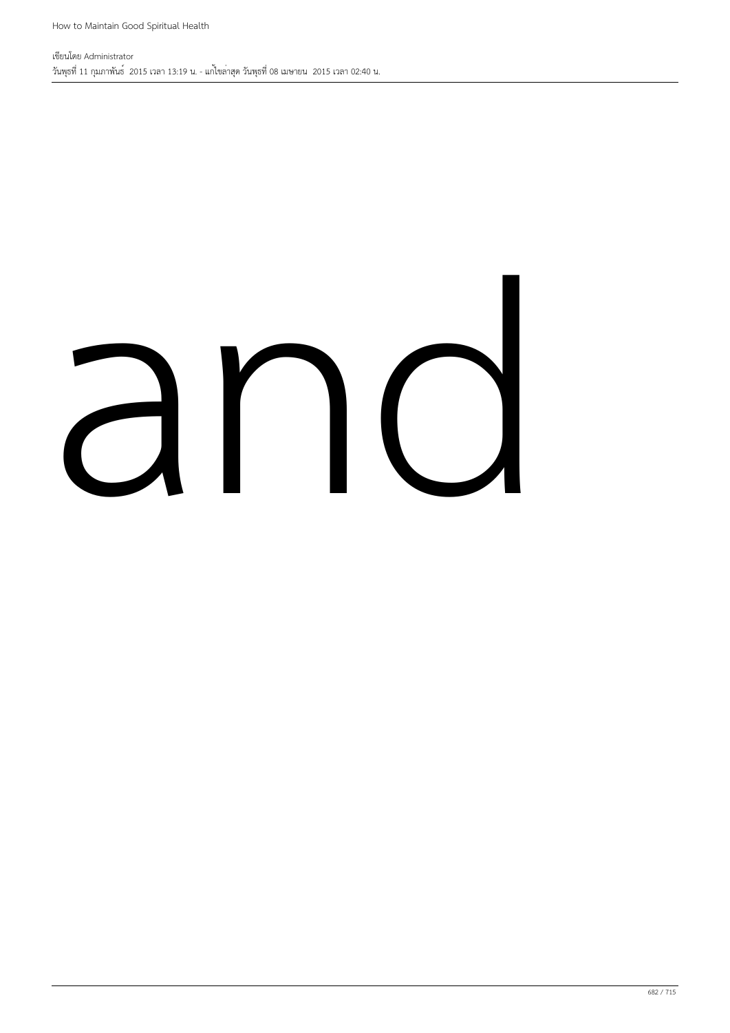and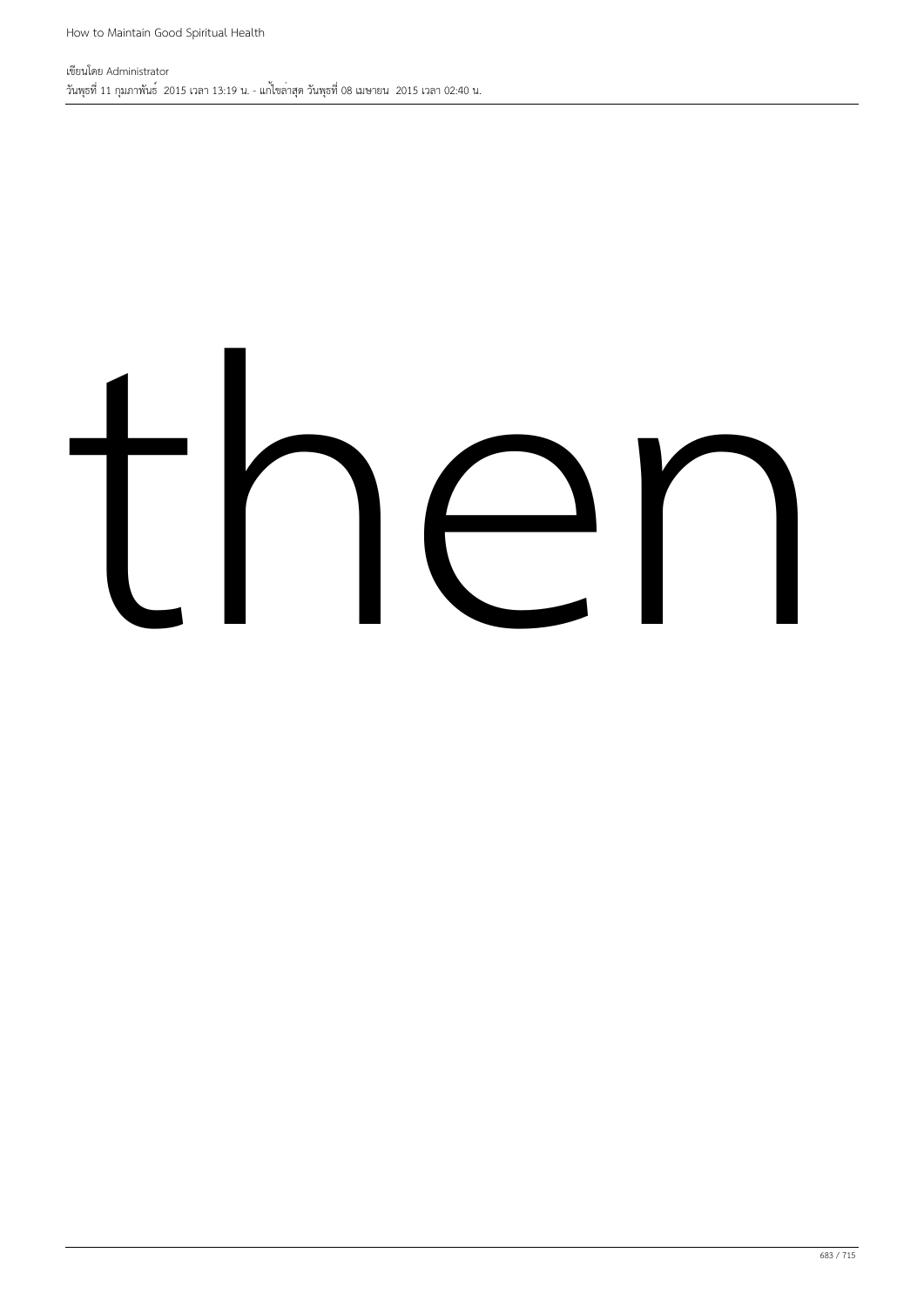then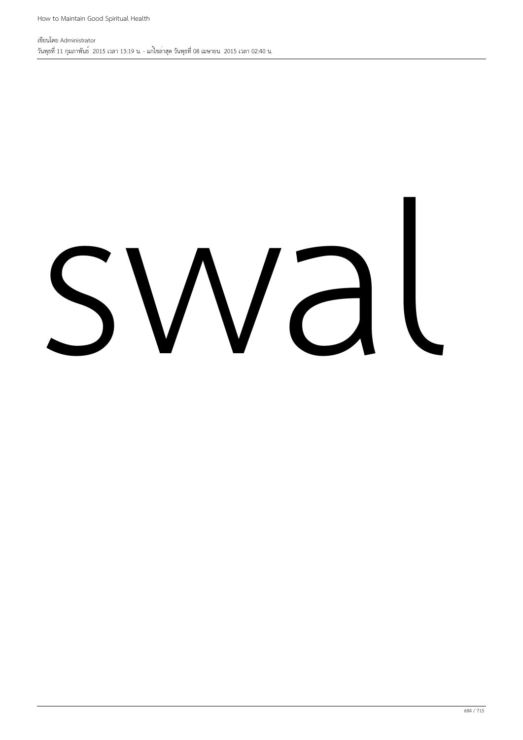swal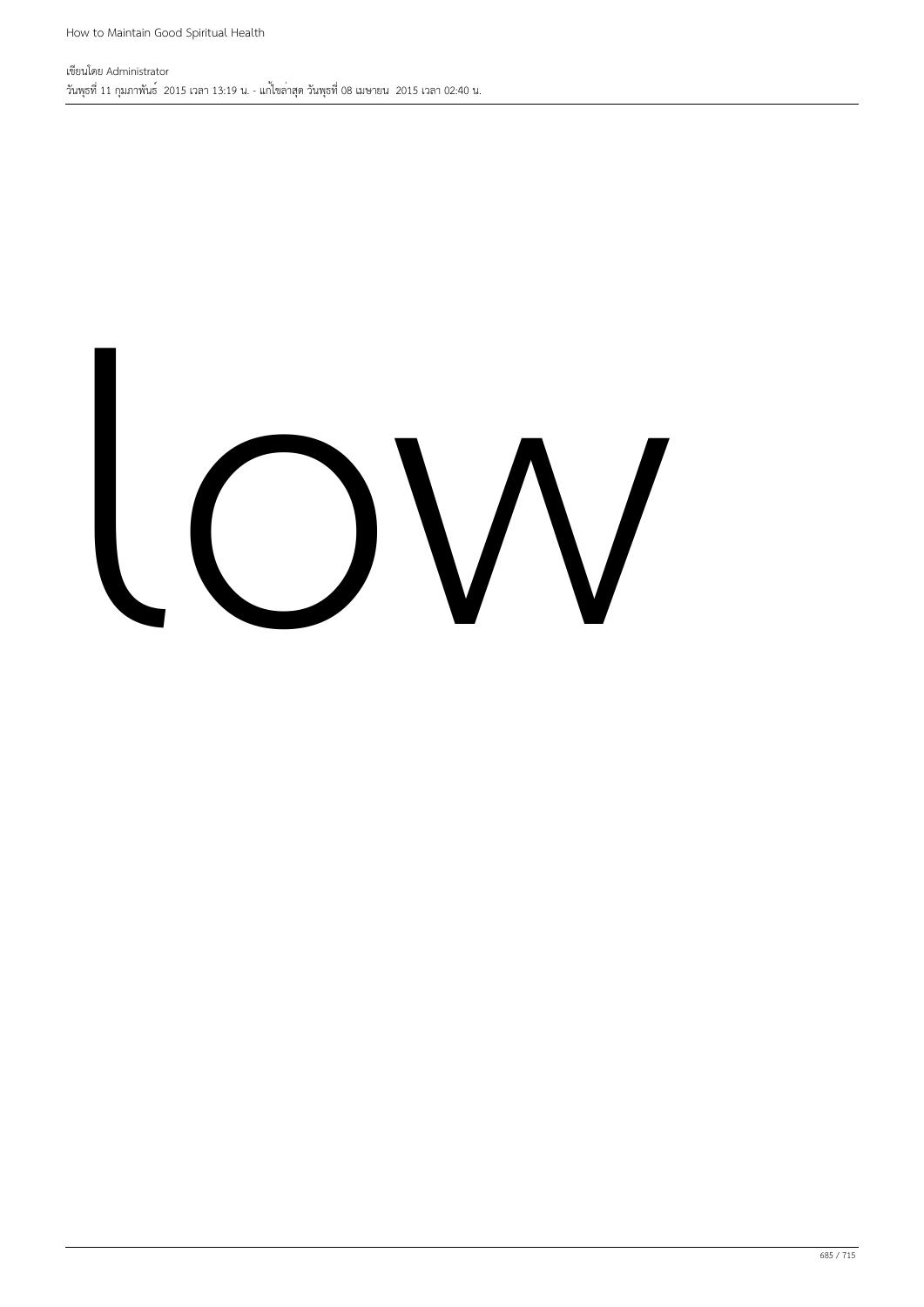low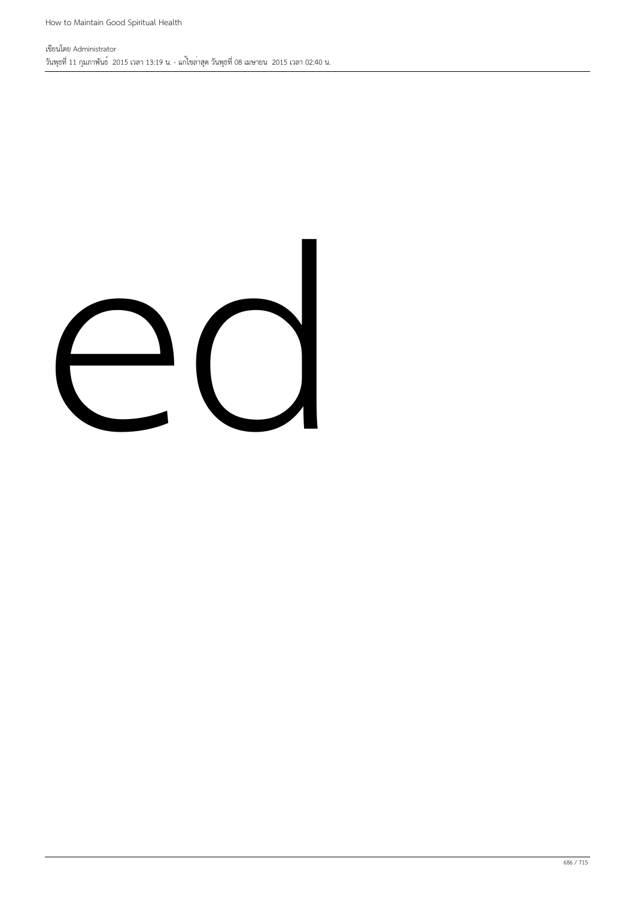ed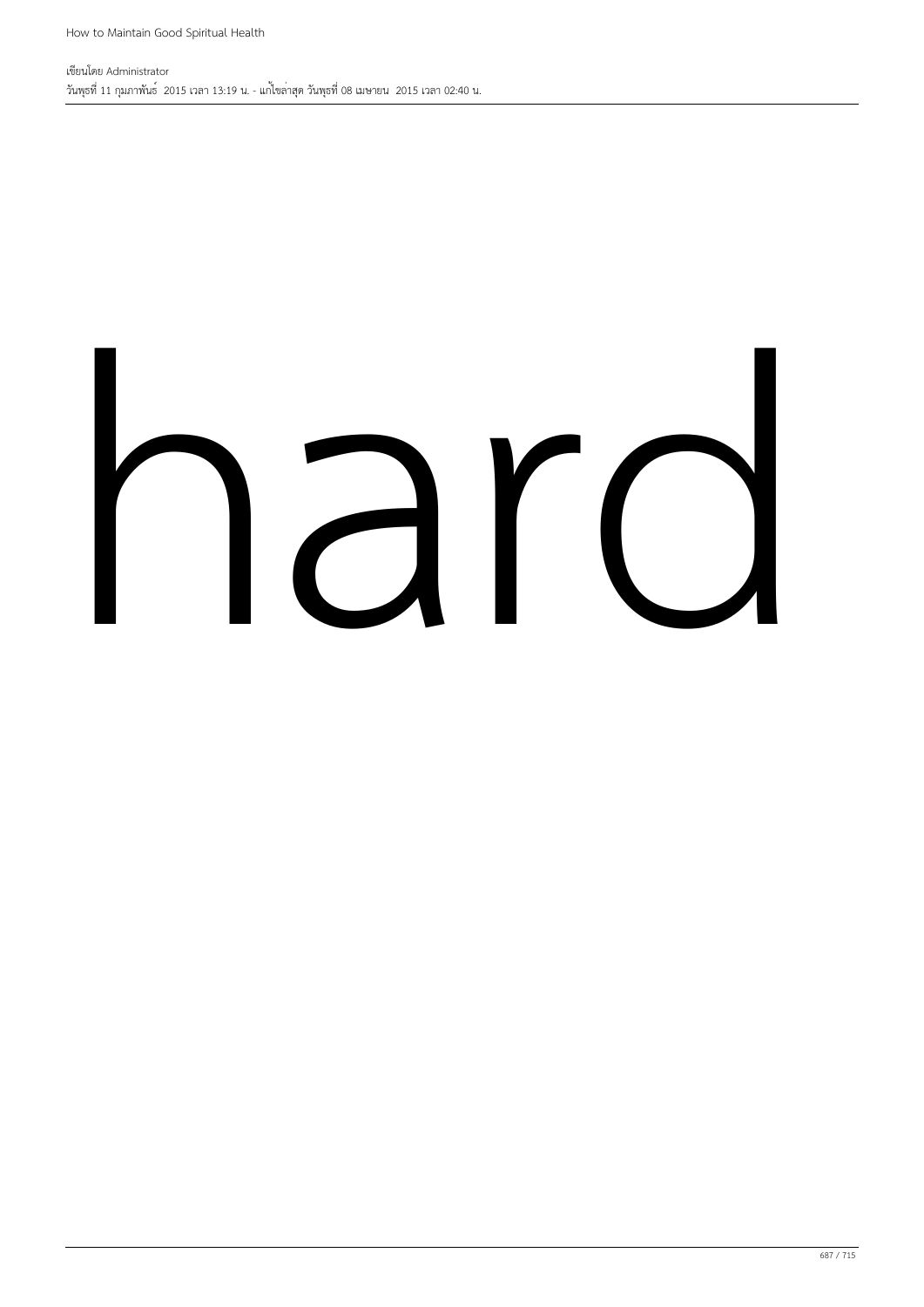hard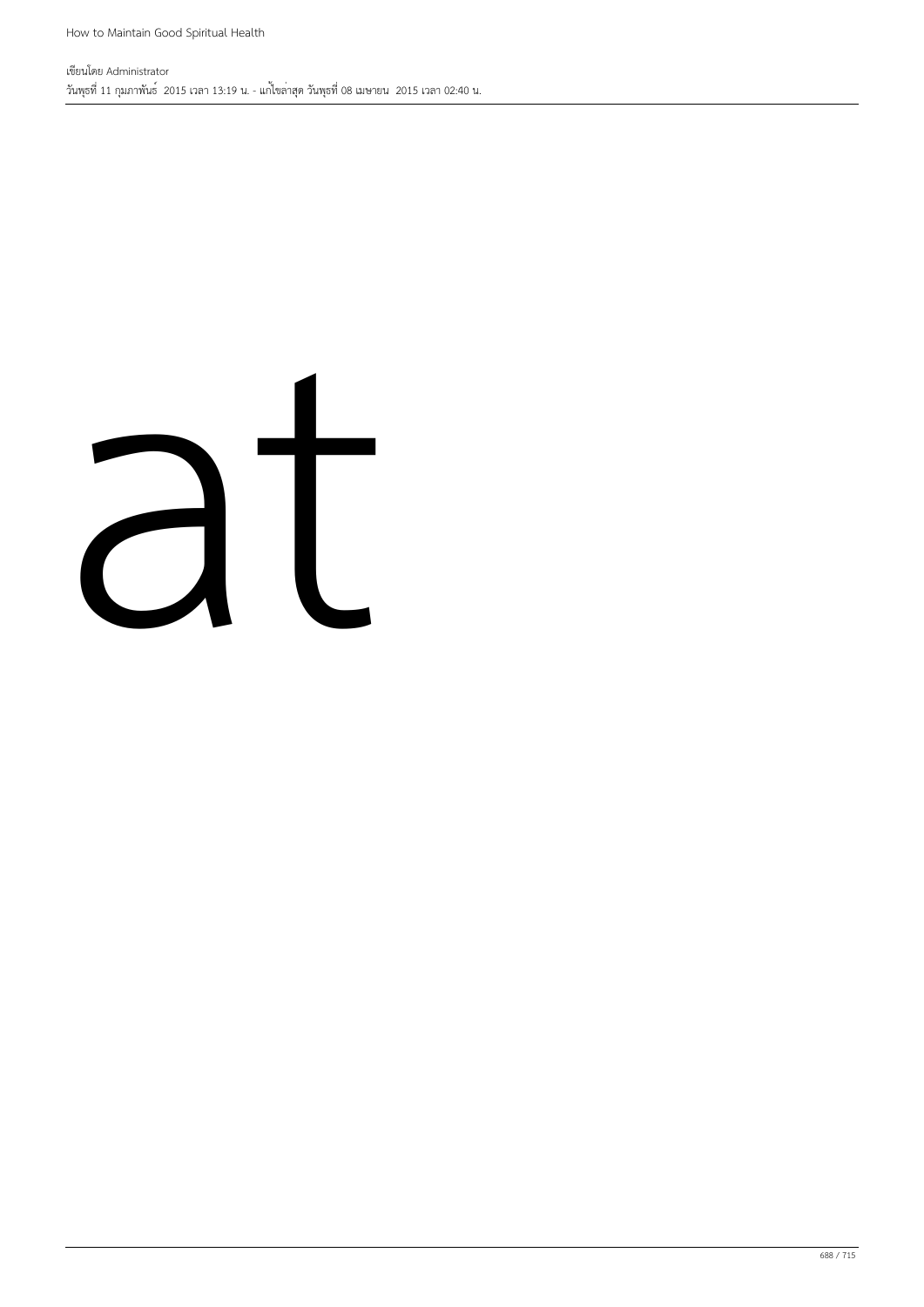at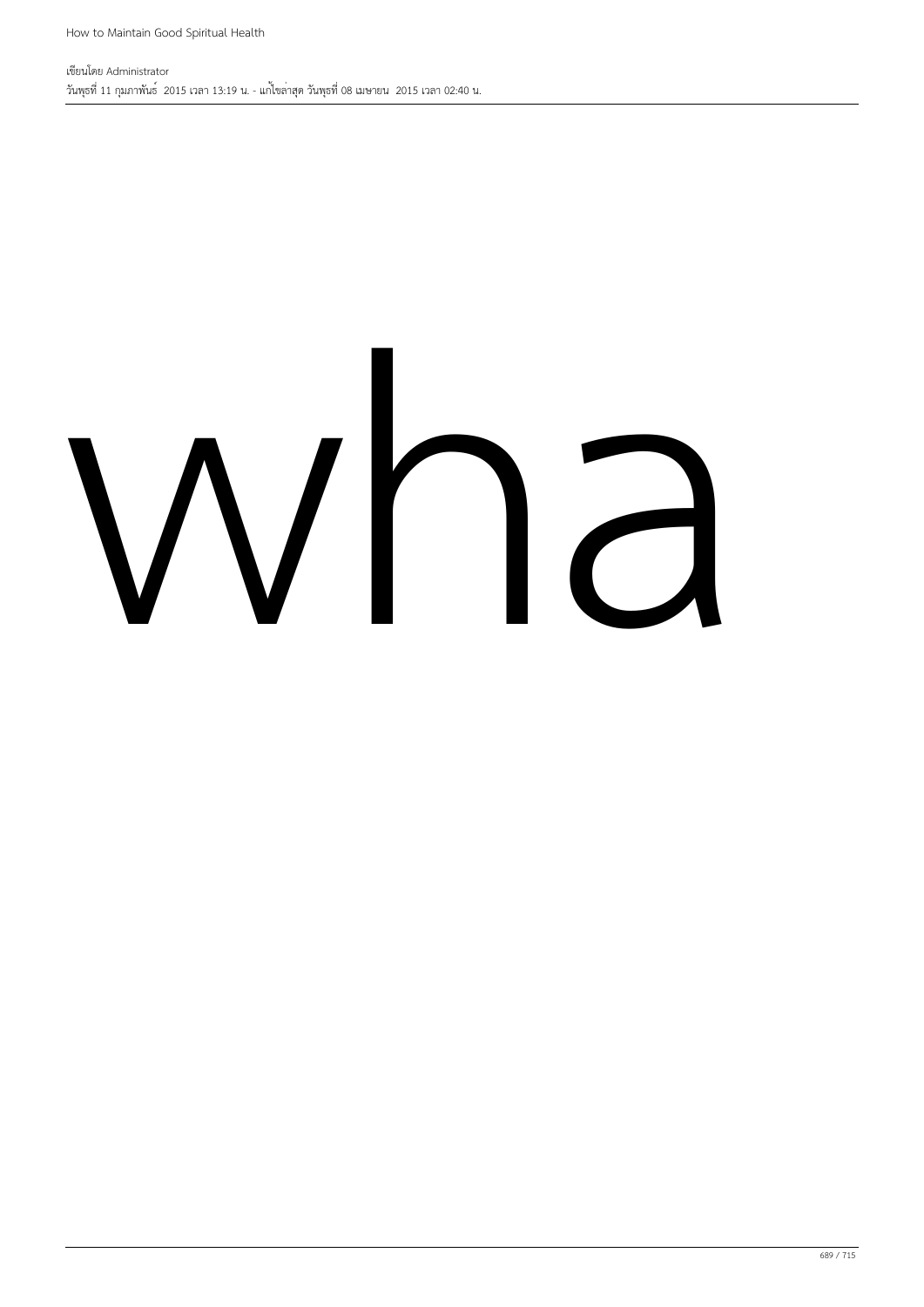wha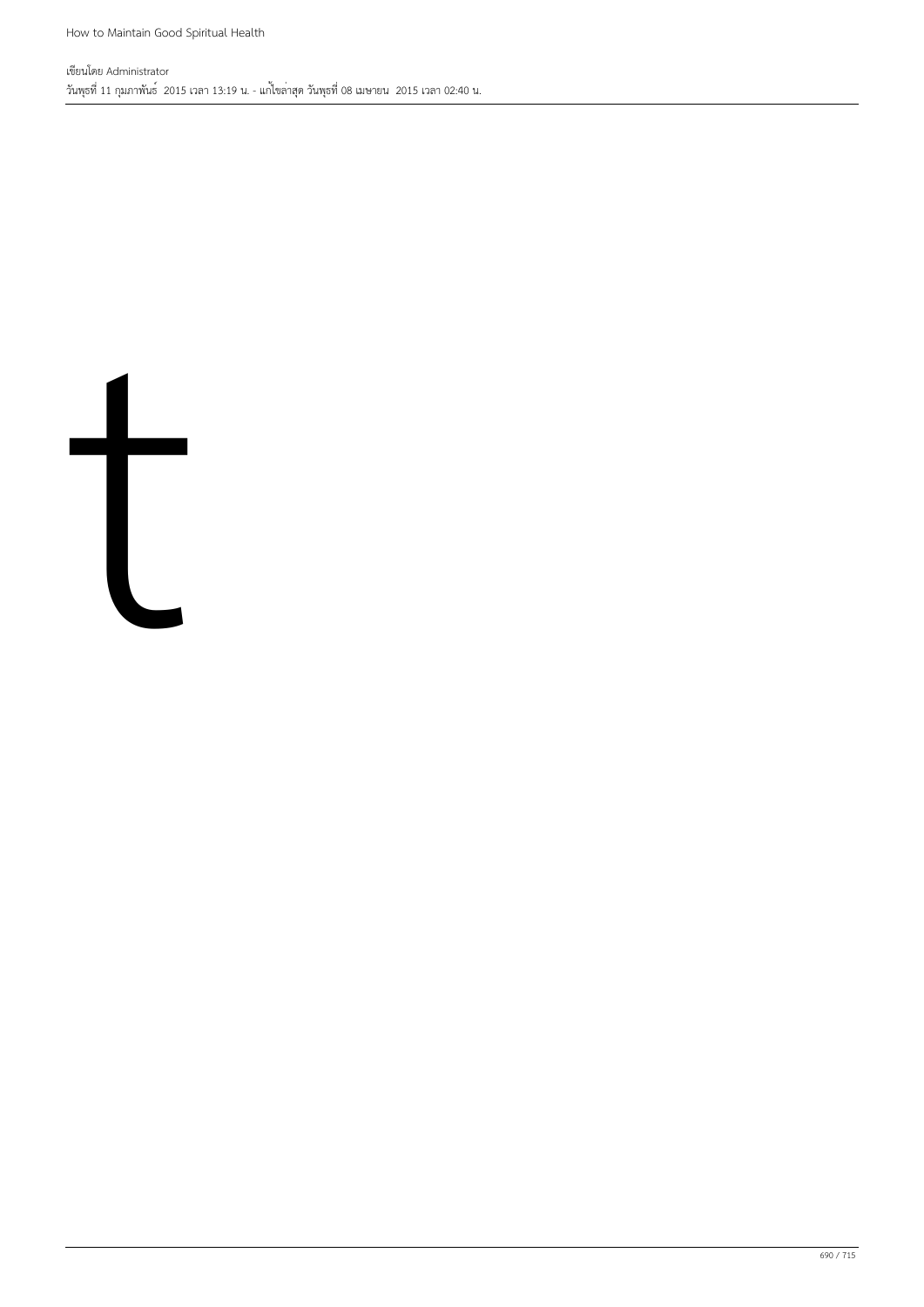t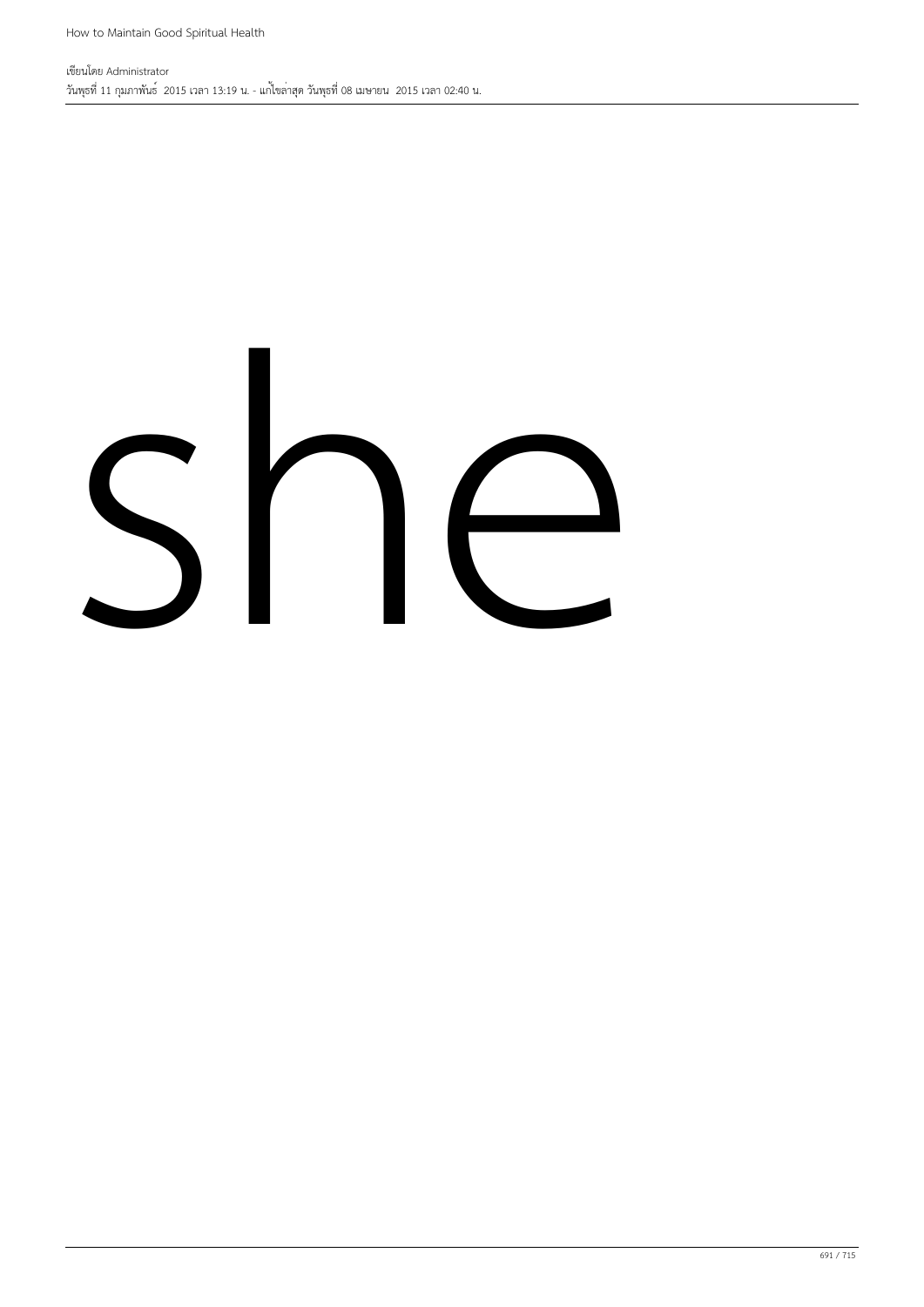she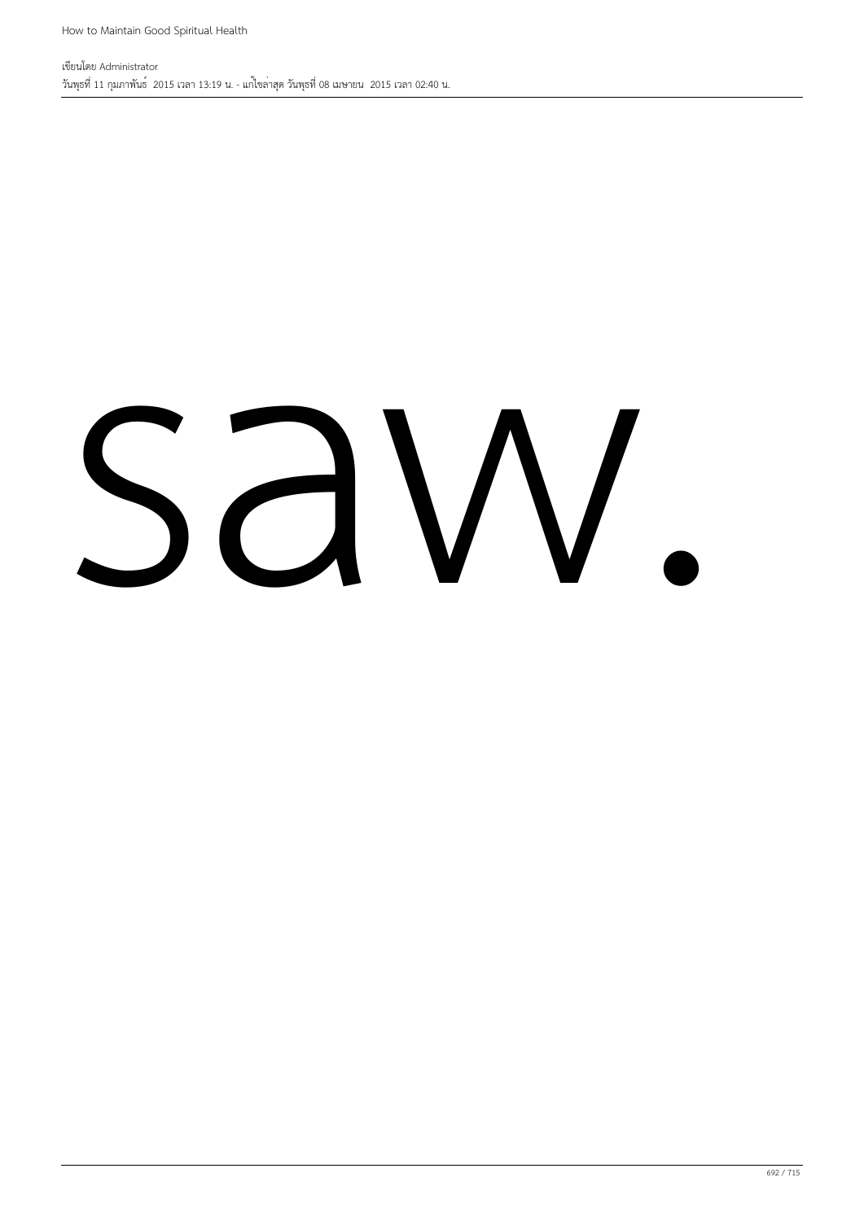saw.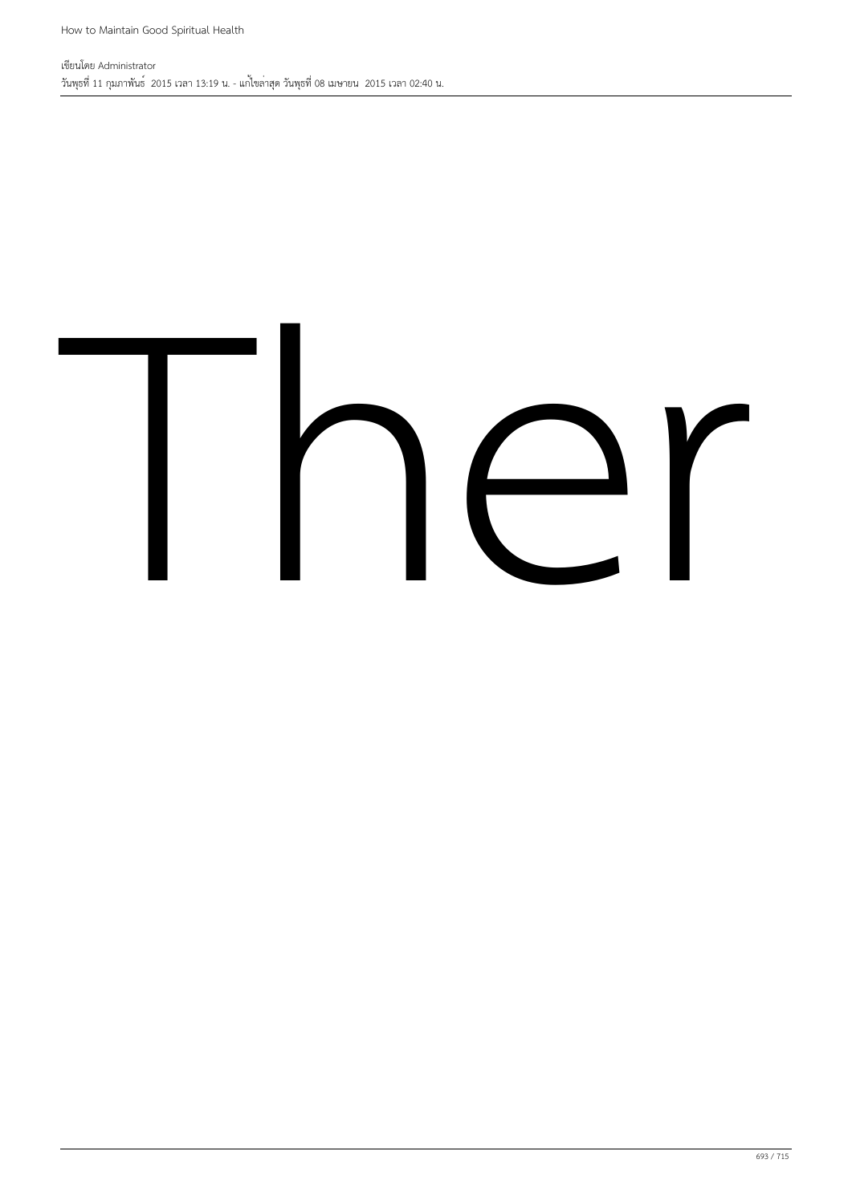Ther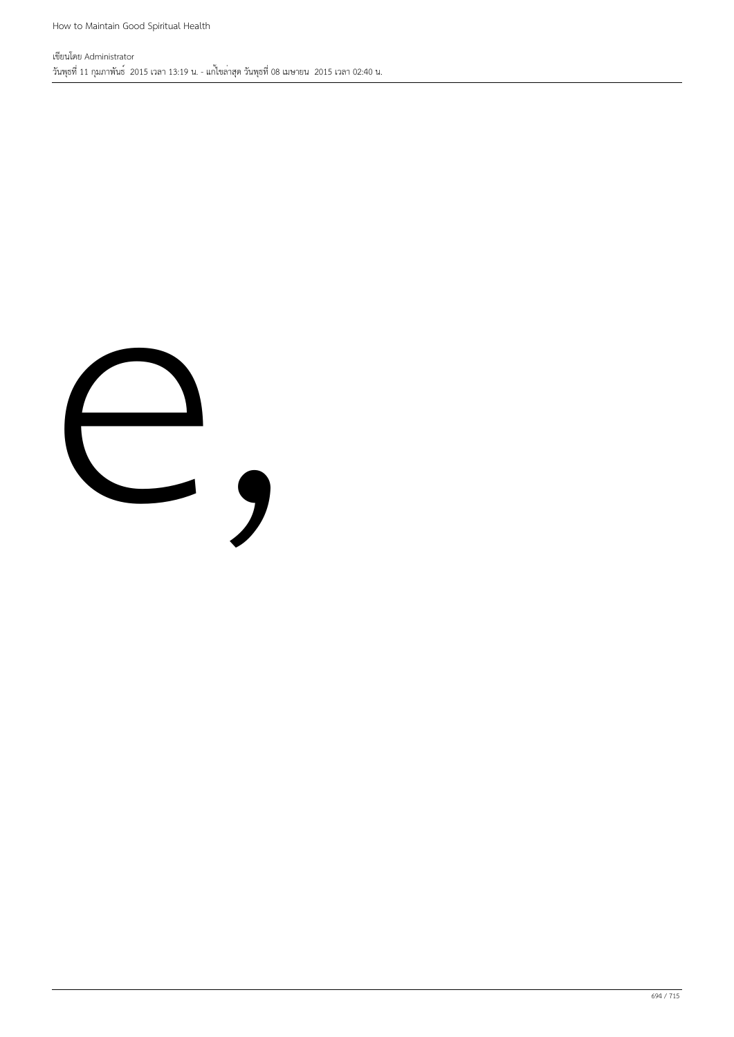e,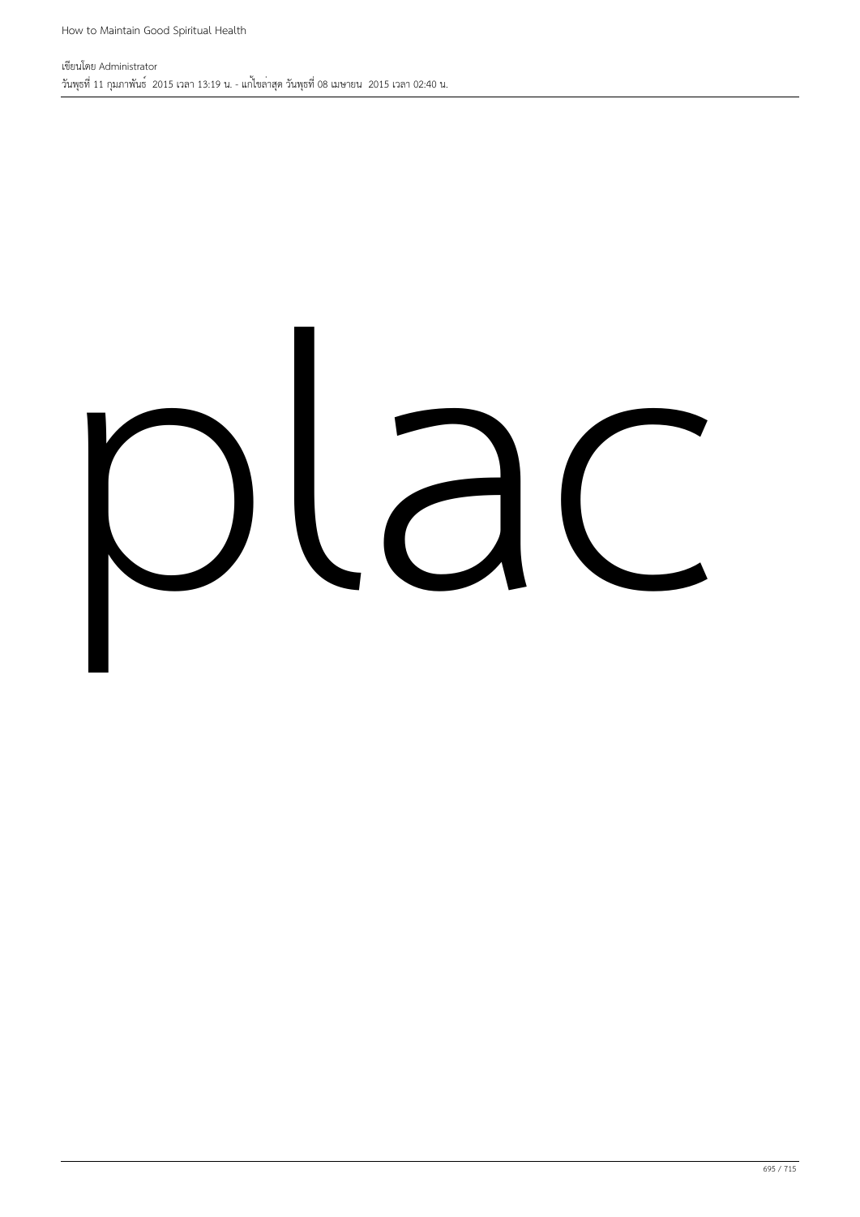plac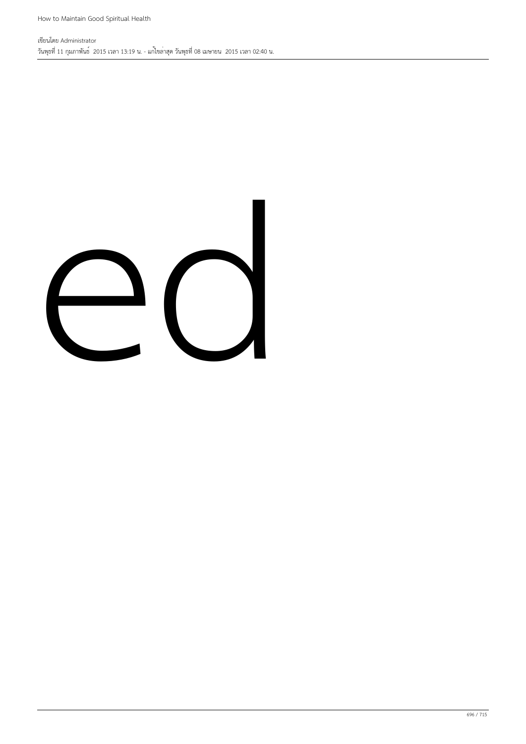ed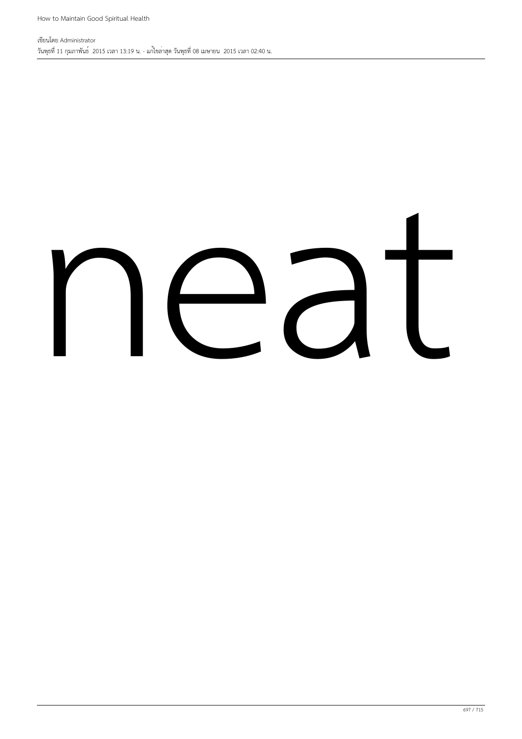neat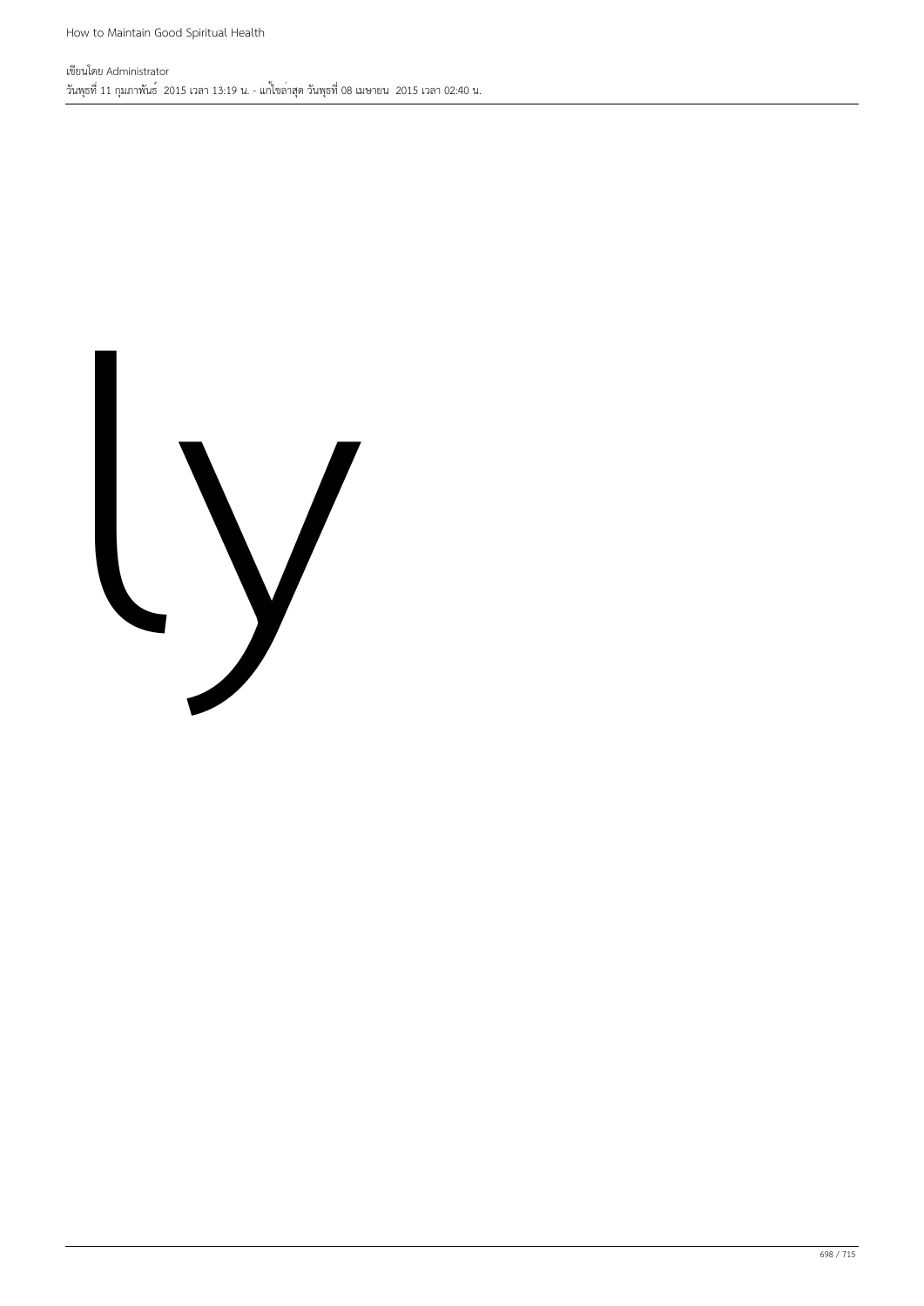ly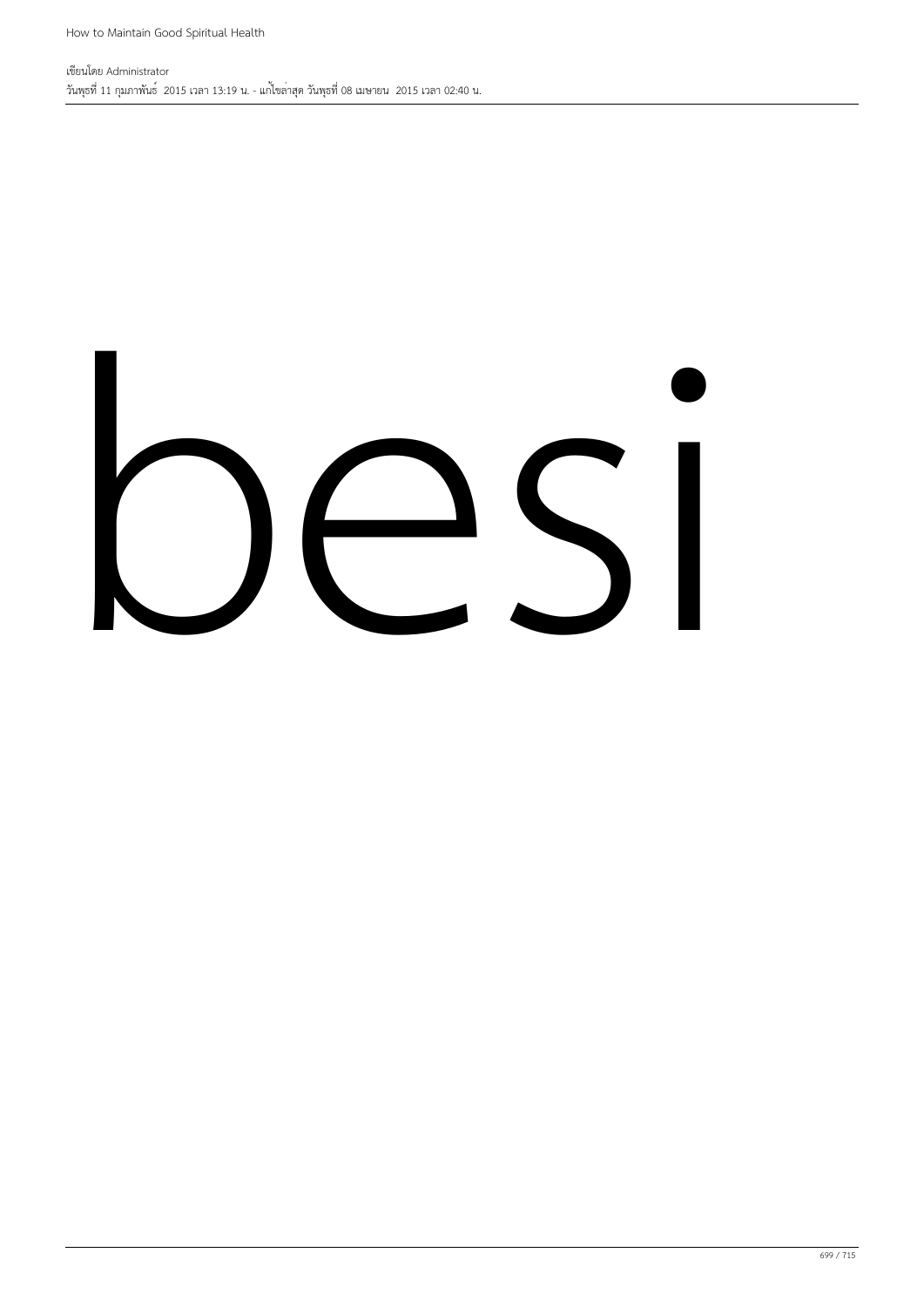besi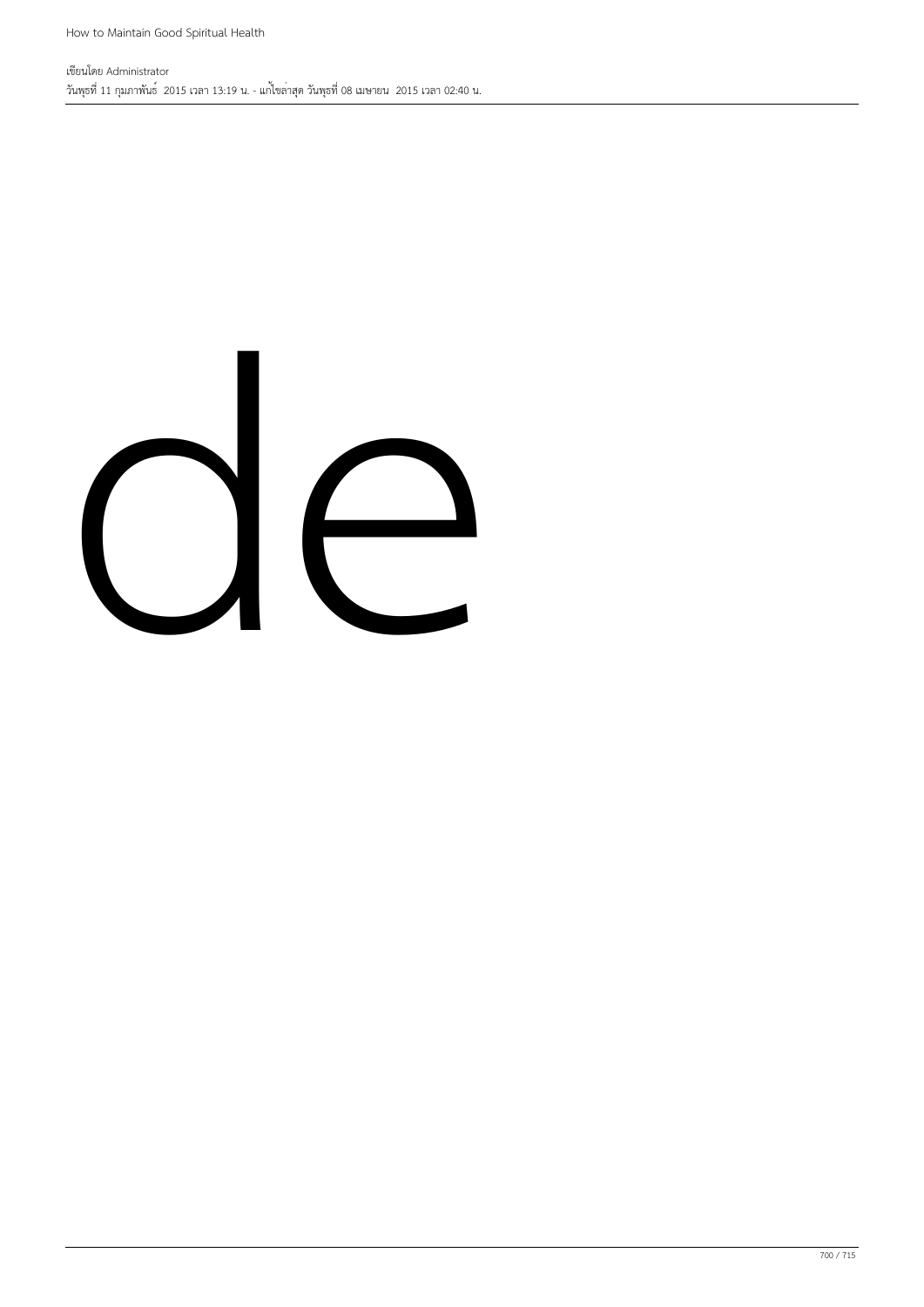de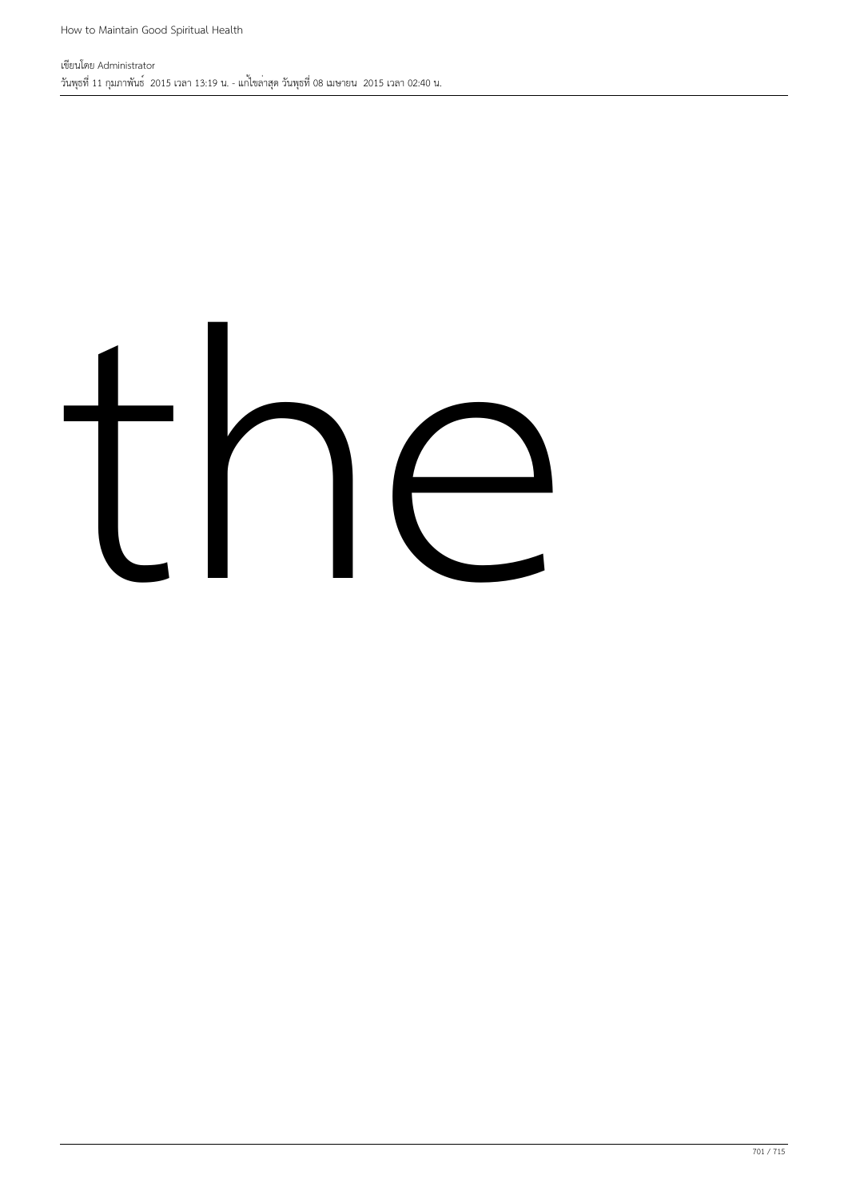the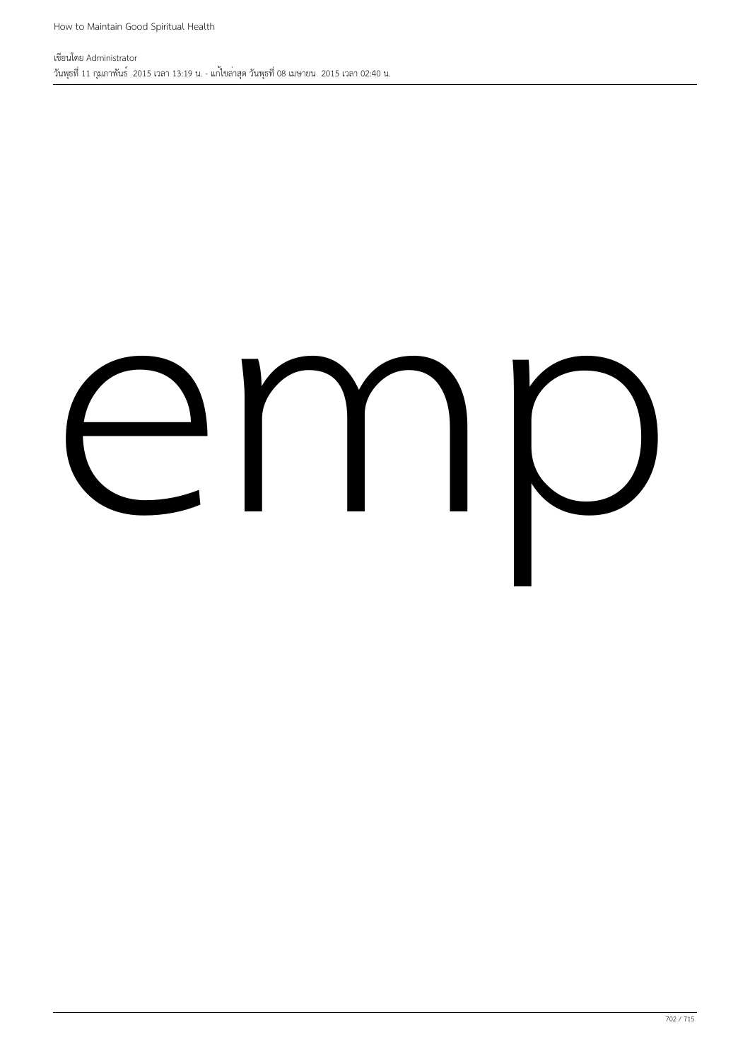emp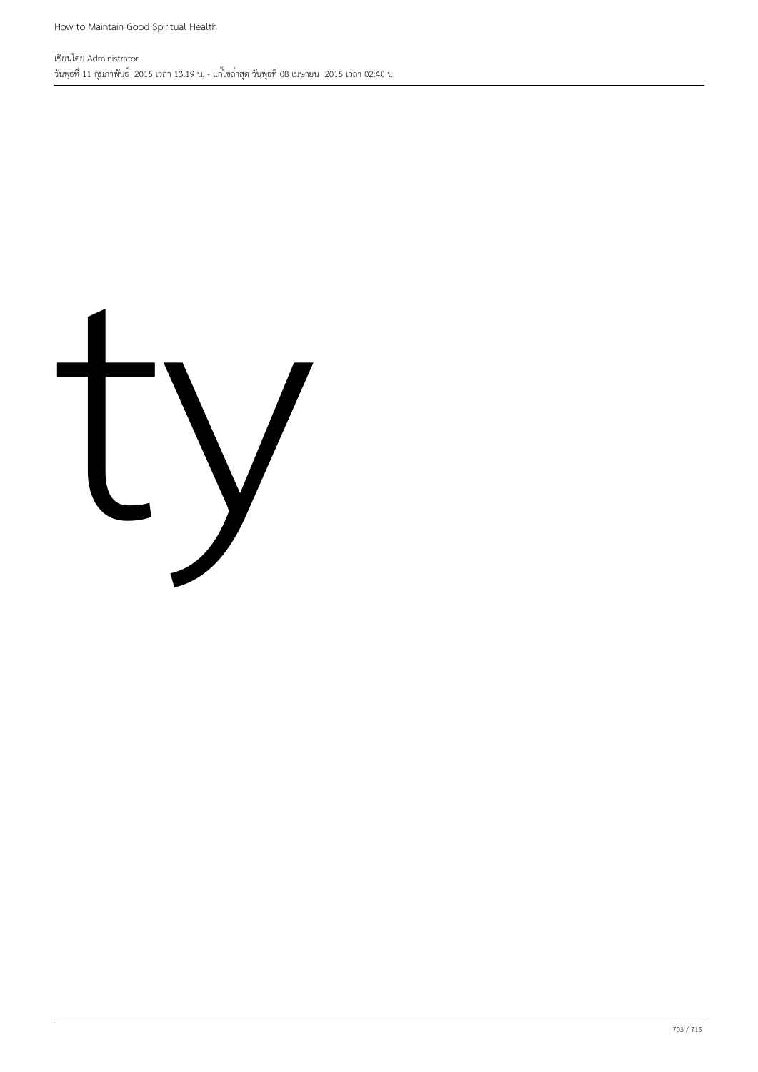ty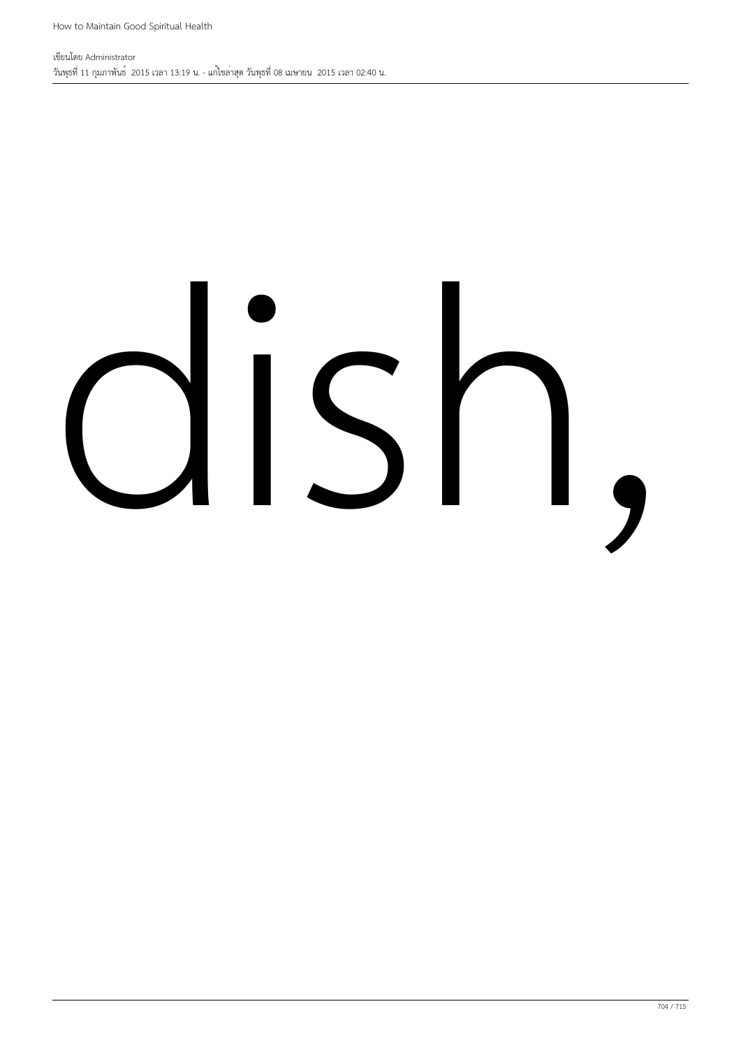dish,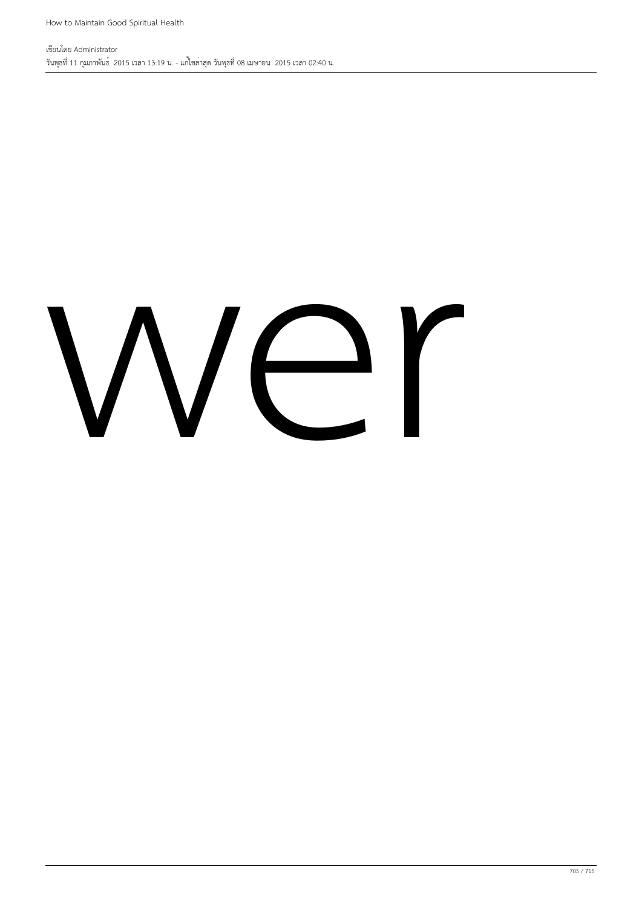wer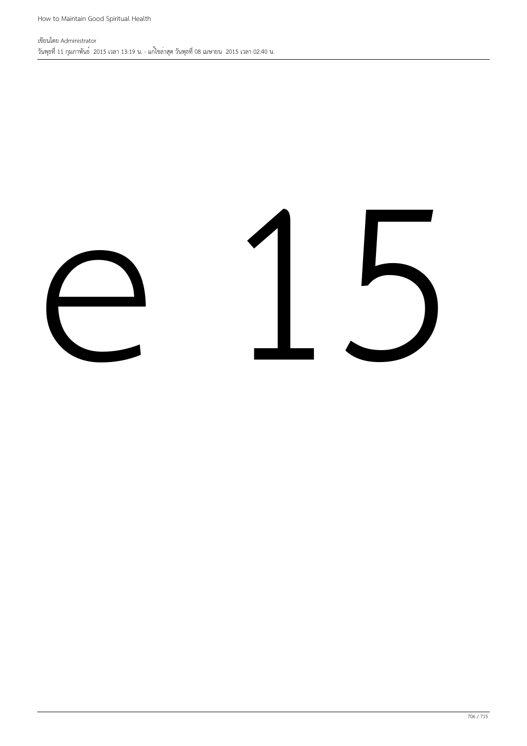e 15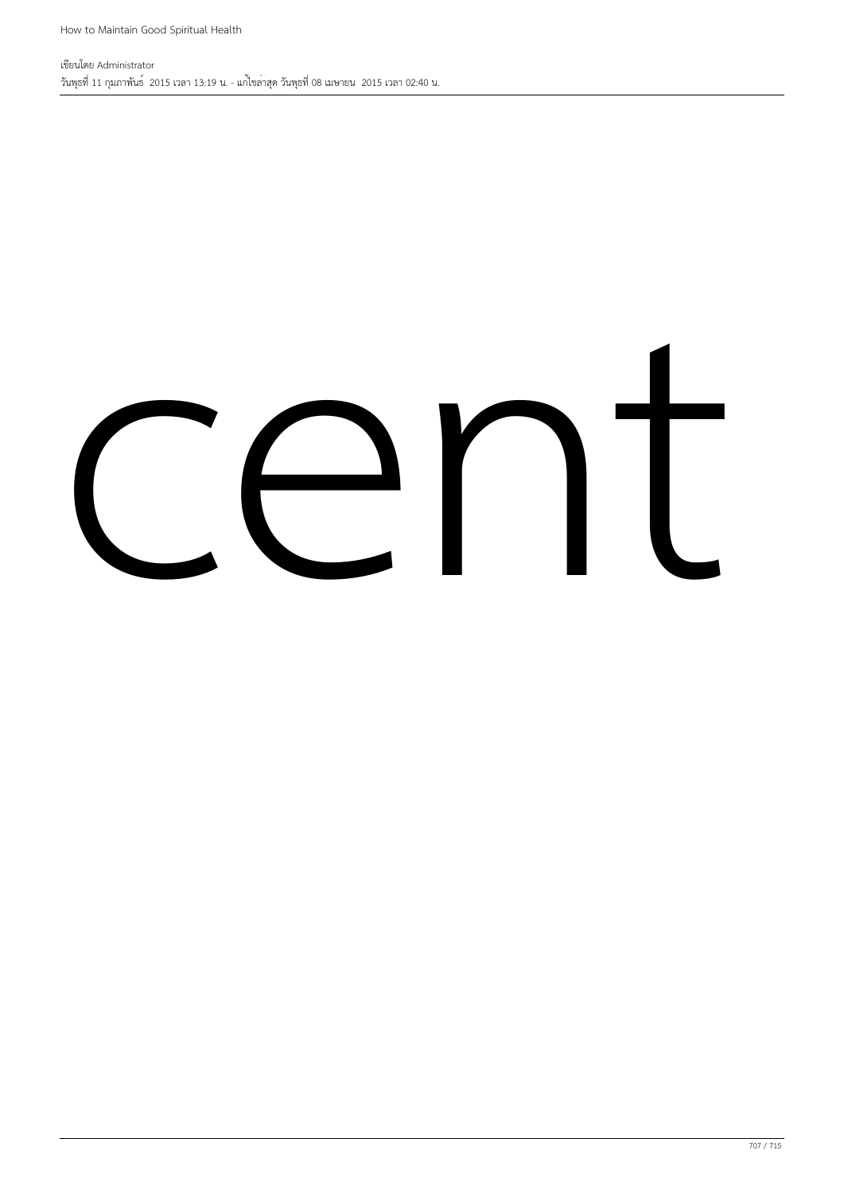cent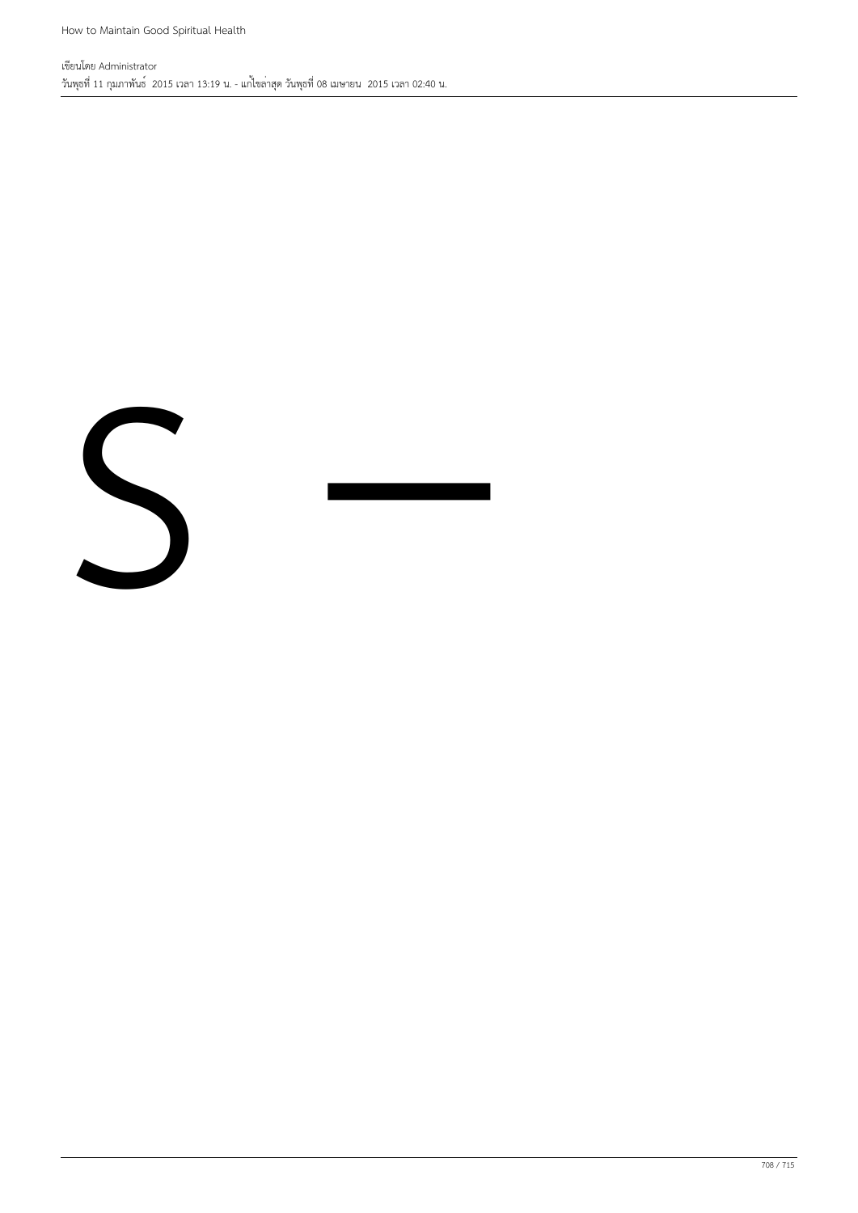S —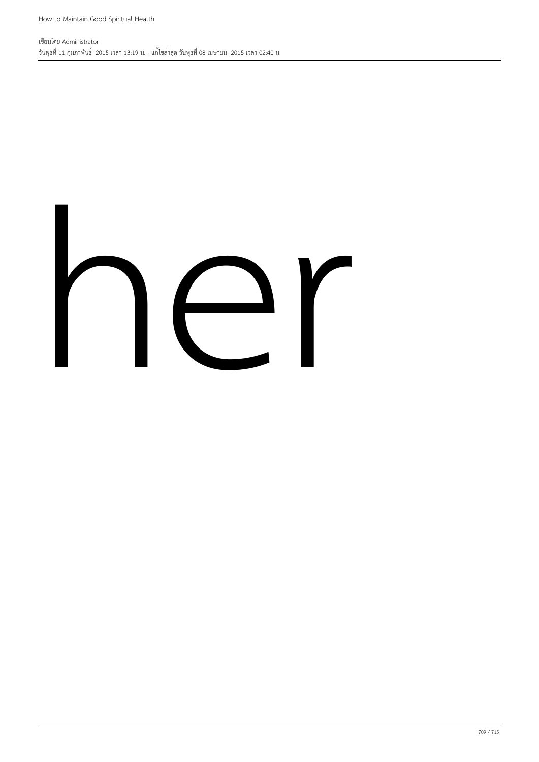her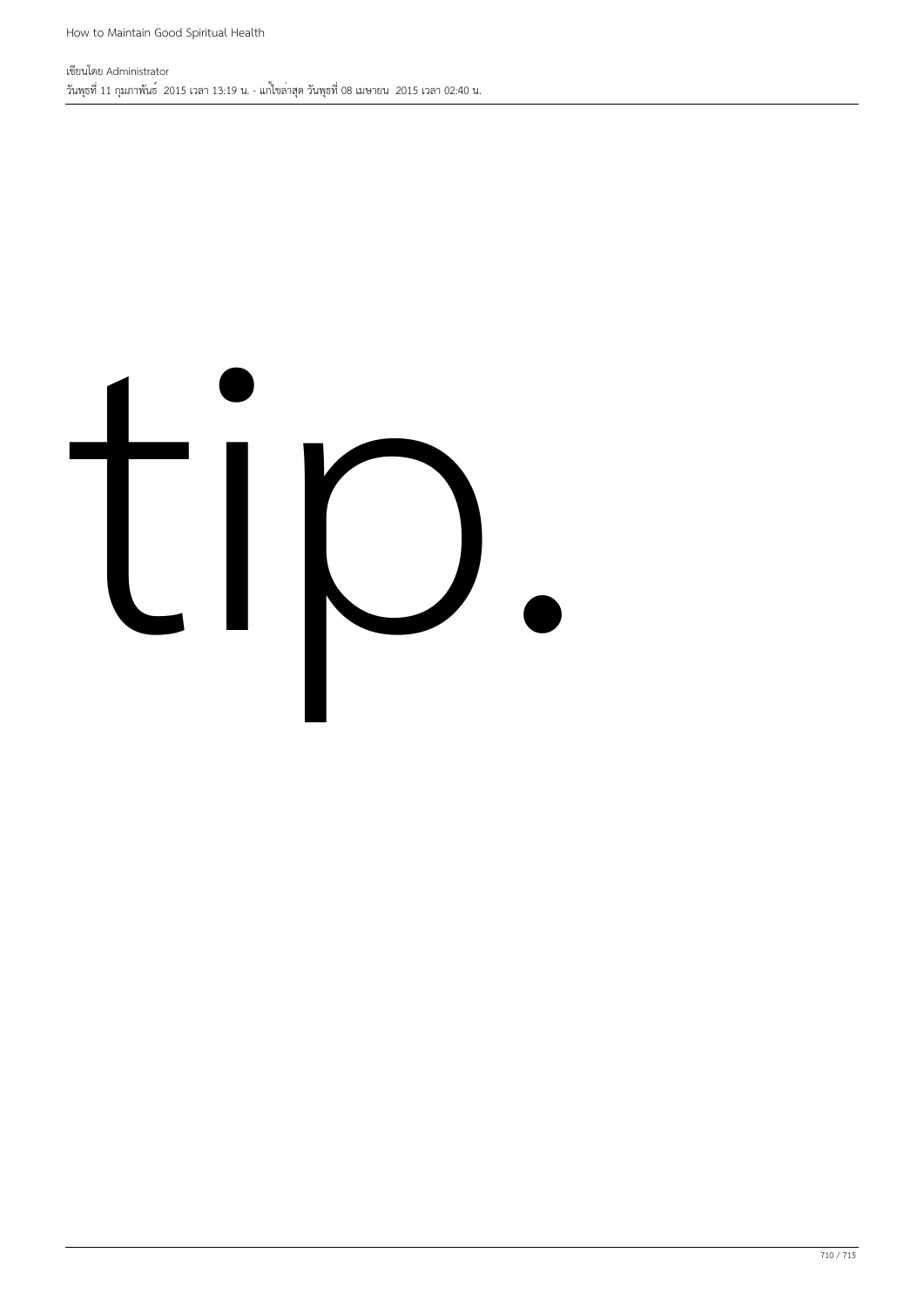tip.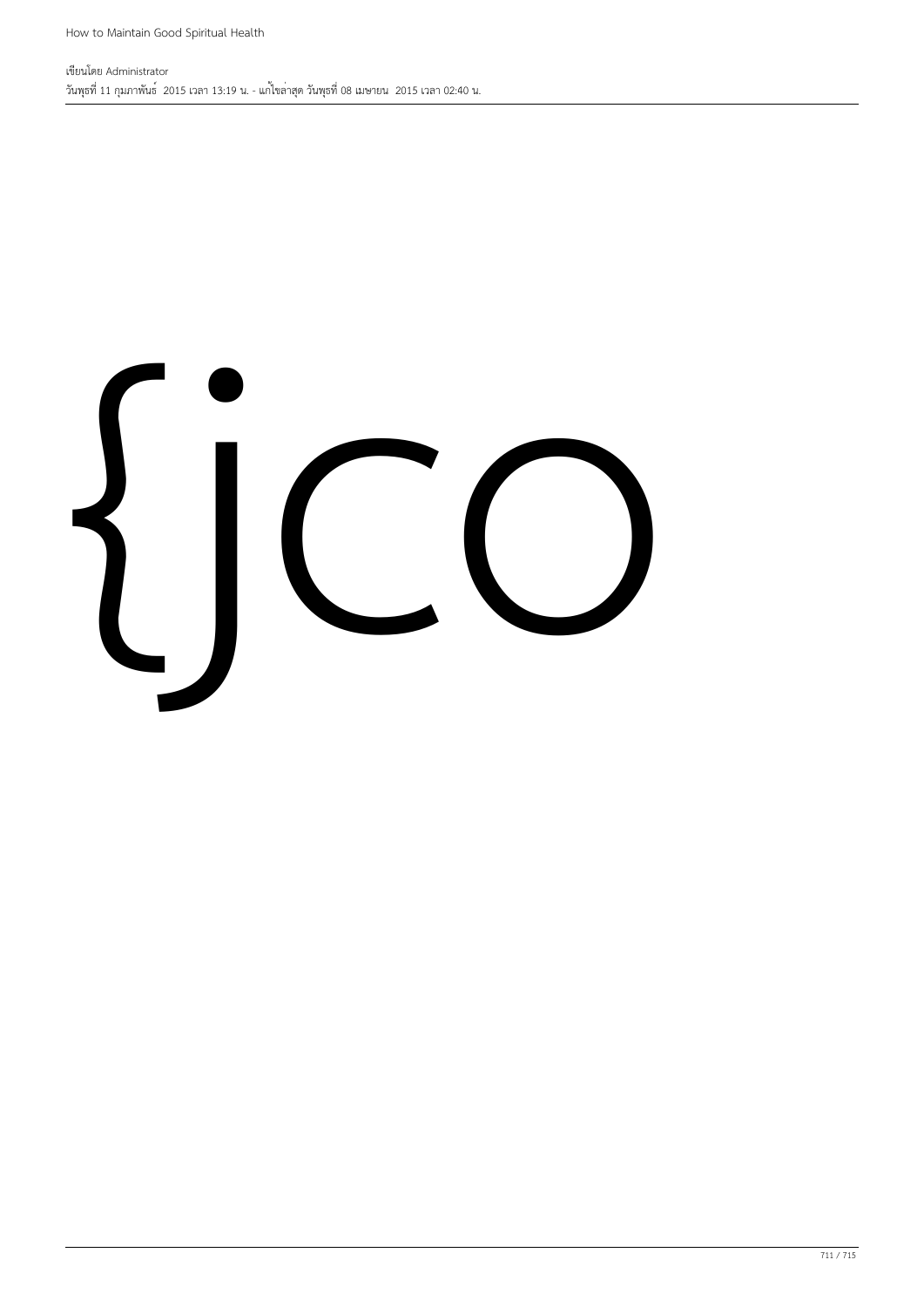{jco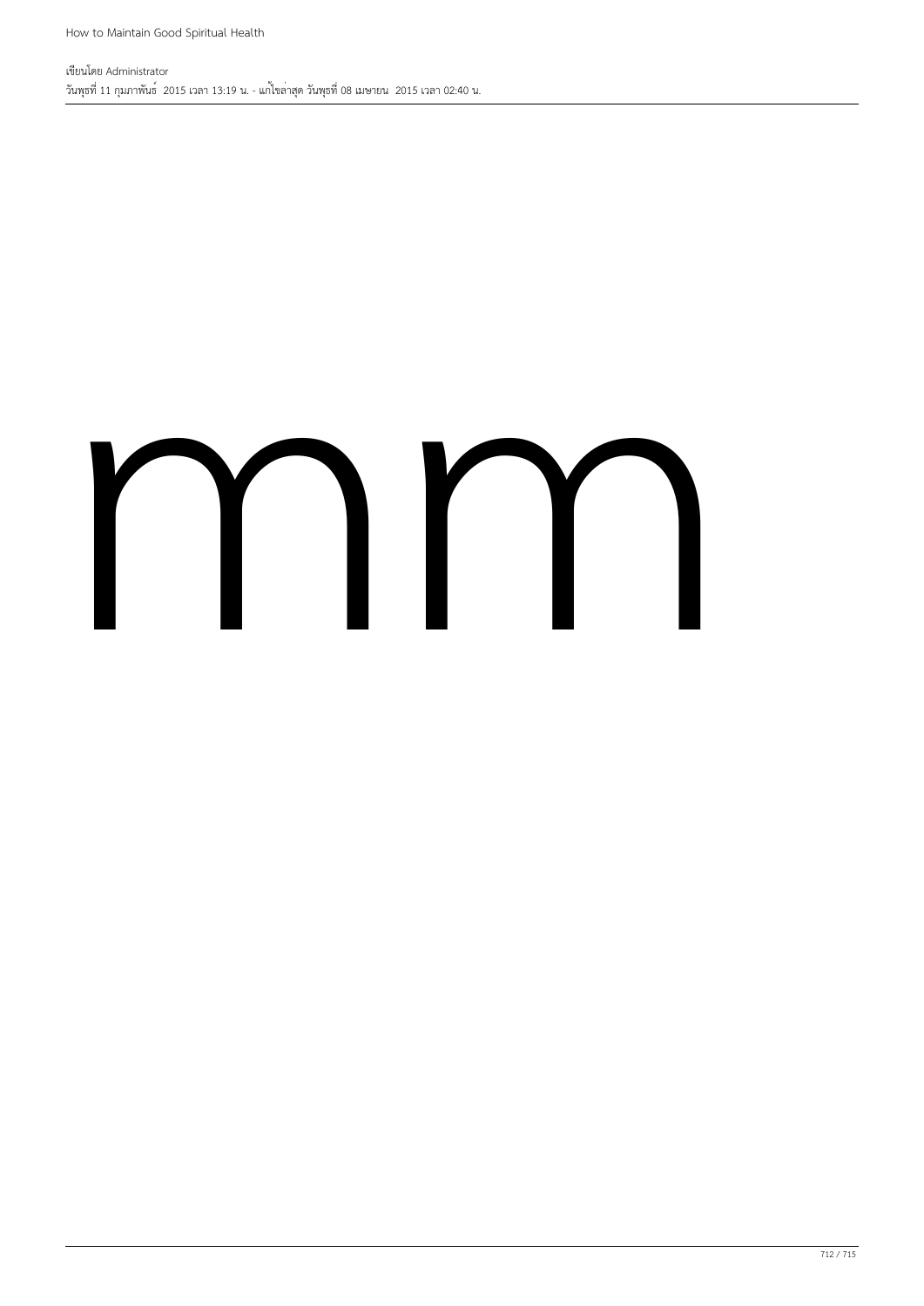mm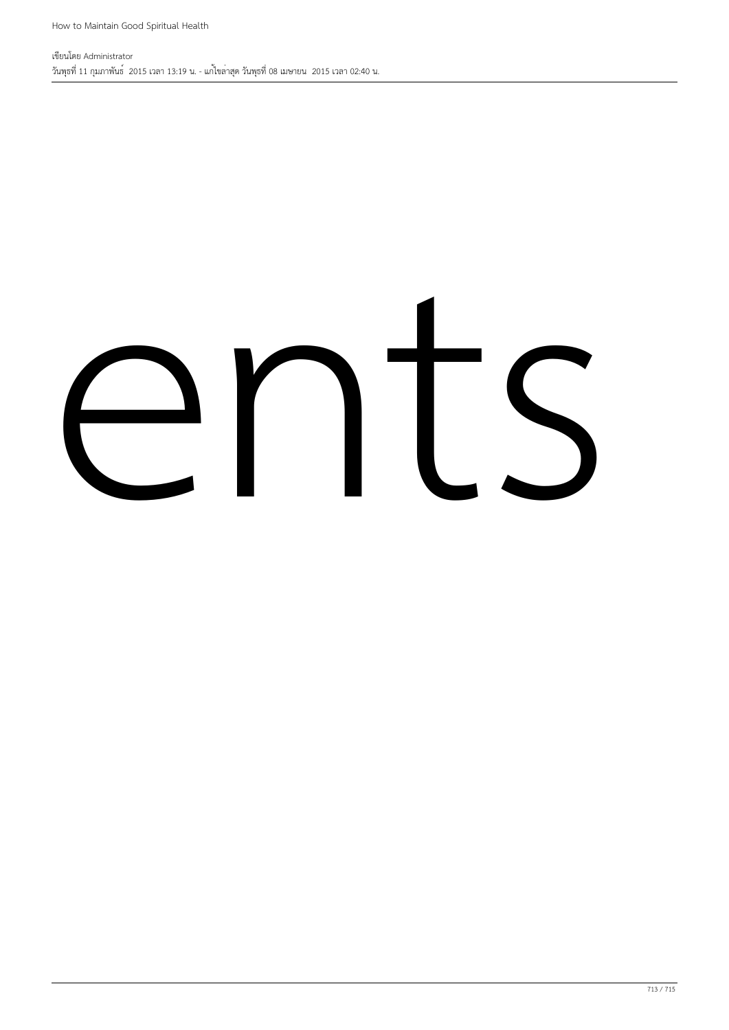ents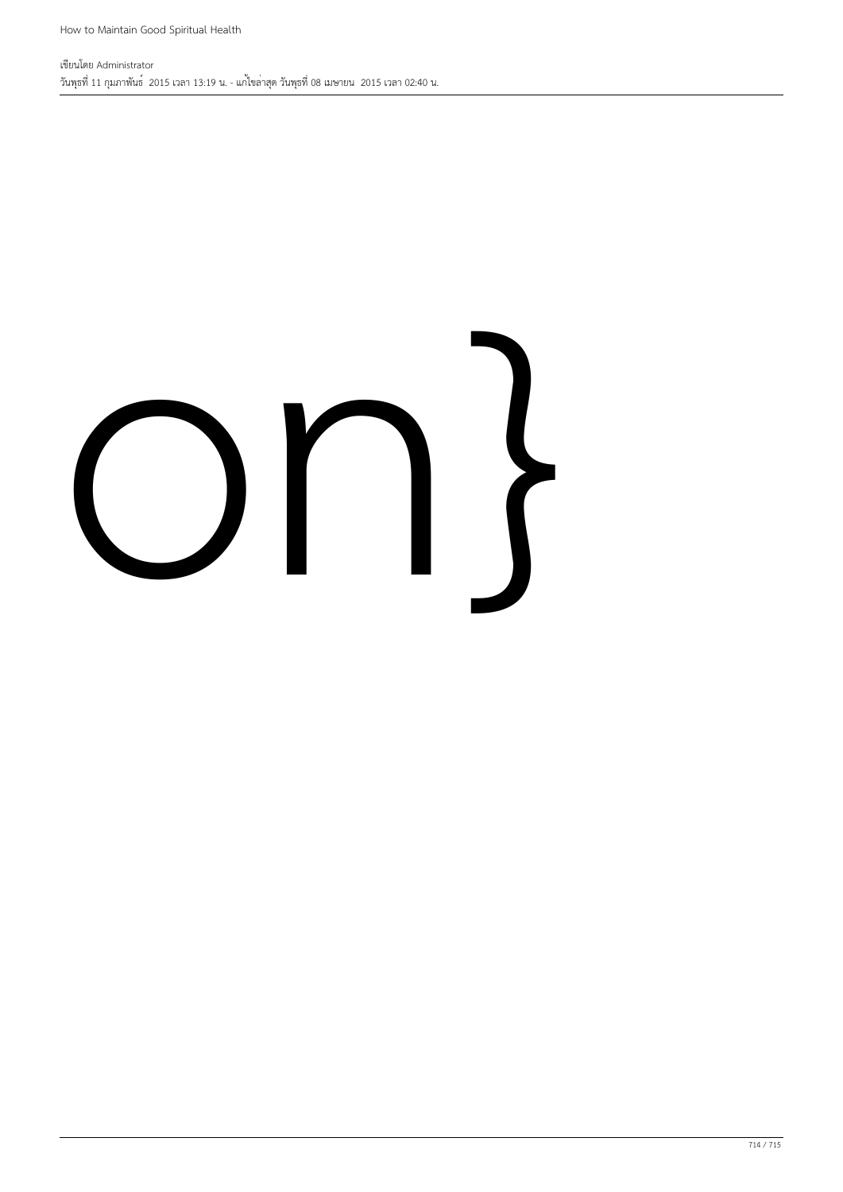on}